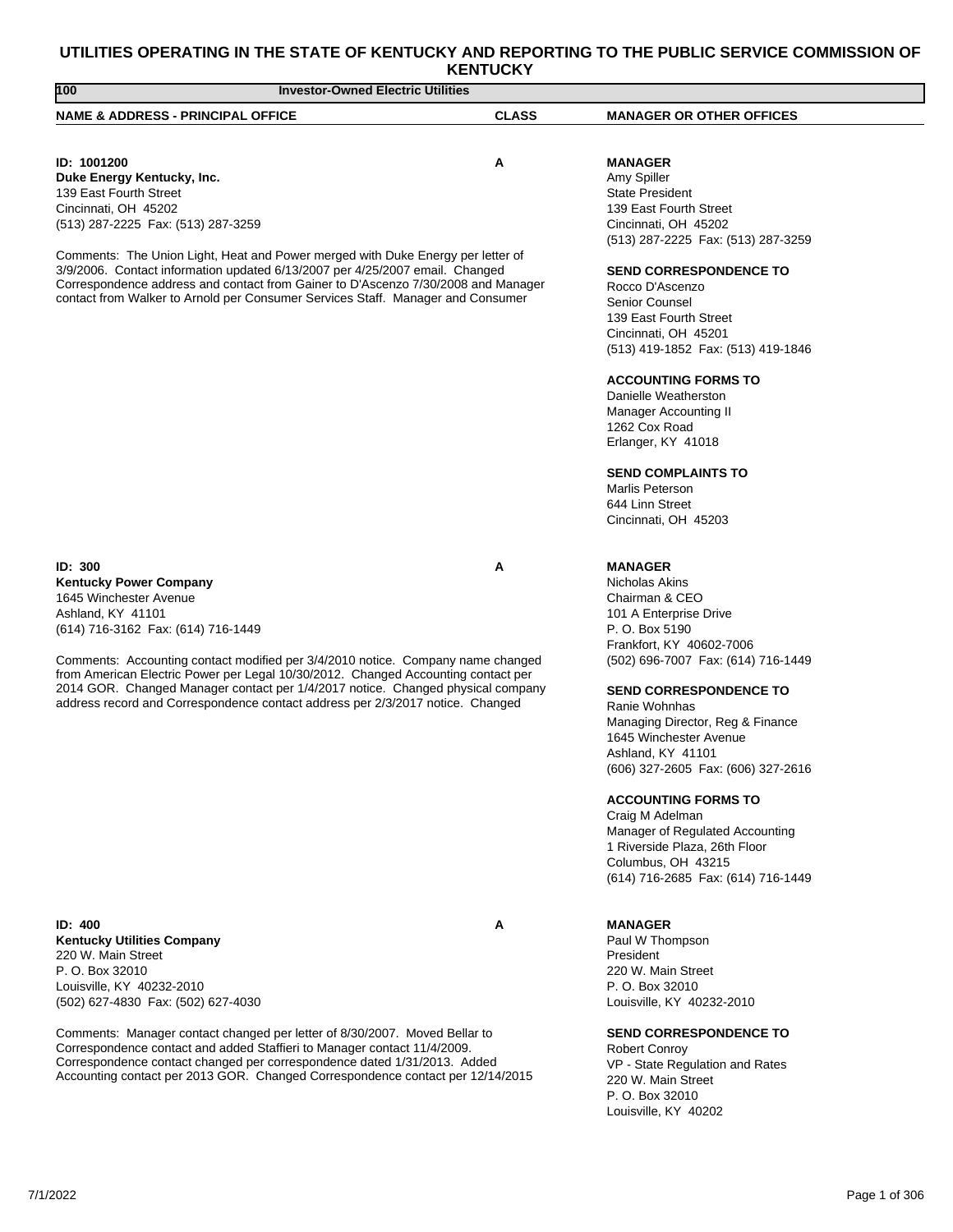# UTILITIES OPERATING IN THE STATE OF KENTUCKY AND REPORTING TO THE PUBLIC SERVICE COMMISSION OF KENTUCKY

## 100 Investor-Owned Electric Utilities

| NAME & ADDRESS - PRINCIPAL OFFICE | CLASS | MANAGER OR OTHER OFFICES |
|---|---|---|

---

**ID: 1001200** — Class: **A**

**Duke Energy Kentucky, Inc.**
139 East Fourth Street
Cincinnati, OH 45202
(513) 287-2225 Fax: (513) 287-3259

Comments: The Union Light, Heat and Power merged with Duke Energy per letter of 3/9/2006. Contact information updated 6/13/2007 per 4/25/2007 email. Changed Correspondence address and contact from Gainer to D'Ascenzo 7/30/2008 and Manager contact from Walker to Arnold per Consumer Services Staff. Manager and Consumer

**MANAGER**
Amy Spiller
State President
139 East Fourth Street
Cincinnati, OH 45202
(513) 287-2225 Fax: (513) 287-3259

**SEND CORRESPONDENCE TO**
Rocco D'Ascenzo
Senior Counsel
139 East Fourth Street
Cincinnati, OH 45201
(513) 419-1852 Fax: (513) 419-1846

**ACCOUNTING FORMS TO**
Danielle Weatherston
Manager Accounting II
1262 Cox Road
Erlanger, KY 41018

**SEND COMPLAINTS TO**
Marlis Peterson
644 Linn Street
Cincinnati, OH 45203

---

**ID: 300** — Class: **A**

**Kentucky Power Company**
1645 Winchester Avenue
Ashland, KY 41101
(614) 716-3162 Fax: (614) 716-1449

Comments: Accounting contact modified per 3/4/2010 notice. Company name changed from American Electric Power per Legal 10/30/2012. Changed Accounting contact per 2014 GOR. Changed Manager contact per 1/4/2017 notice. Changed physical company address record and Correspondence contact address per 2/3/2017 notice. Changed

**MANAGER**
Nicholas Akins
Chairman & CEO
101 A Enterprise Drive
P. O. Box 5190
Frankfort, KY 40602-7006
(502) 696-7007 Fax: (614) 716-1449

**SEND CORRESPONDENCE TO**
Ranie Wohnhas
Managing Director, Reg & Finance
1645 Winchester Avenue
Ashland, KY 41101
(606) 327-2605 Fax: (606) 327-2616

**ACCOUNTING FORMS TO**
Craig M Adelman
Manager of Regulated Accounting
1 Riverside Plaza, 26th Floor
Columbus, OH 43215
(614) 716-2685 Fax: (614) 716-1449

---

**ID: 400** — Class: **A**

**Kentucky Utilities Company**
220 W. Main Street
P. O. Box 32010
Louisville, KY 40232-2010
(502) 627-4830 Fax: (502) 627-4030

Comments: Manager contact changed per letter of 8/30/2007. Moved Bellar to Correspondence contact and added Staffieri to Manager contact 11/4/2009. Correspondence contact changed per correspondence dated 1/31/2013. Added Accounting contact per 2013 GOR. Changed Correspondence contact per 12/14/2015

**MANAGER**
Paul W Thompson
President
220 W. Main Street
P. O. Box 32010
Louisville, KY 40232-2010

**SEND CORRESPONDENCE TO**
Robert Conroy
VP - State Regulation and Rates
220 W. Main Street
P. O. Box 32010
Louisville, KY 40202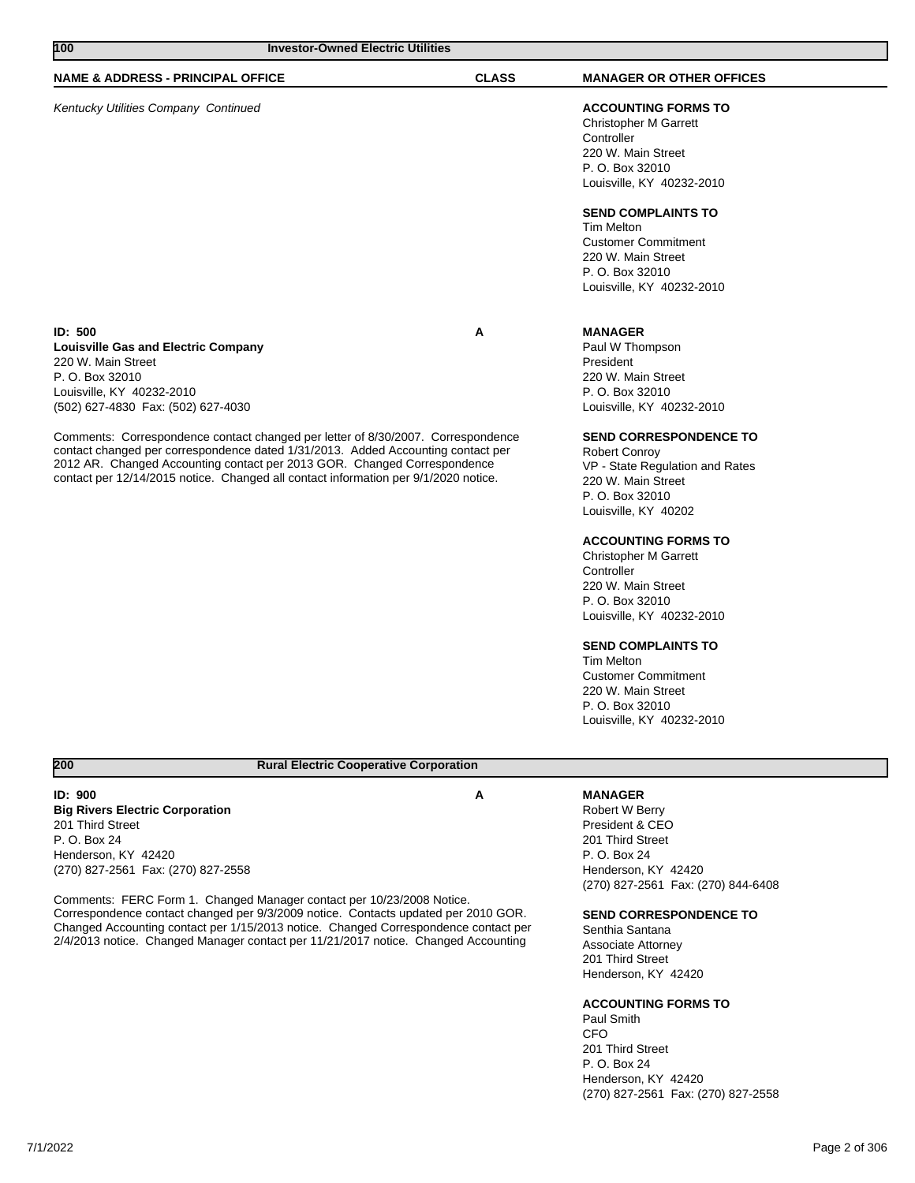## 100 Investor-Owned Electric Utilities

| NAME & ADDRESS - PRINCIPAL OFFICE | CLASS | MANAGER OR OTHER OFFICES |
|---|---|---|

*Kentucky Utilities Company Continued*

**ACCOUNTING FORMS TO**
Christopher M Garrett
Controller
220 W. Main Street
P. O. Box 32010
Louisville, KY 40232-2010

**SEND COMPLAINTS TO**
Tim Melton
Customer Commitment
220 W. Main Street
P. O. Box 32010
Louisville, KY 40232-2010

---

**ID: 500** — Class: **A**
**Louisville Gas and Electric Company**
220 W. Main Street
P. O. Box 32010
Louisville, KY 40232-2010
(502) 627-4830 Fax: (502) 627-4030

Comments: Correspondence contact changed per letter of 8/30/2007. Correspondence contact changed per correspondence dated 1/31/2013. Added Accounting contact per 2012 AR. Changed Accounting contact per 2013 GOR. Changed Correspondence contact per 12/14/2015 notice. Changed all contact information per 9/1/2020 notice.

**MANAGER**
Paul W Thompson
President
220 W. Main Street
P. O. Box 32010
Louisville, KY 40232-2010

**SEND CORRESPONDENCE TO**
Robert Conroy
VP - State Regulation and Rates
220 W. Main Street
P. O. Box 32010
Louisville, KY 40202

**ACCOUNTING FORMS TO**
Christopher M Garrett
Controller
220 W. Main Street
P. O. Box 32010
Louisville, KY 40232-2010

**SEND COMPLAINTS TO**
Tim Melton
Customer Commitment
220 W. Main Street
P. O. Box 32010
Louisville, KY 40232-2010

## 200 Rural Electric Cooperative Corporation

**ID: 900** — Class: **A**
**Big Rivers Electric Corporation**
201 Third Street
P. O. Box 24
Henderson, KY 42420
(270) 827-2561 Fax: (270) 827-2558

Comments: FERC Form 1. Changed Manager contact per 10/23/2008 Notice. Correspondence contact changed per 9/3/2009 notice. Contacts updated per 2010 GOR. Changed Accounting contact per 1/15/2013 notice. Changed Correspondence contact per 2/4/2013 notice. Changed Manager contact per 11/21/2017 notice. Changed Accounting

**MANAGER**
Robert W Berry
President & CEO
201 Third Street
P. O. Box 24
Henderson, KY 42420
(270) 827-2561 Fax: (270) 844-6408

**SEND CORRESPONDENCE TO**
Senthia Santana
Associate Attorney
201 Third Street
Henderson, KY 42420

**ACCOUNTING FORMS TO**
Paul Smith
CFO
201 Third Street
P. O. Box 24
Henderson, KY 42420
(270) 827-2561 Fax: (270) 827-2558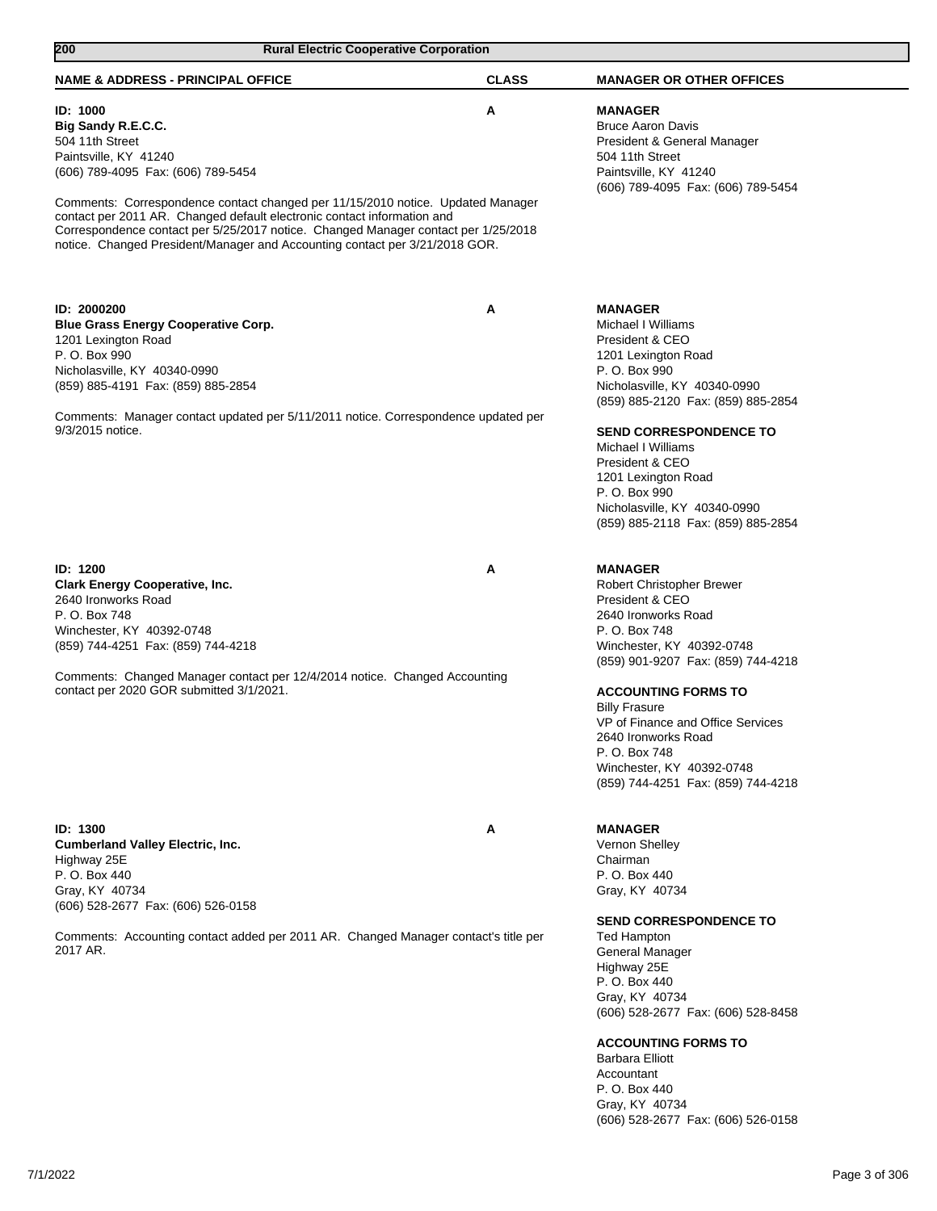## Rural Electric Cooperative Corporation

| NAME & ADDRESS - PRINCIPAL OFFICE | CLASS | MANAGER OR OTHER OFFICES |
| --- | --- | --- |
| **ID: 1000**<br>**Big Sandy R.E.C.C.**<br>504 11th Street<br>Paintsville, KY 41240<br>(606) 789-4095 Fax: (606) 789-5454<br><br>Comments: Correspondence contact changed per 11/15/2010 notice. Updated Manager contact per 2011 AR. Changed default electronic contact information and Correspondence contact per 5/25/2017 notice. Changed Manager contact per 1/25/2018 notice. Changed President/Manager and Accounting contact per 3/21/2018 GOR. | A | **MANAGER**<br>Bruce Aaron Davis<br>President & General Manager<br>504 11th Street<br>Paintsville, KY 41240<br>(606) 789-4095 Fax: (606) 789-5454 |
| **ID: 2000200**<br>**Blue Grass Energy Cooperative Corp.**<br>1201 Lexington Road<br>P. O. Box 990<br>Nicholasville, KY 40340-0990<br>(859) 885-4191 Fax: (859) 885-2854<br><br>Comments: Manager contact updated per 5/11/2011 notice. Correspondence updated per 9/3/2015 notice. | A | **MANAGER**<br>Michael I Williams<br>President & CEO<br>1201 Lexington Road<br>P. O. Box 990<br>Nicholasville, KY 40340-0990<br>(859) 885-2120 Fax: (859) 885-2854<br><br>**SEND CORRESPONDENCE TO**<br>Michael I Williams<br>President & CEO<br>1201 Lexington Road<br>P. O. Box 990<br>Nicholasville, KY 40340-0990<br>(859) 885-2118 Fax: (859) 885-2854 |
| **ID: 1200**<br>**Clark Energy Cooperative, Inc.**<br>2640 Ironworks Road<br>P. O. Box 748<br>Winchester, KY 40392-0748<br>(859) 744-4251 Fax: (859) 744-4218<br><br>Comments: Changed Manager contact per 12/4/2014 notice. Changed Accounting contact per 2020 GOR submitted 3/1/2021. | A | **MANAGER**<br>Robert Christopher Brewer<br>President & CEO<br>2640 Ironworks Road<br>P. O. Box 748<br>Winchester, KY 40392-0748<br>(859) 901-9207 Fax: (859) 744-4218<br><br>**ACCOUNTING FORMS TO**<br>Billy Frasure<br>VP of Finance and Office Services<br>2640 Ironworks Road<br>P. O. Box 748<br>Winchester, KY 40392-0748<br>(859) 744-4251 Fax: (859) 744-4218 |
| **ID: 1300**<br>**Cumberland Valley Electric, Inc.**<br>Highway 25E<br>P. O. Box 440<br>Gray, KY 40734<br>(606) 528-2677 Fax: (606) 526-0158<br><br>Comments: Accounting contact added per 2011 AR. Changed Manager contact's title per 2017 AR. | A | **MANAGER**<br>Vernon Shelley<br>Chairman<br>P. O. Box 440<br>Gray, KY 40734<br><br>**SEND CORRESPONDENCE TO**<br>Ted Hampton<br>General Manager<br>Highway 25E<br>P. O. Box 440<br>Gray, KY 40734<br>(606) 528-2677 Fax: (606) 528-8458<br><br>**ACCOUNTING FORMS TO**<br>Barbara Elliott<br>Accountant<br>P. O. Box 440<br>Gray, KY 40734<br>(606) 528-2677 Fax: (606) 526-0158 |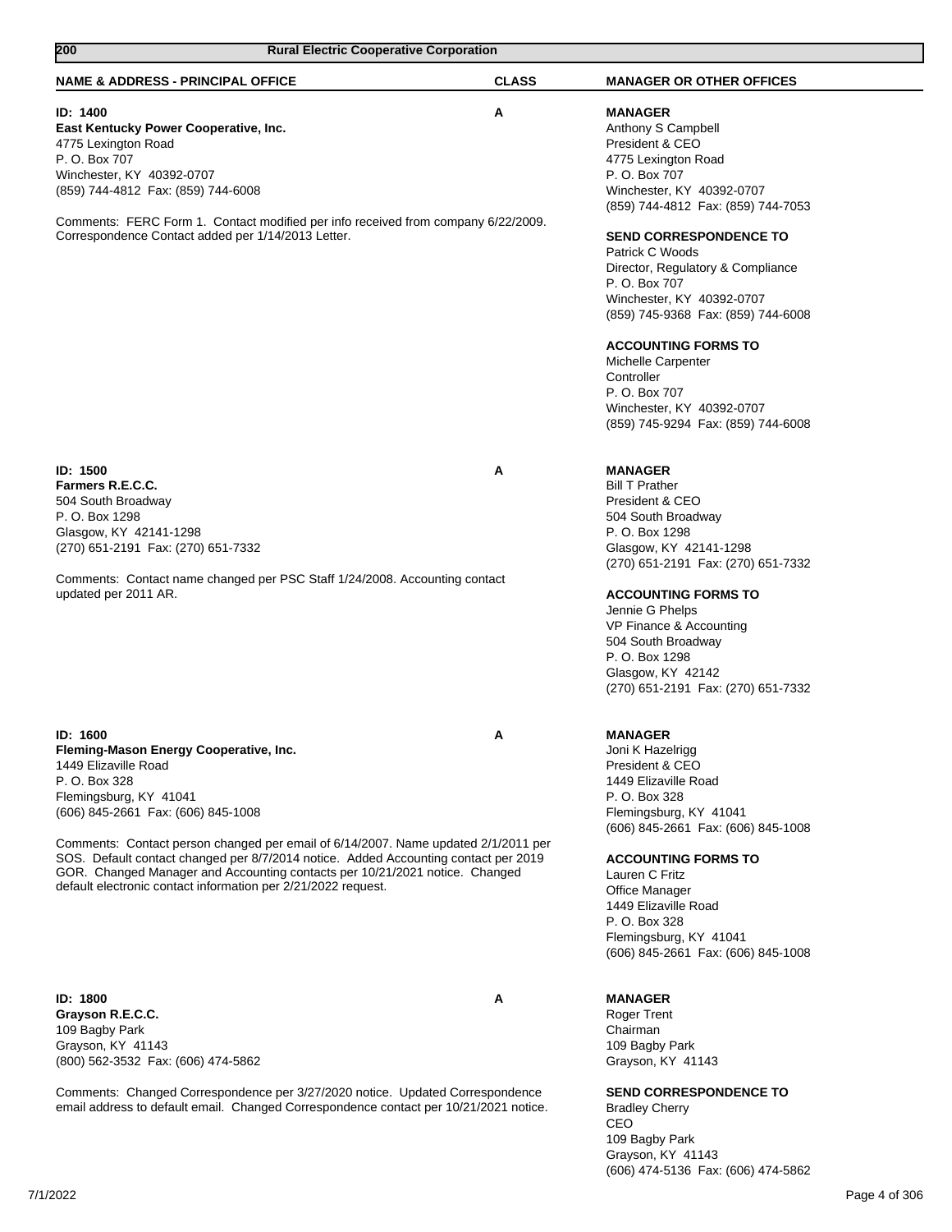## Rural Electric Cooperative Corporation

| NAME & ADDRESS - PRINCIPAL OFFICE | CLASS | MANAGER OR OTHER OFFICES |
|---|---|---|
| **ID: 1400**<br>**East Kentucky Power Cooperative, Inc.**<br>4775 Lexington Road<br>P. O. Box 707<br>Winchester, KY 40392-0707<br>(859) 744-4812 Fax: (859) 744-6008<br><br>Comments: FERC Form 1. Contact modified per info received from company 6/22/2009. Correspondence Contact added per 1/14/2013 Letter. | A | **MANAGER**<br>Anthony S Campbell<br>President & CEO<br>4775 Lexington Road<br>P. O. Box 707<br>Winchester, KY 40392-0707<br>(859) 744-4812 Fax: (859) 744-7053<br><br>**SEND CORRESPONDENCE TO**<br>Patrick C Woods<br>Director, Regulatory & Compliance<br>P. O. Box 707<br>Winchester, KY 40392-0707<br>(859) 745-9368 Fax: (859) 744-6008<br><br>**ACCOUNTING FORMS TO**<br>Michelle Carpenter<br>Controller<br>P. O. Box 707<br>Winchester, KY 40392-0707<br>(859) 745-9294 Fax: (859) 744-6008 |
| **ID: 1500**<br>**Farmers R.E.C.C.**<br>504 South Broadway<br>P. O. Box 1298<br>Glasgow, KY 42141-1298<br>(270) 651-2191 Fax: (270) 651-7332<br><br>Comments: Contact name changed per PSC Staff 1/24/2008. Accounting contact updated per 2011 AR. | A | **MANAGER**<br>Bill T Prather<br>President & CEO<br>504 South Broadway<br>P. O. Box 1298<br>Glasgow, KY 42141-1298<br>(270) 651-2191 Fax: (270) 651-7332<br><br>**ACCOUNTING FORMS TO**<br>Jennie G Phelps<br>VP Finance & Accounting<br>504 South Broadway<br>P. O. Box 1298<br>Glasgow, KY 42142<br>(270) 651-2191 Fax: (270) 651-7332 |
| **ID: 1600**<br>**Fleming-Mason Energy Cooperative, Inc.**<br>1449 Elizaville Road<br>P. O. Box 328<br>Flemingsburg, KY 41041<br>(606) 845-2661 Fax: (606) 845-1008<br><br>Comments: Contact person changed per email of 6/14/2007. Name updated 2/1/2011 per SOS. Default contact changed per 8/7/2014 notice. Added Accounting contact per 2019 GOR. Changed Manager and Accounting contacts per 10/21/2021 notice. Changed default electronic contact information per 2/21/2022 request. | A | **MANAGER**<br>Joni K Hazelrigg<br>President & CEO<br>1449 Elizaville Road<br>P. O. Box 328<br>Flemingsburg, KY 41041<br>(606) 845-2661 Fax: (606) 845-1008<br><br>**ACCOUNTING FORMS TO**<br>Lauren C Fritz<br>Office Manager<br>1449 Elizaville Road<br>P. O. Box 328<br>Flemingsburg, KY 41041<br>(606) 845-2661 Fax: (606) 845-1008 |
| **ID: 1800**<br>**Grayson R.E.C.C.**<br>109 Bagby Park<br>Grayson, KY 41143<br>(800) 562-3532 Fax: (606) 474-5862<br><br>Comments: Changed Correspondence per 3/27/2020 notice. Updated Correspondence email address to default email. Changed Correspondence contact per 10/21/2021 notice. | A | **MANAGER**<br>Roger Trent<br>Chairman<br>109 Bagby Park<br>Grayson, KY 41143<br><br>**SEND CORRESPONDENCE TO**<br>Bradley Cherry<br>CEO<br>109 Bagby Park<br>Grayson, KY 41143<br>(606) 474-5136 Fax: (606) 474-5862 |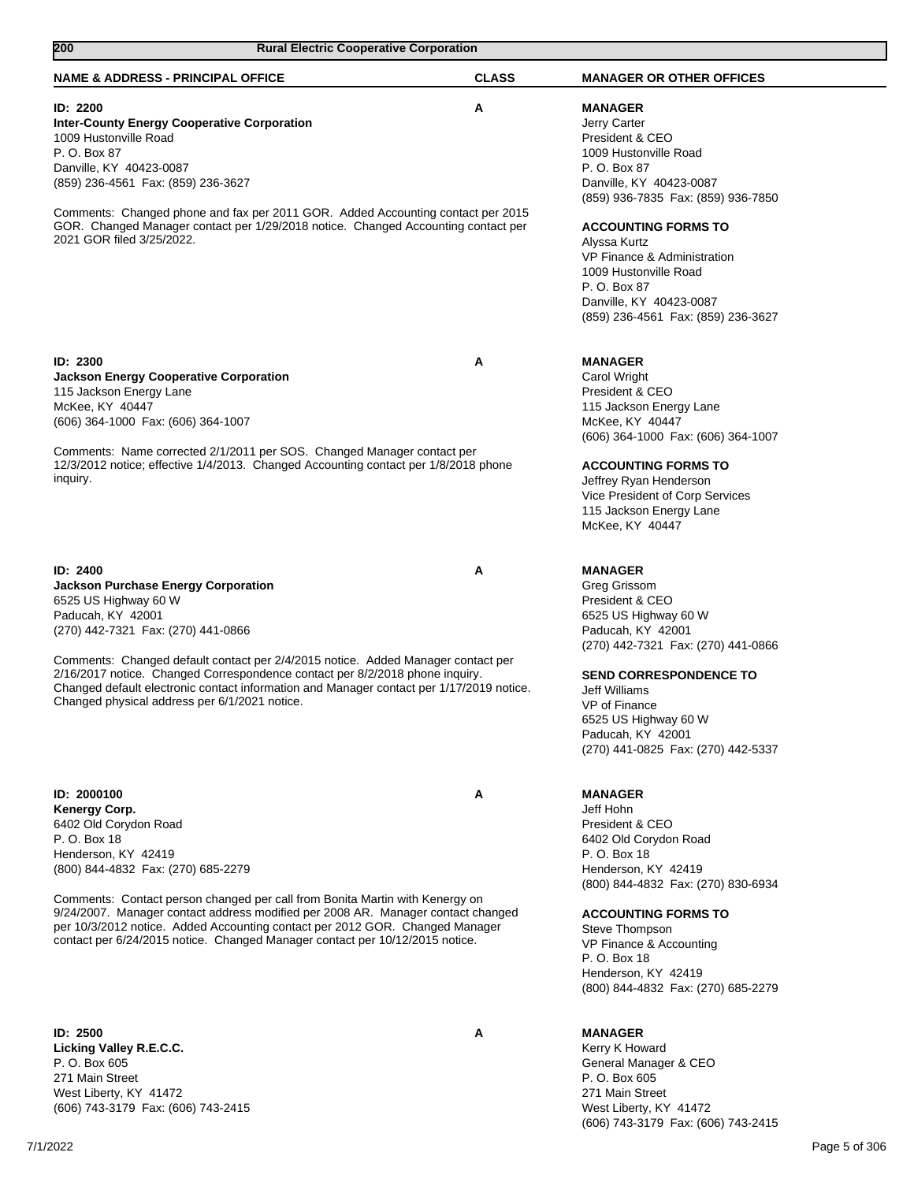## Rural Electric Cooperative Corporation

| NAME & ADDRESS - PRINCIPAL OFFICE | CLASS | MANAGER OR OTHER OFFICES |
|---|---|---|
| **ID: 2200**<br>**Inter-County Energy Cooperative Corporation**<br>1009 Hustonville Road<br>P. O. Box 87<br>Danville, KY 40423-0087<br>(859) 236-4561 Fax: (859) 236-3627<br><br>Comments: Changed phone and fax per 2011 GOR. Added Accounting contact per 2015 GOR. Changed Manager contact per 1/29/2018 notice. Changed Accounting contact per 2021 GOR filed 3/25/2022. | A | **MANAGER**<br>Jerry Carter<br>President & CEO<br>1009 Hustonville Road<br>P. O. Box 87<br>Danville, KY 40423-0087<br>(859) 936-7835 Fax: (859) 936-7850<br><br>**ACCOUNTING FORMS TO**<br>Alyssa Kurtz<br>VP Finance & Administration<br>1009 Hustonville Road<br>P. O. Box 87<br>Danville, KY 40423-0087<br>(859) 236-4561 Fax: (859) 236-3627 |
| **ID: 2300**<br>**Jackson Energy Cooperative Corporation**<br>115 Jackson Energy Lane<br>McKee, KY 40447<br>(606) 364-1000 Fax: (606) 364-1007<br><br>Comments: Name corrected 2/1/2011 per SOS. Changed Manager contact per 12/3/2012 notice; effective 1/4/2013. Changed Accounting contact per 1/8/2018 phone inquiry. | A | **MANAGER**<br>Carol Wright<br>President & CEO<br>115 Jackson Energy Lane<br>McKee, KY 40447<br>(606) 364-1000 Fax: (606) 364-1007<br><br>**ACCOUNTING FORMS TO**<br>Jeffrey Ryan Henderson<br>Vice President of Corp Services<br>115 Jackson Energy Lane<br>McKee, KY 40447 |
| **ID: 2400**<br>**Jackson Purchase Energy Corporation**<br>6525 US Highway 60 W<br>Paducah, KY 42001<br>(270) 442-7321 Fax: (270) 441-0866<br><br>Comments: Changed default contact per 2/4/2015 notice. Added Manager contact per 2/16/2017 notice. Changed Correspondence contact per 8/2/2018 phone inquiry. Changed default electronic contact information and Manager contact per 1/17/2019 notice. Changed physical address per 6/1/2021 notice. | A | **MANAGER**<br>Greg Grissom<br>President & CEO<br>6525 US Highway 60 W<br>Paducah, KY 42001<br>(270) 442-7321 Fax: (270) 441-0866<br><br>**SEND CORRESPONDENCE TO**<br>Jeff Williams<br>VP of Finance<br>6525 US Highway 60 W<br>Paducah, KY 42001<br>(270) 441-0825 Fax: (270) 442-5337 |
| **ID: 2000100**<br>**Kenergy Corp.**<br>6402 Old Corydon Road<br>P. O. Box 18<br>Henderson, KY 42419<br>(800) 844-4832 Fax: (270) 685-2279<br><br>Comments: Contact person changed per call from Bonita Martin with Kenergy on 9/24/2007. Manager contact address modified per 2008 AR. Manager contact changed per 10/3/2012 notice. Added Accounting contact per 2012 GOR. Changed Manager contact per 6/24/2015 notice. Changed Manager contact per 10/12/2015 notice. | A | **MANAGER**<br>Jeff Hohn<br>President & CEO<br>6402 Old Corydon Road<br>P. O. Box 18<br>Henderson, KY 42419<br>(800) 844-4832 Fax: (270) 830-6934<br><br>**ACCOUNTING FORMS TO**<br>Steve Thompson<br>VP Finance & Accounting<br>P. O. Box 18<br>Henderson, KY 42419<br>(800) 844-4832 Fax: (270) 685-2279 |
| **ID: 2500**<br>**Licking Valley R.E.C.C.**<br>P. O. Box 605<br>271 Main Street<br>West Liberty, KY 41472<br>(606) 743-3179 Fax: (606) 743-2415 | A | **MANAGER**<br>Kerry K Howard<br>General Manager & CEO<br>P. O. Box 605<br>271 Main Street<br>West Liberty, KY 41472<br>(606) 743-3179 Fax: (606) 743-2415 |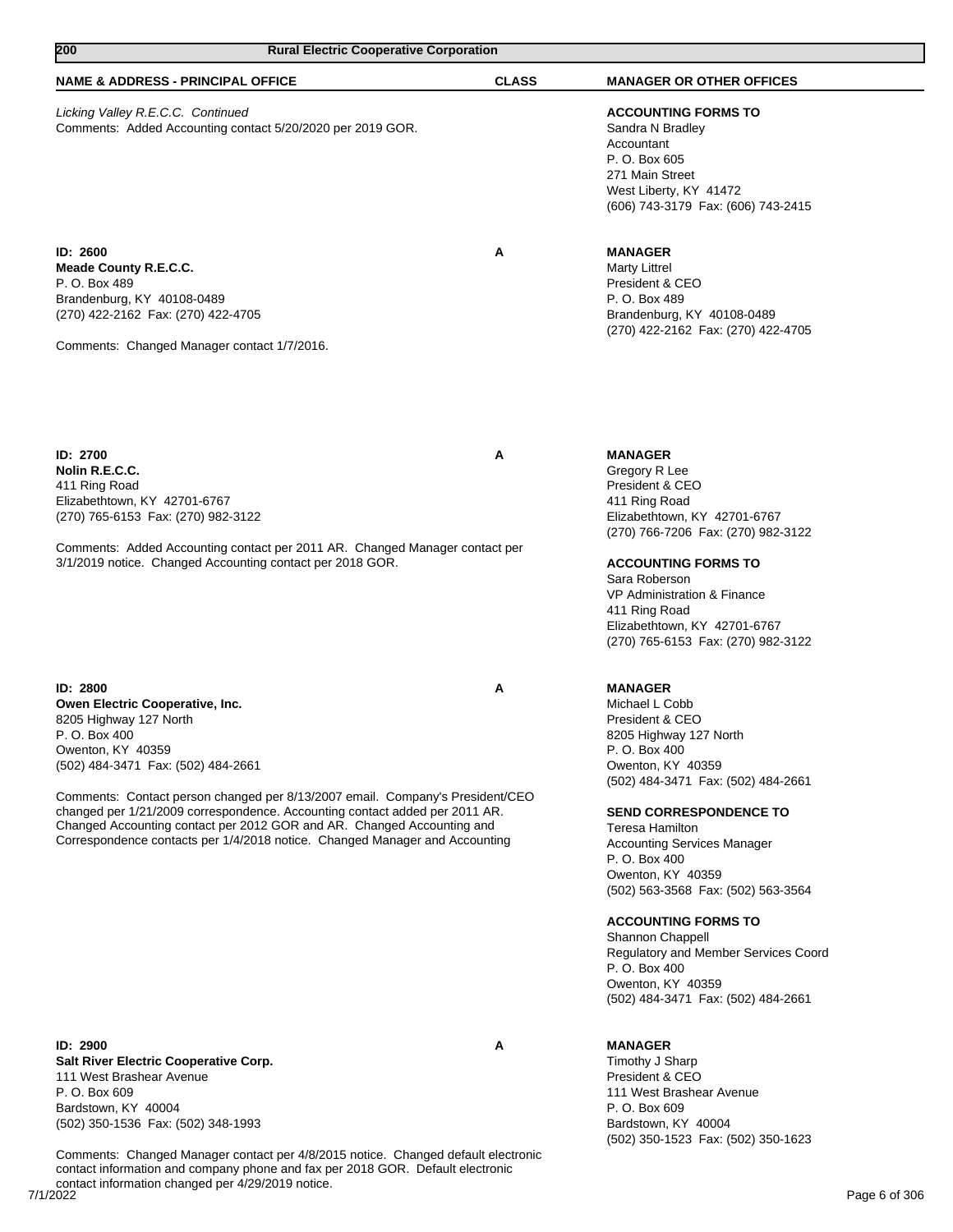| NAME & ADDRESS - PRINCIPAL OFFICE | CLASS | MANAGER OR OTHER OFFICES |
|---|---|---|
| *Licking Valley R.E.C.C. Continued*<br>Comments: Added Accounting contact 5/20/2020 per 2019 GOR. | | **ACCOUNTING FORMS TO**<br>Sandra N Bradley<br>Accountant<br>P. O. Box 605<br>271 Main Street<br>West Liberty, KY 41472<br>(606) 743-3179 Fax: (606) 743-2415 |
| **ID: 2600**<br>**Meade County R.E.C.C.**<br>P. O. Box 489<br>Brandenburg, KY 40108-0489<br>(270) 422-2162 Fax: (270) 422-4705<br><br>Comments: Changed Manager contact 1/7/2016. | A | **MANAGER**<br>Marty Littrel<br>President & CEO<br>P. O. Box 489<br>Brandenburg, KY 40108-0489<br>(270) 422-2162 Fax: (270) 422-4705 |
| **ID: 2700**<br>**Nolin R.E.C.C.**<br>411 Ring Road<br>Elizabethtown, KY 42701-6767<br>(270) 765-6153 Fax: (270) 982-3122<br><br>Comments: Added Accounting contact per 2011 AR. Changed Manager contact per 3/1/2019 notice. Changed Accounting contact per 2018 GOR. | A | **MANAGER**<br>Gregory R Lee<br>President & CEO<br>411 Ring Road<br>Elizabethtown, KY 42701-6767<br>(270) 766-7206 Fax: (270) 982-3122<br><br>**ACCOUNTING FORMS TO**<br>Sara Roberson<br>VP Administration & Finance<br>411 Ring Road<br>Elizabethtown, KY 42701-6767<br>(270) 765-6153 Fax: (270) 982-3122 |
| **ID: 2800**<br>**Owen Electric Cooperative, Inc.**<br>8205 Highway 127 North<br>P. O. Box 400<br>Owenton, KY 40359<br>(502) 484-3471 Fax: (502) 484-2661<br><br>Comments: Contact person changed per 8/13/2007 email. Company's President/CEO changed per 1/21/2009 correspondence. Accounting contact added per 2011 AR. Changed Accounting contact per 2012 GOR and AR. Changed Accounting and Correspondence contacts per 1/4/2018 notice. Changed Manager and Accounting | A | **MANAGER**<br>Michael L Cobb<br>President & CEO<br>8205 Highway 127 North<br>P. O. Box 400<br>Owenton, KY 40359<br>(502) 484-3471 Fax: (502) 484-2661<br><br>**SEND CORRESPONDENCE TO**<br>Teresa Hamilton<br>Accounting Services Manager<br>P. O. Box 400<br>Owenton, KY 40359<br>(502) 563-3568 Fax: (502) 563-3564<br><br>**ACCOUNTING FORMS TO**<br>Shannon Chappell<br>Regulatory and Member Services Coord<br>P. O. Box 400<br>Owenton, KY 40359<br>(502) 484-3471 Fax: (502) 484-2661 |
| **ID: 2900**<br>**Salt River Electric Cooperative Corp.**<br>111 West Brashear Avenue<br>P. O. Box 609<br>Bardstown, KY 40004<br>(502) 350-1536 Fax: (502) 348-1993<br><br>Comments: Changed Manager contact per 4/8/2015 notice. Changed default electronic contact information and company phone and fax per 2018 GOR. Default electronic contact information changed per 4/29/2019 notice. | A | **MANAGER**<br>Timothy J Sharp<br>President & CEO<br>111 West Brashear Avenue<br>P. O. Box 609<br>Bardstown, KY 40004<br>(502) 350-1523 Fax: (502) 350-1623 |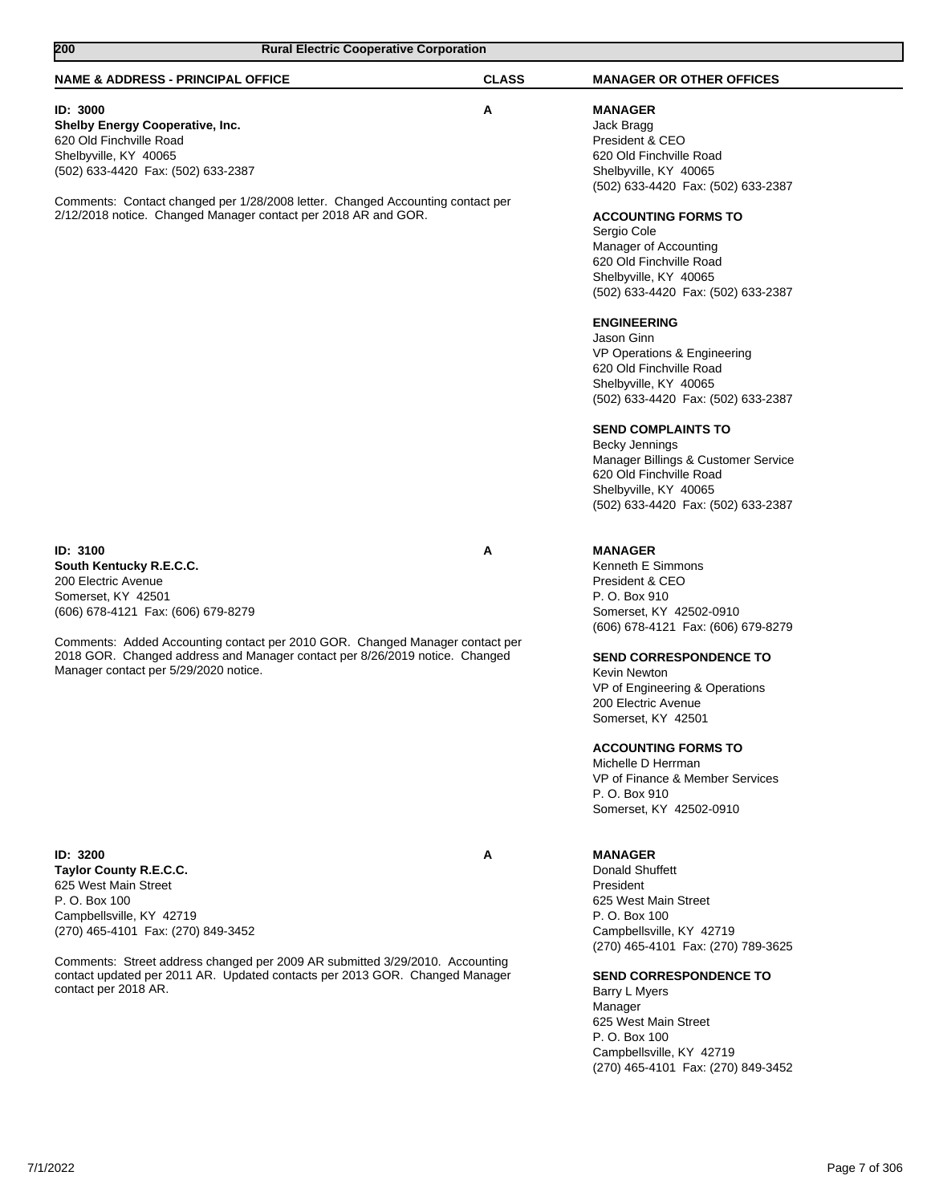**200 Rural Electric Cooperative Corporation**

| NAME & ADDRESS - PRINCIPAL OFFICE | CLASS | MANAGER OR OTHER OFFICES |
|---|---|---|

**ID: 3000** — Class: **A**

**Shelby Energy Cooperative, Inc.**
620 Old Finchville Road
Shelbyville, KY 40065
(502) 633-4420 Fax: (502) 633-2387

Comments: Contact changed per 1/28/2008 letter. Changed Accounting contact per 2/12/2018 notice. Changed Manager contact per 2018 AR and GOR.

**MANAGER**
Jack Bragg
President & CEO
620 Old Finchville Road
Shelbyville, KY 40065
(502) 633-4420 Fax: (502) 633-2387

**ACCOUNTING FORMS TO**
Sergio Cole
Manager of Accounting
620 Old Finchville Road
Shelbyville, KY 40065
(502) 633-4420 Fax: (502) 633-2387

**ENGINEERING**
Jason Ginn
VP Operations & Engineering
620 Old Finchville Road
Shelbyville, KY 40065
(502) 633-4420 Fax: (502) 633-2387

**SEND COMPLAINTS TO**
Becky Jennings
Manager Billings & Customer Service
620 Old Finchville Road
Shelbyville, KY 40065
(502) 633-4420 Fax: (502) 633-2387

**ID: 3100** — Class: **A**

**South Kentucky R.E.C.C.**
200 Electric Avenue
Somerset, KY 42501
(606) 678-4121 Fax: (606) 679-8279

Comments: Added Accounting contact per 2010 GOR. Changed Manager contact per 2018 GOR. Changed address and Manager contact per 8/26/2019 notice. Changed Manager contact per 5/29/2020 notice.

**MANAGER**
Kenneth E Simmons
President & CEO
P. O. Box 910
Somerset, KY 42502-0910
(606) 678-4121 Fax: (606) 679-8279

**SEND CORRESPONDENCE TO**
Kevin Newton
VP of Engineering & Operations
200 Electric Avenue
Somerset, KY 42501

**ACCOUNTING FORMS TO**
Michelle D Herrman
VP of Finance & Member Services
P. O. Box 910
Somerset, KY 42502-0910

**ID: 3200** — Class: **A**

**Taylor County R.E.C.C.**
625 West Main Street
P. O. Box 100
Campbellsville, KY 42719
(270) 465-4101 Fax: (270) 849-3452

Comments: Street address changed per 2009 AR submitted 3/29/2010. Accounting contact updated per 2011 AR. Updated contacts per 2013 GOR. Changed Manager contact per 2018 AR.

**MANAGER**
Donald Shuffett
President
625 West Main Street
P. O. Box 100
Campbellsville, KY 42719
(270) 465-4101 Fax: (270) 789-3625

**SEND CORRESPONDENCE TO**
Barry L Myers
Manager
625 West Main Street
P. O. Box 100
Campbellsville, KY 42719
(270) 465-4101 Fax: (270) 849-3452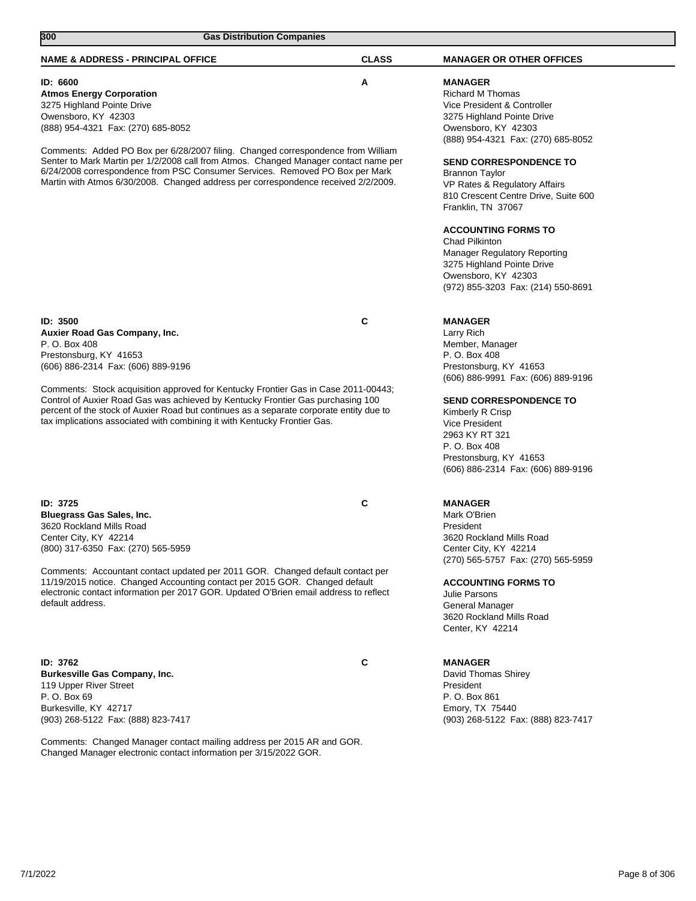## Gas Distribution Companies

| NAME & ADDRESS - PRINCIPAL OFFICE | CLASS | MANAGER OR OTHER OFFICES |
|---|---|---|

**ID: 6600** — CLASS: **A**

**Atmos Energy Corporation**
3275 Highland Pointe Drive
Owensboro, KY 42303
(888) 954-4321 Fax: (270) 685-8052

Comments: Added PO Box per 6/28/2007 filing. Changed correspondence from William Senter to Mark Martin per 1/2/2008 call from Atmos. Changed Manager contact name per 6/24/2008 correspondence from PSC Consumer Services. Removed PO Box per Mark Martin with Atmos 6/30/2008. Changed address per correspondence received 2/2/2009.

**MANAGER**
Richard M Thomas
Vice President & Controller
3275 Highland Pointe Drive
Owensboro, KY 42303
(888) 954-4321 Fax: (270) 685-8052

**SEND CORRESPONDENCE TO**
Brannon Taylor
VP Rates & Regulatory Affairs
810 Crescent Centre Drive, Suite 600
Franklin, TN 37067

**ACCOUNTING FORMS TO**
Chad Pilkinton
Manager Regulatory Reporting
3275 Highland Pointe Drive
Owensboro, KY 42303
(972) 855-3203 Fax: (214) 550-8691

---

**ID: 3500** — CLASS: **C**

**Auxier Road Gas Company, Inc.**
P. O. Box 408
Prestonsburg, KY 41653
(606) 886-2314 Fax: (606) 889-9196

Comments: Stock acquisition approved for Kentucky Frontier Gas in Case 2011-00443; Control of Auxier Road Gas was achieved by Kentucky Frontier Gas purchasing 100 percent of the stock of Auxier Road but continues as a separate corporate entity due to tax implications associated with combining it with Kentucky Frontier Gas.

**MANAGER**
Larry Rich
Member, Manager
P. O. Box 408
Prestonsburg, KY 41653
(606) 886-9991 Fax: (606) 889-9196

**SEND CORRESPONDENCE TO**
Kimberly R Crisp
Vice President
2963 KY RT 321
P. O. Box 408
Prestonsburg, KY 41653
(606) 886-2314 Fax: (606) 889-9196

---

**ID: 3725** — CLASS: **C**

**Bluegrass Gas Sales, Inc.**
3620 Rockland Mills Road
Center City, KY 42214
(800) 317-6350 Fax: (270) 565-5959

Comments: Accountant contact updated per 2011 GOR. Changed default contact per 11/19/2015 notice. Changed Accounting contact per 2015 GOR. Changed default electronic contact information per 2017 GOR. Updated O'Brien email address to reflect default address.

**MANAGER**
Mark O'Brien
President
3620 Rockland Mills Road
Center City, KY 42214
(270) 565-5757 Fax: (270) 565-5959

**ACCOUNTING FORMS TO**
Julie Parsons
General Manager
3620 Rockland Mills Road
Center, KY 42214

---

**ID: 3762** — CLASS: **C**

**Burkesville Gas Company, Inc.**
119 Upper River Street
P. O. Box 69
Burkesville, KY 42717
(903) 268-5122 Fax: (888) 823-7417

Comments: Changed Manager contact mailing address per 2015 AR and GOR. Changed Manager electronic contact information per 3/15/2022 GOR.

**MANAGER**
David Thomas Shirey
President
P. O. Box 861
Emory, TX 75440
(903) 268-5122 Fax: (888) 823-7417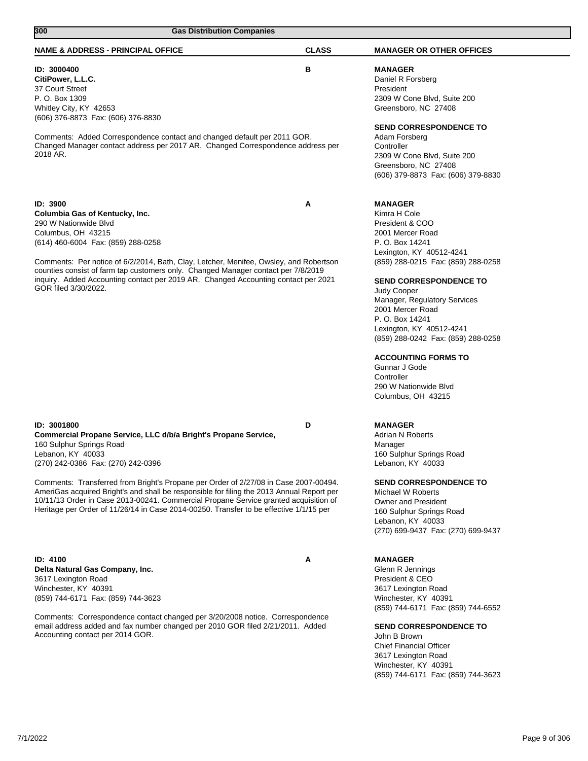## 300 Gas Distribution Companies

| NAME & ADDRESS - PRINCIPAL OFFICE | CLASS | MANAGER OR OTHER OFFICES |
|---|---|---|

**ID: 3000400** — Class: **B**

**CitiPower, L.L.C.**
37 Court Street
P. O. Box 1309
Whitley City, KY 42653
(606) 376-8873 Fax: (606) 376-8830

Comments: Added Correspondence contact and changed default per 2011 GOR. Changed Manager contact address per 2017 AR. Changed Correspondence address per 2018 AR.

**MANAGER**
Daniel R Forsberg
President
2309 W Cone Blvd, Suite 200
Greensboro, NC 27408

**SEND CORRESPONDENCE TO**
Adam Forsberg
Controller
2309 W Cone Blvd, Suite 200
Greensboro, NC 27408
(606) 379-8873 Fax: (606) 379-8830

---

**ID: 3900** — Class: **A**

**Columbia Gas of Kentucky, Inc.**
290 W Nationwide Blvd
Columbus, OH 43215
(614) 460-6004 Fax: (859) 288-0258

Comments: Per notice of 6/2/2014, Bath, Clay, Letcher, Menifee, Owsley, and Robertson counties consist of farm tap customers only. Changed Manager contact per 7/8/2019 inquiry. Added Accounting contact per 2019 AR. Changed Accounting contact per 2021 GOR filed 3/30/2022.

**MANAGER**
Kimra H Cole
President & COO
2001 Mercer Road
P. O. Box 14241
Lexington, KY 40512-4241
(859) 288-0215 Fax: (859) 288-0258

**SEND CORRESPONDENCE TO**
Judy Cooper
Manager, Regulatory Services
2001 Mercer Road
P. O. Box 14241
Lexington, KY 40512-4241
(859) 288-0242 Fax: (859) 288-0258

**ACCOUNTING FORMS TO**
Gunnar J Gode
Controller
290 W Nationwide Blvd
Columbus, OH 43215

---

**ID: 3001800** — Class: **D**

**Commercial Propane Service, LLC d/b/a Bright's Propane Service,**
160 Sulphur Springs Road
Lebanon, KY 40033
(270) 242-0386 Fax: (270) 242-0396

Comments: Transferred from Bright's Propane per Order of 2/27/08 in Case 2007-00494. AmeriGas acquired Bright's and shall be responsible for filing the 2013 Annual Report per 10/11/13 Order in Case 2013-00241. Commercial Propane Service granted acquisition of Heritage per Order of 11/26/14 in Case 2014-00250. Transfer to be effective 1/1/15 per

**MANAGER**
Adrian N Roberts
Manager
160 Sulphur Springs Road
Lebanon, KY 40033

**SEND CORRESPONDENCE TO**
Michael W Roberts
Owner and President
160 Sulphur Springs Road
Lebanon, KY 40033
(270) 699-9437 Fax: (270) 699-9437

---

**ID: 4100** — Class: **A**

**Delta Natural Gas Company, Inc.**
3617 Lexington Road
Winchester, KY 40391
(859) 744-6171 Fax: (859) 744-3623

Comments: Correspondence contact changed per 3/20/2008 notice. Correspondence email address added and fax number changed per 2010 GOR filed 2/21/2011. Added Accounting contact per 2014 GOR.

**MANAGER**
Glenn R Jennings
President & CEO
3617 Lexington Road
Winchester, KY 40391
(859) 744-6171 Fax: (859) 744-6552

**SEND CORRESPONDENCE TO**
John B Brown
Chief Financial Officer
3617 Lexington Road
Winchester, KY 40391
(859) 744-6171 Fax: (859) 744-3623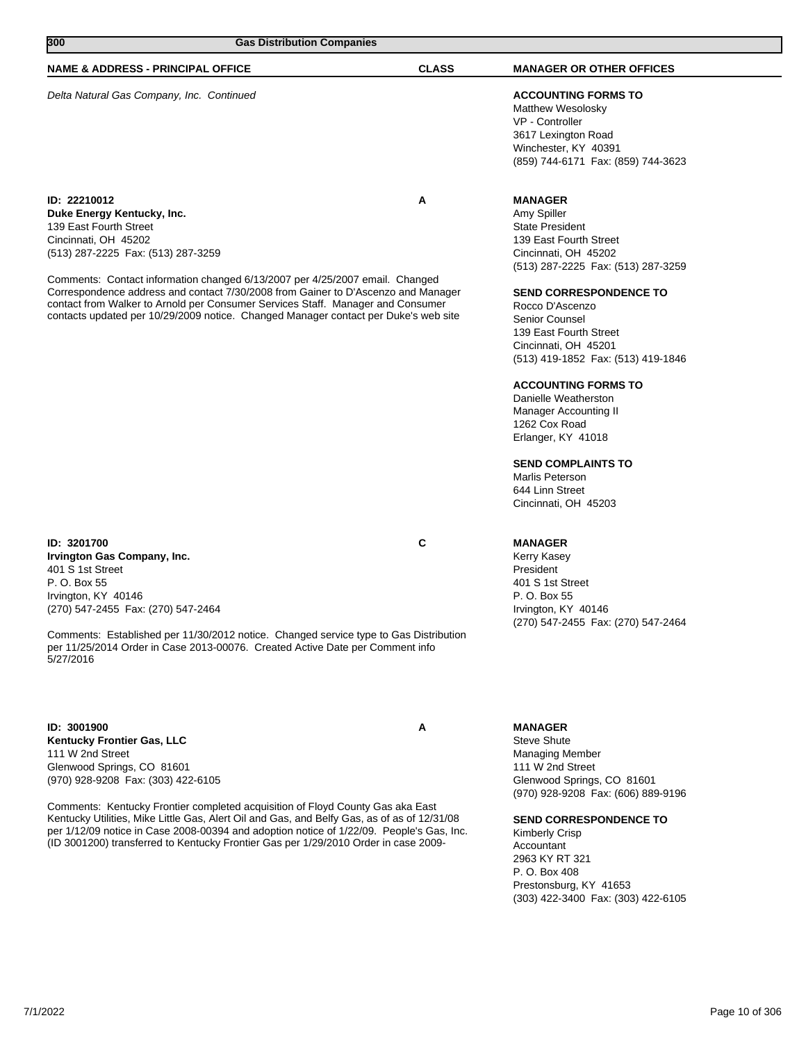## 300 Gas Distribution Companies

| NAME & ADDRESS - PRINCIPAL OFFICE | CLASS | MANAGER OR OTHER OFFICES |
|---|---|---|

*Delta Natural Gas Company, Inc. Continued*

**ACCOUNTING FORMS TO**
Matthew Wesolosky
VP - Controller
3617 Lexington Road
Winchester, KY 40391
(859) 744-6171 Fax: (859) 744-3623

---

**ID: 22210012** — Class: **A**
**Duke Energy Kentucky, Inc.**
139 East Fourth Street
Cincinnati, OH 45202
(513) 287-2225 Fax: (513) 287-3259

Comments: Contact information changed 6/13/2007 per 4/25/2007 email. Changed Correspondence address and contact 7/30/2008 from Gainer to D'Ascenzo and Manager contact from Walker to Arnold per Consumer Services Staff. Manager and Consumer contacts updated per 10/29/2009 notice. Changed Manager contact per Duke's web site

**MANAGER**
Amy Spiller
State President
139 East Fourth Street
Cincinnati, OH 45202
(513) 287-2225 Fax: (513) 287-3259

**SEND CORRESPONDENCE TO**
Rocco D'Ascenzo
Senior Counsel
139 East Fourth Street
Cincinnati, OH 45201
(513) 419-1852 Fax: (513) 419-1846

**ACCOUNTING FORMS TO**
Danielle Weatherston
Manager Accounting II
1262 Cox Road
Erlanger, KY 41018

**SEND COMPLAINTS TO**
Marlis Peterson
644 Linn Street
Cincinnati, OH 45203

---

**ID: 3201700** — Class: **C**
**Irvington Gas Company, Inc.**
401 S 1st Street
P. O. Box 55
Irvington, KY 40146
(270) 547-2455 Fax: (270) 547-2464

Comments: Established per 11/30/2012 notice. Changed service type to Gas Distribution per 11/25/2014 Order in Case 2013-00076. Created Active Date per Comment info 5/27/2016

**MANAGER**
Kerry Kasey
President
401 S 1st Street
P. O. Box 55
Irvington, KY 40146
(270) 547-2455 Fax: (270) 547-2464

---

**ID: 3001900** — Class: **A**
**Kentucky Frontier Gas, LLC**
111 W 2nd Street
Glenwood Springs, CO 81601
(970) 928-9208 Fax: (303) 422-6105

Comments: Kentucky Frontier completed acquisition of Floyd County Gas aka East Kentucky Utilities, Mike Little Gas, Alert Oil and Gas, and Belfy Gas, as of as of 12/31/08 per 1/12/09 notice in Case 2008-00394 and adoption notice of 1/22/09. People's Gas, Inc. (ID 3001200) transferred to Kentucky Frontier Gas per 1/29/2010 Order in case 2009-

**MANAGER**
Steve Shute
Managing Member
111 W 2nd Street
Glenwood Springs, CO 81601
(970) 928-9208 Fax: (606) 889-9196

**SEND CORRESPONDENCE TO**
Kimberly Crisp
Accountant
2963 KY RT 321
P. O. Box 408
Prestonsburg, KY 41653
(303) 422-3400 Fax: (303) 422-6105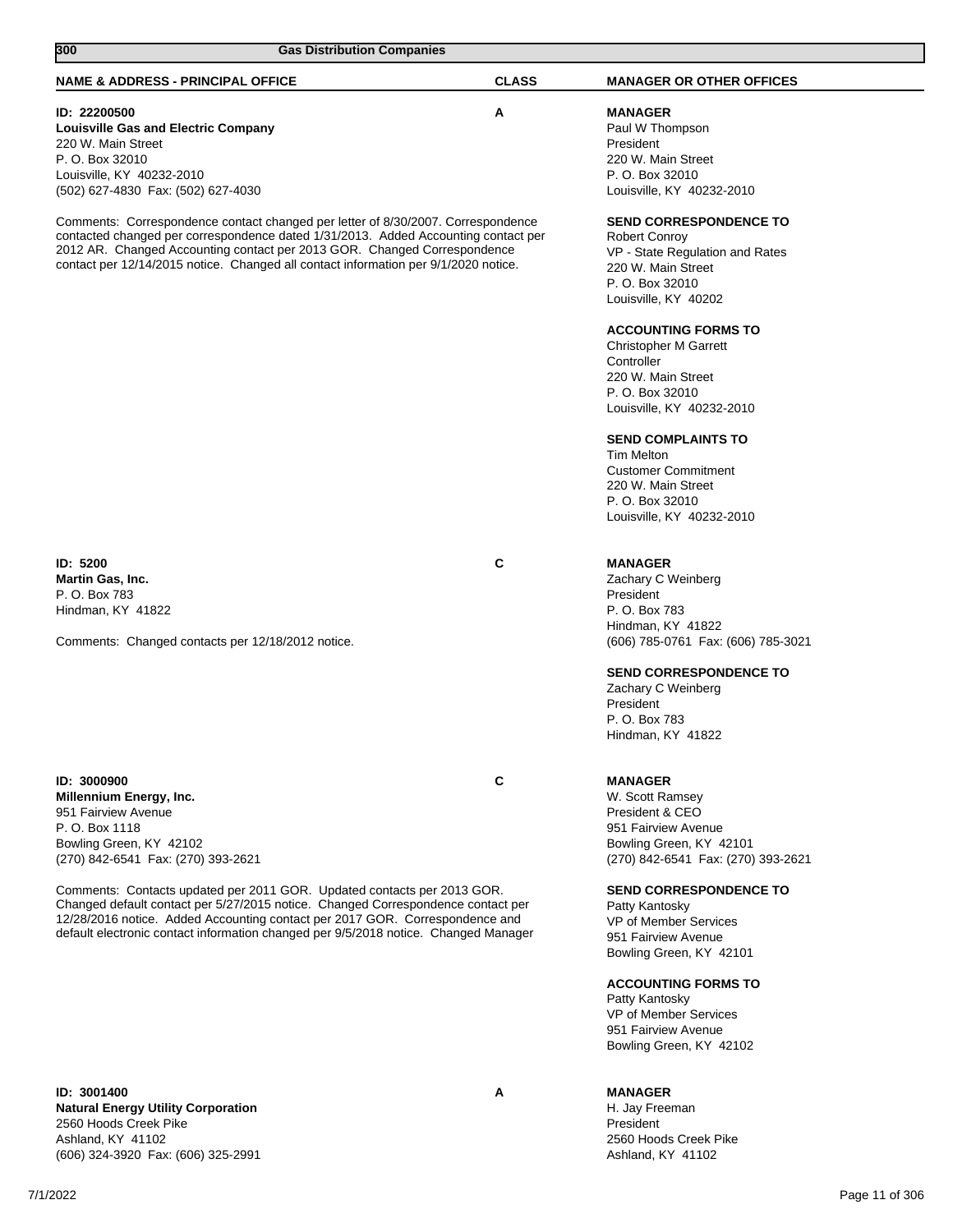## 300 Gas Distribution Companies

| NAME & ADDRESS - PRINCIPAL OFFICE | CLASS | MANAGER OR OTHER OFFICES |
|---|---|---|

**ID: 22200500** — Class: **A**

**Louisville Gas and Electric Company**
220 W. Main Street
P. O. Box 32010
Louisville, KY 40232-2010
(502) 627-4830 Fax: (502) 627-4030

Comments: Correspondence contact changed per letter of 8/30/2007. Correspondence contacted changed per correspondence dated 1/31/2013. Added Accounting contact per 2012 AR. Changed Accounting contact per 2013 GOR. Changed Correspondence contact per 12/14/2015 notice. Changed all contact information per 9/1/2020 notice.

**MANAGER**
Paul W Thompson
President
220 W. Main Street
P. O. Box 32010
Louisville, KY 40232-2010

**SEND CORRESPONDENCE TO**
Robert Conroy
VP - State Regulation and Rates
220 W. Main Street
P. O. Box 32010
Louisville, KY 40202

**ACCOUNTING FORMS TO**
Christopher M Garrett
Controller
220 W. Main Street
P. O. Box 32010
Louisville, KY 40232-2010

**SEND COMPLAINTS TO**
Tim Melton
Customer Commitment
220 W. Main Street
P. O. Box 32010
Louisville, KY 40232-2010

---

**ID: 5200** — Class: **C**

**Martin Gas, Inc.**
P. O. Box 783
Hindman, KY 41822

Comments: Changed contacts per 12/18/2012 notice.

**MANAGER**
Zachary C Weinberg
President
P. O. Box 783
Hindman, KY 41822
(606) 785-0761 Fax: (606) 785-3021

**SEND CORRESPONDENCE TO**
Zachary C Weinberg
President
P. O. Box 783
Hindman, KY 41822

---

**ID: 3000900** — Class: **C**

**Millennium Energy, Inc.**
951 Fairview Avenue
P. O. Box 1118
Bowling Green, KY 42102
(270) 842-6541 Fax: (270) 393-2621

Comments: Contacts updated per 2011 GOR. Updated contacts per 2013 GOR. Changed default contact per 5/27/2015 notice. Changed Correspondence contact per 12/28/2016 notice. Added Accounting contact per 2017 GOR. Correspondence and default electronic contact information changed per 9/5/2018 notice. Changed Manager

**MANAGER**
W. Scott Ramsey
President & CEO
951 Fairview Avenue
Bowling Green, KY 42101
(270) 842-6541 Fax: (270) 393-2621

**SEND CORRESPONDENCE TO**
Patty Kantosky
VP of Member Services
951 Fairview Avenue
Bowling Green, KY 42101

**ACCOUNTING FORMS TO**
Patty Kantosky
VP of Member Services
951 Fairview Avenue
Bowling Green, KY 42102

---

**ID: 3001400** — Class: **A**

**Natural Energy Utility Corporation**
2560 Hoods Creek Pike
Ashland, KY 41102
(606) 324-3920 Fax: (606) 325-2991

**MANAGER**
H. Jay Freeman
President
2560 Hoods Creek Pike
Ashland, KY 41102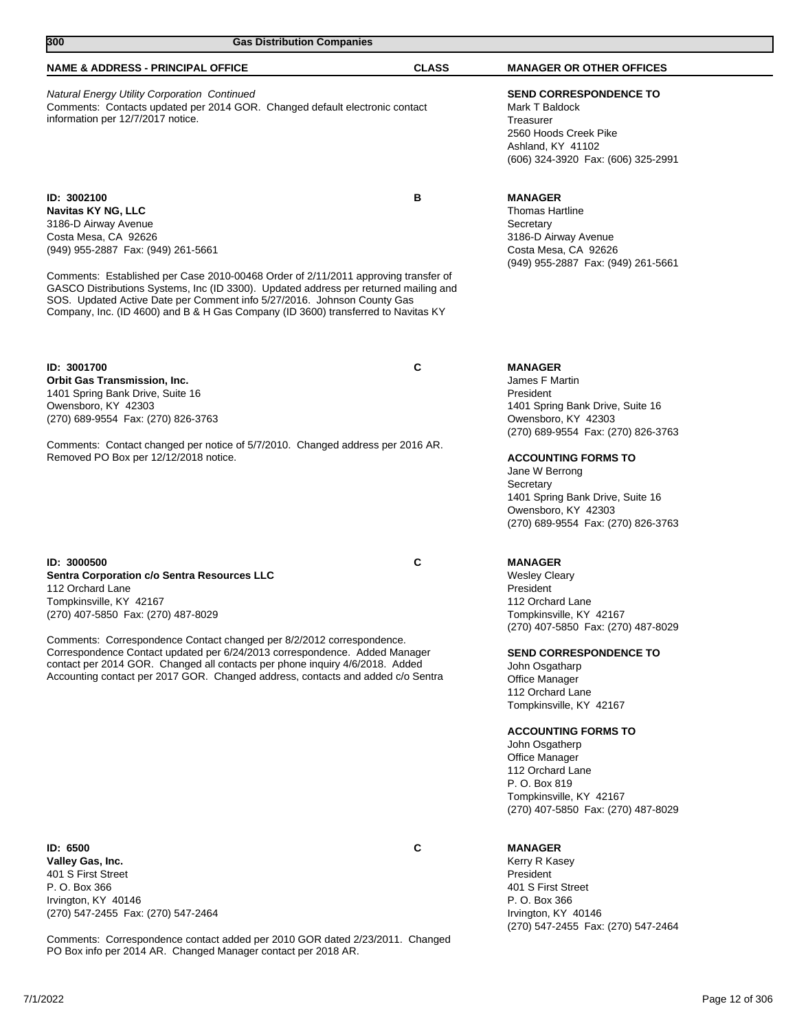## 300 Gas Distribution Companies

| NAME & ADDRESS - PRINCIPAL OFFICE | CLASS | MANAGER OR OTHER OFFICES |
|---|---|---|

*Natural Energy Utility Corporation Continued*

Comments: Contacts updated per 2014 GOR. Changed default electronic contact information per 12/7/2017 notice.

**SEND CORRESPONDENCE TO**
Mark T Baldock
Treasurer
2560 Hoods Creek Pike
Ashland, KY 41102
(606) 324-3920 Fax: (606) 325-2991

---

**ID: 3002100** — Class: **B**
**Navitas KY NG, LLC**
3186-D Airway Avenue
Costa Mesa, CA 92626
(949) 955-2887 Fax: (949) 261-5661

Comments: Established per Case 2010-00468 Order of 2/11/2011 approving transfer of GASCO Distributions Systems, Inc (ID 3300). Updated address per returned mailing and SOS. Updated Active Date per Comment info 5/27/2016. Johnson County Gas Company, Inc. (ID 4600) and B & H Gas Company (ID 3600) transferred to Navitas KY

**MANAGER**
Thomas Hartline
Secretary
3186-D Airway Avenue
Costa Mesa, CA 92626
(949) 955-2887 Fax: (949) 261-5661

---

**ID: 3001700** — Class: **C**
**Orbit Gas Transmission, Inc.**
1401 Spring Bank Drive, Suite 16
Owensboro, KY 42303
(270) 689-9554 Fax: (270) 826-3763

Comments: Contact changed per notice of 5/7/2010. Changed address per 2016 AR. Removed PO Box per 12/12/2018 notice.

**MANAGER**
James F Martin
President
1401 Spring Bank Drive, Suite 16
Owensboro, KY 42303
(270) 689-9554 Fax: (270) 826-3763

**ACCOUNTING FORMS TO**
Jane W Berrong
Secretary
1401 Spring Bank Drive, Suite 16
Owensboro, KY 42303
(270) 689-9554 Fax: (270) 826-3763

---

**ID: 3000500** — Class: **C**
**Sentra Corporation c/o Sentra Resources LLC**
112 Orchard Lane
Tompkinsville, KY 42167
(270) 407-5850 Fax: (270) 487-8029

Comments: Correspondence Contact changed per 8/2/2012 correspondence. Correspondence Contact updated per 6/24/2013 correspondence. Added Manager contact per 2014 GOR. Changed all contacts per phone inquiry 4/6/2018. Added Accounting contact per 2017 GOR. Changed address, contacts and added c/o Sentra

**MANAGER**
Wesley Cleary
President
112 Orchard Lane
Tompkinsville, KY 42167
(270) 407-5850 Fax: (270) 487-8029

**SEND CORRESPONDENCE TO**
John Osgatharp
Office Manager
112 Orchard Lane
Tompkinsville, KY 42167

**ACCOUNTING FORMS TO**
John Osgatherp
Office Manager
112 Orchard Lane
P. O. Box 819
Tompkinsville, KY 42167
(270) 407-5850 Fax: (270) 487-8029

---

**ID: 6500** — Class: **C**
**Valley Gas, Inc.**
401 S First Street
P. O. Box 366
Irvington, KY 40146
(270) 547-2455 Fax: (270) 547-2464

Comments: Correspondence contact added per 2010 GOR dated 2/23/2011. Changed PO Box info per 2014 AR. Changed Manager contact per 2018 AR.

**MANAGER**
Kerry R Kasey
President
401 S First Street
P. O. Box 366
Irvington, KY 40146
(270) 547-2455 Fax: (270) 547-2464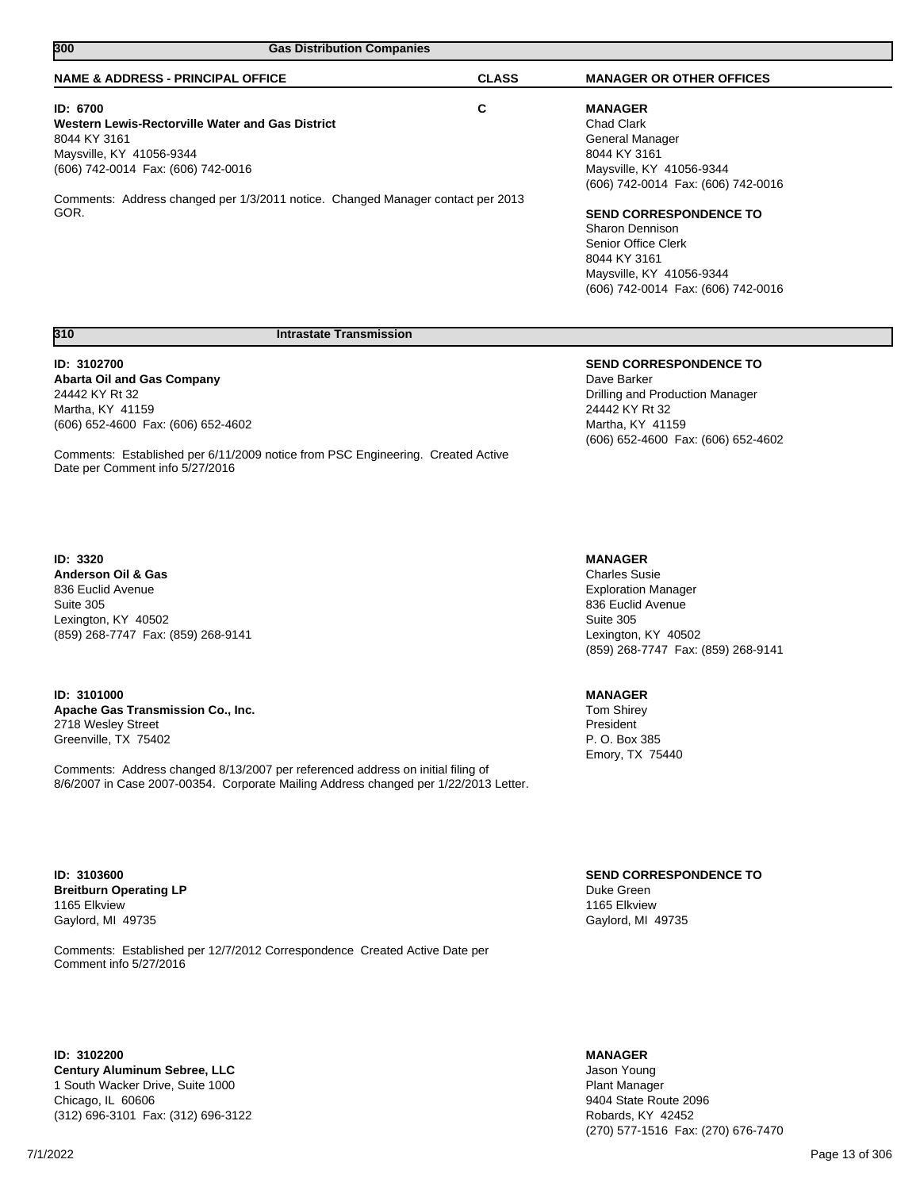## 300 Gas Distribution Companies

| NAME & ADDRESS - PRINCIPAL OFFICE | CLASS | MANAGER OR OTHER OFFICES |
|---|---|---|

**ID: 6700** — CLASS: **C**

**Western Lewis-Rectorville Water and Gas District**
8044 KY 3161
Maysville, KY 41056-9344
(606) 742-0014 Fax: (606) 742-0016

Comments: Address changed per 1/3/2011 notice. Changed Manager contact per 2013 GOR.

**MANAGER**
Chad Clark
General Manager
8044 KY 3161
Maysville, KY 41056-9344
(606) 742-0014 Fax: (606) 742-0016

**SEND CORRESPONDENCE TO**
Sharon Dennison
Senior Office Clerk
8044 KY 3161
Maysville, KY 41056-9344
(606) 742-0014 Fax: (606) 742-0016

## 310 Intrastate Transmission

**ID: 3102700**
**Abarta Oil and Gas Company**
24442 KY Rt 32
Martha, KY 41159
(606) 652-4600 Fax: (606) 652-4602

Comments: Established per 6/11/2009 notice from PSC Engineering. Created Active Date per Comment info 5/27/2016

**SEND CORRESPONDENCE TO**
Dave Barker
Drilling and Production Manager
24442 KY Rt 32
Martha, KY 41159
(606) 652-4600 Fax: (606) 652-4602

**ID: 3320**
**Anderson Oil & Gas**
836 Euclid Avenue
Suite 305
Lexington, KY 40502
(859) 268-7747 Fax: (859) 268-9141

**MANAGER**
Charles Susie
Exploration Manager
836 Euclid Avenue
Suite 305
Lexington, KY 40502
(859) 268-7747 Fax: (859) 268-9141

**ID: 3101000**
**Apache Gas Transmission Co., Inc.**
2718 Wesley Street
Greenville, TX 75402

Comments: Address changed 8/13/2007 per referenced address on initial filing of 8/6/2007 in Case 2007-00354. Corporate Mailing Address changed per 1/22/2013 Letter.

**MANAGER**
Tom Shirey
President
P. O. Box 385
Emory, TX 75440

**ID: 3103600**
**Breitburn Operating LP**
1165 Elkview
Gaylord, MI 49735

Comments: Established per 12/7/2012 Correspondence Created Active Date per Comment info 5/27/2016

**SEND CORRESPONDENCE TO**
Duke Green
1165 Elkview
Gaylord, MI 49735

**ID: 3102200**
**Century Aluminum Sebree, LLC**
1 South Wacker Drive, Suite 1000
Chicago, IL 60606
(312) 696-3101 Fax: (312) 696-3122

**MANAGER**
Jason Young
Plant Manager
9404 State Route 2096
Robards, KY 42452
(270) 577-1516 Fax: (270) 676-7470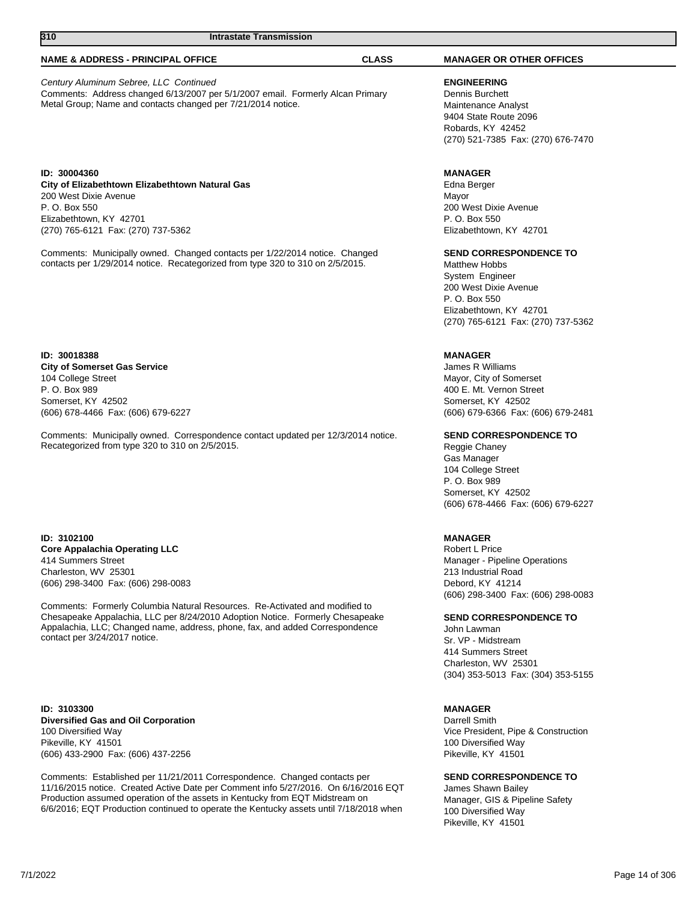## 310 Intrastate Transmission

**NAME & ADDRESS - PRINCIPAL OFFICE** | **CLASS** | **MANAGER OR OTHER OFFICES**

*Century Aluminum Sebree, LLC Continued*

Comments: Address changed 6/13/2007 per 5/1/2007 email. Formerly Alcan Primary Metal Group; Name and contacts changed per 7/21/2014 notice.

**ENGINEERING**
Dennis Burchett
Maintenance Analyst
9404 State Route 2096
Robards, KY 42452
(270) 521-7385 Fax: (270) 676-7470

---

**ID: 30004360**
**City of Elizabethtown Elizabethtown Natural Gas**
200 West Dixie Avenue
P. O. Box 550
Elizabethtown, KY 42701
(270) 765-6121 Fax: (270) 737-5362

Comments: Municipally owned. Changed contacts per 1/22/2014 notice. Changed contacts per 1/29/2014 notice. Recategorized from type 320 to 310 on 2/5/2015.

**MANAGER**
Edna Berger
Mayor
200 West Dixie Avenue
P. O. Box 550
Elizabethtown, KY 42701

**SEND CORRESPONDENCE TO**
Matthew Hobbs
System Engineer
200 West Dixie Avenue
P. O. Box 550
Elizabethtown, KY 42701
(270) 765-6121 Fax: (270) 737-5362

---

**ID: 30018388**
**City of Somerset Gas Service**
104 College Street
P. O. Box 989
Somerset, KY 42502
(606) 678-4466 Fax: (606) 679-6227

Comments: Municipally owned. Correspondence contact updated per 12/3/2014 notice. Recategorized from type 320 to 310 on 2/5/2015.

**MANAGER**
James R Williams
Mayor, City of Somerset
400 E. Mt. Vernon Street
Somerset, KY 42502
(606) 679-6366 Fax: (606) 679-2481

**SEND CORRESPONDENCE TO**
Reggie Chaney
Gas Manager
104 College Street
P. O. Box 989
Somerset, KY 42502
(606) 678-4466 Fax: (606) 679-6227

---

**ID: 3102100**
**Core Appalachia Operating LLC**
414 Summers Street
Charleston, WV 25301
(606) 298-3400 Fax: (606) 298-0083

Comments: Formerly Columbia Natural Resources. Re-Activated and modified to Chesapeake Appalachia, LLC per 8/24/2010 Adoption Notice. Formerly Chesapeake Appalachia, LLC; Changed name, address, phone, fax, and added Correspondence contact per 3/24/2017 notice.

**MANAGER**
Robert L Price
Manager - Pipeline Operations
213 Industrial Road
Debord, KY 41214
(606) 298-3400 Fax: (606) 298-0083

**SEND CORRESPONDENCE TO**
John Lawman
Sr. VP - Midstream
414 Summers Street
Charleston, WV 25301
(304) 353-5013 Fax: (304) 353-5155

---

**ID: 3103300**
**Diversified Gas and Oil Corporation**
100 Diversified Way
Pikeville, KY 41501
(606) 433-2900 Fax: (606) 437-2256

Comments: Established per 11/21/2011 Correspondence. Changed contacts per 11/16/2015 notice. Created Active Date per Comment info 5/27/2016. On 6/16/2016 EQT Production assumed operation of the assets in Kentucky from EQT Midstream on 6/6/2016; EQT Production continued to operate the Kentucky assets until 7/18/2018 when

**MANAGER**
Darrell Smith
Vice President, Pipe & Construction
100 Diversified Way
Pikeville, KY 41501

**SEND CORRESPONDENCE TO**
James Shawn Bailey
Manager, GIS & Pipeline Safety
100 Diversified Way
Pikeville, KY 41501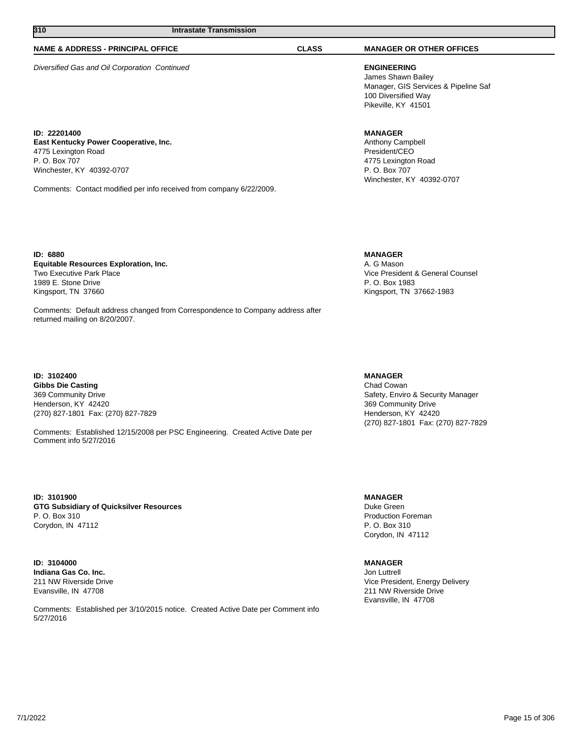| 310 | Intrastate Transmission | |
|---|---|---|
| **NAME & ADDRESS - PRINCIPAL OFFICE** | **CLASS** | **MANAGER OR OTHER OFFICES** |

*Diversified Gas and Oil Corporation Continued*

**ENGINEERING**
James Shawn Bailey
Manager, GIS Services & Pipeline Saf
100 Diversified Way
Pikeville, KY 41501

---

**ID: 22201400**
**East Kentucky Power Cooperative, Inc.**
4775 Lexington Road
P. O. Box 707
Winchester, KY 40392-0707

Comments: Contact modified per info received from company 6/22/2009.

**MANAGER**
Anthony Campbell
President/CEO
4775 Lexington Road
P. O. Box 707
Winchester, KY 40392-0707

---

**ID: 6880**
**Equitable Resources Exploration, Inc.**
Two Executive Park Place
1989 E. Stone Drive
Kingsport, TN 37660

Comments: Default address changed from Correspondence to Company address after returned mailing on 8/20/2007.

**MANAGER**
A. G Mason
Vice President & General Counsel
P. O. Box 1983
Kingsport, TN 37662-1983

---

**ID: 3102400**
**Gibbs Die Casting**
369 Community Drive
Henderson, KY 42420
(270) 827-1801 Fax: (270) 827-7829

Comments: Established 12/15/2008 per PSC Engineering. Created Active Date per Comment info 5/27/2016

**MANAGER**
Chad Cowan
Safety, Enviro & Security Manager
369 Community Drive
Henderson, KY 42420
(270) 827-1801 Fax: (270) 827-7829

---

**ID: 3101900**
**GTG Subsidiary of Quicksilver Resources**
P. O. Box 310
Corydon, IN 47112

**MANAGER**
Duke Green
Production Foreman
P. O. Box 310
Corydon, IN 47112

---

**ID: 3104000**
**Indiana Gas Co. Inc.**
211 NW Riverside Drive
Evansville, IN 47708

Comments: Established per 3/10/2015 notice. Created Active Date per Comment info 5/27/2016

**MANAGER**
Jon Luttrell
Vice President, Energy Delivery
211 NW Riverside Drive
Evansville, IN 47708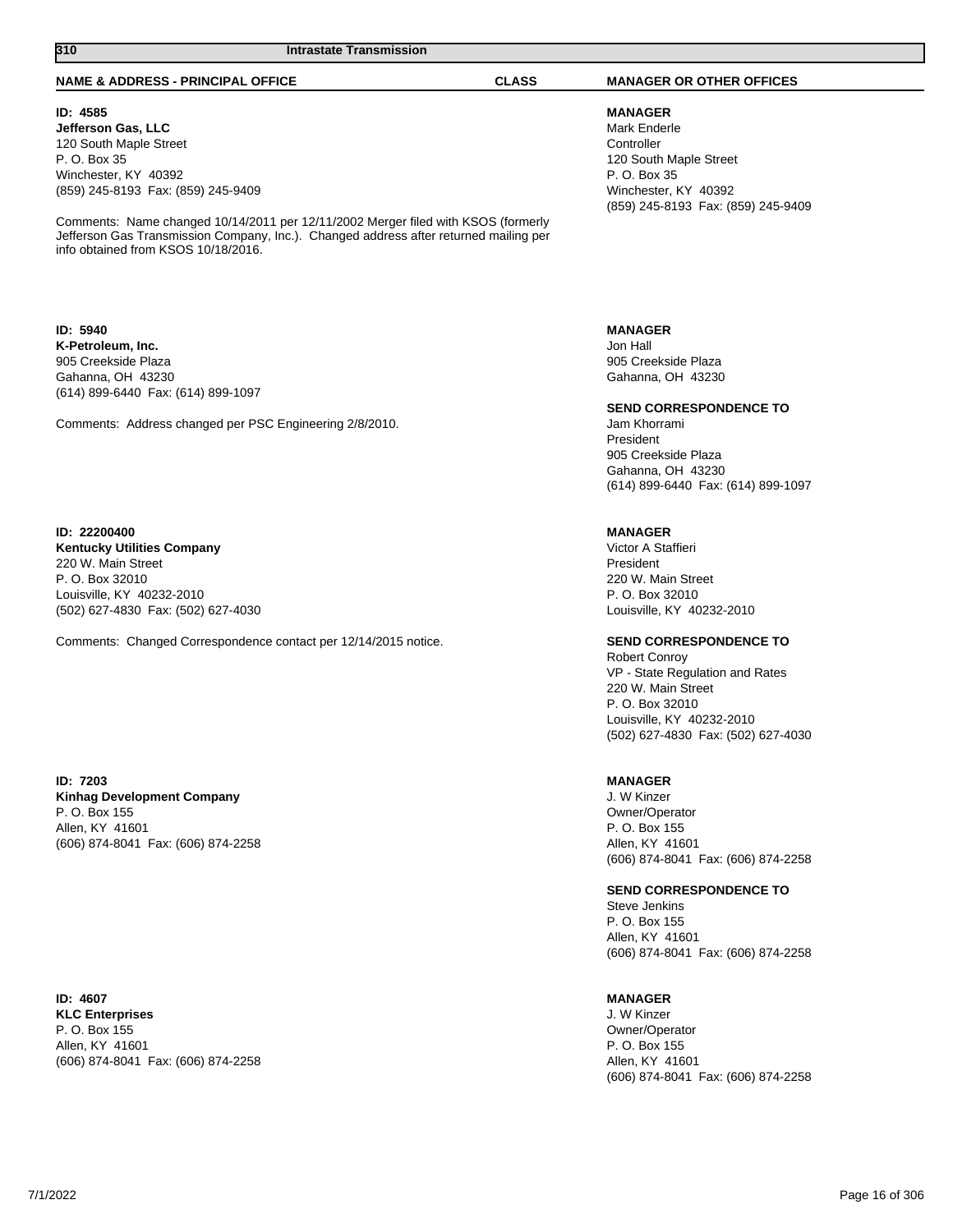## Intrastate Transmission

| NAME & ADDRESS - PRINCIPAL OFFICE | CLASS | MANAGER OR OTHER OFFICES |
|---|---|---|

**ID: 4585**
**Jefferson Gas, LLC**
120 South Maple Street
P. O. Box 35
Winchester, KY 40392
(859) 245-8193 Fax: (859) 245-9409

Comments: Name changed 10/14/2011 per 12/11/2002 Merger filed with KSOS (formerly Jefferson Gas Transmission Company, Inc.). Changed address after returned mailing per info obtained from KSOS 10/18/2016.

**MANAGER**
Mark Enderle
Controller
120 South Maple Street
P. O. Box 35
Winchester, KY 40392
(859) 245-8193 Fax: (859) 245-9409

---

**ID: 5940**
**K-Petroleum, Inc.**
905 Creekside Plaza
Gahanna, OH 43230
(614) 899-6440 Fax: (614) 899-1097

Comments: Address changed per PSC Engineering 2/8/2010.

**MANAGER**
Jon Hall
905 Creekside Plaza
Gahanna, OH 43230

**SEND CORRESPONDENCE TO**
Jam Khorrami
President
905 Creekside Plaza
Gahanna, OH 43230
(614) 899-6440 Fax: (614) 899-1097

---

**ID: 22200400**
**Kentucky Utilities Company**
220 W. Main Street
P. O. Box 32010
Louisville, KY 40232-2010
(502) 627-4830 Fax: (502) 627-4030

Comments: Changed Correspondence contact per 12/14/2015 notice.

**MANAGER**
Victor A Staffieri
President
220 W. Main Street
P. O. Box 32010
Louisville, KY 40232-2010

**SEND CORRESPONDENCE TO**
Robert Conroy
VP - State Regulation and Rates
220 W. Main Street
P. O. Box 32010
Louisville, KY 40232-2010
(502) 627-4830 Fax: (502) 627-4030

---

**ID: 7203**
**Kinhag Development Company**
P. O. Box 155
Allen, KY 41601
(606) 874-8041 Fax: (606) 874-2258

**MANAGER**
J. W Kinzer
Owner/Operator
P. O. Box 155
Allen, KY 41601
(606) 874-8041 Fax: (606) 874-2258

**SEND CORRESPONDENCE TO**
Steve Jenkins
P. O. Box 155
Allen, KY 41601
(606) 874-8041 Fax: (606) 874-2258

---

**ID: 4607**
**KLC Enterprises**
P. O. Box 155
Allen, KY 41601
(606) 874-8041 Fax: (606) 874-2258

**MANAGER**
J. W Kinzer
Owner/Operator
P. O. Box 155
Allen, KY 41601
(606) 874-8041 Fax: (606) 874-2258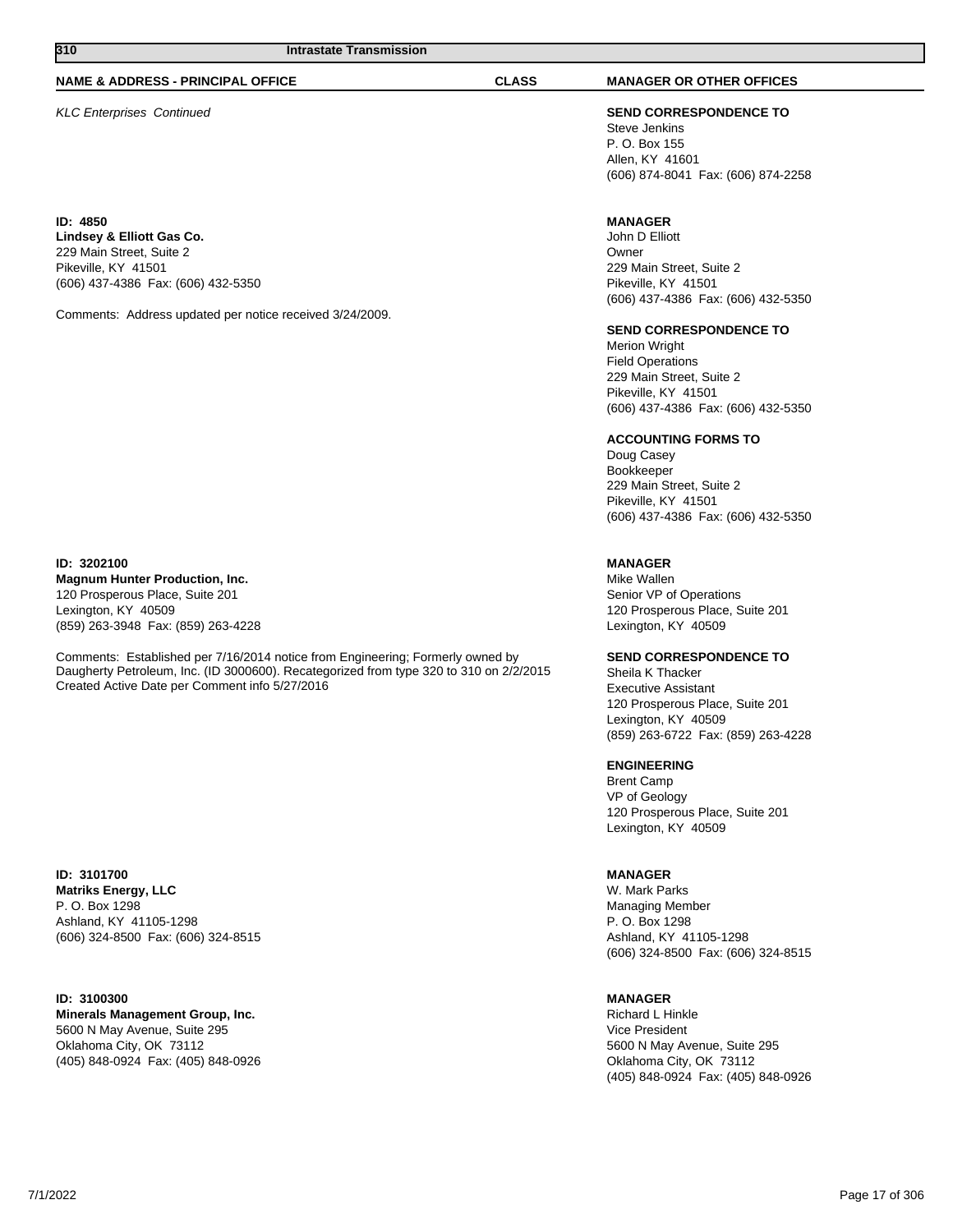**310 Intrastate Transmission**

| NAME & ADDRESS - PRINCIPAL OFFICE | CLASS | MANAGER OR OTHER OFFICES |
|---|---|---|

*KLC Enterprises Continued*

**SEND CORRESPONDENCE TO**
Steve Jenkins
P. O. Box 155
Allen, KY 41601
(606) 874-8041 Fax: (606) 874-2258

---

**ID: 4850**
**Lindsey & Elliott Gas Co.**
229 Main Street, Suite 2
Pikeville, KY 41501
(606) 437-4386 Fax: (606) 432-5350

Comments: Address updated per notice received 3/24/2009.

**MANAGER**
John D Elliott
Owner
229 Main Street, Suite 2
Pikeville, KY 41501
(606) 437-4386 Fax: (606) 432-5350

**SEND CORRESPONDENCE TO**
Merion Wright
Field Operations
229 Main Street, Suite 2
Pikeville, KY 41501
(606) 437-4386 Fax: (606) 432-5350

**ACCOUNTING FORMS TO**
Doug Casey
Bookkeeper
229 Main Street, Suite 2
Pikeville, KY 41501
(606) 437-4386 Fax: (606) 432-5350

---

**ID: 3202100**
**Magnum Hunter Production, Inc.**
120 Prosperous Place, Suite 201
Lexington, KY 40509
(859) 263-3948 Fax: (859) 263-4228

Comments: Established per 7/16/2014 notice from Engineering; Formerly owned by Daugherty Petroleum, Inc. (ID 3000600). Recategorized from type 320 to 310 on 2/2/2015 Created Active Date per Comment info 5/27/2016

**MANAGER**
Mike Wallen
Senior VP of Operations
120 Prosperous Place, Suite 201
Lexington, KY 40509

**SEND CORRESPONDENCE TO**
Sheila K Thacker
Executive Assistant
120 Prosperous Place, Suite 201
Lexington, KY 40509
(859) 263-6722 Fax: (859) 263-4228

**ENGINEERING**
Brent Camp
VP of Geology
120 Prosperous Place, Suite 201
Lexington, KY 40509

---

**ID: 3101700**
**Matriks Energy, LLC**
P. O. Box 1298
Ashland, KY 41105-1298
(606) 324-8500 Fax: (606) 324-8515

**MANAGER**
W. Mark Parks
Managing Member
P. O. Box 1298
Ashland, KY 41105-1298
(606) 324-8500 Fax: (606) 324-8515

---

**ID: 3100300**
**Minerals Management Group, Inc.**
5600 N May Avenue, Suite 295
Oklahoma City, OK 73112
(405) 848-0924 Fax: (405) 848-0926

**MANAGER**
Richard L Hinkle
Vice President
5600 N May Avenue, Suite 295
Oklahoma City, OK 73112
(405) 848-0924 Fax: (405) 848-0926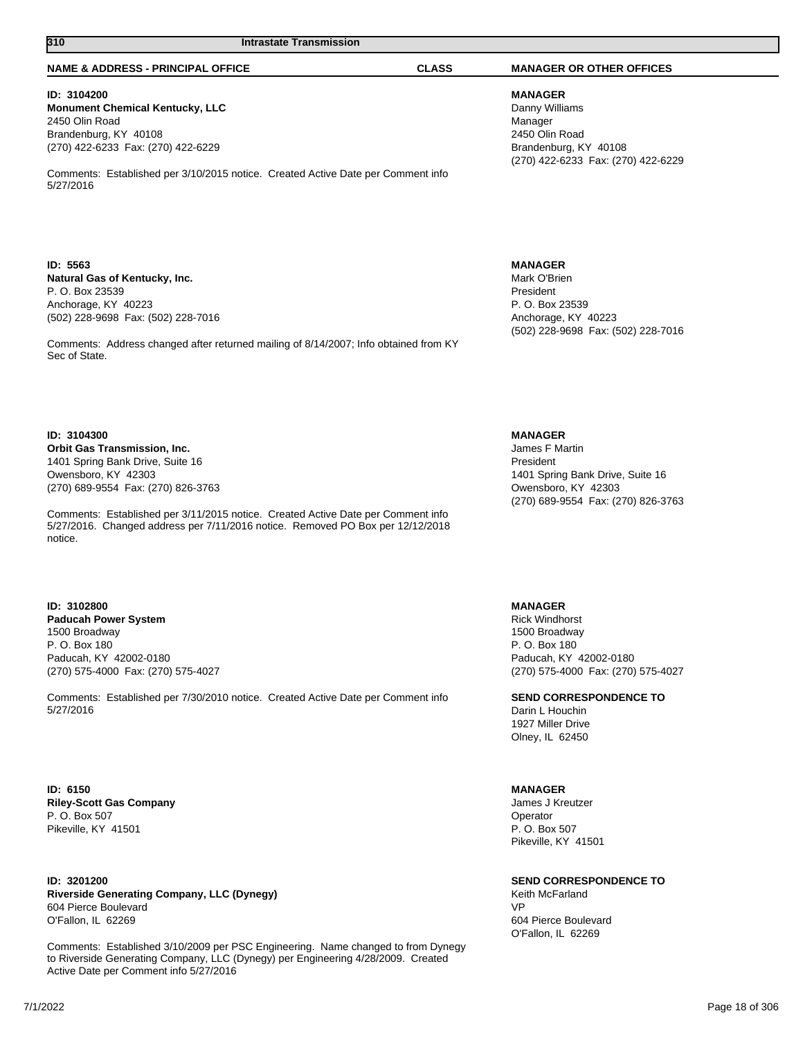**310 Intrastate Transmission**

| NAME & ADDRESS - PRINCIPAL OFFICE | CLASS | MANAGER OR OTHER OFFICES |
|---|---|---|

**ID: 3104200**
**Monument Chemical Kentucky, LLC**
2450 Olin Road
Brandenburg, KY 40108
(270) 422-6233 Fax: (270) 422-6229

Comments: Established per 3/10/2015 notice. Created Active Date per Comment info 5/27/2016

**MANAGER**
Danny Williams
Manager
2450 Olin Road
Brandenburg, KY 40108
(270) 422-6233 Fax: (270) 422-6229

**ID: 5563**
**Natural Gas of Kentucky, Inc.**
P. O. Box 23539
Anchorage, KY 40223
(502) 228-9698 Fax: (502) 228-7016

Comments: Address changed after returned mailing of 8/14/2007; Info obtained from KY Sec of State.

**MANAGER**
Mark O'Brien
President
P. O. Box 23539
Anchorage, KY 40223
(502) 228-9698 Fax: (502) 228-7016

**ID: 3104300**
**Orbit Gas Transmission, Inc.**
1401 Spring Bank Drive, Suite 16
Owensboro, KY 42303
(270) 689-9554 Fax: (270) 826-3763

Comments: Established per 3/11/2015 notice. Created Active Date per Comment info 5/27/2016. Changed address per 7/11/2016 notice. Removed PO Box per 12/12/2018 notice.

**MANAGER**
James F Martin
President
1401 Spring Bank Drive, Suite 16
Owensboro, KY 42303
(270) 689-9554 Fax: (270) 826-3763

**ID: 3102800**
**Paducah Power System**
1500 Broadway
P. O. Box 180
Paducah, KY 42002-0180
(270) 575-4000 Fax: (270) 575-4027

Comments: Established per 7/30/2010 notice. Created Active Date per Comment info 5/27/2016

**MANAGER**
Rick Windhorst
1500 Broadway
P. O. Box 180
Paducah, KY 42002-0180
(270) 575-4000 Fax: (270) 575-4027

**SEND CORRESPONDENCE TO**
Darin L Houchin
1927 Miller Drive
Olney, IL 62450

**ID: 6150**
**Riley-Scott Gas Company**
P. O. Box 507
Pikeville, KY 41501

**MANAGER**
James J Kreutzer
Operator
P. O. Box 507
Pikeville, KY 41501

**ID: 3201200**
**Riverside Generating Company, LLC (Dynegy)**
604 Pierce Boulevard
O'Fallon, IL 62269

Comments: Established 3/10/2009 per PSC Engineering. Name changed to from Dynegy to Riverside Generating Company, LLC (Dynegy) per Engineering 4/28/2009. Created Active Date per Comment info 5/27/2016

**SEND CORRESPONDENCE TO**
Keith McFarland
VP
604 Pierce Boulevard
O'Fallon, IL 62269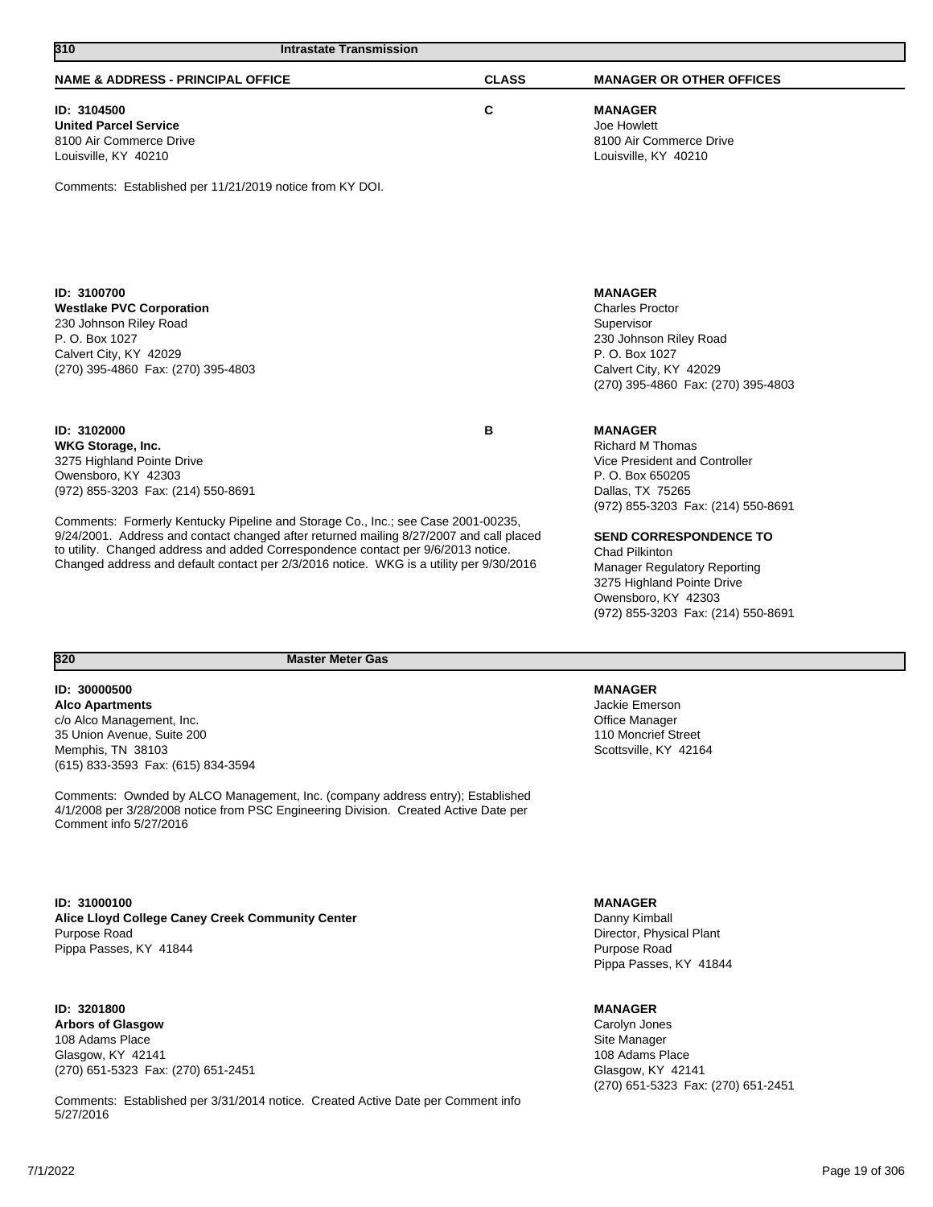## 310 Intrastate Transmission

| NAME & ADDRESS - PRINCIPAL OFFICE | CLASS | MANAGER OR OTHER OFFICES |
|---|---|---|

**ID: 3104500** — CLASS: **C**
**United Parcel Service**
8100 Air Commerce Drive
Louisville, KY 40210

Comments: Established per 11/21/2019 notice from KY DOI.

**MANAGER**
Joe Howlett
8100 Air Commerce Drive
Louisville, KY 40210

**ID: 3100700**
**Westlake PVC Corporation**
230 Johnson Riley Road
P. O. Box 1027
Calvert City, KY 42029
(270) 395-4860 Fax: (270) 395-4803

**MANAGER**
Charles Proctor
Supervisor
230 Johnson Riley Road
P. O. Box 1027
Calvert City, KY 42029
(270) 395-4860 Fax: (270) 395-4803

**ID: 3102000** — CLASS: **B**
**WKG Storage, Inc.**
3275 Highland Pointe Drive
Owensboro, KY 42303
(972) 855-3203 Fax: (214) 550-8691

Comments: Formerly Kentucky Pipeline and Storage Co., Inc.; see Case 2001-00235, 9/24/2001. Address and contact changed after returned mailing 8/27/2007 and call placed to utility. Changed address and added Correspondence contact per 9/6/2013 notice. Changed address and default contact per 2/3/2016 notice. WKG is a utility per 9/30/2016

**MANAGER**
Richard M Thomas
Vice President and Controller
P. O. Box 650205
Dallas, TX 75265
(972) 855-3203 Fax: (214) 550-8691

**SEND CORRESPONDENCE TO**
Chad Pilkinton
Manager Regulatory Reporting
3275 Highland Pointe Drive
Owensboro, KY 42303
(972) 855-3203 Fax: (214) 550-8691

## 320 Master Meter Gas

**ID: 30000500**
**Alco Apartments**
c/o Alco Management, Inc.
35 Union Avenue, Suite 200
Memphis, TN 38103
(615) 833-3593 Fax: (615) 834-3594

Comments: Ownded by ALCO Management, Inc. (company address entry); Established 4/1/2008 per 3/28/2008 notice from PSC Engineering Division. Created Active Date per Comment info 5/27/2016

**MANAGER**
Jackie Emerson
Office Manager
110 Moncrief Street
Scottsville, KY 42164

**ID: 31000100**
**Alice Lloyd College Caney Creek Community Center**
Purpose Road
Pippa Passes, KY 41844

**MANAGER**
Danny Kimball
Director, Physical Plant
Purpose Road
Pippa Passes, KY 41844

**ID: 3201800**
**Arbors of Glasgow**
108 Adams Place
Glasgow, KY 42141
(270) 651-5323 Fax: (270) 651-2451

Comments: Established per 3/31/2014 notice. Created Active Date per Comment info 5/27/2016

**MANAGER**
Carolyn Jones
Site Manager
108 Adams Place
Glasgow, KY 42141
(270) 651-5323 Fax: (270) 651-2451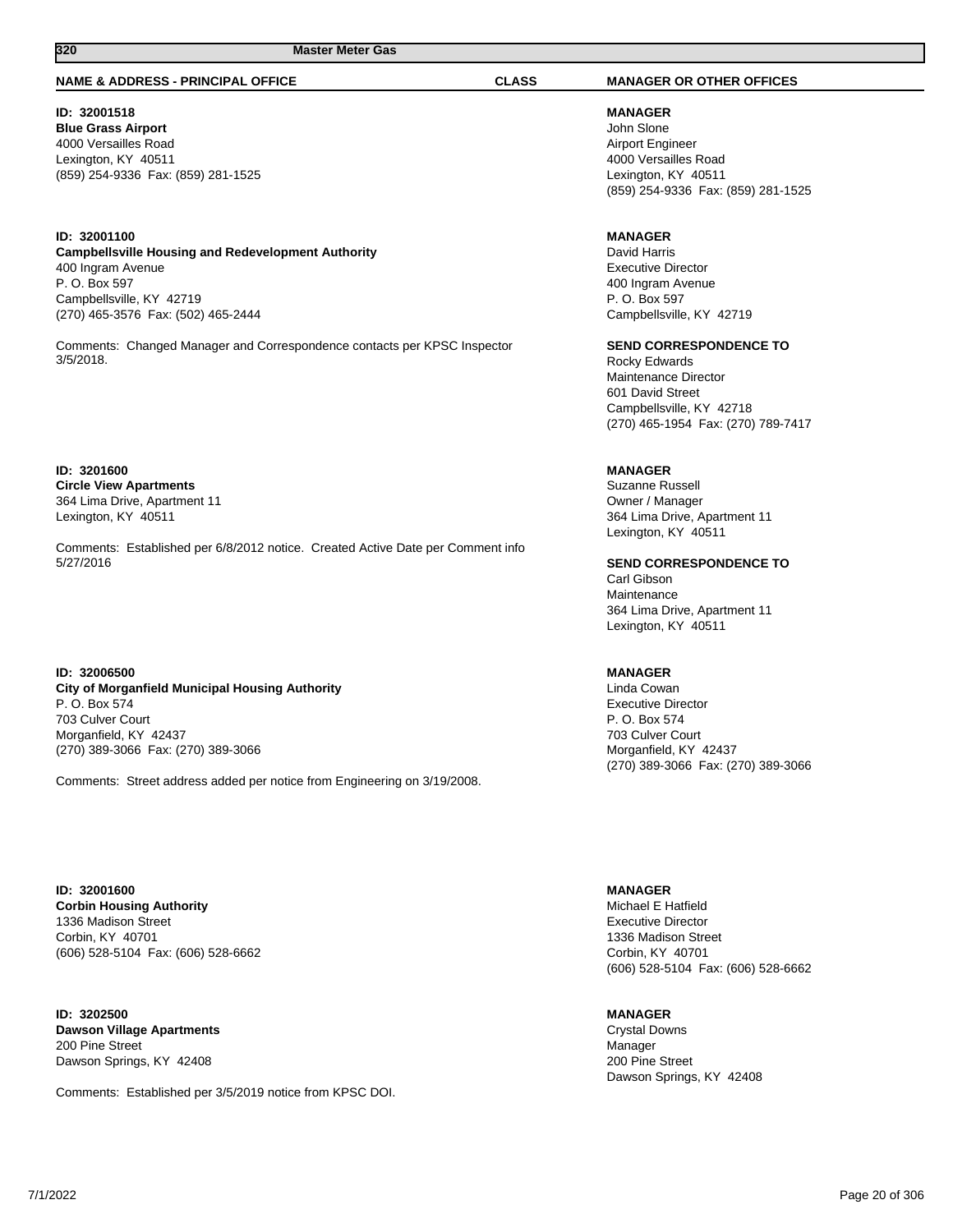**320 Master Meter Gas**

| NAME & ADDRESS - PRINCIPAL OFFICE | CLASS | MANAGER OR OTHER OFFICES |
|---|---|---|

**ID: 32001518**
**Blue Grass Airport**
4000 Versailles Road
Lexington, KY 40511
(859) 254-9336 Fax: (859) 281-1525

**MANAGER**
John Slone
Airport Engineer
4000 Versailles Road
Lexington, KY 40511
(859) 254-9336 Fax: (859) 281-1525

**ID: 32001100**
**Campbellsville Housing and Redevelopment Authority**
400 Ingram Avenue
P. O. Box 597
Campbellsville, KY 42719
(270) 465-3576 Fax: (502) 465-2444

Comments: Changed Manager and Correspondence contacts per KPSC Inspector 3/5/2018.

**MANAGER**
David Harris
Executive Director
400 Ingram Avenue
P. O. Box 597
Campbellsville, KY 42719

**SEND CORRESPONDENCE TO**
Rocky Edwards
Maintenance Director
601 David Street
Campbellsville, KY 42718
(270) 465-1954 Fax: (270) 789-7417

**ID: 3201600**
**Circle View Apartments**
364 Lima Drive, Apartment 11
Lexington, KY 40511

Comments: Established per 6/8/2012 notice. Created Active Date per Comment info 5/27/2016

**MANAGER**
Suzanne Russell
Owner / Manager
364 Lima Drive, Apartment 11
Lexington, KY 40511

**SEND CORRESPONDENCE TO**
Carl Gibson
Maintenance
364 Lima Drive, Apartment 11
Lexington, KY 40511

**ID: 32006500**
**City of Morganfield Municipal Housing Authority**
P. O. Box 574
703 Culver Court
Morganfield, KY 42437
(270) 389-3066 Fax: (270) 389-3066

Comments: Street address added per notice from Engineering on 3/19/2008.

**MANAGER**
Linda Cowan
Executive Director
P. O. Box 574
703 Culver Court
Morganfield, KY 42437
(270) 389-3066 Fax: (270) 389-3066

**ID: 32001600**
**Corbin Housing Authority**
1336 Madison Street
Corbin, KY 40701
(606) 528-5104 Fax: (606) 528-6662

**MANAGER**
Michael E Hatfield
Executive Director
1336 Madison Street
Corbin, KY 40701
(606) 528-5104 Fax: (606) 528-6662

**ID: 3202500**
**Dawson Village Apartments**
200 Pine Street
Dawson Springs, KY 42408

Comments: Established per 3/5/2019 notice from KPSC DOI.

**MANAGER**
Crystal Downs
Manager
200 Pine Street
Dawson Springs, KY 42408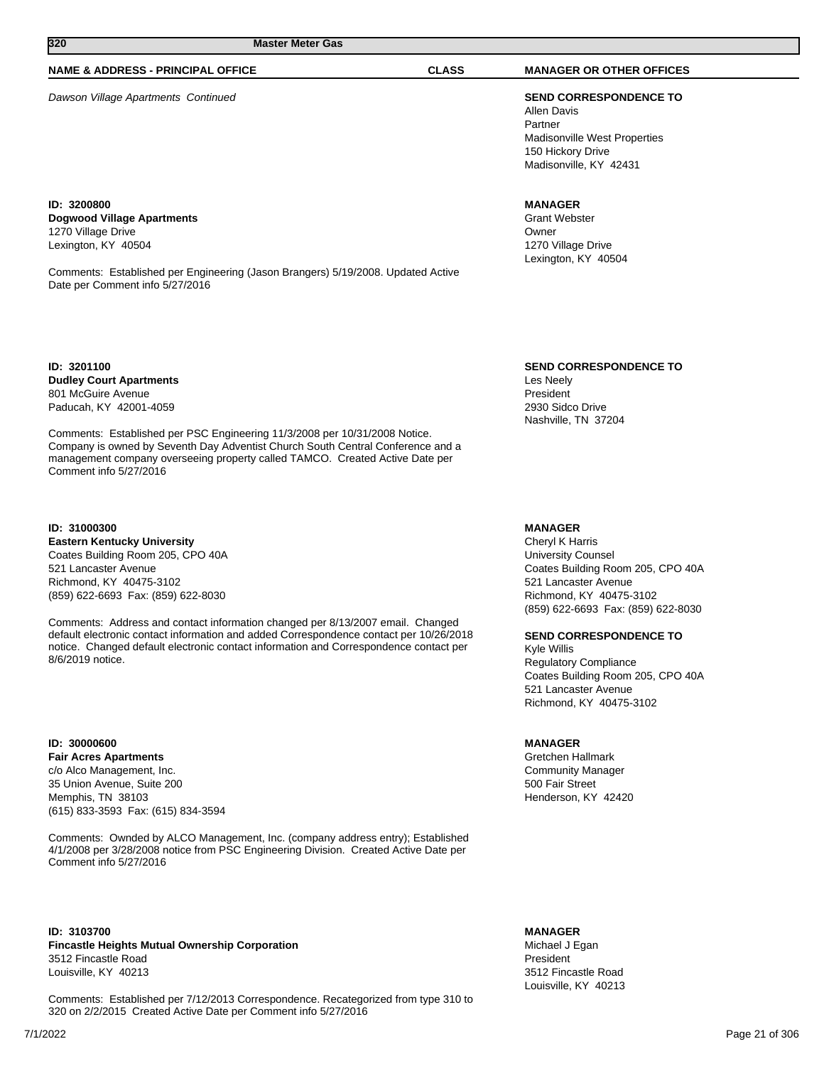**320 Master Meter Gas**

| NAME & ADDRESS - PRINCIPAL OFFICE | CLASS | MANAGER OR OTHER OFFICES |
|---|---|---|

*Dawson Village Apartments Continued*

**SEND CORRESPONDENCE TO**
Allen Davis
Partner
Madisonville West Properties
150 Hickory Drive
Madisonville, KY 42431

---

**ID: 3200800**
**Dogwood Village Apartments**
1270 Village Drive
Lexington, KY 40504

Comments: Established per Engineering (Jason Brangers) 5/19/2008. Updated Active Date per Comment info 5/27/2016

**MANAGER**
Grant Webster
Owner
1270 Village Drive
Lexington, KY 40504

---

**ID: 3201100**
**Dudley Court Apartments**
801 McGuire Avenue
Paducah, KY 42001-4059

Comments: Established per PSC Engineering 11/3/2008 per 10/31/2008 Notice. Company is owned by Seventh Day Adventist Church South Central Conference and a management company overseeing property called TAMCO. Created Active Date per Comment info 5/27/2016

**SEND CORRESPONDENCE TO**
Les Neely
President
2930 Sidco Drive
Nashville, TN 37204

---

**ID: 31000300**
**Eastern Kentucky University**
Coates Building Room 205, CPO 40A
521 Lancaster Avenue
Richmond, KY 40475-3102
(859) 622-6693 Fax: (859) 622-8030

Comments: Address and contact information changed per 8/13/2007 email. Changed default electronic contact information and added Correspondence contact per 10/26/2018 notice. Changed default electronic contact information and Correspondence contact per 8/6/2019 notice.

**MANAGER**
Cheryl K Harris
University Counsel
Coates Building Room 205, CPO 40A
521 Lancaster Avenue
Richmond, KY 40475-3102
(859) 622-6693 Fax: (859) 622-8030

**SEND CORRESPONDENCE TO**
Kyle Willis
Regulatory Compliance
Coates Building Room 205, CPO 40A
521 Lancaster Avenue
Richmond, KY 40475-3102

---

**ID: 30000600**
**Fair Acres Apartments**
c/o Alco Management, Inc.
35 Union Avenue, Suite 200
Memphis, TN 38103
(615) 833-3593 Fax: (615) 834-3594

Comments: Ownded by ALCO Management, Inc. (company address entry); Established 4/1/2008 per 3/28/2008 notice from PSC Engineering Division. Created Active Date per Comment info 5/27/2016

**MANAGER**
Gretchen Hallmark
Community Manager
500 Fair Street
Henderson, KY 42420

---

**ID: 3103700**
**Fincastle Heights Mutual Ownership Corporation**
3512 Fincastle Road
Louisville, KY 40213

Comments: Established per 7/12/2013 Correspondence. Recategorized from type 310 to 320 on 2/2/2015 Created Active Date per Comment info 5/27/2016

**MANAGER**
Michael J Egan
President
3512 Fincastle Road
Louisville, KY 40213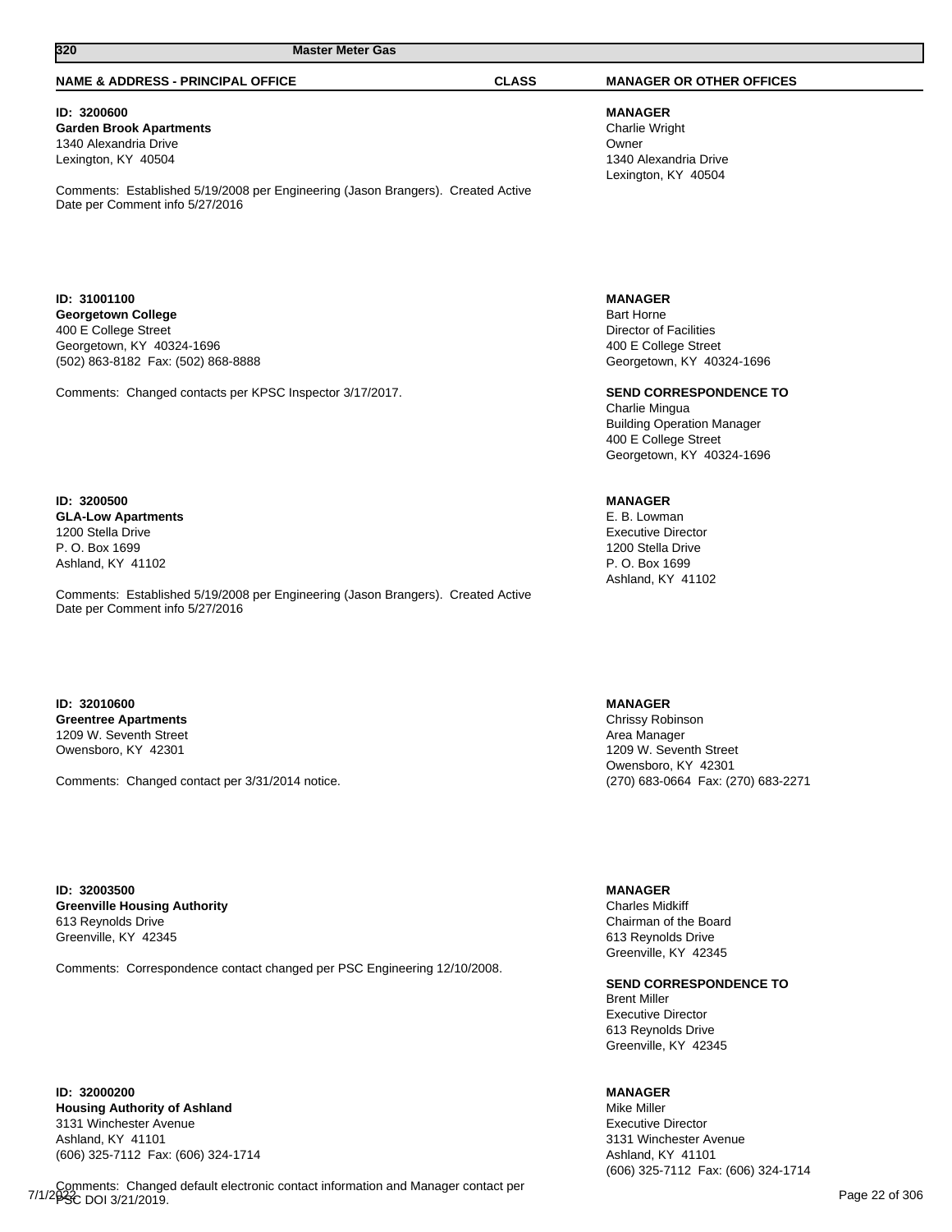**320** **Master Meter Gas**

| NAME & ADDRESS - PRINCIPAL OFFICE | CLASS | MANAGER OR OTHER OFFICES |
|---|---|---|

**ID: 3200600**
**Garden Brook Apartments**
1340 Alexandria Drive
Lexington, KY 40504

Comments: Established 5/19/2008 per Engineering (Jason Brangers). Created Active Date per Comment info 5/27/2016

**MANAGER**
Charlie Wright
Owner
1340 Alexandria Drive
Lexington, KY 40504

**ID: 31001100**
**Georgetown College**
400 E College Street
Georgetown, KY 40324-1696
(502) 863-8182 Fax: (502) 868-8888

Comments: Changed contacts per KPSC Inspector 3/17/2017.

**MANAGER**
Bart Horne
Director of Facilities
400 E College Street
Georgetown, KY 40324-1696

**SEND CORRESPONDENCE TO**
Charlie Mingua
Building Operation Manager
400 E College Street
Georgetown, KY 40324-1696

**ID: 3200500**
**GLA-Low Apartments**
1200 Stella Drive
P. O. Box 1699
Ashland, KY 41102

Comments: Established 5/19/2008 per Engineering (Jason Brangers). Created Active Date per Comment info 5/27/2016

**MANAGER**
E. B. Lowman
Executive Director
1200 Stella Drive
P. O. Box 1699
Ashland, KY 41102

**ID: 32010600**
**Greentree Apartments**
1209 W. Seventh Street
Owensboro, KY 42301

Comments: Changed contact per 3/31/2014 notice.

**MANAGER**
Chrissy Robinson
Area Manager
1209 W. Seventh Street
Owensboro, KY 42301
(270) 683-0664 Fax: (270) 683-2271

**ID: 32003500**
**Greenville Housing Authority**
613 Reynolds Drive
Greenville, KY 42345

Comments: Correspondence contact changed per PSC Engineering 12/10/2008.

**MANAGER**
Charles Midkiff
Chairman of the Board
613 Reynolds Drive
Greenville, KY 42345

**SEND CORRESPONDENCE TO**
Brent Miller
Executive Director
613 Reynolds Drive
Greenville, KY 42345

**ID: 32000200**
**Housing Authority of Ashland**
3131 Winchester Avenue
Ashland, KY 41101
(606) 325-7112 Fax: (606) 324-1714

Comments: Changed default electronic contact information and Manager contact per PSC DOI 3/21/2019.

**MANAGER**
Mike Miller
Executive Director
3131 Winchester Avenue
Ashland, KY 41101
(606) 325-7112 Fax: (606) 324-1714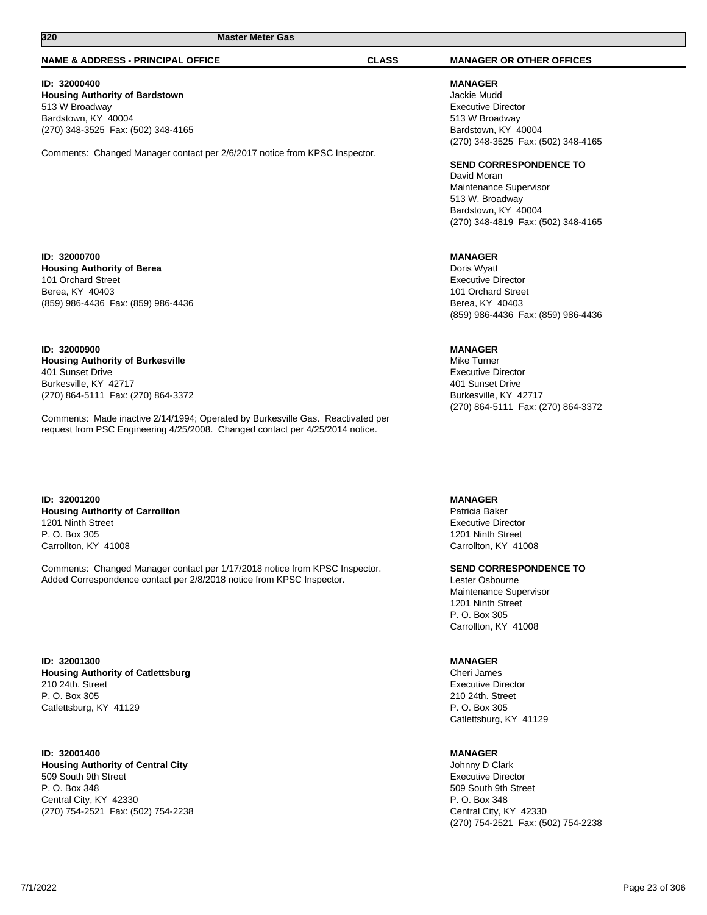**320 Master Meter Gas**

| NAME & ADDRESS - PRINCIPAL OFFICE | CLASS | MANAGER OR OTHER OFFICES |
|---|---|---|
| **ID: 32000400**<br>**Housing Authority of Bardstown**<br>513 W Broadway<br>Bardstown, KY 40004<br>(270) 348-3525 Fax: (502) 348-4165<br><br>Comments: Changed Manager contact per 2/6/2017 notice from KPSC Inspector. | | **MANAGER**<br>Jackie Mudd<br>Executive Director<br>513 W Broadway<br>Bardstown, KY 40004<br>(270) 348-3525 Fax: (502) 348-4165<br><br>**SEND CORRESPONDENCE TO**<br>David Moran<br>Maintenance Supervisor<br>513 W. Broadway<br>Bardstown, KY 40004<br>(270) 348-4819 Fax: (502) 348-4165 |
| **ID: 32000700**<br>**Housing Authority of Berea**<br>101 Orchard Street<br>Berea, KY 40403<br>(859) 986-4436 Fax: (859) 986-4436 | | **MANAGER**<br>Doris Wyatt<br>Executive Director<br>101 Orchard Street<br>Berea, KY 40403<br>(859) 986-4436 Fax: (859) 986-4436 |
| **ID: 32000900**<br>**Housing Authority of Burkesville**<br>401 Sunset Drive<br>Burkesville, KY 42717<br>(270) 864-5111 Fax: (270) 864-3372<br><br>Comments: Made inactive 2/14/1994; Operated by Burkesville Gas. Reactivated per request from PSC Engineering 4/25/2008. Changed contact per 4/25/2014 notice. | | **MANAGER**<br>Mike Turner<br>Executive Director<br>401 Sunset Drive<br>Burkesville, KY 42717<br>(270) 864-5111 Fax: (270) 864-3372 |
| **ID: 32001200**<br>**Housing Authority of Carrollton**<br>1201 Ninth Street<br>P. O. Box 305<br>Carrollton, KY 41008<br><br>Comments: Changed Manager contact per 1/17/2018 notice from KPSC Inspector. Added Correspondence contact per 2/8/2018 notice from KPSC Inspector. | | **MANAGER**<br>Patricia Baker<br>Executive Director<br>1201 Ninth Street<br>Carrollton, KY 41008<br><br>**SEND CORRESPONDENCE TO**<br>Lester Osbourne<br>Maintenance Supervisor<br>1201 Ninth Street<br>P. O. Box 305<br>Carrollton, KY 41008 |
| **ID: 32001300**<br>**Housing Authority of Catlettsburg**<br>210 24th. Street<br>P. O. Box 305<br>Catlettsburg, KY 41129 | | **MANAGER**<br>Cheri James<br>Executive Director<br>210 24th. Street<br>P. O. Box 305<br>Catlettsburg, KY 41129 |
| **ID: 32001400**<br>**Housing Authority of Central City**<br>509 South 9th Street<br>P. O. Box 348<br>Central City, KY 42330<br>(270) 754-2521 Fax: (502) 754-2238 | | **MANAGER**<br>Johnny D Clark<br>Executive Director<br>509 South 9th Street<br>P. O. Box 348<br>Central City, KY 42330<br>(270) 754-2521 Fax: (502) 754-2238 |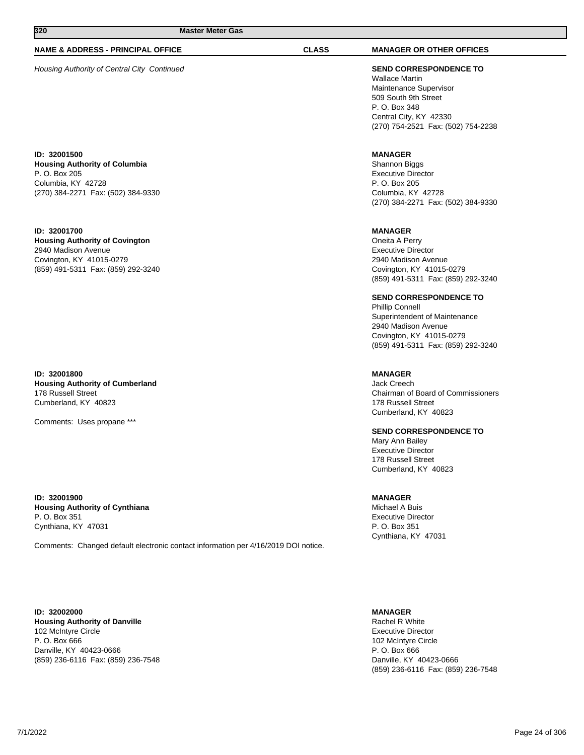## Master Meter Gas

| NAME & ADDRESS - PRINCIPAL OFFICE | CLASS | MANAGER OR OTHER OFFICES |
|---|---|---|
| *Housing Authority of Central City Continued* | | **SEND CORRESPONDENCE TO**<br>Wallace Martin<br>Maintenance Supervisor<br>509 South 9th Street<br>P. O. Box 348<br>Central City, KY 42330<br>(270) 754-2521 Fax: (502) 754-2238 |
| **ID: 32001500**<br>**Housing Authority of Columbia**<br>P. O. Box 205<br>Columbia, KY 42728<br>(270) 384-2271 Fax: (502) 384-9330 | | **MANAGER**<br>Shannon Biggs<br>Executive Director<br>P. O. Box 205<br>Columbia, KY 42728<br>(270) 384-2271 Fax: (502) 384-9330 |
| **ID: 32001700**<br>**Housing Authority of Covington**<br>2940 Madison Avenue<br>Covington, KY 41015-0279<br>(859) 491-5311 Fax: (859) 292-3240 | | **MANAGER**<br>Oneita A Perry<br>Executive Director<br>2940 Madison Avenue<br>Covington, KY 41015-0279<br>(859) 491-5311 Fax: (859) 292-3240<br><br>**SEND CORRESPONDENCE TO**<br>Phillip Connell<br>Superintendent of Maintenance<br>2940 Madison Avenue<br>Covington, KY 41015-0279<br>(859) 491-5311 Fax: (859) 292-3240 |
| **ID: 32001800**<br>**Housing Authority of Cumberland**<br>178 Russell Street<br>Cumberland, KY 40823<br><br>Comments: Uses propane *** | | **MANAGER**<br>Jack Creech<br>Chairman of Board of Commissioners<br>178 Russell Street<br>Cumberland, KY 40823<br><br>**SEND CORRESPONDENCE TO**<br>Mary Ann Bailey<br>Executive Director<br>178 Russell Street<br>Cumberland, KY 40823 |
| **ID: 32001900**<br>**Housing Authority of Cynthiana**<br>P. O. Box 351<br>Cynthiana, KY 47031<br><br>Comments: Changed default electronic contact information per 4/16/2019 DOI notice. | | **MANAGER**<br>Michael A Buis<br>Executive Director<br>P. O. Box 351<br>Cynthiana, KY 47031 |
| **ID: 32002000**<br>**Housing Authority of Danville**<br>102 McIntyre Circle<br>P. O. Box 666<br>Danville, KY 40423-0666<br>(859) 236-6116 Fax: (859) 236-7548 | | **MANAGER**<br>Rachel R White<br>Executive Director<br>102 McIntyre Circle<br>P. O. Box 666<br>Danville, KY 40423-0666<br>(859) 236-6116 Fax: (859) 236-7548 |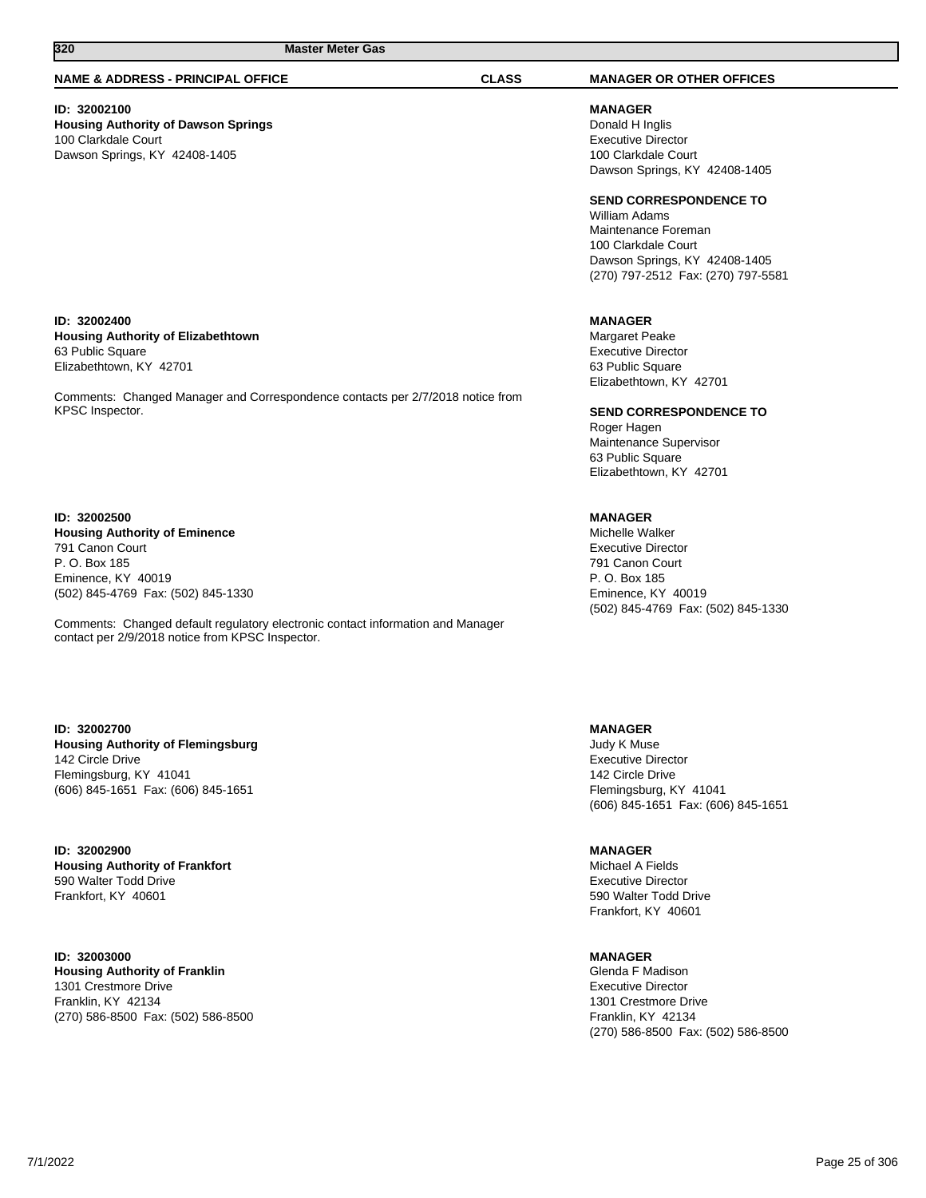**320 Master Meter Gas**

| NAME & ADDRESS - PRINCIPAL OFFICE | CLASS | MANAGER OR OTHER OFFICES |
|---|---|---|

**ID: 32002100**
**Housing Authority of Dawson Springs**
100 Clarkdale Court
Dawson Springs, KY 42408-1405

**MANAGER**
Donald H Inglis
Executive Director
100 Clarkdale Court
Dawson Springs, KY 42408-1405

**SEND CORRESPONDENCE TO**
William Adams
Maintenance Foreman
100 Clarkdale Court
Dawson Springs, KY 42408-1405
(270) 797-2512 Fax: (270) 797-5581

**ID: 32002400**
**Housing Authority of Elizabethtown**
63 Public Square
Elizabethtown, KY 42701

Comments: Changed Manager and Correspondence contacts per 2/7/2018 notice from KPSC Inspector.

**MANAGER**
Margaret Peake
Executive Director
63 Public Square
Elizabethtown, KY 42701

**SEND CORRESPONDENCE TO**
Roger Hagen
Maintenance Supervisor
63 Public Square
Elizabethtown, KY 42701

**ID: 32002500**
**Housing Authority of Eminence**
791 Canon Court
P. O. Box 185
Eminence, KY 40019
(502) 845-4769 Fax: (502) 845-1330

Comments: Changed default regulatory electronic contact information and Manager contact per 2/9/2018 notice from KPSC Inspector.

**MANAGER**
Michelle Walker
Executive Director
791 Canon Court
P. O. Box 185
Eminence, KY 40019
(502) 845-4769 Fax: (502) 845-1330

**ID: 32002700**
**Housing Authority of Flemingsburg**
142 Circle Drive
Flemingsburg, KY 41041
(606) 845-1651 Fax: (606) 845-1651

**MANAGER**
Judy K Muse
Executive Director
142 Circle Drive
Flemingsburg, KY 41041
(606) 845-1651 Fax: (606) 845-1651

**ID: 32002900**
**Housing Authority of Frankfort**
590 Walter Todd Drive
Frankfort, KY 40601

**MANAGER**
Michael A Fields
Executive Director
590 Walter Todd Drive
Frankfort, KY 40601

**ID: 32003000**
**Housing Authority of Franklin**
1301 Crestmore Drive
Franklin, KY 42134
(270) 586-8500 Fax: (502) 586-8500

**MANAGER**
Glenda F Madison
Executive Director
1301 Crestmore Drive
Franklin, KY 42134
(270) 586-8500 Fax: (502) 586-8500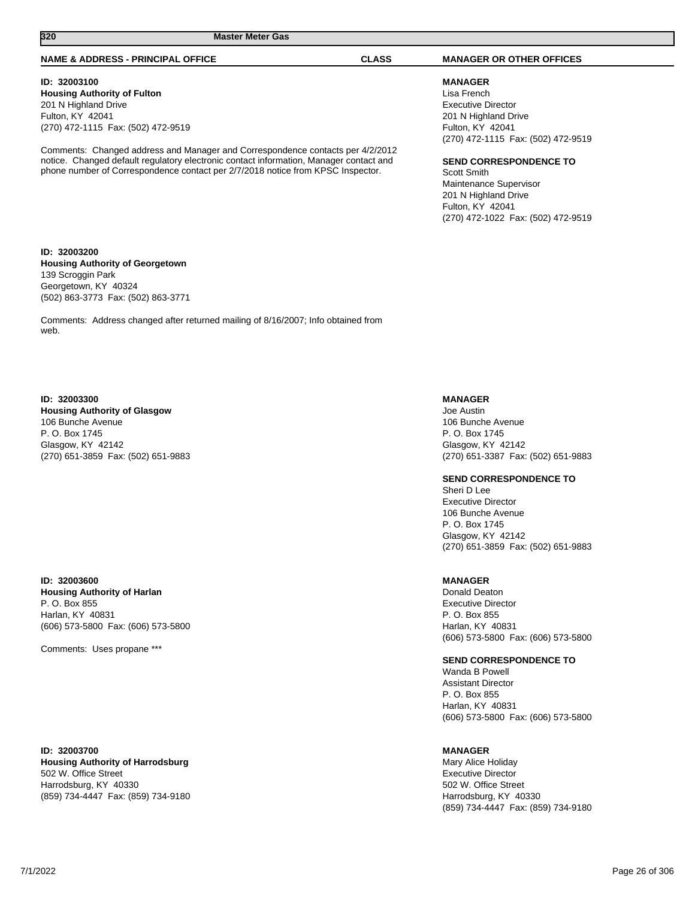## 320 Master Meter Gas

| NAME & ADDRESS - PRINCIPAL OFFICE | CLASS | MANAGER OR OTHER OFFICES |
|---|---|---|

**ID: 32003100**
**Housing Authority of Fulton**
201 N Highland Drive
Fulton, KY 42041
(270) 472-1115 Fax: (502) 472-9519

Comments: Changed address and Manager and Correspondence contacts per 4/2/2012 notice. Changed default regulatory electronic contact information, Manager contact and phone number of Correspondence contact per 2/7/2018 notice from KPSC Inspector.

**MANAGER**
Lisa French
Executive Director
201 N Highland Drive
Fulton, KY 42041
(270) 472-1115 Fax: (502) 472-9519

**SEND CORRESPONDENCE TO**
Scott Smith
Maintenance Supervisor
201 N Highland Drive
Fulton, KY 42041
(270) 472-1022 Fax: (502) 472-9519

**ID: 32003200**
**Housing Authority of Georgetown**
139 Scroggin Park
Georgetown, KY 40324
(502) 863-3773 Fax: (502) 863-3771

Comments: Address changed after returned mailing of 8/16/2007; Info obtained from web.

**ID: 32003300**
**Housing Authority of Glasgow**
106 Bunche Avenue
P. O. Box 1745
Glasgow, KY 42142
(270) 651-3859 Fax: (502) 651-9883

**MANAGER**
Joe Austin
106 Bunche Avenue
P. O. Box 1745
Glasgow, KY 42142
(270) 651-3387 Fax: (502) 651-9883

**SEND CORRESPONDENCE TO**
Sheri D Lee
Executive Director
106 Bunche Avenue
P. O. Box 1745
Glasgow, KY 42142
(270) 651-3859 Fax: (502) 651-9883

**ID: 32003600**
**Housing Authority of Harlan**
P. O. Box 855
Harlan, KY 40831
(606) 573-5800 Fax: (606) 573-5800

Comments: Uses propane ***

**MANAGER**
Donald Deaton
Executive Director
P. O. Box 855
Harlan, KY 40831
(606) 573-5800 Fax: (606) 573-5800

**SEND CORRESPONDENCE TO**
Wanda B Powell
Assistant Director
P. O. Box 855
Harlan, KY 40831
(606) 573-5800 Fax: (606) 573-5800

**ID: 32003700**
**Housing Authority of Harrodsburg**
502 W. Office Street
Harrodsburg, KY 40330
(859) 734-4447 Fax: (859) 734-9180

**MANAGER**
Mary Alice Holiday
Executive Director
502 W. Office Street
Harrodsburg, KY 40330
(859) 734-4447 Fax: (859) 734-9180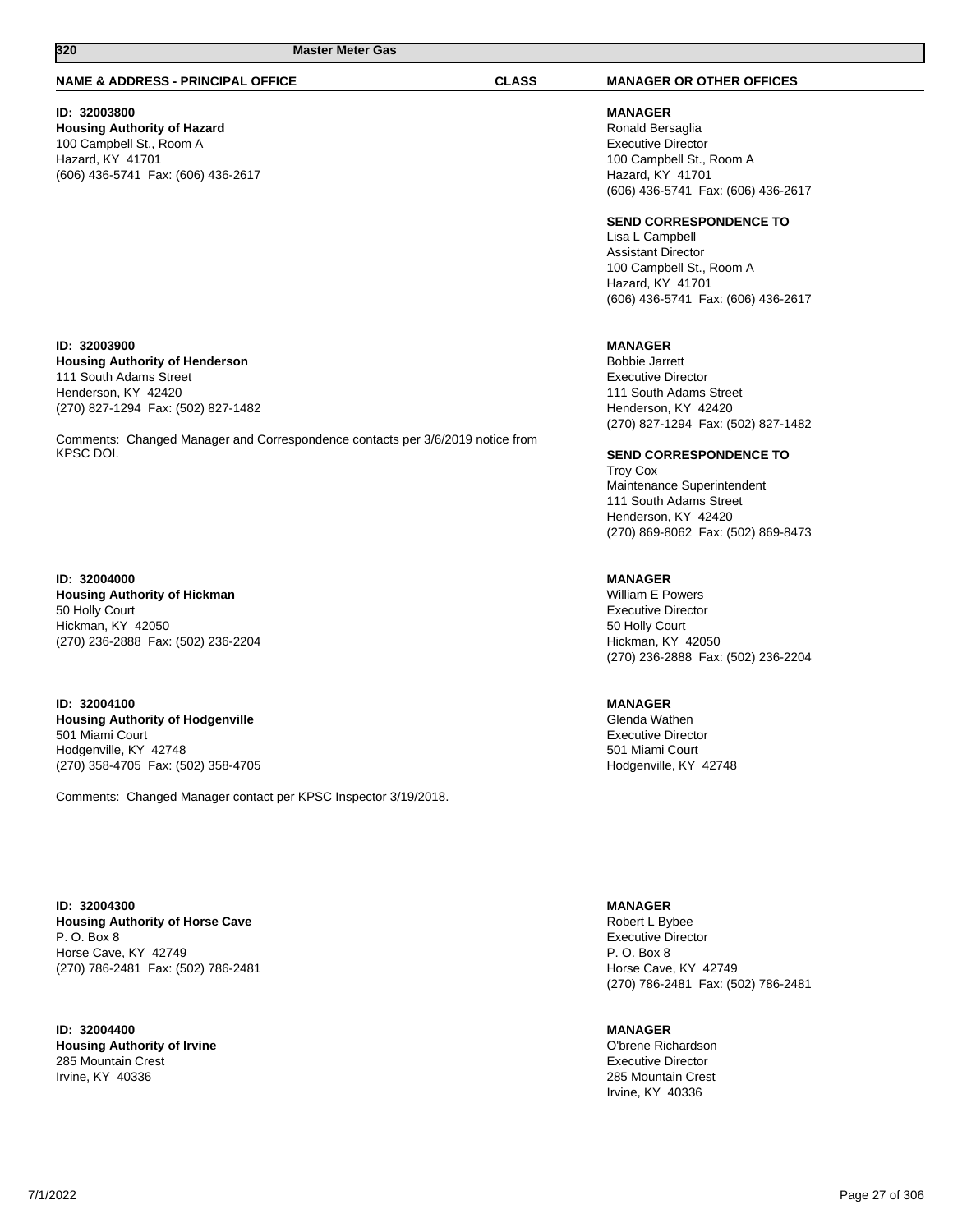## 320 Master Meter Gas

| NAME & ADDRESS - PRINCIPAL OFFICE | CLASS | MANAGER OR OTHER OFFICES |
|---|---|---|

**ID: 32003800**
**Housing Authority of Hazard**
100 Campbell St., Room A
Hazard, KY 41701
(606) 436-5741 Fax: (606) 436-2617

**MANAGER**
Ronald Bersaglia
Executive Director
100 Campbell St., Room A
Hazard, KY 41701
(606) 436-5741 Fax: (606) 436-2617

**SEND CORRESPONDENCE TO**
Lisa L Campbell
Assistant Director
100 Campbell St., Room A
Hazard, KY 41701
(606) 436-5741 Fax: (606) 436-2617

**ID: 32003900**
**Housing Authority of Henderson**
111 South Adams Street
Henderson, KY 42420
(270) 827-1294 Fax: (502) 827-1482

Comments: Changed Manager and Correspondence contacts per 3/6/2019 notice from KPSC DOI.

**MANAGER**
Bobbie Jarrett
Executive Director
111 South Adams Street
Henderson, KY 42420
(270) 827-1294 Fax: (502) 827-1482

**SEND CORRESPONDENCE TO**
Troy Cox
Maintenance Superintendent
111 South Adams Street
Henderson, KY 42420
(270) 869-8062 Fax: (502) 869-8473

**ID: 32004000**
**Housing Authority of Hickman**
50 Holly Court
Hickman, KY 42050
(270) 236-2888 Fax: (502) 236-2204

**MANAGER**
William E Powers
Executive Director
50 Holly Court
Hickman, KY 42050
(270) 236-2888 Fax: (502) 236-2204

**ID: 32004100**
**Housing Authority of Hodgenville**
501 Miami Court
Hodgenville, KY 42748
(270) 358-4705 Fax: (502) 358-4705

Comments: Changed Manager contact per KPSC Inspector 3/19/2018.

**MANAGER**
Glenda Wathen
Executive Director
501 Miami Court
Hodgenville, KY 42748

**ID: 32004300**
**Housing Authority of Horse Cave**
P. O. Box 8
Horse Cave, KY 42749
(270) 786-2481 Fax: (502) 786-2481

**MANAGER**
Robert L Bybee
Executive Director
P. O. Box 8
Horse Cave, KY 42749
(270) 786-2481 Fax: (502) 786-2481

**ID: 32004400**
**Housing Authority of Irvine**
285 Mountain Crest
Irvine, KY 40336

**MANAGER**
O'brene Richardson
Executive Director
285 Mountain Crest
Irvine, KY 40336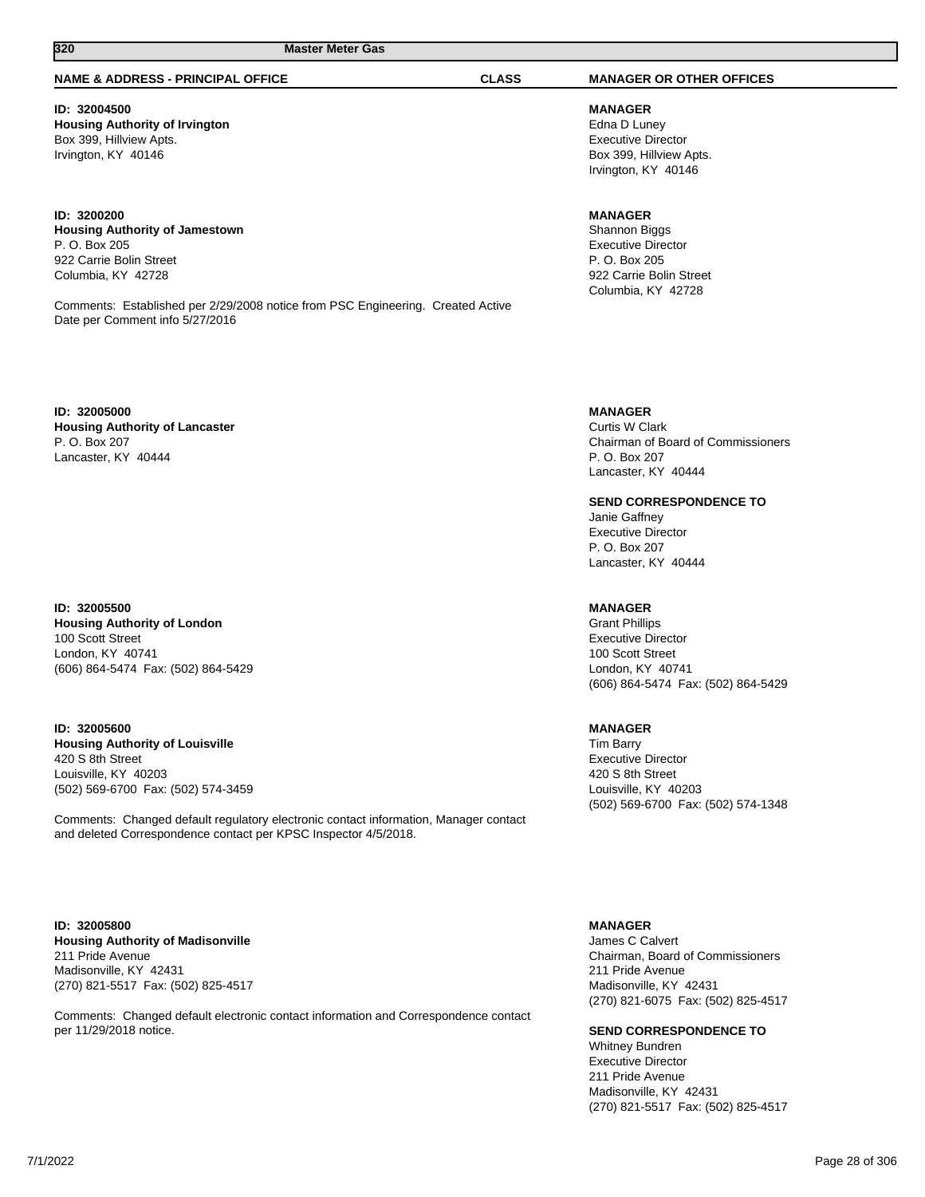**320 Master Meter Gas**

| NAME & ADDRESS - PRINCIPAL OFFICE | CLASS | MANAGER OR OTHER OFFICES |
|---|---|---|
| **ID: 32004500**<br>**Housing Authority of Irvington**<br>Box 399, Hillview Apts.<br>Irvington, KY 40146 | | **MANAGER**<br>Edna D Luney<br>Executive Director<br>Box 399, Hillview Apts.<br>Irvington, KY 40146 |
| **ID: 3200200**<br>**Housing Authority of Jamestown**<br>P. O. Box 205<br>922 Carrie Bolin Street<br>Columbia, KY 42728<br><br>Comments: Established per 2/29/2008 notice from PSC Engineering. Created Active Date per Comment info 5/27/2016 | | **MANAGER**<br>Shannon Biggs<br>Executive Director<br>P. O. Box 205<br>922 Carrie Bolin Street<br>Columbia, KY 42728 |
| **ID: 32005000**<br>**Housing Authority of Lancaster**<br>P. O. Box 207<br>Lancaster, KY 40444 | | **MANAGER**<br>Curtis W Clark<br>Chairman of Board of Commissioners<br>P. O. Box 207<br>Lancaster, KY 40444<br><br>**SEND CORRESPONDENCE TO**<br>Janie Gaffney<br>Executive Director<br>P. O. Box 207<br>Lancaster, KY 40444 |
| **ID: 32005500**<br>**Housing Authority of London**<br>100 Scott Street<br>London, KY 40741<br>(606) 864-5474 Fax: (502) 864-5429 | | **MANAGER**<br>Grant Phillips<br>Executive Director<br>100 Scott Street<br>London, KY 40741<br>(606) 864-5474 Fax: (502) 864-5429 |
| **ID: 32005600**<br>**Housing Authority of Louisville**<br>420 S 8th Street<br>Louisville, KY 40203<br>(502) 569-6700 Fax: (502) 574-3459<br><br>Comments: Changed default regulatory electronic contact information, Manager contact and deleted Correspondence contact per KPSC Inspector 4/5/2018. | | **MANAGER**<br>Tim Barry<br>Executive Director<br>420 S 8th Street<br>Louisville, KY 40203<br>(502) 569-6700 Fax: (502) 574-1348 |
| **ID: 32005800**<br>**Housing Authority of Madisonville**<br>211 Pride Avenue<br>Madisonville, KY 42431<br>(270) 821-5517 Fax: (502) 825-4517<br><br>Comments: Changed default electronic contact information and Correspondence contact per 11/29/2018 notice. | | **MANAGER**<br>James C Calvert<br>Chairman, Board of Commissioners<br>211 Pride Avenue<br>Madisonville, KY 42431<br>(270) 821-6075 Fax: (502) 825-4517<br><br>**SEND CORRESPONDENCE TO**<br>Whitney Bundren<br>Executive Director<br>211 Pride Avenue<br>Madisonville, KY 42431<br>(270) 821-5517 Fax: (502) 825-4517 |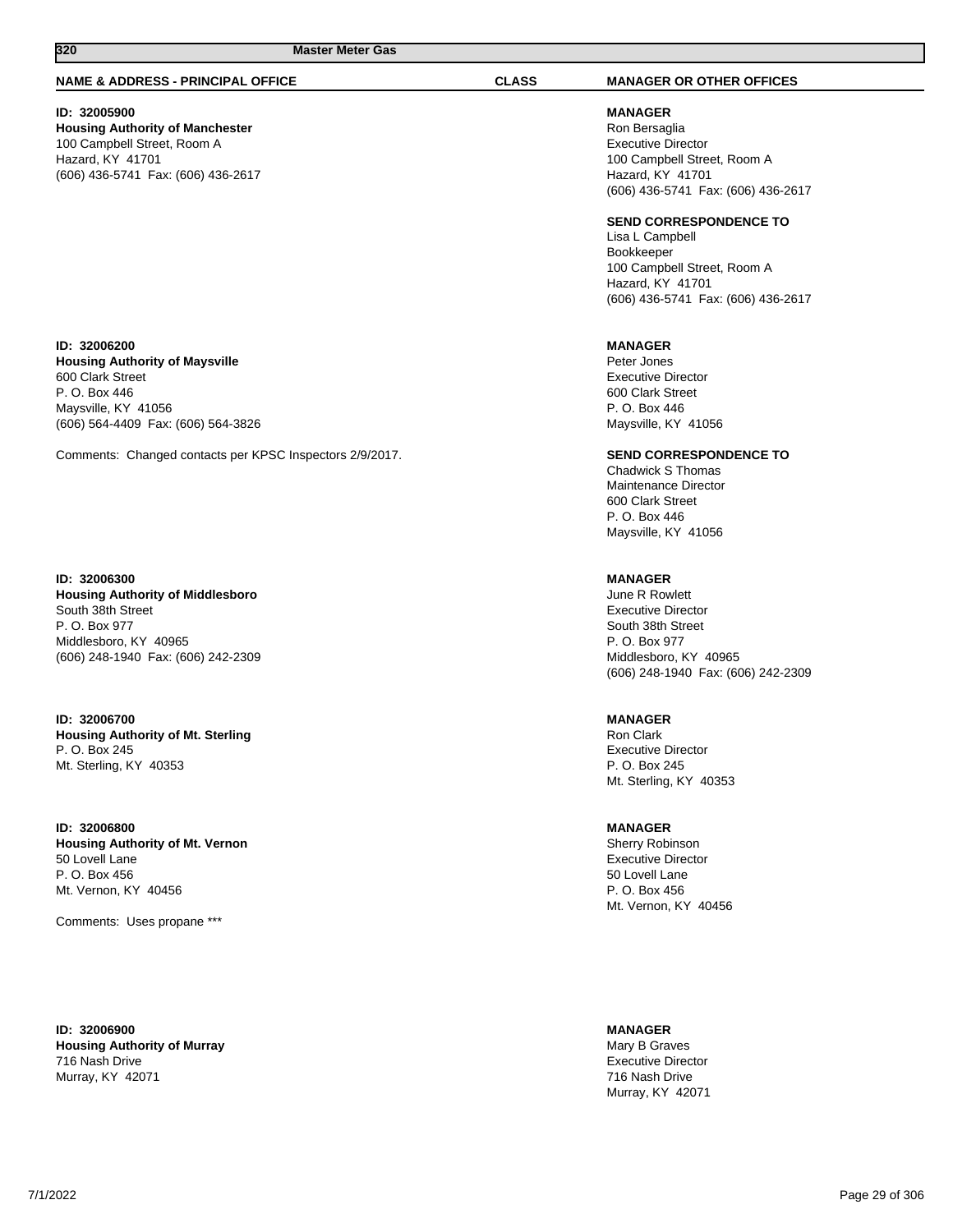**320 Master Meter Gas**

| NAME & ADDRESS - PRINCIPAL OFFICE | CLASS | MANAGER OR OTHER OFFICES |
|---|---|---|
| **ID: 32005900**<br>**Housing Authority of Manchester**<br>100 Campbell Street, Room A<br>Hazard, KY 41701<br>(606) 436-5741 Fax: (606) 436-2617 | | **MANAGER**<br>Ron Bersaglia<br>Executive Director<br>100 Campbell Street, Room A<br>Hazard, KY 41701<br>(606) 436-5741 Fax: (606) 436-2617<br><br>**SEND CORRESPONDENCE TO**<br>Lisa L Campbell<br>Bookkeeper<br>100 Campbell Street, Room A<br>Hazard, KY 41701<br>(606) 436-5741 Fax: (606) 436-2617 |
| **ID: 32006200**<br>**Housing Authority of Maysville**<br>600 Clark Street<br>P. O. Box 446<br>Maysville, KY 41056<br>(606) 564-4409 Fax: (606) 564-3826<br><br>Comments: Changed contacts per KPSC Inspectors 2/9/2017. | | **MANAGER**<br>Peter Jones<br>Executive Director<br>600 Clark Street<br>P. O. Box 446<br>Maysville, KY 41056<br><br>**SEND CORRESPONDENCE TO**<br>Chadwick S Thomas<br>Maintenance Director<br>600 Clark Street<br>P. O. Box 446<br>Maysville, KY 41056 |
| **ID: 32006300**<br>**Housing Authority of Middlesboro**<br>South 38th Street<br>P. O. Box 977<br>Middlesboro, KY 40965<br>(606) 248-1940 Fax: (606) 242-2309 | | **MANAGER**<br>June R Rowlett<br>Executive Director<br>South 38th Street<br>P. O. Box 977<br>Middlesboro, KY 40965<br>(606) 248-1940 Fax: (606) 242-2309 |
| **ID: 32006700**<br>**Housing Authority of Mt. Sterling**<br>P. O. Box 245<br>Mt. Sterling, KY 40353 | | **MANAGER**<br>Ron Clark<br>Executive Director<br>P. O. Box 245<br>Mt. Sterling, KY 40353 |
| **ID: 32006800**<br>**Housing Authority of Mt. Vernon**<br>50 Lovell Lane<br>P. O. Box 456<br>Mt. Vernon, KY 40456<br><br>Comments: Uses propane *** | | **MANAGER**<br>Sherry Robinson<br>Executive Director<br>50 Lovell Lane<br>P. O. Box 456<br>Mt. Vernon, KY 40456 |
| **ID: 32006900**<br>**Housing Authority of Murray**<br>716 Nash Drive<br>Murray, KY 42071 | | **MANAGER**<br>Mary B Graves<br>Executive Director<br>716 Nash Drive<br>Murray, KY 42071 |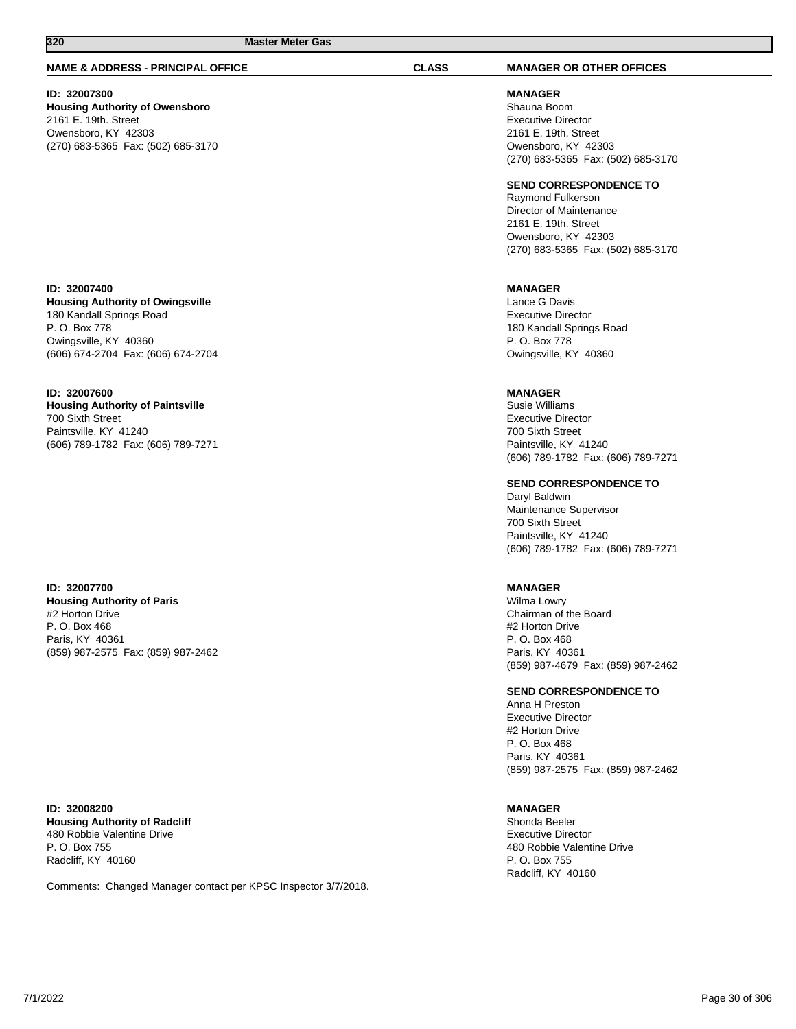**320 Master Meter Gas**

| NAME & ADDRESS - PRINCIPAL OFFICE | CLASS | MANAGER OR OTHER OFFICES |
|---|---|---|
| **ID: 32007300**<br>**Housing Authority of Owensboro**<br>2161 E. 19th. Street<br>Owensboro, KY 42303<br>(270) 683-5365 Fax: (502) 685-3170 | | **MANAGER**<br>Shauna Boom<br>Executive Director<br>2161 E. 19th. Street<br>Owensboro, KY 42303<br>(270) 683-5365 Fax: (502) 685-3170<br><br>**SEND CORRESPONDENCE TO**<br>Raymond Fulkerson<br>Director of Maintenance<br>2161 E. 19th. Street<br>Owensboro, KY 42303<br>(270) 683-5365 Fax: (502) 685-3170 |
| **ID: 32007400**<br>**Housing Authority of Owingsville**<br>180 Kandall Springs Road<br>P. O. Box 778<br>Owingsville, KY 40360<br>(606) 674-2704 Fax: (606) 674-2704 | | **MANAGER**<br>Lance G Davis<br>Executive Director<br>180 Kandall Springs Road<br>P. O. Box 778<br>Owingsville, KY 40360 |
| **ID: 32007600**<br>**Housing Authority of Paintsville**<br>700 Sixth Street<br>Paintsville, KY 41240<br>(606) 789-1782 Fax: (606) 789-7271 | | **MANAGER**<br>Susie Williams<br>Executive Director<br>700 Sixth Street<br>Paintsville, KY 41240<br>(606) 789-1782 Fax: (606) 789-7271<br><br>**SEND CORRESPONDENCE TO**<br>Daryl Baldwin<br>Maintenance Supervisor<br>700 Sixth Street<br>Paintsville, KY 41240<br>(606) 789-1782 Fax: (606) 789-7271 |
| **ID: 32007700**<br>**Housing Authority of Paris**<br>#2 Horton Drive<br>P. O. Box 468<br>Paris, KY 40361<br>(859) 987-2575 Fax: (859) 987-2462 | | **MANAGER**<br>Wilma Lowry<br>Chairman of the Board<br>#2 Horton Drive<br>P. O. Box 468<br>Paris, KY 40361<br>(859) 987-4679 Fax: (859) 987-2462<br><br>**SEND CORRESPONDENCE TO**<br>Anna H Preston<br>Executive Director<br>#2 Horton Drive<br>P. O. Box 468<br>Paris, KY 40361<br>(859) 987-2575 Fax: (859) 987-2462 |
| **ID: 32008200**<br>**Housing Authority of Radcliff**<br>480 Robbie Valentine Drive<br>P. O. Box 755<br>Radcliff, KY 40160<br><br>Comments: Changed Manager contact per KPSC Inspector 3/7/2018. | | **MANAGER**<br>Shonda Beeler<br>Executive Director<br>480 Robbie Valentine Drive<br>P. O. Box 755<br>Radcliff, KY 40160 |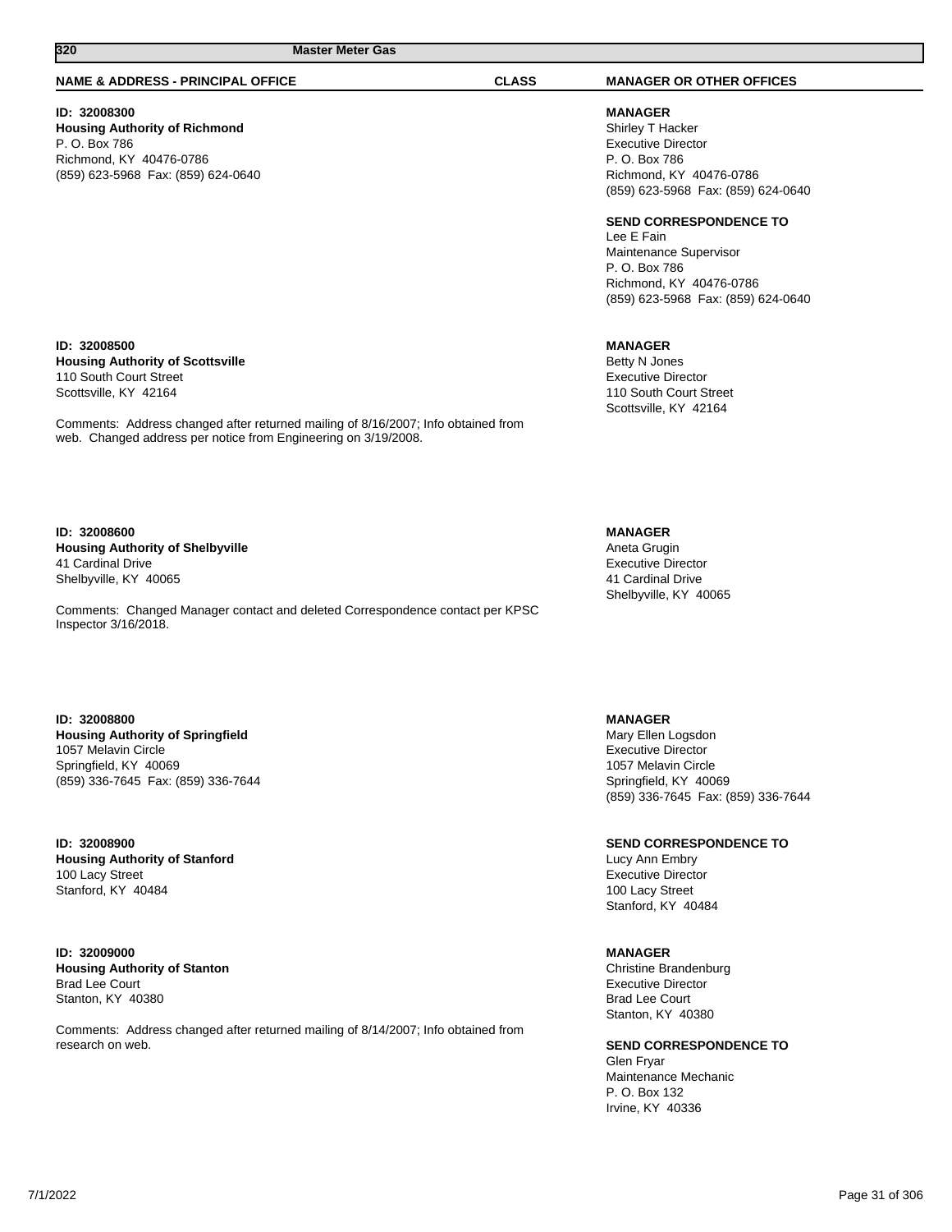**320 Master Meter Gas**

| NAME & ADDRESS - PRINCIPAL OFFICE | CLASS | MANAGER OR OTHER OFFICES |
|---|---|---|
| **ID: 32008300**<br>**Housing Authority of Richmond**<br>P. O. Box 786<br>Richmond, KY 40476-0786<br>(859) 623-5968 Fax: (859) 624-0640 | | **MANAGER**<br>Shirley T Hacker<br>Executive Director<br>P. O. Box 786<br>Richmond, KY 40476-0786<br>(859) 623-5968 Fax: (859) 624-0640<br><br>**SEND CORRESPONDENCE TO**<br>Lee E Fain<br>Maintenance Supervisor<br>P. O. Box 786<br>Richmond, KY 40476-0786<br>(859) 623-5968 Fax: (859) 624-0640 |
| **ID: 32008500**<br>**Housing Authority of Scottsville**<br>110 South Court Street<br>Scottsville, KY 42164<br><br>Comments: Address changed after returned mailing of 8/16/2007; Info obtained from web. Changed address per notice from Engineering on 3/19/2008. | | **MANAGER**<br>Betty N Jones<br>Executive Director<br>110 South Court Street<br>Scottsville, KY 42164 |
| **ID: 32008600**<br>**Housing Authority of Shelbyville**<br>41 Cardinal Drive<br>Shelbyville, KY 40065<br><br>Comments: Changed Manager contact and deleted Correspondence contact per KPSC Inspector 3/16/2018. | | **MANAGER**<br>Aneta Grugin<br>Executive Director<br>41 Cardinal Drive<br>Shelbyville, KY 40065 |
| **ID: 32008800**<br>**Housing Authority of Springfield**<br>1057 Melavin Circle<br>Springfield, KY 40069<br>(859) 336-7645 Fax: (859) 336-7644 | | **MANAGER**<br>Mary Ellen Logsdon<br>Executive Director<br>1057 Melavin Circle<br>Springfield, KY 40069<br>(859) 336-7645 Fax: (859) 336-7644 |
| **ID: 32008900**<br>**Housing Authority of Stanford**<br>100 Lacy Street<br>Stanford, KY 40484 | | **SEND CORRESPONDENCE TO**<br>Lucy Ann Embry<br>Executive Director<br>100 Lacy Street<br>Stanford, KY 40484 |
| **ID: 32009000**<br>**Housing Authority of Stanton**<br>Brad Lee Court<br>Stanton, KY 40380<br><br>Comments: Address changed after returned mailing of 8/14/2007; Info obtained from research on web. | | **MANAGER**<br>Christine Brandenburg<br>Executive Director<br>Brad Lee Court<br>Stanton, KY 40380<br><br>**SEND CORRESPONDENCE TO**<br>Glen Fryar<br>Maintenance Mechanic<br>P. O. Box 132<br>Irvine, KY 40336 |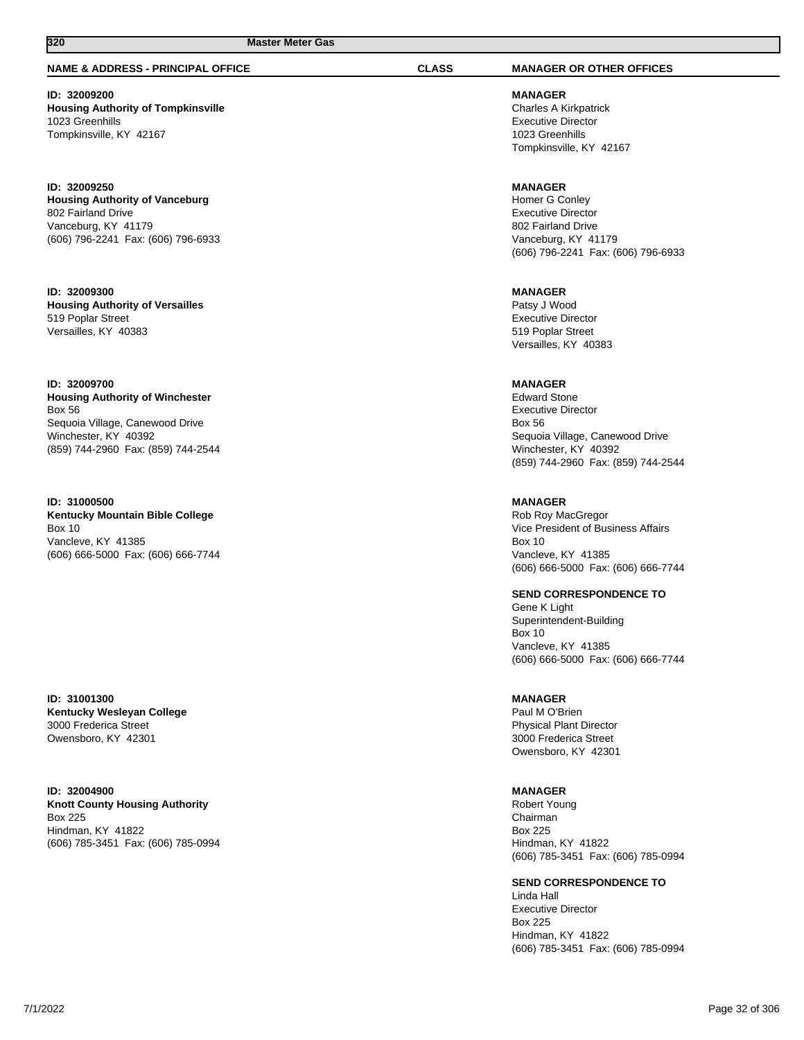**320** **Master Meter Gas**

| NAME & ADDRESS - PRINCIPAL OFFICE | CLASS | MANAGER OR OTHER OFFICES |
|---|---|---|
| **ID: 32009200**<br>**Housing Authority of Tompkinsville**<br>1023 Greenhills<br>Tompkinsville, KY 42167 | | **MANAGER**<br>Charles A Kirkpatrick<br>Executive Director<br>1023 Greenhills<br>Tompkinsville, KY 42167 |
| **ID: 32009250**<br>**Housing Authority of Vanceburg**<br>802 Fairland Drive<br>Vanceburg, KY 41179<br>(606) 796-2241 Fax: (606) 796-6933 | | **MANAGER**<br>Homer G Conley<br>Executive Director<br>802 Fairland Drive<br>Vanceburg, KY 41179<br>(606) 796-2241 Fax: (606) 796-6933 |
| **ID: 32009300**<br>**Housing Authority of Versailles**<br>519 Poplar Street<br>Versailles, KY 40383 | | **MANAGER**<br>Patsy J Wood<br>Executive Director<br>519 Poplar Street<br>Versailles, KY 40383 |
| **ID: 32009700**<br>**Housing Authority of Winchester**<br>Box 56<br>Sequoia Village, Canewood Drive<br>Winchester, KY 40392<br>(859) 744-2960 Fax: (859) 744-2544 | | **MANAGER**<br>Edward Stone<br>Executive Director<br>Box 56<br>Sequoia Village, Canewood Drive<br>Winchester, KY 40392<br>(859) 744-2960 Fax: (859) 744-2544 |
| **ID: 31000500**<br>**Kentucky Mountain Bible College**<br>Box 10<br>Vancleve, KY 41385<br>(606) 666-5000 Fax: (606) 666-7744 | | **MANAGER**<br>Rob Roy MacGregor<br>Vice President of Business Affairs<br>Box 10<br>Vancleve, KY 41385<br>(606) 666-5000 Fax: (606) 666-7744<br><br>**SEND CORRESPONDENCE TO**<br>Gene K Light<br>Superintendent-Building<br>Box 10<br>Vancleve, KY 41385<br>(606) 666-5000 Fax: (606) 666-7744 |
| **ID: 31001300**<br>**Kentucky Wesleyan College**<br>3000 Frederica Street<br>Owensboro, KY 42301 | | **MANAGER**<br>Paul M O'Brien<br>Physical Plant Director<br>3000 Frederica Street<br>Owensboro, KY 42301 |
| **ID: 32004900**<br>**Knott County Housing Authority**<br>Box 225<br>Hindman, KY 41822<br>(606) 785-3451 Fax: (606) 785-0994 | | **MANAGER**<br>Robert Young<br>Chairman<br>Box 225<br>Hindman, KY 41822<br>(606) 785-3451 Fax: (606) 785-0994<br><br>**SEND CORRESPONDENCE TO**<br>Linda Hall<br>Executive Director<br>Box 225<br>Hindman, KY 41822<br>(606) 785-3451 Fax: (606) 785-0994 |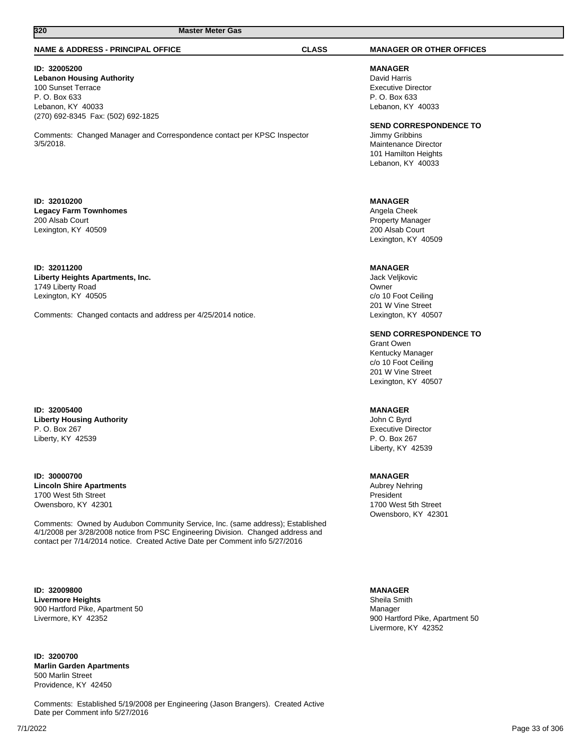**320 Master Meter Gas**

| NAME & ADDRESS - PRINCIPAL OFFICE | CLASS | MANAGER OR OTHER OFFICES |
|---|---|---|

**ID: 32005200**
**Lebanon Housing Authority**
100 Sunset Terrace
P. O. Box 633
Lebanon, KY 40033
(270) 692-8345 Fax: (502) 692-1825

Comments: Changed Manager and Correspondence contact per KPSC Inspector 3/5/2018.

**MANAGER**
David Harris
Executive Director
P. O. Box 633
Lebanon, KY 40033

**SEND CORRESPONDENCE TO**
Jimmy Gribbins
Maintenance Director
101 Hamilton Heights
Lebanon, KY 40033

**ID: 32010200**
**Legacy Farm Townhomes**
200 Alsab Court
Lexington, KY 40509

**MANAGER**
Angela Cheek
Property Manager
200 Alsab Court
Lexington, KY 40509

**ID: 32011200**
**Liberty Heights Apartments, Inc.**
1749 Liberty Road
Lexington, KY 40505

Comments: Changed contacts and address per 4/25/2014 notice.

**MANAGER**
Jack Veljkovic
Owner
c/o 10 Foot Ceiling
201 W Vine Street
Lexington, KY 40507

**SEND CORRESPONDENCE TO**
Grant Owen
Kentucky Manager
c/o 10 Foot Ceiling
201 W Vine Street
Lexington, KY 40507

**ID: 32005400**
**Liberty Housing Authority**
P. O. Box 267
Liberty, KY 42539

**MANAGER**
John C Byrd
Executive Director
P. O. Box 267
Liberty, KY 42539

**ID: 30000700**
**Lincoln Shire Apartments**
1700 West 5th Street
Owensboro, KY 42301

Comments: Owned by Audubon Community Service, Inc. (same address); Established 4/1/2008 per 3/28/2008 notice from PSC Engineering Division. Changed address and contact per 7/14/2014 notice. Created Active Date per Comment info 5/27/2016

**MANAGER**
Aubrey Nehring
President
1700 West 5th Street
Owensboro, KY 42301

**ID: 32009800**
**Livermore Heights**
900 Hartford Pike, Apartment 50
Livermore, KY 42352

**MANAGER**
Sheila Smith
Manager
900 Hartford Pike, Apartment 50
Livermore, KY 42352

**ID: 3200700**
**Marlin Garden Apartments**
500 Marlin Street
Providence, KY 42450

Comments: Established 5/19/2008 per Engineering (Jason Brangers). Created Active Date per Comment info 5/27/2016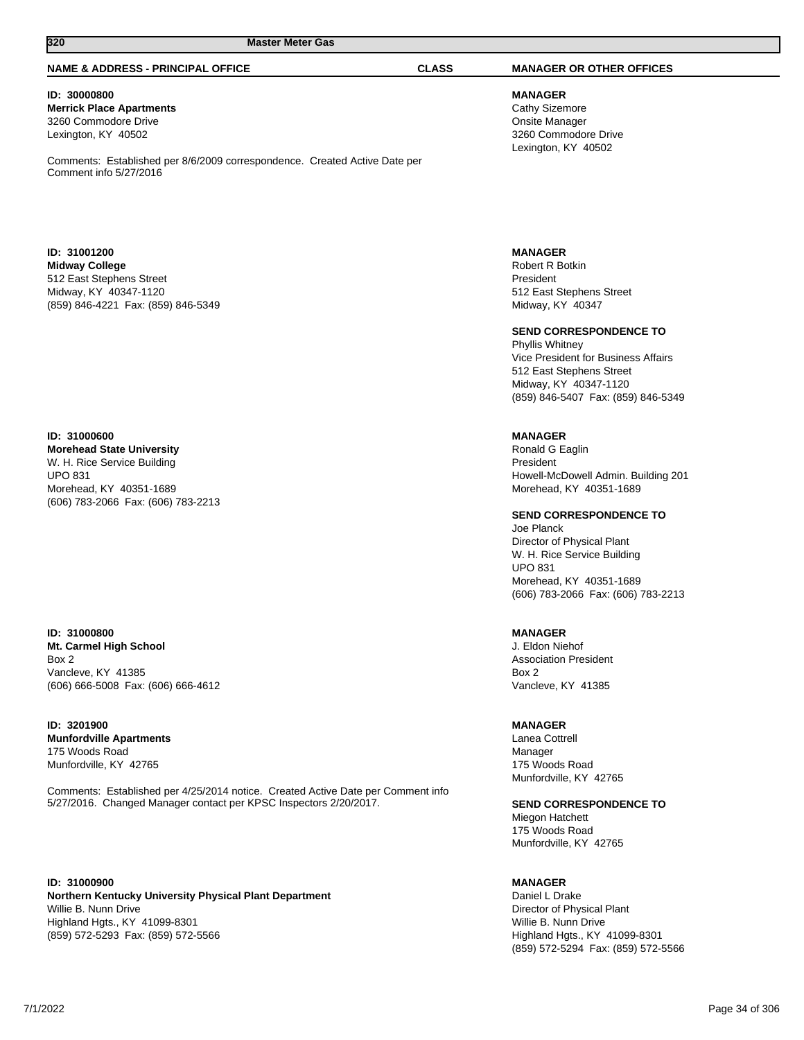## 320 Master Meter Gas

| NAME & ADDRESS - PRINCIPAL OFFICE | CLASS | MANAGER OR OTHER OFFICES |
|---|---|---|
| **ID: 30000800**<br>**Merrick Place Apartments**<br>3260 Commodore Drive<br>Lexington, KY 40502<br><br>Comments: Established per 8/6/2009 correspondence. Created Active Date per Comment info 5/27/2016 | | **MANAGER**<br>Cathy Sizemore<br>Onsite Manager<br>3260 Commodore Drive<br>Lexington, KY 40502 |
| **ID: 31001200**<br>**Midway College**<br>512 East Stephens Street<br>Midway, KY 40347-1120<br>(859) 846-4221 Fax: (859) 846-5349 | | **MANAGER**<br>Robert R Botkin<br>President<br>512 East Stephens Street<br>Midway, KY 40347<br><br>**SEND CORRESPONDENCE TO**<br>Phyllis Whitney<br>Vice President for Business Affairs<br>512 East Stephens Street<br>Midway, KY 40347-1120<br>(859) 846-5407 Fax: (859) 846-5349 |
| **ID: 31000600**<br>**Morehead State University**<br>W. H. Rice Service Building<br>UPO 831<br>Morehead, KY 40351-1689<br>(606) 783-2066 Fax: (606) 783-2213 | | **MANAGER**<br>Ronald G Eaglin<br>President<br>Howell-McDowell Admin. Building 201<br>Morehead, KY 40351-1689<br><br>**SEND CORRESPONDENCE TO**<br>Joe Planck<br>Director of Physical Plant<br>W. H. Rice Service Building<br>UPO 831<br>Morehead, KY 40351-1689<br>(606) 783-2066 Fax: (606) 783-2213 |
| **ID: 31000800**<br>**Mt. Carmel High School**<br>Box 2<br>Vancleve, KY 41385<br>(606) 666-5008 Fax: (606) 666-4612 | | **MANAGER**<br>J. Eldon Niehof<br>Association President<br>Box 2<br>Vancleve, KY 41385 |
| **ID: 3201900**<br>**Munfordville Apartments**<br>175 Woods Road<br>Munfordville, KY 42765<br><br>Comments: Established per 4/25/2014 notice. Created Active Date per Comment info 5/27/2016. Changed Manager contact per KPSC Inspectors 2/20/2017. | | **MANAGER**<br>Lanea Cottrell<br>Manager<br>175 Woods Road<br>Munfordville, KY 42765<br><br>**SEND CORRESPONDENCE TO**<br>Miegon Hatchett<br>175 Woods Road<br>Munfordville, KY 42765 |
| **ID: 31000900**<br>**Northern Kentucky University Physical Plant Department**<br>Willie B. Nunn Drive<br>Highland Hgts., KY 41099-8301<br>(859) 572-5293 Fax: (859) 572-5566 | | **MANAGER**<br>Daniel L Drake<br>Director of Physical Plant<br>Willie B. Nunn Drive<br>Highland Hgts., KY 41099-8301<br>(859) 572-5294 Fax: (859) 572-5566 |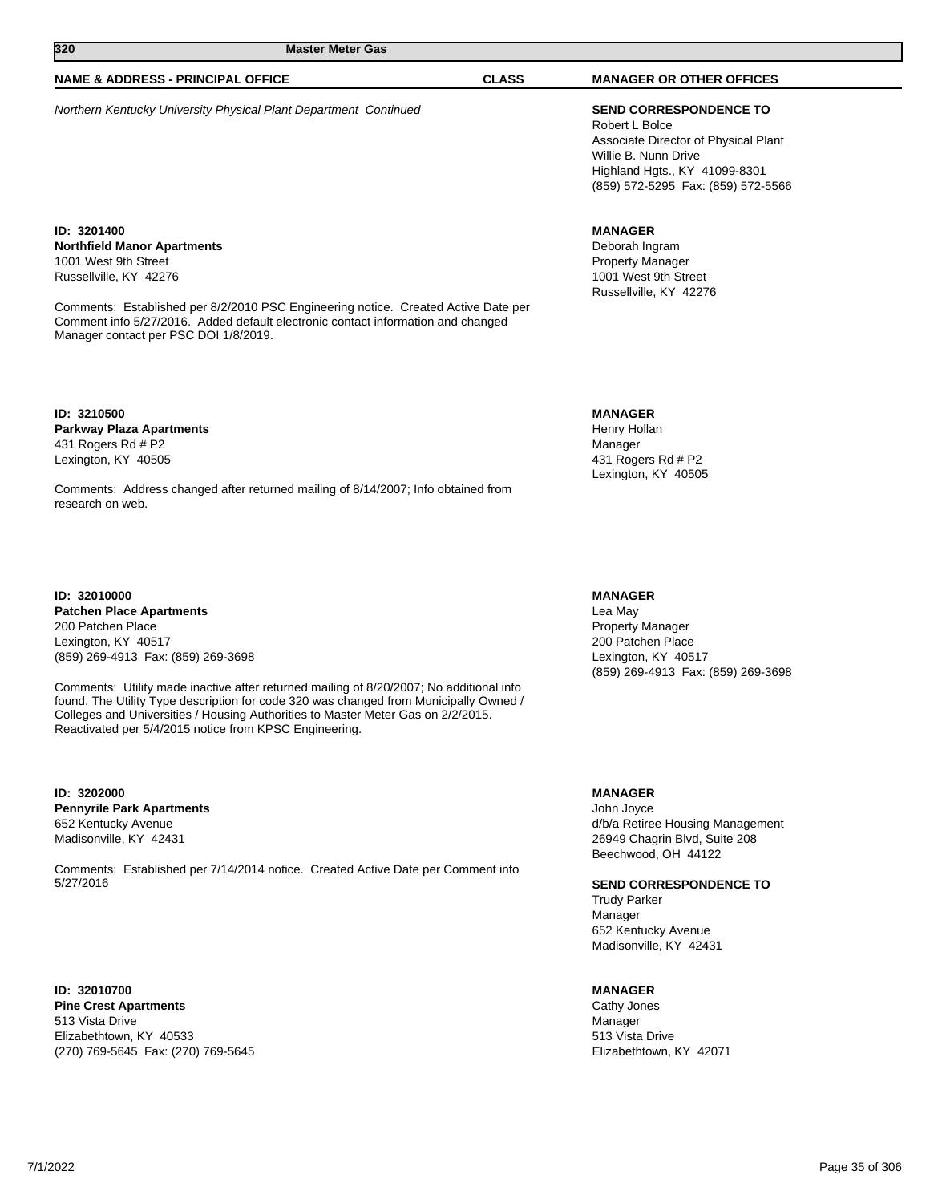**320 Master Meter Gas**

| NAME & ADDRESS - PRINCIPAL OFFICE | CLASS | MANAGER OR OTHER OFFICES |
|---|---|---|

*Northern Kentucky University Physical Plant Department Continued*

**SEND CORRESPONDENCE TO**
Robert L Bolce
Associate Director of Physical Plant
Willie B. Nunn Drive
Highland Hgts., KY 41099-8301
(859) 572-5295 Fax: (859) 572-5566

---

**ID: 3201400**
**Northfield Manor Apartments**
1001 West 9th Street
Russellville, KY 42276

Comments: Established per 8/2/2010 PSC Engineering notice. Created Active Date per Comment info 5/27/2016. Added default electronic contact information and changed Manager contact per PSC DOI 1/8/2019.

**MANAGER**
Deborah Ingram
Property Manager
1001 West 9th Street
Russellville, KY 42276

---

**ID: 3210500**
**Parkway Plaza Apartments**
431 Rogers Rd # P2
Lexington, KY 40505

Comments: Address changed after returned mailing of 8/14/2007; Info obtained from research on web.

**MANAGER**
Henry Hollan
Manager
431 Rogers Rd # P2
Lexington, KY 40505

---

**ID: 32010000**
**Patchen Place Apartments**
200 Patchen Place
Lexington, KY 40517
(859) 269-4913 Fax: (859) 269-3698

Comments: Utility made inactive after returned mailing of 8/20/2007; No additional info found. The Utility Type description for code 320 was changed from Municipally Owned / Colleges and Universities / Housing Authorities to Master Meter Gas on 2/2/2015. Reactivated per 5/4/2015 notice from KPSC Engineering.

**MANAGER**
Lea May
Property Manager
200 Patchen Place
Lexington, KY 40517
(859) 269-4913 Fax: (859) 269-3698

---

**ID: 3202000**
**Pennyrile Park Apartments**
652 Kentucky Avenue
Madisonville, KY 42431

Comments: Established per 7/14/2014 notice. Created Active Date per Comment info 5/27/2016

**MANAGER**
John Joyce
d/b/a Retiree Housing Management
26949 Chagrin Blvd, Suite 208
Beechwood, OH 44122

**SEND CORRESPONDENCE TO**
Trudy Parker
Manager
652 Kentucky Avenue
Madisonville, KY 42431

---

**ID: 32010700**
**Pine Crest Apartments**
513 Vista Drive
Elizabethtown, KY 40533
(270) 769-5645 Fax: (270) 769-5645

**MANAGER**
Cathy Jones
Manager
513 Vista Drive
Elizabethtown, KY 42071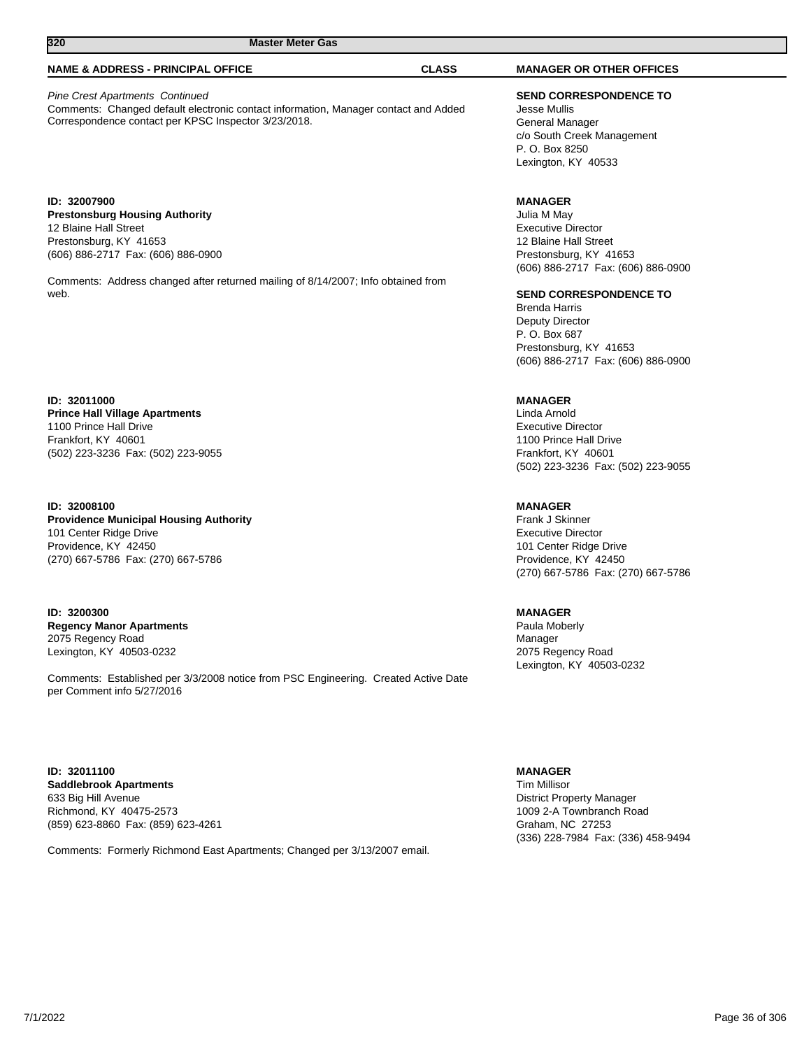## 320 Master Meter Gas

| NAME & ADDRESS - PRINCIPAL OFFICE | CLASS | MANAGER OR OTHER OFFICES |
|---|---|---|

*Pine Crest Apartments Continued*
Comments: Changed default electronic contact information, Manager contact and Added Correspondence contact per KPSC Inspector 3/23/2018.

**SEND CORRESPONDENCE TO**
Jesse Mullis
General Manager
c/o South Creek Management
P. O. Box 8250
Lexington, KY 40533

---

**ID: 32007900**
**Prestonsburg Housing Authority**
12 Blaine Hall Street
Prestonsburg, KY 41653
(606) 886-2717 Fax: (606) 886-0900

Comments: Address changed after returned mailing of 8/14/2007; Info obtained from web.

**MANAGER**
Julia M May
Executive Director
12 Blaine Hall Street
Prestonsburg, KY 41653
(606) 886-2717 Fax: (606) 886-0900

**SEND CORRESPONDENCE TO**
Brenda Harris
Deputy Director
P. O. Box 687
Prestonsburg, KY 41653
(606) 886-2717 Fax: (606) 886-0900

---

**ID: 32011000**
**Prince Hall Village Apartments**
1100 Prince Hall Drive
Frankfort, KY 40601
(502) 223-3236 Fax: (502) 223-9055

**MANAGER**
Linda Arnold
Executive Director
1100 Prince Hall Drive
Frankfort, KY 40601
(502) 223-3236 Fax: (502) 223-9055

---

**ID: 32008100**
**Providence Municipal Housing Authority**
101 Center Ridge Drive
Providence, KY 42450
(270) 667-5786 Fax: (270) 667-5786

**MANAGER**
Frank J Skinner
Executive Director
101 Center Ridge Drive
Providence, KY 42450
(270) 667-5786 Fax: (270) 667-5786

---

**ID: 3200300**
**Regency Manor Apartments**
2075 Regency Road
Lexington, KY 40503-0232

Comments: Established per 3/3/2008 notice from PSC Engineering. Created Active Date per Comment info 5/27/2016

**MANAGER**
Paula Moberly
Manager
2075 Regency Road
Lexington, KY 40503-0232

---

**ID: 32011100**
**Saddlebrook Apartments**
633 Big Hill Avenue
Richmond, KY 40475-2573
(859) 623-8860 Fax: (859) 623-4261

Comments: Formerly Richmond East Apartments; Changed per 3/13/2007 email.

**MANAGER**
Tim Millisor
District Property Manager
1009 2-A Townbranch Road
Graham, NC 27253
(336) 228-7984 Fax: (336) 458-9494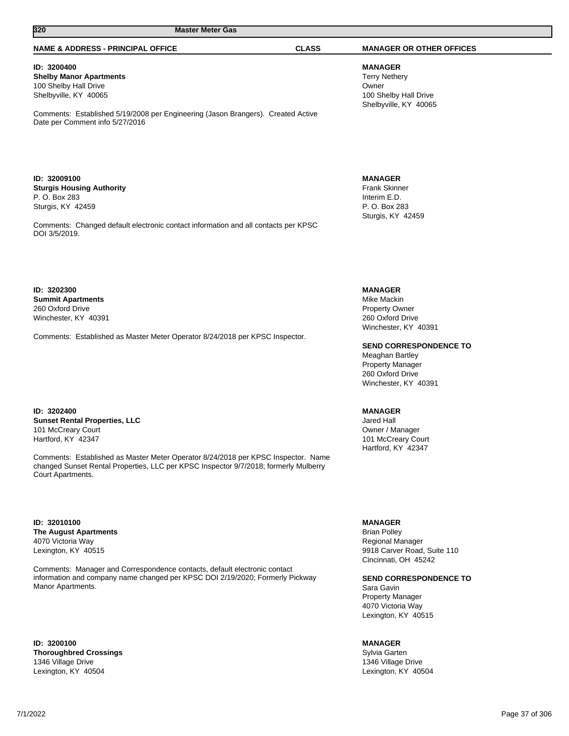**320 Master Meter Gas**

| NAME & ADDRESS - PRINCIPAL OFFICE | CLASS | MANAGER OR OTHER OFFICES |
|---|---|---|

**ID: 3200400**
**Shelby Manor Apartments**
100 Shelby Hall Drive
Shelbyville, KY 40065

Comments: Established 5/19/2008 per Engineering (Jason Brangers). Created Active Date per Comment info 5/27/2016

**MANAGER**
Terry Nethery
Owner
100 Shelby Hall Drive
Shelbyville, KY 40065

---

**ID: 32009100**
**Sturgis Housing Authority**
P. O. Box 283
Sturgis, KY 42459

Comments: Changed default electronic contact information and all contacts per KPSC DOI 3/5/2019.

**MANAGER**
Frank Skinner
Interim E.D.
P. O. Box 283
Sturgis, KY 42459

---

**ID: 3202300**
**Summit Apartments**
260 Oxford Drive
Winchester, KY 40391

Comments: Established as Master Meter Operator 8/24/2018 per KPSC Inspector.

**MANAGER**
Mike Mackin
Property Owner
260 Oxford Drive
Winchester, KY 40391

**SEND CORRESPONDENCE TO**
Meaghan Bartley
Property Manager
260 Oxford Drive
Winchester, KY 40391

---

**ID: 3202400**
**Sunset Rental Properties, LLC**
101 McCreary Court
Hartford, KY 42347

Comments: Established as Master Meter Operator 8/24/2018 per KPSC Inspector. Name changed Sunset Rental Properties, LLC per KPSC Inspector 9/7/2018; formerly Mulberry Court Apartments.

**MANAGER**
Jared Hall
Owner / Manager
101 McCreary Court
Hartford, KY 42347

---

**ID: 32010100**
**The August Apartments**
4070 Victoria Way
Lexington, KY 40515

Comments: Manager and Correspondence contacts, default electronic contact information and company name changed per KPSC DOI 2/19/2020; Formerly Pickway Manor Apartments.

**MANAGER**
Brian Polley
Regional Manager
9918 Carver Road, Suite 110
Cincinnati, OH 45242

**SEND CORRESPONDENCE TO**
Sara Gavin
Property Manager
4070 Victoria Way
Lexington, KY 40515

---

**ID: 3200100**
**Thoroughbred Crossings**
1346 Village Drive
Lexington, KY 40504

**MANAGER**
Sylvia Garten
1346 Village Drive
Lexington, KY 40504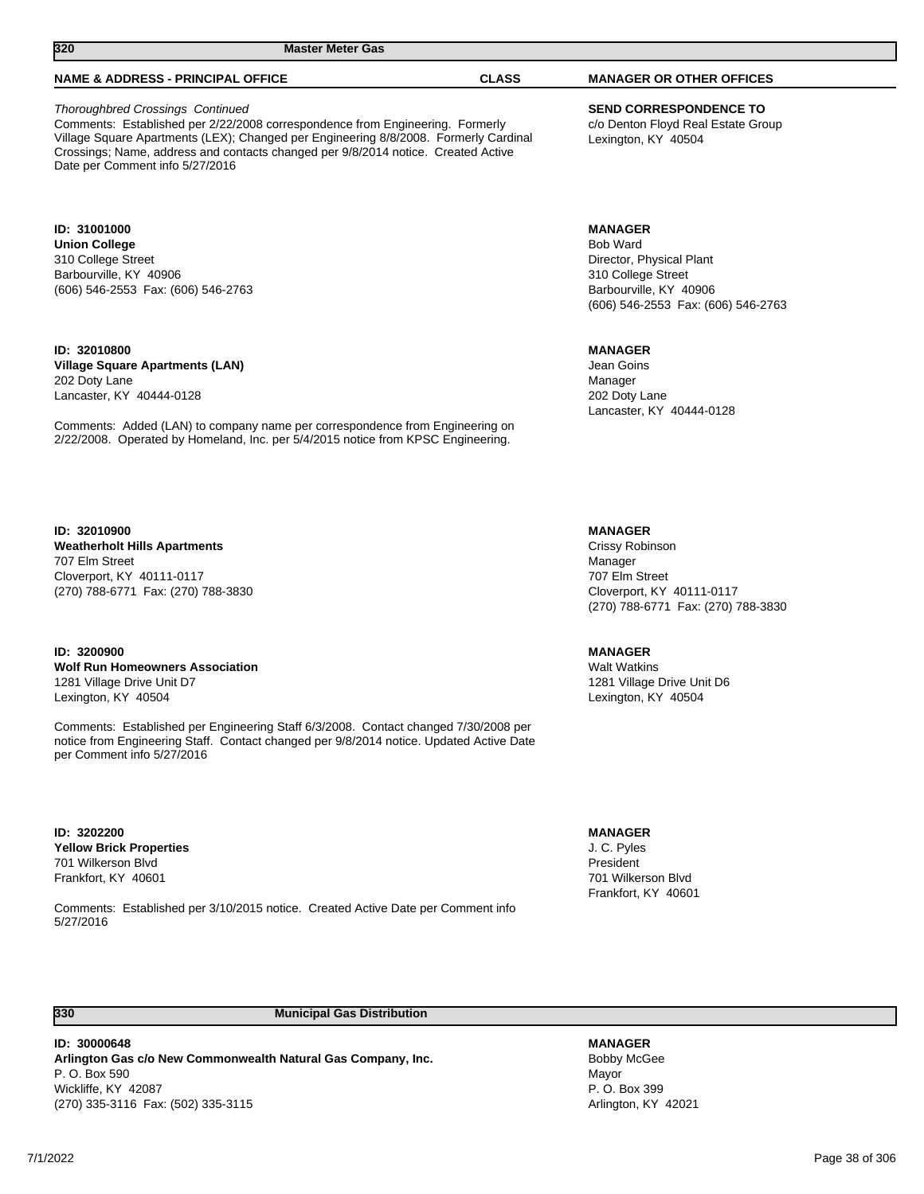## 320 Master Meter Gas

| NAME & ADDRESS - PRINCIPAL OFFICE | CLASS | MANAGER OR OTHER OFFICES |
|---|---|---|

*Thoroughbred Crossings Continued*

Comments: Established per 2/22/2008 correspondence from Engineering. Formerly Village Square Apartments (LEX); Changed per Engineering 8/8/2008. Formerly Cardinal Crossings; Name, address and contacts changed per 9/8/2014 notice. Created Active Date per Comment info 5/27/2016

**SEND CORRESPONDENCE TO**
c/o Denton Floyd Real Estate Group
Lexington, KY 40504

---

**ID: 31001000**
**Union College**
310 College Street
Barbourville, KY 40906
(606) 546-2553 Fax: (606) 546-2763

**MANAGER**
Bob Ward
Director, Physical Plant
310 College Street
Barbourville, KY 40906
(606) 546-2553 Fax: (606) 546-2763

---

**ID: 32010800**
**Village Square Apartments (LAN)**
202 Doty Lane
Lancaster, KY 40444-0128

Comments: Added (LAN) to company name per correspondence from Engineering on 2/22/2008. Operated by Homeland, Inc. per 5/4/2015 notice from KPSC Engineering.

**MANAGER**
Jean Goins
Manager
202 Doty Lane
Lancaster, KY 40444-0128

---

**ID: 32010900**
**Weatherholt Hills Apartments**
707 Elm Street
Cloverport, KY 40111-0117
(270) 788-6771 Fax: (270) 788-3830

**MANAGER**
Crissy Robinson
Manager
707 Elm Street
Cloverport, KY 40111-0117
(270) 788-6771 Fax: (270) 788-3830

---

**ID: 3200900**
**Wolf Run Homeowners Association**
1281 Village Drive Unit D7
Lexington, KY 40504

Comments: Established per Engineering Staff 6/3/2008. Contact changed 7/30/2008 per notice from Engineering Staff. Contact changed per 9/8/2014 notice. Updated Active Date per Comment info 5/27/2016

**MANAGER**
Walt Watkins
1281 Village Drive Unit D6
Lexington, KY 40504

---

**ID: 3202200**
**Yellow Brick Properties**
701 Wilkerson Blvd
Frankfort, KY 40601

Comments: Established per 3/10/2015 notice. Created Active Date per Comment info 5/27/2016

**MANAGER**
J. C. Pyles
President
701 Wilkerson Blvd
Frankfort, KY 40601

---

## 330 Municipal Gas Distribution

**ID: 30000648**
**Arlington Gas c/o New Commonwealth Natural Gas Company, Inc.**
P. O. Box 590
Wickliffe, KY 42087
(270) 335-3116 Fax: (502) 335-3115

**MANAGER**
Bobby McGee
Mayor
P. O. Box 399
Arlington, KY 42021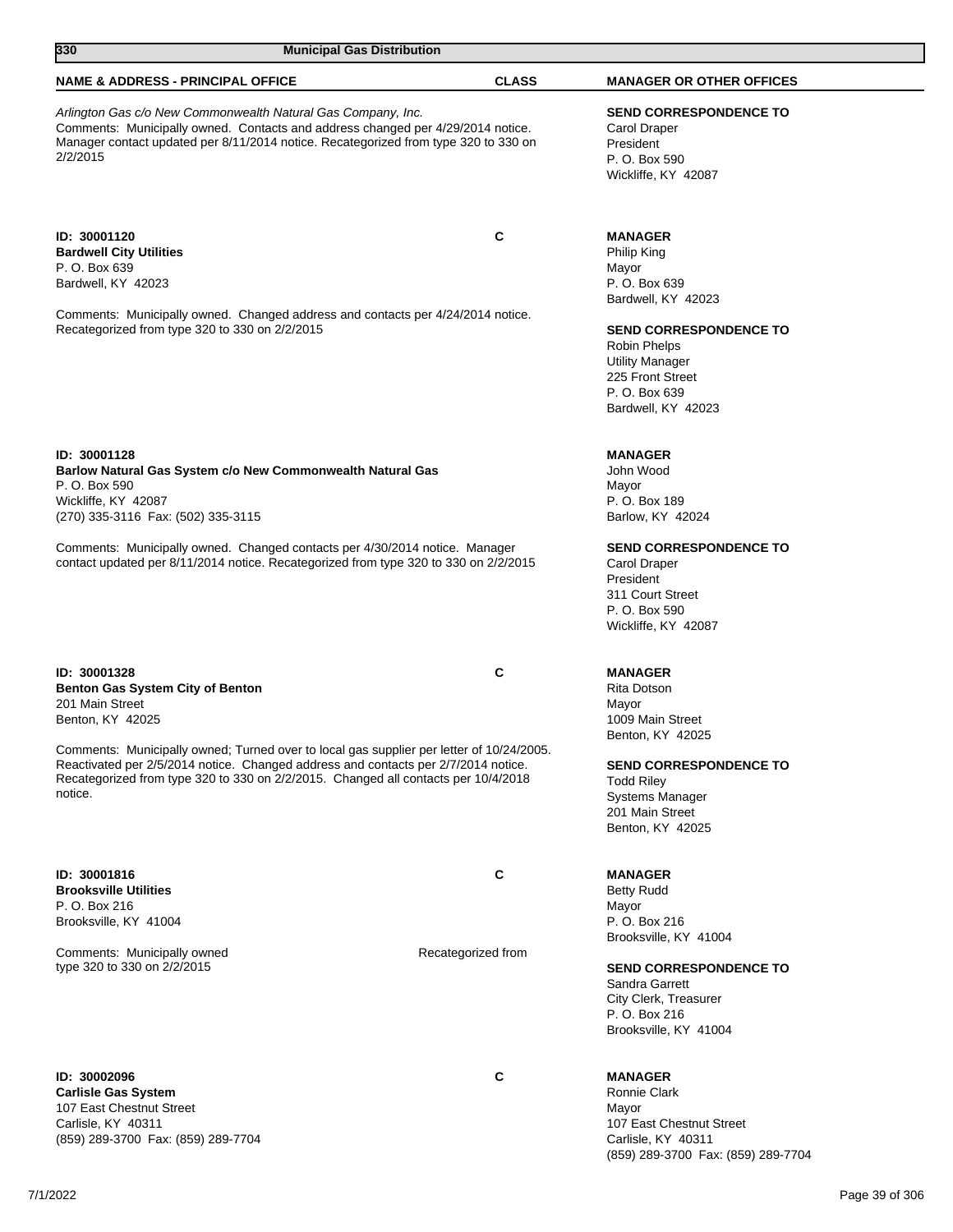## 330 Municipal Gas Distribution

**NAME & ADDRESS - PRINCIPAL OFFICE** | **CLASS** | **MANAGER OR OTHER OFFICES**

*Arlington Gas c/o New Commonwealth Natural Gas Company, Inc.*
Comments: Municipally owned. Contacts and address changed per 4/29/2014 notice. Manager contact updated per 8/11/2014 notice. Recategorized from type 320 to 330 on 2/2/2015

**SEND CORRESPONDENCE TO**
Carol Draper
President
P. O. Box 590
Wickliffe, KY 42087

---

**ID: 30001120** — Class: **C**
**Bardwell City Utilities**
P. O. Box 639
Bardwell, KY 42023

Comments: Municipally owned. Changed address and contacts per 4/24/2014 notice. Recategorized from type 320 to 330 on 2/2/2015

**MANAGER**
Philip King
Mayor
P. O. Box 639
Bardwell, KY 42023

**SEND CORRESPONDENCE TO**
Robin Phelps
Utility Manager
225 Front Street
P. O. Box 639
Bardwell, KY 42023

---

**ID: 30001128**
**Barlow Natural Gas System c/o New Commonwealth Natural Gas**
P. O. Box 590
Wickliffe, KY 42087
(270) 335-3116 Fax: (502) 335-3115

Comments: Municipally owned. Changed contacts per 4/30/2014 notice. Manager contact updated per 8/11/2014 notice. Recategorized from type 320 to 330 on 2/2/2015

**MANAGER**
John Wood
Mayor
P. O. Box 189
Barlow, KY 42024

**SEND CORRESPONDENCE TO**
Carol Draper
President
311 Court Street
P. O. Box 590
Wickliffe, KY 42087

---

**ID: 30001328** — Class: **C**
**Benton Gas System City of Benton**
201 Main Street
Benton, KY 42025

Comments: Municipally owned; Turned over to local gas supplier per letter of 10/24/2005. Reactivated per 2/5/2014 notice. Changed address and contacts per 2/7/2014 notice. Recategorized from type 320 to 330 on 2/2/2015. Changed all contacts per 10/4/2018 notice.

**MANAGER**
Rita Dotson
Mayor
1009 Main Street
Benton, KY 42025

**SEND CORRESPONDENCE TO**
Todd Riley
Systems Manager
201 Main Street
Benton, KY 42025

---

**ID: 30001816** — Class: **C**
**Brooksville Utilities**
P. O. Box 216
Brooksville, KY 41004

Comments: Municipally owned Recategorized from type 320 to 330 on 2/2/2015

**MANAGER**
Betty Rudd
Mayor
P. O. Box 216
Brooksville, KY 41004

**SEND CORRESPONDENCE TO**
Sandra Garrett
City Clerk, Treasurer
P. O. Box 216
Brooksville, KY 41004

---

**ID: 30002096** — Class: **C**
**Carlisle Gas System**
107 East Chestnut Street
Carlisle, KY 40311
(859) 289-3700 Fax: (859) 289-7704

**MANAGER**
Ronnie Clark
Mayor
107 East Chestnut Street
Carlisle, KY 40311
(859) 289-3700 Fax: (859) 289-7704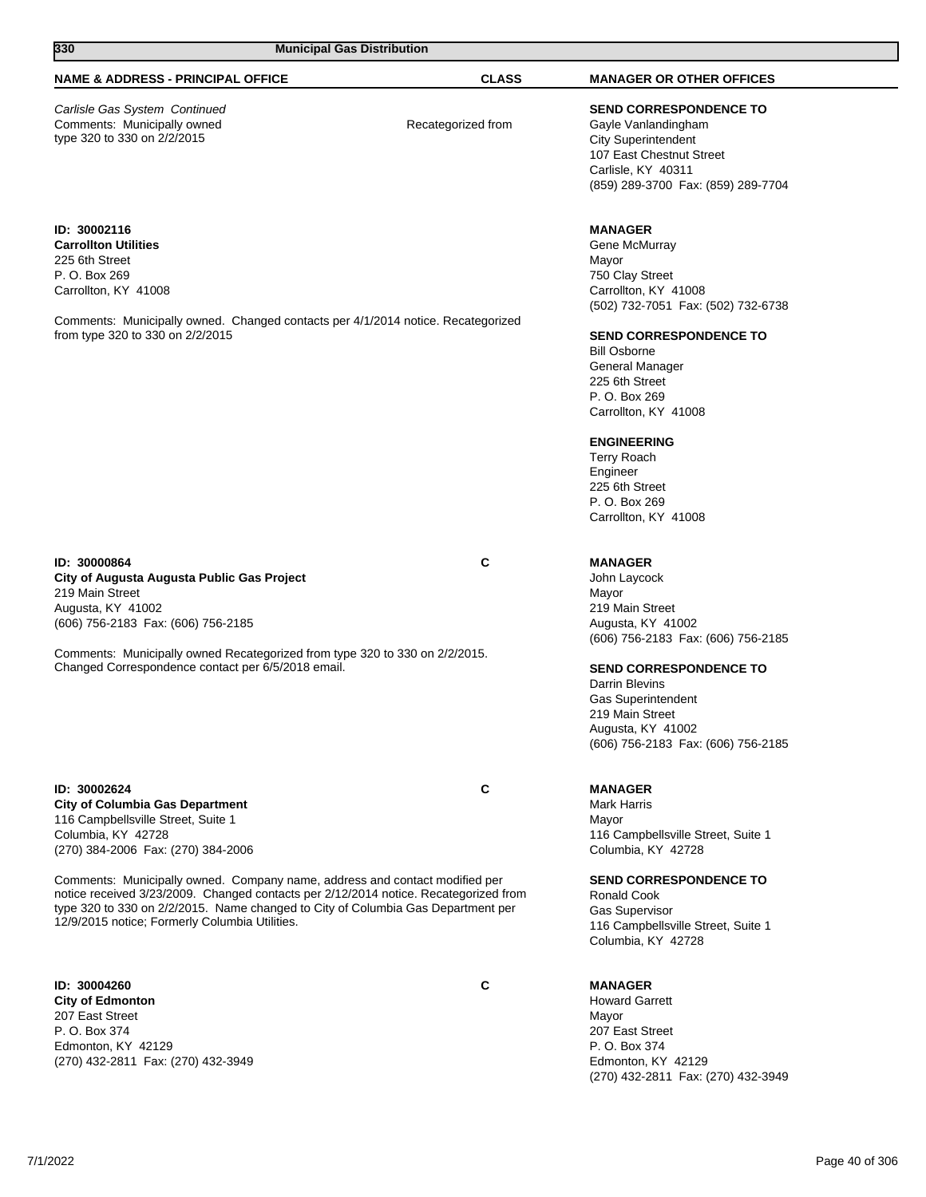## 330 Municipal Gas Distribution

| NAME & ADDRESS - PRINCIPAL OFFICE | CLASS | MANAGER OR OTHER OFFICES |
|---|---|---|
| *Carlisle Gas System Continued*<br>Comments: Municipally owned Recategorized from type 320 to 330 on 2/2/2015 | | **SEND CORRESPONDENCE TO**<br>Gayle Vanlandingham<br>City Superintendent<br>107 East Chestnut Street<br>Carlisle, KY 40311<br>(859) 289-3700 Fax: (859) 289-7704 |
| **ID: 30002116**<br>**Carrollton Utilities**<br>225 6th Street<br>P. O. Box 269<br>Carrollton, KY 41008<br><br>Comments: Municipally owned. Changed contacts per 4/1/2014 notice. Recategorized from type 320 to 330 on 2/2/2015 | | **MANAGER**<br>Gene McMurray<br>Mayor<br>750 Clay Street<br>Carrollton, KY 41008<br>(502) 732-7051 Fax: (502) 732-6738<br><br>**SEND CORRESPONDENCE TO**<br>Bill Osborne<br>General Manager<br>225 6th Street<br>P. O. Box 269<br>Carrollton, KY 41008<br><br>**ENGINEERING**<br>Terry Roach<br>Engineer<br>225 6th Street<br>P. O. Box 269<br>Carrollton, KY 41008 |
| **ID: 30000864**<br>**City of Augusta Augusta Public Gas Project**<br>219 Main Street<br>Augusta, KY 41002<br>(606) 756-2183 Fax: (606) 756-2185<br><br>Comments: Municipally owned Recategorized from type 320 to 330 on 2/2/2015. Changed Correspondence contact per 6/5/2018 email. | C | **MANAGER**<br>John Laycock<br>Mayor<br>219 Main Street<br>Augusta, KY 41002<br>(606) 756-2183 Fax: (606) 756-2185<br><br>**SEND CORRESPONDENCE TO**<br>Darrin Blevins<br>Gas Superintendent<br>219 Main Street<br>Augusta, KY 41002<br>(606) 756-2183 Fax: (606) 756-2185 |
| **ID: 30002624**<br>**City of Columbia Gas Department**<br>116 Campbellsville Street, Suite 1<br>Columbia, KY 42728<br>(270) 384-2006 Fax: (270) 384-2006<br><br>Comments: Municipally owned. Company name, address and contact modified per notice received 3/23/2009. Changed contacts per 2/12/2014 notice. Recategorized from type 320 to 330 on 2/2/2015. Name changed to City of Columbia Gas Department per 12/9/2015 notice; Formerly Columbia Utilities. | C | **MANAGER**<br>Mark Harris<br>Mayor<br>116 Campbellsville Street, Suite 1<br>Columbia, KY 42728<br><br>**SEND CORRESPONDENCE TO**<br>Ronald Cook<br>Gas Supervisor<br>116 Campbellsville Street, Suite 1<br>Columbia, KY 42728 |
| **ID: 30004260**<br>**City of Edmonton**<br>207 East Street<br>P. O. Box 374<br>Edmonton, KY 42129<br>(270) 432-2811 Fax: (270) 432-3949 | C | **MANAGER**<br>Howard Garrett<br>Mayor<br>207 East Street<br>P. O. Box 374<br>Edmonton, KY 42129<br>(270) 432-2811 Fax: (270) 432-3949 |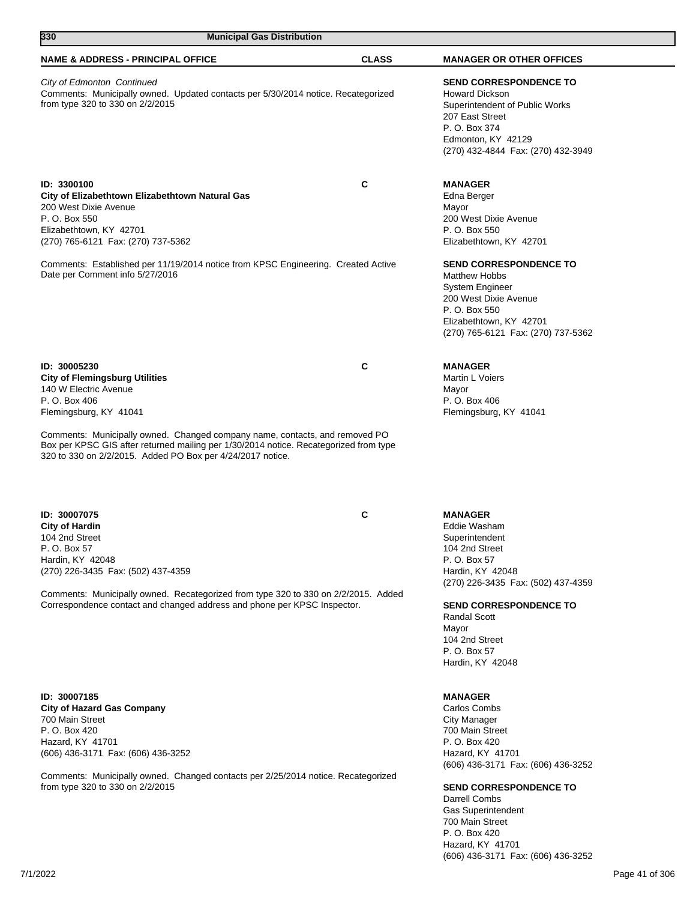## 330 Municipal Gas Distribution

| NAME & ADDRESS - PRINCIPAL OFFICE | CLASS | MANAGER OR OTHER OFFICES |
|---|---|---|

*City of Edmonton Continued*
Comments: Municipally owned. Updated contacts per 5/30/2014 notice. Recategorized from type 320 to 330 on 2/2/2015

**SEND CORRESPONDENCE TO**
Howard Dickson
Superintendent of Public Works
207 East Street
P. O. Box 374
Edmonton, KY 42129
(270) 432-4844 Fax: (270) 432-3949

---

**ID: 3300100** — **C**
**City of Elizabethtown Elizabethtown Natural Gas**
200 West Dixie Avenue
P. O. Box 550
Elizabethtown, KY 42701
(270) 765-6121 Fax: (270) 737-5362

Comments: Established per 11/19/2014 notice from KPSC Engineering. Created Active Date per Comment info 5/27/2016

**MANAGER**
Edna Berger
Mayor
200 West Dixie Avenue
P. O. Box 550
Elizabethtown, KY 42701

**SEND CORRESPONDENCE TO**
Matthew Hobbs
System Engineer
200 West Dixie Avenue
P. O. Box 550
Elizabethtown, KY 42701
(270) 765-6121 Fax: (270) 737-5362

---

**ID: 30005230** — **C**
**City of Flemingsburg Utilities**
140 W Electric Avenue
P. O. Box 406
Flemingsburg, KY 41041

Comments: Municipally owned. Changed company name, contacts, and removed PO Box per KPSC GIS after returned mailing per 1/30/2014 notice. Recategorized from type 320 to 330 on 2/2/2015. Added PO Box per 4/24/2017 notice.

**MANAGER**
Martin L Voiers
Mayor
P. O. Box 406
Flemingsburg, KY 41041

---

**ID: 30007075** — **C**
**City of Hardin**
104 2nd Street
P. O. Box 57
Hardin, KY 42048
(270) 226-3435 Fax: (502) 437-4359

Comments: Municipally owned. Recategorized from type 320 to 330 on 2/2/2015. Added Correspondence contact and changed address and phone per KPSC Inspector.

**MANAGER**
Eddie Washam
Superintendent
104 2nd Street
P. O. Box 57
Hardin, KY 42048
(270) 226-3435 Fax: (502) 437-4359

**SEND CORRESPONDENCE TO**
Randal Scott
Mayor
104 2nd Street
P. O. Box 57
Hardin, KY 42048

---

**ID: 30007185**
**City of Hazard Gas Company**
700 Main Street
P. O. Box 420
Hazard, KY 41701
(606) 436-3171 Fax: (606) 436-3252

Comments: Municipally owned. Changed contacts per 2/25/2014 notice. Recategorized from type 320 to 330 on 2/2/2015

**MANAGER**
Carlos Combs
City Manager
700 Main Street
P. O. Box 420
Hazard, KY 41701
(606) 436-3171 Fax: (606) 436-3252

**SEND CORRESPONDENCE TO**
Darrell Combs
Gas Superintendent
700 Main Street
P. O. Box 420
Hazard, KY 41701
(606) 436-3171 Fax: (606) 436-3252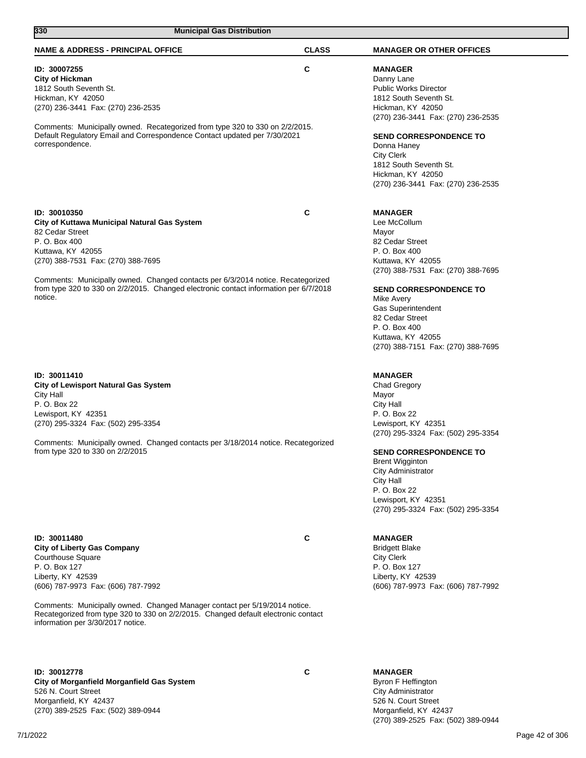## 330 Municipal Gas Distribution

| NAME & ADDRESS - PRINCIPAL OFFICE | CLASS | MANAGER OR OTHER OFFICES |
|---|---|---|

**ID: 30007255** — CLASS: **C**

**City of Hickman**
1812 South Seventh St.
Hickman, KY 42050
(270) 236-3441 Fax: (270) 236-2535

Comments: Municipally owned. Recategorized from type 320 to 330 on 2/2/2015. Default Regulatory Email and Correspondence Contact updated per 7/30/2021 correspondence.

**MANAGER**
Danny Lane
Public Works Director
1812 South Seventh St.
Hickman, KY 42050
(270) 236-3441 Fax: (270) 236-2535

**SEND CORRESPONDENCE TO**
Donna Haney
City Clerk
1812 South Seventh St.
Hickman, KY 42050
(270) 236-3441 Fax: (270) 236-2535

---

**ID: 30010350** — CLASS: **C**

**City of Kuttawa Municipal Natural Gas System**
82 Cedar Street
P. O. Box 400
Kuttawa, KY 42055
(270) 388-7531 Fax: (270) 388-7695

Comments: Municipally owned. Changed contacts per 6/3/2014 notice. Recategorized from type 320 to 330 on 2/2/2015. Changed electronic contact information per 6/7/2018 notice.

**MANAGER**
Lee McCollum
Mayor
82 Cedar Street
P. O. Box 400
Kuttawa, KY 42055
(270) 388-7531 Fax: (270) 388-7695

**SEND CORRESPONDENCE TO**
Mike Avery
Gas Superintendent
82 Cedar Street
P. O. Box 400
Kuttawa, KY 42055
(270) 388-7151 Fax: (270) 388-7695

---

**ID: 30011410**

**City of Lewisport Natural Gas System**
City Hall
P. O. Box 22
Lewisport, KY 42351
(270) 295-3324 Fax: (502) 295-3354

Comments: Municipally owned. Changed contacts per 3/18/2014 notice. Recategorized from type 320 to 330 on 2/2/2015

**MANAGER**
Chad Gregory
Mayor
City Hall
P. O. Box 22
Lewisport, KY 42351
(270) 295-3324 Fax: (502) 295-3354

**SEND CORRESPONDENCE TO**
Brent Wigginton
City Administrator
City Hall
P. O. Box 22
Lewisport, KY 42351
(270) 295-3324 Fax: (502) 295-3354

---

**ID: 30011480** — CLASS: **C**

**City of Liberty Gas Company**
Courthouse Square
P. O. Box 127
Liberty, KY 42539
(606) 787-9973 Fax: (606) 787-7992

Comments: Municipally owned. Changed Manager contact per 5/19/2014 notice. Recategorized from type 320 to 330 on 2/2/2015. Changed default electronic contact information per 3/30/2017 notice.

**MANAGER**
Bridgett Blake
City Clerk
P. O. Box 127
Liberty, KY 42539
(606) 787-9973 Fax: (606) 787-7992

---

**ID: 30012778** — CLASS: **C**

**City of Morganfield Morganfield Gas System**
526 N. Court Street
Morganfield, KY 42437
(270) 389-2525 Fax: (502) 389-0944

**MANAGER**
Byron F Heffington
City Administrator
526 N. Court Street
Morganfield, KY 42437
(270) 389-2525 Fax: (502) 389-0944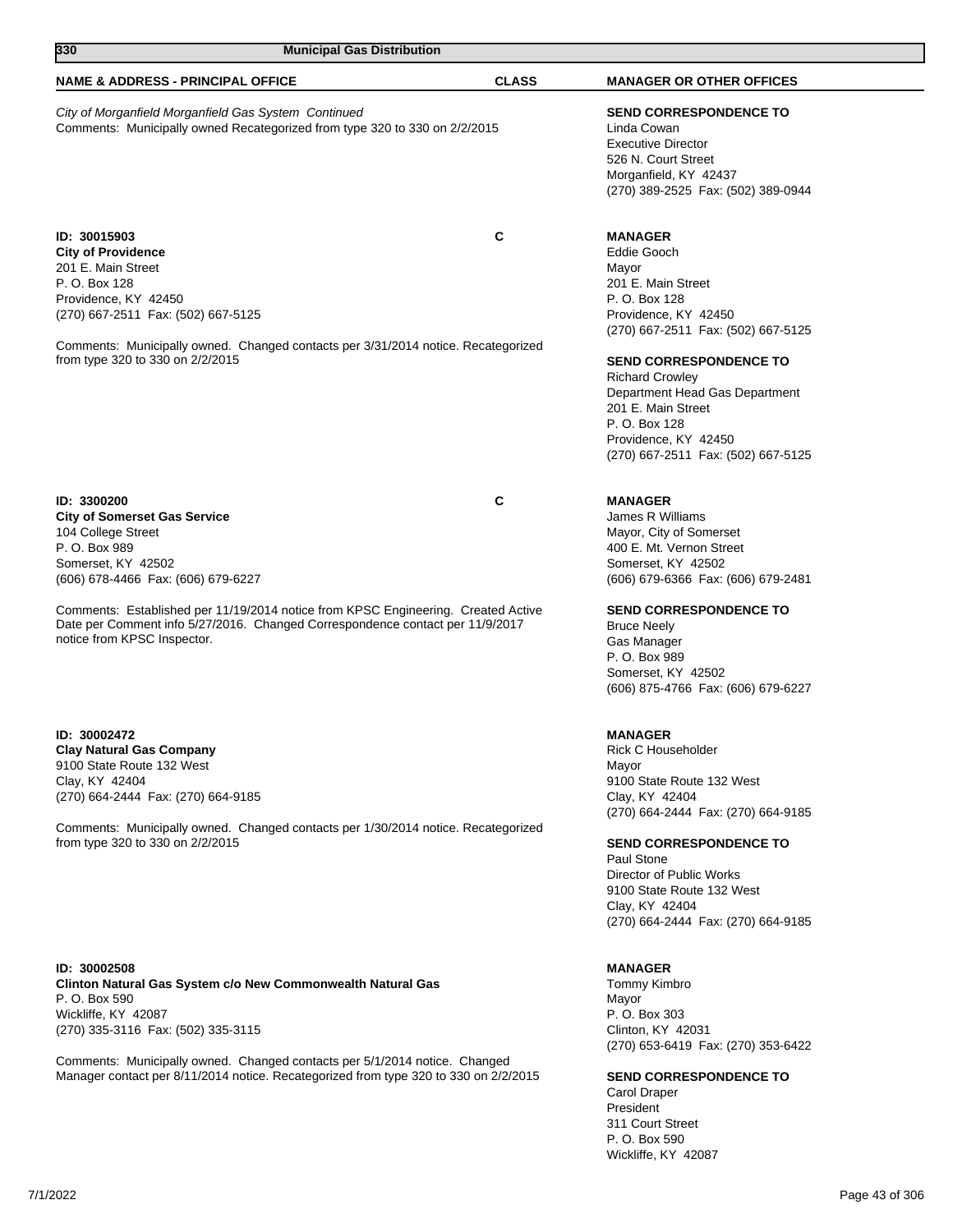## 330 Municipal Gas Distribution

| NAME & ADDRESS - PRINCIPAL OFFICE | CLASS | MANAGER OR OTHER OFFICES |
|---|---|---|
| *City of Morganfield Morganfield Gas System Continued*<br>Comments: Municipally owned Recategorized from type 320 to 330 on 2/2/2015 | | **SEND CORRESPONDENCE TO**<br>Linda Cowan<br>Executive Director<br>526 N. Court Street<br>Morganfield, KY 42437<br>(270) 389-2525 Fax: (502) 389-0944 |
| **ID: 30015903**<br>**City of Providence**<br>201 E. Main Street<br>P. O. Box 128<br>Providence, KY 42450<br>(270) 667-2511 Fax: (502) 667-5125<br><br>Comments: Municipally owned. Changed contacts per 3/31/2014 notice. Recategorized from type 320 to 330 on 2/2/2015 | **C** | **MANAGER**<br>Eddie Gooch<br>Mayor<br>201 E. Main Street<br>P. O. Box 128<br>Providence, KY 42450<br>(270) 667-2511 Fax: (502) 667-5125<br><br>**SEND CORRESPONDENCE TO**<br>Richard Crowley<br>Department Head Gas Department<br>201 E. Main Street<br>P. O. Box 128<br>Providence, KY 42450<br>(270) 667-2511 Fax: (502) 667-5125 |
| **ID: 3300200**<br>**City of Somerset Gas Service**<br>104 College Street<br>P. O. Box 989<br>Somerset, KY 42502<br>(606) 678-4466 Fax: (606) 679-6227<br><br>Comments: Established per 11/19/2014 notice from KPSC Engineering. Created Active Date per Comment info 5/27/2016. Changed Correspondence contact per 11/9/2017 notice from KPSC Inspector. | **C** | **MANAGER**<br>James R Williams<br>Mayor, City of Somerset<br>400 E. Mt. Vernon Street<br>Somerset, KY 42502<br>(606) 679-6366 Fax: (606) 679-2481<br><br>**SEND CORRESPONDENCE TO**<br>Bruce Neely<br>Gas Manager<br>P. O. Box 989<br>Somerset, KY 42502<br>(606) 875-4766 Fax: (606) 679-6227 |
| **ID: 30002472**<br>**Clay Natural Gas Company**<br>9100 State Route 132 West<br>Clay, KY 42404<br>(270) 664-2444 Fax: (270) 664-9185<br><br>Comments: Municipally owned. Changed contacts per 1/30/2014 notice. Recategorized from type 320 to 330 on 2/2/2015 | | **MANAGER**<br>Rick C Householder<br>Mayor<br>9100 State Route 132 West<br>Clay, KY 42404<br>(270) 664-2444 Fax: (270) 664-9185<br><br>**SEND CORRESPONDENCE TO**<br>Paul Stone<br>Director of Public Works<br>9100 State Route 132 West<br>Clay, KY 42404<br>(270) 664-2444 Fax: (270) 664-9185 |
| **ID: 30002508**<br>**Clinton Natural Gas System c/o New Commonwealth Natural Gas**<br>P. O. Box 590<br>Wickliffe, KY 42087<br>(270) 335-3116 Fax: (502) 335-3115<br><br>Comments: Municipally owned. Changed contacts per 5/1/2014 notice. Changed Manager contact per 8/11/2014 notice. Recategorized from type 320 to 330 on 2/2/2015 | | **MANAGER**<br>Tommy Kimbro<br>Mayor<br>P. O. Box 303<br>Clinton, KY 42031<br>(270) 653-6419 Fax: (270) 353-6422<br><br>**SEND CORRESPONDENCE TO**<br>Carol Draper<br>President<br>311 Court Street<br>P. O. Box 590<br>Wickliffe, KY 42087 |

7/1/2022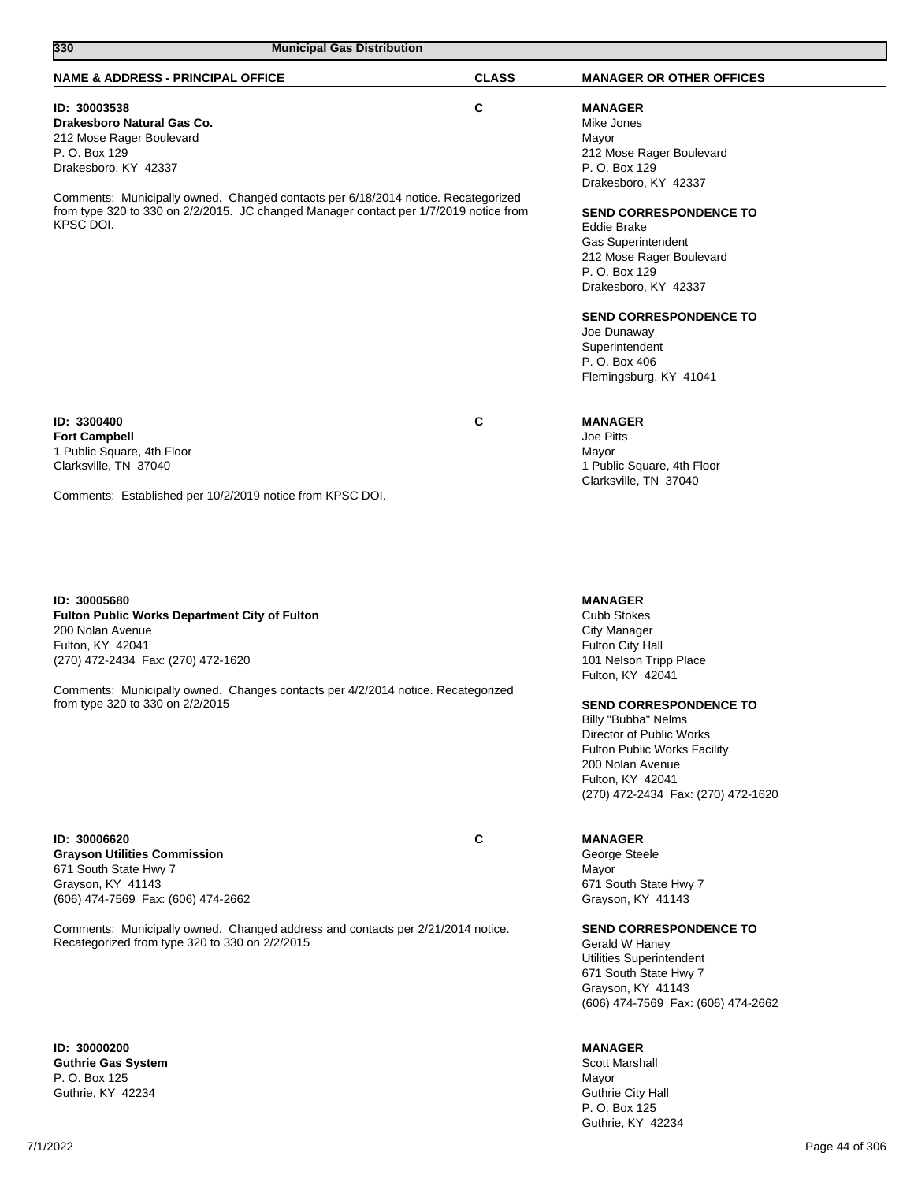## 330 Municipal Gas Distribution

| NAME & ADDRESS - PRINCIPAL OFFICE | CLASS | MANAGER OR OTHER OFFICES |
|---|---|---|
| **ID: 30003538**<br>**Drakesboro Natural Gas Co.**<br>212 Mose Rager Boulevard<br>P. O. Box 129<br>Drakesboro, KY 42337<br><br>Comments: Municipally owned. Changed contacts per 6/18/2014 notice. Recategorized from type 320 to 330 on 2/2/2015. JC changed Manager contact per 1/7/2019 notice from KPSC DOI. | C | **MANAGER**<br>Mike Jones<br>Mayor<br>212 Mose Rager Boulevard<br>P. O. Box 129<br>Drakesboro, KY 42337<br><br>**SEND CORRESPONDENCE TO**<br>Eddie Brake<br>Gas Superintendent<br>212 Mose Rager Boulevard<br>P. O. Box 129<br>Drakesboro, KY 42337<br><br>**SEND CORRESPONDENCE TO**<br>Joe Dunaway<br>Superintendent<br>P. O. Box 406<br>Flemingsburg, KY 41041 |
| **ID: 3300400**<br>**Fort Campbell**<br>1 Public Square, 4th Floor<br>Clarksville, TN 37040<br><br>Comments: Established per 10/2/2019 notice from KPSC DOI. | C | **MANAGER**<br>Joe Pitts<br>Mayor<br>1 Public Square, 4th Floor<br>Clarksville, TN 37040 |
| **ID: 30005680**<br>**Fulton Public Works Department City of Fulton**<br>200 Nolan Avenue<br>Fulton, KY 42041<br>(270) 472-2434 Fax: (270) 472-1620<br><br>Comments: Municipally owned. Changes contacts per 4/2/2014 notice. Recategorized from type 320 to 330 on 2/2/2015 | | **MANAGER**<br>Cubb Stokes<br>City Manager<br>Fulton City Hall<br>101 Nelson Tripp Place<br>Fulton, KY 42041<br><br>**SEND CORRESPONDENCE TO**<br>Billy "Bubba" Nelms<br>Director of Public Works<br>Fulton Public Works Facility<br>200 Nolan Avenue<br>Fulton, KY 42041<br>(270) 472-2434 Fax: (270) 472-1620 |
| **ID: 30006620**<br>**Grayson Utilities Commission**<br>671 South State Hwy 7<br>Grayson, KY 41143<br>(606) 474-7569 Fax: (606) 474-2662<br><br>Comments: Municipally owned. Changed address and contacts per 2/21/2014 notice. Recategorized from type 320 to 330 on 2/2/2015 | C | **MANAGER**<br>George Steele<br>Mayor<br>671 South State Hwy 7<br>Grayson, KY 41143<br><br>**SEND CORRESPONDENCE TO**<br>Gerald W Haney<br>Utilities Superintendent<br>671 South State Hwy 7<br>Grayson, KY 41143<br>(606) 474-7569 Fax: (606) 474-2662 |
| **ID: 30000200**<br>**Guthrie Gas System**<br>P. O. Box 125<br>Guthrie, KY 42234 | | **MANAGER**<br>Scott Marshall<br>Mayor<br>Guthrie City Hall<br>P. O. Box 125<br>Guthrie, KY 42234 |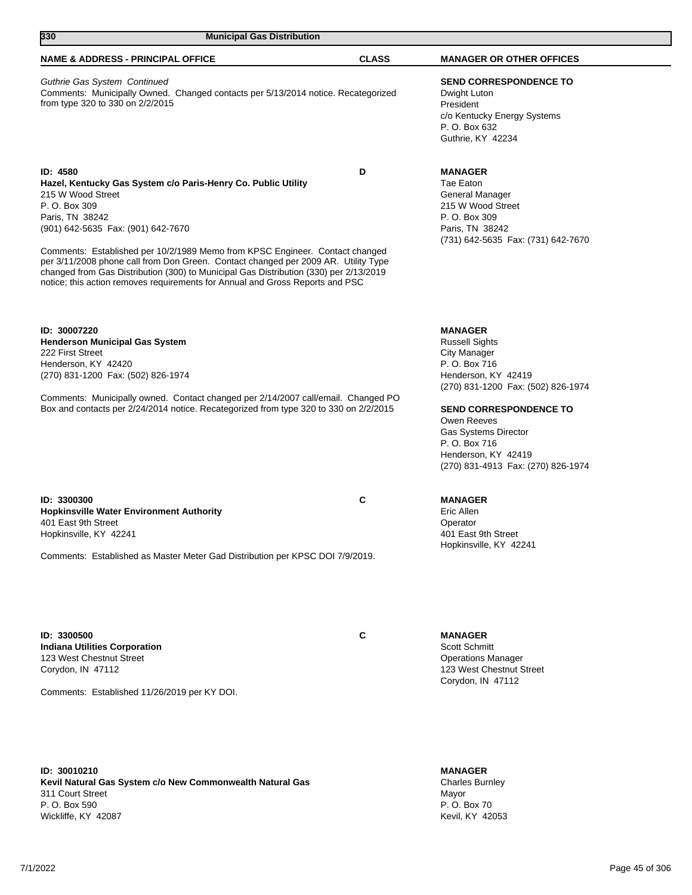## 330 Municipal Gas Distribution

| NAME & ADDRESS - PRINCIPAL OFFICE | CLASS | MANAGER OR OTHER OFFICES |
|---|---|---|
| *Guthrie Gas System Continued*<br>Comments: Municipally Owned. Changed contacts per 5/13/2014 notice. Recategorized from type 320 to 330 on 2/2/2015 | | **SEND CORRESPONDENCE TO**<br>Dwight Luton<br>President<br>c/o Kentucky Energy Systems<br>P. O. Box 632<br>Guthrie, KY 42234 |
| **ID: 4580**<br>**Hazel, Kentucky Gas System c/o Paris-Henry Co. Public Utility**<br>215 W Wood Street<br>P. O. Box 309<br>Paris, TN 38242<br>(901) 642-5635 Fax: (901) 642-7670<br><br>Comments: Established per 10/2/1989 Memo from KPSC Engineer. Contact changed per 3/11/2008 phone call from Don Green. Contact changed per 2009 AR. Utility Type changed from Gas Distribution (300) to Municipal Gas Distribution (330) per 2/13/2019 notice; this action removes requirements for Annual and Gross Reports and PSC | D | **MANAGER**<br>Tae Eaton<br>General Manager<br>215 W Wood Street<br>P. O. Box 309<br>Paris, TN 38242<br>(731) 642-5635 Fax: (731) 642-7670 |
| **ID: 30007220**<br>**Henderson Municipal Gas System**<br>222 First Street<br>Henderson, KY 42420<br>(270) 831-1200 Fax: (502) 826-1974<br><br>Comments: Municipally owned. Contact changed per 2/14/2007 call/email. Changed PO Box and contacts per 2/24/2014 notice. Recategorized from type 320 to 330 on 2/2/2015 | | **MANAGER**<br>Russell Sights<br>City Manager<br>P. O. Box 716<br>Henderson, KY 42419<br>(270) 831-1200 Fax: (502) 826-1974<br><br>**SEND CORRESPONDENCE TO**<br>Owen Reeves<br>Gas Systems Director<br>P. O. Box 716<br>Henderson, KY 42419<br>(270) 831-4913 Fax: (270) 826-1974 |
| **ID: 3300300**<br>**Hopkinsville Water Environment Authority**<br>401 East 9th Street<br>Hopkinsville, KY 42241<br><br>Comments: Established as Master Meter Gad Distribution per KPSC DOI 7/9/2019. | C | **MANAGER**<br>Eric Allen<br>Operator<br>401 East 9th Street<br>Hopkinsville, KY 42241 |
| **ID: 3300500**<br>**Indiana Utilities Corporation**<br>123 West Chestnut Street<br>Corydon, IN 47112<br><br>Comments: Established 11/26/2019 per KY DOI. | C | **MANAGER**<br>Scott Schmitt<br>Operations Manager<br>123 West Chestnut Street<br>Corydon, IN 47112 |
| **ID: 30010210**<br>**Kevil Natural Gas System c/o New Commonwealth Natural Gas**<br>311 Court Street<br>P. O. Box 590<br>Wickliffe, KY 42087 | | **MANAGER**<br>Charles Burnley<br>Mayor<br>P. O. Box 70<br>Kevil, KY 42053 |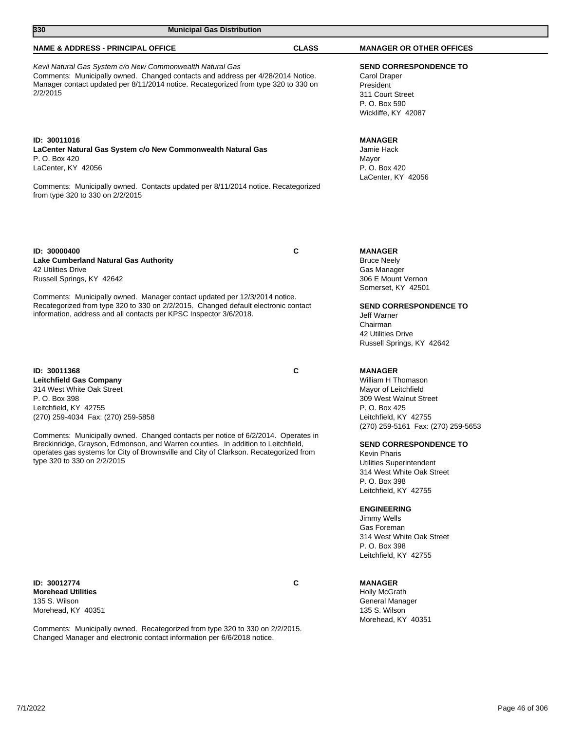## 330 Municipal Gas Distribution

| NAME & ADDRESS - PRINCIPAL OFFICE | CLASS | MANAGER OR OTHER OFFICES |
|---|---|---|
| *Kevil Natural Gas System c/o New Commonwealth Natural Gas*<br>Comments: Municipally owned. Changed contacts and address per 4/28/2014 Notice. Manager contact updated per 8/11/2014 notice. Recategorized from type 320 to 330 on 2/2/2015 | | **SEND CORRESPONDENCE TO**<br>Carol Draper<br>President<br>311 Court Street<br>P. O. Box 590<br>Wickliffe, KY 42087 |
| **ID: 30011016**<br>**LaCenter Natural Gas System c/o New Commonwealth Natural Gas**<br>P. O. Box 420<br>LaCenter, KY 42056<br><br>Comments: Municipally owned. Contacts updated per 8/11/2014 notice. Recategorized from type 320 to 330 on 2/2/2015 | | **MANAGER**<br>Jamie Hack<br>Mayor<br>P. O. Box 420<br>LaCenter, KY 42056 |
| **ID: 30000400**<br>**Lake Cumberland Natural Gas Authority**<br>42 Utilities Drive<br>Russell Springs, KY 42642<br><br>Comments: Municipally owned. Manager contact updated per 12/3/2014 notice. Recategorized from type 320 to 330 on 2/2/2015. Changed default electronic contact information, address and all contacts per KPSC Inspector 3/6/2018. | C | **MANAGER**<br>Bruce Neely<br>Gas Manager<br>306 E Mount Vernon<br>Somerset, KY 42501<br><br>**SEND CORRESPONDENCE TO**<br>Jeff Warner<br>Chairman<br>42 Utilities Drive<br>Russell Springs, KY 42642 |
| **ID: 30011368**<br>**Leitchfield Gas Company**<br>314 West White Oak Street<br>P. O. Box 398<br>Leitchfield, KY 42755<br>(270) 259-4034 Fax: (270) 259-5858<br><br>Comments: Municipally owned. Changed contacts per notice of 6/2/2014. Operates in Breckinridge, Grayson, Edmonson, and Warren counties. In addition to Leitchfield, operates gas systems for City of Brownsville and City of Clarkson. Recategorized from type 320 to 330 on 2/2/2015 | C | **MANAGER**<br>William H Thomason<br>Mayor of Leitchfield<br>309 West Walnut Street<br>P. O. Box 425<br>Leitchfield, KY 42755<br>(270) 259-5161 Fax: (270) 259-5653<br><br>**SEND CORRESPONDENCE TO**<br>Kevin Pharis<br>Utilities Superintendent<br>314 West White Oak Street<br>P. O. Box 398<br>Leitchfield, KY 42755<br><br>**ENGINEERING**<br>Jimmy Wells<br>Gas Foreman<br>314 West White Oak Street<br>P. O. Box 398<br>Leitchfield, KY 42755 |
| **ID: 30012774**<br>**Morehead Utilities**<br>135 S. Wilson<br>Morehead, KY 40351<br><br>Comments: Municipally owned. Recategorized from type 320 to 330 on 2/2/2015. Changed Manager and electronic contact information per 6/6/2018 notice. | C | **MANAGER**<br>Holly McGrath<br>General Manager<br>135 S. Wilson<br>Morehead, KY 40351 |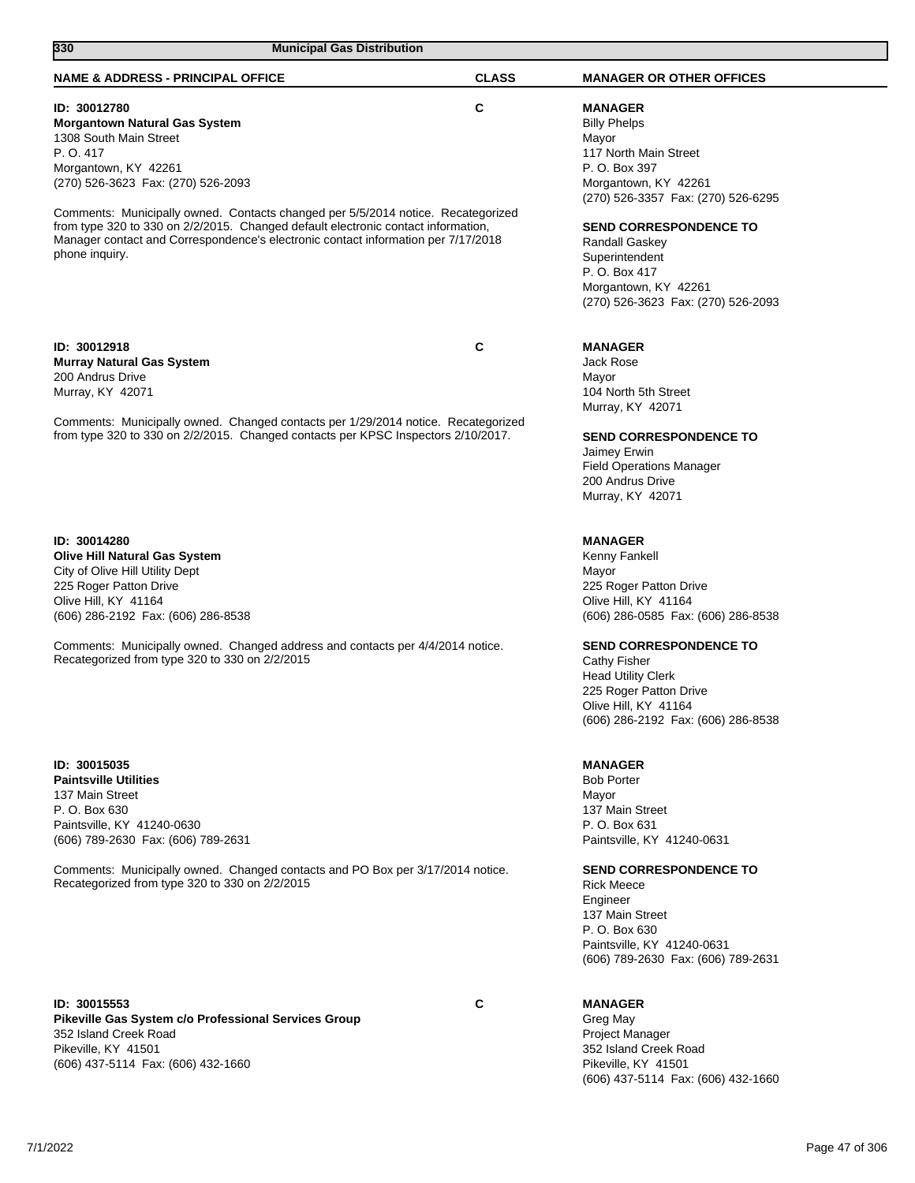## 330 Municipal Gas Distribution

| NAME & ADDRESS - PRINCIPAL OFFICE | CLASS | MANAGER OR OTHER OFFICES |
|---|---|---|
| **ID: 30012780**<br>**Morgantown Natural Gas System**<br>1308 South Main Street<br>P. O. 417<br>Morgantown, KY 42261<br>(270) 526-3623 Fax: (270) 526-2093<br><br>Comments: Municipally owned. Contacts changed per 5/5/2014 notice. Recategorized from type 320 to 330 on 2/2/2015. Changed default electronic contact information, Manager contact and Correspondence's electronic contact information per 7/17/2018 phone inquiry. | C | **MANAGER**<br>Billy Phelps<br>Mayor<br>117 North Main Street<br>P. O. Box 397<br>Morgantown, KY 42261<br>(270) 526-3357 Fax: (270) 526-6295<br><br>**SEND CORRESPONDENCE TO**<br>Randall Gaskey<br>Superintendent<br>P. O. Box 417<br>Morgantown, KY 42261<br>(270) 526-3623 Fax: (270) 526-2093 |
| **ID: 30012918**<br>**Murray Natural Gas System**<br>200 Andrus Drive<br>Murray, KY 42071<br><br>Comments: Municipally owned. Changed contacts per 1/29/2014 notice. Recategorized from type 320 to 330 on 2/2/2015. Changed contacts per KPSC Inspectors 2/10/2017. | C | **MANAGER**<br>Jack Rose<br>Mayor<br>104 North 5th Street<br>Murray, KY 42071<br><br>**SEND CORRESPONDENCE TO**<br>Jaimey Erwin<br>Field Operations Manager<br>200 Andrus Drive<br>Murray, KY 42071 |
| **ID: 30014280**<br>**Olive Hill Natural Gas System**<br>City of Olive Hill Utility Dept<br>225 Roger Patton Drive<br>Olive Hill, KY 41164<br>(606) 286-2192 Fax: (606) 286-8538<br><br>Comments: Municipally owned. Changed address and contacts per 4/4/2014 notice. Recategorized from type 320 to 330 on 2/2/2015 | | **MANAGER**<br>Kenny Fankell<br>Mayor<br>225 Roger Patton Drive<br>Olive Hill, KY 41164<br>(606) 286-0585 Fax: (606) 286-8538<br><br>**SEND CORRESPONDENCE TO**<br>Cathy Fisher<br>Head Utility Clerk<br>225 Roger Patton Drive<br>Olive Hill, KY 41164<br>(606) 286-2192 Fax: (606) 286-8538 |
| **ID: 30015035**<br>**Paintsville Utilities**<br>137 Main Street<br>P. O. Box 630<br>Paintsville, KY 41240-0630<br>(606) 789-2630 Fax: (606) 789-2631<br><br>Comments: Municipally owned. Changed contacts and PO Box per 3/17/2014 notice. Recategorized from type 320 to 330 on 2/2/2015 | | **MANAGER**<br>Bob Porter<br>Mayor<br>137 Main Street<br>P. O. Box 631<br>Paintsville, KY 41240-0631<br><br>**SEND CORRESPONDENCE TO**<br>Rick Meece<br>Engineer<br>137 Main Street<br>P. O. Box 630<br>Paintsville, KY 41240-0631<br>(606) 789-2630 Fax: (606) 789-2631 |
| **ID: 30015553**<br>**Pikeville Gas System c/o Professional Services Group**<br>352 Island Creek Road<br>Pikeville, KY 41501<br>(606) 437-5114 Fax: (606) 432-1660 | C | **MANAGER**<br>Greg May<br>Project Manager<br>352 Island Creek Road<br>Pikeville, KY 41501<br>(606) 437-5114 Fax: (606) 432-1660 |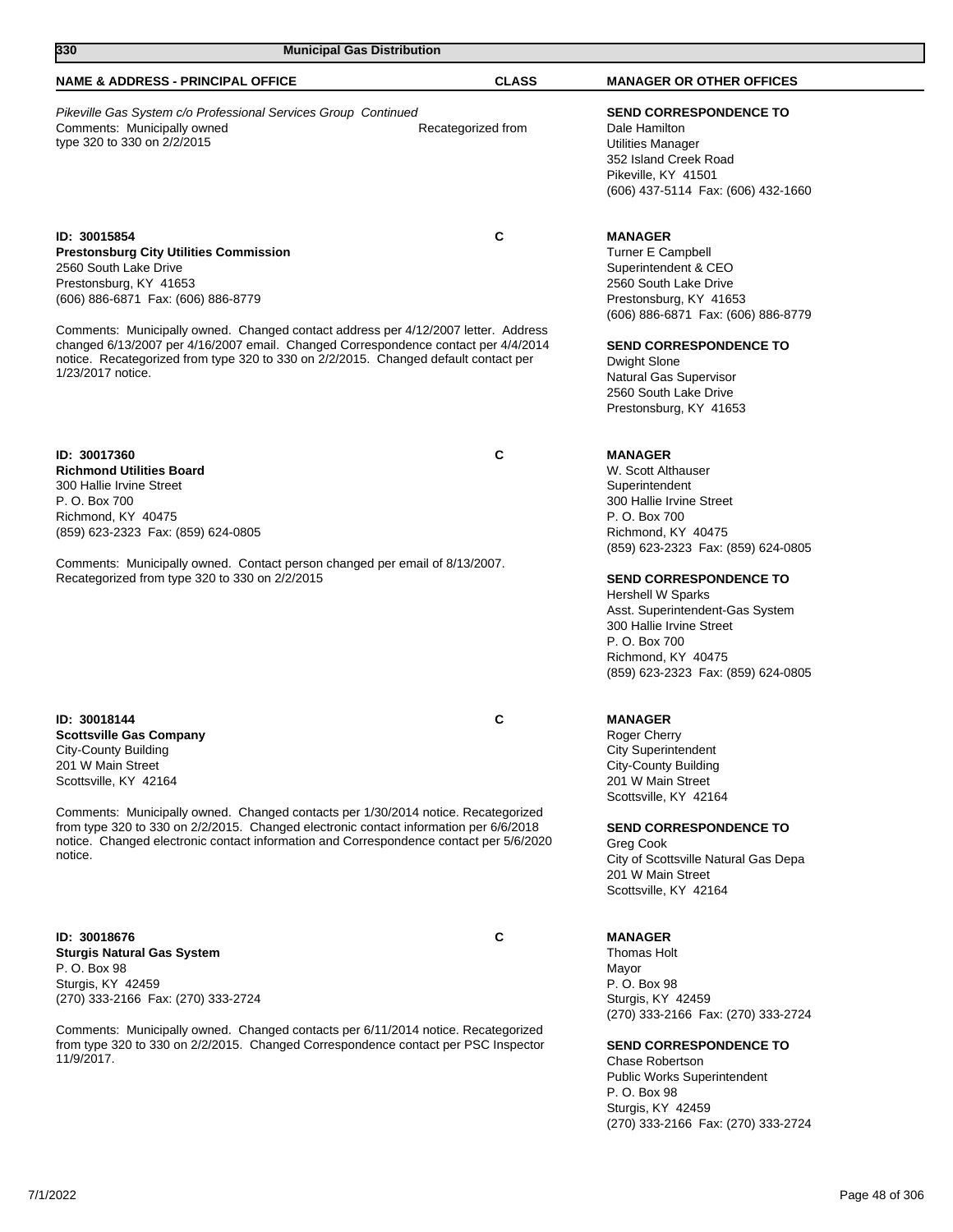## 330 Municipal Gas Distribution

| NAME & ADDRESS - PRINCIPAL OFFICE | CLASS | MANAGER OR OTHER OFFICES |
|---|---|---|
| *Pikeville Gas System c/o Professional Services Group Continued*<br>Comments: Municipally owned Recategorized from type 320 to 330 on 2/2/2015 | | **SEND CORRESPONDENCE TO**<br>Dale Hamilton<br>Utilities Manager<br>352 Island Creek Road<br>Pikeville, KY 41501<br>(606) 437-5114 Fax: (606) 432-1660 |
| **ID: 30015854**<br>**Prestonsburg City Utilities Commission**<br>2560 South Lake Drive<br>Prestonsburg, KY 41653<br>(606) 886-6871 Fax: (606) 886-8779<br><br>Comments: Municipally owned. Changed contact address per 4/12/2007 letter. Address changed 6/13/2007 per 4/16/2007 email. Changed Correspondence contact per 4/4/2014 notice. Recategorized from type 320 to 330 on 2/2/2015. Changed default contact per 1/23/2017 notice. | C | **MANAGER**<br>Turner E Campbell<br>Superintendent & CEO<br>2560 South Lake Drive<br>Prestonsburg, KY 41653<br>(606) 886-6871 Fax: (606) 886-8779<br><br>**SEND CORRESPONDENCE TO**<br>Dwight Slone<br>Natural Gas Supervisor<br>2560 South Lake Drive<br>Prestonsburg, KY 41653 |
| **ID: 30017360**<br>**Richmond Utilities Board**<br>300 Hallie Irvine Street<br>P. O. Box 700<br>Richmond, KY 40475<br>(859) 623-2323 Fax: (859) 624-0805<br><br>Comments: Municipally owned. Contact person changed per email of 8/13/2007. Recategorized from type 320 to 330 on 2/2/2015 | C | **MANAGER**<br>W. Scott Althauser<br>Superintendent<br>300 Hallie Irvine Street<br>P. O. Box 700<br>Richmond, KY 40475<br>(859) 623-2323 Fax: (859) 624-0805<br><br>**SEND CORRESPONDENCE TO**<br>Hershell W Sparks<br>Asst. Superintendent-Gas System<br>300 Hallie Irvine Street<br>P. O. Box 700<br>Richmond, KY 40475<br>(859) 623-2323 Fax: (859) 624-0805 |
| **ID: 30018144**<br>**Scottsville Gas Company**<br>City-County Building<br>201 W Main Street<br>Scottsville, KY 42164<br><br>Comments: Municipally owned. Changed contacts per 1/30/2014 notice. Recategorized from type 320 to 330 on 2/2/2015. Changed electronic contact information per 6/6/2018 notice. Changed electronic contact information and Correspondence contact per 5/6/2020 notice. | C | **MANAGER**<br>Roger Cherry<br>City Superintendent<br>City-County Building<br>201 W Main Street<br>Scottsville, KY 42164<br><br>**SEND CORRESPONDENCE TO**<br>Greg Cook<br>City of Scottsville Natural Gas Depa<br>201 W Main Street<br>Scottsville, KY 42164 |
| **ID: 30018676**<br>**Sturgis Natural Gas System**<br>P. O. Box 98<br>Sturgis, KY 42459<br>(270) 333-2166 Fax: (270) 333-2724<br><br>Comments: Municipally owned. Changed contacts per 6/11/2014 notice. Recategorized from type 320 to 330 on 2/2/2015. Changed Correspondence contact per PSC Inspector 11/9/2017. | C | **MANAGER**<br>Thomas Holt<br>Mayor<br>P. O. Box 98<br>Sturgis, KY 42459<br>(270) 333-2166 Fax: (270) 333-2724<br><br>**SEND CORRESPONDENCE TO**<br>Chase Robertson<br>Public Works Superintendent<br>P. O. Box 98<br>Sturgis, KY 42459<br>(270) 333-2166 Fax: (270) 333-2724 |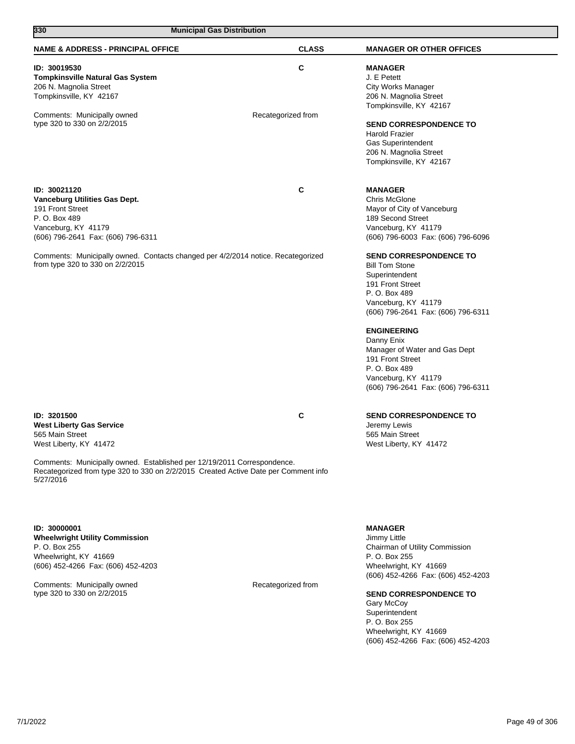## 330 Municipal Gas Distribution

| NAME & ADDRESS - PRINCIPAL OFFICE | CLASS | MANAGER OR OTHER OFFICES |
|---|---|---|
| **ID: 30019530**<br>**Tompkinsville Natural Gas System**<br>206 N. Magnolia Street<br>Tompkinsville, KY 42167<br><br>Comments: Municipally owned Recategorized from type 320 to 330 on 2/2/2015 | C | **MANAGER**<br>J. E Petett<br>City Works Manager<br>206 N. Magnolia Street<br>Tompkinsville, KY 42167<br><br>**SEND CORRESPONDENCE TO**<br>Harold Frazier<br>Gas Superintendent<br>206 N. Magnolia Street<br>Tompkinsville, KY 42167 |
| **ID: 30021120**<br>**Vanceburg Utilities Gas Dept.**<br>191 Front Street<br>P. O. Box 489<br>Vanceburg, KY 41179<br>(606) 796-2641 Fax: (606) 796-6311<br><br>Comments: Municipally owned. Contacts changed per 4/2/2014 notice. Recategorized from type 320 to 330 on 2/2/2015 | C | **MANAGER**<br>Chris McGlone<br>Mayor of City of Vanceburg<br>189 Second Street<br>Vanceburg, KY 41179<br>(606) 796-6003 Fax: (606) 796-6096<br><br>**SEND CORRESPONDENCE TO**<br>Bill Tom Stone<br>Superintendent<br>191 Front Street<br>P. O. Box 489<br>Vanceburg, KY 41179<br>(606) 796-2641 Fax: (606) 796-6311<br><br>**ENGINEERING**<br>Danny Enix<br>Manager of Water and Gas Dept<br>191 Front Street<br>P. O. Box 489<br>Vanceburg, KY 41179<br>(606) 796-2641 Fax: (606) 796-6311 |
| **ID: 3201500**<br>**West Liberty Gas Service**<br>565 Main Street<br>West Liberty, KY 41472<br><br>Comments: Municipally owned. Established per 12/19/2011 Correspondence. Recategorized from type 320 to 330 on 2/2/2015 Created Active Date per Comment info 5/27/2016 | C | **SEND CORRESPONDENCE TO**<br>Jeremy Lewis<br>565 Main Street<br>West Liberty, KY 41472 |
| **ID: 30000001**<br>**Wheelwright Utility Commission**<br>P. O. Box 255<br>Wheelwright, KY 41669<br>(606) 452-4266 Fax: (606) 452-4203<br><br>Comments: Municipally owned Recategorized from type 320 to 330 on 2/2/2015 | | **MANAGER**<br>Jimmy Little<br>Chairman of Utility Commission<br>P. O. Box 255<br>Wheelwright, KY 41669<br>(606) 452-4266 Fax: (606) 452-4203<br><br>**SEND CORRESPONDENCE TO**<br>Gary McCoy<br>Superintendent<br>P. O. Box 255<br>Wheelwright, KY 41669<br>(606) 452-4266 Fax: (606) 452-4203 |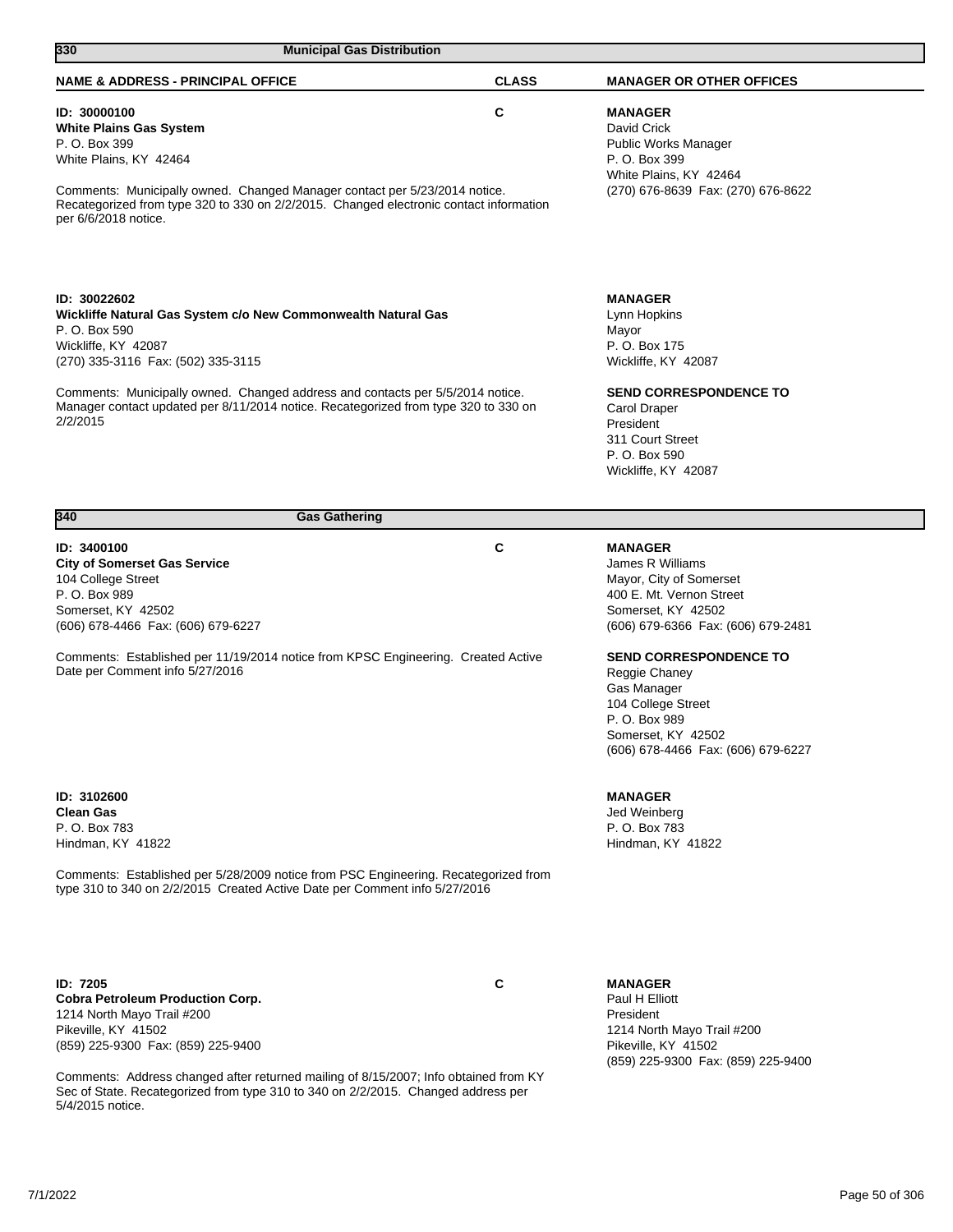## 330 Municipal Gas Distribution

| NAME & ADDRESS - PRINCIPAL OFFICE | CLASS | MANAGER OR OTHER OFFICES |
|---|---|---|

**ID: 30000100** — CLASS: C
**White Plains Gas System**
P. O. Box 399
White Plains, KY 42464

Comments: Municipally owned. Changed Manager contact per 5/23/2014 notice. Recategorized from type 320 to 330 on 2/2/2015. Changed electronic contact information per 6/6/2018 notice.

**MANAGER**
David Crick
Public Works Manager
P. O. Box 399
White Plains, KY 42464
(270) 676-8639 Fax: (270) 676-8622

**ID: 30022602**
**Wickliffe Natural Gas System c/o New Commonwealth Natural Gas**
P. O. Box 590
Wickliffe, KY 42087
(270) 335-3116 Fax: (502) 335-3115

Comments: Municipally owned. Changed address and contacts per 5/5/2014 notice. Manager contact updated per 8/11/2014 notice. Recategorized from type 320 to 330 on 2/2/2015

**MANAGER**
Lynn Hopkins
Mayor
P. O. Box 175
Wickliffe, KY 42087

**SEND CORRESPONDENCE TO**
Carol Draper
President
311 Court Street
P. O. Box 590
Wickliffe, KY 42087

## 340 Gas Gathering

**ID: 3400100** — CLASS: C
**City of Somerset Gas Service**
104 College Street
P. O. Box 989
Somerset, KY 42502
(606) 678-4466 Fax: (606) 679-6227

Comments: Established per 11/19/2014 notice from KPSC Engineering. Created Active Date per Comment info 5/27/2016

**MANAGER**
James R Williams
Mayor, City of Somerset
400 E. Mt. Vernon Street
Somerset, KY 42502
(606) 679-6366 Fax: (606) 679-2481

**SEND CORRESPONDENCE TO**
Reggie Chaney
Gas Manager
104 College Street
P. O. Box 989
Somerset, KY 42502
(606) 678-4466 Fax: (606) 679-6227

**ID: 3102600**
**Clean Gas**
P. O. Box 783
Hindman, KY 41822

Comments: Established per 5/28/2009 notice from PSC Engineering. Recategorized from type 310 to 340 on 2/2/2015 Created Active Date per Comment info 5/27/2016

**MANAGER**
Jed Weinberg
P. O. Box 783
Hindman, KY 41822

**ID: 7205** — CLASS: C
**Cobra Petroleum Production Corp.**
1214 North Mayo Trail #200
Pikeville, KY 41502
(859) 225-9300 Fax: (859) 225-9400

Comments: Address changed after returned mailing of 8/15/2007; Info obtained from KY Sec of State. Recategorized from type 310 to 340 on 2/2/2015. Changed address per 5/4/2015 notice.

**MANAGER**
Paul H Elliott
President
1214 North Mayo Trail #200
Pikeville, KY 41502
(859) 225-9300 Fax: (859) 225-9400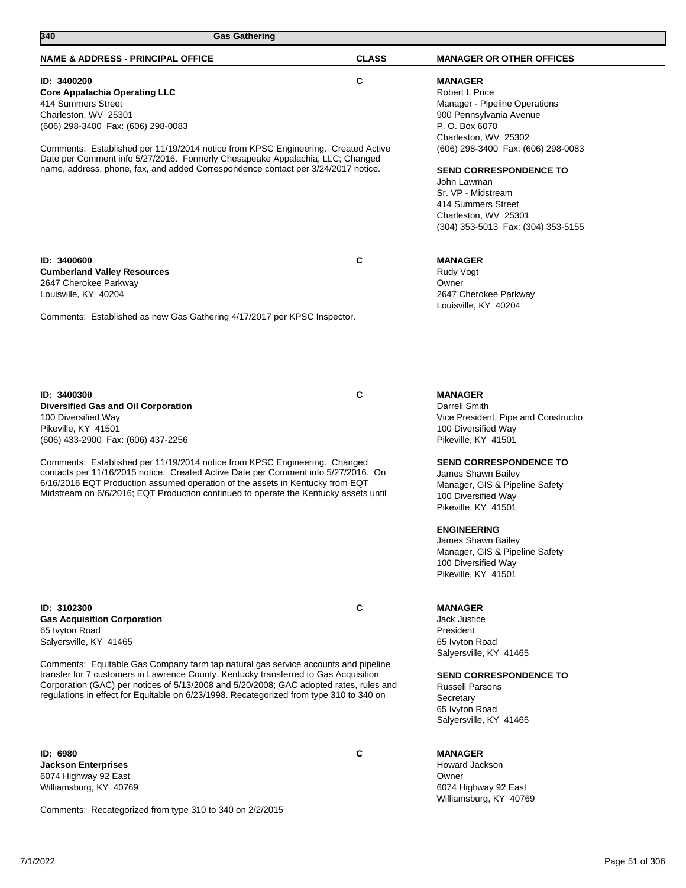**340 Gas Gathering**

| NAME & ADDRESS - PRINCIPAL OFFICE | CLASS | MANAGER OR OTHER OFFICES |
|---|---|---|
| **ID: 3400200**<br>**Core Appalachia Operating LLC**<br>414 Summers Street<br>Charleston, WV 25301<br>(606) 298-3400 Fax: (606) 298-0083<br><br>Comments: Established per 11/19/2014 notice from KPSC Engineering. Created Active Date per Comment info 5/27/2016. Formerly Chesapeake Appalachia, LLC; Changed name, address, phone, fax, and added Correspondence contact per 3/24/2017 notice. | C | **MANAGER**<br>Robert L Price<br>Manager - Pipeline Operations<br>900 Pennsylvania Avenue<br>P. O. Box 6070<br>Charleston, WV 25302<br>(606) 298-3400 Fax: (606) 298-0083<br><br>**SEND CORRESPONDENCE TO**<br>John Lawman<br>Sr. VP - Midstream<br>414 Summers Street<br>Charleston, WV 25301<br>(304) 353-5013 Fax: (304) 353-5155 |
| **ID: 3400600**<br>**Cumberland Valley Resources**<br>2647 Cherokee Parkway<br>Louisville, KY 40204<br><br>Comments: Established as new Gas Gathering 4/17/2017 per KPSC Inspector. | C | **MANAGER**<br>Rudy Vogt<br>Owner<br>2647 Cherokee Parkway<br>Louisville, KY 40204 |
| **ID: 3400300**<br>**Diversified Gas and Oil Corporation**<br>100 Diversified Way<br>Pikeville, KY 41501<br>(606) 433-2900 Fax: (606) 437-2256<br><br>Comments: Established per 11/19/2014 notice from KPSC Engineering. Changed contacts per 11/16/2015 notice. Created Active Date per Comment info 5/27/2016. On 6/16/2016 EQT Production assumed operation of the assets in Kentucky from EQT Midstream on 6/6/2016; EQT Production continued to operate the Kentucky assets until | C | **MANAGER**<br>Darrell Smith<br>Vice President, Pipe and Constructio<br>100 Diversified Way<br>Pikeville, KY 41501<br><br>**SEND CORRESPONDENCE TO**<br>James Shawn Bailey<br>Manager, GIS & Pipeline Safety<br>100 Diversified Way<br>Pikeville, KY 41501<br><br>**ENGINEERING**<br>James Shawn Bailey<br>Manager, GIS & Pipeline Safety<br>100 Diversified Way<br>Pikeville, KY 41501 |
| **ID: 3102300**<br>**Gas Acquisition Corporation**<br>65 Ivyton Road<br>Salyersville, KY 41465<br><br>Comments: Equitable Gas Company farm tap natural gas service accounts and pipeline transfer for 7 customers in Lawrence County, Kentucky transferred to Gas Acquisition Corporation (GAC) per notices of 5/13/2008 and 5/20/2008; GAC adopted rates, rules and regulations in effect for Equitable on 6/23/1998. Recategorized from type 310 to 340 on | C | **MANAGER**<br>Jack Justice<br>President<br>65 Ivyton Road<br>Salyersville, KY 41465<br><br>**SEND CORRESPONDENCE TO**<br>Russell Parsons<br>Secretary<br>65 Ivyton Road<br>Salyersville, KY 41465 |
| **ID: 6980**<br>**Jackson Enterprises**<br>6074 Highway 92 East<br>Williamsburg, KY 40769<br><br>Comments: Recategorized from type 310 to 340 on 2/2/2015 | C | **MANAGER**<br>Howard Jackson<br>Owner<br>6074 Highway 92 East<br>Williamsburg, KY 40769 |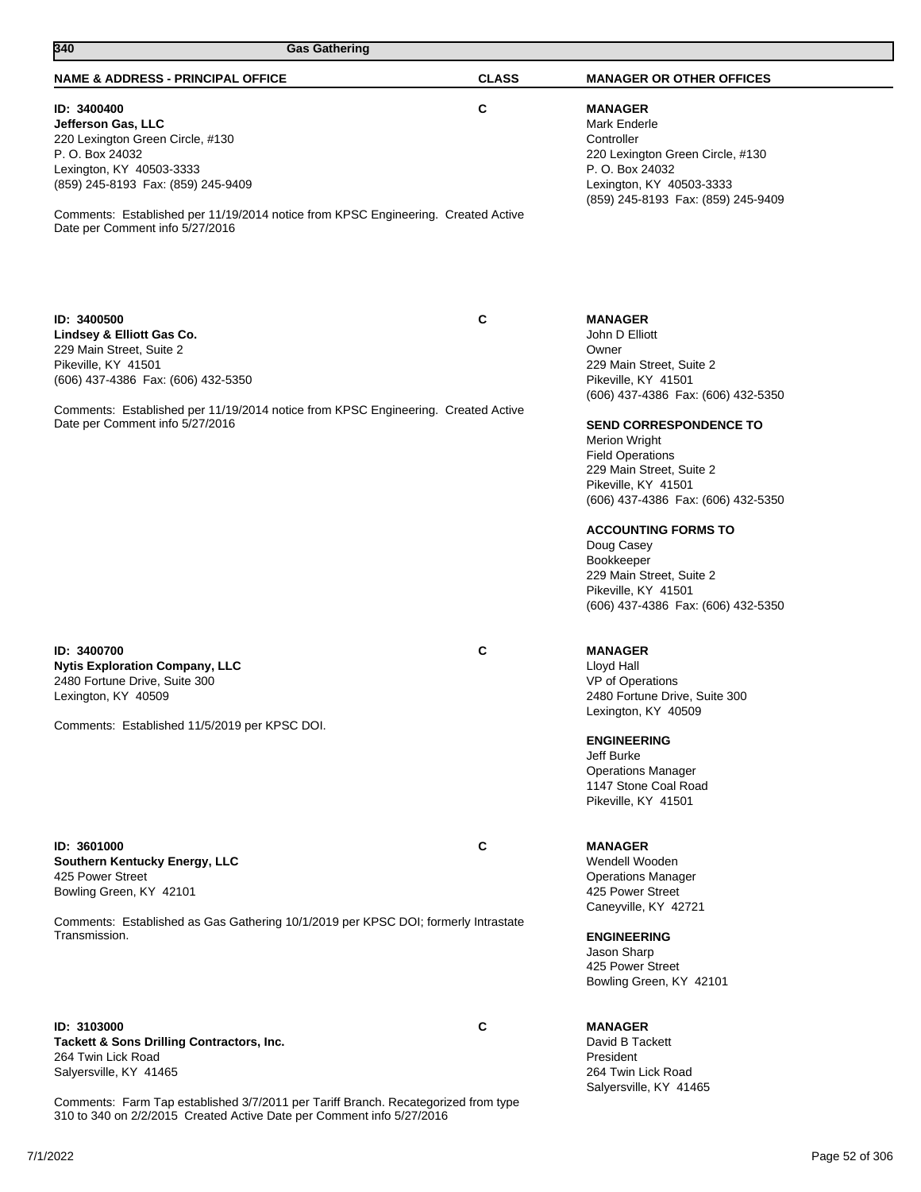## 340 Gas Gathering

| NAME & ADDRESS - PRINCIPAL OFFICE | CLASS | MANAGER OR OTHER OFFICES |
|---|---|---|

**ID: 3400400** — CLASS: **C**
**Jefferson Gas, LLC**
220 Lexington Green Circle, #130
P. O. Box 24032
Lexington, KY 40503-3333
(859) 245-8193 Fax: (859) 245-9409

Comments: Established per 11/19/2014 notice from KPSC Engineering. Created Active Date per Comment info 5/27/2016

**MANAGER**
Mark Enderle
Controller
220 Lexington Green Circle, #130
P. O. Box 24032
Lexington, KY 40503-3333
(859) 245-8193 Fax: (859) 245-9409

---

**ID: 3400500** — CLASS: **C**
**Lindsey & Elliott Gas Co.**
229 Main Street, Suite 2
Pikeville, KY 41501
(606) 437-4386 Fax: (606) 432-5350

Comments: Established per 11/19/2014 notice from KPSC Engineering. Created Active Date per Comment info 5/27/2016

**MANAGER**
John D Elliott
Owner
229 Main Street, Suite 2
Pikeville, KY 41501
(606) 437-4386 Fax: (606) 432-5350

**SEND CORRESPONDENCE TO**
Merion Wright
Field Operations
229 Main Street, Suite 2
Pikeville, KY 41501
(606) 437-4386 Fax: (606) 432-5350

**ACCOUNTING FORMS TO**
Doug Casey
Bookkeeper
229 Main Street, Suite 2
Pikeville, KY 41501
(606) 437-4386 Fax: (606) 432-5350

---

**ID: 3400700** — CLASS: **C**
**Nytis Exploration Company, LLC**
2480 Fortune Drive, Suite 300
Lexington, KY 40509

Comments: Established 11/5/2019 per KPSC DOI.

**MANAGER**
Lloyd Hall
VP of Operations
2480 Fortune Drive, Suite 300
Lexington, KY 40509

**ENGINEERING**
Jeff Burke
Operations Manager
1147 Stone Coal Road
Pikeville, KY 41501

---

**ID: 3601000** — CLASS: **C**
**Southern Kentucky Energy, LLC**
425 Power Street
Bowling Green, KY 42101

Comments: Established as Gas Gathering 10/1/2019 per KPSC DOI; formerly Intrastate Transmission.

**MANAGER**
Wendell Wooden
Operations Manager
425 Power Street
Caneyville, KY 42721

**ENGINEERING**
Jason Sharp
425 Power Street
Bowling Green, KY 42101

---

**ID: 3103000** — CLASS: **C**
**Tackett & Sons Drilling Contractors, Inc.**
264 Twin Lick Road
Salyersville, KY 41465

Comments: Farm Tap established 3/7/2011 per Tariff Branch. Recategorized from type 310 to 340 on 2/2/2015 Created Active Date per Comment info 5/27/2016

**MANAGER**
David B Tackett
President
264 Twin Lick Road
Salyersville, KY 41465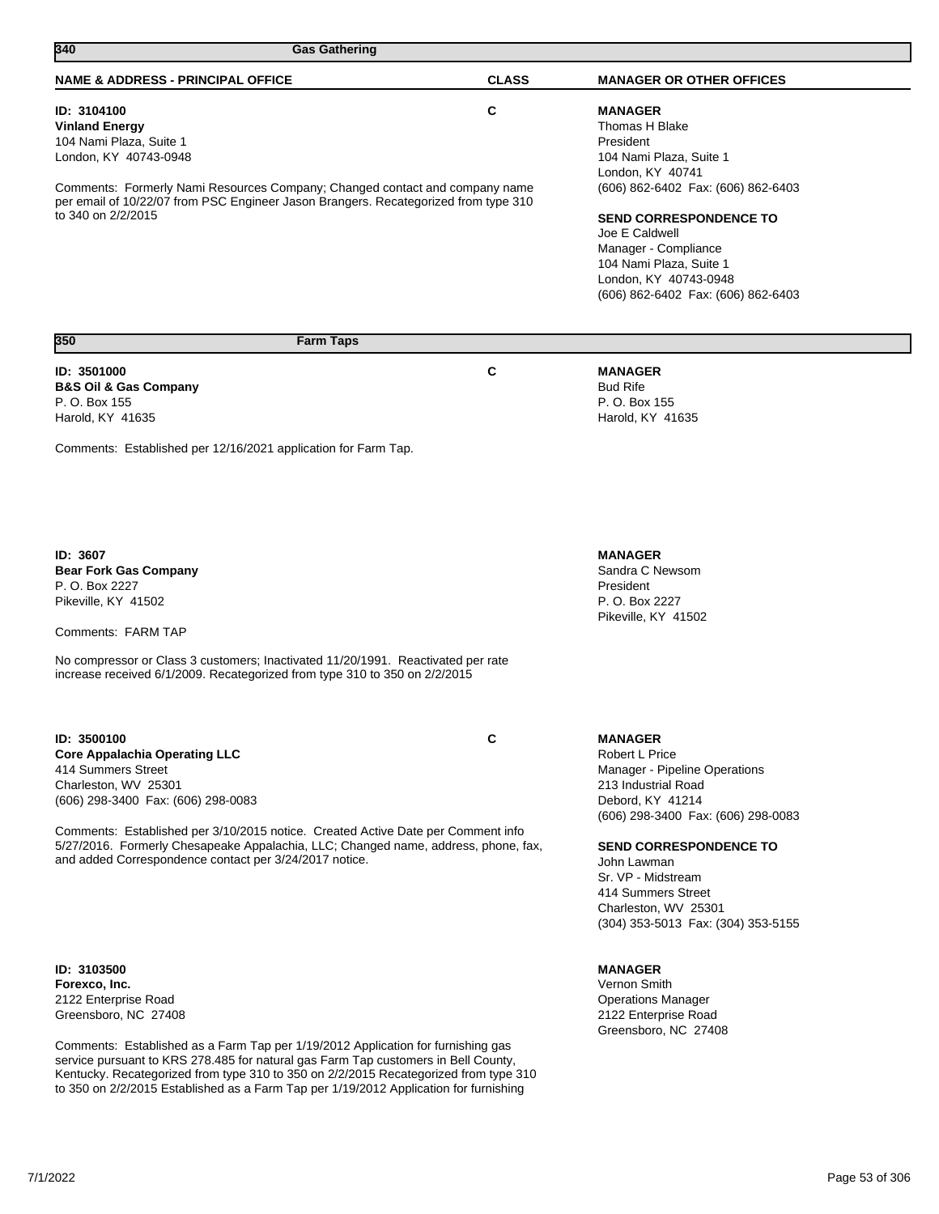## 340 Gas Gathering

| NAME & ADDRESS - PRINCIPAL OFFICE | CLASS | MANAGER OR OTHER OFFICES |
|---|---|---|

**ID: 3104100** — C
**Vinland Energy**
104 Nami Plaza, Suite 1
London, KY 40743-0948

Comments: Formerly Nami Resources Company; Changed contact and company name per email of 10/22/07 from PSC Engineer Jason Brangers. Recategorized from type 310 to 340 on 2/2/2015

**MANAGER**
Thomas H Blake
President
104 Nami Plaza, Suite 1
London, KY 40741
(606) 862-6402 Fax: (606) 862-6403

**SEND CORRESPONDENCE TO**
Joe E Caldwell
Manager - Compliance
104 Nami Plaza, Suite 1
London, KY 40743-0948
(606) 862-6402 Fax: (606) 862-6403

## 350 Farm Taps

**ID: 3501000** — C
**B&S Oil & Gas Company**
P. O. Box 155
Harold, KY 41635

Comments: Established per 12/16/2021 application for Farm Tap.

**MANAGER**
Bud Rife
P. O. Box 155
Harold, KY 41635

**ID: 3607**
**Bear Fork Gas Company**
P. O. Box 2227
Pikeville, KY 41502

Comments: FARM TAP

No compressor or Class 3 customers; Inactivated 11/20/1991. Reactivated per rate increase received 6/1/2009. Recategorized from type 310 to 350 on 2/2/2015

**MANAGER**
Sandra C Newsom
President
P. O. Box 2227
Pikeville, KY 41502

**ID: 3500100** — C
**Core Appalachia Operating LLC**
414 Summers Street
Charleston, WV 25301
(606) 298-3400 Fax: (606) 298-0083

Comments: Established per 3/10/2015 notice. Created Active Date per Comment info 5/27/2016. Formerly Chesapeake Appalachia, LLC; Changed name, address, phone, fax, and added Correspondence contact per 3/24/2017 notice.

**MANAGER**
Robert L Price
Manager - Pipeline Operations
213 Industrial Road
Debord, KY 41214
(606) 298-3400 Fax: (606) 298-0083

**SEND CORRESPONDENCE TO**
John Lawman
Sr. VP - Midstream
414 Summers Street
Charleston, WV 25301
(304) 353-5013 Fax: (304) 353-5155

**ID: 3103500**
**Forexco, Inc.**
2122 Enterprise Road
Greensboro, NC 27408

Comments: Established as a Farm Tap per 1/19/2012 Application for furnishing gas service pursuant to KRS 278.485 for natural gas Farm Tap customers in Bell County, Kentucky. Recategorized from type 310 to 350 on 2/2/2015 Recategorized from type 310 to 350 on 2/2/2015 Established as a Farm Tap per 1/19/2012 Application for furnishing

**MANAGER**
Vernon Smith
Operations Manager
2122 Enterprise Road
Greensboro, NC 27408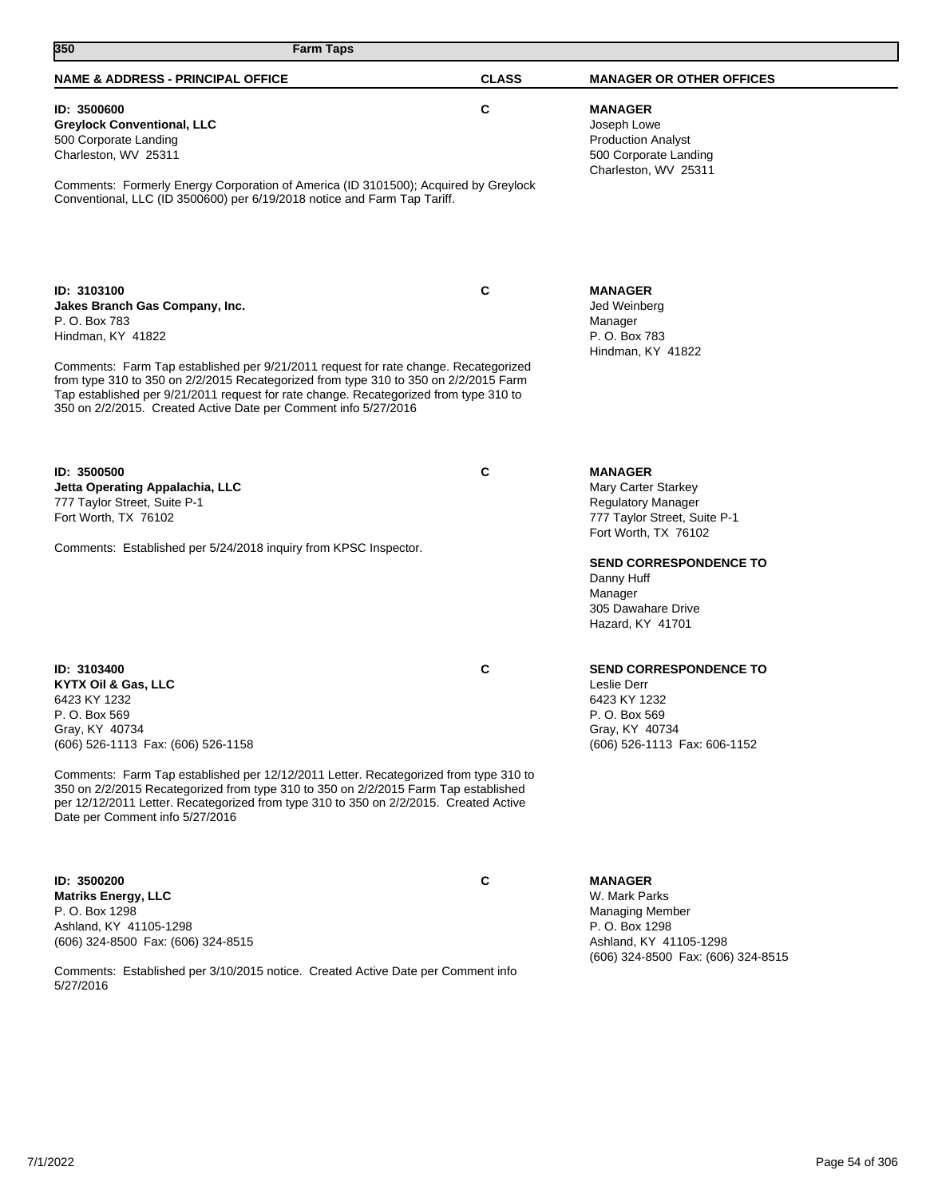## 350 Farm Taps

| NAME & ADDRESS - PRINCIPAL OFFICE | CLASS | MANAGER OR OTHER OFFICES |
|---|---|---|
| **ID: 3500600**<br>**Greylock Conventional, LLC**<br>500 Corporate Landing<br>Charleston, WV 25311<br><br>Comments: Formerly Energy Corporation of America (ID 3101500); Acquired by Greylock Conventional, LLC (ID 3500600) per 6/19/2018 notice and Farm Tap Tariff. | C | **MANAGER**<br>Joseph Lowe<br>Production Analyst<br>500 Corporate Landing<br>Charleston, WV 25311 |
| **ID: 3103100**<br>**Jakes Branch Gas Company, Inc.**<br>P. O. Box 783<br>Hindman, KY 41822<br><br>Comments: Farm Tap established per 9/21/2011 request for rate change. Recategorized from type 310 to 350 on 2/2/2015 Recategorized from type 310 to 350 on 2/2/2015 Farm Tap established per 9/21/2011 request for rate change. Recategorized from type 310 to 350 on 2/2/2015. Created Active Date per Comment info 5/27/2016 | C | **MANAGER**<br>Jed Weinberg<br>Manager<br>P. O. Box 783<br>Hindman, KY 41822 |
| **ID: 3500500**<br>**Jetta Operating Appalachia, LLC**<br>777 Taylor Street, Suite P-1<br>Fort Worth, TX 76102<br><br>Comments: Established per 5/24/2018 inquiry from KPSC Inspector. | C | **MANAGER**<br>Mary Carter Starkey<br>Regulatory Manager<br>777 Taylor Street, Suite P-1<br>Fort Worth, TX 76102<br><br>**SEND CORRESPONDENCE TO**<br>Danny Huff<br>Manager<br>305 Dawahare Drive<br>Hazard, KY 41701 |
| **ID: 3103400**<br>**KYTX Oil & Gas, LLC**<br>6423 KY 1232<br>P. O. Box 569<br>Gray, KY 40734<br>(606) 526-1113 Fax: (606) 526-1158<br><br>Comments: Farm Tap established per 12/12/2011 Letter. Recategorized from type 310 to 350 on 2/2/2015 Recategorized from type 310 to 350 on 2/2/2015 Farm Tap established per 12/12/2011 Letter. Recategorized from type 310 to 350 on 2/2/2015. Created Active Date per Comment info 5/27/2016 | C | **SEND CORRESPONDENCE TO**<br>Leslie Derr<br>6423 KY 1232<br>P. O. Box 569<br>Gray, KY 40734<br>(606) 526-1113 Fax: 606-1152 |
| **ID: 3500200**<br>**Matriks Energy, LLC**<br>P. O. Box 1298<br>Ashland, KY 41105-1298<br>(606) 324-8500 Fax: (606) 324-8515<br><br>Comments: Established per 3/10/2015 notice. Created Active Date per Comment info 5/27/2016 | C | **MANAGER**<br>W. Mark Parks<br>Managing Member<br>P. O. Box 1298<br>Ashland, KY 41105-1298<br>(606) 324-8500 Fax: (606) 324-8515 |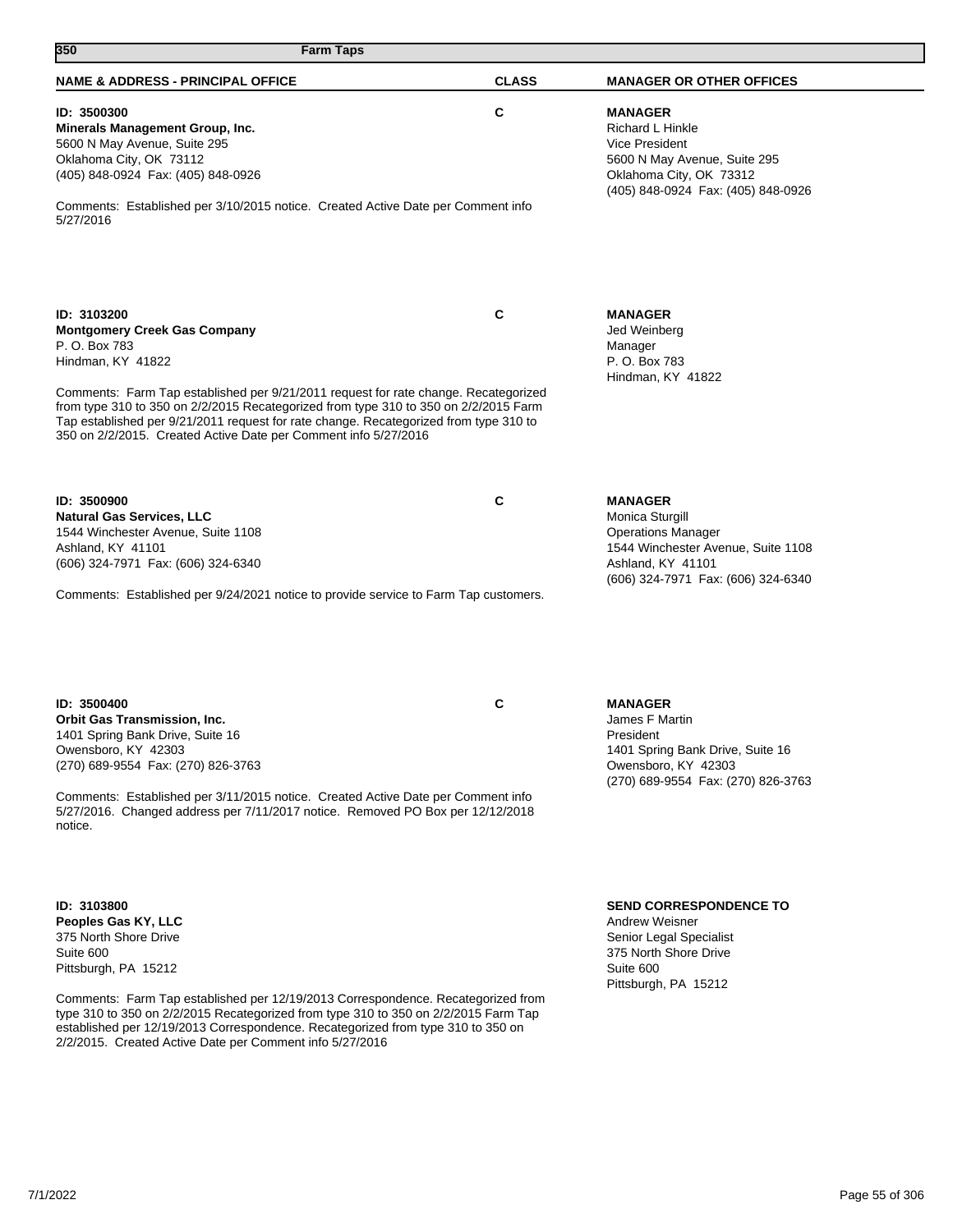## 350 Farm Taps

| NAME & ADDRESS - PRINCIPAL OFFICE | CLASS | MANAGER OR OTHER OFFICES |
|---|---|---|
| **ID: 3500300**<br>**Minerals Management Group, Inc.**<br>5600 N May Avenue, Suite 295<br>Oklahoma City, OK 73112<br>(405) 848-0924 Fax: (405) 848-0926<br><br>Comments: Established per 3/10/2015 notice. Created Active Date per Comment info 5/27/2016 | C | **MANAGER**<br>Richard L Hinkle<br>Vice President<br>5600 N May Avenue, Suite 295<br>Oklahoma City, OK 73312<br>(405) 848-0924 Fax: (405) 848-0926 |
| **ID: 3103200**<br>**Montgomery Creek Gas Company**<br>P. O. Box 783<br>Hindman, KY 41822<br><br>Comments: Farm Tap established per 9/21/2011 request for rate change. Recategorized from type 310 to 350 on 2/2/2015 Recategorized from type 310 to 350 on 2/2/2015 Farm Tap established per 9/21/2011 request for rate change. Recategorized from type 310 to 350 on 2/2/2015. Created Active Date per Comment info 5/27/2016 | C | **MANAGER**<br>Jed Weinberg<br>Manager<br>P. O. Box 783<br>Hindman, KY 41822 |
| **ID: 3500900**<br>**Natural Gas Services, LLC**<br>1544 Winchester Avenue, Suite 1108<br>Ashland, KY 41101<br>(606) 324-7971 Fax: (606) 324-6340<br><br>Comments: Established per 9/24/2021 notice to provide service to Farm Tap customers. | C | **MANAGER**<br>Monica Sturgill<br>Operations Manager<br>1544 Winchester Avenue, Suite 1108<br>Ashland, KY 41101<br>(606) 324-7971 Fax: (606) 324-6340 |
| **ID: 3500400**<br>**Orbit Gas Transmission, Inc.**<br>1401 Spring Bank Drive, Suite 16<br>Owensboro, KY 42303<br>(270) 689-9554 Fax: (270) 826-3763<br><br>Comments: Established per 3/11/2015 notice. Created Active Date per Comment info 5/27/2016. Changed address per 7/11/2017 notice. Removed PO Box per 12/12/2018 notice. | C | **MANAGER**<br>James F Martin<br>President<br>1401 Spring Bank Drive, Suite 16<br>Owensboro, KY 42303<br>(270) 689-9554 Fax: (270) 826-3763 |
| **ID: 3103800**<br>**Peoples Gas KY, LLC**<br>375 North Shore Drive<br>Suite 600<br>Pittsburgh, PA 15212<br><br>Comments: Farm Tap established per 12/19/2013 Correspondence. Recategorized from type 310 to 350 on 2/2/2015 Recategorized from type 310 to 350 on 2/2/2015 Farm Tap established per 12/19/2013 Correspondence. Recategorized from type 310 to 350 on 2/2/2015. Created Active Date per Comment info 5/27/2016 | | **SEND CORRESPONDENCE TO**<br>Andrew Weisner<br>Senior Legal Specialist<br>375 North Shore Drive<br>Suite 600<br>Pittsburgh, PA 15212 |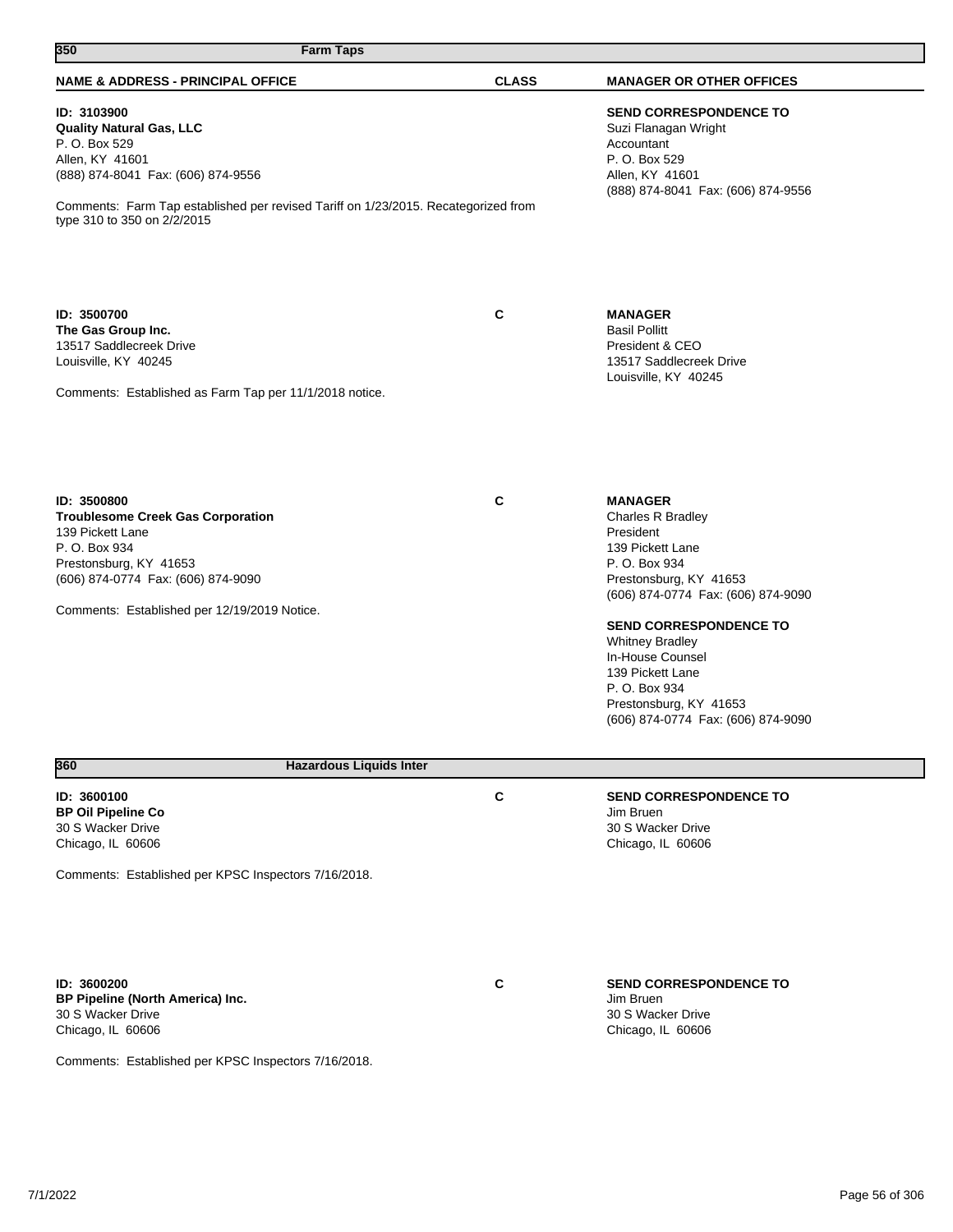## 350 Farm Taps

| NAME & ADDRESS - PRINCIPAL OFFICE | CLASS | MANAGER OR OTHER OFFICES |
|---|---|---|

**ID: 3103900**
**Quality Natural Gas, LLC**
P. O. Box 529
Allen, KY 41601
(888) 874-8041 Fax: (606) 874-9556

Comments: Farm Tap established per revised Tariff on 1/23/2015. Recategorized from type 310 to 350 on 2/2/2015

**SEND CORRESPONDENCE TO**
Suzi Flanagan Wright
Accountant
P. O. Box 529
Allen, KY 41601
(888) 874-8041 Fax: (606) 874-9556

---

**ID: 3500700**
**The Gas Group Inc.**
13517 Saddlecreek Drive
Louisville, KY 40245

Class: C

Comments: Established as Farm Tap per 11/1/2018 notice.

**MANAGER**
Basil Pollitt
President & CEO
13517 Saddlecreek Drive
Louisville, KY 40245

---

**ID: 3500800**
**Troublesome Creek Gas Corporation**
139 Pickett Lane
P. O. Box 934
Prestonsburg, KY 41653
(606) 874-0774 Fax: (606) 874-9090

Class: C

Comments: Established per 12/19/2019 Notice.

**MANAGER**
Charles R Bradley
President
139 Pickett Lane
P. O. Box 934
Prestonsburg, KY 41653
(606) 874-0774 Fax: (606) 874-9090

**SEND CORRESPONDENCE TO**
Whitney Bradley
In-House Counsel
139 Pickett Lane
P. O. Box 934
Prestonsburg, KY 41653
(606) 874-0774 Fax: (606) 874-9090

## 360 Hazardous Liquids Inter

**ID: 3600100**
**BP Oil Pipeline Co**
30 S Wacker Drive
Chicago, IL 60606

Class: C

Comments: Established per KPSC Inspectors 7/16/2018.

**SEND CORRESPONDENCE TO**
Jim Bruen
30 S Wacker Drive
Chicago, IL 60606

---

**ID: 3600200**
**BP Pipeline (North America) Inc.**
30 S Wacker Drive
Chicago, IL 60606

Class: C

Comments: Established per KPSC Inspectors 7/16/2018.

**SEND CORRESPONDENCE TO**
Jim Bruen
30 S Wacker Drive
Chicago, IL 60606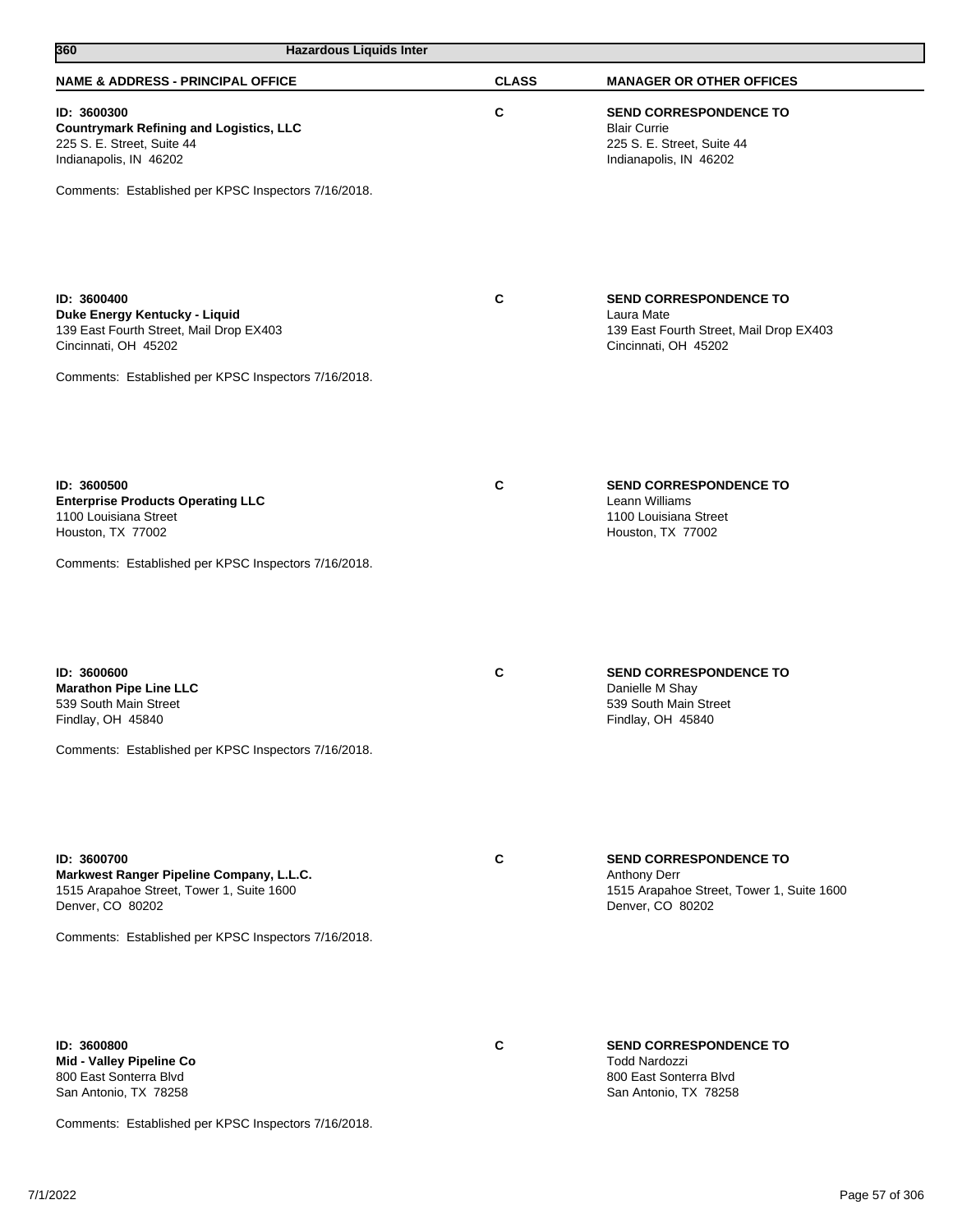**360 Hazardous Liquids Inter**

| NAME & ADDRESS - PRINCIPAL OFFICE | CLASS | MANAGER OR OTHER OFFICES |
|---|---|---|
| **ID: 3600300**<br>**Countrymark Refining and Logistics, LLC**<br>225 S. E. Street, Suite 44<br>Indianapolis, IN 46202<br><br>Comments: Established per KPSC Inspectors 7/16/2018. | **C** | **SEND CORRESPONDENCE TO**<br>Blair Currie<br>225 S. E. Street, Suite 44<br>Indianapolis, IN 46202 |
| **ID: 3600400**<br>**Duke Energy Kentucky - Liquid**<br>139 East Fourth Street, Mail Drop EX403<br>Cincinnati, OH 45202<br><br>Comments: Established per KPSC Inspectors 7/16/2018. | **C** | **SEND CORRESPONDENCE TO**<br>Laura Mate<br>139 East Fourth Street, Mail Drop EX403<br>Cincinnati, OH 45202 |
| **ID: 3600500**<br>**Enterprise Products Operating LLC**<br>1100 Louisiana Street<br>Houston, TX 77002<br><br>Comments: Established per KPSC Inspectors 7/16/2018. | **C** | **SEND CORRESPONDENCE TO**<br>Leann Williams<br>1100 Louisiana Street<br>Houston, TX 77002 |
| **ID: 3600600**<br>**Marathon Pipe Line LLC**<br>539 South Main Street<br>Findlay, OH 45840<br><br>Comments: Established per KPSC Inspectors 7/16/2018. | **C** | **SEND CORRESPONDENCE TO**<br>Danielle M Shay<br>539 South Main Street<br>Findlay, OH 45840 |
| **ID: 3600700**<br>**Markwest Ranger Pipeline Company, L.L.C.**<br>1515 Arapahoe Street, Tower 1, Suite 1600<br>Denver, CO 80202<br><br>Comments: Established per KPSC Inspectors 7/16/2018. | **C** | **SEND CORRESPONDENCE TO**<br>Anthony Derr<br>1515 Arapahoe Street, Tower 1, Suite 1600<br>Denver, CO 80202 |
| **ID: 3600800**<br>**Mid - Valley Pipeline Co**<br>800 East Sonterra Blvd<br>San Antonio, TX 78258<br><br>Comments: Established per KPSC Inspectors 7/16/2018. | **C** | **SEND CORRESPONDENCE TO**<br>Todd Nardozzi<br>800 East Sonterra Blvd<br>San Antonio, TX 78258 |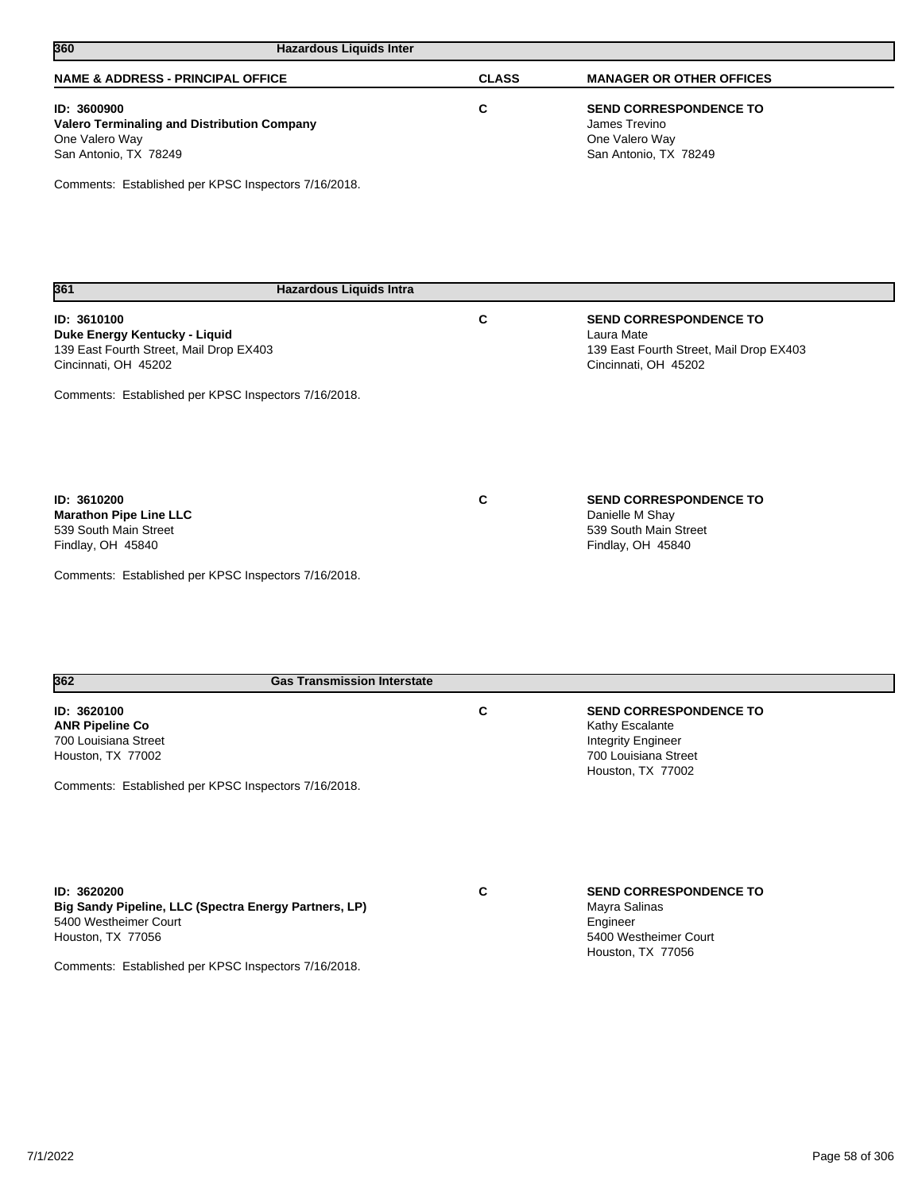## 360 Hazardous Liquids Inter

| NAME & ADDRESS - PRINCIPAL OFFICE | CLASS | MANAGER OR OTHER OFFICES |
|---|---|---|
| **ID: 3600900**<br>**Valero Terminaling and Distribution Company**<br>One Valero Way<br>San Antonio, TX 78249<br><br>Comments: Established per KPSC Inspectors 7/16/2018. | C | **SEND CORRESPONDENCE TO**<br>James Trevino<br>One Valero Way<br>San Antonio, TX 78249 |

## 361 Hazardous Liquids Intra

| NAME & ADDRESS - PRINCIPAL OFFICE | CLASS | MANAGER OR OTHER OFFICES |
|---|---|---|
| **ID: 3610100**<br>**Duke Energy Kentucky - Liquid**<br>139 East Fourth Street, Mail Drop EX403<br>Cincinnati, OH 45202<br><br>Comments: Established per KPSC Inspectors 7/16/2018. | C | **SEND CORRESPONDENCE TO**<br>Laura Mate<br>139 East Fourth Street, Mail Drop EX403<br>Cincinnati, OH 45202 |
| **ID: 3610200**<br>**Marathon Pipe Line LLC**<br>539 South Main Street<br>Findlay, OH 45840<br><br>Comments: Established per KPSC Inspectors 7/16/2018. | C | **SEND CORRESPONDENCE TO**<br>Danielle M Shay<br>539 South Main Street<br>Findlay, OH 45840 |

## 362 Gas Transmission Interstate

| NAME & ADDRESS - PRINCIPAL OFFICE | CLASS | MANAGER OR OTHER OFFICES |
|---|---|---|
| **ID: 3620100**<br>**ANR Pipeline Co**<br>700 Louisiana Street<br>Houston, TX 77002<br><br>Comments: Established per KPSC Inspectors 7/16/2018. | C | **SEND CORRESPONDENCE TO**<br>Kathy Escalante<br>Integrity Engineer<br>700 Louisiana Street<br>Houston, TX 77002 |
| **ID: 3620200**<br>**Big Sandy Pipeline, LLC (Spectra Energy Partners, LP)**<br>5400 Westheimer Court<br>Houston, TX 77056<br><br>Comments: Established per KPSC Inspectors 7/16/2018. | C | **SEND CORRESPONDENCE TO**<br>Mayra Salinas<br>Engineer<br>5400 Westheimer Court<br>Houston, TX 77056 |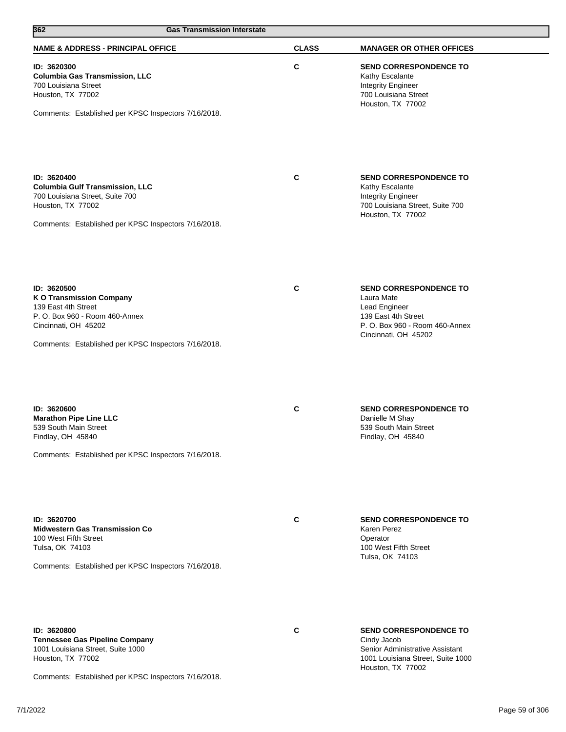## 362 Gas Transmission Interstate

| NAME & ADDRESS - PRINCIPAL OFFICE | CLASS | MANAGER OR OTHER OFFICES |
|---|---|---|
| **ID: 3620300**<br>**Columbia Gas Transmission, LLC**<br>700 Louisiana Street<br>Houston, TX 77002<br><br>Comments: Established per KPSC Inspectors 7/16/2018. | **C** | **SEND CORRESPONDENCE TO**<br>Kathy Escalante<br>Integrity Engineer<br>700 Louisiana Street<br>Houston, TX 77002 |
| **ID: 3620400**<br>**Columbia Gulf Transmission, LLC**<br>700 Louisiana Street, Suite 700<br>Houston, TX 77002<br><br>Comments: Established per KPSC Inspectors 7/16/2018. | **C** | **SEND CORRESPONDENCE TO**<br>Kathy Escalante<br>Integrity Engineer<br>700 Louisiana Street, Suite 700<br>Houston, TX 77002 |
| **ID: 3620500**<br>**K O Transmission Company**<br>139 East 4th Street<br>P. O. Box 960 - Room 460-Annex<br>Cincinnati, OH 45202<br><br>Comments: Established per KPSC Inspectors 7/16/2018. | **C** | **SEND CORRESPONDENCE TO**<br>Laura Mate<br>Lead Engineer<br>139 East 4th Street<br>P. O. Box 960 - Room 460-Annex<br>Cincinnati, OH 45202 |
| **ID: 3620600**<br>**Marathon Pipe Line LLC**<br>539 South Main Street<br>Findlay, OH 45840<br><br>Comments: Established per KPSC Inspectors 7/16/2018. | **C** | **SEND CORRESPONDENCE TO**<br>Danielle M Shay<br>539 South Main Street<br>Findlay, OH 45840 |
| **ID: 3620700**<br>**Midwestern Gas Transmission Co**<br>100 West Fifth Street<br>Tulsa, OK 74103<br><br>Comments: Established per KPSC Inspectors 7/16/2018. | **C** | **SEND CORRESPONDENCE TO**<br>Karen Perez<br>Operator<br>100 West Fifth Street<br>Tulsa, OK 74103 |
| **ID: 3620800**<br>**Tennessee Gas Pipeline Company**<br>1001 Louisiana Street, Suite 1000<br>Houston, TX 77002<br><br>Comments: Established per KPSC Inspectors 7/16/2018. | **C** | **SEND CORRESPONDENCE TO**<br>Cindy Jacob<br>Senior Administrative Assistant<br>1001 Louisiana Street, Suite 1000<br>Houston, TX 77002 |

7/1/2022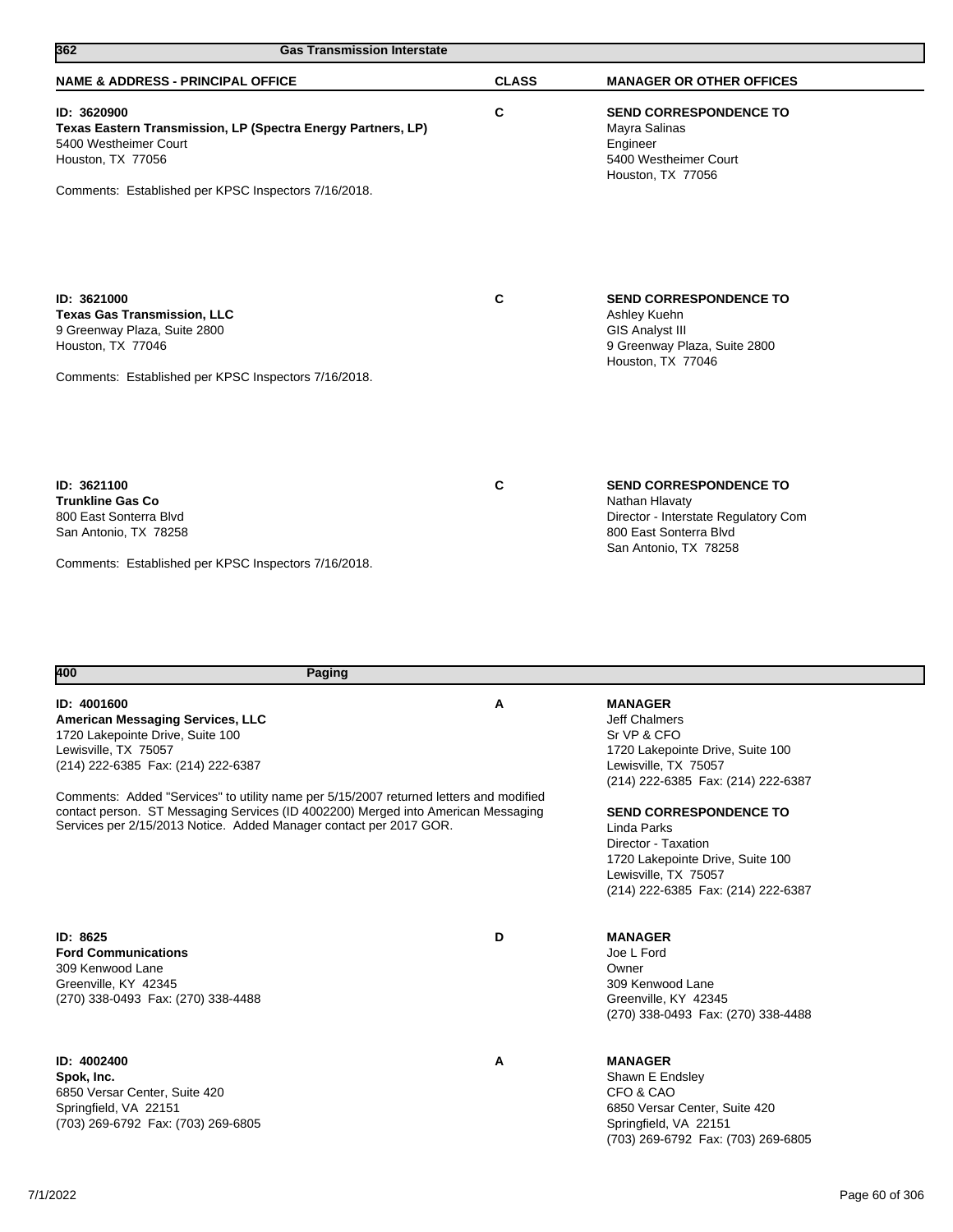## 362 Gas Transmission Interstate

| NAME & ADDRESS - PRINCIPAL OFFICE | CLASS | MANAGER OR OTHER OFFICES |
|---|---|---|
| **ID: 3620900**<br>**Texas Eastern Transmission, LP (Spectra Energy Partners, LP)**<br>5400 Westheimer Court<br>Houston, TX 77056<br><br>Comments: Established per KPSC Inspectors 7/16/2018. | C | **SEND CORRESPONDENCE TO**<br>Mayra Salinas<br>Engineer<br>5400 Westheimer Court<br>Houston, TX 77056 |
| **ID: 3621000**<br>**Texas Gas Transmission, LLC**<br>9 Greenway Plaza, Suite 2800<br>Houston, TX 77046<br><br>Comments: Established per KPSC Inspectors 7/16/2018. | C | **SEND CORRESPONDENCE TO**<br>Ashley Kuehn<br>GIS Analyst III<br>9 Greenway Plaza, Suite 2800<br>Houston, TX 77046 |
| **ID: 3621100**<br>**Trunkline Gas Co**<br>800 East Sonterra Blvd<br>San Antonio, TX 78258<br><br>Comments: Established per KPSC Inspectors 7/16/2018. | C | **SEND CORRESPONDENCE TO**<br>Nathan Hlavaty<br>Director - Interstate Regulatory Com<br>800 East Sonterra Blvd<br>San Antonio, TX 78258 |

## 400 Paging

| NAME & ADDRESS - PRINCIPAL OFFICE | CLASS | MANAGER OR OTHER OFFICES |
|---|---|---|
| **ID: 4001600**<br>**American Messaging Services, LLC**<br>1720 Lakepointe Drive, Suite 100<br>Lewisville, TX 75057<br>(214) 222-6385 Fax: (214) 222-6387<br><br>Comments: Added "Services" to utility name per 5/15/2007 returned letters and modified contact person. ST Messaging Services (ID 4002200) Merged into American Messaging Services per 2/15/2013 Notice. Added Manager contact per 2017 GOR. | A | **MANAGER**<br>Jeff Chalmers<br>Sr VP & CFO<br>1720 Lakepointe Drive, Suite 100<br>Lewisville, TX 75057<br>(214) 222-6385 Fax: (214) 222-6387<br><br>**SEND CORRESPONDENCE TO**<br>Linda Parks<br>Director - Taxation<br>1720 Lakepointe Drive, Suite 100<br>Lewisville, TX 75057<br>(214) 222-6385 Fax: (214) 222-6387 |
| **ID: 8625**<br>**Ford Communications**<br>309 Kenwood Lane<br>Greenville, KY 42345<br>(270) 338-0493 Fax: (270) 338-4488 | D | **MANAGER**<br>Joe L Ford<br>Owner<br>309 Kenwood Lane<br>Greenville, KY 42345<br>(270) 338-0493 Fax: (270) 338-4488 |
| **ID: 4002400**<br>**Spok, Inc.**<br>6850 Versar Center, Suite 420<br>Springfield, VA 22151<br>(703) 269-6792 Fax: (703) 269-6805 | A | **MANAGER**<br>Shawn E Endsley<br>CFO & CAO<br>6850 Versar Center, Suite 420<br>Springfield, VA 22151<br>(703) 269-6792 Fax: (703) 269-6805 |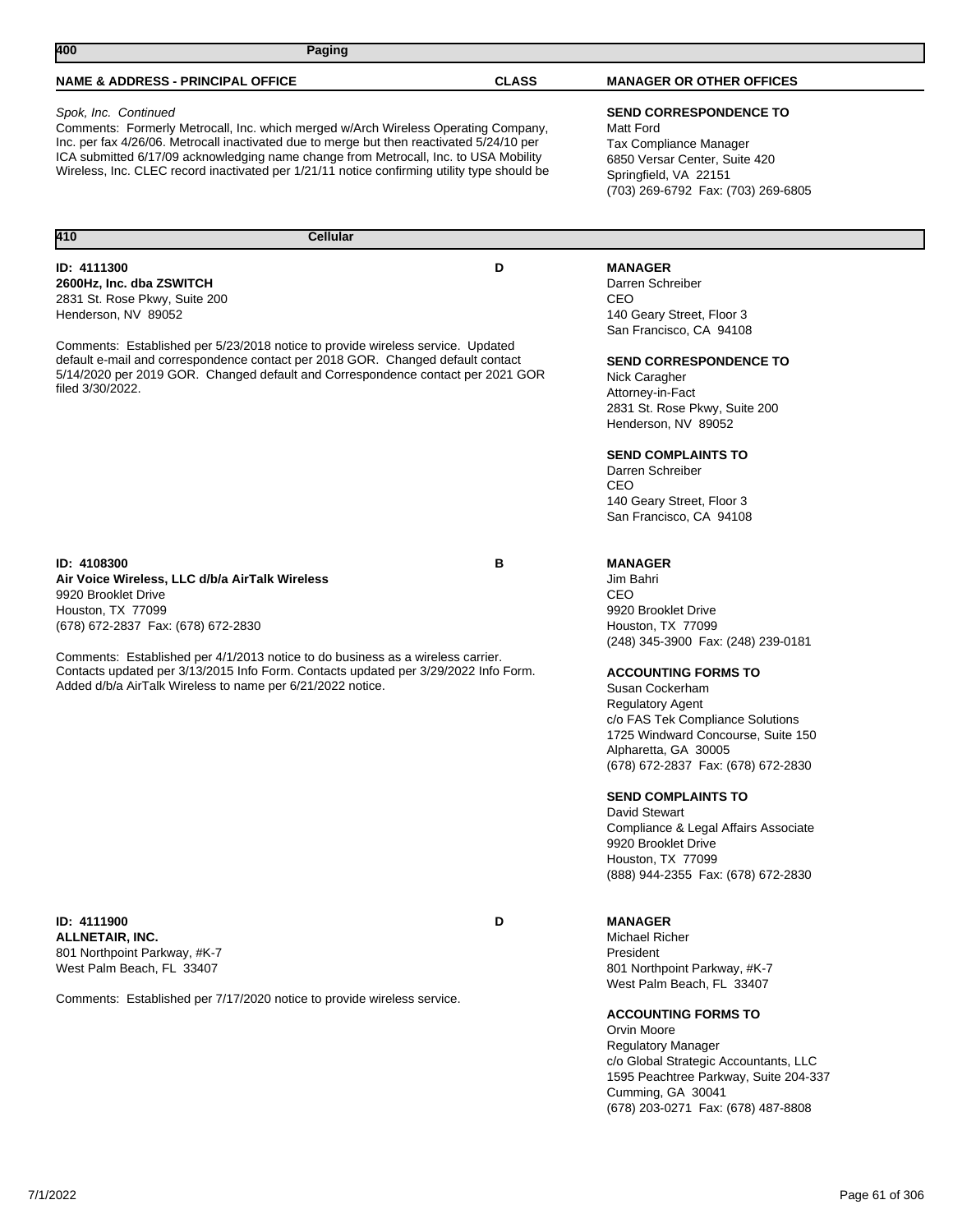## 400 Paging

**NAME & ADDRESS - PRINCIPAL OFFICE** | **CLASS** | **MANAGER OR OTHER OFFICES**

*Spok, Inc. Continued*

Comments: Formerly Metrocall, Inc. which merged w/Arch Wireless Operating Company, Inc. per fax 4/26/06. Metrocall inactivated due to merge but then reactivated 5/24/10 per ICA submitted 6/17/09 acknowledging name change from Metrocall, Inc. to USA Mobility Wireless, Inc. CLEC record inactivated per 1/21/11 notice confirming utility type should be

**SEND CORRESPONDENCE TO**
Matt Ford
Tax Compliance Manager
6850 Versar Center, Suite 420
Springfield, VA 22151
(703) 269-6792 Fax: (703) 269-6805

## 410 Cellular

**ID: 4111300** — Class: **D**
**2600Hz, Inc. dba ZSWITCH**
2831 St. Rose Pkwy, Suite 200
Henderson, NV 89052

Comments: Established per 5/23/2018 notice to provide wireless service. Updated default e-mail and correspondence contact per 2018 GOR. Changed default contact 5/14/2020 per 2019 GOR. Changed default and Correspondence contact per 2021 GOR filed 3/30/2022.

**MANAGER**
Darren Schreiber
CEO
140 Geary Street, Floor 3
San Francisco, CA 94108

**SEND CORRESPONDENCE TO**
Nick Caragher
Attorney-in-Fact
2831 St. Rose Pkwy, Suite 200
Henderson, NV 89052

**SEND COMPLAINTS TO**
Darren Schreiber
CEO
140 Geary Street, Floor 3
San Francisco, CA 94108

**ID: 4108300** — Class: **B**
**Air Voice Wireless, LLC d/b/a AirTalk Wireless**
9920 Brooklet Drive
Houston, TX 77099
(678) 672-2837 Fax: (678) 672-2830

Comments: Established per 4/1/2013 notice to do business as a wireless carrier. Contacts updated per 3/13/2015 Info Form. Contacts updated per 3/29/2022 Info Form. Added d/b/a AirTalk Wireless to name per 6/21/2022 notice.

**MANAGER**
Jim Bahri
CEO
9920 Brooklet Drive
Houston, TX 77099
(248) 345-3900 Fax: (248) 239-0181

**ACCOUNTING FORMS TO**
Susan Cockerham
Regulatory Agent
c/o FAS Tek Compliance Solutions
1725 Windward Concourse, Suite 150
Alpharetta, GA 30005
(678) 672-2837 Fax: (678) 672-2830

**SEND COMPLAINTS TO**
David Stewart
Compliance & Legal Affairs Associate
9920 Brooklet Drive
Houston, TX 77099
(888) 944-2355 Fax: (678) 672-2830

**ID: 4111900** — Class: **D**
**ALLNETAIR, INC.**
801 Northpoint Parkway, #K-7
West Palm Beach, FL 33407

Comments: Established per 7/17/2020 notice to provide wireless service.

**MANAGER**
Michael Richer
President
801 Northpoint Parkway, #K-7
West Palm Beach, FL 33407

**ACCOUNTING FORMS TO**
Orvin Moore
Regulatory Manager
c/o Global Strategic Accountants, LLC
1595 Peachtree Parkway, Suite 204-337
Cumming, GA 30041
(678) 203-0271 Fax: (678) 487-8808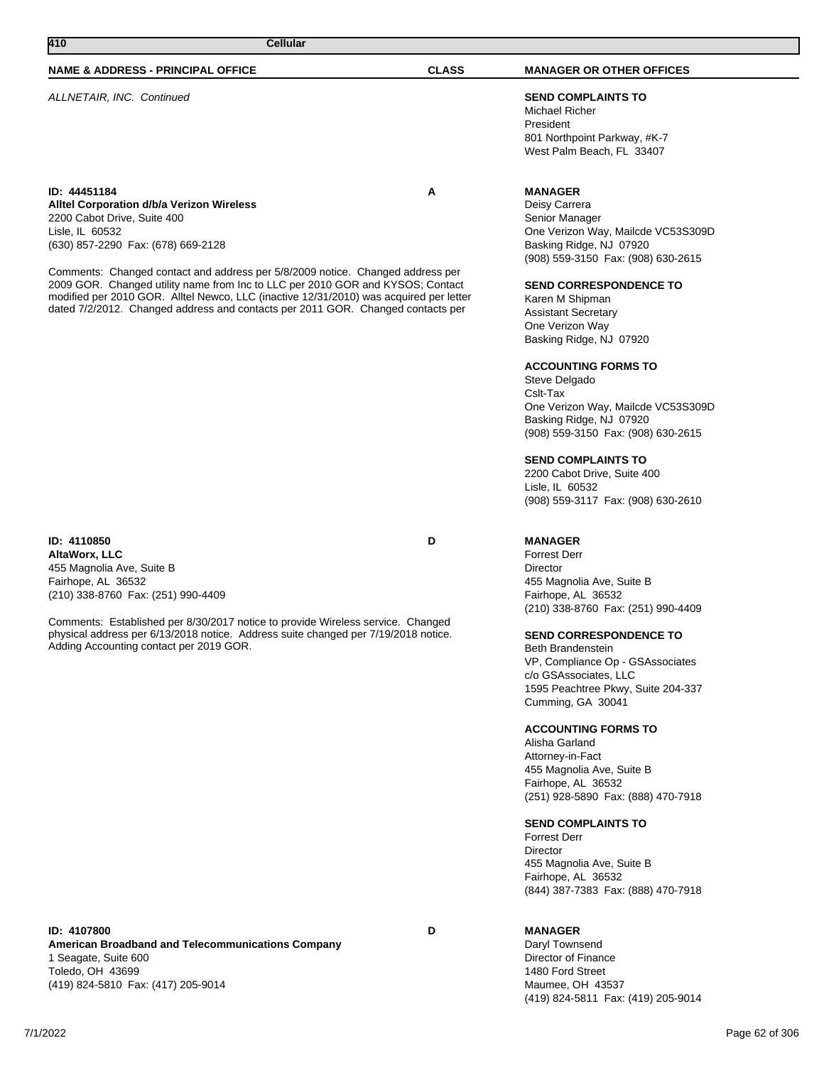**410 Cellular**

| NAME & ADDRESS - PRINCIPAL OFFICE | CLASS | MANAGER OR OTHER OFFICES |
|---|---|---|

*ALLNETAIR, INC. Continued*

**SEND COMPLAINTS TO**
Michael Richer
President
801 Northpoint Parkway, #K-7
West Palm Beach, FL 33407

---

**ID: 44451184** — Class: **A**

**Alltel Corporation d/b/a Verizon Wireless**
2200 Cabot Drive, Suite 400
Lisle, IL 60532
(630) 857-2290 Fax: (678) 669-2128

Comments: Changed contact and address per 5/8/2009 notice. Changed address per 2009 GOR. Changed utility name from Inc to LLC per 2010 GOR and KYSOS; Contact modified per 2010 GOR. Alltel Newco, LLC (inactive 12/31/2010) was acquired per letter dated 7/2/2012. Changed address and contacts per 2011 GOR. Changed contacts per

**MANAGER**
Deisy Carrera
Senior Manager
One Verizon Way, Mailcde VC53S309D
Basking Ridge, NJ 07920
(908) 559-3150 Fax: (908) 630-2615

**SEND CORRESPONDENCE TO**
Karen M Shipman
Assistant Secretary
One Verizon Way
Basking Ridge, NJ 07920

**ACCOUNTING FORMS TO**
Steve Delgado
Cslt-Tax
One Verizon Way, Mailcde VC53S309D
Basking Ridge, NJ 07920
(908) 559-3150 Fax: (908) 630-2615

**SEND COMPLAINTS TO**
2200 Cabot Drive, Suite 400
Lisle, IL 60532
(908) 559-3117 Fax: (908) 630-2610

---

**ID: 4110850** — Class: **D**

**AltaWorx, LLC**
455 Magnolia Ave, Suite B
Fairhope, AL 36532
(210) 338-8760 Fax: (251) 990-4409

Comments: Established per 8/30/2017 notice to provide Wireless service. Changed physical address per 6/13/2018 notice. Address suite changed per 7/19/2018 notice. Adding Accounting contact per 2019 GOR.

**MANAGER**
Forrest Derr
Director
455 Magnolia Ave, Suite B
Fairhope, AL 36532
(210) 338-8760 Fax: (251) 990-4409

**SEND CORRESPONDENCE TO**
Beth Brandenstein
VP, Compliance Op - GSAssociates
c/o GSAssociates, LLC
1595 Peachtree Pkwy, Suite 204-337
Cumming, GA 30041

**ACCOUNTING FORMS TO**
Alisha Garland
Attorney-in-Fact
455 Magnolia Ave, Suite B
Fairhope, AL 36532
(251) 928-5890 Fax: (888) 470-7918

**SEND COMPLAINTS TO**
Forrest Derr
Director
455 Magnolia Ave, Suite B
Fairhope, AL 36532
(844) 387-7383 Fax: (888) 470-7918

---

**ID: 4107800** — Class: **D**

**American Broadband and Telecommunications Company**
1 Seagate, Suite 600
Toledo, OH 43699
(419) 824-5810 Fax: (417) 205-9014

**MANAGER**
Daryl Townsend
Director of Finance
1480 Ford Street
Maumee, OH 43537
(419) 824-5811 Fax: (419) 205-9014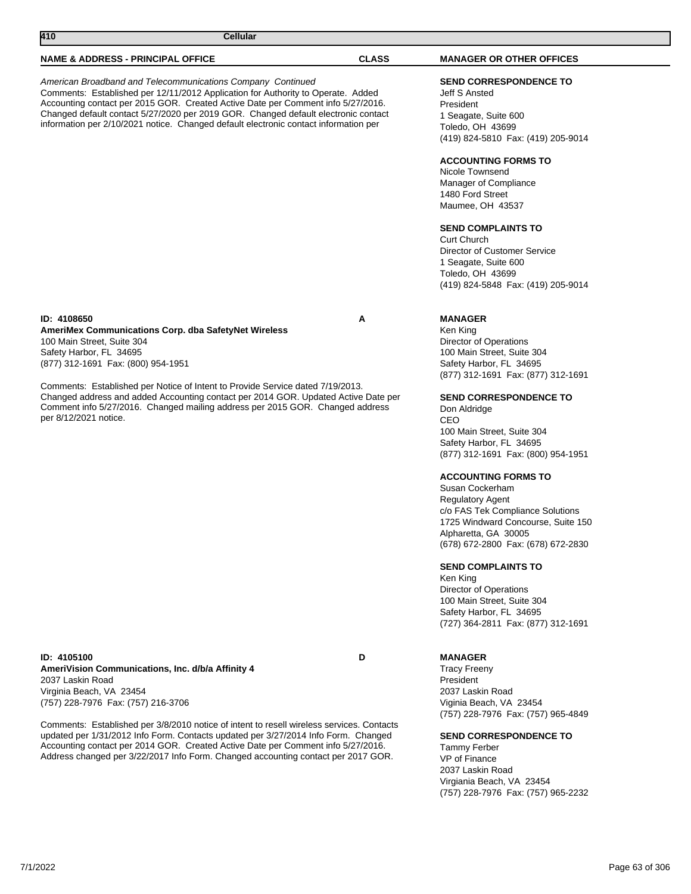**410 Cellular**

| NAME & ADDRESS - PRINCIPAL OFFICE | CLASS | MANAGER OR OTHER OFFICES |
|---|---|---|

*American Broadband and Telecommunications Company Continued*

Comments: Established per 12/11/2012 Application for Authority to Operate. Added Accounting contact per 2015 GOR. Created Active Date per Comment info 5/27/2016. Changed default contact 5/27/2020 per 2019 GOR. Changed default electronic contact information per 2/10/2021 notice. Changed default electronic contact information per

**SEND CORRESPONDENCE TO**
Jeff S Ansted
President
1 Seagate, Suite 600
Toledo, OH 43699
(419) 824-5810 Fax: (419) 205-9014

**ACCOUNTING FORMS TO**
Nicole Townsend
Manager of Compliance
1480 Ford Street
Maumee, OH 43537

**SEND COMPLAINTS TO**
Curt Church
Director of Customer Service
1 Seagate, Suite 600
Toledo, OH 43699
(419) 824-5848 Fax: (419) 205-9014

---

**ID: 4108650** — Class: **A**
**AmeriMex Communications Corp. dba SafetyNet Wireless**
100 Main Street, Suite 304
Safety Harbor, FL 34695
(877) 312-1691 Fax: (800) 954-1951

Comments: Established per Notice of Intent to Provide Service dated 7/19/2013. Changed address and added Accounting contact per 2014 GOR. Updated Active Date per Comment info 5/27/2016. Changed mailing address per 2015 GOR. Changed address per 8/12/2021 notice.

**MANAGER**
Ken King
Director of Operations
100 Main Street, Suite 304
Safety Harbor, FL 34695
(877) 312-1691 Fax: (877) 312-1691

**SEND CORRESPONDENCE TO**
Don Aldridge
CEO
100 Main Street, Suite 304
Safety Harbor, FL 34695
(877) 312-1691 Fax: (800) 954-1951

**ACCOUNTING FORMS TO**
Susan Cockerham
Regulatory Agent
c/o FAS Tek Compliance Solutions
1725 Windward Concourse, Suite 150
Alpharetta, GA 30005
(678) 672-2800 Fax: (678) 672-2830

**SEND COMPLAINTS TO**
Ken King
Director of Operations
100 Main Street, Suite 304
Safety Harbor, FL 34695
(727) 364-2811 Fax: (877) 312-1691

---

**ID: 4105100** — Class: **D**
**AmeriVision Communications, Inc. d/b/a Affinity 4**
2037 Laskin Road
Virginia Beach, VA 23454
(757) 228-7976 Fax: (757) 216-3706

Comments: Established per 3/8/2010 notice of intent to resell wireless services. Contacts updated per 1/31/2012 Info Form. Contacts updated per 3/27/2014 Info Form. Changed Accounting contact per 2014 GOR. Created Active Date per Comment info 5/27/2016. Address changed per 3/22/2017 Info Form. Changed accounting contact per 2017 GOR.

**MANAGER**
Tracy Freeny
President
2037 Laskin Road
Vignia Beach, VA 23454
(757) 228-7976 Fax: (757) 965-4849

**SEND CORRESPONDENCE TO**
Tammy Ferber
VP of Finance
2037 Laskin Road
Virgiania Beach, VA 23454
(757) 228-7976 Fax: (757) 965-2232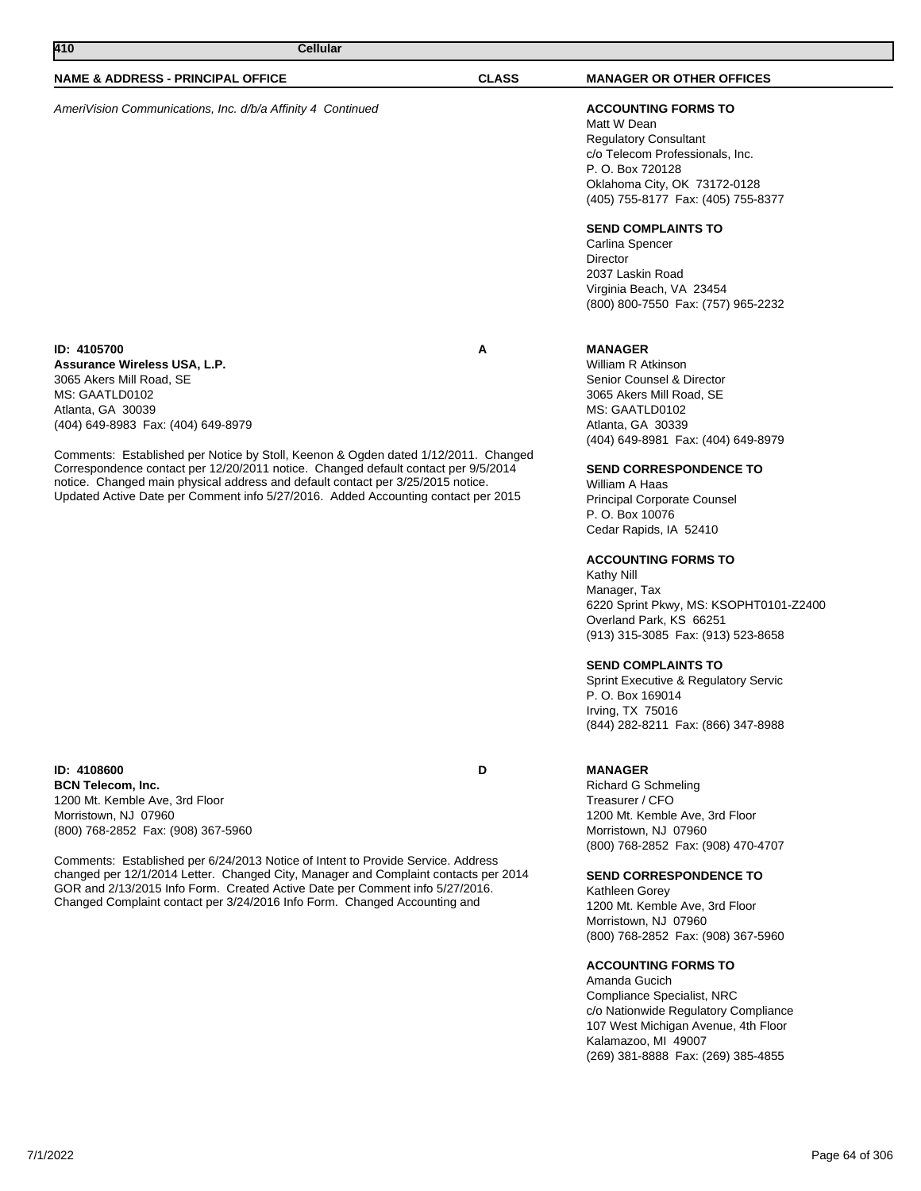**410 Cellular**

| NAME & ADDRESS - PRINCIPAL OFFICE | CLASS | MANAGER OR OTHER OFFICES |
|---|---|---|

*AmeriVision Communications, Inc. d/b/a Affinity 4 Continued*

**ACCOUNTING FORMS TO**
Matt W Dean
Regulatory Consultant
c/o Telecom Professionals, Inc.
P. O. Box 720128
Oklahoma City, OK 73172-0128
(405) 755-8177 Fax: (405) 755-8377

**SEND COMPLAINTS TO**
Carlina Spencer
Director
2037 Laskin Road
Virginia Beach, VA 23454
(800) 800-7550 Fax: (757) 965-2232

---

**ID: 4105700**
**Assurance Wireless USA, L.P.**
3065 Akers Mill Road, SE
MS: GAATLD0102
Atlanta, GA 30039
(404) 649-8983 Fax: (404) 649-8979

CLASS: **A**

Comments: Established per Notice by Stoll, Keenon & Ogden dated 1/12/2011. Changed Correspondence contact per 12/20/2011 notice. Changed default contact per 9/5/2014 notice. Changed main physical address and default contact per 3/25/2015 notice. Updated Active Date per Comment info 5/27/2016. Added Accounting contact per 2015

**MANAGER**
William R Atkinson
Senior Counsel & Director
3065 Akers Mill Road, SE
MS: GAATLD0102
Atlanta, GA 30339
(404) 649-8981 Fax: (404) 649-8979

**SEND CORRESPONDENCE TO**
William A Haas
Principal Corporate Counsel
P. O. Box 10076
Cedar Rapids, IA 52410

**ACCOUNTING FORMS TO**
Kathy Nill
Manager, Tax
6220 Sprint Pkwy, MS: KSOPHT0101-Z2400
Overland Park, KS 66251
(913) 315-3085 Fax: (913) 523-8658

**SEND COMPLAINTS TO**
Sprint Executive & Regulatory Servic
P. O. Box 169014
Irving, TX 75016
(844) 282-8211 Fax: (866) 347-8988

---

**ID: 4108600**
**BCN Telecom, Inc.**
1200 Mt. Kemble Ave, 3rd Floor
Morristown, NJ 07960
(800) 768-2852 Fax: (908) 367-5960

CLASS: **D**

Comments: Established per 6/24/2013 Notice of Intent to Provide Service. Address changed per 12/1/2014 Letter. Changed City, Manager and Complaint contacts per 2014 GOR and 2/13/2015 Info Form. Created Active Date per Comment info 5/27/2016. Changed Complaint contact per 3/24/2016 Info Form. Changed Accounting and

**MANAGER**
Richard G Schmeling
Treasurer / CFO
1200 Mt. Kemble Ave, 3rd Floor
Morristown, NJ 07960
(800) 768-2852 Fax: (908) 470-4707

**SEND CORRESPONDENCE TO**
Kathleen Gorey
1200 Mt. Kemble Ave, 3rd Floor
Morristown, NJ 07960
(800) 768-2852 Fax: (908) 367-5960

**ACCOUNTING FORMS TO**
Amanda Gucich
Compliance Specialist, NRC
c/o Nationwide Regulatory Compliance
107 West Michigan Avenue, 4th Floor
Kalamazoo, MI 49007
(269) 381-8888 Fax: (269) 385-4855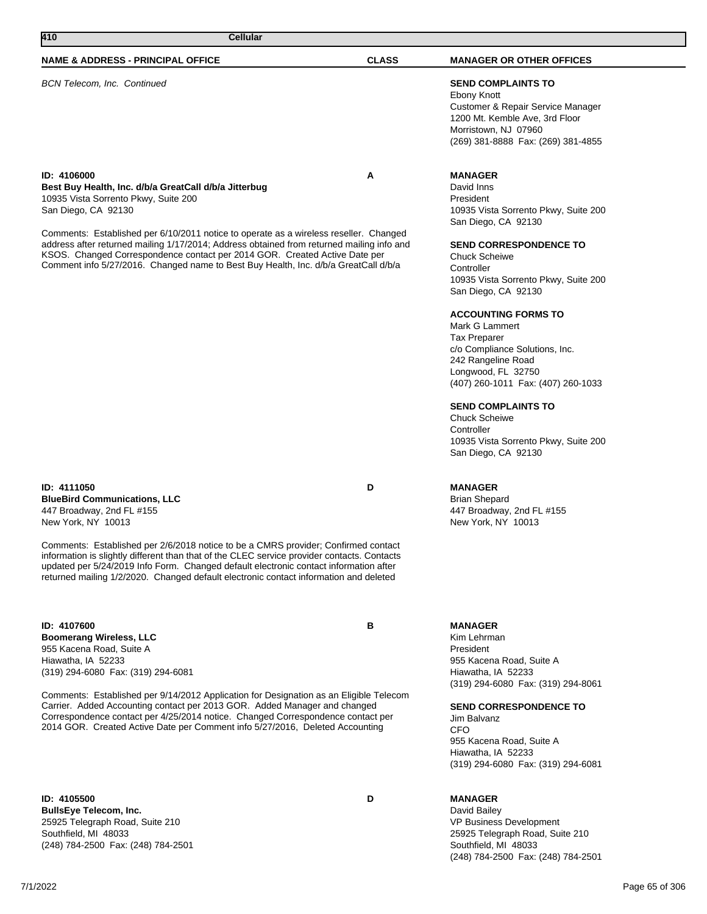**410 Cellular**

| NAME & ADDRESS - PRINCIPAL OFFICE | CLASS | MANAGER OR OTHER OFFICES |
|---|---|---|

*BCN Telecom, Inc. Continued*

**SEND COMPLAINTS TO**
Ebony Knott
Customer & Repair Service Manager
1200 Mt. Kemble Ave, 3rd Floor
Morristown, NJ 07960
(269) 381-8888 Fax: (269) 381-4855

---

**ID: 4106000** — Class: **A**
**Best Buy Health, Inc. d/b/a GreatCall d/b/a Jitterbug**
10935 Vista Sorrento Pkwy, Suite 200
San Diego, CA 92130

Comments: Established per 6/10/2011 notice to operate as a wireless reseller. Changed address after returned mailing 1/17/2014; Address obtained from returned mailing info and KSOS. Changed Correspondence contact per 2014 GOR. Created Active Date per Comment info 5/27/2016. Changed name to Best Buy Health, Inc. d/b/a GreatCall d/b/a

**MANAGER**
David Inns
President
10935 Vista Sorrento Pkwy, Suite 200
San Diego, CA 92130

**SEND CORRESPONDENCE TO**
Chuck Scheiwe
Controller
10935 Vista Sorrento Pkwy, Suite 200
San Diego, CA 92130

**ACCOUNTING FORMS TO**
Mark G Lammert
Tax Preparer
c/o Compliance Solutions, Inc.
242 Rangeline Road
Longwood, FL 32750
(407) 260-1011 Fax: (407) 260-1033

**SEND COMPLAINTS TO**
Chuck Scheiwe
Controller
10935 Vista Sorrento Pkwy, Suite 200
San Diego, CA 92130

---

**ID: 4111050** — Class: **D**
**BlueBird Communications, LLC**
447 Broadway, 2nd FL #155
New York, NY 10013

Comments: Established per 2/6/2018 notice to be a CMRS provider; Confirmed contact information is slightly different than that of the CLEC service provider contacts. Contacts updated per 5/24/2019 Info Form. Changed default electronic contact information after returned mailing 1/2/2020. Changed default electronic contact information and deleted

**MANAGER**
Brian Shepard
447 Broadway, 2nd FL #155
New York, NY 10013

---

**ID: 4107600** — Class: **B**
**Boomerang Wireless, LLC**
955 Kacena Road, Suite A
Hiawatha, IA 52233
(319) 294-6080 Fax: (319) 294-6081

Comments: Established per 9/14/2012 Application for Designation as an Eligible Telecom Carrier. Added Accounting contact per 2013 GOR. Added Manager and changed Correspondence contact per 4/25/2014 notice. Changed Correspondence contact per 2014 GOR. Created Active Date per Comment info 5/27/2016, Deleted Accounting

**MANAGER**
Kim Lehrman
President
955 Kacena Road, Suite A
Hiawatha, IA 52233
(319) 294-6080 Fax: (319) 294-8061

**SEND CORRESPONDENCE TO**
Jim Balvanz
CFO
955 Kacena Road, Suite A
Hiawatha, IA 52233
(319) 294-6080 Fax: (319) 294-6081

---

**ID: 4105500** — Class: **D**
**BullsEye Telecom, Inc.**
25925 Telegraph Road, Suite 210
Southfield, MI 48033
(248) 784-2500 Fax: (248) 784-2501

**MANAGER**
David Bailey
VP Business Development
25925 Telegraph Road, Suite 210
Southfield, MI 48033
(248) 784-2500 Fax: (248) 784-2501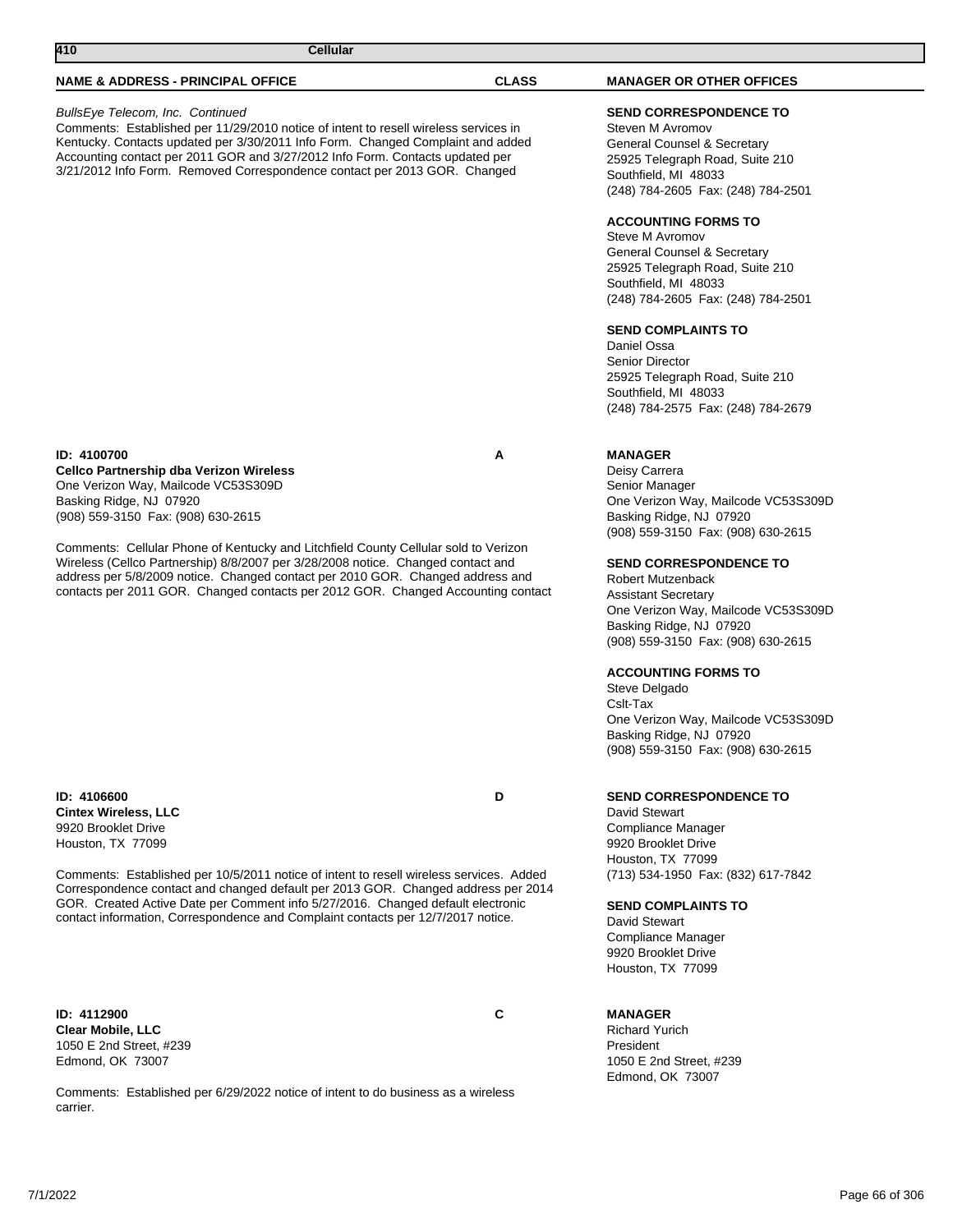## 410 Cellular

**NAME & ADDRESS - PRINCIPAL OFFICE** | **CLASS** | **MANAGER OR OTHER OFFICES**

*BullsEye Telecom, Inc. Continued*

Comments: Established per 11/29/2010 notice of intent to resell wireless services in Kentucky. Contacts updated per 3/30/2011 Info Form. Changed Complaint and added Accounting contact per 2011 GOR and 3/27/2012 Info Form. Contacts updated per 3/21/2012 Info Form. Removed Correspondence contact per 2013 GOR. Changed

**SEND CORRESPONDENCE TO**
Steven M Avromov
General Counsel & Secretary
25925 Telegraph Road, Suite 210
Southfield, MI 48033
(248) 784-2605 Fax: (248) 784-2501

**ACCOUNTING FORMS TO**
Steve M Avromov
General Counsel & Secretary
25925 Telegraph Road, Suite 210
Southfield, MI 48033
(248) 784-2605 Fax: (248) 784-2501

**SEND COMPLAINTS TO**
Daniel Ossa
Senior Director
25925 Telegraph Road, Suite 210
Southfield, MI 48033
(248) 784-2575 Fax: (248) 784-2679

---

**ID: 4100700** — Class: **A**
**Cellco Partnership dba Verizon Wireless**
One Verizon Way, Mailcode VC53S309D
Basking Ridge, NJ 07920
(908) 559-3150 Fax: (908) 630-2615

Comments: Cellular Phone of Kentucky and Litchfield County Cellular sold to Verizon Wireless (Cellco Partnership) 8/8/2007 per 3/28/2008 notice. Changed contact and address per 5/8/2009 notice. Changed contact per 2010 GOR. Changed address and contacts per 2011 GOR. Changed contacts per 2012 GOR. Changed Accounting contact

**MANAGER**
Deisy Carrera
Senior Manager
One Verizon Way, Mailcode VC53S309D
Basking Ridge, NJ 07920
(908) 559-3150 Fax: (908) 630-2615

**SEND CORRESPONDENCE TO**
Robert Mutzenback
Assistant Secretary
One Verizon Way, Mailcode VC53S309D
Basking Ridge, NJ 07920
(908) 559-3150 Fax: (908) 630-2615

**ACCOUNTING FORMS TO**
Steve Delgado
Cslt-Tax
One Verizon Way, Mailcode VC53S309D
Basking Ridge, NJ 07920
(908) 559-3150 Fax: (908) 630-2615

---

**ID: 4106600** — Class: **D**
**Cintex Wireless, LLC**
9920 Brooklet Drive
Houston, TX 77099

Comments: Established per 10/5/2011 notice of intent to resell wireless services. Added Correspondence contact and changed default per 2013 GOR. Changed address per 2014 GOR. Created Active Date per Comment info 5/27/2016. Changed default electronic contact information, Correspondence and Complaint contacts per 12/7/2017 notice.

**SEND CORRESPONDENCE TO**
David Stewart
Compliance Manager
9920 Brooklet Drive
Houston, TX 77099
(713) 534-1950 Fax: (832) 617-7842

**SEND COMPLAINTS TO**
David Stewart
Compliance Manager
9920 Brooklet Drive
Houston, TX 77099

---

**ID: 4112900** — Class: **C**
**Clear Mobile, LLC**
1050 E 2nd Street, #239
Edmond, OK 73007

Comments: Established per 6/29/2022 notice of intent to do business as a wireless carrier.

**MANAGER**
Richard Yurich
President
1050 E 2nd Street, #239
Edmond, OK 73007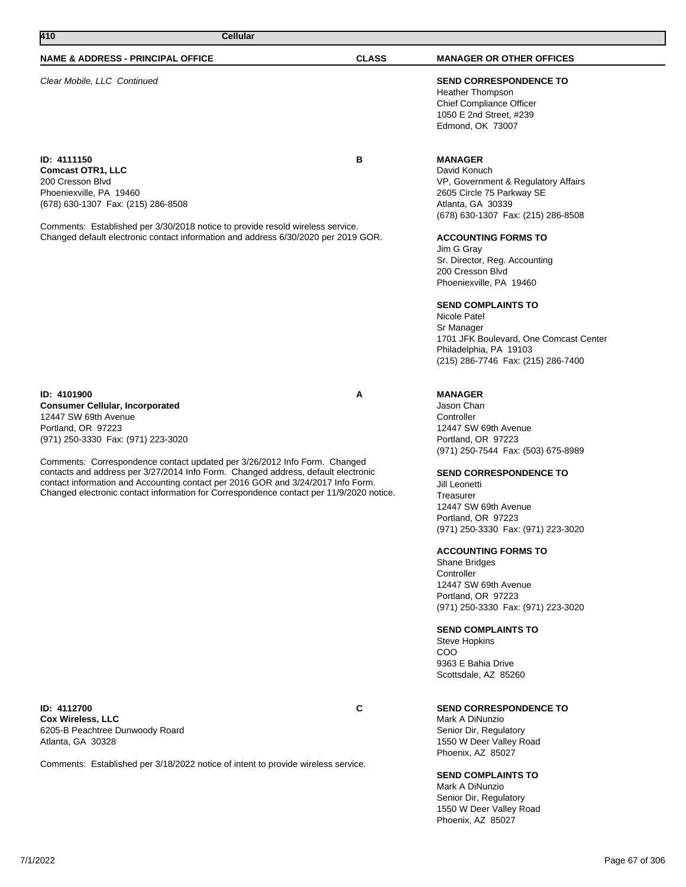| NAME & ADDRESS - PRINCIPAL OFFICE | CLASS | MANAGER OR OTHER OFFICES |
|---|---|---|
| *Clear Mobile, LLC Continued* | | **SEND CORRESPONDENCE TO**<br>Heather Thompson<br>Chief Compliance Officer<br>1050 E 2nd Street, #239<br>Edmond, OK 73007 |
| **ID: 4111150**<br>**Comcast OTR1, LLC**<br>200 Cresson Blvd<br>Phoeniexville, PA 19460<br>(678) 630-1307 Fax: (215) 286-8508<br><br>Comments: Established per 3/30/2018 notice to provide resold wireless service. Changed default electronic contact information and address 6/30/2020 per 2019 GOR. | B | **MANAGER**<br>David Konuch<br>VP, Government & Regulatory Affairs<br>2605 Circle 75 Parkway SE<br>Atlanta, GA 30339<br>(678) 630-1307 Fax: (215) 286-8508<br><br>**ACCOUNTING FORMS TO**<br>Jim G Gray<br>Sr. Director, Reg. Accounting<br>200 Cresson Blvd<br>Phoeniexville, PA 19460<br><br>**SEND COMPLAINTS TO**<br>Nicole Patel<br>Sr Manager<br>1701 JFK Boulevard, One Comcast Center<br>Philadelphia, PA 19103<br>(215) 286-7746 Fax: (215) 286-7400 |
| **ID: 4101900**<br>**Consumer Cellular, Incorporated**<br>12447 SW 69th Avenue<br>Portland, OR 97223<br>(971) 250-3330 Fax: (971) 223-3020<br><br>Comments: Correspondence contact updated per 3/26/2012 Info Form. Changed contacts and address per 3/27/2014 Info Form. Changed address, default electronic contact information and Accounting contact per 2016 GOR and 3/24/2017 Info Form. Changed electronic contact information for Correspondence contact per 11/9/2020 notice. | A | **MANAGER**<br>Jason Chan<br>Controller<br>12447 SW 69th Avenue<br>Portland, OR 97223<br>(971) 250-7544 Fax: (503) 675-8989<br><br>**SEND CORRESPONDENCE TO**<br>Jill Leonetti<br>Treasurer<br>12447 SW 69th Avenue<br>Portland, OR 97223<br>(971) 250-3330 Fax: (971) 223-3020<br><br>**ACCOUNTING FORMS TO**<br>Shane Bridges<br>Controller<br>12447 SW 69th Avenue<br>Portland, OR 97223<br>(971) 250-3330 Fax: (971) 223-3020<br><br>**SEND COMPLAINTS TO**<br>Steve Hopkins<br>COO<br>9363 E Bahia Drive<br>Scottsdale, AZ 85260 |
| **ID: 4112700**<br>**Cox Wireless, LLC**<br>6205-B Peachtree Dunwoody Road<br>Atlanta, GA 30328<br><br>Comments: Established per 3/18/2022 notice of intent to provide wireless service. | C | **SEND CORRESPONDENCE TO**<br>Mark A DiNunzio<br>Senior Dir, Regulatory<br>1550 W Deer Valley Road<br>Phoenix, AZ 85027<br><br>**SEND COMPLAINTS TO**<br>Mark A DiNunzio<br>Senior Dir, Regulatory<br>1550 W Deer Valley Road<br>Phoenix, AZ 85027 |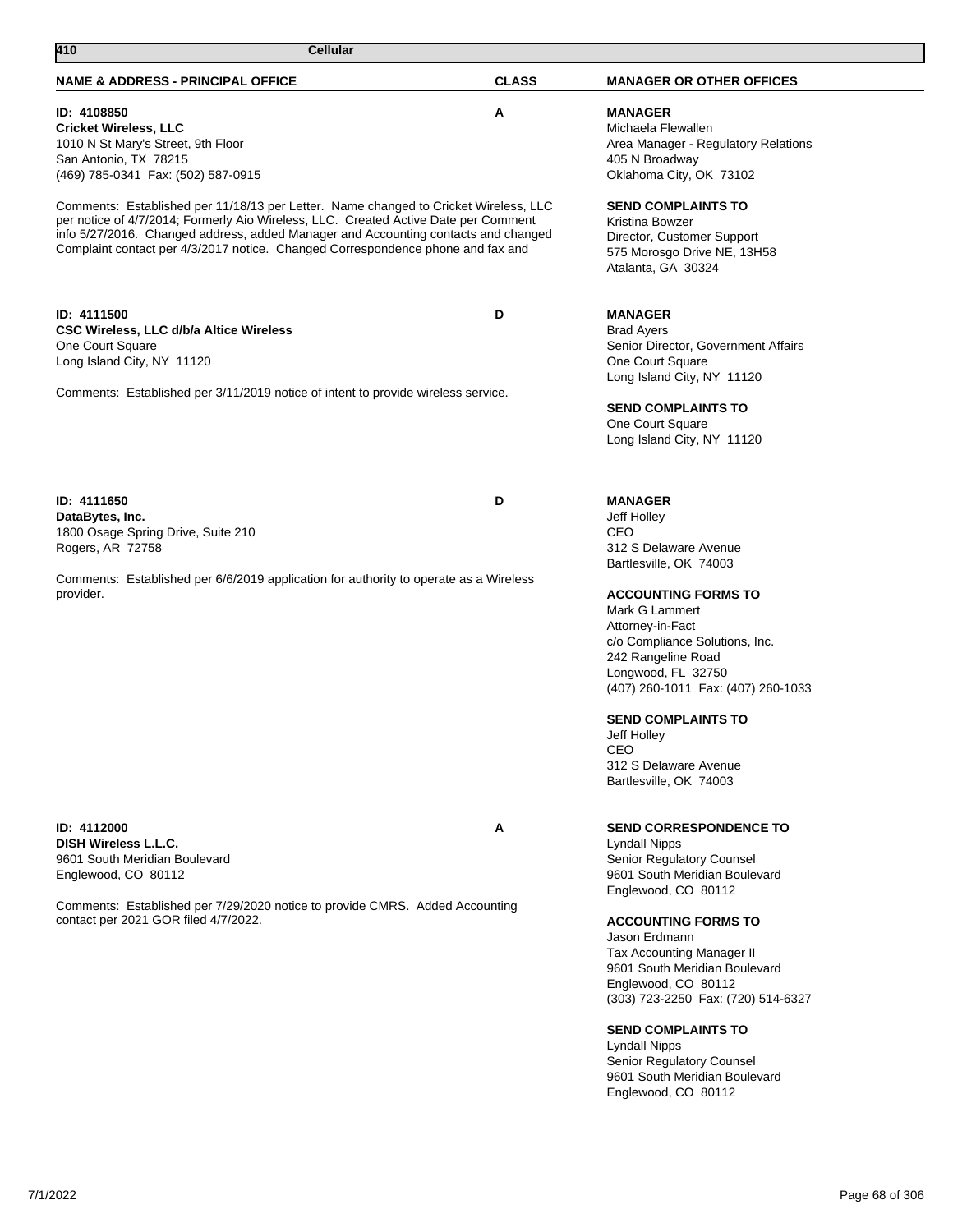**410 Cellular**

| NAME & ADDRESS - PRINCIPAL OFFICE | CLASS | MANAGER OR OTHER OFFICES |
|---|---|---|

**ID: 4108850** — Class: **A**

**Cricket Wireless, LLC**
1010 N St Mary's Street, 9th Floor
San Antonio, TX 78215
(469) 785-0341 Fax: (502) 587-0915

Comments: Established per 11/18/13 per Letter. Name changed to Cricket Wireless, LLC per notice of 4/7/2014; Formerly Aio Wireless, LLC. Created Active Date per Comment info 5/27/2016. Changed address, added Manager and Accounting contacts and changed Complaint contact per 4/3/2017 notice. Changed Correspondence phone and fax and

**MANAGER**
Michaela Flewallen
Area Manager - Regulatory Relations
405 N Broadway
Oklahoma City, OK 73102

**SEND COMPLAINTS TO**
Kristina Bowzer
Director, Customer Support
575 Morosgo Drive NE, 13H58
Atalanta, GA 30324

---

**ID: 4111500** — Class: **D**

**CSC Wireless, LLC d/b/a Altice Wireless**
One Court Square
Long Island City, NY 11120

Comments: Established per 3/11/2019 notice of intent to provide wireless service.

**MANAGER**
Brad Ayers
Senior Director, Government Affairs
One Court Square
Long Island City, NY 11120

**SEND COMPLAINTS TO**
One Court Square
Long Island City, NY 11120

---

**ID: 4111650** — Class: **D**

**DataBytes, Inc.**
1800 Osage Spring Drive, Suite 210
Rogers, AR 72758

Comments: Established per 6/6/2019 application for authority to operate as a Wireless provider.

**MANAGER**
Jeff Holley
CEO
312 S Delaware Avenue
Bartlesville, OK 74003

**ACCOUNTING FORMS TO**
Mark G Lammert
Attorney-in-Fact
c/o Compliance Solutions, Inc.
242 Rangeline Road
Longwood, FL 32750
(407) 260-1011 Fax: (407) 260-1033

**SEND COMPLAINTS TO**
Jeff Holley
CEO
312 S Delaware Avenue
Bartlesville, OK 74003

---

**ID: 4112000** — Class: **A**

**DISH Wireless L.L.C.**
9601 South Meridian Boulevard
Englewood, CO 80112

Comments: Established per 7/29/2020 notice to provide CMRS. Added Accounting contact per 2021 GOR filed 4/7/2022.

**SEND CORRESPONDENCE TO**
Lyndall Nipps
Senior Regulatory Counsel
9601 South Meridian Boulevard
Englewood, CO 80112

**ACCOUNTING FORMS TO**
Jason Erdmann
Tax Accounting Manager II
9601 South Meridian Boulevard
Englewood, CO 80112
(303) 723-2250 Fax: (720) 514-6327

**SEND COMPLAINTS TO**
Lyndall Nipps
Senior Regulatory Counsel
9601 South Meridian Boulevard
Englewood, CO 80112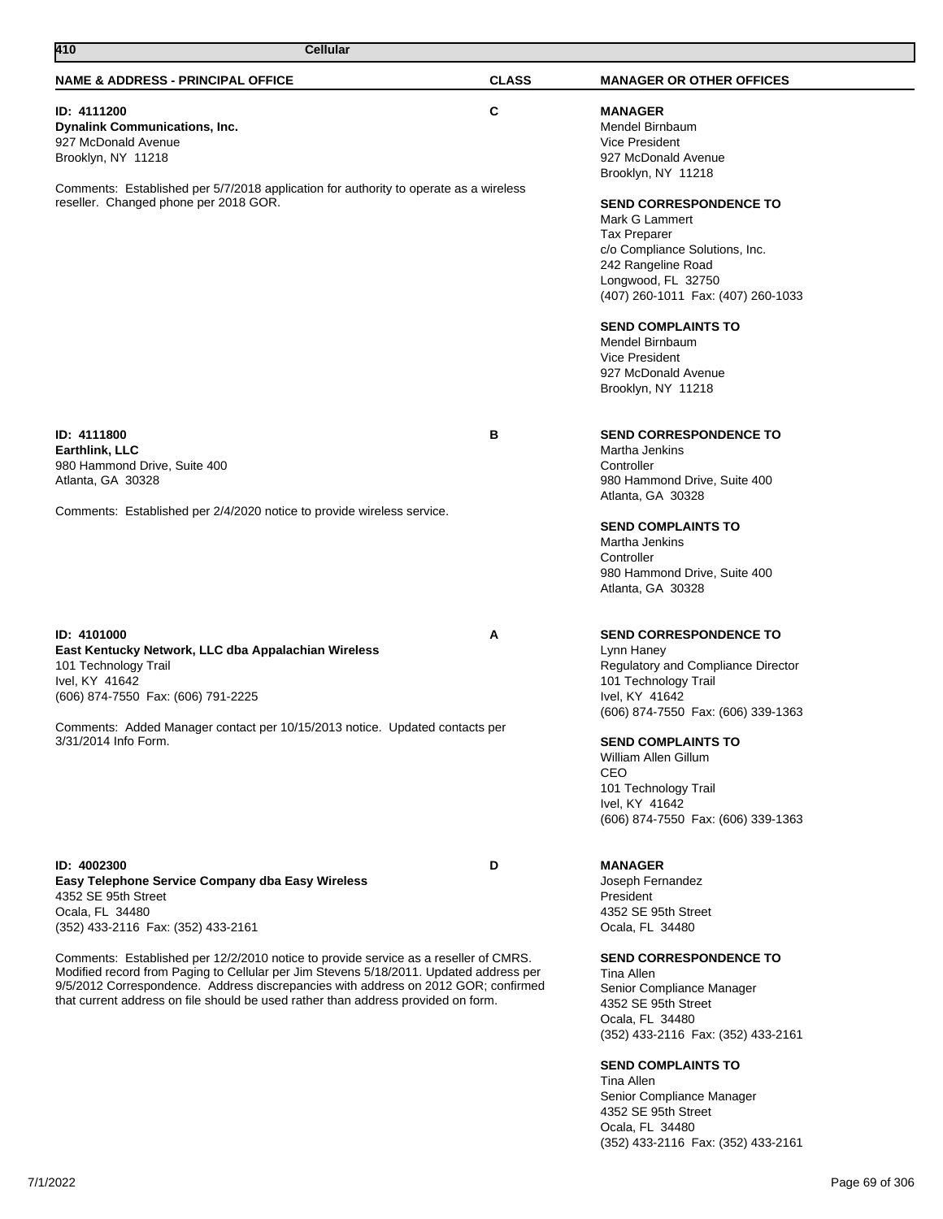**410 Cellular**

| NAME & ADDRESS - PRINCIPAL OFFICE | CLASS | MANAGER OR OTHER OFFICES |
|---|---|---|

**ID: 4111200** — Class: **C**

**Dynalink Communications, Inc.**
927 McDonald Avenue
Brooklyn, NY 11218

Comments: Established per 5/7/2018 application for authority to operate as a wireless reseller. Changed phone per 2018 GOR.

**MANAGER**
Mendel Birnbaum
Vice President
927 McDonald Avenue
Brooklyn, NY 11218

**SEND CORRESPONDENCE TO**
Mark G Lammert
Tax Preparer
c/o Compliance Solutions, Inc.
242 Rangeline Road
Longwood, FL 32750
(407) 260-1011 Fax: (407) 260-1033

**SEND COMPLAINTS TO**
Mendel Birnbaum
Vice President
927 McDonald Avenue
Brooklyn, NY 11218

---

**ID: 4111800** — Class: **B**

**Earthlink, LLC**
980 Hammond Drive, Suite 400
Atlanta, GA 30328

Comments: Established per 2/4/2020 notice to provide wireless service.

**SEND CORRESPONDENCE TO**
Martha Jenkins
Controller
980 Hammond Drive, Suite 400
Atlanta, GA 30328

**SEND COMPLAINTS TO**
Martha Jenkins
Controller
980 Hammond Drive, Suite 400
Atlanta, GA 30328

---

**ID: 4101000** — Class: **A**

**East Kentucky Network, LLC dba Appalachian Wireless**
101 Technology Trail
Ivel, KY 41642
(606) 874-7550 Fax: (606) 791-2225

Comments: Added Manager contact per 10/15/2013 notice. Updated contacts per 3/31/2014 Info Form.

**SEND CORRESPONDENCE TO**
Lynn Haney
Regulatory and Compliance Director
101 Technology Trail
Ivel, KY 41642
(606) 874-7550 Fax: (606) 339-1363

**SEND COMPLAINTS TO**
William Allen Gillum
CEO
101 Technology Trail
Ivel, KY 41642
(606) 874-7550 Fax: (606) 339-1363

---

**ID: 4002300** — Class: **D**

**Easy Telephone Service Company dba Easy Wireless**
4352 SE 95th Street
Ocala, FL 34480
(352) 433-2116 Fax: (352) 433-2161

Comments: Established per 12/2/2010 notice to provide service as a reseller of CMRS. Modified record from Paging to Cellular per Jim Stevens 5/18/2011. Updated address per 9/5/2012 Correspondence. Address discrepancies with address on 2012 GOR; confirmed that current address on file should be used rather than address provided on form.

**MANAGER**
Joseph Fernandez
President
4352 SE 95th Street
Ocala, FL 34480

**SEND CORRESPONDENCE TO**
Tina Allen
Senior Compliance Manager
4352 SE 95th Street
Ocala, FL 34480
(352) 433-2116 Fax: (352) 433-2161

**SEND COMPLAINTS TO**
Tina Allen
Senior Compliance Manager
4352 SE 95th Street
Ocala, FL 34480
(352) 433-2116 Fax: (352) 433-2161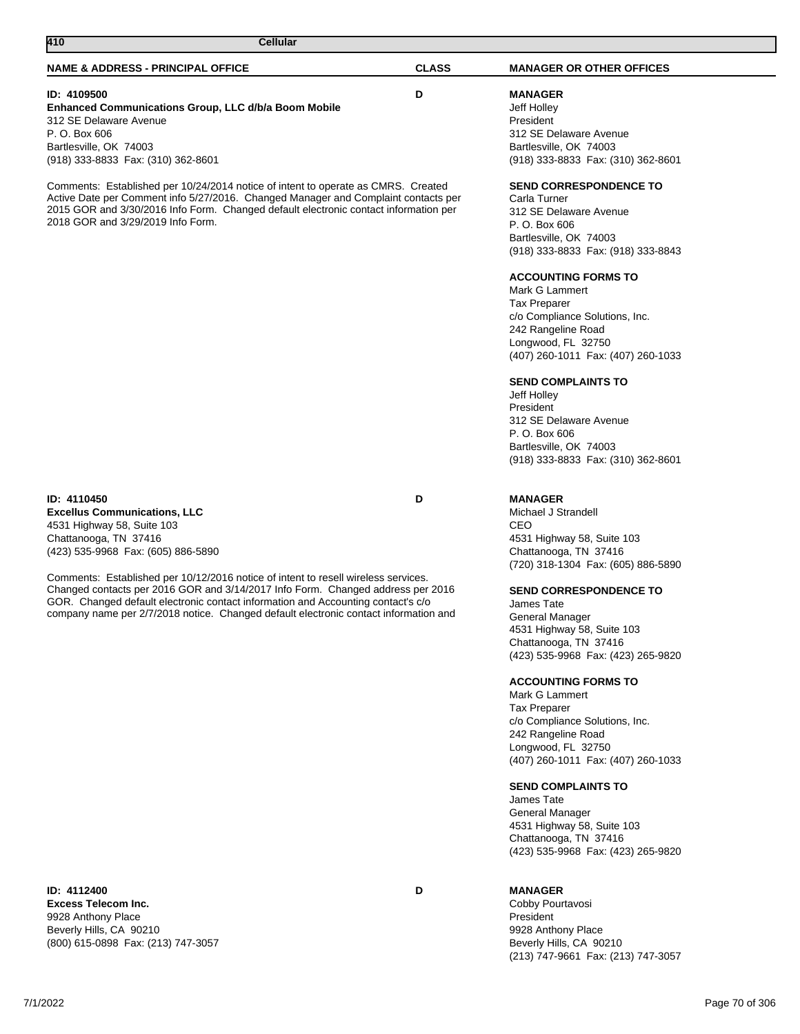## 410 Cellular

| NAME & ADDRESS - PRINCIPAL OFFICE | CLASS | MANAGER OR OTHER OFFICES |
|---|---|---|

**ID: 4109500** — CLASS: **D**

**Enhanced Communications Group, LLC d/b/a Boom Mobile**
312 SE Delaware Avenue
P. O. Box 606
Bartlesville, OK 74003
(918) 333-8833 Fax: (310) 362-8601

Comments: Established per 10/24/2014 notice of intent to operate as CMRS. Created Active Date per Comment info 5/27/2016. Changed Manager and Complaint contacts per 2015 GOR and 3/30/2016 Info Form. Changed default electronic contact information per 2018 GOR and 3/29/2019 Info Form.

**MANAGER**
Jeff Holley
President
312 SE Delaware Avenue
Bartlesville, OK 74003
(918) 333-8833 Fax: (310) 362-8601

**SEND CORRESPONDENCE TO**
Carla Turner
312 SE Delaware Avenue
P. O. Box 606
Bartlesville, OK 74003
(918) 333-8833 Fax: (918) 333-8843

**ACCOUNTING FORMS TO**
Mark G Lammert
Tax Preparer
c/o Compliance Solutions, Inc.
242 Rangeline Road
Longwood, FL 32750
(407) 260-1011 Fax: (407) 260-1033

**SEND COMPLAINTS TO**
Jeff Holley
President
312 SE Delaware Avenue
P. O. Box 606
Bartlesville, OK 74003
(918) 333-8833 Fax: (310) 362-8601

---

**ID: 4110450** — CLASS: **D**

**Excellus Communications, LLC**
4531 Highway 58, Suite 103
Chattanooga, TN 37416
(423) 535-9968 Fax: (605) 886-5890

Comments: Established per 10/12/2016 notice of intent to resell wireless services. Changed contacts per 2016 GOR and 3/14/2017 Info Form. Changed address per 2016 GOR. Changed default electronic contact information and Accounting contact's c/o company name per 2/7/2018 notice. Changed default electronic contact information and

**MANAGER**
Michael J Strandell
CEO
4531 Highway 58, Suite 103
Chattanooga, TN 37416
(720) 318-1304 Fax: (605) 886-5890

**SEND CORRESPONDENCE TO**
James Tate
General Manager
4531 Highway 58, Suite 103
Chattanooga, TN 37416
(423) 535-9968 Fax: (423) 265-9820

**ACCOUNTING FORMS TO**
Mark G Lammert
Tax Preparer
c/o Compliance Solutions, Inc.
242 Rangeline Road
Longwood, FL 32750
(407) 260-1011 Fax: (407) 260-1033

**SEND COMPLAINTS TO**
James Tate
General Manager
4531 Highway 58, Suite 103
Chattanooga, TN 37416
(423) 535-9968 Fax: (423) 265-9820

---

**ID: 4112400** — CLASS: **D**

**Excess Telecom Inc.**
9928 Anthony Place
Beverly Hills, CA 90210
(800) 615-0898 Fax: (213) 747-3057

**MANAGER**
Cobby Pourtavosi
President
9928 Anthony Place
Beverly Hills, CA 90210
(213) 747-9661 Fax: (213) 747-3057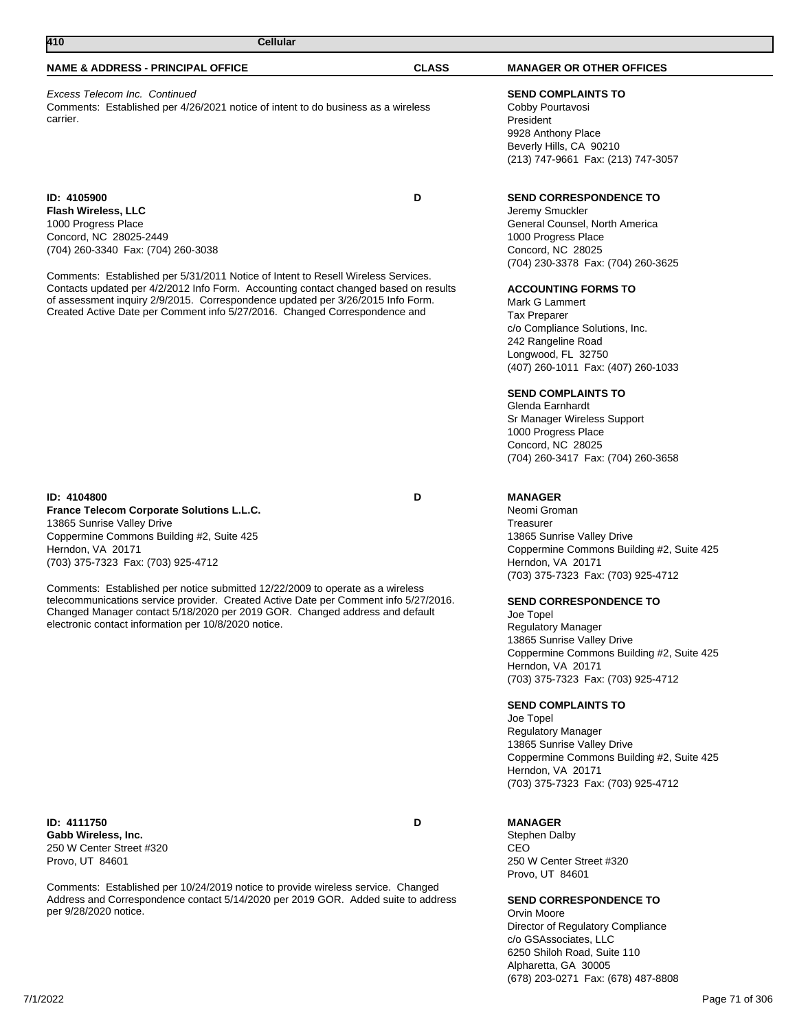**410 Cellular**

| NAME & ADDRESS - PRINCIPAL OFFICE | CLASS | MANAGER OR OTHER OFFICES |
|---|---|---|

*Excess Telecom Inc. Continued*

Comments: Established per 4/26/2021 notice of intent to do business as a wireless carrier.

**SEND COMPLAINTS TO**
Cobby Pourtavosi
President
9928 Anthony Place
Beverly Hills, CA 90210
(213) 747-9661 Fax: (213) 747-3057

---

**ID: 4105900** — **D**
**Flash Wireless, LLC**
1000 Progress Place
Concord, NC 28025-2449
(704) 260-3340 Fax: (704) 260-3038

Comments: Established per 5/31/2011 Notice of Intent to Resell Wireless Services. Contacts updated per 4/2/2012 Info Form. Accounting contact changed based on results of assessment inquiry 2/9/2015. Correspondence updated per 3/26/2015 Info Form. Created Active Date per Comment info 5/27/2016. Changed Correspondence and

**SEND CORRESPONDENCE TO**
Jeremy Smuckler
General Counsel, North America
1000 Progress Place
Concord, NC 28025
(704) 230-3378 Fax: (704) 260-3625

**ACCOUNTING FORMS TO**
Mark G Lammert
Tax Preparer
c/o Compliance Solutions, Inc.
242 Rangeline Road
Longwood, FL 32750
(407) 260-1011 Fax: (407) 260-1033

**SEND COMPLAINTS TO**
Glenda Earnhardt
Sr Manager Wireless Support
1000 Progress Place
Concord, NC 28025
(704) 260-3417 Fax: (704) 260-3658

---

**ID: 4104800** — **D**
**France Telecom Corporate Solutions L.L.C.**
13865 Sunrise Valley Drive
Coppermine Commons Building #2, Suite 425
Herndon, VA 20171
(703) 375-7323 Fax: (703) 925-4712

Comments: Established per notice submitted 12/22/2009 to operate as a wireless telecommunications service provider. Created Active Date per Comment info 5/27/2016. Changed Manager contact 5/18/2020 per 2019 GOR. Changed address and default electronic contact information per 10/8/2020 notice.

**MANAGER**
Neomi Groman
Treasurer
13865 Sunrise Valley Drive
Coppermine Commons Building #2, Suite 425
Herndon, VA 20171
(703) 375-7323 Fax: (703) 925-4712

**SEND CORRESPONDENCE TO**
Joe Topel
Regulatory Manager
13865 Sunrise Valley Drive
Coppermine Commons Building #2, Suite 425
Herndon, VA 20171
(703) 375-7323 Fax: (703) 925-4712

**SEND COMPLAINTS TO**
Joe Topel
Regulatory Manager
13865 Sunrise Valley Drive
Coppermine Commons Building #2, Suite 425
Herndon, VA 20171
(703) 375-7323 Fax: (703) 925-4712

---

**ID: 4111750** — **D**
**Gabb Wireless, Inc.**
250 W Center Street #320
Provo, UT 84601

Comments: Established per 10/24/2019 notice to provide wireless service. Changed Address and Correspondence contact 5/14/2020 per 2019 GOR. Added suite to address per 9/28/2020 notice.

**MANAGER**
Stephen Dalby
CEO
250 W Center Street #320
Provo, UT 84601

**SEND CORRESPONDENCE TO**
Orvin Moore
Director of Regulatory Compliance
c/o GSAssociates, LLC
6250 Shiloh Road, Suite 110
Alpharetta, GA 30005
(678) 203-0271 Fax: (678) 487-8808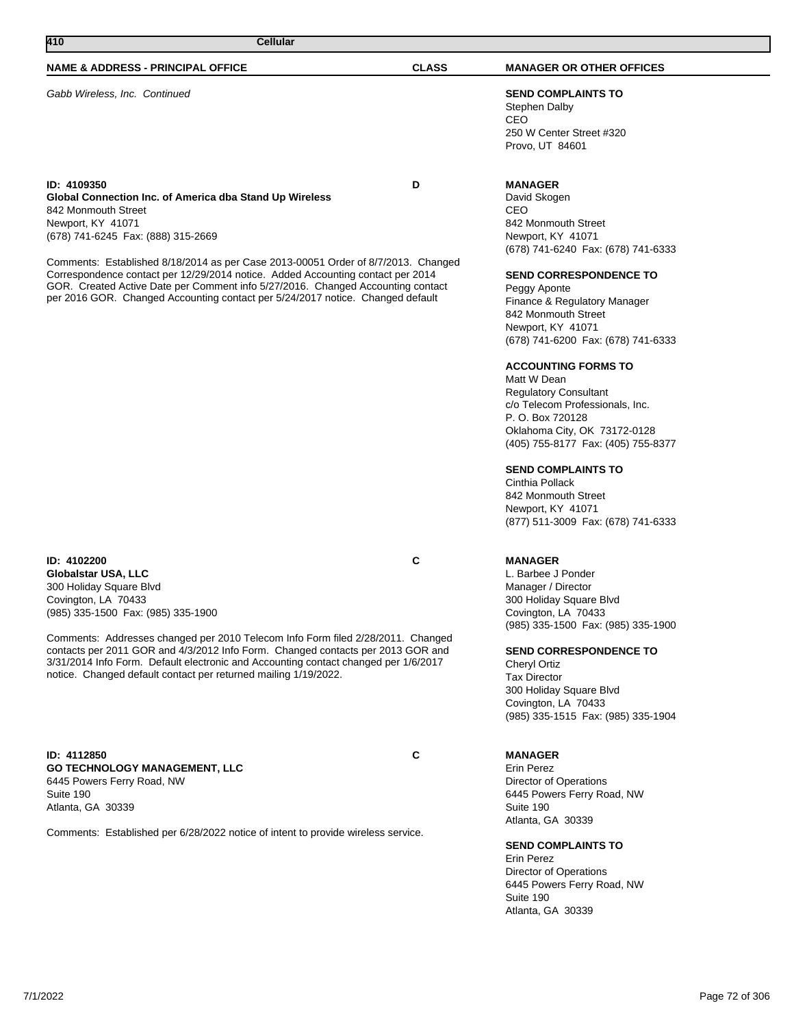**410 Cellular**

| NAME & ADDRESS - PRINCIPAL OFFICE | CLASS | MANAGER OR OTHER OFFICES |
|---|---|---|

*Gabb Wireless, Inc. Continued*

**SEND COMPLAINTS TO**
Stephen Dalby
CEO
250 W Center Street #320
Provo, UT 84601

---

**ID: 4109350** — **CLASS: D**
**Global Connection Inc. of America dba Stand Up Wireless**
842 Monmouth Street
Newport, KY 41071
(678) 741-6245 Fax: (888) 315-2669

Comments: Established 8/18/2014 as per Case 2013-00051 Order of 8/7/2013. Changed Correspondence contact per 12/29/2014 notice. Added Accounting contact per 2014 GOR. Created Active Date per Comment info 5/27/2016. Changed Accounting contact per 2016 GOR. Changed Accounting contact per 5/24/2017 notice. Changed default

**MANAGER**
David Skogen
CEO
842 Monmouth Street
Newport, KY 41071
(678) 741-6240 Fax: (678) 741-6333

**SEND CORRESPONDENCE TO**
Peggy Aponte
Finance & Regulatory Manager
842 Monmouth Street
Newport, KY 41071
(678) 741-6200 Fax: (678) 741-6333

**ACCOUNTING FORMS TO**
Matt W Dean
Regulatory Consultant
c/o Telecom Professionals, Inc.
P. O. Box 720128
Oklahoma City, OK 73172-0128
(405) 755-8177 Fax: (405) 755-8377

**SEND COMPLAINTS TO**
Cinthia Pollack
842 Monmouth Street
Newport, KY 41071
(877) 511-3009 Fax: (678) 741-6333

---

**ID: 4102200** — **CLASS: C**
**Globalstar USA, LLC**
300 Holiday Square Blvd
Covington, LA 70433
(985) 335-1500 Fax: (985) 335-1900

Comments: Addresses changed per 2010 Telecom Info Form filed 2/28/2011. Changed contacts per 2011 GOR and 4/3/2012 Info Form. Changed contacts per 2013 GOR and 3/31/2014 Info Form. Default electronic and Accounting contact changed per 1/6/2017 notice. Changed default contact per returned mailing 1/19/2022.

**MANAGER**
L. Barbee J Ponder
Manager / Director
300 Holiday Square Blvd
Covington, LA 70433
(985) 335-1500 Fax: (985) 335-1900

**SEND CORRESPONDENCE TO**
Cheryl Ortiz
Tax Director
300 Holiday Square Blvd
Covington, LA 70433
(985) 335-1515 Fax: (985) 335-1904

---

**ID: 4112850** — **CLASS: C**
**GO TECHNOLOGY MANAGEMENT, LLC**
6445 Powers Ferry Road, NW
Suite 190
Atlanta, GA 30339

Comments: Established per 6/28/2022 notice of intent to provide wireless service.

**MANAGER**
Erin Perez
Director of Operations
6445 Powers Ferry Road, NW
Suite 190
Atlanta, GA 30339

**SEND COMPLAINTS TO**
Erin Perez
Director of Operations
6445 Powers Ferry Road, NW
Suite 190
Atlanta, GA 30339

7/1/2022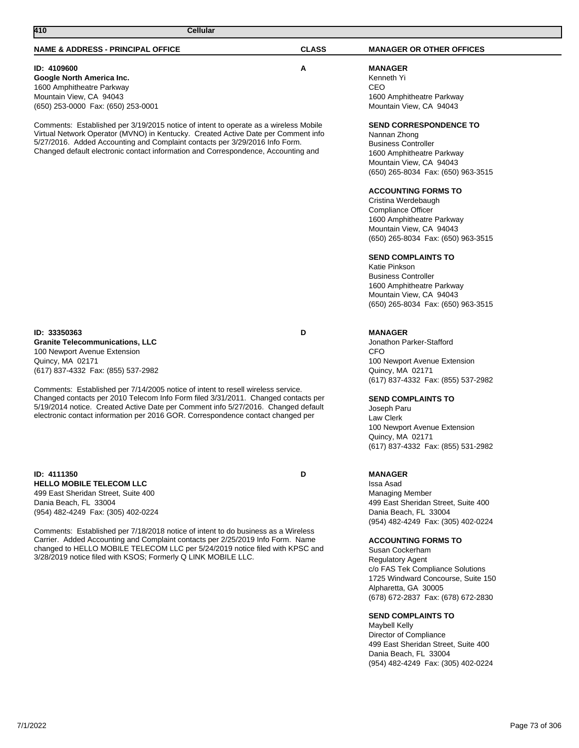## 410 Cellular

| NAME & ADDRESS - PRINCIPAL OFFICE | CLASS | MANAGER OR OTHER OFFICES |
|---|---|---|

**ID: 4109600** — Class: **A**

**Google North America Inc.**
1600 Amphitheatre Parkway
Mountain View, CA 94043
(650) 253-0000 Fax: (650) 253-0001

Comments: Established per 3/19/2015 notice of intent to operate as a wireless Mobile Virtual Network Operator (MVNO) in Kentucky. Created Active Date per Comment info 5/27/2016. Added Accounting and Complaint contacts per 3/29/2016 Info Form. Changed default electronic contact information and Correspondence, Accounting and

**MANAGER**
Kenneth Yi
CEO
1600 Amphitheatre Parkway
Mountain View, CA 94043

**SEND CORRESPONDENCE TO**
Nannan Zhong
Business Controller
1600 Amphitheatre Parkway
Mountain View, CA 94043
(650) 265-8034 Fax: (650) 963-3515

**ACCOUNTING FORMS TO**
Cristina Werdebaugh
Compliance Officer
1600 Amphitheatre Parkway
Mountain View, CA 94043
(650) 265-8034 Fax: (650) 963-3515

**SEND COMPLAINTS TO**
Katie Pinkson
Business Controller
1600 Amphitheatre Parkway
Mountain View, CA 94043
(650) 265-8034 Fax: (650) 963-3515

---

**ID: 33350363** — Class: **D**

**Granite Telecommunications, LLC**
100 Newport Avenue Extension
Quincy, MA 02171
(617) 837-4332 Fax: (855) 537-2982

Comments: Established per 7/14/2005 notice of intent to resell wireless service. Changed contacts per 2010 Telecom Info Form filed 3/31/2011. Changed contacts per 5/19/2014 notice. Created Active Date per Comment info 5/27/2016. Changed default electronic contact information per 2016 GOR. Correspondence contact changed per

**MANAGER**
Jonathon Parker-Stafford
CFO
100 Newport Avenue Extension
Quincy, MA 02171
(617) 837-4332 Fax: (855) 537-2982

**SEND COMPLAINTS TO**
Joseph Paru
Law Clerk
100 Newport Avenue Extension
Quincy, MA 02171
(617) 837-4332 Fax: (855) 531-2982

---

**ID: 4111350** — Class: **D**

**HELLO MOBILE TELECOM LLC**
499 East Sheridan Street, Suite 400
Dania Beach, FL 33004
(954) 482-4249 Fax: (305) 402-0224

Comments: Established per 7/18/2018 notice of intent to do business as a Wireless Carrier. Added Accounting and Complaint contacts per 2/25/2019 Info Form. Name changed to HELLO MOBILE TELECOM LLC per 5/24/2019 notice filed with KPSC and 3/28/2019 notice filed with KSOS; Formerly Q LINK MOBILE LLC.

**MANAGER**
Issa Asad
Managing Member
499 East Sheridan Street, Suite 400
Dania Beach, FL 33004
(954) 482-4249 Fax: (305) 402-0224

**ACCOUNTING FORMS TO**
Susan Cockerham
Regulatory Agent
c/o FAS Tek Compliance Solutions
1725 Windward Concourse, Suite 150
Alpharetta, GA 30005
(678) 672-2837 Fax: (678) 672-2830

**SEND COMPLAINTS TO**
Maybell Kelly
Director of Compliance
499 East Sheridan Street, Suite 400
Dania Beach, FL 33004
(954) 482-4249 Fax: (305) 402-0224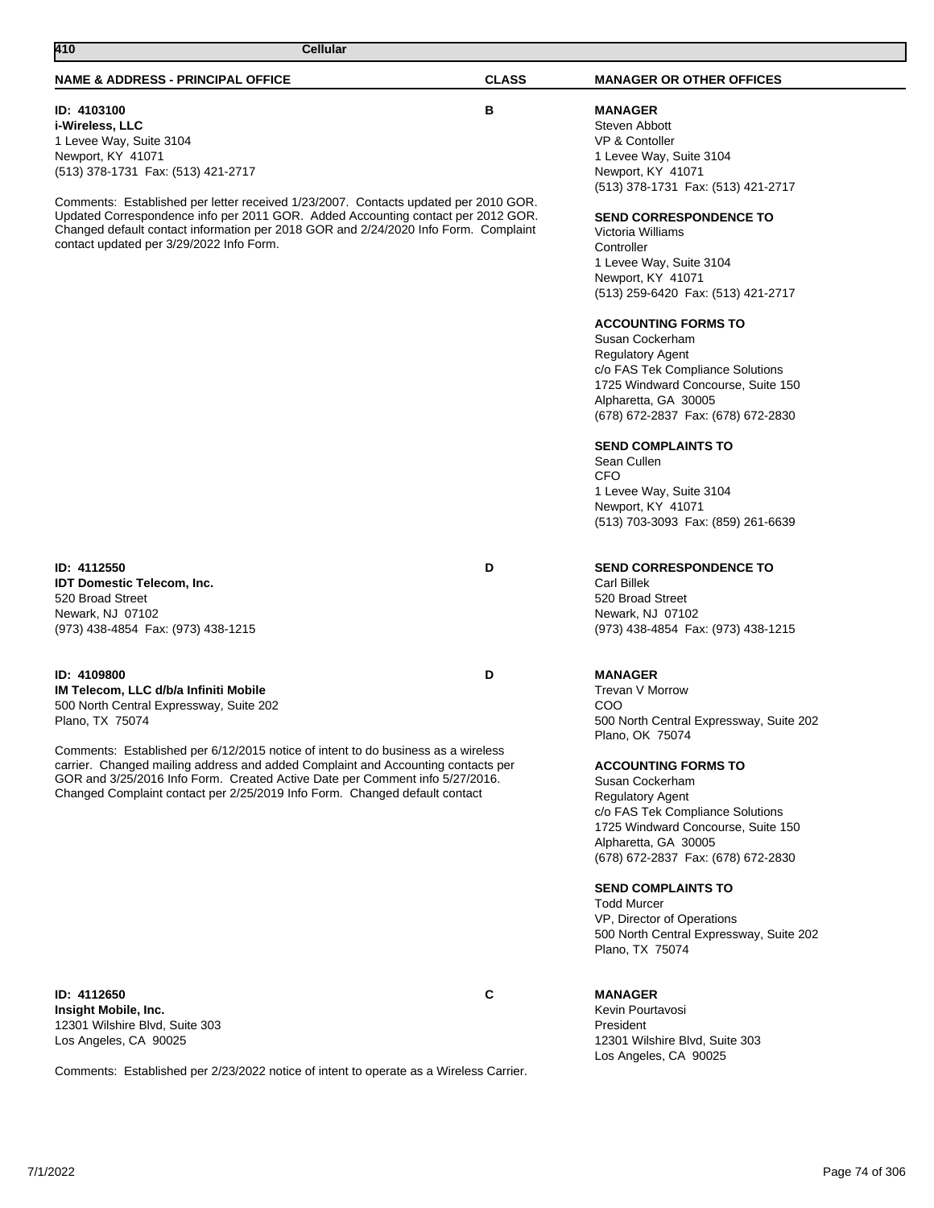**410 Cellular**

| NAME & ADDRESS - PRINCIPAL OFFICE | CLASS | MANAGER OR OTHER OFFICES |
|---|---|---|

**ID: 4103100** — Class: **B**

**i-Wireless, LLC**
1 Levee Way, Suite 3104
Newport, KY 41071
(513) 378-1731 Fax: (513) 421-2717

Comments: Established per letter received 1/23/2007. Contacts updated per 2010 GOR. Updated Correspondence info per 2011 GOR. Added Accounting contact per 2012 GOR. Changed default contact information per 2018 GOR and 2/24/2020 Info Form. Complaint contact updated per 3/29/2022 Info Form.

**MANAGER**
Steven Abbott
VP & Contoller
1 Levee Way, Suite 3104
Newport, KY 41071
(513) 378-1731 Fax: (513) 421-2717

**SEND CORRESPONDENCE TO**
Victoria Williams
Controller
1 Levee Way, Suite 3104
Newport, KY 41071
(513) 259-6420 Fax: (513) 421-2717

**ACCOUNTING FORMS TO**
Susan Cockerham
Regulatory Agent
c/o FAS Tek Compliance Solutions
1725 Windward Concourse, Suite 150
Alpharetta, GA 30005
(678) 672-2837 Fax: (678) 672-2830

**SEND COMPLAINTS TO**
Sean Cullen
CFO
1 Levee Way, Suite 3104
Newport, KY 41071
(513) 703-3093 Fax: (859) 261-6639

---

**ID: 4112550** — Class: **D**

**IDT Domestic Telecom, Inc.**
520 Broad Street
Newark, NJ 07102
(973) 438-4854 Fax: (973) 438-1215

**SEND CORRESPONDENCE TO**
Carl Billek
520 Broad Street
Newark, NJ 07102
(973) 438-4854 Fax: (973) 438-1215

---

**ID: 4109800** — Class: **D**

**IM Telecom, LLC d/b/a Infiniti Mobile**
500 North Central Expressway, Suite 202
Plano, TX 75074

Comments: Established per 6/12/2015 notice of intent to do business as a wireless carrier. Changed mailing address and added Complaint and Accounting contacts per GOR and 3/25/2016 Info Form. Created Active Date per Comment info 5/27/2016. Changed Complaint contact per 2/25/2019 Info Form. Changed default contact

**MANAGER**
Trevan V Morrow
COO
500 North Central Expressway, Suite 202
Plano, OK 75074

**ACCOUNTING FORMS TO**
Susan Cockerham
Regulatory Agent
c/o FAS Tek Compliance Solutions
1725 Windward Concourse, Suite 150
Alpharetta, GA 30005
(678) 672-2837 Fax: (678) 672-2830

**SEND COMPLAINTS TO**
Todd Murcer
VP, Director of Operations
500 North Central Expressway, Suite 202
Plano, TX 75074

---

**ID: 4112650** — Class: **C**

**Insight Mobile, Inc.**
12301 Wilshire Blvd, Suite 303
Los Angeles, CA 90025

Comments: Established per 2/23/2022 notice of intent to operate as a Wireless Carrier.

**MANAGER**
Kevin Pourtavosi
President
12301 Wilshire Blvd, Suite 303
Los Angeles, CA 90025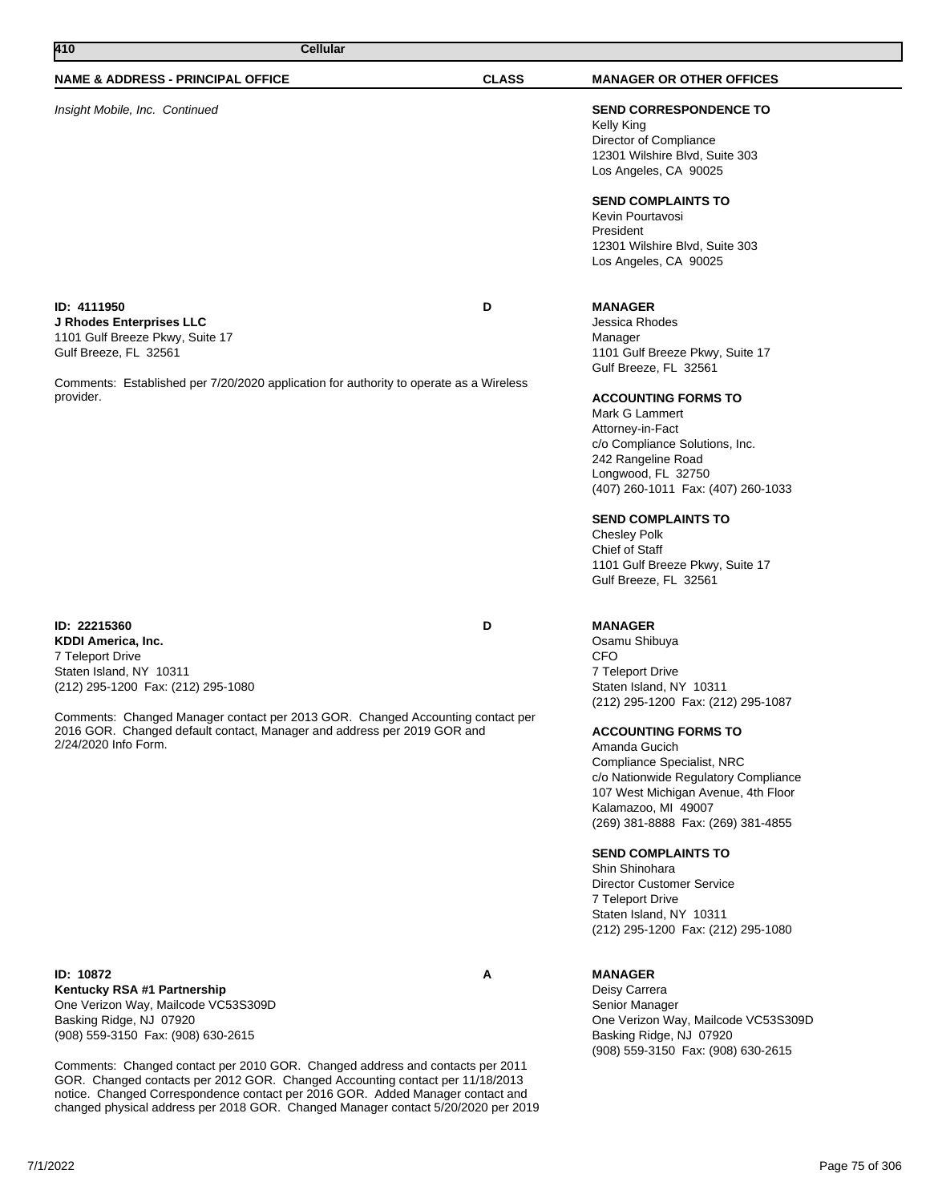**410 Cellular**

| NAME & ADDRESS - PRINCIPAL OFFICE | CLASS | MANAGER OR OTHER OFFICES |
|---|---|---|

*Insight Mobile, Inc. Continued*

**SEND CORRESPONDENCE TO**
Kelly King
Director of Compliance
12301 Wilshire Blvd, Suite 303
Los Angeles, CA 90025

**SEND COMPLAINTS TO**
Kevin Pourtavosi
President
12301 Wilshire Blvd, Suite 303
Los Angeles, CA 90025

---

**ID: 4111950** — CLASS: **D**
**J Rhodes Enterprises LLC**
1101 Gulf Breeze Pkwy, Suite 17
Gulf Breeze, FL 32561

Comments: Established per 7/20/2020 application for authority to operate as a Wireless provider.

**MANAGER**
Jessica Rhodes
Manager
1101 Gulf Breeze Pkwy, Suite 17
Gulf Breeze, FL 32561

**ACCOUNTING FORMS TO**
Mark G Lammert
Attorney-in-Fact
c/o Compliance Solutions, Inc.
242 Rangeline Road
Longwood, FL 32750
(407) 260-1011 Fax: (407) 260-1033

**SEND COMPLAINTS TO**
Chesley Polk
Chief of Staff
1101 Gulf Breeze Pkwy, Suite 17
Gulf Breeze, FL 32561

---

**ID: 22215360** — CLASS: **D**
**KDDI America, Inc.**
7 Teleport Drive
Staten Island, NY 10311
(212) 295-1200 Fax: (212) 295-1080

Comments: Changed Manager contact per 2013 GOR. Changed Accounting contact per 2016 GOR. Changed default contact, Manager and address per 2019 GOR and 2/24/2020 Info Form.

**MANAGER**
Osamu Shibuya
CFO
7 Teleport Drive
Staten Island, NY 10311
(212) 295-1200 Fax: (212) 295-1087

**ACCOUNTING FORMS TO**
Amanda Gucich
Compliance Specialist, NRC
c/o Nationwide Regulatory Compliance
107 West Michigan Avenue, 4th Floor
Kalamazoo, MI 49007
(269) 381-8888 Fax: (269) 381-4855

**SEND COMPLAINTS TO**
Shin Shinohara
Director Customer Service
7 Teleport Drive
Staten Island, NY 10311
(212) 295-1200 Fax: (212) 295-1080

---

**ID: 10872** — CLASS: **A**
**Kentucky RSA #1 Partnership**
One Verizon Way, Mailcode VC53S309D
Basking Ridge, NJ 07920
(908) 559-3150 Fax: (908) 630-2615

Comments: Changed contact per 2010 GOR. Changed address and contacts per 2011 GOR. Changed contacts per 2012 GOR. Changed Accounting contact per 11/18/2013 notice. Changed Correspondence contact per 2016 GOR. Added Manager contact and changed physical address per 2018 GOR. Changed Manager contact 5/20/2020 per 2019

**MANAGER**
Deisy Carrera
Senior Manager
One Verizon Way, Mailcode VC53S309D
Basking Ridge, NJ 07920
(908) 559-3150 Fax: (908) 630-2615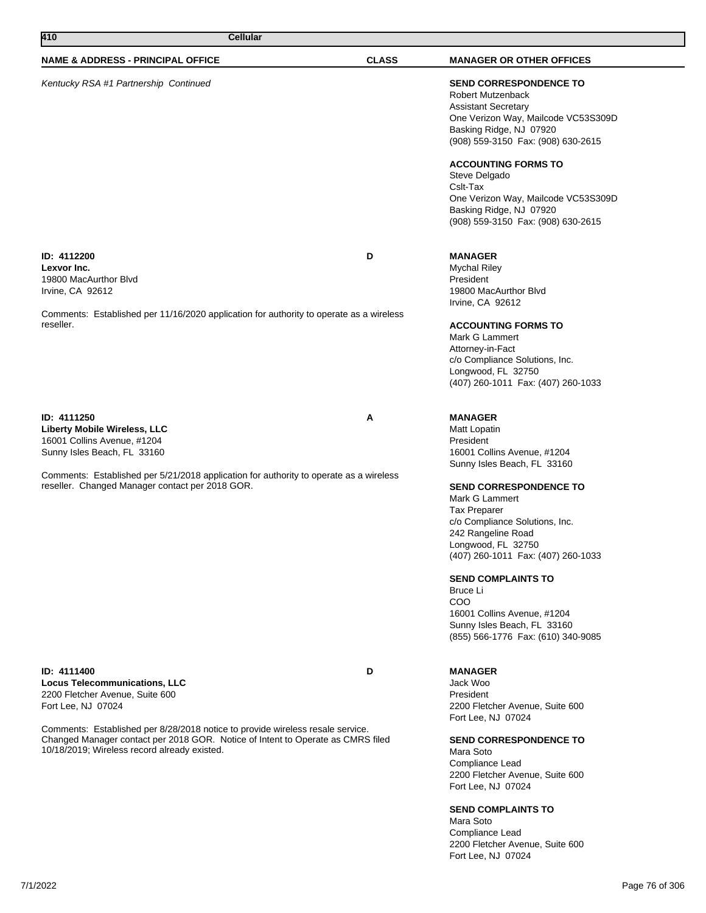## 410 Cellular

| NAME & ADDRESS - PRINCIPAL OFFICE | CLASS | MANAGER OR OTHER OFFICES |
|---|---|---|
| *Kentucky RSA #1 Partnership Continued* | | **SEND CORRESPONDENCE TO**<br>Robert Mutzenback<br>Assistant Secretary<br>One Verizon Way, Mailcode VC53S309D<br>Basking Ridge, NJ 07920<br>(908) 559-3150 Fax: (908) 630-2615<br><br>**ACCOUNTING FORMS TO**<br>Steve Delgado<br>Cslt-Tax<br>One Verizon Way, Mailcode VC53S309D<br>Basking Ridge, NJ 07920<br>(908) 559-3150 Fax: (908) 630-2615 |
| **ID: 4112200**<br>**Lexvor Inc.**<br>19800 MacAurthor Blvd<br>Irvine, CA 92612<br><br>Comments: Established per 11/16/2020 application for authority to operate as a wireless reseller. | D | **MANAGER**<br>Mychal Riley<br>President<br>19800 MacAurthor Blvd<br>Irvine, CA 92612<br><br>**ACCOUNTING FORMS TO**<br>Mark G Lammert<br>Attorney-in-Fact<br>c/o Compliance Solutions, Inc.<br>Longwood, FL 32750<br>(407) 260-1011 Fax: (407) 260-1033 |
| **ID: 4111250**<br>**Liberty Mobile Wireless, LLC**<br>16001 Collins Avenue, #1204<br>Sunny Isles Beach, FL 33160<br><br>Comments: Established per 5/21/2018 application for authority to operate as a wireless reseller. Changed Manager contact per 2018 GOR. | A | **MANAGER**<br>Matt Lopatin<br>President<br>16001 Collins Avenue, #1204<br>Sunny Isles Beach, FL 33160<br><br>**SEND CORRESPONDENCE TO**<br>Mark G Lammert<br>Tax Preparer<br>c/o Compliance Solutions, Inc.<br>242 Rangeline Road<br>Longwood, FL 32750<br>(407) 260-1011 Fax: (407) 260-1033<br><br>**SEND COMPLAINTS TO**<br>Bruce Li<br>COO<br>16001 Collins Avenue, #1204<br>Sunny Isles Beach, FL 33160<br>(855) 566-1776 Fax: (610) 340-9085 |
| **ID: 4111400**<br>**Locus Telecommunications, LLC**<br>2200 Fletcher Avenue, Suite 600<br>Fort Lee, NJ 07024<br><br>Comments: Established per 8/28/2018 notice to provide wireless resale service. Changed Manager contact per 2018 GOR. Notice of Intent to Operate as CMRS filed 10/18/2019; Wireless record already existed. | D | **MANAGER**<br>Jack Woo<br>President<br>2200 Fletcher Avenue, Suite 600<br>Fort Lee, NJ 07024<br><br>**SEND CORRESPONDENCE TO**<br>Mara Soto<br>Compliance Lead<br>2200 Fletcher Avenue, Suite 600<br>Fort Lee, NJ 07024<br><br>**SEND COMPLAINTS TO**<br>Mara Soto<br>Compliance Lead<br>2200 Fletcher Avenue, Suite 600<br>Fort Lee, NJ 07024 |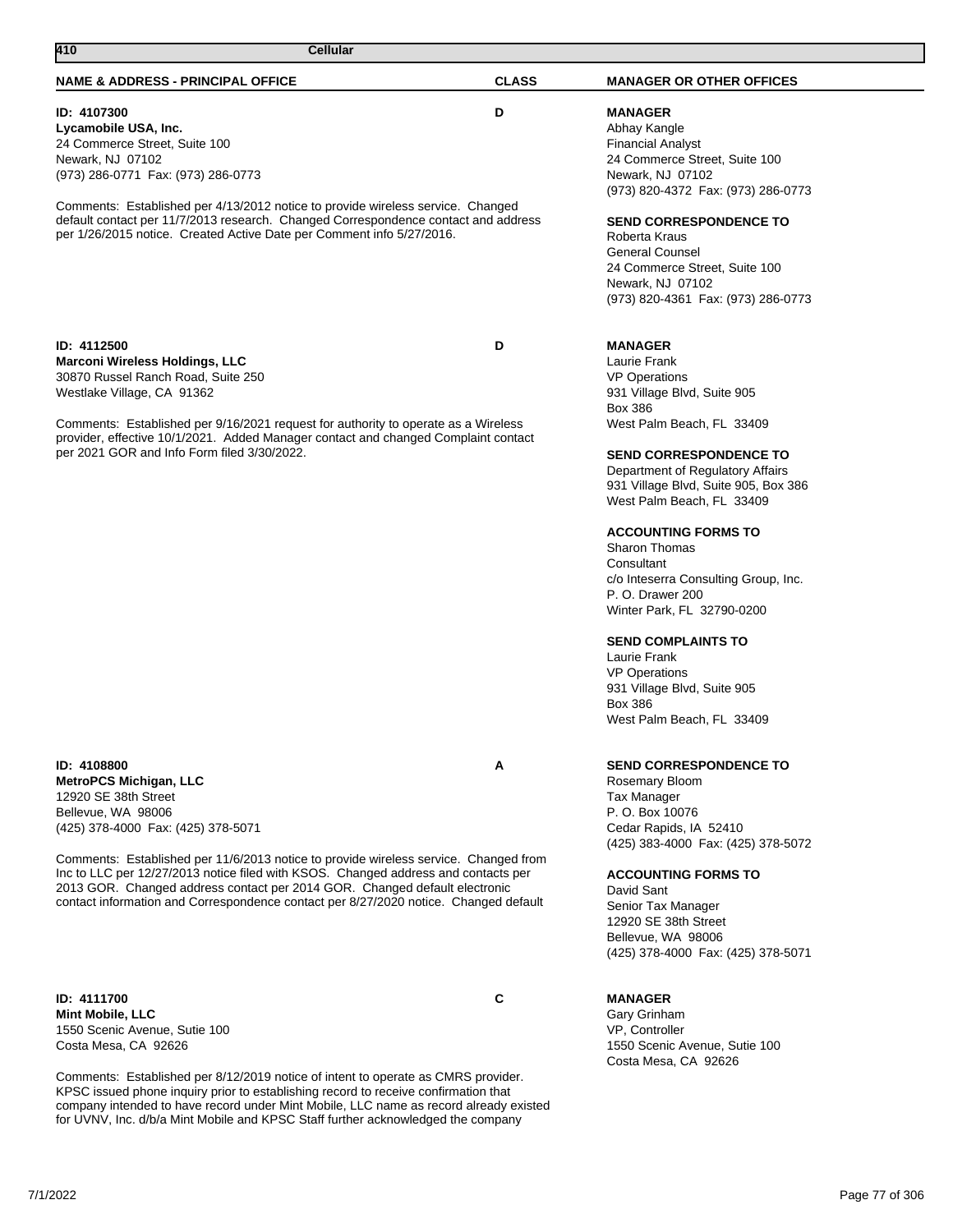**410 Cellular**

| NAME & ADDRESS - PRINCIPAL OFFICE | CLASS | MANAGER OR OTHER OFFICES |
|---|---|---|

**ID: 4107300** — Class: **D**

**Lycamobile USA, Inc.**
24 Commerce Street, Suite 100
Newark, NJ 07102
(973) 286-0771 Fax: (973) 286-0773

Comments: Established per 4/13/2012 notice to provide wireless service. Changed default contact per 11/7/2013 research. Changed Correspondence contact and address per 1/26/2015 notice. Created Active Date per Comment info 5/27/2016.

**MANAGER**
Abhay Kangle
Financial Analyst
24 Commerce Street, Suite 100
Newark, NJ 07102
(973) 820-4372 Fax: (973) 286-0773

**SEND CORRESPONDENCE TO**
Roberta Kraus
General Counsel
24 Commerce Street, Suite 100
Newark, NJ 07102
(973) 820-4361 Fax: (973) 286-0773

---

**ID: 4112500** — Class: **D**

**Marconi Wireless Holdings, LLC**
30870 Russel Ranch Road, Suite 250
Westlake Village, CA 91362

Comments: Established per 9/16/2021 request for authority to operate as a Wireless provider, effective 10/1/2021. Added Manager contact and changed Complaint contact per 2021 GOR and Info Form filed 3/30/2022.

**MANAGER**
Laurie Frank
VP Operations
931 Village Blvd, Suite 905
Box 386
West Palm Beach, FL 33409

**SEND CORRESPONDENCE TO**
Department of Regulatory Affairs
931 Village Blvd, Suite 905, Box 386
West Palm Beach, FL 33409

**ACCOUNTING FORMS TO**
Sharon Thomas
Consultant
c/o Inteserra Consulting Group, Inc.
P. O. Drawer 200
Winter Park, FL 32790-0200

**SEND COMPLAINTS TO**
Laurie Frank
VP Operations
931 Village Blvd, Suite 905
Box 386
West Palm Beach, FL 33409

---

**ID: 4108800** — Class: **A**

**MetroPCS Michigan, LLC**
12920 SE 38th Street
Bellevue, WA 98006
(425) 378-4000 Fax: (425) 378-5071

Comments: Established per 11/6/2013 notice to provide wireless service. Changed from Inc to LLC per 12/27/2013 notice filed with KSOS. Changed address and contacts per 2013 GOR. Changed address contact per 2014 GOR. Changed default electronic contact information and Correspondence contact per 8/27/2020 notice. Changed default

**SEND CORRESPONDENCE TO**
Rosemary Bloom
Tax Manager
P. O. Box 10076
Cedar Rapids, IA 52410
(425) 383-4000 Fax: (425) 378-5072

**ACCOUNTING FORMS TO**
David Sant
Senior Tax Manager
12920 SE 38th Street
Bellevue, WA 98006
(425) 378-4000 Fax: (425) 378-5071

---

**ID: 4111700** — Class: **C**

**Mint Mobile, LLC**
1550 Scenic Avenue, Sutie 100
Costa Mesa, CA 92626

Comments: Established per 8/12/2019 notice of intent to operate as CMRS provider. KPSC issued phone inquiry prior to establishing record to receive confirmation that company intended to have record under Mint Mobile, LLC name as record already existed for UVNV, Inc. d/b/a Mint Mobile and KPSC Staff further acknowledged the company

**MANAGER**
Gary Grinham
VP, Controller
1550 Scenic Avenue, Sutie 100
Costa Mesa, CA 92626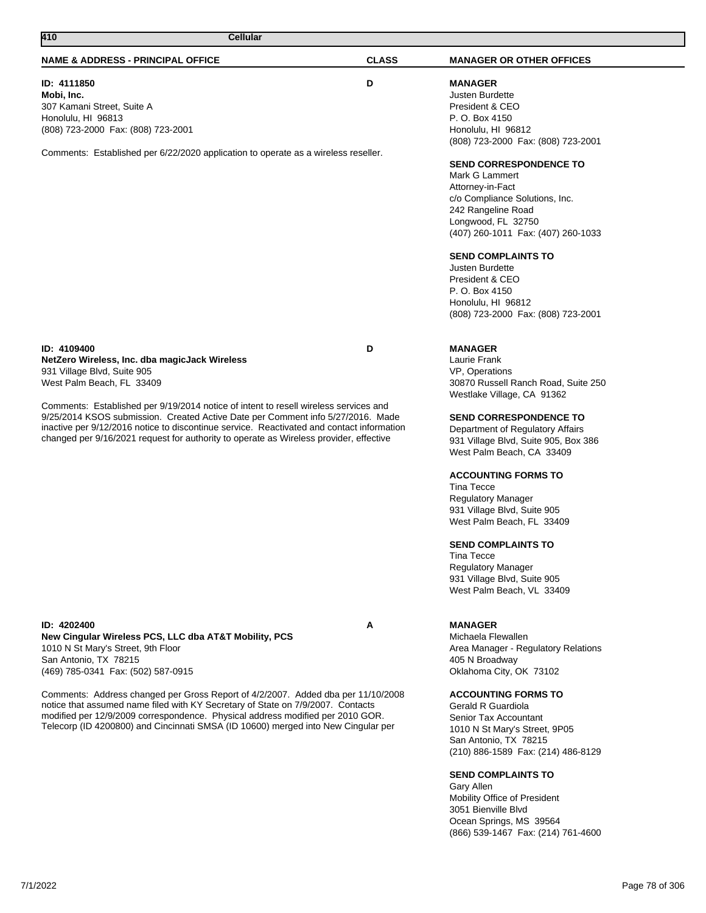**410 Cellular**

| NAME & ADDRESS - PRINCIPAL OFFICE | CLASS | MANAGER OR OTHER OFFICES |
|---|---|---|

**ID: 4111850** — Class: **D**

**Mobi, Inc.**
307 Kamani Street, Suite A
Honolulu, HI 96813
(808) 723-2000 Fax: (808) 723-2001

Comments: Established per 6/22/2020 application to operate as a wireless reseller.

**MANAGER**
Justen Burdette
President & CEO
P. O. Box 4150
Honolulu, HI 96812
(808) 723-2000 Fax: (808) 723-2001

**SEND CORRESPONDENCE TO**
Mark G Lammert
Attorney-in-Fact
c/o Compliance Solutions, Inc.
242 Rangeline Road
Longwood, FL 32750
(407) 260-1011 Fax: (407) 260-1033

**SEND COMPLAINTS TO**
Justen Burdette
President & CEO
P. O. Box 4150
Honolulu, HI 96812
(808) 723-2000 Fax: (808) 723-2001

---

**ID: 4109400** — Class: **D**

**NetZero Wireless, Inc. dba magicJack Wireless**
931 Village Blvd, Suite 905
West Palm Beach, FL 33409

Comments: Established per 9/19/2014 notice of intent to resell wireless services and 9/25/2014 KSOS submission. Created Active Date per Comment info 5/27/2016. Made inactive per 9/12/2016 notice to discontinue service. Reactivated and contact information changed per 9/16/2021 request for authority to operate as Wireless provider, effective

**MANAGER**
Laurie Frank
VP, Operations
30870 Russell Ranch Road, Suite 250
Westlake Village, CA 91362

**SEND CORRESPONDENCE TO**
Department of Regulatory Affairs
931 Village Blvd, Suite 905, Box 386
West Palm Beach, CA 33409

**ACCOUNTING FORMS TO**
Tina Tecce
Regulatory Manager
931 Village Blvd, Suite 905
West Palm Beach, FL 33409

**SEND COMPLAINTS TO**
Tina Tecce
Regulatory Manager
931 Village Blvd, Suite 905
West Palm Beach, VL 33409

---

**ID: 4202400** — Class: **A**

**New Cingular Wireless PCS, LLC dba AT&T Mobility, PCS**
1010 N St Mary's Street, 9th Floor
San Antonio, TX 78215
(469) 785-0341 Fax: (502) 587-0915

Comments: Address changed per Gross Report of 4/2/2007. Added dba per 11/10/2008 notice that assumed name filed with KY Secretary of State on 7/9/2007. Contacts modified per 12/9/2009 correspondence. Physical address modified per 2010 GOR. Telecorp (ID 4200800) and Cincinnati SMSA (ID 10600) merged into New Cingular per

**MANAGER**
Michaela Flewallen
Area Manager - Regulatory Relations
405 N Broadway
Oklahoma City, OK 73102

**ACCOUNTING FORMS TO**
Gerald R Guardiola
Senior Tax Accountant
1010 N St Mary's Street, 9P05
San Antonio, TX 78215
(210) 886-1589 Fax: (214) 486-8129

**SEND COMPLAINTS TO**
Gary Allen
Mobility Office of President
3051 Bienville Blvd
Ocean Springs, MS 39564
(866) 539-1467 Fax: (214) 761-4600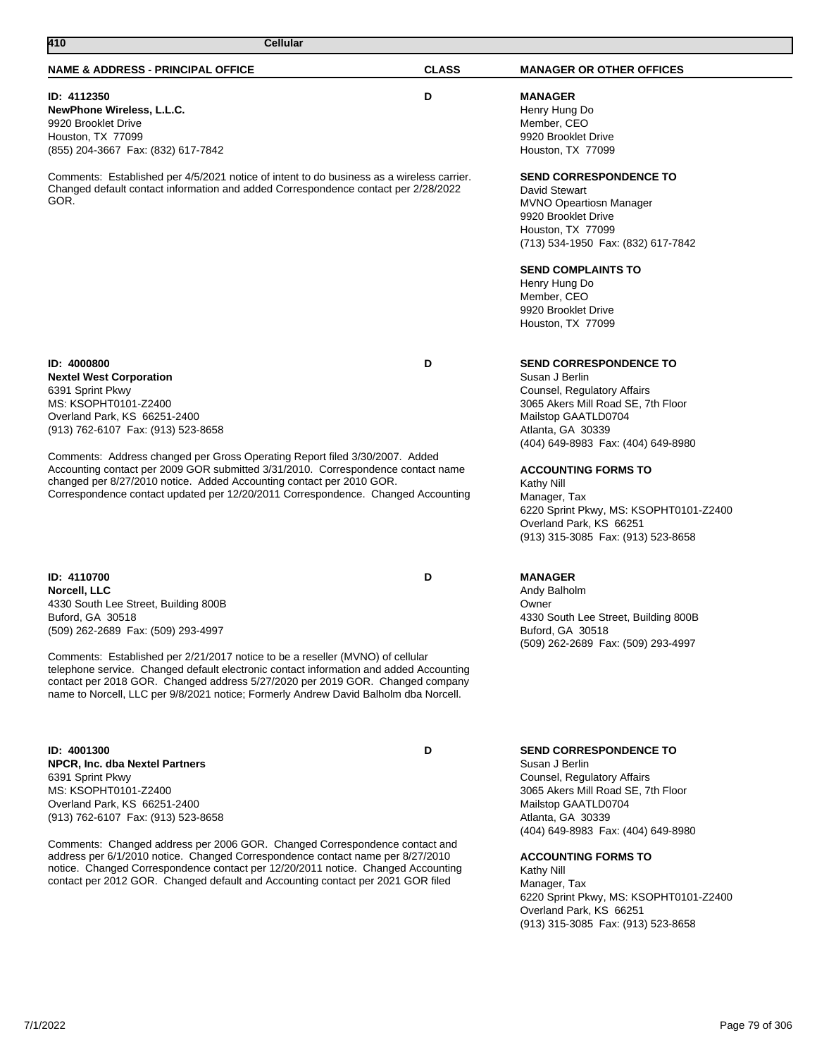## 410 Cellular

| NAME & ADDRESS - PRINCIPAL OFFICE | CLASS | MANAGER OR OTHER OFFICES |
|---|---|---|

**ID: 4112350** — Class: **D**

**NewPhone Wireless, L.L.C.**
9920 Brooklet Drive
Houston, TX 77099
(855) 204-3667 Fax: (832) 617-7842

Comments: Established per 4/5/2021 notice of intent to do business as a wireless carrier. Changed default contact information and added Correspondence contact per 2/28/2022 GOR.

**MANAGER**
Henry Hung Do
Member, CEO
9920 Brooklet Drive
Houston, TX 77099

**SEND CORRESPONDENCE TO**
David Stewart
MVNO Opeartiosn Manager
9920 Brooklet Drive
Houston, TX 77099
(713) 534-1950 Fax: (832) 617-7842

**SEND COMPLAINTS TO**
Henry Hung Do
Member, CEO
9920 Brooklet Drive
Houston, TX 77099

---

**ID: 4000800** — Class: **D**

**Nextel West Corporation**
6391 Sprint Pkwy
MS: KSOPHT0101-Z2400
Overland Park, KS 66251-2400
(913) 762-6107 Fax: (913) 523-8658

Comments: Address changed per Gross Operating Report filed 3/30/2007. Added Accounting contact per 2009 GOR submitted 3/31/2010. Correspondence contact name changed per 8/27/2010 notice. Added Accounting contact per 2010 GOR. Correspondence contact updated per 12/20/2011 Correspondence. Changed Accounting

**SEND CORRESPONDENCE TO**
Susan J Berlin
Counsel, Regulatory Affairs
3065 Akers Mill Road SE, 7th Floor
Mailstop GAATLD0704
Atlanta, GA 30339
(404) 649-8983 Fax: (404) 649-8980

**ACCOUNTING FORMS TO**
Kathy Nill
Manager, Tax
6220 Sprint Pkwy, MS: KSOPHT0101-Z2400
Overland Park, KS 66251
(913) 315-3085 Fax: (913) 523-8658

---

**ID: 4110700** — Class: **D**

**Norcell, LLC**
4330 South Lee Street, Building 800B
Buford, GA 30518
(509) 262-2689 Fax: (509) 293-4997

Comments: Established per 2/21/2017 notice to be a reseller (MVNO) of cellular telephone service. Changed default electronic contact information and added Accounting contact per 2018 GOR. Changed address 5/27/2020 per 2019 GOR. Changed company name to Norcell, LLC per 9/8/2021 notice; Formerly Andrew David Balholm dba Norcell.

**MANAGER**
Andy Balholm
Owner
4330 South Lee Street, Building 800B
Buford, GA 30518
(509) 262-2689 Fax: (509) 293-4997

---

**ID: 4001300** — Class: **D**

**NPCR, Inc. dba Nextel Partners**
6391 Sprint Pkwy
MS: KSOPHT0101-Z2400
Overland Park, KS 66251-2400
(913) 762-6107 Fax: (913) 523-8658

Comments: Changed address per 2006 GOR. Changed Correspondence contact and address per 6/1/2010 notice. Changed Correspondence contact name per 8/27/2010 notice. Changed Correspondence contact per 12/20/2011 notice. Changed Accounting contact per 2012 GOR. Changed default and Accounting contact per 2021 GOR filed

**SEND CORRESPONDENCE TO**
Susan J Berlin
Counsel, Regulatory Affairs
3065 Akers Mill Road SE, 7th Floor
Mailstop GAATLD0704
Atlanta, GA 30339
(404) 649-8983 Fax: (404) 649-8980

**ACCOUNTING FORMS TO**
Kathy Nill
Manager, Tax
6220 Sprint Pkwy, MS: KSOPHT0101-Z2400
Overland Park, KS 66251
(913) 315-3085 Fax: (913) 523-8658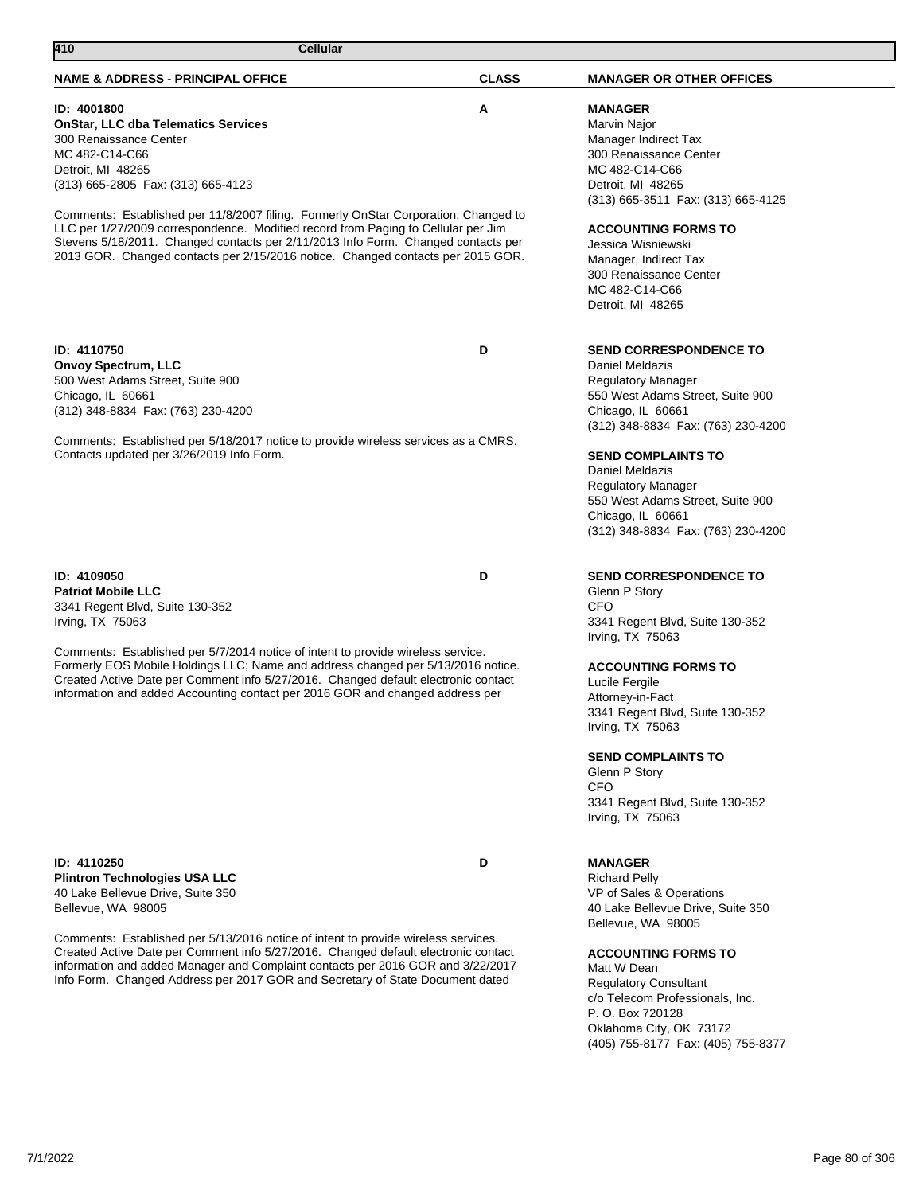**410 Cellular**

| NAME & ADDRESS - PRINCIPAL OFFICE | CLASS | MANAGER OR OTHER OFFICES |
|---|---|---|
| **ID: 4001800**<br>**OnStar, LLC dba Telematics Services**<br>300 Renaissance Center<br>MC 482-C14-C66<br>Detroit, MI 48265<br>(313) 665-2805 Fax: (313) 665-4123<br><br>Comments: Established per 11/8/2007 filing. Formerly OnStar Corporation; Changed to LLC per 1/27/2009 correspondence. Modified record from Paging to Cellular per Jim Stevens 5/18/2011. Changed contacts per 2/11/2013 Info Form. Changed contacts per 2013 GOR. Changed contacts per 2/15/2016 notice. Changed contacts per 2015 GOR. | A | **MANAGER**<br>Marvin Najor<br>Manager Indirect Tax<br>300 Renaissance Center<br>MC 482-C14-C66<br>Detroit, MI 48265<br>(313) 665-3511 Fax: (313) 665-4125<br><br>**ACCOUNTING FORMS TO**<br>Jessica Wisniewski<br>Manager, Indirect Tax<br>300 Renaissance Center<br>MC 482-C14-C66<br>Detroit, MI 48265 |
| **ID: 4110750**<br>**Onvoy Spectrum, LLC**<br>500 West Adams Street, Suite 900<br>Chicago, IL 60661<br>(312) 348-8834 Fax: (763) 230-4200<br><br>Comments: Established per 5/18/2017 notice to provide wireless services as a CMRS. Contacts updated per 3/26/2019 Info Form. | D | **SEND CORRESPONDENCE TO**<br>Daniel Meldazis<br>Regulatory Manager<br>550 West Adams Street, Suite 900<br>Chicago, IL 60661<br>(312) 348-8834 Fax: (763) 230-4200<br><br>**SEND COMPLAINTS TO**<br>Daniel Meldazis<br>Regulatory Manager<br>550 West Adams Street, Suite 900<br>Chicago, IL 60661<br>(312) 348-8834 Fax: (763) 230-4200 |
| **ID: 4109050**<br>**Patriot Mobile LLC**<br>3341 Regent Blvd, Suite 130-352<br>Irving, TX 75063<br><br>Comments: Established per 5/7/2014 notice of intent to provide wireless service. Formerly EOS Mobile Holdings LLC; Name and address changed per 5/13/2016 notice. Created Active Date per Comment info 5/27/2016. Changed default electronic contact information and added Accounting contact per 2016 GOR and changed address per | D | **SEND CORRESPONDENCE TO**<br>Glenn P Story<br>CFO<br>3341 Regent Blvd, Suite 130-352<br>Irving, TX 75063<br><br>**ACCOUNTING FORMS TO**<br>Lucile Fergile<br>Attorney-in-Fact<br>3341 Regent Blvd, Suite 130-352<br>Irving, TX 75063<br><br>**SEND COMPLAINTS TO**<br>Glenn P Story<br>CFO<br>3341 Regent Blvd, Suite 130-352<br>Irving, TX 75063 |
| **ID: 4110250**<br>**Plintron Technologies USA LLC**<br>40 Lake Bellevue Drive, Suite 350<br>Bellevue, WA 98005<br><br>Comments: Established per 5/13/2016 notice of intent to provide wireless services. Created Active Date per Comment info 5/27/2016. Changed default electronic contact information and added Manager and Complaint contacts per 2016 GOR and 3/22/2017 Info Form. Changed Address per 2017 GOR and Secretary of State Document dated | D | **MANAGER**<br>Richard Pelly<br>VP of Sales & Operations<br>40 Lake Bellevue Drive, Suite 350<br>Bellevue, WA 98005<br><br>**ACCOUNTING FORMS TO**<br>Matt W Dean<br>Regulatory Consultant<br>c/o Telecom Professionals, Inc.<br>P. O. Box 720128<br>Oklahoma City, OK 73172<br>(405) 755-8177 Fax: (405) 755-8377 |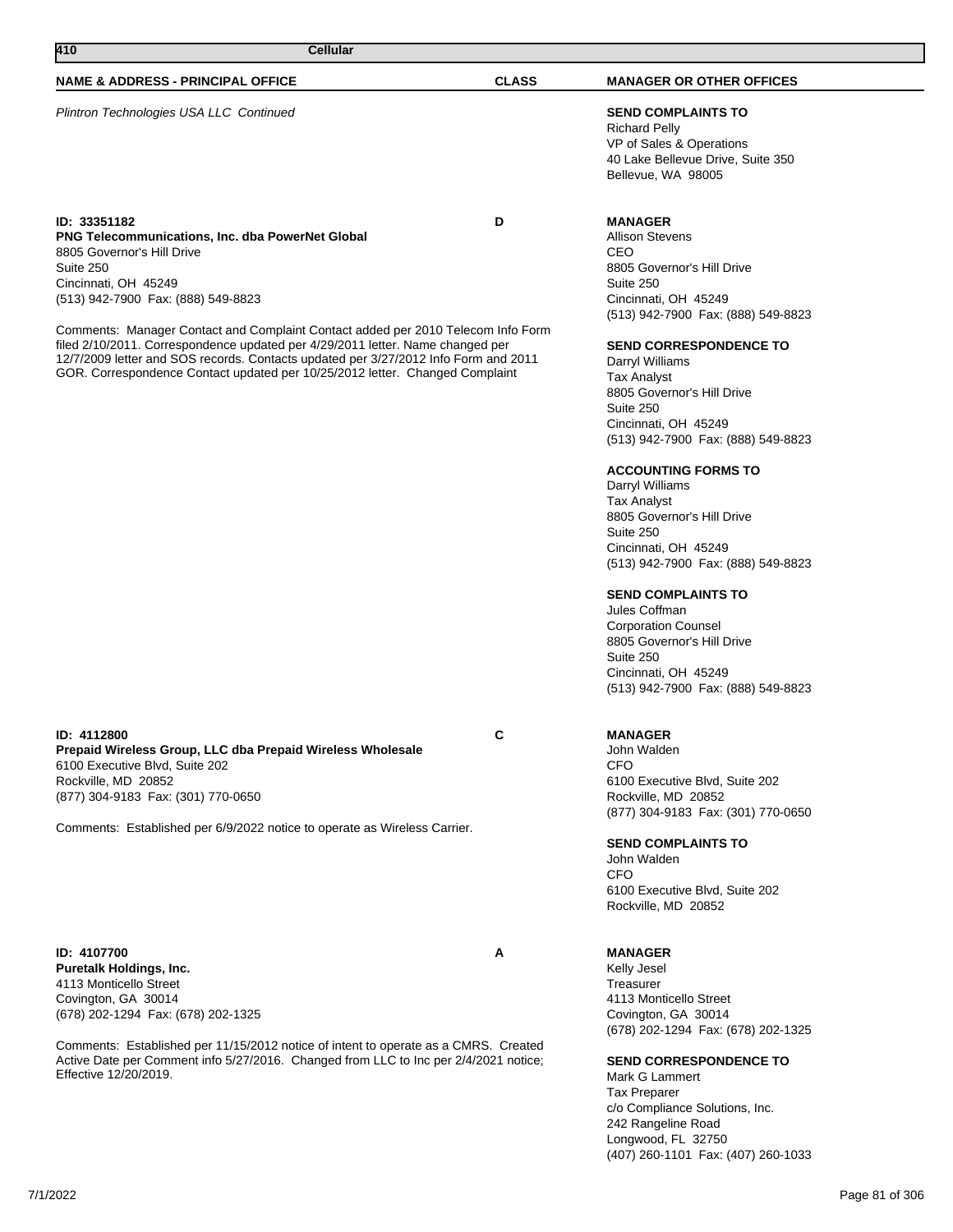**410 Cellular**

| NAME & ADDRESS - PRINCIPAL OFFICE | CLASS | MANAGER OR OTHER OFFICES |
|---|---|---|

*Plintron Technologies USA LLC Continued*

**SEND COMPLAINTS TO**
Richard Pelly
VP of Sales & Operations
40 Lake Bellevue Drive, Suite 350
Bellevue, WA 98005

---

**ID: 33351182** — **CLASS: D**
**PNG Telecommunications, Inc. dba PowerNet Global**
8805 Governor's Hill Drive
Suite 250
Cincinnati, OH 45249
(513) 942-7900 Fax: (888) 549-8823

Comments: Manager Contact and Complaint Contact added per 2010 Telecom Info Form filed 2/10/2011. Correspondence updated per 4/29/2011 letter. Name changed per 12/7/2009 letter and SOS records. Contacts updated per 3/27/2012 Info Form and 2011 GOR. Correspondence Contact updated per 10/25/2012 letter. Changed Complaint

**MANAGER**
Allison Stevens
CEO
8805 Governor's Hill Drive
Suite 250
Cincinnati, OH 45249
(513) 942-7900 Fax: (888) 549-8823

**SEND CORRESPONDENCE TO**
Darryl Williams
Tax Analyst
8805 Governor's Hill Drive
Suite 250
Cincinnati, OH 45249
(513) 942-7900 Fax: (888) 549-8823

**ACCOUNTING FORMS TO**
Darryl Williams
Tax Analyst
8805 Governor's Hill Drive
Suite 250
Cincinnati, OH 45249
(513) 942-7900 Fax: (888) 549-8823

**SEND COMPLAINTS TO**
Jules Coffman
Corporation Counsel
8805 Governor's Hill Drive
Suite 250
Cincinnati, OH 45249
(513) 942-7900 Fax: (888) 549-8823

---

**ID: 4112800** — **CLASS: C**
**Prepaid Wireless Group, LLC dba Prepaid Wireless Wholesale**
6100 Executive Blvd, Suite 202
Rockville, MD 20852
(877) 304-9183 Fax: (301) 770-0650

Comments: Established per 6/9/2022 notice to operate as Wireless Carrier.

**MANAGER**
John Walden
CFO
6100 Executive Blvd, Suite 202
Rockville, MD 20852
(877) 304-9183 Fax: (301) 770-0650

**SEND COMPLAINTS TO**
John Walden
CFO
6100 Executive Blvd, Suite 202
Rockville, MD 20852

---

**ID: 4107700** — **CLASS: A**
**Puretalk Holdings, Inc.**
4113 Monticello Street
Covington, GA 30014
(678) 202-1294 Fax: (678) 202-1325

Comments: Established per 11/15/2012 notice of intent to operate as a CMRS. Created Active Date per Comment info 5/27/2016. Changed from LLC to Inc per 2/4/2021 notice; Effective 12/20/2019.

**MANAGER**
Kelly Jesel
Treasurer
4113 Monticello Street
Covington, GA 30014
(678) 202-1294 Fax: (678) 202-1325

**SEND CORRESPONDENCE TO**
Mark G Lammert
Tax Preparer
c/o Compliance Solutions, Inc.
242 Rangeline Road
Longwood, FL 32750
(407) 260-1101 Fax: (407) 260-1033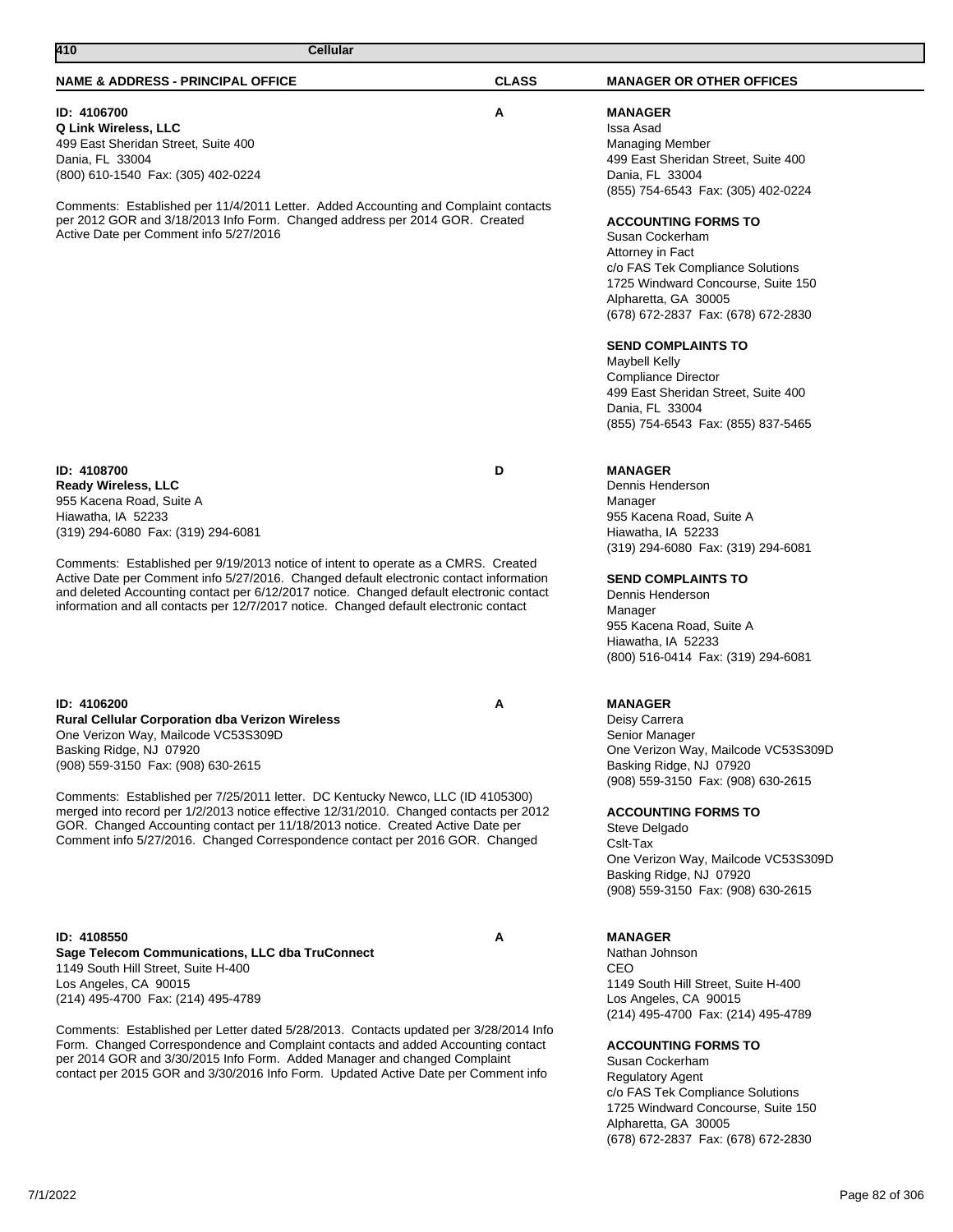## 410 Cellular

| NAME & ADDRESS - PRINCIPAL OFFICE | CLASS | MANAGER OR OTHER OFFICES |
|---|---|---|
| **ID: 4106700**<br>**Q Link Wireless, LLC**<br>499 East Sheridan Street, Suite 400<br>Dania, FL 33004<br>(800) 610-1540 Fax: (305) 402-0224<br><br>Comments: Established per 11/4/2011 Letter. Added Accounting and Complaint contacts per 2012 GOR and 3/18/2013 Info Form. Changed address per 2014 GOR. Created Active Date per Comment info 5/27/2016 | A | **MANAGER**<br>Issa Asad<br>Managing Member<br>499 East Sheridan Street, Suite 400<br>Dania, FL 33004<br>(855) 754-6543 Fax: (305) 402-0224<br><br>**ACCOUNTING FORMS TO**<br>Susan Cockerham<br>Attorney in Fact<br>c/o FAS Tek Compliance Solutions<br>1725 Windward Concourse, Suite 150<br>Alpharetta, GA 30005<br>(678) 672-2837 Fax: (678) 672-2830<br><br>**SEND COMPLAINTS TO**<br>Maybell Kelly<br>Compliance Director<br>499 East Sheridan Street, Suite 400<br>Dania, FL 33004<br>(855) 754-6543 Fax: (855) 837-5465 |
| **ID: 4108700**<br>**Ready Wireless, LLC**<br>955 Kacena Road, Suite A<br>Hiawatha, IA 52233<br>(319) 294-6080 Fax: (319) 294-6081<br><br>Comments: Established per 9/19/2013 notice of intent to operate as a CMRS. Created Active Date per Comment info 5/27/2016. Changed default electronic contact information and deleted Accounting contact per 6/12/2017 notice. Changed default electronic contact information and all contacts per 12/7/2017 notice. Changed default electronic contact | D | **MANAGER**<br>Dennis Henderson<br>Manager<br>955 Kacena Road, Suite A<br>Hiawatha, IA 52233<br>(319) 294-6080 Fax: (319) 294-6081<br><br>**SEND COMPLAINTS TO**<br>Dennis Henderson<br>Manager<br>955 Kacena Road, Suite A<br>Hiawatha, IA 52233<br>(800) 516-0414 Fax: (319) 294-6081 |
| **ID: 4106200**<br>**Rural Cellular Corporation dba Verizon Wireless**<br>One Verizon Way, Mailcode VC53S309D<br>Basking Ridge, NJ 07920<br>(908) 559-3150 Fax: (908) 630-2615<br><br>Comments: Established per 7/25/2011 letter. DC Kentucky Newco, LLC (ID 4105300) merged into record per 1/2/2013 notice effective 12/31/2010. Changed contacts per 2012 GOR. Changed Accounting contact per 11/18/2013 notice. Created Active Date per Comment info 5/27/2016. Changed Correspondence contact per 2016 GOR. Changed | A | **MANAGER**<br>Deisy Carrera<br>Senior Manager<br>One Verizon Way, Mailcode VC53S309D<br>Basking Ridge, NJ 07920<br>(908) 559-3150 Fax: (908) 630-2615<br><br>**ACCOUNTING FORMS TO**<br>Steve Delgado<br>Cslt-Tax<br>One Verizon Way, Mailcode VC53S309D<br>Basking Ridge, NJ 07920<br>(908) 559-3150 Fax: (908) 630-2615 |
| **ID: 4108550**<br>**Sage Telecom Communications, LLC dba TruConnect**<br>1149 South Hill Street, Suite H-400<br>Los Angeles, CA 90015<br>(214) 495-4700 Fax: (214) 495-4789<br><br>Comments: Established per Letter dated 5/28/2013. Contacts updated per 3/28/2014 Info Form. Changed Correspondence and Complaint contacts and added Accounting contact per 2014 GOR and 3/30/2015 Info Form. Added Manager and changed Complaint contact per 2015 GOR and 3/30/2016 Info Form. Updated Active Date per Comment info | A | **MANAGER**<br>Nathan Johnson<br>CEO<br>1149 South Hill Street, Suite H-400<br>Los Angeles, CA 90015<br>(214) 495-4700 Fax: (214) 495-4789<br><br>**ACCOUNTING FORMS TO**<br>Susan Cockerham<br>Regulatory Agent<br>c/o FAS Tek Compliance Solutions<br>1725 Windward Concourse, Suite 150<br>Alpharetta, GA 30005<br>(678) 672-2837 Fax: (678) 672-2830 |

7/1/2022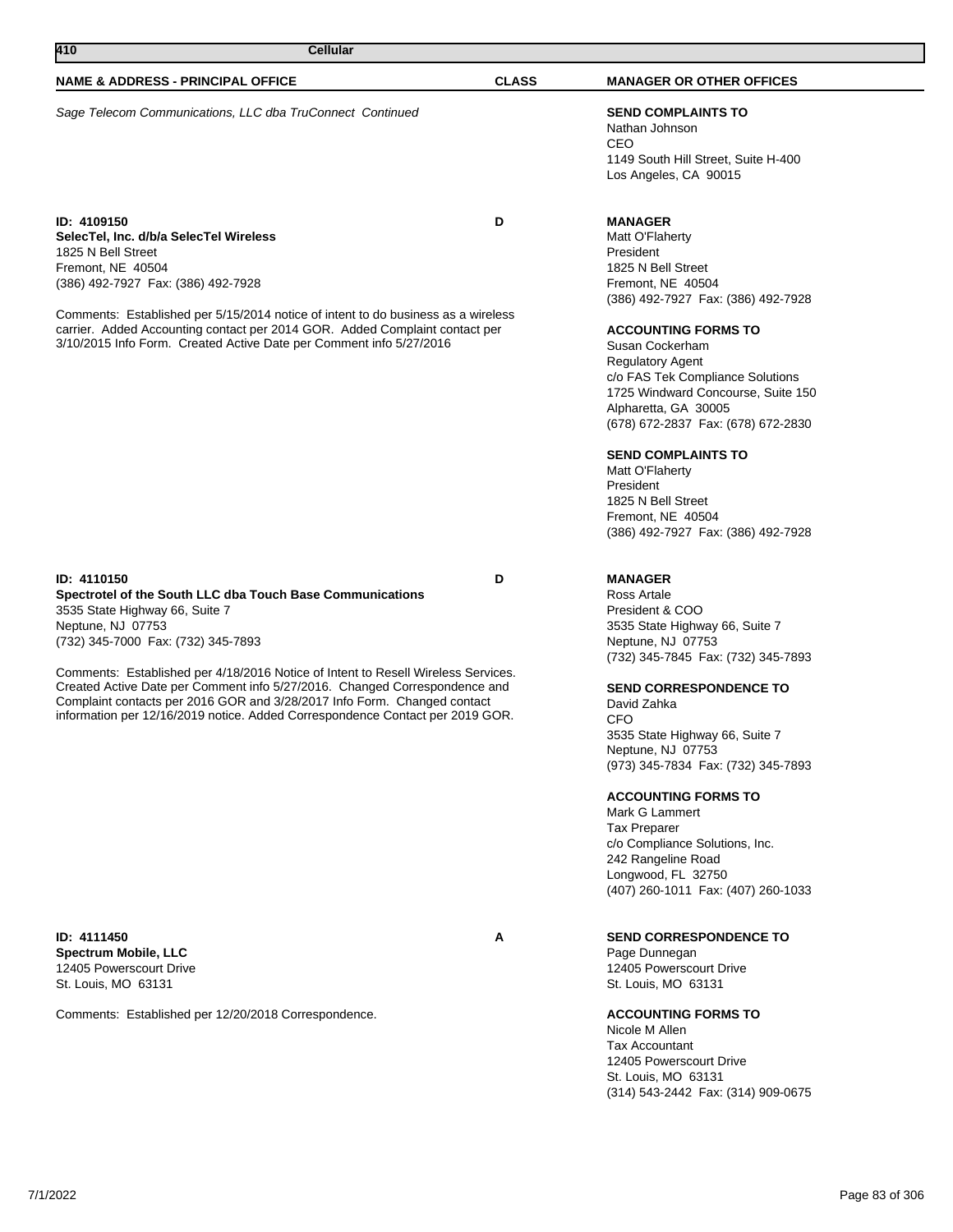**410 Cellular**

| NAME & ADDRESS - PRINCIPAL OFFICE | CLASS | MANAGER OR OTHER OFFICES |
|---|---|---|

*Sage Telecom Communications, LLC dba TruConnect Continued*

**SEND COMPLAINTS TO**
Nathan Johnson
CEO
1149 South Hill Street, Suite H-400
Los Angeles, CA 90015

---

**ID: 4109150** — Class: **D**
**SelecTel, Inc. d/b/a SelecTel Wireless**
1825 N Bell Street
Fremont, NE 40504
(386) 492-7927 Fax: (386) 492-7928

Comments: Established per 5/15/2014 notice of intent to do business as a wireless carrier. Added Accounting contact per 2014 GOR. Added Complaint contact per 3/10/2015 Info Form. Created Active Date per Comment info 5/27/2016

**MANAGER**
Matt O'Flaherty
President
1825 N Bell Street
Fremont, NE 40504
(386) 492-7927 Fax: (386) 492-7928

**ACCOUNTING FORMS TO**
Susan Cockerham
Regulatory Agent
c/o FAS Tek Compliance Solutions
1725 Windward Concourse, Suite 150
Alpharetta, GA 30005
(678) 672-2837 Fax: (678) 672-2830

**SEND COMPLAINTS TO**
Matt O'Flaherty
President
1825 N Bell Street
Fremont, NE 40504
(386) 492-7927 Fax: (386) 492-7928

---

**ID: 4110150** — Class: **D**
**Spectrotel of the South LLC dba Touch Base Communications**
3535 State Highway 66, Suite 7
Neptune, NJ 07753
(732) 345-7000 Fax: (732) 345-7893

Comments: Established per 4/18/2016 Notice of Intent to Resell Wireless Services. Created Active Date per Comment info 5/27/2016. Changed Correspondence and Complaint contacts per 2016 GOR and 3/28/2017 Info Form. Changed contact information per 12/16/2019 notice. Added Correspondence Contact per 2019 GOR.

**MANAGER**
Ross Artale
President & COO
3535 State Highway 66, Suite 7
Neptune, NJ 07753
(732) 345-7845 Fax: (732) 345-7893

**SEND CORRESPONDENCE TO**
David Zahka
CFO
3535 State Highway 66, Suite 7
Neptune, NJ 07753
(973) 345-7834 Fax: (732) 345-7893

**ACCOUNTING FORMS TO**
Mark G Lammert
Tax Preparer
c/o Compliance Solutions, Inc.
242 Rangeline Road
Longwood, FL 32750
(407) 260-1011 Fax: (407) 260-1033

---

**ID: 4111450** — Class: **A**
**Spectrum Mobile, LLC**
12405 Powerscourt Drive
St. Louis, MO 63131

Comments: Established per 12/20/2018 Correspondence.

**SEND CORRESPONDENCE TO**
Page Dunnegan
12405 Powerscourt Drive
St. Louis, MO 63131

**ACCOUNTING FORMS TO**
Nicole M Allen
Tax Accountant
12405 Powerscourt Drive
St. Louis, MO 63131
(314) 543-2442 Fax: (314) 909-0675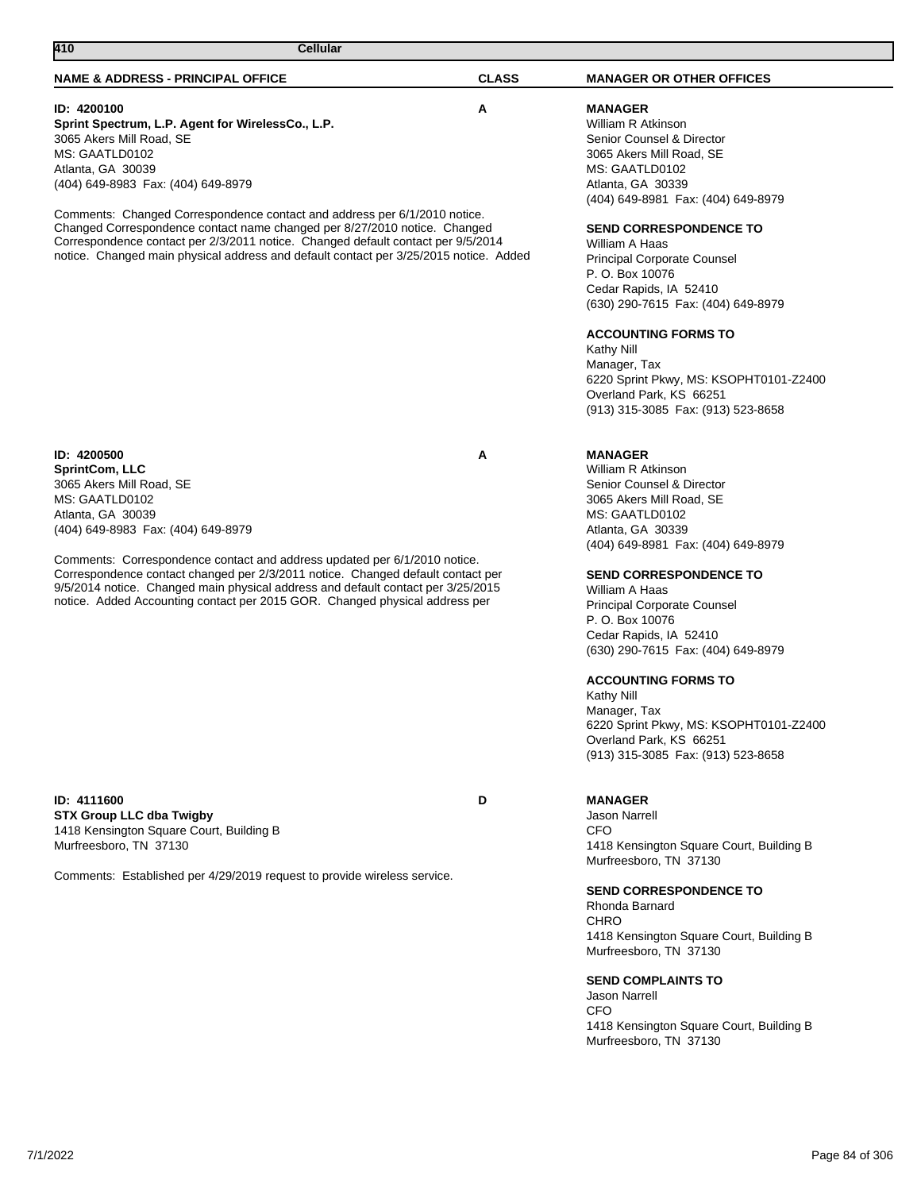**410 Cellular**

| NAME & ADDRESS - PRINCIPAL OFFICE | CLASS | MANAGER OR OTHER OFFICES |
|---|---|---|

**ID: 4200100** — Class: **A**

**Sprint Spectrum, L.P. Agent for WirelessCo., L.P.**
3065 Akers Mill Road, SE
MS: GAATLD0102
Atlanta, GA 30039
(404) 649-8983 Fax: (404) 649-8979

Comments: Changed Correspondence contact and address per 6/1/2010 notice. Changed Correspondence contact name changed per 8/27/2010 notice. Changed Correspondence contact per 2/3/2011 notice. Changed default contact per 9/5/2014 notice. Changed main physical address and default contact per 3/25/2015 notice. Added

**MANAGER**
William R Atkinson
Senior Counsel & Director
3065 Akers Mill Road, SE
MS: GAATLD0102
Atlanta, GA 30339
(404) 649-8981 Fax: (404) 649-8979

**SEND CORRESPONDENCE TO**
William A Haas
Principal Corporate Counsel
P. O. Box 10076
Cedar Rapids, IA 52410
(630) 290-7615 Fax: (404) 649-8979

**ACCOUNTING FORMS TO**
Kathy Nill
Manager, Tax
6220 Sprint Pkwy, MS: KSOPHT0101-Z2400
Overland Park, KS 66251
(913) 315-3085 Fax: (913) 523-8658

---

**ID: 4200500** — Class: **A**

**SprintCom, LLC**
3065 Akers Mill Road, SE
MS: GAATLD0102
Atlanta, GA 30039
(404) 649-8983 Fax: (404) 649-8979

Comments: Correspondence contact and address updated per 6/1/2010 notice. Correspondence contact changed per 2/3/2011 notice. Changed default contact per 9/5/2014 notice. Changed main physical address and default contact per 3/25/2015 notice. Added Accounting contact per 2015 GOR. Changed physical address per

**MANAGER**
William R Atkinson
Senior Counsel & Director
3065 Akers Mill Road, SE
MS: GAATLD0102
Atlanta, GA 30339
(404) 649-8981 Fax: (404) 649-8979

**SEND CORRESPONDENCE TO**
William A Haas
Principal Corporate Counsel
P. O. Box 10076
Cedar Rapids, IA 52410
(630) 290-7615 Fax: (404) 649-8979

**ACCOUNTING FORMS TO**
Kathy Nill
Manager, Tax
6220 Sprint Pkwy, MS: KSOPHT0101-Z2400
Overland Park, KS 66251
(913) 315-3085 Fax: (913) 523-8658

---

**ID: 4111600** — Class: **D**

**STX Group LLC dba Twigby**
1418 Kensington Square Court, Building B
Murfreesboro, TN 37130

Comments: Established per 4/29/2019 request to provide wireless service.

**MANAGER**
Jason Narrell
CFO
1418 Kensington Square Court, Building B
Murfreesboro, TN 37130

**SEND CORRESPONDENCE TO**
Rhonda Barnard
CHRO
1418 Kensington Square Court, Building B
Murfreesboro, TN 37130

**SEND COMPLAINTS TO**
Jason Narrell
CFO
1418 Kensington Square Court, Building B
Murfreesboro, TN 37130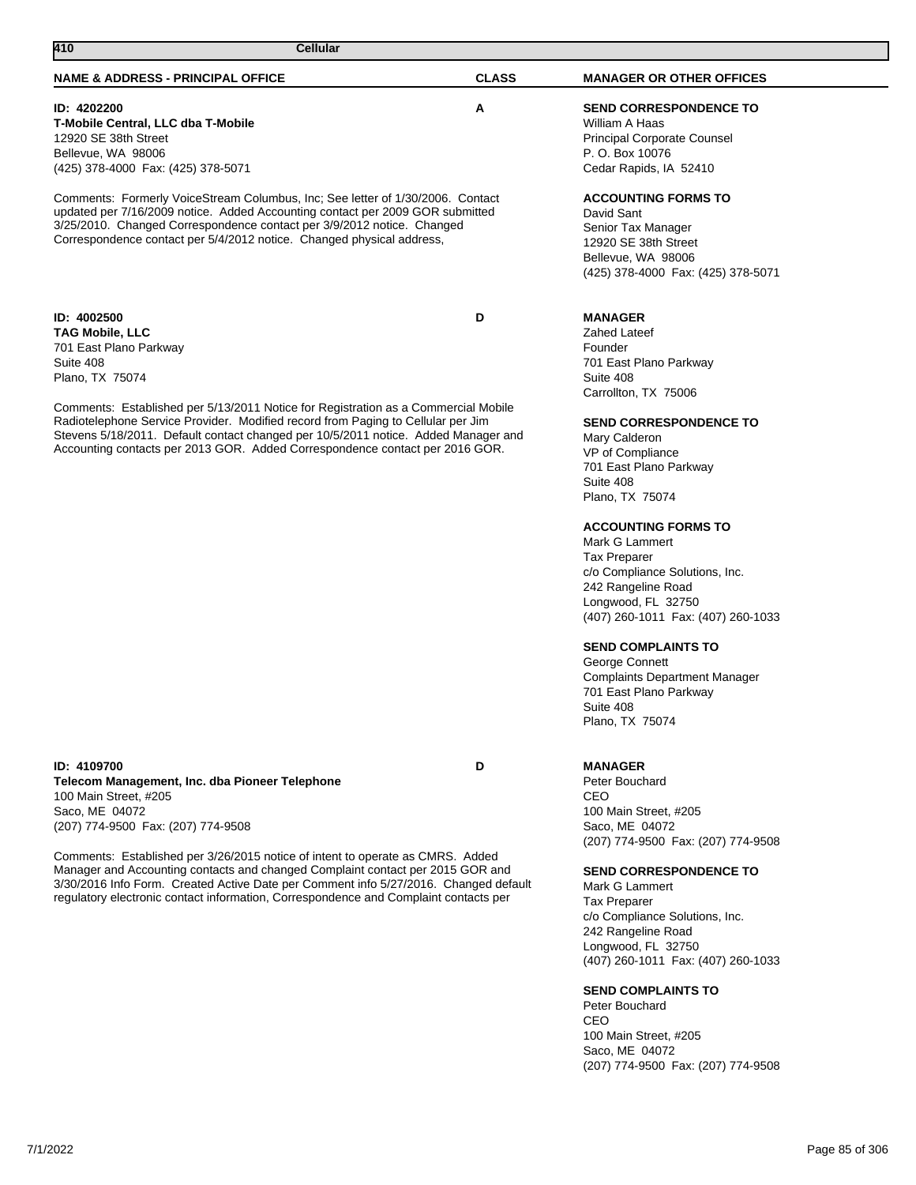**410 Cellular**

| NAME & ADDRESS - PRINCIPAL OFFICE | CLASS | MANAGER OR OTHER OFFICES |
|---|---|---|

**ID: 4202200** — Class: **A**

**T-Mobile Central, LLC dba T-Mobile**
12920 SE 38th Street
Bellevue, WA 98006
(425) 378-4000 Fax: (425) 378-5071

Comments: Formerly VoiceStream Columbus, Inc; See letter of 1/30/2006. Contact updated per 7/16/2009 notice. Added Accounting contact per 2009 GOR submitted 3/25/2010. Changed Correspondence contact per 3/9/2012 notice. Changed Correspondence contact per 5/4/2012 notice. Changed physical address,

**SEND CORRESPONDENCE TO**
William A Haas
Principal Corporate Counsel
P. O. Box 10076
Cedar Rapids, IA 52410

**ACCOUNTING FORMS TO**
David Sant
Senior Tax Manager
12920 SE 38th Street
Bellevue, WA 98006
(425) 378-4000 Fax: (425) 378-5071

---

**ID: 4002500** — Class: **D**

**TAG Mobile, LLC**
701 East Plano Parkway
Suite 408
Plano, TX 75074

Comments: Established per 5/13/2011 Notice for Registration as a Commercial Mobile Radiotelephone Service Provider. Modified record from Paging to Cellular per Jim Stevens 5/18/2011. Default contact changed per 10/5/2011 notice. Added Manager and Accounting contacts per 2013 GOR. Added Correspondence contact per 2016 GOR.

**MANAGER**
Zahed Lateef
Founder
701 East Plano Parkway
Suite 408
Carrollton, TX 75006

**SEND CORRESPONDENCE TO**
Mary Calderon
VP of Compliance
701 East Plano Parkway
Suite 408
Plano, TX 75074

**ACCOUNTING FORMS TO**
Mark G Lammert
Tax Preparer
c/o Compliance Solutions, Inc.
242 Rangeline Road
Longwood, FL 32750
(407) 260-1011 Fax: (407) 260-1033

**SEND COMPLAINTS TO**
George Connett
Complaints Department Manager
701 East Plano Parkway
Suite 408
Plano, TX 75074

---

**ID: 4109700** — Class: **D**

**Telecom Management, Inc. dba Pioneer Telephone**
100 Main Street, #205
Saco, ME 04072
(207) 774-9500 Fax: (207) 774-9508

Comments: Established per 3/26/2015 notice of intent to operate as CMRS. Added Manager and Accounting contacts and changed Complaint contact per 2015 GOR and 3/30/2016 Info Form. Created Active Date per Comment info 5/27/2016. Changed default regulatory electronic contact information, Correspondence and Complaint contacts per

**MANAGER**
Peter Bouchard
CEO
100 Main Street, #205
Saco, ME 04072
(207) 774-9500 Fax: (207) 774-9508

**SEND CORRESPONDENCE TO**
Mark G Lammert
Tax Preparer
c/o Compliance Solutions, Inc.
242 Rangeline Road
Longwood, FL 32750
(407) 260-1011 Fax: (407) 260-1033

**SEND COMPLAINTS TO**
Peter Bouchard
CEO
100 Main Street, #205
Saco, ME 04072
(207) 774-9500 Fax: (207) 774-9508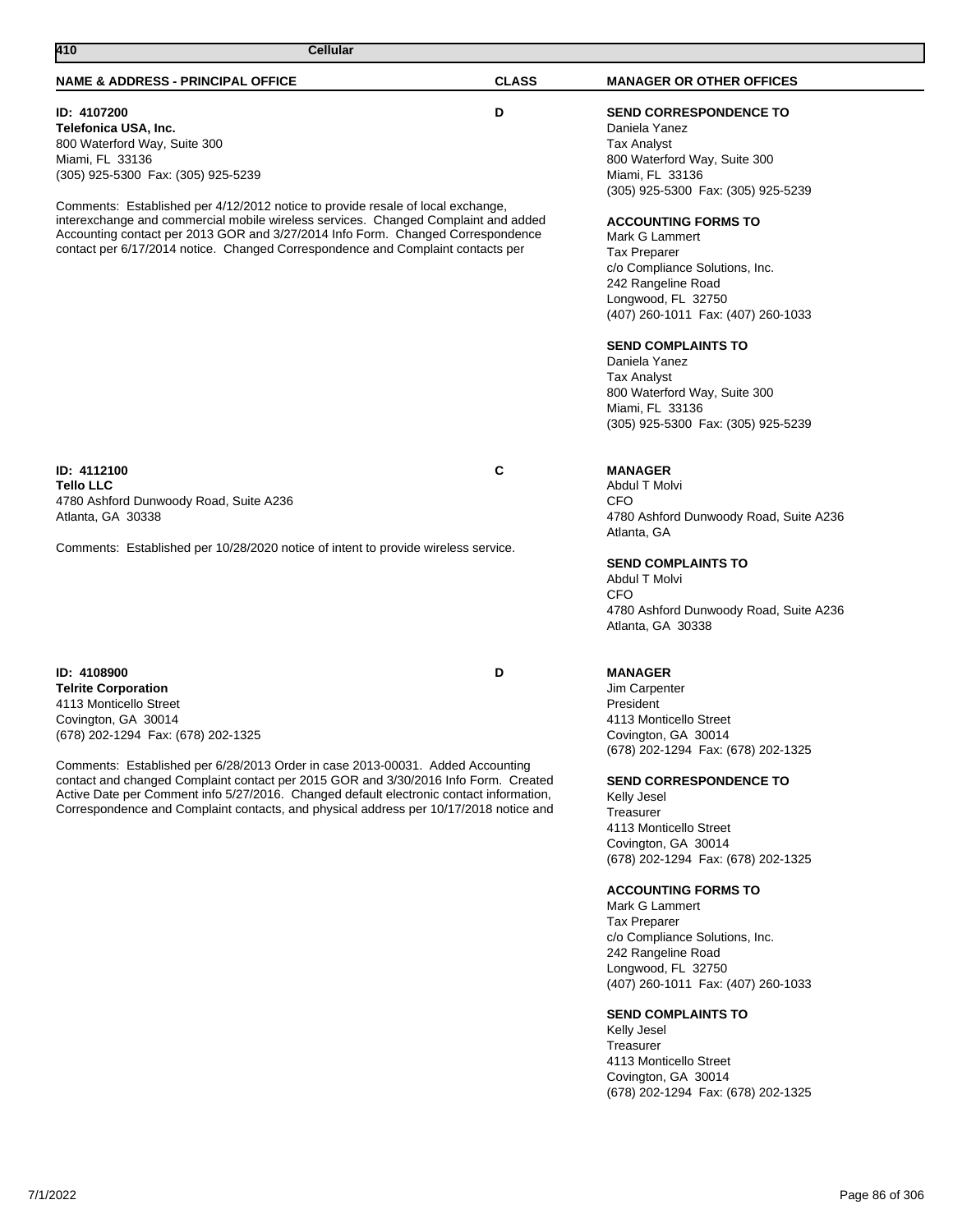**410 Cellular**

| NAME & ADDRESS - PRINCIPAL OFFICE | CLASS | MANAGER OR OTHER OFFICES |
|---|---|---|

**ID: 4107200** — Class: **D**

**Telefonica USA, Inc.**
800 Waterford Way, Suite 300
Miami, FL 33136
(305) 925-5300 Fax: (305) 925-5239

Comments: Established per 4/12/2012 notice to provide resale of local exchange, interexchange and commercial mobile wireless services. Changed Complaint and added Accounting contact per 2013 GOR and 3/27/2014 Info Form. Changed Correspondence contact per 6/17/2014 notice. Changed Correspondence and Complaint contacts per

**SEND CORRESPONDENCE TO**
Daniela Yanez
Tax Analyst
800 Waterford Way, Suite 300
Miami, FL 33136
(305) 925-5300 Fax: (305) 925-5239

**ACCOUNTING FORMS TO**
Mark G Lammert
Tax Preparer
c/o Compliance Solutions, Inc.
242 Rangeline Road
Longwood, FL 32750
(407) 260-1011 Fax: (407) 260-1033

**SEND COMPLAINTS TO**
Daniela Yanez
Tax Analyst
800 Waterford Way, Suite 300
Miami, FL 33136
(305) 925-5300 Fax: (305) 925-5239

---

**ID: 4112100** — Class: **C**

**Tello LLC**
4780 Ashford Dunwoody Road, Suite A236
Atlanta, GA 30338

Comments: Established per 10/28/2020 notice of intent to provide wireless service.

**MANAGER**
Abdul T Molvi
CFO
4780 Ashford Dunwoody Road, Suite A236
Atlanta, GA

**SEND COMPLAINTS TO**
Abdul T Molvi
CFO
4780 Ashford Dunwoody Road, Suite A236
Atlanta, GA 30338

---

**ID: 4108900** — Class: **D**

**Telrite Corporation**
4113 Monticello Street
Covington, GA 30014
(678) 202-1294 Fax: (678) 202-1325

Comments: Established per 6/28/2013 Order in case 2013-00031. Added Accounting contact and changed Complaint contact per 2015 GOR and 3/30/2016 Info Form. Created Active Date per Comment info 5/27/2016. Changed default electronic contact information, Correspondence and Complaint contacts, and physical address per 10/17/2018 notice and

**MANAGER**
Jim Carpenter
President
4113 Monticello Street
Covington, GA 30014
(678) 202-1294 Fax: (678) 202-1325

**SEND CORRESPONDENCE TO**
Kelly Jesel
Treasurer
4113 Monticello Street
Covington, GA 30014
(678) 202-1294 Fax: (678) 202-1325

**ACCOUNTING FORMS TO**
Mark G Lammert
Tax Preparer
c/o Compliance Solutions, Inc.
242 Rangeline Road
Longwood, FL 32750
(407) 260-1011 Fax: (407) 260-1033

**SEND COMPLAINTS TO**
Kelly Jesel
Treasurer
4113 Monticello Street
Covington, GA 30014
(678) 202-1294 Fax: (678) 202-1325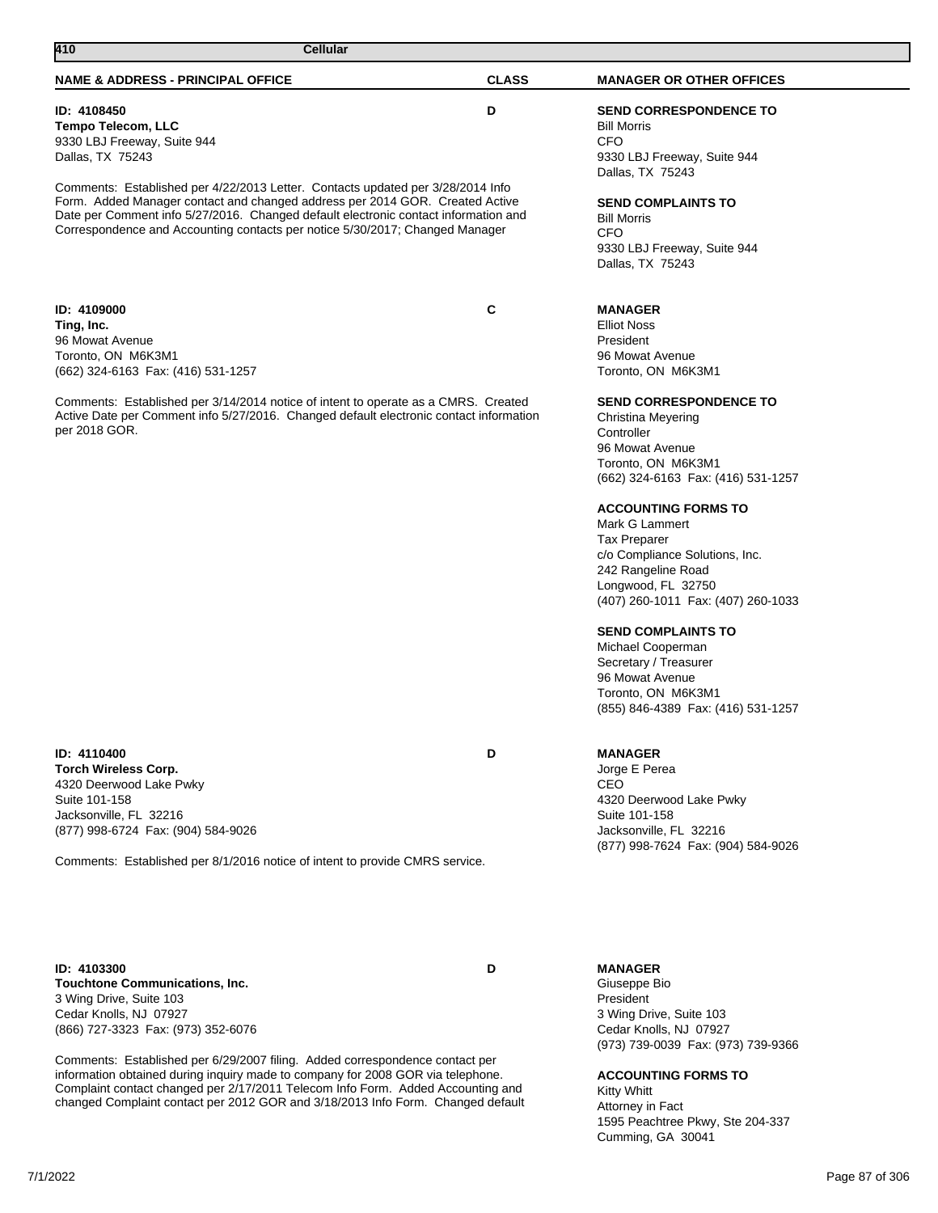**410 Cellular**

| NAME & ADDRESS - PRINCIPAL OFFICE | CLASS | MANAGER OR OTHER OFFICES |
|---|---|---|

**ID: 4108450** — Class: **D**
**Tempo Telecom, LLC**
9330 LBJ Freeway, Suite 944
Dallas, TX 75243

Comments: Established per 4/22/2013 Letter. Contacts updated per 3/28/2014 Info Form. Added Manager contact and changed address per 2014 GOR. Created Active Date per Comment info 5/27/2016. Changed default electronic contact information and Correspondence and Accounting contacts per notice 5/30/2017; Changed Manager

**SEND CORRESPONDENCE TO**
Bill Morris
CFO
9330 LBJ Freeway, Suite 944
Dallas, TX 75243

**SEND COMPLAINTS TO**
Bill Morris
CFO
9330 LBJ Freeway, Suite 944
Dallas, TX 75243

---

**ID: 4109000** — Class: **C**
**Ting, Inc.**
96 Mowat Avenue
Toronto, ON M6K3M1
(662) 324-6163 Fax: (416) 531-1257

Comments: Established per 3/14/2014 notice of intent to operate as a CMRS. Created Active Date per Comment info 5/27/2016. Changed default electronic contact information per 2018 GOR.

**MANAGER**
Elliot Noss
President
96 Mowat Avenue
Toronto, ON M6K3M1

**SEND CORRESPONDENCE TO**
Christina Meyering
Controller
96 Mowat Avenue
Toronto, ON M6K3M1
(662) 324-6163 Fax: (416) 531-1257

**ACCOUNTING FORMS TO**
Mark G Lammert
Tax Preparer
c/o Compliance Solutions, Inc.
242 Rangeline Road
Longwood, FL 32750
(407) 260-1011 Fax: (407) 260-1033

**SEND COMPLAINTS TO**
Michael Cooperman
Secretary / Treasurer
96 Mowat Avenue
Toronto, ON M6K3M1
(855) 846-4389 Fax: (416) 531-1257

---

**ID: 4110400** — Class: **D**
**Torch Wireless Corp.**
4320 Deerwood Lake Pwky
Suite 101-158
Jacksonville, FL 32216
(877) 998-6724 Fax: (904) 584-9026

Comments: Established per 8/1/2016 notice of intent to provide CMRS service.

**MANAGER**
Jorge E Perea
CEO
4320 Deerwood Lake Pwky
Suite 101-158
Jacksonville, FL 32216
(877) 998-7624 Fax: (904) 584-9026

---

**ID: 4103300** — Class: **D**
**Touchtone Communications, Inc.**
3 Wing Drive, Suite 103
Cedar Knolls, NJ 07927
(866) 727-3323 Fax: (973) 352-6076

Comments: Established per 6/29/2007 filing. Added correspondence contact per information obtained during inquiry made to company for 2008 GOR via telephone. Complaint contact changed per 2/17/2011 Telecom Info Form. Added Accounting and changed Complaint contact per 2012 GOR and 3/18/2013 Info Form. Changed default

**MANAGER**
Giuseppe Bio
President
3 Wing Drive, Suite 103
Cedar Knolls, NJ 07927
(973) 739-0039 Fax: (973) 739-9366

**ACCOUNTING FORMS TO**
Kitty Whitt
Attorney in Fact
1595 Peachtree Pkwy, Ste 204-337
Cumming, GA 30041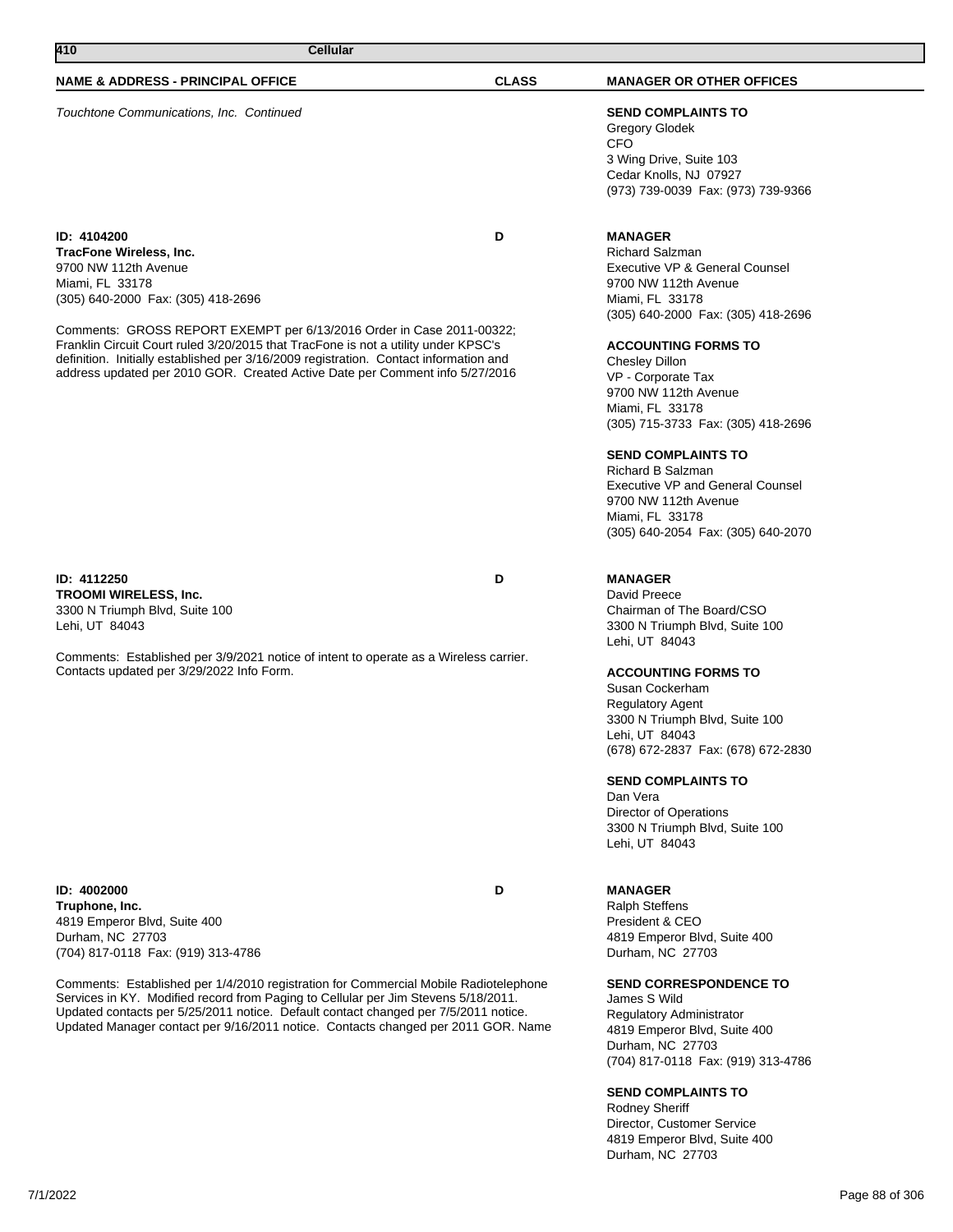| NAME & ADDRESS - PRINCIPAL OFFICE | CLASS | MANAGER OR OTHER OFFICES |
|---|---|---|
| *Touchtone Communications, Inc. Continued* | | **SEND COMPLAINTS TO**<br>Gregory Glodek<br>CFO<br>3 Wing Drive, Suite 103<br>Cedar Knolls, NJ 07927<br>(973) 739-0039 Fax: (973) 739-9366 |
| **ID: 4104200**<br>**TracFone Wireless, Inc.**<br>9700 NW 112th Avenue<br>Miami, FL 33178<br>(305) 640-2000 Fax: (305) 418-2696<br><br>Comments: GROSS REPORT EXEMPT per 6/13/2016 Order in Case 2011-00322; Franklin Circuit Court ruled 3/20/2015 that TracFone is not a utility under KPSC's definition. Initially established per 3/16/2009 registration. Contact information and address updated per 2010 GOR. Created Active Date per Comment info 5/27/2016 | D | **MANAGER**<br>Richard Salzman<br>Executive VP & General Counsel<br>9700 NW 112th Avenue<br>Miami, FL 33178<br>(305) 640-2000 Fax: (305) 418-2696<br><br>**ACCOUNTING FORMS TO**<br>Chesley Dillon<br>VP - Corporate Tax<br>9700 NW 112th Avenue<br>Miami, FL 33178<br>(305) 715-3733 Fax: (305) 418-2696<br><br>**SEND COMPLAINTS TO**<br>Richard B Salzman<br>Executive VP and General Counsel<br>9700 NW 112th Avenue<br>Miami, FL 33178<br>(305) 640-2054 Fax: (305) 640-2070 |
| **ID: 4112250**<br>**TROOMI WIRELESS, Inc.**<br>3300 N Triumph Blvd, Suite 100<br>Lehi, UT 84043<br><br>Comments: Established per 3/9/2021 notice of intent to operate as a Wireless carrier. Contacts updated per 3/29/2022 Info Form. | D | **MANAGER**<br>David Preece<br>Chairman of The Board/CSO<br>3300 N Triumph Blvd, Suite 100<br>Lehi, UT 84043<br><br>**ACCOUNTING FORMS TO**<br>Susan Cockerham<br>Regulatory Agent<br>3300 N Triumph Blvd, Suite 100<br>Lehi, UT 84043<br>(678) 672-2837 Fax: (678) 672-2830<br><br>**SEND COMPLAINTS TO**<br>Dan Vera<br>Director of Operations<br>3300 N Triumph Blvd, Suite 100<br>Lehi, UT 84043 |
| **ID: 4002000**<br>**Truphone, Inc.**<br>4819 Emperor Blvd, Suite 400<br>Durham, NC 27703<br>(704) 817-0118 Fax: (919) 313-4786<br><br>Comments: Established per 1/4/2010 registration for Commercial Mobile Radiotelephone Services in KY. Modified record from Paging to Cellular per Jim Stevens 5/18/2011. Updated contacts per 5/25/2011 notice. Default contact changed per 7/5/2011 notice. Updated Manager contact per 9/16/2011 notice. Contacts changed per 2011 GOR. Name | D | **MANAGER**<br>Ralph Steffens<br>President & CEO<br>4819 Emperor Blvd, Suite 400<br>Durham, NC 27703<br><br>**SEND CORRESPONDENCE TO**<br>James S Wild<br>Regulatory Administrator<br>4819 Emperor Blvd, Suite 400<br>Durham, NC 27703<br>(704) 817-0118 Fax: (919) 313-4786<br><br>**SEND COMPLAINTS TO**<br>Rodney Sheriff<br>Director, Customer Service<br>4819 Emperor Blvd, Suite 400<br>Durham, NC 27703 |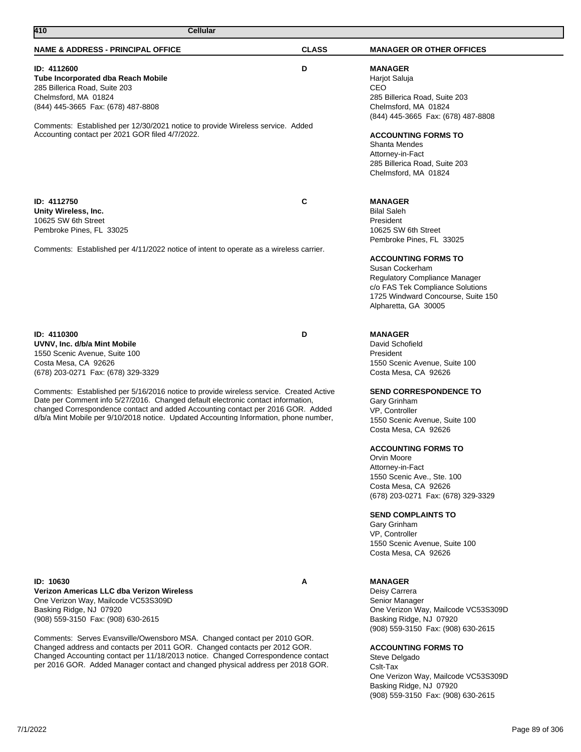## 410 Cellular

| NAME & ADDRESS - PRINCIPAL OFFICE | CLASS | MANAGER OR OTHER OFFICES |
|---|---|---|

**ID: 4112600** — Class: **D**

**Tube Incorporated dba Reach Mobile**
285 Billerica Road, Suite 203
Chelmsford, MA 01824
(844) 445-3665 Fax: (678) 487-8808

Comments: Established per 12/30/2021 notice to provide Wireless service. Added Accounting contact per 2021 GOR filed 4/7/2022.

**MANAGER**
Harjot Saluja
CEO
285 Billerica Road, Suite 203
Chelmsford, MA 01824
(844) 445-3665 Fax: (678) 487-8808

**ACCOUNTING FORMS TO**
Shanta Mendes
Attorney-in-Fact
285 Billerica Road, Suite 203
Chelmsford, MA 01824

---

**ID: 4112750** — Class: **C**

**Unity Wireless, Inc.**
10625 SW 6th Street
Pembroke Pines, FL 33025

Comments: Established per 4/11/2022 notice of intent to operate as a wireless carrier.

**MANAGER**
Bilal Saleh
President
10625 SW 6th Street
Pembroke Pines, FL 33025

**ACCOUNTING FORMS TO**
Susan Cockerham
Regulatory Compliance Manager
c/o FAS Tek Compliance Solutions
1725 Windward Concourse, Suite 150
Alpharetta, GA 30005

---

**ID: 4110300** — Class: **D**

**UVNV, Inc. d/b/a Mint Mobile**
1550 Scenic Avenue, Suite 100
Costa Mesa, CA 92626
(678) 203-0271 Fax: (678) 329-3329

Comments: Established per 5/16/2016 notice to provide wireless service. Created Active Date per Comment info 5/27/2016. Changed default electronic contact information, changed Correspondence contact and added Accounting contact per 2016 GOR. Added d/b/a Mint Mobile per 9/10/2018 notice. Updated Accounting Information, phone number,

**MANAGER**
David Schofield
President
1550 Scenic Avenue, Suite 100
Costa Mesa, CA 92626

**SEND CORRESPONDENCE TO**
Gary Grinham
VP, Controller
1550 Scenic Avenue, Suite 100
Costa Mesa, CA 92626

**ACCOUNTING FORMS TO**
Orvin Moore
Attorney-in-Fact
1550 Scenic Ave., Ste. 100
Costa Mesa, CA 92626
(678) 203-0271 Fax: (678) 329-3329

**SEND COMPLAINTS TO**
Gary Grinham
VP, Controller
1550 Scenic Avenue, Suite 100
Costa Mesa, CA 92626

---

**ID: 10630** — Class: **A**

**Verizon Americas LLC dba Verizon Wireless**
One Verizon Way, Mailcode VC53S309D
Basking Ridge, NJ 07920
(908) 559-3150 Fax: (908) 630-2615

Comments: Serves Evansville/Owensboro MSA. Changed contact per 2010 GOR. Changed address and contacts per 2011 GOR. Changed contacts per 2012 GOR. Changed Accounting contact per 11/18/2013 notice. Changed Correspondence contact per 2016 GOR. Added Manager contact and changed physical address per 2018 GOR.

**MANAGER**
Deisy Carrera
Senior Manager
One Verizon Way, Mailcode VC53S309D
Basking Ridge, NJ 07920
(908) 559-3150 Fax: (908) 630-2615

**ACCOUNTING FORMS TO**
Steve Delgado
Cslt-Tax
One Verizon Way, Mailcode VC53S309D
Basking Ridge, NJ 07920
(908) 559-3150 Fax: (908) 630-2615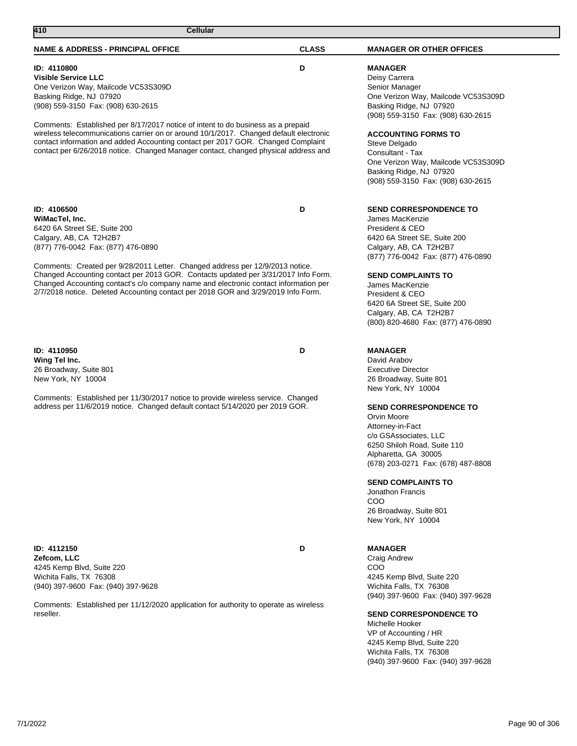## 410 Cellular

| NAME & ADDRESS - PRINCIPAL OFFICE | CLASS | MANAGER OR OTHER OFFICES |
|---|---|---|
| **ID: 4110800**<br>**Visible Service LLC**<br>One Verizon Way, Mailcode VC53S309D<br>Basking Ridge, NJ 07920<br>(908) 559-3150 Fax: (908) 630-2615<br><br>Comments: Established per 8/17/2017 notice of intent to do business as a prepaid wireless telecommunications carrier on or around 10/1/2017. Changed default electronic contact information and added Accounting contact per 2017 GOR. Changed Complaint contact per 6/26/2018 notice. Changed Manager contact, changed physical address and | D | **MANAGER**<br>Deisy Carrera<br>Senior Manager<br>One Verizon Way, Mailcode VC53S309D<br>Basking Ridge, NJ 07920<br>(908) 559-3150 Fax: (908) 630-2615<br><br>**ACCOUNTING FORMS TO**<br>Steve Delgado<br>Consultant - Tax<br>One Verizon Way, Mailcode VC53S309D<br>Basking Ridge, NJ 07920<br>(908) 559-3150 Fax: (908) 630-2615 |
| **ID: 4106500**<br>**WiMacTel, Inc.**<br>6420 6A Street SE, Suite 200<br>Calgary, AB, CA T2H2B7<br>(877) 776-0042 Fax: (877) 476-0890<br><br>Comments: Created per 9/28/2011 Letter. Changed address per 12/9/2013 notice. Changed Accounting contact per 2013 GOR. Contacts updated per 3/31/2017 Info Form. Changed Accounting contact's c/o company name and electronic contact information per 2/7/2018 notice. Deleted Accounting contact per 2018 GOR and 3/29/2019 Info Form. | D | **SEND CORRESPONDENCE TO**<br>James MacKenzie<br>President & CEO<br>6420 6A Street SE, Suite 200<br>Calgary, AB, CA T2H2B7<br>(877) 776-0042 Fax: (877) 476-0890<br><br>**SEND COMPLAINTS TO**<br>James MacKenzie<br>President & CEO<br>6420 6A Street SE, Suite 200<br>Calgary, AB, CA T2H2B7<br>(800) 820-4680 Fax: (877) 476-0890 |
| **ID: 4110950**<br>**Wing Tel Inc.**<br>26 Broadway, Suite 801<br>New York, NY 10004<br><br>Comments: Established per 11/30/2017 notice to provide wireless service. Changed address per 11/6/2019 notice. Changed default contact 5/14/2020 per 2019 GOR. | D | **MANAGER**<br>David Arabov<br>Executive Director<br>26 Broadway, Suite 801<br>New York, NY 10004<br><br>**SEND CORRESPONDENCE TO**<br>Orvin Moore<br>Attorney-in-Fact<br>c/o GSAssociates, LLC<br>6250 Shiloh Road, Suite 110<br>Alpharetta, GA 30005<br>(678) 203-0271 Fax: (678) 487-8808<br><br>**SEND COMPLAINTS TO**<br>Jonathon Francis<br>COO<br>26 Broadway, Suite 801<br>New York, NY 10004 |
| **ID: 4112150**<br>**Zefcom, LLC**<br>4245 Kemp Blvd, Suite 220<br>Wichita Falls, TX 76308<br>(940) 397-9600 Fax: (940) 397-9628<br><br>Comments: Established per 11/12/2020 application for authority to operate as wireless reseller. | D | **MANAGER**<br>Craig Andrew<br>COO<br>4245 Kemp Blvd, Suite 220<br>Wichita Falls, TX 76308<br>(940) 397-9600 Fax: (940) 397-9628<br><br>**SEND CORRESPONDENCE TO**<br>Michelle Hooker<br>VP of Accounting / HR<br>4245 Kemp Blvd, Suite 220<br>Wichita Falls, TX 76308<br>(940) 397-9600 Fax: (940) 397-9628 |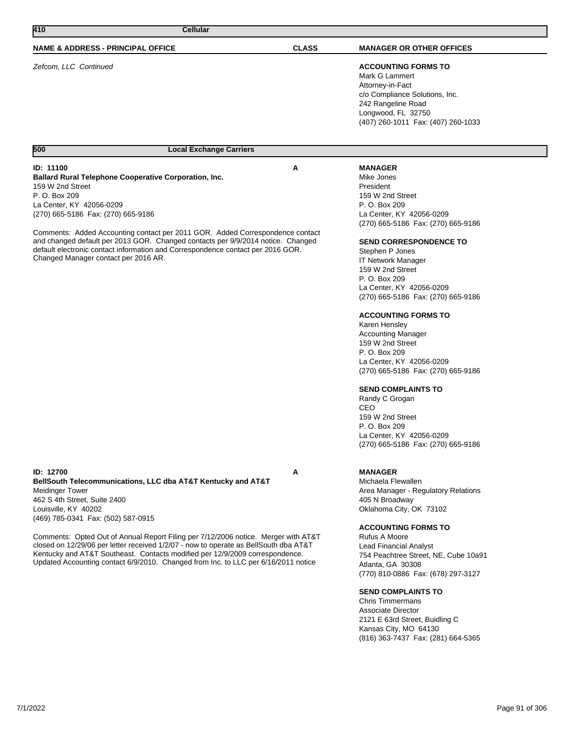## 410 Cellular

| NAME & ADDRESS - PRINCIPAL OFFICE | CLASS | MANAGER OR OTHER OFFICES |
|---|---|---|

*Zefcom, LLC Continued*

**ACCOUNTING FORMS TO**
Mark G Lammert
Attorney-in-Fact
c/o Compliance Solutions, Inc.
242 Rangeline Road
Longwood, FL 32750
(407) 260-1011 Fax: (407) 260-1033

## 500 Local Exchange Carriers

**ID: 11100** — Class: **A**
**Ballard Rural Telephone Cooperative Corporation, Inc.**
159 W 2nd Street
P. O. Box 209
La Center, KY 42056-0209
(270) 665-5186 Fax: (270) 665-9186

Comments: Added Accounting contact per 2011 GOR. Added Correspondence contact and changed default per 2013 GOR. Changed contacts per 9/9/2014 notice. Changed default electronic contact information and Correspondence contact per 2016 GOR. Changed Manager contact per 2016 AR.

**MANAGER**
Mike Jones
President
159 W 2nd Street
P. O. Box 209
La Center, KY 42056-0209
(270) 665-5186 Fax: (270) 665-9186

**SEND CORRESPONDENCE TO**
Stephen P Jones
IT Network Manager
159 W 2nd Street
P. O. Box 209
La Center, KY 42056-0209
(270) 665-5186 Fax: (270) 665-9186

**ACCOUNTING FORMS TO**
Karen Hensley
Accounting Manager
159 W 2nd Street
P. O. Box 209
La Center, KY 42056-0209
(270) 665-5186 Fax: (270) 665-9186

**SEND COMPLAINTS TO**
Randy C Grogan
CEO
159 W 2nd Street
P. O. Box 209
La Center, KY 42056-0209
(270) 665-5186 Fax: (270) 665-9186

**ID: 12700** — Class: **A**
**BellSouth Telecommunications, LLC dba AT&T Kentucky and AT&T**
Meidinger Tower
462 S 4th Street, Suite 2400
Louisville, KY 40202
(469) 785-0341 Fax: (502) 587-0915

Comments: Opted Out of Annual Report Filing per 7/12/2006 notice. Merger with AT&T closed on 12/29/06 per letter received 1/2/07 - now to operate as BellSouth dba AT&T Kentucky and AT&T Southeast. Contacts modified per 12/9/2009 correspondence. Updated Accounting contact 6/9/2010. Changed from Inc. to LLC per 6/16/2011 notice

**MANAGER**
Michaela Flewallen
Area Manager - Regulatory Relations
405 N Broadway
Oklahoma City, OK 73102

**ACCOUNTING FORMS TO**
Rufus A Moore
Lead Financial Analyst
754 Peachtree Street, NE, Cube 10a91
Atlanta, GA 30308
(770) 810-0886 Fax: (678) 297-3127

**SEND COMPLAINTS TO**
Chris Timmermans
Associate Director
2121 E 63rd Street, Buidling C
Kansas City, MO 64130
(816) 363-7437 Fax: (281) 664-5365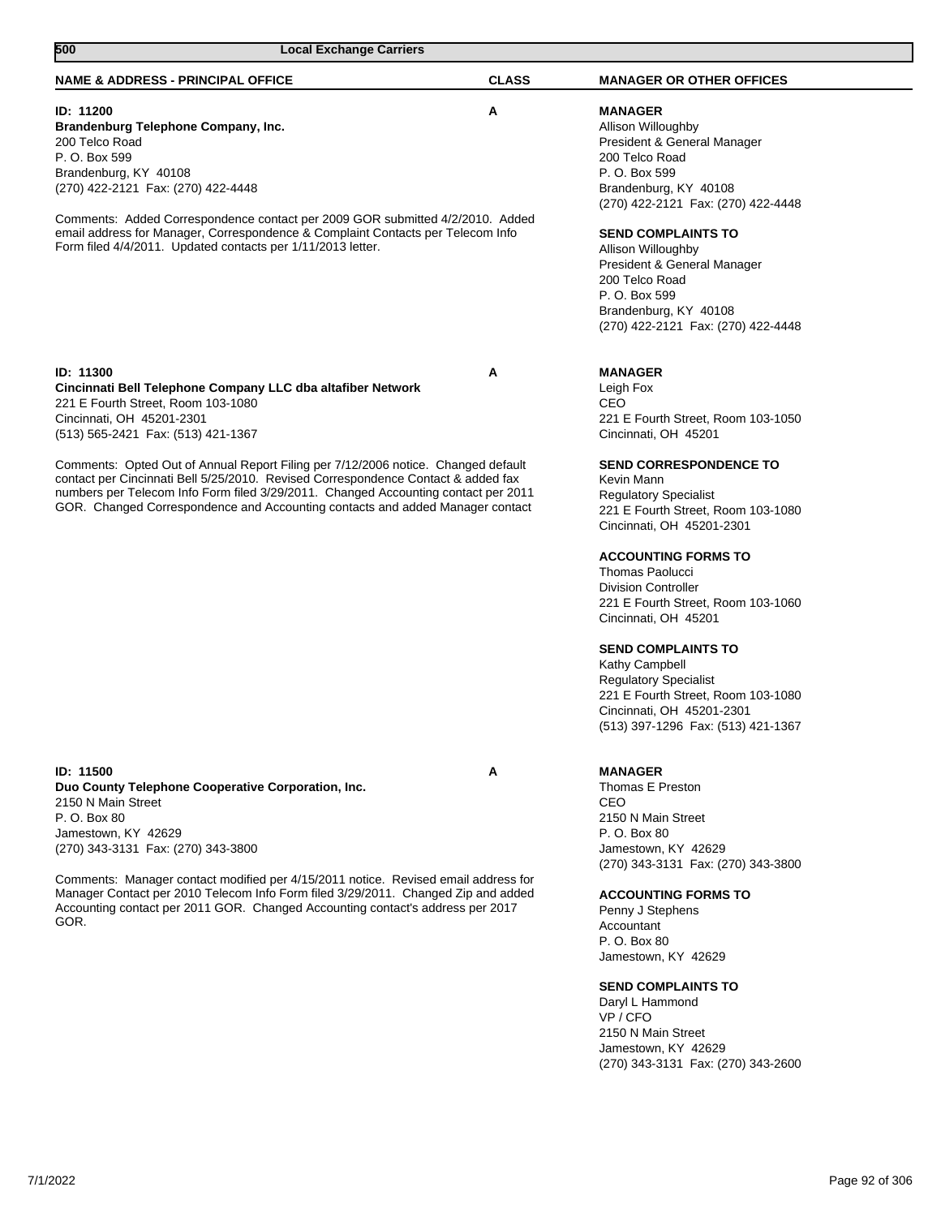## 500 Local Exchange Carriers

| NAME & ADDRESS - PRINCIPAL OFFICE | CLASS | MANAGER OR OTHER OFFICES |
|---|---|---|
| **ID: 11200**<br>**Brandenburg Telephone Company, Inc.**<br>200 Telco Road<br>P. O. Box 599<br>Brandenburg, KY 40108<br>(270) 422-2121 Fax: (270) 422-4448<br><br>Comments: Added Correspondence contact per 2009 GOR submitted 4/2/2010. Added email address for Manager, Correspondence & Complaint Contacts per Telecom Info Form filed 4/4/2011. Updated contacts per 1/11/2013 letter. | A | **MANAGER**<br>Allison Willoughby<br>President & General Manager<br>200 Telco Road<br>P. O. Box 599<br>Brandenburg, KY 40108<br>(270) 422-2121 Fax: (270) 422-4448<br><br>**SEND COMPLAINTS TO**<br>Allison Willoughby<br>President & General Manager<br>200 Telco Road<br>P. O. Box 599<br>Brandenburg, KY 40108<br>(270) 422-2121 Fax: (270) 422-4448 |
| **ID: 11300**<br>**Cincinnati Bell Telephone Company LLC dba altafiber Network**<br>221 E Fourth Street, Room 103-1080<br>Cincinnati, OH 45201-2301<br>(513) 565-2421 Fax: (513) 421-1367<br><br>Comments: Opted Out of Annual Report Filing per 7/12/2006 notice. Changed default contact per Cincinnati Bell 5/25/2010. Revised Correspondence Contact & added fax numbers per Telecom Info Form filed 3/29/2011. Changed Accounting contact per 2011 GOR. Changed Correspondence and Accounting contacts and added Manager contact | A | **MANAGER**<br>Leigh Fox<br>CEO<br>221 E Fourth Street, Room 103-1050<br>Cincinnati, OH 45201<br><br>**SEND CORRESPONDENCE TO**<br>Kevin Mann<br>Regulatory Specialist<br>221 E Fourth Street, Room 103-1080<br>Cincinnati, OH 45201-2301<br><br>**ACCOUNTING FORMS TO**<br>Thomas Paolucci<br>Division Controller<br>221 E Fourth Street, Room 103-1060<br>Cincinnati, OH 45201<br><br>**SEND COMPLAINTS TO**<br>Kathy Campbell<br>Regulatory Specialist<br>221 E Fourth Street, Room 103-1080<br>Cincinnati, OH 45201-2301<br>(513) 397-1296 Fax: (513) 421-1367 |
| **ID: 11500**<br>**Duo County Telephone Cooperative Corporation, Inc.**<br>2150 N Main Street<br>P. O. Box 80<br>Jamestown, KY 42629<br>(270) 343-3131 Fax: (270) 343-3800<br><br>Comments: Manager contact modified per 4/15/2011 notice. Revised email address for Manager Contact per 2010 Telecom Info Form filed 3/29/2011. Changed Zip and added Accounting contact per 2011 GOR. Changed Accounting contact's address per 2017 GOR. | A | **MANAGER**<br>Thomas E Preston<br>CEO<br>2150 N Main Street<br>P. O. Box 80<br>Jamestown, KY 42629<br>(270) 343-3131 Fax: (270) 343-3800<br><br>**ACCOUNTING FORMS TO**<br>Penny J Stephens<br>Accountant<br>P. O. Box 80<br>Jamestown, KY 42629<br><br>**SEND COMPLAINTS TO**<br>Daryl L Hammond<br>VP / CFO<br>2150 N Main Street<br>Jamestown, KY 42629<br>(270) 343-3131 Fax: (270) 343-2600 |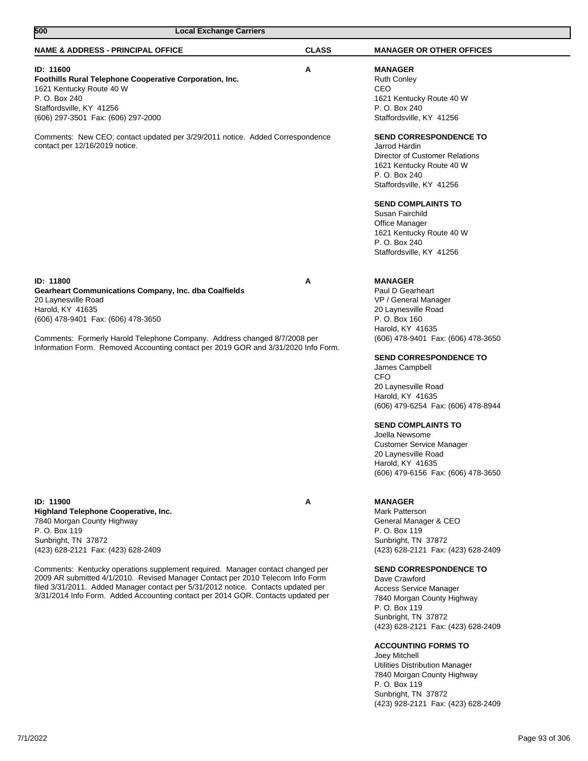## 500 Local Exchange Carriers

| NAME & ADDRESS - PRINCIPAL OFFICE | CLASS | MANAGER OR OTHER OFFICES |
|---|---|---|
| **ID: 11600**<br>**Foothills Rural Telephone Cooperative Corporation, Inc.**<br>1621 Kentucky Route 40 W<br>P. O. Box 240<br>Staffordsville, KY 41256<br>(606) 297-3501 Fax: (606) 297-2000<br><br>Comments: New CEO; contact updated per 3/29/2011 notice. Added Correspondence contact per 12/16/2019 notice. | A | **MANAGER**<br>Ruth Conley<br>CEO<br>1621 Kentucky Route 40 W<br>P. O. Box 240<br>Staffordsville, KY 41256<br><br>**SEND CORRESPONDENCE TO**<br>Jarrod Hardin<br>Director of Customer Relations<br>1621 Kentucky Route 40 W<br>P. O. Box 240<br>Staffordsville, KY 41256<br><br>**SEND COMPLAINTS TO**<br>Susan Fairchild<br>Office Manager<br>1621 Kentucky Route 40 W<br>P. O. Box 240<br>Staffordsville, KY 41256 |
| **ID: 11800**<br>**Gearheart Communications Company, Inc. dba Coalfields**<br>20 Laynesville Road<br>Harold, KY 41635<br>(606) 478-9401 Fax: (606) 478-3650<br><br>Comments: Formerly Harold Telephone Company. Address changed 8/7/2008 per Information Form. Removed Accounting contact per 2019 GOR and 3/31/2020 Info Form. | A | **MANAGER**<br>Paul D Gearheart<br>VP / General Manager<br>20 Laynesville Road<br>P. O. Box 160<br>Harold, KY 41635<br>(606) 478-9401 Fax: (606) 478-3650<br><br>**SEND CORRESPONDENCE TO**<br>James Campbell<br>CFO<br>20 Laynesville Road<br>Harold, KY 41635<br>(606) 479-6254 Fax: (606) 478-8944<br><br>**SEND COMPLAINTS TO**<br>Joella Newsome<br>Customer Service Manager<br>20 Laynesville Road<br>Harold, KY 41635<br>(606) 479-6156 Fax: (606) 478-3650 |
| **ID: 11900**<br>**Highland Telephone Cooperative, Inc.**<br>7840 Morgan County Highway<br>P. O. Box 119<br>Sunbright, TN 37872<br>(423) 628-2121 Fax: (423) 628-2409<br><br>Comments: Kentucky operations supplement required. Manager contact changed per 2009 AR submitted 4/1/2010. Revised Manager Contact per 2010 Telecom Info Form filed 3/31/2011. Added Manager contact per 5/31/2012 notice. Contacts updated per 3/31/2014 Info Form. Added Accounting contact per 2014 GOR. Contacts updated per | A | **MANAGER**<br>Mark Patterson<br>General Manager & CEO<br>P. O. Box 119<br>Sunbright, TN 37872<br>(423) 628-2121 Fax: (423) 628-2409<br><br>**SEND CORRESPONDENCE TO**<br>Dave Crawford<br>Access Service Manager<br>7840 Morgan County Highway<br>P. O. Box 119<br>Sunbright, TN 37872<br>(423) 628-2121 Fax: (423) 628-2409<br><br>**ACCOUNTING FORMS TO**<br>Joey Mitchell<br>Utilities Distribution Manager<br>7840 Morgan County Highway<br>P. O. Box 119<br>Sunbright, TN 37872<br>(423) 928-2121 Fax: (423) 628-2409 |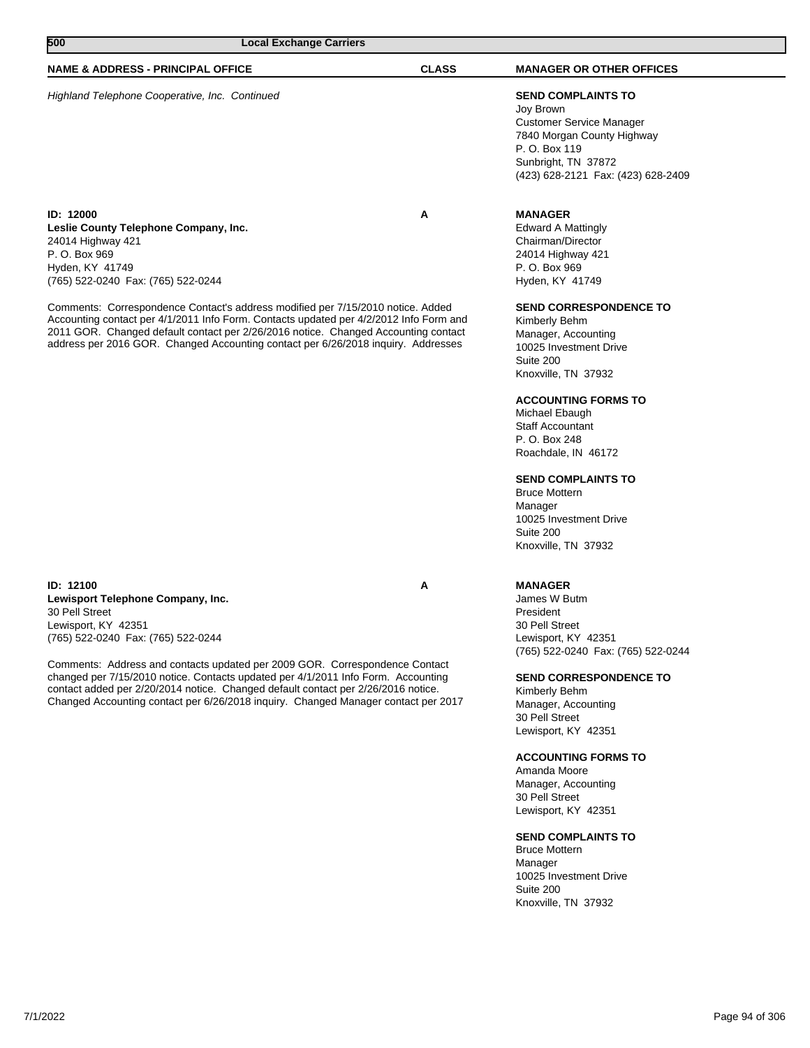**500 Local Exchange Carriers**

| NAME & ADDRESS - PRINCIPAL OFFICE | CLASS | MANAGER OR OTHER OFFICES |
|---|---|---|

*Highland Telephone Cooperative, Inc. Continued*

**SEND COMPLAINTS TO**
Joy Brown
Customer Service Manager
7840 Morgan County Highway
P. O. Box 119
Sunbright, TN 37872
(423) 628-2121 Fax: (423) 628-2409

---

**ID: 12000** — Class: **A**
**Leslie County Telephone Company, Inc.**
24014 Highway 421
P. O. Box 969
Hyden, KY 41749
(765) 522-0240 Fax: (765) 522-0244

Comments: Correspondence Contact's address modified per 7/15/2010 notice. Added Accounting contact per 4/1/2011 Info Form. Contacts updated per 4/2/2012 Info Form and 2011 GOR. Changed default contact per 2/26/2016 notice. Changed Accounting contact address per 2016 GOR. Changed Accounting contact per 6/26/2018 inquiry. Addresses

**MANAGER**
Edward A Mattingly
Chairman/Director
24014 Highway 421
P. O. Box 969
Hyden, KY 41749

**SEND CORRESPONDENCE TO**
Kimberly Behm
Manager, Accounting
10025 Investment Drive
Suite 200
Knoxville, TN 37932

**ACCOUNTING FORMS TO**
Michael Ebaugh
Staff Accountant
P. O. Box 248
Roachdale, IN 46172

**SEND COMPLAINTS TO**
Bruce Mottern
Manager
10025 Investment Drive
Suite 200
Knoxville, TN 37932

---

**ID: 12100** — Class: **A**
**Lewisport Telephone Company, Inc.**
30 Pell Street
Lewisport, KY 42351
(765) 522-0240 Fax: (765) 522-0244

Comments: Address and contacts updated per 2009 GOR. Correspondence Contact changed per 7/15/2010 notice. Contacts updated per 4/1/2011 Info Form. Accounting contact added per 2/20/2014 notice. Changed default contact per 2/26/2016 notice. Changed Accounting contact per 6/26/2018 inquiry. Changed Manager contact per 2017

**MANAGER**
James W Butm
President
30 Pell Street
Lewisport, KY 42351
(765) 522-0240 Fax: (765) 522-0244

**SEND CORRESPONDENCE TO**
Kimberly Behm
Manager, Accounting
30 Pell Street
Lewisport, KY 42351

**ACCOUNTING FORMS TO**
Amanda Moore
Manager, Accounting
30 Pell Street
Lewisport, KY 42351

**SEND COMPLAINTS TO**
Bruce Mottern
Manager
10025 Investment Drive
Suite 200
Knoxville, TN 37932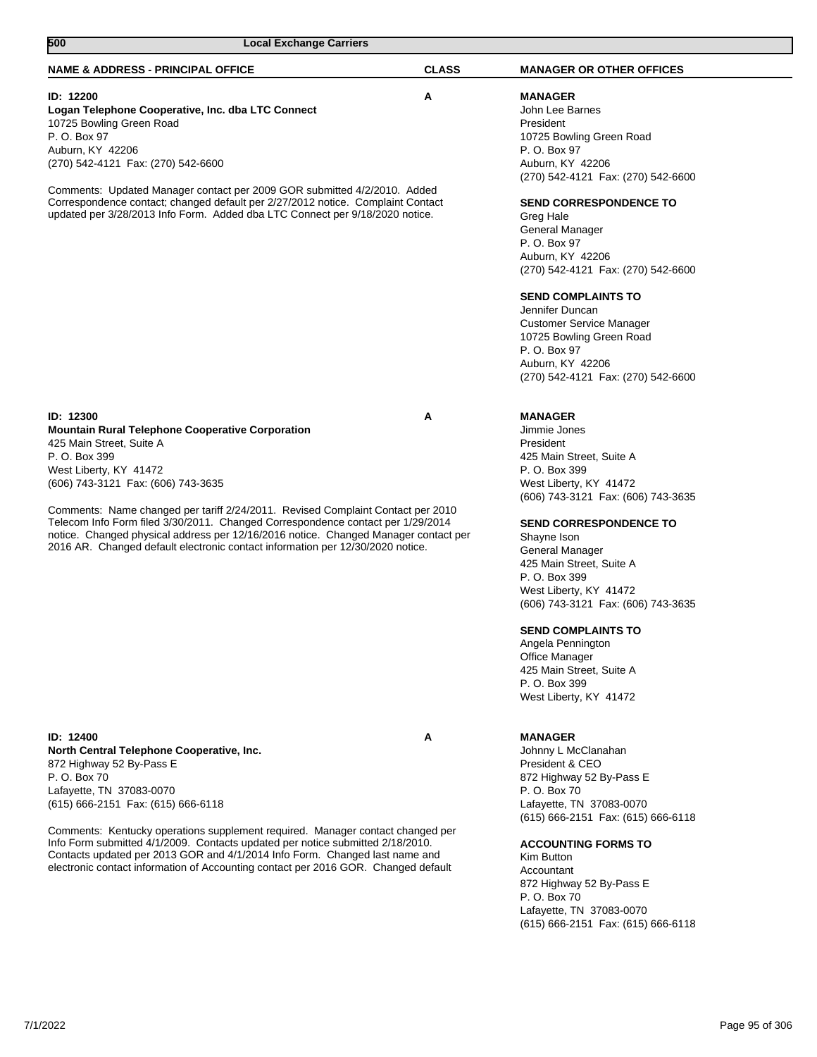## Local Exchange Carriers

| NAME & ADDRESS - PRINCIPAL OFFICE | CLASS | MANAGER OR OTHER OFFICES |
|---|---|---|

**ID: 12200** — Class: **A**

**Logan Telephone Cooperative, Inc. dba LTC Connect**
10725 Bowling Green Road
P. O. Box 97
Auburn, KY 42206
(270) 542-4121 Fax: (270) 542-6600

Comments: Updated Manager contact per 2009 GOR submitted 4/2/2010. Added Correspondence contact; changed default per 2/27/2012 notice. Complaint Contact updated per 3/28/2013 Info Form. Added dba LTC Connect per 9/18/2020 notice.

**MANAGER**
John Lee Barnes
President
10725 Bowling Green Road
P. O. Box 97
Auburn, KY 42206
(270) 542-4121 Fax: (270) 542-6600

**SEND CORRESPONDENCE TO**
Greg Hale
General Manager
P. O. Box 97
Auburn, KY 42206
(270) 542-4121 Fax: (270) 542-6600

**SEND COMPLAINTS TO**
Jennifer Duncan
Customer Service Manager
10725 Bowling Green Road
P. O. Box 97
Auburn, KY 42206
(270) 542-4121 Fax: (270) 542-6600

---

**ID: 12300** — Class: **A**

**Mountain Rural Telephone Cooperative Corporation**
425 Main Street, Suite A
P. O. Box 399
West Liberty, KY 41472
(606) 743-3121 Fax: (606) 743-3635

Comments: Name changed per tariff 2/24/2011. Revised Complaint Contact per 2010 Telecom Info Form filed 3/30/2011. Changed Correspondence contact per 1/29/2014 notice. Changed physical address per 12/16/2016 notice. Changed Manager contact per 2016 AR. Changed default electronic contact information per 12/30/2020 notice.

**MANAGER**
Jimmie Jones
President
425 Main Street, Suite A
P. O. Box 399
West Liberty, KY 41472
(606) 743-3121 Fax: (606) 743-3635

**SEND CORRESPONDENCE TO**
Shayne Ison
General Manager
425 Main Street, Suite A
P. O. Box 399
West Liberty, KY 41472
(606) 743-3121 Fax: (606) 743-3635

**SEND COMPLAINTS TO**
Angela Pennington
Office Manager
425 Main Street, Suite A
P. O. Box 399
West Liberty, KY 41472

---

**ID: 12400** — Class: **A**

**North Central Telephone Cooperative, Inc.**
872 Highway 52 By-Pass E
P. O. Box 70
Lafayette, TN 37083-0070
(615) 666-2151 Fax: (615) 666-6118

Comments: Kentucky operations supplement required. Manager contact changed per Info Form submitted 4/1/2009. Contacts updated per notice submitted 2/18/2010. Contacts updated per 2013 GOR and 4/1/2014 Info Form. Changed last name and electronic contact information of Accounting contact per 2016 GOR. Changed default

**MANAGER**
Johnny L McClanahan
President & CEO
872 Highway 52 By-Pass E
P. O. Box 70
Lafayette, TN 37083-0070
(615) 666-2151 Fax: (615) 666-6118

**ACCOUNTING FORMS TO**
Kim Button
Accountant
872 Highway 52 By-Pass E
P. O. Box 70
Lafayette, TN 37083-0070
(615) 666-2151 Fax: (615) 666-6118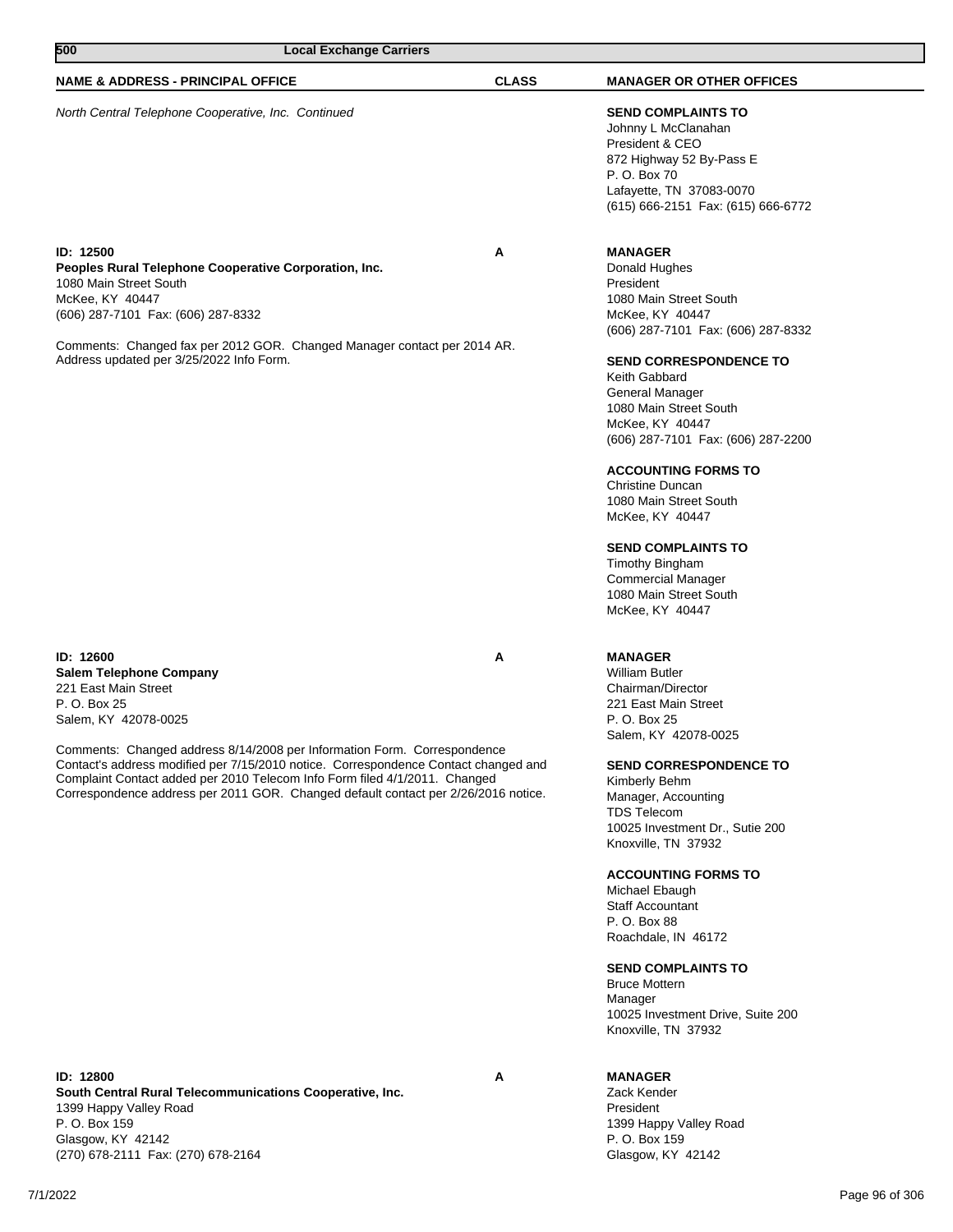| NAME & ADDRESS - PRINCIPAL OFFICE | CLASS | MANAGER OR OTHER OFFICES |
|---|---|---|

*North Central Telephone Cooperative, Inc. Continued*

**SEND COMPLAINTS TO**
Johnny L McClanahan
President & CEO
872 Highway 52 By-Pass E
P. O. Box 70
Lafayette, TN 37083-0070
(615) 666-2151 Fax: (615) 666-6772

---

**ID: 12500** — Class: **A**
**Peoples Rural Telephone Cooperative Corporation, Inc.**
1080 Main Street South
McKee, KY 40447
(606) 287-7101 Fax: (606) 287-8332

Comments: Changed fax per 2012 GOR. Changed Manager contact per 2014 AR. Address updated per 3/25/2022 Info Form.

**MANAGER**
Donald Hughes
President
1080 Main Street South
McKee, KY 40447
(606) 287-7101 Fax: (606) 287-8332

**SEND CORRESPONDENCE TO**
Keith Gabbard
General Manager
1080 Main Street South
McKee, KY 40447
(606) 287-7101 Fax: (606) 287-2200

**ACCOUNTING FORMS TO**
Christine Duncan
1080 Main Street South
McKee, KY 40447

**SEND COMPLAINTS TO**
Timothy Bingham
Commercial Manager
1080 Main Street South
McKee, KY 40447

---

**ID: 12600** — Class: **A**
**Salem Telephone Company**
221 East Main Street
P. O. Box 25
Salem, KY 42078-0025

Comments: Changed address 8/14/2008 per Information Form. Correspondence Contact's address modified per 7/15/2010 notice. Correspondence Contact changed and Complaint Contact added per 2010 Telecom Info Form filed 4/1/2011. Changed Correspondence address per 2011 GOR. Changed default contact per 2/26/2016 notice.

**MANAGER**
William Butler
Chairman/Director
221 East Main Street
P. O. Box 25
Salem, KY 42078-0025

**SEND CORRESPONDENCE TO**
Kimberly Behm
Manager, Accounting
TDS Telecom
10025 Investment Dr., Sutie 200
Knoxville, TN 37932

**ACCOUNTING FORMS TO**
Michael Ebaugh
Staff Accountant
P. O. Box 88
Roachdale, IN 46172

**SEND COMPLAINTS TO**
Bruce Mottern
Manager
10025 Investment Drive, Suite 200
Knoxville, TN 37932

---

**ID: 12800** — Class: **A**
**South Central Rural Telecommunications Cooperative, Inc.**
1399 Happy Valley Road
P. O. Box 159
Glasgow, KY 42142
(270) 678-2111 Fax: (270) 678-2164

**MANAGER**
Zack Kender
President
1399 Happy Valley Road
P. O. Box 159
Glasgow, KY 42142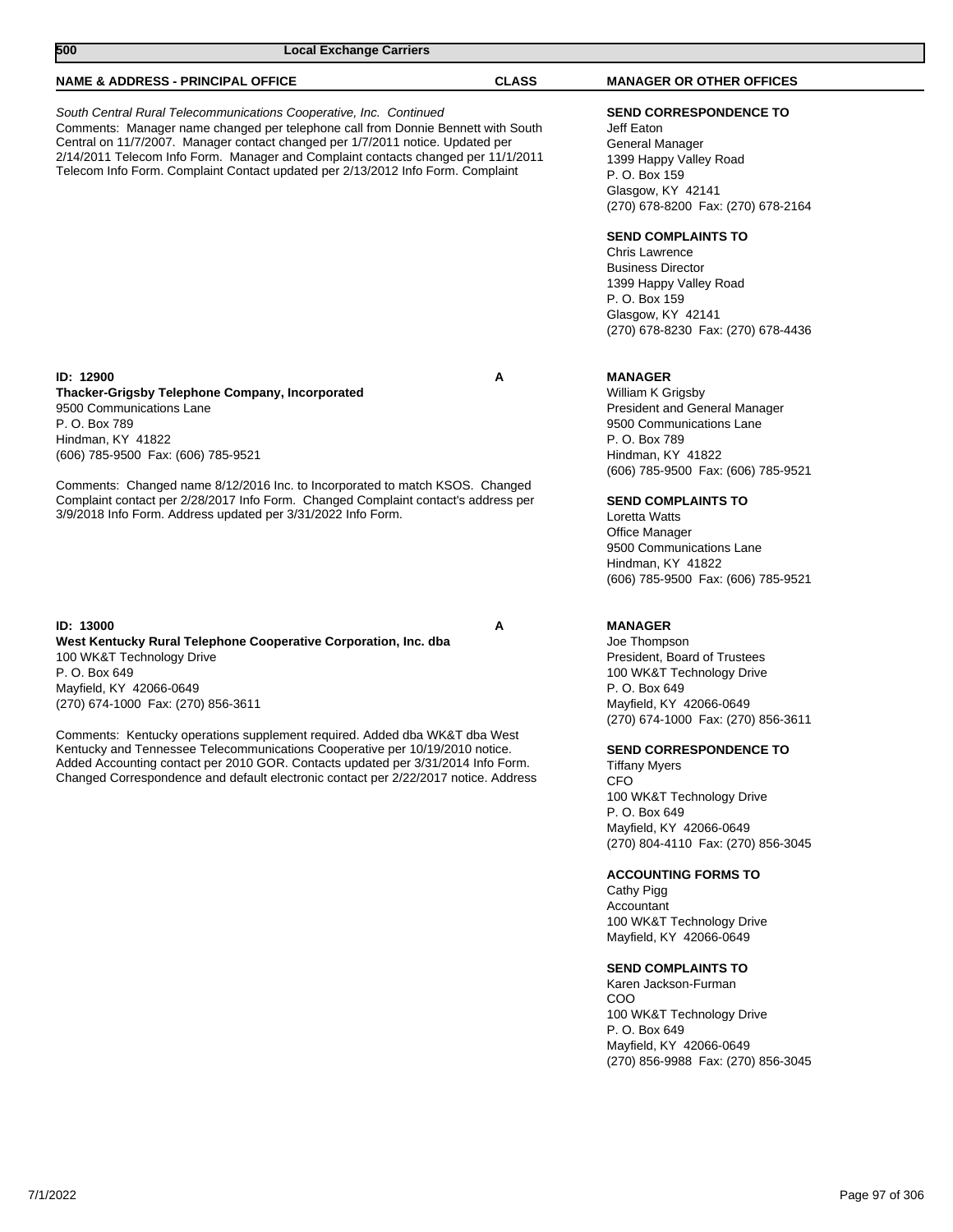## 500 Local Exchange Carriers

| NAME & ADDRESS - PRINCIPAL OFFICE | CLASS | MANAGER OR OTHER OFFICES |
|---|---|---|

*South Central Rural Telecommunications Cooperative, Inc. Continued*

Comments: Manager name changed per telephone call from Donnie Bennett with South Central on 11/7/2007. Manager contact changed per 1/7/2011 notice. Updated per 2/14/2011 Telecom Info Form. Manager and Complaint contacts changed per 11/1/2011 Telecom Info Form. Complaint Contact updated per 2/13/2012 Info Form. Complaint

**SEND CORRESPONDENCE TO**
Jeff Eaton
General Manager
1399 Happy Valley Road
P. O. Box 159
Glasgow, KY 42141
(270) 678-8200 Fax: (270) 678-2164

**SEND COMPLAINTS TO**
Chris Lawrence
Business Director
1399 Happy Valley Road
P. O. Box 159
Glasgow, KY 42141
(270) 678-8230 Fax: (270) 678-4436

---

**ID: 12900** — Class: **A**

**Thacker-Grigsby Telephone Company, Incorporated**
9500 Communications Lane
P. O. Box 789
Hindman, KY 41822
(606) 785-9500 Fax: (606) 785-9521

Comments: Changed name 8/12/2016 Inc. to Incorporated to match KSOS. Changed Complaint contact per 2/28/2017 Info Form. Changed Complaint contact's address per 3/9/2018 Info Form. Address updated per 3/31/2022 Info Form.

**MANAGER**
William K Grigsby
President and General Manager
9500 Communications Lane
P. O. Box 789
Hindman, KY 41822
(606) 785-9500 Fax: (606) 785-9521

**SEND COMPLAINTS TO**
Loretta Watts
Office Manager
9500 Communications Lane
Hindman, KY 41822
(606) 785-9500 Fax: (606) 785-9521

---

**ID: 13000** — Class: **A**

**West Kentucky Rural Telephone Cooperative Corporation, Inc. dba**
100 WK&T Technology Drive
P. O. Box 649
Mayfield, KY 42066-0649
(270) 674-1000 Fax: (270) 856-3611

Comments: Kentucky operations supplement required. Added dba WK&T dba West Kentucky and Tennessee Telecommunications Cooperative per 10/19/2010 notice. Added Accounting contact per 2010 GOR. Contacts updated per 3/31/2014 Info Form. Changed Correspondence and default electronic contact per 2/22/2017 notice. Address

**MANAGER**
Joe Thompson
President, Board of Trustees
100 WK&T Technology Drive
P. O. Box 649
Mayfield, KY 42066-0649
(270) 674-1000 Fax: (270) 856-3611

**SEND CORRESPONDENCE TO**
Tiffany Myers
CFO
100 WK&T Technology Drive
P. O. Box 649
Mayfield, KY 42066-0649
(270) 804-4110 Fax: (270) 856-3045

**ACCOUNTING FORMS TO**
Cathy Pigg
Accountant
100 WK&T Technology Drive
Mayfield, KY 42066-0649

**SEND COMPLAINTS TO**
Karen Jackson-Furman
COO
100 WK&T Technology Drive
P. O. Box 649
Mayfield, KY 42066-0649
(270) 856-9988 Fax: (270) 856-3045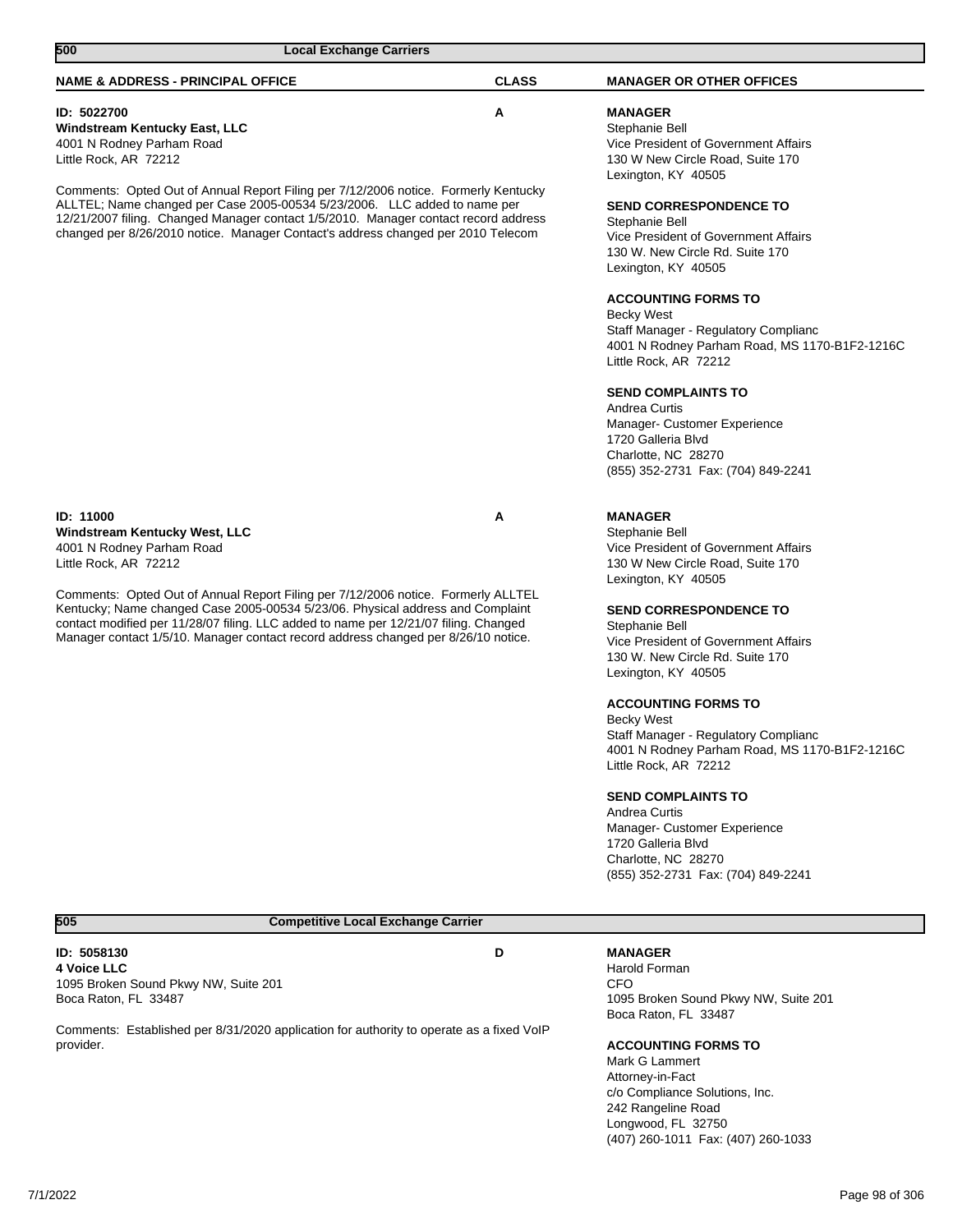## 500 Local Exchange Carriers

| NAME & ADDRESS - PRINCIPAL OFFICE | CLASS | MANAGER OR OTHER OFFICES |
|---|---|---|

**ID: 5022700** — Class: **A**

**Windstream Kentucky East, LLC**
4001 N Rodney Parham Road
Little Rock, AR 72212

Comments: Opted Out of Annual Report Filing per 7/12/2006 notice. Formerly Kentucky ALLTEL; Name changed per Case 2005-00534 5/23/2006. LLC added to name per 12/21/2007 filing. Changed Manager contact 1/5/2010. Manager contact record address changed per 8/26/2010 notice. Manager Contact's address changed per 2010 Telecom

**MANAGER**
Stephanie Bell
Vice President of Government Affairs
130 W New Circle Road, Suite 170
Lexington, KY 40505

**SEND CORRESPONDENCE TO**
Stephanie Bell
Vice President of Government Affairs
130 W. New Circle Rd. Suite 170
Lexington, KY 40505

**ACCOUNTING FORMS TO**
Becky West
Staff Manager - Regulatory Complianc
4001 N Rodney Parham Road, MS 1170-B1F2-1216C
Little Rock, AR 72212

**SEND COMPLAINTS TO**
Andrea Curtis
Manager- Customer Experience
1720 Galleria Blvd
Charlotte, NC 28270
(855) 352-2731 Fax: (704) 849-2241

**ID: 11000** — Class: **A**

**Windstream Kentucky West, LLC**
4001 N Rodney Parham Road
Little Rock, AR 72212

Comments: Opted Out of Annual Report Filing per 7/12/2006 notice. Formerly ALLTEL Kentucky; Name changed Case 2005-00534 5/23/06. Physical address and Complaint contact modified per 11/28/07 filing. LLC added to name per 12/21/07 filing. Changed Manager contact 1/5/10. Manager contact record address changed per 8/26/10 notice.

**MANAGER**
Stephanie Bell
Vice President of Government Affairs
130 W New Circle Road, Suite 170
Lexington, KY 40505

**SEND CORRESPONDENCE TO**
Stephanie Bell
Vice President of Government Affairs
130 W. New Circle Rd. Suite 170
Lexington, KY 40505

**ACCOUNTING FORMS TO**
Becky West
Staff Manager - Regulatory Complianc
4001 N Rodney Parham Road, MS 1170-B1F2-1216C
Little Rock, AR 72212

**SEND COMPLAINTS TO**
Andrea Curtis
Manager- Customer Experience
1720 Galleria Blvd
Charlotte, NC 28270
(855) 352-2731 Fax: (704) 849-2241

## 505 Competitive Local Exchange Carrier

**ID: 5058130** — Class: **D**

**4 Voice LLC**
1095 Broken Sound Pkwy NW, Suite 201
Boca Raton, FL 33487

Comments: Established per 8/31/2020 application for authority to operate as a fixed VoIP provider.

**MANAGER**
Harold Forman
CFO
1095 Broken Sound Pkwy NW, Suite 201
Boca Raton, FL 33487

**ACCOUNTING FORMS TO**
Mark G Lammert
Attorney-in-Fact
c/o Compliance Solutions, Inc.
242 Rangeline Road
Longwood, FL 32750
(407) 260-1011 Fax: (407) 260-1033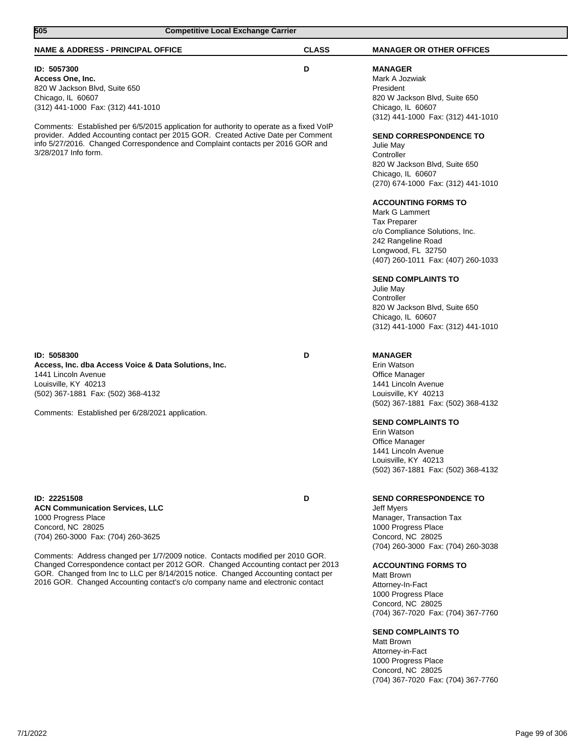## 505 Competitive Local Exchange Carrier

| NAME & ADDRESS - PRINCIPAL OFFICE | CLASS | MANAGER OR OTHER OFFICES |
|---|---|---|
| **ID: 5057300**<br>**Access One, Inc.**<br>820 W Jackson Blvd, Suite 650<br>Chicago, IL 60607<br>(312) 441-1000 Fax: (312) 441-1010<br><br>Comments: Established per 6/5/2015 application for authority to operate as a fixed VoIP provider. Added Accounting contact per 2015 GOR. Created Active Date per Comment info 5/27/2016. Changed Correspondence and Complaint contacts per 2016 GOR and 3/28/2017 Info form. | D | **MANAGER**<br>Mark A Jozwiak<br>President<br>820 W Jackson Blvd, Suite 650<br>Chicago, IL 60607<br>(312) 441-1000 Fax: (312) 441-1010<br><br>**SEND CORRESPONDENCE TO**<br>Julie May<br>Controller<br>820 W Jackson Blvd, Suite 650<br>Chicago, IL 60607<br>(270) 674-1000 Fax: (312) 441-1010<br><br>**ACCOUNTING FORMS TO**<br>Mark G Lammert<br>Tax Preparer<br>c/o Compliance Solutions, Inc.<br>242 Rangeline Road<br>Longwood, FL 32750<br>(407) 260-1011 Fax: (407) 260-1033<br><br>**SEND COMPLAINTS TO**<br>Julie May<br>Controller<br>820 W Jackson Blvd, Suite 650<br>Chicago, IL 60607<br>(312) 441-1000 Fax: (312) 441-1010 |
| **ID: 5058300**<br>**Access, Inc. dba Access Voice & Data Solutions, Inc.**<br>1441 Lincoln Avenue<br>Louisville, KY 40213<br>(502) 367-1881 Fax: (502) 368-4132<br><br>Comments: Established per 6/28/2021 application. | D | **MANAGER**<br>Erin Watson<br>Office Manager<br>1441 Lincoln Avenue<br>Louisville, KY 40213<br>(502) 367-1881 Fax: (502) 368-4132<br><br>**SEND COMPLAINTS TO**<br>Erin Watson<br>Office Manager<br>1441 Lincoln Avenue<br>Louisville, KY 40213<br>(502) 367-1881 Fax: (502) 368-4132 |
| **ID: 22251508**<br>**ACN Communication Services, LLC**<br>1000 Progress Place<br>Concord, NC 28025<br>(704) 260-3000 Fax: (704) 260-3625<br><br>Comments: Address changed per 1/7/2009 notice. Contacts modified per 2010 GOR. Changed Correspondence contact per 2012 GOR. Changed Accounting contact per 2013 GOR. Changed from Inc to LLC per 8/14/2015 notice. Changed Accounting contact per 2016 GOR. Changed Accounting contact's c/o company name and electronic contact | D | **SEND CORRESPONDENCE TO**<br>Jeff Myers<br>Manager, Transaction Tax<br>1000 Progress Place<br>Concord, NC 28025<br>(704) 260-3000 Fax: (704) 260-3038<br><br>**ACCOUNTING FORMS TO**<br>Matt Brown<br>Attorney-In-Fact<br>1000 Progress Place<br>Concord, NC 28025<br>(704) 367-7020 Fax: (704) 367-7760<br><br>**SEND COMPLAINTS TO**<br>Matt Brown<br>Attorney-in-Fact<br>1000 Progress Place<br>Concord, NC 28025<br>(704) 367-7020 Fax: (704) 367-7760 |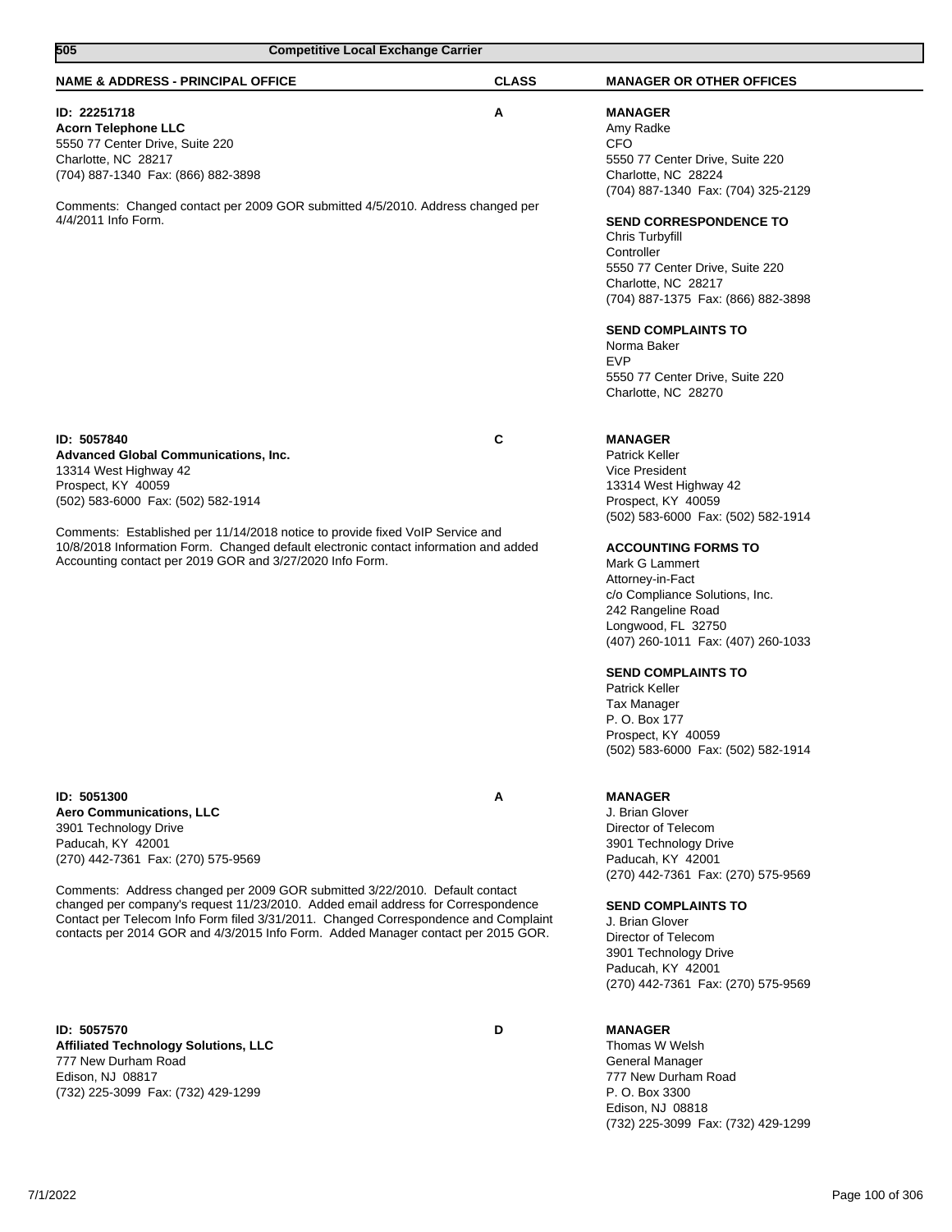## 505 Competitive Local Exchange Carrier

| NAME & ADDRESS - PRINCIPAL OFFICE | CLASS | MANAGER OR OTHER OFFICES |
|---|---|---|
| **ID: 22251718**<br>**Acorn Telephone LLC**<br>5550 77 Center Drive, Suite 220<br>Charlotte, NC 28217<br>(704) 887-1340 Fax: (866) 882-3898<br><br>Comments: Changed contact per 2009 GOR submitted 4/5/2010. Address changed per 4/4/2011 Info Form. | A | **MANAGER**<br>Amy Radke<br>CFO<br>5550 77 Center Drive, Suite 220<br>Charlotte, NC 28224<br>(704) 887-1340 Fax: (704) 325-2129<br><br>**SEND CORRESPONDENCE TO**<br>Chris Turbyfill<br>Controller<br>5550 77 Center Drive, Suite 220<br>Charlotte, NC 28217<br>(704) 887-1375 Fax: (866) 882-3898<br><br>**SEND COMPLAINTS TO**<br>Norma Baker<br>EVP<br>5550 77 Center Drive, Suite 220<br>Charlotte, NC 28270 |
| **ID: 5057840**<br>**Advanced Global Communications, Inc.**<br>13314 West Highway 42<br>Prospect, KY 40059<br>(502) 583-6000 Fax: (502) 582-1914<br><br>Comments: Established per 11/14/2018 notice to provide fixed VoIP Service and 10/8/2018 Information Form. Changed default electronic contact information and added Accounting contact per 2019 GOR and 3/27/2020 Info Form. | C | **MANAGER**<br>Patrick Keller<br>Vice President<br>13314 West Highway 42<br>Prospect, KY 40059<br>(502) 583-6000 Fax: (502) 582-1914<br><br>**ACCOUNTING FORMS TO**<br>Mark G Lammert<br>Attorney-in-Fact<br>c/o Compliance Solutions, Inc.<br>242 Rangeline Road<br>Longwood, FL 32750<br>(407) 260-1011 Fax: (407) 260-1033<br><br>**SEND COMPLAINTS TO**<br>Patrick Keller<br>Tax Manager<br>P. O. Box 177<br>Prospect, KY 40059<br>(502) 583-6000 Fax: (502) 582-1914 |
| **ID: 5051300**<br>**Aero Communications, LLC**<br>3901 Technology Drive<br>Paducah, KY 42001<br>(270) 442-7361 Fax: (270) 575-9569<br><br>Comments: Address changed per 2009 GOR submitted 3/22/2010. Default contact changed per company's request 11/23/2010. Added email address for Correspondence Contact per Telecom Info Form filed 3/31/2011. Changed Correspondence and Complaint contacts per 2014 GOR and 4/3/2015 Info Form. Added Manager contact per 2015 GOR. | A | **MANAGER**<br>J. Brian Glover<br>Director of Telecom<br>3901 Technology Drive<br>Paducah, KY 42001<br>(270) 442-7361 Fax: (270) 575-9569<br><br>**SEND COMPLAINTS TO**<br>J. Brian Glover<br>Director of Telecom<br>3901 Technology Drive<br>Paducah, KY 42001<br>(270) 442-7361 Fax: (270) 575-9569 |
| **ID: 5057570**<br>**Affiliated Technology Solutions, LLC**<br>777 New Durham Road<br>Edison, NJ 08817<br>(732) 225-3099 Fax: (732) 429-1299 | D | **MANAGER**<br>Thomas W Welsh<br>General Manager<br>777 New Durham Road<br>P. O. Box 3300<br>Edison, NJ 08818<br>(732) 225-3099 Fax: (732) 429-1299 |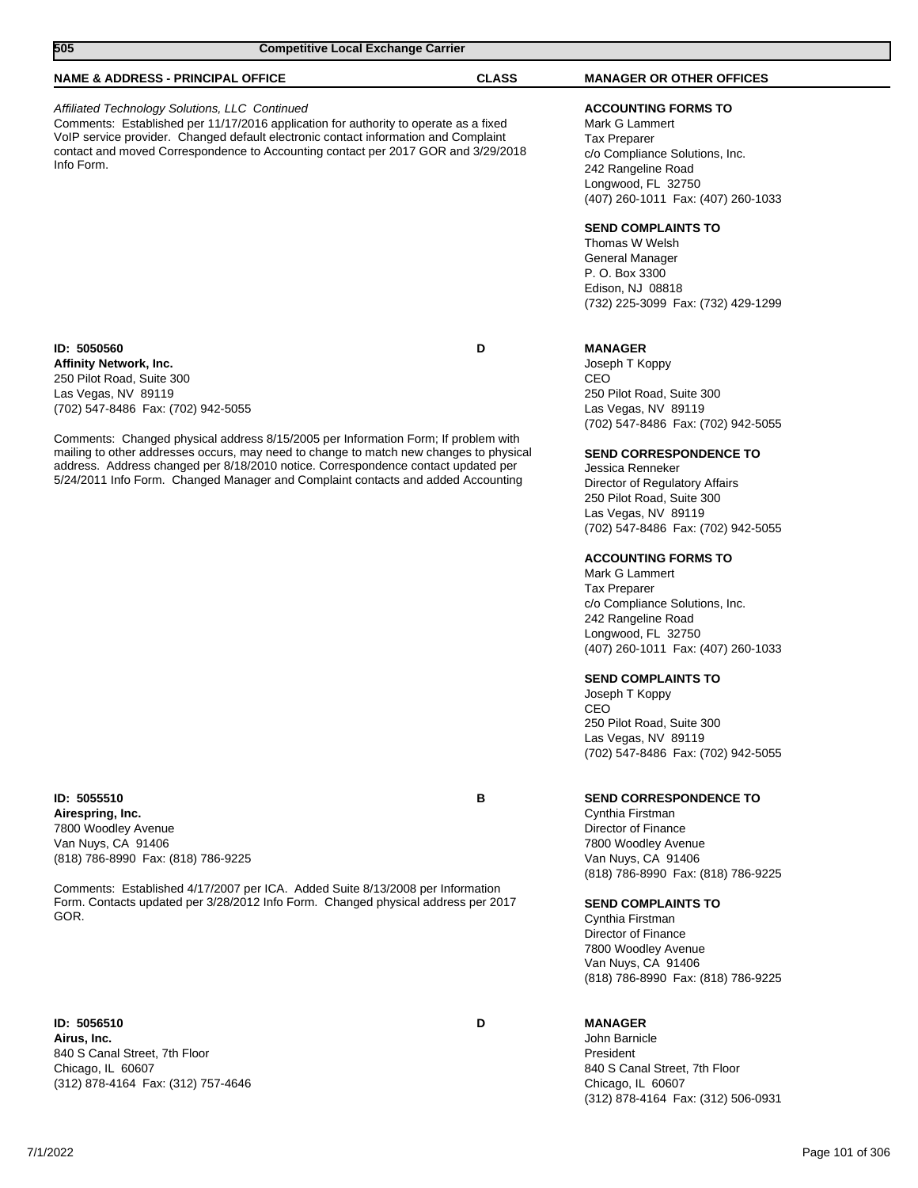**505 Competitive Local Exchange Carrier**

| NAME & ADDRESS - PRINCIPAL OFFICE | CLASS | MANAGER OR OTHER OFFICES |
|---|---|---|

*Affiliated Technology Solutions, LLC Continued*

Comments: Established per 11/17/2016 application for authority to operate as a fixed VoIP service provider. Changed default electronic contact information and Complaint contact and moved Correspondence to Accounting contact per 2017 GOR and 3/29/2018 Info Form.

**ACCOUNTING FORMS TO**
Mark G Lammert
Tax Preparer
c/o Compliance Solutions, Inc.
242 Rangeline Road
Longwood, FL 32750
(407) 260-1011 Fax: (407) 260-1033

**SEND COMPLAINTS TO**
Thomas W Welsh
General Manager
P. O. Box 3300
Edison, NJ 08818
(732) 225-3099 Fax: (732) 429-1299

---

**ID: 5050560** — Class: **D**
**Affinity Network, Inc.**
250 Pilot Road, Suite 300
Las Vegas, NV 89119
(702) 547-8486 Fax: (702) 942-5055

Comments: Changed physical address 8/15/2005 per Information Form; If problem with mailing to other addresses occurs, may need to change to match new changes to physical address. Address changed per 8/18/2010 notice. Correspondence contact updated per 5/24/2011 Info Form. Changed Manager and Complaint contacts and added Accounting

**MANAGER**
Joseph T Koppy
CEO
250 Pilot Road, Suite 300
Las Vegas, NV 89119
(702) 547-8486 Fax: (702) 942-5055

**SEND CORRESPONDENCE TO**
Jessica Renneker
Director of Regulatory Affairs
250 Pilot Road, Suite 300
Las Vegas, NV 89119
(702) 547-8486 Fax: (702) 942-5055

**ACCOUNTING FORMS TO**
Mark G Lammert
Tax Preparer
c/o Compliance Solutions, Inc.
242 Rangeline Road
Longwood, FL 32750
(407) 260-1011 Fax: (407) 260-1033

**SEND COMPLAINTS TO**
Joseph T Koppy
CEO
250 Pilot Road, Suite 300
Las Vegas, NV 89119
(702) 547-8486 Fax: (702) 942-5055

---

**ID: 5055510** — Class: **B**
**Airespring, Inc.**
7800 Woodley Avenue
Van Nuys, CA 91406
(818) 786-8990 Fax: (818) 786-9225

Comments: Established 4/17/2007 per ICA. Added Suite 8/13/2008 per Information Form. Contacts updated per 3/28/2012 Info Form. Changed physical address per 2017 GOR.

**SEND CORRESPONDENCE TO**
Cynthia Firstman
Director of Finance
7800 Woodley Avenue
Van Nuys, CA 91406
(818) 786-8990 Fax: (818) 786-9225

**SEND COMPLAINTS TO**
Cynthia Firstman
Director of Finance
7800 Woodley Avenue
Van Nuys, CA 91406
(818) 786-8990 Fax: (818) 786-9225

---

**ID: 5056510** — Class: **D**
**Airus, Inc.**
840 S Canal Street, 7th Floor
Chicago, IL 60607
(312) 878-4164 Fax: (312) 757-4646

**MANAGER**
John Barnicle
President
840 S Canal Street, 7th Floor
Chicago, IL 60607
(312) 878-4164 Fax: (312) 506-0931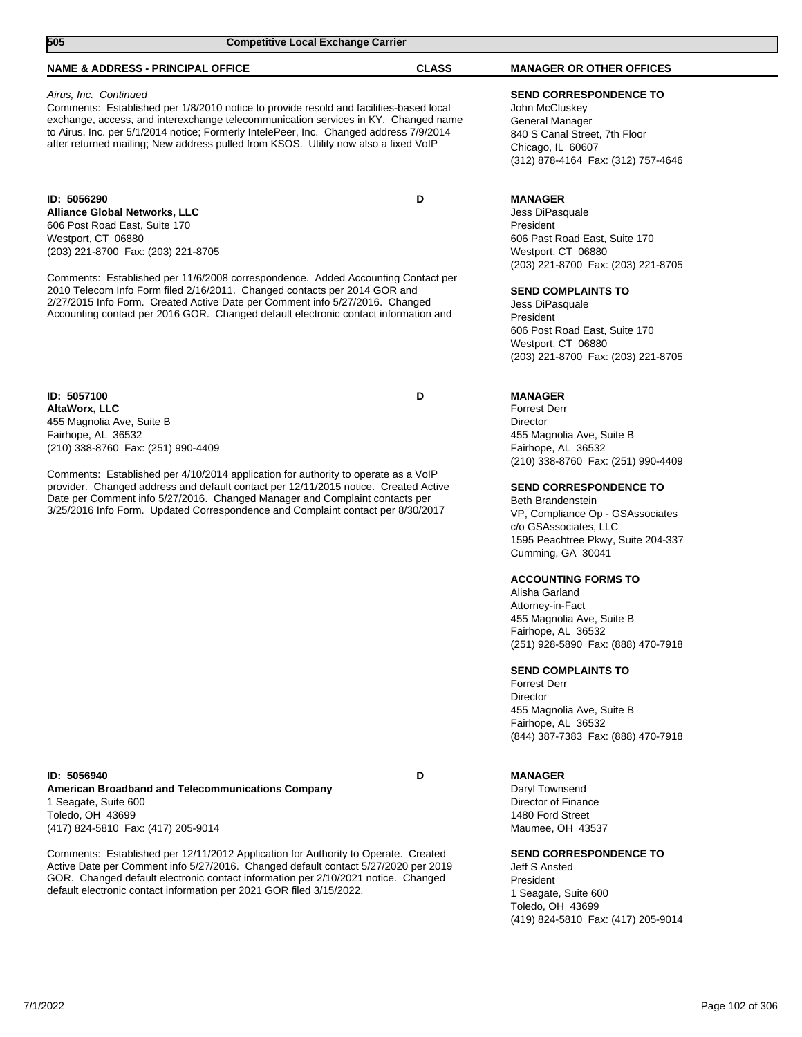## 505 Competitive Local Exchange Carrier

**NAME & ADDRESS - PRINCIPAL OFFICE** | **CLASS** | **MANAGER OR OTHER OFFICES**

*Airus, Inc. Continued*

Comments: Established per 1/8/2010 notice to provide resold and facilities-based local exchange, access, and interexchange telecommunication services in KY. Changed name to Airus, Inc. per 5/1/2014 notice; Formerly IntelePeer, Inc. Changed address 7/9/2014 after returned mailing; New address pulled from KSOS. Utility now also a fixed VoIP

**SEND CORRESPONDENCE TO**
John McCluskey
General Manager
840 S Canal Street, 7th Floor
Chicago, IL 60607
(312) 878-4164 Fax: (312) 757-4646

---

**ID: 5056290** — Class: **D**
**Alliance Global Networks, LLC**
606 Post Road East, Suite 170
Westport, CT 06880
(203) 221-8700 Fax: (203) 221-8705

Comments: Established per 11/6/2008 correspondence. Added Accounting Contact per 2010 Telecom Info Form filed 2/16/2011. Changed contacts per 2014 GOR and 2/27/2015 Info Form. Created Active Date per Comment info 5/27/2016. Changed Accounting contact per 2016 GOR. Changed default electronic contact information and

**MANAGER**
Jess DiPasquale
President
606 Past Road East, Suite 170
Westport, CT 06880
(203) 221-8700 Fax: (203) 221-8705

**SEND COMPLAINTS TO**
Jess DiPasquale
President
606 Post Road East, Suite 170
Westport, CT 06880
(203) 221-8700 Fax: (203) 221-8705

---

**ID: 5057100** — Class: **D**
**AltaWorx, LLC**
455 Magnolia Ave, Suite B
Fairhope, AL 36532
(210) 338-8760 Fax: (251) 990-4409

Comments: Established per 4/10/2014 application for authority to operate as a VoIP provider. Changed address and default contact per 12/11/2015 notice. Created Active Date per Comment info 5/27/2016. Changed Manager and Complaint contacts per 3/25/2016 Info Form. Updated Correspondence and Complaint contact per 8/30/2017

**MANAGER**
Forrest Derr
Director
455 Magnolia Ave, Suite B
Fairhope, AL 36532
(210) 338-8760 Fax: (251) 990-4409

**SEND CORRESPONDENCE TO**
Beth Brandenstein
VP, Compliance Op - GSAssociates
c/o GSAssociates, LLC
1595 Peachtree Pkwy, Suite 204-337
Cumming, GA 30041

**ACCOUNTING FORMS TO**
Alisha Garland
Attorney-in-Fact
455 Magnolia Ave, Suite B
Fairhope, AL 36532
(251) 928-5890 Fax: (888) 470-7918

**SEND COMPLAINTS TO**
Forrest Derr
Director
455 Magnolia Ave, Suite B
Fairhope, AL 36532
(844) 387-7383 Fax: (888) 470-7918

---

**ID: 5056940** — Class: **D**
**American Broadband and Telecommunications Company**
1 Seagate, Suite 600
Toledo, OH 43699
(417) 824-5810 Fax: (417) 205-9014

Comments: Established per 12/11/2012 Application for Authority to Operate. Created Active Date per Comment info 5/27/2016. Changed default contact 5/27/2020 per 2019 GOR. Changed default electronic contact information per 2/10/2021 notice. Changed default electronic contact information per 2021 GOR filed 3/15/2022.

**MANAGER**
Daryl Townsend
Director of Finance
1480 Ford Street
Maumee, OH 43537

**SEND CORRESPONDENCE TO**
Jeff S Ansted
President
1 Seagate, Suite 600
Toledo, OH 43699
(419) 824-5810 Fax: (417) 205-9014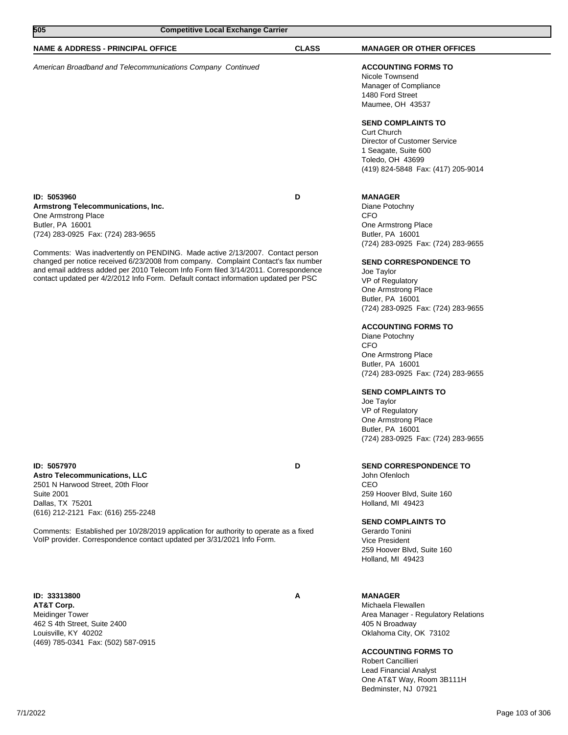## 505 Competitive Local Exchange Carrier

| NAME & ADDRESS - PRINCIPAL OFFICE | CLASS | MANAGER OR OTHER OFFICES |
|---|---|---|

*American Broadband and Telecommunications Company Continued*

**ACCOUNTING FORMS TO**
Nicole Townsend
Manager of Compliance
1480 Ford Street
Maumee, OH 43537

**SEND COMPLAINTS TO**
Curt Church
Director of Customer Service
1 Seagate, Suite 600
Toledo, OH 43699
(419) 824-5848 Fax: (417) 205-9014

---

**ID: 5053960** — Class: **D**
**Armstrong Telecommunications, Inc.**
One Armstrong Place
Butler, PA 16001
(724) 283-0925 Fax: (724) 283-9655

Comments: Was inadvertently on PENDING. Made active 2/13/2007. Contact person changed per notice received 6/23/2008 from company. Complaint Contact's fax number and email address added per 2010 Telecom Info Form filed 3/14/2011. Correspondence contact updated per 4/2/2012 Info Form. Default contact information updated per PSC

**MANAGER**
Diane Potochny
CFO
One Armstrong Place
Butler, PA 16001
(724) 283-0925 Fax: (724) 283-9655

**SEND CORRESPONDENCE TO**
Joe Taylor
VP of Regulatory
One Armstrong Place
Butler, PA 16001
(724) 283-0925 Fax: (724) 283-9655

**ACCOUNTING FORMS TO**
Diane Potochny
CFO
One Armstrong Place
Butler, PA 16001
(724) 283-0925 Fax: (724) 283-9655

**SEND COMPLAINTS TO**
Joe Taylor
VP of Regulatory
One Armstrong Place
Butler, PA 16001
(724) 283-0925 Fax: (724) 283-9655

---

**ID: 5057970** — Class: **D**
**Astro Telecommunications, LLC**
2501 N Harwood Street, 20th Floor
Suite 2001
Dallas, TX 75201
(616) 212-2121 Fax: (616) 255-2248

Comments: Established per 10/28/2019 application for authority to operate as a fixed VoIP provider. Correspondence contact updated per 3/31/2021 Info Form.

**SEND CORRESPONDENCE TO**
John Ofenloch
CEO
259 Hoover Blvd, Suite 160
Holland, MI 49423

**SEND COMPLAINTS TO**
Gerardo Tonini
Vice President
259 Hoover Blvd, Suite 160
Holland, MI 49423

---

**ID: 33313800** — Class: **A**
**AT&T Corp.**
Meidinger Tower
462 S 4th Street, Suite 2400
Louisville, KY 40202
(469) 785-0341 Fax: (502) 587-0915

**MANAGER**
Michaela Flewallen
Area Manager - Regulatory Relations
405 N Broadway
Oklahoma City, OK 73102

**ACCOUNTING FORMS TO**
Robert Cancillieri
Lead Financial Analyst
One AT&T Way, Room 3B111H
Bedminster, NJ 07921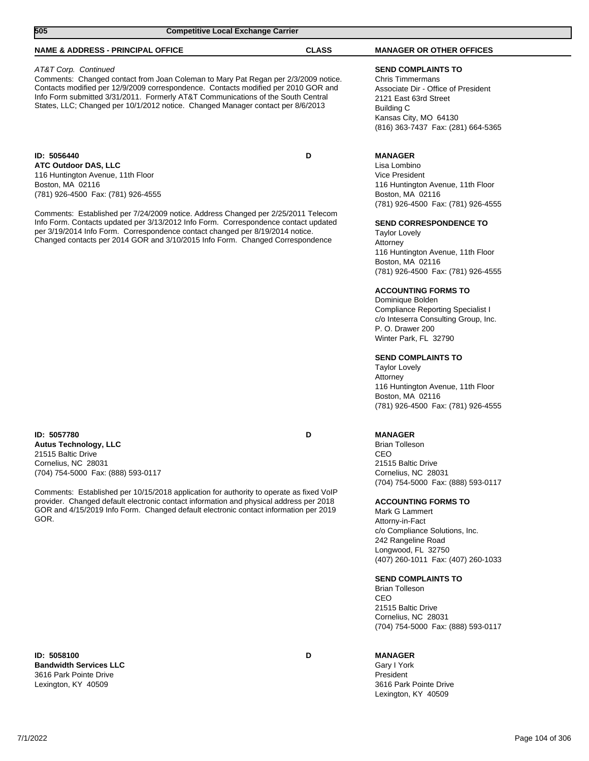**505 Competitive Local Exchange Carrier**

| NAME & ADDRESS - PRINCIPAL OFFICE | CLASS | MANAGER OR OTHER OFFICES |
|---|---|---|

*AT&T Corp. Continued*

Comments: Changed contact from Joan Coleman to Mary Pat Regan per 2/3/2009 notice. Contacts modified per 12/9/2009 correspondence. Contacts modified per 2010 GOR and Info Form submitted 3/31/2011. Formerly AT&T Communications of the South Central States, LLC; Changed per 10/1/2012 notice. Changed Manager contact per 8/6/2013

**SEND COMPLAINTS TO**
Chris Timmermans
Associate Dir - Office of President
2121 East 63rd Street
Building C
Kansas City, MO 64130
(816) 363-7437 Fax: (281) 664-5365

---

**ID: 5056440** — Class: **D**
**ATC Outdoor DAS, LLC**
116 Huntington Avenue, 11th Floor
Boston, MA 02116
(781) 926-4500 Fax: (781) 926-4555

Comments: Established per 7/24/2009 notice. Address Changed per 2/25/2011 Telecom Info Form. Contacts updated per 3/13/2012 Info Form. Correspondence contact updated per 3/19/2014 Info Form. Correspondence contact changed per 8/19/2014 notice. Changed contacts per 2014 GOR and 3/10/2015 Info Form. Changed Correspondence

**MANAGER**
Lisa Lombino
Vice President
116 Huntington Avenue, 11th Floor
Boston, MA 02116
(781) 926-4500 Fax: (781) 926-4555

**SEND CORRESPONDENCE TO**
Taylor Lovely
Attorney
116 Huntington Avenue, 11th Floor
Boston, MA 02116
(781) 926-4500 Fax: (781) 926-4555

**ACCOUNTING FORMS TO**
Dominique Bolden
Compliance Reporting Specialist I
c/o Inteserra Consulting Group, Inc.
P. O. Drawer 200
Winter Park, FL 32790

**SEND COMPLAINTS TO**
Taylor Lovely
Attorney
116 Huntington Avenue, 11th Floor
Boston, MA 02116
(781) 926-4500 Fax: (781) 926-4555

---

**ID: 5057780** — Class: **D**
**Autus Technology, LLC**
21515 Baltic Drive
Cornelius, NC 28031
(704) 754-5000 Fax: (888) 593-0117

Comments: Established per 10/15/2018 application for authority to operate as fixed VoIP provider. Changed default electronic contact information and physical address per 2018 GOR and 4/15/2019 Info Form. Changed default electronic contact information per 2019 GOR.

**MANAGER**
Brian Tolleson
CEO
21515 Baltic Drive
Cornelius, NC 28031
(704) 754-5000 Fax: (888) 593-0117

**ACCOUNTING FORMS TO**
Mark G Lammert
Attorny-in-Fact
c/o Compliance Solutions, Inc.
242 Rangeline Road
Longwood, FL 32750
(407) 260-1011 Fax: (407) 260-1033

**SEND COMPLAINTS TO**
Brian Tolleson
CEO
21515 Baltic Drive
Cornelius, NC 28031
(704) 754-5000 Fax: (888) 593-0117

---

**ID: 5058100** — Class: **D**
**Bandwidth Services LLC**
3616 Park Pointe Drive
Lexington, KY 40509

**MANAGER**
Gary I York
President
3616 Park Pointe Drive
Lexington, KY 40509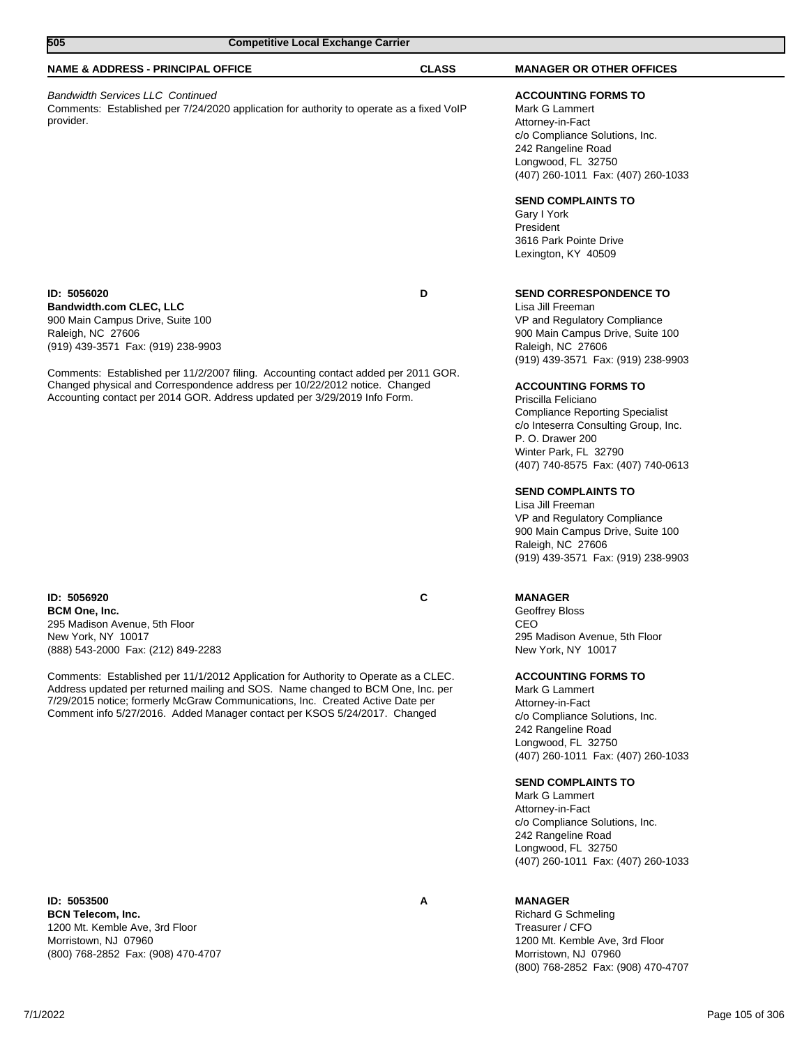## 505 Competitive Local Exchange Carrier

**NAME & ADDRESS - PRINCIPAL OFFICE** | **CLASS** | **MANAGER OR OTHER OFFICES**

*Bandwidth Services LLC Continued*

Comments: Established per 7/24/2020 application for authority to operate as a fixed VoIP provider.

**ACCOUNTING FORMS TO**
Mark G Lammert
Attorney-in-Fact
c/o Compliance Solutions, Inc.
242 Rangeline Road
Longwood, FL 32750
(407) 260-1011 Fax: (407) 260-1033

**SEND COMPLAINTS TO**
Gary I York
President
3616 Park Pointe Drive
Lexington, KY 40509

---

**ID: 5056020** — Class: **D**
**Bandwidth.com CLEC, LLC**
900 Main Campus Drive, Suite 100
Raleigh, NC 27606
(919) 439-3571 Fax: (919) 238-9903

Comments: Established per 11/2/2007 filing. Accounting contact added per 2011 GOR. Changed physical and Correspondence address per 10/22/2012 notice. Changed Accounting contact per 2014 GOR. Address updated per 3/29/2019 Info Form.

**SEND CORRESPONDENCE TO**
Lisa Jill Freeman
VP and Regulatory Compliance
900 Main Campus Drive, Suite 100
Raleigh, NC 27606
(919) 439-3571 Fax: (919) 238-9903

**ACCOUNTING FORMS TO**
Priscilla Feliciano
Compliance Reporting Specialist
c/o Inteserra Consulting Group, Inc.
P. O. Drawer 200
Winter Park, FL 32790
(407) 740-8575 Fax: (407) 740-0613

**SEND COMPLAINTS TO**
Lisa Jill Freeman
VP and Regulatory Compliance
900 Main Campus Drive, Suite 100
Raleigh, NC 27606
(919) 439-3571 Fax: (919) 238-9903

---

**ID: 5056920** — Class: **C**
**BCM One, Inc.**
295 Madison Avenue, 5th Floor
New York, NY 10017
(888) 543-2000 Fax: (212) 849-2283

Comments: Established per 11/1/2012 Application for Authority to Operate as a CLEC. Address updated per returned mailing and SOS. Name changed to BCM One, Inc. per 7/29/2015 notice; formerly McGraw Communications, Inc. Created Active Date per Comment info 5/27/2016. Added Manager contact per KSOS 5/24/2017. Changed

**MANAGER**
Geoffrey Bloss
CEO
295 Madison Avenue, 5th Floor
New York, NY 10017

**ACCOUNTING FORMS TO**
Mark G Lammert
Attorney-in-Fact
c/o Compliance Solutions, Inc.
242 Rangeline Road
Longwood, FL 32750
(407) 260-1011 Fax: (407) 260-1033

**SEND COMPLAINTS TO**
Mark G Lammert
Attorney-in-Fact
c/o Compliance Solutions, Inc.
242 Rangeline Road
Longwood, FL 32750
(407) 260-1011 Fax: (407) 260-1033

---

**ID: 5053500** — Class: **A**
**BCN Telecom, Inc.**
1200 Mt. Kemble Ave, 3rd Floor
Morristown, NJ 07960
(800) 768-2852 Fax: (908) 470-4707

**MANAGER**
Richard G Schmeling
Treasurer / CFO
1200 Mt. Kemble Ave, 3rd Floor
Morristown, NJ 07960
(800) 768-2852 Fax: (908) 470-4707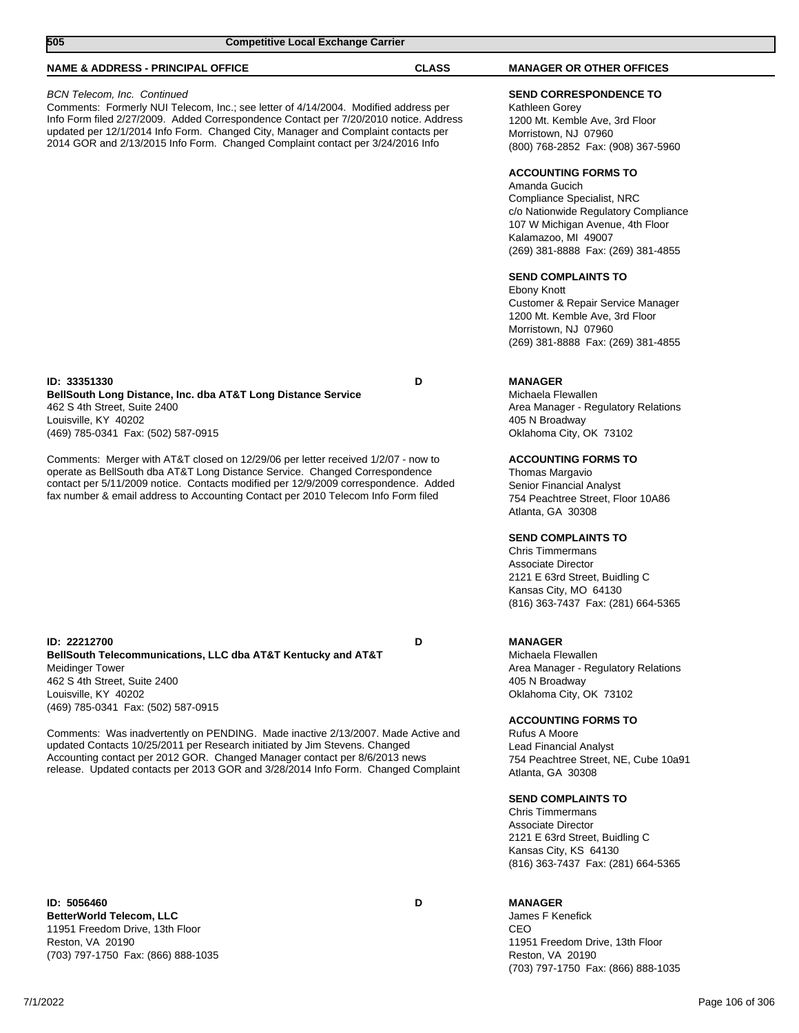## 505 Competitive Local Exchange Carrier

**NAME & ADDRESS - PRINCIPAL OFFICE** | **CLASS** | **MANAGER OR OTHER OFFICES**

*BCN Telecom, Inc. Continued*

Comments: Formerly NUI Telecom, Inc.; see letter of 4/14/2004. Modified address per Info Form filed 2/27/2009. Added Correspondence Contact per 7/20/2010 notice. Address updated per 12/1/2014 Info Form. Changed City, Manager and Complaint contacts per 2014 GOR and 2/13/2015 Info Form. Changed Complaint contact per 3/24/2016 Info

**SEND CORRESPONDENCE TO**
Kathleen Gorey
1200 Mt. Kemble Ave, 3rd Floor
Morristown, NJ 07960
(800) 768-2852 Fax: (908) 367-5960

**ACCOUNTING FORMS TO**
Amanda Gucich
Compliance Specialist, NRC
c/o Nationwide Regulatory Compliance
107 W Michigan Avenue, 4th Floor
Kalamazoo, MI 49007
(269) 381-8888 Fax: (269) 381-4855

**SEND COMPLAINTS TO**
Ebony Knott
Customer & Repair Service Manager
1200 Mt. Kemble Ave, 3rd Floor
Morristown, NJ 07960
(269) 381-8888 Fax: (269) 381-4855

---

**ID: 33351330** — Class: **D**

**BellSouth Long Distance, Inc. dba AT&T Long Distance Service**
462 S 4th Street, Suite 2400
Louisville, KY 40202
(469) 785-0341 Fax: (502) 587-0915

Comments: Merger with AT&T closed on 12/29/06 per letter received 1/2/07 - now to operate as BellSouth dba AT&T Long Distance Service. Changed Correspondence contact per 5/11/2009 notice. Contacts modified per 12/9/2009 correspondence. Added fax number & email address to Accounting Contact per 2010 Telecom Info Form filed

**MANAGER**
Michaela Flewallen
Area Manager - Regulatory Relations
405 N Broadway
Oklahoma City, OK 73102

**ACCOUNTING FORMS TO**
Thomas Margavio
Senior Financial Analyst
754 Peachtree Street, Floor 10A86
Atlanta, GA 30308

**SEND COMPLAINTS TO**
Chris Timmermans
Associate Director
2121 E 63rd Street, Buidling C
Kansas City, MO 64130
(816) 363-7437 Fax: (281) 664-5365

---

**ID: 22212700** — Class: **D**

**BellSouth Telecommunications, LLC dba AT&T Kentucky and AT&T**
Meidinger Tower
462 S 4th Street, Suite 2400
Louisville, KY 40202
(469) 785-0341 Fax: (502) 587-0915

Comments: Was inadvertently on PENDING. Made inactive 2/13/2007. Made Active and updated Contacts 10/25/2011 per Research initiated by Jim Stevens. Changed Accounting contact per 2012 GOR. Changed Manager contact per 8/6/2013 news release. Updated contacts per 2013 GOR and 3/28/2014 Info Form. Changed Complaint

**MANAGER**
Michaela Flewallen
Area Manager - Regulatory Relations
405 N Broadway
Oklahoma City, OK 73102

**ACCOUNTING FORMS TO**
Rufus A Moore
Lead Financial Analyst
754 Peachtree Street, NE, Cube 10a91
Atlanta, GA 30308

**SEND COMPLAINTS TO**
Chris Timmermans
Associate Director
2121 E 63rd Street, Buidling C
Kansas City, KS 64130
(816) 363-7437 Fax: (281) 664-5365

---

**ID: 5056460** — Class: **D**

**BetterWorld Telecom, LLC**
11951 Freedom Drive, 13th Floor
Reston, VA 20190
(703) 797-1750 Fax: (866) 888-1035

**MANAGER**
James F Kenefick
CEO
11951 Freedom Drive, 13th Floor
Reston, VA 20190
(703) 797-1750 Fax: (866) 888-1035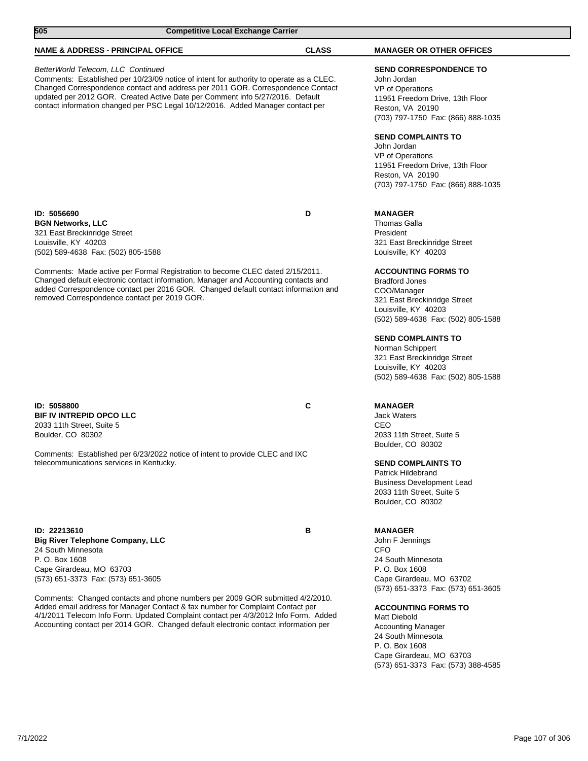## 505 Competitive Local Exchange Carrier

| NAME & ADDRESS - PRINCIPAL OFFICE | CLASS | MANAGER OR OTHER OFFICES |
|---|---|---|

*BetterWorld Telecom, LLC Continued*

Comments: Established per 10/23/09 notice of intent for authority to operate as a CLEC. Changed Correspondence contact and address per 2011 GOR. Correspondence Contact updated per 2012 GOR. Created Active Date per Comment info 5/27/2016. Default contact information changed per PSC Legal 10/12/2016. Added Manager contact per

**SEND CORRESPONDENCE TO**
John Jordan
VP of Operations
11951 Freedom Drive, 13th Floor
Reston, VA 20190
(703) 797-1750 Fax: (866) 888-1035

**SEND COMPLAINTS TO**
John Jordan
VP of Operations
11951 Freedom Drive, 13th Floor
Reston, VA 20190
(703) 797-1750 Fax: (866) 888-1035

---

**ID: 5056690** — Class: **D**
**BGN Networks, LLC**
321 East Breckinridge Street
Louisville, KY 40203
(502) 589-4638 Fax: (502) 805-1588

Comments: Made active per Formal Registration to become CLEC dated 2/15/2011. Changed default electronic contact information, Manager and Accounting contacts and added Correspondence contact per 2016 GOR. Changed default contact information and removed Correspondence contact per 2019 GOR.

**MANAGER**
Thomas Galla
President
321 East Breckinridge Street
Louisville, KY 40203

**ACCOUNTING FORMS TO**
Bradford Jones
COO/Manager
321 East Breckinridge Street
Louisville, KY 40203
(502) 589-4638 Fax: (502) 805-1588

**SEND COMPLAINTS TO**
Norman Schippert
321 East Breckinridge Street
Louisville, KY 40203
(502) 589-4638 Fax: (502) 805-1588

---

**ID: 5058800** — Class: **C**
**BIF IV INTREPID OPCO LLC**
2033 11th Street, Suite 5
Boulder, CO 80302

Comments: Established per 6/23/2022 notice of intent to provide CLEC and IXC telecommunications services in Kentucky.

**MANAGER**
Jack Waters
CEO
2033 11th Street, Suite 5
Boulder, CO 80302

**SEND COMPLAINTS TO**
Patrick Hildebrand
Business Development Lead
2033 11th Street, Suite 5
Boulder, CO 80302

---

**ID: 22213610** — Class: **B**
**Big River Telephone Company, LLC**
24 South Minnesota
P. O. Box 1608
Cape Girardeau, MO 63703
(573) 651-3373 Fax: (573) 651-3605

Comments: Changed contacts and phone numbers per 2009 GOR submitted 4/2/2010. Added email address for Manager Contact & fax number for Complaint Contact per 4/1/2011 Telecom Info Form. Updated Complaint contact per 4/3/2012 Info Form. Added Accounting contact per 2014 GOR. Changed default electronic contact information per

**MANAGER**
John F Jennings
CFO
24 South Minnesota
P. O. Box 1608
Cape Girardeau, MO 63702
(573) 651-3373 Fax: (573) 651-3605

**ACCOUNTING FORMS TO**
Matt Diebold
Accounting Manager
24 South Minnesota
P. O. Box 1608
Cape Girardeau, MO 63703
(573) 651-3373 Fax: (573) 388-4585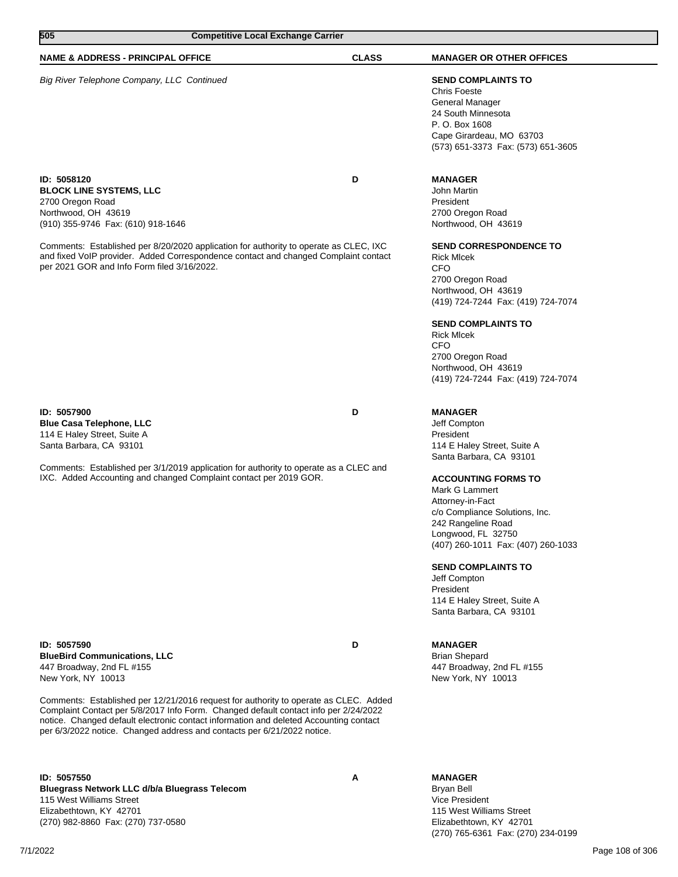## 505 Competitive Local Exchange Carrier

| NAME & ADDRESS - PRINCIPAL OFFICE | CLASS | MANAGER OR OTHER OFFICES |
|---|---|---|
| *Big River Telephone Company, LLC Continued* | | **SEND COMPLAINTS TO**<br>Chris Foeste<br>General Manager<br>24 South Minnesota<br>P. O. Box 1608<br>Cape Girardeau, MO 63703<br>(573) 651-3373 Fax: (573) 651-3605 |
| **ID: 5058120**<br>**BLOCK LINE SYSTEMS, LLC**<br>2700 Oregon Road<br>Northwood, OH 43619<br>(910) 355-9746 Fax: (610) 918-1646<br><br>Comments: Established per 8/20/2020 application for authority to operate as CLEC, IXC and fixed VoIP provider. Added Correspondence contact and changed Complaint contact per 2021 GOR and Info Form filed 3/16/2022. | D | **MANAGER**<br>John Martin<br>President<br>2700 Oregon Road<br>Northwood, OH 43619<br><br>**SEND CORRESPONDENCE TO**<br>Rick Mlcek<br>CFO<br>2700 Oregon Road<br>Northwood, OH 43619<br>(419) 724-7244 Fax: (419) 724-7074<br><br>**SEND COMPLAINTS TO**<br>Rick Mlcek<br>CFO<br>2700 Oregon Road<br>Northwood, OH 43619<br>(419) 724-7244 Fax: (419) 724-7074 |
| **ID: 5057900**<br>**Blue Casa Telephone, LLC**<br>114 E Haley Street, Suite A<br>Santa Barbara, CA 93101<br><br>Comments: Established per 3/1/2019 application for authority to operate as a CLEC and IXC. Added Accounting and changed Complaint contact per 2019 GOR. | D | **MANAGER**<br>Jeff Compton<br>President<br>114 E Haley Street, Suite A<br>Santa Barbara, CA 93101<br><br>**ACCOUNTING FORMS TO**<br>Mark G Lammert<br>Attorney-in-Fact<br>c/o Compliance Solutions, Inc.<br>242 Rangeline Road<br>Longwood, FL 32750<br>(407) 260-1011 Fax: (407) 260-1033<br><br>**SEND COMPLAINTS TO**<br>Jeff Compton<br>President<br>114 E Haley Street, Suite A<br>Santa Barbara, CA 93101 |
| **ID: 5057590**<br>**BlueBird Communications, LLC**<br>447 Broadway, 2nd FL #155<br>New York, NY 10013<br><br>Comments: Established per 12/21/2016 request for authority to operate as CLEC. Added Complaint Contact per 5/8/2017 Info Form. Changed default contact info per 2/24/2022 notice. Changed default electronic contact information and deleted Accounting contact per 6/3/2022 notice. Changed address and contacts per 6/21/2022 notice. | D | **MANAGER**<br>Brian Shepard<br>447 Broadway, 2nd FL #155<br>New York, NY 10013 |
| **ID: 5057550**<br>**Bluegrass Network LLC d/b/a Bluegrass Telecom**<br>115 West Williams Street<br>Elizabethtown, KY 42701<br>(270) 982-8860 Fax: (270) 737-0580 | A | **MANAGER**<br>Bryan Bell<br>Vice President<br>115 West Williams Street<br>Elizabethtown, KY 42701<br>(270) 765-6361 Fax: (270) 234-0199 |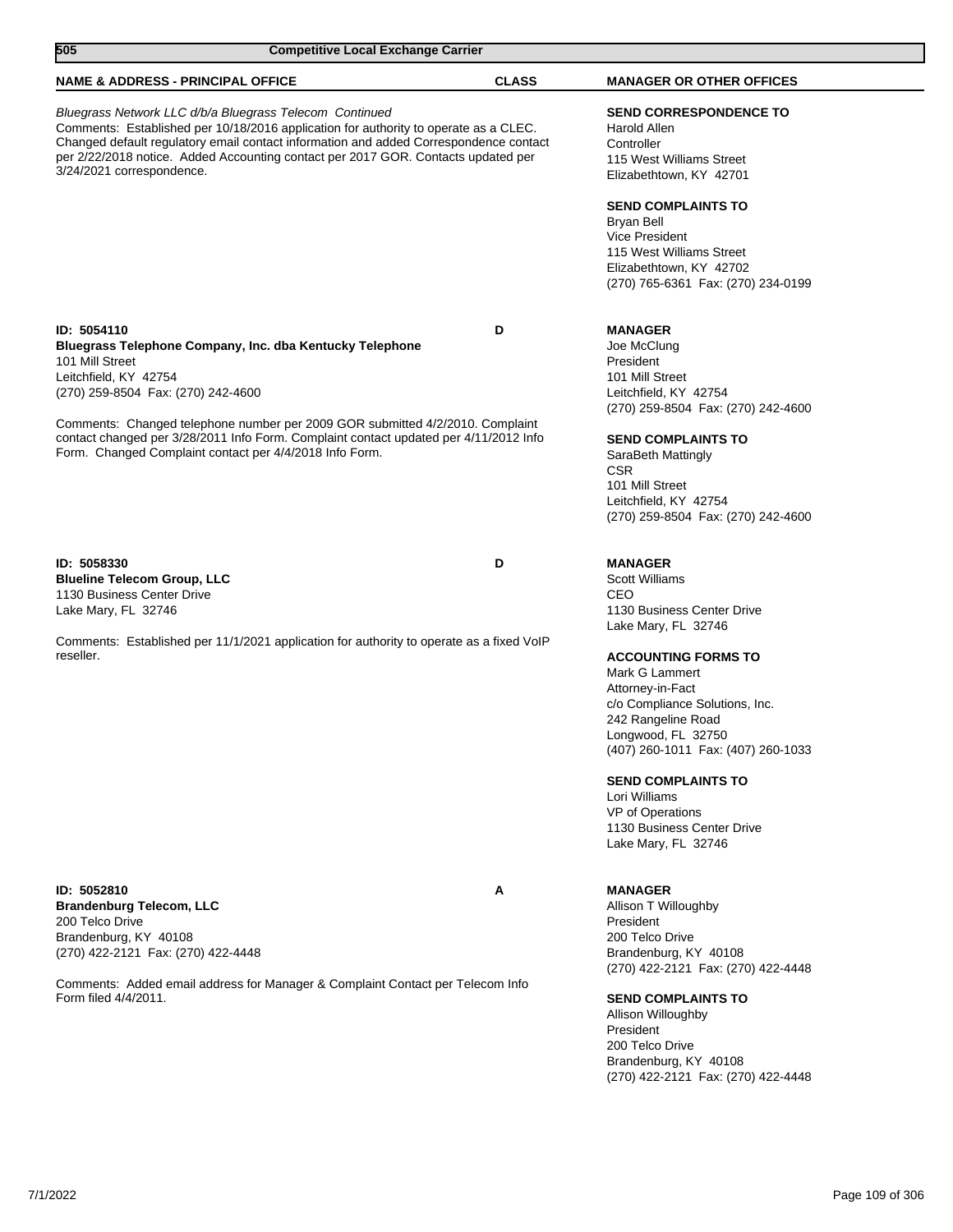## 505 Competitive Local Exchange Carrier

| NAME & ADDRESS - PRINCIPAL OFFICE | CLASS | MANAGER OR OTHER OFFICES |
|---|---|---|
| *Bluegrass Network LLC d/b/a Bluegrass Telecom Continued*<br>Comments: Established per 10/18/2016 application for authority to operate as a CLEC. Changed default regulatory email contact information and added Correspondence contact per 2/22/2018 notice. Added Accounting contact per 2017 GOR. Contacts updated per 3/24/2021 correspondence. | | **SEND CORRESPONDENCE TO**<br>Harold Allen<br>Controller<br>115 West Williams Street<br>Elizabethtown, KY 42701<br><br>**SEND COMPLAINTS TO**<br>Bryan Bell<br>Vice President<br>115 West Williams Street<br>Elizabethtown, KY 42702<br>(270) 765-6361 Fax: (270) 234-0199 |
| **ID: 5054110**<br>**Bluegrass Telephone Company, Inc. dba Kentucky Telephone**<br>101 Mill Street<br>Leitchfield, KY 42754<br>(270) 259-8504 Fax: (270) 242-4600<br><br>Comments: Changed telephone number per 2009 GOR submitted 4/2/2010. Complaint contact changed per 3/28/2011 Info Form. Complaint contact updated per 4/11/2012 Info Form. Changed Complaint contact per 4/4/2018 Info Form. | D | **MANAGER**<br>Joe McClung<br>President<br>101 Mill Street<br>Leitchfield, KY 42754<br>(270) 259-8504 Fax: (270) 242-4600<br><br>**SEND COMPLAINTS TO**<br>SaraBeth Mattingly<br>CSR<br>101 Mill Street<br>Leitchfield, KY 42754<br>(270) 259-8504 Fax: (270) 242-4600 |
| **ID: 5058330**<br>**Blueline Telecom Group, LLC**<br>1130 Business Center Drive<br>Lake Mary, FL 32746<br><br>Comments: Established per 11/1/2021 application for authority to operate as a fixed VoIP reseller. | D | **MANAGER**<br>Scott Williams<br>CEO<br>1130 Business Center Drive<br>Lake Mary, FL 32746<br><br>**ACCOUNTING FORMS TO**<br>Mark G Lammert<br>Attorney-in-Fact<br>c/o Compliance Solutions, Inc.<br>242 Rangeline Road<br>Longwood, FL 32750<br>(407) 260-1011 Fax: (407) 260-1033<br><br>**SEND COMPLAINTS TO**<br>Lori Williams<br>VP of Operations<br>1130 Business Center Drive<br>Lake Mary, FL 32746 |
| **ID: 5052810**<br>**Brandenburg Telecom, LLC**<br>200 Telco Drive<br>Brandenburg, KY 40108<br>(270) 422-2121 Fax: (270) 422-4448<br><br>Comments: Added email address for Manager & Complaint Contact per Telecom Info Form filed 4/4/2011. | A | **MANAGER**<br>Allison T Willoughby<br>President<br>200 Telco Drive<br>Brandenburg, KY 40108<br>(270) 422-2121 Fax: (270) 422-4448<br><br>**SEND COMPLAINTS TO**<br>Allison Willoughby<br>President<br>200 Telco Drive<br>Brandenburg, KY 40108<br>(270) 422-2121 Fax: (270) 422-4448 |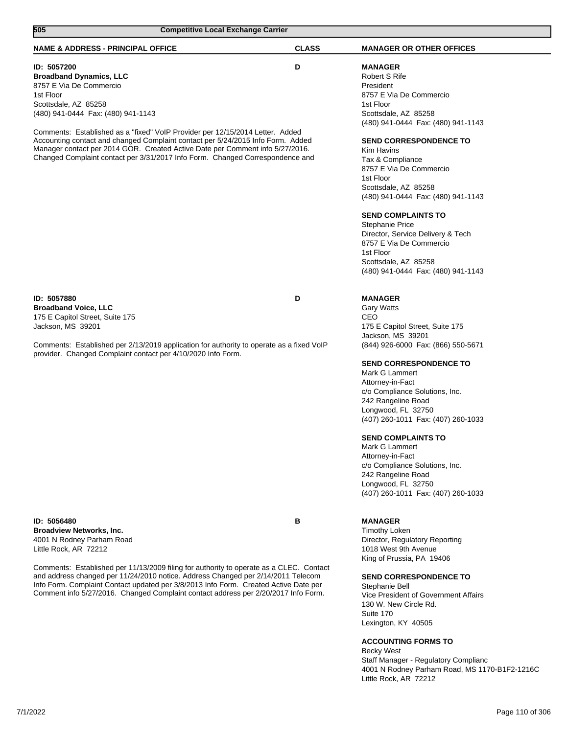## 505 Competitive Local Exchange Carrier

| NAME & ADDRESS - PRINCIPAL OFFICE | CLASS | MANAGER OR OTHER OFFICES |
|---|---|---|

**ID: 5057200** — Class: **D**

**Broadband Dynamics, LLC**
8757 E Via De Commercio
1st Floor
Scottsdale, AZ 85258
(480) 941-0444 Fax: (480) 941-1143

Comments: Established as a "fixed" VoIP Provider per 12/15/2014 Letter. Added Accounting contact and changed Complaint contact per 5/24/2015 Info Form. Added Manager contact per 2014 GOR. Created Active Date per Comment info 5/27/2016. Changed Complaint contact per 3/31/2017 Info Form. Changed Correspondence and

**MANAGER**
Robert S Rife
President
8757 E Via De Commercio
1st Floor
Scottsdale, AZ 85258
(480) 941-0444 Fax: (480) 941-1143

**SEND CORRESPONDENCE TO**
Kim Havins
Tax & Compliance
8757 E Via De Commercio
1st Floor
Scottsdale, AZ 85258
(480) 941-0444 Fax: (480) 941-1143

**SEND COMPLAINTS TO**
Stephanie Price
Director, Service Delivery & Tech
8757 E Via De Commercio
1st Floor
Scottsdale, AZ 85258
(480) 941-0444 Fax: (480) 941-1143

---

**ID: 5057880** — Class: **D**

**Broadband Voice, LLC**
175 E Capitol Street, Suite 175
Jackson, MS 39201

Comments: Established per 2/13/2019 application for authority to operate as a fixed VoIP provider. Changed Complaint contact per 4/10/2020 Info Form.

**MANAGER**
Gary Watts
CEO
175 E Capitol Street, Suite 175
Jackson, MS 39201
(844) 926-6000 Fax: (866) 550-5671

**SEND CORRESPONDENCE TO**
Mark G Lammert
Attorney-in-Fact
c/o Compliance Solutions, Inc.
242 Rangeline Road
Longwood, FL 32750
(407) 260-1011 Fax: (407) 260-1033

**SEND COMPLAINTS TO**
Mark G Lammert
Attorney-in-Fact
c/o Compliance Solutions, Inc.
242 Rangeline Road
Longwood, FL 32750
(407) 260-1011 Fax: (407) 260-1033

---

**ID: 5056480** — Class: **B**

**Broadview Networks, Inc.**
4001 N Rodney Parham Road
Little Rock, AR 72212

Comments: Established per 11/13/2009 filing for authority to operate as a CLEC. Contact and address changed per 11/24/2010 notice. Address Changed per 2/14/2011 Telecom Info Form. Complaint Contact updated per 3/8/2013 Info Form. Created Active Date per Comment info 5/27/2016. Changed Complaint contact address per 2/20/2017 Info Form.

**MANAGER**
Timothy Loken
Director, Regulatory Reporting
1018 West 9th Avenue
King of Prussia, PA 19406

**SEND CORRESPONDENCE TO**
Stephanie Bell
Vice President of Government Affairs
130 W. New Circle Rd.
Suite 170
Lexington, KY 40505

**ACCOUNTING FORMS TO**
Becky West
Staff Manager - Regulatory Complianc
4001 N Rodney Parham Road, MS 1170-B1F2-1216C
Little Rock, AR 72212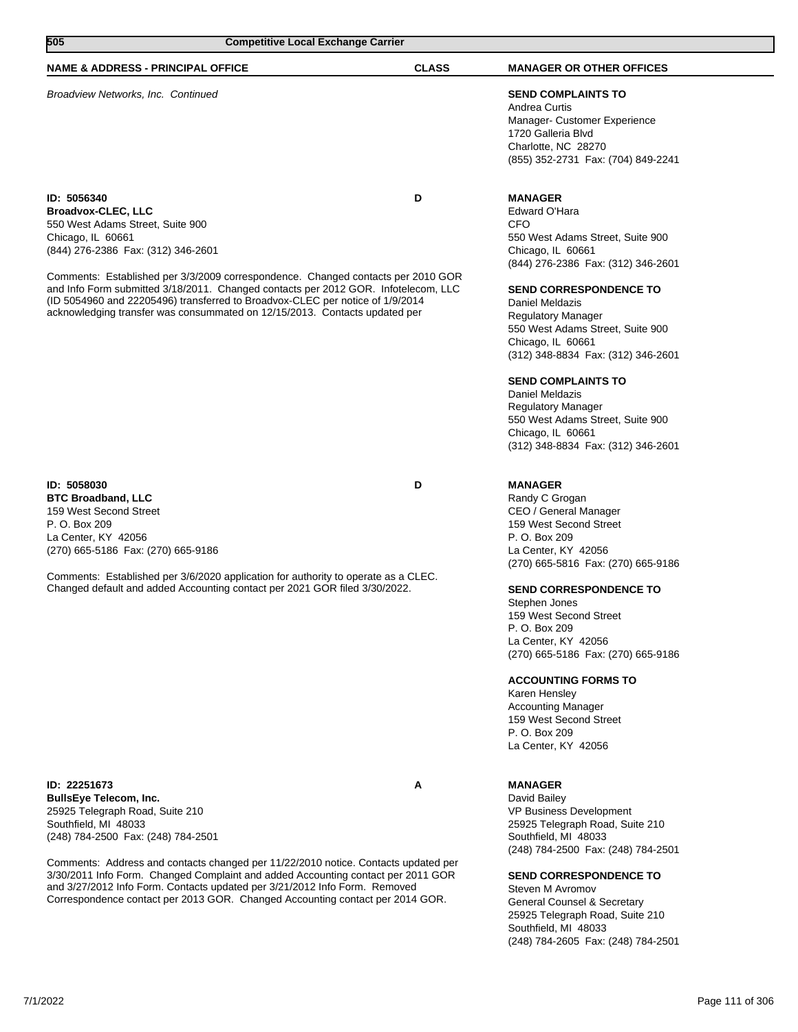## 505 Competitive Local Exchange Carrier

| NAME & ADDRESS - PRINCIPAL OFFICE | CLASS | MANAGER OR OTHER OFFICES |
|---|---|---|
| *Broadview Networks, Inc. Continued* | | **SEND COMPLAINTS TO**<br>Andrea Curtis<br>Manager- Customer Experience<br>1720 Galleria Blvd<br>Charlotte, NC 28270<br>(855) 352-2731 Fax: (704) 849-2241 |
| **ID: 5056340**<br>**Broadvox-CLEC, LLC**<br>550 West Adams Street, Suite 900<br>Chicago, IL 60661<br>(844) 276-2386 Fax: (312) 346-2601<br><br>Comments: Established per 3/3/2009 correspondence. Changed contacts per 2010 GOR and Info Form submitted 3/18/2011. Changed contacts per 2012 GOR. Infotelecom, LLC (ID 5054960 and 22205496) transferred to Broadvox-CLEC per notice of 1/9/2014 acknowledging transfer was consummated on 12/15/2013. Contacts updated per | D | **MANAGER**<br>Edward O'Hara<br>CFO<br>550 West Adams Street, Suite 900<br>Chicago, IL 60661<br>(844) 276-2386 Fax: (312) 346-2601<br><br>**SEND CORRESPONDENCE TO**<br>Daniel Meldazis<br>Regulatory Manager<br>550 West Adams Street, Suite 900<br>Chicago, IL 60661<br>(312) 348-8834 Fax: (312) 346-2601<br><br>**SEND COMPLAINTS TO**<br>Daniel Meldazis<br>Regulatory Manager<br>550 West Adams Street, Suite 900<br>Chicago, IL 60661<br>(312) 348-8834 Fax: (312) 346-2601 |
| **ID: 5058030**<br>**BTC Broadband, LLC**<br>159 West Second Street<br>P. O. Box 209<br>La Center, KY 42056<br>(270) 665-5186 Fax: (270) 665-9186<br><br>Comments: Established per 3/6/2020 application for authority to operate as a CLEC. Changed default and added Accounting contact per 2021 GOR filed 3/30/2022. | D | **MANAGER**<br>Randy C Grogan<br>CEO / General Manager<br>159 West Second Street<br>P. O. Box 209<br>La Center, KY 42056<br>(270) 665-5816 Fax: (270) 665-9186<br><br>**SEND CORRESPONDENCE TO**<br>Stephen Jones<br>159 West Second Street<br>P. O. Box 209<br>La Center, KY 42056<br>(270) 665-5186 Fax: (270) 665-9186<br><br>**ACCOUNTING FORMS TO**<br>Karen Hensley<br>Accounting Manager<br>159 West Second Street<br>P. O. Box 209<br>La Center, KY 42056 |
| **ID: 22251673**<br>**BullsEye Telecom, Inc.**<br>25925 Telegraph Road, Suite 210<br>Southfield, MI 48033<br>(248) 784-2500 Fax: (248) 784-2501<br><br>Comments: Address and contacts changed per 11/22/2010 notice. Contacts updated per 3/30/2011 Info Form. Changed Complaint and added Accounting contact per 2011 GOR and 3/27/2012 Info Form. Contacts updated per 3/21/2012 Info Form. Removed Correspondence contact per 2013 GOR. Changed Accounting contact per 2014 GOR. | A | **MANAGER**<br>David Bailey<br>VP Business Development<br>25925 Telegraph Road, Suite 210<br>Southfield, MI 48033<br>(248) 784-2500 Fax: (248) 784-2501<br><br>**SEND CORRESPONDENCE TO**<br>Steven M Avromov<br>General Counsel & Secretary<br>25925 Telegraph Road, Suite 210<br>Southfield, MI 48033<br>(248) 784-2605 Fax: (248) 784-2501 |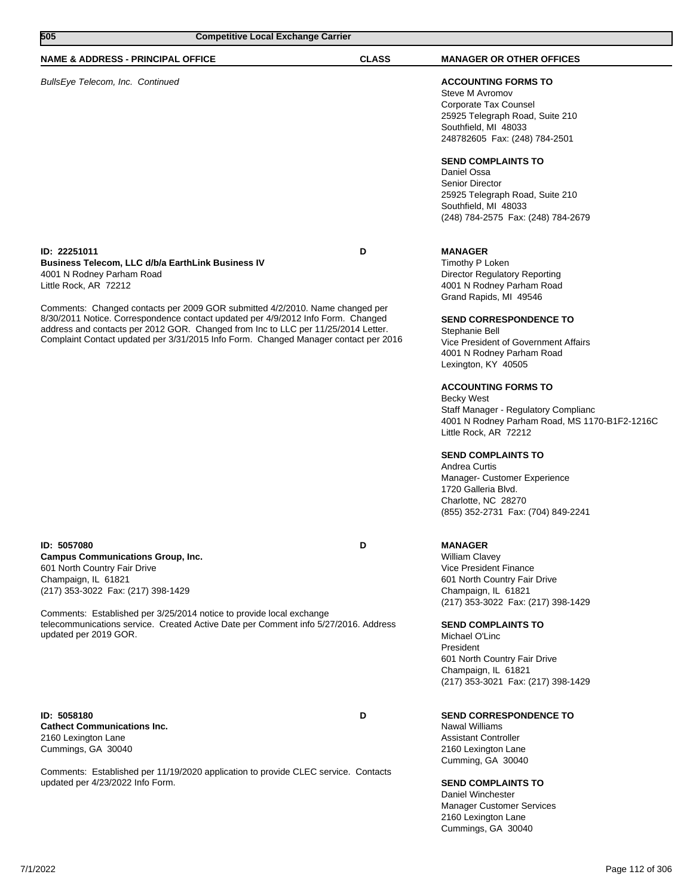## 505 Competitive Local Exchange Carrier

| NAME & ADDRESS - PRINCIPAL OFFICE | CLASS | MANAGER OR OTHER OFFICES |
|---|---|---|
| *BullsEye Telecom, Inc. Continued* | | **ACCOUNTING FORMS TO**<br>Steve M Avromov<br>Corporate Tax Counsel<br>25925 Telegraph Road, Suite 210<br>Southfield, MI 48033<br>248782605 Fax: (248) 784-2501<br><br>**SEND COMPLAINTS TO**<br>Daniel Ossa<br>Senior Director<br>25925 Telegraph Road, Suite 210<br>Southfield, MI 48033<br>(248) 784-2575 Fax: (248) 784-2679 |
| **ID: 22251011**<br>**Business Telecom, LLC d/b/a EarthLink Business IV**<br>4001 N Rodney Parham Road<br>Little Rock, AR 72212<br><br>Comments: Changed contacts per 2009 GOR submitted 4/2/2010. Name changed per 8/30/2011 Notice. Correspondence contact updated per 4/9/2012 Info Form. Changed address and contacts per 2012 GOR. Changed from Inc to LLC per 11/25/2014 Letter. Complaint Contact updated per 3/31/2015 Info Form. Changed Manager contact per 2016 | D | **MANAGER**<br>Timothy P Loken<br>Director Regulatory Reporting<br>4001 N Rodney Parham Road<br>Grand Rapids, MI 49546<br><br>**SEND CORRESPONDENCE TO**<br>Stephanie Bell<br>Vice President of Government Affairs<br>4001 N Rodney Parham Road<br>Lexington, KY 40505<br><br>**ACCOUNTING FORMS TO**<br>Becky West<br>Staff Manager - Regulatory Complianc<br>4001 N Rodney Parham Road, MS 1170-B1F2-1216C<br>Little Rock, AR 72212<br><br>**SEND COMPLAINTS TO**<br>Andrea Curtis<br>Manager- Customer Experience<br>1720 Galleria Blvd.<br>Charlotte, NC 28270<br>(855) 352-2731 Fax: (704) 849-2241 |
| **ID: 5057080**<br>**Campus Communications Group, Inc.**<br>601 North Country Fair Drive<br>Champaign, IL 61821<br>(217) 353-3022 Fax: (217) 398-1429<br><br>Comments: Established per 3/25/2014 notice to provide local exchange telecommunications service. Created Active Date per Comment info 5/27/2016. Address updated per 2019 GOR. | D | **MANAGER**<br>William Clavey<br>Vice President Finance<br>601 North Country Fair Drive<br>Champaign, IL 61821<br>(217) 353-3022 Fax: (217) 398-1429<br><br>**SEND COMPLAINTS TO**<br>Michael O'Linc<br>President<br>601 North Country Fair Drive<br>Champaign, IL 61821<br>(217) 353-3021 Fax: (217) 398-1429 |
| **ID: 5058180**<br>**Cathect Communications Inc.**<br>2160 Lexington Lane<br>Cummings, GA 30040<br><br>Comments: Established per 11/19/2020 application to provide CLEC service. Contacts updated per 4/23/2022 Info Form. | D | **SEND CORRESPONDENCE TO**<br>Nawal Williams<br>Assistant Controller<br>2160 Lexington Lane<br>Cumming, GA 30040<br><br>**SEND COMPLAINTS TO**<br>Daniel Winchester<br>Manager Customer Services<br>2160 Lexington Lane<br>Cummings, GA 30040 |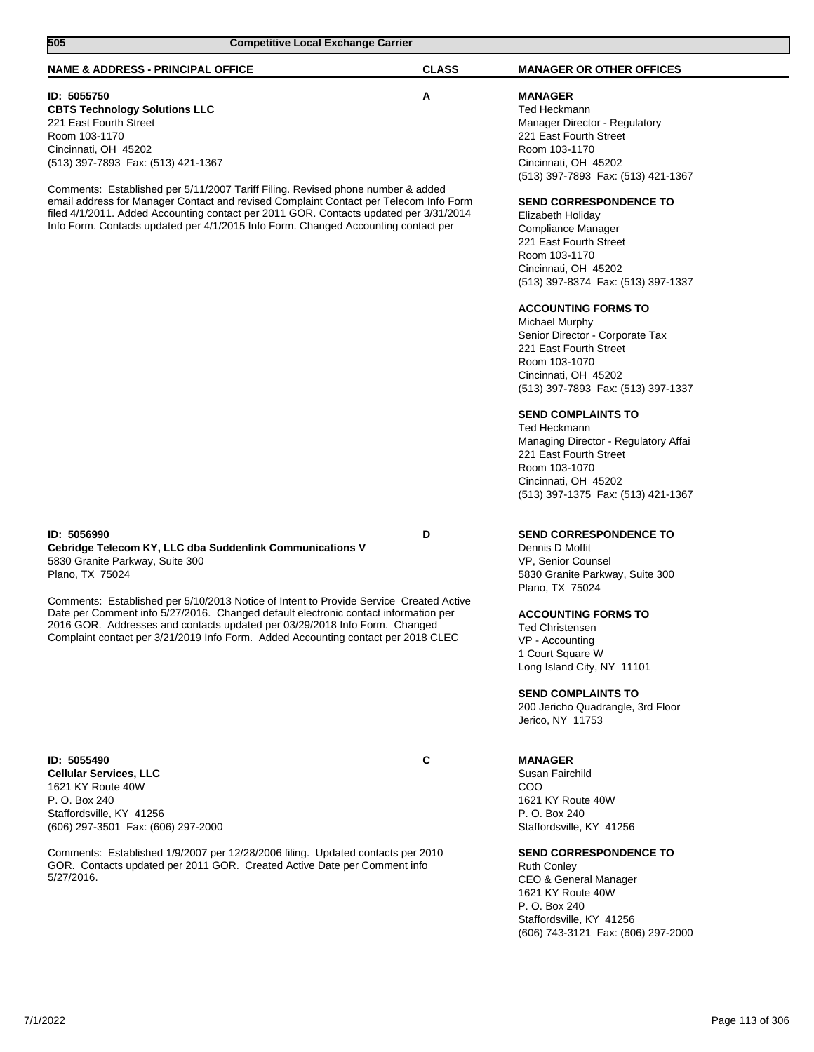**505 Competitive Local Exchange Carrier**

| NAME & ADDRESS - PRINCIPAL OFFICE | CLASS | MANAGER OR OTHER OFFICES |
|---|---|---|

**ID: 5055750** — Class: **A**

**CBTS Technology Solutions LLC**
221 East Fourth Street
Room 103-1170
Cincinnati, OH 45202
(513) 397-7893 Fax: (513) 421-1367

Comments: Established per 5/11/2007 Tariff Filing. Revised phone number & added email address for Manager Contact and revised Complaint Contact per Telecom Info Form filed 4/1/2011. Added Accounting contact per 2011 GOR. Contacts updated per 3/31/2014 Info Form. Contacts updated per 4/1/2015 Info Form. Changed Accounting contact per

**MANAGER**
Ted Heckmann
Manager Director - Regulatory
221 East Fourth Street
Room 103-1170
Cincinnati, OH 45202
(513) 397-7893 Fax: (513) 421-1367

**SEND CORRESPONDENCE TO**
Elizabeth Holiday
Compliance Manager
221 East Fourth Street
Room 103-1170
Cincinnati, OH 45202
(513) 397-8374 Fax: (513) 397-1337

**ACCOUNTING FORMS TO**
Michael Murphy
Senior Director - Corporate Tax
221 East Fourth Street
Room 103-1070
Cincinnati, OH 45202
(513) 397-7893 Fax: (513) 397-1337

**SEND COMPLAINTS TO**
Ted Heckmann
Managing Director - Regulatory Affai
221 East Fourth Street
Room 103-1070
Cincinnati, OH 45202
(513) 397-1375 Fax: (513) 421-1367

---

**ID: 5056990** — Class: **D**

**Cebridge Telecom KY, LLC dba Suddenlink Communications V**
5830 Granite Parkway, Suite 300
Plano, TX 75024

Comments: Established per 5/10/2013 Notice of Intent to Provide Service Created Active Date per Comment info 5/27/2016. Changed default electronic contact information per 2016 GOR. Addresses and contacts updated per 03/29/2018 Info Form. Changed Complaint contact per 3/21/2019 Info Form. Added Accounting contact per 2018 CLEC

**SEND CORRESPONDENCE TO**
Dennis D Moffit
VP, Senior Counsel
5830 Granite Parkway, Suite 300
Plano, TX 75024

**ACCOUNTING FORMS TO**
Ted Christensen
VP - Accounting
1 Court Square W
Long Island City, NY 11101

**SEND COMPLAINTS TO**
200 Jericho Quadrangle, 3rd Floor
Jerico, NY 11753

---

**ID: 5055490** — Class: **C**

**Cellular Services, LLC**
1621 KY Route 40W
P. O. Box 240
Staffordsville, KY 41256
(606) 297-3501 Fax: (606) 297-2000

Comments: Established 1/9/2007 per 12/28/2006 filing. Updated contacts per 2010 GOR. Contacts updated per 2011 GOR. Created Active Date per Comment info 5/27/2016.

**MANAGER**
Susan Fairchild
COO
1621 KY Route 40W
P. O. Box 240
Staffordsville, KY 41256

**SEND CORRESPONDENCE TO**
Ruth Conley
CEO & General Manager
1621 KY Route 40W
P. O. Box 240
Staffordsville, KY 41256
(606) 743-3121 Fax: (606) 297-2000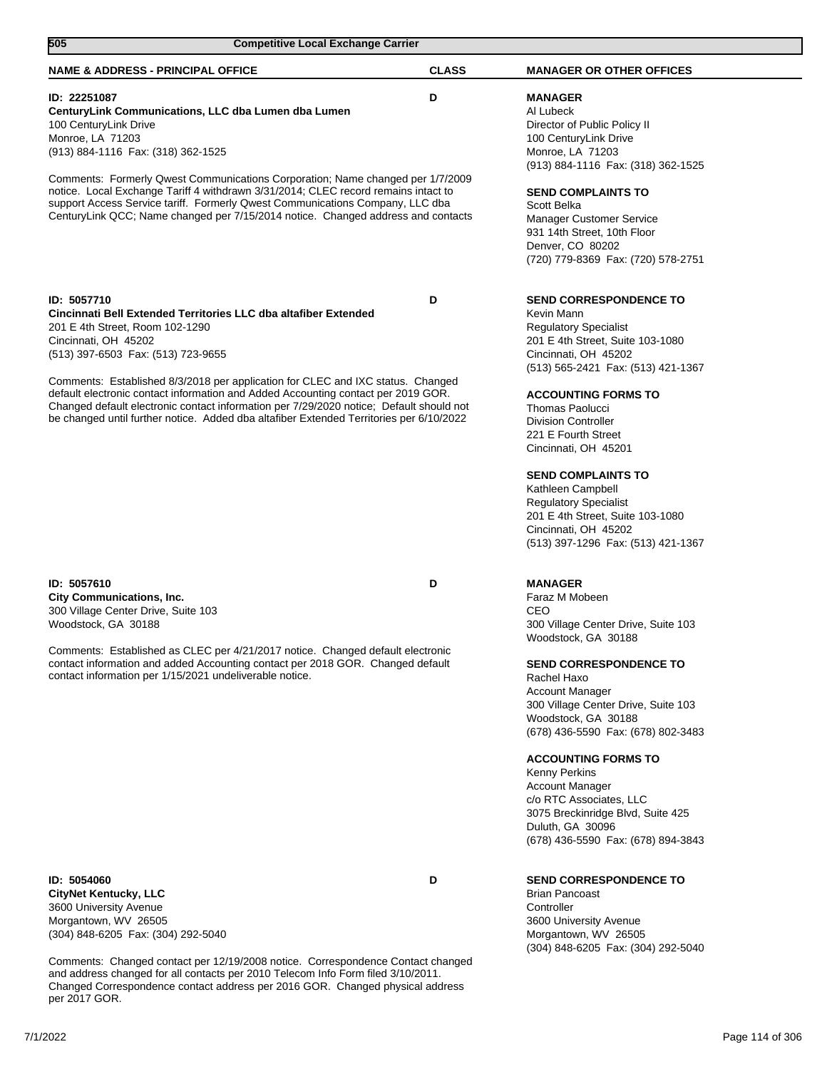## 505 Competitive Local Exchange Carrier

| NAME & ADDRESS - PRINCIPAL OFFICE | CLASS | MANAGER OR OTHER OFFICES |
|---|---|---|
| **ID: 22251087**<br>**CenturyLink Communications, LLC dba Lumen dba Lumen**<br>100 CenturyLink Drive<br>Monroe, LA 71203<br>(913) 884-1116 Fax: (318) 362-1525<br><br>Comments: Formerly Qwest Communications Corporation; Name changed per 1/7/2009 notice. Local Exchange Tariff 4 withdrawn 3/31/2014; CLEC record remains intact to support Access Service tariff. Formerly Qwest Communications Company, LLC dba CenturyLink QCC; Name changed per 7/15/2014 notice. Changed address and contacts | D | **MANAGER**<br>Al Lubeck<br>Director of Public Policy II<br>100 CenturyLink Drive<br>Monroe, LA 71203<br>(913) 884-1116 Fax: (318) 362-1525<br><br>**SEND COMPLAINTS TO**<br>Scott Belka<br>Manager Customer Service<br>931 14th Street, 10th Floor<br>Denver, CO 80202<br>(720) 779-8369 Fax: (720) 578-2751 |
| **ID: 5057710**<br>**Cincinnati Bell Extended Territories LLC dba altafiber Extended**<br>201 E 4th Street, Room 102-1290<br>Cincinnati, OH 45202<br>(513) 397-6503 Fax: (513) 723-9655<br><br>Comments: Established 8/3/2018 per application for CLEC and IXC status. Changed default electronic contact information and Added Accounting contact per 2019 GOR. Changed default electronic contact information per 7/29/2020 notice; Default should not be changed until further notice. Added dba altafiber Extended Territories per 6/10/2022 | D | **SEND CORRESPONDENCE TO**<br>Kevin Mann<br>Regulatory Specialist<br>201 E 4th Street, Suite 103-1080<br>Cincinnati, OH 45202<br>(513) 565-2421 Fax: (513) 421-1367<br><br>**ACCOUNTING FORMS TO**<br>Thomas Paolucci<br>Division Controller<br>221 E Fourth Street<br>Cincinnati, OH 45201<br><br>**SEND COMPLAINTS TO**<br>Kathleen Campbell<br>Regulatory Specialist<br>201 E 4th Street, Suite 103-1080<br>Cincinnati, OH 45202<br>(513) 397-1296 Fax: (513) 421-1367 |
| **ID: 5057610**<br>**City Communications, Inc.**<br>300 Village Center Drive, Suite 103<br>Woodstock, GA 30188<br><br>Comments: Established as CLEC per 4/21/2017 notice. Changed default electronic contact information and added Accounting contact per 2018 GOR. Changed default contact information per 1/15/2021 undeliverable notice. | D | **MANAGER**<br>Faraz M Mobeen<br>CEO<br>300 Village Center Drive, Suite 103<br>Woodstock, GA 30188<br><br>**SEND CORRESPONDENCE TO**<br>Rachel Haxo<br>Account Manager<br>300 Village Center Drive, Suite 103<br>Woodstock, GA 30188<br>(678) 436-5590 Fax: (678) 802-3483<br><br>**ACCOUNTING FORMS TO**<br>Kenny Perkins<br>Account Manager<br>c/o RTC Associates, LLC<br>3075 Breckinridge Blvd, Suite 425<br>Duluth, GA 30096<br>(678) 436-5590 Fax: (678) 894-3843 |
| **ID: 5054060**<br>**CityNet Kentucky, LLC**<br>3600 University Avenue<br>Morgantown, WV 26505<br>(304) 848-6205 Fax: (304) 292-5040<br><br>Comments: Changed contact per 12/19/2008 notice. Correspondence Contact changed and address changed for all contacts per 2010 Telecom Info Form filed 3/10/2011. Changed Correspondence contact address per 2016 GOR. Changed physical address per 2017 GOR. | D | **SEND CORRESPONDENCE TO**<br>Brian Pancoast<br>Controller<br>3600 University Avenue<br>Morgantown, WV 26505<br>(304) 848-6205 Fax: (304) 292-5040 |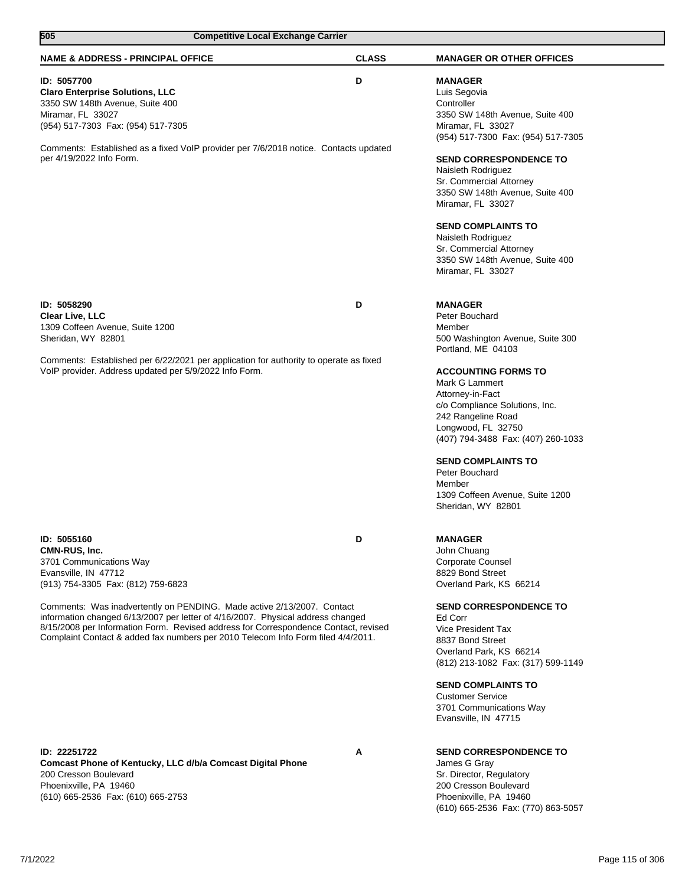## 505 Competitive Local Exchange Carrier

| NAME & ADDRESS - PRINCIPAL OFFICE | CLASS | MANAGER OR OTHER OFFICES |
|---|---|---|
| **ID: 5057700**<br>**Claro Enterprise Solutions, LLC**<br>3350 SW 148th Avenue, Suite 400<br>Miramar, FL 33027<br>(954) 517-7303 Fax: (954) 517-7305<br><br>Comments: Established as a fixed VoIP provider per 7/6/2018 notice. Contacts updated per 4/19/2022 Info Form. | D | **MANAGER**<br>Luis Segovia<br>Controller<br>3350 SW 148th Avenue, Suite 400<br>Miramar, FL 33027<br>(954) 517-7300 Fax: (954) 517-7305<br><br>**SEND CORRESPONDENCE TO**<br>Naisleth Rodriguez<br>Sr. Commercial Attorney<br>3350 SW 148th Avenue, Suite 400<br>Miramar, FL 33027<br><br>**SEND COMPLAINTS TO**<br>Naisleth Rodriguez<br>Sr. Commercial Attorney<br>3350 SW 148th Avenue, Suite 400<br>Miramar, FL 33027 |
| **ID: 5058290**<br>**Clear Live, LLC**<br>1309 Coffeen Avenue, Suite 1200<br>Sheridan, WY 82801<br><br>Comments: Established per 6/22/2021 per application for authority to operate as fixed VoIP provider. Address updated per 5/9/2022 Info Form. | D | **MANAGER**<br>Peter Bouchard<br>Member<br>500 Washington Avenue, Suite 300<br>Portland, ME 04103<br><br>**ACCOUNTING FORMS TO**<br>Mark G Lammert<br>Attorney-in-Fact<br>c/o Compliance Solutions, Inc.<br>242 Rangeline Road<br>Longwood, FL 32750<br>(407) 794-3488 Fax: (407) 260-1033<br><br>**SEND COMPLAINTS TO**<br>Peter Bouchard<br>Member<br>1309 Coffeen Avenue, Suite 1200<br>Sheridan, WY 82801 |
| **ID: 5055160**<br>**CMN-RUS, Inc.**<br>3701 Communications Way<br>Evansville, IN 47712<br>(913) 754-3305 Fax: (812) 759-6823<br><br>Comments: Was inadvertently on PENDING. Made active 2/13/2007. Contact information changed 6/13/2007 per letter of 4/16/2007. Physical address changed 8/15/2008 per Information Form. Revised address for Correspondence Contact, revised Complaint Contact & added fax numbers per 2010 Telecom Info Form filed 4/4/2011. | D | **MANAGER**<br>John Chuang<br>Corporate Counsel<br>8829 Bond Street<br>Overland Park, KS 66214<br><br>**SEND CORRESPONDENCE TO**<br>Ed Corr<br>Vice President Tax<br>8837 Bond Street<br>Overland Park, KS 66214<br>(812) 213-1082 Fax: (317) 599-1149<br><br>**SEND COMPLAINTS TO**<br>Customer Service<br>3701 Communications Way<br>Evansville, IN 47715 |
| **ID: 22251722**<br>**Comcast Phone of Kentucky, LLC d/b/a Comcast Digital Phone**<br>200 Cresson Boulevard<br>Phoenixville, PA 19460<br>(610) 665-2536 Fax: (610) 665-2753 | A | **SEND CORRESPONDENCE TO**<br>James G Gray<br>Sr. Director, Regulatory<br>200 Cresson Boulevard<br>Phoenixville, PA 19460<br>(610) 665-2536 Fax: (770) 863-5057 |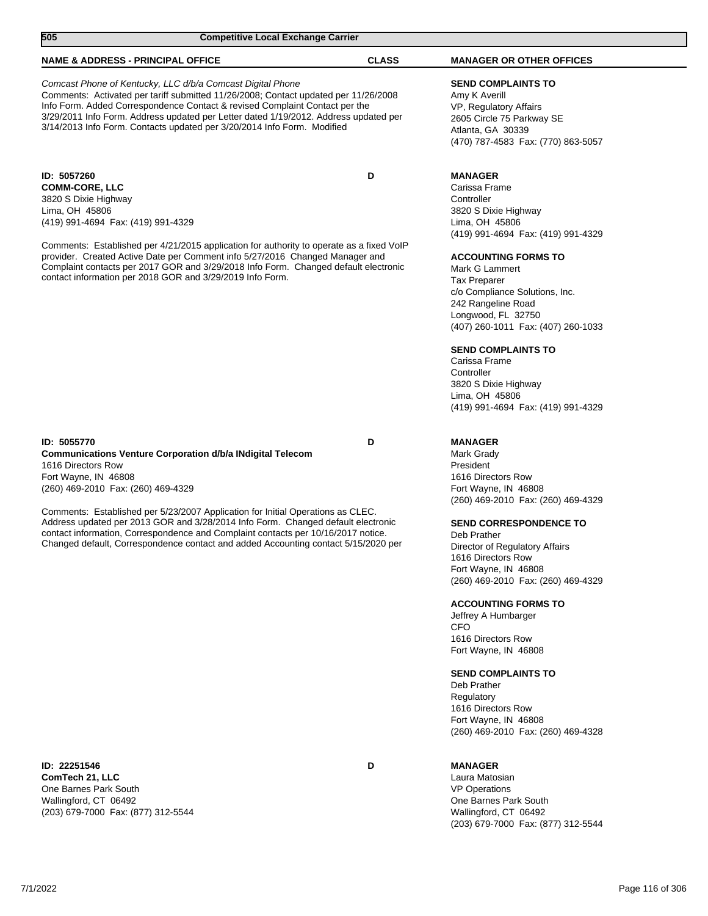## 505 Competitive Local Exchange Carrier

| NAME & ADDRESS - PRINCIPAL OFFICE | CLASS | MANAGER OR OTHER OFFICES |
|---|---|---|

*Comcast Phone of Kentucky, LLC d/b/a Comcast Digital Phone*
Comments: Activated per tariff submitted 11/26/2008; Contact updated per 11/26/2008 Info Form. Added Correspondence Contact & revised Complaint Contact per the 3/29/2011 Info Form. Address updated per Letter dated 1/19/2012. Address updated per 3/14/2013 Info Form. Contacts updated per 3/20/2014 Info Form. Modified

**SEND COMPLAINTS TO**
Amy K Averill
VP, Regulatory Affairs
2605 Circle 75 Parkway SE
Atlanta, GA 30339
(470) 787-4583 Fax: (770) 863-5057

---

**ID: 5057260** — Class: **D**
**COMM-CORE, LLC**
3820 S Dixie Highway
Lima, OH 45806
(419) 991-4694 Fax: (419) 991-4329

Comments: Established per 4/21/2015 application for authority to operate as a fixed VoIP provider. Created Active Date per Comment info 5/27/2016 Changed Manager and Complaint contacts per 2017 GOR and 3/29/2018 Info Form. Changed default electronic contact information per 2018 GOR and 3/29/2019 Info Form.

**MANAGER**
Carissa Frame
Controller
3820 S Dixie Highway
Lima, OH 45806
(419) 991-4694 Fax: (419) 991-4329

**ACCOUNTING FORMS TO**
Mark G Lammert
Tax Preparer
c/o Compliance Solutions, Inc.
242 Rangeline Road
Longwood, FL 32750
(407) 260-1011 Fax: (407) 260-1033

**SEND COMPLAINTS TO**
Carissa Frame
Controller
3820 S Dixie Highway
Lima, OH 45806
(419) 991-4694 Fax: (419) 991-4329

---

**ID: 5055770** — Class: **D**
**Communications Venture Corporation d/b/a INdigital Telecom**
1616 Directors Row
Fort Wayne, IN 46808
(260) 469-2010 Fax: (260) 469-4329

Comments: Established per 5/23/2007 Application for Initial Operations as CLEC. Address updated per 2013 GOR and 3/28/2014 Info Form. Changed default electronic contact information, Correspondence and Complaint contacts per 10/16/2017 notice. Changed default, Correspondence contact and added Accounting contact 5/15/2020 per

**MANAGER**
Mark Grady
President
1616 Directors Row
Fort Wayne, IN 46808
(260) 469-2010 Fax: (260) 469-4329

**SEND CORRESPONDENCE TO**
Deb Prather
Director of Regulatory Affairs
1616 Directors Row
Fort Wayne, IN 46808
(260) 469-2010 Fax: (260) 469-4329

**ACCOUNTING FORMS TO**
Jeffrey A Humbarger
CFO
1616 Directors Row
Fort Wayne, IN 46808

**SEND COMPLAINTS TO**
Deb Prather
Regulatory
1616 Directors Row
Fort Wayne, IN 46808
(260) 469-2010 Fax: (260) 469-4328

---

**ID: 22251546** — Class: **D**
**ComTech 21, LLC**
One Barnes Park South
Wallingford, CT 06492
(203) 679-7000 Fax: (877) 312-5544

**MANAGER**
Laura Matosian
VP Operations
One Barnes Park South
Wallingford, CT 06492
(203) 679-7000 Fax: (877) 312-5544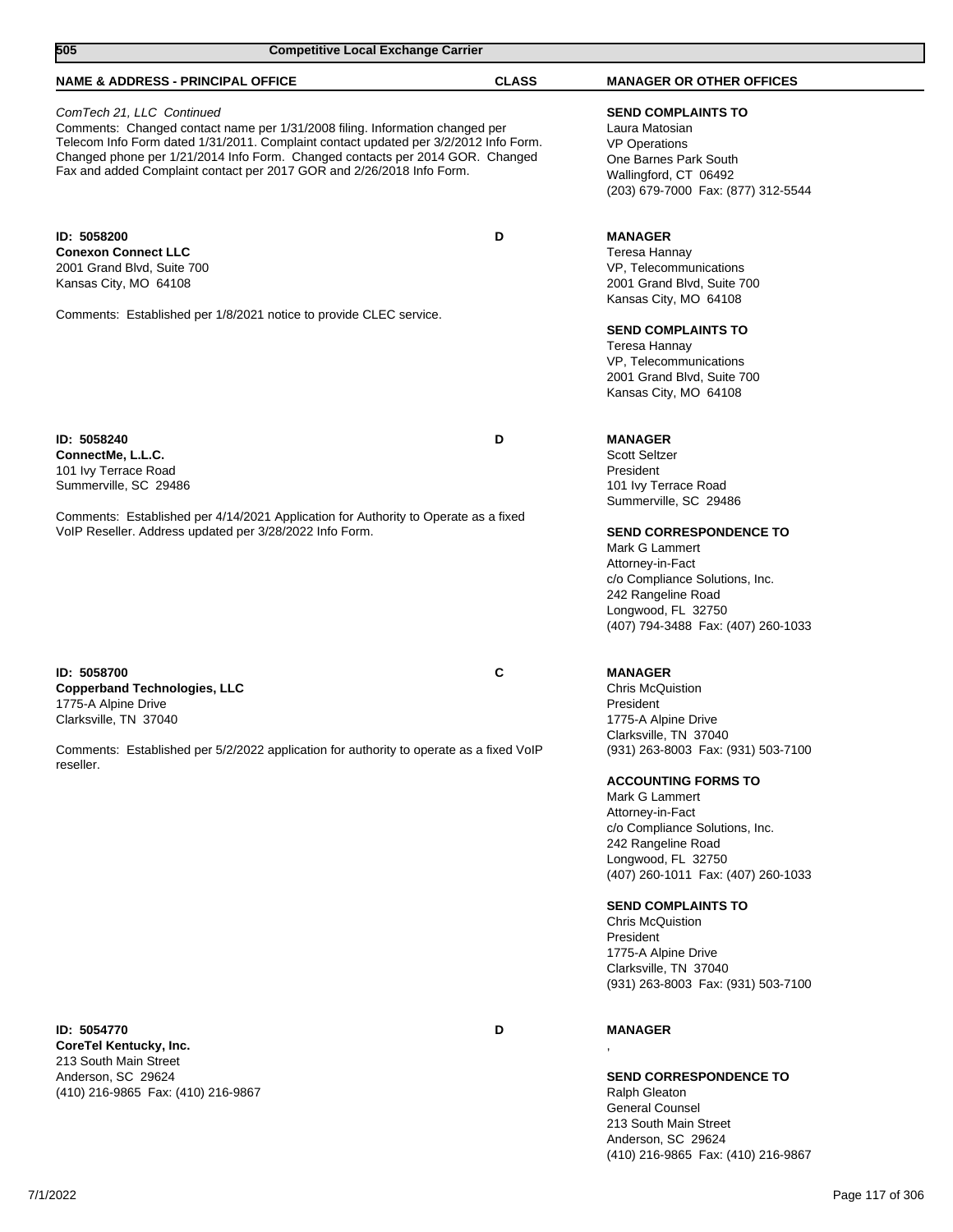## 505 Competitive Local Exchange Carrier

| NAME & ADDRESS - PRINCIPAL OFFICE | CLASS | MANAGER OR OTHER OFFICES |
|---|---|---|
| *ComTech 21, LLC Continued*<br>Comments: Changed contact name per 1/31/2008 filing. Information changed per Telecom Info Form dated 1/31/2011. Complaint contact updated per 3/2/2012 Info Form. Changed phone per 1/21/2014 Info Form. Changed contacts per 2014 GOR. Changed Fax and added Complaint contact per 2017 GOR and 2/26/2018 Info Form. | | **SEND COMPLAINTS TO**<br>Laura Matosian<br>VP Operations<br>One Barnes Park South<br>Wallingford, CT 06492<br>(203) 679-7000 Fax: (877) 312-5544 |
| **ID: 5058200**<br>**Conexon Connect LLC**<br>2001 Grand Blvd, Suite 700<br>Kansas City, MO 64108<br><br>Comments: Established per 1/8/2021 notice to provide CLEC service. | D | **MANAGER**<br>Teresa Hannay<br>VP, Telecommunications<br>2001 Grand Blvd, Suite 700<br>Kansas City, MO 64108<br><br>**SEND COMPLAINTS TO**<br>Teresa Hannay<br>VP, Telecommunications<br>2001 Grand Blvd, Suite 700<br>Kansas City, MO 64108 |
| **ID: 5058240**<br>**ConnectMe, L.L.C.**<br>101 Ivy Terrace Road<br>Summerville, SC 29486<br><br>Comments: Established per 4/14/2021 Application for Authority to Operate as a fixed VoIP Reseller. Address updated per 3/28/2022 Info Form. | D | **MANAGER**<br>Scott Seltzer<br>President<br>101 Ivy Terrace Road<br>Summerville, SC 29486<br><br>**SEND CORRESPONDENCE TO**<br>Mark G Lammert<br>Attorney-in-Fact<br>c/o Compliance Solutions, Inc.<br>242 Rangeline Road<br>Longwood, FL 32750<br>(407) 794-3488 Fax: (407) 260-1033 |
| **ID: 5058700**<br>**Copperband Technologies, LLC**<br>1775-A Alpine Drive<br>Clarksville, TN 37040<br><br>Comments: Established per 5/2/2022 application for authority to operate as a fixed VoIP reseller. | C | **MANAGER**<br>Chris McQuistion<br>President<br>1775-A Alpine Drive<br>Clarksville, TN 37040<br>(931) 263-8003 Fax: (931) 503-7100<br><br>**ACCOUNTING FORMS TO**<br>Mark G Lammert<br>Attorney-in-Fact<br>c/o Compliance Solutions, Inc.<br>242 Rangeline Road<br>Longwood, FL 32750<br>(407) 260-1011 Fax: (407) 260-1033<br><br>**SEND COMPLAINTS TO**<br>Chris McQuistion<br>President<br>1775-A Alpine Drive<br>Clarksville, TN 37040<br>(931) 263-8003 Fax: (931) 503-7100 |
| **ID: 5054770**<br>**CoreTel Kentucky, Inc.**<br>213 South Main Street<br>Anderson, SC 29624<br>(410) 216-9865 Fax: (410) 216-9867 | D | **MANAGER**<br>,<br><br>**SEND CORRESPONDENCE TO**<br>Ralph Gleaton<br>General Counsel<br>213 South Main Street<br>Anderson, SC 29624<br>(410) 216-9865 Fax: (410) 216-9867 |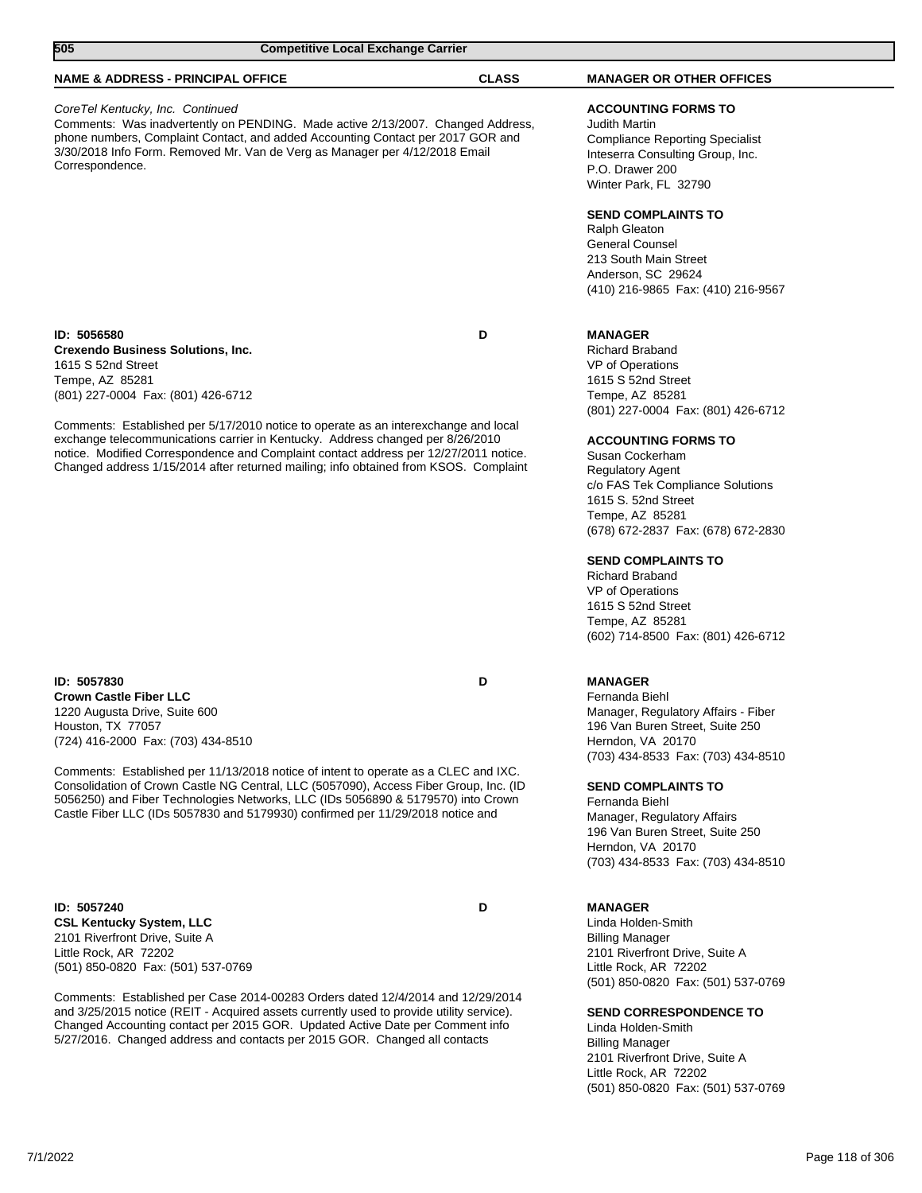**505 Competitive Local Exchange Carrier**

| NAME & ADDRESS - PRINCIPAL OFFICE | CLASS | MANAGER OR OTHER OFFICES |
|---|---|---|

*CoreTel Kentucky, Inc. Continued*

Comments: Was inadvertently on PENDING. Made active 2/13/2007. Changed Address, phone numbers, Complaint Contact, and added Accounting Contact per 2017 GOR and 3/30/2018 Info Form. Removed Mr. Van de Verg as Manager per 4/12/2018 Email Correspondence.

**ACCOUNTING FORMS TO**
Judith Martin
Compliance Reporting Specialist
Inteserra Consulting Group, Inc.
P.O. Drawer 200
Winter Park, FL 32790

**SEND COMPLAINTS TO**
Ralph Gleaton
General Counsel
213 South Main Street
Anderson, SC 29624
(410) 216-9865 Fax: (410) 216-9567

---

**ID: 5056580** — **D**
**Crexendo Business Solutions, Inc.**
1615 S 52nd Street
Tempe, AZ 85281
(801) 227-0004 Fax: (801) 426-6712

Comments: Established per 5/17/2010 notice to operate as an interexchange and local exchange telecommunications carrier in Kentucky. Address changed per 8/26/2010 notice. Modified Correspondence and Complaint contact address per 12/27/2011 notice. Changed address 1/15/2014 after returned mailing; info obtained from KSOS. Complaint

**MANAGER**
Richard Braband
VP of Operations
1615 S 52nd Street
Tempe, AZ 85281
(801) 227-0004 Fax: (801) 426-6712

**ACCOUNTING FORMS TO**
Susan Cockerham
Regulatory Agent
c/o FAS Tek Compliance Solutions
1615 S. 52nd Street
Tempe, AZ 85281
(678) 672-2837 Fax: (678) 672-2830

**SEND COMPLAINTS TO**
Richard Braband
VP of Operations
1615 S 52nd Street
Tempe, AZ 85281
(602) 714-8500 Fax: (801) 426-6712

---

**ID: 5057830** — **D**
**Crown Castle Fiber LLC**
1220 Augusta Drive, Suite 600
Houston, TX 77057
(724) 416-2000 Fax: (703) 434-8510

Comments: Established per 11/13/2018 notice of intent to operate as a CLEC and IXC. Consolidation of Crown Castle NG Central, LLC (5057090), Access Fiber Group, Inc. (ID 5056250) and Fiber Technologies Networks, LLC (IDs 5056890 & 5179570) into Crown Castle Fiber LLC (IDs 5057830 and 5179930) confirmed per 11/29/2018 notice and

**MANAGER**
Fernanda Biehl
Manager, Regulatory Affairs - Fiber
196 Van Buren Street, Suite 250
Herndon, VA 20170
(703) 434-8533 Fax: (703) 434-8510

**SEND COMPLAINTS TO**
Fernanda Biehl
Manager, Regulatory Affairs
196 Van Buren Street, Suite 250
Herndon, VA 20170
(703) 434-8533 Fax: (703) 434-8510

---

**ID: 5057240** — **D**
**CSL Kentucky System, LLC**
2101 Riverfront Drive, Suite A
Little Rock, AR 72202
(501) 850-0820 Fax: (501) 537-0769

Comments: Established per Case 2014-00283 Orders dated 12/4/2014 and 12/29/2014 and 3/25/2015 notice (REIT - Acquired assets currently used to provide utility service). Changed Accounting contact per 2015 GOR. Updated Active Date per Comment info 5/27/2016. Changed address and contacts per 2015 GOR. Changed all contacts

**MANAGER**
Linda Holden-Smith
Billing Manager
2101 Riverfront Drive, Suite A
Little Rock, AR 72202
(501) 850-0820 Fax: (501) 537-0769

**SEND CORRESPONDENCE TO**
Linda Holden-Smith
Billing Manager
2101 Riverfront Drive, Suite A
Little Rock, AR 72202
(501) 850-0820 Fax: (501) 537-0769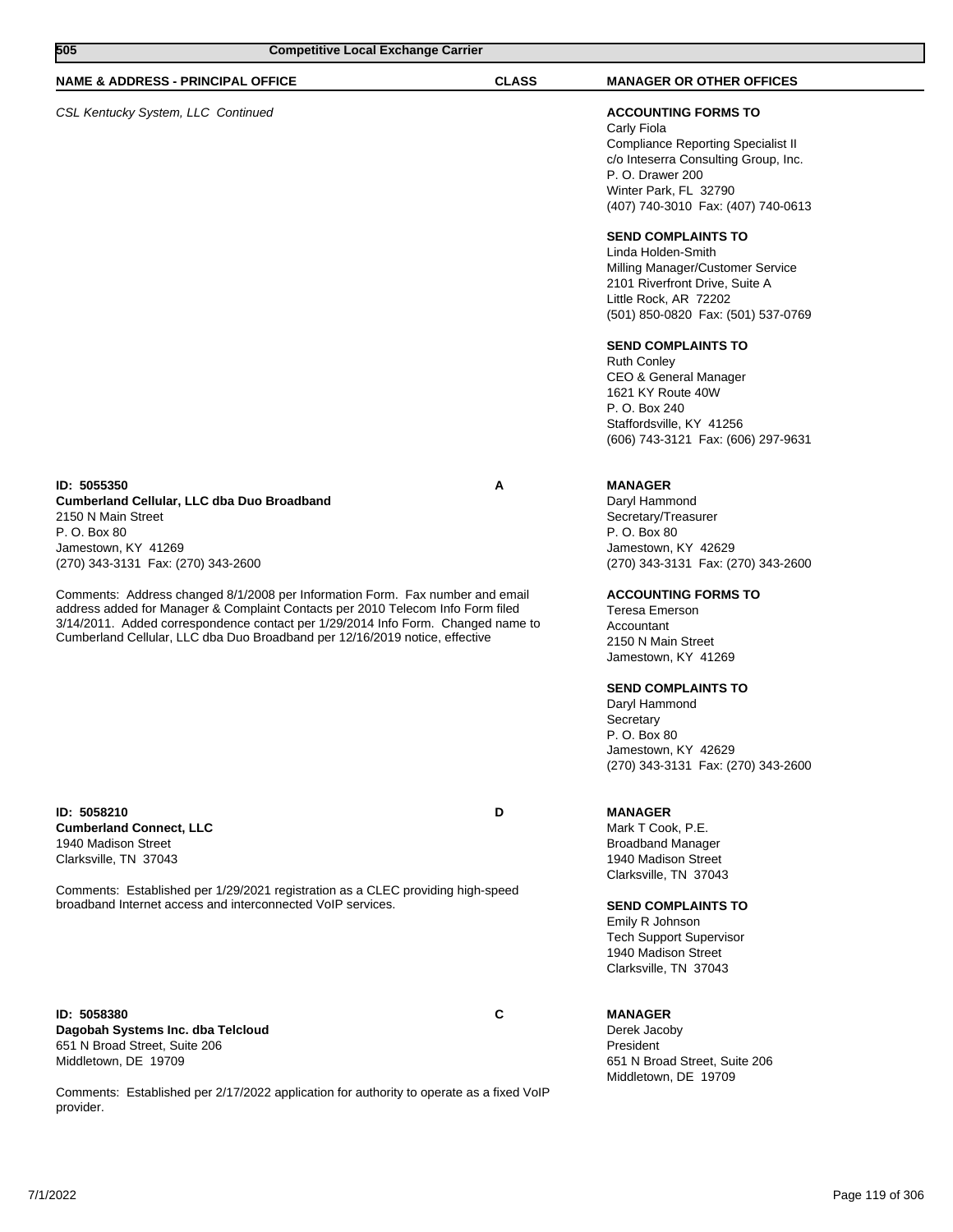**505 Competitive Local Exchange Carrier**

| NAME & ADDRESS - PRINCIPAL OFFICE | CLASS | MANAGER OR OTHER OFFICES |
|---|---|---|

*CSL Kentucky System, LLC Continued*

**ACCOUNTING FORMS TO**
Carly Fiola
Compliance Reporting Specialist II
c/o Inteserra Consulting Group, Inc.
P. O. Drawer 200
Winter Park, FL 32790
(407) 740-3010 Fax: (407) 740-0613

**SEND COMPLAINTS TO**
Linda Holden-Smith
Milling Manager/Customer Service
2101 Riverfront Drive, Suite A
Little Rock, AR 72202
(501) 850-0820 Fax: (501) 537-0769

**SEND COMPLAINTS TO**
Ruth Conley
CEO & General Manager
1621 KY Route 40W
P. O. Box 240
Staffordsville, KY 41256
(606) 743-3121 Fax: (606) 297-9631

---

**ID: 5055350** — Class: **A**
**Cumberland Cellular, LLC dba Duo Broadband**
2150 N Main Street
P. O. Box 80
Jamestown, KY 41269
(270) 343-3131 Fax: (270) 343-2600

Comments: Address changed 8/1/2008 per Information Form. Fax number and email address added for Manager & Complaint Contacts per 2010 Telecom Info Form filed 3/14/2011. Added correspondence contact per 1/29/2014 Info Form. Changed name to Cumberland Cellular, LLC dba Duo Broadband per 12/16/2019 notice, effective

**MANAGER**
Daryl Hammond
Secretary/Treasurer
P. O. Box 80
Jamestown, KY 42629
(270) 343-3131 Fax: (270) 343-2600

**ACCOUNTING FORMS TO**
Teresa Emerson
Accountant
2150 N Main Street
Jamestown, KY 41269

**SEND COMPLAINTS TO**
Daryl Hammond
Secretary
P. O. Box 80
Jamestown, KY 42629
(270) 343-3131 Fax: (270) 343-2600

---

**ID: 5058210** — Class: **D**
**Cumberland Connect, LLC**
1940 Madison Street
Clarksville, TN 37043

Comments: Established per 1/29/2021 registration as a CLEC providing high-speed broadband Internet access and interconnected VoIP services.

**MANAGER**
Mark T Cook, P.E.
Broadband Manager
1940 Madison Street
Clarksville, TN 37043

**SEND COMPLAINTS TO**
Emily R Johnson
Tech Support Supervisor
1940 Madison Street
Clarksville, TN 37043

---

**ID: 5058380** — Class: **C**
**Dagobah Systems Inc. dba Telcloud**
651 N Broad Street, Suite 206
Middletown, DE 19709

Comments: Established per 2/17/2022 application for authority to operate as a fixed VoIP provider.

**MANAGER**
Derek Jacoby
President
651 N Broad Street, Suite 206
Middletown, DE 19709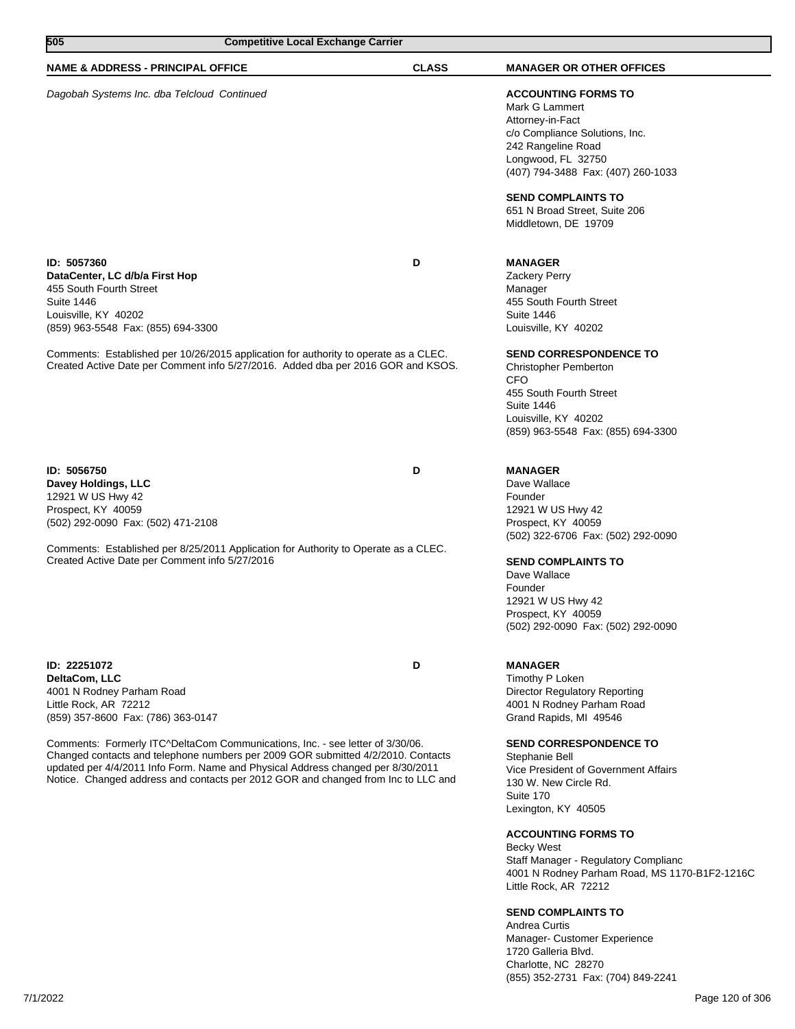## 505 Competitive Local Exchange Carrier

| NAME & ADDRESS - PRINCIPAL OFFICE | CLASS | MANAGER OR OTHER OFFICES |
|---|---|---|

*Dagobah Systems Inc. dba Telcloud Continued*

**ACCOUNTING FORMS TO**
Mark G Lammert
Attorney-in-Fact
c/o Compliance Solutions, Inc.
242 Rangeline Road
Longwood, FL 32750
(407) 794-3488 Fax: (407) 260-1033

**SEND COMPLAINTS TO**
651 N Broad Street, Suite 206
Middletown, DE 19709

---

**ID: 5057360** — CLASS: **D**
**DataCenter, LC d/b/a First Hop**
455 South Fourth Street
Suite 1446
Louisville, KY 40202
(859) 963-5548 Fax: (855) 694-3300

Comments: Established per 10/26/2015 application for authority to operate as a CLEC. Created Active Date per Comment info 5/27/2016. Added dba per 2016 GOR and KSOS.

**MANAGER**
Zackery Perry
Manager
455 South Fourth Street
Suite 1446
Louisville, KY 40202

**SEND CORRESPONDENCE TO**
Christopher Pemberton
CFO
455 South Fourth Street
Suite 1446
Louisville, KY 40202
(859) 963-5548 Fax: (855) 694-3300

---

**ID: 5056750** — CLASS: **D**
**Davey Holdings, LLC**
12921 W US Hwy 42
Prospect, KY 40059
(502) 292-0090 Fax: (502) 471-2108

Comments: Established per 8/25/2011 Application for Authority to Operate as a CLEC. Created Active Date per Comment info 5/27/2016

**MANAGER**
Dave Wallace
Founder
12921 W US Hwy 42
Prospect, KY 40059
(502) 322-6706 Fax: (502) 292-0090

**SEND COMPLAINTS TO**
Dave Wallace
Founder
12921 W US Hwy 42
Prospect, KY 40059
(502) 292-0090 Fax: (502) 292-0090

---

**ID: 22251072** — CLASS: **D**
**DeltaCom, LLC**
4001 N Rodney Parham Road
Little Rock, AR 72212
(859) 357-8600 Fax: (786) 363-0147

Comments: Formerly ITC^DeltaCom Communications, Inc. - see letter of 3/30/06. Changed contacts and telephone numbers per 2009 GOR submitted 4/2/2010. Contacts updated per 4/4/2011 Info Form. Name and Physical Address changed per 8/30/2011 Notice. Changed address and contacts per 2012 GOR and changed from Inc to LLC and

**MANAGER**
Timothy P Loken
Director Regulatory Reporting
4001 N Rodney Parham Road
Grand Rapids, MI 49546

**SEND CORRESPONDENCE TO**
Stephanie Bell
Vice President of Government Affairs
130 W. New Circle Rd.
Suite 170
Lexington, KY 40505

**ACCOUNTING FORMS TO**
Becky West
Staff Manager - Regulatory Complianc
4001 N Rodney Parham Road, MS 1170-B1F2-1216C
Little Rock, AR 72212

**SEND COMPLAINTS TO**
Andrea Curtis
Manager- Customer Experience
1720 Galleria Blvd.
Charlotte, NC 28270
(855) 352-2731 Fax: (704) 849-2241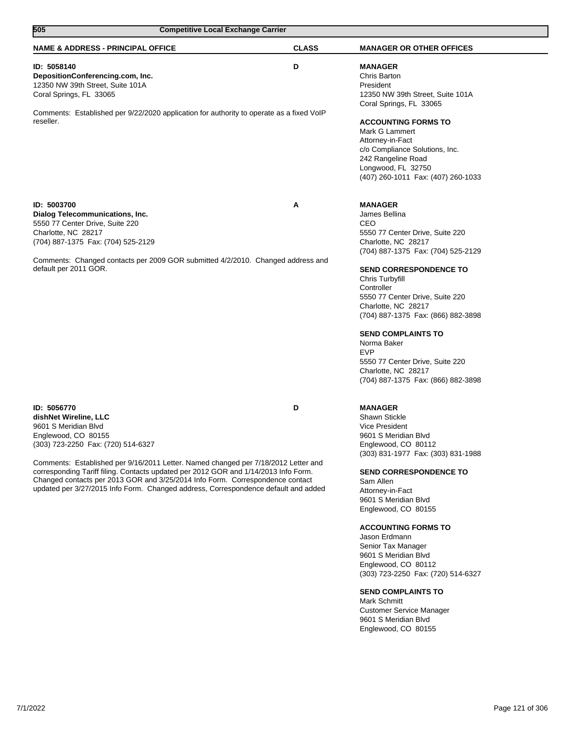## 505 Competitive Local Exchange Carrier

| NAME & ADDRESS - PRINCIPAL OFFICE | CLASS | MANAGER OR OTHER OFFICES |
|---|---|---|
| **ID: 5058140**<br>**DepositionConferencing.com, Inc.**<br>12350 NW 39th Street, Suite 101A<br>Coral Springs, FL 33065<br><br>Comments: Established per 9/22/2020 application for authority to operate as a fixed VoIP reseller. | D | **MANAGER**<br>Chris Barton<br>President<br>12350 NW 39th Street, Suite 101A<br>Coral Springs, FL 33065<br><br>**ACCOUNTING FORMS TO**<br>Mark G Lammert<br>Attorney-in-Fact<br>c/o Compliance Solutions, Inc.<br>242 Rangeline Road<br>Longwood, FL 32750<br>(407) 260-1011 Fax: (407) 260-1033 |
| **ID: 5003700**<br>**Dialog Telecommunications, Inc.**<br>5550 77 Center Drive, Suite 220<br>Charlotte, NC 28217<br>(704) 887-1375 Fax: (704) 525-2129<br><br>Comments: Changed contacts per 2009 GOR submitted 4/2/2010. Changed address and default per 2011 GOR. | A | **MANAGER**<br>James Bellina<br>CEO<br>5550 77 Center Drive, Suite 220<br>Charlotte, NC 28217<br>(704) 887-1375 Fax: (704) 525-2129<br><br>**SEND CORRESPONDENCE TO**<br>Chris Turbyfill<br>Controller<br>5550 77 Center Drive, Suite 220<br>Charlotte, NC 28217<br>(704) 887-1375 Fax: (866) 882-3898<br><br>**SEND COMPLAINTS TO**<br>Norma Baker<br>EVP<br>5550 77 Center Drive, Suite 220<br>Charlotte, NC 28217<br>(704) 887-1375 Fax: (866) 882-3898 |
| **ID: 5056770**<br>**dishNet Wireline, LLC**<br>9601 S Meridian Blvd<br>Englewood, CO 80155<br>(303) 723-2250 Fax: (720) 514-6327<br><br>Comments: Established per 9/16/2011 Letter. Named changed per 7/18/2012 Letter and corresponding Tariff filing. Contacts updated per 2012 GOR and 1/14/2013 Info Form. Changed contacts per 2013 GOR and 3/25/2014 Info Form. Correspondence contact updated per 3/27/2015 Info Form. Changed address, Correspondence default and added | D | **MANAGER**<br>Shawn Stickle<br>Vice President<br>9601 S Meridian Blvd<br>Englewood, CO 80112<br>(303) 831-1977 Fax: (303) 831-1988<br><br>**SEND CORRESPONDENCE TO**<br>Sam Allen<br>Attorney-in-Fact<br>9601 S Meridian Blvd<br>Englewood, CO 80155<br><br>**ACCOUNTING FORMS TO**<br>Jason Erdmann<br>Senior Tax Manager<br>9601 S Meridian Blvd<br>Englewood, CO 80112<br>(303) 723-2250 Fax: (720) 514-6327<br><br>**SEND COMPLAINTS TO**<br>Mark Schmitt<br>Customer Service Manager<br>9601 S Meridian Blvd<br>Englewood, CO 80155 |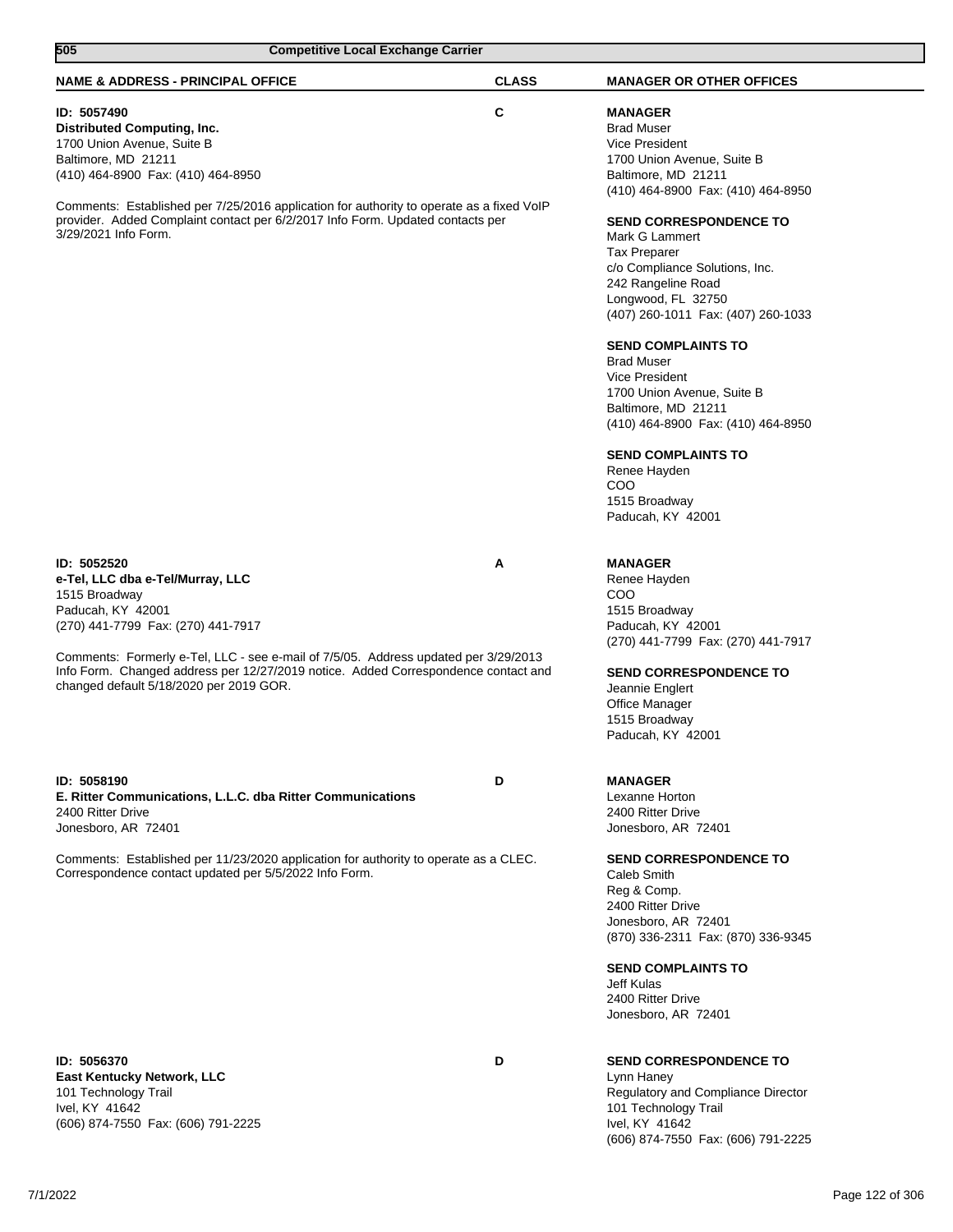## 505 Competitive Local Exchange Carrier

| NAME & ADDRESS - PRINCIPAL OFFICE | CLASS | MANAGER OR OTHER OFFICES |
|---|---|---|
| **ID: 5057490**<br>**Distributed Computing, Inc.**<br>1700 Union Avenue, Suite B<br>Baltimore, MD 21211<br>(410) 464-8900 Fax: (410) 464-8950<br><br>Comments: Established per 7/25/2016 application for authority to operate as a fixed VoIP provider. Added Complaint contact per 6/2/2017 Info Form. Updated contacts per 3/29/2021 Info Form. | C | **MANAGER**<br>Brad Muser<br>Vice President<br>1700 Union Avenue, Suite B<br>Baltimore, MD 21211<br>(410) 464-8900 Fax: (410) 464-8950<br><br>**SEND CORRESPONDENCE TO**<br>Mark G Lammert<br>Tax Preparer<br>c/o Compliance Solutions, Inc.<br>242 Rangeline Road<br>Longwood, FL 32750<br>(407) 260-1011 Fax: (407) 260-1033<br><br>**SEND COMPLAINTS TO**<br>Brad Muser<br>Vice President<br>1700 Union Avenue, Suite B<br>Baltimore, MD 21211<br>(410) 464-8900 Fax: (410) 464-8950 |
| | | **SEND COMPLAINTS TO**<br>Renee Hayden<br>COO<br>1515 Broadway<br>Paducah, KY 42001 |
| **ID: 5052520**<br>**e-Tel, LLC dba e-Tel/Murray, LLC**<br>1515 Broadway<br>Paducah, KY 42001<br>(270) 441-7799 Fax: (270) 441-7917<br><br>Comments: Formerly e-Tel, LLC - see e-mail of 7/5/05. Address updated per 3/29/2013 Info Form. Changed address per 12/27/2019 notice. Added Correspondence contact and changed default 5/18/2020 per 2019 GOR. | A | **MANAGER**<br>Renee Hayden<br>COO<br>1515 Broadway<br>Paducah, KY 42001<br>(270) 441-7799 Fax: (270) 441-7917<br><br>**SEND CORRESPONDENCE TO**<br>Jeannie Englert<br>Office Manager<br>1515 Broadway<br>Paducah, KY 42001 |
| **ID: 5058190**<br>**E. Ritter Communications, L.L.C. dba Ritter Communications**<br>2400 Ritter Drive<br>Jonesboro, AR 72401<br><br>Comments: Established per 11/23/2020 application for authority to operate as a CLEC. Correspondence contact updated per 5/5/2022 Info Form. | D | **MANAGER**<br>Lexanne Horton<br>2400 Ritter Drive<br>Jonesboro, AR 72401<br><br>**SEND CORRESPONDENCE TO**<br>Caleb Smith<br>Reg & Comp.<br>2400 Ritter Drive<br>Jonesboro, AR 72401<br>(870) 336-2311 Fax: (870) 336-9345<br><br>**SEND COMPLAINTS TO**<br>Jeff Kulas<br>2400 Ritter Drive<br>Jonesboro, AR 72401 |
| **ID: 5056370**<br>**East Kentucky Network, LLC**<br>101 Technology Trail<br>Ivel, KY 41642<br>(606) 874-7550 Fax: (606) 791-2225 | D | **SEND CORRESPONDENCE TO**<br>Lynn Haney<br>Regulatory and Compliance Director<br>101 Technology Trail<br>Ivel, KY 41642<br>(606) 874-7550 Fax: (606) 791-2225 |

7/1/2022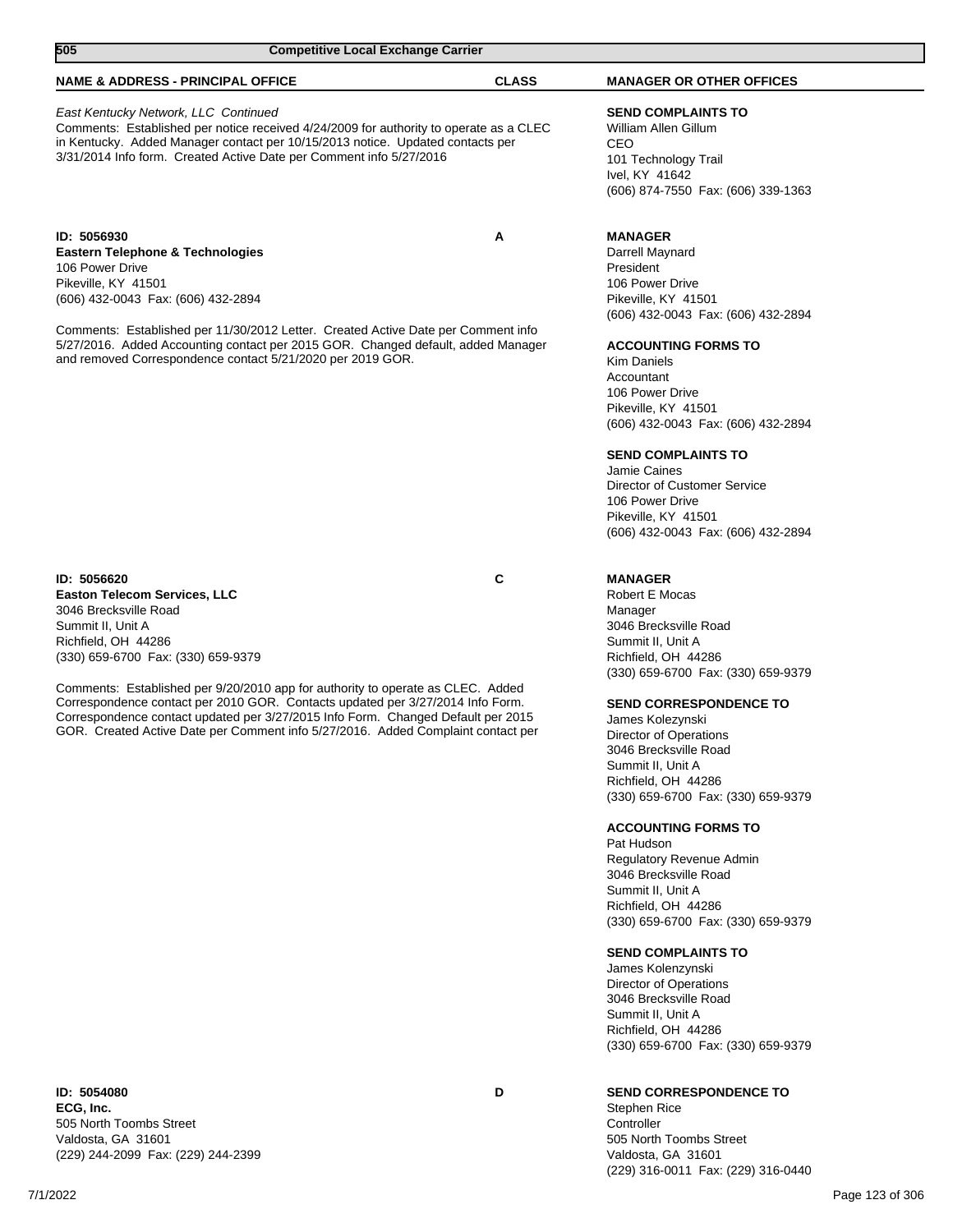**505 Competitive Local Exchange Carrier**

| NAME & ADDRESS - PRINCIPAL OFFICE | CLASS | MANAGER OR OTHER OFFICES |
|---|---|---|

*East Kentucky Network, LLC Continued*
Comments: Established per notice received 4/24/2009 for authority to operate as a CLEC in Kentucky. Added Manager contact per 10/15/2013 notice. Updated contacts per 3/31/2014 Info form. Created Active Date per Comment info 5/27/2016

**SEND COMPLAINTS TO**
William Allen Gillum
CEO
101 Technology Trail
Ivel, KY 41642
(606) 874-7550 Fax: (606) 339-1363

---

**ID: 5056930** — Class: **A**
**Eastern Telephone & Technologies**
106 Power Drive
Pikeville, KY 41501
(606) 432-0043 Fax: (606) 432-2894

Comments: Established per 11/30/2012 Letter. Created Active Date per Comment info 5/27/2016. Added Accounting contact per 2015 GOR. Changed default, added Manager and removed Correspondence contact 5/21/2020 per 2019 GOR.

**MANAGER**
Darrell Maynard
President
106 Power Drive
Pikeville, KY 41501
(606) 432-0043 Fax: (606) 432-2894

**ACCOUNTING FORMS TO**
Kim Daniels
Accountant
106 Power Drive
Pikeville, KY 41501
(606) 432-0043 Fax: (606) 432-2894

**SEND COMPLAINTS TO**
Jamie Caines
Director of Customer Service
106 Power Drive
Pikeville, KY 41501
(606) 432-0043 Fax: (606) 432-2894

---

**ID: 5056620** — Class: **C**
**Easton Telecom Services, LLC**
3046 Brecksville Road
Summit II, Unit A
Richfield, OH 44286
(330) 659-6700 Fax: (330) 659-9379

Comments: Established per 9/20/2010 app for authority to operate as CLEC. Added Correspondence contact per 2010 GOR. Contacts updated per 3/27/2014 Info Form. Correspondence contact updated per 3/27/2015 Info Form. Changed Default per 2015 GOR. Created Active Date per Comment info 5/27/2016. Added Complaint contact per

**MANAGER**
Robert E Mocas
Manager
3046 Brecksville Road
Summit II, Unit A
Richfield, OH 44286
(330) 659-6700 Fax: (330) 659-9379

**SEND CORRESPONDENCE TO**
James Kolezynski
Director of Operations
3046 Brecksville Road
Summit II, Unit A
Richfield, OH 44286
(330) 659-6700 Fax: (330) 659-9379

**ACCOUNTING FORMS TO**
Pat Hudson
Regulatory Revenue Admin
3046 Brecksville Road
Summit II, Unit A
Richfield, OH 44286
(330) 659-6700 Fax: (330) 659-9379

**SEND COMPLAINTS TO**
James Kolenzynski
Director of Operations
3046 Brecksville Road
Summit II, Unit A
Richfield, OH 44286
(330) 659-6700 Fax: (330) 659-9379

---

**ID: 5054080** — Class: **D**
**ECG, Inc.**
505 North Toombs Street
Valdosta, GA 31601
(229) 244-2099 Fax: (229) 244-2399

**SEND CORRESPONDENCE TO**
Stephen Rice
Controller
505 North Toombs Street
Valdosta, GA 31601
(229) 316-0011 Fax: (229) 316-0440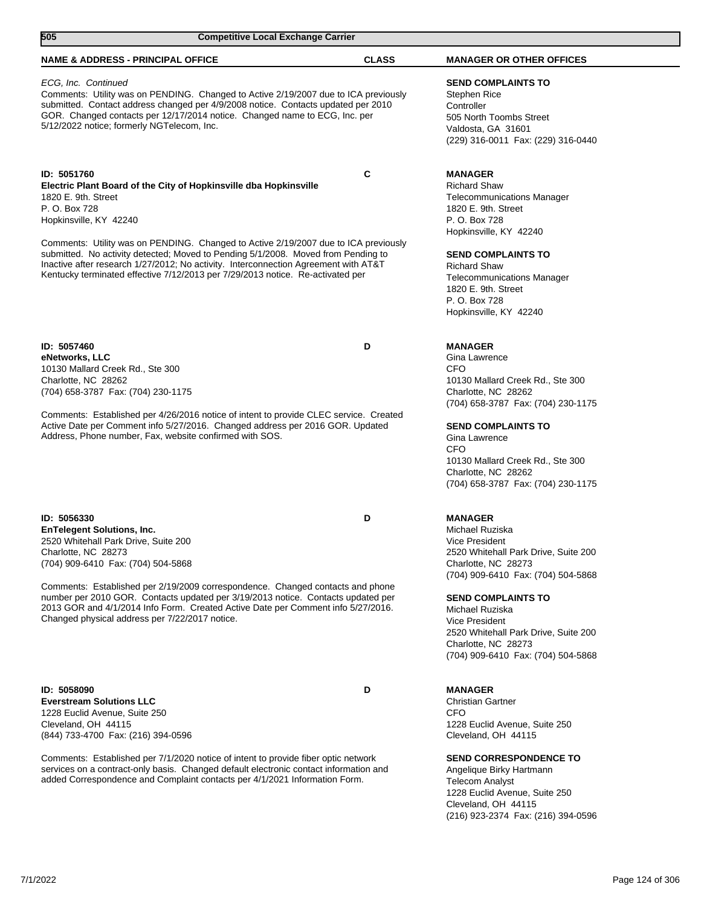## 505 Competitive Local Exchange Carrier

| NAME & ADDRESS - PRINCIPAL OFFICE | CLASS | MANAGER OR OTHER OFFICES |
|---|---|---|

*ECG, Inc. Continued*

Comments: Utility was on PENDING. Changed to Active 2/19/2007 due to ICA previously submitted. Contact address changed per 4/9/2008 notice. Contacts updated per 2010 GOR. Changed contacts per 12/17/2014 notice. Changed name to ECG, Inc. per 5/12/2022 notice; formerly NGTelecom, Inc.

**SEND COMPLAINTS TO**
Stephen Rice
Controller
505 North Toombs Street
Valdosta, GA 31601
(229) 316-0011 Fax: (229) 316-0440

---

**ID: 5051760** — Class: **C**

**Electric Plant Board of the City of Hopkinsville dba Hopkinsville**
1820 E. 9th. Street
P. O. Box 728
Hopkinsville, KY 42240

Comments: Utility was on PENDING. Changed to Active 2/19/2007 due to ICA previously submitted. No activity detected; Moved to Pending 5/1/2008. Moved from Pending to Inactive after research 1/27/2012; No activity. Interconnection Agreement with AT&T Kentucky terminated effective 7/12/2013 per 7/29/2013 notice. Re-activated per

**MANAGER**
Richard Shaw
Telecommunications Manager
1820 E. 9th. Street
P. O. Box 728
Hopkinsville, KY 42240

**SEND COMPLAINTS TO**
Richard Shaw
Telecommunications Manager
1820 E. 9th. Street
P. O. Box 728
Hopkinsville, KY 42240

---

**ID: 5057460** — Class: **D**

**eNetworks, LLC**
10130 Mallard Creek Rd., Ste 300
Charlotte, NC 28262
(704) 658-3787 Fax: (704) 230-1175

Comments: Established per 4/26/2016 notice of intent to provide CLEC service. Created Active Date per Comment info 5/27/2016. Changed address per 2016 GOR. Updated Address, Phone number, Fax, website confirmed with SOS.

**MANAGER**
Gina Lawrence
CFO
10130 Mallard Creek Rd., Ste 300
Charlotte, NC 28262
(704) 658-3787 Fax: (704) 230-1175

**SEND COMPLAINTS TO**
Gina Lawrence
CFO
10130 Mallard Creek Rd., Ste 300
Charlotte, NC 28262
(704) 658-3787 Fax: (704) 230-1175

---

**ID: 5056330** — Class: **D**

**EnTelegent Solutions, Inc.**
2520 Whitehall Park Drive, Suite 200
Charlotte, NC 28273
(704) 909-6410 Fax: (704) 504-5868

Comments: Established per 2/19/2009 correspondence. Changed contacts and phone number per 2010 GOR. Contacts updated per 3/19/2013 notice. Contacts updated per 2013 GOR and 4/1/2014 Info Form. Created Active Date per Comment info 5/27/2016. Changed physical address per 7/22/2017 notice.

**MANAGER**
Michael Ruziska
Vice President
2520 Whitehall Park Drive, Suite 200
Charlotte, NC 28273
(704) 909-6410 Fax: (704) 504-5868

**SEND COMPLAINTS TO**
Michael Ruziska
Vice President
2520 Whitehall Park Drive, Suite 200
Charlotte, NC 28273
(704) 909-6410 Fax: (704) 504-5868

---

**ID: 5058090** — Class: **D**

**Everstream Solutions LLC**
1228 Euclid Avenue, Suite 250
Cleveland, OH 44115
(844) 733-4700 Fax: (216) 394-0596

Comments: Established per 7/1/2020 notice of intent to provide fiber optic network services on a contract-only basis. Changed default electronic contact information and added Correspondence and Complaint contacts per 4/1/2021 Information Form.

**MANAGER**
Christian Gartner
CFO
1228 Euclid Avenue, Suite 250
Cleveland, OH 44115

**SEND CORRESPONDENCE TO**
Angelique Birky Hartmann
Telecom Analyst
1228 Euclid Avenue, Suite 250
Cleveland, OH 44115
(216) 923-2374 Fax: (216) 394-0596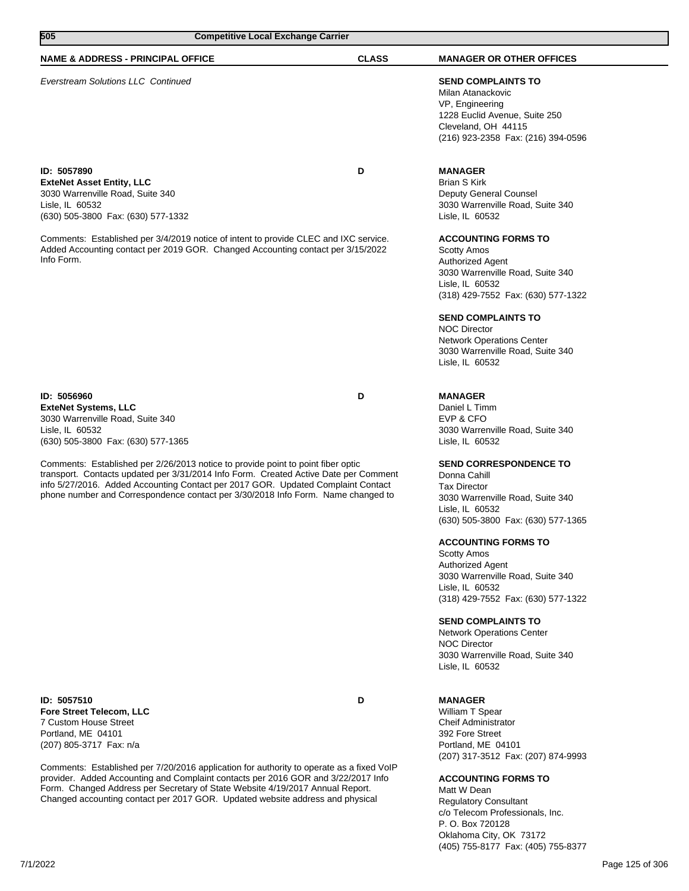## 505 Competitive Local Exchange Carrier

| NAME & ADDRESS - PRINCIPAL OFFICE | CLASS | MANAGER OR OTHER OFFICES |
|---|---|---|

*Everstream Solutions LLC Continued*

**SEND COMPLAINTS TO**
Milan Atanackovic
VP, Engineering
1228 Euclid Avenue, Suite 250
Cleveland, OH 44115
(216) 923-2358 Fax: (216) 394-0596

---

**ID: 5057890** — **D**
**ExteNet Asset Entity, LLC**
3030 Warrenville Road, Suite 340
Lisle, IL 60532
(630) 505-3800 Fax: (630) 577-1332

Comments: Established per 3/4/2019 notice of intent to provide CLEC and IXC service. Added Accounting contact per 2019 GOR. Changed Accounting contact per 3/15/2022 Info Form.

**MANAGER**
Brian S Kirk
Deputy General Counsel
3030 Warrenville Road, Suite 340
Lisle, IL 60532

**ACCOUNTING FORMS TO**
Scotty Amos
Authorized Agent
3030 Warrenville Road, Suite 340
Lisle, IL 60532
(318) 429-7552 Fax: (630) 577-1322

**SEND COMPLAINTS TO**
NOC Director
Network Operations Center
3030 Warrenville Road, Suite 340
Lisle, IL 60532

---

**ID: 5056960** — **D**
**ExteNet Systems, LLC**
3030 Warrenville Road, Suite 340
Lisle, IL 60532
(630) 505-3800 Fax: (630) 577-1365

Comments: Established per 2/26/2013 notice to provide point to point fiber optic transport. Contacts updated per 3/31/2014 Info Form. Created Active Date per Comment info 5/27/2016. Added Accounting Contact per 2017 GOR. Updated Complaint Contact phone number and Correspondence contact per 3/30/2018 Info Form. Name changed to

**MANAGER**
Daniel L Timm
EVP & CFO
3030 Warrenville Road, Suite 340
Lisle, IL 60532

**SEND CORRESPONDENCE TO**
Donna Cahill
Tax Director
3030 Warrenville Road, Suite 340
Lisle, IL 60532
(630) 505-3800 Fax: (630) 577-1365

**ACCOUNTING FORMS TO**
Scotty Amos
Authorized Agent
3030 Warrenville Road, Suite 340
Lisle, IL 60532
(318) 429-7552 Fax: (630) 577-1322

**SEND COMPLAINTS TO**
Network Operations Center
NOC Director
3030 Warrenville Road, Suite 340
Lisle, IL 60532

---

**ID: 5057510** — **D**
**Fore Street Telecom, LLC**
7 Custom House Street
Portland, ME 04101
(207) 805-3717 Fax: n/a

Comments: Established per 7/20/2016 application for authority to operate as a fixed VoIP provider. Added Accounting and Complaint contacts per 2016 GOR and 3/22/2017 Info Form. Changed Address per Secretary of State Website 4/19/2017 Annual Report. Changed accounting contact per 2017 GOR. Updated website address and physical

**MANAGER**
William T Spear
Cheif Administrator
392 Fore Street
Portland, ME 04101
(207) 317-3512 Fax: (207) 874-9993

**ACCOUNTING FORMS TO**
Matt W Dean
Regulatory Consultant
c/o Telecom Professionals, Inc.
P. O. Box 720128
Oklahoma City, OK 73172
(405) 755-8177 Fax: (405) 755-8377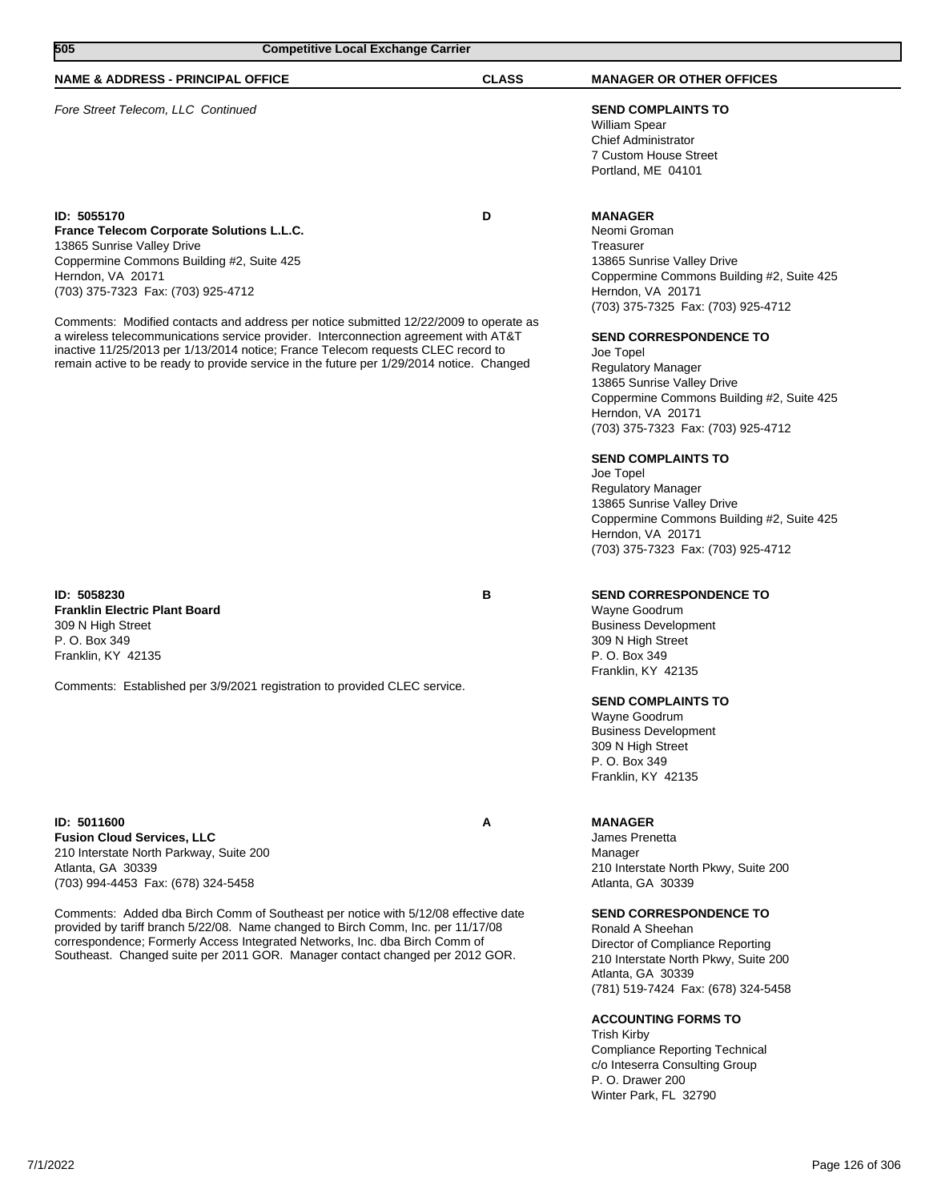## 505 Competitive Local Exchange Carrier

| NAME & ADDRESS - PRINCIPAL OFFICE | CLASS | MANAGER OR OTHER OFFICES |
|---|---|---|

*Fore Street Telecom, LLC Continued*

**SEND COMPLAINTS TO**
William Spear
Chief Administrator
7 Custom House Street
Portland, ME 04101

---

**ID: 5055170** — **CLASS: D**
**France Telecom Corporate Solutions L.L.C.**
13865 Sunrise Valley Drive
Coppermine Commons Building #2, Suite 425
Herndon, VA 20171
(703) 375-7323 Fax: (703) 925-4712

Comments: Modified contacts and address per notice submitted 12/22/2009 to operate as a wireless telecommunications service provider. Interconnection agreement with AT&T inactive 11/25/2013 per 1/13/2014 notice; France Telecom requests CLEC record to remain active to be ready to provide service in the future per 1/29/2014 notice. Changed

**MANAGER**
Neomi Groman
Treasurer
13865 Sunrise Valley Drive
Coppermine Commons Building #2, Suite 425
Herndon, VA 20171
(703) 375-7325 Fax: (703) 925-4712

**SEND CORRESPONDENCE TO**
Joe Topel
Regulatory Manager
13865 Sunrise Valley Drive
Coppermine Commons Building #2, Suite 425
Herndon, VA 20171
(703) 375-7323 Fax: (703) 925-4712

**SEND COMPLAINTS TO**
Joe Topel
Regulatory Manager
13865 Sunrise Valley Drive
Coppermine Commons Building #2, Suite 425
Herndon, VA 20171
(703) 375-7323 Fax: (703) 925-4712

---

**ID: 5058230** — **CLASS: B**
**Franklin Electric Plant Board**
309 N High Street
P. O. Box 349
Franklin, KY 42135

Comments: Established per 3/9/2021 registration to provided CLEC service.

**SEND CORRESPONDENCE TO**
Wayne Goodrum
Business Development
309 N High Street
P. O. Box 349
Franklin, KY 42135

**SEND COMPLAINTS TO**
Wayne Goodrum
Business Development
309 N High Street
P. O. Box 349
Franklin, KY 42135

---

**ID: 5011600** — **CLASS: A**
**Fusion Cloud Services, LLC**
210 Interstate North Parkway, Suite 200
Atlanta, GA 30339
(703) 994-4453 Fax: (678) 324-5458

Comments: Added dba Birch Comm of Southeast per notice with 5/12/08 effective date provided by tariff branch 5/22/08. Name changed to Birch Comm, Inc. per 11/17/08 correspondence; Formerly Access Integrated Networks, Inc. dba Birch Comm of Southeast. Changed suite per 2011 GOR. Manager contact changed per 2012 GOR.

**MANAGER**
James Prenetta
Manager
210 Interstate North Pkwy, Suite 200
Atlanta, GA 30339

**SEND CORRESPONDENCE TO**
Ronald A Sheehan
Director of Compliance Reporting
210 Interstate North Pkwy, Suite 200
Atlanta, GA 30339
(781) 519-7424 Fax: (678) 324-5458

**ACCOUNTING FORMS TO**
Trish Kirby
Compliance Reporting Technical
c/o Inteserra Consulting Group
P. O. Drawer 200
Winter Park, FL 32790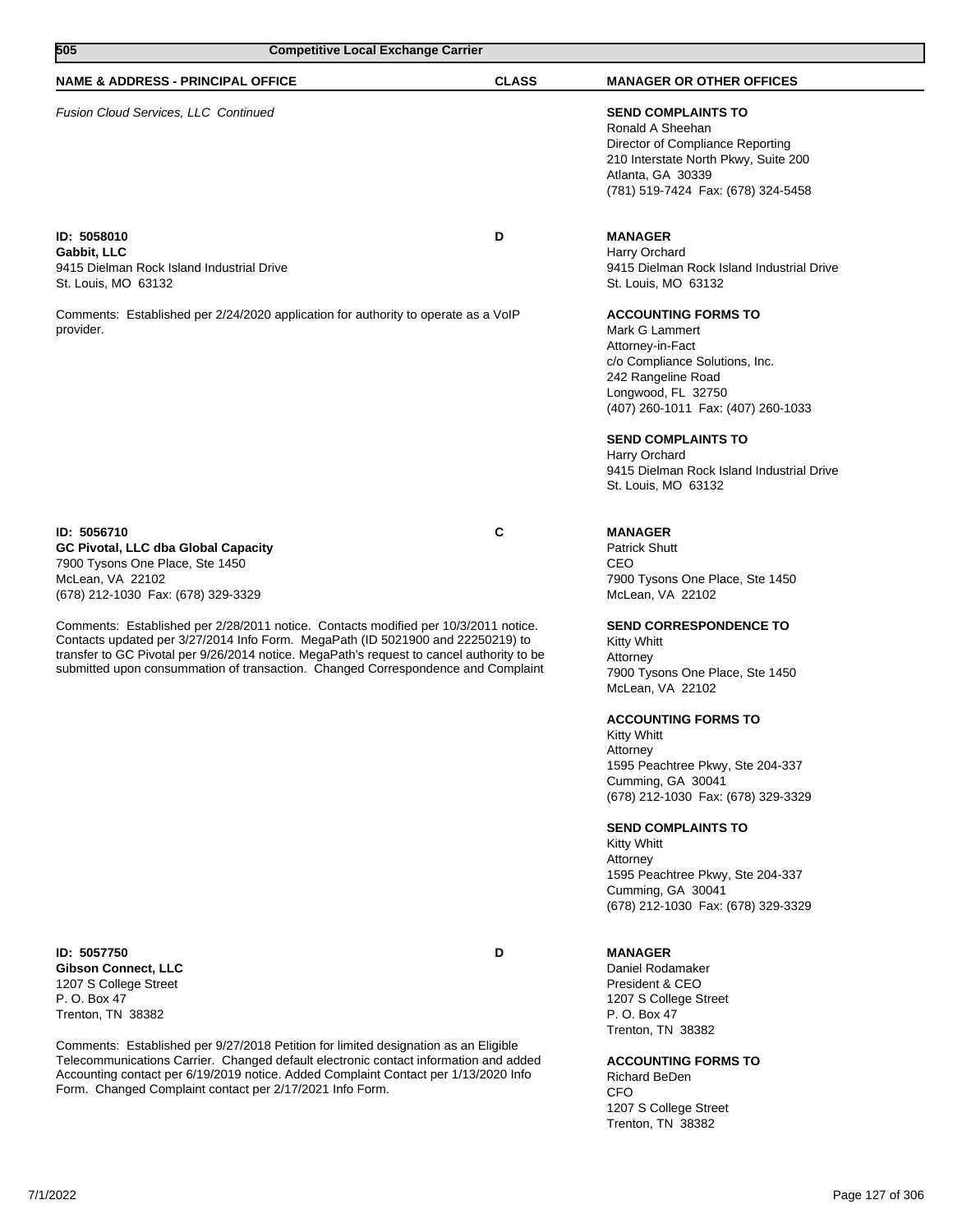## 505 Competitive Local Exchange Carrier

| NAME & ADDRESS - PRINCIPAL OFFICE | CLASS | MANAGER OR OTHER OFFICES |
|---|---|---|
| *Fusion Cloud Services, LLC Continued* | | **SEND COMPLAINTS TO**<br>Ronald A Sheehan<br>Director of Compliance Reporting<br>210 Interstate North Pkwy, Suite 200<br>Atlanta, GA 30339<br>(781) 519-7424 Fax: (678) 324-5458 |
| **ID: 5058010**<br>**Gabbit, LLC**<br>9415 Dielman Rock Island Industrial Drive<br>St. Louis, MO 63132<br><br>Comments: Established per 2/24/2020 application for authority to operate as a VoIP provider. | D | **MANAGER**<br>Harry Orchard<br>9415 Dielman Rock Island Industrial Drive<br>St. Louis, MO 63132<br><br>**ACCOUNTING FORMS TO**<br>Mark G Lammert<br>Attorney-in-Fact<br>c/o Compliance Solutions, Inc.<br>242 Rangeline Road<br>Longwood, FL 32750<br>(407) 260-1011 Fax: (407) 260-1033<br><br>**SEND COMPLAINTS TO**<br>Harry Orchard<br>9415 Dielman Rock Island Industrial Drive<br>St. Louis, MO 63132 |
| **ID: 5056710**<br>**GC Pivotal, LLC dba Global Capacity**<br>7900 Tysons One Place, Ste 1450<br>McLean, VA 22102<br>(678) 212-1030 Fax: (678) 329-3329<br><br>Comments: Established per 2/28/2011 notice. Contacts modified per 10/3/2011 notice. Contacts updated per 3/27/2014 Info Form. MegaPath (ID 5021900 and 22250219) to transfer to GC Pivotal per 9/26/2014 notice. MegaPath's request to cancel authority to be submitted upon consummation of transaction. Changed Correspondence and Complaint | C | **MANAGER**<br>Patrick Shutt<br>CEO<br>7900 Tysons One Place, Ste 1450<br>McLean, VA 22102<br><br>**SEND CORRESPONDENCE TO**<br>Kitty Whitt<br>Attorney<br>7900 Tysons One Place, Ste 1450<br>McLean, VA 22102<br><br>**ACCOUNTING FORMS TO**<br>Kitty Whitt<br>Attorney<br>1595 Peachtree Pkwy, Ste 204-337<br>Cumming, GA 30041<br>(678) 212-1030 Fax: (678) 329-3329<br><br>**SEND COMPLAINTS TO**<br>Kitty Whitt<br>Attorney<br>1595 Peachtree Pkwy, Ste 204-337<br>Cumming, GA 30041<br>(678) 212-1030 Fax: (678) 329-3329 |
| **ID: 5057750**<br>**Gibson Connect, LLC**<br>1207 S College Street<br>P. O. Box 47<br>Trenton, TN 38382<br><br>Comments: Established per 9/27/2018 Petition for limited designation as an Eligible Telecommunications Carrier. Changed default electronic contact information and added Accounting contact per 6/19/2019 notice. Added Complaint Contact per 1/13/2020 Info Form. Changed Complaint contact per 2/17/2021 Info Form. | D | **MANAGER**<br>Daniel Rodamaker<br>President & CEO<br>1207 S College Street<br>P. O. Box 47<br>Trenton, TN 38382<br><br>**ACCOUNTING FORMS TO**<br>Richard BeDen<br>CFO<br>1207 S College Street<br>Trenton, TN 38382 |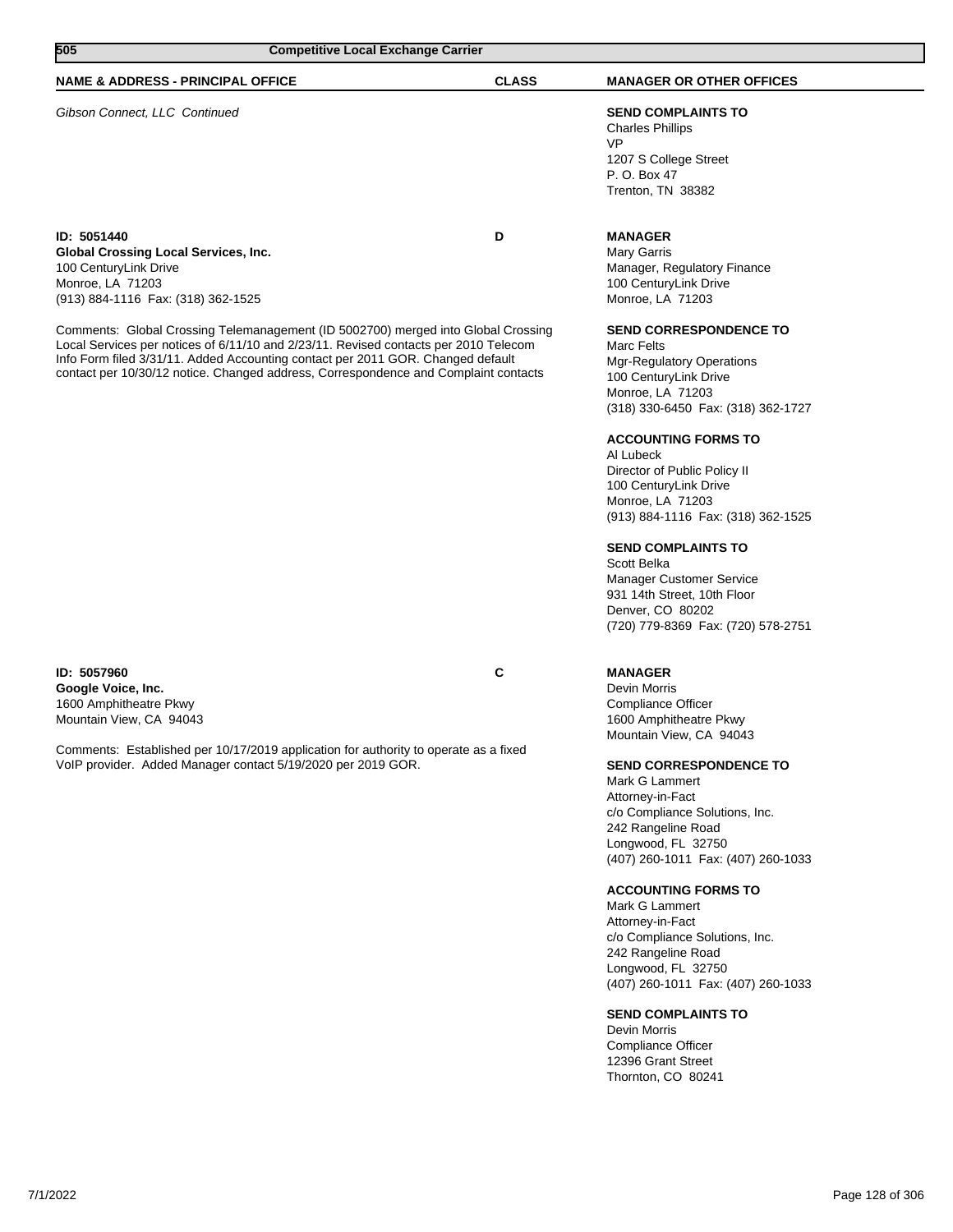## 505 Competitive Local Exchange Carrier

| NAME & ADDRESS - PRINCIPAL OFFICE | CLASS | MANAGER OR OTHER OFFICES |
|---|---|---|

*Gibson Connect, LLC Continued*

**SEND COMPLAINTS TO**
Charles Phillips
VP
1207 S College Street
P. O. Box 47
Trenton, TN 38382

---

**ID: 5051440** — Class: **D**
**Global Crossing Local Services, Inc.**
100 CenturyLink Drive
Monroe, LA 71203
(913) 884-1116 Fax: (318) 362-1525

Comments: Global Crossing Telemanagement (ID 5002700) merged into Global Crossing Local Services per notices of 6/11/10 and 2/23/11. Revised contacts per 2010 Telecom Info Form filed 3/31/11. Added Accounting contact per 2011 GOR. Changed default contact per 10/30/12 notice. Changed address, Correspondence and Complaint contacts

**MANAGER**
Mary Garris
Manager, Regulatory Finance
100 CenturyLink Drive
Monroe, LA 71203

**SEND CORRESPONDENCE TO**
Marc Felts
Mgr-Regulatory Operations
100 CenturyLink Drive
Monroe, LA 71203
(318) 330-6450 Fax: (318) 362-1727

**ACCOUNTING FORMS TO**
Al Lubeck
Director of Public Policy II
100 CenturyLink Drive
Monroe, LA 71203
(913) 884-1116 Fax: (318) 362-1525

**SEND COMPLAINTS TO**
Scott Belka
Manager Customer Service
931 14th Street, 10th Floor
Denver, CO 80202
(720) 779-8369 Fax: (720) 578-2751

---

**ID: 5057960** — Class: **C**
**Google Voice, Inc.**
1600 Amphitheatre Pkwy
Mountain View, CA 94043

Comments: Established per 10/17/2019 application for authority to operate as a fixed VoIP provider. Added Manager contact 5/19/2020 per 2019 GOR.

**MANAGER**
Devin Morris
Compliance Officer
1600 Amphitheatre Pkwy
Mountain View, CA 94043

**SEND CORRESPONDENCE TO**
Mark G Lammert
Attorney-in-Fact
c/o Compliance Solutions, Inc.
242 Rangeline Road
Longwood, FL 32750
(407) 260-1011 Fax: (407) 260-1033

**ACCOUNTING FORMS TO**
Mark G Lammert
Attorney-in-Fact
c/o Compliance Solutions, Inc.
242 Rangeline Road
Longwood, FL 32750
(407) 260-1011 Fax: (407) 260-1033

**SEND COMPLAINTS TO**
Devin Morris
Compliance Officer
12396 Grant Street
Thornton, CO 80241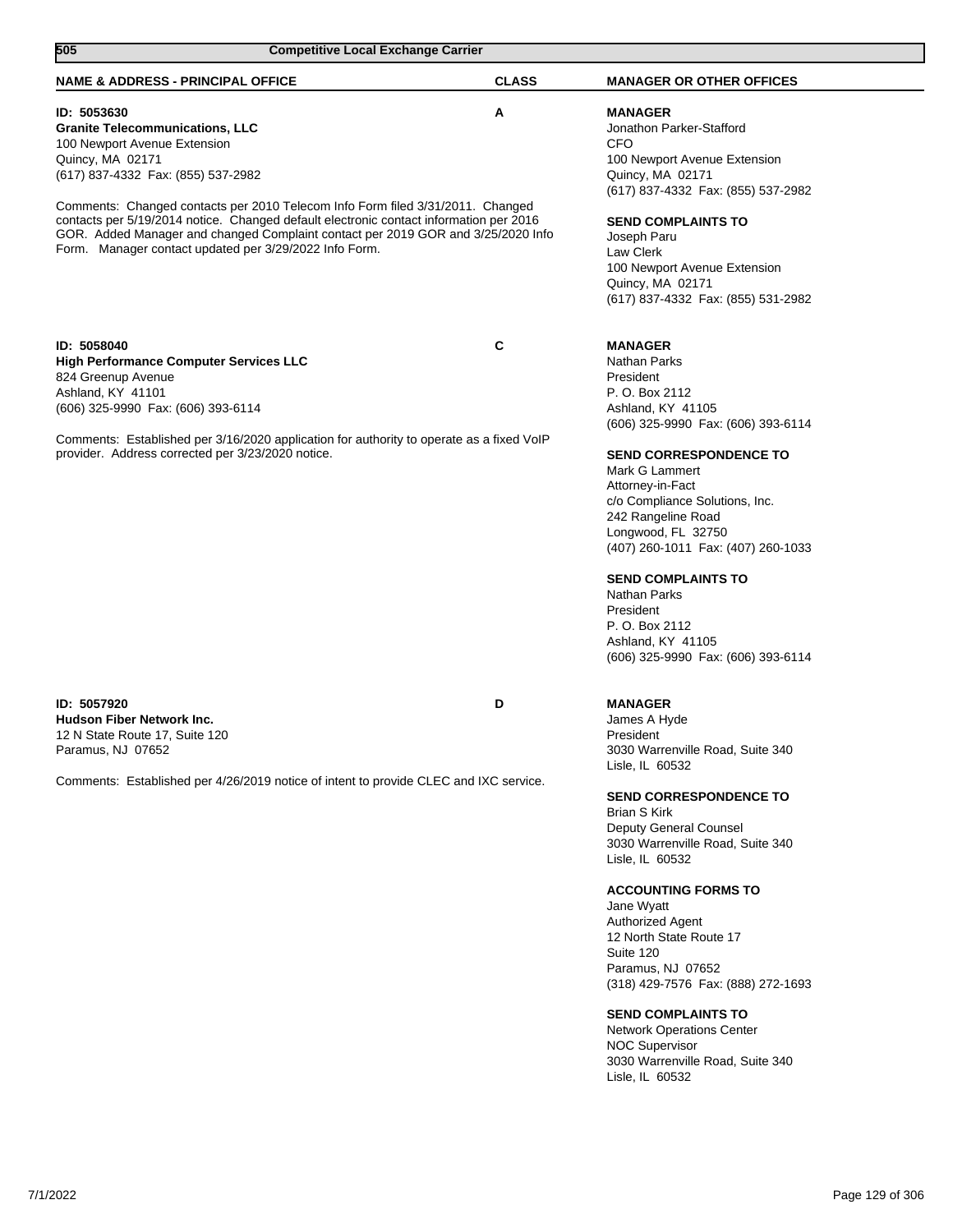**505 Competitive Local Exchange Carrier**

| NAME & ADDRESS - PRINCIPAL OFFICE | CLASS | MANAGER OR OTHER OFFICES |
|---|---|---|

**ID: 5053630** — Class: **A**

**Granite Telecommunications, LLC**
100 Newport Avenue Extension
Quincy, MA 02171
(617) 837-4332 Fax: (855) 537-2982

Comments: Changed contacts per 2010 Telecom Info Form filed 3/31/2011. Changed contacts per 5/19/2014 notice. Changed default electronic contact information per 2016 GOR. Added Manager and changed Complaint contact per 2019 GOR and 3/25/2020 Info Form. Manager contact updated per 3/29/2022 Info Form.

**MANAGER**
Jonathon Parker-Stafford
CFO
100 Newport Avenue Extension
Quincy, MA 02171
(617) 837-4332 Fax: (855) 537-2982

**SEND COMPLAINTS TO**
Joseph Paru
Law Clerk
100 Newport Avenue Extension
Quincy, MA 02171
(617) 837-4332 Fax: (855) 531-2982

---

**ID: 5058040** — Class: **C**

**High Performance Computer Services LLC**
824 Greenup Avenue
Ashland, KY 41101
(606) 325-9990 Fax: (606) 393-6114

Comments: Established per 3/16/2020 application for authority to operate as a fixed VoIP provider. Address corrected per 3/23/2020 notice.

**MANAGER**
Nathan Parks
President
P. O. Box 2112
Ashland, KY 41105
(606) 325-9990 Fax: (606) 393-6114

**SEND CORRESPONDENCE TO**
Mark G Lammert
Attorney-in-Fact
c/o Compliance Solutions, Inc.
242 Rangeline Road
Longwood, FL 32750
(407) 260-1011 Fax: (407) 260-1033

**SEND COMPLAINTS TO**
Nathan Parks
President
P. O. Box 2112
Ashland, KY 41105
(606) 325-9990 Fax: (606) 393-6114

---

**ID: 5057920** — Class: **D**

**Hudson Fiber Network Inc.**
12 N State Route 17, Suite 120
Paramus, NJ 07652

Comments: Established per 4/26/2019 notice of intent to provide CLEC and IXC service.

**MANAGER**
James A Hyde
President
3030 Warrenville Road, Suite 340
Lisle, IL 60532

**SEND CORRESPONDENCE TO**
Brian S Kirk
Deputy General Counsel
3030 Warrenville Road, Suite 340
Lisle, IL 60532

**ACCOUNTING FORMS TO**
Jane Wyatt
Authorized Agent
12 North State Route 17
Suite 120
Paramus, NJ 07652
(318) 429-7576 Fax: (888) 272-1693

**SEND COMPLAINTS TO**
Network Operations Center
NOC Supervisor
3030 Warrenville Road, Suite 340
Lisle, IL 60532

7/1/2022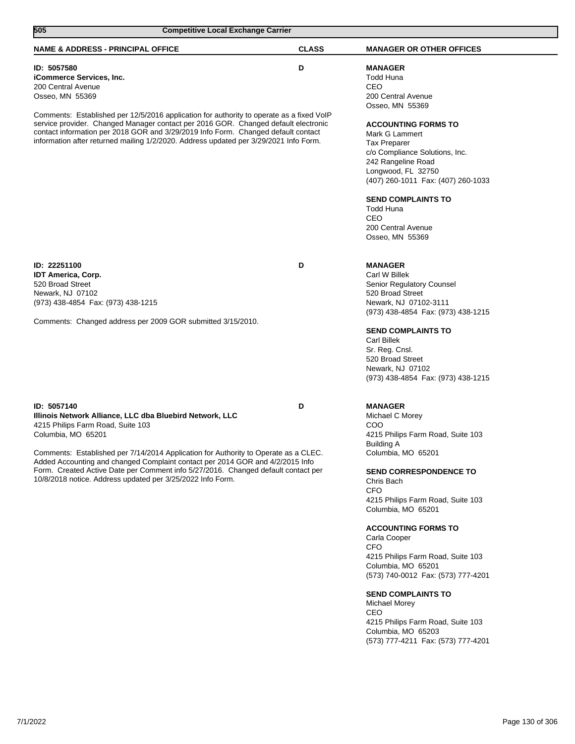**505 Competitive Local Exchange Carrier**

| NAME & ADDRESS - PRINCIPAL OFFICE | CLASS | MANAGER OR OTHER OFFICES |
|---|---|---|
| **ID: 5057580**<br>**iCommerce Services, Inc.**<br>200 Central Avenue<br>Osseo, MN 55369<br><br>Comments: Established per 12/5/2016 application for authority to operate as a fixed VoIP service provider. Changed Manager contact per 2016 GOR. Changed default electronic contact information per 2018 GOR and 3/29/2019 Info Form. Changed default contact information after returned mailing 1/2/2020. Address updated per 3/29/2021 Info Form. | D | **MANAGER**<br>Todd Huna<br>CEO<br>200 Central Avenue<br>Osseo, MN 55369<br><br>**ACCOUNTING FORMS TO**<br>Mark G Lammert<br>Tax Preparer<br>c/o Compliance Solutions, Inc.<br>242 Rangeline Road<br>Longwood, FL 32750<br>(407) 260-1011 Fax: (407) 260-1033<br><br>**SEND COMPLAINTS TO**<br>Todd Huna<br>CEO<br>200 Central Avenue<br>Osseo, MN 55369 |
| **ID: 22251100**<br>**IDT America, Corp.**<br>520 Broad Street<br>Newark, NJ 07102<br>(973) 438-4854 Fax: (973) 438-1215<br><br>Comments: Changed address per 2009 GOR submitted 3/15/2010. | D | **MANAGER**<br>Carl W Billek<br>Senior Regulatory Counsel<br>520 Broad Street<br>Newark, NJ 07102-3111<br>(973) 438-4854 Fax: (973) 438-1215<br><br>**SEND COMPLAINTS TO**<br>Carl Billek<br>Sr. Reg. Cnsl.<br>520 Broad Street<br>Newark, NJ 07102<br>(973) 438-4854 Fax: (973) 438-1215 |
| **ID: 5057140**<br>**Illinois Network Alliance, LLC dba Bluebird Network, LLC**<br>4215 Philips Farm Road, Suite 103<br>Columbia, MO 65201<br><br>Comments: Established per 7/14/2014 Application for Authority to Operate as a CLEC. Added Accounting and changed Complaint contact per 2014 GOR and 4/2/2015 Info Form. Created Active Date per Comment info 5/27/2016. Changed default contact per 10/8/2018 notice. Address updated per 3/25/2022 Info Form. | D | **MANAGER**<br>Michael C Morey<br>COO<br>4215 Philips Farm Road, Suite 103<br>Building A<br>Columbia, MO 65201<br><br>**SEND CORRESPONDENCE TO**<br>Chris Bach<br>CFO<br>4215 Philips Farm Road, Suite 103<br>Columbia, MO 65201<br><br>**ACCOUNTING FORMS TO**<br>Carla Cooper<br>CFO<br>4215 Philips Farm Road, Suite 103<br>Columbia, MO 65201<br>(573) 740-0012 Fax: (573) 777-4201<br><br>**SEND COMPLAINTS TO**<br>Michael Morey<br>CEO<br>4215 Philips Farm Road, Suite 103<br>Columbia, MO 65203<br>(573) 777-4211 Fax: (573) 777-4201 |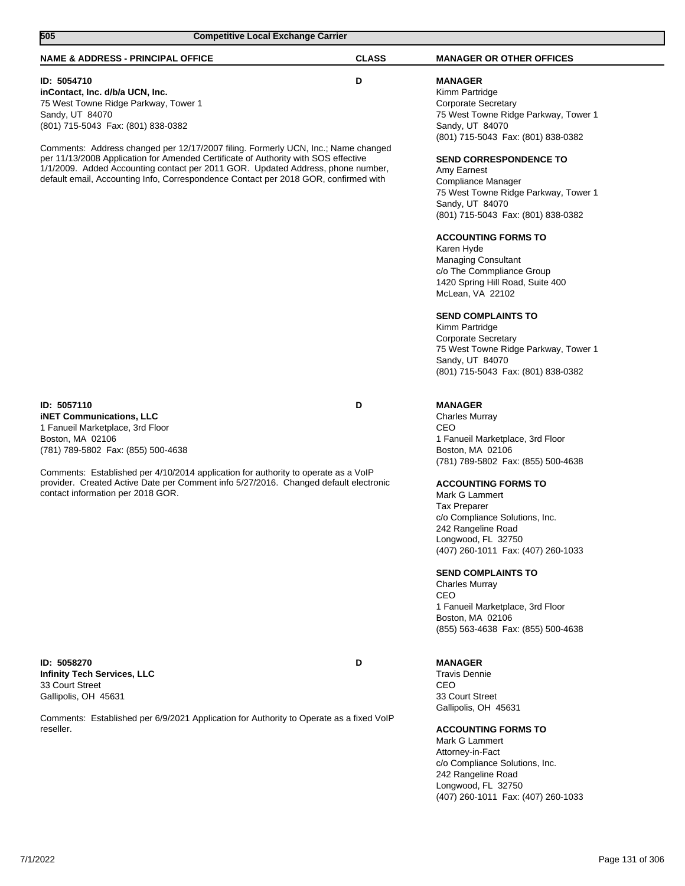**505 Competitive Local Exchange Carrier**

| NAME & ADDRESS - PRINCIPAL OFFICE | CLASS | MANAGER OR OTHER OFFICES |
|---|---|---|

**ID: 5054710** — Class: **D**

**inContact, Inc. d/b/a UCN, Inc.**
75 West Towne Ridge Parkway, Tower 1
Sandy, UT 84070
(801) 715-5043 Fax: (801) 838-0382

Comments: Address changed per 12/17/2007 filing. Formerly UCN, Inc.; Name changed per 11/13/2008 Application for Amended Certificate of Authority with SOS effective 1/1/2009. Added Accounting contact per 2011 GOR. Updated Address, phone number, default email, Accounting Info, Correspondence Contact per 2018 GOR, confirmed with

**MANAGER**
Kimm Partridge
Corporate Secretary
75 West Towne Ridge Parkway, Tower 1
Sandy, UT 84070
(801) 715-5043 Fax: (801) 838-0382

**SEND CORRESPONDENCE TO**
Amy Earnest
Compliance Manager
75 West Towne Ridge Parkway, Tower 1
Sandy, UT 84070
(801) 715-5043 Fax: (801) 838-0382

**ACCOUNTING FORMS TO**
Karen Hyde
Managing Consultant
c/o The Commpliance Group
1420 Spring Hill Road, Suite 400
McLean, VA 22102

**SEND COMPLAINTS TO**
Kimm Partridge
Corporate Secretary
75 West Towne Ridge Parkway, Tower 1
Sandy, UT 84070
(801) 715-5043 Fax: (801) 838-0382

---

**ID: 5057110** — Class: **D**

**iNET Communications, LLC**
1 Fanueil Marketplace, 3rd Floor
Boston, MA 02106
(781) 789-5802 Fax: (855) 500-4638

Comments: Established per 4/10/2014 application for authority to operate as a VoIP provider. Created Active Date per Comment info 5/27/2016. Changed default electronic contact information per 2018 GOR.

**MANAGER**
Charles Murray
CEO
1 Fanueil Marketplace, 3rd Floor
Boston, MA 02106
(781) 789-5802 Fax: (855) 500-4638

**ACCOUNTING FORMS TO**
Mark G Lammert
Tax Preparer
c/o Compliance Solutions, Inc.
242 Rangeline Road
Longwood, FL 32750
(407) 260-1011 Fax: (407) 260-1033

**SEND COMPLAINTS TO**
Charles Murray
CEO
1 Fanueil Marketplace, 3rd Floor
Boston, MA 02106
(855) 563-4638 Fax: (855) 500-4638

---

**ID: 5058270** — Class: **D**

**Infinity Tech Services, LLC**
33 Court Street
Gallipolis, OH 45631

Comments: Established per 6/9/2021 Application for Authority to Operate as a fixed VoIP reseller.

**MANAGER**
Travis Dennie
CEO
33 Court Street
Gallipolis, OH 45631

**ACCOUNTING FORMS TO**
Mark G Lammert
Attorney-in-Fact
c/o Compliance Solutions, Inc.
242 Rangeline Road
Longwood, FL 32750
(407) 260-1011 Fax: (407) 260-1033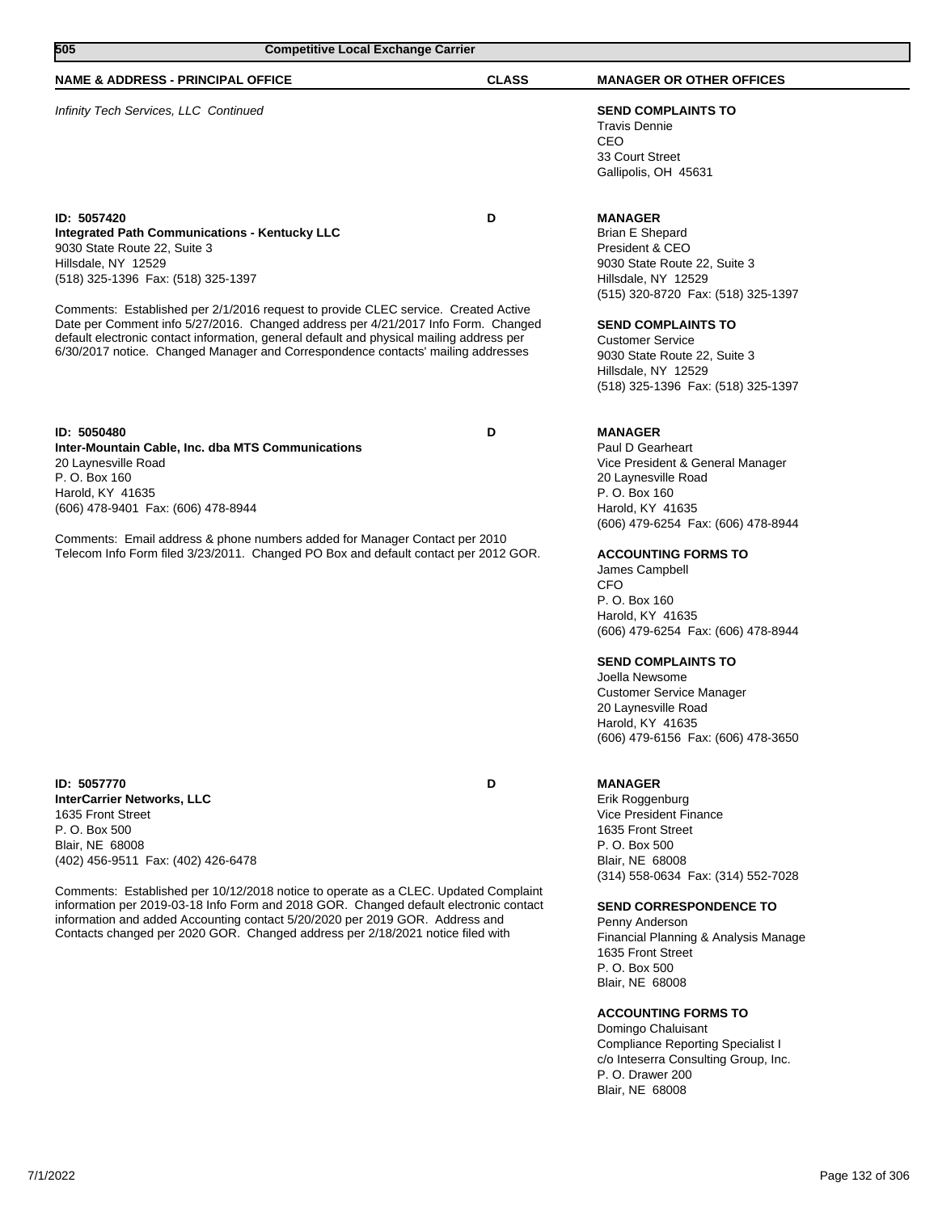## 505 Competitive Local Exchange Carrier

| NAME & ADDRESS - PRINCIPAL OFFICE | CLASS | MANAGER OR OTHER OFFICES |
|---|---|---|

*Infinity Tech Services, LLC Continued*

**SEND COMPLAINTS TO**
Travis Dennie
CEO
33 Court Street
Gallipolis, OH 45631

---

**ID: 5057420** — **D**
**Integrated Path Communications - Kentucky LLC**
9030 State Route 22, Suite 3
Hillsdale, NY 12529
(518) 325-1396 Fax: (518) 325-1397

Comments: Established per 2/1/2016 request to provide CLEC service. Created Active Date per Comment info 5/27/2016. Changed address per 4/21/2017 Info Form. Changed default electronic contact information, general default and physical mailing address per 6/30/2017 notice. Changed Manager and Correspondence contacts' mailing addresses

**MANAGER**
Brian E Shepard
President & CEO
9030 State Route 22, Suite 3
Hillsdale, NY 12529
(515) 320-8720 Fax: (518) 325-1397

**SEND COMPLAINTS TO**
Customer Service
9030 State Route 22, Suite 3
Hillsdale, NY 12529
(518) 325-1396 Fax: (518) 325-1397

---

**ID: 5050480** — **D**
**Inter-Mountain Cable, Inc. dba MTS Communications**
20 Laynesville Road
P. O. Box 160
Harold, KY 41635
(606) 478-9401 Fax: (606) 478-8944

Comments: Email address & phone numbers added for Manager Contact per 2010 Telecom Info Form filed 3/23/2011. Changed PO Box and default contact per 2012 GOR.

**MANAGER**
Paul D Gearheart
Vice President & General Manager
20 Laynesville Road
P. O. Box 160
Harold, KY 41635
(606) 479-6254 Fax: (606) 478-8944

**ACCOUNTING FORMS TO**
James Campbell
CFO
P. O. Box 160
Harold, KY 41635
(606) 479-6254 Fax: (606) 478-8944

**SEND COMPLAINTS TO**
Joella Newsome
Customer Service Manager
20 Laynesville Road
Harold, KY 41635
(606) 479-6156 Fax: (606) 478-3650

---

**ID: 5057770** — **D**
**InterCarrier Networks, LLC**
1635 Front Street
P. O. Box 500
Blair, NE 68008
(402) 456-9511 Fax: (402) 426-6478

Comments: Established per 10/12/2018 notice to operate as a CLEC. Updated Complaint information per 2019-03-18 Info Form and 2018 GOR. Changed default electronic contact information and added Accounting contact 5/20/2020 per 2019 GOR. Address and Contacts changed per 2020 GOR. Changed address per 2/18/2021 notice filed with

**MANAGER**
Erik Roggenburg
Vice President Finance
1635 Front Street
P. O. Box 500
Blair, NE 68008
(314) 558-0634 Fax: (314) 552-7028

**SEND CORRESPONDENCE TO**
Penny Anderson
Financial Planning & Analysis Manage
1635 Front Street
P. O. Box 500
Blair, NE 68008

**ACCOUNTING FORMS TO**
Domingo Chaluisant
Compliance Reporting Specialist I
c/o Inteserra Consulting Group, Inc.
P. O. Drawer 200
Blair, NE 68008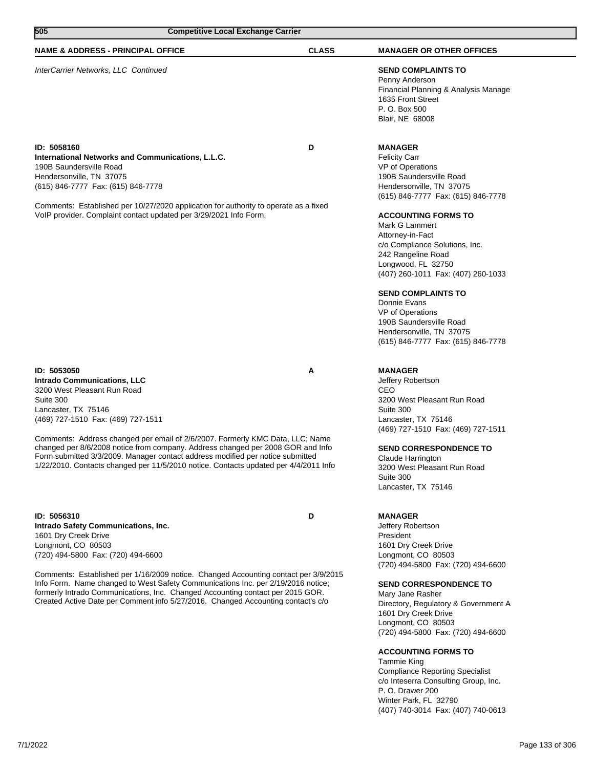## 505 Competitive Local Exchange Carrier

| NAME & ADDRESS - PRINCIPAL OFFICE | CLASS | MANAGER OR OTHER OFFICES |
|---|---|---|

*InterCarrier Networks, LLC Continued*

**SEND COMPLAINTS TO**
Penny Anderson
Financial Planning & Analysis Manage
1635 Front Street
P. O. Box 500
Blair, NE 68008

---

**ID: 5058160** — **D**
**International Networks and Communications, L.L.C.**
190B Saundersville Road
Hendersonville, TN 37075
(615) 846-7777 Fax: (615) 846-7778

Comments: Established per 10/27/2020 application for authority to operate as a fixed VoIP provider. Complaint contact updated per 3/29/2021 Info Form.

**MANAGER**
Felicity Carr
VP of Operations
190B Saundersville Road
Hendersonville, TN 37075
(615) 846-7777 Fax: (615) 846-7778

**ACCOUNTING FORMS TO**
Mark G Lammert
Attorney-in-Fact
c/o Compliance Solutions, Inc.
242 Rangeline Road
Longwood, FL 32750
(407) 260-1011 Fax: (407) 260-1033

**SEND COMPLAINTS TO**
Donnie Evans
VP of Operations
190B Saundersville Road
Hendersonville, TN 37075
(615) 846-7777 Fax: (615) 846-7778

---

**ID: 5053050** — **A**
**Intrado Communications, LLC**
3200 West Pleasant Run Road
Suite 300
Lancaster, TX 75146
(469) 727-1510 Fax: (469) 727-1511

Comments: Address changed per email of 2/6/2007. Formerly KMC Data, LLC; Name changed per 8/6/2008 notice from company. Address changed per 2008 GOR and Info Form submitted 3/3/2009. Manager contact address modified per notice submitted 1/22/2010. Contacts changed per 11/5/2010 notice. Contacts updated per 4/4/2011 Info

**MANAGER**
Jeffery Robertson
CEO
3200 West Pleasant Run Road
Suite 300
Lancaster, TX 75146
(469) 727-1510 Fax: (469) 727-1511

**SEND CORRESPONDENCE TO**
Claude Harrington
3200 West Pleasant Run Road
Suite 300
Lancaster, TX 75146

---

**ID: 5056310** — **D**
**Intrado Safety Communications, Inc.**
1601 Dry Creek Drive
Longmont, CO 80503
(720) 494-5800 Fax: (720) 494-6600

Comments: Established per 1/16/2009 notice. Changed Accounting contact per 3/9/2015 Info Form. Name changed to West Safety Communications Inc. per 2/19/2016 notice; formerly Intrado Communications, Inc. Changed Accounting contact per 2015 GOR. Created Active Date per Comment info 5/27/2016. Changed Accounting contact's c/o

**MANAGER**
Jeffery Robertson
President
1601 Dry Creek Drive
Longmont, CO 80503
(720) 494-5800 Fax: (720) 494-6600

**SEND CORRESPONDENCE TO**
Mary Jane Rasher
Directory, Regulatory & Government A
1601 Dry Creek Drive
Longmont, CO 80503
(720) 494-5800 Fax: (720) 494-6600

**ACCOUNTING FORMS TO**
Tammie King
Compliance Reporting Specialist
c/o Inteserra Consulting Group, Inc.
P. O. Drawer 200
Winter Park, FL 32790
(407) 740-3014 Fax: (407) 740-0613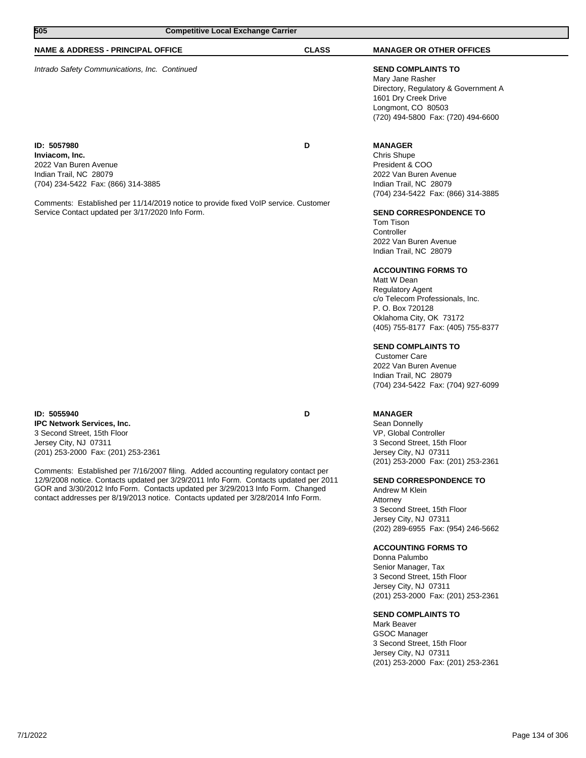## 505 Competitive Local Exchange Carrier

| NAME & ADDRESS - PRINCIPAL OFFICE | CLASS | MANAGER OR OTHER OFFICES |
|---|---|---|

*Intrado Safety Communications, Inc. Continued*

**SEND COMPLAINTS TO**
Mary Jane Rasher
Directory, Regulatory & Government A
1601 Dry Creek Drive
Longmont, CO 80503
(720) 494-5800 Fax: (720) 494-6600

---

**ID: 5057980** — Class: **D**
**Inviacom, Inc.**
2022 Van Buren Avenue
Indian Trail, NC 28079
(704) 234-5422 Fax: (866) 314-3885

Comments: Established per 11/14/2019 notice to provide fixed VoIP service. Customer Service Contact updated per 3/17/2020 Info Form.

**MANAGER**
Chris Shupe
President & COO
2022 Van Buren Avenue
Indian Trail, NC 28079
(704) 234-5422 Fax: (866) 314-3885

**SEND CORRESPONDENCE TO**
Tom Tison
Controller
2022 Van Buren Avenue
Indian Trail, NC 28079

**ACCOUNTING FORMS TO**
Matt W Dean
Regulatory Agent
c/o Telecom Professionals, Inc.
P. O. Box 720128
Oklahoma City, OK 73172
(405) 755-8177 Fax: (405) 755-8377

**SEND COMPLAINTS TO**
Customer Care
2022 Van Buren Avenue
Indian Trail, NC 28079
(704) 234-5422 Fax: (704) 927-6099

---

**ID: 5055940** — Class: **D**
**IPC Network Services, Inc.**
3 Second Street, 15th Floor
Jersey City, NJ 07311
(201) 253-2000 Fax: (201) 253-2361

Comments: Established per 7/16/2007 filing. Added accounting regulatory contact per 12/9/2008 notice. Contacts updated per 3/29/2011 Info Form. Contacts updated per 2011 GOR and 3/30/2012 Info Form. Contacts updated per 3/29/2013 Info Form. Changed contact addresses per 8/19/2013 notice. Contacts updated per 3/28/2014 Info Form.

**MANAGER**
Sean Donnelly
VP, Global Controller
3 Second Street, 15th Floor
Jersey City, NJ 07311
(201) 253-2000 Fax: (201) 253-2361

**SEND CORRESPONDENCE TO**
Andrew M Klein
Attorney
3 Second Street, 15th Floor
Jersey City, NJ 07311
(202) 289-6955 Fax: (954) 246-5662

**ACCOUNTING FORMS TO**
Donna Palumbo
Senior Manager, Tax
3 Second Street, 15th Floor
Jersey City, NJ 07311
(201) 253-2000 Fax: (201) 253-2361

**SEND COMPLAINTS TO**
Mark Beaver
GSOC Manager
3 Second Street, 15th Floor
Jersey City, NJ 07311
(201) 253-2000 Fax: (201) 253-2361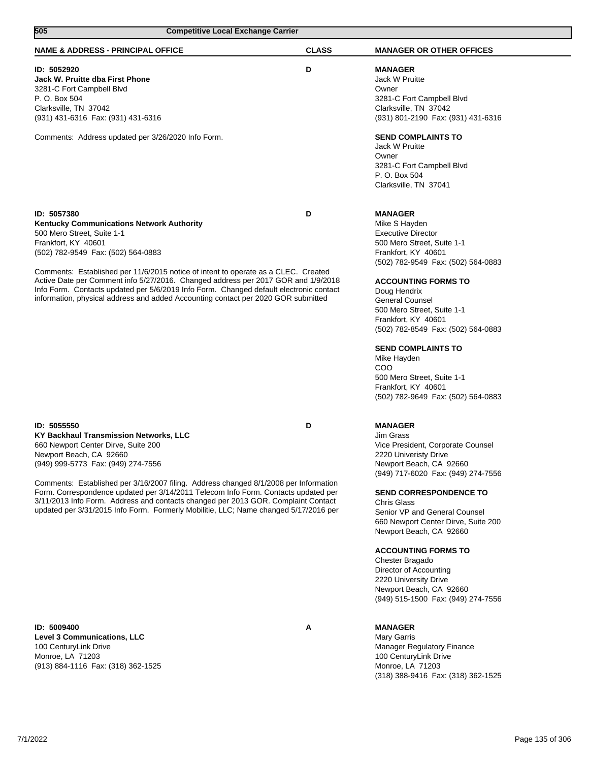## 505 Competitive Local Exchange Carrier

| NAME & ADDRESS - PRINCIPAL OFFICE | CLASS | MANAGER OR OTHER OFFICES |
|---|---|---|
| **ID: 5052920**<br>**Jack W. Pruitte dba First Phone**<br>3281-C Fort Campbell Blvd<br>P. O. Box 504<br>Clarksville, TN 37042<br>(931) 431-6316 Fax: (931) 431-6316<br><br>Comments: Address updated per 3/26/2020 Info Form. | D | **MANAGER**<br>Jack W Pruitte<br>Owner<br>3281-C Fort Campbell Blvd<br>Clarksville, TN 37042<br>(931) 801-2190 Fax: (931) 431-6316<br><br>**SEND COMPLAINTS TO**<br>Jack W Pruitte<br>Owner<br>3281-C Fort Campbell Blvd<br>P. O. Box 504<br>Clarksville, TN 37041 |
| **ID: 5057380**<br>**Kentucky Communications Network Authority**<br>500 Mero Street, Suite 1-1<br>Frankfort, KY 40601<br>(502) 782-9549 Fax: (502) 564-0883<br><br>Comments: Established per 11/6/2015 notice of intent to operate as a CLEC. Created Active Date per Comment info 5/27/2016. Changed address per 2017 GOR and 1/9/2018 Info Form. Contacts updated per 5/6/2019 Info Form. Changed default electronic contact information, physical address and added Accounting contact per 2020 GOR submitted | D | **MANAGER**<br>Mike S Hayden<br>Executive Director<br>500 Mero Street, Suite 1-1<br>Frankfort, KY 40601<br>(502) 782-9549 Fax: (502) 564-0883<br><br>**ACCOUNTING FORMS TO**<br>Doug Hendrix<br>General Counsel<br>500 Mero Street, Suite 1-1<br>Frankfort, KY 40601<br>(502) 782-8549 Fax: (502) 564-0883<br><br>**SEND COMPLAINTS TO**<br>Mike Hayden<br>COO<br>500 Mero Street, Suite 1-1<br>Frankfort, KY 40601<br>(502) 782-9649 Fax: (502) 564-0883 |
| **ID: 5055550**<br>**KY Backhaul Transmission Networks, LLC**<br>660 Newport Center Dirve, Suite 200<br>Newport Beach, CA 92660<br>(949) 999-5773 Fax: (949) 274-7556<br><br>Comments: Established per 3/16/2007 filing. Address changed 8/1/2008 per Information Form. Correspondence updated per 3/14/2011 Telecom Info Form. Contacts updated per 3/11/2013 Info Form. Address and contacts changed per 2013 GOR. Complaint Contact updated per 3/31/2015 Info Form. Formerly Mobilitie, LLC; Name changed 5/17/2016 per | D | **MANAGER**<br>Jim Grass<br>Vice President, Corporate Counsel<br>2220 Univeristy Drive<br>Newport Beach, CA 92660<br>(949) 717-6020 Fax: (949) 274-7556<br><br>**SEND CORRESPONDENCE TO**<br>Chris Glass<br>Senior VP and General Counsel<br>660 Newport Center Dirve, Suite 200<br>Newport Beach, CA 92660<br><br>**ACCOUNTING FORMS TO**<br>Chester Bragado<br>Director of Accounting<br>2220 University Drive<br>Newport Beach, CA 92660<br>(949) 515-1500 Fax: (949) 274-7556 |
| **ID: 5009400**<br>**Level 3 Communications, LLC**<br>100 CenturyLink Drive<br>Monroe, LA 71203<br>(913) 884-1116 Fax: (318) 362-1525 | A | **MANAGER**<br>Mary Garris<br>Manager Regulatory Finance<br>100 CenturyLink Drive<br>Monroe, LA 71203<br>(318) 388-9416 Fax: (318) 362-1525 |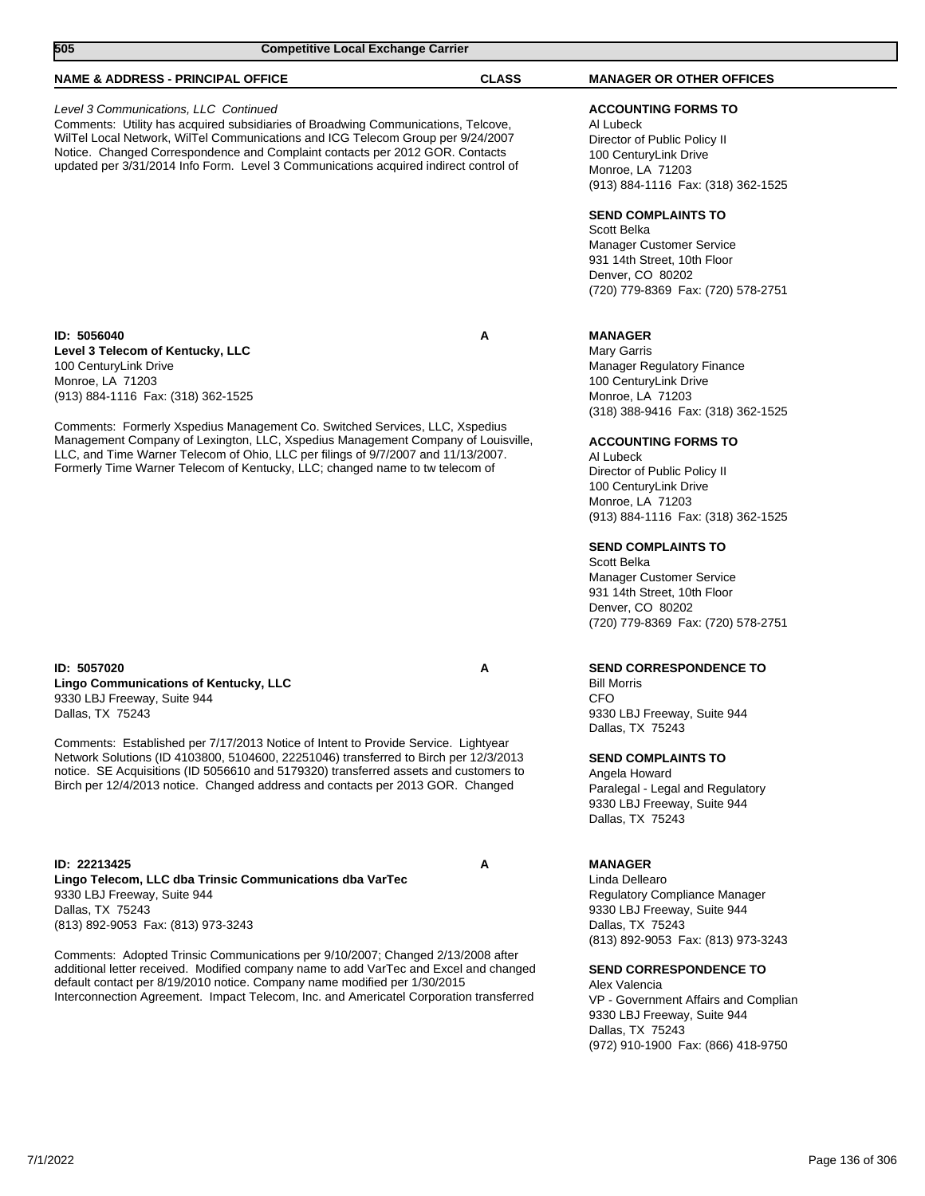**505 Competitive Local Exchange Carrier**

| NAME & ADDRESS - PRINCIPAL OFFICE | CLASS | MANAGER OR OTHER OFFICES |
|---|---|---|

*Level 3 Communications, LLC Continued*

Comments: Utility has acquired subsidiaries of Broadwing Communications, Telcove, WilTel Local Network, WilTel Communications and ICG Telecom Group per 9/24/2007 Notice. Changed Correspondence and Complaint contacts per 2012 GOR. Contacts updated per 3/31/2014 Info Form. Level 3 Communications acquired indirect control of

**ACCOUNTING FORMS TO**
Al Lubeck
Director of Public Policy II
100 CenturyLink Drive
Monroe, LA 71203
(913) 884-1116 Fax: (318) 362-1525

**SEND COMPLAINTS TO**
Scott Belka
Manager Customer Service
931 14th Street, 10th Floor
Denver, CO 80202
(720) 779-8369 Fax: (720) 578-2751

---

**ID: 5056040** — Class: **A**
**Level 3 Telecom of Kentucky, LLC**
100 CenturyLink Drive
Monroe, LA 71203
(913) 884-1116 Fax: (318) 362-1525

Comments: Formerly Xspedius Management Co. Switched Services, LLC, Xspedius Management Company of Lexington, LLC, Xspedius Management Company of Louisville, LLC, and Time Warner Telecom of Ohio, LLC per filings of 9/7/2007 and 11/13/2007. Formerly Time Warner Telecom of Kentucky, LLC; changed name to tw telecom of

**MANAGER**
Mary Garris
Manager Regulatory Finance
100 CenturyLink Drive
Monroe, LA 71203
(318) 388-9416 Fax: (318) 362-1525

**ACCOUNTING FORMS TO**
Al Lubeck
Director of Public Policy II
100 CenturyLink Drive
Monroe, LA 71203
(913) 884-1116 Fax: (318) 362-1525

**SEND COMPLAINTS TO**
Scott Belka
Manager Customer Service
931 14th Street, 10th Floor
Denver, CO 80202
(720) 779-8369 Fax: (720) 578-2751

---

**ID: 5057020** — Class: **A**
**Lingo Communications of Kentucky, LLC**
9330 LBJ Freeway, Suite 944
Dallas, TX 75243

Comments: Established per 7/17/2013 Notice of Intent to Provide Service. Lightyear Network Solutions (ID 4103800, 5104600, 22251046) transferred to Birch per 12/3/2013 notice. SE Acquisitions (ID 5056610 and 5179320) transferred assets and customers to Birch per 12/4/2013 notice. Changed address and contacts per 2013 GOR. Changed

**SEND CORRESPONDENCE TO**
Bill Morris
CFO
9330 LBJ Freeway, Suite 944
Dallas, TX 75243

**SEND COMPLAINTS TO**
Angela Howard
Paralegal - Legal and Regulatory
9330 LBJ Freeway, Suite 944
Dallas, TX 75243

---

**ID: 22213425** — Class: **A**
**Lingo Telecom, LLC dba Trinsic Communications dba VarTec**
9330 LBJ Freeway, Suite 944
Dallas, TX 75243
(813) 892-9053 Fax: (813) 973-3243

Comments: Adopted Trinsic Communications per 9/10/2007; Changed 2/13/2008 after additional letter received. Modified company name to add VarTec and Excel and changed default contact per 8/19/2010 notice. Company name modified per 1/30/2015 Interconnection Agreement. Impact Telecom, Inc. and Americatel Corporation transferred

**MANAGER**
Linda Dellearo
Regulatory Compliance Manager
9330 LBJ Freeway, Suite 944
Dallas, TX 75243
(813) 892-9053 Fax: (813) 973-3243

**SEND CORRESPONDENCE TO**
Alex Valencia
VP - Government Affairs and Complian
9330 LBJ Freeway, Suite 944
Dallas, TX 75243
(972) 910-1900 Fax: (866) 418-9750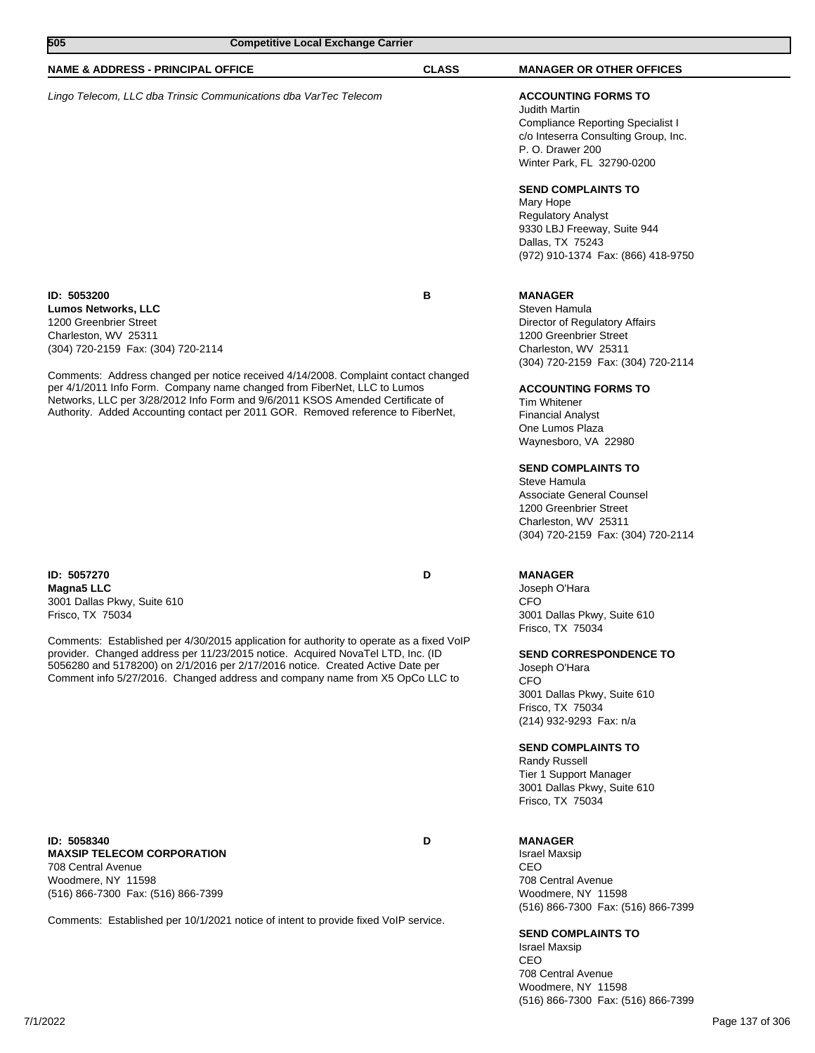## 505 Competitive Local Exchange Carrier

| NAME & ADDRESS - PRINCIPAL OFFICE | CLASS | MANAGER OR OTHER OFFICES |
|---|---|---|

*Lingo Telecom, LLC dba Trinsic Communications dba VarTec Telecom*

**ACCOUNTING FORMS TO**
Judith Martin
Compliance Reporting Specialist I
c/o Inteserra Consulting Group, Inc.
P. O. Drawer 200
Winter Park, FL 32790-0200

**SEND COMPLAINTS TO**
Mary Hope
Regulatory Analyst
9330 LBJ Freeway, Suite 944
Dallas, TX 75243
(972) 910-1374 Fax: (866) 418-9750

---

**ID: 5053200** — Class: **B**
**Lumos Networks, LLC**
1200 Greenbrier Street
Charleston, WV 25311
(304) 720-2159 Fax: (304) 720-2114

Comments: Address changed per notice received 4/14/2008. Complaint contact changed per 4/1/2011 Info Form. Company name changed from FiberNet, LLC to Lumos Networks, LLC per 3/28/2012 Info Form and 9/6/2011 KSOS Amended Certificate of Authority. Added Accounting contact per 2011 GOR. Removed reference to FiberNet,

**MANAGER**
Steven Hamula
Director of Regulatory Affairs
1200 Greenbrier Street
Charleston, WV 25311
(304) 720-2159 Fax: (304) 720-2114

**ACCOUNTING FORMS TO**
Tim Whitener
Financial Analyst
One Lumos Plaza
Waynesboro, VA 22980

**SEND COMPLAINTS TO**
Steve Hamula
Associate General Counsel
1200 Greenbrier Street
Charleston, WV 25311
(304) 720-2159 Fax: (304) 720-2114

---

**ID: 5057270** — Class: **D**
**Magna5 LLC**
3001 Dallas Pkwy, Suite 610
Frisco, TX 75034

Comments: Established per 4/30/2015 application for authority to operate as a fixed VoIP provider. Changed address per 11/23/2015 notice. Acquired NovaTel LTD, Inc. (ID 5056280 and 5178200) on 2/1/2016 per 2/17/2016 notice. Created Active Date per Comment info 5/27/2016. Changed address and company name from X5 OpCo LLC to

**MANAGER**
Joseph O'Hara
CFO
3001 Dallas Pkwy, Suite 610
Frisco, TX 75034

**SEND CORRESPONDENCE TO**
Joseph O'Hara
CFO
3001 Dallas Pkwy, Suite 610
Frisco, TX 75034
(214) 932-9293 Fax: n/a

**SEND COMPLAINTS TO**
Randy Russell
Tier 1 Support Manager
3001 Dallas Pkwy, Suite 610
Frisco, TX 75034

---

**ID: 5058340** — Class: **D**
**MAXSIP TELECOM CORPORATION**
708 Central Avenue
Woodmere, NY 11598
(516) 866-7300 Fax: (516) 866-7399

Comments: Established per 10/1/2021 notice of intent to provide fixed VoIP service.

**MANAGER**
Israel Maxsip
CEO
708 Central Avenue
Woodmere, NY 11598
(516) 866-7300 Fax: (516) 866-7399

**SEND COMPLAINTS TO**
Israel Maxsip
CEO
708 Central Avenue
Woodmere, NY 11598
(516) 866-7300 Fax: (516) 866-7399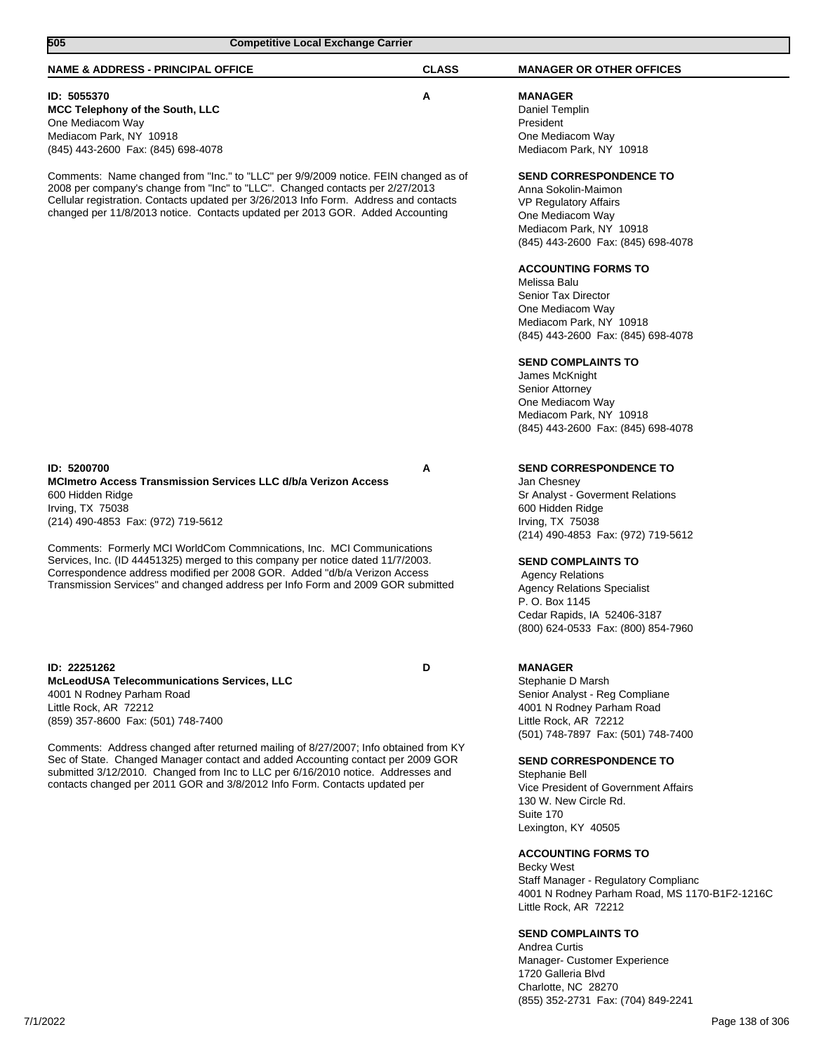## 505 Competitive Local Exchange Carrier

| NAME & ADDRESS - PRINCIPAL OFFICE | CLASS | MANAGER OR OTHER OFFICES |
|---|---|---|

**ID: 5055370** — Class: **A**

**MCC Telephony of the South, LLC**
One Mediacom Way
Mediacom Park, NY 10918
(845) 443-2600 Fax: (845) 698-4078

Comments: Name changed from "Inc." to "LLC" per 9/9/2009 notice. FEIN changed as of 2008 per company's change from "Inc" to "LLC". Changed contacts per 2/27/2013 Cellular registration. Contacts updated per 3/26/2013 Info Form. Address and contacts changed per 11/8/2013 notice. Contacts updated per 2013 GOR. Added Accounting

**MANAGER**
Daniel Templin
President
One Mediacom Way
Mediacom Park, NY 10918

**SEND CORRESPONDENCE TO**
Anna Sokolin-Maimon
VP Regulatory Affairs
One Mediacom Way
Mediacom Park, NY 10918
(845) 443-2600 Fax: (845) 698-4078

**ACCOUNTING FORMS TO**
Melissa Balu
Senior Tax Director
One Mediacom Way
Mediacom Park, NY 10918
(845) 443-2600 Fax: (845) 698-4078

**SEND COMPLAINTS TO**
James McKnight
Senior Attorney
One Mediacom Way
Mediacom Park, NY 10918
(845) 443-2600 Fax: (845) 698-4078

---

**ID: 5200700** — Class: **A**

**MCImetro Access Transmission Services LLC d/b/a Verizon Access**
600 Hidden Ridge
Irving, TX 75038
(214) 490-4853 Fax: (972) 719-5612

Comments: Formerly MCI WorldCom Commnications, Inc. MCI Communications Services, Inc. (ID 44451325) merged to this company per notice dated 11/7/2003. Correspondence address modified per 2008 GOR. Added "d/b/a Verizon Access Transmission Services" and changed address per Info Form and 2009 GOR submitted

**SEND CORRESPONDENCE TO**
Jan Chesney
Sr Analyst - Goverment Relations
600 Hidden Ridge
Irving, TX 75038
(214) 490-4853 Fax: (972) 719-5612

**SEND COMPLAINTS TO**
Agency Relations
Agency Relations Specialist
P. O. Box 1145
Cedar Rapids, IA 52406-3187
(800) 624-0533 Fax: (800) 854-7960

---

**ID: 22251262** — Class: **D**

**McLeodUSA Telecommunications Services, LLC**
4001 N Rodney Parham Road
Little Rock, AR 72212
(859) 357-8600 Fax: (501) 748-7400

Comments: Address changed after returned mailing of 8/27/2007; Info obtained from KY Sec of State. Changed Manager contact and added Accounting contact per 2009 GOR submitted 3/12/2010. Changed from Inc to LLC per 6/16/2010 notice. Addresses and contacts changed per 2011 GOR and 3/8/2012 Info Form. Contacts updated per

**MANAGER**
Stephanie D Marsh
Senior Analyst - Reg Compliane
4001 N Rodney Parham Road
Little Rock, AR 72212
(501) 748-7897 Fax: (501) 748-7400

**SEND CORRESPONDENCE TO**
Stephanie Bell
Vice President of Government Affairs
130 W. New Circle Rd.
Suite 170
Lexington, KY 40505

**ACCOUNTING FORMS TO**
Becky West
Staff Manager - Regulatory Complianc
4001 N Rodney Parham Road, MS 1170-B1F2-1216C
Little Rock, AR 72212

**SEND COMPLAINTS TO**
Andrea Curtis
Manager- Customer Experience
1720 Galleria Blvd
Charlotte, NC 28270
(855) 352-2731 Fax: (704) 849-2241

7/1/2022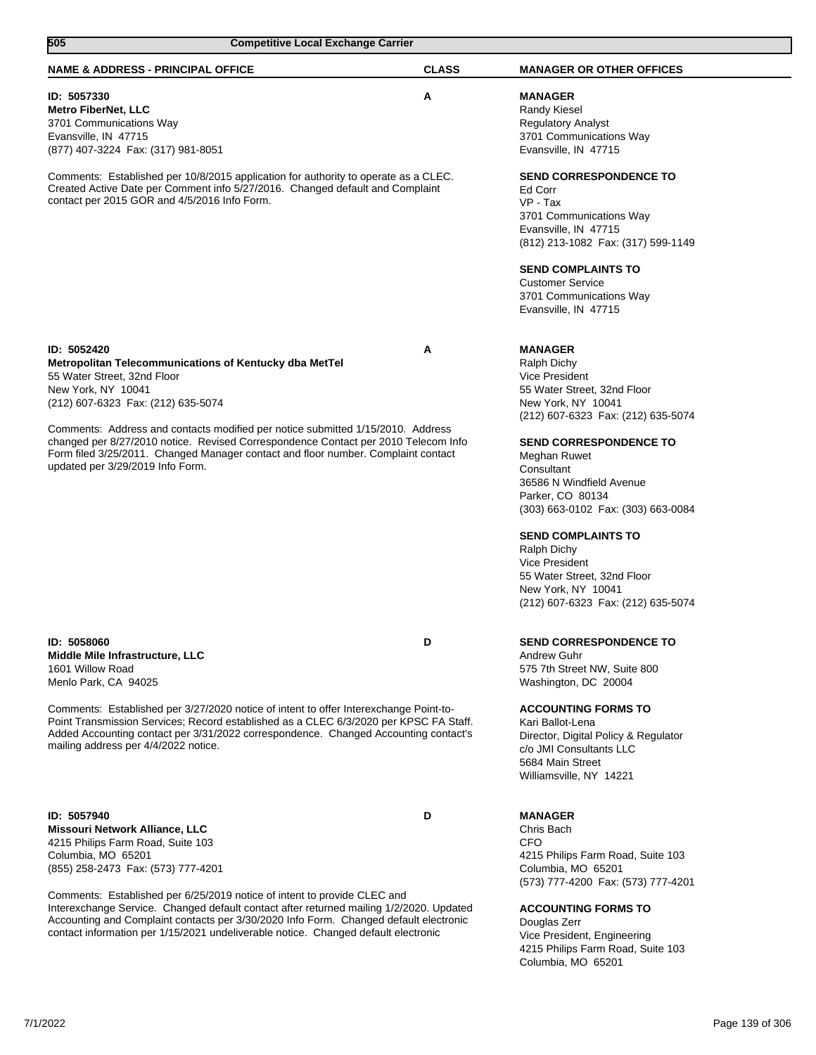## 505 Competitive Local Exchange Carrier

| NAME & ADDRESS - PRINCIPAL OFFICE | CLASS | MANAGER OR OTHER OFFICES |
|---|---|---|

**ID: 5057330** — Class: **A**

**Metro FiberNet, LLC**
3701 Communications Way
Evansville, IN 47715
(877) 407-3224 Fax: (317) 981-8051

Comments: Established per 10/8/2015 application for authority to operate as a CLEC. Created Active Date per Comment info 5/27/2016. Changed default and Complaint contact per 2015 GOR and 4/5/2016 Info Form.

**MANAGER**
Randy Kiesel
Regulatory Analyst
3701 Communications Way
Evansville, IN 47715

**SEND CORRESPONDENCE TO**
Ed Corr
VP - Tax
3701 Communications Way
Evansville, IN 47715
(812) 213-1082 Fax: (317) 599-1149

**SEND COMPLAINTS TO**
Customer Service
3701 Communications Way
Evansville, IN 47715

---

**ID: 5052420** — Class: **A**

**Metropolitan Telecommunications of Kentucky dba MetTel**
55 Water Street, 32nd Floor
New York, NY 10041
(212) 607-6323 Fax: (212) 635-5074

Comments: Address and contacts modified per notice submitted 1/15/2010. Address changed per 8/27/2010 notice. Revised Correspondence Contact per 2010 Telecom Info Form filed 3/25/2011. Changed Manager contact and floor number. Complaint contact updated per 3/29/2019 Info Form.

**MANAGER**
Ralph Dichy
Vice President
55 Water Street, 32nd Floor
New York, NY 10041
(212) 607-6323 Fax: (212) 635-5074

**SEND CORRESPONDENCE TO**
Meghan Ruwet
Consultant
36586 N Windfield Avenue
Parker, CO 80134
(303) 663-0102 Fax: (303) 663-0084

**SEND COMPLAINTS TO**
Ralph Dichy
Vice President
55 Water Street, 32nd Floor
New York, NY 10041
(212) 607-6323 Fax: (212) 635-5074

---

**ID: 5058060** — Class: **D**

**Middle Mile Infrastructure, LLC**
1601 Willow Road
Menlo Park, CA 94025

Comments: Established per 3/27/2020 notice of intent to offer Interexchange Point-to-Point Transmission Services; Record established as a CLEC 6/3/2020 per KPSC FA Staff. Added Accounting contact per 3/31/2022 correspondence. Changed Accounting contact's mailing address per 4/4/2022 notice.

**SEND CORRESPONDENCE TO**
Andrew Guhr
575 7th Street NW, Suite 800
Washington, DC 20004

**ACCOUNTING FORMS TO**
Kari Ballot-Lena
Director, Digital Policy & Regulator
c/o JMI Consultants LLC
5684 Main Street
Williamsville, NY 14221

---

**ID: 5057940** — Class: **D**

**Missouri Network Alliance, LLC**
4215 Philips Farm Road, Suite 103
Columbia, MO 65201
(855) 258-2473 Fax: (573) 777-4201

Comments: Established per 6/25/2019 notice of intent to provide CLEC and Interexchange Service. Changed default contact after returned mailing 1/2/2020. Updated Accounting and Complaint contacts per 3/30/2020 Info Form. Changed default electronic contact information per 1/15/2021 undeliverable notice. Changed default electronic

**MANAGER**
Chris Bach
CFO
4215 Philips Farm Road, Suite 103
Columbia, MO 65201
(573) 777-4200 Fax: (573) 777-4201

**ACCOUNTING FORMS TO**
Douglas Zerr
Vice President, Engineering
4215 Philips Farm Road, Suite 103
Columbia, MO 65201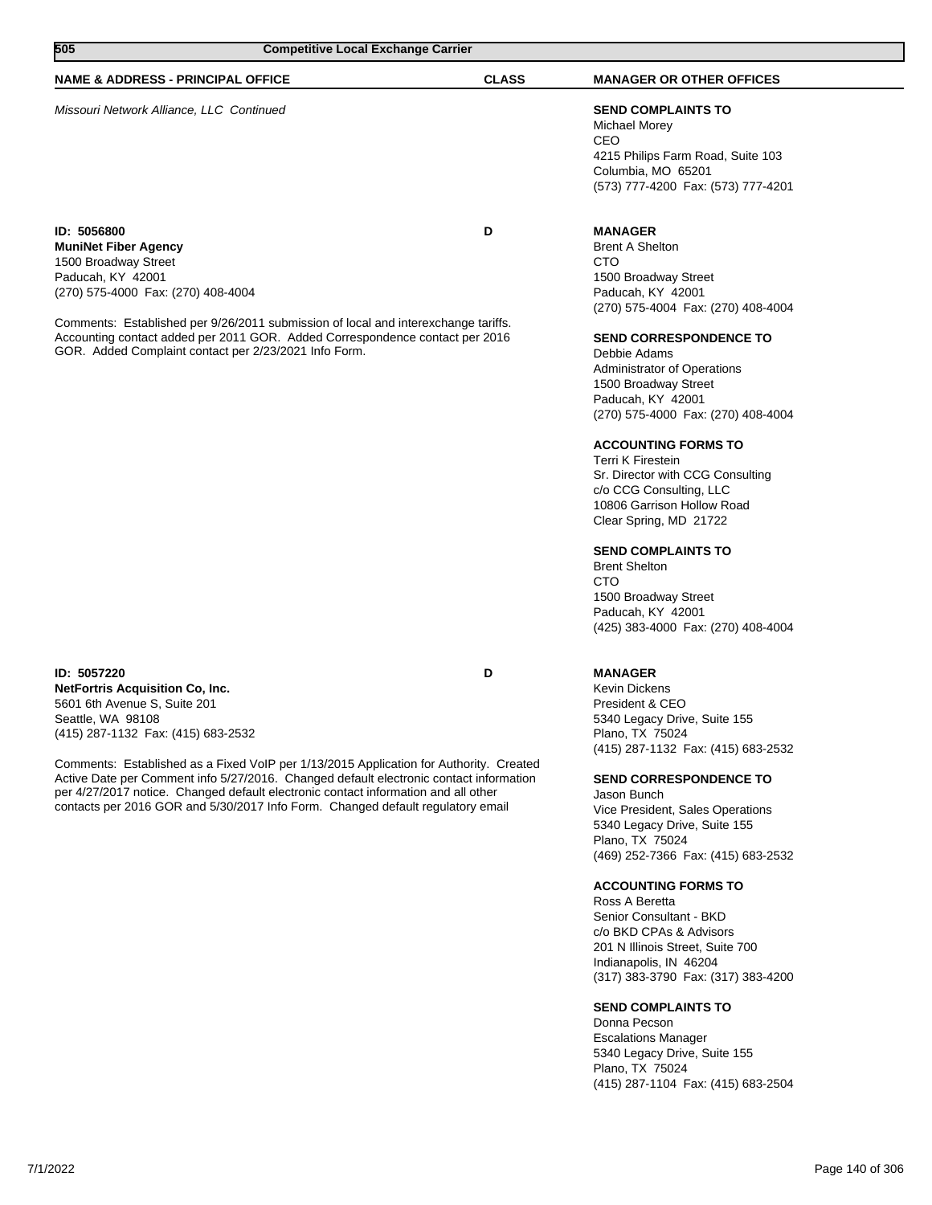## 505 Competitive Local Exchange Carrier

**NAME & ADDRESS - PRINCIPAL OFFICE** | **CLASS** | **MANAGER OR OTHER OFFICES**

*Missouri Network Alliance, LLC Continued*

**SEND COMPLAINTS TO**
Michael Morey
CEO
4215 Philips Farm Road, Suite 103
Columbia, MO 65201
(573) 777-4200 Fax: (573) 777-4201

---

**ID: 5056800** — **Class: D**
**MuniNet Fiber Agency**
1500 Broadway Street
Paducah, KY 42001
(270) 575-4000 Fax: (270) 408-4004

Comments: Established per 9/26/2011 submission of local and interexchange tariffs. Accounting contact added per 2011 GOR. Added Correspondence contact per 2016 GOR. Added Complaint contact per 2/23/2021 Info Form.

**MANAGER**
Brent A Shelton
CTO
1500 Broadway Street
Paducah, KY 42001
(270) 575-4004 Fax: (270) 408-4004

**SEND CORRESPONDENCE TO**
Debbie Adams
Administrator of Operations
1500 Broadway Street
Paducah, KY 42001
(270) 575-4000 Fax: (270) 408-4004

**ACCOUNTING FORMS TO**
Terri K Firestein
Sr. Director with CCG Consulting
c/o CCG Consulting, LLC
10806 Garrison Hollow Road
Clear Spring, MD 21722

**SEND COMPLAINTS TO**
Brent Shelton
CTO
1500 Broadway Street
Paducah, KY 42001
(425) 383-4000 Fax: (270) 408-4004

---

**ID: 5057220** — **Class: D**
**NetFortris Acquisition Co, Inc.**
5601 6th Avenue S, Suite 201
Seattle, WA 98108
(415) 287-1132 Fax: (415) 683-2532

Comments: Established as a Fixed VoIP per 1/13/2015 Application for Authority. Created Active Date per Comment info 5/27/2016. Changed default electronic contact information per 4/27/2017 notice. Changed default electronic contact information and all other contacts per 2016 GOR and 5/30/2017 Info Form. Changed default regulatory email

**MANAGER**
Kevin Dickens
President & CEO
5340 Legacy Drive, Suite 155
Plano, TX 75024
(415) 287-1132 Fax: (415) 683-2532

**SEND CORRESPONDENCE TO**
Jason Bunch
Vice President, Sales Operations
5340 Legacy Drive, Suite 155
Plano, TX 75024
(469) 252-7366 Fax: (415) 683-2532

**ACCOUNTING FORMS TO**
Ross A Beretta
Senior Consultant - BKD
c/o BKD CPAs & Advisors
201 N Illinois Street, Suite 700
Indianapolis, IN 46204
(317) 383-3790 Fax: (317) 383-4200

**SEND COMPLAINTS TO**
Donna Pecson
Escalations Manager
5340 Legacy Drive, Suite 155
Plano, TX 75024
(415) 287-1104 Fax: (415) 683-2504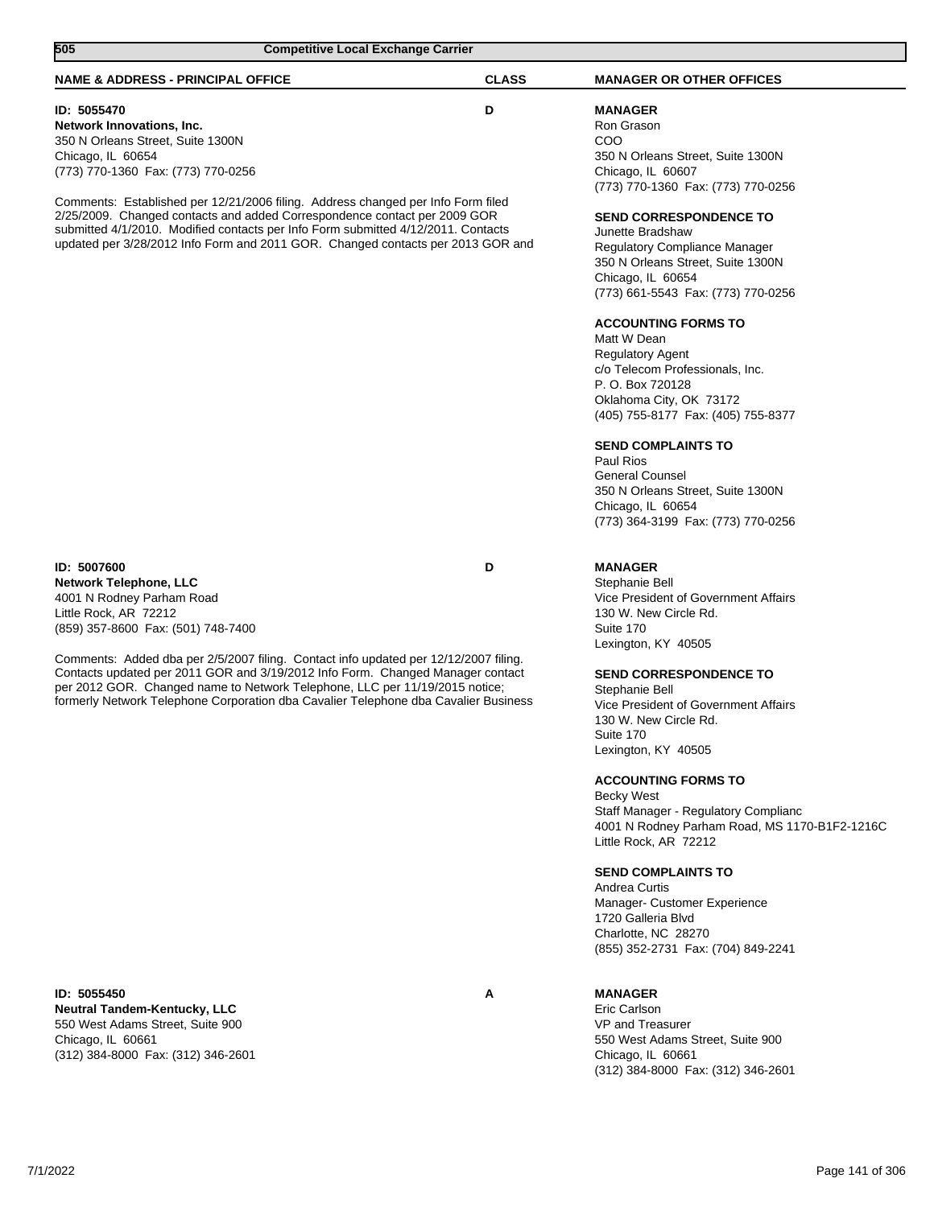## 505 Competitive Local Exchange Carrier

| NAME & ADDRESS - PRINCIPAL OFFICE | CLASS | MANAGER OR OTHER OFFICES |
|---|---|---|

**ID: 5055470** — Class: **D**

**Network Innovations, Inc.**
350 N Orleans Street, Suite 1300N
Chicago, IL 60654
(773) 770-1360 Fax: (773) 770-0256

Comments: Established per 12/21/2006 filing. Address changed per Info Form filed 2/25/2009. Changed contacts and added Correspondence contact per 2009 GOR submitted 4/1/2010. Modified contacts per Info Form submitted 4/12/2011. Contacts updated per 3/28/2012 Info Form and 2011 GOR. Changed contacts per 2013 GOR and

**MANAGER**
Ron Grason
COO
350 N Orleans Street, Suite 1300N
Chicago, IL 60607
(773) 770-1360 Fax: (773) 770-0256

**SEND CORRESPONDENCE TO**
Junette Bradshaw
Regulatory Compliance Manager
350 N Orleans Street, Suite 1300N
Chicago, IL 60654
(773) 661-5543 Fax: (773) 770-0256

**ACCOUNTING FORMS TO**
Matt W Dean
Regulatory Agent
c/o Telecom Professionals, Inc.
P. O. Box 720128
Oklahoma City, OK 73172
(405) 755-8177 Fax: (405) 755-8377

**SEND COMPLAINTS TO**
Paul Rios
General Counsel
350 N Orleans Street, Suite 1300N
Chicago, IL 60654
(773) 364-3199 Fax: (773) 770-0256

---

**ID: 5007600** — Class: **D**

**Network Telephone, LLC**
4001 N Rodney Parham Road
Little Rock, AR 72212
(859) 357-8600 Fax: (501) 748-7400

Comments: Added dba per 2/5/2007 filing. Contact info updated per 12/12/2007 filing. Contacts updated per 2011 GOR and 3/19/2012 Info Form. Changed Manager contact per 2012 GOR. Changed name to Network Telephone, LLC per 11/19/2015 notice; formerly Network Telephone Corporation dba Cavalier Telephone dba Cavalier Business

**MANAGER**
Stephanie Bell
Vice President of Government Affairs
130 W. New Circle Rd.
Suite 170
Lexington, KY 40505

**SEND CORRESPONDENCE TO**
Stephanie Bell
Vice President of Government Affairs
130 W. New Circle Rd.
Suite 170
Lexington, KY 40505

**ACCOUNTING FORMS TO**
Becky West
Staff Manager - Regulatory Complianc
4001 N Rodney Parham Road, MS 1170-B1F2-1216C
Little Rock, AR 72212

**SEND COMPLAINTS TO**
Andrea Curtis
Manager- Customer Experience
1720 Galleria Blvd
Charlotte, NC 28270
(855) 352-2731 Fax: (704) 849-2241

---

**ID: 5055450** — Class: **A**

**Neutral Tandem-Kentucky, LLC**
550 West Adams Street, Suite 900
Chicago, IL 60661
(312) 384-8000 Fax: (312) 346-2601

**MANAGER**
Eric Carlson
VP and Treasurer
550 West Adams Street, Suite 900
Chicago, IL 60661
(312) 384-8000 Fax: (312) 346-2601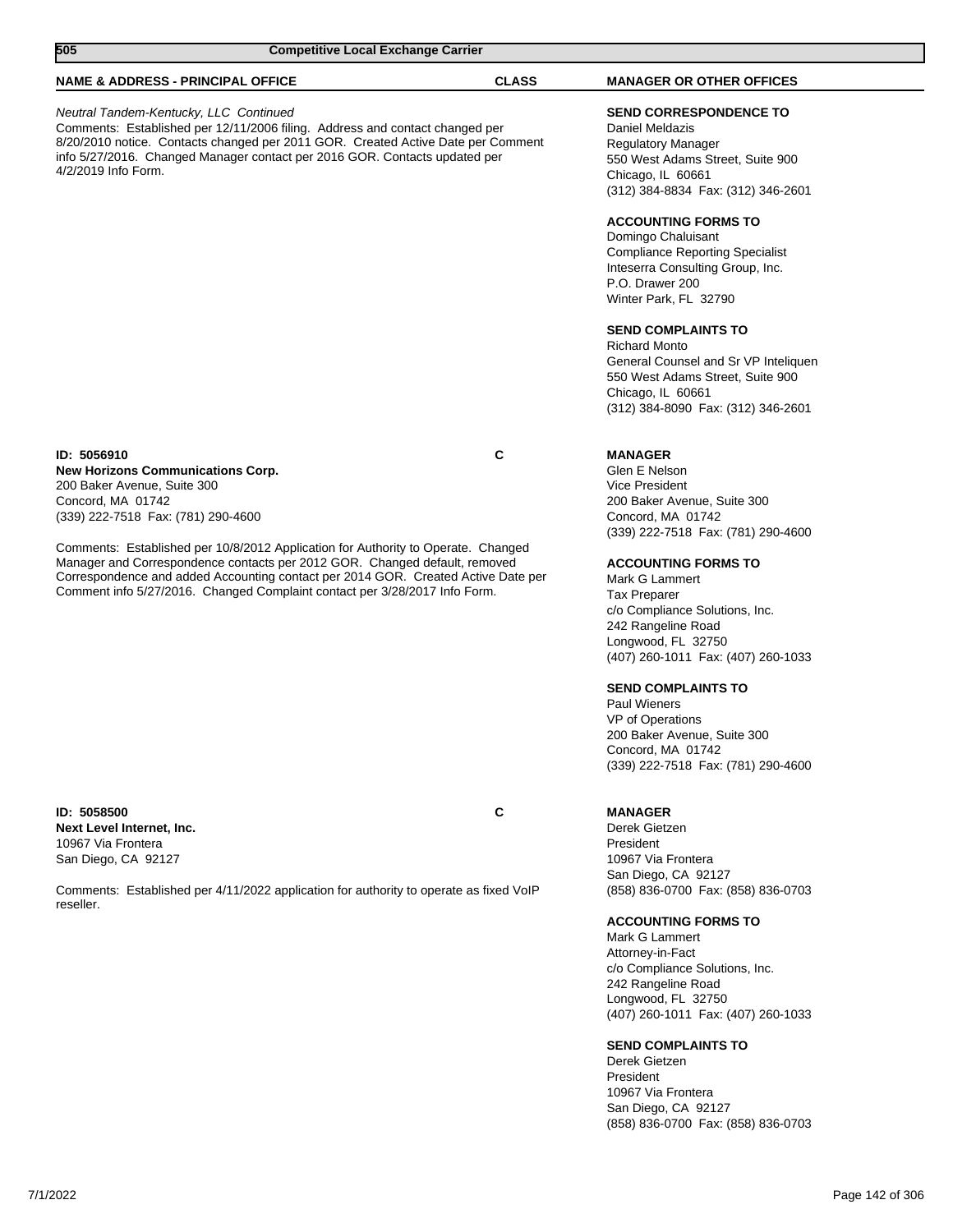## 505 Competitive Local Exchange Carrier

**NAME & ADDRESS - PRINCIPAL OFFICE** | **CLASS** | **MANAGER OR OTHER OFFICES**

*Neutral Tandem-Kentucky, LLC Continued*

Comments: Established per 12/11/2006 filing. Address and contact changed per 8/20/2010 notice. Contacts changed per 2011 GOR. Created Active Date per Comment info 5/27/2016. Changed Manager contact per 2016 GOR. Contacts updated per 4/2/2019 Info Form.

**SEND CORRESPONDENCE TO**
Daniel Meldazis
Regulatory Manager
550 West Adams Street, Suite 900
Chicago, IL 60661
(312) 384-8834 Fax: (312) 346-2601

**ACCOUNTING FORMS TO**
Domingo Chaluisant
Compliance Reporting Specialist
Inteserra Consulting Group, Inc.
P.O. Drawer 200
Winter Park, FL 32790

**SEND COMPLAINTS TO**
Richard Monto
General Counsel and Sr VP Inteliquen
550 West Adams Street, Suite 900
Chicago, IL 60661
(312) 384-8090 Fax: (312) 346-2601

---

**ID: 5056910** — Class: **C**

**New Horizons Communications Corp.**
200 Baker Avenue, Suite 300
Concord, MA 01742
(339) 222-7518 Fax: (781) 290-4600

Comments: Established per 10/8/2012 Application for Authority to Operate. Changed Manager and Correspondence contacts per 2012 GOR. Changed default, removed Correspondence and added Accounting contact per 2014 GOR. Created Active Date per Comment info 5/27/2016. Changed Complaint contact per 3/28/2017 Info Form.

**MANAGER**
Glen E Nelson
Vice President
200 Baker Avenue, Suite 300
Concord, MA 01742
(339) 222-7518 Fax: (781) 290-4600

**ACCOUNTING FORMS TO**
Mark G Lammert
Tax Preparer
c/o Compliance Solutions, Inc.
242 Rangeline Road
Longwood, FL 32750
(407) 260-1011 Fax: (407) 260-1033

**SEND COMPLAINTS TO**
Paul Wieners
VP of Operations
200 Baker Avenue, Suite 300
Concord, MA 01742
(339) 222-7518 Fax: (781) 290-4600

---

**ID: 5058500** — Class: **C**

**Next Level Internet, Inc.**
10967 Via Frontera
San Diego, CA 92127

Comments: Established per 4/11/2022 application for authority to operate as fixed VoIP reseller.

**MANAGER**
Derek Gietzen
President
10967 Via Frontera
San Diego, CA 92127
(858) 836-0700 Fax: (858) 836-0703

**ACCOUNTING FORMS TO**
Mark G Lammert
Attorney-in-Fact
c/o Compliance Solutions, Inc.
242 Rangeline Road
Longwood, FL 32750
(407) 260-1011 Fax: (407) 260-1033

**SEND COMPLAINTS TO**
Derek Gietzen
President
10967 Via Frontera
San Diego, CA 92127
(858) 836-0700 Fax: (858) 836-0703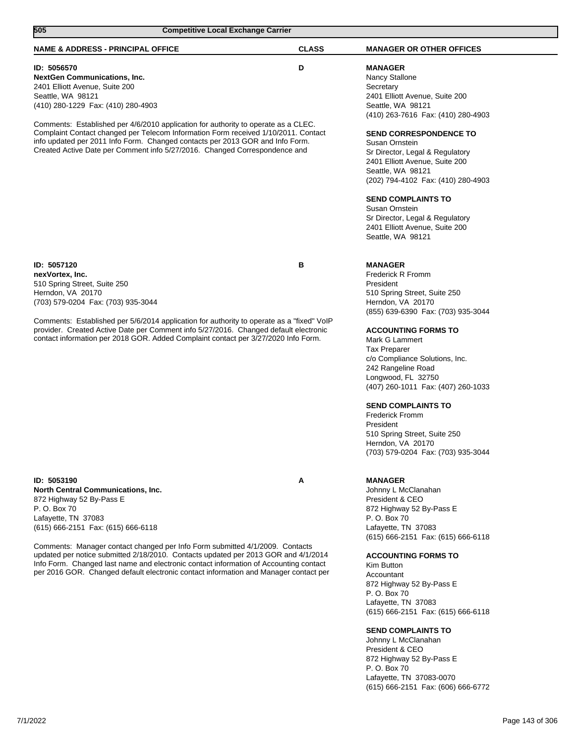**505 Competitive Local Exchange Carrier**

| NAME & ADDRESS - PRINCIPAL OFFICE | CLASS | MANAGER OR OTHER OFFICES |
|---|---|---|
| **ID: 5056570**<br>**NextGen Communications, Inc.**<br>2401 Elliott Avenue, Suite 200<br>Seattle, WA 98121<br>(410) 280-1229 Fax: (410) 280-4903<br><br>Comments: Established per 4/6/2010 application for authority to operate as a CLEC. Complaint Contact changed per Telecom Information Form received 1/10/2011. Contact info updated per 2011 Info Form. Changed contacts per 2013 GOR and Info Form. Created Active Date per Comment info 5/27/2016. Changed Correspondence and | D | **MANAGER**<br>Nancy Stallone<br>Secretary<br>2401 Elliott Avenue, Suite 200<br>Seattle, WA 98121<br>(410) 263-7616 Fax: (410) 280-4903<br><br>**SEND CORRESPONDENCE TO**<br>Susan Ornstein<br>Sr Director, Legal & Regulatory<br>2401 Elliott Avenue, Suite 200<br>Seattle, WA 98121<br>(202) 794-4102 Fax: (410) 280-4903<br><br>**SEND COMPLAINTS TO**<br>Susan Ornstein<br>Sr Director, Legal & Regulatory<br>2401 Elliott Avenue, Suite 200<br>Seattle, WA 98121 |
| **ID: 5057120**<br>**nexVortex, Inc.**<br>510 Spring Street, Suite 250<br>Herndon, VA 20170<br>(703) 579-0204 Fax: (703) 935-3044<br><br>Comments: Established per 5/6/2014 application for authority to operate as a "fixed" VoIP provider. Created Active Date per Comment info 5/27/2016. Changed default electronic contact information per 2018 GOR. Added Complaint contact per 3/27/2020 Info Form. | B | **MANAGER**<br>Frederick R Fromm<br>President<br>510 Spring Street, Suite 250<br>Herndon, VA 20170<br>(855) 639-6390 Fax: (703) 935-3044<br><br>**ACCOUNTING FORMS TO**<br>Mark G Lammert<br>Tax Preparer<br>c/o Compliance Solutions, Inc.<br>242 Rangeline Road<br>Longwood, FL 32750<br>(407) 260-1011 Fax: (407) 260-1033<br><br>**SEND COMPLAINTS TO**<br>Frederick Fromm<br>President<br>510 Spring Street, Suite 250<br>Herndon, VA 20170<br>(703) 579-0204 Fax: (703) 935-3044 |
| **ID: 5053190**<br>**North Central Communications, Inc.**<br>872 Highway 52 By-Pass E<br>P. O. Box 70<br>Lafayette, TN 37083<br>(615) 666-2151 Fax: (615) 666-6118<br><br>Comments: Manager contact changed per Info Form submitted 4/1/2009. Contacts updated per notice submitted 2/18/2010. Contacts updated per 2013 GOR and 4/1/2014 Info Form. Changed last name and electronic contact information of Accounting contact per 2016 GOR. Changed default electronic contact information and Manager contact per | A | **MANAGER**<br>Johnny L McClanahan<br>President & CEO<br>872 Highway 52 By-Pass E<br>P. O. Box 70<br>Lafayette, TN 37083<br>(615) 666-2151 Fax: (615) 666-6118<br><br>**ACCOUNTING FORMS TO**<br>Kim Button<br>Accountant<br>872 Highway 52 By-Pass E<br>P. O. Box 70<br>Lafayette, TN 37083<br>(615) 666-2151 Fax: (615) 666-6118<br><br>**SEND COMPLAINTS TO**<br>Johnny L McClanahan<br>President & CEO<br>872 Highway 52 By-Pass E<br>P. O. Box 70<br>Lafayette, TN 37083-0070<br>(615) 666-2151 Fax: (606) 666-6772 |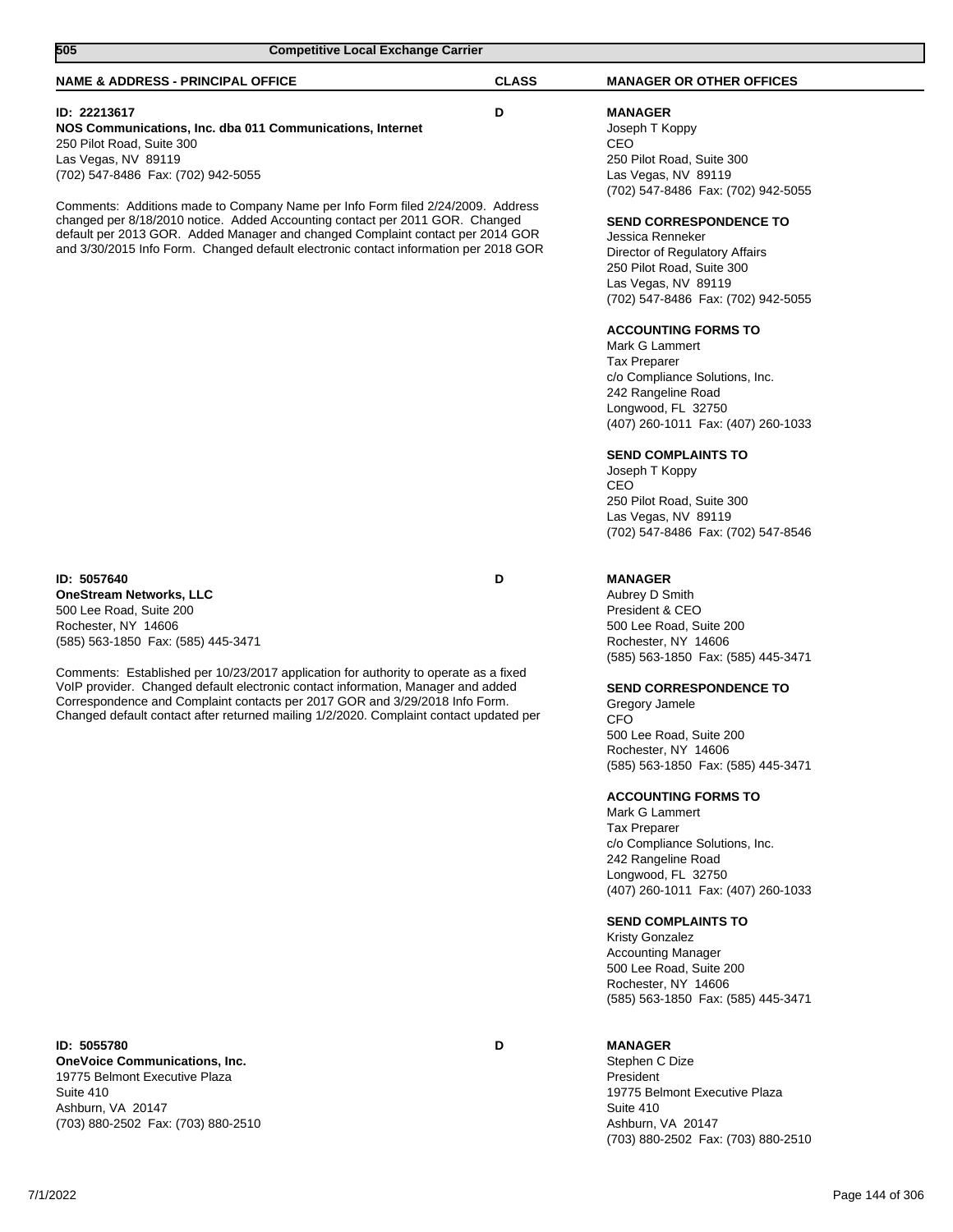## 505 Competitive Local Exchange Carrier

| NAME & ADDRESS - PRINCIPAL OFFICE | CLASS | MANAGER OR OTHER OFFICES |
|---|---|---|

**ID: 22213617** — Class: **D**

**NOS Communications, Inc. dba 011 Communications, Internet**
250 Pilot Road, Suite 300
Las Vegas, NV 89119
(702) 547-8486 Fax: (702) 942-5055

Comments: Additions made to Company Name per Info Form filed 2/24/2009. Address changed per 8/18/2010 notice. Added Accounting contact per 2011 GOR. Changed default per 2013 GOR. Added Manager and changed Complaint contact per 2014 GOR and 3/30/2015 Info Form. Changed default electronic contact information per 2018 GOR

**MANAGER**
Joseph T Koppy
CEO
250 Pilot Road, Suite 300
Las Vegas, NV 89119
(702) 547-8486 Fax: (702) 942-5055

**SEND CORRESPONDENCE TO**
Jessica Renneker
Director of Regulatory Affairs
250 Pilot Road, Suite 300
Las Vegas, NV 89119
(702) 547-8486 Fax: (702) 942-5055

**ACCOUNTING FORMS TO**
Mark G Lammert
Tax Preparer
c/o Compliance Solutions, Inc.
242 Rangeline Road
Longwood, FL 32750
(407) 260-1011 Fax: (407) 260-1033

**SEND COMPLAINTS TO**
Joseph T Koppy
CEO
250 Pilot Road, Suite 300
Las Vegas, NV 89119
(702) 547-8486 Fax: (702) 547-8546

---

**ID: 5057640** — Class: **D**

**OneStream Networks, LLC**
500 Lee Road, Suite 200
Rochester, NY 14606
(585) 563-1850 Fax: (585) 445-3471

Comments: Established per 10/23/2017 application for authority to operate as a fixed VoIP provider. Changed default electronic contact information, Manager and added Correspondence and Complaint contacts per 2017 GOR and 3/29/2018 Info Form. Changed default contact after returned mailing 1/2/2020. Complaint contact updated per

**MANAGER**
Aubrey D Smith
President & CEO
500 Lee Road, Suite 200
Rochester, NY 14606
(585) 563-1850 Fax: (585) 445-3471

**SEND CORRESPONDENCE TO**
Gregory Jamele
CFO
500 Lee Road, Suite 200
Rochester, NY 14606
(585) 563-1850 Fax: (585) 445-3471

**ACCOUNTING FORMS TO**
Mark G Lammert
Tax Preparer
c/o Compliance Solutions, Inc.
242 Rangeline Road
Longwood, FL 32750
(407) 260-1011 Fax: (407) 260-1033

**SEND COMPLAINTS TO**
Kristy Gonzalez
Accounting Manager
500 Lee Road, Suite 200
Rochester, NY 14606
(585) 563-1850 Fax: (585) 445-3471

---

**ID: 5055780** — Class: **D**

**OneVoice Communications, Inc.**
19775 Belmont Executive Plaza
Suite 410
Ashburn, VA 20147
(703) 880-2502 Fax: (703) 880-2510

**MANAGER**
Stephen C Dize
President
19775 Belmont Executive Plaza
Suite 410
Ashburn, VA 20147
(703) 880-2502 Fax: (703) 880-2510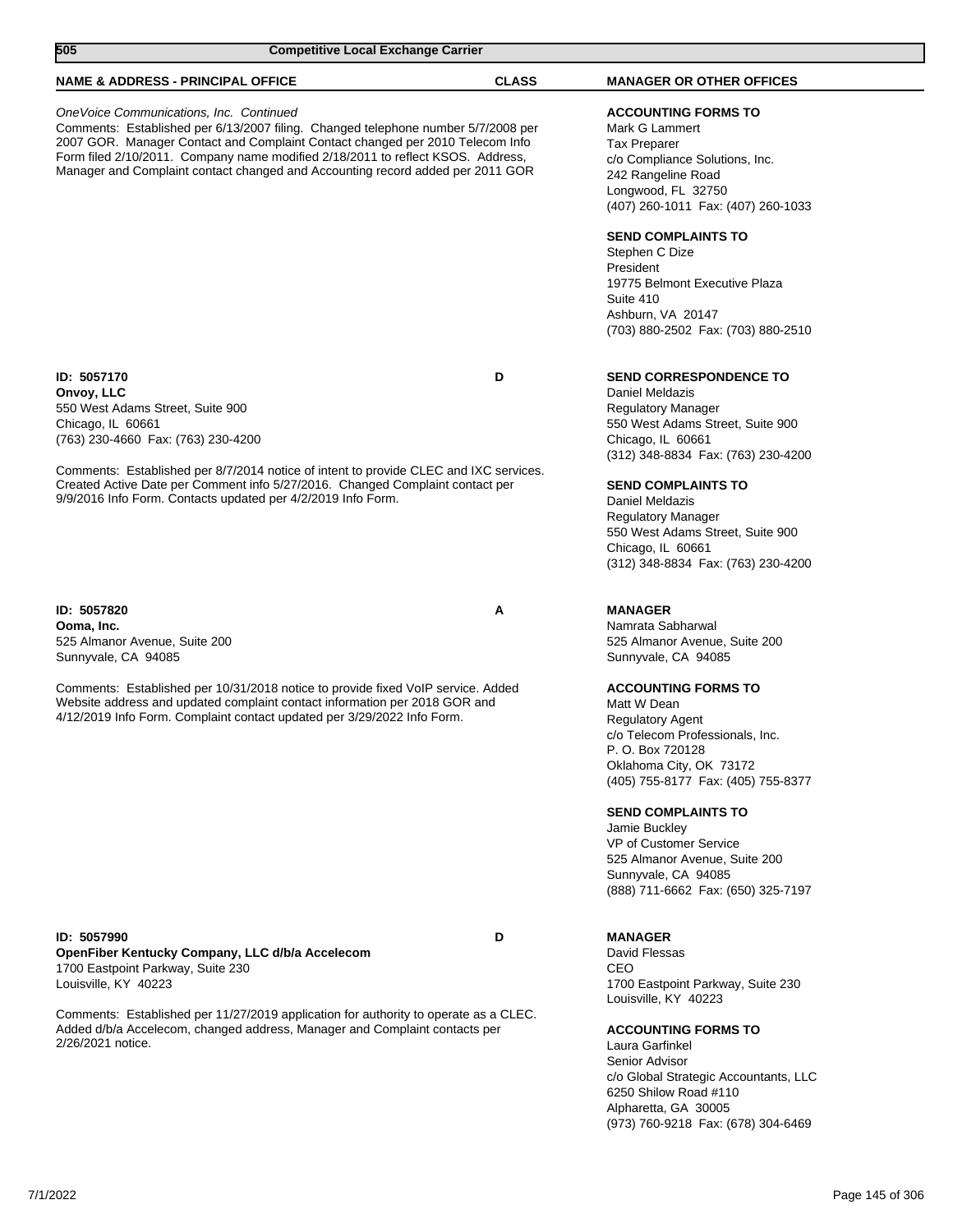## 505 Competitive Local Exchange Carrier

**NAME & ADDRESS - PRINCIPAL OFFICE** | **CLASS** | **MANAGER OR OTHER OFFICES**

*OneVoice Communications, Inc. Continued*

Comments: Established per 6/13/2007 filing. Changed telephone number 5/7/2008 per 2007 GOR. Manager Contact and Complaint Contact changed per 2010 Telecom Info Form filed 2/10/2011. Company name modified 2/18/2011 to reflect KSOS. Address, Manager and Complaint contact changed and Accounting record added per 2011 GOR

**ACCOUNTING FORMS TO**
Mark G Lammert
Tax Preparer
c/o Compliance Solutions, Inc.
242 Rangeline Road
Longwood, FL 32750
(407) 260-1011 Fax: (407) 260-1033

**SEND COMPLAINTS TO**
Stephen C Dize
President
19775 Belmont Executive Plaza
Suite 410
Ashburn, VA 20147
(703) 880-2502 Fax: (703) 880-2510

---

**ID: 5057170** — Class: **D**
**Onvoy, LLC**
550 West Adams Street, Suite 900
Chicago, IL 60661
(763) 230-4660 Fax: (763) 230-4200

Comments: Established per 8/7/2014 notice of intent to provide CLEC and IXC services. Created Active Date per Comment info 5/27/2016. Changed Complaint contact per 9/9/2016 Info Form. Contacts updated per 4/2/2019 Info Form.

**SEND CORRESPONDENCE TO**
Daniel Meldazis
Regulatory Manager
550 West Adams Street, Suite 900
Chicago, IL 60661
(312) 348-8834 Fax: (763) 230-4200

**SEND COMPLAINTS TO**
Daniel Meldazis
Regulatory Manager
550 West Adams Street, Suite 900
Chicago, IL 60661
(312) 348-8834 Fax: (763) 230-4200

---

**ID: 5057820** — Class: **A**
**Ooma, Inc.**
525 Almanor Avenue, Suite 200
Sunnyvale, CA 94085

Comments: Established per 10/31/2018 notice to provide fixed VoIP service. Added Website address and updated complaint contact information per 2018 GOR and 4/12/2019 Info Form. Complaint contact updated per 3/29/2022 Info Form.

**MANAGER**
Namrata Sabharwal
525 Almanor Avenue, Suite 200
Sunnyvale, CA 94085

**ACCOUNTING FORMS TO**
Matt W Dean
Regulatory Agent
c/o Telecom Professionals, Inc.
P. O. Box 720128
Oklahoma City, OK 73172
(405) 755-8177 Fax: (405) 755-8377

**SEND COMPLAINTS TO**
Jamie Buckley
VP of Customer Service
525 Almanor Avenue, Suite 200
Sunnyvale, CA 94085
(888) 711-6662 Fax: (650) 325-7197

---

**ID: 5057990** — Class: **D**
**OpenFiber Kentucky Company, LLC d/b/a Accelecom**
1700 Eastpoint Parkway, Suite 230
Louisville, KY 40223

Comments: Established per 11/27/2019 application for authority to operate as a CLEC. Added d/b/a Accelecom, changed address, Manager and Complaint contacts per 2/26/2021 notice.

**MANAGER**
David Flessas
CEO
1700 Eastpoint Parkway, Suite 230
Louisville, KY 40223

**ACCOUNTING FORMS TO**
Laura Garfinkel
Senior Advisor
c/o Global Strategic Accountants, LLC
6250 Shilow Road #110
Alpharetta, GA 30005
(973) 760-9218 Fax: (678) 304-6469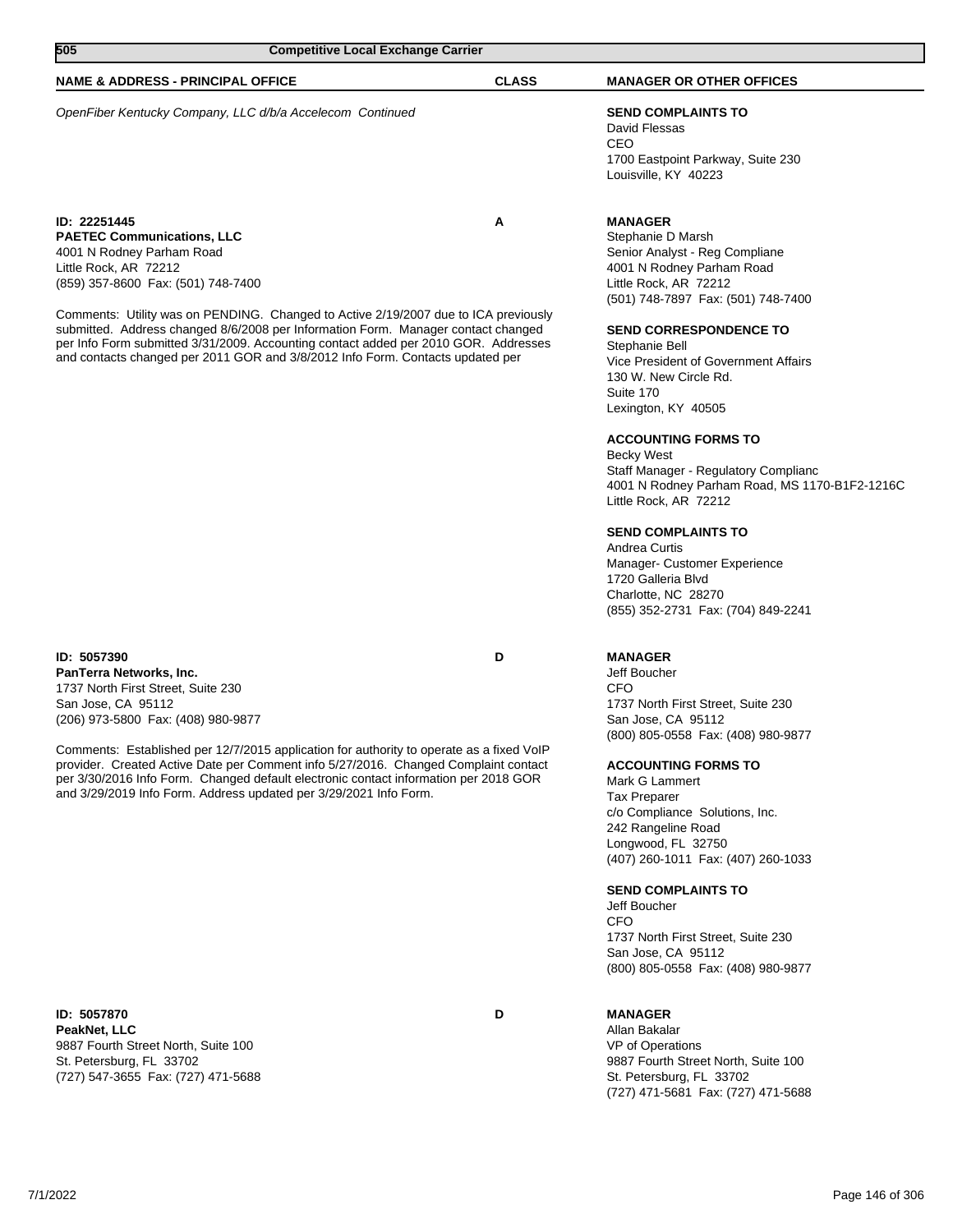**505 Competitive Local Exchange Carrier**

| NAME & ADDRESS - PRINCIPAL OFFICE | CLASS | MANAGER OR OTHER OFFICES |
|---|---|---|
| *OpenFiber Kentucky Company, LLC d/b/a Accelecom Continued* | | **SEND COMPLAINTS TO**<br>David Flessas<br>CEO<br>1700 Eastpoint Parkway, Suite 230<br>Louisville, KY 40223 |
| **ID: 22251445**<br>**PAETEC Communications, LLC**<br>4001 N Rodney Parham Road<br>Little Rock, AR 72212<br>(859) 357-8600 Fax: (501) 748-7400<br><br>Comments: Utility was on PENDING. Changed to Active 2/19/2007 due to ICA previously submitted. Address changed 8/6/2008 per Information Form. Manager contact changed per Info Form submitted 3/31/2009. Accounting contact added per 2010 GOR. Addresses and contacts changed per 2011 GOR and 3/8/2012 Info Form. Contacts updated per | A | **MANAGER**<br>Stephanie D Marsh<br>Senior Analyst - Reg Compliane<br>4001 N Rodney Parham Road<br>Little Rock, AR 72212<br>(501) 748-7897 Fax: (501) 748-7400<br><br>**SEND CORRESPONDENCE TO**<br>Stephanie Bell<br>Vice President of Government Affairs<br>130 W. New Circle Rd.<br>Suite 170<br>Lexington, KY 40505<br><br>**ACCOUNTING FORMS TO**<br>Becky West<br>Staff Manager - Regulatory Complianc<br>4001 N Rodney Parham Road, MS 1170-B1F2-1216C<br>Little Rock, AR 72212<br><br>**SEND COMPLAINTS TO**<br>Andrea Curtis<br>Manager- Customer Experience<br>1720 Galleria Blvd<br>Charlotte, NC 28270<br>(855) 352-2731 Fax: (704) 849-2241 |
| **ID: 5057390**<br>**PanTerra Networks, Inc.**<br>1737 North First Street, Suite 230<br>San Jose, CA 95112<br>(206) 973-5800 Fax: (408) 980-9877<br><br>Comments: Established per 12/7/2015 application for authority to operate as a fixed VoIP provider. Created Active Date per Comment info 5/27/2016. Changed Complaint contact per 3/30/2016 Info Form. Changed default electronic contact information per 2018 GOR and 3/29/2019 Info Form. Address updated per 3/29/2021 Info Form. | D | **MANAGER**<br>Jeff Boucher<br>CFO<br>1737 North First Street, Suite 230<br>San Jose, CA 95112<br>(800) 805-0558 Fax: (408) 980-9877<br><br>**ACCOUNTING FORMS TO**<br>Mark G Lammert<br>Tax Preparer<br>c/o Compliance Solutions, Inc.<br>242 Rangeline Road<br>Longwood, FL 32750<br>(407) 260-1011 Fax: (407) 260-1033<br><br>**SEND COMPLAINTS TO**<br>Jeff Boucher<br>CFO<br>1737 North First Street, Suite 230<br>San Jose, CA 95112<br>(800) 805-0558 Fax: (408) 980-9877 |
| **ID: 5057870**<br>**PeakNet, LLC**<br>9887 Fourth Street North, Suite 100<br>St. Petersburg, FL 33702<br>(727) 547-3655 Fax: (727) 471-5688 | D | **MANAGER**<br>Allan Bakalar<br>VP of Operations<br>9887 Fourth Street North, Suite 100<br>St. Petersburg, FL 33702<br>(727) 471-5681 Fax: (727) 471-5688 |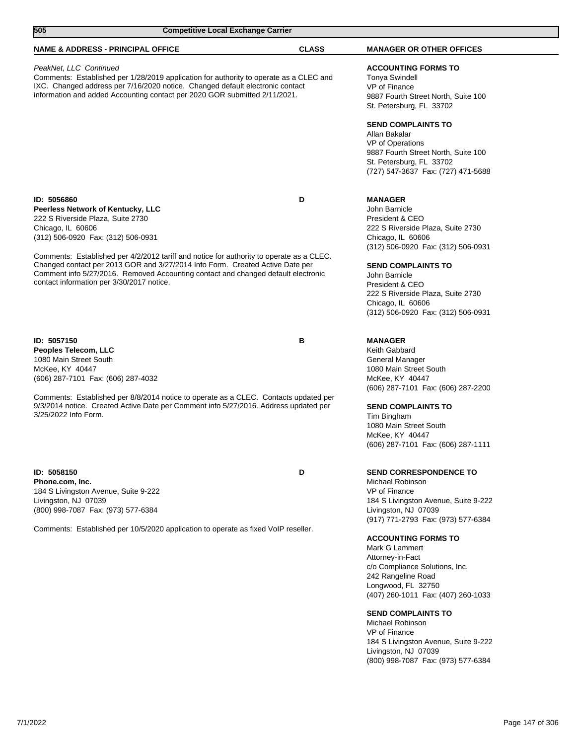## 505 Competitive Local Exchange Carrier

| NAME & ADDRESS - PRINCIPAL OFFICE | CLASS | MANAGER OR OTHER OFFICES |
|---|---|---|
| *PeakNet, LLC Continued*<br>Comments: Established per 1/28/2019 application for authority to operate as a CLEC and IXC. Changed address per 7/16/2020 notice. Changed default electronic contact information and added Accounting contact per 2020 GOR submitted 2/11/2021. | | **ACCOUNTING FORMS TO**<br>Tonya Swindell<br>VP of Finance<br>9887 Fourth Street North, Suite 100<br>St. Petersburg, FL 33702<br><br>**SEND COMPLAINTS TO**<br>Allan Bakalar<br>VP of Operations<br>9887 Fourth Street North, Suite 100<br>St. Petersburg, FL 33702<br>(727) 547-3637 Fax: (727) 471-5688 |
| **ID: 5056860**<br>**Peerless Network of Kentucky, LLC**<br>222 S Riverside Plaza, Suite 2730<br>Chicago, IL 60606<br>(312) 506-0920 Fax: (312) 506-0931<br><br>Comments: Established per 4/2/2012 tariff and notice for authority to operate as a CLEC. Changed contact per 2013 GOR and 3/27/2014 Info Form. Created Active Date per Comment info 5/27/2016. Removed Accounting contact and changed default electronic contact information per 3/30/2017 notice. | D | **MANAGER**<br>John Barnicle<br>President & CEO<br>222 S Riverside Plaza, Suite 2730<br>Chicago, IL 60606<br>(312) 506-0920 Fax: (312) 506-0931<br><br>**SEND COMPLAINTS TO**<br>John Barnicle<br>President & CEO<br>222 S Riverside Plaza, Suite 2730<br>Chicago, IL 60606<br>(312) 506-0920 Fax: (312) 506-0931 |
| **ID: 5057150**<br>**Peoples Telecom, LLC**<br>1080 Main Street South<br>McKee, KY 40447<br>(606) 287-7101 Fax: (606) 287-4032<br><br>Comments: Established per 8/8/2014 notice to operate as a CLEC. Contacts updated per 9/3/2014 notice. Created Active Date per Comment info 5/27/2016. Address updated per 3/25/2022 Info Form. | B | **MANAGER**<br>Keith Gabbard<br>General Manager<br>1080 Main Street South<br>McKee, KY 40447<br>(606) 287-7101 Fax: (606) 287-2200<br><br>**SEND COMPLAINTS TO**<br>Tim Bingham<br>1080 Main Street South<br>McKee, KY 40447<br>(606) 287-7101 Fax: (606) 287-1111 |
| **ID: 5058150**<br>**Phone.com, Inc.**<br>184 S Livingston Avenue, Suite 9-222<br>Livingston, NJ 07039<br>(800) 998-7087 Fax: (973) 577-6384<br><br>Comments: Established per 10/5/2020 application to operate as fixed VoIP reseller. | D | **SEND CORRESPONDENCE TO**<br>Michael Robinson<br>VP of Finance<br>184 S Livingston Avenue, Suite 9-222<br>Livingston, NJ 07039<br>(917) 771-2793 Fax: (973) 577-6384<br><br>**ACCOUNTING FORMS TO**<br>Mark G Lammert<br>Attorney-in-Fact<br>c/o Compliance Solutions, Inc.<br>242 Rangeline Road<br>Longwood, FL 32750<br>(407) 260-1011 Fax: (407) 260-1033<br><br>**SEND COMPLAINTS TO**<br>Michael Robinson<br>VP of Finance<br>184 S Livingston Avenue, Suite 9-222<br>Livingston, NJ 07039<br>(800) 998-7087 Fax: (973) 577-6384 |

7/1/2022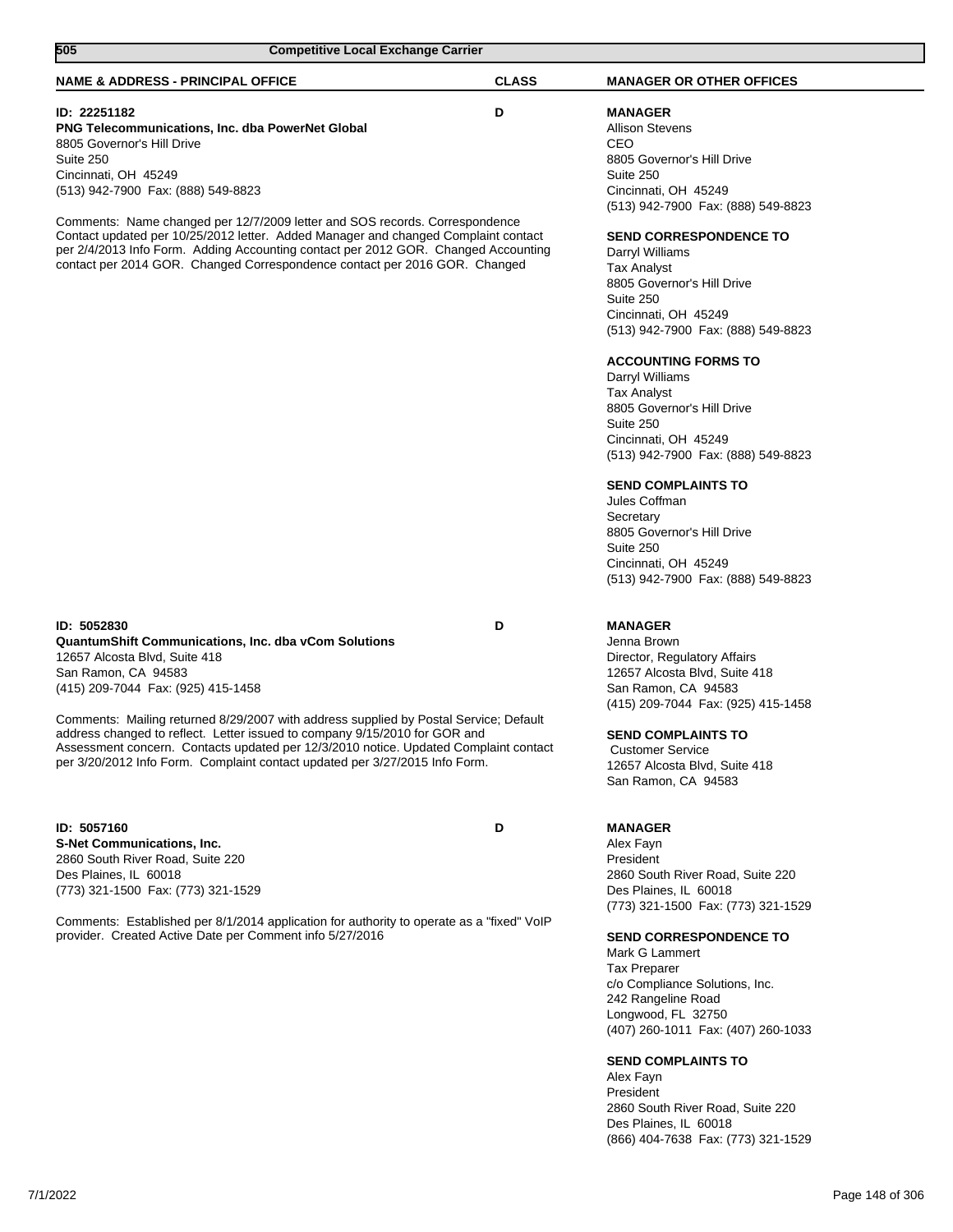**505 Competitive Local Exchange Carrier**

| NAME & ADDRESS - PRINCIPAL OFFICE | CLASS | MANAGER OR OTHER OFFICES |
|---|---|---|

**ID: 22251182** — Class: **D**

**PNG Telecommunications, Inc. dba PowerNet Global**
8805 Governor's Hill Drive
Suite 250
Cincinnati, OH 45249
(513) 942-7900 Fax: (888) 549-8823

Comments: Name changed per 12/7/2009 letter and SOS records. Correspondence Contact updated per 10/25/2012 letter. Added Manager and changed Complaint contact per 2/4/2013 Info Form. Adding Accounting contact per 2012 GOR. Changed Accounting contact per 2014 GOR. Changed Correspondence contact per 2016 GOR. Changed

**MANAGER**
Allison Stevens
CEO
8805 Governor's Hill Drive
Suite 250
Cincinnati, OH 45249
(513) 942-7900 Fax: (888) 549-8823

**SEND CORRESPONDENCE TO**
Darryl Williams
Tax Analyst
8805 Governor's Hill Drive
Suite 250
Cincinnati, OH 45249
(513) 942-7900 Fax: (888) 549-8823

**ACCOUNTING FORMS TO**
Darryl Williams
Tax Analyst
8805 Governor's Hill Drive
Suite 250
Cincinnati, OH 45249
(513) 942-7900 Fax: (888) 549-8823

**SEND COMPLAINTS TO**
Jules Coffman
Secretary
8805 Governor's Hill Drive
Suite 250
Cincinnati, OH 45249
(513) 942-7900 Fax: (888) 549-8823

---

**ID: 5052830** — Class: **D**

**QuantumShift Communications, Inc. dba vCom Solutions**
12657 Alcosta Blvd, Suite 418
San Ramon, CA 94583
(415) 209-7044 Fax: (925) 415-1458

Comments: Mailing returned 8/29/2007 with address supplied by Postal Service; Default address changed to reflect. Letter issued to company 9/15/2010 for GOR and Assessment concern. Contacts updated per 12/3/2010 notice. Updated Complaint contact per 3/20/2012 Info Form. Complaint contact updated per 3/27/2015 Info Form.

**MANAGER**
Jenna Brown
Director, Regulatory Affairs
12657 Alcosta Blvd, Suite 418
San Ramon, CA 94583
(415) 209-7044 Fax: (925) 415-1458

**SEND COMPLAINTS TO**
Customer Service
12657 Alcosta Blvd, Suite 418
San Ramon, CA 94583

---

**ID: 5057160** — Class: **D**

**S-Net Communications, Inc.**
2860 South River Road, Suite 220
Des Plaines, IL 60018
(773) 321-1500 Fax: (773) 321-1529

Comments: Established per 8/1/2014 application for authority to operate as a "fixed" VoIP provider. Created Active Date per Comment info 5/27/2016

**MANAGER**
Alex Fayn
President
2860 South River Road, Suite 220
Des Plaines, IL 60018
(773) 321-1500 Fax: (773) 321-1529

**SEND CORRESPONDENCE TO**
Mark G Lammert
Tax Preparer
c/o Compliance Solutions, Inc.
242 Rangeline Road
Longwood, FL 32750
(407) 260-1011 Fax: (407) 260-1033

**SEND COMPLAINTS TO**
Alex Fayn
President
2860 South River Road, Suite 220
Des Plaines, IL 60018
(866) 404-7638 Fax: (773) 321-1529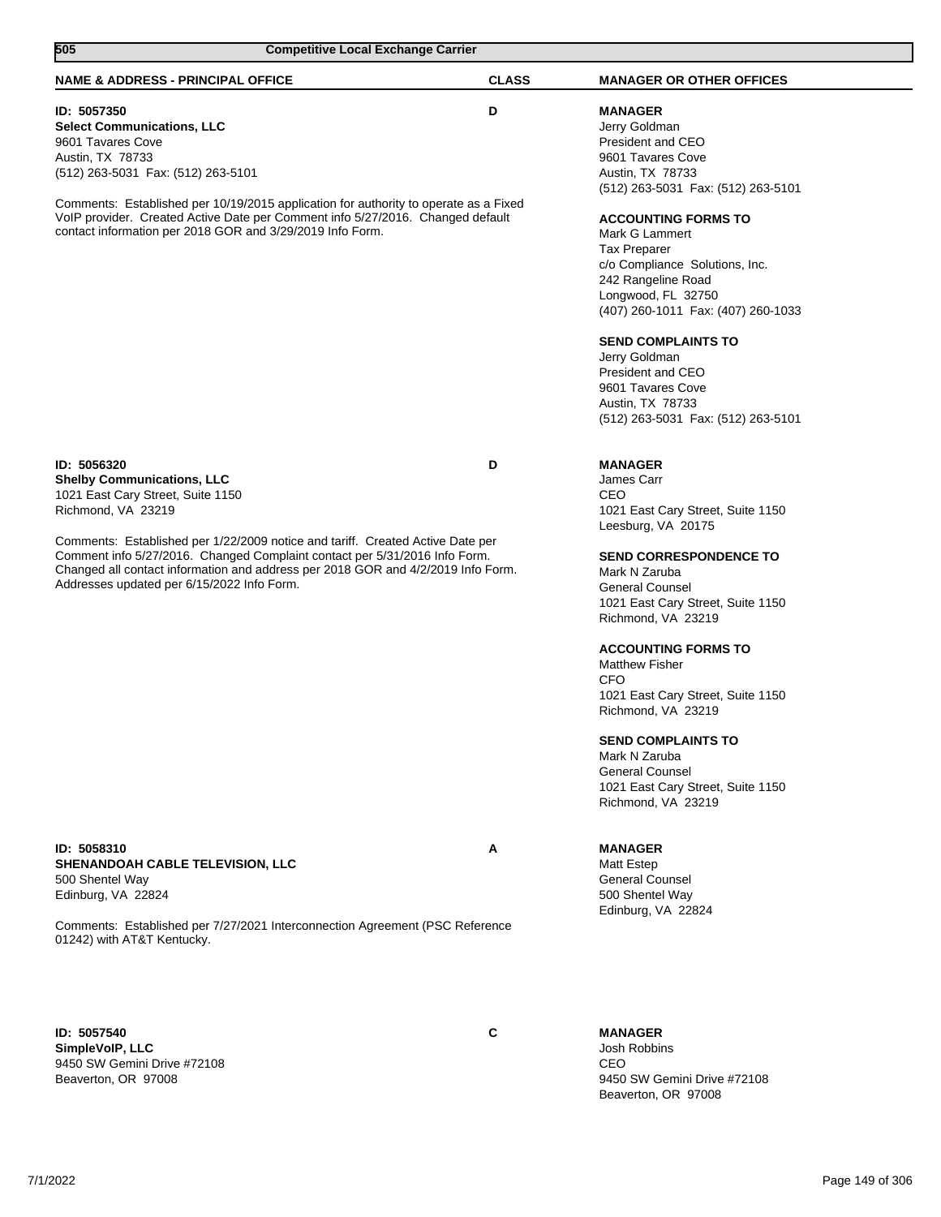**505 Competitive Local Exchange Carrier**

| NAME & ADDRESS - PRINCIPAL OFFICE | CLASS | MANAGER OR OTHER OFFICES |
|---|---|---|
| **ID: 5057350**<br>**Select Communications, LLC**<br>9601 Tavares Cove<br>Austin, TX 78733<br>(512) 263-5031 Fax: (512) 263-5101<br><br>Comments: Established per 10/19/2015 application for authority to operate as a Fixed VoIP provider. Created Active Date per Comment info 5/27/2016. Changed default contact information per 2018 GOR and 3/29/2019 Info Form. | D | **MANAGER**<br>Jerry Goldman<br>President and CEO<br>9601 Tavares Cove<br>Austin, TX 78733<br>(512) 263-5031 Fax: (512) 263-5101<br><br>**ACCOUNTING FORMS TO**<br>Mark G Lammert<br>Tax Preparer<br>c/o Compliance Solutions, Inc.<br>242 Rangeline Road<br>Longwood, FL 32750<br>(407) 260-1011 Fax: (407) 260-1033<br><br>**SEND COMPLAINTS TO**<br>Jerry Goldman<br>President and CEO<br>9601 Tavares Cove<br>Austin, TX 78733<br>(512) 263-5031 Fax: (512) 263-5101 |
| **ID: 5056320**<br>**Shelby Communications, LLC**<br>1021 East Cary Street, Suite 1150<br>Richmond, VA 23219<br><br>Comments: Established per 1/22/2009 notice and tariff. Created Active Date per Comment info 5/27/2016. Changed Complaint contact per 5/31/2016 Info Form. Changed all contact information and address per 2018 GOR and 4/2/2019 Info Form. Addresses updated per 6/15/2022 Info Form. | D | **MANAGER**<br>James Carr<br>CEO<br>1021 East Cary Street, Suite 1150<br>Leesburg, VA 20175<br><br>**SEND CORRESPONDENCE TO**<br>Mark N Zaruba<br>General Counsel<br>1021 East Cary Street, Suite 1150<br>Richmond, VA 23219<br><br>**ACCOUNTING FORMS TO**<br>Matthew Fisher<br>CFO<br>1021 East Cary Street, Suite 1150<br>Richmond, VA 23219<br><br>**SEND COMPLAINTS TO**<br>Mark N Zaruba<br>General Counsel<br>1021 East Cary Street, Suite 1150<br>Richmond, VA 23219 |
| **ID: 5058310**<br>**SHENANDOAH CABLE TELEVISION, LLC**<br>500 Shentel Way<br>Edinburg, VA 22824<br><br>Comments: Established per 7/27/2021 Interconnection Agreement (PSC Reference 01242) with AT&T Kentucky. | A | **MANAGER**<br>Matt Estep<br>General Counsel<br>500 Shentel Way<br>Edinburg, VA 22824 |
| **ID: 5057540**<br>**SimpleVoIP, LLC**<br>9450 SW Gemini Drive #72108<br>Beaverton, OR 97008 | C | **MANAGER**<br>Josh Robbins<br>CEO<br>9450 SW Gemini Drive #72108<br>Beaverton, OR 97008 |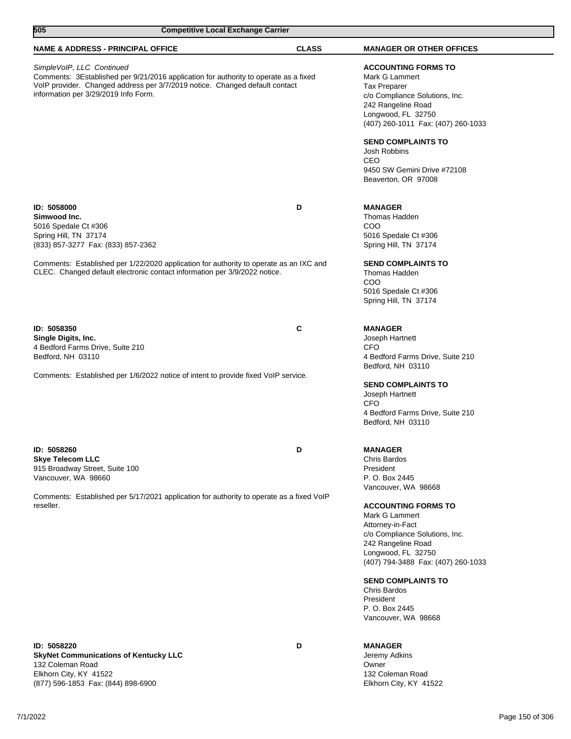## 505 Competitive Local Exchange Carrier

| NAME & ADDRESS - PRINCIPAL OFFICE | CLASS | MANAGER OR OTHER OFFICES |
|---|---|---|
| *SimpleVoIP, LLC Continued*<br>Comments: 3Established per 9/21/2016 application for authority to operate as a fixed VoIP provider. Changed address per 3/7/2019 notice. Changed default contact information per 3/29/2019 Info Form. | | **ACCOUNTING FORMS TO**<br>Mark G Lammert<br>Tax Preparer<br>c/o Compliance Solutions, Inc.<br>242 Rangeline Road<br>Longwood, FL 32750<br>(407) 260-1011 Fax: (407) 260-1033<br><br>**SEND COMPLAINTS TO**<br>Josh Robbins<br>CEO<br>9450 SW Gemini Drive #72108<br>Beaverton, OR 97008 |
| **ID: 5058000**<br>**Simwood Inc.**<br>5016 Spedale Ct #306<br>Spring Hill, TN 37174<br>(833) 857-3277 Fax: (833) 857-2362<br><br>Comments: Established per 1/22/2020 application for authority to operate as an IXC and CLEC. Changed default electronic contact information per 3/9/2022 notice. | D | **MANAGER**<br>Thomas Hadden<br>COO<br>5016 Spedale Ct #306<br>Spring Hill, TN 37174<br><br>**SEND COMPLAINTS TO**<br>Thomas Hadden<br>COO<br>5016 Spedale Ct #306<br>Spring Hill, TN 37174 |
| **ID: 5058350**<br>**Single Digits, Inc.**<br>4 Bedford Farms Drive, Suite 210<br>Bedford, NH 03110<br><br>Comments: Established per 1/6/2022 notice of intent to provide fixed VoIP service. | C | **MANAGER**<br>Joseph Hartnett<br>CFO<br>4 Bedford Farms Drive, Suite 210<br>Bedford, NH 03110<br><br>**SEND COMPLAINTS TO**<br>Joseph Hartnett<br>CFO<br>4 Bedford Farms Drive, Suite 210<br>Bedford, NH 03110 |
| **ID: 5058260**<br>**Skye Telecom LLC**<br>915 Broadway Street, Suite 100<br>Vancouver, WA 98660<br><br>Comments: Established per 5/17/2021 application for authority to operate as a fixed VoIP reseller. | D | **MANAGER**<br>Chris Bardos<br>President<br>P. O. Box 2445<br>Vancouver, WA 98668<br><br>**ACCOUNTING FORMS TO**<br>Mark G Lammert<br>Attorney-in-Fact<br>c/o Compliance Solutions, Inc.<br>242 Rangeline Road<br>Longwood, FL 32750<br>(407) 794-3488 Fax: (407) 260-1033<br><br>**SEND COMPLAINTS TO**<br>Chris Bardos<br>President<br>P. O. Box 2445<br>Vancouver, WA 98668 |
| **ID: 5058220**<br>**SkyNet Communications of Kentucky LLC**<br>132 Coleman Road<br>Elkhorn City, KY 41522<br>(877) 596-1853 Fax: (844) 898-6900 | D | **MANAGER**<br>Jeremy Adkins<br>Owner<br>132 Coleman Road<br>Elkhorn City, KY 41522 |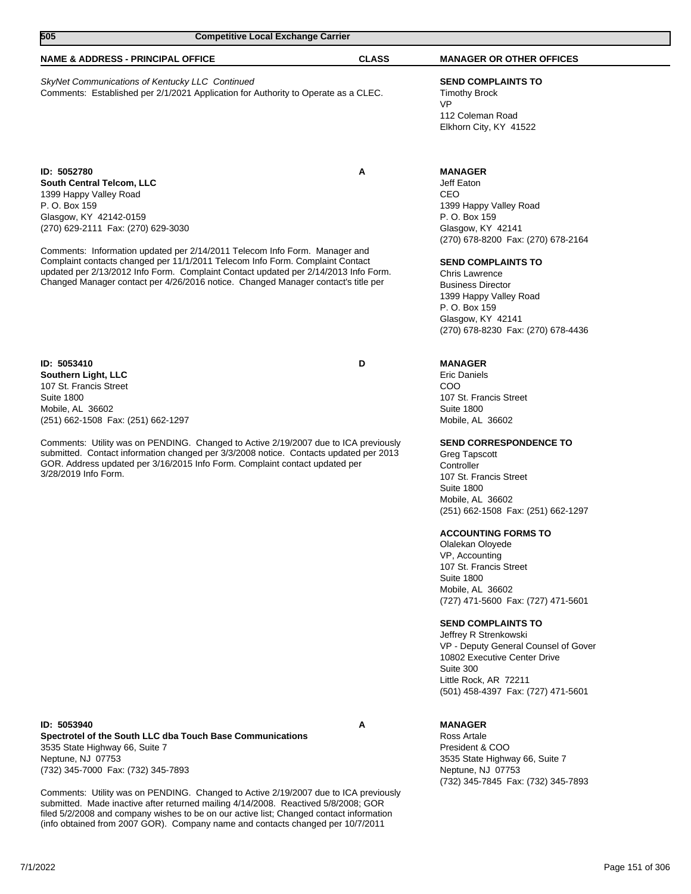## 505 Competitive Local Exchange Carrier

| NAME & ADDRESS - PRINCIPAL OFFICE | CLASS | MANAGER OR OTHER OFFICES |
|---|---|---|

*SkyNet Communications of Kentucky LLC Continued*

Comments: Established per 2/1/2021 Application for Authority to Operate as a CLEC.

**SEND COMPLAINTS TO**
Timothy Brock
VP
112 Coleman Road
Elkhorn City, KY 41522

---

**ID: 5052780** — Class: **A**

**South Central Telcom, LLC**
1399 Happy Valley Road
P. O. Box 159
Glasgow, KY 42142-0159
(270) 629-2111 Fax: (270) 629-3030

Comments: Information updated per 2/14/2011 Telecom Info Form. Manager and Complaint contacts changed per 11/1/2011 Telecom Info Form. Complaint Contact updated per 2/13/2012 Info Form. Complaint Contact updated per 2/14/2013 Info Form. Changed Manager contact per 4/26/2016 notice. Changed Manager contact's title per

**MANAGER**
Jeff Eaton
CEO
1399 Happy Valley Road
P. O. Box 159
Glasgow, KY 42141
(270) 678-8200 Fax: (270) 678-2164

**SEND COMPLAINTS TO**
Chris Lawrence
Business Director
1399 Happy Valley Road
P. O. Box 159
Glasgow, KY 42141
(270) 678-8230 Fax: (270) 678-4436

---

**ID: 5053410** — Class: **D**

**Southern Light, LLC**
107 St. Francis Street
Suite 1800
Mobile, AL 36602
(251) 662-1508 Fax: (251) 662-1297

Comments: Utility was on PENDING. Changed to Active 2/19/2007 due to ICA previously submitted. Contact information changed per 3/3/2008 notice. Contacts updated per 2013 GOR. Address updated per 3/16/2015 Info Form. Complaint contact updated per 3/28/2019 Info Form.

**MANAGER**
Eric Daniels
COO
107 St. Francis Street
Suite 1800
Mobile, AL 36602

**SEND CORRESPONDENCE TO**
Greg Tapscott
Controller
107 St. Francis Street
Suite 1800
Mobile, AL 36602
(251) 662-1508 Fax: (251) 662-1297

**ACCOUNTING FORMS TO**
Olalekan Oloyede
VP, Accounting
107 St. Francis Street
Suite 1800
Mobile, AL 36602
(727) 471-5600 Fax: (727) 471-5601

**SEND COMPLAINTS TO**
Jeffrey R Strenkowski
VP - Deputy General Counsel of Gover
10802 Executive Center Drive
Suite 300
Little Rock, AR 72211
(501) 458-4397 Fax: (727) 471-5601

---

**ID: 5053940** — Class: **A**

**Spectrotel of the South LLC dba Touch Base Communications**
3535 State Highway 66, Suite 7
Neptune, NJ 07753
(732) 345-7000 Fax: (732) 345-7893

Comments: Utility was on PENDING. Changed to Active 2/19/2007 due to ICA previously submitted. Made inactive after returned mailing 4/14/2008. Reactived 5/8/2008; GOR filed 5/2/2008 and company wishes to be on our active list; Changed contact information (info obtained from 2007 GOR). Company name and contacts changed per 10/7/2011

**MANAGER**
Ross Artale
President & COO
3535 State Highway 66, Suite 7
Neptune, NJ 07753
(732) 345-7845 Fax: (732) 345-7893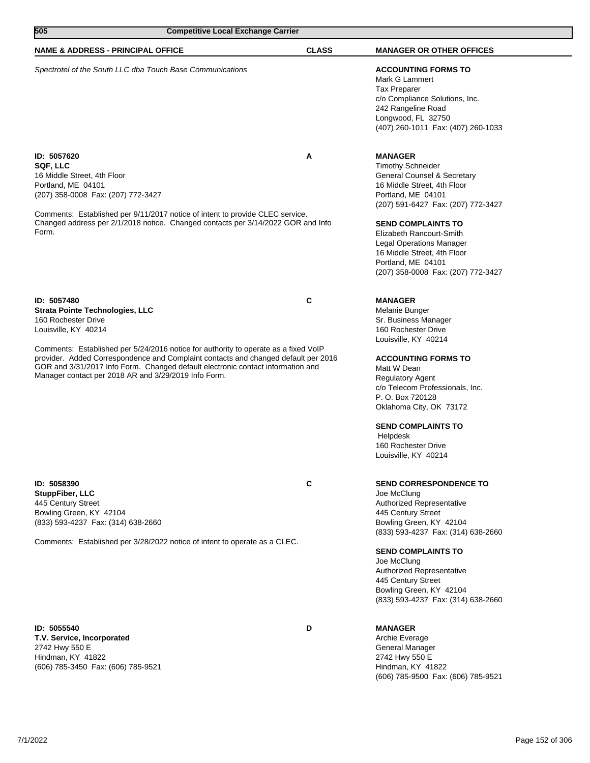## 505 Competitive Local Exchange Carrier

| NAME & ADDRESS - PRINCIPAL OFFICE | CLASS | MANAGER OR OTHER OFFICES |
|---|---|---|
| *Spectrotel of the South LLC dba Touch Base Communications* | | **ACCOUNTING FORMS TO**<br>Mark G Lammert<br>Tax Preparer<br>c/o Compliance Solutions, Inc.<br>242 Rangeline Road<br>Longwood, FL 32750<br>(407) 260-1011 Fax: (407) 260-1033 |
| **ID: 5057620**<br>**SQF, LLC**<br>16 Middle Street, 4th Floor<br>Portland, ME 04101<br>(207) 358-0008 Fax: (207) 772-3427<br><br>Comments: Established per 9/11/2017 notice of intent to provide CLEC service. Changed address per 2/1/2018 notice. Changed contacts per 3/14/2022 GOR and Info Form. | A | **MANAGER**<br>Timothy Schneider<br>General Counsel & Secretary<br>16 Middle Street, 4th Floor<br>Portland, ME 04101<br>(207) 591-6427 Fax: (207) 772-3427<br><br>**SEND COMPLAINTS TO**<br>Elizabeth Rancourt-Smith<br>Legal Operations Manager<br>16 Middle Street, 4th Floor<br>Portland, ME 04101<br>(207) 358-0008 Fax: (207) 772-3427 |
| **ID: 5057480**<br>**Strata Pointe Technologies, LLC**<br>160 Rochester Drive<br>Louisville, KY 40214<br><br>Comments: Established per 5/24/2016 notice for authority to operate as a fixed VoIP provider. Added Correspondence and Complaint contacts and changed default per 2016 GOR and 3/31/2017 Info Form. Changed default electronic contact information and Manager contact per 2018 AR and 3/29/2019 Info Form. | C | **MANAGER**<br>Melanie Bunger<br>Sr. Business Manager<br>160 Rochester Drive<br>Louisville, KY 40214<br><br>**ACCOUNTING FORMS TO**<br>Matt W Dean<br>Regulatory Agent<br>c/o Telecom Professionals, Inc.<br>P. O. Box 720128<br>Oklahoma City, OK 73172<br><br>**SEND COMPLAINTS TO**<br>Helpdesk<br>160 Rochester Drive<br>Louisville, KY 40214 |
| **ID: 5058390**<br>**StuppFiber, LLC**<br>445 Century Street<br>Bowling Green, KY 42104<br>(833) 593-4237 Fax: (314) 638-2660<br><br>Comments: Established per 3/28/2022 notice of intent to operate as a CLEC. | C | **SEND CORRESPONDENCE TO**<br>Joe McClung<br>Authorized Representative<br>445 Century Street<br>Bowling Green, KY 42104<br>(833) 593-4237 Fax: (314) 638-2660<br><br>**SEND COMPLAINTS TO**<br>Joe McClung<br>Authorized Representative<br>445 Century Street<br>Bowling Green, KY 42104<br>(833) 593-4237 Fax: (314) 638-2660 |
| **ID: 5055540**<br>**T.V. Service, Incorporated**<br>2742 Hwy 550 E<br>Hindman, KY 41822<br>(606) 785-3450 Fax: (606) 785-9521 | D | **MANAGER**<br>Archie Everage<br>General Manager<br>2742 Hwy 550 E<br>Hindman, KY 41822<br>(606) 785-9500 Fax: (606) 785-9521 |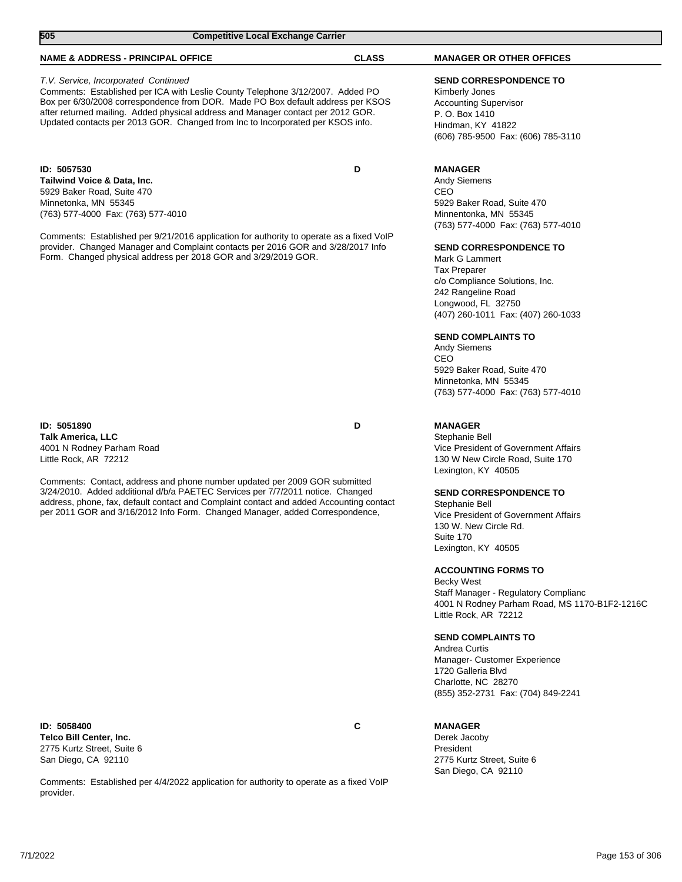## 505 Competitive Local Exchange Carrier

**NAME & ADDRESS - PRINCIPAL OFFICE** | **CLASS** | **MANAGER OR OTHER OFFICES**

*T.V. Service, Incorporated Continued*

Comments: Established per ICA with Leslie County Telephone 3/12/2007. Added PO Box per 6/30/2008 correspondence from DOR. Made PO Box default address per KSOS after returned mailing. Added physical address and Manager contact per 2012 GOR. Updated contacts per 2013 GOR. Changed from Inc to Incorporated per KSOS info.

**SEND CORRESPONDENCE TO**
Kimberly Jones
Accounting Supervisor
P. O. Box 1410
Hindman, KY 41822
(606) 785-9500 Fax: (606) 785-3110

---

**ID: 5057530** — Class: **D**
**Tailwind Voice & Data, Inc.**
5929 Baker Road, Suite 470
Minnetonka, MN 55345
(763) 577-4000 Fax: (763) 577-4010

Comments: Established per 9/21/2016 application for authority to operate as a fixed VoIP provider. Changed Manager and Complaint contacts per 2016 GOR and 3/28/2017 Info Form. Changed physical address per 2018 GOR and 3/29/2019 GOR.

**MANAGER**
Andy Siemens
CEO
5929 Baker Road, Suite 470
Minnentonka, MN 55345
(763) 577-4000 Fax: (763) 577-4010

**SEND CORRESPONDENCE TO**
Mark G Lammert
Tax Preparer
c/o Compliance Solutions, Inc.
242 Rangeline Road
Longwood, FL 32750
(407) 260-1011 Fax: (407) 260-1033

**SEND COMPLAINTS TO**
Andy Siemens
CEO
5929 Baker Road, Suite 470
Minnetonka, MN 55345
(763) 577-4000 Fax: (763) 577-4010

---

**ID: 5051890** — Class: **D**
**Talk America, LLC**
4001 N Rodney Parham Road
Little Rock, AR 72212

Comments: Contact, address and phone number updated per 2009 GOR submitted 3/24/2010. Added additional d/b/a PAETEC Services per 7/7/2011 notice. Changed address, phone, fax, default contact and Complaint contact and added Accounting contact per 2011 GOR and 3/16/2012 Info Form. Changed Manager, added Correspondence,

**MANAGER**
Stephanie Bell
Vice President of Government Affairs
130 W New Circle Road, Suite 170
Lexington, KY 40505

**SEND CORRESPONDENCE TO**
Stephanie Bell
Vice President of Government Affairs
130 W. New Circle Rd.
Suite 170
Lexington, KY 40505

**ACCOUNTING FORMS TO**
Becky West
Staff Manager - Regulatory Complianc
4001 N Rodney Parham Road, MS 1170-B1F2-1216C
Little Rock, AR 72212

**SEND COMPLAINTS TO**
Andrea Curtis
Manager- Customer Experience
1720 Galleria Blvd
Charlotte, NC 28270
(855) 352-2731 Fax: (704) 849-2241

---

**ID: 5058400** — Class: **C**
**Telco Bill Center, Inc.**
2775 Kurtz Street, Suite 6
San Diego, CA 92110

Comments: Established per 4/4/2022 application for authority to operate as a fixed VoIP provider.

**MANAGER**
Derek Jacoby
President
2775 Kurtz Street, Suite 6
San Diego, CA 92110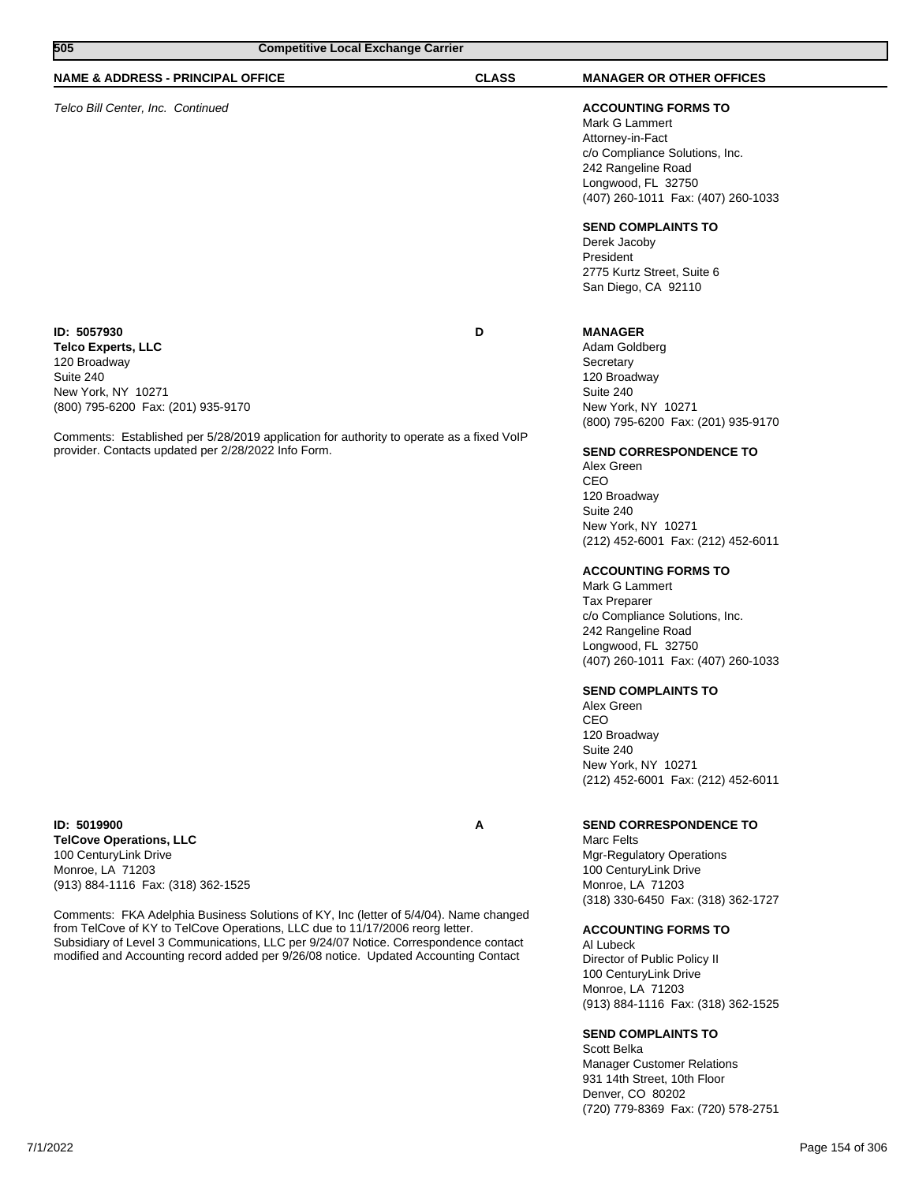## 505 Competitive Local Exchange Carrier

| NAME & ADDRESS - PRINCIPAL OFFICE | CLASS | MANAGER OR OTHER OFFICES |
|---|---|---|

*Telco Bill Center, Inc. Continued*

**ACCOUNTING FORMS TO**
Mark G Lammert
Attorney-in-Fact
c/o Compliance Solutions, Inc.
242 Rangeline Road
Longwood, FL 32750
(407) 260-1011 Fax: (407) 260-1033

**SEND COMPLAINTS TO**
Derek Jacoby
President
2775 Kurtz Street, Suite 6
San Diego, CA 92110

---

**ID: 5057930**
**Telco Experts, LLC**
120 Broadway
Suite 240
New York, NY 10271
(800) 795-6200 Fax: (201) 935-9170

CLASS: **D**

Comments: Established per 5/28/2019 application for authority to operate as a fixed VoIP provider. Contacts updated per 2/28/2022 Info Form.

**MANAGER**
Adam Goldberg
Secretary
120 Broadway
Suite 240
New York, NY 10271
(800) 795-6200 Fax: (201) 935-9170

**SEND CORRESPONDENCE TO**
Alex Green
CEO
120 Broadway
Suite 240
New York, NY 10271
(212) 452-6001 Fax: (212) 452-6011

**ACCOUNTING FORMS TO**
Mark G Lammert
Tax Preparer
c/o Compliance Solutions, Inc.
242 Rangeline Road
Longwood, FL 32750
(407) 260-1011 Fax: (407) 260-1033

**SEND COMPLAINTS TO**
Alex Green
CEO
120 Broadway
Suite 240
New York, NY 10271
(212) 452-6001 Fax: (212) 452-6011

---

**ID: 5019900**
**TelCove Operations, LLC**
100 CenturyLink Drive
Monroe, LA 71203
(913) 884-1116 Fax: (318) 362-1525

CLASS: **A**

Comments: FKA Adelphia Business Solutions of KY, Inc (letter of 5/4/04). Name changed from TelCove of KY to TelCove Operations, LLC due to 11/17/2006 reorg letter. Subsidiary of Level 3 Communications, LLC per 9/24/07 Notice. Correspondence contact modified and Accounting record added per 9/26/08 notice. Updated Accounting Contact

**SEND CORRESPONDENCE TO**
Marc Felts
Mgr-Regulatory Operations
100 CenturyLink Drive
Monroe, LA 71203
(318) 330-6450 Fax: (318) 362-1727

**ACCOUNTING FORMS TO**
Al Lubeck
Director of Public Policy II
100 CenturyLink Drive
Monroe, LA 71203
(913) 884-1116 Fax: (318) 362-1525

**SEND COMPLAINTS TO**
Scott Belka
Manager Customer Relations
931 14th Street, 10th Floor
Denver, CO 80202
(720) 779-8369 Fax: (720) 578-2751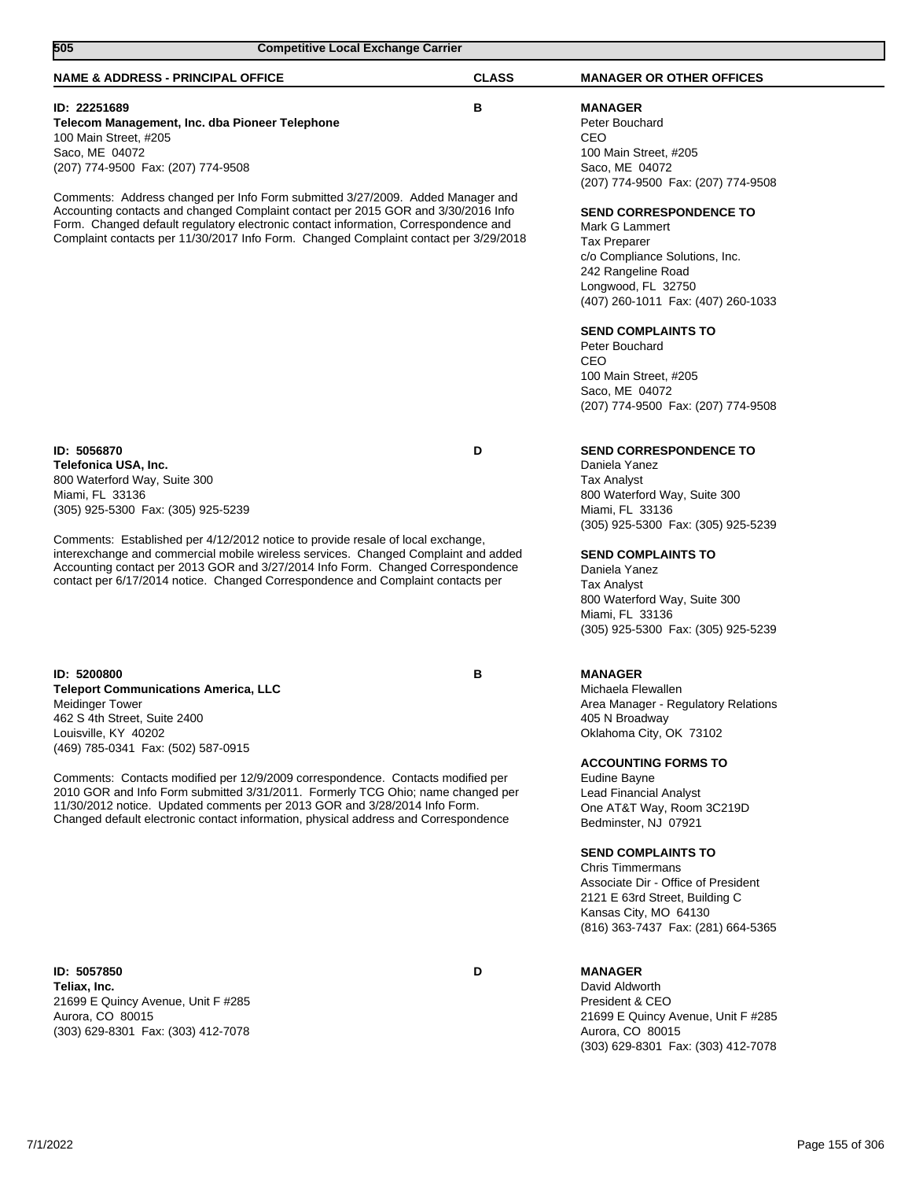## 505 Competitive Local Exchange Carrier

| NAME & ADDRESS - PRINCIPAL OFFICE | CLASS | MANAGER OR OTHER OFFICES |
|---|---|---|

---

**ID: 22251689** — Class: **B**

**Telecom Management, Inc. dba Pioneer Telephone**
100 Main Street, #205
Saco, ME 04072
(207) 774-9500 Fax: (207) 774-9508

Comments: Address changed per Info Form submitted 3/27/2009. Added Manager and Accounting contacts and changed Complaint contact per 2015 GOR and 3/30/2016 Info Form. Changed default regulatory electronic contact information, Correspondence and Complaint contacts per 11/30/2017 Info Form. Changed Complaint contact per 3/29/2018

**MANAGER**
Peter Bouchard
CEO
100 Main Street, #205
Saco, ME 04072
(207) 774-9500 Fax: (207) 774-9508

**SEND CORRESPONDENCE TO**
Mark G Lammert
Tax Preparer
c/o Compliance Solutions, Inc.
242 Rangeline Road
Longwood, FL 32750
(407) 260-1011 Fax: (407) 260-1033

**SEND COMPLAINTS TO**
Peter Bouchard
CEO
100 Main Street, #205
Saco, ME 04072
(207) 774-9500 Fax: (207) 774-9508

---

**ID: 5056870** — Class: **D**

**Telefonica USA, Inc.**
800 Waterford Way, Suite 300
Miami, FL 33136
(305) 925-5300 Fax: (305) 925-5239

Comments: Established per 4/12/2012 notice to provide resale of local exchange, interexchange and commercial mobile wireless services. Changed Complaint and added Accounting contact per 2013 GOR and 3/27/2014 Info Form. Changed Correspondence contact per 6/17/2014 notice. Changed Correspondence and Complaint contacts per

**SEND CORRESPONDENCE TO**
Daniela Yanez
Tax Analyst
800 Waterford Way, Suite 300
Miami, FL 33136
(305) 925-5300 Fax: (305) 925-5239

**SEND COMPLAINTS TO**
Daniela Yanez
Tax Analyst
800 Waterford Way, Suite 300
Miami, FL 33136
(305) 925-5300 Fax: (305) 925-5239

---

**ID: 5200800** — Class: **B**

**Teleport Communications America, LLC**
Meidinger Tower
462 S 4th Street, Suite 2400
Louisville, KY 40202
(469) 785-0341 Fax: (502) 587-0915

Comments: Contacts modified per 12/9/2009 correspondence. Contacts modified per 2010 GOR and Info Form submitted 3/31/2011. Formerly TCG Ohio; name changed per 11/30/2012 notice. Updated comments per 2013 GOR and 3/28/2014 Info Form. Changed default electronic contact information, physical address and Correspondence

**MANAGER**
Michaela Flewallen
Area Manager - Regulatory Relations
405 N Broadway
Oklahoma City, OK 73102

**ACCOUNTING FORMS TO**
Eudine Bayne
Lead Financial Analyst
One AT&T Way, Room 3C219D
Bedminster, NJ 07921

**SEND COMPLAINTS TO**
Chris Timmermans
Associate Dir - Office of President
2121 E 63rd Street, Building C
Kansas City, MO 64130
(816) 363-7437 Fax: (281) 664-5365

---

**ID: 5057850** — Class: **D**

**Teliax, Inc.**
21699 E Quincy Avenue, Unit F #285
Aurora, CO 80015
(303) 629-8301 Fax: (303) 412-7078

**MANAGER**
David Aldworth
President & CEO
21699 E Quincy Avenue, Unit F #285
Aurora, CO 80015
(303) 629-8301 Fax: (303) 412-7078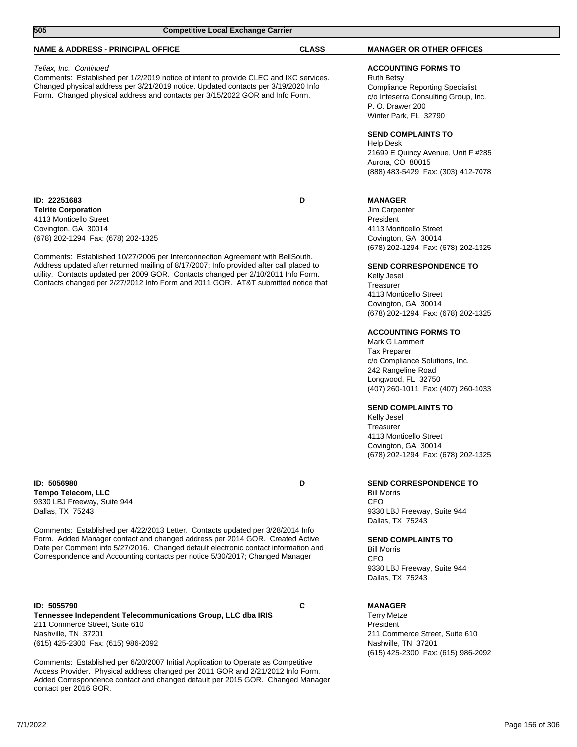## 505 Competitive Local Exchange Carrier

**NAME & ADDRESS - PRINCIPAL OFFICE** | **CLASS** | **MANAGER OR OTHER OFFICES**

*Teliax, Inc. Continued*

Comments: Established per 1/2/2019 notice of intent to provide CLEC and IXC services. Changed physical address per 3/21/2019 notice. Updated contacts per 3/19/2020 Info Form. Changed physical address and contacts per 3/15/2022 GOR and Info Form.

**ACCOUNTING FORMS TO**
Ruth Betsy
Compliance Reporting Specialist
c/o Inteserra Consulting Group, Inc.
P. O. Drawer 200
Winter Park, FL 32790

**SEND COMPLAINTS TO**
Help Desk
21699 E Quincy Avenue, Unit F #285
Aurora, CO 80015
(888) 483-5429 Fax: (303) 412-7078

---

**ID: 22251683** — Class: **D**
**Telrite Corporation**
4113 Monticello Street
Covington, GA 30014
(678) 202-1294 Fax: (678) 202-1325

Comments: Established 10/27/2006 per Interconnection Agreement with BellSouth. Address updated after returned mailing of 8/17/2007; Info provided after call placed to utility. Contacts updated per 2009 GOR. Contacts changed per 2/10/2011 Info Form. Contacts changed per 2/27/2012 Info Form and 2011 GOR. AT&T submitted notice that

**MANAGER**
Jim Carpenter
President
4113 Monticello Street
Covington, GA 30014
(678) 202-1294 Fax: (678) 202-1325

**SEND CORRESPONDENCE TO**
Kelly Jesel
Treasurer
4113 Monticello Street
Covington, GA 30014
(678) 202-1294 Fax: (678) 202-1325

**ACCOUNTING FORMS TO**
Mark G Lammert
Tax Preparer
c/o Compliance Solutions, Inc.
242 Rangeline Road
Longwood, FL 32750
(407) 260-1011 Fax: (407) 260-1033

**SEND COMPLAINTS TO**
Kelly Jesel
Treasurer
4113 Monticello Street
Covington, GA 30014
(678) 202-1294 Fax: (678) 202-1325

---

**ID: 5056980** — Class: **D**
**Tempo Telecom, LLC**
9330 LBJ Freeway, Suite 944
Dallas, TX 75243

Comments: Established per 4/22/2013 Letter. Contacts updated per 3/28/2014 Info Form. Added Manager contact and changed address per 2014 GOR. Created Active Date per Comment info 5/27/2016. Changed default electronic contact information and Correspondence and Accounting contacts per notice 5/30/2017; Changed Manager

**SEND CORRESPONDENCE TO**
Bill Morris
CFO
9330 LBJ Freeway, Suite 944
Dallas, TX 75243

**SEND COMPLAINTS TO**
Bill Morris
CFO
9330 LBJ Freeway, Suite 944
Dallas, TX 75243

---

**ID: 5055790** — Class: **C**
**Tennessee Independent Telecommunications Group, LLC dba IRIS**
211 Commerce Street, Suite 610
Nashville, TN 37201
(615) 425-2300 Fax: (615) 986-2092

Comments: Established per 6/20/2007 Initial Application to Operate as Competitive Access Provider. Physical address changed per 2011 GOR and 2/21/2012 Info Form. Added Correspondence contact and changed default per 2015 GOR. Changed Manager contact per 2016 GOR.

**MANAGER**
Terry Metze
President
211 Commerce Street, Suite 610
Nashville, TN 37201
(615) 425-2300 Fax: (615) 986-2092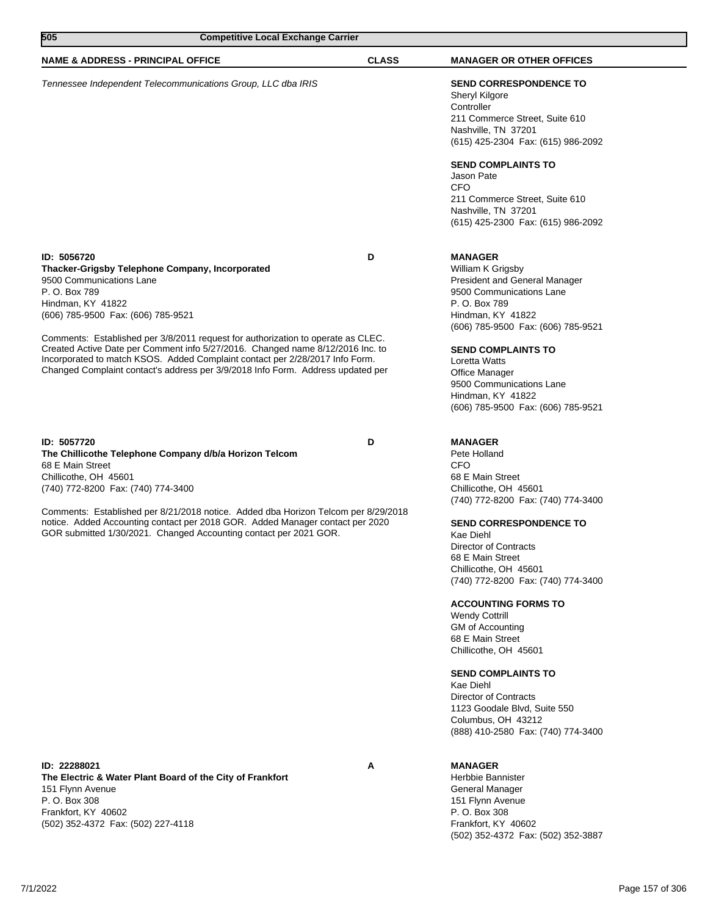**505 Competitive Local Exchange Carrier**

| NAME & ADDRESS - PRINCIPAL OFFICE | CLASS | MANAGER OR OTHER OFFICES |
|---|---|---|

*Tennessee Independent Telecommunications Group, LLC dba IRIS*

**SEND CORRESPONDENCE TO**
Sheryl Kilgore
Controller
211 Commerce Street, Suite 610
Nashville, TN 37201
(615) 425-2304 Fax: (615) 986-2092

**SEND COMPLAINTS TO**
Jason Pate
CFO
211 Commerce Street, Suite 610
Nashville, TN 37201
(615) 425-2300 Fax: (615) 986-2092

---

**ID: 5056720** — Class: **D**
**Thacker-Grigsby Telephone Company, Incorporated**
9500 Communications Lane
P. O. Box 789
Hindman, KY 41822
(606) 785-9500 Fax: (606) 785-9521

Comments: Established per 3/8/2011 request for authorization to operate as CLEC. Created Active Date per Comment info 5/27/2016. Changed name 8/12/2016 Inc. to Incorporated to match KSOS. Added Complaint contact per 2/28/2017 Info Form. Changed Complaint contact's address per 3/9/2018 Info Form. Address updated per

**MANAGER**
William K Grigsby
President and General Manager
9500 Communications Lane
P. O. Box 789
Hindman, KY 41822
(606) 785-9500 Fax: (606) 785-9521

**SEND COMPLAINTS TO**
Loretta Watts
Office Manager
9500 Communications Lane
Hindman, KY 41822
(606) 785-9500 Fax: (606) 785-9521

---

**ID: 5057720** — Class: **D**
**The Chillicothe Telephone Company d/b/a Horizon Telcom**
68 E Main Street
Chillicothe, OH 45601
(740) 772-8200 Fax: (740) 774-3400

Comments: Established per 8/21/2018 notice. Added dba Horizon Telcom per 8/29/2018 notice. Added Accounting contact per 2018 GOR. Added Manager contact per 2020 GOR submitted 1/30/2021. Changed Accounting contact per 2021 GOR.

**MANAGER**
Pete Holland
CFO
68 E Main Street
Chillicothe, OH 45601
(740) 772-8200 Fax: (740) 774-3400

**SEND CORRESPONDENCE TO**
Kae Diehl
Director of Contracts
68 E Main Street
Chillicothe, OH 45601
(740) 772-8200 Fax: (740) 774-3400

**ACCOUNTING FORMS TO**
Wendy Cottrill
GM of Accounting
68 E Main Street
Chillicothe, OH 45601

**SEND COMPLAINTS TO**
Kae Diehl
Director of Contracts
1123 Goodale Blvd, Suite 550
Columbus, OH 43212
(888) 410-2580 Fax: (740) 774-3400

---

**ID: 22288021** — Class: **A**
**The Electric & Water Plant Board of the City of Frankfort**
151 Flynn Avenue
P. O. Box 308
Frankfort, KY 40602
(502) 352-4372 Fax: (502) 227-4118

**MANAGER**
Herbbie Bannister
General Manager
151 Flynn Avenue
P. O. Box 308
Frankfort, KY 40602
(502) 352-4372 Fax: (502) 352-3887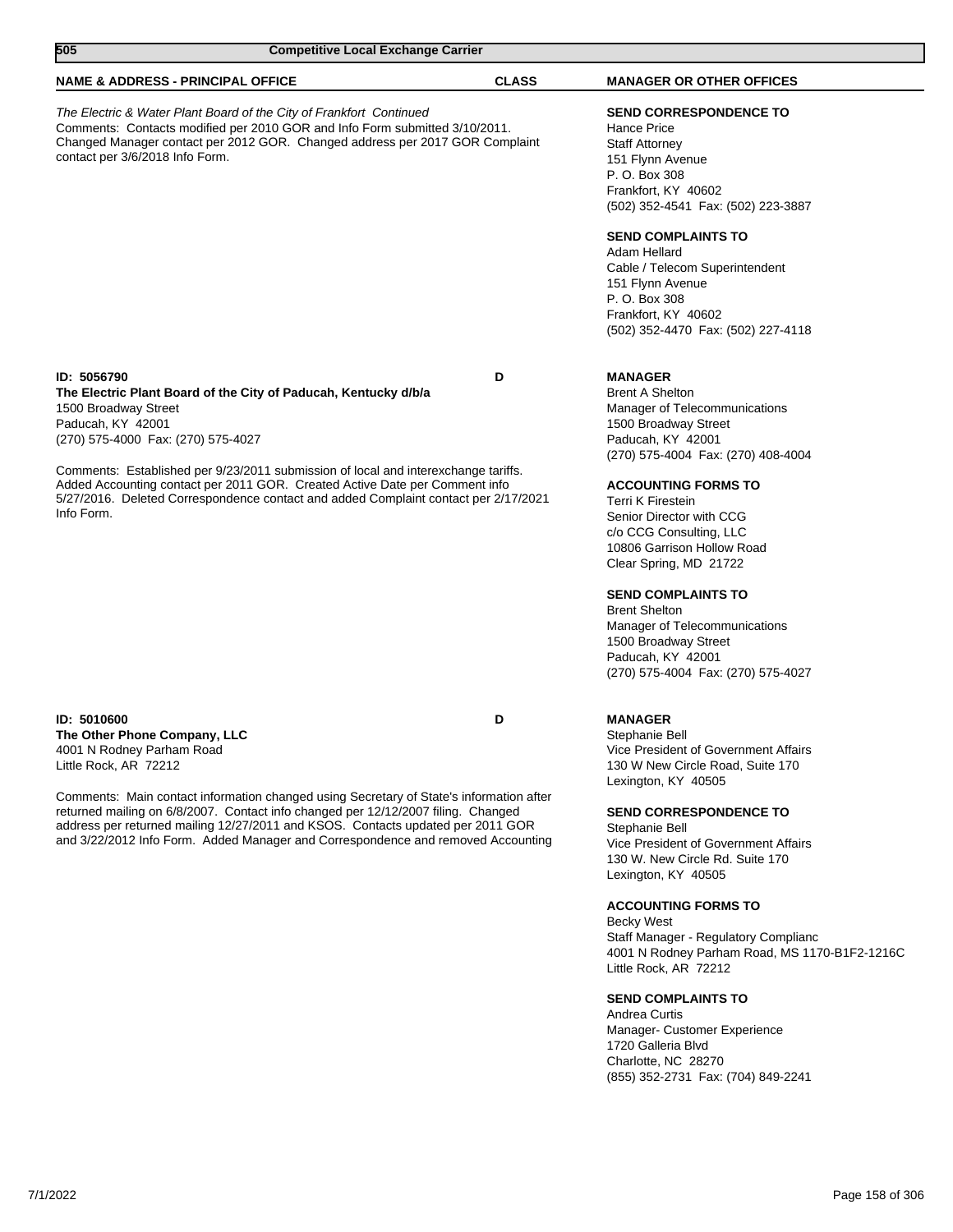**505 Competitive Local Exchange Carrier**

| NAME & ADDRESS - PRINCIPAL OFFICE | CLASS | MANAGER OR OTHER OFFICES |
|---|---|---|

*The Electric & Water Plant Board of the City of Frankfort Continued*

Comments: Contacts modified per 2010 GOR and Info Form submitted 3/10/2011. Changed Manager contact per 2012 GOR. Changed address per 2017 GOR Complaint contact per 3/6/2018 Info Form.

**SEND CORRESPONDENCE TO**
Hance Price
Staff Attorney
151 Flynn Avenue
P. O. Box 308
Frankfort, KY 40602
(502) 352-4541 Fax: (502) 223-3887

**SEND COMPLAINTS TO**
Adam Hellard
Cable / Telecom Superintendent
151 Flynn Avenue
P. O. Box 308
Frankfort, KY 40602
(502) 352-4470 Fax: (502) 227-4118

---

**ID: 5056790** — Class: **D**
**The Electric Plant Board of the City of Paducah, Kentucky d/b/a**
1500 Broadway Street
Paducah, KY 42001
(270) 575-4000 Fax: (270) 575-4027

Comments: Established per 9/23/2011 submission of local and interexchange tariffs. Added Accounting contact per 2011 GOR. Created Active Date per Comment info 5/27/2016. Deleted Correspondence contact and added Complaint contact per 2/17/2021 Info Form.

**MANAGER**
Brent A Shelton
Manager of Telecommunications
1500 Broadway Street
Paducah, KY 42001
(270) 575-4004 Fax: (270) 408-4004

**ACCOUNTING FORMS TO**
Terri K Firestein
Senior Director with CCG
c/o CCG Consulting, LLC
10806 Garrison Hollow Road
Clear Spring, MD 21722

**SEND COMPLAINTS TO**
Brent Shelton
Manager of Telecommunications
1500 Broadway Street
Paducah, KY 42001
(270) 575-4004 Fax: (270) 575-4027

---

**ID: 5010600** — Class: **D**
**The Other Phone Company, LLC**
4001 N Rodney Parham Road
Little Rock, AR 72212

Comments: Main contact information changed using Secretary of State's information after returned mailing on 6/8/2007. Contact info changed per 12/12/2007 filing. Changed address per returned mailing 12/27/2011 and KSOS. Contacts updated per 2011 GOR and 3/22/2012 Info Form. Added Manager and Correspondence and removed Accounting

**MANAGER**
Stephanie Bell
Vice President of Government Affairs
130 W New Circle Road, Suite 170
Lexington, KY 40505

**SEND CORRESPONDENCE TO**
Stephanie Bell
Vice President of Government Affairs
130 W. New Circle Rd. Suite 170
Lexington, KY 40505

**ACCOUNTING FORMS TO**
Becky West
Staff Manager - Regulatory Complianc
4001 N Rodney Parham Road, MS 1170-B1F2-1216C
Little Rock, AR 72212

**SEND COMPLAINTS TO**
Andrea Curtis
Manager- Customer Experience
1720 Galleria Blvd
Charlotte, NC 28270
(855) 352-2731 Fax: (704) 849-2241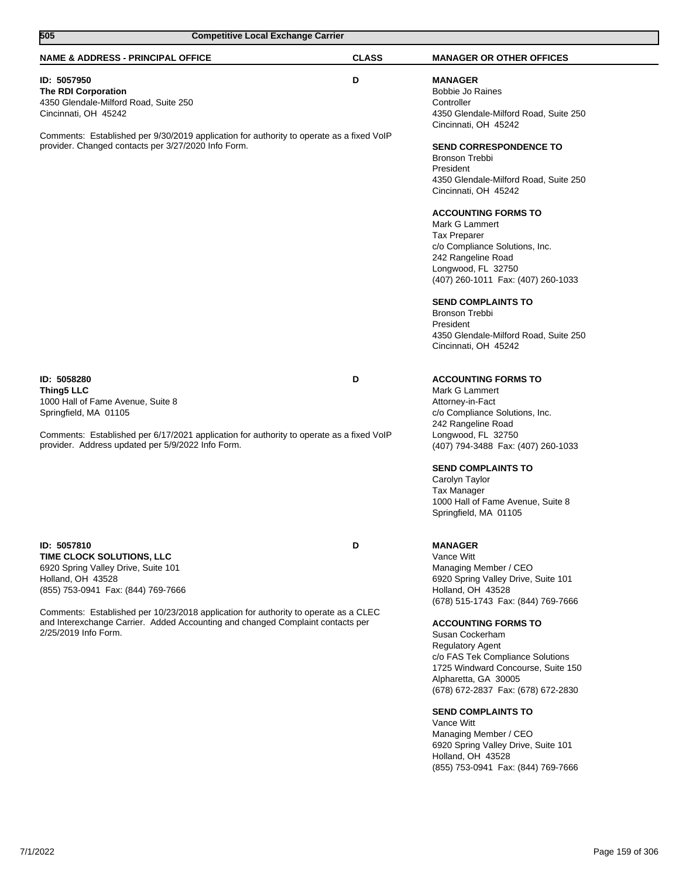## 505 Competitive Local Exchange Carrier

| NAME & ADDRESS - PRINCIPAL OFFICE | CLASS | MANAGER OR OTHER OFFICES |
|---|---|---|
| **ID: 5057950**<br>**The RDI Corporation**<br>4350 Glendale-Milford Road, Suite 250<br>Cincinnati, OH 45242<br><br>Comments: Established per 9/30/2019 application for authority to operate as a fixed VoIP provider. Changed contacts per 3/27/2020 Info Form. | D | **MANAGER**<br>Bobbie Jo Raines<br>Controller<br>4350 Glendale-Milford Road, Suite 250<br>Cincinnati, OH 45242<br><br>**SEND CORRESPONDENCE TO**<br>Bronson Trebbi<br>President<br>4350 Glendale-Milford Road, Suite 250<br>Cincinnati, OH 45242<br><br>**ACCOUNTING FORMS TO**<br>Mark G Lammert<br>Tax Preparer<br>c/o Compliance Solutions, Inc.<br>242 Rangeline Road<br>Longwood, FL 32750<br>(407) 260-1011 Fax: (407) 260-1033<br><br>**SEND COMPLAINTS TO**<br>Bronson Trebbi<br>President<br>4350 Glendale-Milford Road, Suite 250<br>Cincinnati, OH 45242 |
| **ID: 5058280**<br>**Thing5 LLC**<br>1000 Hall of Fame Avenue, Suite 8<br>Springfield, MA 01105<br><br>Comments: Established per 6/17/2021 application for authority to operate as a fixed VoIP provider. Address updated per 5/9/2022 Info Form. | D | **ACCOUNTING FORMS TO**<br>Mark G Lammert<br>Attorney-in-Fact<br>c/o Compliance Solutions, Inc.<br>242 Rangeline Road<br>Longwood, FL 32750<br>(407) 794-3488 Fax: (407) 260-1033<br><br>**SEND COMPLAINTS TO**<br>Carolyn Taylor<br>Tax Manager<br>1000 Hall of Fame Avenue, Suite 8<br>Springfield, MA 01105 |
| **ID: 5057810**<br>**TIME CLOCK SOLUTIONS, LLC**<br>6920 Spring Valley Drive, Suite 101<br>Holland, OH 43528<br>(855) 753-0941 Fax: (844) 769-7666<br><br>Comments: Established per 10/23/2018 application for authority to operate as a CLEC and Interexchange Carrier. Added Accounting and changed Complaint contacts per 2/25/2019 Info Form. | D | **MANAGER**<br>Vance Witt<br>Managing Member / CEO<br>6920 Spring Valley Drive, Suite 101<br>Holland, OH 43528<br>(678) 515-1743 Fax: (844) 769-7666<br><br>**ACCOUNTING FORMS TO**<br>Susan Cockerham<br>Regulatory Agent<br>c/o FAS Tek Compliance Solutions<br>1725 Windward Concourse, Suite 150<br>Alpharetta, GA 30005<br>(678) 672-2837 Fax: (678) 672-2830<br><br>**SEND COMPLAINTS TO**<br>Vance Witt<br>Managing Member / CEO<br>6920 Spring Valley Drive, Suite 101<br>Holland, OH 43528<br>(855) 753-0941 Fax: (844) 769-7666 |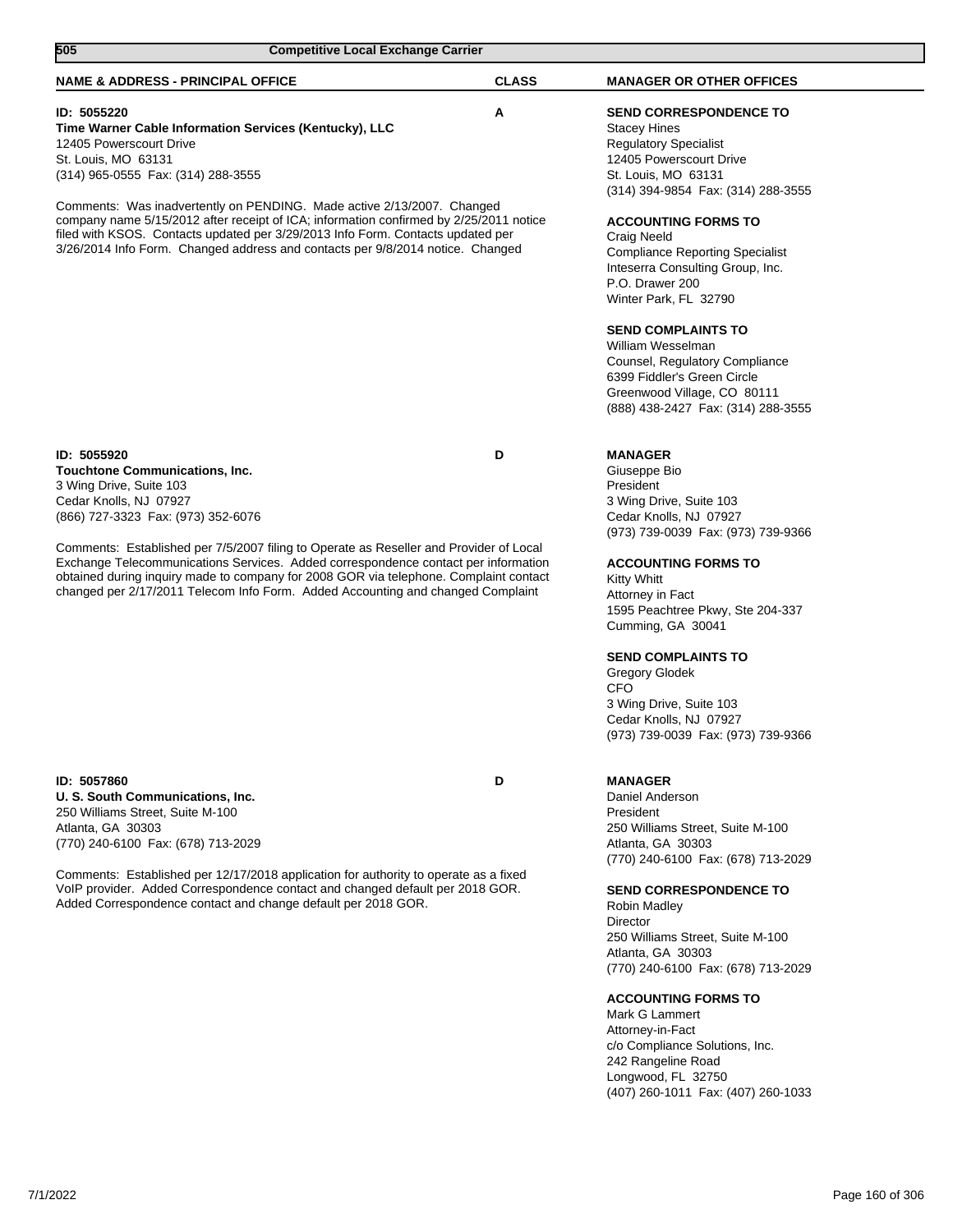## 505 Competitive Local Exchange Carrier

| NAME & ADDRESS - PRINCIPAL OFFICE | CLASS | MANAGER OR OTHER OFFICES |
|---|---|---|
| **ID: 5055220**<br>**Time Warner Cable Information Services (Kentucky), LLC**<br>12405 Powerscourt Drive<br>St. Louis, MO 63131<br>(314) 965-0555 Fax: (314) 288-3555<br><br>Comments: Was inadvertently on PENDING. Made active 2/13/2007. Changed company name 5/15/2012 after receipt of ICA; information confirmed by 2/25/2011 notice filed with KSOS. Contacts updated per 3/29/2013 Info Form. Contacts updated per 3/26/2014 Info Form. Changed address and contacts per 9/8/2014 notice. Changed | A | **SEND CORRESPONDENCE TO**<br>Stacey Hines<br>Regulatory Specialist<br>12405 Powerscourt Drive<br>St. Louis, MO 63131<br>(314) 394-9854 Fax: (314) 288-3555<br><br>**ACCOUNTING FORMS TO**<br>Craig Neeld<br>Compliance Reporting Specialist<br>Inteserra Consulting Group, Inc.<br>P.O. Drawer 200<br>Winter Park, FL 32790<br><br>**SEND COMPLAINTS TO**<br>William Wesselman<br>Counsel, Regulatory Compliance<br>6399 Fiddler's Green Circle<br>Greenwood Village, CO 80111<br>(888) 438-2427 Fax: (314) 288-3555 |
| **ID: 5055920**<br>**Touchtone Communications, Inc.**<br>3 Wing Drive, Suite 103<br>Cedar Knolls, NJ 07927<br>(866) 727-3323 Fax: (973) 352-6076<br><br>Comments: Established per 7/5/2007 filing to Operate as Reseller and Provider of Local Exchange Telecommunications Services. Added correspondence contact per information obtained during inquiry made to company for 2008 GOR via telephone. Complaint contact changed per 2/17/2011 Telecom Info Form. Added Accounting and changed Complaint | D | **MANAGER**<br>Giuseppe Bio<br>President<br>3 Wing Drive, Suite 103<br>Cedar Knolls, NJ 07927<br>(973) 739-0039 Fax: (973) 739-9366<br><br>**ACCOUNTING FORMS TO**<br>Kitty Whitt<br>Attorney in Fact<br>1595 Peachtree Pkwy, Ste 204-337<br>Cumming, GA 30041<br><br>**SEND COMPLAINTS TO**<br>Gregory Glodek<br>CFO<br>3 Wing Drive, Suite 103<br>Cedar Knolls, NJ 07927<br>(973) 739-0039 Fax: (973) 739-9366 |
| **ID: 5057860**<br>**U. S. South Communications, Inc.**<br>250 Williams Street, Suite M-100<br>Atlanta, GA 30303<br>(770) 240-6100 Fax: (678) 713-2029<br><br>Comments: Established per 12/17/2018 application for authority to operate as a fixed VoIP provider. Added Correspondence contact and changed default per 2018 GOR. Added Correspondence contact and change default per 2018 GOR. | D | **MANAGER**<br>Daniel Anderson<br>President<br>250 Williams Street, Suite M-100<br>Atlanta, GA 30303<br>(770) 240-6100 Fax: (678) 713-2029<br><br>**SEND CORRESPONDENCE TO**<br>Robin Madley<br>Director<br>250 Williams Street, Suite M-100<br>Atlanta, GA 30303<br>(770) 240-6100 Fax: (678) 713-2029<br><br>**ACCOUNTING FORMS TO**<br>Mark G Lammert<br>Attorney-in-Fact<br>c/o Compliance Solutions, Inc.<br>242 Rangeline Road<br>Longwood, FL 32750<br>(407) 260-1011 Fax: (407) 260-1033 |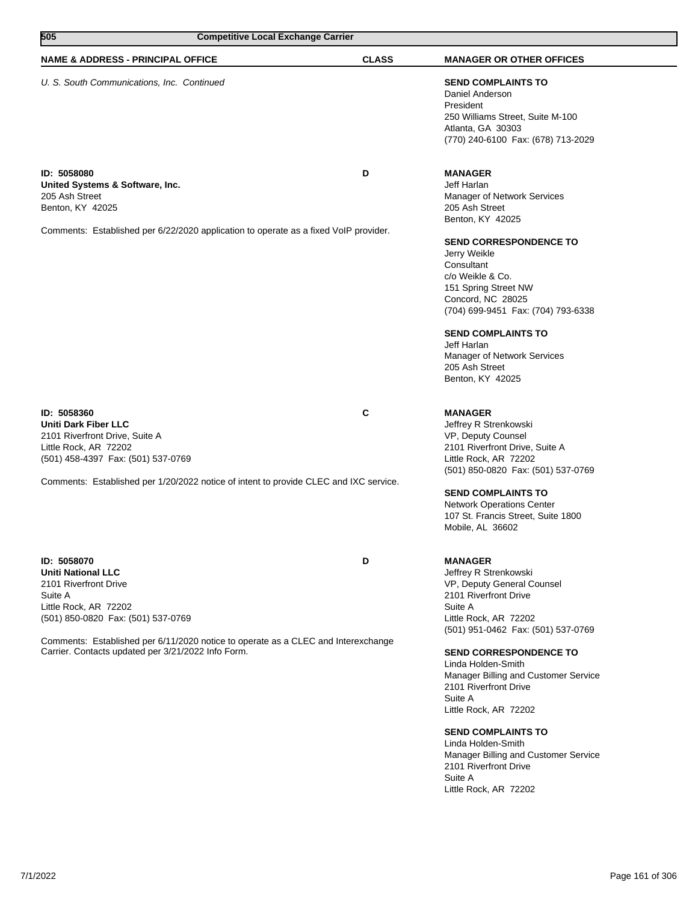## 505 Competitive Local Exchange Carrier

| NAME & ADDRESS - PRINCIPAL OFFICE | CLASS | MANAGER OR OTHER OFFICES |
|---|---|---|
| *U. S. South Communications, Inc. Continued* | | **SEND COMPLAINTS TO**<br>Daniel Anderson<br>President<br>250 Williams Street, Suite M-100<br>Atlanta, GA 30303<br>(770) 240-6100 Fax: (678) 713-2029 |
| **ID: 5058080**<br>**United Systems & Software, Inc.**<br>205 Ash Street<br>Benton, KY 42025<br><br>Comments: Established per 6/22/2020 application to operate as a fixed VoIP provider. | D | **MANAGER**<br>Jeff Harlan<br>Manager of Network Services<br>205 Ash Street<br>Benton, KY 42025<br><br>**SEND CORRESPONDENCE TO**<br>Jerry Weikle<br>Consultant<br>c/o Weikle & Co.<br>151 Spring Street NW<br>Concord, NC 28025<br>(704) 699-9451 Fax: (704) 793-6338<br><br>**SEND COMPLAINTS TO**<br>Jeff Harlan<br>Manager of Network Services<br>205 Ash Street<br>Benton, KY 42025 |
| **ID: 5058360**<br>**Uniti Dark Fiber LLC**<br>2101 Riverfront Drive, Suite A<br>Little Rock, AR 72202<br>(501) 458-4397 Fax: (501) 537-0769<br><br>Comments: Established per 1/20/2022 notice of intent to provide CLEC and IXC service. | C | **MANAGER**<br>Jeffrey R Strenkowski<br>VP, Deputy Counsel<br>2101 Riverfront Drive, Suite A<br>Little Rock, AR 72202<br>(501) 850-0820 Fax: (501) 537-0769<br><br>**SEND COMPLAINTS TO**<br>Network Operations Center<br>107 St. Francis Street, Suite 1800<br>Mobile, AL 36602 |
| **ID: 5058070**<br>**Uniti National LLC**<br>2101 Riverfront Drive<br>Suite A<br>Little Rock, AR 72202<br>(501) 850-0820 Fax: (501) 537-0769<br><br>Comments: Established per 6/11/2020 notice to operate as a CLEC and Interexchange Carrier. Contacts updated per 3/21/2022 Info Form. | D | **MANAGER**<br>Jeffrey R Strenkowski<br>VP, Deputy General Counsel<br>2101 Riverfront Drive<br>Suite A<br>Little Rock, AR 72202<br>(501) 951-0462 Fax: (501) 537-0769<br><br>**SEND CORRESPONDENCE TO**<br>Linda Holden-Smith<br>Manager Billing and Customer Service<br>2101 Riverfront Drive<br>Suite A<br>Little Rock, AR 72202<br><br>**SEND COMPLAINTS TO**<br>Linda Holden-Smith<br>Manager Billing and Customer Service<br>2101 Riverfront Drive<br>Suite A<br>Little Rock, AR 72202 |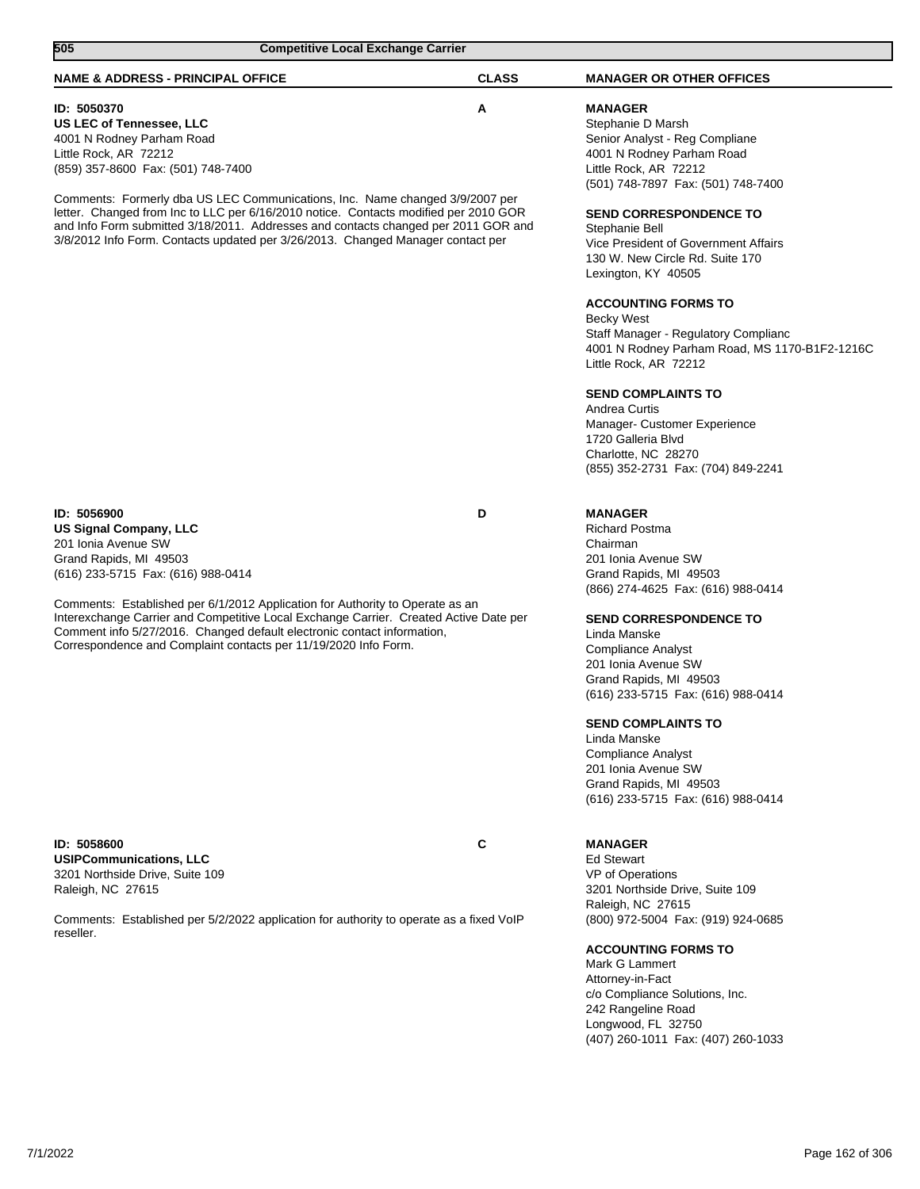## 505 Competitive Local Exchange Carrier

| NAME & ADDRESS - PRINCIPAL OFFICE | CLASS | MANAGER OR OTHER OFFICES |
|---|---|---|

**ID: 5050370** — Class: **A**

**US LEC of Tennessee, LLC**
4001 N Rodney Parham Road
Little Rock, AR 72212
(859) 357-8600 Fax: (501) 748-7400

Comments: Formerly dba US LEC Communications, Inc. Name changed 3/9/2007 per letter. Changed from Inc to LLC per 6/16/2010 notice. Contacts modified per 2010 GOR and Info Form submitted 3/18/2011. Addresses and contacts changed per 2011 GOR and 3/8/2012 Info Form. Contacts updated per 3/26/2013. Changed Manager contact per

**MANAGER**
Stephanie D Marsh
Senior Analyst - Reg Compliane
4001 N Rodney Parham Road
Little Rock, AR 72212
(501) 748-7897 Fax: (501) 748-7400

**SEND CORRESPONDENCE TO**
Stephanie Bell
Vice President of Government Affairs
130 W. New Circle Rd. Suite 170
Lexington, KY 40505

**ACCOUNTING FORMS TO**
Becky West
Staff Manager - Regulatory Complianc
4001 N Rodney Parham Road, MS 1170-B1F2-1216C
Little Rock, AR 72212

**SEND COMPLAINTS TO**
Andrea Curtis
Manager- Customer Experience
1720 Galleria Blvd
Charlotte, NC 28270
(855) 352-2731 Fax: (704) 849-2241

---

**ID: 5056900** — Class: **D**

**US Signal Company, LLC**
201 Ionia Avenue SW
Grand Rapids, MI 49503
(616) 233-5715 Fax: (616) 988-0414

Comments: Established per 6/1/2012 Application for Authority to Operate as an Interexchange Carrier and Competitive Local Exchange Carrier. Created Active Date per Comment info 5/27/2016. Changed default electronic contact information, Correspondence and Complaint contacts per 11/19/2020 Info Form.

**MANAGER**
Richard Postma
Chairman
201 Ionia Avenue SW
Grand Rapids, MI 49503
(866) 274-4625 Fax: (616) 988-0414

**SEND CORRESPONDENCE TO**
Linda Manske
Compliance Analyst
201 Ionia Avenue SW
Grand Rapids, MI 49503
(616) 233-5715 Fax: (616) 988-0414

**SEND COMPLAINTS TO**
Linda Manske
Compliance Analyst
201 Ionia Avenue SW
Grand Rapids, MI 49503
(616) 233-5715 Fax: (616) 988-0414

---

**ID: 5058600** — Class: **C**

**USIPCommunications, LLC**
3201 Northside Drive, Suite 109
Raleigh, NC 27615

Comments: Established per 5/2/2022 application for authority to operate as a fixed VoIP reseller.

**MANAGER**
Ed Stewart
VP of Operations
3201 Northside Drive, Suite 109
Raleigh, NC 27615
(800) 972-5004 Fax: (919) 924-0685

**ACCOUNTING FORMS TO**
Mark G Lammert
Attorney-in-Fact
c/o Compliance Solutions, Inc.
242 Rangeline Road
Longwood, FL 32750
(407) 260-1011 Fax: (407) 260-1033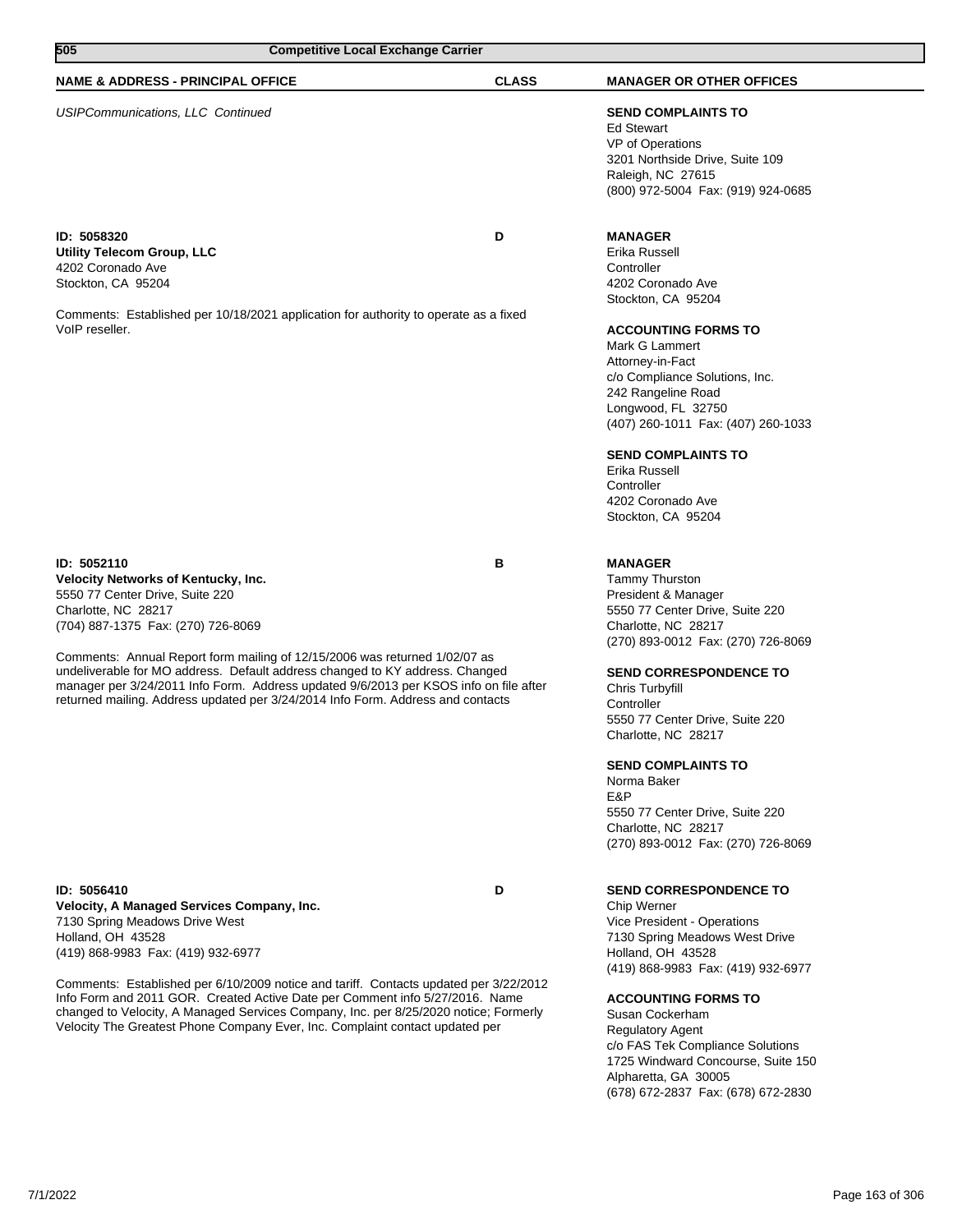## 505 Competitive Local Exchange Carrier

| NAME & ADDRESS - PRINCIPAL OFFICE | CLASS | MANAGER OR OTHER OFFICES |
|---|---|---|
| *USIPCommunications, LLC Continued* | | **SEND COMPLAINTS TO**<br>Ed Stewart<br>VP of Operations<br>3201 Northside Drive, Suite 109<br>Raleigh, NC 27615<br>(800) 972-5004 Fax: (919) 924-0685 |
| **ID: 5058320**<br>**Utility Telecom Group, LLC**<br>4202 Coronado Ave<br>Stockton, CA 95204<br><br>Comments: Established per 10/18/2021 application for authority to operate as a fixed VoIP reseller. | D | **MANAGER**<br>Erika Russell<br>Controller<br>4202 Coronado Ave<br>Stockton, CA 95204<br><br>**ACCOUNTING FORMS TO**<br>Mark G Lammert<br>Attorney-in-Fact<br>c/o Compliance Solutions, Inc.<br>242 Rangeline Road<br>Longwood, FL 32750<br>(407) 260-1011 Fax: (407) 260-1033<br><br>**SEND COMPLAINTS TO**<br>Erika Russell<br>Controller<br>4202 Coronado Ave<br>Stockton, CA 95204 |
| **ID: 5052110**<br>**Velocity Networks of Kentucky, Inc.**<br>5550 77 Center Drive, Suite 220<br>Charlotte, NC 28217<br>(704) 887-1375 Fax: (270) 726-8069<br><br>Comments: Annual Report form mailing of 12/15/2006 was returned 1/02/07 as undeliverable for MO address. Default address changed to KY address. Changed manager per 3/24/2011 Info Form. Address updated 9/6/2013 per KSOS info on file after returned mailing. Address updated per 3/24/2014 Info Form. Address and contacts | B | **MANAGER**<br>Tammy Thurston<br>President & Manager<br>5550 77 Center Drive, Suite 220<br>Charlotte, NC 28217<br>(270) 893-0012 Fax: (270) 726-8069<br><br>**SEND CORRESPONDENCE TO**<br>Chris Turbyfill<br>Controller<br>5550 77 Center Drive, Suite 220<br>Charlotte, NC 28217<br><br>**SEND COMPLAINTS TO**<br>Norma Baker<br>E&P<br>5550 77 Center Drive, Suite 220<br>Charlotte, NC 28217<br>(270) 893-0012 Fax: (270) 726-8069 |
| **ID: 5056410**<br>**Velocity, A Managed Services Company, Inc.**<br>7130 Spring Meadows Drive West<br>Holland, OH 43528<br>(419) 868-9983 Fax: (419) 932-6977<br><br>Comments: Established per 6/10/2009 notice and tariff. Contacts updated per 3/22/2012 Info Form and 2011 GOR. Created Active Date per Comment info 5/27/2016. Name changed to Velocity, A Managed Services Company, Inc. per 8/25/2020 notice; Formerly Velocity The Greatest Phone Company Ever, Inc. Complaint contact updated per | D | **SEND CORRESPONDENCE TO**<br>Chip Werner<br>Vice President - Operations<br>7130 Spring Meadows West Drive<br>Holland, OH 43528<br>(419) 868-9983 Fax: (419) 932-6977<br><br>**ACCOUNTING FORMS TO**<br>Susan Cockerham<br>Regulatory Agent<br>c/o FAS Tek Compliance Solutions<br>1725 Windward Concourse, Suite 150<br>Alpharetta, GA 30005<br>(678) 672-2837 Fax: (678) 672-2830 |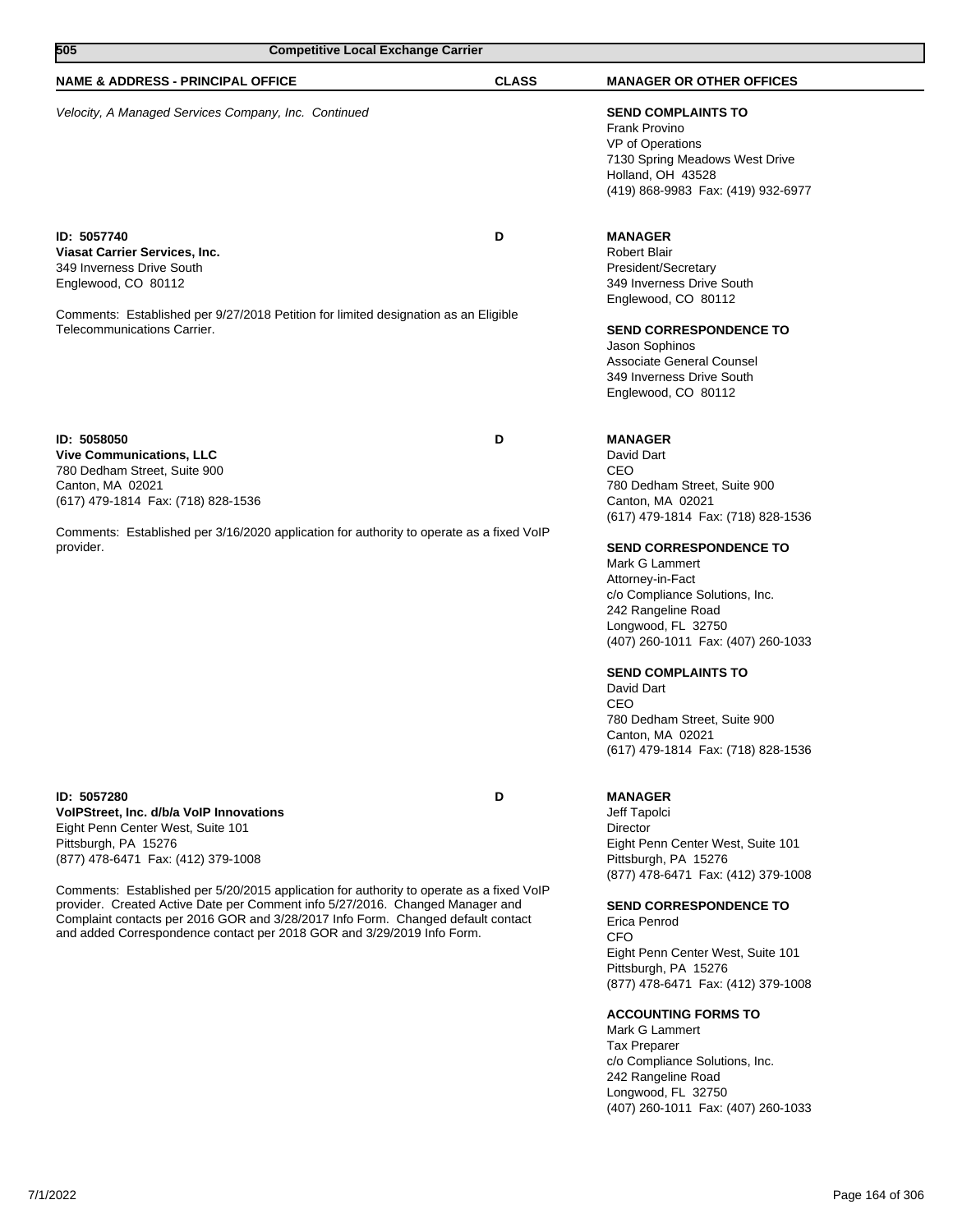## 505 Competitive Local Exchange Carrier

| NAME & ADDRESS - PRINCIPAL OFFICE | CLASS | MANAGER OR OTHER OFFICES |
|---|---|---|
| *Velocity, A Managed Services Company, Inc. Continued* | | **SEND COMPLAINTS TO**<br>Frank Provino<br>VP of Operations<br>7130 Spring Meadows West Drive<br>Holland, OH 43528<br>(419) 868-9983 Fax: (419) 932-6977 |
| **ID: 5057740**<br>**Viasat Carrier Services, Inc.**<br>349 Inverness Drive South<br>Englewood, CO 80112<br><br>Comments: Established per 9/27/2018 Petition for limited designation as an Eligible Telecommunications Carrier. | D | **MANAGER**<br>Robert Blair<br>President/Secretary<br>349 Inverness Drive South<br>Englewood, CO 80112<br><br>**SEND CORRESPONDENCE TO**<br>Jason Sophinos<br>Associate General Counsel<br>349 Inverness Drive South<br>Englewood, CO 80112 |
| **ID: 5058050**<br>**Vive Communications, LLC**<br>780 Dedham Street, Suite 900<br>Canton, MA 02021<br>(617) 479-1814 Fax: (718) 828-1536<br><br>Comments: Established per 3/16/2020 application for authority to operate as a fixed VoIP provider. | D | **MANAGER**<br>David Dart<br>CEO<br>780 Dedham Street, Suite 900<br>Canton, MA 02021<br>(617) 479-1814 Fax: (718) 828-1536<br><br>**SEND CORRESPONDENCE TO**<br>Mark G Lammert<br>Attorney-in-Fact<br>c/o Compliance Solutions, Inc.<br>242 Rangeline Road<br>Longwood, FL 32750<br>(407) 260-1011 Fax: (407) 260-1033<br><br>**SEND COMPLAINTS TO**<br>David Dart<br>CEO<br>780 Dedham Street, Suite 900<br>Canton, MA 02021<br>(617) 479-1814 Fax: (718) 828-1536 |
| **ID: 5057280**<br>**VoIPStreet, Inc. d/b/a VoIP Innovations**<br>Eight Penn Center West, Suite 101<br>Pittsburgh, PA 15276<br>(877) 478-6471 Fax: (412) 379-1008<br><br>Comments: Established per 5/20/2015 application for authority to operate as a fixed VoIP provider. Created Active Date per Comment info 5/27/2016. Changed Manager and Complaint contacts per 2016 GOR and 3/28/2017 Info Form. Changed default contact and added Correspondence contact per 2018 GOR and 3/29/2019 Info Form. | D | **MANAGER**<br>Jeff Tapolci<br>Director<br>Eight Penn Center West, Suite 101<br>Pittsburgh, PA 15276<br>(877) 478-6471 Fax: (412) 379-1008<br><br>**SEND CORRESPONDENCE TO**<br>Erica Penrod<br>CFO<br>Eight Penn Center West, Suite 101<br>Pittsburgh, PA 15276<br>(877) 478-6471 Fax: (412) 379-1008<br><br>**ACCOUNTING FORMS TO**<br>Mark G Lammert<br>Tax Preparer<br>c/o Compliance Solutions, Inc.<br>242 Rangeline Road<br>Longwood, FL 32750<br>(407) 260-1011 Fax: (407) 260-1033 |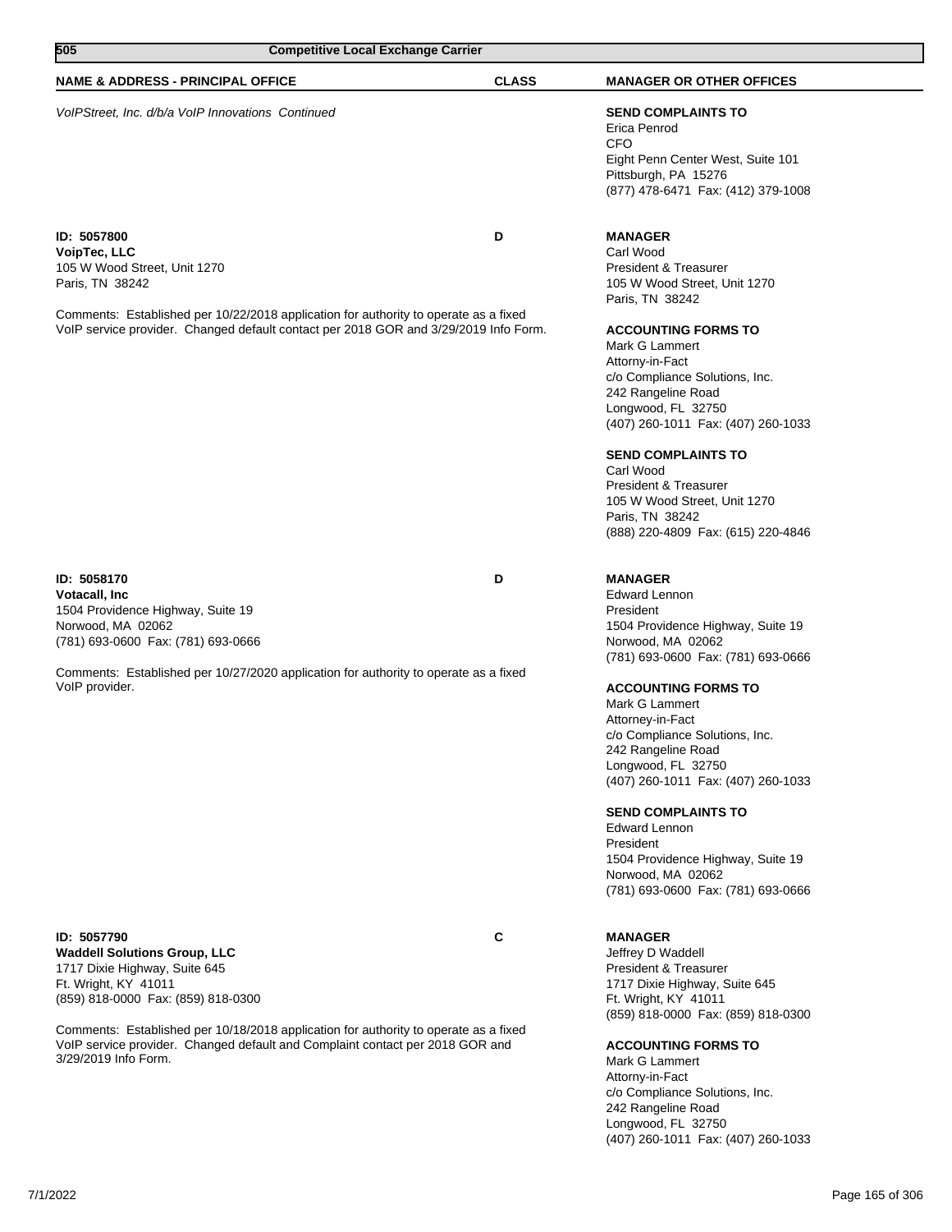## 505 Competitive Local Exchange Carrier

| NAME & ADDRESS - PRINCIPAL OFFICE | CLASS | MANAGER OR OTHER OFFICES |
|---|---|---|
| *VoIPStreet, Inc. d/b/a VoIP Innovations Continued* | | **SEND COMPLAINTS TO**<br>Erica Penrod<br>CFO<br>Eight Penn Center West, Suite 101<br>Pittsburgh, PA 15276<br>(877) 478-6471 Fax: (412) 379-1008 |
| **ID: 5057800**<br>**VoipTec, LLC**<br>105 W Wood Street, Unit 1270<br>Paris, TN 38242<br><br>Comments: Established per 10/22/2018 application for authority to operate as a fixed VoIP service provider. Changed default contact per 2018 GOR and 3/29/2019 Info Form. | D | **MANAGER**<br>Carl Wood<br>President & Treasurer<br>105 W Wood Street, Unit 1270<br>Paris, TN 38242<br><br>**ACCOUNTING FORMS TO**<br>Mark G Lammert<br>Attorny-in-Fact<br>c/o Compliance Solutions, Inc.<br>242 Rangeline Road<br>Longwood, FL 32750<br>(407) 260-1011 Fax: (407) 260-1033<br><br>**SEND COMPLAINTS TO**<br>Carl Wood<br>President & Treasurer<br>105 W Wood Street, Unit 1270<br>Paris, TN 38242<br>(888) 220-4809 Fax: (615) 220-4846 |
| **ID: 5058170**<br>**Votacall, Inc**<br>1504 Providence Highway, Suite 19<br>Norwood, MA 02062<br>(781) 693-0600 Fax: (781) 693-0666<br><br>Comments: Established per 10/27/2020 application for authority to operate as a fixed VoIP provider. | D | **MANAGER**<br>Edward Lennon<br>President<br>1504 Providence Highway, Suite 19<br>Norwood, MA 02062<br>(781) 693-0600 Fax: (781) 693-0666<br><br>**ACCOUNTING FORMS TO**<br>Mark G Lammert<br>Attorny-in-Fact<br>c/o Compliance Solutions, Inc.<br>242 Rangeline Road<br>Longwood, FL 32750<br>(407) 260-1011 Fax: (407) 260-1033<br><br>**SEND COMPLAINTS TO**<br>Edward Lennon<br>President<br>1504 Providence Highway, Suite 19<br>Norwood, MA 02062<br>(781) 693-0600 Fax: (781) 693-0666 |
| **ID: 5057790**<br>**Waddell Solutions Group, LLC**<br>1717 Dixie Highway, Suite 645<br>Ft. Wright, KY 41011<br>(859) 818-0000 Fax: (859) 818-0300<br><br>Comments: Established per 10/18/2018 application for authority to operate as a fixed VoIP service provider. Changed default and Complaint contact per 2018 GOR and 3/29/2019 Info Form. | C | **MANAGER**<br>Jeffrey D Waddell<br>President & Treasurer<br>1717 Dixie Highway, Suite 645<br>Ft. Wright, KY 41011<br>(859) 818-0000 Fax: (859) 818-0300<br><br>**ACCOUNTING FORMS TO**<br>Mark G Lammert<br>Attorny-in-Fact<br>c/o Compliance Solutions, Inc.<br>242 Rangeline Road<br>Longwood, FL 32750<br>(407) 260-1011 Fax: (407) 260-1033 |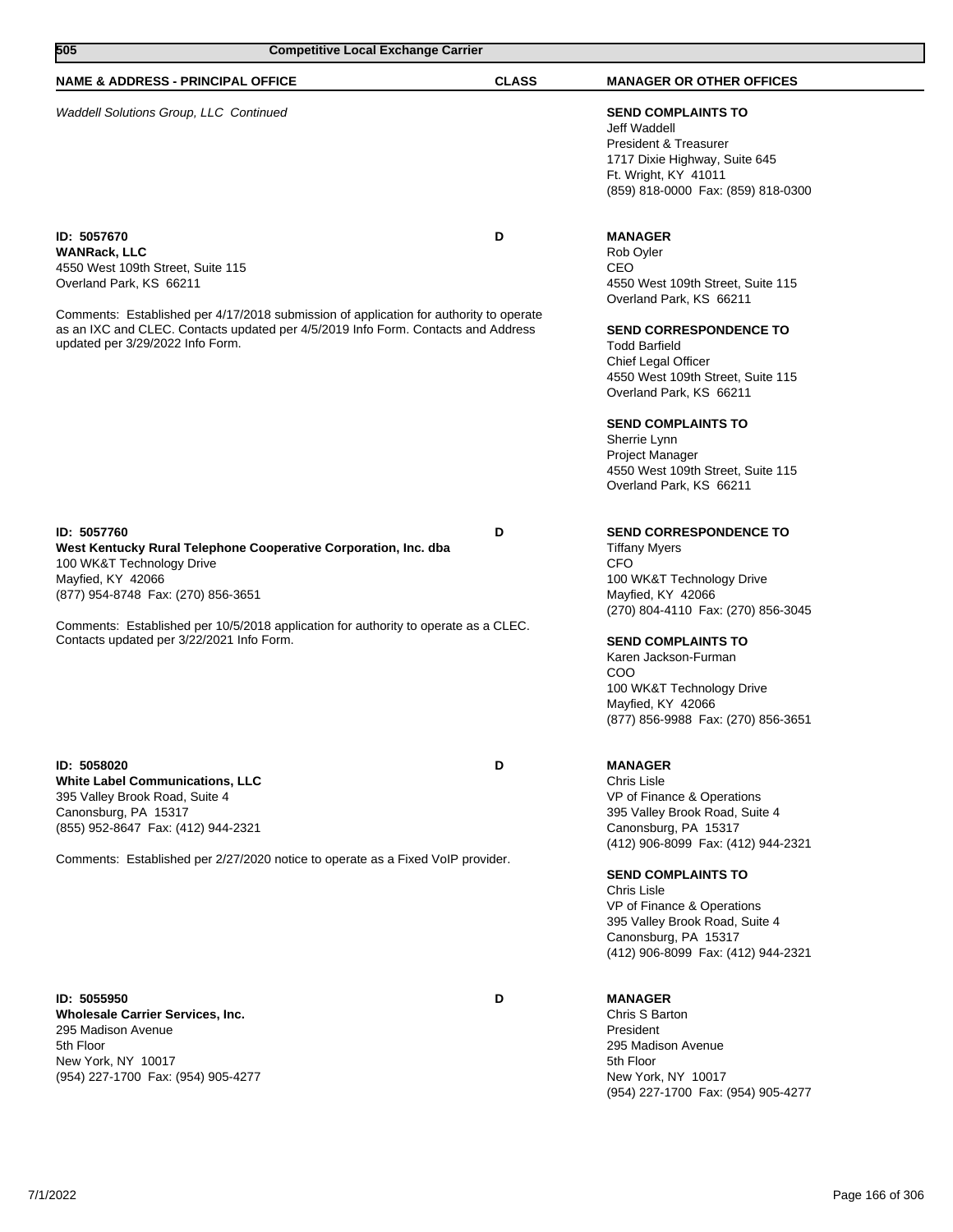## 505 Competitive Local Exchange Carrier

| NAME & ADDRESS - PRINCIPAL OFFICE | CLASS | MANAGER OR OTHER OFFICES |
|---|---|---|
| *Waddell Solutions Group, LLC Continued* | | **SEND COMPLAINTS TO**<br>Jeff Waddell<br>President & Treasurer<br>1717 Dixie Highway, Suite 645<br>Ft. Wright, KY 41011<br>(859) 818-0000 Fax: (859) 818-0300 |
| **ID: 5057670**<br>**WANRack, LLC**<br>4550 West 109th Street, Suite 115<br>Overland Park, KS 66211<br><br>Comments: Established per 4/17/2018 submission of application for authority to operate as an IXC and CLEC. Contacts updated per 4/5/2019 Info Form. Contacts and Address updated per 3/29/2022 Info Form. | D | **MANAGER**<br>Rob Oyler<br>CEO<br>4550 West 109th Street, Suite 115<br>Overland Park, KS 66211<br><br>**SEND CORRESPONDENCE TO**<br>Todd Barfield<br>Chief Legal Officer<br>4550 West 109th Street, Suite 115<br>Overland Park, KS 66211<br><br>**SEND COMPLAINTS TO**<br>Sherrie Lynn<br>Project Manager<br>4550 West 109th Street, Suite 115<br>Overland Park, KS 66211 |
| **ID: 5057760**<br>**West Kentucky Rural Telephone Cooperative Corporation, Inc. dba**<br>100 WK&T Technology Drive<br>Mayfied, KY 42066<br>(877) 954-8748 Fax: (270) 856-3651<br><br>Comments: Established per 10/5/2018 application for authority to operate as a CLEC. Contacts updated per 3/22/2021 Info Form. | D | **SEND CORRESPONDENCE TO**<br>Tiffany Myers<br>CFO<br>100 WK&T Technology Drive<br>Mayfied, KY 42066<br>(270) 804-4110 Fax: (270) 856-3045<br><br>**SEND COMPLAINTS TO**<br>Karen Jackson-Furman<br>COO<br>100 WK&T Technology Drive<br>Mayfied, KY 42066<br>(877) 856-9988 Fax: (270) 856-3651 |
| **ID: 5058020**<br>**White Label Communications, LLC**<br>395 Valley Brook Road, Suite 4<br>Canonsburg, PA 15317<br>(855) 952-8647 Fax: (412) 944-2321<br><br>Comments: Established per 2/27/2020 notice to operate as a Fixed VoIP provider. | D | **MANAGER**<br>Chris Lisle<br>VP of Finance & Operations<br>395 Valley Brook Road, Suite 4<br>Canonsburg, PA 15317<br>(412) 906-8099 Fax: (412) 944-2321<br><br>**SEND COMPLAINTS TO**<br>Chris Lisle<br>VP of Finance & Operations<br>395 Valley Brook Road, Suite 4<br>Canonsburg, PA 15317<br>(412) 906-8099 Fax: (412) 944-2321 |
| **ID: 5055950**<br>**Wholesale Carrier Services, Inc.**<br>295 Madison Avenue<br>5th Floor<br>New York, NY 10017<br>(954) 227-1700 Fax: (954) 905-4277 | D | **MANAGER**<br>Chris S Barton<br>President<br>295 Madison Avenue<br>5th Floor<br>New York, NY 10017<br>(954) 227-1700 Fax: (954) 905-4277 |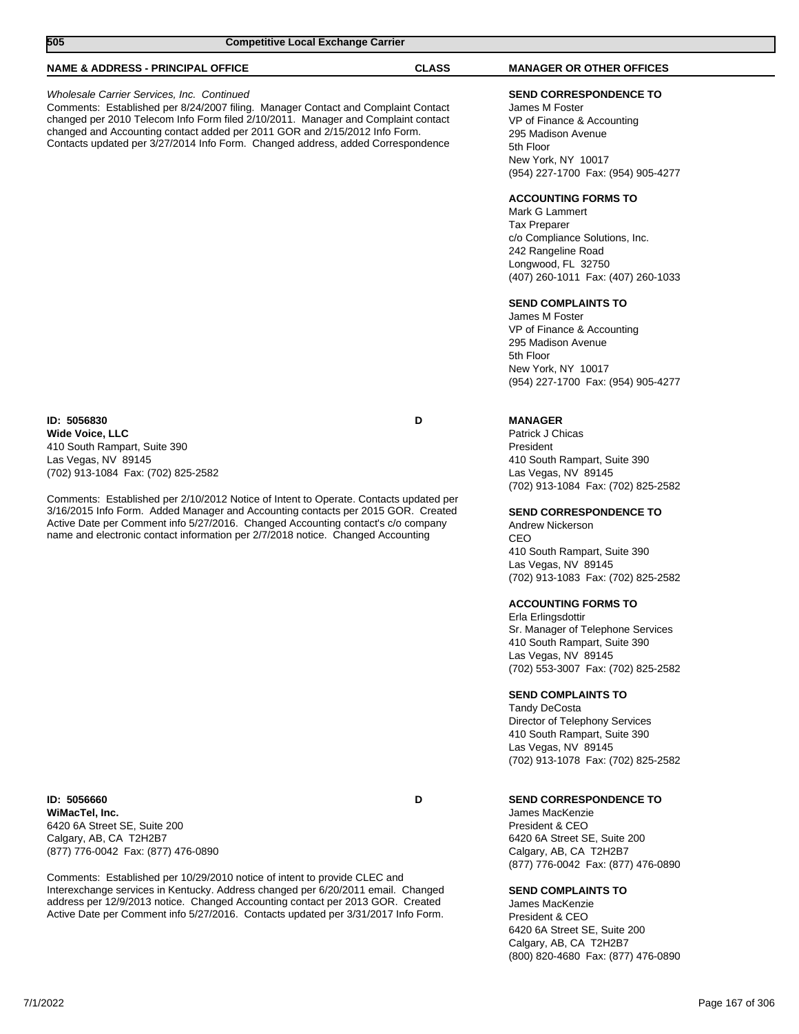## 505 Competitive Local Exchange Carrier

| NAME & ADDRESS - PRINCIPAL OFFICE | CLASS | MANAGER OR OTHER OFFICES |
|---|---|---|

*Wholesale Carrier Services, Inc. Continued*

Comments: Established per 8/24/2007 filing. Manager Contact and Complaint Contact changed per 2010 Telecom Info Form filed 2/10/2011. Manager and Complaint contact changed and Accounting contact added per 2011 GOR and 2/15/2012 Info Form. Contacts updated per 3/27/2014 Info Form. Changed address, added Correspondence

**SEND CORRESPONDENCE TO**
James M Foster
VP of Finance & Accounting
295 Madison Avenue
5th Floor
New York, NY 10017
(954) 227-1700 Fax: (954) 905-4277

**ACCOUNTING FORMS TO**
Mark G Lammert
Tax Preparer
c/o Compliance Solutions, Inc.
242 Rangeline Road
Longwood, FL 32750
(407) 260-1011 Fax: (407) 260-1033

**SEND COMPLAINTS TO**
James M Foster
VP of Finance & Accounting
295 Madison Avenue
5th Floor
New York, NY 10017
(954) 227-1700 Fax: (954) 905-4277

---

**ID: 5056830** — Class: **D**
**Wide Voice, LLC**
410 South Rampart, Suite 390
Las Vegas, NV 89145
(702) 913-1084 Fax: (702) 825-2582

Comments: Established per 2/10/2012 Notice of Intent to Operate. Contacts updated per 3/16/2015 Info Form. Added Manager and Accounting contacts per 2015 GOR. Created Active Date per Comment info 5/27/2016. Changed Accounting contact's c/o company name and electronic contact information per 2/7/2018 notice. Changed Accounting

**MANAGER**
Patrick J Chicas
President
410 South Rampart, Suite 390
Las Vegas, NV 89145
(702) 913-1084 Fax: (702) 825-2582

**SEND CORRESPONDENCE TO**
Andrew Nickerson
CEO
410 South Rampart, Suite 390
Las Vegas, NV 89145
(702) 913-1083 Fax: (702) 825-2582

**ACCOUNTING FORMS TO**
Erla Erlingsdottir
Sr. Manager of Telephone Services
410 South Rampart, Suite 390
Las Vegas, NV 89145
(702) 553-3007 Fax: (702) 825-2582

**SEND COMPLAINTS TO**
Tandy DeCosta
Director of Telephony Services
410 South Rampart, Suite 390
Las Vegas, NV 89145
(702) 913-1078 Fax: (702) 825-2582

---

**ID: 5056660** — Class: **D**
**WiMacTel, Inc.**
6420 6A Street SE, Suite 200
Calgary, AB, CA T2H2B7
(877) 776-0042 Fax: (877) 476-0890

Comments: Established per 10/29/2010 notice of intent to provide CLEC and Interexchange services in Kentucky. Address changed per 6/20/2011 email. Changed address per 12/9/2013 notice. Changed Accounting contact per 2013 GOR. Created Active Date per Comment info 5/27/2016. Contacts updated per 3/31/2017 Info Form.

**SEND CORRESPONDENCE TO**
James MacKenzie
President & CEO
6420 6A Street SE, Suite 200
Calgary, AB, CA T2H2B7
(877) 776-0042 Fax: (877) 476-0890

**SEND COMPLAINTS TO**
James MacKenzie
President & CEO
6420 6A Street SE, Suite 200
Calgary, AB, CA T2H2B7
(800) 820-4680 Fax: (877) 476-0890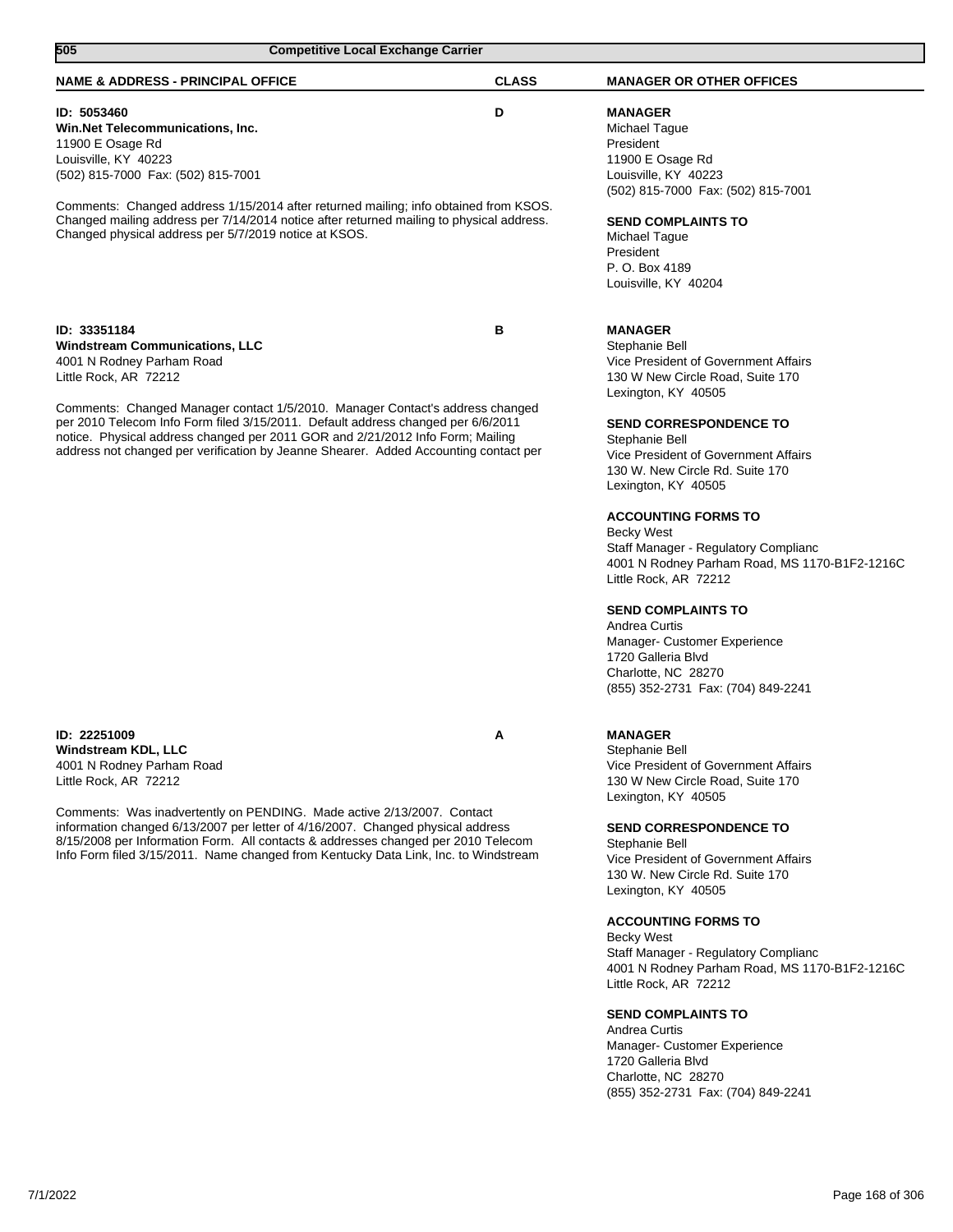## 505 Competitive Local Exchange Carrier

| NAME & ADDRESS - PRINCIPAL OFFICE | CLASS | MANAGER OR OTHER OFFICES |
|---|---|---|
| **ID: 5053460**<br>**Win.Net Telecommunications, Inc.**<br>11900 E Osage Rd<br>Louisville, KY 40223<br>(502) 815-7000 Fax: (502) 815-7001<br><br>Comments: Changed address 1/15/2014 after returned mailing; info obtained from KSOS. Changed mailing address per 7/14/2014 notice after returned mailing to physical address. Changed physical address per 5/7/2019 notice at KSOS. | D | **MANAGER**<br>Michael Tague<br>President<br>11900 E Osage Rd<br>Louisville, KY 40223<br>(502) 815-7000 Fax: (502) 815-7001<br><br>**SEND COMPLAINTS TO**<br>Michael Tague<br>President<br>P. O. Box 4189<br>Louisville, KY 40204 |
| **ID: 33351184**<br>**Windstream Communications, LLC**<br>4001 N Rodney Parham Road<br>Little Rock, AR 72212<br><br>Comments: Changed Manager contact 1/5/2010. Manager Contact's address changed per 2010 Telecom Info Form filed 3/15/2011. Default address changed per 6/6/2011 notice. Physical address changed per 2011 GOR and 2/21/2012 Info Form; Mailing address not changed per verification by Jeanne Shearer. Added Accounting contact per | B | **MANAGER**<br>Stephanie Bell<br>Vice President of Government Affairs<br>130 W New Circle Road, Suite 170<br>Lexington, KY 40505<br><br>**SEND CORRESPONDENCE TO**<br>Stephanie Bell<br>Vice President of Government Affairs<br>130 W. New Circle Rd. Suite 170<br>Lexington, KY 40505<br><br>**ACCOUNTING FORMS TO**<br>Becky West<br>Staff Manager - Regulatory Complianc<br>4001 N Rodney Parham Road, MS 1170-B1F2-1216C<br>Little Rock, AR 72212<br><br>**SEND COMPLAINTS TO**<br>Andrea Curtis<br>Manager- Customer Experience<br>1720 Galleria Blvd<br>Charlotte, NC 28270<br>(855) 352-2731 Fax: (704) 849-2241 |
| **ID: 22251009**<br>**Windstream KDL, LLC**<br>4001 N Rodney Parham Road<br>Little Rock, AR 72212<br><br>Comments: Was inadvertently on PENDING. Made active 2/13/2007. Contact information changed 6/13/2007 per letter of 4/16/2007. Changed physical address 8/15/2008 per Information Form. All contacts & addresses changed per 2010 Telecom Info Form filed 3/15/2011. Name changed from Kentucky Data Link, Inc. to Windstream | A | **MANAGER**<br>Stephanie Bell<br>Vice President of Government Affairs<br>130 W New Circle Road, Suite 170<br>Lexington, KY 40505<br><br>**SEND CORRESPONDENCE TO**<br>Stephanie Bell<br>Vice President of Government Affairs<br>130 W. New Circle Rd. Suite 170<br>Lexington, KY 40505<br><br>**ACCOUNTING FORMS TO**<br>Becky West<br>Staff Manager - Regulatory Complianc<br>4001 N Rodney Parham Road, MS 1170-B1F2-1216C<br>Little Rock, AR 72212<br><br>**SEND COMPLAINTS TO**<br>Andrea Curtis<br>Manager- Customer Experience<br>1720 Galleria Blvd<br>Charlotte, NC 28270<br>(855) 352-2731 Fax: (704) 849-2241 |

7/1/2022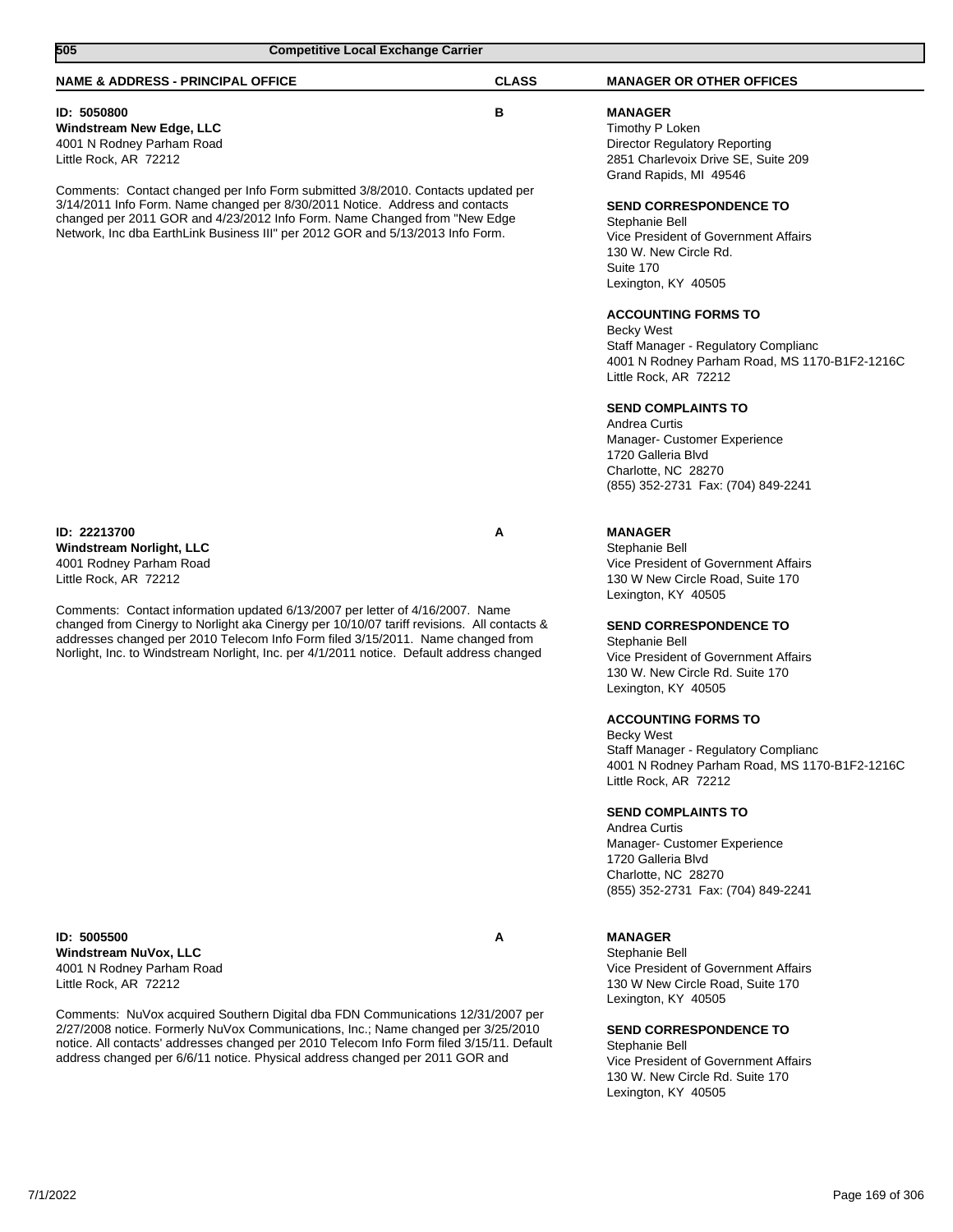## 505 Competitive Local Exchange Carrier

| NAME & ADDRESS - PRINCIPAL OFFICE | CLASS | MANAGER OR OTHER OFFICES |
|---|---|---|

**ID: 5050800**
**Windstream New Edge, LLC**
4001 N Rodney Parham Road
Little Rock, AR 72212

**CLASS:** B

Comments: Contact changed per Info Form submitted 3/8/2010. Contacts updated per 3/14/2011 Info Form. Name changed per 8/30/2011 Notice. Address and contacts changed per 2011 GOR and 4/23/2012 Info Form. Name Changed from "New Edge Network, Inc dba EarthLink Business III" per 2012 GOR and 5/13/2013 Info Form.

**MANAGER**
Timothy P Loken
Director Regulatory Reporting
2851 Charlevoix Drive SE, Suite 209
Grand Rapids, MI 49546

**SEND CORRESPONDENCE TO**
Stephanie Bell
Vice President of Government Affairs
130 W. New Circle Rd.
Suite 170
Lexington, KY 40505

**ACCOUNTING FORMS TO**
Becky West
Staff Manager - Regulatory Complianc
4001 N Rodney Parham Road, MS 1170-B1F2-1216C
Little Rock, AR 72212

**SEND COMPLAINTS TO**
Andrea Curtis
Manager- Customer Experience
1720 Galleria Blvd
Charlotte, NC 28270
(855) 352-2731 Fax: (704) 849-2241

---

**ID: 22213700**
**Windstream Norlight, LLC**
4001 Rodney Parham Road
Little Rock, AR 72212

**CLASS:** A

Comments: Contact information updated 6/13/2007 per letter of 4/16/2007. Name changed from Cinergy to Norlight aka Cinergy per 10/10/07 tariff revisions. All contacts & addresses changed per 2010 Telecom Info Form filed 3/15/2011. Name changed from Norlight, Inc. to Windstream Norlight, Inc. per 4/1/2011 notice. Default address changed

**MANAGER**
Stephanie Bell
Vice President of Government Affairs
130 W New Circle Road, Suite 170
Lexington, KY 40505

**SEND CORRESPONDENCE TO**
Stephanie Bell
Vice President of Government Affairs
130 W. New Circle Rd. Suite 170
Lexington, KY 40505

**ACCOUNTING FORMS TO**
Becky West
Staff Manager - Regulatory Complianc
4001 N Rodney Parham Road, MS 1170-B1F2-1216C
Little Rock, AR 72212

**SEND COMPLAINTS TO**
Andrea Curtis
Manager- Customer Experience
1720 Galleria Blvd
Charlotte, NC 28270
(855) 352-2731 Fax: (704) 849-2241

---

**ID: 5005500**
**Windstream NuVox, LLC**
4001 N Rodney Parham Road
Little Rock, AR 72212

**CLASS:** A

Comments: NuVox acquired Southern Digital dba FDN Communications 12/31/2007 per 2/27/2008 notice. Formerly NuVox Communications, Inc.; Name changed per 3/25/2010 notice. All contacts' addresses changed per 2010 Telecom Info Form filed 3/15/11. Default address changed per 6/6/11 notice. Physical address changed per 2011 GOR and

**MANAGER**
Stephanie Bell
Vice President of Government Affairs
130 W New Circle Road, Suite 170
Lexington, KY 40505

**SEND CORRESPONDENCE TO**
Stephanie Bell
Vice President of Government Affairs
130 W. New Circle Rd. Suite 170
Lexington, KY 40505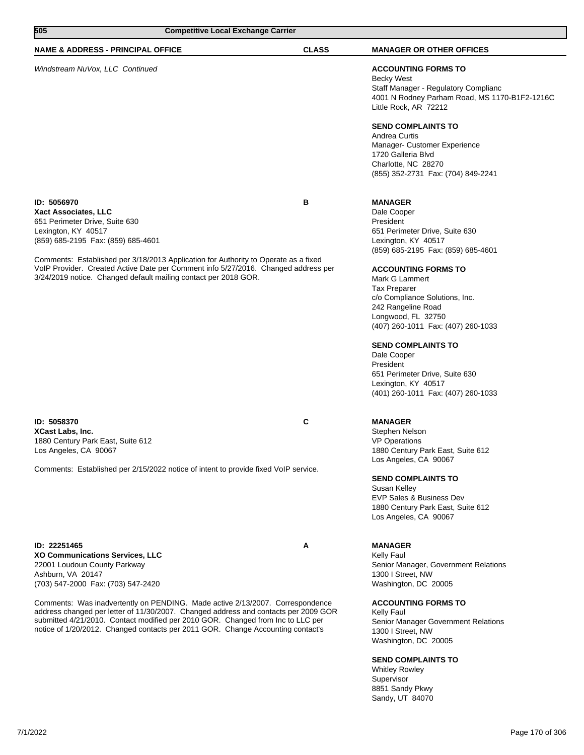**505 Competitive Local Exchange Carrier**

| NAME & ADDRESS - PRINCIPAL OFFICE | CLASS | MANAGER OR OTHER OFFICES |
|---|---|---|
| *Windstream NuVox, LLC Continued* | | **ACCOUNTING FORMS TO**<br>Becky West<br>Staff Manager - Regulatory Complianc<br>4001 N Rodney Parham Road, MS 1170-B1F2-1216C<br>Little Rock, AR 72212<br><br>**SEND COMPLAINTS TO**<br>Andrea Curtis<br>Manager- Customer Experience<br>1720 Galleria Blvd<br>Charlotte, NC 28270<br>(855) 352-2731 Fax: (704) 849-2241 |
| **ID: 5056970**<br>**Xact Associates, LLC**<br>651 Perimeter Drive, Suite 630<br>Lexington, KY 40517<br>(859) 685-2195 Fax: (859) 685-4601<br><br>Comments: Established per 3/18/2013 Application for Authority to Operate as a fixed VoIP Provider. Created Active Date per Comment info 5/27/2016. Changed address per 3/24/2019 notice. Changed default mailing contact per 2018 GOR. | B | **MANAGER**<br>Dale Cooper<br>President<br>651 Perimeter Drive, Suite 630<br>Lexington, KY 40517<br>(859) 685-2195 Fax: (859) 685-4601<br><br>**ACCOUNTING FORMS TO**<br>Mark G Lammert<br>Tax Preparer<br>c/o Compliance Solutions, Inc.<br>242 Rangeline Road<br>Longwood, FL 32750<br>(407) 260-1011 Fax: (407) 260-1033<br><br>**SEND COMPLAINTS TO**<br>Dale Cooper<br>President<br>651 Perimeter Drive, Suite 630<br>Lexington, KY 40517<br>(401) 260-1011 Fax: (407) 260-1033 |
| **ID: 5058370**<br>**XCast Labs, Inc.**<br>1880 Century Park East, Suite 612<br>Los Angeles, CA 90067<br><br>Comments: Established per 2/15/2022 notice of intent to provide fixed VoIP service. | C | **MANAGER**<br>Stephen Nelson<br>VP Operations<br>1880 Century Park East, Suite 612<br>Los Angeles, CA 90067<br><br>**SEND COMPLAINTS TO**<br>Susan Kelley<br>EVP Sales & Business Dev<br>1880 Century Park East, Suite 612<br>Los Angeles, CA 90067 |
| **ID: 22251465**<br>**XO Communications Services, LLC**<br>22001 Loudoun County Parkway<br>Ashburn, VA 20147<br>(703) 547-2000 Fax: (703) 547-2420<br><br>Comments: Was inadvertently on PENDING. Made active 2/13/2007. Correspondence address changed per letter of 11/30/2007. Changed address and contacts per 2009 GOR submitted 4/21/2010. Contact modified per 2010 GOR. Changed from Inc to LLC per notice of 1/20/2012. Changed contacts per 2011 GOR. Change Accounting contact's | A | **MANAGER**<br>Kelly Faul<br>Senior Manager, Government Relations<br>1300 I Street, NW<br>Washington, DC 20005<br><br>**ACCOUNTING FORMS TO**<br>Kelly Faul<br>Senior Manager Government Relations<br>1300 I Street, NW<br>Washington, DC 20005<br><br>**SEND COMPLAINTS TO**<br>Whitley Rowley<br>Supervisor<br>8851 Sandy Pkwy<br>Sandy, UT 84070 |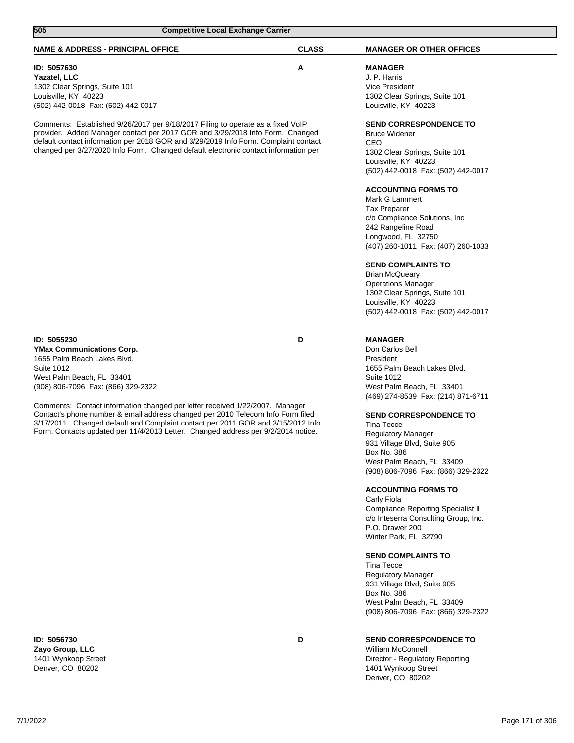## 505 Competitive Local Exchange Carrier

| NAME & ADDRESS - PRINCIPAL OFFICE | CLASS | MANAGER OR OTHER OFFICES |
|---|---|---|
| **ID: 5057630**<br>**Yazatel, LLC**<br>1302 Clear Springs, Suite 101<br>Louisville, KY 40223<br>(502) 442-0018 Fax: (502) 442-0017<br><br>Comments: Established 9/26/2017 per 9/18/2017 Filing to operate as a fixed VoIP provider. Added Manager contact per 2017 GOR and 3/29/2018 Info Form. Changed default contact information per 2018 GOR and 3/29/2019 Info Form. Complaint contact changed per 3/27/2020 Info Form. Changed default electronic contact information per | A | **MANAGER**<br>J. P. Harris<br>Vice President<br>1302 Clear Springs, Suite 101<br>Louisville, KY 40223<br><br>**SEND CORRESPONDENCE TO**<br>Bruce Widener<br>CEO<br>1302 Clear Springs, Suite 101<br>Louisville, KY 40223<br>(502) 442-0018 Fax: (502) 442-0017<br><br>**ACCOUNTING FORMS TO**<br>Mark G Lammert<br>Tax Preparer<br>c/o Compliance Solutions, Inc<br>242 Rangeline Road<br>Longwood, FL 32750<br>(407) 260-1011 Fax: (407) 260-1033<br><br>**SEND COMPLAINTS TO**<br>Brian McQueary<br>Operations Manager<br>1302 Clear Springs, Suite 101<br>Louisville, KY 40223<br>(502) 442-0018 Fax: (502) 442-0017 |
| **ID: 5055230**<br>**YMax Communications Corp.**<br>1655 Palm Beach Lakes Blvd.<br>Suite 1012<br>West Palm Beach, FL 33401<br>(908) 806-7096 Fax: (866) 329-2322<br><br>Comments: Contact information changed per letter received 1/22/2007. Manager Contact's phone number & email address changed per 2010 Telecom Info Form filed 3/17/2011. Changed default and Complaint contact per 2011 GOR and 3/15/2012 Info Form. Contacts updated per 11/4/2013 Letter. Changed address per 9/2/2014 notice. | D | **MANAGER**<br>Don Carlos Bell<br>President<br>1655 Palm Beach Lakes Blvd.<br>Suite 1012<br>West Palm Beach, FL 33401<br>(469) 274-8539 Fax: (214) 871-6711<br><br>**SEND CORRESPONDENCE TO**<br>Tina Tecce<br>Regulatory Manager<br>931 Village Blvd, Suite 905<br>Box No. 386<br>West Palm Beach, FL 33409<br>(908) 806-7096 Fax: (866) 329-2322<br><br>**ACCOUNTING FORMS TO**<br>Carly Fiola<br>Compliance Reporting Specialist II<br>c/o Inteserra Consulting Group, Inc.<br>P.O. Drawer 200<br>Winter Park, FL 32790<br><br>**SEND COMPLAINTS TO**<br>Tina Tecce<br>Regulatory Manager<br>931 Village Blvd, Suite 905<br>Box No. 386<br>West Palm Beach, FL 33409<br>(908) 806-7096 Fax: (866) 329-2322 |
| **ID: 5056730**<br>**Zayo Group, LLC**<br>1401 Wynkoop Street<br>Denver, CO 80202 | D | **SEND CORRESPONDENCE TO**<br>William McConnell<br>Director - Regulatory Reporting<br>1401 Wynkoop Street<br>Denver, CO 80202 |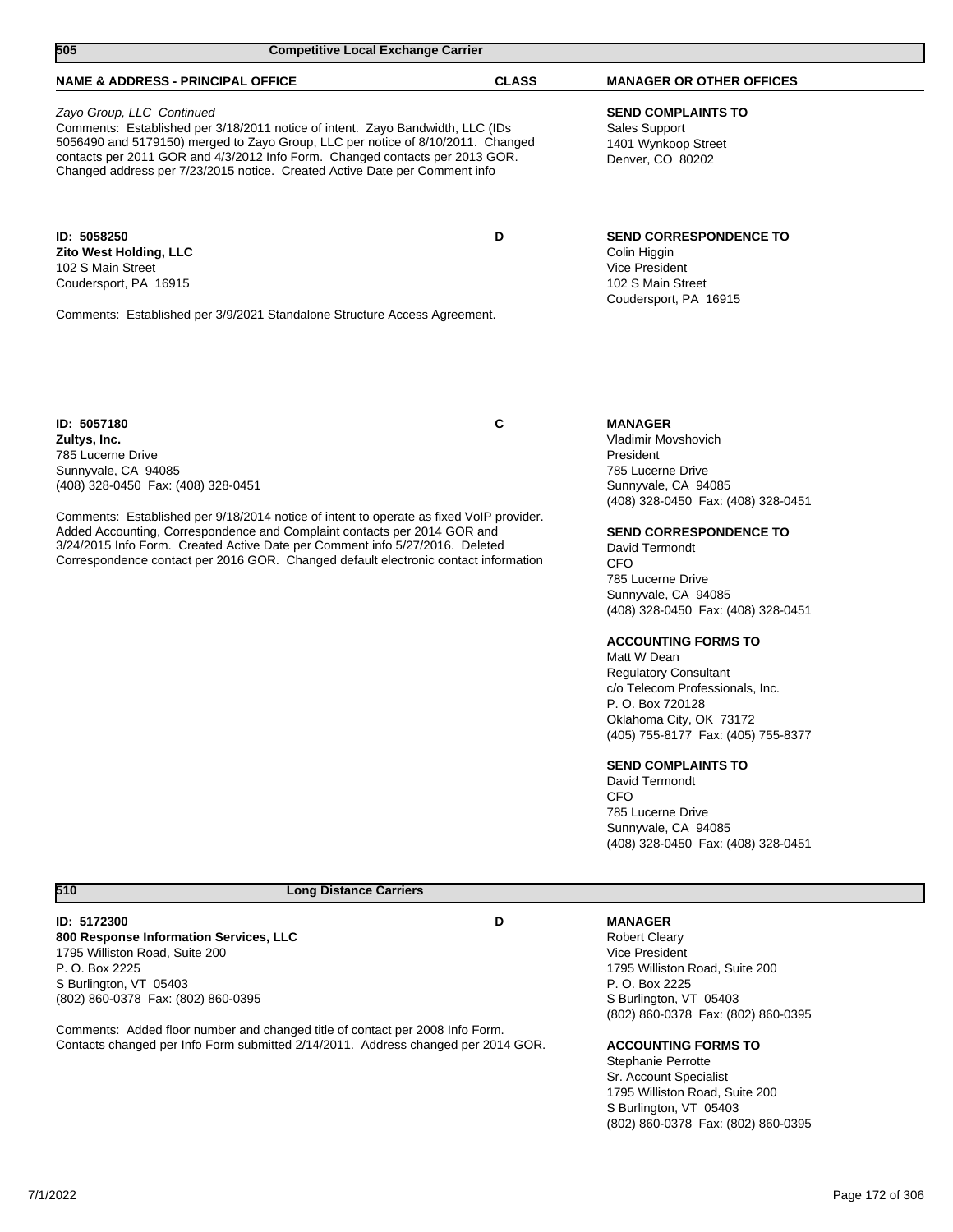## 505 Competitive Local Exchange Carrier

**NAME & ADDRESS - PRINCIPAL OFFICE** | **CLASS** | **MANAGER OR OTHER OFFICES**

*Zayo Group, LLC Continued*
Comments: Established per 3/18/2011 notice of intent. Zayo Bandwidth, LLC (IDs 5056490 and 5179150) merged to Zayo Group, LLC per notice of 8/10/2011. Changed contacts per 2011 GOR and 4/3/2012 Info Form. Changed contacts per 2013 GOR. Changed address per 7/23/2015 notice. Created Active Date per Comment info

**SEND COMPLAINTS TO**
Sales Support
1401 Wynkoop Street
Denver, CO 80202

---

**ID: 5058250** — Class: **D**
**Zito West Holding, LLC**
102 S Main Street
Coudersport, PA 16915

Comments: Established per 3/9/2021 Standalone Structure Access Agreement.

**SEND CORRESPONDENCE TO**
Colin Higgin
Vice President
102 S Main Street
Coudersport, PA 16915

---

**ID: 5057180** — Class: **C**
**Zultys, Inc.**
785 Lucerne Drive
Sunnyvale, CA 94085
(408) 328-0450 Fax: (408) 328-0451

Comments: Established per 9/18/2014 notice of intent to operate as fixed VoIP provider. Added Accounting, Correspondence and Complaint contacts per 2014 GOR and 3/24/2015 Info Form. Created Active Date per Comment info 5/27/2016. Deleted Correspondence contact per 2016 GOR. Changed default electronic contact information

**MANAGER**
Vladimir Movshovich
President
785 Lucerne Drive
Sunnyvale, CA 94085
(408) 328-0450 Fax: (408) 328-0451

**SEND CORRESPONDENCE TO**
David Termondt
CFO
785 Lucerne Drive
Sunnyvale, CA 94085
(408) 328-0450 Fax: (408) 328-0451

**ACCOUNTING FORMS TO**
Matt W Dean
Regulatory Consultant
c/o Telecom Professionals, Inc.
P. O. Box 720128
Oklahoma City, OK 73172
(405) 755-8177 Fax: (405) 755-8377

**SEND COMPLAINTS TO**
David Termondt
CFO
785 Lucerne Drive
Sunnyvale, CA 94085
(408) 328-0450 Fax: (408) 328-0451

## 510 Long Distance Carriers

**ID: 5172300** — Class: **D**
**800 Response Information Services, LLC**
1795 Williston Road, Suite 200
P. O. Box 2225
S Burlington, VT 05403
(802) 860-0378 Fax: (802) 860-0395

Comments: Added floor number and changed title of contact per 2008 Info Form. Contacts changed per Info Form submitted 2/14/2011. Address changed per 2014 GOR.

**MANAGER**
Robert Cleary
Vice President
1795 Williston Road, Suite 200
P. O. Box 2225
S Burlington, VT 05403
(802) 860-0378 Fax: (802) 860-0395

**ACCOUNTING FORMS TO**
Stephanie Perrotte
Sr. Account Specialist
1795 Williston Road, Suite 200
S Burlington, VT 05403
(802) 860-0378 Fax: (802) 860-0395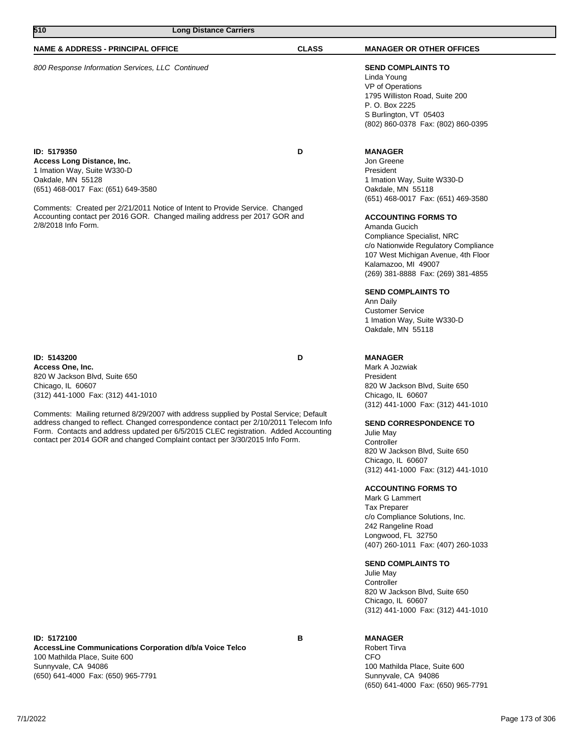## 510 Long Distance Carriers

| NAME & ADDRESS - PRINCIPAL OFFICE | CLASS | MANAGER OR OTHER OFFICES |
|---|---|---|

*800 Response Information Services, LLC Continued*

**SEND COMPLAINTS TO**
Linda Young
VP of Operations
1795 Williston Road, Suite 200
P. O. Box 2225
S Burlington, VT 05403
(802) 860-0378 Fax: (802) 860-0395

---

**ID: 5179350** — **D**
**Access Long Distance, Inc.**
1 Imation Way, Suite W330-D
Oakdale, MN 55128
(651) 468-0017 Fax: (651) 649-3580

Comments: Created per 2/21/2011 Notice of Intent to Provide Service. Changed Accounting contact per 2016 GOR. Changed mailing address per 2017 GOR and 2/8/2018 Info Form.

**MANAGER**
Jon Greene
President
1 Imation Way, Suite W330-D
Oakdale, MN 55118
(651) 468-0017 Fax: (651) 469-3580

**ACCOUNTING FORMS TO**
Amanda Gucich
Compliance Specialist, NRC
c/o Nationwide Regulatory Compliance
107 West Michigan Avenue, 4th Floor
Kalamazoo, MI 49007
(269) 381-8888 Fax: (269) 381-4855

**SEND COMPLAINTS TO**
Ann Daily
Customer Service
1 Imation Way, Suite W330-D
Oakdale, MN 55118

---

**ID: 5143200** — **D**
**Access One, Inc.**
820 W Jackson Blvd, Suite 650
Chicago, IL 60607
(312) 441-1000 Fax: (312) 441-1010

Comments: Mailing returned 8/29/2007 with address supplied by Postal Service; Default address changed to reflect. Changed correspondence contact per 2/10/2011 Telecom Info Form. Contacts and address updated per 6/5/2015 CLEC registration. Added Accounting contact per 2014 GOR and changed Complaint contact per 3/30/2015 Info Form.

**MANAGER**
Mark A Jozwiak
President
820 W Jackson Blvd, Suite 650
Chicago, IL 60607
(312) 441-1000 Fax: (312) 441-1010

**SEND CORRESPONDENCE TO**
Julie May
Controller
820 W Jackson Blvd, Suite 650
Chicago, IL 60607
(312) 441-1000 Fax: (312) 441-1010

**ACCOUNTING FORMS TO**
Mark G Lammert
Tax Preparer
c/o Compliance Solutions, Inc.
242 Rangeline Road
Longwood, FL 32750
(407) 260-1011 Fax: (407) 260-1033

**SEND COMPLAINTS TO**
Julie May
Controller
820 W Jackson Blvd, Suite 650
Chicago, IL 60607
(312) 441-1000 Fax: (312) 441-1010

---

**ID: 5172100** — **B**
**AccessLine Communications Corporation d/b/a Voice Telco**
100 Mathilda Place, Suite 600
Sunnyvale, CA 94086
(650) 641-4000 Fax: (650) 965-7791

**MANAGER**
Robert Tirva
CFO
100 Mathilda Place, Suite 600
Sunnyvale, CA 94086
(650) 641-4000 Fax: (650) 965-7791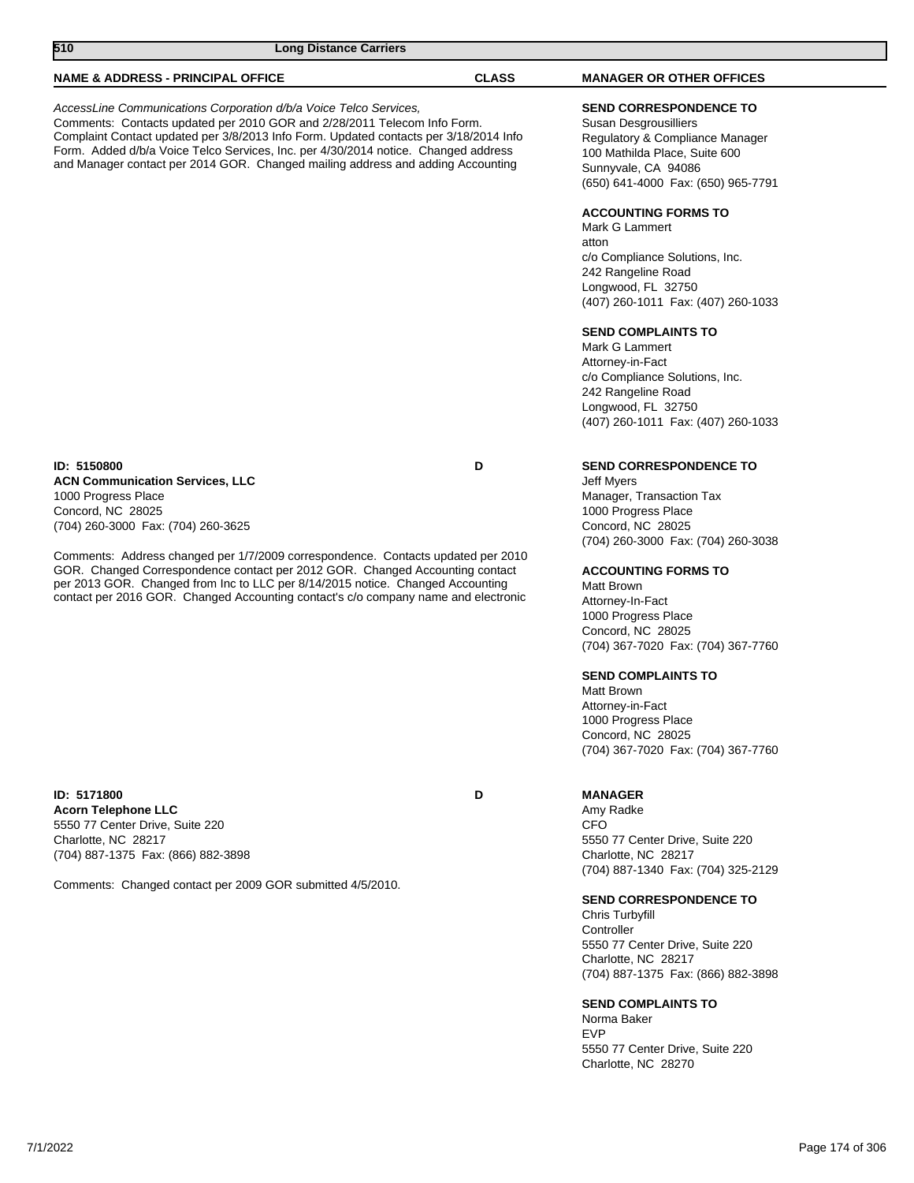## 510 Long Distance Carriers

| NAME & ADDRESS - PRINCIPAL OFFICE | CLASS | MANAGER OR OTHER OFFICES |
|---|---|---|

*AccessLine Communications Corporation d/b/a Voice Telco Services,*
Comments: Contacts updated per 2010 GOR and 2/28/2011 Telecom Info Form. Complaint Contact updated per 3/8/2013 Info Form. Updated contacts per 3/18/2014 Info Form. Added d/b/a Voice Telco Services, Inc. per 4/30/2014 notice. Changed address and Manager contact per 2014 GOR. Changed mailing address and adding Accounting

**SEND CORRESPONDENCE TO**
Susan Desgrousilliers
Regulatory & Compliance Manager
100 Mathilda Place, Suite 600
Sunnyvale, CA 94086
(650) 641-4000 Fax: (650) 965-7791

**ACCOUNTING FORMS TO**
Mark G Lammert
atton
c/o Compliance Solutions, Inc.
242 Rangeline Road
Longwood, FL 32750
(407) 260-1011 Fax: (407) 260-1033

**SEND COMPLAINTS TO**
Mark G Lammert
Attorney-in-Fact
c/o Compliance Solutions, Inc.
242 Rangeline Road
Longwood, FL 32750
(407) 260-1011 Fax: (407) 260-1033

---

**ID: 5150800** — Class: **D**
**ACN Communication Services, LLC**
1000 Progress Place
Concord, NC 28025
(704) 260-3000 Fax: (704) 260-3625

Comments: Address changed per 1/7/2009 correspondence. Contacts updated per 2010 GOR. Changed Correspondence contact per 2012 GOR. Changed Accounting contact per 2013 GOR. Changed from Inc to LLC per 8/14/2015 notice. Changed Accounting contact per 2016 GOR. Changed Accounting contact's c/o company name and electronic

**SEND CORRESPONDENCE TO**
Jeff Myers
Manager, Transaction Tax
1000 Progress Place
Concord, NC 28025
(704) 260-3000 Fax: (704) 260-3038

**ACCOUNTING FORMS TO**
Matt Brown
Attorney-In-Fact
1000 Progress Place
Concord, NC 28025
(704) 367-7020 Fax: (704) 367-7760

**SEND COMPLAINTS TO**
Matt Brown
Attorney-in-Fact
1000 Progress Place
Concord, NC 28025
(704) 367-7020 Fax: (704) 367-7760

---

**ID: 5171800** — Class: **D**
**Acorn Telephone LLC**
5550 77 Center Drive, Suite 220
Charlotte, NC 28217
(704) 887-1375 Fax: (866) 882-3898

Comments: Changed contact per 2009 GOR submitted 4/5/2010.

**MANAGER**
Amy Radke
CFO
5550 77 Center Drive, Suite 220
Charlotte, NC 28217
(704) 887-1340 Fax: (704) 325-2129

**SEND CORRESPONDENCE TO**
Chris Turbyfill
Controller
5550 77 Center Drive, Suite 220
Charlotte, NC 28217
(704) 887-1375 Fax: (866) 882-3898

**SEND COMPLAINTS TO**
Norma Baker
EVP
5550 77 Center Drive, Suite 220
Charlotte, NC 28270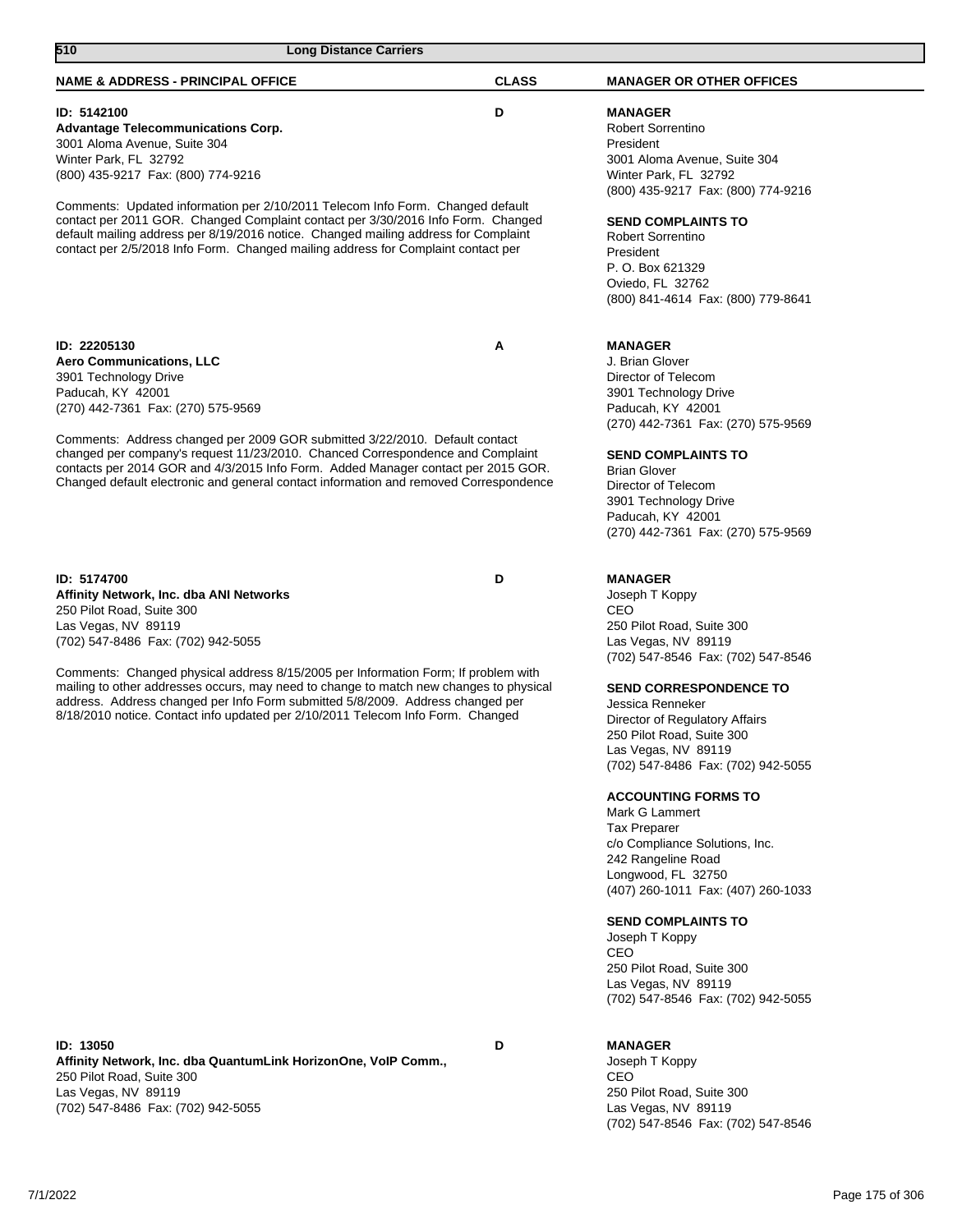## 510 Long Distance Carriers

| NAME & ADDRESS - PRINCIPAL OFFICE | CLASS | MANAGER OR OTHER OFFICES |
|---|---|---|

**ID: 5142100** — Class: **D**

**Advantage Telecommunications Corp.**
3001 Aloma Avenue, Suite 304
Winter Park, FL 32792
(800) 435-9217 Fax: (800) 774-9216

Comments: Updated information per 2/10/2011 Telecom Info Form. Changed default contact per 2011 GOR. Changed Complaint contact per 3/30/2016 Info Form. Changed default mailing address per 8/19/2016 notice. Changed mailing address for Complaint contact per 2/5/2018 Info Form. Changed mailing address for Complaint contact per

**MANAGER**
Robert Sorrentino
President
3001 Aloma Avenue, Suite 304
Winter Park, FL 32792
(800) 435-9217 Fax: (800) 774-9216

**SEND COMPLAINTS TO**
Robert Sorrentino
President
P. O. Box 621329
Oviedo, FL 32762
(800) 841-4614 Fax: (800) 779-8641

---

**ID: 22205130** — Class: **A**

**Aero Communications, LLC**
3901 Technology Drive
Paducah, KY 42001
(270) 442-7361 Fax: (270) 575-9569

Comments: Address changed per 2009 GOR submitted 3/22/2010. Default contact changed per company's request 11/23/2010. Chanced Correspondence and Complaint contacts per 2014 GOR and 4/3/2015 Info Form. Added Manager contact per 2015 GOR. Changed default electronic and general contact information and removed Correspondence

**MANAGER**
J. Brian Glover
Director of Telecom
3901 Technology Drive
Paducah, KY 42001
(270) 442-7361 Fax: (270) 575-9569

**SEND COMPLAINTS TO**
Brian Glover
Director of Telecom
3901 Technology Drive
Paducah, KY 42001
(270) 442-7361 Fax: (270) 575-9569

---

**ID: 5174700** — Class: **D**

**Affinity Network, Inc. dba ANI Networks**
250 Pilot Road, Suite 300
Las Vegas, NV 89119
(702) 547-8486 Fax: (702) 942-5055

Comments: Changed physical address 8/15/2005 per Information Form; If problem with mailing to other addresses occurs, may need to change to match new changes to physical address. Address changed per Info Form submitted 5/8/2009. Address changed per 8/18/2010 notice. Contact info updated per 2/10/2011 Telecom Info Form. Changed

**MANAGER**
Joseph T Koppy
CEO
250 Pilot Road, Suite 300
Las Vegas, NV 89119
(702) 547-8546 Fax: (702) 547-8546

**SEND CORRESPONDENCE TO**
Jessica Renneker
Director of Regulatory Affairs
250 Pilot Road, Suite 300
Las Vegas, NV 89119
(702) 547-8486 Fax: (702) 942-5055

**ACCOUNTING FORMS TO**
Mark G Lammert
Tax Preparer
c/o Compliance Solutions, Inc.
242 Rangeline Road
Longwood, FL 32750
(407) 260-1011 Fax: (407) 260-1033

**SEND COMPLAINTS TO**
Joseph T Koppy
CEO
250 Pilot Road, Suite 300
Las Vegas, NV 89119
(702) 547-8546 Fax: (702) 942-5055

---

**ID: 13050** — Class: **D**

**Affinity Network, Inc. dba QuantumLink HorizonOne, VoIP Comm.,**
250 Pilot Road, Suite 300
Las Vegas, NV 89119
(702) 547-8486 Fax: (702) 942-5055

**MANAGER**
Joseph T Koppy
CEO
250 Pilot Road, Suite 300
Las Vegas, NV 89119
(702) 547-8546 Fax: (702) 547-8546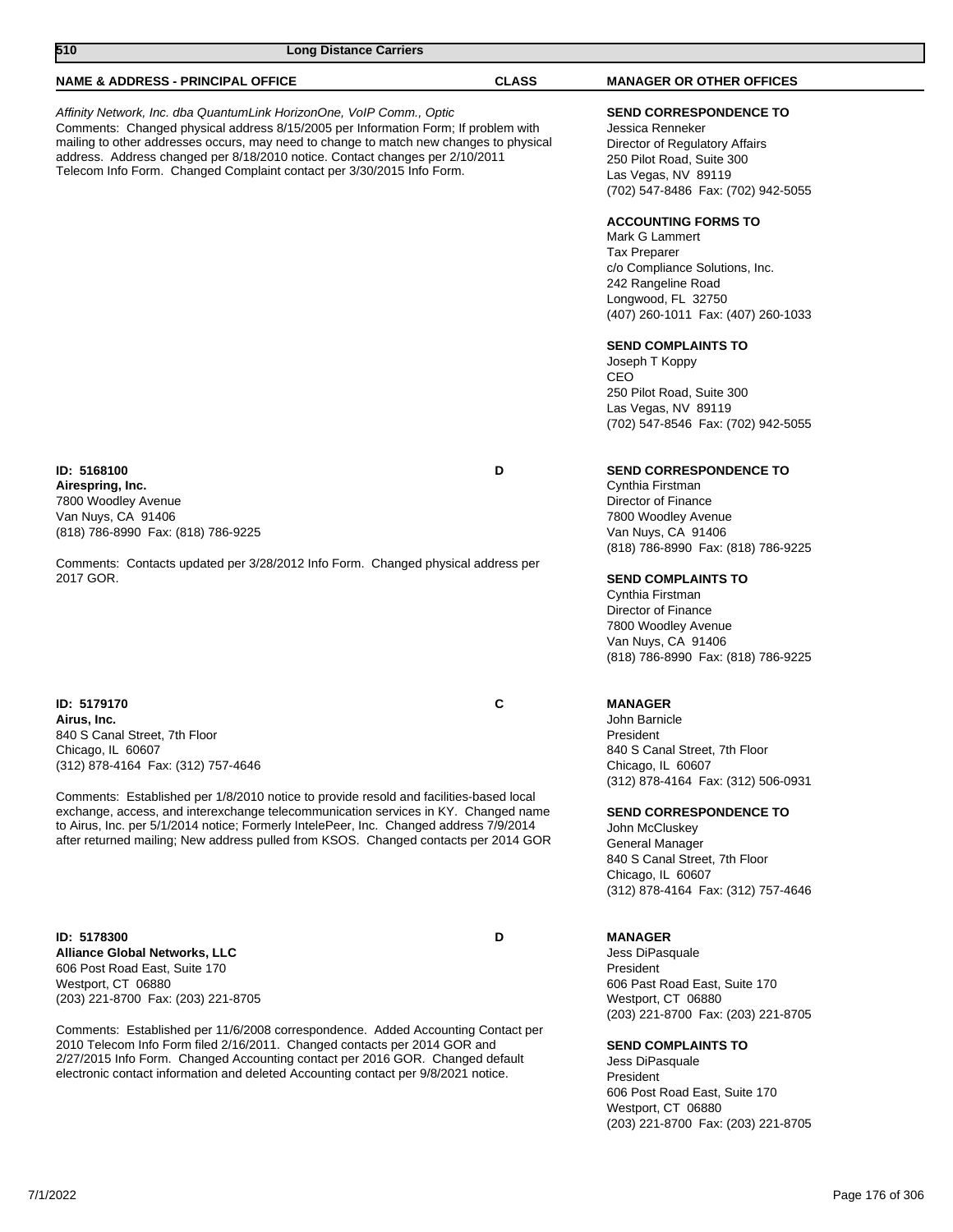## Long Distance Carriers

| NAME & ADDRESS - PRINCIPAL OFFICE | CLASS | MANAGER OR OTHER OFFICES |
|---|---|---|

*Affinity Network, Inc. dba QuantumLink HorizonOne, VoIP Comm., Optic*

Comments: Changed physical address 8/15/2005 per Information Form; If problem with mailing to other addresses occurs, may need to change to match new changes to physical address. Address changed per 8/18/2010 notice. Contact changes per 2/10/2011 Telecom Info Form. Changed Complaint contact per 3/30/2015 Info Form.

**SEND CORRESPONDENCE TO**
Jessica Renneker
Director of Regulatory Affairs
250 Pilot Road, Suite 300
Las Vegas, NV 89119
(702) 547-8486 Fax: (702) 942-5055

**ACCOUNTING FORMS TO**
Mark G Lammert
Tax Preparer
c/o Compliance Solutions, Inc.
242 Rangeline Road
Longwood, FL 32750
(407) 260-1011 Fax: (407) 260-1033

**SEND COMPLAINTS TO**
Joseph T Koppy
CEO
250 Pilot Road, Suite 300
Las Vegas, NV 89119
(702) 547-8546 Fax: (702) 942-5055

---

**ID: 5168100** — Class: **D**
**Airespring, Inc.**
7800 Woodley Avenue
Van Nuys, CA 91406
(818) 786-8990 Fax: (818) 786-9225

Comments: Contacts updated per 3/28/2012 Info Form. Changed physical address per 2017 GOR.

**SEND CORRESPONDENCE TO**
Cynthia Firstman
Director of Finance
7800 Woodley Avenue
Van Nuys, CA 91406
(818) 786-8990 Fax: (818) 786-9225

**SEND COMPLAINTS TO**
Cynthia Firstman
Director of Finance
7800 Woodley Avenue
Van Nuys, CA 91406
(818) 786-8990 Fax: (818) 786-9225

---

**ID: 5179170** — Class: **C**
**Airus, Inc.**
840 S Canal Street, 7th Floor
Chicago, IL 60607
(312) 878-4164 Fax: (312) 757-4646

Comments: Established per 1/8/2010 notice to provide resold and facilities-based local exchange, access, and interexchange telecommunication services in KY. Changed name to Airus, Inc. per 5/1/2014 notice; Formerly IntelePeer, Inc. Changed address 7/9/2014 after returned mailing; New address pulled from KSOS. Changed contacts per 2014 GOR

**MANAGER**
John Barnicle
President
840 S Canal Street, 7th Floor
Chicago, IL 60607
(312) 878-4164 Fax: (312) 506-0931

**SEND CORRESPONDENCE TO**
John McCluskey
General Manager
840 S Canal Street, 7th Floor
Chicago, IL 60607
(312) 878-4164 Fax: (312) 757-4646

---

**ID: 5178300** — Class: **D**
**Alliance Global Networks, LLC**
606 Post Road East, Suite 170
Westport, CT 06880
(203) 221-8700 Fax: (203) 221-8705

Comments: Established per 11/6/2008 correspondence. Added Accounting Contact per 2010 Telecom Info Form filed 2/16/2011. Changed contacts per 2014 GOR and 2/27/2015 Info Form. Changed Accounting contact per 2016 GOR. Changed default electronic contact information and deleted Accounting contact per 9/8/2021 notice.

**MANAGER**
Jess DiPasquale
President
606 Past Road East, Suite 170
Westport, CT 06880
(203) 221-8700 Fax: (203) 221-8705

**SEND COMPLAINTS TO**
Jess DiPasquale
President
606 Post Road East, Suite 170
Westport, CT 06880
(203) 221-8700 Fax: (203) 221-8705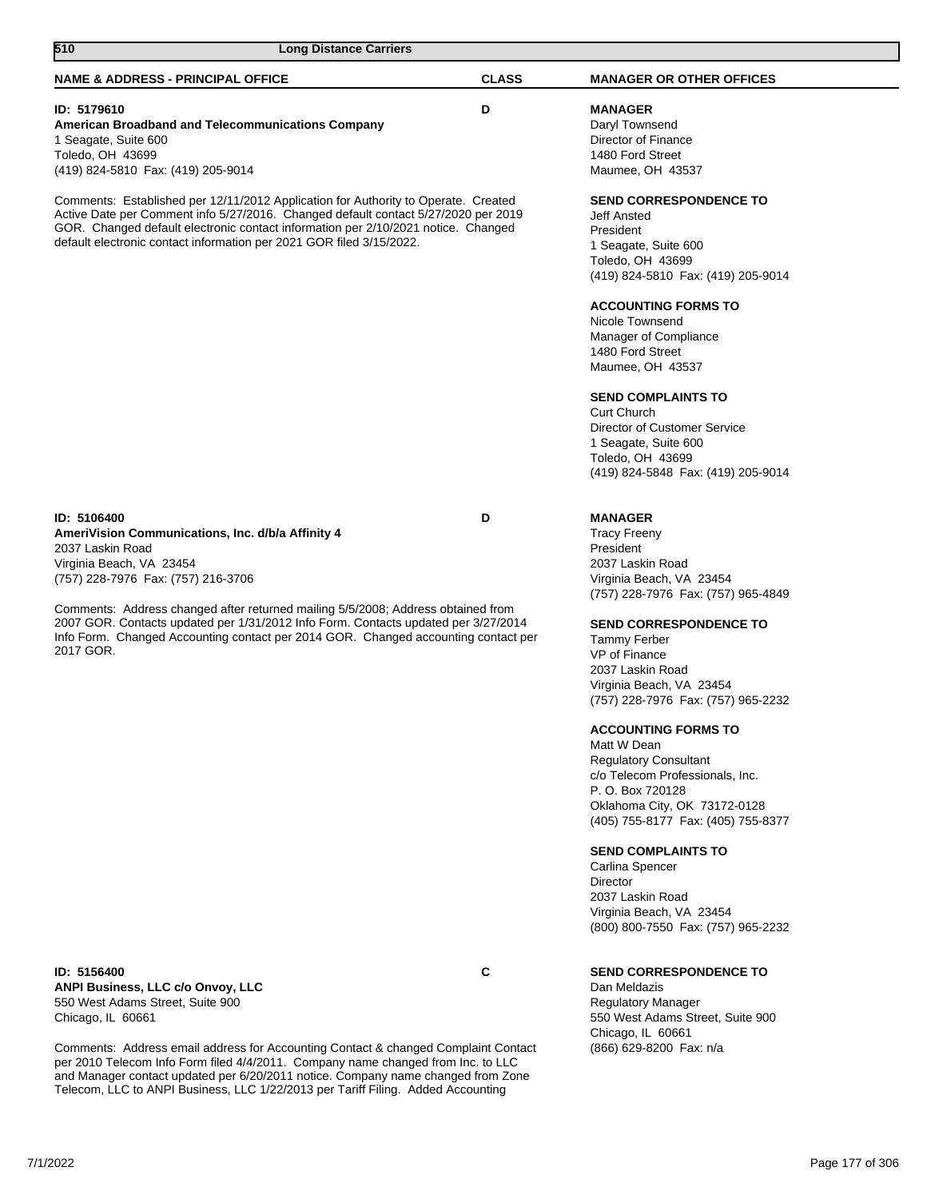## 510 Long Distance Carriers

| NAME & ADDRESS - PRINCIPAL OFFICE | CLASS | MANAGER OR OTHER OFFICES |
|---|---|---|

**ID: 5179610** — Class: **D**

**American Broadband and Telecommunications Company**
1 Seagate, Suite 600
Toledo, OH 43699
(419) 824-5810 Fax: (419) 205-9014

Comments: Established per 12/11/2012 Application for Authority to Operate. Created Active Date per Comment info 5/27/2016. Changed default contact 5/27/2020 per 2019 GOR. Changed default electronic contact information per 2/10/2021 notice. Changed default electronic contact information per 2021 GOR filed 3/15/2022.

**MANAGER**
Daryl Townsend
Director of Finance
1480 Ford Street
Maumee, OH 43537

**SEND CORRESPONDENCE TO**
Jeff Ansted
President
1 Seagate, Suite 600
Toledo, OH 43699
(419) 824-5810 Fax: (419) 205-9014

**ACCOUNTING FORMS TO**
Nicole Townsend
Manager of Compliance
1480 Ford Street
Maumee, OH 43537

**SEND COMPLAINTS TO**
Curt Church
Director of Customer Service
1 Seagate, Suite 600
Toledo, OH 43699
(419) 824-5848 Fax: (419) 205-9014

---

**ID: 5106400** — Class: **D**

**AmeriVision Communications, Inc. d/b/a Affinity 4**
2037 Laskin Road
Virginia Beach, VA 23454
(757) 228-7976 Fax: (757) 216-3706

Comments: Address changed after returned mailing 5/5/2008; Address obtained from 2007 GOR. Contacts updated per 1/31/2012 Info Form. Contacts updated per 3/27/2014 Info Form. Changed Accounting contact per 2014 GOR. Changed accounting contact per 2017 GOR.

**MANAGER**
Tracy Freeny
President
2037 Laskin Road
Virginia Beach, VA 23454
(757) 228-7976 Fax: (757) 965-4849

**SEND CORRESPONDENCE TO**
Tammy Ferber
VP of Finance
2037 Laskin Road
Virginia Beach, VA 23454
(757) 228-7976 Fax: (757) 965-2232

**ACCOUNTING FORMS TO**
Matt W Dean
Regulatory Consultant
c/o Telecom Professionals, Inc.
P. O. Box 720128
Oklahoma City, OK 73172-0128
(405) 755-8177 Fax: (405) 755-8377

**SEND COMPLAINTS TO**
Carlina Spencer
Director
2037 Laskin Road
Virginia Beach, VA 23454
(800) 800-7550 Fax: (757) 965-2232

---

**ID: 5156400** — Class: **C**

**ANPI Business, LLC c/o Onvoy, LLC**
550 West Adams Street, Suite 900
Chicago, IL 60661

Comments: Address email address for Accounting Contact & changed Complaint Contact per 2010 Telecom Info Form filed 4/4/2011. Company name changed from Inc. to LLC and Manager contact updated per 6/20/2011 notice. Company name changed from Zone Telecom, LLC to ANPI Business, LLC 1/22/2013 per Tariff Filing. Added Accounting

**SEND CORRESPONDENCE TO**
Dan Meldazis
Regulatory Manager
550 West Adams Street, Suite 900
Chicago, IL 60661
(866) 629-8200 Fax: n/a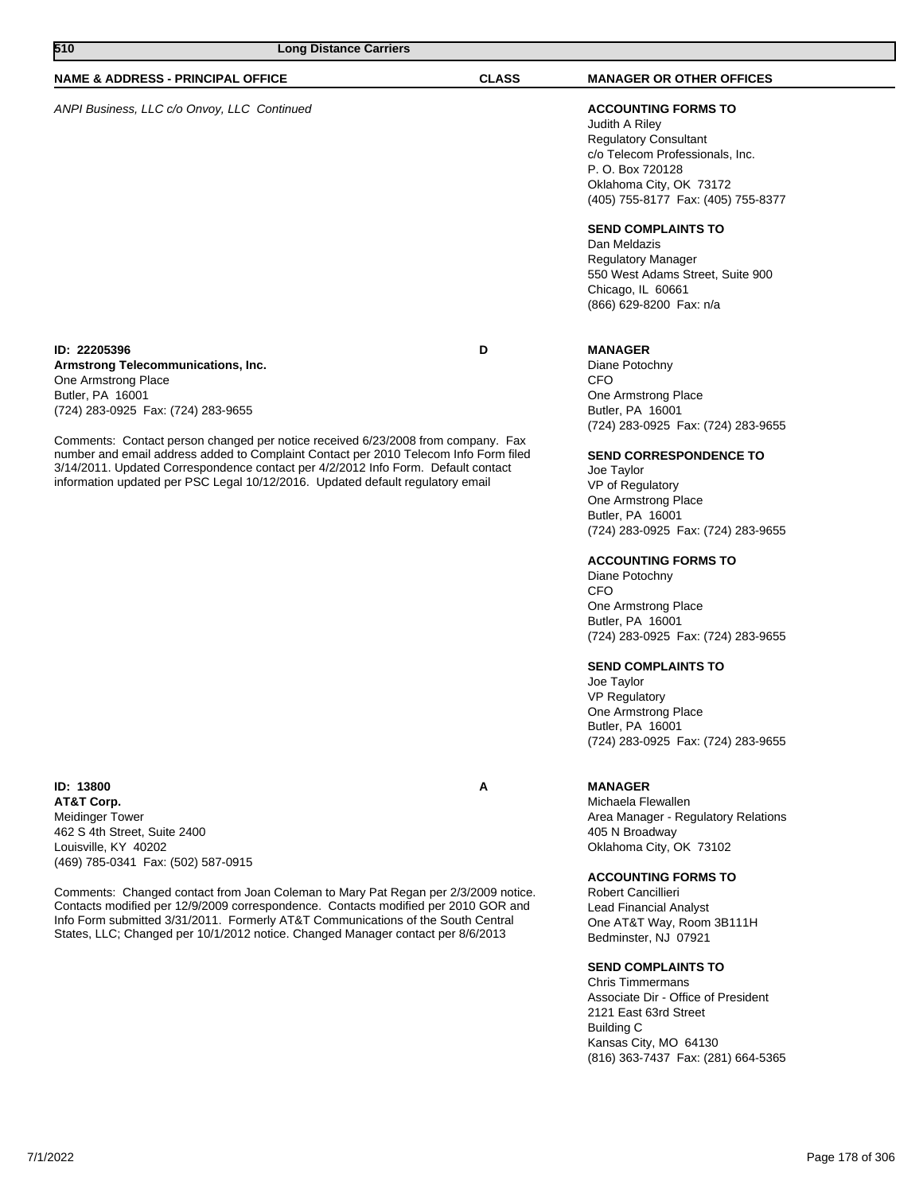## Long Distance Carriers

| NAME & ADDRESS - PRINCIPAL OFFICE | CLASS | MANAGER OR OTHER OFFICES |
|---|---|---|
| *ANPI Business, LLC c/o Onvoy, LLC Continued* | | **ACCOUNTING FORMS TO**<br>Judith A Riley<br>Regulatory Consultant<br>c/o Telecom Professionals, Inc.<br>P. O. Box 720128<br>Oklahoma City, OK 73172<br>(405) 755-8177 Fax: (405) 755-8377<br><br>**SEND COMPLAINTS TO**<br>Dan Meldazis<br>Regulatory Manager<br>550 West Adams Street, Suite 900<br>Chicago, IL 60661<br>(866) 629-8200 Fax: n/a |
| **ID: 22205396**<br>**Armstrong Telecommunications, Inc.**<br>One Armstrong Place<br>Butler, PA 16001<br>(724) 283-0925 Fax: (724) 283-9655<br><br>Comments: Contact person changed per notice received 6/23/2008 from company. Fax number and email address added to Complaint Contact per 2010 Telecom Info Form filed 3/14/2011. Updated Correspondence contact per 4/2/2012 Info Form. Default contact information updated per PSC Legal 10/12/2016. Updated default regulatory email | **D** | **MANAGER**<br>Diane Potochny<br>CFO<br>One Armstrong Place<br>Butler, PA 16001<br>(724) 283-0925 Fax: (724) 283-9655<br><br>**SEND CORRESPONDENCE TO**<br>Joe Taylor<br>VP of Regulatory<br>One Armstrong Place<br>Butler, PA 16001<br>(724) 283-0925 Fax: (724) 283-9655<br><br>**ACCOUNTING FORMS TO**<br>Diane Potochny<br>CFO<br>One Armstrong Place<br>Butler, PA 16001<br>(724) 283-0925 Fax: (724) 283-9655<br><br>**SEND COMPLAINTS TO**<br>Joe Taylor<br>VP Regulatory<br>One Armstrong Place<br>Butler, PA 16001<br>(724) 283-0925 Fax: (724) 283-9655 |
| **ID: 13800**<br>**AT&T Corp.**<br>Meidinger Tower<br>462 S 4th Street, Suite 2400<br>Louisville, KY 40202<br>(469) 785-0341 Fax: (502) 587-0915<br><br>Comments: Changed contact from Joan Coleman to Mary Pat Regan per 2/3/2009 notice. Contacts modified per 12/9/2009 correspondence. Contacts modified per 2010 GOR and Info Form submitted 3/31/2011. Formerly AT&T Communications of the South Central States, LLC; Changed per 10/1/2012 notice. Changed Manager contact per 8/6/2013 | **A** | **MANAGER**<br>Michaela Flewallen<br>Area Manager - Regulatory Relations<br>405 N Broadway<br>Oklahoma City, OK 73102<br><br>**ACCOUNTING FORMS TO**<br>Robert Cancillieri<br>Lead Financial Analyst<br>One AT&T Way, Room 3B111H<br>Bedminster, NJ 07921<br><br>**SEND COMPLAINTS TO**<br>Chris Timmermans<br>Associate Dir - Office of President<br>2121 East 63rd Street<br>Building C<br>Kansas City, MO 64130<br>(816) 363-7437 Fax: (281) 664-5365 |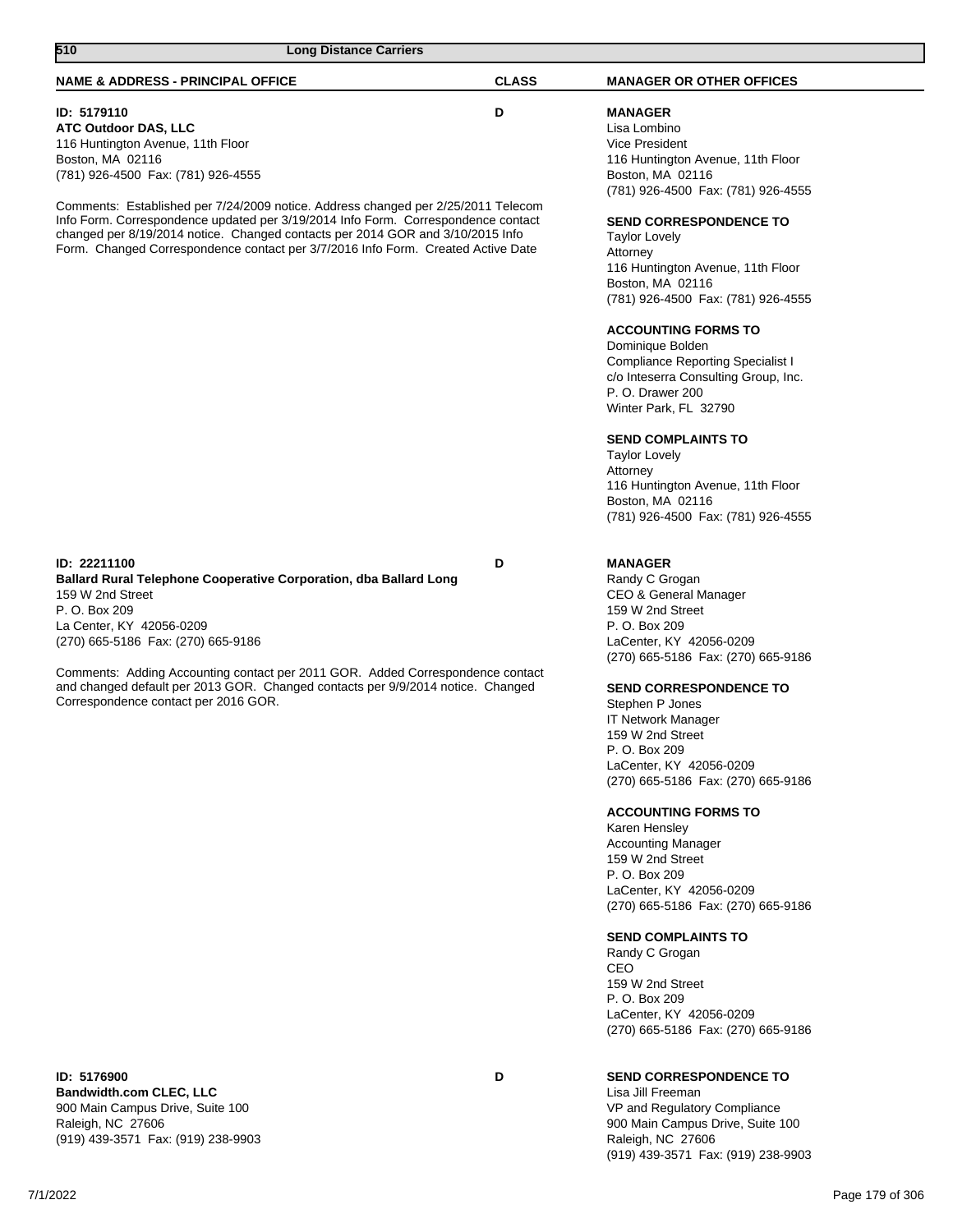## Long Distance Carriers

| NAME & ADDRESS - PRINCIPAL OFFICE | CLASS | MANAGER OR OTHER OFFICES |
|---|---|---|
| **ID: 5179110**<br>**ATC Outdoor DAS, LLC**<br>116 Huntington Avenue, 11th Floor<br>Boston, MA 02116<br>(781) 926-4500 Fax: (781) 926-4555<br><br>Comments: Established per 7/24/2009 notice. Address changed per 2/25/2011 Telecom Info Form. Correspondence updated per 3/19/2014 Info Form. Correspondence contact changed per 8/19/2014 notice. Changed contacts per 2014 GOR and 3/10/2015 Info Form. Changed Correspondence contact per 3/7/2016 Info Form. Created Active Date | D | **MANAGER**<br>Lisa Lombino<br>Vice President<br>116 Huntington Avenue, 11th Floor<br>Boston, MA 02116<br>(781) 926-4500 Fax: (781) 926-4555<br><br>**SEND CORRESPONDENCE TO**<br>Taylor Lovely<br>Attorney<br>116 Huntington Avenue, 11th Floor<br>Boston, MA 02116<br>(781) 926-4500 Fax: (781) 926-4555<br><br>**ACCOUNTING FORMS TO**<br>Dominique Bolden<br>Compliance Reporting Specialist I<br>c/o Inteserra Consulting Group, Inc.<br>P. O. Drawer 200<br>Winter Park, FL 32790<br><br>**SEND COMPLAINTS TO**<br>Taylor Lovely<br>Attorney<br>116 Huntington Avenue, 11th Floor<br>Boston, MA 02116<br>(781) 926-4500 Fax: (781) 926-4555 |
| **ID: 22211100**<br>**Ballard Rural Telephone Cooperative Corporation, dba Ballard Long**<br>159 W 2nd Street<br>P. O. Box 209<br>La Center, KY 42056-0209<br>(270) 665-5186 Fax: (270) 665-9186<br><br>Comments: Adding Accounting contact per 2011 GOR. Added Correspondence contact and changed default per 2013 GOR. Changed contacts per 9/9/2014 notice. Changed Correspondence contact per 2016 GOR. | D | **MANAGER**<br>Randy C Grogan<br>CEO & General Manager<br>159 W 2nd Street<br>P. O. Box 209<br>LaCenter, KY 42056-0209<br>(270) 665-5186 Fax: (270) 665-9186<br><br>**SEND CORRESPONDENCE TO**<br>Stephen P Jones<br>IT Network Manager<br>159 W 2nd Street<br>P. O. Box 209<br>LaCenter, KY 42056-0209<br>(270) 665-5186 Fax: (270) 665-9186<br><br>**ACCOUNTING FORMS TO**<br>Karen Hensley<br>Accounting Manager<br>159 W 2nd Street<br>P. O. Box 209<br>LaCenter, KY 42056-0209<br>(270) 665-5186 Fax: (270) 665-9186<br><br>**SEND COMPLAINTS TO**<br>Randy C Grogan<br>CEO<br>159 W 2nd Street<br>P. O. Box 209<br>LaCenter, KY 42056-0209<br>(270) 665-5186 Fax: (270) 665-9186 |
| **ID: 5176900**<br>**Bandwidth.com CLEC, LLC**<br>900 Main Campus Drive, Suite 100<br>Raleigh, NC 27606<br>(919) 439-3571 Fax: (919) 238-9903 | D | **SEND CORRESPONDENCE TO**<br>Lisa Jill Freeman<br>VP and Regulatory Compliance<br>900 Main Campus Drive, Suite 100<br>Raleigh, NC 27606<br>(919) 439-3571 Fax: (919) 238-9903 |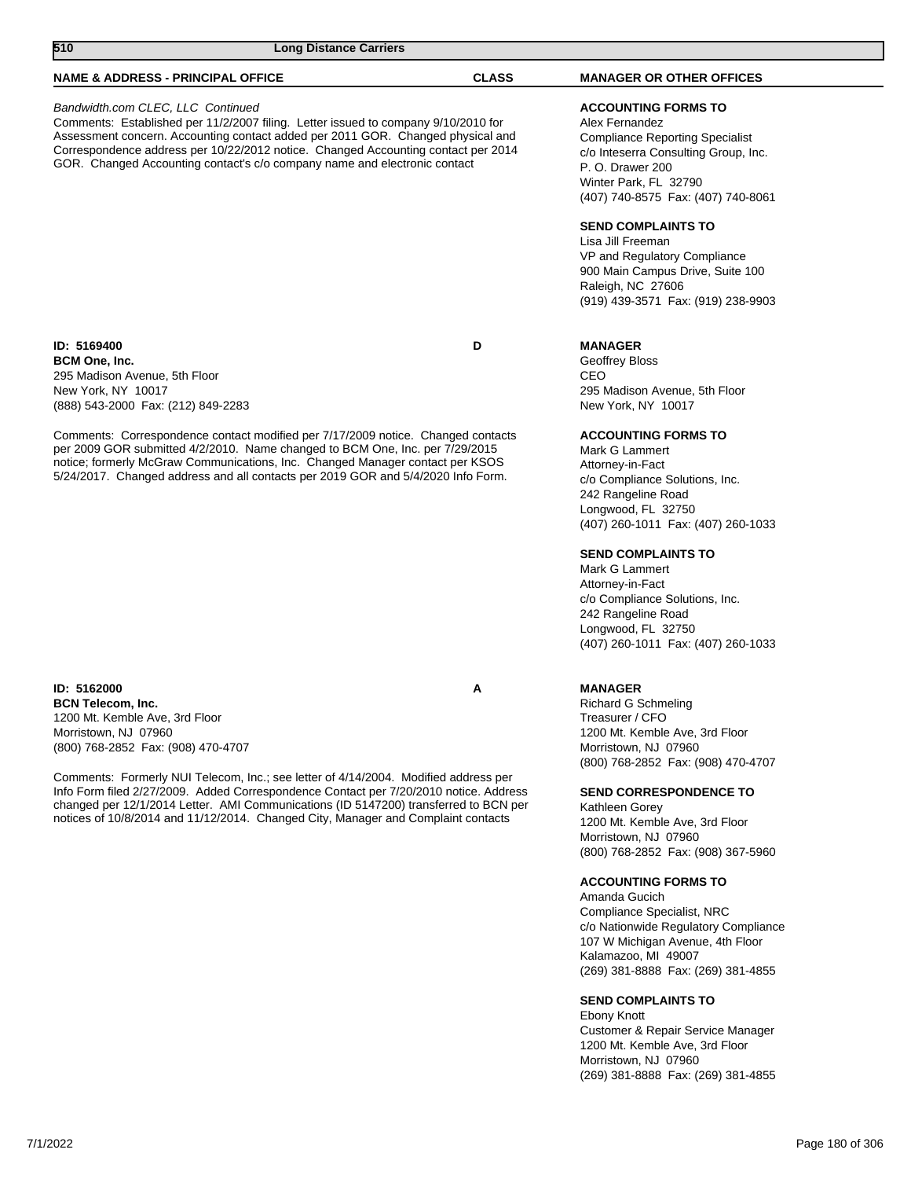## 510 Long Distance Carriers

| NAME & ADDRESS - PRINCIPAL OFFICE | CLASS | MANAGER OR OTHER OFFICES |
|---|---|---|

*Bandwidth.com CLEC, LLC Continued*

Comments: Established per 11/2/2007 filing. Letter issued to company 9/10/2010 for Assessment concern. Accounting contact added per 2011 GOR. Changed physical and Correspondence address per 10/22/2012 notice. Changed Accounting contact per 2014 GOR. Changed Accounting contact's c/o company name and electronic contact

**ACCOUNTING FORMS TO**
Alex Fernandez
Compliance Reporting Specialist
c/o Inteserra Consulting Group, Inc.
P. O. Drawer 200
Winter Park, FL 32790
(407) 740-8575 Fax: (407) 740-8061

**SEND COMPLAINTS TO**
Lisa Jill Freeman
VP and Regulatory Compliance
900 Main Campus Drive, Suite 100
Raleigh, NC 27606
(919) 439-3571 Fax: (919) 238-9903

---

**ID: 5169400** — Class: **D**
**BCM One, Inc.**
295 Madison Avenue, 5th Floor
New York, NY 10017
(888) 543-2000 Fax: (212) 849-2283

Comments: Correspondence contact modified per 7/17/2009 notice. Changed contacts per 2009 GOR submitted 4/2/2010. Name changed to BCM One, Inc. per 7/29/2015 notice; formerly McGraw Communications, Inc. Changed Manager contact per KSOS 5/24/2017. Changed address and all contacts per 2019 GOR and 5/4/2020 Info Form.

**MANAGER**
Geoffrey Bloss
CEO
295 Madison Avenue, 5th Floor
New York, NY 10017

**ACCOUNTING FORMS TO**
Mark G Lammert
Attorney-in-Fact
c/o Compliance Solutions, Inc.
242 Rangeline Road
Longwood, FL 32750
(407) 260-1011 Fax: (407) 260-1033

**SEND COMPLAINTS TO**
Mark G Lammert
Attorney-in-Fact
c/o Compliance Solutions, Inc.
242 Rangeline Road
Longwood, FL 32750
(407) 260-1011 Fax: (407) 260-1033

---

**ID: 5162000** — Class: **A**
**BCN Telecom, Inc.**
1200 Mt. Kemble Ave, 3rd Floor
Morristown, NJ 07960
(800) 768-2852 Fax: (908) 470-4707

Comments: Formerly NUI Telecom, Inc.; see letter of 4/14/2004. Modified address per Info Form filed 2/27/2009. Added Correspondence Contact per 7/20/2010 notice. Address changed per 12/1/2014 Letter. AMI Communications (ID 5147200) transferred to BCN per notices of 10/8/2014 and 11/12/2014. Changed City, Manager and Complaint contacts

**MANAGER**
Richard G Schmeling
Treasurer / CFO
1200 Mt. Kemble Ave, 3rd Floor
Morristown, NJ 07960
(800) 768-2852 Fax: (908) 470-4707

**SEND CORRESPONDENCE TO**
Kathleen Gorey
1200 Mt. Kemble Ave, 3rd Floor
Morristown, NJ 07960
(800) 768-2852 Fax: (908) 367-5960

**ACCOUNTING FORMS TO**
Amanda Gucich
Compliance Specialist, NRC
c/o Nationwide Regulatory Compliance
107 W Michigan Avenue, 4th Floor
Kalamazoo, MI 49007
(269) 381-8888 Fax: (269) 381-4855

**SEND COMPLAINTS TO**
Ebony Knott
Customer & Repair Service Manager
1200 Mt. Kemble Ave, 3rd Floor
Morristown, NJ 07960
(269) 381-8888 Fax: (269) 381-4855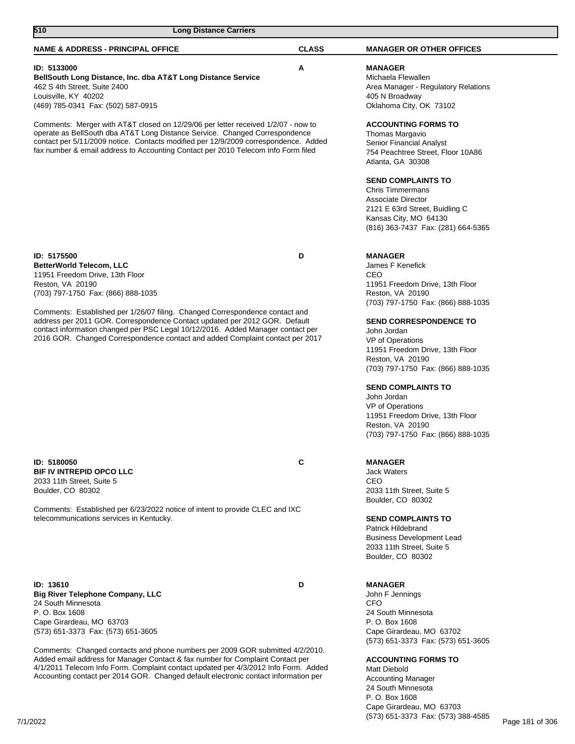## 510 Long Distance Carriers

| NAME & ADDRESS - PRINCIPAL OFFICE | CLASS | MANAGER OR OTHER OFFICES |
|---|---|---|

**ID: 5133000** — Class: **A**

**BellSouth Long Distance, Inc. dba AT&T Long Distance Service**
462 S 4th Street, Suite 2400
Louisville, KY 40202
(469) 785-0341 Fax: (502) 587-0915

Comments: Merger with AT&T closed on 12/29/06 per letter received 1/2/07 - now to operate as BellSouth dba AT&T Long Distance Service. Changed Correspondence contact per 5/11/2009 notice. Contacts modified per 12/9/2009 correspondence. Added fax number & email address to Accounting Contact per 2010 Telecom Info Form filed

**MANAGER**
Michaela Flewallen
Area Manager - Regulatory Relations
405 N Broadway
Oklahoma City, OK 73102

**ACCOUNTING FORMS TO**
Thomas Margavio
Senior Financial Analyst
754 Peachtree Street, Floor 10A86
Atlanta, GA 30308

**SEND COMPLAINTS TO**
Chris Timmermans
Associate Director
2121 E 63rd Street, Buidling C
Kansas City, MO 64130
(816) 363-7437 Fax: (281) 664-5365

---

**ID: 5175500** — Class: **D**

**BetterWorld Telecom, LLC**
11951 Freedom Drive, 13th Floor
Reston, VA 20190
(703) 797-1750 Fax: (866) 888-1035

Comments: Established per 1/26/07 filing. Changed Correspondence contact and address per 2011 GOR. Correspondence Contact updated per 2012 GOR. Default contact information changed per PSC Legal 10/12/2016. Added Manager contact per 2016 GOR. Changed Correspondence contact and added Complaint contact per 2017

**MANAGER**
James F Kenefick
CEO
11951 Freedom Drive, 13th Floor
Reston, VA 20190
(703) 797-1750 Fax: (866) 888-1035

**SEND CORRESPONDENCE TO**
John Jordan
VP of Operations
11951 Freedom Drive, 13th Floor
Reston, VA 20190
(703) 797-1750 Fax: (866) 888-1035

**SEND COMPLAINTS TO**
John Jordan
VP of Operations
11951 Freedom Drive, 13th Floor
Reston, VA 20190
(703) 797-1750 Fax: (866) 888-1035

---

**ID: 5180050** — Class: **C**

**BIF IV INTREPID OPCO LLC**
2033 11th Street, Suite 5
Boulder, CO 80302

Comments: Established per 6/23/2022 notice of intent to provide CLEC and IXC telecommunications services in Kentucky.

**MANAGER**
Jack Waters
CEO
2033 11th Street, Suite 5
Boulder, CO 80302

**SEND COMPLAINTS TO**
Patrick Hildebrand
Business Development Lead
2033 11th Street, Suite 5
Boulder, CO 80302

---

**ID: 13610** — Class: **D**

**Big River Telephone Company, LLC**
24 South Minnesota
P. O. Box 1608
Cape Girardeau, MO 63703
(573) 651-3373 Fax: (573) 651-3605

Comments: Changed contacts and phone numbers per 2009 GOR submitted 4/2/2010. Added email address for Manager Contact & fax number for Complaint Contact per 4/1/2011 Telecom Info Form. Complaint contact updated per 4/3/2012 Info Form. Added Accounting contact per 2014 GOR. Changed default electronic contact information per

**MANAGER**
John F Jennings
CFO
24 South Minnesota
P. O. Box 1608
Cape Girardeau, MO 63702
(573) 651-3373 Fax: (573) 651-3605

**ACCOUNTING FORMS TO**
Matt Diebold
Accounting Manager
24 South Minnesota
P. O. Box 1608
Cape Girardeau, MO 63703
(573) 651-3373 Fax: (573) 388-4585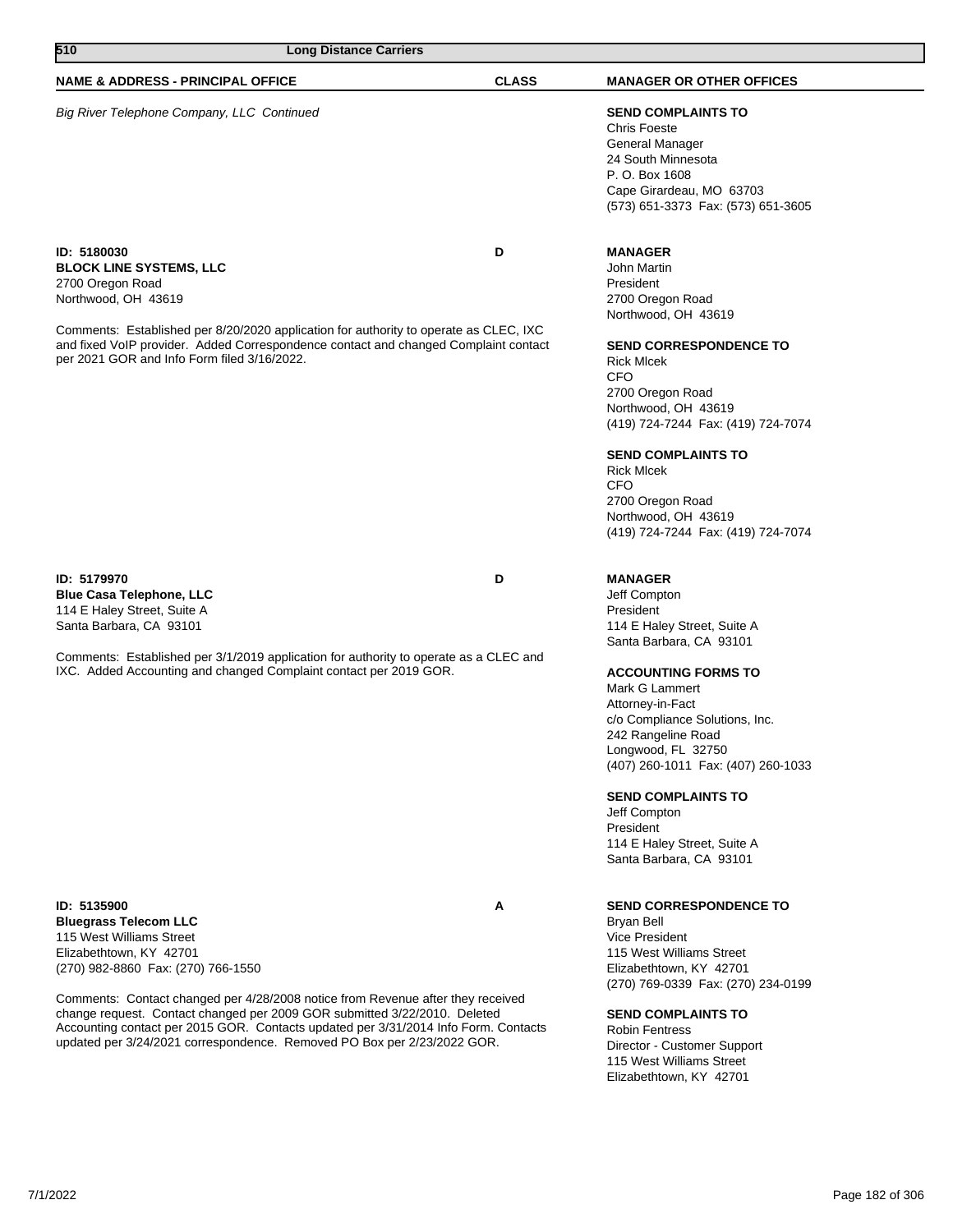| NAME & ADDRESS - PRINCIPAL OFFICE | CLASS | MANAGER OR OTHER OFFICES |
|---|---|---|
| *Big River Telephone Company, LLC Continued* | | **SEND COMPLAINTS TO**<br>Chris Foeste<br>General Manager<br>24 South Minnesota<br>P. O. Box 1608<br>Cape Girardeau, MO 63703<br>(573) 651-3373 Fax: (573) 651-3605 |
| **ID: 5180030**<br>**BLOCK LINE SYSTEMS, LLC**<br>2700 Oregon Road<br>Northwood, OH 43619<br><br>Comments: Established per 8/20/2020 application for authority to operate as CLEC, IXC and fixed VoIP provider. Added Correspondence contact and changed Complaint contact per 2021 GOR and Info Form filed 3/16/2022. | D | **MANAGER**<br>John Martin<br>President<br>2700 Oregon Road<br>Northwood, OH 43619<br><br>**SEND CORRESPONDENCE TO**<br>Rick Mlcek<br>CFO<br>2700 Oregon Road<br>Northwood, OH 43619<br>(419) 724-7244 Fax: (419) 724-7074<br><br>**SEND COMPLAINTS TO**<br>Rick Mlcek<br>CFO<br>2700 Oregon Road<br>Northwood, OH 43619<br>(419) 724-7244 Fax: (419) 724-7074 |
| **ID: 5179970**<br>**Blue Casa Telephone, LLC**<br>114 E Haley Street, Suite A<br>Santa Barbara, CA 93101<br><br>Comments: Established per 3/1/2019 application for authority to operate as a CLEC and IXC. Added Accounting and changed Complaint contact per 2019 GOR. | D | **MANAGER**<br>Jeff Compton<br>President<br>114 E Haley Street, Suite A<br>Santa Barbara, CA 93101<br><br>**ACCOUNTING FORMS TO**<br>Mark G Lammert<br>Attorney-in-Fact<br>c/o Compliance Solutions, Inc.<br>242 Rangeline Road<br>Longwood, FL 32750<br>(407) 260-1011 Fax: (407) 260-1033<br><br>**SEND COMPLAINTS TO**<br>Jeff Compton<br>President<br>114 E Haley Street, Suite A<br>Santa Barbara, CA 93101 |
| **ID: 5135900**<br>**Bluegrass Telecom LLC**<br>115 West Williams Street<br>Elizabethtown, KY 42701<br>(270) 982-8860 Fax: (270) 766-1550<br><br>Comments: Contact changed per 4/28/2008 notice from Revenue after they received change request. Contact changed per 2009 GOR submitted 3/22/2010. Deleted Accounting contact per 2015 GOR. Contacts updated per 3/31/2014 Info Form. Contacts updated per 3/24/2021 correspondence. Removed PO Box per 2/23/2022 GOR. | A | **SEND CORRESPONDENCE TO**<br>Bryan Bell<br>Vice President<br>115 West Williams Street<br>Elizabethtown, KY 42701<br>(270) 769-0339 Fax: (270) 234-0199<br><br>**SEND COMPLAINTS TO**<br>Robin Fentress<br>Director - Customer Support<br>115 West Williams Street<br>Elizabethtown, KY 42701 |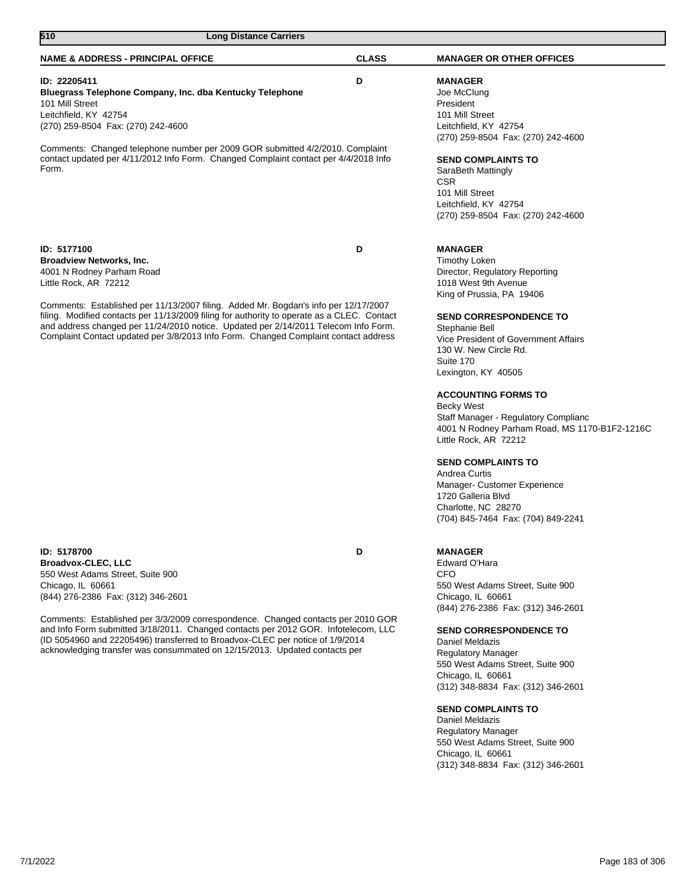## 510 Long Distance Carriers

| NAME & ADDRESS - PRINCIPAL OFFICE | CLASS | MANAGER OR OTHER OFFICES |
|---|---|---|

**ID: 22205411** — Class: **D**

**Bluegrass Telephone Company, Inc. dba Kentucky Telephone**
101 Mill Street
Leitchfield, KY 42754
(270) 259-8504 Fax: (270) 242-4600

Comments: Changed telephone number per 2009 GOR submitted 4/2/2010. Complaint contact updated per 4/11/2012 Info Form. Changed Complaint contact per 4/4/2018 Info Form.

**MANAGER**
Joe McClung
President
101 Mill Street
Leitchfield, KY 42754
(270) 259-8504 Fax: (270) 242-4600

**SEND COMPLAINTS TO**
SaraBeth Mattingly
CSR
101 Mill Street
Leitchfield, KY 42754
(270) 259-8504 Fax: (270) 242-4600

---

**ID: 5177100** — Class: **D**

**Broadview Networks, Inc.**
4001 N Rodney Parham Road
Little Rock, AR 72212

Comments: Established per 11/13/2007 filing. Added Mr. Bogdan's info per 12/17/2007 filing. Modified contacts per 11/13/2009 filing for authority to operate as a CLEC. Contact and address changed per 11/24/2010 notice. Updated per 2/14/2011 Telecom Info Form. Complaint Contact updated per 3/8/2013 Info Form. Changed Complaint contact address

**MANAGER**
Timothy Loken
Director, Regulatory Reporting
1018 West 9th Avenue
King of Prussia, PA 19406

**SEND CORRESPONDENCE TO**
Stephanie Bell
Vice President of Government Affairs
130 W. New Circle Rd.
Suite 170
Lexington, KY 40505

**ACCOUNTING FORMS TO**
Becky West
Staff Manager - Regulatory Complianc
4001 N Rodney Parham Road, MS 1170-B1F2-1216C
Little Rock, AR 72212

**SEND COMPLAINTS TO**
Andrea Curtis
Manager- Customer Experience
1720 Galleria Blvd
Charlotte, NC 28270
(704) 845-7464 Fax: (704) 849-2241

---

**ID: 5178700** — Class: **D**

**Broadvox-CLEC, LLC**
550 West Adams Street, Suite 900
Chicago, IL 60661
(844) 276-2386 Fax: (312) 346-2601

Comments: Established per 3/3/2009 correspondence. Changed contacts per 2010 GOR and Info Form submitted 3/18/2011. Changed contacts per 2012 GOR. Infotelecom, LLC (ID 5054960 and 22205496) transferred to Broadvox-CLEC per notice of 1/9/2014 acknowledging transfer was consummated on 12/15/2013. Updated contacts per

**MANAGER**
Edward O'Hara
CFO
550 West Adams Street, Suite 900
Chicago, IL 60661
(844) 276-2386 Fax: (312) 346-2601

**SEND CORRESPONDENCE TO**
Daniel Meldazis
Regulatory Manager
550 West Adams Street, Suite 900
Chicago, IL 60661
(312) 348-8834 Fax: (312) 346-2601

**SEND COMPLAINTS TO**
Daniel Meldazis
Regulatory Manager
550 West Adams Street, Suite 900
Chicago, IL 60661
(312) 348-8834 Fax: (312) 346-2601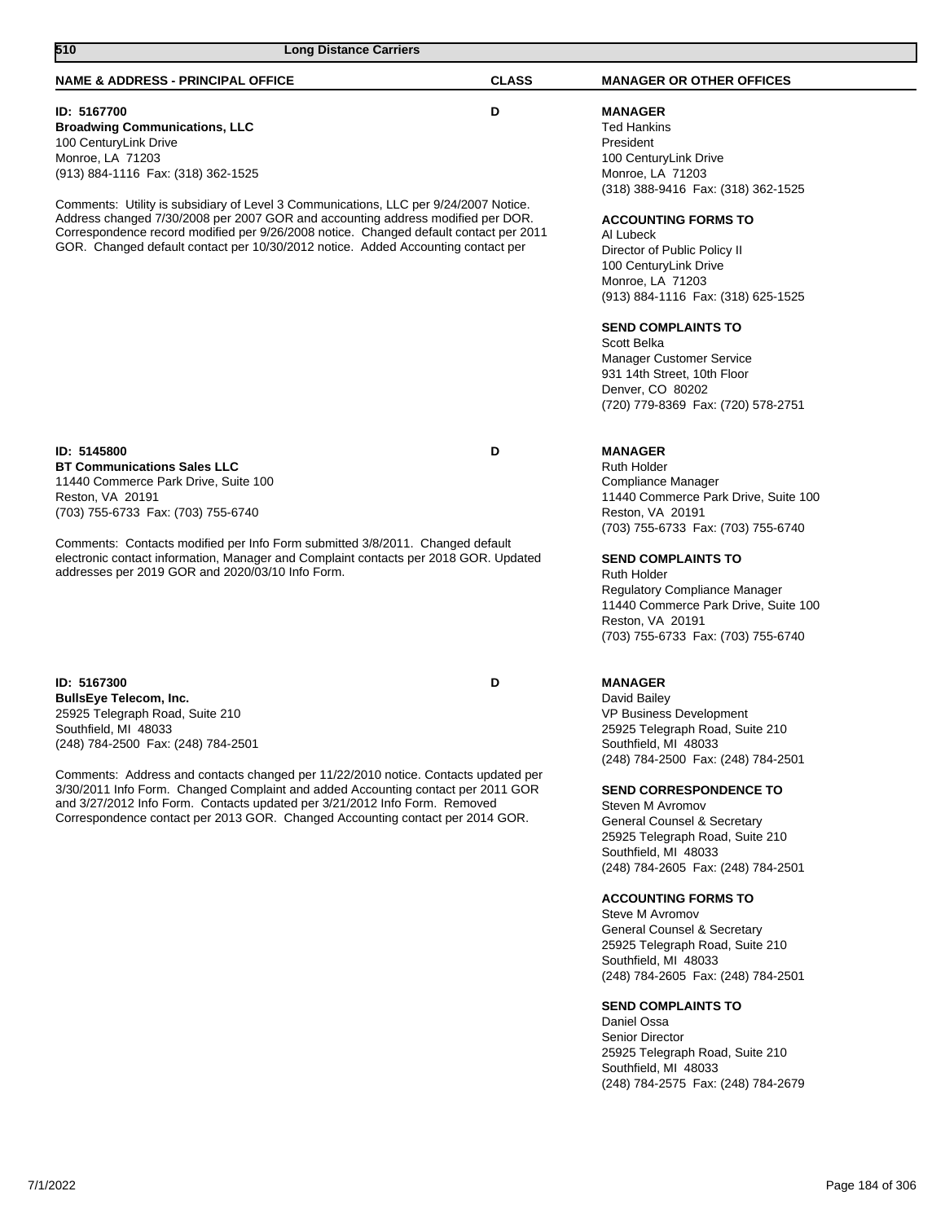## 510 Long Distance Carriers

| NAME & ADDRESS - PRINCIPAL OFFICE | CLASS | MANAGER OR OTHER OFFICES |
|---|---|---|

**ID: 5167700** — Class: **D**

**Broadwing Communications, LLC**
100 CenturyLink Drive
Monroe, LA 71203
(913) 884-1116 Fax: (318) 362-1525

Comments: Utility is subsidiary of Level 3 Communications, LLC per 9/24/2007 Notice. Address changed 7/30/2008 per 2007 GOR and accounting address modified per DOR. Correspondence record modified per 9/26/2008 notice. Changed default contact per 2011 GOR. Changed default contact per 10/30/2012 notice. Added Accounting contact per

**MANAGER**
Ted Hankins
President
100 CenturyLink Drive
Monroe, LA 71203
(318) 388-9416 Fax: (318) 362-1525

**ACCOUNTING FORMS TO**
Al Lubeck
Director of Public Policy II
100 CenturyLink Drive
Monroe, LA 71203
(913) 884-1116 Fax: (318) 625-1525

**SEND COMPLAINTS TO**
Scott Belka
Manager Customer Service
931 14th Street, 10th Floor
Denver, CO 80202
(720) 779-8369 Fax: (720) 578-2751

---

**ID: 5145800** — Class: **D**

**BT Communications Sales LLC**
11440 Commerce Park Drive, Suite 100
Reston, VA 20191
(703) 755-6733 Fax: (703) 755-6740

Comments: Contacts modified per Info Form submitted 3/8/2011. Changed default electronic contact information, Manager and Complaint contacts per 2018 GOR. Updated addresses per 2019 GOR and 2020/03/10 Info Form.

**MANAGER**
Ruth Holder
Compliance Manager
11440 Commerce Park Drive, Suite 100
Reston, VA 20191
(703) 755-6733 Fax: (703) 755-6740

**SEND COMPLAINTS TO**
Ruth Holder
Regulatory Compliance Manager
11440 Commerce Park Drive, Suite 100
Reston, VA 20191
(703) 755-6733 Fax: (703) 755-6740

---

**ID: 5167300** — Class: **D**

**BullsEye Telecom, Inc.**
25925 Telegraph Road, Suite 210
Southfield, MI 48033
(248) 784-2500 Fax: (248) 784-2501

Comments: Address and contacts changed per 11/22/2010 notice. Contacts updated per 3/30/2011 Info Form. Changed Complaint and added Accounting contact per 2011 GOR and 3/27/2012 Info Form. Contacts updated per 3/21/2012 Info Form. Removed Correspondence contact per 2013 GOR. Changed Accounting contact per 2014 GOR.

**MANAGER**
David Bailey
VP Business Development
25925 Telegraph Road, Suite 210
Southfield, MI 48033
(248) 784-2500 Fax: (248) 784-2501

**SEND CORRESPONDENCE TO**
Steven M Avromov
General Counsel & Secretary
25925 Telegraph Road, Suite 210
Southfield, MI 48033
(248) 784-2605 Fax: (248) 784-2501

**ACCOUNTING FORMS TO**
Steve M Avromov
General Counsel & Secretary
25925 Telegraph Road, Suite 210
Southfield, MI 48033
(248) 784-2605 Fax: (248) 784-2501

**SEND COMPLAINTS TO**
Daniel Ossa
Senior Director
25925 Telegraph Road, Suite 210
Southfield, MI 48033
(248) 784-2575 Fax: (248) 784-2679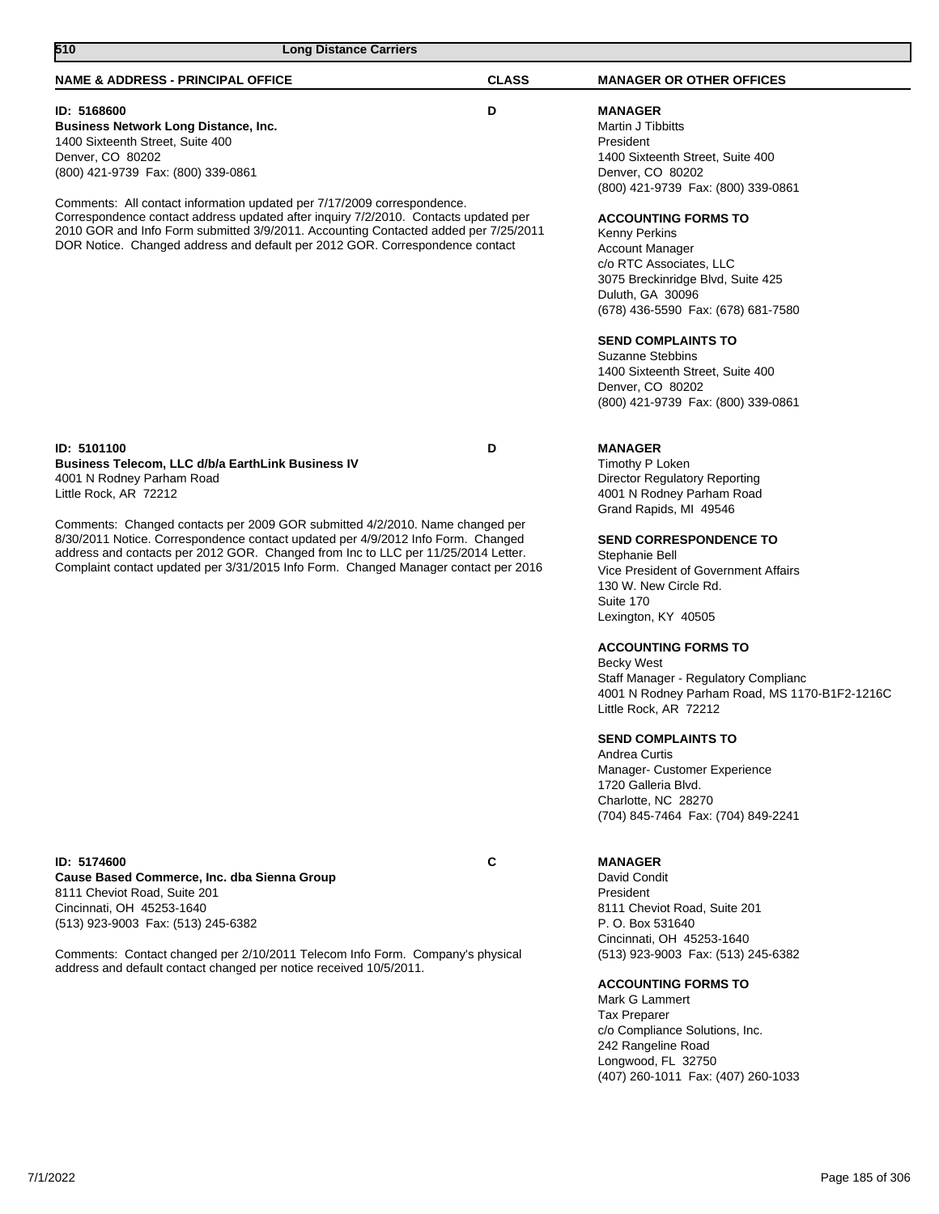## 510 Long Distance Carriers

| NAME & ADDRESS - PRINCIPAL OFFICE | CLASS | MANAGER OR OTHER OFFICES |
|---|---|---|

**ID: 5168600** — CLASS: **D**

**Business Network Long Distance, Inc.**
1400 Sixteenth Street, Suite 400
Denver, CO 80202
(800) 421-9739 Fax: (800) 339-0861

Comments: All contact information updated per 7/17/2009 correspondence. Correspondence contact address updated after inquiry 7/2/2010. Contacts updated per 2010 GOR and Info Form submitted 3/9/2011. Accounting Contacted added per 7/25/2011 DOR Notice. Changed address and default per 2012 GOR. Correspondence contact

**MANAGER**
Martin J Tibbitts
President
1400 Sixteenth Street, Suite 400
Denver, CO 80202
(800) 421-9739 Fax: (800) 339-0861

**ACCOUNTING FORMS TO**
Kenny Perkins
Account Manager
c/o RTC Associates, LLC
3075 Breckinridge Blvd, Suite 425
Duluth, GA 30096
(678) 436-5590 Fax: (678) 681-7580

**SEND COMPLAINTS TO**
Suzanne Stebbins
1400 Sixteenth Street, Suite 400
Denver, CO 80202
(800) 421-9739 Fax: (800) 339-0861

---

**ID: 5101100** — CLASS: **D**

**Business Telecom, LLC d/b/a EarthLink Business IV**
4001 N Rodney Parham Road
Little Rock, AR 72212

Comments: Changed contacts per 2009 GOR submitted 4/2/2010. Name changed per 8/30/2011 Notice. Correspondence contact updated per 4/9/2012 Info Form. Changed address and contacts per 2012 GOR. Changed from Inc to LLC per 11/25/2014 Letter. Complaint contact updated per 3/31/2015 Info Form. Changed Manager contact per 2016

**MANAGER**
Timothy P Loken
Director Regulatory Reporting
4001 N Rodney Parham Road
Grand Rapids, MI 49546

**SEND CORRESPONDENCE TO**
Stephanie Bell
Vice President of Government Affairs
130 W. New Circle Rd.
Suite 170
Lexington, KY 40505

**ACCOUNTING FORMS TO**
Becky West
Staff Manager - Regulatory Complianc
4001 N Rodney Parham Road, MS 1170-B1F2-1216C
Little Rock, AR 72212

**SEND COMPLAINTS TO**
Andrea Curtis
Manager- Customer Experience
1720 Galleria Blvd.
Charlotte, NC 28270
(704) 845-7464 Fax: (704) 849-2241

---

**ID: 5174600** — CLASS: **C**

**Cause Based Commerce, Inc. dba Sienna Group**
8111 Cheviot Road, Suite 201
Cincinnati, OH 45253-1640
(513) 923-9003 Fax: (513) 245-6382

Comments: Contact changed per 2/10/2011 Telecom Info Form. Company's physical address and default contact changed per notice received 10/5/2011.

**MANAGER**
David Condit
President
8111 Cheviot Road, Suite 201
P. O. Box 531640
Cincinnati, OH 45253-1640
(513) 923-9003 Fax: (513) 245-6382

**ACCOUNTING FORMS TO**
Mark G Lammert
Tax Preparer
c/o Compliance Solutions, Inc.
242 Rangeline Road
Longwood, FL 32750
(407) 260-1011 Fax: (407) 260-1033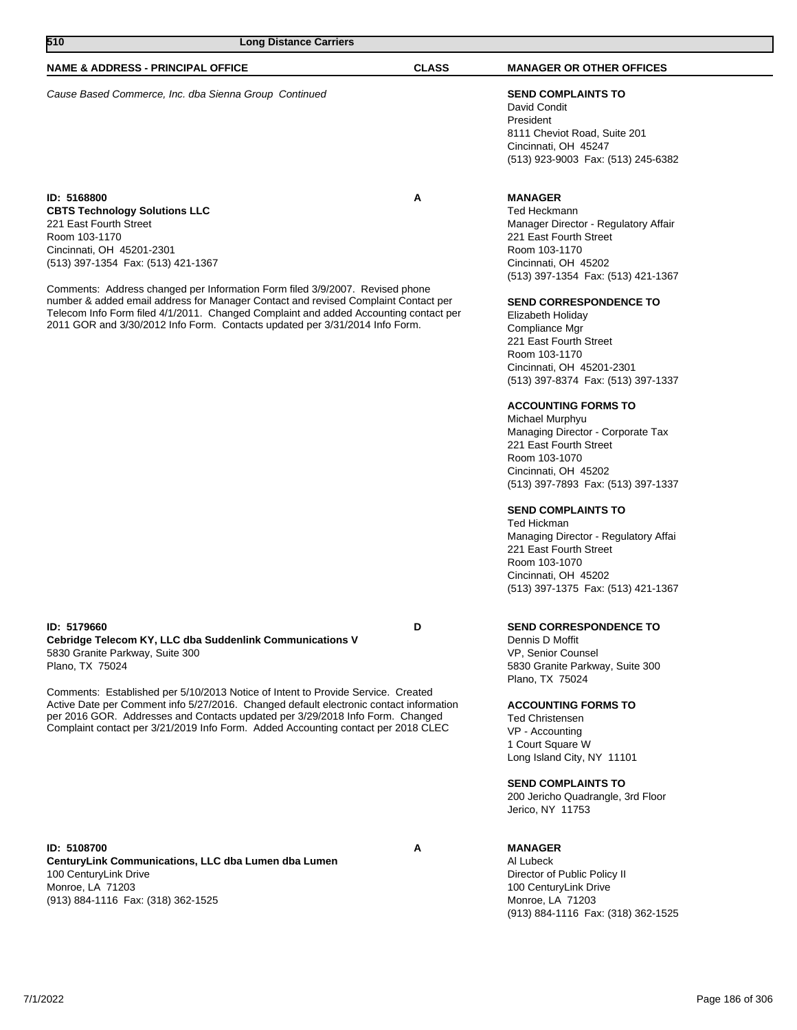## 510 Long Distance Carriers

| NAME & ADDRESS - PRINCIPAL OFFICE | CLASS | MANAGER OR OTHER OFFICES |
|---|---|---|
| *Cause Based Commerce, Inc. dba Sienna Group Continued* | | **SEND COMPLAINTS TO**<br>David Condit<br>President<br>8111 Cheviot Road, Suite 201<br>Cincinnati, OH 45247<br>(513) 923-9003 Fax: (513) 245-6382 |
| **ID: 5168800**<br>**CBTS Technology Solutions LLC**<br>221 East Fourth Street<br>Room 103-1170<br>Cincinnati, OH 45201-2301<br>(513) 397-1354 Fax: (513) 421-1367<br><br>Comments: Address changed per Information Form filed 3/9/2007. Revised phone number & added email address for Manager Contact and revised Complaint Contact per Telecom Info Form filed 4/1/2011. Changed Complaint and added Accounting contact per 2011 GOR and 3/30/2012 Info Form. Contacts updated per 3/31/2014 Info Form. | A | **MANAGER**<br>Ted Heckmann<br>Manager Director - Regulatory Affair<br>221 East Fourth Street<br>Room 103-1170<br>Cincinnati, OH 45202<br>(513) 397-1354 Fax: (513) 421-1367<br><br>**SEND CORRESPONDENCE TO**<br>Elizabeth Holiday<br>Compliance Mgr<br>221 East Fourth Street<br>Room 103-1170<br>Cincinnati, OH 45201-2301<br>(513) 397-8374 Fax: (513) 397-1337<br><br>**ACCOUNTING FORMS TO**<br>Michael Murphyu<br>Managing Director - Corporate Tax<br>221 East Fourth Street<br>Room 103-1070<br>Cincinnati, OH 45202<br>(513) 397-7893 Fax: (513) 397-1337<br><br>**SEND COMPLAINTS TO**<br>Ted Hickman<br>Managing Director - Regulatory Affai<br>221 East Fourth Street<br>Room 103-1070<br>Cincinnati, OH 45202<br>(513) 397-1375 Fax: (513) 421-1367 |
| **ID: 5179660**<br>**Cebridge Telecom KY, LLC dba Suddenlink Communications V**<br>5830 Granite Parkway, Suite 300<br>Plano, TX 75024<br><br>Comments: Established per 5/10/2013 Notice of Intent to Provide Service. Created Active Date per Comment info 5/27/2016. Changed default electronic contact information per 2016 GOR. Addresses and Contacts updated per 3/29/2018 Info Form. Changed Complaint contact per 3/21/2019 Info Form. Added Accounting contact per 2018 CLEC | D | **SEND CORRESPONDENCE TO**<br>Dennis D Moffit<br>VP, Senior Counsel<br>5830 Granite Parkway, Suite 300<br>Plano, TX 75024<br><br>**ACCOUNTING FORMS TO**<br>Ted Christensen<br>VP - Accounting<br>1 Court Square W<br>Long Island City, NY 11101<br><br>**SEND COMPLAINTS TO**<br>200 Jericho Quadrangle, 3rd Floor<br>Jerico, NY 11753 |
| **ID: 5108700**<br>**CenturyLink Communications, LLC dba Lumen dba Lumen**<br>100 CenturyLink Drive<br>Monroe, LA 71203<br>(913) 884-1116 Fax: (318) 362-1525 | A | **MANAGER**<br>Al Lubeck<br>Director of Public Policy II<br>100 CenturyLink Drive<br>Monroe, LA 71203<br>(913) 884-1116 Fax: (318) 362-1525 |

7/1/2022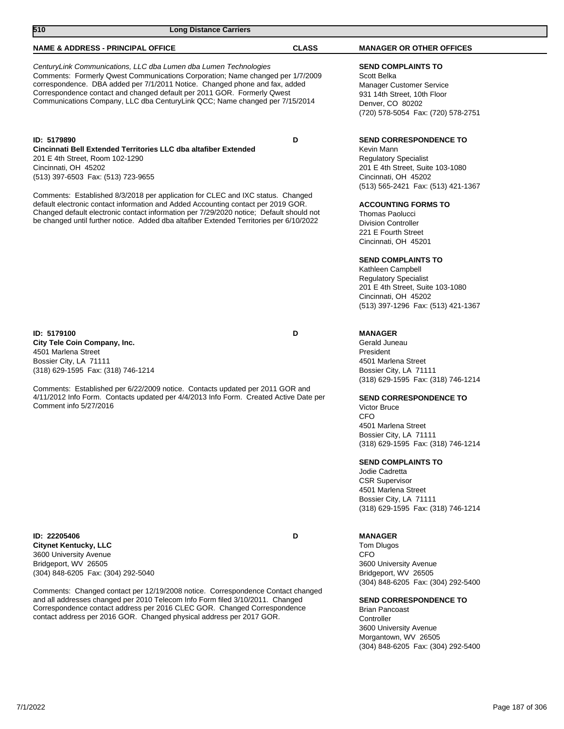## 510 Long Distance Carriers

**NAME & ADDRESS - PRINCIPAL OFFICE** | **CLASS** | **MANAGER OR OTHER OFFICES**

*CenturyLink Communications, LLC dba Lumen dba Lumen Technologies*

Comments: Formerly Qwest Communications Corporation; Name changed per 1/7/2009 correspondence. DBA added per 7/1/2011 Notice. Changed phone and fax, added Correspondence contact and changed default per 2011 GOR. Formerly Qwest Communications Company, LLC dba CenturyLink QCC; Name changed per 7/15/2014

**SEND COMPLAINTS TO**
Scott Belka
Manager Customer Service
931 14th Street, 10th Floor
Denver, CO 80202
(720) 578-5054 Fax: (720) 578-2751

---

**ID: 5179890** — Class: **D**
**Cincinnati Bell Extended Territories LLC dba altafiber Extended**
201 E 4th Street, Room 102-1290
Cincinnati, OH 45202
(513) 397-6503 Fax: (513) 723-9655

Comments: Established 8/3/2018 per application for CLEC and IXC status. Changed default electronic contact information and Added Accounting contact per 2019 GOR. Changed default electronic contact information per 7/29/2020 notice; Default should not be changed until further notice. Added dba altafiber Extended Territories per 6/10/2022

**SEND CORRESPONDENCE TO**
Kevin Mann
Regulatory Specialist
201 E 4th Street, Suite 103-1080
Cincinnati, OH 45202
(513) 565-2421 Fax: (513) 421-1367

**ACCOUNTING FORMS TO**
Thomas Paolucci
Division Controller
221 E Fourth Street
Cincinnati, OH 45201

**SEND COMPLAINTS TO**
Kathleen Campbell
Regulatory Specialist
201 E 4th Street, Suite 103-1080
Cincinnati, OH 45202
(513) 397-1296 Fax: (513) 421-1367

---

**ID: 5179100** — Class: **D**
**City Tele Coin Company, Inc.**
4501 Marlena Street
Bossier City, LA 71111
(318) 629-1595 Fax: (318) 746-1214

Comments: Established per 6/22/2009 notice. Contacts updated per 2011 GOR and 4/11/2012 Info Form. Contacts updated per 4/4/2013 Info Form. Created Active Date per Comment info 5/27/2016

**MANAGER**
Gerald Juneau
President
4501 Marlena Street
Bossier City, LA 71111
(318) 629-1595 Fax: (318) 746-1214

**SEND CORRESPONDENCE TO**
Victor Bruce
CFO
4501 Marlena Street
Bossier City, LA 71111
(318) 629-1595 Fax: (318) 746-1214

**SEND COMPLAINTS TO**
Jodie Cadretta
CSR Supervisor
4501 Marlena Street
Bossier City, LA 71111
(318) 629-1595 Fax: (318) 746-1214

---

**ID: 22205406** — Class: **D**
**Citynet Kentucky, LLC**
3600 University Avenue
Bridgeport, WV 26505
(304) 848-6205 Fax: (304) 292-5040

Comments: Changed contact per 12/19/2008 notice. Correspondence Contact changed and all addresses changed per 2010 Telecom Info Form filed 3/10/2011. Changed Correspondence contact address per 2016 CLEC GOR. Changed Correspondence contact address per 2016 GOR. Changed physical address per 2017 GOR.

**MANAGER**
Tom Dlugos
CFO
3600 University Avenue
Bridgeport, WV 26505
(304) 848-6205 Fax: (304) 292-5400

**SEND CORRESPONDENCE TO**
Brian Pancoast
Controller
3600 University Avenue
Morgantown, WV 26505
(304) 848-6205 Fax: (304) 292-5400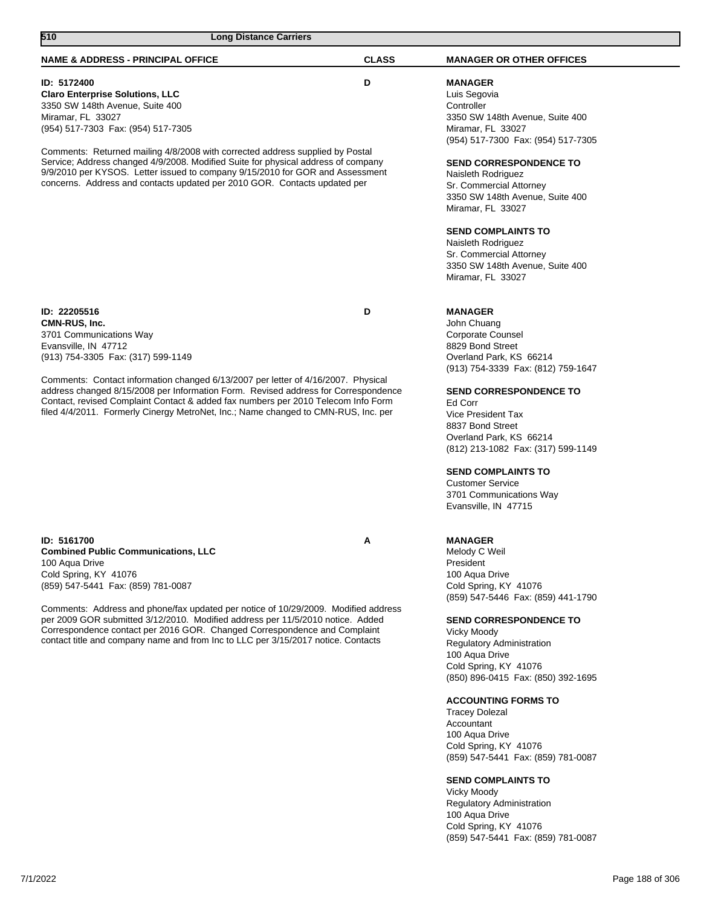## 510 Long Distance Carriers

| NAME & ADDRESS - PRINCIPAL OFFICE | CLASS | MANAGER OR OTHER OFFICES |
|---|---|---|
| **ID: 5172400**<br>**Claro Enterprise Solutions, LLC**<br>3350 SW 148th Avenue, Suite 400<br>Miramar, FL 33027<br>(954) 517-7303 Fax: (954) 517-7305<br><br>Comments: Returned mailing 4/8/2008 with corrected address supplied by Postal Service; Address changed 4/9/2008. Modified Suite for physical address of company 9/9/2010 per KYSOS. Letter issued to company 9/15/2010 for GOR and Assessment concerns. Address and contacts updated per 2010 GOR. Contacts updated per | D | **MANAGER**<br>Luis Segovia<br>Controller<br>3350 SW 148th Avenue, Suite 400<br>Miramar, FL 33027<br>(954) 517-7300 Fax: (954) 517-7305<br><br>**SEND CORRESPONDENCE TO**<br>Naisleth Rodriguez<br>Sr. Commercial Attorney<br>3350 SW 148th Avenue, Suite 400<br>Miramar, FL 33027<br><br>**SEND COMPLAINTS TO**<br>Naisleth Rodriguez<br>Sr. Commercial Attorney<br>3350 SW 148th Avenue, Suite 400<br>Miramar, FL 33027 |
| **ID: 22205516**<br>**CMN-RUS, Inc.**<br>3701 Communications Way<br>Evansville, IN 47712<br>(913) 754-3305 Fax: (317) 599-1149<br><br>Comments: Contact information changed 6/13/2007 per letter of 4/16/2007. Physical address changed 8/15/2008 per Information Form. Revised address for Correspondence Contact, revised Complaint Contact & added fax numbers per 2010 Telecom Info Form filed 4/4/2011. Formerly Cinergy MetroNet, Inc.; Name changed to CMN-RUS, Inc. per | D | **MANAGER**<br>John Chuang<br>Corporate Counsel<br>8829 Bond Street<br>Overland Park, KS 66214<br>(913) 754-3339 Fax: (812) 759-1647<br><br>**SEND CORRESPONDENCE TO**<br>Ed Corr<br>Vice President Tax<br>8837 Bond Street<br>Overland Park, KS 66214<br>(812) 213-1082 Fax: (317) 599-1149<br><br>**SEND COMPLAINTS TO**<br>Customer Service<br>3701 Communications Way<br>Evansville, IN 47715 |
| **ID: 5161700**<br>**Combined Public Communications, LLC**<br>100 Aqua Drive<br>Cold Spring, KY 41076<br>(859) 547-5441 Fax: (859) 781-0087<br><br>Comments: Address and phone/fax updated per notice of 10/29/2009. Modified address per 2009 GOR submitted 3/12/2010. Modified address per 11/5/2010 notice. Added Correspondence contact per 2016 GOR. Changed Correspondence and Complaint contact title and company name and from Inc to LLC per 3/15/2017 notice. Contacts | A | **MANAGER**<br>Melody C Weil<br>President<br>100 Aqua Drive<br>Cold Spring, KY 41076<br>(859) 547-5446 Fax: (859) 441-1790<br><br>**SEND CORRESPONDENCE TO**<br>Vicky Moody<br>Regulatory Administration<br>100 Aqua Drive<br>Cold Spring, KY 41076<br>(850) 896-0415 Fax: (850) 392-1695<br><br>**ACCOUNTING FORMS TO**<br>Tracey Dolezal<br>Accountant<br>100 Aqua Drive<br>Cold Spring, KY 41076<br>(859) 547-5441 Fax: (859) 781-0087<br><br>**SEND COMPLAINTS TO**<br>Vicky Moody<br>Regulatory Administration<br>100 Aqua Drive<br>Cold Spring, KY 41076<br>(859) 547-5441 Fax: (859) 781-0087 |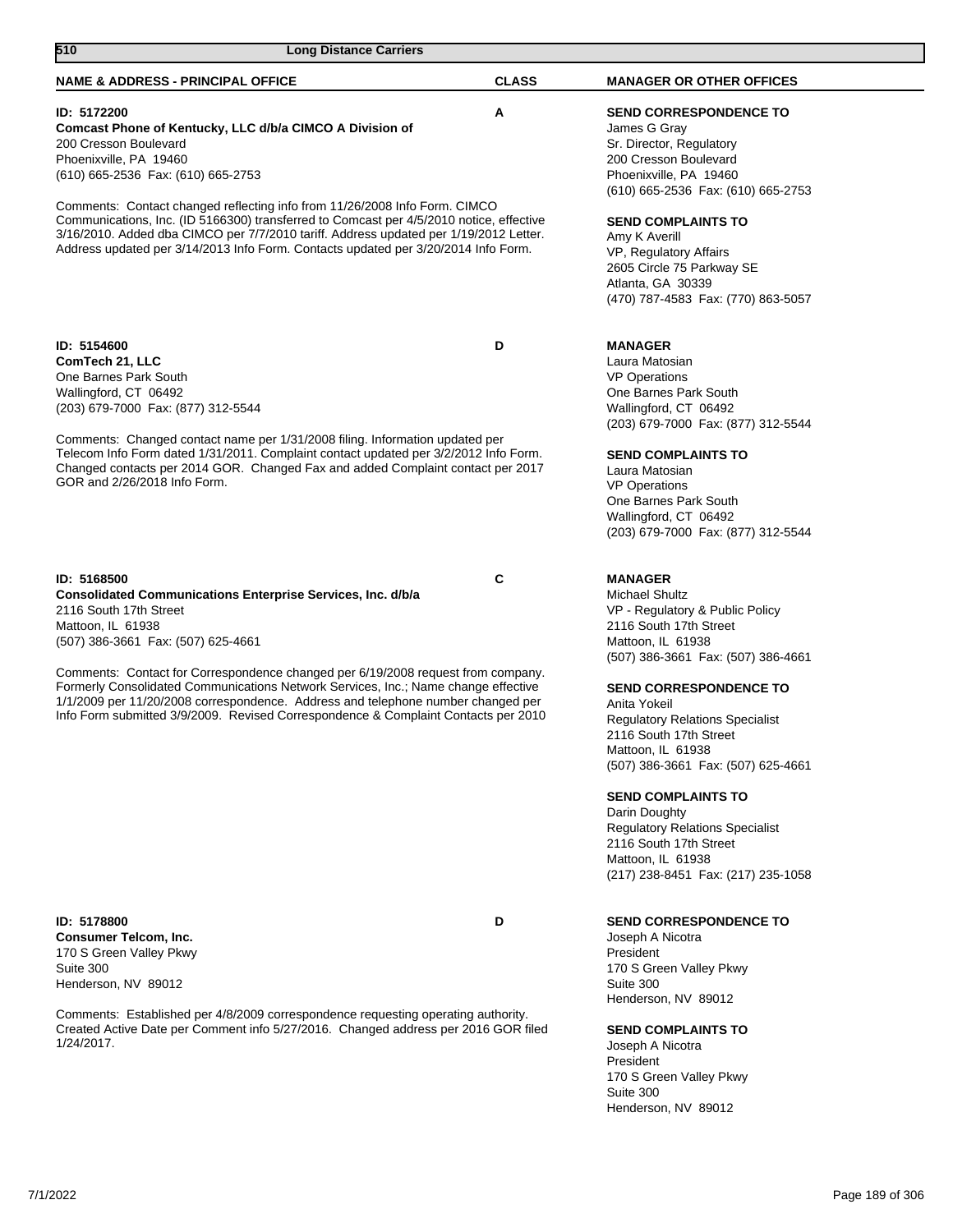## 510 Long Distance Carriers

| NAME & ADDRESS - PRINCIPAL OFFICE | CLASS | MANAGER OR OTHER OFFICES |
|---|---|---|
| **ID: 5172200**<br>**Comcast Phone of Kentucky, LLC d/b/a CIMCO A Division of**<br>200 Cresson Boulevard<br>Phoenixville, PA 19460<br>(610) 665-2536 Fax: (610) 665-2753<br><br>Comments: Contact changed reflecting info from 11/26/2008 Info Form. CIMCO Communications, Inc. (ID 5166300) transferred to Comcast per 4/5/2010 notice, effective 3/16/2010. Added dba CIMCO per 7/7/2010 tariff. Address updated per 1/19/2012 Letter. Address updated per 3/14/2013 Info Form. Contacts updated per 3/20/2014 Info Form. | A | **SEND CORRESPONDENCE TO**<br>James G Gray<br>Sr. Director, Regulatory<br>200 Cresson Boulevard<br>Phoenixville, PA 19460<br>(610) 665-2536 Fax: (610) 665-2753<br><br>**SEND COMPLAINTS TO**<br>Amy K Averill<br>VP, Regulatory Affairs<br>2605 Circle 75 Parkway SE<br>Atlanta, GA 30339<br>(470) 787-4583 Fax: (770) 863-5057 |
| **ID: 5154600**<br>**ComTech 21, LLC**<br>One Barnes Park South<br>Wallingford, CT 06492<br>(203) 679-7000 Fax: (877) 312-5544<br><br>Comments: Changed contact name per 1/31/2008 filing. Information updated per Telecom Info Form dated 1/31/2011. Complaint contact updated per 3/2/2012 Info Form. Changed contacts per 2014 GOR. Changed Fax and added Complaint contact per 2017 GOR and 2/26/2018 Info Form. | D | **MANAGER**<br>Laura Matosian<br>VP Operations<br>One Barnes Park South<br>Wallingford, CT 06492<br>(203) 679-7000 Fax: (877) 312-5544<br><br>**SEND COMPLAINTS TO**<br>Laura Matosian<br>VP Operations<br>One Barnes Park South<br>Wallingford, CT 06492<br>(203) 679-7000 Fax: (877) 312-5544 |
| **ID: 5168500**<br>**Consolidated Communications Enterprise Services, Inc. d/b/a**<br>2116 South 17th Street<br>Mattoon, IL 61938<br>(507) 386-3661 Fax: (507) 625-4661<br><br>Comments: Contact for Correspondence changed per 6/19/2008 request from company. Formerly Consolidated Communications Network Services, Inc.; Name change effective 1/1/2009 per 11/20/2008 correspondence. Address and telephone number changed per Info Form submitted 3/9/2009. Revised Correspondence & Complaint Contacts per 2010 | C | **MANAGER**<br>Michael Shultz<br>VP - Regulatory & Public Policy<br>2116 South 17th Street<br>Mattoon, IL 61938<br>(507) 386-3661 Fax: (507) 386-4661<br><br>**SEND CORRESPONDENCE TO**<br>Anita Yokeil<br>Regulatory Relations Specialist<br>2116 South 17th Street<br>Mattoon, IL 61938<br>(507) 386-3661 Fax: (507) 625-4661<br><br>**SEND COMPLAINTS TO**<br>Darin Doughty<br>Regulatory Relations Specialist<br>2116 South 17th Street<br>Mattoon, IL 61938<br>(217) 238-8451 Fax: (217) 235-1058 |
| **ID: 5178800**<br>**Consumer Telcom, Inc.**<br>170 S Green Valley Pkwy<br>Suite 300<br>Henderson, NV 89012<br><br>Comments: Established per 4/8/2009 correspondence requesting operating authority. Created Active Date per Comment info 5/27/2016. Changed address per 2016 GOR filed 1/24/2017. | D | **SEND CORRESPONDENCE TO**<br>Joseph A Nicotra<br>President<br>170 S Green Valley Pkwy<br>Suite 300<br>Henderson, NV 89012<br><br>**SEND COMPLAINTS TO**<br>Joseph A Nicotra<br>President<br>170 S Green Valley Pkwy<br>Suite 300<br>Henderson, NV 89012 |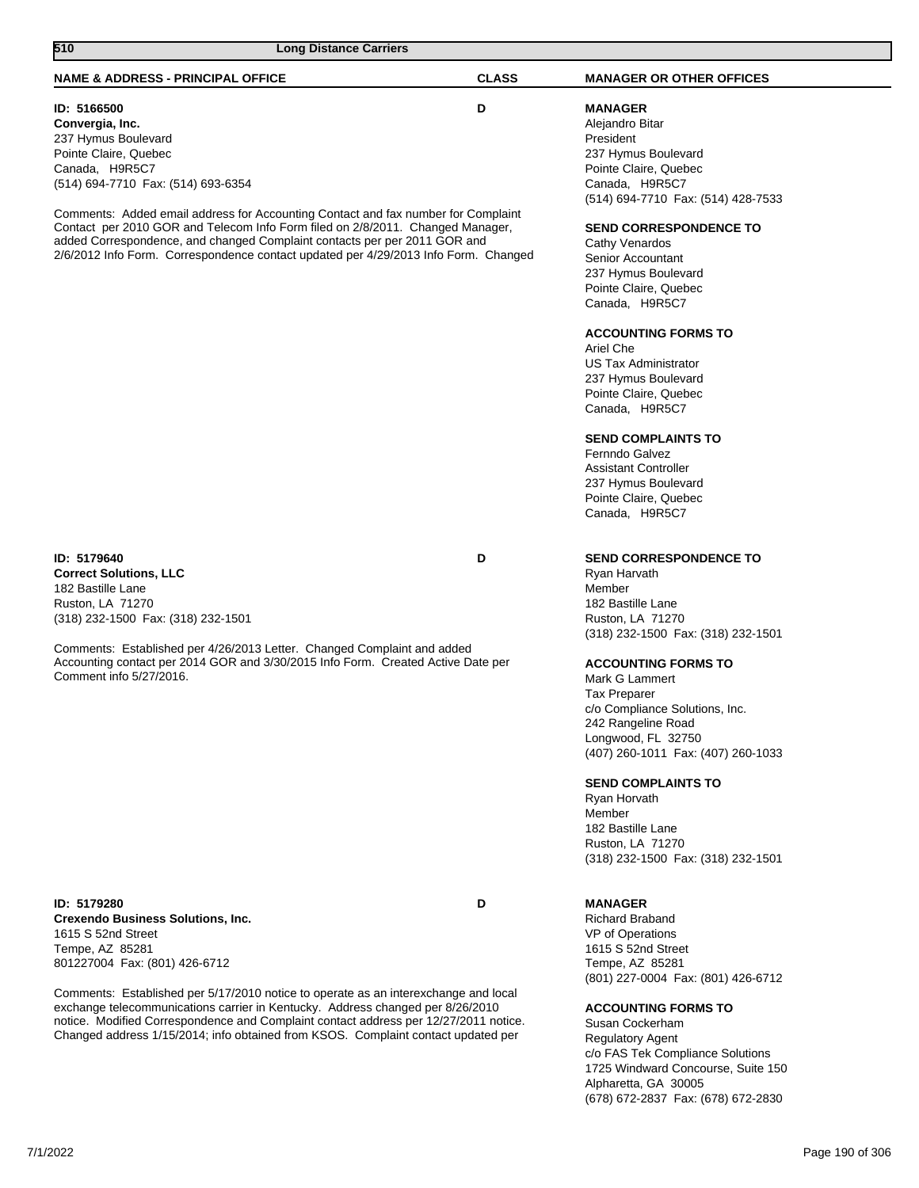## 510 Long Distance Carriers

| NAME & ADDRESS - PRINCIPAL OFFICE | CLASS | MANAGER OR OTHER OFFICES |
|---|---|---|

**ID: 5166500** — Class: **D**

**Convergia, Inc.**
237 Hymus Boulevard
Pointe Claire, Quebec
Canada, H9R5C7
(514) 694-7710 Fax: (514) 693-6354

Comments: Added email address for Accounting Contact and fax number for Complaint Contact per 2010 GOR and Telecom Info Form filed on 2/8/2011. Changed Manager, added Correspondence, and changed Complaint contacts per per 2011 GOR and 2/6/2012 Info Form. Correspondence contact updated per 4/29/2013 Info Form. Changed

**MANAGER**
Alejandro Bitar
President
237 Hymus Boulevard
Pointe Claire, Quebec
Canada, H9R5C7
(514) 694-7710 Fax: (514) 428-7533

**SEND CORRESPONDENCE TO**
Cathy Venardos
Senior Accountant
237 Hymus Boulevard
Pointe Claire, Quebec
Canada, H9R5C7

**ACCOUNTING FORMS TO**
Ariel Che
US Tax Administrator
237 Hymus Boulevard
Pointe Claire, Quebec
Canada, H9R5C7

**SEND COMPLAINTS TO**
Fernndo Galvez
Assistant Controller
237 Hymus Boulevard
Pointe Claire, Quebec
Canada, H9R5C7

---

**ID: 5179640** — Class: **D**

**Correct Solutions, LLC**
182 Bastille Lane
Ruston, LA 71270
(318) 232-1500 Fax: (318) 232-1501

Comments: Established per 4/26/2013 Letter. Changed Complaint and added Accounting contact per 2014 GOR and 3/30/2015 Info Form. Created Active Date per Comment info 5/27/2016.

**SEND CORRESPONDENCE TO**
Ryan Harvath
Member
182 Bastille Lane
Ruston, LA 71270
(318) 232-1500 Fax: (318) 232-1501

**ACCOUNTING FORMS TO**
Mark G Lammert
Tax Preparer
c/o Compliance Solutions, Inc.
242 Rangeline Road
Longwood, FL 32750
(407) 260-1011 Fax: (407) 260-1033

**SEND COMPLAINTS TO**
Ryan Horvath
Member
182 Bastille Lane
Ruston, LA 71270
(318) 232-1500 Fax: (318) 232-1501

---

**ID: 5179280** — Class: **D**

**Crexendo Business Solutions, Inc.**
1615 S 52nd Street
Tempe, AZ 85281
801227004 Fax: (801) 426-6712

Comments: Established per 5/17/2010 notice to operate as an interexchange and local exchange telecommunications carrier in Kentucky. Address changed per 8/26/2010 notice. Modified Correspondence and Complaint contact address per 12/27/2011 notice. Changed address 1/15/2014; info obtained from KSOS. Complaint contact updated per

**MANAGER**
Richard Braband
VP of Operations
1615 S 52nd Street
Tempe, AZ 85281
(801) 227-0004 Fax: (801) 426-6712

**ACCOUNTING FORMS TO**
Susan Cockerham
Regulatory Agent
c/o FAS Tek Compliance Solutions
1725 Windward Concourse, Suite 150
Alpharetta, GA 30005
(678) 672-2837 Fax: (678) 672-2830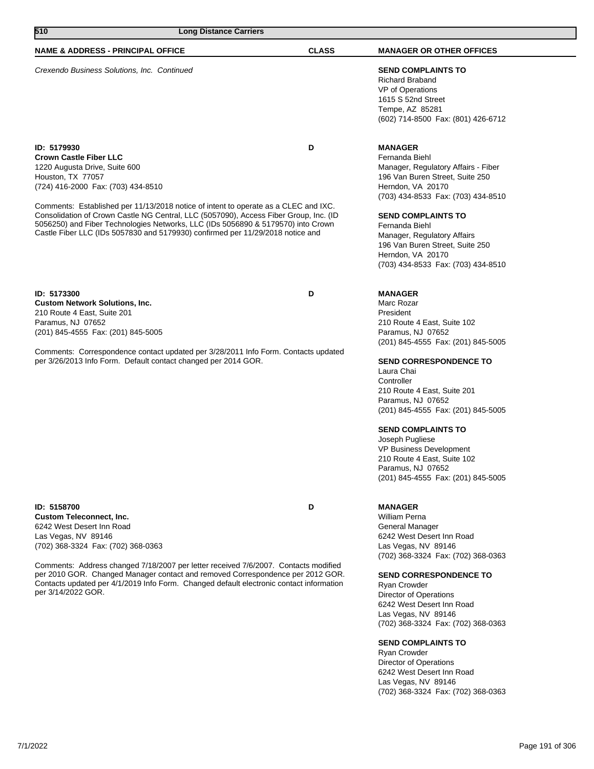## 510 Long Distance Carriers

| NAME & ADDRESS - PRINCIPAL OFFICE | CLASS | MANAGER OR OTHER OFFICES |
|---|---|---|
| *Crexendo Business Solutions, Inc. Continued* | | **SEND COMPLAINTS TO**<br>Richard Braband<br>VP of Operations<br>1615 S 52nd Street<br>Tempe, AZ 85281<br>(602) 714-8500 Fax: (801) 426-6712 |
| **ID: 5179930**<br>**Crown Castle Fiber LLC**<br>1220 Augusta Drive, Suite 600<br>Houston, TX 77057<br>(724) 416-2000 Fax: (703) 434-8510<br><br>Comments: Established per 11/13/2018 notice of intent to operate as a CLEC and IXC. Consolidation of Crown Castle NG Central, LLC (5057090), Access Fiber Group, Inc. (ID 5056250) and Fiber Technologies Networks, LLC (IDs 5056890 & 5179570) into Crown Castle Fiber LLC (IDs 5057830 and 5179930) confirmed per 11/29/2018 notice and | D | **MANAGER**<br>Fernanda Biehl<br>Manager, Regulatory Affairs - Fiber<br>196 Van Buren Street, Suite 250<br>Herndon, VA 20170<br>(703) 434-8533 Fax: (703) 434-8510<br><br>**SEND COMPLAINTS TO**<br>Fernanda Biehl<br>Manager, Regulatory Affairs<br>196 Van Buren Street, Suite 250<br>Herndon, VA 20170<br>(703) 434-8533 Fax: (703) 434-8510 |
| **ID: 5173300**<br>**Custom Network Solutions, Inc.**<br>210 Route 4 East, Suite 201<br>Paramus, NJ 07652<br>(201) 845-4555 Fax: (201) 845-5005<br><br>Comments: Correspondence contact updated per 3/28/2011 Info Form. Contacts updated per 3/26/2013 Info Form. Default contact changed per 2014 GOR. | D | **MANAGER**<br>Marc Rozar<br>President<br>210 Route 4 East, Suite 102<br>Paramus, NJ 07652<br>(201) 845-4555 Fax: (201) 845-5005<br><br>**SEND CORRESPONDENCE TO**<br>Laura Chai<br>Controller<br>210 Route 4 East, Suite 201<br>Paramus, NJ 07652<br>(201) 845-4555 Fax: (201) 845-5005<br><br>**SEND COMPLAINTS TO**<br>Joseph Pugliese<br>VP Business Development<br>210 Route 4 East, Suite 102<br>Paramus, NJ 07652<br>(201) 845-4555 Fax: (201) 845-5005 |
| **ID: 5158700**<br>**Custom Teleconnect, Inc.**<br>6242 West Desert Inn Road<br>Las Vegas, NV 89146<br>(702) 368-3324 Fax: (702) 368-0363<br><br>Comments: Address changed 7/18/2007 per letter received 7/6/2007. Contacts modified per 2010 GOR. Changed Manager contact and removed Correspondence per 2012 GOR. Contacts updated per 4/1/2019 Info Form. Changed default electronic contact information per 3/14/2022 GOR. | D | **MANAGER**<br>William Perna<br>General Manager<br>6242 West Desert Inn Road<br>Las Vegas, NV 89146<br>(702) 368-3324 Fax: (702) 368-0363<br><br>**SEND CORRESPONDENCE TO**<br>Ryan Crowder<br>Director of Operations<br>6242 West Desert Inn Road<br>Las Vegas, NV 89146<br>(702) 368-3324 Fax: (702) 368-0363<br><br>**SEND COMPLAINTS TO**<br>Ryan Crowder<br>Director of Operations<br>6242 West Desert Inn Road<br>Las Vegas, NV 89146<br>(702) 368-3324 Fax: (702) 368-0363 |

7/1/2022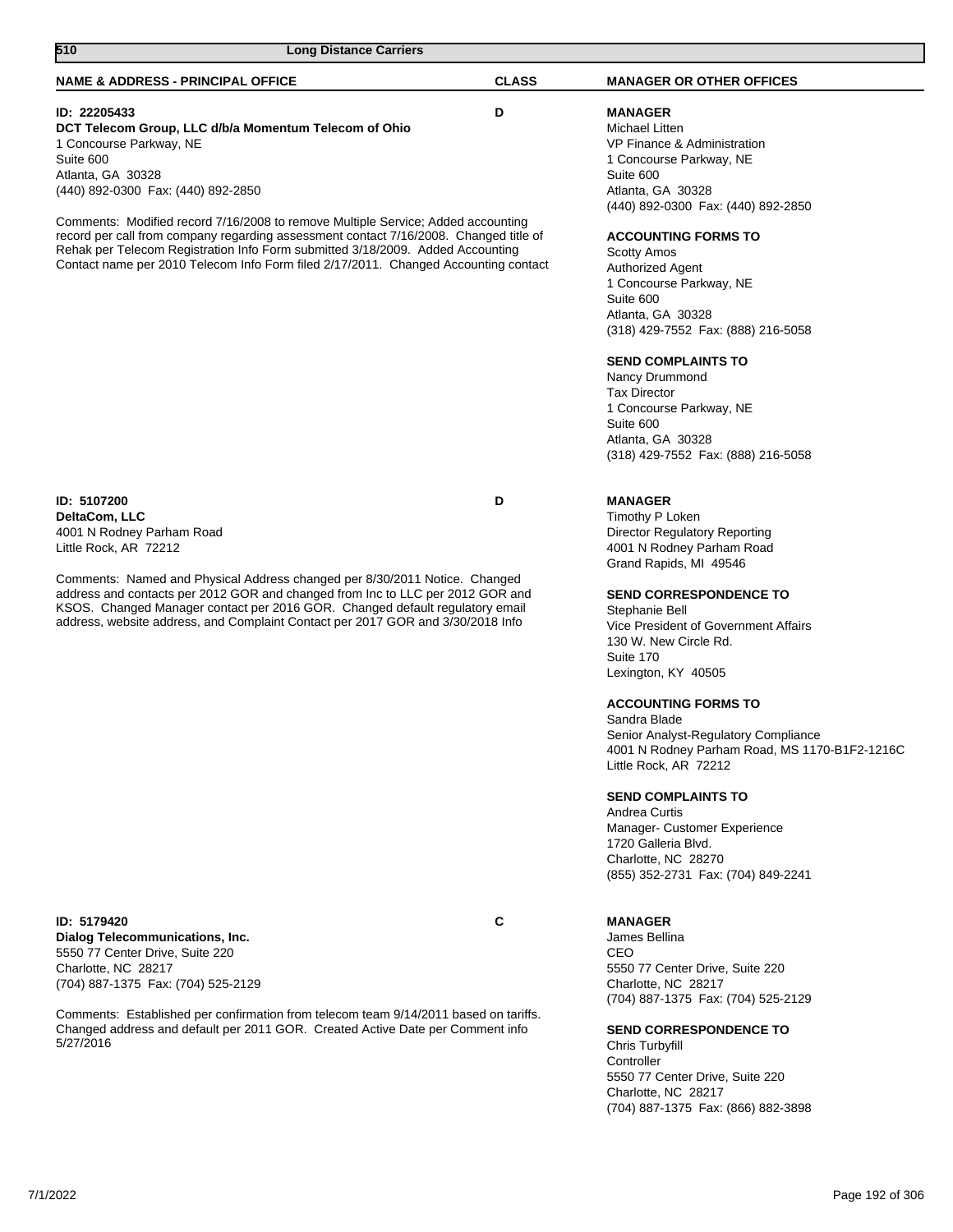## Long Distance Carriers

| NAME & ADDRESS - PRINCIPAL OFFICE | CLASS | MANAGER OR OTHER OFFICES |
|---|---|---|

**ID: 22205433** — Class: **D**

**DCT Telecom Group, LLC d/b/a Momentum Telecom of Ohio**
1 Concourse Parkway, NE
Suite 600
Atlanta, GA 30328
(440) 892-0300 Fax: (440) 892-2850

Comments: Modified record 7/16/2008 to remove Multiple Service; Added accounting record per call from company regarding assessment contact 7/16/2008. Changed title of Rehak per Telecom Registration Info Form submitted 3/18/2009. Added Accounting Contact name per 2010 Telecom Info Form filed 2/17/2011. Changed Accounting contact

**MANAGER**
Michael Litten
VP Finance & Administration
1 Concourse Parkway, NE
Suite 600
Atlanta, GA 30328
(440) 892-0300 Fax: (440) 892-2850

**ACCOUNTING FORMS TO**
Scotty Amos
Authorized Agent
1 Concourse Parkway, NE
Suite 600
Atlanta, GA 30328
(318) 429-7552 Fax: (888) 216-5058

**SEND COMPLAINTS TO**
Nancy Drummond
Tax Director
1 Concourse Parkway, NE
Suite 600
Atlanta, GA 30328
(318) 429-7552 Fax: (888) 216-5058

---

**ID: 5107200** — Class: **D**

**DeltaCom, LLC**
4001 N Rodney Parham Road
Little Rock, AR 72212

Comments: Named and Physical Address changed per 8/30/2011 Notice. Changed address and contacts per 2012 GOR and changed from Inc to LLC per 2012 GOR and KSOS. Changed Manager contact per 2016 GOR. Changed default regulatory email address, website address, and Complaint Contact per 2017 GOR and 3/30/2018 Info

**MANAGER**
Timothy P Loken
Director Regulatory Reporting
4001 N Rodney Parham Road
Grand Rapids, MI 49546

**SEND CORRESPONDENCE TO**
Stephanie Bell
Vice President of Government Affairs
130 W. New Circle Rd.
Suite 170
Lexington, KY 40505

**ACCOUNTING FORMS TO**
Sandra Blade
Senior Analyst-Regulatory Compliance
4001 N Rodney Parham Road, MS 1170-B1F2-1216C
Little Rock, AR 72212

**SEND COMPLAINTS TO**
Andrea Curtis
Manager- Customer Experience
1720 Galleria Blvd.
Charlotte, NC 28270
(855) 352-2731 Fax: (704) 849-2241

---

**ID: 5179420** — Class: **C**

**Dialog Telecommunications, Inc.**
5550 77 Center Drive, Suite 220
Charlotte, NC 28217
(704) 887-1375 Fax: (704) 525-2129

Comments: Established per confirmation from telecom team 9/14/2011 based on tariffs. Changed address and default per 2011 GOR. Created Active Date per Comment info 5/27/2016

**MANAGER**
James Bellina
CEO
5550 77 Center Drive, Suite 220
Charlotte, NC 28217
(704) 887-1375 Fax: (704) 525-2129

**SEND CORRESPONDENCE TO**
Chris Turbyfill
Controller
5550 77 Center Drive, Suite 220
Charlotte, NC 28217
(704) 887-1375 Fax: (866) 882-3898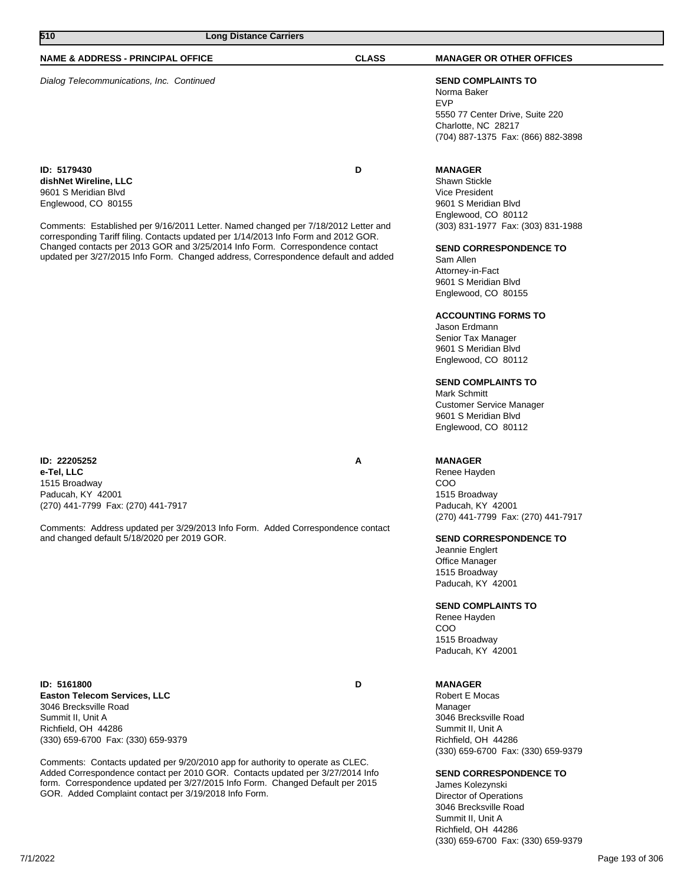## 510 Long Distance Carriers

| NAME & ADDRESS - PRINCIPAL OFFICE | CLASS | MANAGER OR OTHER OFFICES |
|---|---|---|

*Dialog Telecommunications, Inc. Continued*

**SEND COMPLAINTS TO**
Norma Baker
EVP
5550 77 Center Drive, Suite 220
Charlotte, NC 28217
(704) 887-1375 Fax: (866) 882-3898

---

**ID: 5179430** — Class: **D**
**dishNet Wireline, LLC**
9601 S Meridian Blvd
Englewood, CO 80155

Comments: Established per 9/16/2011 Letter. Named changed per 7/18/2012 Letter and corresponding Tariff filing. Contacts updated per 1/14/2013 Info Form and 2012 GOR. Changed contacts per 2013 GOR and 3/25/2014 Info Form. Correspondence contact updated per 3/27/2015 Info Form. Changed address, Correspondence default and added

**MANAGER**
Shawn Stickle
Vice President
9601 S Meridian Blvd
Englewood, CO 80112
(303) 831-1977 Fax: (303) 831-1988

**SEND CORRESPONDENCE TO**
Sam Allen
Attorney-in-Fact
9601 S Meridian Blvd
Englewood, CO 80155

**ACCOUNTING FORMS TO**
Jason Erdmann
Senior Tax Manager
9601 S Meridian Blvd
Englewood, CO 80112

**SEND COMPLAINTS TO**
Mark Schmitt
Customer Service Manager
9601 S Meridian Blvd
Englewood, CO 80112

---

**ID: 22205252** — Class: **A**
**e-Tel, LLC**
1515 Broadway
Paducah, KY 42001
(270) 441-7799 Fax: (270) 441-7917

Comments: Address updated per 3/29/2013 Info Form. Added Correspondence contact and changed default 5/18/2020 per 2019 GOR.

**MANAGER**
Renee Hayden
COO
1515 Broadway
Paducah, KY 42001
(270) 441-7799 Fax: (270) 441-7917

**SEND CORRESPONDENCE TO**
Jeannie Englert
Office Manager
1515 Broadway
Paducah, KY 42001

**SEND COMPLAINTS TO**
Renee Hayden
COO
1515 Broadway
Paducah, KY 42001

---

**ID: 5161800** — Class: **D**
**Easton Telecom Services, LLC**
3046 Brecksville Road
Summit II, Unit A
Richfield, OH 44286
(330) 659-6700 Fax: (330) 659-9379

Comments: Contacts updated per 9/20/2010 app for authority to operate as CLEC. Added Correspondence contact per 2010 GOR. Contacts updated per 3/27/2014 Info form. Correspondence updated per 3/27/2015 Info Form. Changed Default per 2015 GOR. Added Complaint contact per 3/19/2018 Info Form.

**MANAGER**
Robert E Mocas
Manager
3046 Brecksville Road
Summit II, Unit A
Richfield, OH 44286
(330) 659-6700 Fax: (330) 659-9379

**SEND CORRESPONDENCE TO**
James Kolezynski
Director of Operations
3046 Brecksville Road
Summit II, Unit A
Richfield, OH 44286
(330) 659-6700 Fax: (330) 659-9379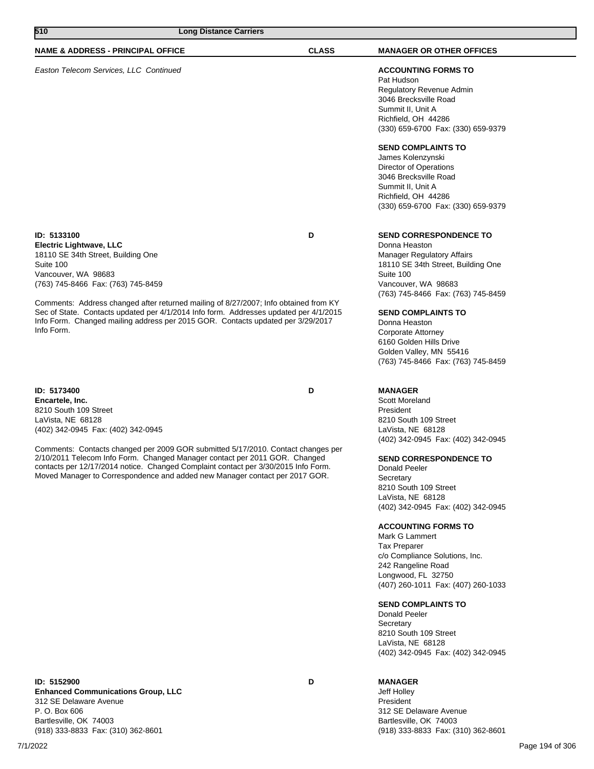**NAME & ADDRESS - PRINCIPAL OFFICE** | **CLASS** | **MANAGER OR OTHER OFFICES**

*Easton Telecom Services, LLC Continued*

**ACCOUNTING FORMS TO**
Pat Hudson
Regulatory Revenue Admin
3046 Brecksville Road
Summit II, Unit A
Richfield, OH 44286
(330) 659-6700 Fax: (330) 659-9379

**SEND COMPLAINTS TO**
James Kolenzynski
Director of Operations
3046 Brecksville Road
Summit II, Unit A
Richfield, OH 44286
(330) 659-6700 Fax: (330) 659-9379

---

**ID: 5133100**
**Electric Lightwave, LLC**
18110 SE 34th Street, Building One
Suite 100
Vancouver, WA 98683
(763) 745-8466 Fax: (763) 745-8459

**CLASS:** D

Comments: Address changed after returned mailing of 8/27/2007; Info obtained from KY Sec of State. Contacts updated per 4/1/2014 Info form. Addresses updated per 4/1/2015 Info Form. Changed mailing address per 2015 GOR. Contacts updated per 3/29/2017 Info Form.

**SEND CORRESPONDENCE TO**
Donna Heaston
Manager Regulatory Affairs
18110 SE 34th Street, Building One
Suite 100
Vancouver, WA 98683
(763) 745-8466 Fax: (763) 745-8459

**SEND COMPLAINTS TO**
Donna Heaston
Corporate Attorney
6160 Golden Hills Drive
Golden Valley, MN 55416
(763) 745-8466 Fax: (763) 745-8459

---

**ID: 5173400**
**Encartele, Inc.**
8210 South 109 Street
LaVista, NE 68128
(402) 342-0945 Fax: (402) 342-0945

**CLASS:** D

Comments: Contacts changed per 2009 GOR submitted 5/17/2010. Contact changes per 2/10/2011 Telecom Info Form. Changed Manager contact per 2011 GOR. Changed contacts per 12/17/2014 notice. Changed Complaint contact per 3/30/2015 Info Form. Moved Manager to Correspondence and added new Manager contact per 2017 GOR.

**MANAGER**
Scott Moreland
President
8210 South 109 Street
LaVista, NE 68128
(402) 342-0945 Fax: (402) 342-0945

**SEND CORRESPONDENCE TO**
Donald Peeler
Secretary
8210 South 109 Street
LaVista, NE 68128
(402) 342-0945 Fax: (402) 342-0945

**ACCOUNTING FORMS TO**
Mark G Lammert
Tax Preparer
c/o Compliance Solutions, Inc.
242 Rangeline Road
Longwood, FL 32750
(407) 260-1011 Fax: (407) 260-1033

**SEND COMPLAINTS TO**
Donald Peeler
Secretary
8210 South 109 Street
LaVista, NE 68128
(402) 342-0945 Fax: (402) 342-0945

---

**ID: 5152900**
**Enhanced Communications Group, LLC**
312 SE Delaware Avenue
P. O. Box 606
Bartlesville, OK 74003
(918) 333-8833 Fax: (310) 362-8601

**CLASS:** D

**MANAGER**
Jeff Holley
President
312 SE Delaware Avenue
Bartlesville, OK 74003
(918) 333-8833 Fax: (310) 362-8601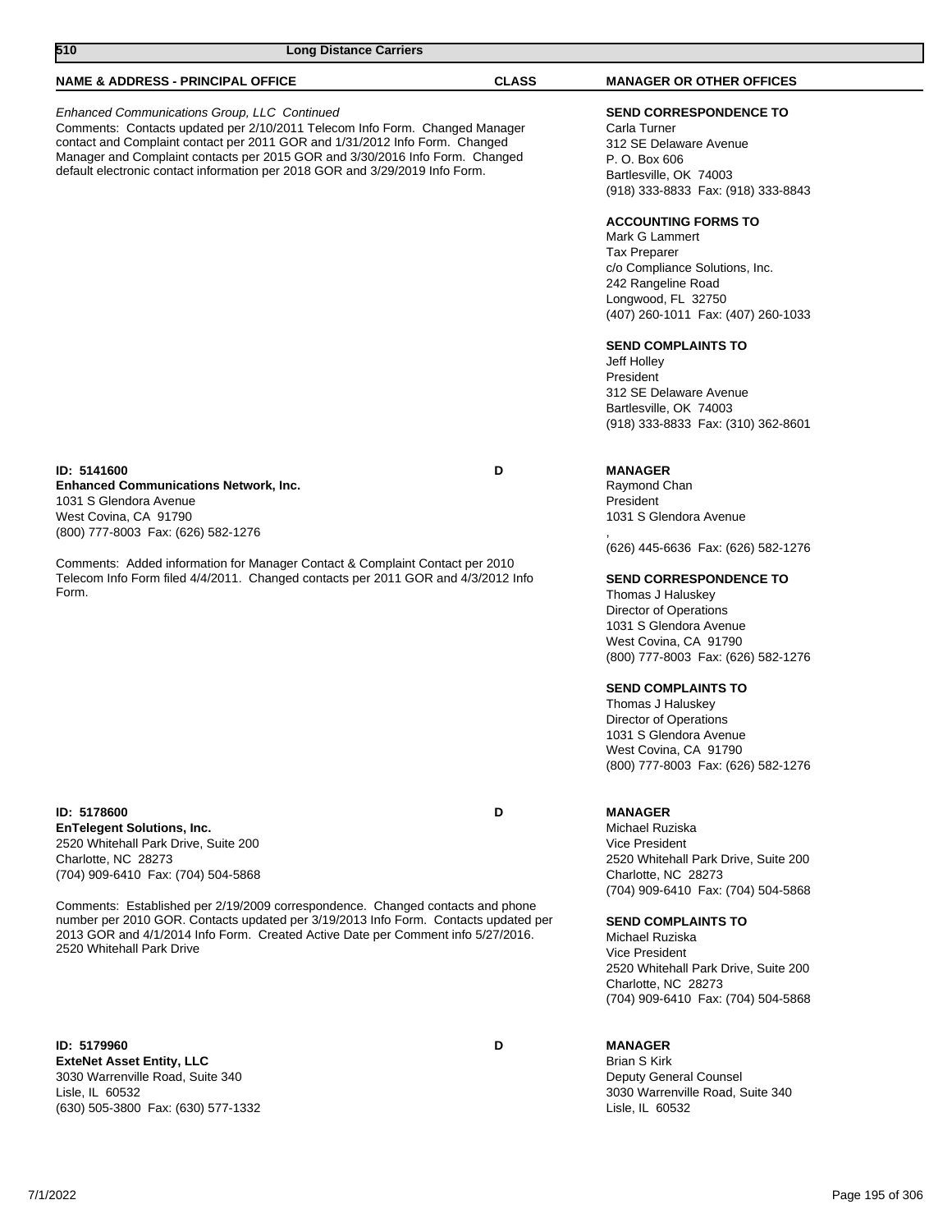## 510 Long Distance Carriers

| NAME & ADDRESS - PRINCIPAL OFFICE | CLASS | MANAGER OR OTHER OFFICES |
|---|---|---|
| *Enhanced Communications Group, LLC Continued*<br>Comments: Contacts updated per 2/10/2011 Telecom Info Form. Changed Manager contact and Complaint contact per 2011 GOR and 1/31/2012 Info Form. Changed Manager and Complaint contacts per 2015 GOR and 3/30/2016 Info Form. Changed default electronic contact information per 2018 GOR and 3/29/2019 Info Form. | | **SEND CORRESPONDENCE TO**<br>Carla Turner<br>312 SE Delaware Avenue<br>P. O. Box 606<br>Bartlesville, OK 74003<br>(918) 333-8833 Fax: (918) 333-8843<br><br>**ACCOUNTING FORMS TO**<br>Mark G Lammert<br>Tax Preparer<br>c/o Compliance Solutions, Inc.<br>242 Rangeline Road<br>Longwood, FL 32750<br>(407) 260-1011 Fax: (407) 260-1033<br><br>**SEND COMPLAINTS TO**<br>Jeff Holley<br>President<br>312 SE Delaware Avenue<br>Bartlesville, OK 74003<br>(918) 333-8833 Fax: (310) 362-8601 |
| **ID: 5141600**<br>**Enhanced Communications Network, Inc.**<br>1031 S Glendora Avenue<br>West Covina, CA 91790<br>(800) 777-8003 Fax: (626) 582-1276<br><br>Comments: Added information for Manager Contact & Complaint Contact per 2010 Telecom Info Form filed 4/4/2011. Changed contacts per 2011 GOR and 4/3/2012 Info Form. | D | **MANAGER**<br>Raymond Chan<br>President<br>1031 S Glendora Avenue<br>,<br>(626) 445-6636 Fax: (626) 582-1276<br><br>**SEND CORRESPONDENCE TO**<br>Thomas J Haluskey<br>Director of Operations<br>1031 S Glendora Avenue<br>West Covina, CA 91790<br>(800) 777-8003 Fax: (626) 582-1276<br><br>**SEND COMPLAINTS TO**<br>Thomas J Haluskey<br>Director of Operations<br>1031 S Glendora Avenue<br>West Covina, CA 91790<br>(800) 777-8003 Fax: (626) 582-1276 |
| **ID: 5178600**<br>**EnTelegent Solutions, Inc.**<br>2520 Whitehall Park Drive, Suite 200<br>Charlotte, NC 28273<br>(704) 909-6410 Fax: (704) 504-5868<br><br>Comments: Established per 2/19/2009 correspondence. Changed contacts and phone number per 2010 GOR. Contacts updated per 3/19/2013 Info Form. Contacts updated per 2013 GOR and 4/1/2014 Info Form. Created Active Date per Comment info 5/27/2016. 2520 Whitehall Park Drive | D | **MANAGER**<br>Michael Ruziska<br>Vice President<br>2520 Whitehall Park Drive, Suite 200<br>Charlotte, NC 28273<br>(704) 909-6410 Fax: (704) 504-5868<br><br>**SEND COMPLAINTS TO**<br>Michael Ruziska<br>Vice President<br>2520 Whitehall Park Drive, Suite 200<br>Charlotte, NC 28273<br>(704) 909-6410 Fax: (704) 504-5868 |
| **ID: 5179960**<br>**ExteNet Asset Entity, LLC**<br>3030 Warrenville Road, Suite 340<br>Lisle, IL 60532<br>(630) 505-3800 Fax: (630) 577-1332 | D | **MANAGER**<br>Brian S Kirk<br>Deputy General Counsel<br>3030 Warrenville Road, Suite 340<br>Lisle, IL 60532 |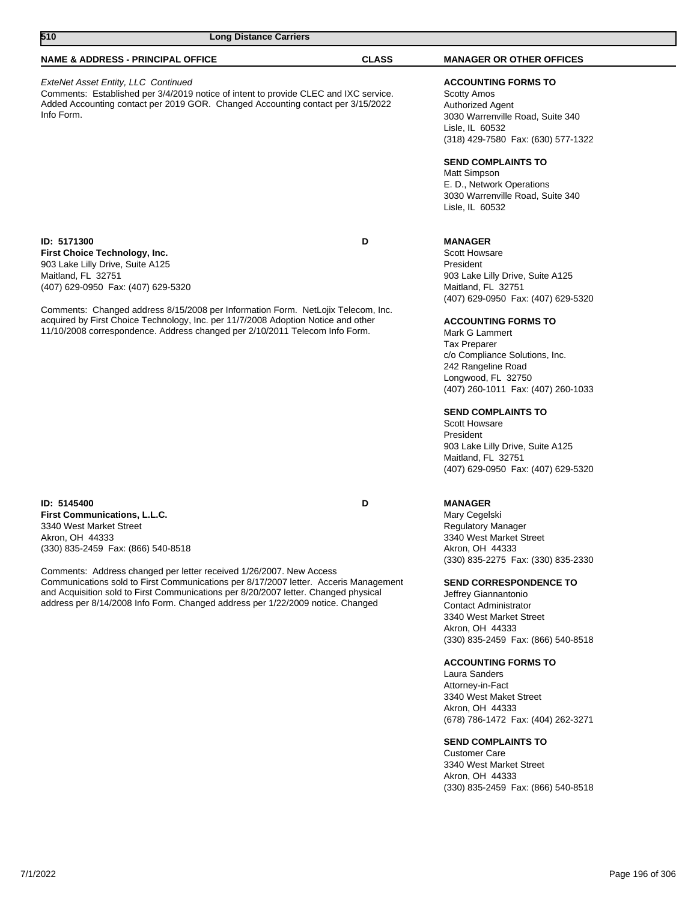## 510 Long Distance Carriers

| NAME & ADDRESS - PRINCIPAL OFFICE | CLASS | MANAGER OR OTHER OFFICES |
|---|---|---|

*ExteNet Asset Entity, LLC Continued*

Comments: Established per 3/4/2019 notice of intent to provide CLEC and IXC service. Added Accounting contact per 2019 GOR. Changed Accounting contact per 3/15/2022 Info Form.

**ACCOUNTING FORMS TO**
Scotty Amos
Authorized Agent
3030 Warrenville Road, Suite 340
Lisle, IL 60532
(318) 429-7580 Fax: (630) 577-1322

**SEND COMPLAINTS TO**
Matt Simpson
E. D., Network Operations
3030 Warrenville Road, Suite 340
Lisle, IL 60532

---

**ID: 5171300** — Class: **D**
**First Choice Technology, Inc.**
903 Lake Lilly Drive, Suite A125
Maitland, FL 32751
(407) 629-0950 Fax: (407) 629-5320

Comments: Changed address 8/15/2008 per Information Form. NetLojix Telecom, Inc. acquired by First Choice Technology, Inc. per 11/7/2008 Adoption Notice and other 11/10/2008 correspondence. Address changed per 2/10/2011 Telecom Info Form.

**MANAGER**
Scott Howsare
President
903 Lake Lilly Drive, Suite A125
Maitland, FL 32751
(407) 629-0950 Fax: (407) 629-5320

**ACCOUNTING FORMS TO**
Mark G Lammert
Tax Preparer
c/o Compliance Solutions, Inc.
242 Rangeline Road
Longwood, FL 32750
(407) 260-1011 Fax: (407) 260-1033

**SEND COMPLAINTS TO**
Scott Howsare
President
903 Lake Lilly Drive, Suite A125
Maitland, FL 32751
(407) 629-0950 Fax: (407) 629-5320

---

**ID: 5145400** — Class: **D**
**First Communications, L.L.C.**
3340 West Market Street
Akron, OH 44333
(330) 835-2459 Fax: (866) 540-8518

Comments: Address changed per letter received 1/26/2007. New Access Communications sold to First Communications per 8/17/2007 letter. Acceris Management and Acquisition sold to First Communications per 8/20/2007 letter. Changed physical address per 8/14/2008 Info Form. Changed address per 1/22/2009 notice. Changed

**MANAGER**
Mary Cegelski
Regulatory Manager
3340 West Market Street
Akron, OH 44333
(330) 835-2275 Fax: (330) 835-2330

**SEND CORRESPONDENCE TO**
Jeffrey Giannantonio
Contact Administrator
3340 West Market Street
Akron, OH 44333
(330) 835-2459 Fax: (866) 540-8518

**ACCOUNTING FORMS TO**
Laura Sanders
Attorney-in-Fact
3340 West Maket Street
Akron, OH 44333
(678) 786-1472 Fax: (404) 262-3271

**SEND COMPLAINTS TO**
Customer Care
3340 West Market Street
Akron, OH 44333
(330) 835-2459 Fax: (866) 540-8518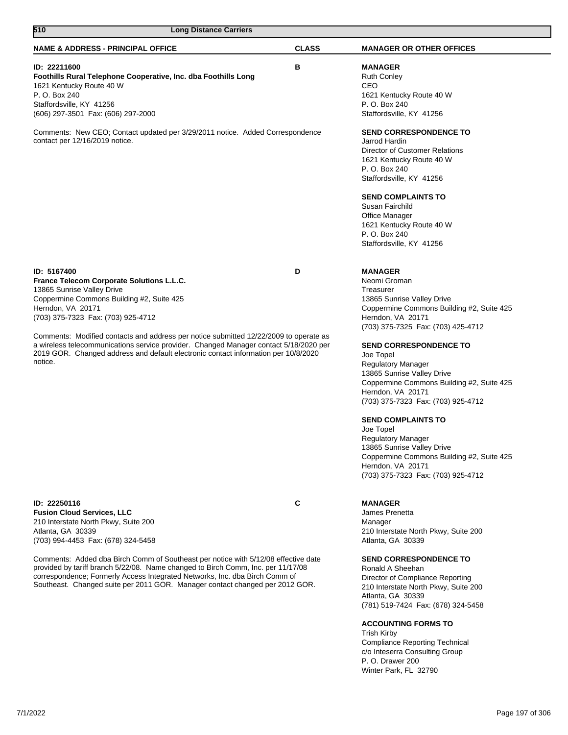## 510 Long Distance Carriers

| NAME & ADDRESS - PRINCIPAL OFFICE | CLASS | MANAGER OR OTHER OFFICES |
|---|---|---|
| **ID: 22211600**<br>**Foothills Rural Telephone Cooperative, Inc. dba Foothills Long**<br>1621 Kentucky Route 40 W<br>P. O. Box 240<br>Staffordsville, KY 41256<br>(606) 297-3501 Fax: (606) 297-2000<br><br>Comments: New CEO; Contact updated per 3/29/2011 notice. Added Correspondence contact per 12/16/2019 notice. | B | **MANAGER**<br>Ruth Conley<br>CEO<br>1621 Kentucky Route 40 W<br>P. O. Box 240<br>Staffordsville, KY 41256<br><br>**SEND CORRESPONDENCE TO**<br>Jarrod Hardin<br>Director of Customer Relations<br>1621 Kentucky Route 40 W<br>P. O. Box 240<br>Staffordsville, KY 41256<br><br>**SEND COMPLAINTS TO**<br>Susan Fairchild<br>Office Manager<br>1621 Kentucky Route 40 W<br>P. O. Box 240<br>Staffordsville, KY 41256 |
| **ID: 5167400**<br>**France Telecom Corporate Solutions L.L.C.**<br>13865 Sunrise Valley Drive<br>Coppermine Commons Building #2, Suite 425<br>Herndon, VA 20171<br>(703) 375-7323 Fax: (703) 925-4712<br><br>Comments: Modified contacts and address per notice submitted 12/22/2009 to operate as a wireless telecommunications service provider. Changed Manager contact 5/18/2020 per 2019 GOR. Changed address and default electronic contact information per 10/8/2020 notice. | D | **MANAGER**<br>Neomi Groman<br>Treasurer<br>13865 Sunrise Valley Drive<br>Coppermine Commons Building #2, Suite 425<br>Herndon, VA 20171<br>(703) 375-7325 Fax: (703) 425-4712<br><br>**SEND CORRESPONDENCE TO**<br>Joe Topel<br>Regulatory Manager<br>13865 Sunrise Valley Drive<br>Coppermine Commons Building #2, Suite 425<br>Herndon, VA 20171<br>(703) 375-7323 Fax: (703) 925-4712<br><br>**SEND COMPLAINTS TO**<br>Joe Topel<br>Regulatory Manager<br>13865 Sunrise Valley Drive<br>Coppermine Commons Building #2, Suite 425<br>Herndon, VA 20171<br>(703) 375-7323 Fax: (703) 925-4712 |
| **ID: 22250116**<br>**Fusion Cloud Services, LLC**<br>210 Interstate North Pkwy, Suite 200<br>Atlanta, GA 30339<br>(703) 994-4453 Fax: (678) 324-5458<br><br>Comments: Added dba Birch Comm of Southeast per notice with 5/12/08 effective date provided by tariff branch 5/22/08. Name changed to Birch Comm, Inc. per 11/17/08 correspondence; Formerly Access Integrated Networks, Inc. dba Birch Comm of Southeast. Changed suite per 2011 GOR. Manager contact changed per 2012 GOR. | C | **MANAGER**<br>James Prenetta<br>Manager<br>210 Interstate North Pkwy, Suite 200<br>Atlanta, GA 30339<br><br>**SEND CORRESPONDENCE TO**<br>Ronald A Sheehan<br>Director of Compliance Reporting<br>210 Interstate North Pkwy, Suite 200<br>Atlanta, GA 30339<br>(781) 519-7424 Fax: (678) 324-5458<br><br>**ACCOUNTING FORMS TO**<br>Trish Kirby<br>Compliance Reporting Technical<br>c/o Inteserra Consulting Group<br>P. O. Drawer 200<br>Winter Park, FL 32790 |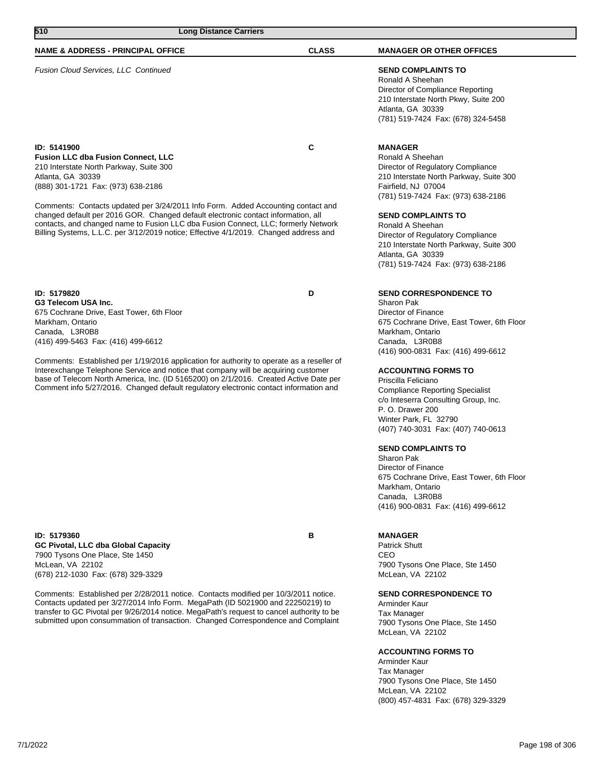**NAME & ADDRESS - PRINCIPAL OFFICE** | **CLASS** | **MANAGER OR OTHER OFFICES**

*Fusion Cloud Services, LLC Continued*

**SEND COMPLAINTS TO**
Ronald A Sheehan
Director of Compliance Reporting
210 Interstate North Pkwy, Suite 200
Atlanta, GA 30339
(781) 519-7424 Fax: (678) 324-5458

---

**ID: 5141900** — Class: **C**
**Fusion LLC dba Fusion Connect, LLC**
210 Interstate North Parkway, Suite 300
Atlanta, GA 30339
(888) 301-1721 Fax: (973) 638-2186

Comments: Contacts updated per 3/24/2011 Info Form. Added Accounting contact and changed default per 2016 GOR. Changed default electronic contact information, all contacts, and changed name to Fusion LLC dba Fusion Connect, LLC; formerly Network Billing Systems, L.L.C. per 3/12/2019 notice; Effective 4/1/2019. Changed address and

**MANAGER**
Ronald A Sheehan
Director of Regulatory Compliance
210 Interstate North Parkway, Suite 300
Fairfield, NJ 07004
(781) 519-7424 Fax: (973) 638-2186

**SEND COMPLAINTS TO**
Ronald A Sheehan
Director of Regulatory Compliance
210 Interstate North Parkway, Suite 300
Atlanta, GA 30339
(781) 519-7424 Fax: (973) 638-2186

---

**ID: 5179820** — Class: **D**
**G3 Telecom USA Inc.**
675 Cochrane Drive, East Tower, 6th Floor
Markham, Ontario
Canada, L3R0B8
(416) 499-5463 Fax: (416) 499-6612

Comments: Established per 1/19/2016 application for authority to operate as a reseller of Interexchange Telephone Service and notice that company will be acquiring customer base of Telecom North America, Inc. (ID 5165200) on 2/1/2016. Created Active Date per Comment info 5/27/2016. Changed default regulatory electronic contact information and

**SEND CORRESPONDENCE TO**
Sharon Pak
Director of Finance
675 Cochrane Drive, East Tower, 6th Floor
Markham, Ontario
Canada, L3R0B8
(416) 900-0831 Fax: (416) 499-6612

**ACCOUNTING FORMS TO**
Priscilla Feliciano
Compliance Reporting Specialist
c/o Inteserra Consulting Group, Inc.
P. O. Drawer 200
Winter Park, FL 32790
(407) 740-3031 Fax: (407) 740-0613

**SEND COMPLAINTS TO**
Sharon Pak
Director of Finance
675 Cochrane Drive, East Tower, 6th Floor
Markham, Ontario
Canada, L3R0B8
(416) 900-0831 Fax: (416) 499-6612

---

**ID: 5179360** — Class: **B**
**GC Pivotal, LLC dba Global Capacity**
7900 Tysons One Place, Ste 1450
McLean, VA 22102
(678) 212-1030 Fax: (678) 329-3329

Comments: Established per 2/28/2011 notice. Contacts modified per 10/3/2011 notice. Contacts updated per 3/27/2014 Info Form. MegaPath (ID 5021900 and 22250219) to transfer to GC Pivotal per 9/26/2014 notice. MegaPath's request to cancel authority to be submitted upon consummation of transaction. Changed Correspondence and Complaint

**MANAGER**
Patrick Shutt
CEO
7900 Tysons One Place, Ste 1450
McLean, VA 22102

**SEND CORRESPONDENCE TO**
Arminder Kaur
Tax Manager
7900 Tysons One Place, Ste 1450
McLean, VA 22102

**ACCOUNTING FORMS TO**
Arminder Kaur
Tax Manager
7900 Tysons One Place, Ste 1450
McLean, VA 22102
(800) 457-4831 Fax: (678) 329-3329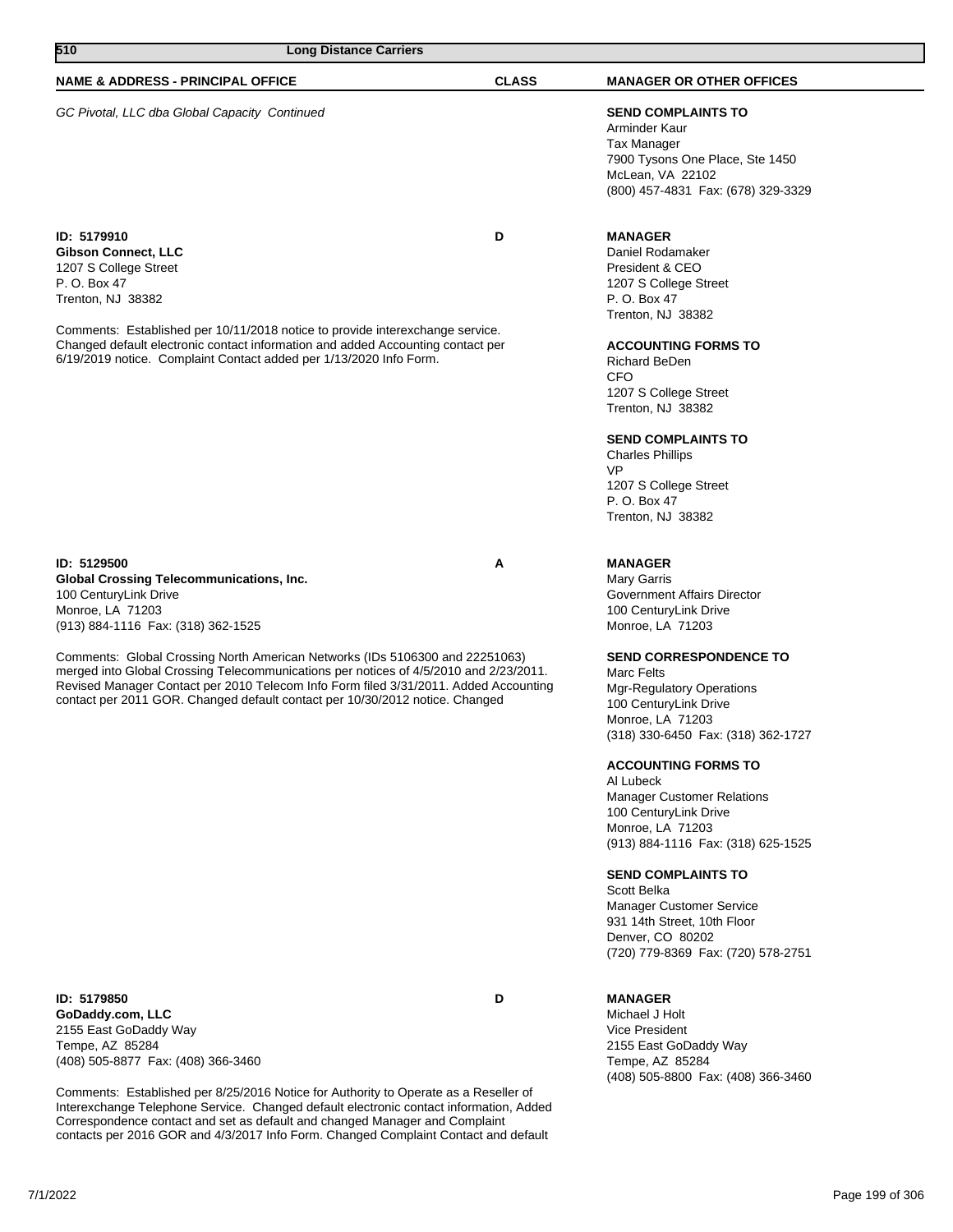## 510 Long Distance Carriers

| NAME & ADDRESS - PRINCIPAL OFFICE | CLASS | MANAGER OR OTHER OFFICES |
|---|---|---|
| *GC Pivotal, LLC dba Global Capacity Continued* | | **SEND COMPLAINTS TO**<br>Arminder Kaur<br>Tax Manager<br>7900 Tysons One Place, Ste 1450<br>McLean, VA 22102<br>(800) 457-4831 Fax: (678) 329-3329 |
| **ID: 5179910**<br>**Gibson Connect, LLC**<br>1207 S College Street<br>P. O. Box 47<br>Trenton, NJ 38382<br><br>Comments: Established per 10/11/2018 notice to provide interexchange service. Changed default electronic contact information and added Accounting contact per 6/19/2019 notice. Complaint Contact added per 1/13/2020 Info Form. | D | **MANAGER**<br>Daniel Rodamaker<br>President & CEO<br>1207 S College Street<br>P. O. Box 47<br>Trenton, NJ 38382<br><br>**ACCOUNTING FORMS TO**<br>Richard BeDen<br>CFO<br>1207 S College Street<br>Trenton, NJ 38382<br><br>**SEND COMPLAINTS TO**<br>Charles Phillips<br>VP<br>1207 S College Street<br>P. O. Box 47<br>Trenton, NJ 38382 |
| **ID: 5129500**<br>**Global Crossing Telecommunications, Inc.**<br>100 CenturyLink Drive<br>Monroe, LA 71203<br>(913) 884-1116 Fax: (318) 362-1525<br><br>Comments: Global Crossing North American Networks (IDs 5106300 and 22251063) merged into Global Crossing Telecommunications per notices of 4/5/2010 and 2/23/2011. Revised Manager Contact per 2010 Telecom Info Form filed 3/31/2011. Added Accounting contact per 2011 GOR. Changed default contact per 10/30/2012 notice. Changed | A | **MANAGER**<br>Mary Garris<br>Government Affairs Director<br>100 CenturyLink Drive<br>Monroe, LA 71203<br><br>**SEND CORRESPONDENCE TO**<br>Marc Felts<br>Mgr-Regulatory Operations<br>100 CenturyLink Drive<br>Monroe, LA 71203<br>(318) 330-6450 Fax: (318) 362-1727<br><br>**ACCOUNTING FORMS TO**<br>Al Lubeck<br>Manager Customer Relations<br>100 CenturyLink Drive<br>Monroe, LA 71203<br>(913) 884-1116 Fax: (318) 625-1525<br><br>**SEND COMPLAINTS TO**<br>Scott Belka<br>Manager Customer Service<br>931 14th Street, 10th Floor<br>Denver, CO 80202<br>(720) 779-8369 Fax: (720) 578-2751 |
| **ID: 5179850**<br>**GoDaddy.com, LLC**<br>2155 East GoDaddy Way<br>Tempe, AZ 85284<br>(408) 505-8877 Fax: (408) 366-3460<br><br>Comments: Established per 8/25/2016 Notice for Authority to Operate as a Reseller of Interexchange Telephone Service. Changed default electronic contact information, Added Correspondence contact and set as default and changed Manager and Complaint contacts per 2016 GOR and 4/3/2017 Info Form. Changed Complaint Contact and default | D | **MANAGER**<br>Michael J Holt<br>Vice President<br>2155 East GoDaddy Way<br>Tempe, AZ 85284<br>(408) 505-8800 Fax: (408) 366-3460 |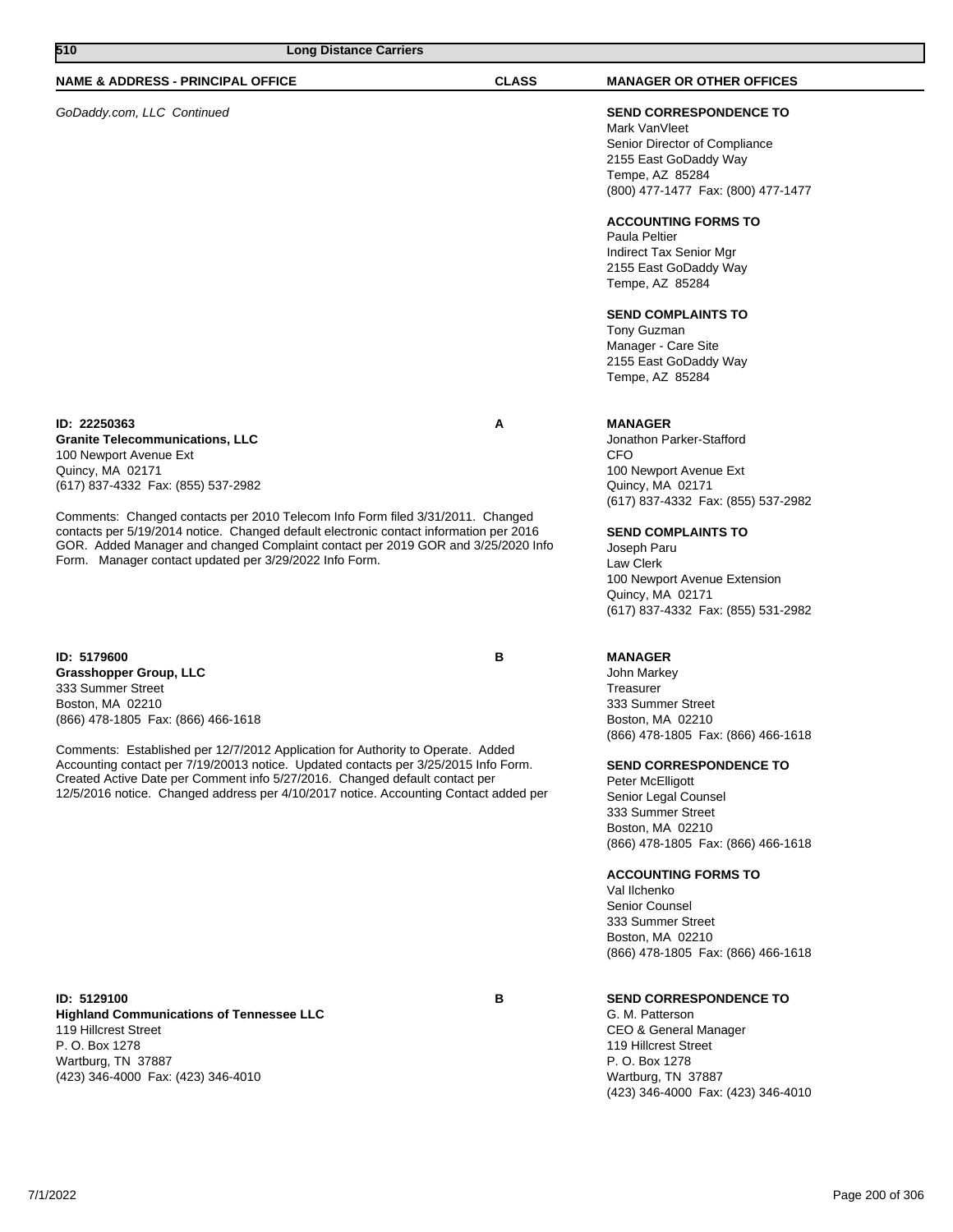## Long Distance Carriers

| NAME & ADDRESS - PRINCIPAL OFFICE | CLASS | MANAGER OR OTHER OFFICES |
|---|---|---|
| *GoDaddy.com, LLC Continued* | | **SEND CORRESPONDENCE TO**<br>Mark VanVleet<br>Senior Director of Compliance<br>2155 East GoDaddy Way<br>Tempe, AZ 85284<br>(800) 477-1477 Fax: (800) 477-1477<br><br>**ACCOUNTING FORMS TO**<br>Paula Peltier<br>Indirect Tax Senior Mgr<br>2155 East GoDaddy Way<br>Tempe, AZ 85284<br><br>**SEND COMPLAINTS TO**<br>Tony Guzman<br>Manager - Care Site<br>2155 East GoDaddy Way<br>Tempe, AZ 85284 |
| **ID: 22250363**<br>**Granite Telecommunications, LLC**<br>100 Newport Avenue Ext<br>Quincy, MA 02171<br>(617) 837-4332 Fax: (855) 537-2982<br><br>Comments: Changed contacts per 2010 Telecom Info Form filed 3/31/2011. Changed contacts per 5/19/2014 notice. Changed default electronic contact information per 2016 GOR. Added Manager and changed Complaint contact per 2019 GOR and 3/25/2020 Info Form. Manager contact updated per 3/29/2022 Info Form. | A | **MANAGER**<br>Jonathon Parker-Stafford<br>CFO<br>100 Newport Avenue Ext<br>Quincy, MA 02171<br>(617) 837-4332 Fax: (855) 537-2982<br><br>**SEND COMPLAINTS TO**<br>Joseph Paru<br>Law Clerk<br>100 Newport Avenue Extension<br>Quincy, MA 02171<br>(617) 837-4332 Fax: (855) 531-2982 |
| **ID: 5179600**<br>**Grasshopper Group, LLC**<br>333 Summer Street<br>Boston, MA 02210<br>(866) 478-1805 Fax: (866) 466-1618<br><br>Comments: Established per 12/7/2012 Application for Authority to Operate. Added Accounting contact per 7/19/20013 notice. Updated contacts per 3/25/2015 Info Form. Created Active Date per Comment info 5/27/2016. Changed default contact per 12/5/2016 notice. Changed address per 4/10/2017 notice. Accounting Contact added per | B | **MANAGER**<br>John Markey<br>Treasurer<br>333 Summer Street<br>Boston, MA 02210<br>(866) 478-1805 Fax: (866) 466-1618<br><br>**SEND CORRESPONDENCE TO**<br>Peter McElligott<br>Senior Legal Counsel<br>333 Summer Street<br>Boston, MA 02210<br>(866) 478-1805 Fax: (866) 466-1618<br><br>**ACCOUNTING FORMS TO**<br>Val Ilchenko<br>Senior Counsel<br>333 Summer Street<br>Boston, MA 02210<br>(866) 478-1805 Fax: (866) 466-1618 |
| **ID: 5129100**<br>**Highland Communications of Tennessee LLC**<br>119 Hillcrest Street<br>P. O. Box 1278<br>Wartburg, TN 37887<br>(423) 346-4000 Fax: (423) 346-4010 | B | **SEND CORRESPONDENCE TO**<br>G. M. Patterson<br>CEO & General Manager<br>119 Hillcrest Street<br>P. O. Box 1278<br>Wartburg, TN 37887<br>(423) 346-4000 Fax: (423) 346-4010 |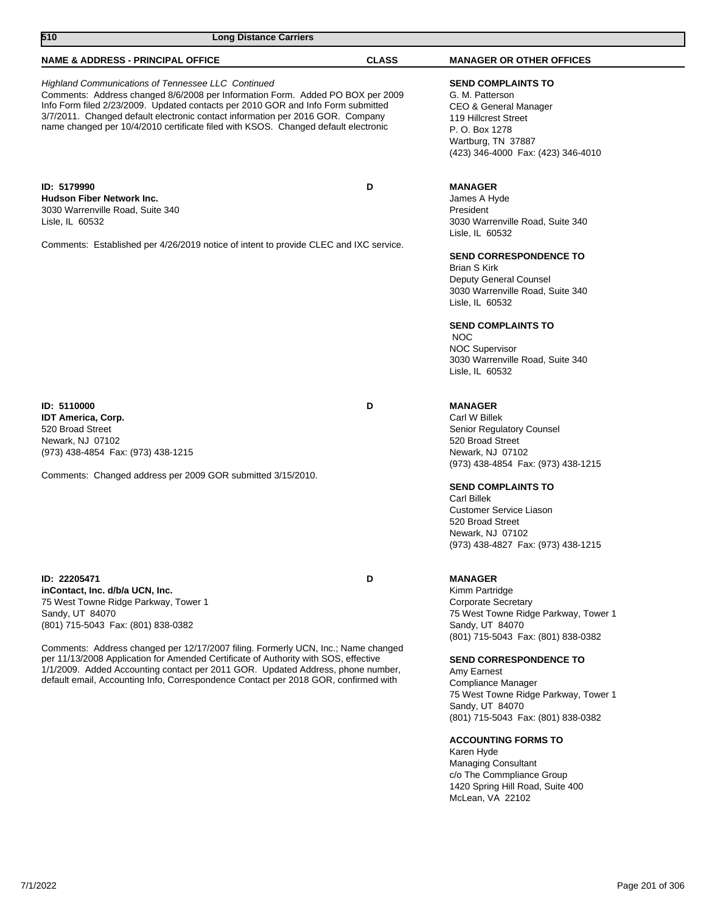## Long Distance Carriers

**NAME & ADDRESS - PRINCIPAL OFFICE** | **CLASS** | **MANAGER OR OTHER OFFICES**

*Highland Communications of Tennessee LLC Continued*
Comments: Address changed 8/6/2008 per Information Form. Added PO BOX per 2009 Info Form filed 2/23/2009. Updated contacts per 2010 GOR and Info Form submitted 3/7/2011. Changed default electronic contact information per 2016 GOR. Company name changed per 10/4/2010 certificate filed with KSOS. Changed default electronic

**SEND COMPLAINTS TO**
G. M. Patterson
CEO & General Manager
119 Hillcrest Street
P. O. Box 1278
Wartburg, TN 37887
(423) 346-4000 Fax: (423) 346-4010

---

**ID: 5179990** — **D**
**Hudson Fiber Network Inc.**
3030 Warrenville Road, Suite 340
Lisle, IL 60532

Comments: Established per 4/26/2019 notice of intent to provide CLEC and IXC service.

**MANAGER**
James A Hyde
President
3030 Warrenville Road, Suite 340
Lisle, IL 60532

**SEND CORRESPONDENCE TO**
Brian S Kirk
Deputy General Counsel
3030 Warrenville Road, Suite 340
Lisle, IL 60532

**SEND COMPLAINTS TO**
NOC
NOC Supervisor
3030 Warrenville Road, Suite 340
Lisle, IL 60532

---

**ID: 5110000** — **D**
**IDT America, Corp.**
520 Broad Street
Newark, NJ 07102
(973) 438-4854 Fax: (973) 438-1215

Comments: Changed address per 2009 GOR submitted 3/15/2010.

**MANAGER**
Carl W Billek
Senior Regulatory Counsel
520 Broad Street
Newark, NJ 07102
(973) 438-4854 Fax: (973) 438-1215

**SEND COMPLAINTS TO**
Carl Billek
Customer Service Liason
520 Broad Street
Newark, NJ 07102
(973) 438-4827 Fax: (973) 438-1215

---

**ID: 22205471** — **D**
**inContact, Inc. d/b/a UCN, Inc.**
75 West Towne Ridge Parkway, Tower 1
Sandy, UT 84070
(801) 715-5043 Fax: (801) 838-0382

Comments: Address changed per 12/17/2007 filing. Formerly UCN, Inc.; Name changed per 11/13/2008 Application for Amended Certificate of Authority with SOS, effective 1/1/2009. Added Accounting contact per 2011 GOR. Updated Address, phone number, default email, Accounting Info, Correspondence Contact per 2018 GOR, confirmed with

**MANAGER**
Kimm Partridge
Corporate Secretary
75 West Towne Ridge Parkway, Tower 1
Sandy, UT 84070
(801) 715-5043 Fax: (801) 838-0382

**SEND CORRESPONDENCE TO**
Amy Earnest
Compliance Manager
75 West Towne Ridge Parkway, Tower 1
Sandy, UT 84070
(801) 715-5043 Fax: (801) 838-0382

**ACCOUNTING FORMS TO**
Karen Hyde
Managing Consultant
c/o The Commpliance Group
1420 Spring Hill Road, Suite 400
McLean, VA 22102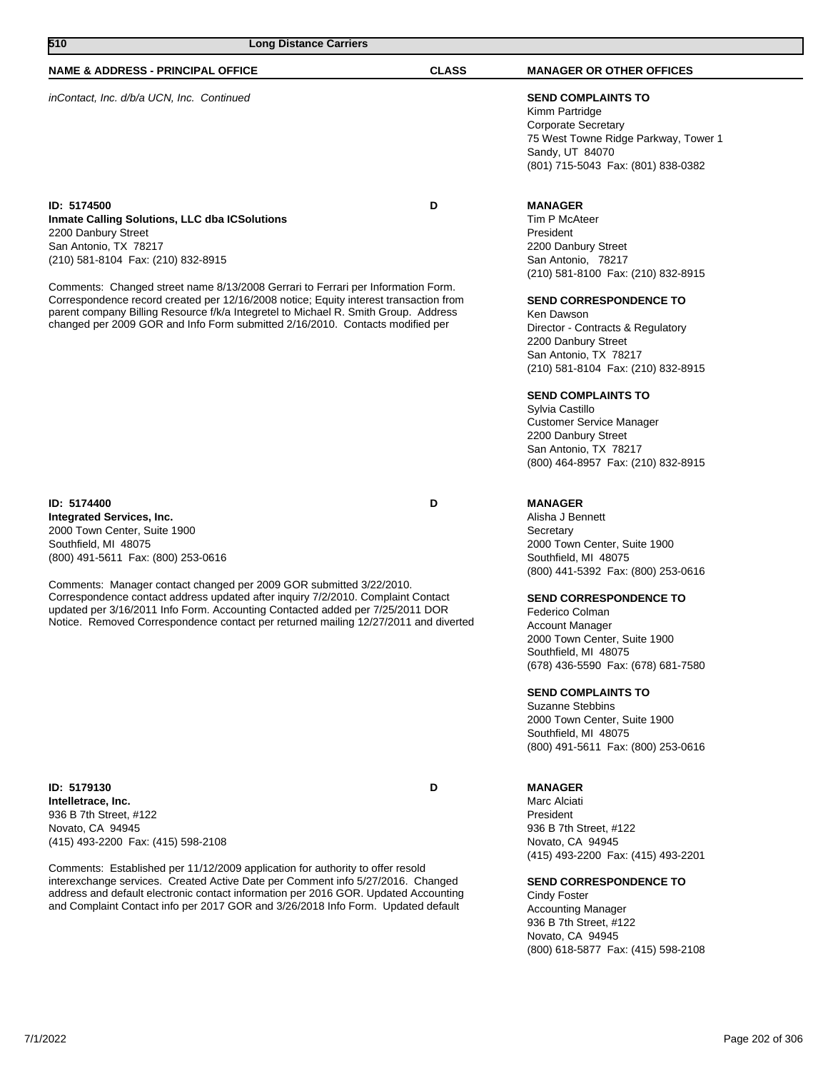## 510 Long Distance Carriers

| NAME & ADDRESS - PRINCIPAL OFFICE | CLASS | MANAGER OR OTHER OFFICES |
|---|---|---|

*inContact, Inc. d/b/a UCN, Inc. Continued*

**SEND COMPLAINTS TO**
Kimm Partridge
Corporate Secretary
75 West Towne Ridge Parkway, Tower 1
Sandy, UT 84070
(801) 715-5043 Fax: (801) 838-0382

---

**ID: 5174500** — Class: **D**
**Inmate Calling Solutions, LLC dba ICSolutions**
2200 Danbury Street
San Antonio, TX 78217
(210) 581-8104 Fax: (210) 832-8915

Comments: Changed street name 8/13/2008 Gerrari to Ferrari per Information Form. Correspondence record created per 12/16/2008 notice; Equity interest transaction from parent company Billing Resource f/k/a Integretel to Michael R. Smith Group. Address changed per 2009 GOR and Info Form submitted 2/16/2010. Contacts modified per

**MANAGER**
Tim P McAteer
President
2200 Danbury Street
San Antonio, 78217
(210) 581-8100 Fax: (210) 832-8915

**SEND CORRESPONDENCE TO**
Ken Dawson
Director - Contracts & Regulatory
2200 Danbury Street
San Antonio, TX 78217
(210) 581-8104 Fax: (210) 832-8915

**SEND COMPLAINTS TO**
Sylvia Castillo
Customer Service Manager
2200 Danbury Street
San Antonio, TX 78217
(800) 464-8957 Fax: (210) 832-8915

---

**ID: 5174400** — Class: **D**
**Integrated Services, Inc.**
2000 Town Center, Suite 1900
Southfield, MI 48075
(800) 491-5611 Fax: (800) 253-0616

Comments: Manager contact changed per 2009 GOR submitted 3/22/2010. Correspondence contact address updated after inquiry 7/2/2010. Complaint Contact updated per 3/16/2011 Info Form. Accounting Contacted added per 7/25/2011 DOR Notice. Removed Correspondence contact per returned mailing 12/27/2011 and diverted

**MANAGER**
Alisha J Bennett
Secretary
2000 Town Center, Suite 1900
Southfield, MI 48075
(800) 441-5392 Fax: (800) 253-0616

**SEND CORRESPONDENCE TO**
Federico Colman
Account Manager
2000 Town Center, Suite 1900
Southfield, MI 48075
(678) 436-5590 Fax: (678) 681-7580

**SEND COMPLAINTS TO**
Suzanne Stebbins
2000 Town Center, Suite 1900
Southfield, MI 48075
(800) 491-5611 Fax: (800) 253-0616

---

**ID: 5179130** — Class: **D**
**Intelletrace, Inc.**
936 B 7th Street, #122
Novato, CA 94945
(415) 493-2200 Fax: (415) 598-2108

Comments: Established per 11/12/2009 application for authority to offer resold interexchange services. Created Active Date per Comment info 5/27/2016. Changed address and default electronic contact information per 2016 GOR. Updated Accounting and Complaint Contact info per 2017 GOR and 3/26/2018 Info Form. Updated default

**MANAGER**
Marc Alciati
President
936 B 7th Street, #122
Novato, CA 94945
(415) 493-2200 Fax: (415) 493-2201

**SEND CORRESPONDENCE TO**
Cindy Foster
Accounting Manager
936 B 7th Street, #122
Novato, CA 94945
(800) 618-5877 Fax: (415) 598-2108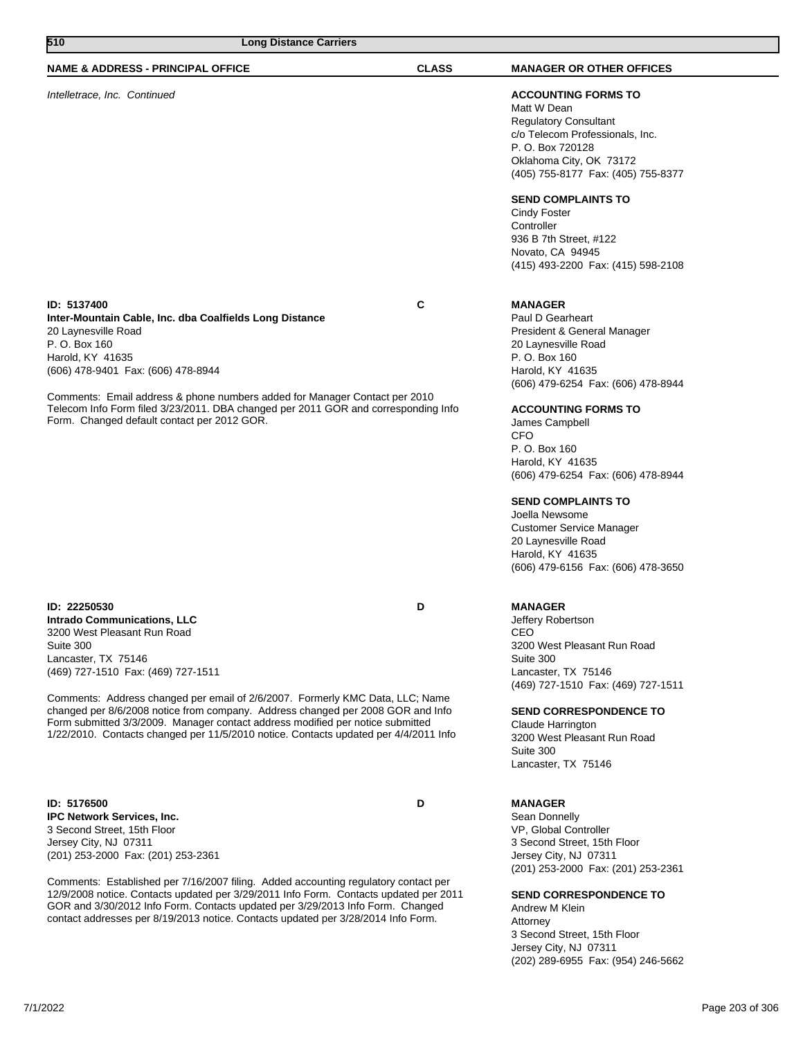| NAME & ADDRESS - PRINCIPAL OFFICE | CLASS | MANAGER OR OTHER OFFICES |
|---|---|---|
| *Intelletrace, Inc. Continued* | | **ACCOUNTING FORMS TO**<br>Matt W Dean<br>Regulatory Consultant<br>c/o Telecom Professionals, Inc.<br>P. O. Box 720128<br>Oklahoma City, OK 73172<br>(405) 755-8177 Fax: (405) 755-8377<br><br>**SEND COMPLAINTS TO**<br>Cindy Foster<br>Controller<br>936 B 7th Street, #122<br>Novato, CA 94945<br>(415) 493-2200 Fax: (415) 598-2108 |
| **ID: 5137400**<br>**Inter-Mountain Cable, Inc. dba Coalfields Long Distance**<br>20 Laynesville Road<br>P. O. Box 160<br>Harold, KY 41635<br>(606) 478-9401 Fax: (606) 478-8944<br><br>Comments: Email address & phone numbers added for Manager Contact per 2010 Telecom Info Form filed 3/23/2011. DBA changed per 2011 GOR and corresponding Info Form. Changed default contact per 2012 GOR. | C | **MANAGER**<br>Paul D Gearheart<br>President & General Manager<br>20 Laynesville Road<br>P. O. Box 160<br>Harold, KY 41635<br>(606) 479-6254 Fax: (606) 478-8944<br><br>**ACCOUNTING FORMS TO**<br>James Campbell<br>CFO<br>P. O. Box 160<br>Harold, KY 41635<br>(606) 479-6254 Fax: (606) 478-8944<br><br>**SEND COMPLAINTS TO**<br>Joella Newsome<br>Customer Service Manager<br>20 Laynesville Road<br>Harold, KY 41635<br>(606) 479-6156 Fax: (606) 478-3650 |
| **ID: 22250530**<br>**Intrado Communications, LLC**<br>3200 West Pleasant Run Road<br>Suite 300<br>Lancaster, TX 75146<br>(469) 727-1510 Fax: (469) 727-1511<br><br>Comments: Address changed per email of 2/6/2007. Formerly KMC Data, LLC; Name changed per 8/6/2008 notice from company. Address changed per 2008 GOR and Info Form submitted 3/3/2009. Manager contact address modified per notice submitted 1/22/2010. Contacts changed per 11/5/2010 notice. Contacts updated per 4/4/2011 Info | D | **MANAGER**<br>Jeffery Robertson<br>CEO<br>3200 West Pleasant Run Road<br>Suite 300<br>Lancaster, TX 75146<br>(469) 727-1510 Fax: (469) 727-1511<br><br>**SEND CORRESPONDENCE TO**<br>Claude Harrington<br>3200 West Pleasant Run Road<br>Suite 300<br>Lancaster, TX 75146 |
| **ID: 5176500**<br>**IPC Network Services, Inc.**<br>3 Second Street, 15th Floor<br>Jersey City, NJ 07311<br>(201) 253-2000 Fax: (201) 253-2361<br><br>Comments: Established per 7/16/2007 filing. Added accounting regulatory contact per 12/9/2008 notice. Contacts updated per 3/29/2011 Info Form. Contacts updated per 2011 GOR and 3/30/2012 Info Form. Contacts updated per 3/29/2013 Info Form. Changed contact addresses per 8/19/2013 notice. Contacts updated per 3/28/2014 Info Form. | D | **MANAGER**<br>Sean Donnelly<br>VP, Global Controller<br>3 Second Street, 15th Floor<br>Jersey City, NJ 07311<br>(201) 253-2000 Fax: (201) 253-2361<br><br>**SEND CORRESPONDENCE TO**<br>Andrew M Klein<br>Attorney<br>3 Second Street, 15th Floor<br>Jersey City, NJ 07311<br>(202) 289-6955 Fax: (954) 246-5662 |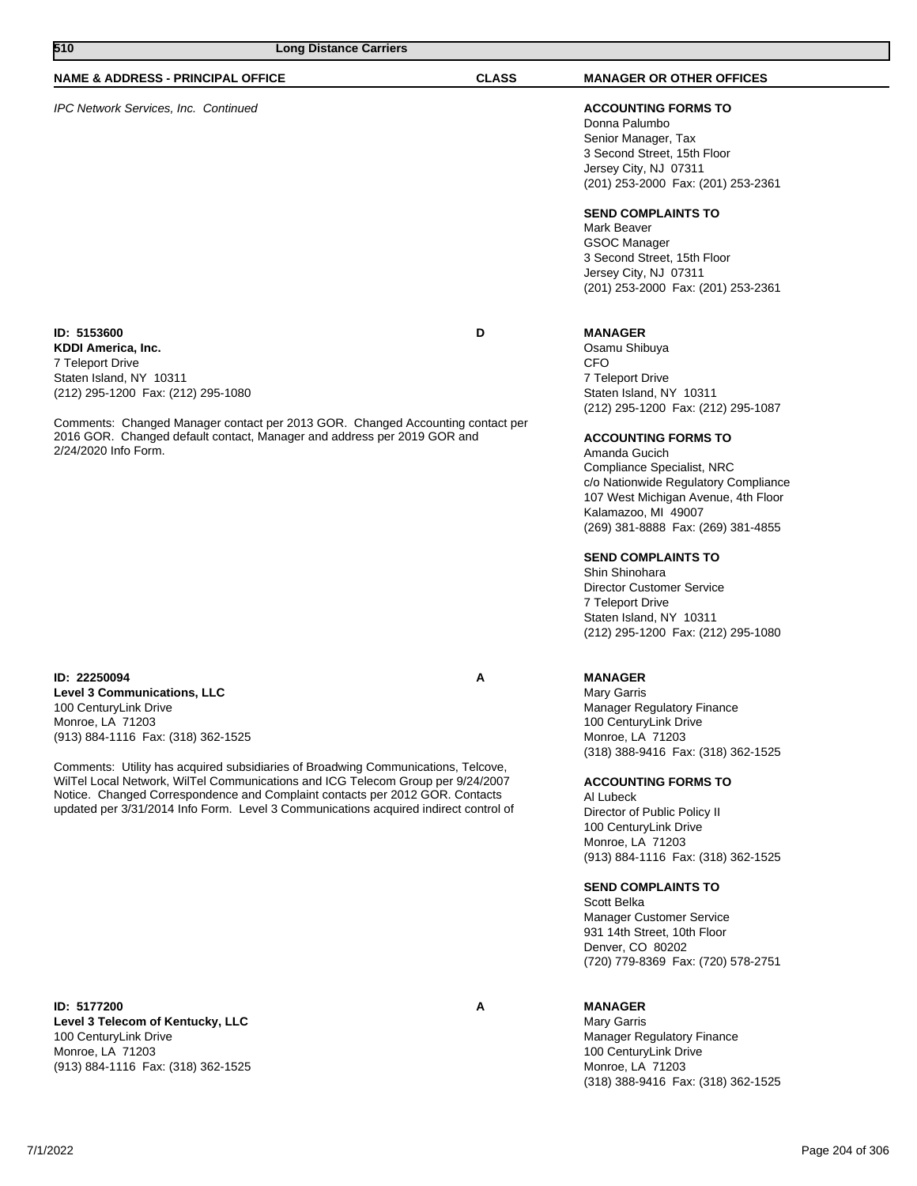## 510 Long Distance Carriers

| NAME & ADDRESS - PRINCIPAL OFFICE | CLASS | MANAGER OR OTHER OFFICES |
|---|---|---|
| *IPC Network Services, Inc. Continued* | | **ACCOUNTING FORMS TO**<br>Donna Palumbo<br>Senior Manager, Tax<br>3 Second Street, 15th Floor<br>Jersey City, NJ 07311<br>(201) 253-2000 Fax: (201) 253-2361<br><br>**SEND COMPLAINTS TO**<br>Mark Beaver<br>GSOC Manager<br>3 Second Street, 15th Floor<br>Jersey City, NJ 07311<br>(201) 253-2000 Fax: (201) 253-2361 |
| **ID: 5153600**<br>**KDDI America, Inc.**<br>7 Teleport Drive<br>Staten Island, NY 10311<br>(212) 295-1200 Fax: (212) 295-1080<br><br>Comments: Changed Manager contact per 2013 GOR. Changed Accounting contact per 2016 GOR. Changed default contact, Manager and address per 2019 GOR and 2/24/2020 Info Form. | D | **MANAGER**<br>Osamu Shibuya<br>CFO<br>7 Teleport Drive<br>Staten Island, NY 10311<br>(212) 295-1200 Fax: (212) 295-1087<br><br>**ACCOUNTING FORMS TO**<br>Amanda Gucich<br>Compliance Specialist, NRC<br>c/o Nationwide Regulatory Compliance<br>107 West Michigan Avenue, 4th Floor<br>Kalamazoo, MI 49007<br>(269) 381-8888 Fax: (269) 381-4855<br><br>**SEND COMPLAINTS TO**<br>Shin Shinohara<br>Director Customer Service<br>7 Teleport Drive<br>Staten Island, NY 10311<br>(212) 295-1200 Fax: (212) 295-1080 |
| **ID: 22250094**<br>**Level 3 Communications, LLC**<br>100 CenturyLink Drive<br>Monroe, LA 71203<br>(913) 884-1116 Fax: (318) 362-1525<br><br>Comments: Utility has acquired subsidiaries of Broadwing Communications, Telcove, WilTel Local Network, WilTel Communications and ICG Telecom Group per 9/24/2007 Notice. Changed Correspondence and Complaint contacts per 2012 GOR. Contacts updated per 3/31/2014 Info Form. Level 3 Communications acquired indirect control of | A | **MANAGER**<br>Mary Garris<br>Manager Regulatory Finance<br>100 CenturyLink Drive<br>Monroe, LA 71203<br>(318) 388-9416 Fax: (318) 362-1525<br><br>**ACCOUNTING FORMS TO**<br>Al Lubeck<br>Director of Public Policy II<br>100 CenturyLink Drive<br>Monroe, LA 71203<br>(913) 884-1116 Fax: (318) 362-1525<br><br>**SEND COMPLAINTS TO**<br>Scott Belka<br>Manager Customer Service<br>931 14th Street, 10th Floor<br>Denver, CO 80202<br>(720) 779-8369 Fax: (720) 578-2751 |
| **ID: 5177200**<br>**Level 3 Telecom of Kentucky, LLC**<br>100 CenturyLink Drive<br>Monroe, LA 71203<br>(913) 884-1116 Fax: (318) 362-1525 | A | **MANAGER**<br>Mary Garris<br>Manager Regulatory Finance<br>100 CenturyLink Drive<br>Monroe, LA 71203<br>(318) 388-9416 Fax: (318) 362-1525 |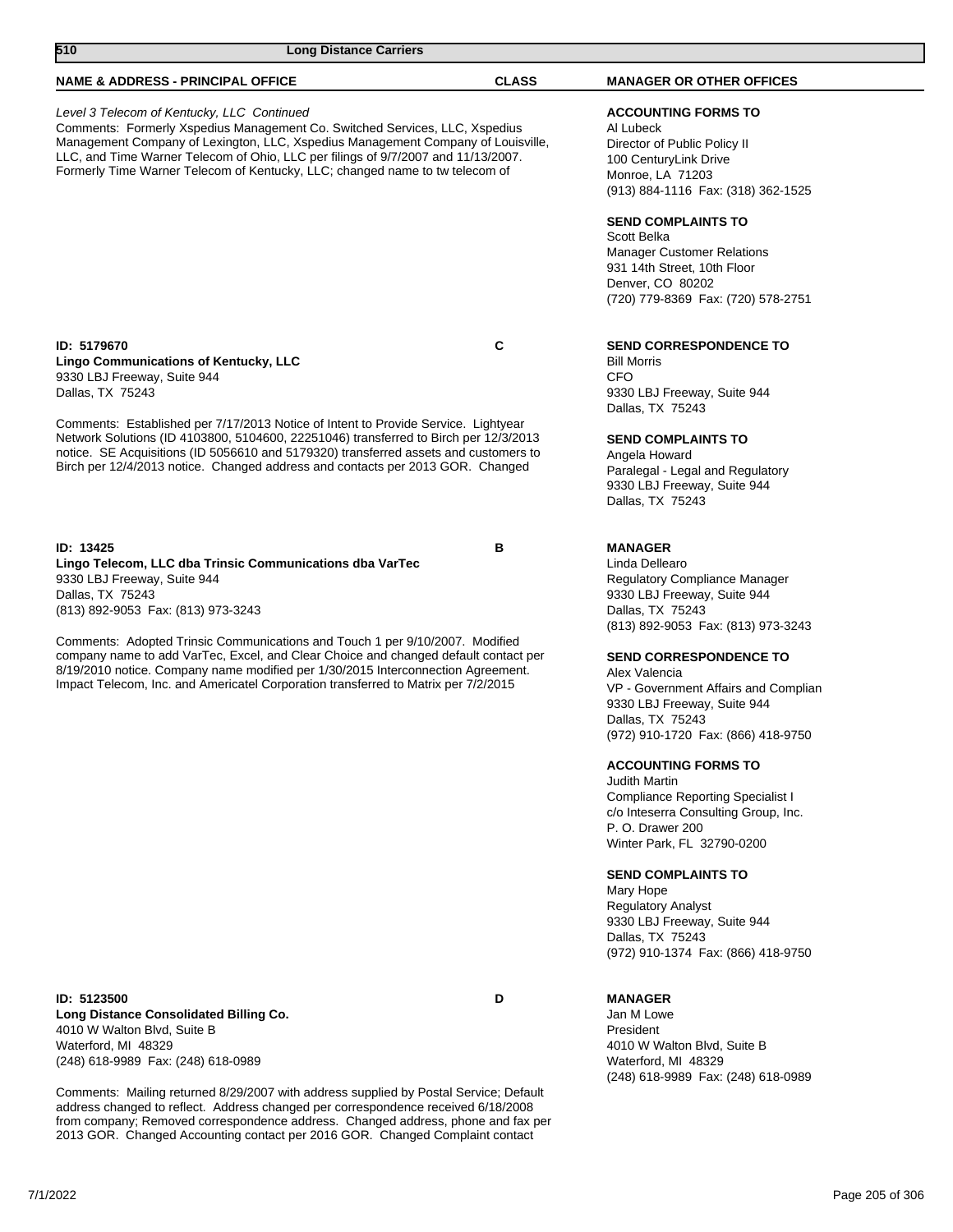## Long Distance Carriers

| NAME & ADDRESS - PRINCIPAL OFFICE | CLASS | MANAGER OR OTHER OFFICES |
|---|---|---|

*Level 3 Telecom of Kentucky, LLC Continued*

Comments: Formerly Xspedius Management Co. Switched Services, LLC, Xspedius Management Company of Lexington, LLC, Xspedius Management Company of Louisville, LLC, and Time Warner Telecom of Ohio, LLC per filings of 9/7/2007 and 11/13/2007. Formerly Time Warner Telecom of Kentucky, LLC; changed name to tw telecom of

**ACCOUNTING FORMS TO**
Al Lubeck
Director of Public Policy II
100 CenturyLink Drive
Monroe, LA 71203
(913) 884-1116 Fax: (318) 362-1525

**SEND COMPLAINTS TO**
Scott Belka
Manager Customer Relations
931 14th Street, 10th Floor
Denver, CO 80202
(720) 779-8369 Fax: (720) 578-2751

---

**ID: 5179670** — Class: **C**
**Lingo Communications of Kentucky, LLC**
9330 LBJ Freeway, Suite 944
Dallas, TX 75243

Comments: Established per 7/17/2013 Notice of Intent to Provide Service. Lightyear Network Solutions (ID 4103800, 5104600, 22251046) transferred to Birch per 12/3/2013 notice. SE Acquisitions (ID 5056610 and 5179320) transferred assets and customers to Birch per 12/4/2013 notice. Changed address and contacts per 2013 GOR. Changed

**SEND CORRESPONDENCE TO**
Bill Morris
CFO
9330 LBJ Freeway, Suite 944
Dallas, TX 75243

**SEND COMPLAINTS TO**
Angela Howard
Paralegal - Legal and Regulatory
9330 LBJ Freeway, Suite 944
Dallas, TX 75243

---

**ID: 13425** — Class: **B**
**Lingo Telecom, LLC dba Trinsic Communications dba VarTec**
9330 LBJ Freeway, Suite 944
Dallas, TX 75243
(813) 892-9053 Fax: (813) 973-3243

Comments: Adopted Trinsic Communications and Touch 1 per 9/10/2007. Modified company name to add VarTec, Excel, and Clear Choice and changed default contact per 8/19/2010 notice. Company name modified per 1/30/2015 Interconnection Agreement. Impact Telecom, Inc. and Americatel Corporation transferred to Matrix per 7/2/2015

**MANAGER**
Linda Dellearo
Regulatory Compliance Manager
9330 LBJ Freeway, Suite 944
Dallas, TX 75243
(813) 892-9053 Fax: (813) 973-3243

**SEND CORRESPONDENCE TO**
Alex Valencia
VP - Government Affairs and Complian
9330 LBJ Freeway, Suite 944
Dallas, TX 75243
(972) 910-1720 Fax: (866) 418-9750

**ACCOUNTING FORMS TO**
Judith Martin
Compliance Reporting Specialist I
c/o Inteserra Consulting Group, Inc.
P. O. Drawer 200
Winter Park, FL 32790-0200

**SEND COMPLAINTS TO**
Mary Hope
Regulatory Analyst
9330 LBJ Freeway, Suite 944
Dallas, TX 75243
(972) 910-1374 Fax: (866) 418-9750

---

**ID: 5123500** — Class: **D**
**Long Distance Consolidated Billing Co.**
4010 W Walton Blvd, Suite B
Waterford, MI 48329
(248) 618-9989 Fax: (248) 618-0989

Comments: Mailing returned 8/29/2007 with address supplied by Postal Service; Default address changed to reflect. Address changed per correspondence received 6/18/2008 from company; Removed correspondence address. Changed address, phone and fax per 2013 GOR. Changed Accounting contact per 2016 GOR. Changed Complaint contact

**MANAGER**
Jan M Lowe
President
4010 W Walton Blvd, Suite B
Waterford, MI 48329
(248) 618-9989 Fax: (248) 618-0989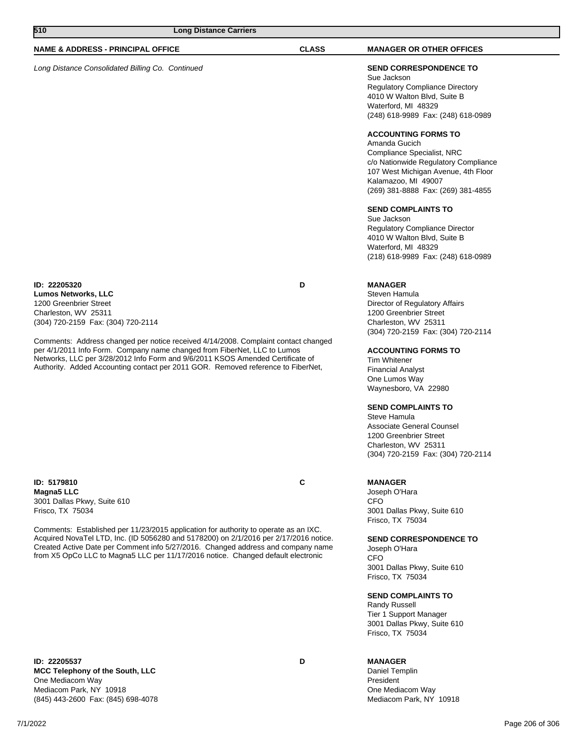## 510 Long Distance Carriers

| NAME & ADDRESS - PRINCIPAL OFFICE | CLASS | MANAGER OR OTHER OFFICES |
|---|---|---|

*Long Distance Consolidated Billing Co. Continued*

**SEND CORRESPONDENCE TO**
Sue Jackson
Regulatory Compliance Directory
4010 W Walton Blvd, Suite B
Waterford, MI 48329
(248) 618-9989 Fax: (248) 618-0989

**ACCOUNTING FORMS TO**
Amanda Gucich
Compliance Specialist, NRC
c/o Nationwide Regulatory Compliance
107 West Michigan Avenue, 4th Floor
Kalamazoo, MI 49007
(269) 381-8888 Fax: (269) 381-4855

**SEND COMPLAINTS TO**
Sue Jackson
Regulatory Compliance Director
4010 W Walton Blvd, Suite B
Waterford, MI 48329
(218) 618-9989 Fax: (248) 618-0989

---

**ID: 22205320**
**Lumos Networks, LLC**
1200 Greenbrier Street
Charleston, WV 25311
(304) 720-2159 Fax: (304) 720-2114

CLASS: D

Comments: Address changed per notice received 4/14/2008. Complaint contact changed per 4/1/2011 Info Form. Company name changed from FiberNet, LLC to Lumos Networks, LLC per 3/28/2012 Info Form and 9/6/2011 KSOS Amended Certificate of Authority. Added Accounting contact per 2011 GOR. Removed reference to FiberNet,

**MANAGER**
Steven Hamula
Director of Regulatory Affairs
1200 Greenbrier Street
Charleston, WV 25311
(304) 720-2159 Fax: (304) 720-2114

**ACCOUNTING FORMS TO**
Tim Whitener
Financial Analyst
One Lumos Way
Waynesboro, VA 22980

**SEND COMPLAINTS TO**
Steve Hamula
Associate General Counsel
1200 Greenbrier Street
Charleston, WV 25311
(304) 720-2159 Fax: (304) 720-2114

---

**ID: 5179810**
**Magna5 LLC**
3001 Dallas Pkwy, Suite 610
Frisco, TX 75034

CLASS: C

Comments: Established per 11/23/2015 application for authority to operate as an IXC. Acquired NovaTel LTD, Inc. (ID 5056280 and 5178200) on 2/1/2016 per 2/17/2016 notice. Created Active Date per Comment info 5/27/2016. Changed address and company name from X5 OpCo LLC to Magna5 LLC per 11/17/2016 notice. Changed default electronic

**MANAGER**
Joseph O'Hara
CFO
3001 Dallas Pkwy, Suite 610
Frisco, TX 75034

**SEND CORRESPONDENCE TO**
Joseph O'Hara
CFO
3001 Dallas Pkwy, Suite 610
Frisco, TX 75034

**SEND COMPLAINTS TO**
Randy Russell
Tier 1 Support Manager
3001 Dallas Pkwy, Suite 610
Frisco, TX 75034

---

**ID: 22205537**
**MCC Telephony of the South, LLC**
One Mediacom Way
Mediacom Park, NY 10918
(845) 443-2600 Fax: (845) 698-4078

CLASS: D

**MANAGER**
Daniel Templin
President
One Mediacom Way
Mediacom Park, NY 10918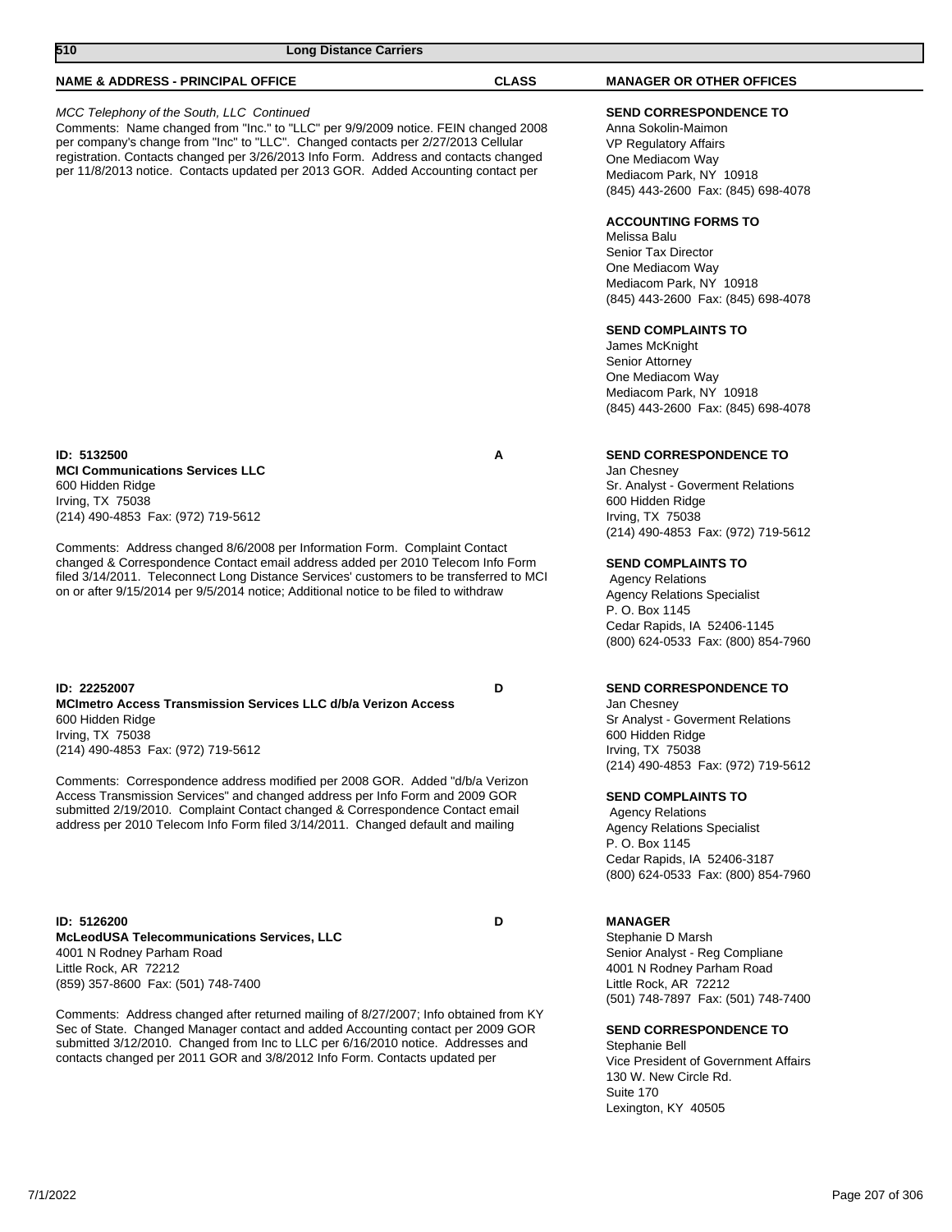## 510 Long Distance Carriers

| NAME & ADDRESS - PRINCIPAL OFFICE | CLASS | MANAGER OR OTHER OFFICES |
|---|---|---|

*MCC Telephony of the South, LLC Continued*

Comments: Name changed from "Inc." to "LLC" per 9/9/2009 notice. FEIN changed 2008 per company's change from "Inc" to "LLC". Changed contacts per 2/27/2013 Cellular registration. Contacts changed per 3/26/2013 Info Form. Address and contacts changed per 11/8/2013 notice. Contacts updated per 2013 GOR. Added Accounting contact per

**SEND CORRESPONDENCE TO**
Anna Sokolin-Maimon
VP Regulatory Affairs
One Mediacom Way
Mediacom Park, NY 10918
(845) 443-2600 Fax: (845) 698-4078

**ACCOUNTING FORMS TO**
Melissa Balu
Senior Tax Director
One Mediacom Way
Mediacom Park, NY 10918
(845) 443-2600 Fax: (845) 698-4078

**SEND COMPLAINTS TO**
James McKnight
Senior Attorney
One Mediacom Way
Mediacom Park, NY 10918
(845) 443-2600 Fax: (845) 698-4078

---

**ID: 5132500** — Class: **A**
**MCI Communications Services LLC**
600 Hidden Ridge
Irving, TX 75038
(214) 490-4853 Fax: (972) 719-5612

Comments: Address changed 8/6/2008 per Information Form. Complaint Contact changed & Correspondence Contact email address added per 2010 Telecom Info Form filed 3/14/2011. Teleconnect Long Distance Services' customers to be transferred to MCI on or after 9/15/2014 per 9/5/2014 notice; Additional notice to be filed to withdraw

**SEND CORRESPONDENCE TO**
Jan Chesney
Sr. Analyst - Goverment Relations
600 Hidden Ridge
Irving, TX 75038
(214) 490-4853 Fax: (972) 719-5612

**SEND COMPLAINTS TO**
Agency Relations
Agency Relations Specialist
P. O. Box 1145
Cedar Rapids, IA 52406-1145
(800) 624-0533 Fax: (800) 854-7960

---

**ID: 22252007** — Class: **D**
**MCImetro Access Transmission Services LLC d/b/a Verizon Access**
600 Hidden Ridge
Irving, TX 75038
(214) 490-4853 Fax: (972) 719-5612

Comments: Correspondence address modified per 2008 GOR. Added "d/b/a Verizon Access Transmission Services" and changed address per Info Form and 2009 GOR submitted 2/19/2010. Complaint Contact changed & Correspondence Contact email address per 2010 Telecom Info Form filed 3/14/2011. Changed default and mailing

**SEND CORRESPONDENCE TO**
Jan Chesney
Sr Analyst - Goverment Relations
600 Hidden Ridge
Irving, TX 75038
(214) 490-4853 Fax: (972) 719-5612

**SEND COMPLAINTS TO**
Agency Relations
Agency Relations Specialist
P. O. Box 1145
Cedar Rapids, IA 52406-3187
(800) 624-0533 Fax: (800) 854-7960

---

**ID: 5126200** — Class: **D**
**McLeodUSA Telecommunications Services, LLC**
4001 N Rodney Parham Road
Little Rock, AR 72212
(859) 357-8600 Fax: (501) 748-7400

Comments: Address changed after returned mailing of 8/27/2007; Info obtained from KY Sec of State. Changed Manager contact and added Accounting contact per 2009 GOR submitted 3/12/2010. Changed from Inc to LLC per 6/16/2010 notice. Addresses and contacts changed per 2011 GOR and 3/8/2012 Info Form. Contacts updated per

**MANAGER**
Stephanie D Marsh
Senior Analyst - Reg Compliane
4001 N Rodney Parham Road
Little Rock, AR 72212
(501) 748-7897 Fax: (501) 748-7400

**SEND CORRESPONDENCE TO**
Stephanie Bell
Vice President of Government Affairs
130 W. New Circle Rd.
Suite 170
Lexington, KY 40505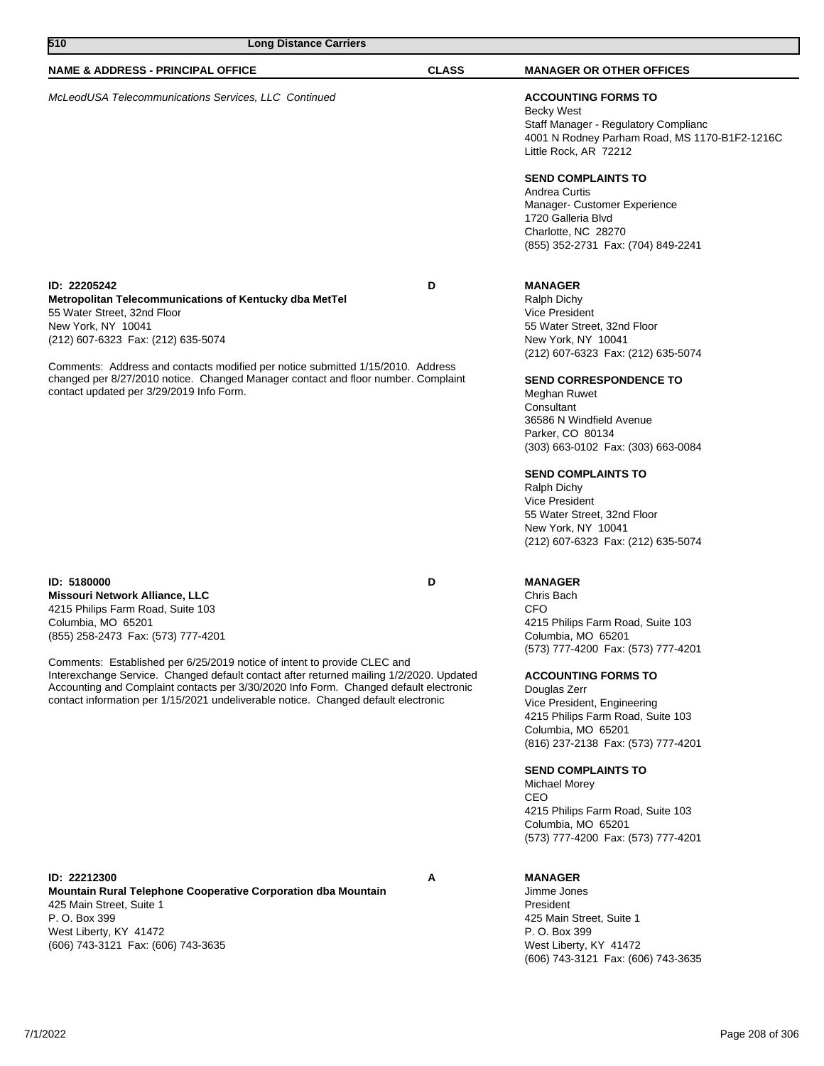## 510 Long Distance Carriers

| NAME & ADDRESS - PRINCIPAL OFFICE | CLASS | MANAGER OR OTHER OFFICES |
|---|---|---|
| *McLeodUSA Telecommunications Services, LLC Continued* | | **ACCOUNTING FORMS TO**<br>Becky West<br>Staff Manager - Regulatory Complianc<br>4001 N Rodney Parham Road, MS 1170-B1F2-1216C<br>Little Rock, AR 72212<br><br>**SEND COMPLAINTS TO**<br>Andrea Curtis<br>Manager- Customer Experience<br>1720 Galleria Blvd<br>Charlotte, NC 28270<br>(855) 352-2731 Fax: (704) 849-2241 |
| **ID: 22205242**<br>**Metropolitan Telecommunications of Kentucky dba MetTel**<br>55 Water Street, 32nd Floor<br>New York, NY 10041<br>(212) 607-6323 Fax: (212) 635-5074<br><br>Comments: Address and contacts modified per notice submitted 1/15/2010. Address changed per 8/27/2010 notice. Changed Manager contact and floor number. Complaint contact updated per 3/29/2019 Info Form. | D | **MANAGER**<br>Ralph Dichy<br>Vice President<br>55 Water Street, 32nd Floor<br>New York, NY 10041<br>(212) 607-6323 Fax: (212) 635-5074<br><br>**SEND CORRESPONDENCE TO**<br>Meghan Ruwet<br>Consultant<br>36586 N Windfield Avenue<br>Parker, CO 80134<br>(303) 663-0102 Fax: (303) 663-0084<br><br>**SEND COMPLAINTS TO**<br>Ralph Dichy<br>Vice President<br>55 Water Street, 32nd Floor<br>New York, NY 10041<br>(212) 607-6323 Fax: (212) 635-5074 |
| **ID: 5180000**<br>**Missouri Network Alliance, LLC**<br>4215 Philips Farm Road, Suite 103<br>Columbia, MO 65201<br>(855) 258-2473 Fax: (573) 777-4201<br><br>Comments: Established per 6/25/2019 notice of intent to provide CLEC and Interexchange Service. Changed default contact after returned mailing 1/2/2020. Updated Accounting and Complaint contacts per 3/30/2020 Info Form. Changed default electronic contact information per 1/15/2021 undeliverable notice. Changed default electronic | D | **MANAGER**<br>Chris Bach<br>CFO<br>4215 Philips Farm Road, Suite 103<br>Columbia, MO 65201<br>(573) 777-4200 Fax: (573) 777-4201<br><br>**ACCOUNTING FORMS TO**<br>Douglas Zerr<br>Vice President, Engineering<br>4215 Philips Farm Road, Suite 103<br>Columbia, MO 65201<br>(816) 237-2138 Fax: (573) 777-4201<br><br>**SEND COMPLAINTS TO**<br>Michael Morey<br>CEO<br>4215 Philips Farm Road, Suite 103<br>Columbia, MO 65201<br>(573) 777-4200 Fax: (573) 777-4201 |
| **ID: 22212300**<br>**Mountain Rural Telephone Cooperative Corporation dba Mountain**<br>425 Main Street, Suite 1<br>P. O. Box 399<br>West Liberty, KY 41472<br>(606) 743-3121 Fax: (606) 743-3635 | A | **MANAGER**<br>Jimme Jones<br>President<br>425 Main Street, Suite 1<br>P. O. Box 399<br>West Liberty, KY 41472<br>(606) 743-3121 Fax: (606) 743-3635 |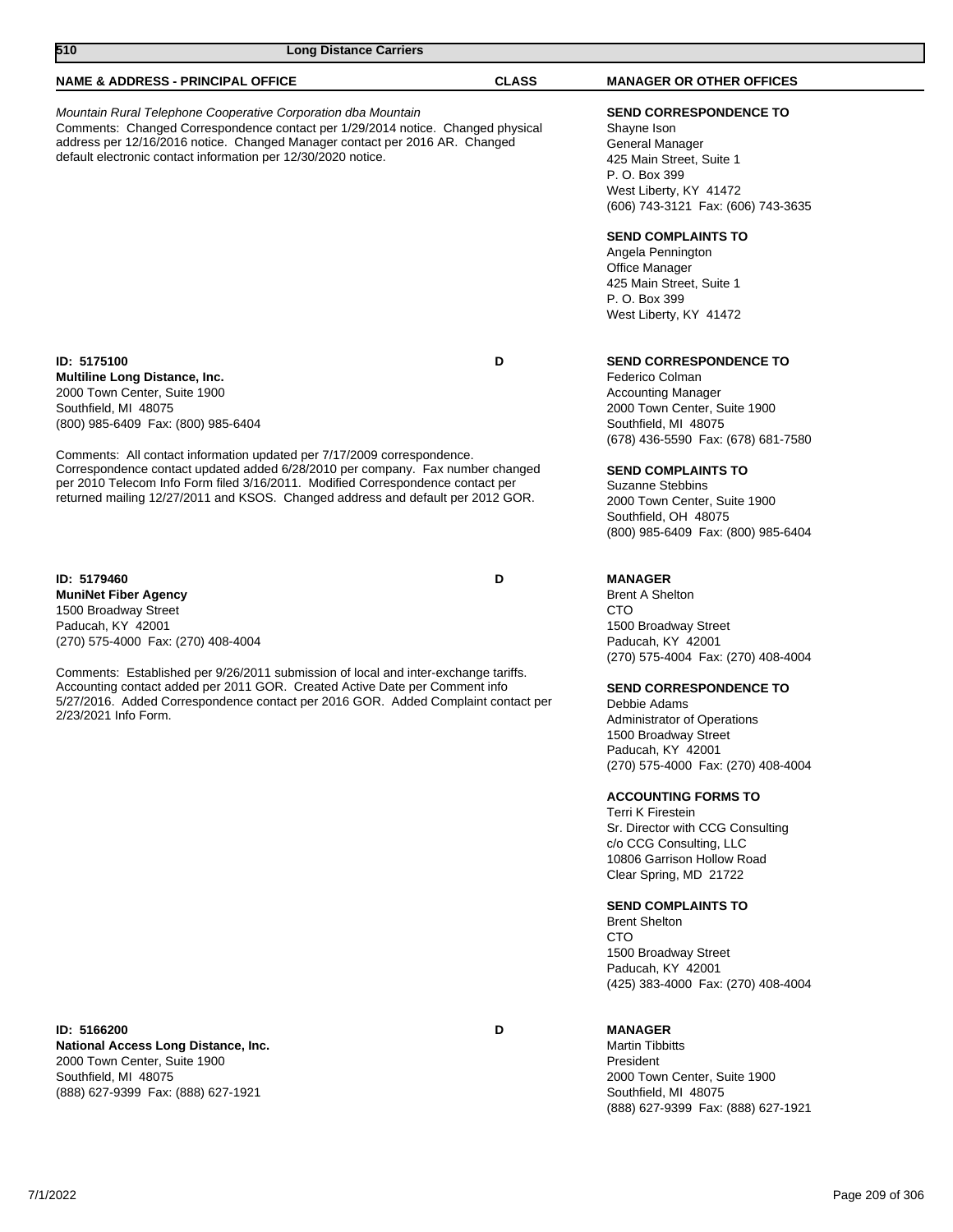## 510 Long Distance Carriers

| NAME & ADDRESS - PRINCIPAL OFFICE | CLASS | MANAGER OR OTHER OFFICES |
|---|---|---|

*Mountain Rural Telephone Cooperative Corporation dba Mountain*
Comments: Changed Correspondence contact per 1/29/2014 notice. Changed physical address per 12/16/2016 notice. Changed Manager contact per 2016 AR. Changed default electronic contact information per 12/30/2020 notice.

**SEND CORRESPONDENCE TO**
Shayne Ison
General Manager
425 Main Street, Suite 1
P. O. Box 399
West Liberty, KY 41472
(606) 743-3121 Fax: (606) 743-3635

**SEND COMPLAINTS TO**
Angela Pennington
Office Manager
425 Main Street, Suite 1
P. O. Box 399
West Liberty, KY 41472

---

**ID: 5175100** — Class: **D**
**Multiline Long Distance, Inc.**
2000 Town Center, Suite 1900
Southfield, MI 48075
(800) 985-6409 Fax: (800) 985-6404

Comments: All contact information updated per 7/17/2009 correspondence. Correspondence contact updated added 6/28/2010 per company. Fax number changed per 2010 Telecom Info Form filed 3/16/2011. Modified Correspondence contact per returned mailing 12/27/2011 and KSOS. Changed address and default per 2012 GOR.

**SEND CORRESPONDENCE TO**
Federico Colman
Accounting Manager
2000 Town Center, Suite 1900
Southfield, MI 48075
(678) 436-5590 Fax: (678) 681-7580

**SEND COMPLAINTS TO**
Suzanne Stebbins
2000 Town Center, Suite 1900
Southfield, OH 48075
(800) 985-6409 Fax: (800) 985-6404

---

**ID: 5179460** — Class: **D**
**MuniNet Fiber Agency**
1500 Broadway Street
Paducah, KY 42001
(270) 575-4000 Fax: (270) 408-4004

Comments: Established per 9/26/2011 submission of local and inter-exchange tariffs. Accounting contact added per 2011 GOR. Created Active Date per Comment info 5/27/2016. Added Correspondence contact per 2016 GOR. Added Complaint contact per 2/23/2021 Info Form.

**MANAGER**
Brent A Shelton
CTO
1500 Broadway Street
Paducah, KY 42001
(270) 575-4004 Fax: (270) 408-4004

**SEND CORRESPONDENCE TO**
Debbie Adams
Administrator of Operations
1500 Broadway Street
Paducah, KY 42001
(270) 575-4000 Fax: (270) 408-4004

**ACCOUNTING FORMS TO**
Terri K Firestein
Sr. Director with CCG Consulting
c/o CCG Consulting, LLC
10806 Garrison Hollow Road
Clear Spring, MD 21722

**SEND COMPLAINTS TO**
Brent Shelton
CTO
1500 Broadway Street
Paducah, KY 42001
(425) 383-4000 Fax: (270) 408-4004

---

**ID: 5166200** — Class: **D**
**National Access Long Distance, Inc.**
2000 Town Center, Suite 1900
Southfield, MI 48075
(888) 627-9399 Fax: (888) 627-1921

**MANAGER**
Martin Tibbitts
President
2000 Town Center, Suite 1900
Southfield, MI 48075
(888) 627-9399 Fax: (888) 627-1921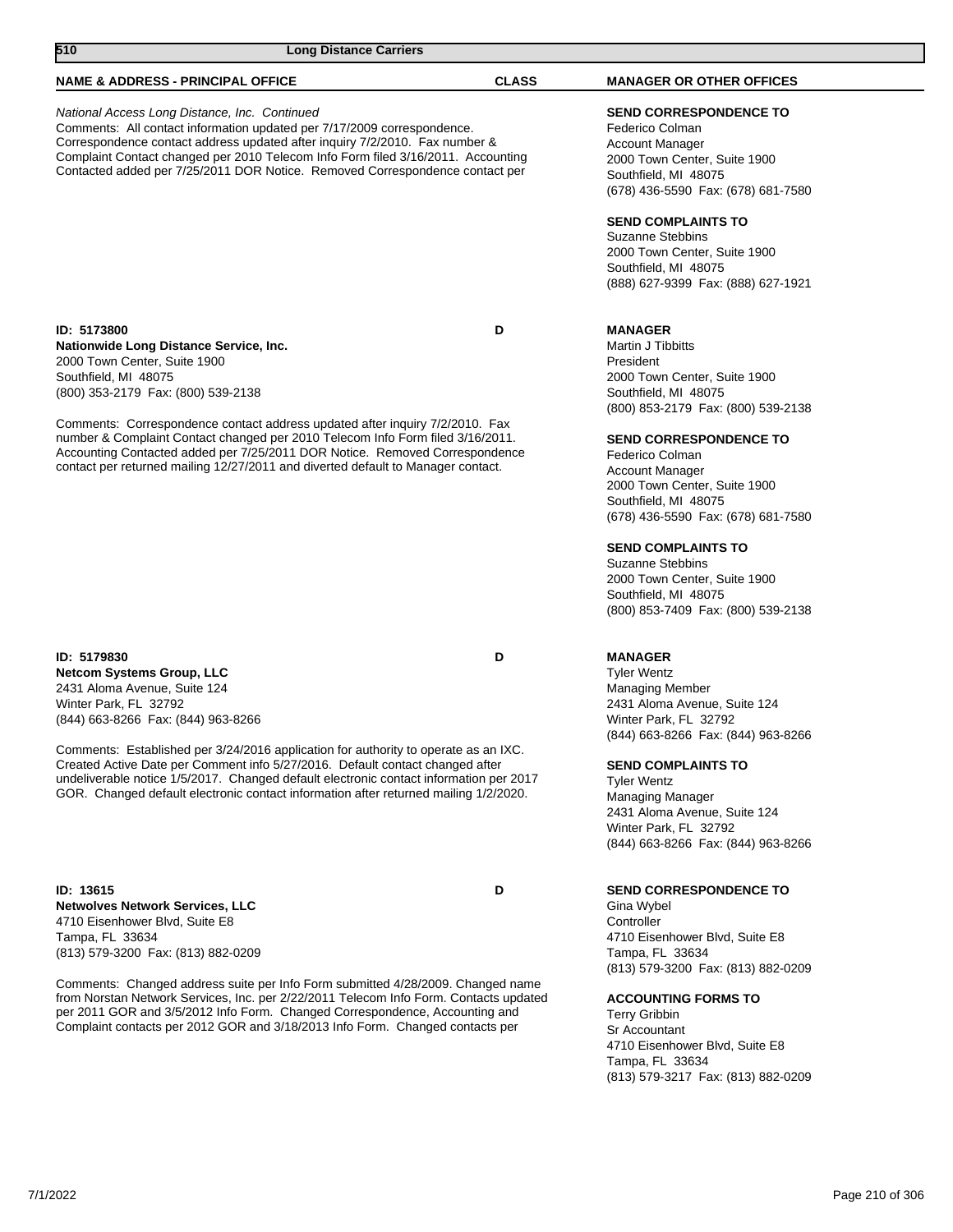## Long Distance Carriers

| NAME & ADDRESS - PRINCIPAL OFFICE | CLASS | MANAGER OR OTHER OFFICES |
|---|---|---|

*National Access Long Distance, Inc. Continued*

Comments: All contact information updated per 7/17/2009 correspondence. Correspondence contact address updated after inquiry 7/2/2010. Fax number & Complaint Contact changed per 2010 Telecom Info Form filed 3/16/2011. Accounting Contacted added per 7/25/2011 DOR Notice. Removed Correspondence contact per

**SEND CORRESPONDENCE TO**
Federico Colman
Account Manager
2000 Town Center, Suite 1900
Southfield, MI 48075
(678) 436-5590 Fax: (678) 681-7580

**SEND COMPLAINTS TO**
Suzanne Stebbins
2000 Town Center, Suite 1900
Southfield, MI 48075
(888) 627-9399 Fax: (888) 627-1921

---

**ID: 5173800** — Class: **D**
**Nationwide Long Distance Service, Inc.**
2000 Town Center, Suite 1900
Southfield, MI 48075
(800) 353-2179 Fax: (800) 539-2138

Comments: Correspondence contact address updated after inquiry 7/2/2010. Fax number & Complaint Contact changed per 2010 Telecom Info Form filed 3/16/2011. Accounting Contacted added per 7/25/2011 DOR Notice. Removed Correspondence contact per returned mailing 12/27/2011 and diverted default to Manager contact.

**MANAGER**
Martin J Tibbitts
President
2000 Town Center, Suite 1900
Southfield, MI 48075
(800) 853-2179 Fax: (800) 539-2138

**SEND CORRESPONDENCE TO**
Federico Colman
Account Manager
2000 Town Center, Suite 1900
Southfield, MI 48075
(678) 436-5590 Fax: (678) 681-7580

**SEND COMPLAINTS TO**
Suzanne Stebbins
2000 Town Center, Suite 1900
Southfield, MI 48075
(800) 853-7409 Fax: (800) 539-2138

---

**ID: 5179830** — Class: **D**
**Netcom Systems Group, LLC**
2431 Aloma Avenue, Suite 124
Winter Park, FL 32792
(844) 663-8266 Fax: (844) 963-8266

Comments: Established per 3/24/2016 application for authority to operate as an IXC. Created Active Date per Comment info 5/27/2016. Default contact changed after undeliverable notice 1/5/2017. Changed default electronic contact information per 2017 GOR. Changed default electronic contact information after returned mailing 1/2/2020.

**MANAGER**
Tyler Wentz
Managing Member
2431 Aloma Avenue, Suite 124
Winter Park, FL 32792
(844) 663-8266 Fax: (844) 963-8266

**SEND COMPLAINTS TO**
Tyler Wentz
Managing Manager
2431 Aloma Avenue, Suite 124
Winter Park, FL 32792
(844) 663-8266 Fax: (844) 963-8266

---

**ID: 13615** — Class: **D**
**Netwolves Network Services, LLC**
4710 Eisenhower Blvd, Suite E8
Tampa, FL 33634
(813) 579-3200 Fax: (813) 882-0209

Comments: Changed address suite per Info Form submitted 4/28/2009. Changed name from Norstan Network Services, Inc. per 2/22/2011 Telecom Info Form. Contacts updated per 2011 GOR and 3/5/2012 Info Form. Changed Correspondence, Accounting and Complaint contacts per 2012 GOR and 3/18/2013 Info Form. Changed contacts per

**SEND CORRESPONDENCE TO**
Gina Wybel
Controller
4710 Eisenhower Blvd, Suite E8
Tampa, FL 33634
(813) 579-3200 Fax: (813) 882-0209

**ACCOUNTING FORMS TO**
Terry Gribbin
Sr Accountant
4710 Eisenhower Blvd, Suite E8
Tampa, FL 33634
(813) 579-3217 Fax: (813) 882-0209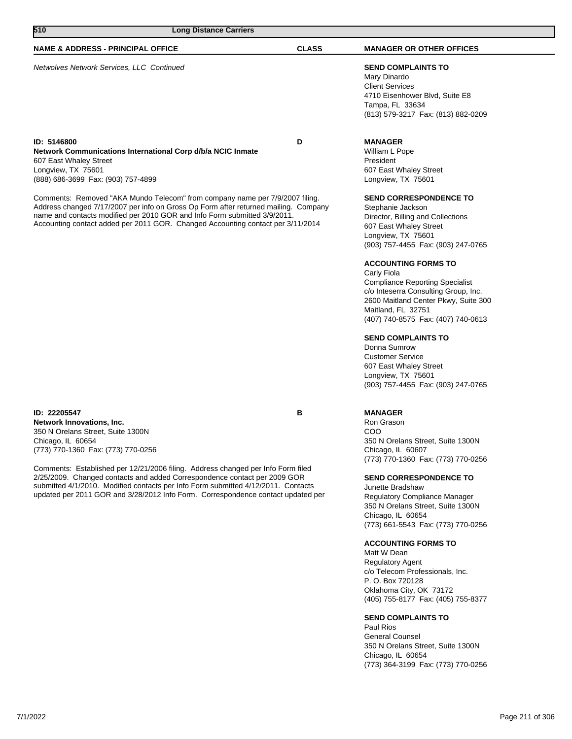## 510 Long Distance Carriers

| NAME & ADDRESS - PRINCIPAL OFFICE | CLASS | MANAGER OR OTHER OFFICES |
|---|---|---|

*Netwolves Network Services, LLC Continued*

**SEND COMPLAINTS TO**
Mary Dinardo
Client Services
4710 Eisenhower Blvd, Suite E8
Tampa, FL 33634
(813) 579-3217 Fax: (813) 882-0209

---

**ID: 5146800** — **D**
**Network Communications International Corp d/b/a NCIC Inmate**
607 East Whaley Street
Longview, TX 75601
(888) 686-3699 Fax: (903) 757-4899

Comments: Removed "AKA Mundo Telecom" from company name per 7/9/2007 filing. Address changed 7/17/2007 per info on Gross Op Form after returned mailing. Company name and contacts modified per 2010 GOR and Info Form submitted 3/9/2011. Accounting contact added per 2011 GOR. Changed Accounting contact per 3/11/2014

**MANAGER**
William L Pope
President
607 East Whaley Street
Longview, TX 75601

**SEND CORRESPONDENCE TO**
Stephanie Jackson
Director, Billing and Collections
607 East Whaley Street
Longview, TX 75601
(903) 757-4455 Fax: (903) 247-0765

**ACCOUNTING FORMS TO**
Carly Fiola
Compliance Reporting Specialist
c/o Inteserra Consulting Group, Inc.
2600 Maitland Center Pkwy, Suite 300
Maitland, FL 32751
(407) 740-8575 Fax: (407) 740-0613

**SEND COMPLAINTS TO**
Donna Sumrow
Customer Service
607 East Whaley Street
Longview, TX 75601
(903) 757-4455 Fax: (903) 247-0765

---

**ID: 22205547** — **B**
**Network Innovations, Inc.**
350 N Orelans Street, Suite 1300N
Chicago, IL 60654
(773) 770-1360 Fax: (773) 770-0256

Comments: Established per 12/21/2006 filing. Address changed per Info Form filed 2/25/2009. Changed contacts and added Correspondence contact per 2009 GOR submitted 4/1/2010. Modified contacts per Info Form submitted 4/12/2011. Contacts updated per 2011 GOR and 3/28/2012 Info Form. Correspondence contact updated per

**MANAGER**
Ron Grason
COO
350 N Orelans Street, Suite 1300N
Chicago, IL 60607
(773) 770-1360 Fax: (773) 770-0256

**SEND CORRESPONDENCE TO**
Junette Bradshaw
Regulatory Compliance Manager
350 N Orelans Street, Suite 1300N
Chicago, IL 60654
(773) 661-5543 Fax: (773) 770-0256

**ACCOUNTING FORMS TO**
Matt W Dean
Regulatory Agent
c/o Telecom Professionals, Inc.
P. O. Box 720128
Oklahoma City, OK 73172
(405) 755-8177 Fax: (405) 755-8377

**SEND COMPLAINTS TO**
Paul Rios
General Counsel
350 N Orelans Street, Suite 1300N
Chicago, IL 60654
(773) 364-3199 Fax: (773) 770-0256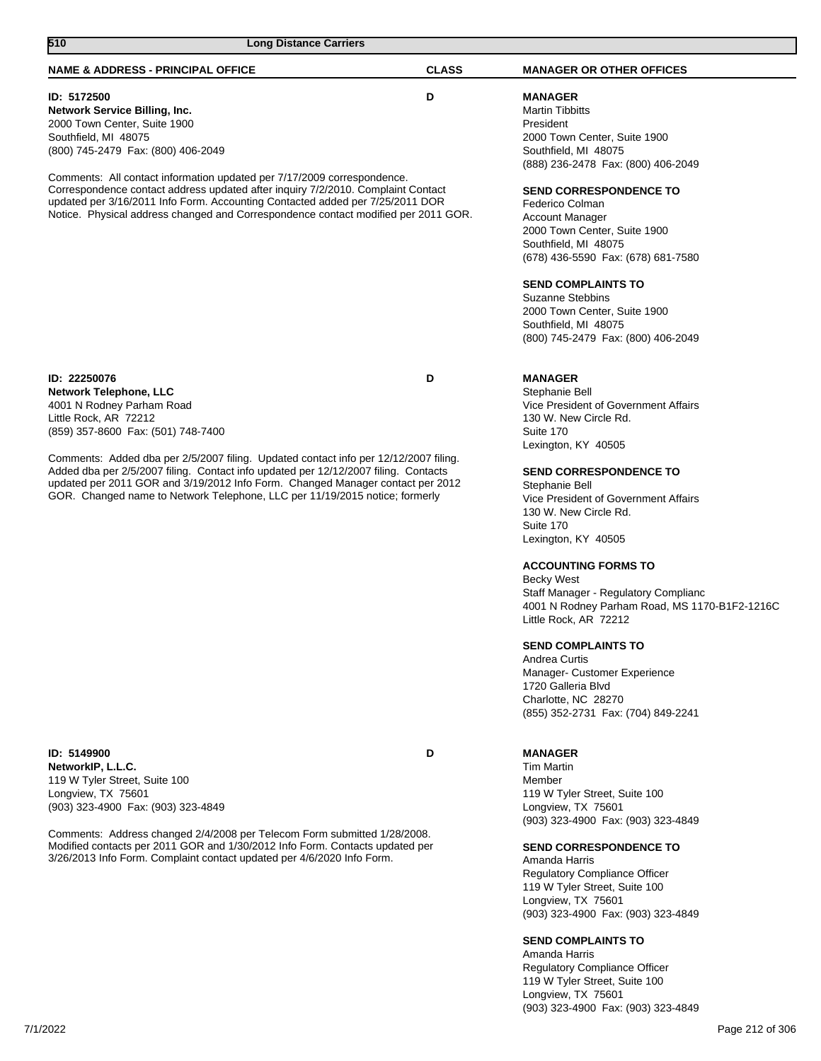## 510 Long Distance Carriers

| NAME & ADDRESS - PRINCIPAL OFFICE | CLASS | MANAGER OR OTHER OFFICES |
|---|---|---|
| **ID: 5172500**<br>**Network Service Billing, Inc.**<br>2000 Town Center, Suite 1900<br>Southfield, MI 48075<br>(800) 745-2479 Fax: (800) 406-2049<br><br>Comments: All contact information updated per 7/17/2009 correspondence. Correspondence contact address updated after inquiry 7/2/2010. Complaint Contact updated per 3/16/2011 Info Form. Accounting Contacted added per 7/25/2011 DOR Notice. Physical address changed and Correspondence contact modified per 2011 GOR. | D | **MANAGER**<br>Martin Tibbitts<br>President<br>2000 Town Center, Suite 1900<br>Southfield, MI 48075<br>(888) 236-2478 Fax: (800) 406-2049<br><br>**SEND CORRESPONDENCE TO**<br>Federico Colman<br>Account Manager<br>2000 Town Center, Suite 1900<br>Southfield, MI 48075<br>(678) 436-5590 Fax: (678) 681-7580<br><br>**SEND COMPLAINTS TO**<br>Suzanne Stebbins<br>2000 Town Center, Suite 1900<br>Southfield, MI 48075<br>(800) 745-2479 Fax: (800) 406-2049 |
| **ID: 22250076**<br>**Network Telephone, LLC**<br>4001 N Rodney Parham Road<br>Little Rock, AR 72212<br>(859) 357-8600 Fax: (501) 748-7400<br><br>Comments: Added dba per 2/5/2007 filing. Updated contact info per 12/12/2007 filing. Added dba per 2/5/2007 filing. Contact info updated per 12/12/2007 filing. Contacts updated per 2011 GOR and 3/19/2012 Info Form. Changed Manager contact per 2012 GOR. Changed name to Network Telephone, LLC per 11/19/2015 notice; formerly | D | **MANAGER**<br>Stephanie Bell<br>Vice President of Government Affairs<br>130 W. New Circle Rd.<br>Suite 170<br>Lexington, KY 40505<br><br>**SEND CORRESPONDENCE TO**<br>Stephanie Bell<br>Vice President of Government Affairs<br>130 W. New Circle Rd.<br>Suite 170<br>Lexington, KY 40505<br><br>**ACCOUNTING FORMS TO**<br>Becky West<br>Staff Manager - Regulatory Complianc<br>4001 N Rodney Parham Road, MS 1170-B1F2-1216C<br>Little Rock, AR 72212<br><br>**SEND COMPLAINTS TO**<br>Andrea Curtis<br>Manager- Customer Experience<br>1720 Galleria Blvd<br>Charlotte, NC 28270<br>(855) 352-2731 Fax: (704) 849-2241 |
| **ID: 5149900**<br>**NetworkIP, L.L.C.**<br>119 W Tyler Street, Suite 100<br>Longview, TX 75601<br>(903) 323-4900 Fax: (903) 323-4849<br><br>Comments: Address changed 2/4/2008 per Telecom Form submitted 1/28/2008. Modified contacts per 2011 GOR and 1/30/2012 Info Form. Contacts updated per 3/26/2013 Info Form. Complaint contact updated per 4/6/2020 Info Form. | D | **MANAGER**<br>Tim Martin<br>Member<br>119 W Tyler Street, Suite 100<br>Longview, TX 75601<br>(903) 323-4900 Fax: (903) 323-4849<br><br>**SEND CORRESPONDENCE TO**<br>Amanda Harris<br>Regulatory Compliance Officer<br>119 W Tyler Street, Suite 100<br>Longview, TX 75601<br>(903) 323-4900 Fax: (903) 323-4849<br><br>**SEND COMPLAINTS TO**<br>Amanda Harris<br>Regulatory Compliance Officer<br>119 W Tyler Street, Suite 100<br>Longview, TX 75601<br>(903) 323-4900 Fax: (903) 323-4849 |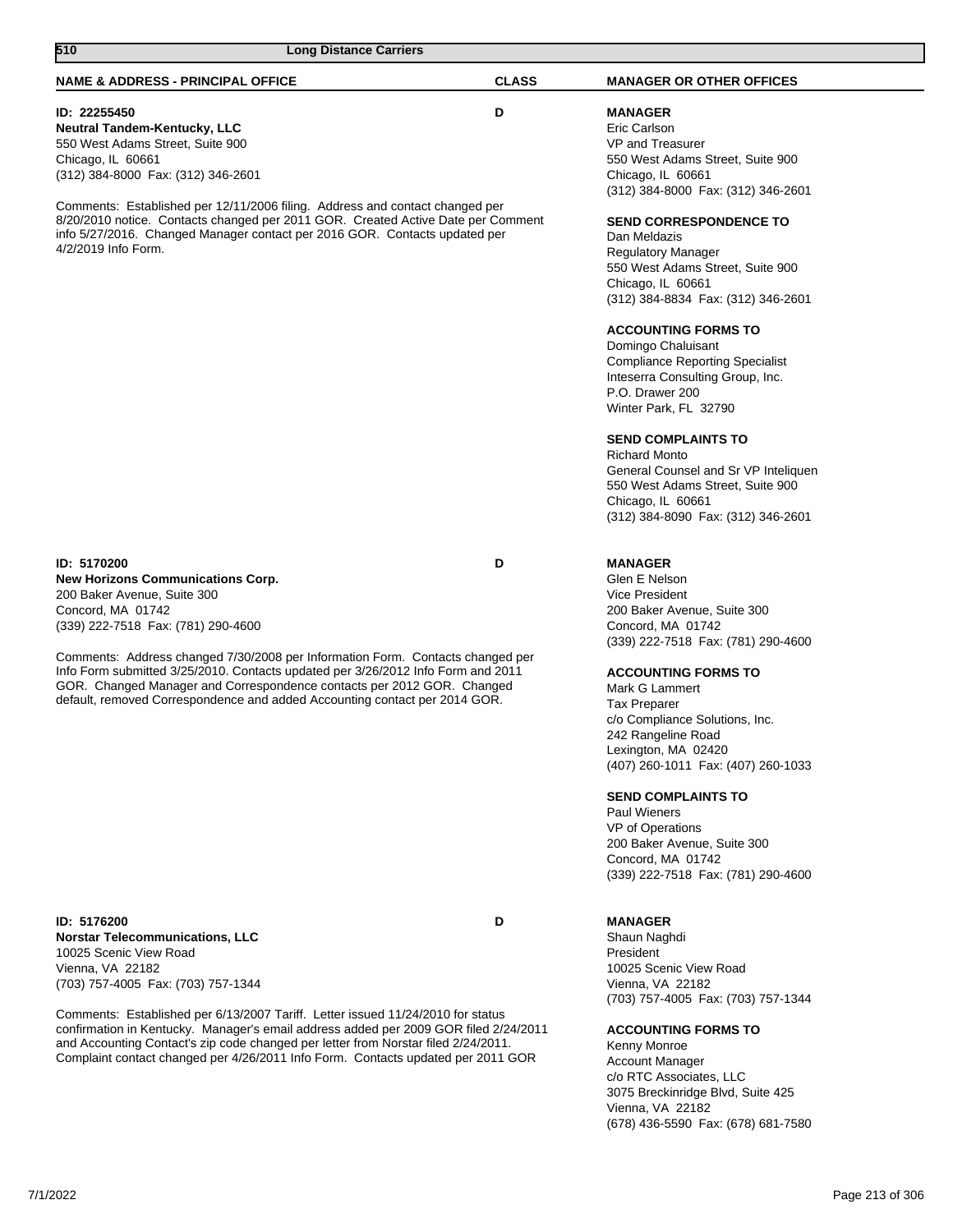## 510 Long Distance Carriers

| NAME & ADDRESS - PRINCIPAL OFFICE | CLASS | MANAGER OR OTHER OFFICES |
|---|---|---|

**ID: 22255450** — CLASS: **D**
**Neutral Tandem-Kentucky, LLC**
550 West Adams Street, Suite 900
Chicago, IL 60661
(312) 384-8000 Fax: (312) 346-2601

Comments: Established per 12/11/2006 filing. Address and contact changed per 8/20/2010 notice. Contacts changed per 2011 GOR. Created Active Date per Comment info 5/27/2016. Changed Manager contact per 2016 GOR. Contacts updated per 4/2/2019 Info Form.

**MANAGER**
Eric Carlson
VP and Treasurer
550 West Adams Street, Suite 900
Chicago, IL 60661
(312) 384-8000 Fax: (312) 346-2601

**SEND CORRESPONDENCE TO**
Dan Meldazis
Regulatory Manager
550 West Adams Street, Suite 900
Chicago, IL 60661
(312) 384-8834 Fax: (312) 346-2601

**ACCOUNTING FORMS TO**
Domingo Chaluisant
Compliance Reporting Specialist
Inteserra Consulting Group, Inc.
P.O. Drawer 200
Winter Park, FL 32790

**SEND COMPLAINTS TO**
Richard Monto
General Counsel and Sr VP Inteliquen
550 West Adams Street, Suite 900
Chicago, IL 60661
(312) 384-8090 Fax: (312) 346-2601

---

**ID: 5170200** — CLASS: **D**
**New Horizons Communications Corp.**
200 Baker Avenue, Suite 300
Concord, MA 01742
(339) 222-7518 Fax: (781) 290-4600

Comments: Address changed 7/30/2008 per Information Form. Contacts changed per Info Form submitted 3/25/2010. Contacts updated per 3/26/2012 Info Form and 2011 GOR. Changed Manager and Correspondence contacts per 2012 GOR. Changed default, removed Correspondence and added Accounting contact per 2014 GOR.

**MANAGER**
Glen E Nelson
Vice President
200 Baker Avenue, Suite 300
Concord, MA 01742
(339) 222-7518 Fax: (781) 290-4600

**ACCOUNTING FORMS TO**
Mark G Lammert
Tax Preparer
c/o Compliance Solutions, Inc.
242 Rangeline Road
Lexington, MA 02420
(407) 260-1011 Fax: (407) 260-1033

**SEND COMPLAINTS TO**
Paul Wieners
VP of Operations
200 Baker Avenue, Suite 300
Concord, MA 01742
(339) 222-7518 Fax: (781) 290-4600

---

**ID: 5176200** — CLASS: **D**
**Norstar Telecommunications, LLC**
10025 Scenic View Road
Vienna, VA 22182
(703) 757-4005 Fax: (703) 757-1344

Comments: Established per 6/13/2007 Tariff. Letter issued 11/24/2010 for status confirmation in Kentucky. Manager's email address added per 2009 GOR filed 2/24/2011 and Accounting Contact's zip code changed per letter from Norstar filed 2/24/2011. Complaint contact changed per 4/26/2011 Info Form. Contacts updated per 2011 GOR

**MANAGER**
Shaun Naghdi
President
10025 Scenic View Road
Vienna, VA 22182
(703) 757-4005 Fax: (703) 757-1344

**ACCOUNTING FORMS TO**
Kenny Monroe
Account Manager
c/o RTC Associates, LLC
3075 Breckinridge Blvd, Suite 425
Vienna, VA 22182
(678) 436-5590 Fax: (678) 681-7580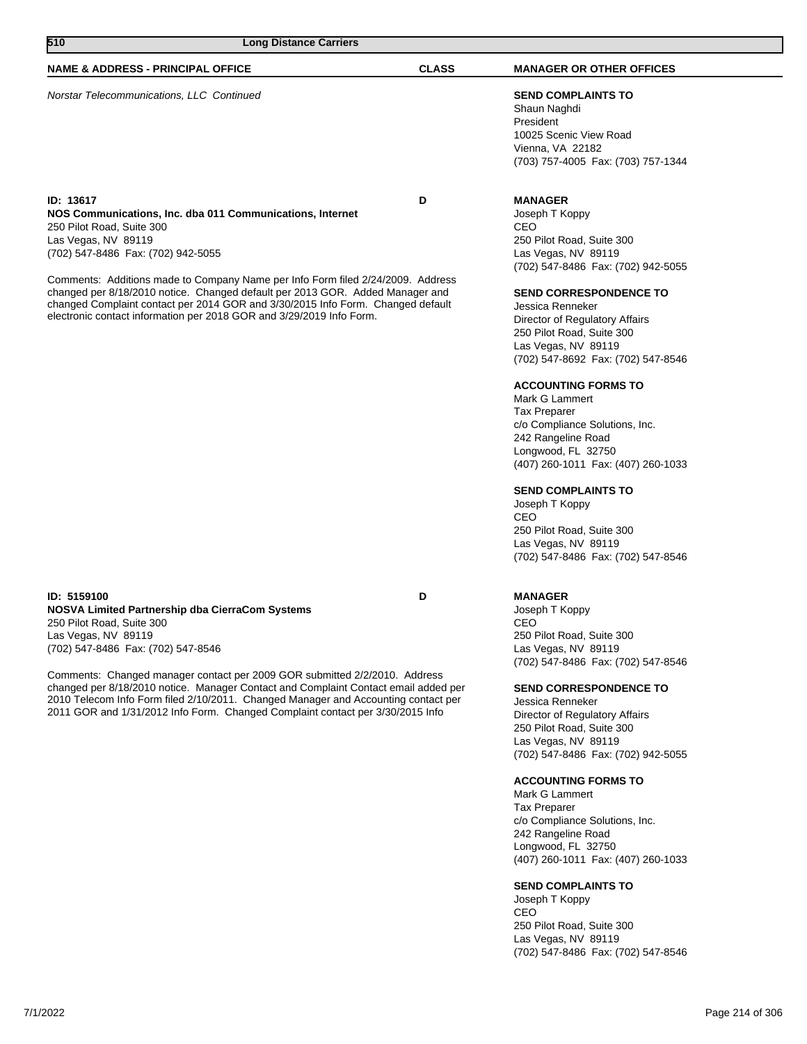## 510 Long Distance Carriers

| NAME & ADDRESS - PRINCIPAL OFFICE | CLASS | MANAGER OR OTHER OFFICES |
|---|---|---|

*Norstar Telecommunications, LLC Continued*

**SEND COMPLAINTS TO**
Shaun Naghdi
President
10025 Scenic View Road
Vienna, VA 22182
(703) 757-4005 Fax: (703) 757-1344

---

**ID: 13617** — Class: **D**
**NOS Communications, Inc. dba 011 Communications, Internet**
250 Pilot Road, Suite 300
Las Vegas, NV 89119
(702) 547-8486 Fax: (702) 942-5055

Comments: Additions made to Company Name per Info Form filed 2/24/2009. Address changed per 8/18/2010 notice. Changed default per 2013 GOR. Added Manager and changed Complaint contact per 2014 GOR and 3/30/2015 Info Form. Changed default electronic contact information per 2018 GOR and 3/29/2019 Info Form.

**MANAGER**
Joseph T Koppy
CEO
250 Pilot Road, Suite 300
Las Vegas, NV 89119
(702) 547-8486 Fax: (702) 942-5055

**SEND CORRESPONDENCE TO**
Jessica Renneker
Director of Regulatory Affairs
250 Pilot Road, Suite 300
Las Vegas, NV 89119
(702) 547-8692 Fax: (702) 547-8546

**ACCOUNTING FORMS TO**
Mark G Lammert
Tax Preparer
c/o Compliance Solutions, Inc.
242 Rangeline Road
Longwood, FL 32750
(407) 260-1011 Fax: (407) 260-1033

**SEND COMPLAINTS TO**
Joseph T Koppy
CEO
250 Pilot Road, Suite 300
Las Vegas, NV 89119
(702) 547-8486 Fax: (702) 547-8546

---

**ID: 5159100** — Class: **D**
**NOSVA Limited Partnership dba CierraCom Systems**
250 Pilot Road, Suite 300
Las Vegas, NV 89119
(702) 547-8486 Fax: (702) 547-8546

Comments: Changed manager contact per 2009 GOR submitted 2/2/2010. Address changed per 8/18/2010 notice. Manager Contact and Complaint Contact email added per 2010 Telecom Info Form filed 2/10/2011. Changed Manager and Accounting contact per 2011 GOR and 1/31/2012 Info Form. Changed Complaint contact per 3/30/2015 Info

**MANAGER**
Joseph T Koppy
CEO
250 Pilot Road, Suite 300
Las Vegas, NV 89119
(702) 547-8486 Fax: (702) 547-8546

**SEND CORRESPONDENCE TO**
Jessica Renneker
Director of Regulatory Affairs
250 Pilot Road, Suite 300
Las Vegas, NV 89119
(702) 547-8486 Fax: (702) 942-5055

**ACCOUNTING FORMS TO**
Mark G Lammert
Tax Preparer
c/o Compliance Solutions, Inc.
242 Rangeline Road
Longwood, FL 32750
(407) 260-1011 Fax: (407) 260-1033

**SEND COMPLAINTS TO**
Joseph T Koppy
CEO
250 Pilot Road, Suite 300
Las Vegas, NV 89119
(702) 547-8486 Fax: (702) 547-8546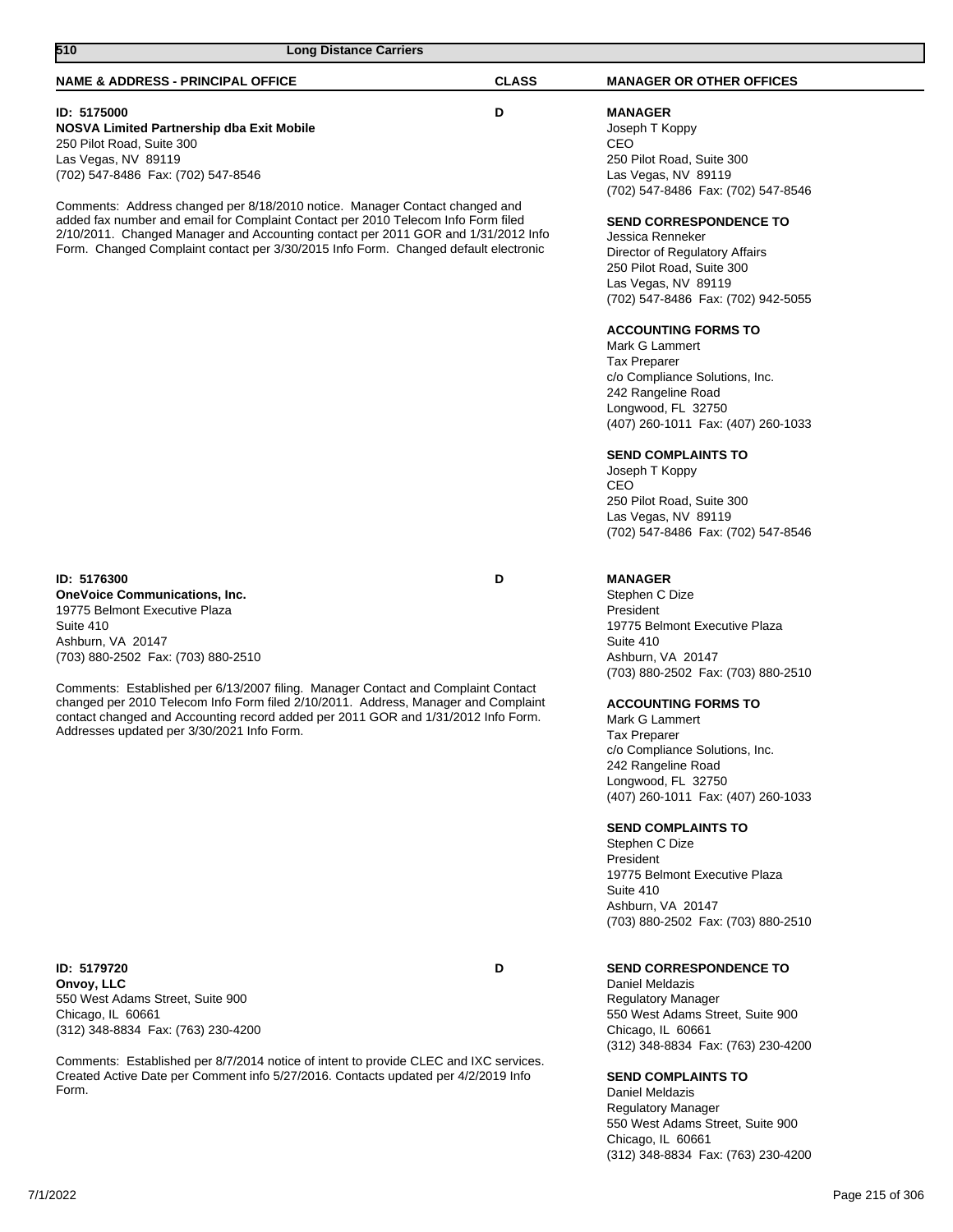## 510 Long Distance Carriers

| NAME & ADDRESS - PRINCIPAL OFFICE | CLASS | MANAGER OR OTHER OFFICES |
|---|---|---|

**ID: 5175000** — Class: **D**

**NOSVA Limited Partnership dba Exit Mobile**
250 Pilot Road, Suite 300
Las Vegas, NV 89119
(702) 547-8486 Fax: (702) 547-8546

Comments: Address changed per 8/18/2010 notice. Manager Contact changed and added fax number and email for Complaint Contact per 2010 Telecom Info Form filed 2/10/2011. Changed Manager and Accounting contact per 2011 GOR and 1/31/2012 Info Form. Changed Complaint contact per 3/30/2015 Info Form. Changed default electronic

**MANAGER**
Joseph T Koppy
CEO
250 Pilot Road, Suite 300
Las Vegas, NV 89119
(702) 547-8486 Fax: (702) 547-8546

**SEND CORRESPONDENCE TO**
Jessica Renneker
Director of Regulatory Affairs
250 Pilot Road, Suite 300
Las Vegas, NV 89119
(702) 547-8486 Fax: (702) 942-5055

**ACCOUNTING FORMS TO**
Mark G Lammert
Tax Preparer
c/o Compliance Solutions, Inc.
242 Rangeline Road
Longwood, FL 32750
(407) 260-1011 Fax: (407) 260-1033

**SEND COMPLAINTS TO**
Joseph T Koppy
CEO
250 Pilot Road, Suite 300
Las Vegas, NV 89119
(702) 547-8486 Fax: (702) 547-8546

---

**ID: 5176300** — Class: **D**

**OneVoice Communications, Inc.**
19775 Belmont Executive Plaza
Suite 410
Ashburn, VA 20147
(703) 880-2502 Fax: (703) 880-2510

Comments: Established per 6/13/2007 filing. Manager Contact and Complaint Contact changed per 2010 Telecom Info Form filed 2/10/2011. Address, Manager and Complaint contact changed and Accounting record added per 2011 GOR and 1/31/2012 Info Form. Addresses updated per 3/30/2021 Info Form.

**MANAGER**
Stephen C Dize
President
19775 Belmont Executive Plaza
Suite 410
Ashburn, VA 20147
(703) 880-2502 Fax: (703) 880-2510

**ACCOUNTING FORMS TO**
Mark G Lammert
Tax Preparer
c/o Compliance Solutions, Inc.
242 Rangeline Road
Longwood, FL 32750
(407) 260-1011 Fax: (407) 260-1033

**SEND COMPLAINTS TO**
Stephen C Dize
President
19775 Belmont Executive Plaza
Suite 410
Ashburn, VA 20147
(703) 880-2502 Fax: (703) 880-2510

---

**ID: 5179720** — Class: **D**

**Onvoy, LLC**
550 West Adams Street, Suite 900
Chicago, IL 60661
(312) 348-8834 Fax: (763) 230-4200

Comments: Established per 8/7/2014 notice of intent to provide CLEC and IXC services. Created Active Date per Comment info 5/27/2016. Contacts updated per 4/2/2019 Info Form.

**SEND CORRESPONDENCE TO**
Daniel Meldazis
Regulatory Manager
550 West Adams Street, Suite 900
Chicago, IL 60661
(312) 348-8834 Fax: (763) 230-4200

**SEND COMPLAINTS TO**
Daniel Meldazis
Regulatory Manager
550 West Adams Street, Suite 900
Chicago, IL 60661
(312) 348-8834 Fax: (763) 230-4200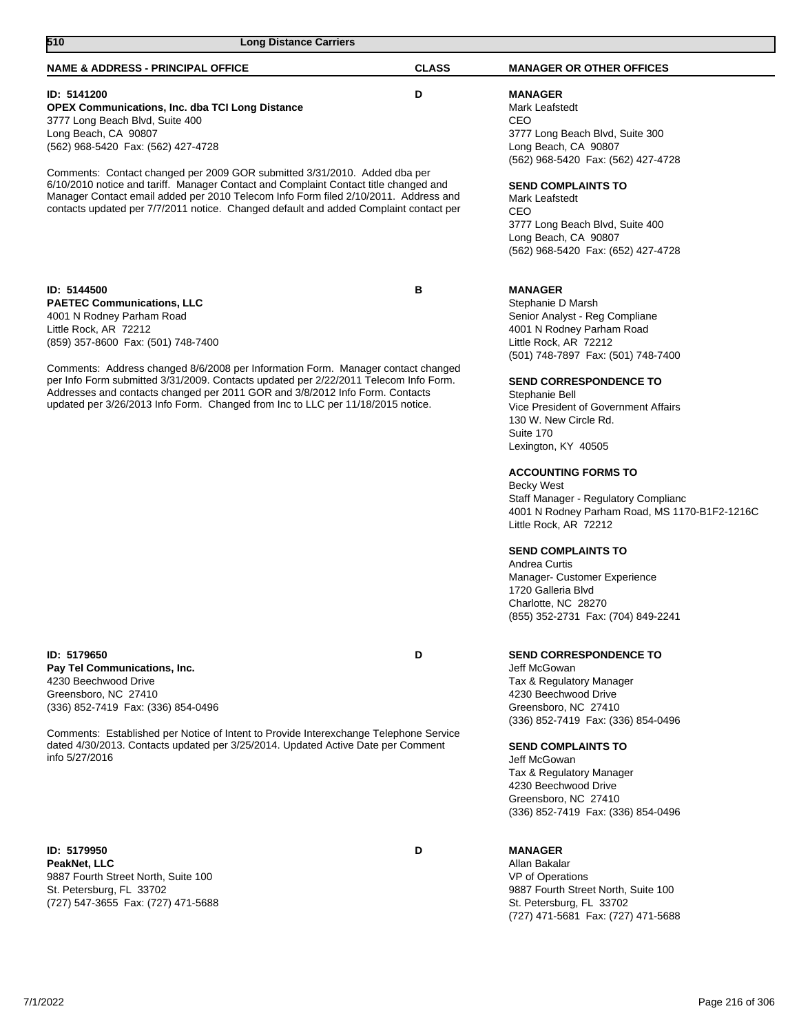**510 Long Distance Carriers**

| NAME & ADDRESS - PRINCIPAL OFFICE | CLASS | MANAGER OR OTHER OFFICES |
|---|---|---|

**ID: 5141200** — Class: **D**

**OPEX Communications, Inc. dba TCI Long Distance**
3777 Long Beach Blvd, Suite 400
Long Beach, CA 90807
(562) 968-5420 Fax: (562) 427-4728

Comments: Contact changed per 2009 GOR submitted 3/31/2010. Added dba per 6/10/2010 notice and tariff. Manager Contact and Complaint Contact title changed and Manager Contact email added per 2010 Telecom Info Form filed 2/10/2011. Address and contacts updated per 7/7/2011 notice. Changed default and added Complaint contact per

**MANAGER**
Mark Leafstedt
CEO
3777 Long Beach Blvd, Suite 300
Long Beach, CA 90807
(562) 968-5420 Fax: (562) 427-4728

**SEND COMPLAINTS TO**
Mark Leafstedt
CEO
3777 Long Beach Blvd, Suite 400
Long Beach, CA 90807
(562) 968-5420 Fax: (652) 427-4728

---

**ID: 5144500** — Class: **B**

**PAETEC Communications, LLC**
4001 N Rodney Parham Road
Little Rock, AR 72212
(859) 357-8600 Fax: (501) 748-7400

Comments: Address changed 8/6/2008 per Information Form. Manager contact changed per Info Form submitted 3/31/2009. Contacts updated per 2/22/2011 Telecom Info Form. Addresses and contacts changed per 2011 GOR and 3/8/2012 Info Form. Contacts updated per 3/26/2013 Info Form. Changed from Inc to LLC per 11/18/2015 notice.

**MANAGER**
Stephanie D Marsh
Senior Analyst - Reg Compliane
4001 N Rodney Parham Road
Little Rock, AR 72212
(501) 748-7897 Fax: (501) 748-7400

**SEND CORRESPONDENCE TO**
Stephanie Bell
Vice President of Government Affairs
130 W. New Circle Rd.
Suite 170
Lexington, KY 40505

**ACCOUNTING FORMS TO**
Becky West
Staff Manager - Regulatory Complianc
4001 N Rodney Parham Road, MS 1170-B1F2-1216C
Little Rock, AR 72212

**SEND COMPLAINTS TO**
Andrea Curtis
Manager- Customer Experience
1720 Galleria Blvd
Charlotte, NC 28270
(855) 352-2731 Fax: (704) 849-2241

---

**ID: 5179650** — Class: **D**

**Pay Tel Communications, Inc.**
4230 Beechwood Drive
Greensboro, NC 27410
(336) 852-7419 Fax: (336) 854-0496

Comments: Established per Notice of Intent to Provide Interexchange Telephone Service dated 4/30/2013. Contacts updated per 3/25/2014. Updated Active Date per Comment info 5/27/2016

**SEND CORRESPONDENCE TO**
Jeff McGowan
Tax & Regulatory Manager
4230 Beechwood Drive
Greensboro, NC 27410
(336) 852-7419 Fax: (336) 854-0496

**SEND COMPLAINTS TO**
Jeff McGowan
Tax & Regulatory Manager
4230 Beechwood Drive
Greensboro, NC 27410
(336) 852-7419 Fax: (336) 854-0496

---

**ID: 5179950** — Class: **D**

**PeakNet, LLC**
9887 Fourth Street North, Suite 100
St. Petersburg, FL 33702
(727) 547-3655 Fax: (727) 471-5688

**MANAGER**
Allan Bakalar
VP of Operations
9887 Fourth Street North, Suite 100
St. Petersburg, FL 33702
(727) 471-5681 Fax: (727) 471-5688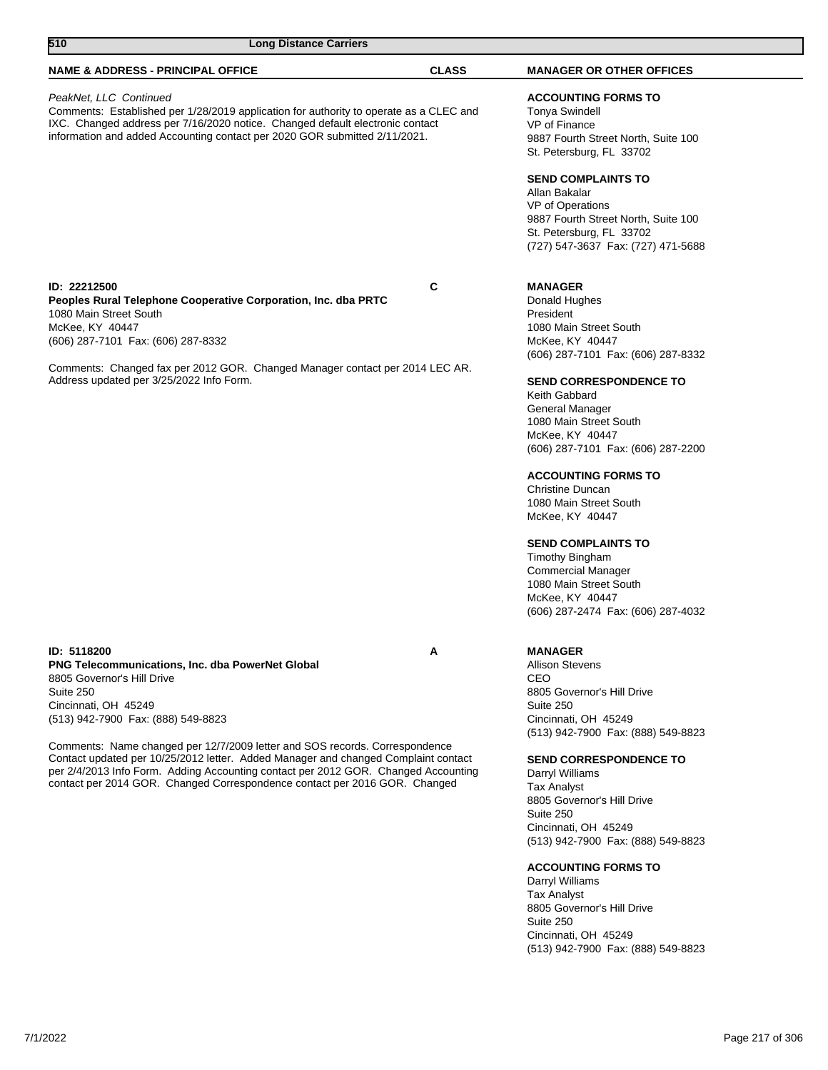## 510 Long Distance Carriers

| NAME & ADDRESS - PRINCIPAL OFFICE | CLASS | MANAGER OR OTHER OFFICES |
|---|---|---|

*PeakNet, LLC Continued*

Comments: Established per 1/28/2019 application for authority to operate as a CLEC and IXC. Changed address per 7/16/2020 notice. Changed default electronic contact information and added Accounting contact per 2020 GOR submitted 2/11/2021.

**ACCOUNTING FORMS TO**
Tonya Swindell
VP of Finance
9887 Fourth Street North, Suite 100
St. Petersburg, FL 33702

**SEND COMPLAINTS TO**
Allan Bakalar
VP of Operations
9887 Fourth Street North, Suite 100
St. Petersburg, FL 33702
(727) 547-3637 Fax: (727) 471-5688

---

**ID: 22212500** — Class: **C**
**Peoples Rural Telephone Cooperative Corporation, Inc. dba PRTC**
1080 Main Street South
McKee, KY 40447
(606) 287-7101 Fax: (606) 287-8332

Comments: Changed fax per 2012 GOR. Changed Manager contact per 2014 LEC AR. Address updated per 3/25/2022 Info Form.

**MANAGER**
Donald Hughes
President
1080 Main Street South
McKee, KY 40447
(606) 287-7101 Fax: (606) 287-8332

**SEND CORRESPONDENCE TO**
Keith Gabbard
General Manager
1080 Main Street South
McKee, KY 40447
(606) 287-7101 Fax: (606) 287-2200

**ACCOUNTING FORMS TO**
Christine Duncan
1080 Main Street South
McKee, KY 40447

**SEND COMPLAINTS TO**
Timothy Bingham
Commercial Manager
1080 Main Street South
McKee, KY 40447
(606) 287-2474 Fax: (606) 287-4032

---

**ID: 5118200** — Class: **A**
**PNG Telecommunications, Inc. dba PowerNet Global**
8805 Governor's Hill Drive
Suite 250
Cincinnati, OH 45249
(513) 942-7900 Fax: (888) 549-8823

Comments: Name changed per 12/7/2009 letter and SOS records. Correspondence Contact updated per 10/25/2012 letter. Added Manager and changed Complaint contact per 2/4/2013 Info Form. Adding Accounting contact per 2012 GOR. Changed Accounting contact per 2014 GOR. Changed Correspondence contact per 2016 GOR. Changed

**MANAGER**
Allison Stevens
CEO
8805 Governor's Hill Drive
Suite 250
Cincinnati, OH 45249
(513) 942-7900 Fax: (888) 549-8823

**SEND CORRESPONDENCE TO**
Darryl Williams
Tax Analyst
8805 Governor's Hill Drive
Suite 250
Cincinnati, OH 45249
(513) 942-7900 Fax: (888) 549-8823

**ACCOUNTING FORMS TO**
Darryl Williams
Tax Analyst
8805 Governor's Hill Drive
Suite 250
Cincinnati, OH 45249
(513) 942-7900 Fax: (888) 549-8823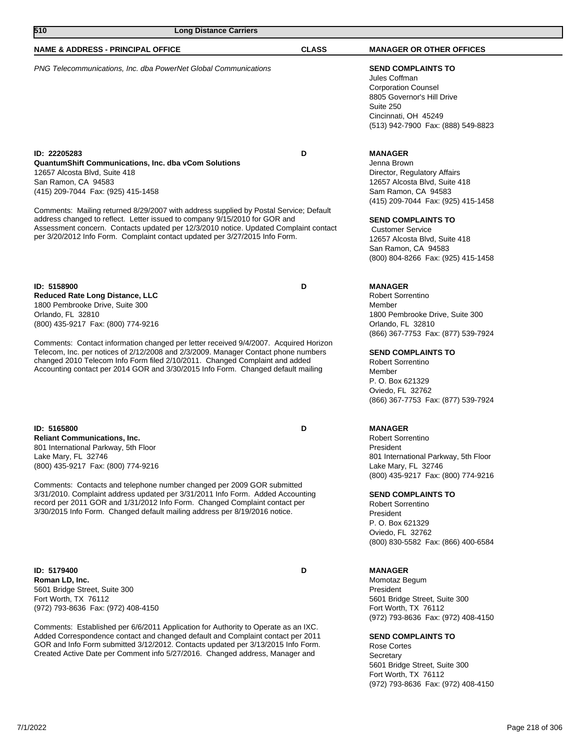## 510 Long Distance Carriers

| NAME & ADDRESS - PRINCIPAL OFFICE | CLASS | MANAGER OR OTHER OFFICES |
|---|---|---|
| *PNG Telecommunications, Inc. dba PowerNet Global Communications* | | **SEND COMPLAINTS TO**<br>Jules Coffman<br>Corporation Counsel<br>8805 Governor's Hill Drive<br>Suite 250<br>Cincinnati, OH 45249<br>(513) 942-7900 Fax: (888) 549-8823 |
| **ID: 22205283**<br>**QuantumShift Communications, Inc. dba vCom Solutions**<br>12657 Alcosta Blvd, Suite 418<br>San Ramon, CA 94583<br>(415) 209-7044 Fax: (925) 415-1458<br><br>Comments: Mailing returned 8/29/2007 with address supplied by Postal Service; Default address changed to reflect. Letter issued to company 9/15/2010 for GOR and Assessment concern. Contacts updated per 12/3/2010 notice. Updated Complaint contact per 3/20/2012 Info Form. Complaint contact updated per 3/27/2015 Info Form. | D | **MANAGER**<br>Jenna Brown<br>Director, Regulatory Affairs<br>12657 Alcosta Blvd, Suite 418<br>Sam Ramon, CA 94583<br>(415) 209-7044 Fax: (925) 415-1458<br><br>**SEND COMPLAINTS TO**<br>Customer Service<br>12657 Alcosta Blvd, Suite 418<br>San Ramon, CA 94583<br>(800) 804-8266 Fax: (925) 415-1458 |
| **ID: 5158900**<br>**Reduced Rate Long Distance, LLC**<br>1800 Pembrooke Drive, Suite 300<br>Orlando, FL 32810<br>(800) 435-9217 Fax: (800) 774-9216<br><br>Comments: Contact information changed per letter received 9/4/2007. Acquired Horizon Telecom, Inc. per notices of 2/12/2008 and 2/3/2009. Manager Contact phone numbers changed 2010 Telecom Info Form filed 2/10/2011. Changed Complaint and added Accounting contact per 2014 GOR and 3/30/2015 Info Form. Changed default mailing | D | **MANAGER**<br>Robert Sorrentino<br>Member<br>1800 Pembrooke Drive, Suite 300<br>Orlando, FL 32810<br>(866) 367-7753 Fax: (877) 539-7924<br><br>**SEND COMPLAINTS TO**<br>Robert Sorrentino<br>Member<br>P. O. Box 621329<br>Oviedo, FL 32762<br>(866) 367-7753 Fax: (877) 539-7924 |
| **ID: 5165800**<br>**Reliant Communications, Inc.**<br>801 International Parkway, 5th Floor<br>Lake Mary, FL 32746<br>(800) 435-9217 Fax: (800) 774-9216<br><br>Comments: Contacts and telephone number changed per 2009 GOR submitted 3/31/2010. Complaint address updated per 3/31/2011 Info Form. Added Accounting record per 2011 GOR and 1/31/2012 Info Form. Changed Complaint contact per 3/30/2015 Info Form. Changed default mailing address per 8/19/2016 notice. | D | **MANAGER**<br>Robert Sorrentino<br>President<br>801 International Parkway, 5th Floor<br>Lake Mary, FL 32746<br>(800) 435-9217 Fax: (800) 774-9216<br><br>**SEND COMPLAINTS TO**<br>Robert Sorrentino<br>President<br>P. O. Box 621329<br>Oviedo, FL 32762<br>(800) 830-5582 Fax: (866) 400-6584 |
| **ID: 5179400**<br>**Roman LD, Inc.**<br>5601 Bridge Street, Suite 300<br>Fort Worth, TX 76112<br>(972) 793-8636 Fax: (972) 408-4150<br><br>Comments: Established per 6/6/2011 Application for Authority to Operate as an IXC. Added Correspondence contact and changed default and Complaint contact per 2011 GOR and Info Form submitted 3/12/2012. Contacts updated per 3/13/2015 Info Form. Created Active Date per Comment info 5/27/2016. Changed address, Manager and | D | **MANAGER**<br>Momotaz Begum<br>President<br>5601 Bridge Street, Suite 300<br>Fort Worth, TX 76112<br>(972) 793-8636 Fax: (972) 408-4150<br><br>**SEND COMPLAINTS TO**<br>Rose Cortes<br>Secretary<br>5601 Bridge Street, Suite 300<br>Fort Worth, TX 76112<br>(972) 793-8636 Fax: (972) 408-4150 |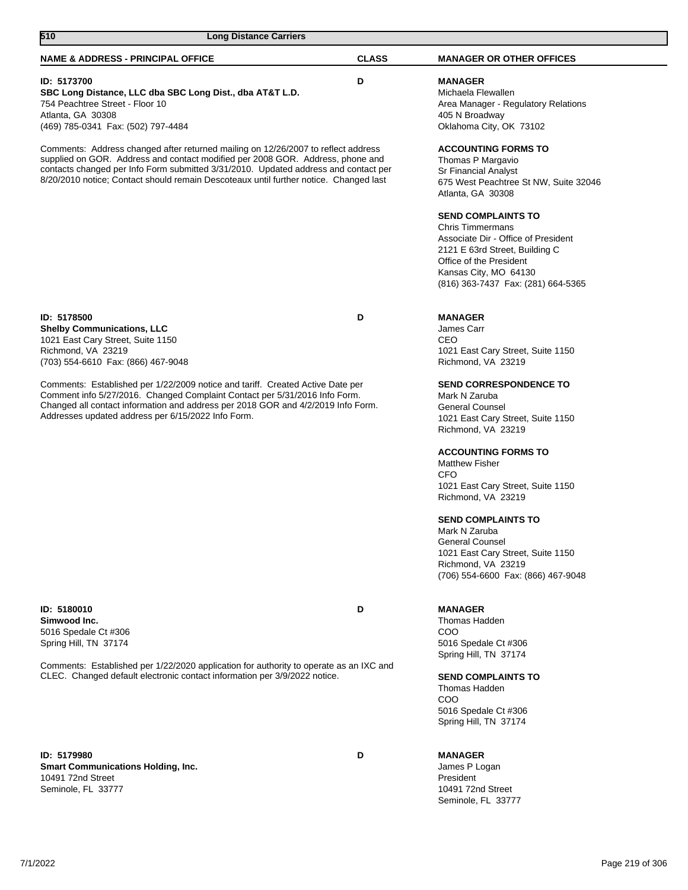## 510 Long Distance Carriers

| NAME & ADDRESS - PRINCIPAL OFFICE | CLASS | MANAGER OR OTHER OFFICES |
|---|---|---|

**ID: 5173700** — Class: **D**

**SBC Long Distance, LLC dba SBC Long Dist., dba AT&T L.D.**
754 Peachtree Street - Floor 10
Atlanta, GA 30308
(469) 785-0341 Fax: (502) 797-4484

Comments: Address changed after returned mailing on 12/26/2007 to reflect address supplied on GOR. Address and contact modified per 2008 GOR. Address, phone and contacts changed per Info Form submitted 3/31/2010. Updated address and contact per 8/20/2010 notice; Contact should remain Descoteaux until further notice. Changed last

**MANAGER**
Michaela Flewallen
Area Manager - Regulatory Relations
405 N Broadway
Oklahoma City, OK 73102

**ACCOUNTING FORMS TO**
Thomas P Margavio
Sr Financial Analyst
675 West Peachtree St NW, Suite 32046
Atlanta, GA 30308

**SEND COMPLAINTS TO**
Chris Timmermans
Associate Dir - Office of President
2121 E 63rd Street, Building C
Office of the President
Kansas City, MO 64130
(816) 363-7437 Fax: (281) 664-5365

---

**ID: 5178500** — Class: **D**

**Shelby Communications, LLC**
1021 East Cary Street, Suite 1150
Richmond, VA 23219
(703) 554-6610 Fax: (866) 467-9048

Comments: Established per 1/22/2009 notice and tariff. Created Active Date per Comment info 5/27/2016. Changed Complaint Contact per 5/31/2016 Info Form. Changed all contact information and address per 2018 GOR and 4/2/2019 Info Form. Addresses updated address per 6/15/2022 Info Form.

**MANAGER**
James Carr
CEO
1021 East Cary Street, Suite 1150
Richmond, VA 23219

**SEND CORRESPONDENCE TO**
Mark N Zaruba
General Counsel
1021 East Cary Street, Suite 1150
Richmond, VA 23219

**ACCOUNTING FORMS TO**
Matthew Fisher
CFO
1021 East Cary Street, Suite 1150
Richmond, VA 23219

**SEND COMPLAINTS TO**
Mark N Zaruba
General Counsel
1021 East Cary Street, Suite 1150
Richmond, VA 23219
(706) 554-6600 Fax: (866) 467-9048

---

**ID: 5180010** — Class: **D**

**Simwood Inc.**
5016 Spedale Ct #306
Spring Hill, TN 37174

Comments: Established per 1/22/2020 application for authority to operate as an IXC and CLEC. Changed default electronic contact information per 3/9/2022 notice.

**MANAGER**
Thomas Hadden
COO
5016 Spedale Ct #306
Spring Hill, TN 37174

**SEND COMPLAINTS TO**
Thomas Hadden
COO
5016 Spedale Ct #306
Spring Hill, TN 37174

---

**ID: 5179980** — Class: **D**

**Smart Communications Holding, Inc.**
10491 72nd Street
Seminole, FL 33777

**MANAGER**
James P Logan
President
10491 72nd Street
Seminole, FL 33777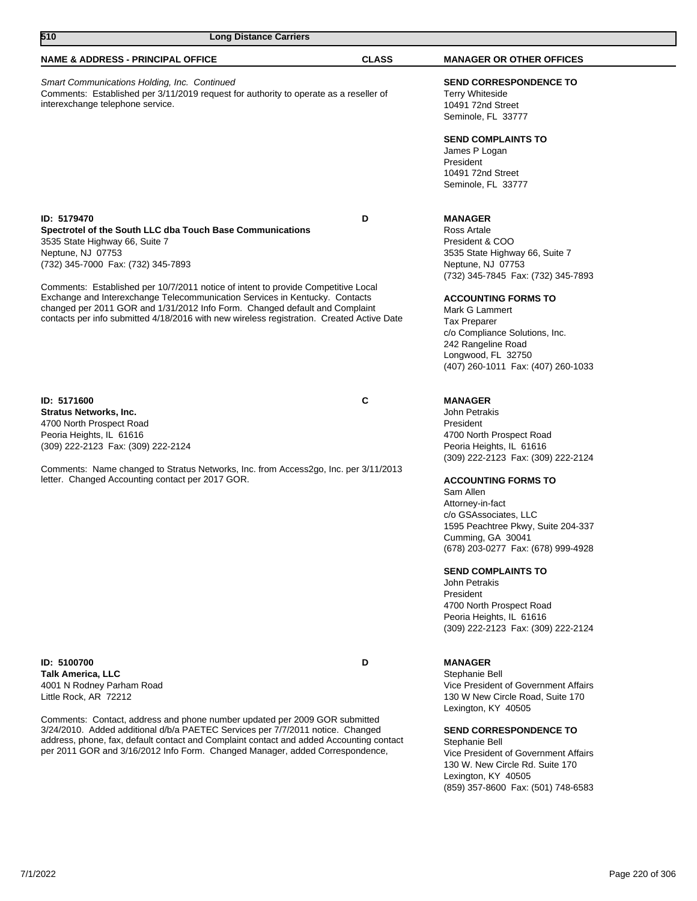## 510 Long Distance Carriers

| NAME & ADDRESS - PRINCIPAL OFFICE | CLASS | MANAGER OR OTHER OFFICES |
|---|---|---|

*Smart Communications Holding, Inc. Continued*

Comments: Established per 3/11/2019 request for authority to operate as a reseller of interexchange telephone service.

**SEND CORRESPONDENCE TO**
Terry Whiteside
10491 72nd Street
Seminole, FL 33777

**SEND COMPLAINTS TO**
James P Logan
President
10491 72nd Street
Seminole, FL 33777

---

**ID: 5179470** — CLASS: **D**

**Spectrotel of the South LLC dba Touch Base Communications**
3535 State Highway 66, Suite 7
Neptune, NJ 07753
(732) 345-7000 Fax: (732) 345-7893

Comments: Established per 10/7/2011 notice of intent to provide Competitive Local Exchange and Interexchange Telecommunication Services in Kentucky. Contacts changed per 2011 GOR and 1/31/2012 Info Form. Changed default and Complaint contacts per info submitted 4/18/2016 with new wireless registration. Created Active Date

**MANAGER**
Ross Artale
President & COO
3535 State Highway 66, Suite 7
Neptune, NJ 07753
(732) 345-7845 Fax: (732) 345-7893

**ACCOUNTING FORMS TO**
Mark G Lammert
Tax Preparer
c/o Compliance Solutions, Inc.
242 Rangeline Road
Longwood, FL 32750
(407) 260-1011 Fax: (407) 260-1033

---

**ID: 5171600** — CLASS: **C**

**Stratus Networks, Inc.**
4700 North Prospect Road
Peoria Heights, IL 61616
(309) 222-2123 Fax: (309) 222-2124

Comments: Name changed to Stratus Networks, Inc. from Access2go, Inc. per 3/11/2013 letter. Changed Accounting contact per 2017 GOR.

**MANAGER**
John Petrakis
President
4700 North Prospect Road
Peoria Heights, IL 61616
(309) 222-2123 Fax: (309) 222-2124

**ACCOUNTING FORMS TO**
Sam Allen
Attorney-in-fact
c/o GSAssociates, LLC
1595 Peachtree Pkwy, Suite 204-337
Cumming, GA 30041
(678) 203-0277 Fax: (678) 999-4928

**SEND COMPLAINTS TO**
John Petrakis
President
4700 North Prospect Road
Peoria Heights, IL 61616
(309) 222-2123 Fax: (309) 222-2124

---

**ID: 5100700** — CLASS: **D**

**Talk America, LLC**
4001 N Rodney Parham Road
Little Rock, AR 72212

Comments: Contact, address and phone number updated per 2009 GOR submitted 3/24/2010. Added additional d/b/a PAETEC Services per 7/7/2011 notice. Changed address, phone, fax, default contact and Complaint contact and added Accounting contact per 2011 GOR and 3/16/2012 Info Form. Changed Manager, added Correspondence,

**MANAGER**
Stephanie Bell
Vice President of Government Affairs
130 W New Circle Road, Suite 170
Lexington, KY 40505

**SEND CORRESPONDENCE TO**
Stephanie Bell
Vice President of Government Affairs
130 W. New Circle Rd. Suite 170
Lexington, KY 40505
(859) 357-8600 Fax: (501) 748-6583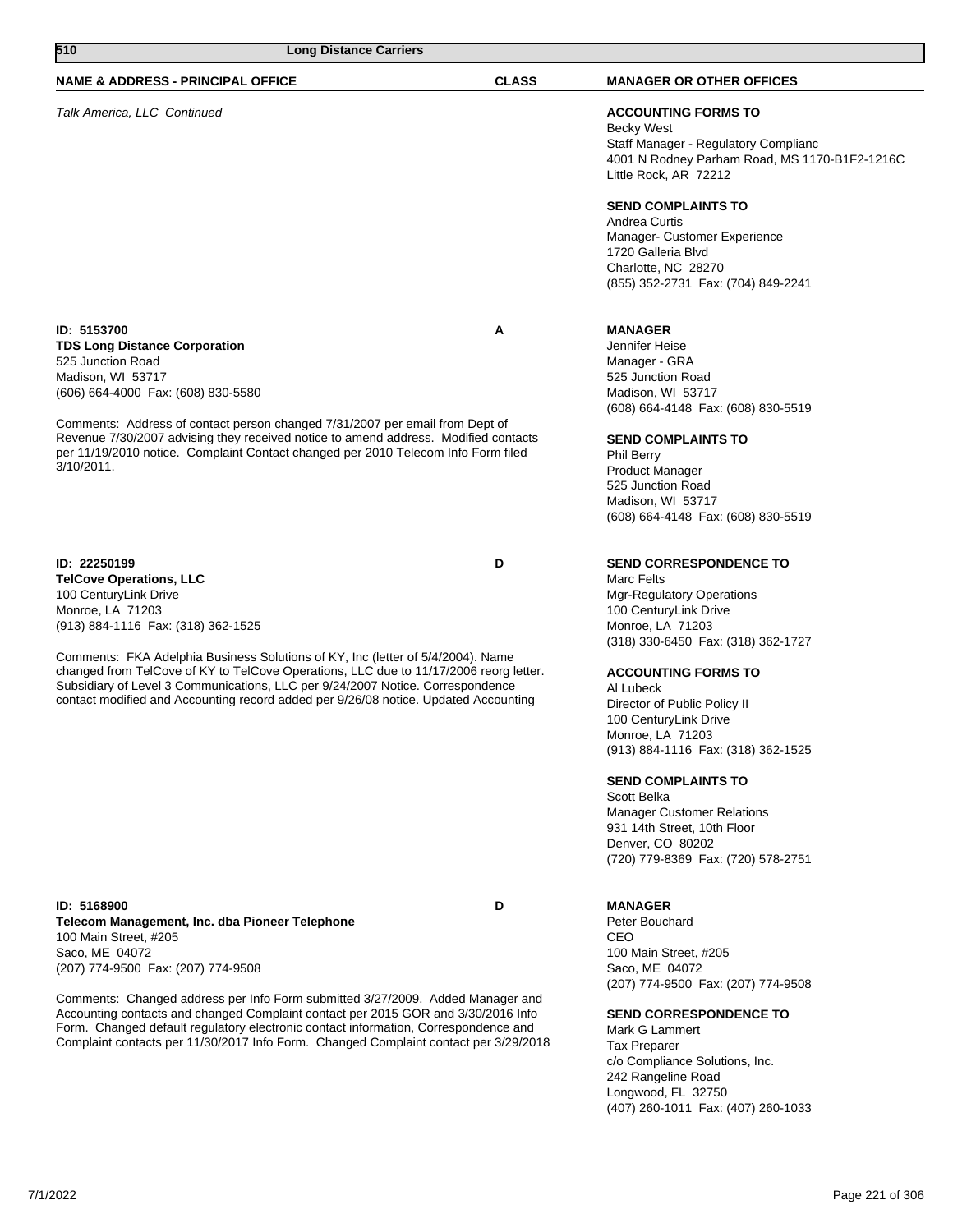## Long Distance Carriers

| NAME & ADDRESS - PRINCIPAL OFFICE | CLASS | MANAGER OR OTHER OFFICES |
|---|---|---|

*Talk America, LLC Continued*

**ACCOUNTING FORMS TO**
Becky West
Staff Manager - Regulatory Complianc
4001 N Rodney Parham Road, MS 1170-B1F2-1216C
Little Rock, AR 72212

**SEND COMPLAINTS TO**
Andrea Curtis
Manager- Customer Experience
1720 Galleria Blvd
Charlotte, NC 28270
(855) 352-2731 Fax: (704) 849-2241

---

**ID: 5153700** — Class: **A**
**TDS Long Distance Corporation**
525 Junction Road
Madison, WI 53717
(606) 664-4000 Fax: (608) 830-5580

Comments: Address of contact person changed 7/31/2007 per email from Dept of Revenue 7/30/2007 advising they received notice to amend address. Modified contacts per 11/19/2010 notice. Complaint Contact changed per 2010 Telecom Info Form filed 3/10/2011.

**MANAGER**
Jennifer Heise
Manager - GRA
525 Junction Road
Madison, WI 53717
(608) 664-4148 Fax: (608) 830-5519

**SEND COMPLAINTS TO**
Phil Berry
Product Manager
525 Junction Road
Madison, WI 53717
(608) 664-4148 Fax: (608) 830-5519

---

**ID: 22250199** — Class: **D**
**TelCove Operations, LLC**
100 CenturyLink Drive
Monroe, LA 71203
(913) 884-1116 Fax: (318) 362-1525

Comments: FKA Adelphia Business Solutions of KY, Inc (letter of 5/4/2004). Name changed from TelCove of KY to TelCove Operations, LLC due to 11/17/2006 reorg letter. Subsidiary of Level 3 Communications, LLC per 9/24/2007 Notice. Correspondence contact modified and Accounting record added per 9/26/08 notice. Updated Accounting

**SEND CORRESPONDENCE TO**
Marc Felts
Mgr-Regulatory Operations
100 CenturyLink Drive
Monroe, LA 71203
(318) 330-6450 Fax: (318) 362-1727

**ACCOUNTING FORMS TO**
Al Lubeck
Director of Public Policy II
100 CenturyLink Drive
Monroe, LA 71203
(913) 884-1116 Fax: (318) 362-1525

**SEND COMPLAINTS TO**
Scott Belka
Manager Customer Relations
931 14th Street, 10th Floor
Denver, CO 80202
(720) 779-8369 Fax: (720) 578-2751

---

**ID: 5168900** — Class: **D**
**Telecom Management, Inc. dba Pioneer Telephone**
100 Main Street, #205
Saco, ME 04072
(207) 774-9500 Fax: (207) 774-9508

Comments: Changed address per Info Form submitted 3/27/2009. Added Manager and Accounting contacts and changed Complaint contact per 2015 GOR and 3/30/2016 Info Form. Changed default regulatory electronic contact information, Correspondence and Complaint contacts per 11/30/2017 Info Form. Changed Complaint contact per 3/29/2018

**MANAGER**
Peter Bouchard
CEO
100 Main Street, #205
Saco, ME 04072
(207) 774-9500 Fax: (207) 774-9508

**SEND CORRESPONDENCE TO**
Mark G Lammert
Tax Preparer
c/o Compliance Solutions, Inc.
242 Rangeline Road
Longwood, FL 32750
(407) 260-1011 Fax: (407) 260-1033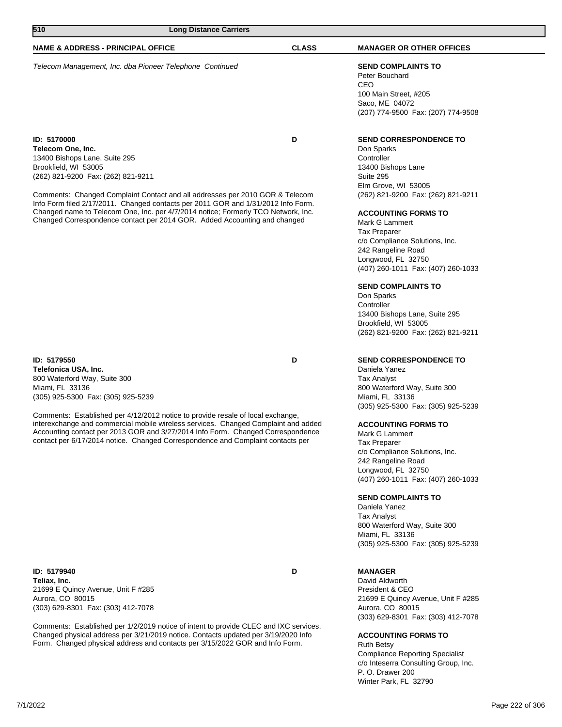**510 Long Distance Carriers**

| NAME & ADDRESS - PRINCIPAL OFFICE | CLASS | MANAGER OR OTHER OFFICES |
|---|---|---|

*Telecom Management, Inc. dba Pioneer Telephone Continued*

**SEND COMPLAINTS TO**
Peter Bouchard
CEO
100 Main Street, #205
Saco, ME 04072
(207) 774-9500 Fax: (207) 774-9508

---

**ID: 5170000** — Class: **D**
**Telecom One, Inc.**
13400 Bishops Lane, Suite 295
Brookfield, WI 53005
(262) 821-9200 Fax: (262) 821-9211

Comments: Changed Complaint Contact and all addresses per 2010 GOR & Telecom Info Form filed 2/17/2011. Changed contacts per 2011 GOR and 1/31/2012 Info Form. Changed name to Telecom One, Inc. per 4/7/2014 notice; Formerly TCO Network, Inc. Changed Correspondence contact per 2014 GOR. Added Accounting and changed

**SEND CORRESPONDENCE TO**
Don Sparks
Controller
13400 Bishops Lane
Suite 295
Elm Grove, WI 53005
(262) 821-9200 Fax: (262) 821-9211

**ACCOUNTING FORMS TO**
Mark G Lammert
Tax Preparer
c/o Compliance Solutions, Inc.
242 Rangeline Road
Longwood, FL 32750
(407) 260-1011 Fax: (407) 260-1033

**SEND COMPLAINTS TO**
Don Sparks
Controller
13400 Bishops Lane, Suite 295
Brookfield, WI 53005
(262) 821-9200 Fax: (262) 821-9211

---

**ID: 5179550** — Class: **D**
**Telefonica USA, Inc.**
800 Waterford Way, Suite 300
Miami, FL 33136
(305) 925-5300 Fax: (305) 925-5239

Comments: Established per 4/12/2012 notice to provide resale of local exchange, interexchange and commercial mobile wireless services. Changed Complaint and added Accounting contact per 2013 GOR and 3/27/2014 Info Form. Changed Correspondence contact per 6/17/2014 notice. Changed Correspondence and Complaint contacts per

**SEND CORRESPONDENCE TO**
Daniela Yanez
Tax Analyst
800 Waterford Way, Suite 300
Miami, FL 33136
(305) 925-5300 Fax: (305) 925-5239

**ACCOUNTING FORMS TO**
Mark G Lammert
Tax Preparer
c/o Compliance Solutions, Inc.
242 Rangeline Road
Longwood, FL 32750
(407) 260-1011 Fax: (407) 260-1033

**SEND COMPLAINTS TO**
Daniela Yanez
Tax Analyst
800 Waterford Way, Suite 300
Miami, FL 33136
(305) 925-5300 Fax: (305) 925-5239

---

**ID: 5179940** — Class: **D**
**Teliax, Inc.**
21699 E Quincy Avenue, Unit F #285
Aurora, CO 80015
(303) 629-8301 Fax: (303) 412-7078

Comments: Established per 1/2/2019 notice of intent to provide CLEC and IXC services. Changed physical address per 3/21/2019 notice. Contacts updated per 3/19/2020 Info Form. Changed physical address and contacts per 3/15/2022 GOR and Info Form.

**MANAGER**
David Aldworth
President & CEO
21699 E Quincy Avenue, Unit F #285
Aurora, CO 80015
(303) 629-8301 Fax: (303) 412-7078

**ACCOUNTING FORMS TO**
Ruth Betsy
Compliance Reporting Specialist
c/o Inteserra Consulting Group, Inc.
P. O. Drawer 200
Winter Park, FL 32790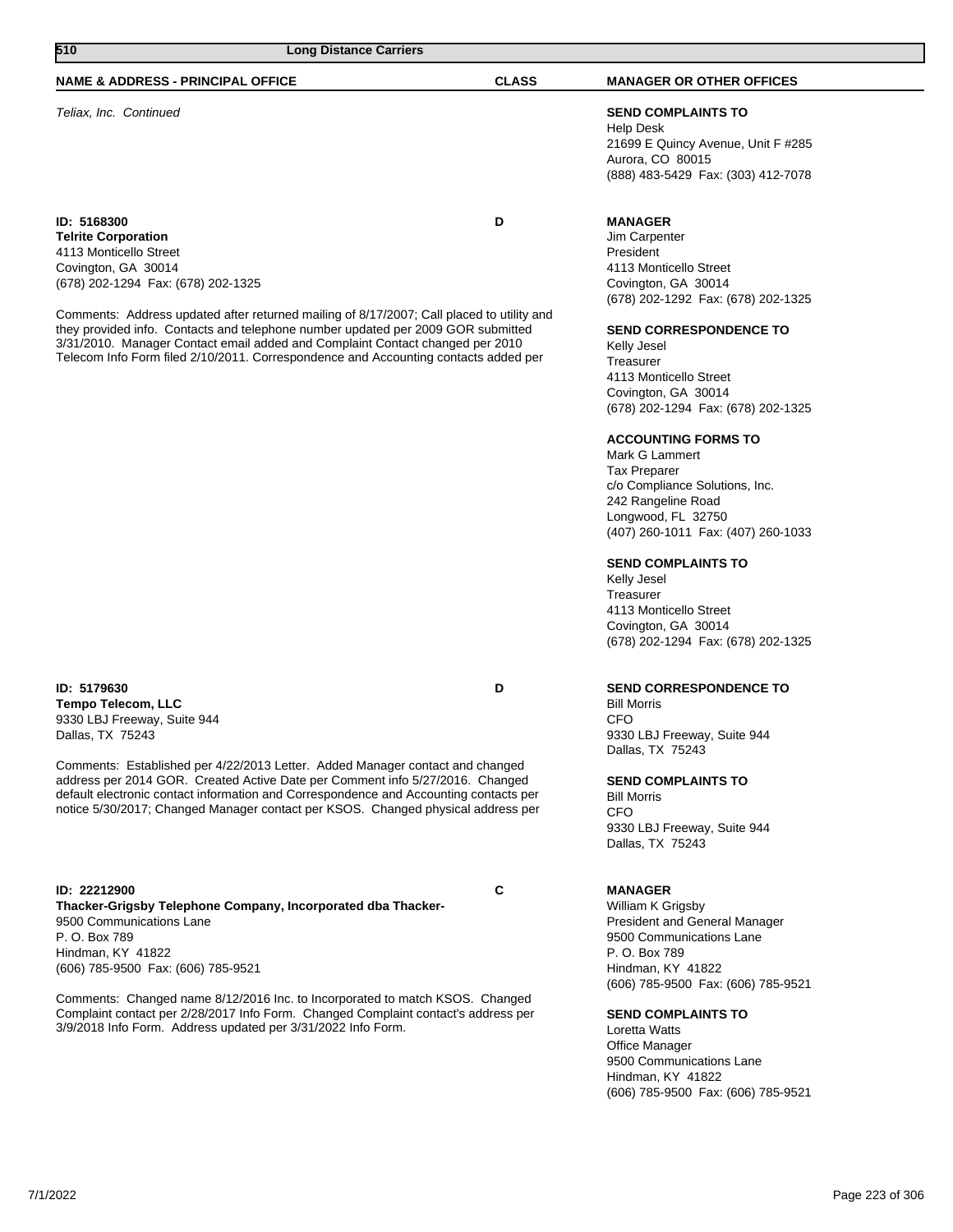## Long Distance Carriers

| NAME & ADDRESS - PRINCIPAL OFFICE | CLASS | MANAGER OR OTHER OFFICES |
|---|---|---|

*Teliax, Inc. Continued*

**SEND COMPLAINTS TO**
Help Desk
21699 E Quincy Avenue, Unit F #285
Aurora, CO 80015
(888) 483-5429 Fax: (303) 412-7078

---

**ID: 5168300** — Class: **D**
**Telrite Corporation**
4113 Monticello Street
Covington, GA 30014
(678) 202-1294 Fax: (678) 202-1325

Comments: Address updated after returned mailing of 8/17/2007; Call placed to utility and they provided info. Contacts and telephone number updated per 2009 GOR submitted 3/31/2010. Manager Contact email added and Complaint Contact changed per 2010 Telecom Info Form filed 2/10/2011. Correspondence and Accounting contacts added per

**MANAGER**
Jim Carpenter
President
4113 Monticello Street
Covington, GA 30014
(678) 202-1292 Fax: (678) 202-1325

**SEND CORRESPONDENCE TO**
Kelly Jesel
Treasurer
4113 Monticello Street
Covington, GA 30014
(678) 202-1294 Fax: (678) 202-1325

**ACCOUNTING FORMS TO**
Mark G Lammert
Tax Preparer
c/o Compliance Solutions, Inc.
242 Rangeline Road
Longwood, FL 32750
(407) 260-1011 Fax: (407) 260-1033

**SEND COMPLAINTS TO**
Kelly Jesel
Treasurer
4113 Monticello Street
Covington, GA 30014
(678) 202-1294 Fax: (678) 202-1325

---

**ID: 5179630** — Class: **D**
**Tempo Telecom, LLC**
9330 LBJ Freeway, Suite 944
Dallas, TX 75243

Comments: Established per 4/22/2013 Letter. Added Manager contact and changed address per 2014 GOR. Created Active Date per Comment info 5/27/2016. Changed default electronic contact information and Correspondence and Accounting contacts per notice 5/30/2017; Changed Manager contact per KSOS. Changed physical address per

**SEND CORRESPONDENCE TO**
Bill Morris
CFO
9330 LBJ Freeway, Suite 944
Dallas, TX 75243

**SEND COMPLAINTS TO**
Bill Morris
CFO
9330 LBJ Freeway, Suite 944
Dallas, TX 75243

---

**ID: 22212900** — Class: **C**
**Thacker-Grigsby Telephone Company, Incorporated dba Thacker-**
9500 Communications Lane
P. O. Box 789
Hindman, KY 41822
(606) 785-9500 Fax: (606) 785-9521

Comments: Changed name 8/12/2016 Inc. to Incorporated to match KSOS. Changed Complaint contact per 2/28/2017 Info Form. Changed Complaint contact's address per 3/9/2018 Info Form. Address updated per 3/31/2022 Info Form.

**MANAGER**
William K Grigsby
President and General Manager
9500 Communications Lane
P. O. Box 789
Hindman, KY 41822
(606) 785-9500 Fax: (606) 785-9521

**SEND COMPLAINTS TO**
Loretta Watts
Office Manager
9500 Communications Lane
Hindman, KY 41822
(606) 785-9500 Fax: (606) 785-9521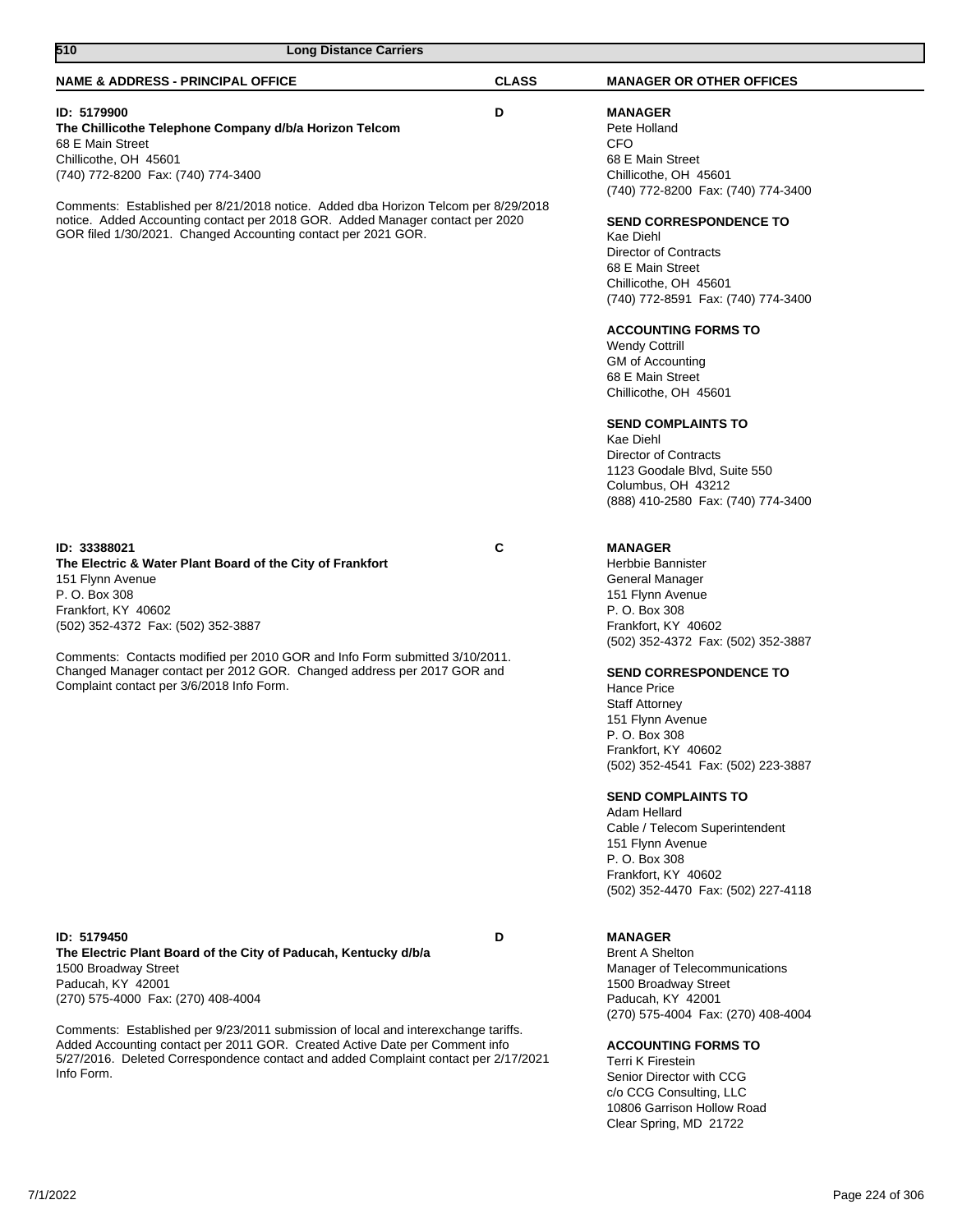## 510 Long Distance Carriers

| NAME & ADDRESS - PRINCIPAL OFFICE | CLASS | MANAGER OR OTHER OFFICES |
|---|---|---|

**ID: 5179900** — Class: **D**

**The Chillicothe Telephone Company d/b/a Horizon Telcom**
68 E Main Street
Chillicothe, OH 45601
(740) 772-8200 Fax: (740) 774-3400

Comments: Established per 8/21/2018 notice. Added dba Horizon Telcom per 8/29/2018 notice. Added Accounting contact per 2018 GOR. Added Manager contact per 2020 GOR filed 1/30/2021. Changed Accounting contact per 2021 GOR.

**MANAGER**
Pete Holland
CFO
68 E Main Street
Chillicothe, OH 45601
(740) 772-8200 Fax: (740) 774-3400

**SEND CORRESPONDENCE TO**
Kae Diehl
Director of Contracts
68 E Main Street
Chillicothe, OH 45601
(740) 772-8591 Fax: (740) 774-3400

**ACCOUNTING FORMS TO**
Wendy Cottrill
GM of Accounting
68 E Main Street
Chillicothe, OH 45601

**SEND COMPLAINTS TO**
Kae Diehl
Director of Contracts
1123 Goodale Blvd, Suite 550
Columbus, OH 43212
(888) 410-2580 Fax: (740) 774-3400

---

**ID: 33388021** — Class: **C**

**The Electric & Water Plant Board of the City of Frankfort**
151 Flynn Avenue
P. O. Box 308
Frankfort, KY 40602
(502) 352-4372 Fax: (502) 352-3887

Comments: Contacts modified per 2010 GOR and Info Form submitted 3/10/2011. Changed Manager contact per 2012 GOR. Changed address per 2017 GOR and Complaint contact per 3/6/2018 Info Form.

**MANAGER**
Herbbie Bannister
General Manager
151 Flynn Avenue
P. O. Box 308
Frankfort, KY 40602
(502) 352-4372 Fax: (502) 352-3887

**SEND CORRESPONDENCE TO**
Hance Price
Staff Attorney
151 Flynn Avenue
P. O. Box 308
Frankfort, KY 40602
(502) 352-4541 Fax: (502) 223-3887

**SEND COMPLAINTS TO**
Adam Hellard
Cable / Telecom Superintendent
151 Flynn Avenue
P. O. Box 308
Frankfort, KY 40602
(502) 352-4470 Fax: (502) 227-4118

---

**ID: 5179450** — Class: **D**

**The Electric Plant Board of the City of Paducah, Kentucky d/b/a**
1500 Broadway Street
Paducah, KY 42001
(270) 575-4000 Fax: (270) 408-4004

Comments: Established per 9/23/2011 submission of local and interexchange tariffs. Added Accounting contact per 2011 GOR. Created Active Date per Comment info 5/27/2016. Deleted Correspondence contact and added Complaint contact per 2/17/2021 Info Form.

**MANAGER**
Brent A Shelton
Manager of Telecommunications
1500 Broadway Street
Paducah, KY 42001
(270) 575-4004 Fax: (270) 408-4004

**ACCOUNTING FORMS TO**
Terri K Firestein
Senior Director with CCG
c/o CCG Consulting, LLC
10806 Garrison Hollow Road
Clear Spring, MD 21722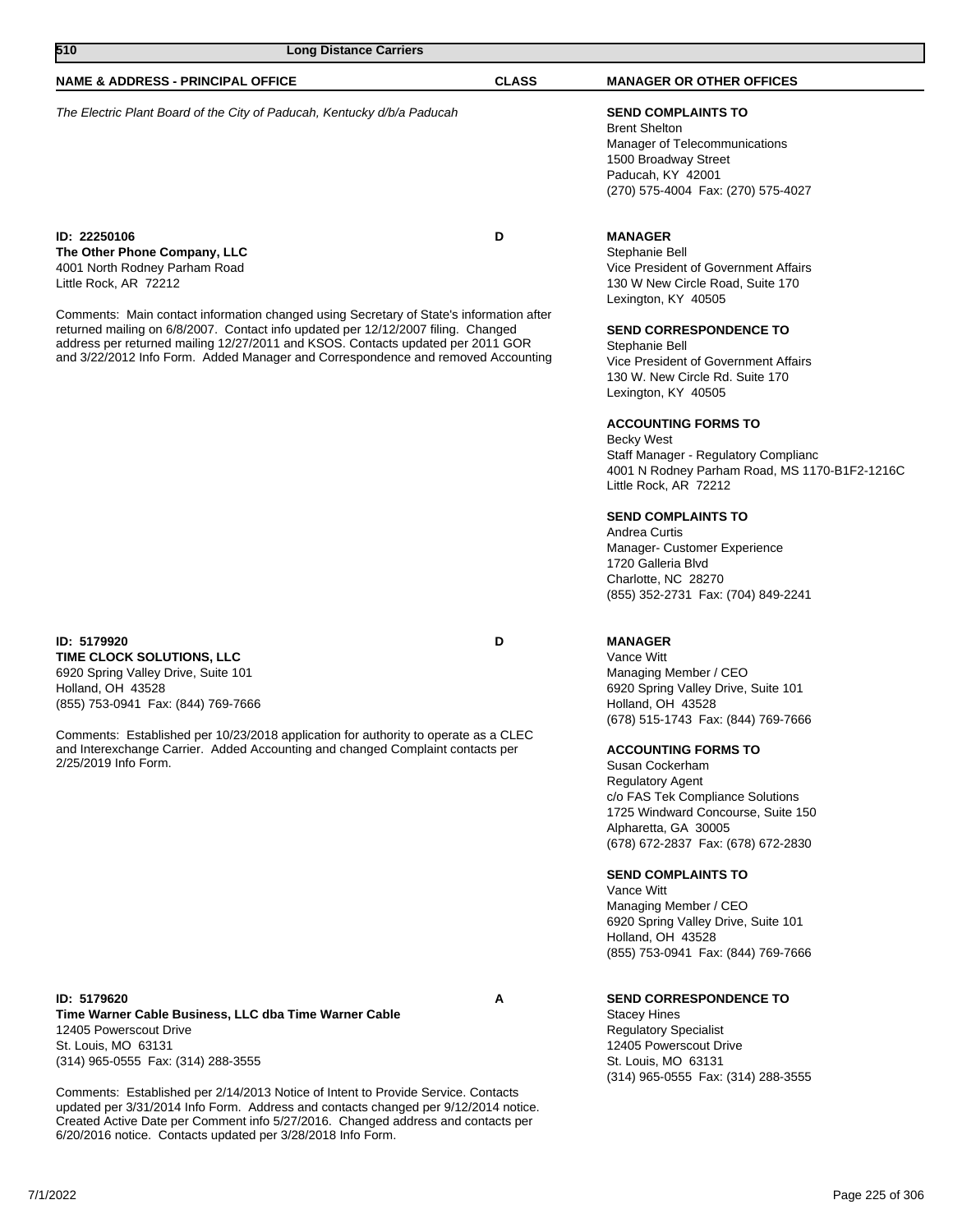## 510 Long Distance Carriers

| NAME & ADDRESS - PRINCIPAL OFFICE | CLASS | MANAGER OR OTHER OFFICES |
|---|---|---|

*The Electric Plant Board of the City of Paducah, Kentucky d/b/a Paducah*

**SEND COMPLAINTS TO**
Brent Shelton
Manager of Telecommunications
1500 Broadway Street
Paducah, KY 42001
(270) 575-4004 Fax: (270) 575-4027

---

**ID: 22250106** — Class: **D**
**The Other Phone Company, LLC**
4001 North Rodney Parham Road
Little Rock, AR 72212

Comments: Main contact information changed using Secretary of State's information after returned mailing on 6/8/2007. Contact info updated per 12/12/2007 filing. Changed address per returned mailing 12/27/2011 and KSOS. Contacts updated per 2011 GOR and 3/22/2012 Info Form. Added Manager and Correspondence and removed Accounting

**MANAGER**
Stephanie Bell
Vice President of Government Affairs
130 W New Circle Road, Suite 170
Lexington, KY 40505

**SEND CORRESPONDENCE TO**
Stephanie Bell
Vice President of Government Affairs
130 W. New Circle Rd. Suite 170
Lexington, KY 40505

**ACCOUNTING FORMS TO**
Becky West
Staff Manager - Regulatory Complianc
4001 N Rodney Parham Road, MS 1170-B1F2-1216C
Little Rock, AR 72212

**SEND COMPLAINTS TO**
Andrea Curtis
Manager- Customer Experience
1720 Galleria Blvd
Charlotte, NC 28270
(855) 352-2731 Fax: (704) 849-2241

---

**ID: 5179920** — Class: **D**
**TIME CLOCK SOLUTIONS, LLC**
6920 Spring Valley Drive, Suite 101
Holland, OH 43528
(855) 753-0941 Fax: (844) 769-7666

Comments: Established per 10/23/2018 application for authority to operate as a CLEC and Interexchange Carrier. Added Accounting and changed Complaint contacts per 2/25/2019 Info Form.

**MANAGER**
Vance Witt
Managing Member / CEO
6920 Spring Valley Drive, Suite 101
Holland, OH 43528
(678) 515-1743 Fax: (844) 769-7666

**ACCOUNTING FORMS TO**
Susan Cockerham
Regulatory Agent
c/o FAS Tek Compliance Solutions
1725 Windward Concourse, Suite 150
Alpharetta, GA 30005
(678) 672-2837 Fax: (678) 672-2830

**SEND COMPLAINTS TO**
Vance Witt
Managing Member / CEO
6920 Spring Valley Drive, Suite 101
Holland, OH 43528
(855) 753-0941 Fax: (844) 769-7666

---

**ID: 5179620** — Class: **A**
**Time Warner Cable Business, LLC dba Time Warner Cable**
12405 Powerscout Drive
St. Louis, MO 63131
(314) 965-0555 Fax: (314) 288-3555

Comments: Established per 2/14/2013 Notice of Intent to Provide Service. Contacts updated per 3/31/2014 Info Form. Address and contacts changed per 9/12/2014 notice. Created Active Date per Comment info 5/27/2016. Changed address and contacts per 6/20/2016 notice. Contacts updated per 3/28/2018 Info Form.

**SEND CORRESPONDENCE TO**
Stacey Hines
Regulatory Specialist
12405 Powerscout Drive
St. Louis, MO 63131
(314) 965-0555 Fax: (314) 288-3555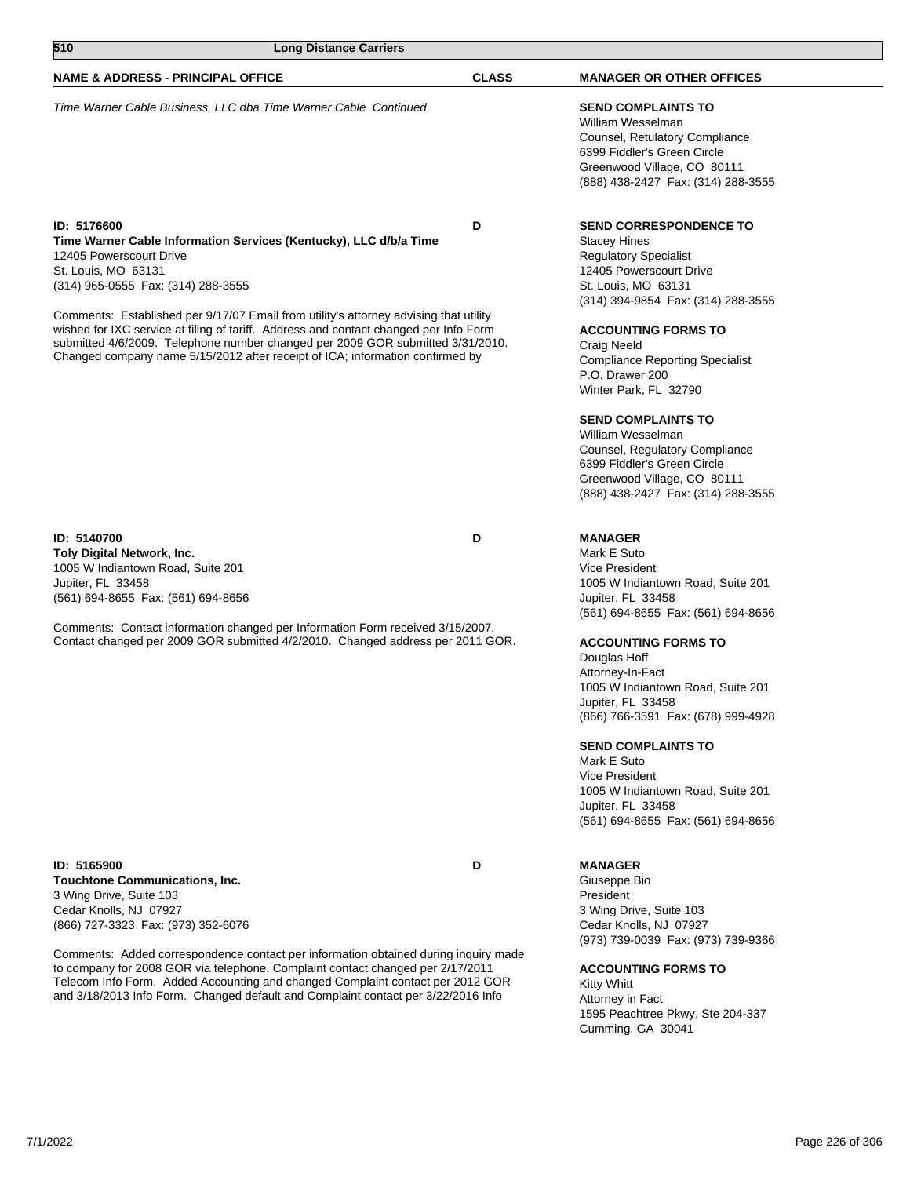| NAME & ADDRESS - PRINCIPAL OFFICE | CLASS | MANAGER OR OTHER OFFICES |
|---|---|---|
| *Time Warner Cable Business, LLC dba Time Warner Cable Continued* | | **SEND COMPLAINTS TO**<br>William Wesselman<br>Counsel, Retulatory Compliance<br>6399 Fiddler's Green Circle<br>Greenwood Village, CO 80111<br>(888) 438-2427 Fax: (314) 288-3555 |
| **ID: 5176600**<br>**Time Warner Cable Information Services (Kentucky), LLC d/b/a Time**<br>12405 Powerscourt Drive<br>St. Louis, MO 63131<br>(314) 965-0555 Fax: (314) 288-3555<br><br>Comments: Established per 9/17/07 Email from utility's attorney advising that utility wished for IXC service at filing of tariff. Address and contact changed per Info Form submitted 4/6/2009. Telephone number changed per 2009 GOR submitted 3/31/2010. Changed company name 5/15/2012 after receipt of ICA; information confirmed by | D | **SEND CORRESPONDENCE TO**<br>Stacey Hines<br>Regulatory Specialist<br>12405 Powerscourt Drive<br>St. Louis, MO 63131<br>(314) 394-9854 Fax: (314) 288-3555<br><br>**ACCOUNTING FORMS TO**<br>Craig Neeld<br>Compliance Reporting Specialist<br>P.O. Drawer 200<br>Winter Park, FL 32790<br><br>**SEND COMPLAINTS TO**<br>William Wesselman<br>Counsel, Regulatory Compliance<br>6399 Fiddler's Green Circle<br>Greenwood Village, CO 80111<br>(888) 438-2427 Fax: (314) 288-3555 |
| **ID: 5140700**<br>**Toly Digital Network, Inc.**<br>1005 W Indiantown Road, Suite 201<br>Jupiter, FL 33458<br>(561) 694-8655 Fax: (561) 694-8656<br><br>Comments: Contact information changed per Information Form received 3/15/2007. Contact changed per 2009 GOR submitted 4/2/2010. Changed address per 2011 GOR. | D | **MANAGER**<br>Mark E Suto<br>Vice President<br>1005 W Indiantown Road, Suite 201<br>Jupiter, FL 33458<br>(561) 694-8655 Fax: (561) 694-8656<br><br>**ACCOUNTING FORMS TO**<br>Douglas Hoff<br>Attorney-In-Fact<br>1005 W Indiantown Road, Suite 201<br>Jupiter, FL 33458<br>(866) 766-3591 Fax: (678) 999-4928<br><br>**SEND COMPLAINTS TO**<br>Mark E Suto<br>Vice President<br>1005 W Indiantown Road, Suite 201<br>Jupiter, FL 33458<br>(561) 694-8655 Fax: (561) 694-8656 |
| **ID: 5165900**<br>**Touchtone Communications, Inc.**<br>3 Wing Drive, Suite 103<br>Cedar Knolls, NJ 07927<br>(866) 727-3323 Fax: (973) 352-6076<br><br>Comments: Added correspondence contact per information obtained during inquiry made to company for 2008 GOR via telephone. Complaint contact changed per 2/17/2011 Telecom Info Form. Added Accounting and changed Complaint contact per 2012 GOR and 3/18/2013 Info Form. Changed default and Complaint contact per 3/22/2016 Info | D | **MANAGER**<br>Giuseppe Bio<br>President<br>3 Wing Drive, Suite 103<br>Cedar Knolls, NJ 07927<br>(973) 739-0039 Fax: (973) 739-9366<br><br>**ACCOUNTING FORMS TO**<br>Kitty Whitt<br>Attorney in Fact<br>1595 Peachtree Pkwy, Ste 204-337<br>Cumming, GA 30041 |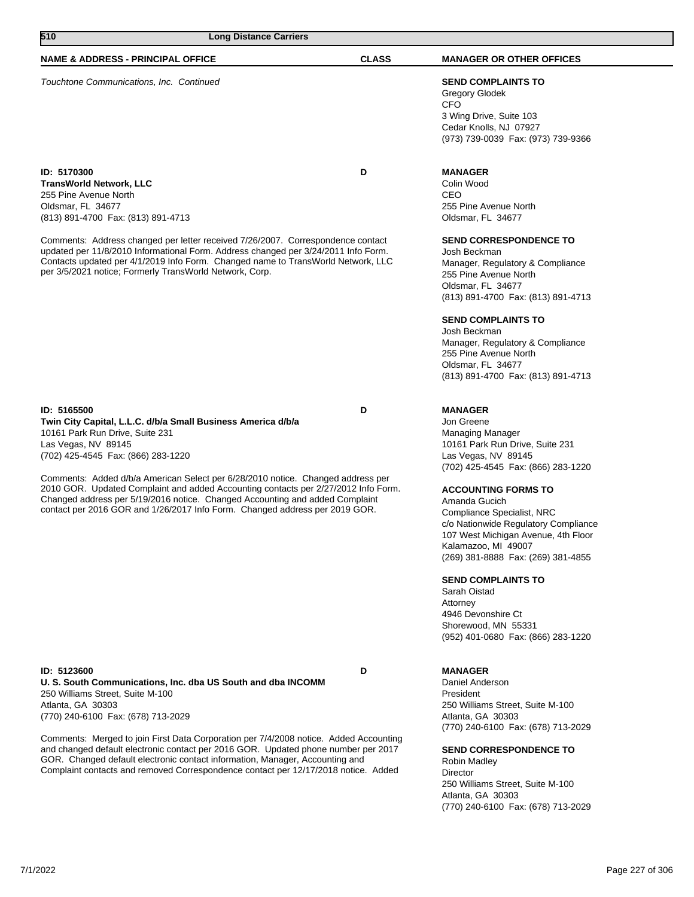## 510 Long Distance Carriers

| NAME & ADDRESS - PRINCIPAL OFFICE | CLASS | MANAGER OR OTHER OFFICES |
|---|---|---|

*Touchtone Communications, Inc. Continued*

**SEND COMPLAINTS TO**
Gregory Glodek
CFO
3 Wing Drive, Suite 103
Cedar Knolls, NJ 07927
(973) 739-0039 Fax: (973) 739-9366

---

**ID: 5170300** — **D**
**TransWorld Network, LLC**
255 Pine Avenue North
Oldsmar, FL 34677
(813) 891-4700 Fax: (813) 891-4713

Comments: Address changed per letter received 7/26/2007. Correspondence contact updated per 11/8/2010 Informational Form. Address changed per 3/24/2011 Info Form. Contacts updated per 4/1/2019 Info Form. Changed name to TransWorld Network, LLC per 3/5/2021 notice; Formerly TransWorld Network, Corp.

**MANAGER**
Colin Wood
CEO
255 Pine Avenue North
Oldsmar, FL 34677

**SEND CORRESPONDENCE TO**
Josh Beckman
Manager, Regulatory & Compliance
255 Pine Avenue North
Oldsmar, FL 34677
(813) 891-4700 Fax: (813) 891-4713

**SEND COMPLAINTS TO**
Josh Beckman
Manager, Regulatory & Compliance
255 Pine Avenue North
Oldsmar, FL 34677
(813) 891-4700 Fax: (813) 891-4713

---

**ID: 5165500** — **D**
**Twin City Capital, L.L.C. d/b/a Small Business America d/b/a**
10161 Park Run Drive, Suite 231
Las Vegas, NV 89145
(702) 425-4545 Fax: (866) 283-1220

Comments: Added d/b/a American Select per 6/28/2010 notice. Changed address per 2010 GOR. Updated Complaint and added Accounting contacts per 2/27/2012 Info Form. Changed address per 5/19/2016 notice. Changed Accounting and added Complaint contact per 2016 GOR and 1/26/2017 Info Form. Changed address per 2019 GOR.

**MANAGER**
Jon Greene
Managing Manager
10161 Park Run Drive, Suite 231
Las Vegas, NV 89145
(702) 425-4545 Fax: (866) 283-1220

**ACCOUNTING FORMS TO**
Amanda Gucich
Compliance Specialist, NRC
c/o Nationwide Regulatory Compliance
107 West Michigan Avenue, 4th Floor
Kalamazoo, MI 49007
(269) 381-8888 Fax: (269) 381-4855

**SEND COMPLAINTS TO**
Sarah Oistad
Attorney
4946 Devonshire Ct
Shorewood, MN 55331
(952) 401-0680 Fax: (866) 283-1220

---

**ID: 5123600** — **D**
**U. S. South Communications, Inc. dba US South and dba INCOMM**
250 Williams Street, Suite M-100
Atlanta, GA 30303
(770) 240-6100 Fax: (678) 713-2029

Comments: Merged to join First Data Corporation per 7/4/2008 notice. Added Accounting and changed default electronic contact per 2016 GOR. Updated phone number per 2017 GOR. Changed default electronic contact information, Manager, Accounting and Complaint contacts and removed Correspondence contact per 12/17/2018 notice. Added

**MANAGER**
Daniel Anderson
President
250 Williams Street, Suite M-100
Atlanta, GA 30303
(770) 240-6100 Fax: (678) 713-2029

**SEND CORRESPONDENCE TO**
Robin Madley
Director
250 Williams Street, Suite M-100
Atlanta, GA 30303
(770) 240-6100 Fax: (678) 713-2029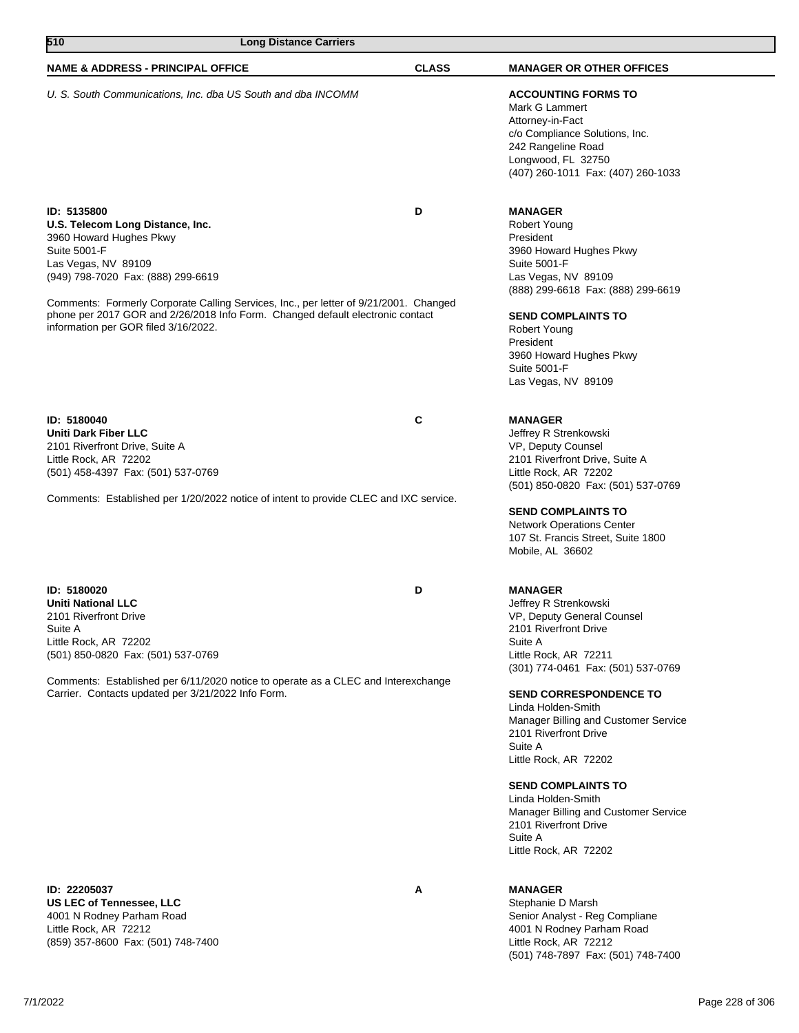## Long Distance Carriers

| NAME & ADDRESS - PRINCIPAL OFFICE | CLASS | MANAGER OR OTHER OFFICES |
|---|---|---|
| *U. S. South Communications, Inc. dba US South and dba INCOMM* | | **ACCOUNTING FORMS TO**<br>Mark G Lammert<br>Attorney-in-Fact<br>c/o Compliance Solutions, Inc.<br>242 Rangeline Road<br>Longwood, FL 32750<br>(407) 260-1011 Fax: (407) 260-1033 |
| **ID: 5135800**<br>**U.S. Telecom Long Distance, Inc.**<br>3960 Howard Hughes Pkwy<br>Suite 5001-F<br>Las Vegas, NV 89109<br>(949) 798-7020 Fax: (888) 299-6619<br><br>Comments: Formerly Corporate Calling Services, Inc., per letter of 9/21/2001. Changed phone per 2017 GOR and 2/26/2018 Info Form. Changed default electronic contact information per GOR filed 3/16/2022. | D | **MANAGER**<br>Robert Young<br>President<br>3960 Howard Hughes Pkwy<br>Suite 5001-F<br>Las Vegas, NV 89109<br>(888) 299-6618 Fax: (888) 299-6619<br><br>**SEND COMPLAINTS TO**<br>Robert Young<br>President<br>3960 Howard Hughes Pkwy<br>Suite 5001-F<br>Las Vegas, NV 89109 |
| **ID: 5180040**<br>**Uniti Dark Fiber LLC**<br>2101 Riverfront Drive, Suite A<br>Little Rock, AR 72202<br>(501) 458-4397 Fax: (501) 537-0769<br><br>Comments: Established per 1/20/2022 notice of intent to provide CLEC and IXC service. | C | **MANAGER**<br>Jeffrey R Strenkowski<br>VP, Deputy Counsel<br>2101 Riverfront Drive, Suite A<br>Little Rock, AR 72202<br>(501) 850-0820 Fax: (501) 537-0769<br><br>**SEND COMPLAINTS TO**<br>Network Operations Center<br>107 St. Francis Street, Suite 1800<br>Mobile, AL 36602 |
| **ID: 5180020**<br>**Uniti National LLC**<br>2101 Riverfront Drive<br>Suite A<br>Little Rock, AR 72202<br>(501) 850-0820 Fax: (501) 537-0769<br><br>Comments: Established per 6/11/2020 notice to operate as a CLEC and Interexchange Carrier. Contacts updated per 3/21/2022 Info Form. | D | **MANAGER**<br>Jeffrey R Strenkowski<br>VP, Deputy General Counsel<br>2101 Riverfront Drive<br>Suite A<br>Little Rock, AR 72211<br>(301) 774-0461 Fax: (501) 537-0769<br><br>**SEND CORRESPONDENCE TO**<br>Linda Holden-Smith<br>Manager Billing and Customer Service<br>2101 Riverfront Drive<br>Suite A<br>Little Rock, AR 72202<br><br>**SEND COMPLAINTS TO**<br>Linda Holden-Smith<br>Manager Billing and Customer Service<br>2101 Riverfront Drive<br>Suite A<br>Little Rock, AR 72202 |
| **ID: 22205037**<br>**US LEC of Tennessee, LLC**<br>4001 N Rodney Parham Road<br>Little Rock, AR 72212<br>(859) 357-8600 Fax: (501) 748-7400 | A | **MANAGER**<br>Stephanie D Marsh<br>Senior Analyst - Reg Compliane<br>4001 N Rodney Parham Road<br>Little Rock, AR 72212<br>(501) 748-7897 Fax: (501) 748-7400 |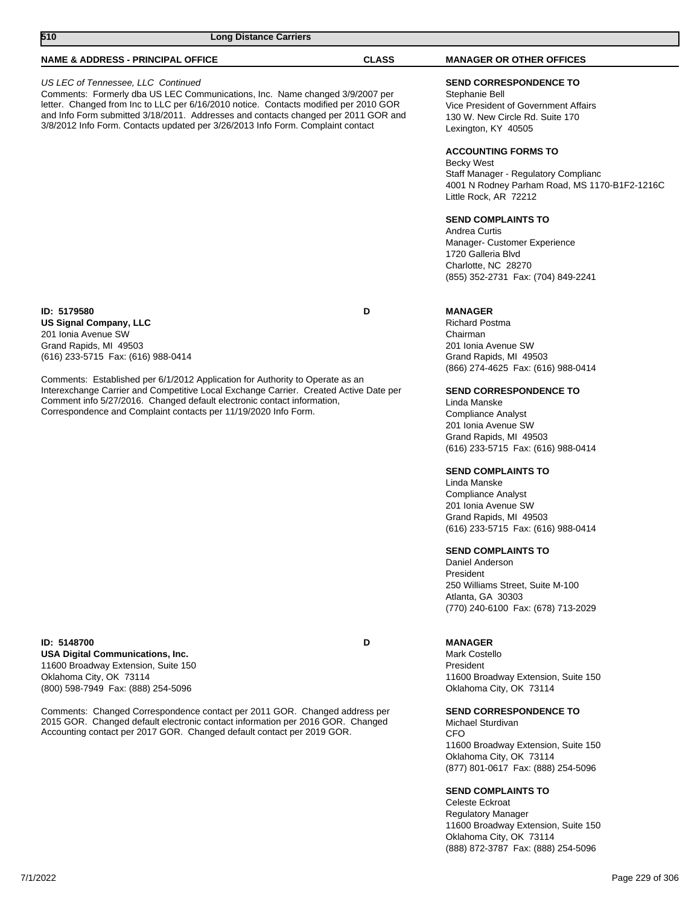| NAME & ADDRESS - PRINCIPAL OFFICE | CLASS | MANAGER OR OTHER OFFICES |
|---|---|---|
| *US LEC of Tennessee, LLC Continued*<br>Comments: Formerly dba US LEC Communications, Inc. Name changed 3/9/2007 per letter. Changed from Inc to LLC per 6/16/2010 notice. Contacts modified per 2010 GOR and Info Form submitted 3/18/2011. Addresses and contacts changed per 2011 GOR and 3/8/2012 Info Form. Contacts updated per 3/26/2013 Info Form. Complaint contact | | **SEND CORRESPONDENCE TO**<br>Stephanie Bell<br>Vice President of Government Affairs<br>130 W. New Circle Rd. Suite 170<br>Lexington, KY 40505<br><br>**ACCOUNTING FORMS TO**<br>Becky West<br>Staff Manager - Regulatory Complianc<br>4001 N Rodney Parham Road, MS 1170-B1F2-1216C<br>Little Rock, AR 72212<br><br>**SEND COMPLAINTS TO**<br>Andrea Curtis<br>Manager- Customer Experience<br>1720 Galleria Blvd<br>Charlotte, NC 28270<br>(855) 352-2731 Fax: (704) 849-2241 |
| **ID: 5179580**<br>**US Signal Company, LLC**<br>201 Ionia Avenue SW<br>Grand Rapids, MI 49503<br>(616) 233-5715 Fax: (616) 988-0414<br><br>Comments: Established per 6/1/2012 Application for Authority to Operate as an Interexchange Carrier and Competitive Local Exchange Carrier. Created Active Date per Comment info 5/27/2016. Changed default electronic contact information, Correspondence and Complaint contacts per 11/19/2020 Info Form. | D | **MANAGER**<br>Richard Postma<br>Chairman<br>201 Ionia Avenue SW<br>Grand Rapids, MI 49503<br>(866) 274-4625 Fax: (616) 988-0414<br><br>**SEND CORRESPONDENCE TO**<br>Linda Manske<br>Compliance Analyst<br>201 Ionia Avenue SW<br>Grand Rapids, MI 49503<br>(616) 233-5715 Fax: (616) 988-0414<br><br>**SEND COMPLAINTS TO**<br>Linda Manske<br>Compliance Analyst<br>201 Ionia Avenue SW<br>Grand Rapids, MI 49503<br>(616) 233-5715 Fax: (616) 988-0414<br><br>**SEND COMPLAINTS TO**<br>Daniel Anderson<br>President<br>250 Williams Street, Suite M-100<br>Atlanta, GA 30303<br>(770) 240-6100 Fax: (678) 713-2029 |
| **ID: 5148700**<br>**USA Digital Communications, Inc.**<br>11600 Broadway Extension, Suite 150<br>Oklahoma City, OK 73114<br>(800) 598-7949 Fax: (888) 254-5096<br><br>Comments: Changed Correspondence contact per 2011 GOR. Changed address per 2015 GOR. Changed default electronic contact information per 2016 GOR. Changed Accounting contact per 2017 GOR. Changed default contact per 2019 GOR. | D | **MANAGER**<br>Mark Costello<br>President<br>11600 Broadway Extension, Suite 150<br>Oklahoma City, OK 73114<br><br>**SEND CORRESPONDENCE TO**<br>Michael Sturdivan<br>CFO<br>11600 Broadway Extension, Suite 150<br>Oklahoma City, OK 73114<br>(877) 801-0617 Fax: (888) 254-5096<br><br>**SEND COMPLAINTS TO**<br>Celeste Eckroat<br>Regulatory Manager<br>11600 Broadway Extension, Suite 150<br>Oklahoma City, OK 73114<br>(888) 872-3787 Fax: (888) 254-5096 |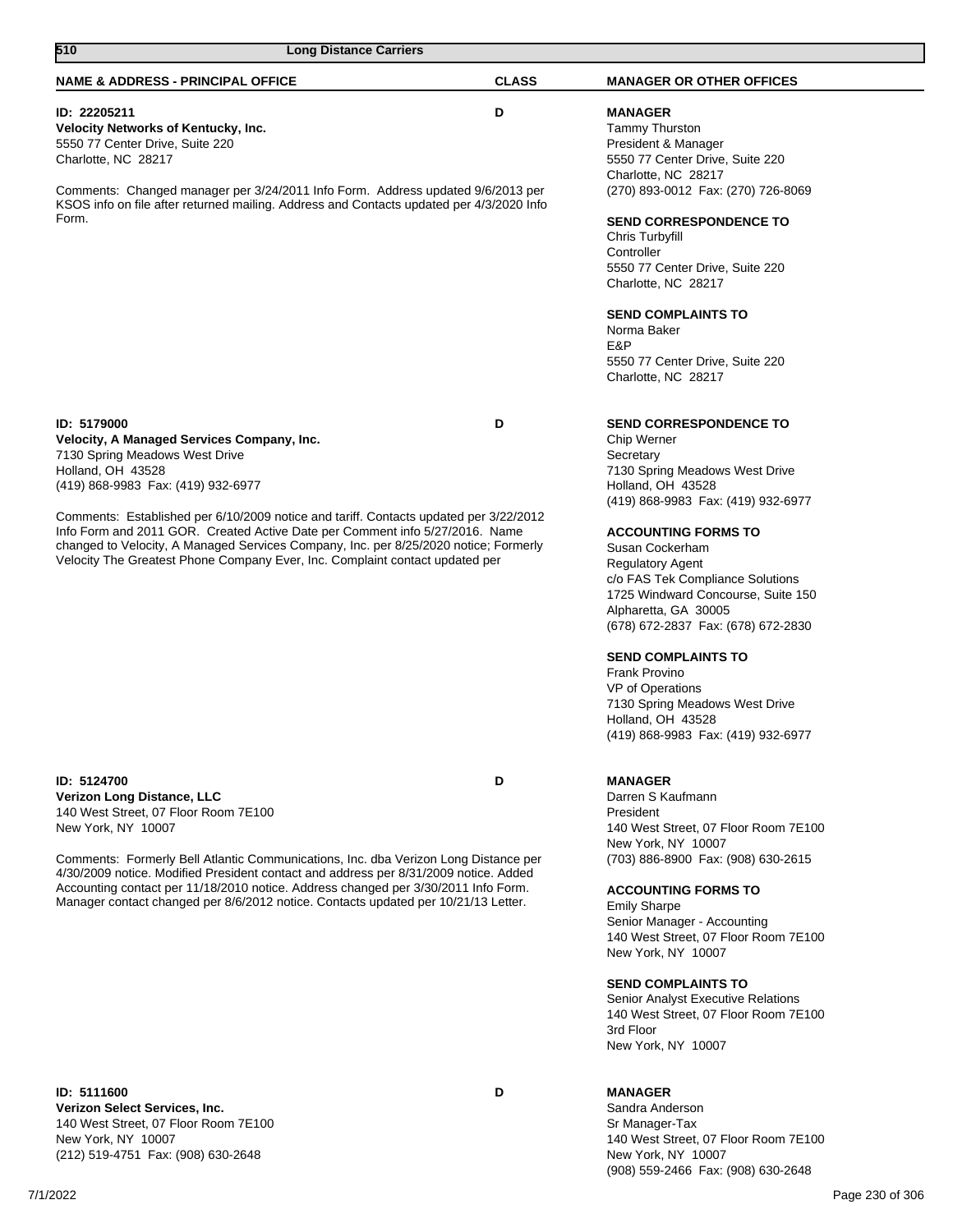## 510 Long Distance Carriers

| NAME & ADDRESS - PRINCIPAL OFFICE | CLASS | MANAGER OR OTHER OFFICES |
|---|---|---|

**ID: 22205211** — Class: **D**

**Velocity Networks of Kentucky, Inc.**
5550 77 Center Drive, Suite 220
Charlotte, NC 28217

Comments: Changed manager per 3/24/2011 Info Form. Address updated 9/6/2013 per KSOS info on file after returned mailing. Address and Contacts updated per 4/3/2020 Info Form.

**MANAGER**
Tammy Thurston
President & Manager
5550 77 Center Drive, Suite 220
Charlotte, NC 28217
(270) 893-0012 Fax: (270) 726-8069

**SEND CORRESPONDENCE TO**
Chris Turbyfill
Controller
5550 77 Center Drive, Suite 220
Charlotte, NC 28217

**SEND COMPLAINTS TO**
Norma Baker
E&P
5550 77 Center Drive, Suite 220
Charlotte, NC 28217

---

**ID: 5179000** — Class: **D**

**Velocity, A Managed Services Company, Inc.**
7130 Spring Meadows West Drive
Holland, OH 43528
(419) 868-9983 Fax: (419) 932-6977

Comments: Established per 6/10/2009 notice and tariff. Contacts updated per 3/22/2012 Info Form and 2011 GOR. Created Active Date per Comment info 5/27/2016. Name changed to Velocity, A Managed Services Company, Inc. per 8/25/2020 notice; Formerly Velocity The Greatest Phone Company Ever, Inc. Complaint contact updated per

**SEND CORRESPONDENCE TO**
Chip Werner
Secretary
7130 Spring Meadows West Drive
Holland, OH 43528
(419) 868-9983 Fax: (419) 932-6977

**ACCOUNTING FORMS TO**
Susan Cockerham
Regulatory Agent
c/o FAS Tek Compliance Solutions
1725 Windward Concourse, Suite 150
Alpharetta, GA 30005
(678) 672-2837 Fax: (678) 672-2830

**SEND COMPLAINTS TO**
Frank Provino
VP of Operations
7130 Spring Meadows West Drive
Holland, OH 43528
(419) 868-9983 Fax: (419) 932-6977

---

**ID: 5124700** — Class: **D**

**Verizon Long Distance, LLC**
140 West Street, 07 Floor Room 7E100
New York, NY 10007

Comments: Formerly Bell Atlantic Communications, Inc. dba Verizon Long Distance per 4/30/2009 notice. Modified President contact and address per 8/31/2009 notice. Added Accounting contact per 11/18/2010 notice. Address changed per 3/30/2011 Info Form. Manager contact changed per 8/6/2012 notice. Contacts updated per 10/21/13 Letter.

**MANAGER**
Darren S Kaufmann
President
140 West Street, 07 Floor Room 7E100
New York, NY 10007
(703) 886-8900 Fax: (908) 630-2615

**ACCOUNTING FORMS TO**
Emily Sharpe
Senior Manager - Accounting
140 West Street, 07 Floor Room 7E100
New York, NY 10007

**SEND COMPLAINTS TO**
Senior Analyst Executive Relations
140 West Street, 07 Floor Room 7E100
3rd Floor
New York, NY 10007

---

**ID: 5111600** — Class: **D**

**Verizon Select Services, Inc.**
140 West Street, 07 Floor Room 7E100
New York, NY 10007
(212) 519-4751 Fax: (908) 630-2648

**MANAGER**
Sandra Anderson
Sr Manager-Tax
140 West Street, 07 Floor Room 7E100
New York, NY 10007
(908) 559-2466 Fax: (908) 630-2648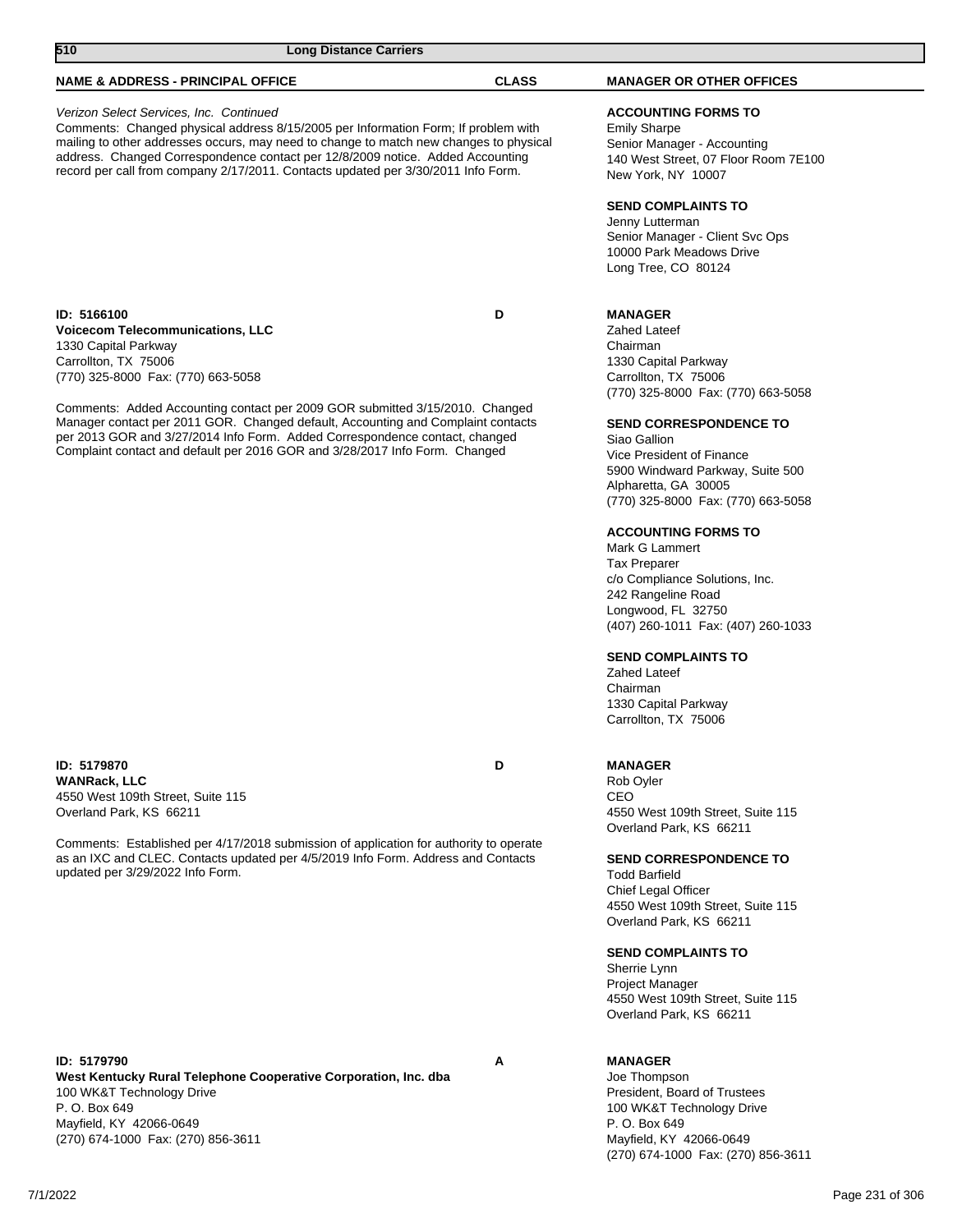## Long Distance Carriers

**NAME & ADDRESS - PRINCIPAL OFFICE** | **CLASS** | **MANAGER OR OTHER OFFICES**

*Verizon Select Services, Inc. Continued*

Comments: Changed physical address 8/15/2005 per Information Form; If problem with mailing to other addresses occurs, may need to change to match new changes to physical address. Changed Correspondence contact per 12/8/2009 notice. Added Accounting record per call from company 2/17/2011. Contacts updated per 3/30/2011 Info Form.

**ACCOUNTING FORMS TO**
Emily Sharpe
Senior Manager - Accounting
140 West Street, 07 Floor Room 7E100
New York, NY 10007

**SEND COMPLAINTS TO**
Jenny Lutterman
Senior Manager - Client Svc Ops
10000 Park Meadows Drive
Long Tree, CO 80124

---

**ID: 5166100**
**Voicecom Telecommunications, LLC**
1330 Capital Parkway
Carrollton, TX 75006
(770) 325-8000 Fax: (770) 663-5058

CLASS: **D**

Comments: Added Accounting contact per 2009 GOR submitted 3/15/2010. Changed Manager contact per 2011 GOR. Changed default, Accounting and Complaint contacts per 2013 GOR and 3/27/2014 Info Form. Added Correspondence contact, changed Complaint contact and default per 2016 GOR and 3/28/2017 Info Form. Changed

**MANAGER**
Zahed Lateef
Chairman
1330 Capital Parkway
Carrollton, TX 75006
(770) 325-8000 Fax: (770) 663-5058

**SEND CORRESPONDENCE TO**
Siao Gallion
Vice President of Finance
5900 Windward Parkway, Suite 500
Alpharetta, GA 30005
(770) 325-8000 Fax: (770) 663-5058

**ACCOUNTING FORMS TO**
Mark G Lammert
Tax Preparer
c/o Compliance Solutions, Inc.
242 Rangeline Road
Longwood, FL 32750
(407) 260-1011 Fax: (407) 260-1033

**SEND COMPLAINTS TO**
Zahed Lateef
Chairman
1330 Capital Parkway
Carrollton, TX 75006

---

**ID: 5179870**
**WANRack, LLC**
4550 West 109th Street, Suite 115
Overland Park, KS 66211

CLASS: **D**

Comments: Established per 4/17/2018 submission of application for authority to operate as an IXC and CLEC. Contacts updated per 4/5/2019 Info Form. Address and Contacts updated per 3/29/2022 Info Form.

**MANAGER**
Rob Oyler
CEO
4550 West 109th Street, Suite 115
Overland Park, KS 66211

**SEND CORRESPONDENCE TO**
Todd Barfield
Chief Legal Officer
4550 West 109th Street, Suite 115
Overland Park, KS 66211

**SEND COMPLAINTS TO**
Sherrie Lynn
Project Manager
4550 West 109th Street, Suite 115
Overland Park, KS 66211

---

**ID: 5179790**
**West Kentucky Rural Telephone Cooperative Corporation, Inc. dba**
100 WK&T Technology Drive
P. O. Box 649
Mayfield, KY 42066-0649
(270) 674-1000 Fax: (270) 856-3611

CLASS: **A**

**MANAGER**
Joe Thompson
President, Board of Trustees
100 WK&T Technology Drive
P. O. Box 649
Mayfield, KY 42066-0649
(270) 674-1000 Fax: (270) 856-3611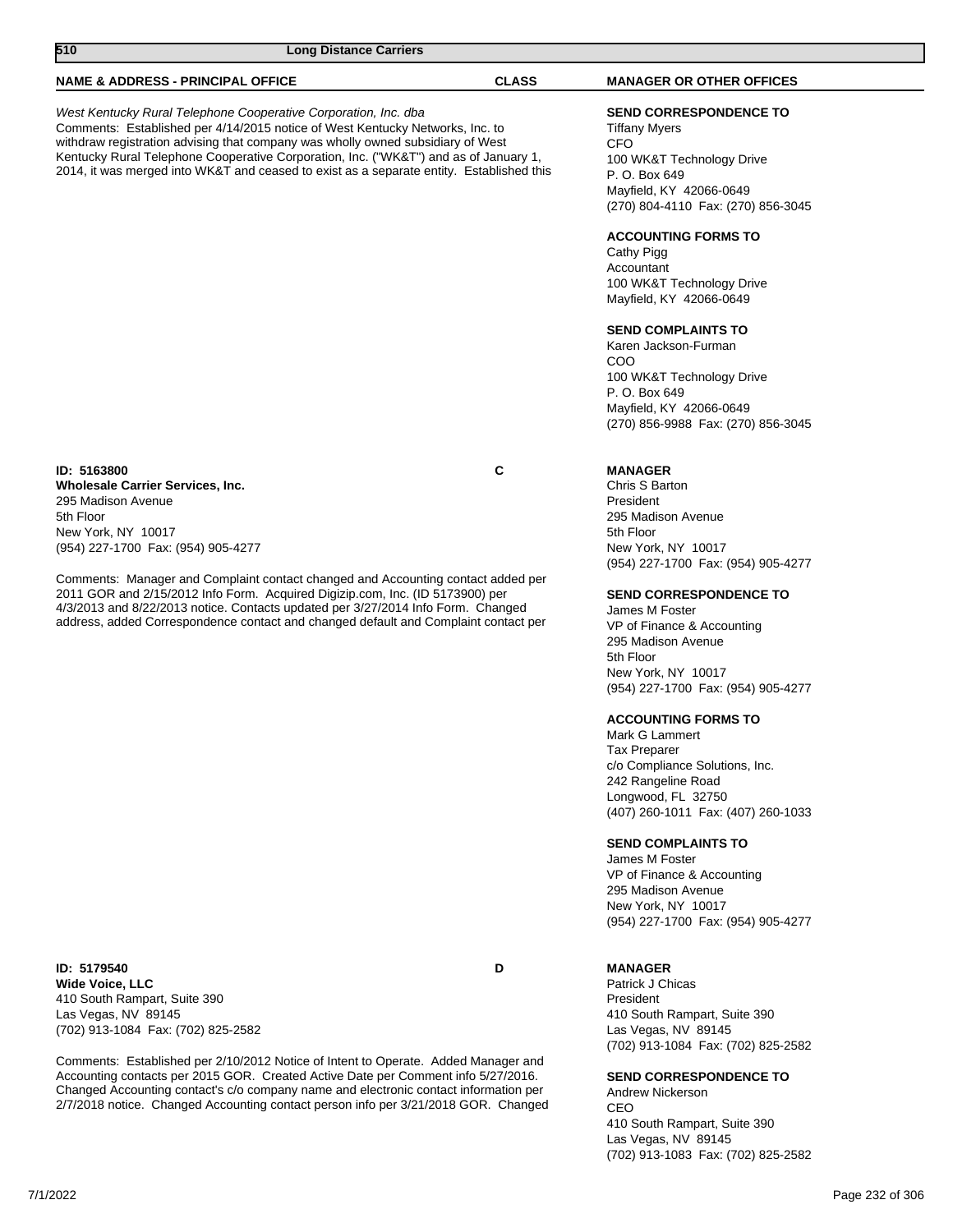| NAME & ADDRESS - PRINCIPAL OFFICE | CLASS | MANAGER OR OTHER OFFICES |
|---|---|---|
| *West Kentucky Rural Telephone Cooperative Corporation, Inc. dba*<br>Comments: Established per 4/14/2015 notice of West Kentucky Networks, Inc. to withdraw registration advising that company was wholly owned subsidiary of West Kentucky Rural Telephone Cooperative Corporation, Inc. ("WK&T") and as of January 1, 2014, it was merged into WK&T and ceased to exist as a separate entity. Established this | | **SEND CORRESPONDENCE TO**<br>Tiffany Myers<br>CFO<br>100 WK&T Technology Drive<br>P. O. Box 649<br>Mayfield, KY 42066-0649<br>(270) 804-4110 Fax: (270) 856-3045<br><br>**ACCOUNTING FORMS TO**<br>Cathy Pigg<br>Accountant<br>100 WK&T Technology Drive<br>Mayfield, KY 42066-0649<br><br>**SEND COMPLAINTS TO**<br>Karen Jackson-Furman<br>COO<br>100 WK&T Technology Drive<br>P. O. Box 649<br>Mayfield, KY 42066-0649<br>(270) 856-9988 Fax: (270) 856-3045 |
| **ID: 5163800**<br>**Wholesale Carrier Services, Inc.**<br>295 Madison Avenue<br>5th Floor<br>New York, NY 10017<br>(954) 227-1700 Fax: (954) 905-4277<br><br>Comments: Manager and Complaint contact changed and Accounting contact added per 2011 GOR and 2/15/2012 Info Form. Acquired Digizip.com, Inc. (ID 5173900) per 4/3/2013 and 8/22/2013 notice. Contacts updated per 3/27/2014 Info Form. Changed address, added Correspondence contact and changed default and Complaint contact per | C | **MANAGER**<br>Chris S Barton<br>President<br>295 Madison Avenue<br>5th Floor<br>New York, NY 10017<br>(954) 227-1700 Fax: (954) 905-4277<br><br>**SEND CORRESPONDENCE TO**<br>James M Foster<br>VP of Finance & Accounting<br>295 Madison Avenue<br>5th Floor<br>New York, NY 10017<br>(954) 227-1700 Fax: (954) 905-4277<br><br>**ACCOUNTING FORMS TO**<br>Mark G Lammert<br>Tax Preparer<br>c/o Compliance Solutions, Inc.<br>242 Rangeline Road<br>Longwood, FL 32750<br>(407) 260-1011 Fax: (407) 260-1033<br><br>**SEND COMPLAINTS TO**<br>James M Foster<br>VP of Finance & Accounting<br>295 Madison Avenue<br>New York, NY 10017<br>(954) 227-1700 Fax: (954) 905-4277 |
| **ID: 5179540**<br>**Wide Voice, LLC**<br>410 South Rampart, Suite 390<br>Las Vegas, NV 89145<br>(702) 913-1084 Fax: (702) 825-2582<br><br>Comments: Established per 2/10/2012 Notice of Intent to Operate. Added Manager and Accounting contacts per 2015 GOR. Created Active Date per Comment info 5/27/2016. Changed Accounting contact's c/o company name and electronic contact information per 2/7/2018 notice. Changed Accounting contact person info per 3/21/2018 GOR. Changed | D | **MANAGER**<br>Patrick J Chicas<br>President<br>410 South Rampart, Suite 390<br>Las Vegas, NV 89145<br>(702) 913-1084 Fax: (702) 825-2582<br><br>**SEND CORRESPONDENCE TO**<br>Andrew Nickerson<br>CEO<br>410 South Rampart, Suite 390<br>Las Vegas, NV 89145<br>(702) 913-1083 Fax: (702) 825-2582 |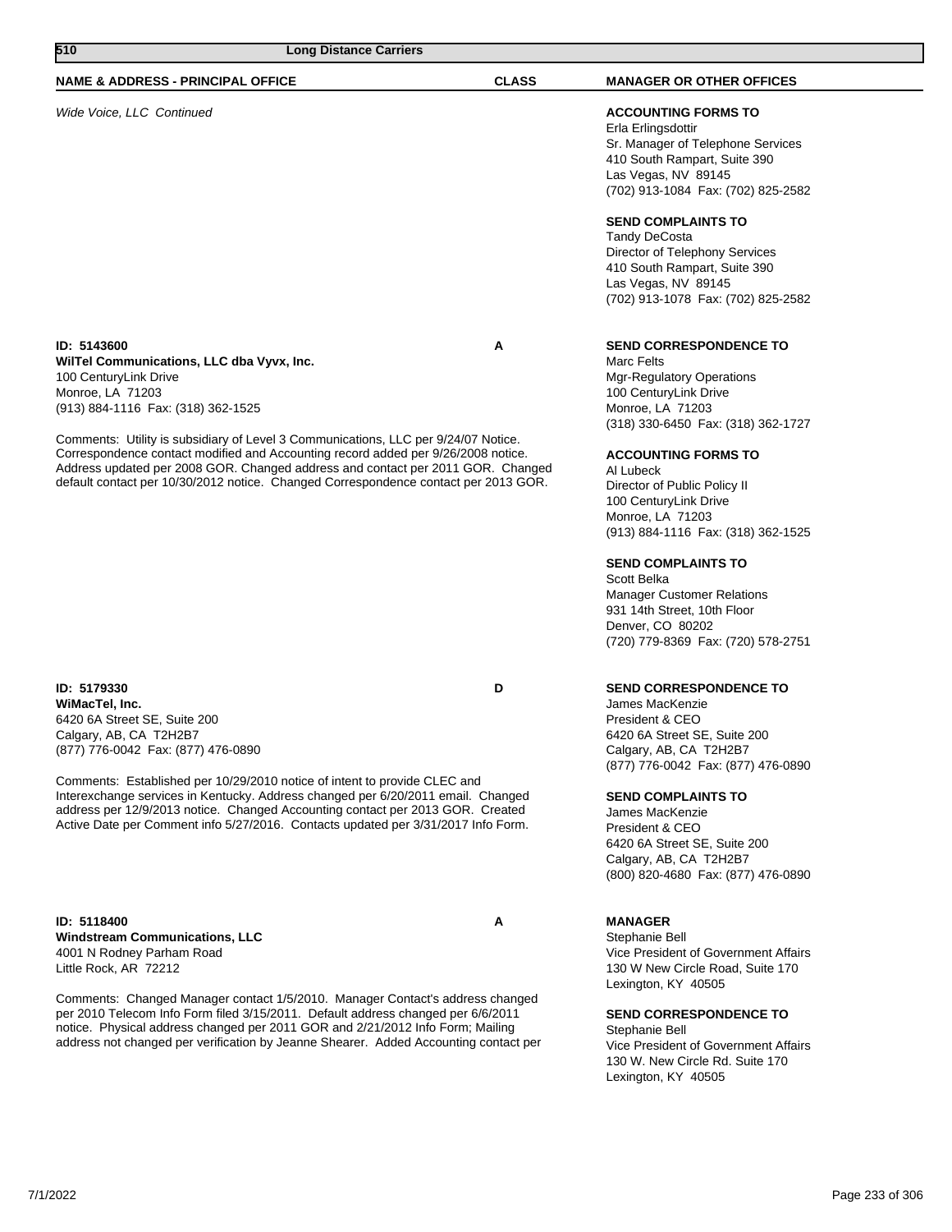## Long Distance Carriers

| NAME & ADDRESS - PRINCIPAL OFFICE | CLASS | MANAGER OR OTHER OFFICES |
|---|---|---|

*Wide Voice, LLC Continued*

**ACCOUNTING FORMS TO**
Erla Erlingsdottir
Sr. Manager of Telephone Services
410 South Rampart, Suite 390
Las Vegas, NV 89145
(702) 913-1084 Fax: (702) 825-2582

**SEND COMPLAINTS TO**
Tandy DeCosta
Director of Telephony Services
410 South Rampart, Suite 390
Las Vegas, NV 89145
(702) 913-1078 Fax: (702) 825-2582

---

**ID: 5143600** — Class: **A**
**WilTel Communications, LLC dba Vyvx, Inc.**
100 CenturyLink Drive
Monroe, LA 71203
(913) 884-1116 Fax: (318) 362-1525

Comments: Utility is subsidiary of Level 3 Communications, LLC per 9/24/07 Notice. Correspondence contact modified and Accounting record added per 9/26/2008 notice. Address updated per 2008 GOR. Changed address and contact per 2011 GOR. Changed default contact per 10/30/2012 notice. Changed Correspondence contact per 2013 GOR.

**SEND CORRESPONDENCE TO**
Marc Felts
Mgr-Regulatory Operations
100 CenturyLink Drive
Monroe, LA 71203
(318) 330-6450 Fax: (318) 362-1727

**ACCOUNTING FORMS TO**
Al Lubeck
Director of Public Policy II
100 CenturyLink Drive
Monroe, LA 71203
(913) 884-1116 Fax: (318) 362-1525

**SEND COMPLAINTS TO**
Scott Belka
Manager Customer Relations
931 14th Street, 10th Floor
Denver, CO 80202
(720) 779-8369 Fax: (720) 578-2751

---

**ID: 5179330** — Class: **D**
**WiMacTel, Inc.**
6420 6A Street SE, Suite 200
Calgary, AB, CA T2H2B7
(877) 776-0042 Fax: (877) 476-0890

Comments: Established per 10/29/2010 notice of intent to provide CLEC and Interexchange services in Kentucky. Address changed per 6/20/2011 email. Changed address per 12/9/2013 notice. Changed Accounting contact per 2013 GOR. Created Active Date per Comment info 5/27/2016. Contacts updated per 3/31/2017 Info Form.

**SEND CORRESPONDENCE TO**
James MacKenzie
President & CEO
6420 6A Street SE, Suite 200
Calgary, AB, CA T2H2B7
(877) 776-0042 Fax: (877) 476-0890

**SEND COMPLAINTS TO**
James MacKenzie
President & CEO
6420 6A Street SE, Suite 200
Calgary, AB, CA T2H2B7
(800) 820-4680 Fax: (877) 476-0890

---

**ID: 5118400** — Class: **A**
**Windstream Communications, LLC**
4001 N Rodney Parham Road
Little Rock, AR 72212

Comments: Changed Manager contact 1/5/2010. Manager Contact's address changed per 2010 Telecom Info Form filed 3/15/2011. Default address changed per 6/6/2011 notice. Physical address changed per 2011 GOR and 2/21/2012 Info Form; Mailing address not changed per verification by Jeanne Shearer. Added Accounting contact per

**MANAGER**
Stephanie Bell
Vice President of Government Affairs
130 W New Circle Road, Suite 170
Lexington, KY 40505

**SEND CORRESPONDENCE TO**
Stephanie Bell
Vice President of Government Affairs
130 W. New Circle Rd. Suite 170
Lexington, KY 40505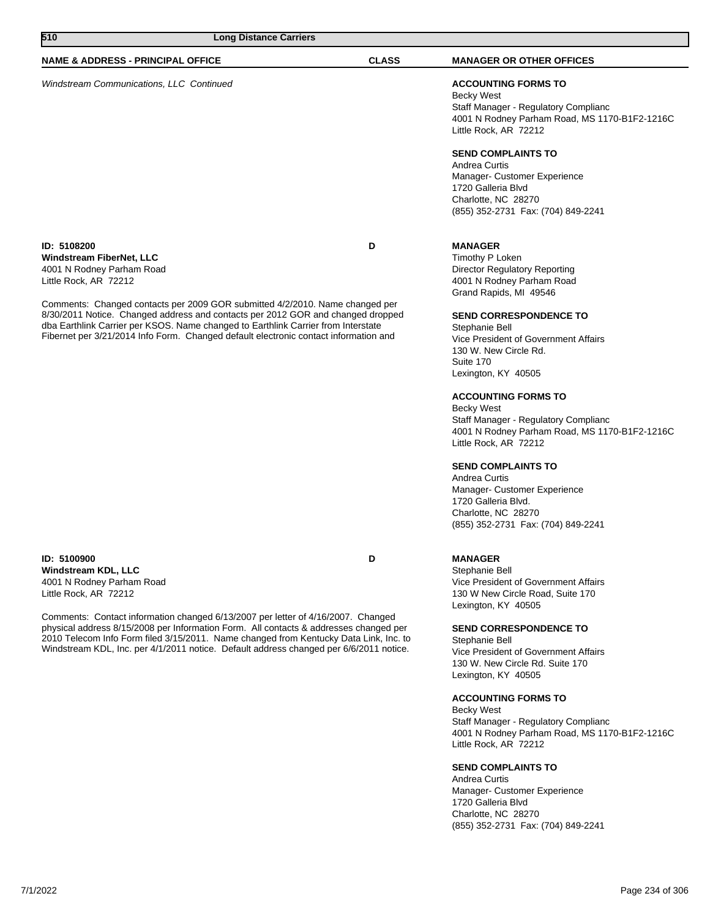## 510 Long Distance Carriers

| NAME & ADDRESS - PRINCIPAL OFFICE | CLASS | MANAGER OR OTHER OFFICES |
|---|---|---|

*Windstream Communications, LLC Continued*

**ACCOUNTING FORMS TO**
Becky West
Staff Manager - Regulatory Complianc
4001 N Rodney Parham Road, MS 1170-B1F2-1216C
Little Rock, AR 72212

**SEND COMPLAINTS TO**
Andrea Curtis
Manager- Customer Experience
1720 Galleria Blvd
Charlotte, NC 28270
(855) 352-2731 Fax: (704) 849-2241

---

**ID: 5108200** — Class: **D**
**Windstream FiberNet, LLC**
4001 N Rodney Parham Road
Little Rock, AR 72212

Comments: Changed contacts per 2009 GOR submitted 4/2/2010. Name changed per 8/30/2011 Notice. Changed address and contacts per 2012 GOR and changed dropped dba Earthlink Carrier per KSOS. Name changed to Earthlink Carrier from Interstate Fibernet per 3/21/2014 Info Form. Changed default electronic contact information and

**MANAGER**
Timothy P Loken
Director Regulatory Reporting
4001 N Rodney Parham Road
Grand Rapids, MI 49546

**SEND CORRESPONDENCE TO**
Stephanie Bell
Vice President of Government Affairs
130 W. New Circle Rd.
Suite 170
Lexington, KY 40505

**ACCOUNTING FORMS TO**
Becky West
Staff Manager - Regulatory Complianc
4001 N Rodney Parham Road, MS 1170-B1F2-1216C
Little Rock, AR 72212

**SEND COMPLAINTS TO**
Andrea Curtis
Manager- Customer Experience
1720 Galleria Blvd.
Charlotte, NC 28270
(855) 352-2731 Fax: (704) 849-2241

---

**ID: 5100900** — Class: **D**
**Windstream KDL, LLC**
4001 N Rodney Parham Road
Little Rock, AR 72212

Comments: Contact information changed 6/13/2007 per letter of 4/16/2007. Changed physical address 8/15/2008 per Information Form. All contacts & addresses changed per 2010 Telecom Info Form filed 3/15/2011. Name changed from Kentucky Data Link, Inc. to Windstream KDL, Inc. per 4/1/2011 notice. Default address changed per 6/6/2011 notice.

**MANAGER**
Stephanie Bell
Vice President of Government Affairs
130 W New Circle Road, Suite 170
Lexington, KY 40505

**SEND CORRESPONDENCE TO**
Stephanie Bell
Vice President of Government Affairs
130 W. New Circle Rd. Suite 170
Lexington, KY 40505

**ACCOUNTING FORMS TO**
Becky West
Staff Manager - Regulatory Complianc
4001 N Rodney Parham Road, MS 1170-B1F2-1216C
Little Rock, AR 72212

**SEND COMPLAINTS TO**
Andrea Curtis
Manager- Customer Experience
1720 Galleria Blvd
Charlotte, NC 28270
(855) 352-2731 Fax: (704) 849-2241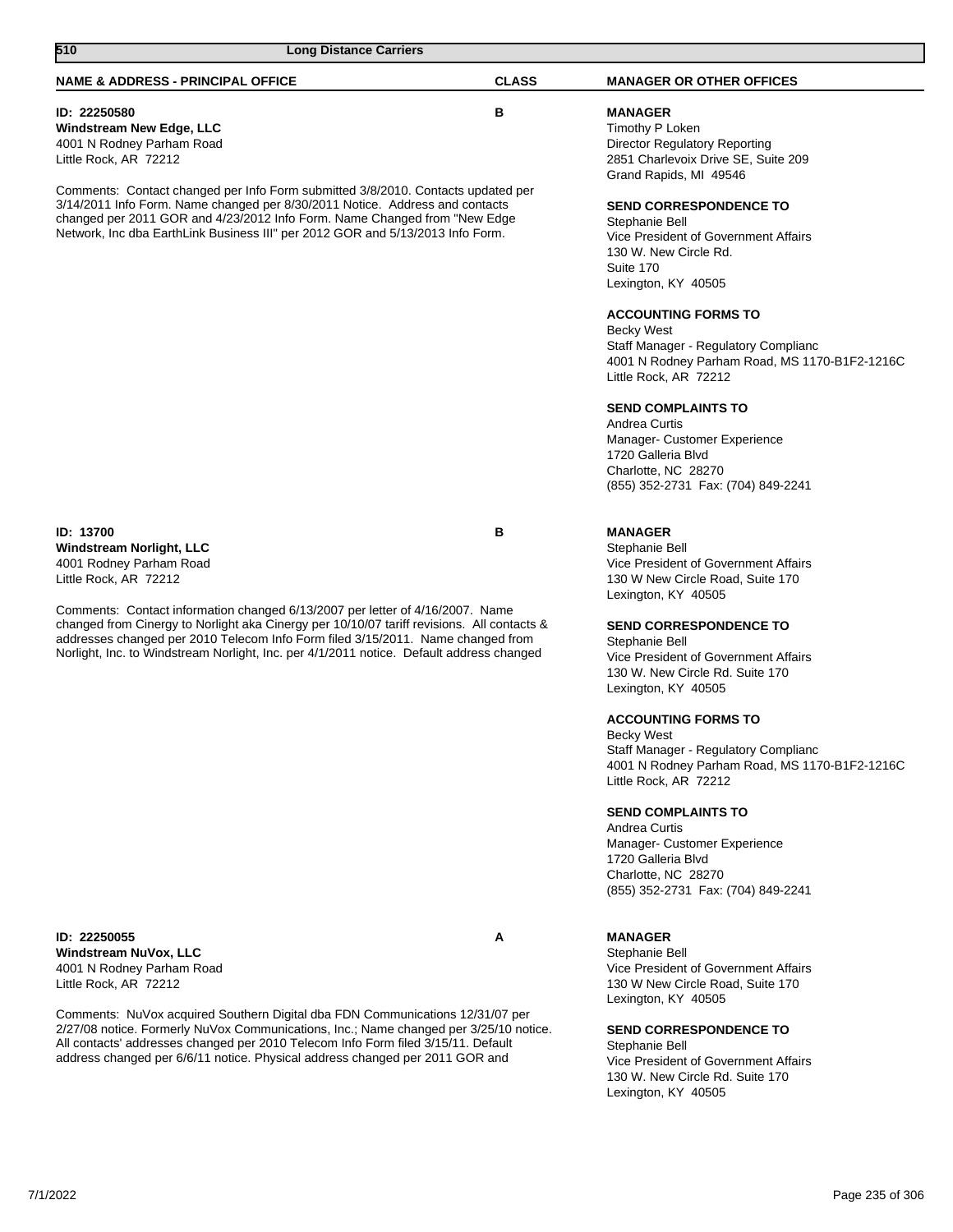## 510 Long Distance Carriers

| NAME & ADDRESS - PRINCIPAL OFFICE | CLASS | MANAGER OR OTHER OFFICES |
|---|---|---|

**ID: 22250580** — Class: **B**

**Windstream New Edge, LLC**
4001 N Rodney Parham Road
Little Rock, AR 72212

Comments: Contact changed per Info Form submitted 3/8/2010. Contacts updated per 3/14/2011 Info Form. Name changed per 8/30/2011 Notice. Address and contacts changed per 2011 GOR and 4/23/2012 Info Form. Name Changed from "New Edge Network, Inc dba EarthLink Business III" per 2012 GOR and 5/13/2013 Info Form.

**MANAGER**
Timothy P Loken
Director Regulatory Reporting
2851 Charlevoix Drive SE, Suite 209
Grand Rapids, MI 49546

**SEND CORRESPONDENCE TO**
Stephanie Bell
Vice President of Government Affairs
130 W. New Circle Rd.
Suite 170
Lexington, KY 40505

**ACCOUNTING FORMS TO**
Becky West
Staff Manager - Regulatory Complianc
4001 N Rodney Parham Road, MS 1170-B1F2-1216C
Little Rock, AR 72212

**SEND COMPLAINTS TO**
Andrea Curtis
Manager- Customer Experience
1720 Galleria Blvd
Charlotte, NC 28270
(855) 352-2731 Fax: (704) 849-2241

---

**ID: 13700** — Class: **B**

**Windstream Norlight, LLC**
4001 Rodney Parham Road
Little Rock, AR 72212

Comments: Contact information changed 6/13/2007 per letter of 4/16/2007. Name changed from Cinergy to Norlight aka Cinergy per 10/10/07 tariff revisions. All contacts & addresses changed per 2010 Telecom Info Form filed 3/15/2011. Name changed from Norlight, Inc. to Windstream Norlight, Inc. per 4/1/2011 notice. Default address changed

**MANAGER**
Stephanie Bell
Vice President of Government Affairs
130 W New Circle Road, Suite 170
Lexington, KY 40505

**SEND CORRESPONDENCE TO**
Stephanie Bell
Vice President of Government Affairs
130 W. New Circle Rd. Suite 170
Lexington, KY 40505

**ACCOUNTING FORMS TO**
Becky West
Staff Manager - Regulatory Complianc
4001 N Rodney Parham Road, MS 1170-B1F2-1216C
Little Rock, AR 72212

**SEND COMPLAINTS TO**
Andrea Curtis
Manager- Customer Experience
1720 Galleria Blvd
Charlotte, NC 28270
(855) 352-2731 Fax: (704) 849-2241

---

**ID: 22250055** — Class: **A**

**Windstream NuVox, LLC**
4001 N Rodney Parham Road
Little Rock, AR 72212

Comments: NuVox acquired Southern Digital dba FDN Communications 12/31/07 per 2/27/08 notice. Formerly NuVox Communications, Inc.; Name changed per 3/25/10 notice. All contacts' addresses changed per 2010 Telecom Info Form filed 3/15/11. Default address changed per 6/6/11 notice. Physical address changed per 2011 GOR and

**MANAGER**
Stephanie Bell
Vice President of Government Affairs
130 W New Circle Road, Suite 170
Lexington, KY 40505

**SEND CORRESPONDENCE TO**
Stephanie Bell
Vice President of Government Affairs
130 W. New Circle Rd. Suite 170
Lexington, KY 40505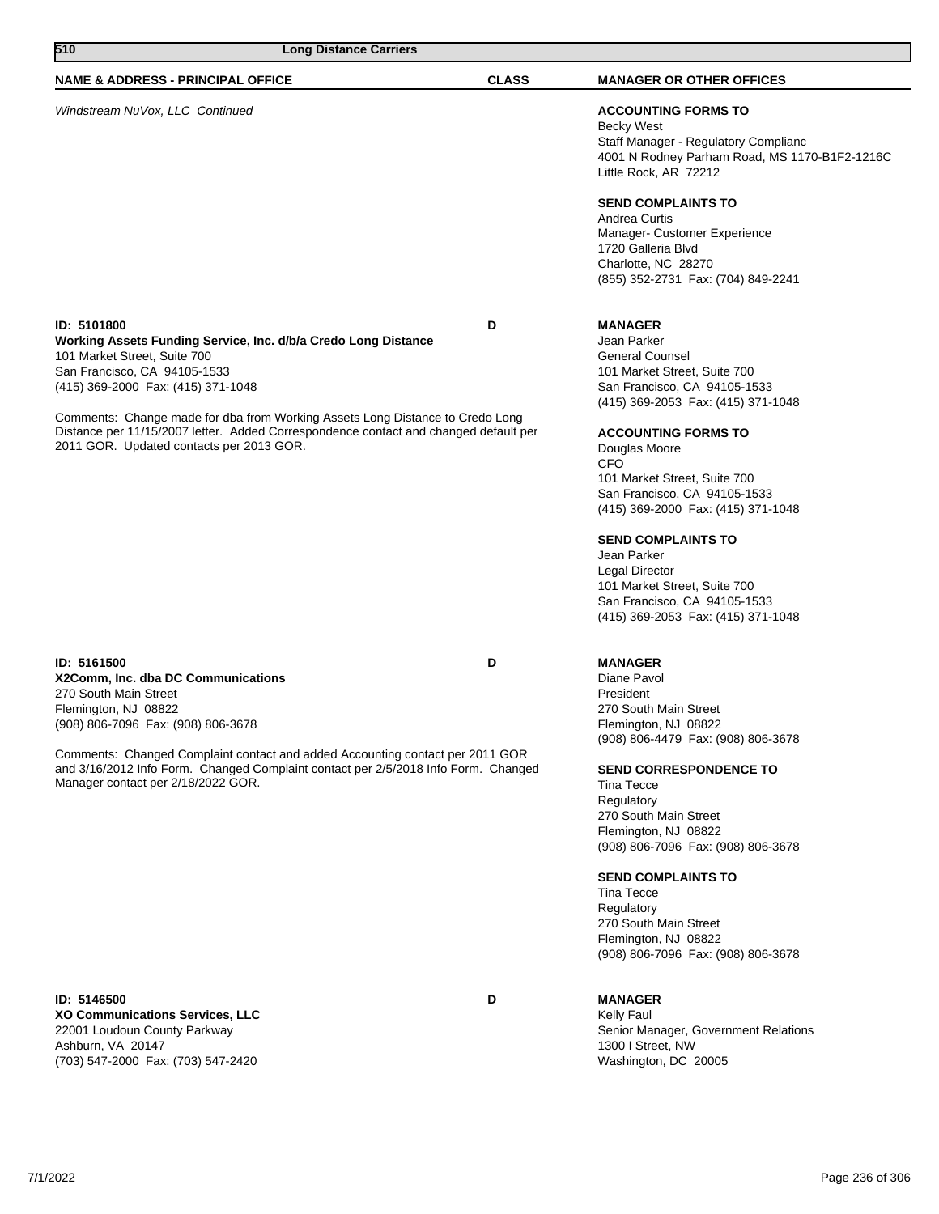## 510 Long Distance Carriers

| NAME & ADDRESS - PRINCIPAL OFFICE | CLASS | MANAGER OR OTHER OFFICES |
|---|---|---|
| *Windstream NuVox, LLC Continued* | | **ACCOUNTING FORMS TO**<br>Becky West<br>Staff Manager - Regulatory Complianc<br>4001 N Rodney Parham Road, MS 1170-B1F2-1216C<br>Little Rock, AR 72212<br><br>**SEND COMPLAINTS TO**<br>Andrea Curtis<br>Manager- Customer Experience<br>1720 Galleria Blvd<br>Charlotte, NC 28270<br>(855) 352-2731 Fax: (704) 849-2241 |
| **ID: 5101800**<br>**Working Assets Funding Service, Inc. d/b/a Credo Long Distance**<br>101 Market Street, Suite 700<br>San Francisco, CA 94105-1533<br>(415) 369-2000 Fax: (415) 371-1048<br><br>Comments: Change made for dba from Working Assets Long Distance to Credo Long Distance per 11/15/2007 letter. Added Correspondence contact and changed default per 2011 GOR. Updated contacts per 2013 GOR. | D | **MANAGER**<br>Jean Parker<br>General Counsel<br>101 Market Street, Suite 700<br>San Francisco, CA 94105-1533<br>(415) 369-2053 Fax: (415) 371-1048<br><br>**ACCOUNTING FORMS TO**<br>Douglas Moore<br>CFO<br>101 Market Street, Suite 700<br>San Francisco, CA 94105-1533<br>(415) 369-2000 Fax: (415) 371-1048<br><br>**SEND COMPLAINTS TO**<br>Jean Parker<br>Legal Director<br>101 Market Street, Suite 700<br>San Francisco, CA 94105-1533<br>(415) 369-2053 Fax: (415) 371-1048 |
| **ID: 5161500**<br>**X2Comm, Inc. dba DC Communications**<br>270 South Main Street<br>Flemington, NJ 08822<br>(908) 806-7096 Fax: (908) 806-3678<br><br>Comments: Changed Complaint contact and added Accounting contact per 2011 GOR and 3/16/2012 Info Form. Changed Complaint contact per 2/5/2018 Info Form. Changed Manager contact per 2/18/2022 GOR. | D | **MANAGER**<br>Diane Pavol<br>President<br>270 South Main Street<br>Flemington, NJ 08822<br>(908) 806-4479 Fax: (908) 806-3678<br><br>**SEND CORRESPONDENCE TO**<br>Tina Tecce<br>Regulatory<br>270 South Main Street<br>Flemington, NJ 08822<br>(908) 806-7096 Fax: (908) 806-3678<br><br>**SEND COMPLAINTS TO**<br>Tina Tecce<br>Regulatory<br>270 South Main Street<br>Flemington, NJ 08822<br>(908) 806-7096 Fax: (908) 806-3678 |
| **ID: 5146500**<br>**XO Communications Services, LLC**<br>22001 Loudoun County Parkway<br>Ashburn, VA 20147<br>(703) 547-2000 Fax: (703) 547-2420 | D | **MANAGER**<br>Kelly Faul<br>Senior Manager, Government Relations<br>1300 I Street, NW<br>Washington, DC 20005 |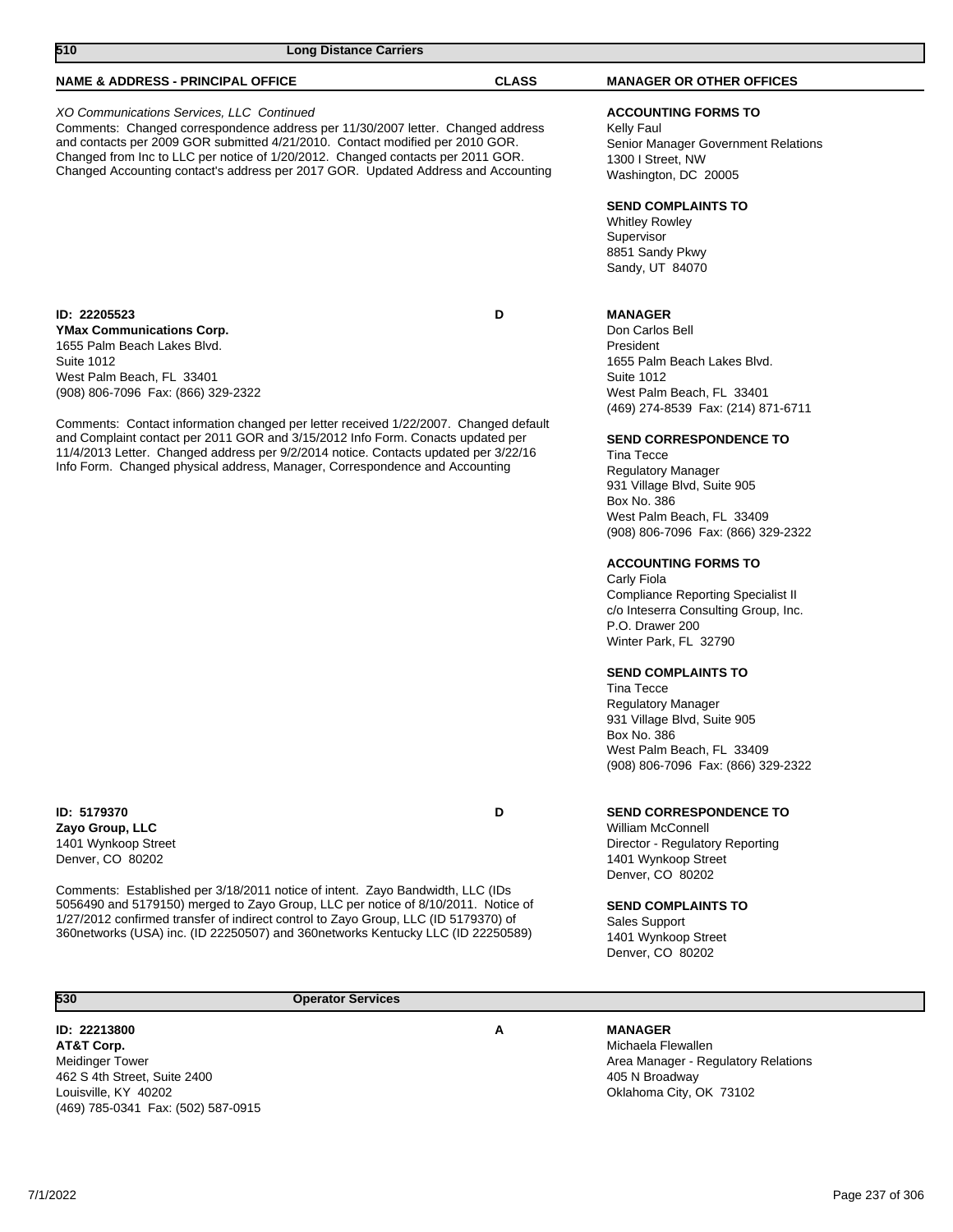## 510 Long Distance Carriers

**NAME & ADDRESS - PRINCIPAL OFFICE** | **CLASS** | **MANAGER OR OTHER OFFICES**

*XO Communications Services, LLC Continued*

Comments: Changed correspondence address per 11/30/2007 letter. Changed address and contacts per 2009 GOR submitted 4/21/2010. Contact modified per 2010 GOR. Changed from Inc to LLC per notice of 1/20/2012. Changed contacts per 2011 GOR. Changed Accounting contact's address per 2017 GOR. Updated Address and Accounting

**ACCOUNTING FORMS TO**
Kelly Faul
Senior Manager Government Relations
1300 I Street, NW
Washington, DC 20005

**SEND COMPLAINTS TO**
Whitley Rowley
Supervisor
8851 Sandy Pkwy
Sandy, UT 84070

---

**ID: 22205523** — **D**
**YMax Communications Corp.**
1655 Palm Beach Lakes Blvd.
Suite 1012
West Palm Beach, FL 33401
(908) 806-7096 Fax: (866) 329-2322

Comments: Contact information changed per letter received 1/22/2007. Changed default and Complaint contact per 2011 GOR and 3/15/2012 Info Form. Conacts updated per 11/4/2013 Letter. Changed address per 9/2/2014 notice. Contacts updated per 3/22/16 Info Form. Changed physical address, Manager, Correspondence and Accounting

**MANAGER**
Don Carlos Bell
President
1655 Palm Beach Lakes Blvd.
Suite 1012
West Palm Beach, FL 33401
(469) 274-8539 Fax: (214) 871-6711

**SEND CORRESPONDENCE TO**
Tina Tecce
Regulatory Manager
931 Village Blvd, Suite 905
Box No. 386
West Palm Beach, FL 33409
(908) 806-7096 Fax: (866) 329-2322

**ACCOUNTING FORMS TO**
Carly Fiola
Compliance Reporting Specialist II
c/o Inteserra Consulting Group, Inc.
P.O. Drawer 200
Winter Park, FL 32790

**SEND COMPLAINTS TO**
Tina Tecce
Regulatory Manager
931 Village Blvd, Suite 905
Box No. 386
West Palm Beach, FL 33409
(908) 806-7096 Fax: (866) 329-2322

---

**ID: 5179370** — **D**
**Zayo Group, LLC**
1401 Wynkoop Street
Denver, CO 80202

Comments: Established per 3/18/2011 notice of intent. Zayo Bandwidth, LLC (IDs 5056490 and 5179150) merged to Zayo Group, LLC per notice of 8/10/2011. Notice of 1/27/2012 confirmed transfer of indirect control to Zayo Group, LLC (ID 5179370) of 360networks (USA) inc. (ID 22250507) and 360networks Kentucky LLC (ID 22250589)

**SEND CORRESPONDENCE TO**
William McConnell
Director - Regulatory Reporting
1401 Wynkoop Street
Denver, CO 80202

**SEND COMPLAINTS TO**
Sales Support
1401 Wynkoop Street
Denver, CO 80202

## 530 Operator Services

**ID: 22213800** — **A**
**AT&T Corp.**
Meidinger Tower
462 S 4th Street, Suite 2400
Louisville, KY 40202
(469) 785-0341 Fax: (502) 587-0915

**MANAGER**
Michaela Flewallen
Area Manager - Regulatory Relations
405 N Broadway
Oklahoma City, OK 73102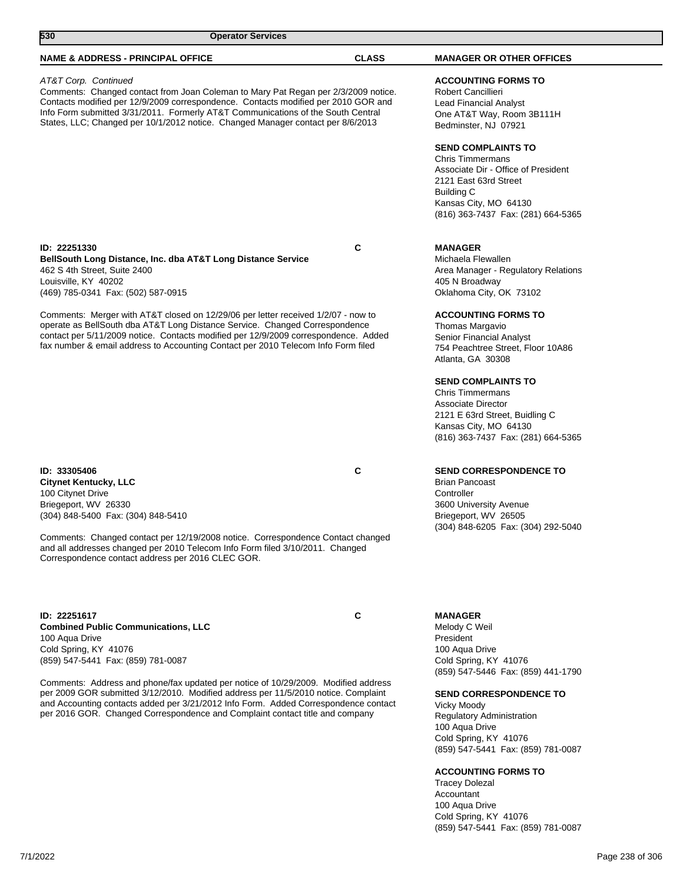**530 Operator Services**

| NAME & ADDRESS - PRINCIPAL OFFICE | CLASS | MANAGER OR OTHER OFFICES |
|---|---|---|

*AT&T Corp. Continued*

Comments: Changed contact from Joan Coleman to Mary Pat Regan per 2/3/2009 notice. Contacts modified per 12/9/2009 correspondence. Contacts modified per 2010 GOR and Info Form submitted 3/31/2011. Formerly AT&T Communications of the South Central States, LLC; Changed per 10/1/2012 notice. Changed Manager contact per 8/6/2013

**ACCOUNTING FORMS TO**
Robert Cancillieri
Lead Financial Analyst
One AT&T Way, Room 3B111H
Bedminster, NJ 07921

**SEND COMPLAINTS TO**
Chris Timmermans
Associate Dir - Office of President
2121 East 63rd Street
Building C
Kansas City, MO 64130
(816) 363-7437 Fax: (281) 664-5365

---

**ID: 22251330** — **C**
**BellSouth Long Distance, Inc. dba AT&T Long Distance Service**
462 S 4th Street, Suite 2400
Louisville, KY 40202
(469) 785-0341 Fax: (502) 587-0915

Comments: Merger with AT&T closed on 12/29/06 per letter received 1/2/07 - now to operate as BellSouth dba AT&T Long Distance Service. Changed Correspondence contact per 5/11/2009 notice. Contacts modified per 12/9/2009 correspondence. Added fax number & email address to Accounting Contact per 2010 Telecom Info Form filed

**MANAGER**
Michaela Flewallen
Area Manager - Regulatory Relations
405 N Broadway
Oklahoma City, OK 73102

**ACCOUNTING FORMS TO**
Thomas Margavio
Senior Financial Analyst
754 Peachtree Street, Floor 10A86
Atlanta, GA 30308

**SEND COMPLAINTS TO**
Chris Timmermans
Associate Director
2121 E 63rd Street, Buidling C
Kansas City, MO 64130
(816) 363-7437 Fax: (281) 664-5365

---

**ID: 33305406** — **C**
**Citynet Kentucky, LLC**
100 Citynet Drive
Briegeport, WV 26330
(304) 848-5400 Fax: (304) 848-5410

Comments: Changed contact per 12/19/2008 notice. Correspondence Contact changed and all addresses changed per 2010 Telecom Info Form filed 3/10/2011. Changed Correspondence contact address per 2016 CLEC GOR.

**SEND CORRESPONDENCE TO**
Brian Pancoast
Controller
3600 University Avenue
Briegeport, WV 26505
(304) 848-6205 Fax: (304) 292-5040

---

**ID: 22251617** — **C**
**Combined Public Communications, LLC**
100 Aqua Drive
Cold Spring, KY 41076
(859) 547-5441 Fax: (859) 781-0087

Comments: Address and phone/fax updated per notice of 10/29/2009. Modified address per 2009 GOR submitted 3/12/2010. Modified address per 11/5/2010 notice. Complaint and Accounting contacts added per 3/21/2012 Info Form. Added Correspondence contact per 2016 GOR. Changed Correspondence and Complaint contact title and company

**MANAGER**
Melody C Weil
President
100 Aqua Drive
Cold Spring, KY 41076
(859) 547-5446 Fax: (859) 441-1790

**SEND CORRESPONDENCE TO**
Vicky Moody
Regulatory Administration
100 Aqua Drive
Cold Spring, KY 41076
(859) 547-5441 Fax: (859) 781-0087

**ACCOUNTING FORMS TO**
Tracey Dolezal
Accountant
100 Aqua Drive
Cold Spring, KY 41076
(859) 547-5441 Fax: (859) 781-0087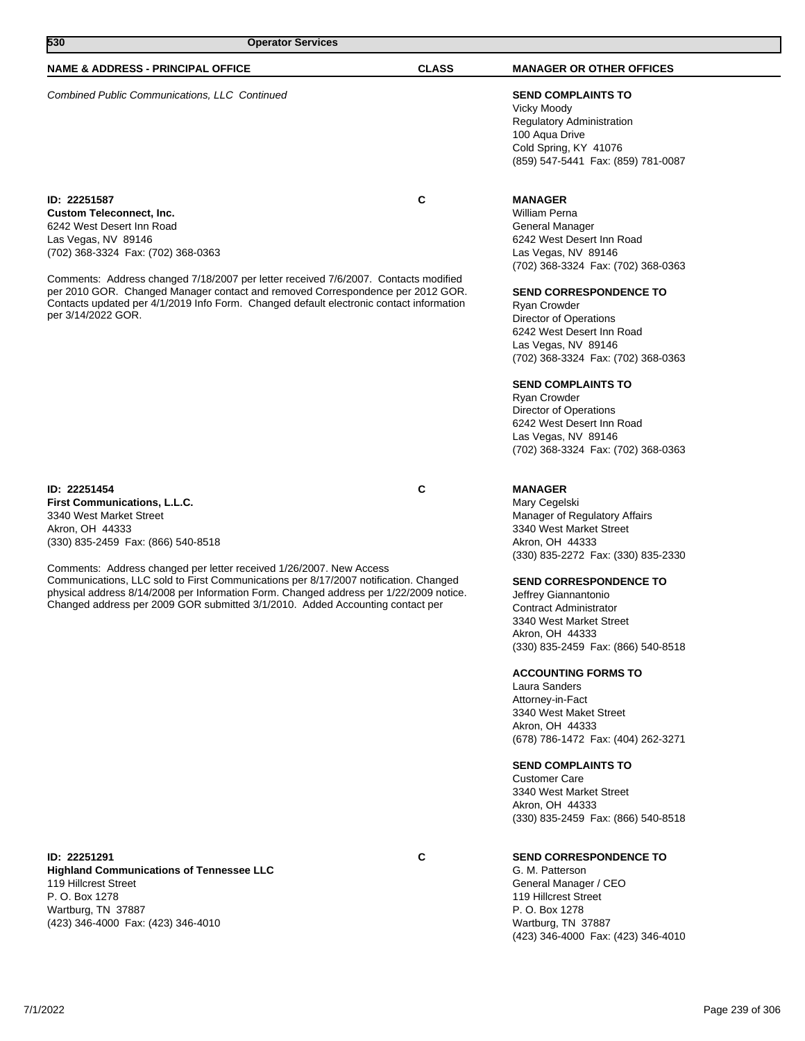## 530 Operator Services

| NAME & ADDRESS - PRINCIPAL OFFICE | CLASS | MANAGER OR OTHER OFFICES |
|---|---|---|
| *Combined Public Communications, LLC Continued* | | **SEND COMPLAINTS TO**<br>Vicky Moody<br>Regulatory Administration<br>100 Aqua Drive<br>Cold Spring, KY 41076<br>(859) 547-5441 Fax: (859) 781-0087 |
| **ID: 22251587**<br>**Custom Teleconnect, Inc.**<br>6242 West Desert Inn Road<br>Las Vegas, NV 89146<br>(702) 368-3324 Fax: (702) 368-0363<br><br>Comments: Address changed 7/18/2007 per letter received 7/6/2007. Contacts modified per 2010 GOR. Changed Manager contact and removed Correspondence per 2012 GOR. Contacts updated per 4/1/2019 Info Form. Changed default electronic contact information per 3/14/2022 GOR. | C | **MANAGER**<br>William Perna<br>General Manager<br>6242 West Desert Inn Road<br>Las Vegas, NV 89146<br>(702) 368-3324 Fax: (702) 368-0363<br><br>**SEND CORRESPONDENCE TO**<br>Ryan Crowder<br>Director of Operations<br>6242 West Desert Inn Road<br>Las Vegas, NV 89146<br>(702) 368-3324 Fax: (702) 368-0363<br><br>**SEND COMPLAINTS TO**<br>Ryan Crowder<br>Director of Operations<br>6242 West Desert Inn Road<br>Las Vegas, NV 89146<br>(702) 368-3324 Fax: (702) 368-0363 |
| **ID: 22251454**<br>**First Communications, L.L.C.**<br>3340 West Market Street<br>Akron, OH 44333<br>(330) 835-2459 Fax: (866) 540-8518<br><br>Comments: Address changed per letter received 1/26/2007. New Access Communications, LLC sold to First Communications per 8/17/2007 notification. Changed physical address 8/14/2008 per Information Form. Changed address per 1/22/2009 notice. Changed address per 2009 GOR submitted 3/1/2010. Added Accounting contact per | C | **MANAGER**<br>Mary Cegelski<br>Manager of Regulatory Affairs<br>3340 West Market Street<br>Akron, OH 44333<br>(330) 835-2272 Fax: (330) 835-2330<br><br>**SEND CORRESPONDENCE TO**<br>Jeffrey Giannantonio<br>Contract Administrator<br>3340 West Market Street<br>Akron, OH 44333<br>(330) 835-2459 Fax: (866) 540-8518<br><br>**ACCOUNTING FORMS TO**<br>Laura Sanders<br>Attorney-in-Fact<br>3340 West Maket Street<br>Akron, OH 44333<br>(678) 786-1472 Fax: (404) 262-3271<br><br>**SEND COMPLAINTS TO**<br>Customer Care<br>3340 West Market Street<br>Akron, OH 44333<br>(330) 835-2459 Fax: (866) 540-8518 |
| **ID: 22251291**<br>**Highland Communications of Tennessee LLC**<br>119 Hillcrest Street<br>P. O. Box 1278<br>Wartburg, TN 37887<br>(423) 346-4000 Fax: (423) 346-4010 | C | **SEND CORRESPONDENCE TO**<br>G. M. Patterson<br>General Manager / CEO<br>119 Hillcrest Street<br>P. O. Box 1278<br>Wartburg, TN 37887<br>(423) 346-4000 Fax: (423) 346-4010 |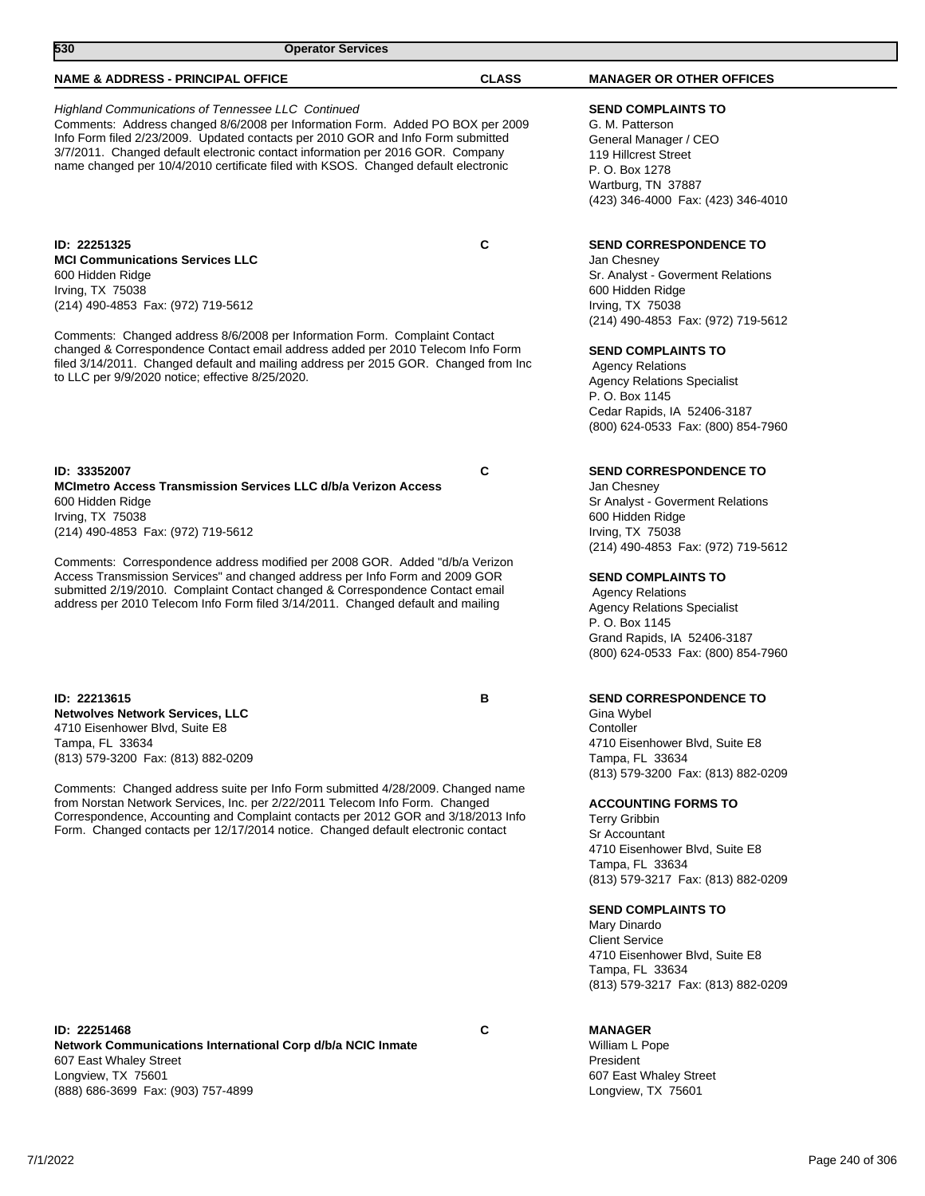**530 Operator Services**

| NAME & ADDRESS - PRINCIPAL OFFICE | CLASS | MANAGER OR OTHER OFFICES |
|---|---|---|

*Highland Communications of Tennessee LLC Continued*

Comments: Address changed 8/6/2008 per Information Form. Added PO BOX per 2009 Info Form filed 2/23/2009. Updated contacts per 2010 GOR and Info Form submitted 3/7/2011. Changed default electronic contact information per 2016 GOR. Company name changed per 10/4/2010 certificate filed with KSOS. Changed default electronic

**SEND COMPLAINTS TO**
G. M. Patterson
General Manager / CEO
119 Hillcrest Street
P. O. Box 1278
Wartburg, TN 37887
(423) 346-4000 Fax: (423) 346-4010

---

**ID: 22251325** — Class: **C**
**MCI Communications Services LLC**
600 Hidden Ridge
Irving, TX 75038
(214) 490-4853 Fax: (972) 719-5612

Comments: Changed address 8/6/2008 per Information Form. Complaint Contact changed & Correspondence Contact email address added per 2010 Telecom Info Form filed 3/14/2011. Changed default and mailing address per 2015 GOR. Changed from Inc to LLC per 9/9/2020 notice; effective 8/25/2020.

**SEND CORRESPONDENCE TO**
Jan Chesney
Sr. Analyst - Goverment Relations
600 Hidden Ridge
Irving, TX 75038
(214) 490-4853 Fax: (972) 719-5612

**SEND COMPLAINTS TO**
Agency Relations
Agency Relations Specialist
P. O. Box 1145
Cedar Rapids, IA 52406-3187
(800) 624-0533 Fax: (800) 854-7960

---

**ID: 33352007** — Class: **C**
**MCImetro Access Transmission Services LLC d/b/a Verizon Access**
600 Hidden Ridge
Irving, TX 75038
(214) 490-4853 Fax: (972) 719-5612

Comments: Correspondence address modified per 2008 GOR. Added "d/b/a Verizon Access Transmission Services" and changed address per Info Form and 2009 GOR submitted 2/19/2010. Complaint Contact changed & Correspondence Contact email address per 2010 Telecom Info Form filed 3/14/2011. Changed default and mailing

**SEND CORRESPONDENCE TO**
Jan Chesney
Sr Analyst - Goverment Relations
600 Hidden Ridge
Irving, TX 75038
(214) 490-4853 Fax: (972) 719-5612

**SEND COMPLAINTS TO**
Agency Relations
Agency Relations Specialist
P. O. Box 1145
Grand Rapids, IA 52406-3187
(800) 624-0533 Fax: (800) 854-7960

---

**ID: 22213615** — Class: **B**
**Netwolves Network Services, LLC**
4710 Eisenhower Blvd, Suite E8
Tampa, FL 33634
(813) 579-3200 Fax: (813) 882-0209

Comments: Changed address suite per Info Form submitted 4/28/2009. Changed name from Norstan Network Services, Inc. per 2/22/2011 Telecom Info Form. Changed Correspondence, Accounting and Complaint contacts per 2012 GOR and 3/18/2013 Info Form. Changed contacts per 12/17/2014 notice. Changed default electronic contact

**SEND CORRESPONDENCE TO**
Gina Wybel
Contoller
4710 Eisenhower Blvd, Suite E8
Tampa, FL 33634
(813) 579-3200 Fax: (813) 882-0209

**ACCOUNTING FORMS TO**
Terry Gribbin
Sr Accountant
4710 Eisenhower Blvd, Suite E8
Tampa, FL 33634
(813) 579-3217 Fax: (813) 882-0209

**SEND COMPLAINTS TO**
Mary Dinardo
Client Service
4710 Eisenhower Blvd, Suite E8
Tampa, FL 33634
(813) 579-3217 Fax: (813) 882-0209

---

**ID: 22251468** — Class: **C**
**Network Communications International Corp d/b/a NCIC Inmate**
607 East Whaley Street
Longview, TX 75601
(888) 686-3699 Fax: (903) 757-4899

**MANAGER**
William L Pope
President
607 East Whaley Street
Longview, TX 75601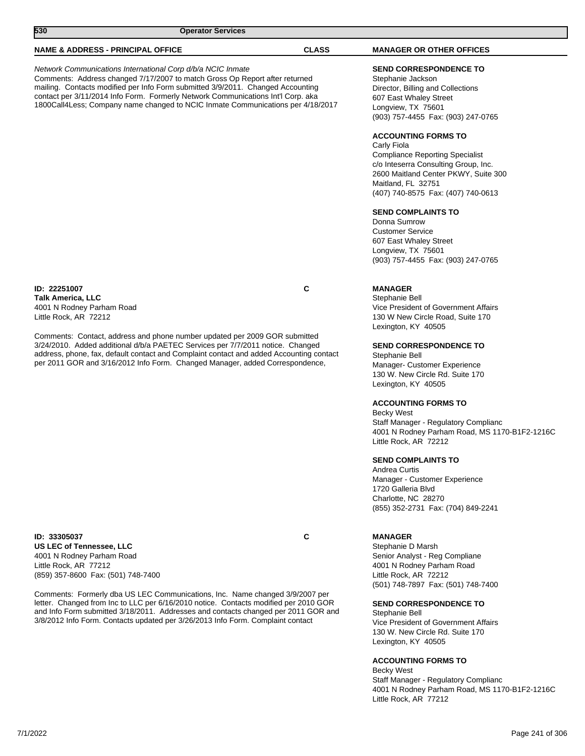| 530 | Operator Services |
|---|---|

**NAME & ADDRESS - PRINCIPAL OFFICE** | **CLASS** | **MANAGER OR OTHER OFFICES**

*Network Communications International Corp d/b/a NCIC Inmate*
Comments: Address changed 7/17/2007 to match Gross Op Report after returned mailing. Contacts modified per Info Form submitted 3/9/2011. Changed Accounting contact per 3/11/2014 Info Form. Formerly Network Communications Int'l Corp. aka 1800Call4Less; Company name changed to NCIC Inmate Communications per 4/18/2017

**SEND CORRESPONDENCE TO**
Stephanie Jackson
Director, Billing and Collections
607 East Whaley Street
Longview, TX 75601
(903) 757-4455 Fax: (903) 247-0765

**ACCOUNTING FORMS TO**
Carly Fiola
Compliance Reporting Specialist
c/o Inteserra Consulting Group, Inc.
2600 Maitland Center PKWY, Suite 300
Maitland, FL 32751
(407) 740-8575 Fax: (407) 740-0613

**SEND COMPLAINTS TO**
Donna Sumrow
Customer Service
607 East Whaley Street
Longview, TX 75601
(903) 757-4455 Fax: (903) 247-0765

---

**ID: 22251007** — Class: **C**
**Talk America, LLC**
4001 N Rodney Parham Road
Little Rock, AR 72212

Comments: Contact, address and phone number updated per 2009 GOR submitted 3/24/2010. Added additional d/b/a PAETEC Services per 7/7/2011 notice. Changed address, phone, fax, default contact and Complaint contact and added Accounting contact per 2011 GOR and 3/16/2012 Info Form. Changed Manager, added Correspondence,

**MANAGER**
Stephanie Bell
Vice President of Government Affairs
130 W New Circle Road, Suite 170
Lexington, KY 40505

**SEND CORRESPONDENCE TO**
Stephanie Bell
Manager- Customer Experience
130 W. New Circle Rd. Suite 170
Lexington, KY 40505

**ACCOUNTING FORMS TO**
Becky West
Staff Manager - Regulatory Complianc
4001 N Rodney Parham Road, MS 1170-B1F2-1216C
Little Rock, AR 72212

**SEND COMPLAINTS TO**
Andrea Curtis
Manager - Customer Experience
1720 Galleria Blvd
Charlotte, NC 28270
(855) 352-2731 Fax: (704) 849-2241

---

**ID: 33305037** — Class: **C**
**US LEC of Tennessee, LLC**
4001 N Rodney Parham Road
Little Rock, AR 77212
(859) 357-8600 Fax: (501) 748-7400

Comments: Formerly dba US LEC Communications, Inc. Name changed 3/9/2007 per letter. Changed from Inc to LLC per 6/16/2010 notice. Contacts modified per 2010 GOR and Info Form submitted 3/18/2011. Addresses and contacts changed per 2011 GOR and 3/8/2012 Info Form. Contacts updated per 3/26/2013 Info Form. Complaint contact

**MANAGER**
Stephanie D Marsh
Senior Analyst - Reg Compliane
4001 N Rodney Parham Road
Little Rock, AR 72212
(501) 748-7897 Fax: (501) 748-7400

**SEND CORRESPONDENCE TO**
Stephanie Bell
Vice President of Government Affairs
130 W. New Circle Rd. Suite 170
Lexington, KY 40505

**ACCOUNTING FORMS TO**
Becky West
Staff Manager - Regulatory Complianc
4001 N Rodney Parham Road, MS 1170-B1F2-1216C
Little Rock, AR 77212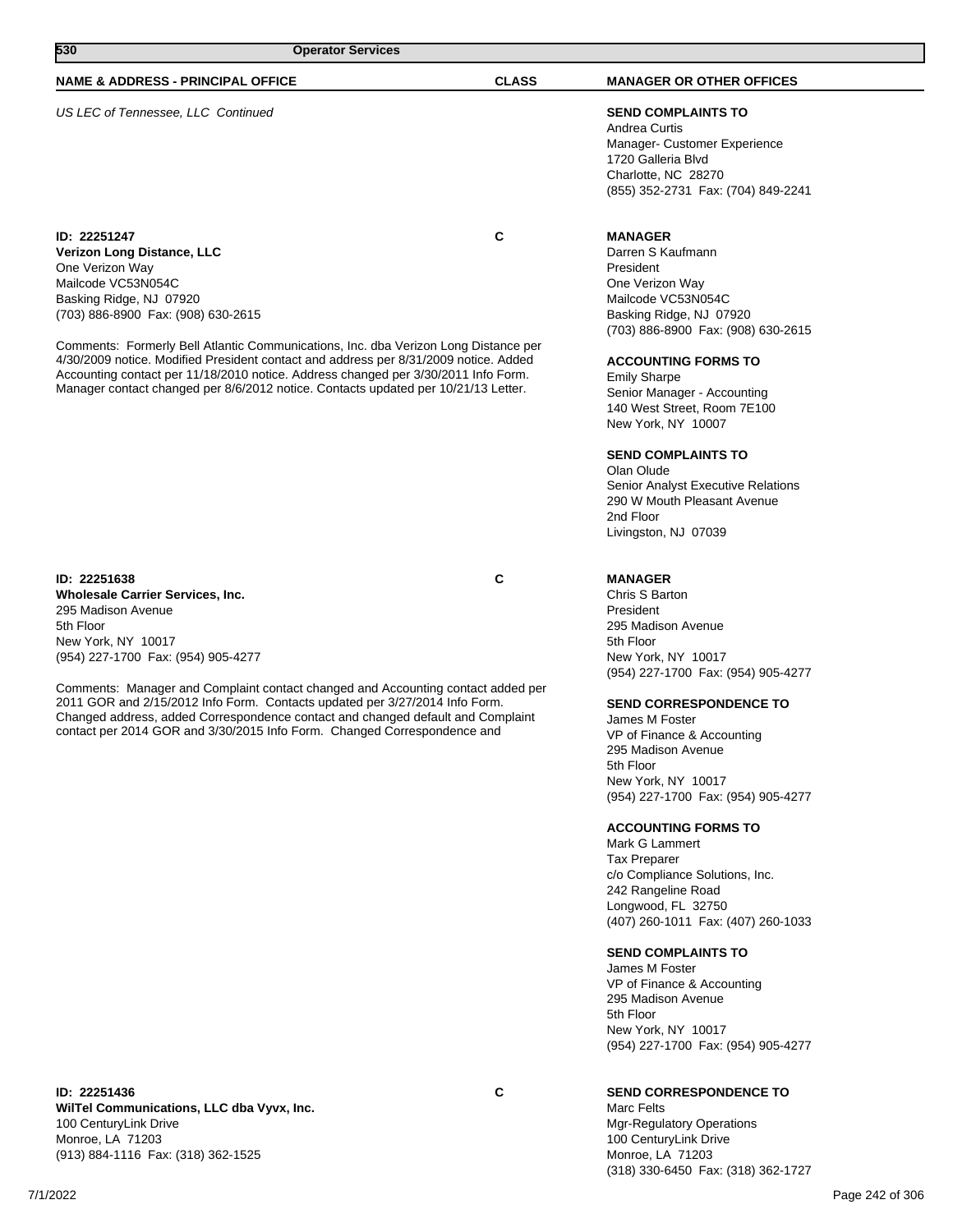**530 Operator Services**

| NAME & ADDRESS - PRINCIPAL OFFICE | CLASS | MANAGER OR OTHER OFFICES |
|---|---|---|
| *US LEC of Tennessee, LLC Continued* | | **SEND COMPLAINTS TO**<br>Andrea Curtis<br>Manager- Customer Experience<br>1720 Galleria Blvd<br>Charlotte, NC 28270<br>(855) 352-2731 Fax: (704) 849-2241 |
| **ID: 22251247**<br>**Verizon Long Distance, LLC**<br>One Verizon Way<br>Mailcode VC53N054C<br>Basking Ridge, NJ 07920<br>(703) 886-8900 Fax: (908) 630-2615<br><br>Comments: Formerly Bell Atlantic Communications, Inc. dba Verizon Long Distance per 4/30/2009 notice. Modified President contact and address per 8/31/2009 notice. Added Accounting contact per 11/18/2010 notice. Address changed per 3/30/2011 Info Form. Manager contact changed per 8/6/2012 notice. Contacts updated per 10/21/13 Letter. | C | **MANAGER**<br>Darren S Kaufmann<br>President<br>One Verizon Way<br>Mailcode VC53N054C<br>Basking Ridge, NJ 07920<br>(703) 886-8900 Fax: (908) 630-2615<br><br>**ACCOUNTING FORMS TO**<br>Emily Sharpe<br>Senior Manager - Accounting<br>140 West Street, Room 7E100<br>New York, NY 10007<br><br>**SEND COMPLAINTS TO**<br>Olan Olude<br>Senior Analyst Executive Relations<br>290 W Mouth Pleasant Avenue<br>2nd Floor<br>Livingston, NJ 07039 |
| **ID: 22251638**<br>**Wholesale Carrier Services, Inc.**<br>295 Madison Avenue<br>5th Floor<br>New York, NY 10017<br>(954) 227-1700 Fax: (954) 905-4277<br><br>Comments: Manager and Complaint contact changed and Accounting contact added per 2011 GOR and 2/15/2012 Info Form. Contacts updated per 3/27/2014 Info Form. Changed address, added Correspondence contact and changed default and Complaint contact per 2014 GOR and 3/30/2015 Info Form. Changed Correspondence and | C | **MANAGER**<br>Chris S Barton<br>President<br>295 Madison Avenue<br>5th Floor<br>New York, NY 10017<br>(954) 227-1700 Fax: (954) 905-4277<br><br>**SEND CORRESPONDENCE TO**<br>James M Foster<br>VP of Finance & Accounting<br>295 Madison Avenue<br>5th Floor<br>New York, NY 10017<br>(954) 227-1700 Fax: (954) 905-4277<br><br>**ACCOUNTING FORMS TO**<br>Mark G Lammert<br>Tax Preparer<br>c/o Compliance Solutions, Inc.<br>242 Rangeline Road<br>Longwood, FL 32750<br>(407) 260-1011 Fax: (407) 260-1033<br><br>**SEND COMPLAINTS TO**<br>James M Foster<br>VP of Finance & Accounting<br>295 Madison Avenue<br>5th Floor<br>New York, NY 10017<br>(954) 227-1700 Fax: (954) 905-4277 |
| **ID: 22251436**<br>**WilTel Communications, LLC dba Vyvx, Inc.**<br>100 CenturyLink Drive<br>Monroe, LA 71203<br>(913) 884-1116 Fax: (318) 362-1525 | C | **SEND CORRESPONDENCE TO**<br>Marc Felts<br>Mgr-Regulatory Operations<br>100 CenturyLink Drive<br>Monroe, LA 71203<br>(318) 330-6450 Fax: (318) 362-1727 |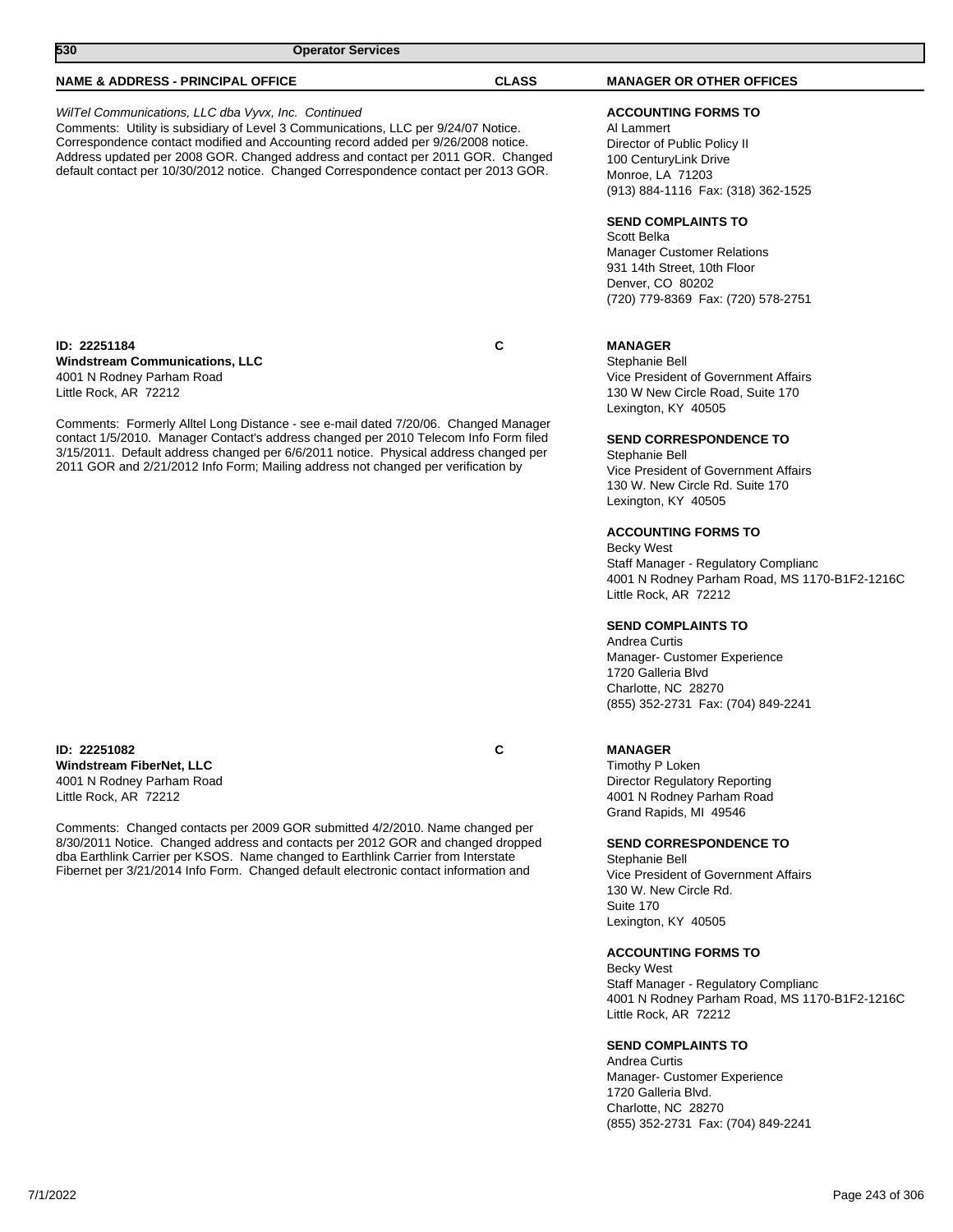## Operator Services

| NAME & ADDRESS - PRINCIPAL OFFICE | CLASS | MANAGER OR OTHER OFFICES |
|---|---|---|

*WilTel Communications, LLC dba Vyvx, Inc. Continued*

Comments: Utility is subsidiary of Level 3 Communications, LLC per 9/24/07 Notice. Correspondence contact modified and Accounting record added per 9/26/2008 notice. Address updated per 2008 GOR. Changed address and contact per 2011 GOR. Changed default contact per 10/30/2012 notice. Changed Correspondence contact per 2013 GOR.

**ACCOUNTING FORMS TO**
Al Lammert
Director of Public Policy II
100 CenturyLink Drive
Monroe, LA 71203
(913) 884-1116 Fax: (318) 362-1525

**SEND COMPLAINTS TO**
Scott Belka
Manager Customer Relations
931 14th Street, 10th Floor
Denver, CO 80202
(720) 779-8369 Fax: (720) 578-2751

---

**ID: 22251184** — Class: **C**
**Windstream Communications, LLC**
4001 N Rodney Parham Road
Little Rock, AR 72212

Comments: Formerly Alltel Long Distance - see e-mail dated 7/20/06. Changed Manager contact 1/5/2010. Manager Contact's address changed per 2010 Telecom Info Form filed 3/15/2011. Default address changed per 6/6/2011 notice. Physical address changed per 2011 GOR and 2/21/2012 Info Form; Mailing address not changed per verification by

**MANAGER**
Stephanie Bell
Vice President of Government Affairs
130 W New Circle Road, Suite 170
Lexington, KY 40505

**SEND CORRESPONDENCE TO**
Stephanie Bell
Vice President of Government Affairs
130 W. New Circle Rd. Suite 170
Lexington, KY 40505

**ACCOUNTING FORMS TO**
Becky West
Staff Manager - Regulatory Complianc
4001 N Rodney Parham Road, MS 1170-B1F2-1216C
Little Rock, AR 72212

**SEND COMPLAINTS TO**
Andrea Curtis
Manager- Customer Experience
1720 Galleria Blvd
Charlotte, NC 28270
(855) 352-2731 Fax: (704) 849-2241

---

**ID: 22251082** — Class: **C**
**Windstream FiberNet, LLC**
4001 N Rodney Parham Road
Little Rock, AR 72212

Comments: Changed contacts per 2009 GOR submitted 4/2/2010. Name changed per 8/30/2011 Notice. Changed address and contacts per 2012 GOR and changed dropped dba Earthlink Carrier per KSOS. Name changed to Earthlink Carrier from Interstate Fibernet per 3/21/2014 Info Form. Changed default electronic contact information and

**MANAGER**
Timothy P Loken
Director Regulatory Reporting
4001 N Rodney Parham Road
Grand Rapids, MI 49546

**SEND CORRESPONDENCE TO**
Stephanie Bell
Vice President of Government Affairs
130 W. New Circle Rd.
Suite 170
Lexington, KY 40505

**ACCOUNTING FORMS TO**
Becky West
Staff Manager - Regulatory Complianc
4001 N Rodney Parham Road, MS 1170-B1F2-1216C
Little Rock, AR 72212

**SEND COMPLAINTS TO**
Andrea Curtis
Manager- Customer Experience
1720 Galleria Blvd.
Charlotte, NC 28270
(855) 352-2731 Fax: (704) 849-2241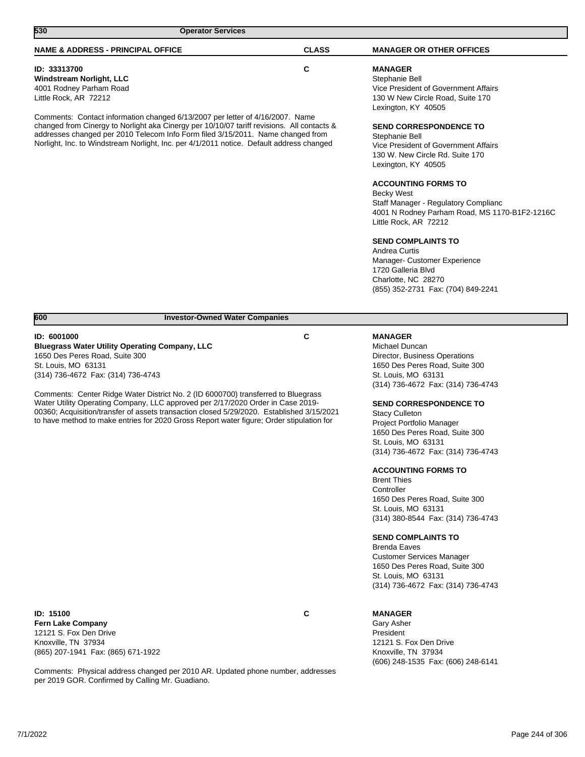## 530 Operator Services

| NAME & ADDRESS - PRINCIPAL OFFICE | CLASS | MANAGER OR OTHER OFFICES |
|---|---|---|

**ID: 33313700**
**Windstream Norlight, LLC**
4001 Rodney Parham Road
Little Rock, AR 72212

CLASS: C

Comments: Contact information changed 6/13/2007 per letter of 4/16/2007. Name changed from Cinergy to Norlight aka Cinergy per 10/10/07 tariff revisions. All contacts & addresses changed per 2010 Telecom Info Form filed 3/15/2011. Name changed from Norlight, Inc. to Windstream Norlight, Inc. per 4/1/2011 notice. Default address changed

**MANAGER**
Stephanie Bell
Vice President of Government Affairs
130 W New Circle Road, Suite 170
Lexington, KY 40505

**SEND CORRESPONDENCE TO**
Stephanie Bell
Vice President of Government Affairs
130 W. New Circle Rd. Suite 170
Lexington, KY 40505

**ACCOUNTING FORMS TO**
Becky West
Staff Manager - Regulatory Complianc
4001 N Rodney Parham Road, MS 1170-B1F2-1216C
Little Rock, AR 72212

**SEND COMPLAINTS TO**
Andrea Curtis
Manager- Customer Experience
1720 Galleria Blvd
Charlotte, NC 28270
(855) 352-2731 Fax: (704) 849-2241

## 600 Investor-Owned Water Companies

**ID: 6001000**
**Bluegrass Water Utility Operating Company, LLC**
1650 Des Peres Road, Suite 300
St. Louis, MO 63131
(314) 736-4672 Fax: (314) 736-4743

CLASS: C

Comments: Center Ridge Water District No. 2 (ID 6000700) transferred to Bluegrass Water Utility Operating Company, LLC approved per 2/17/2020 Order in Case 2019-00360; Acquisition/transfer of assets transaction closed 5/29/2020. Established 3/15/2021 to have method to make entries for 2020 Gross Report water figure; Order stipulation for

**MANAGER**
Michael Duncan
Director, Business Operations
1650 Des Peres Road, Suite 300
St. Louis, MO 63131
(314) 736-4672 Fax: (314) 736-4743

**SEND CORRESPONDENCE TO**
Stacy Culleton
Project Portfolio Manager
1650 Des Peres Road, Suite 300
St. Louis, MO 63131
(314) 736-4672 Fax: (314) 736-4743

**ACCOUNTING FORMS TO**
Brent Thies
Controller
1650 Des Peres Road, Suite 300
St. Louis, MO 63131
(314) 380-8544 Fax: (314) 736-4743

**SEND COMPLAINTS TO**
Brenda Eaves
Customer Services Manager
1650 Des Peres Road, Suite 300
St. Louis, MO 63131
(314) 736-4672 Fax: (314) 736-4743

**ID: 15100**
**Fern Lake Company**
12121 S. Fox Den Drive
Knoxville, TN 37934
(865) 207-1941 Fax: (865) 671-1922

CLASS: C

Comments: Physical address changed per 2010 AR. Updated phone number, addresses per 2019 GOR. Confirmed by Calling Mr. Guadiano.

**MANAGER**
Gary Asher
President
12121 S. Fox Den Drive
Knoxville, TN 37934
(606) 248-1535 Fax: (606) 248-6141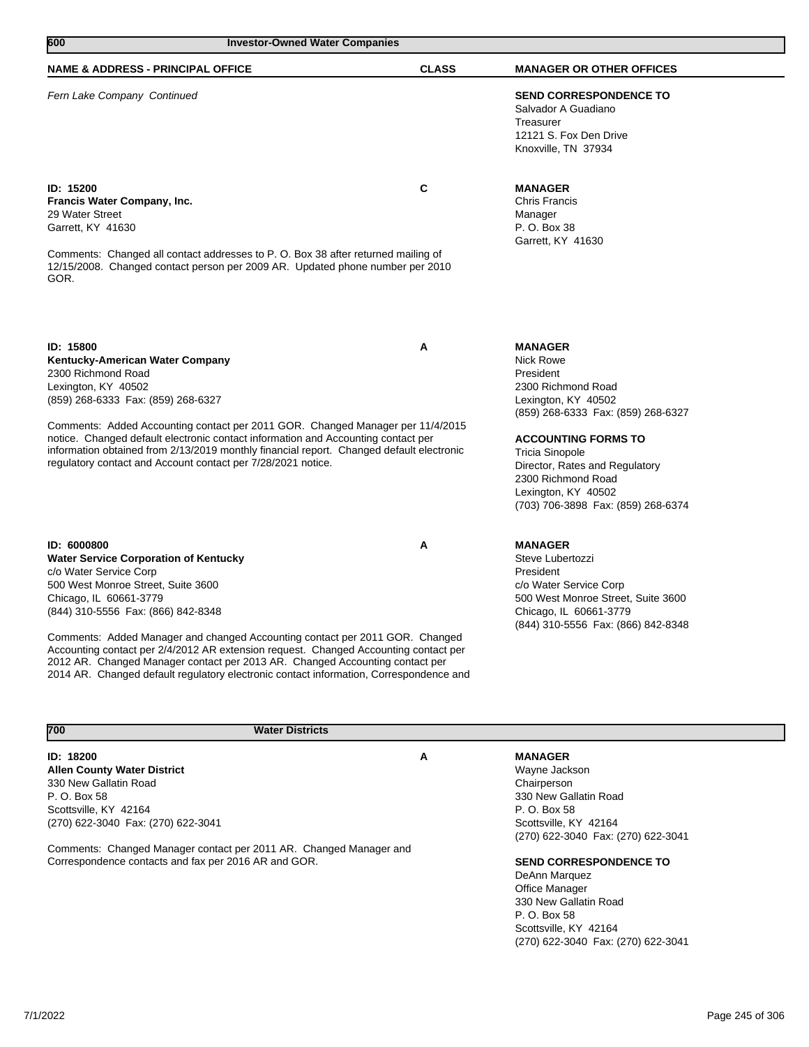## 600 Investor-Owned Water Companies

| NAME & ADDRESS - PRINCIPAL OFFICE | CLASS | MANAGER OR OTHER OFFICES |
|---|---|---|

*Fern Lake Company Continued*

**SEND CORRESPONDENCE TO**
Salvador A Guadiano
Treasurer
12121 S. Fox Den Drive
Knoxville, TN 37934

---

**ID: 15200** — **C**
**Francis Water Company, Inc.**
29 Water Street
Garrett, KY 41630

Comments: Changed all contact addresses to P. O. Box 38 after returned mailing of 12/15/2008. Changed contact person per 2009 AR. Updated phone number per 2010 GOR.

**MANAGER**
Chris Francis
Manager
P. O. Box 38
Garrett, KY 41630

---

**ID: 15800** — **A**
**Kentucky-American Water Company**
2300 Richmond Road
Lexington, KY 40502
(859) 268-6333 Fax: (859) 268-6327

Comments: Added Accounting contact per 2011 GOR. Changed Manager per 11/4/2015 notice. Changed default electronic contact information and Accounting contact per information obtained from 2/13/2019 monthly financial report. Changed default electronic regulatory contact and Account contact per 7/28/2021 notice.

**MANAGER**
Nick Rowe
President
2300 Richmond Road
Lexington, KY 40502
(859) 268-6333 Fax: (859) 268-6327

**ACCOUNTING FORMS TO**
Tricia Sinopole
Director, Rates and Regulatory
2300 Richmond Road
Lexington, KY 40502
(703) 706-3898 Fax: (859) 268-6374

---

**ID: 6000800** — **A**
**Water Service Corporation of Kentucky**
c/o Water Service Corp
500 West Monroe Street, Suite 3600
Chicago, IL 60661-3779
(844) 310-5556 Fax: (866) 842-8348

Comments: Added Manager and changed Accounting contact per 2011 GOR. Changed Accounting contact per 2/4/2012 AR extension request. Changed Accounting contact per 2012 AR. Changed Manager contact per 2013 AR. Changed Accounting contact per 2014 AR. Changed default regulatory electronic contact information, Correspondence and

**MANAGER**
Steve Lubertozzi
President
c/o Water Service Corp
500 West Monroe Street, Suite 3600
Chicago, IL 60661-3779
(844) 310-5556 Fax: (866) 842-8348

## 700 Water Districts

**ID: 18200** — **A**
**Allen County Water District**
330 New Gallatin Road
P. O. Box 58
Scottsville, KY 42164
(270) 622-3040 Fax: (270) 622-3041

Comments: Changed Manager contact per 2011 AR. Changed Manager and Correspondence contacts and fax per 2016 AR and GOR.

**MANAGER**
Wayne Jackson
Chairperson
330 New Gallatin Road
P. O. Box 58
Scottsville, KY 42164
(270) 622-3040 Fax: (270) 622-3041

**SEND CORRESPONDENCE TO**
DeAnn Marquez
Office Manager
330 New Gallatin Road
P. O. Box 58
Scottsville, KY 42164
(270) 622-3040 Fax: (270) 622-3041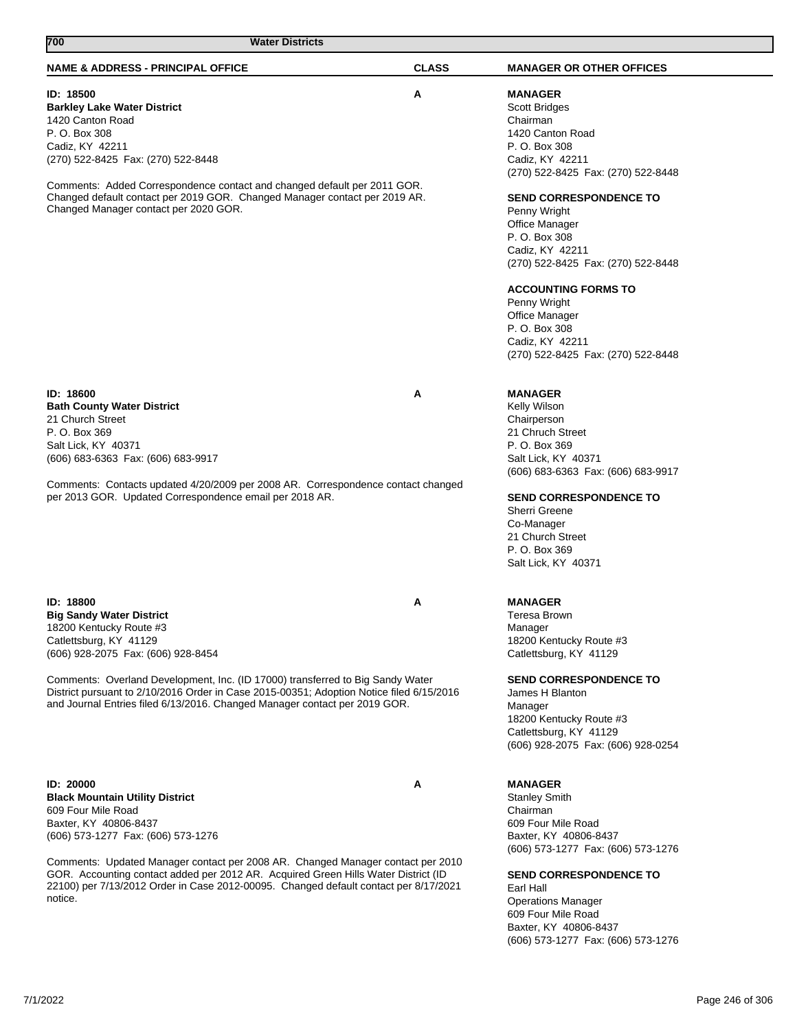## 700 Water Districts

| NAME & ADDRESS - PRINCIPAL OFFICE | CLASS | MANAGER OR OTHER OFFICES |
|---|---|---|

**ID: 18500** — Class: **A**

**Barkley Lake Water District**
1420 Canton Road
P. O. Box 308
Cadiz, KY 42211
(270) 522-8425 Fax: (270) 522-8448

Comments: Added Correspondence contact and changed default per 2011 GOR. Changed default contact per 2019 GOR. Changed Manager contact per 2019 AR. Changed Manager contact per 2020 GOR.

**MANAGER**
Scott Bridges
Chairman
1420 Canton Road
P. O. Box 308
Cadiz, KY 42211
(270) 522-8425 Fax: (270) 522-8448

**SEND CORRESPONDENCE TO**
Penny Wright
Office Manager
P. O. Box 308
Cadiz, KY 42211
(270) 522-8425 Fax: (270) 522-8448

**ACCOUNTING FORMS TO**
Penny Wright
Office Manager
P. O. Box 308
Cadiz, KY 42211
(270) 522-8425 Fax: (270) 522-8448

---

**ID: 18600** — Class: **A**

**Bath County Water District**
21 Church Street
P. O. Box 369
Salt Lick, KY 40371
(606) 683-6363 Fax: (606) 683-9917

Comments: Contacts updated 4/20/2009 per 2008 AR. Correspondence contact changed per 2013 GOR. Updated Correspondence email per 2018 AR.

**MANAGER**
Kelly Wilson
Chairperson
21 Chruch Street
P. O. Box 369
Salt Lick, KY 40371
(606) 683-6363 Fax: (606) 683-9917

**SEND CORRESPONDENCE TO**
Sherri Greene
Co-Manager
21 Church Street
P. O. Box 369
Salt Lick, KY 40371

---

**ID: 18800** — Class: **A**

**Big Sandy Water District**
18200 Kentucky Route #3
Catlettsburg, KY 41129
(606) 928-2075 Fax: (606) 928-8454

Comments: Overland Development, Inc. (ID 17000) transferred to Big Sandy Water District pursuant to 2/10/2016 Order in Case 2015-00351; Adoption Notice filed 6/15/2016 and Journal Entries filed 6/13/2016. Changed Manager contact per 2019 GOR.

**MANAGER**
Teresa Brown
Manager
18200 Kentucky Route #3
Catlettsburg, KY 41129

**SEND CORRESPONDENCE TO**
James H Blanton
Manager
18200 Kentucky Route #3
Catlettsburg, KY 41129
(606) 928-2075 Fax: (606) 928-0254

---

**ID: 20000** — Class: **A**

**Black Mountain Utility District**
609 Four Mile Road
Baxter, KY 40806-8437
(606) 573-1277 Fax: (606) 573-1276

Comments: Updated Manager contact per 2008 AR. Changed Manager contact per 2010 GOR. Accounting contact added per 2012 AR. Acquired Green Hills Water District (ID 22100) per 7/13/2012 Order in Case 2012-00095. Changed default contact per 8/17/2021 notice.

**MANAGER**
Stanley Smith
Chairman
609 Four Mile Road
Baxter, KY 40806-8437
(606) 573-1277 Fax: (606) 573-1276

**SEND CORRESPONDENCE TO**
Earl Hall
Operations Manager
609 Four Mile Road
Baxter, KY 40806-8437
(606) 573-1277 Fax: (606) 573-1276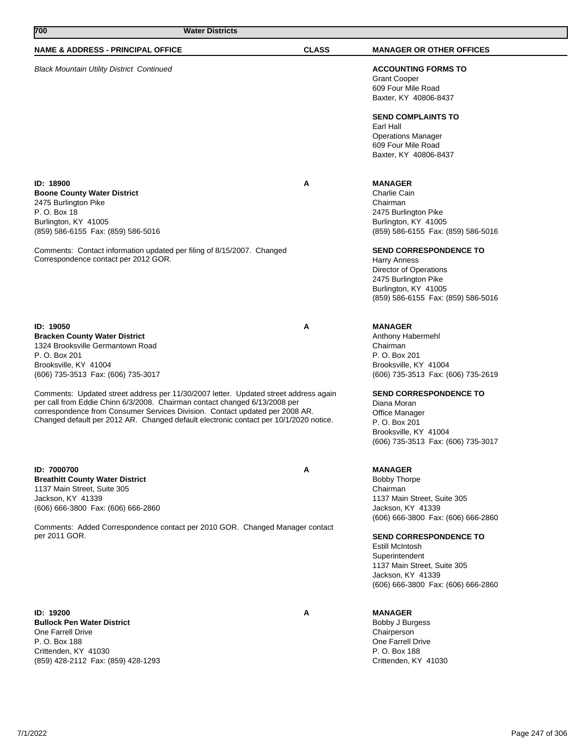## 700 Water Districts

| NAME & ADDRESS - PRINCIPAL OFFICE | CLASS | MANAGER OR OTHER OFFICES |
|---|---|---|

*Black Mountain Utility District Continued*

**ACCOUNTING FORMS TO**
Grant Cooper
609 Four Mile Road
Baxter, KY 40806-8437

**SEND COMPLAINTS TO**
Earl Hall
Operations Manager
609 Four Mile Road
Baxter, KY 40806-8437

---

**ID: 18900** — Class: **A**
**Boone County Water District**
2475 Burlington Pike
P. O. Box 18
Burlington, KY 41005
(859) 586-6155 Fax: (859) 586-5016

Comments: Contact information updated per filing of 8/15/2007. Changed Correspondence contact per 2012 GOR.

**MANAGER**
Charlie Cain
Chairman
2475 Burlington Pike
Burlington, KY 41005
(859) 586-6155 Fax: (859) 586-5016

**SEND CORRESPONDENCE TO**
Harry Anness
Director of Operations
2475 Burlington Pike
Burlington, KY 41005
(859) 586-6155 Fax: (859) 586-5016

---

**ID: 19050** — Class: **A**
**Bracken County Water District**
1324 Brooksville Germantown Road
P. O. Box 201
Brooksville, KY 41004
(606) 735-3513 Fax: (606) 735-3017

Comments: Updated street address per 11/30/2007 letter. Updated street address again per call from Eddie Chinn 6/3/2008. Chairman contact changed 6/13/2008 per correspondence from Consumer Services Division. Contact updated per 2008 AR. Changed default per 2012 AR. Changed default electronic contact per 10/1/2020 notice.

**MANAGER**
Anthony Habermehl
Chairman
P. O. Box 201
Brooksville, KY 41004
(606) 735-3513 Fax: (606) 735-2619

**SEND CORRESPONDENCE TO**
Diana Moran
Office Manager
P. O. Box 201
Brooksville, KY 41004
(606) 735-3513 Fax: (606) 735-3017

---

**ID: 7000700** — Class: **A**
**Breathitt County Water District**
1137 Main Street, Suite 305
Jackson, KY 41339
(606) 666-3800 Fax: (606) 666-2860

Comments: Added Correspondence contact per 2010 GOR. Changed Manager contact per 2011 GOR.

**MANAGER**
Bobby Thorpe
Chairman
1137 Main Street, Suite 305
Jackson, KY 41339
(606) 666-3800 Fax: (606) 666-2860

**SEND CORRESPONDENCE TO**
Estill McIntosh
Superintendent
1137 Main Street, Suite 305
Jackson, KY 41339
(606) 666-3800 Fax: (606) 666-2860

---

**ID: 19200** — Class: **A**
**Bullock Pen Water District**
One Farrell Drive
P. O. Box 188
Crittenden, KY 41030
(859) 428-2112 Fax: (859) 428-1293

**MANAGER**
Bobby J Burgess
Chairperson
One Farrell Drive
P. O. Box 188
Crittenden, KY 41030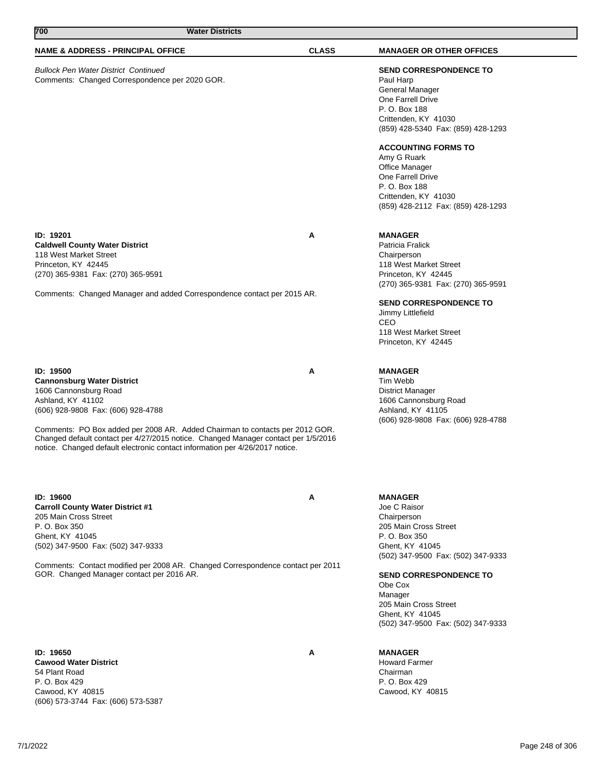## 700 Water Districts

| NAME & ADDRESS - PRINCIPAL OFFICE | CLASS | MANAGER OR OTHER OFFICES |
|---|---|---|
| *Bullock Pen Water District Continued*<br>Comments: Changed Correspondence per 2020 GOR. | | **SEND CORRESPONDENCE TO**<br>Paul Harp<br>General Manager<br>One Farrell Drive<br>P. O. Box 188<br>Crittenden, KY 41030<br>(859) 428-5340 Fax: (859) 428-1293<br><br>**ACCOUNTING FORMS TO**<br>Amy G Ruark<br>Office Manager<br>One Farrell Drive<br>P. O. Box 188<br>Crittenden, KY 41030<br>(859) 428-2112 Fax: (859) 428-1293 |
| **ID: 19201**<br>**Caldwell County Water District**<br>118 West Market Street<br>Princeton, KY 42445<br>(270) 365-9381 Fax: (270) 365-9591<br><br>Comments: Changed Manager and added Correspondence contact per 2015 AR. | A | **MANAGER**<br>Patricia Fralick<br>Chairperson<br>118 West Market Street<br>Princeton, KY 42445<br>(270) 365-9381 Fax: (270) 365-9591<br><br>**SEND CORRESPONDENCE TO**<br>Jimmy Littlefield<br>CEO<br>118 West Market Street<br>Princeton, KY 42445 |
| **ID: 19500**<br>**Cannonsburg Water District**<br>1606 Cannonsburg Road<br>Ashland, KY 41102<br>(606) 928-9808 Fax: (606) 928-4788<br><br>Comments: PO Box added per 2008 AR. Added Chairman to contacts per 2012 GOR. Changed default contact per 4/27/2015 notice. Changed Manager contact per 1/5/2016 notice. Changed default electronic contact information per 4/26/2017 notice. | A | **MANAGER**<br>Tim Webb<br>District Manager<br>1606 Cannonsburg Road<br>Ashland, KY 41105<br>(606) 928-9808 Fax: (606) 928-4788 |
| **ID: 19600**<br>**Carroll County Water District #1**<br>205 Main Cross Street<br>P. O. Box 350<br>Ghent, KY 41045<br>(502) 347-9500 Fax: (502) 347-9333<br><br>Comments: Contact modified per 2008 AR. Changed Correspondence contact per 2011 GOR. Changed Manager contact per 2016 AR. | A | **MANAGER**<br>Joe C Raisor<br>Chairperson<br>205 Main Cross Street<br>P. O. Box 350<br>Ghent, KY 41045<br>(502) 347-9500 Fax: (502) 347-9333<br><br>**SEND CORRESPONDENCE TO**<br>Obe Cox<br>Manager<br>205 Main Cross Street<br>Ghent, KY 41045<br>(502) 347-9500 Fax: (502) 347-9333 |
| **ID: 19650**<br>**Cawood Water District**<br>54 Plant Road<br>P. O. Box 429<br>Cawood, KY 40815<br>(606) 573-3744 Fax: (606) 573-5387 | A | **MANAGER**<br>Howard Farmer<br>Chairman<br>P. O. Box 429<br>Cawood, KY 40815 |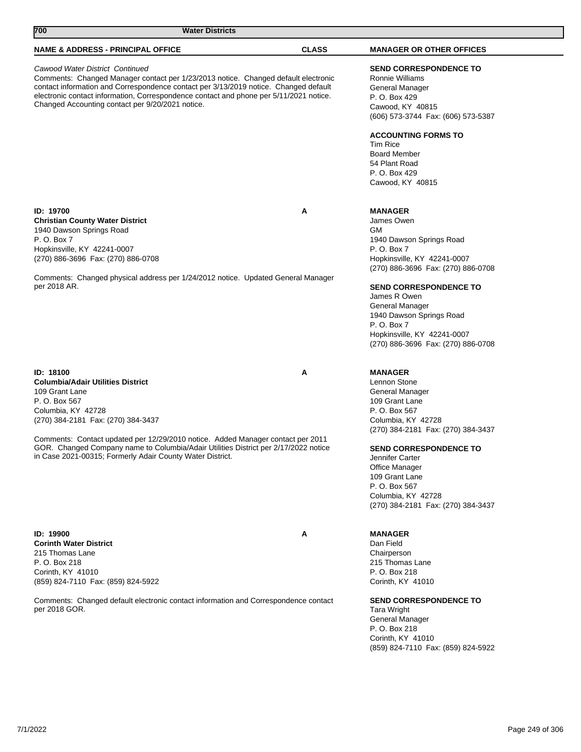## 700 Water Districts

| NAME & ADDRESS - PRINCIPAL OFFICE | CLASS | MANAGER OR OTHER OFFICES |
|---|---|---|

*Cawood Water District Continued*

Comments: Changed Manager contact per 1/23/2013 notice. Changed default electronic contact information and Correspondence contact per 3/13/2019 notice. Changed default electronic contact information, Correspondence contact and phone per 5/11/2021 notice. Changed Accounting contact per 9/20/2021 notice.

**SEND CORRESPONDENCE TO**
Ronnie Williams
General Manager
P. O. Box 429
Cawood, KY 40815
(606) 573-3744 Fax: (606) 573-5387

**ACCOUNTING FORMS TO**
Tim Rice
Board Member
54 Plant Road
P. O. Box 429
Cawood, KY 40815

---

**ID: 19700** — Class: **A**
**Christian County Water District**
1940 Dawson Springs Road
P. O. Box 7
Hopkinsville, KY 42241-0007
(270) 886-3696 Fax: (270) 886-0708

Comments: Changed physical address per 1/24/2012 notice. Updated General Manager per 2018 AR.

**MANAGER**
James Owen
GM
1940 Dawson Springs Road
P. O. Box 7
Hopkinsville, KY 42241-0007
(270) 886-3696 Fax: (270) 886-0708

**SEND CORRESPONDENCE TO**
James R Owen
General Manager
1940 Dawson Springs Road
P. O. Box 7
Hopkinsville, KY 42241-0007
(270) 886-3696 Fax: (270) 886-0708

---

**ID: 18100** — Class: **A**
**Columbia/Adair Utilities District**
109 Grant Lane
P. O. Box 567
Columbia, KY 42728
(270) 384-2181 Fax: (270) 384-3437

Comments: Contact updated per 12/29/2010 notice. Added Manager contact per 2011 GOR. Changed Company name to Columbia/Adair Utilities District per 2/17/2022 notice in Case 2021-00315; Formerly Adair County Water District.

**MANAGER**
Lennon Stone
General Manager
109 Grant Lane
P. O. Box 567
Columbia, KY 42728
(270) 384-2181 Fax: (270) 384-3437

**SEND CORRESPONDENCE TO**
Jennifer Carter
Office Manager
109 Grant Lane
P. O. Box 567
Columbia, KY 42728
(270) 384-2181 Fax: (270) 384-3437

---

**ID: 19900** — Class: **A**
**Corinth Water District**
215 Thomas Lane
P. O. Box 218
Corinth, KY 41010
(859) 824-7110 Fax: (859) 824-5922

Comments: Changed default electronic contact information and Correspondence contact per 2018 GOR.

**MANAGER**
Dan Field
Chairperson
215 Thomas Lane
P. O. Box 218
Corinth, KY 41010

**SEND CORRESPONDENCE TO**
Tara Wright
General Manager
P. O. Box 218
Corinth, KY 41010
(859) 824-7110 Fax: (859) 824-5922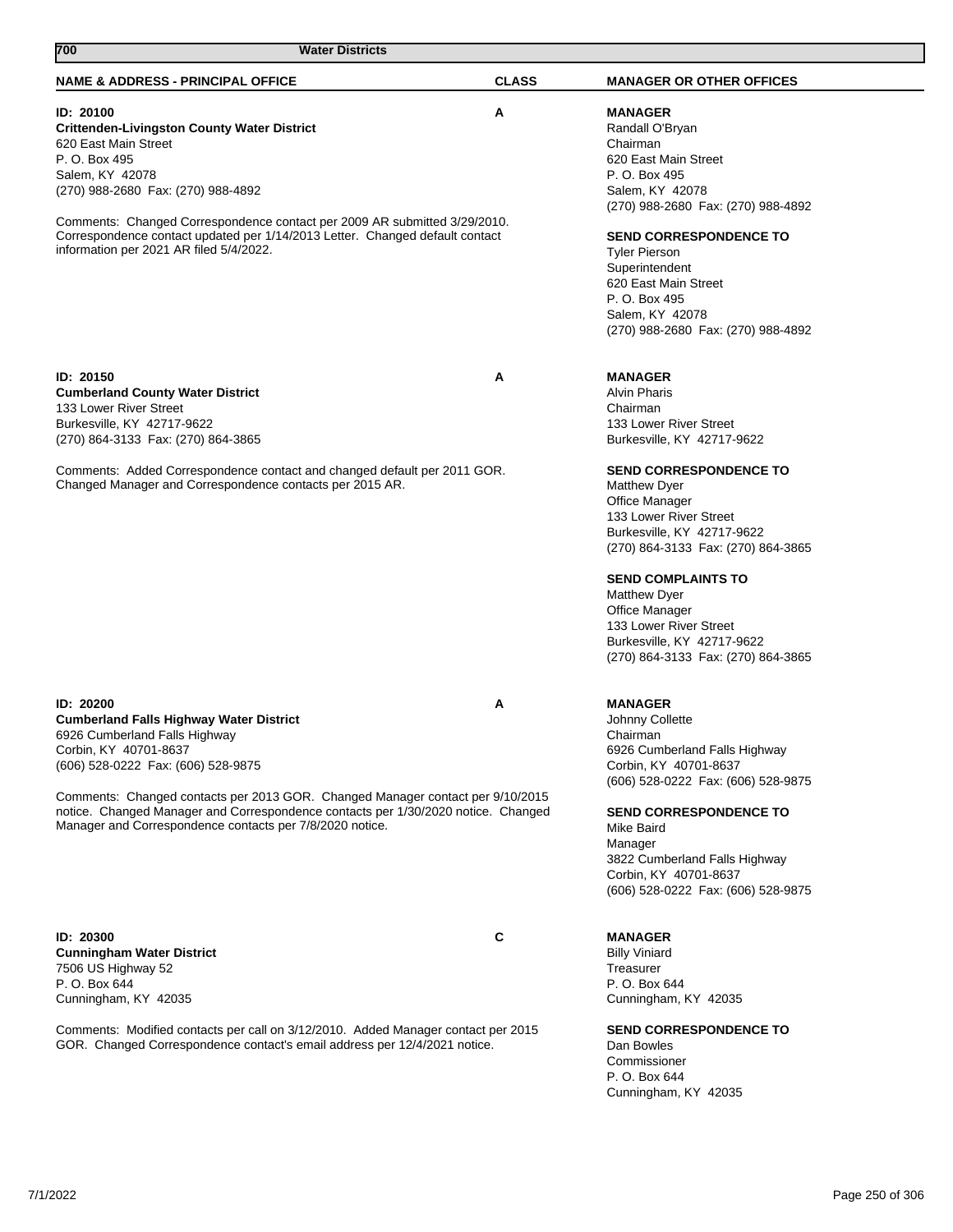## 700 Water Districts

| NAME & ADDRESS - PRINCIPAL OFFICE | CLASS | MANAGER OR OTHER OFFICES |
|---|---|---|

### ID: 20100

**Crittenden-Livingston County Water District**
620 East Main Street
P. O. Box 495
Salem, KY 42078
(270) 988-2680 Fax: (270) 988-4892

**CLASS:** A

Comments: Changed Correspondence contact per 2009 AR submitted 3/29/2010. Correspondence contact updated per 1/14/2013 Letter. Changed default contact information per 2021 AR filed 5/4/2022.

**MANAGER**
Randall O'Bryan
Chairman
620 East Main Street
P. O. Box 495
Salem, KY 42078
(270) 988-2680 Fax: (270) 988-4892

**SEND CORRESPONDENCE TO**
Tyler Pierson
Superintendent
620 East Main Street
P. O. Box 495
Salem, KY 42078
(270) 988-2680 Fax: (270) 988-4892

### ID: 20150

**Cumberland County Water District**
133 Lower River Street
Burkesville, KY 42717-9622
(270) 864-3133 Fax: (270) 864-3865

**CLASS:** A

Comments: Added Correspondence contact and changed default per 2011 GOR. Changed Manager and Correspondence contacts per 2015 AR.

**MANAGER**
Alvin Pharis
Chairman
133 Lower River Street
Burkesville, KY 42717-9622

**SEND CORRESPONDENCE TO**
Matthew Dyer
Office Manager
133 Lower River Street
Burkesville, KY 42717-9622
(270) 864-3133 Fax: (270) 864-3865

**SEND COMPLAINTS TO**
Matthew Dyer
Office Manager
133 Lower River Street
Burkesville, KY 42717-9622
(270) 864-3133 Fax: (270) 864-3865

### ID: 20200

**Cumberland Falls Highway Water District**
6926 Cumberland Falls Highway
Corbin, KY 40701-8637
(606) 528-0222 Fax: (606) 528-9875

**CLASS:** A

Comments: Changed contacts per 2013 GOR. Changed Manager contact per 9/10/2015 notice. Changed Manager and Correspondence contacts per 1/30/2020 notice. Changed Manager and Correspondence contacts per 7/8/2020 notice.

**MANAGER**
Johnny Collette
Chairman
6926 Cumberland Falls Highway
Corbin, KY 40701-8637
(606) 528-0222 Fax: (606) 528-9875

**SEND CORRESPONDENCE TO**
Mike Baird
Manager
3822 Cumberland Falls Highway
Corbin, KY 40701-8637
(606) 528-0222 Fax: (606) 528-9875

### ID: 20300

**Cunningham Water District**
7506 US Highway 52
P. O. Box 644
Cunningham, KY 42035

**CLASS:** C

Comments: Modified contacts per call on 3/12/2010. Added Manager contact per 2015 GOR. Changed Correspondence contact's email address per 12/4/2021 notice.

**MANAGER**
Billy Viniard
Treasurer
P. O. Box 644
Cunningham, KY 42035

**SEND CORRESPONDENCE TO**
Dan Bowles
Commissioner
P. O. Box 644
Cunningham, KY 42035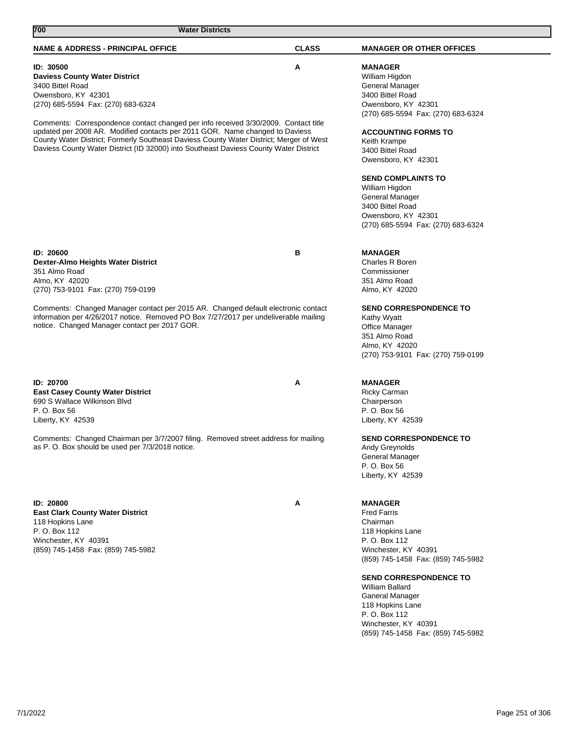## 700 Water Districts

| NAME & ADDRESS - PRINCIPAL OFFICE | CLASS | MANAGER OR OTHER OFFICES |
|---|---|---|
| **ID: 30500**<br>**Daviess County Water District**<br>3400 Bittel Road<br>Owensboro, KY 42301<br>(270) 685-5594 Fax: (270) 683-6324<br><br>Comments: Correspondence contact changed per info received 3/30/2009. Contact title updated per 2008 AR. Modified contacts per 2011 GOR. Name changed to Daviess County Water District; Formerly Southeast Daviess County Water District; Merger of West Daviess County Water District (ID 32000) into Southeast Daviess County Water District | A | **MANAGER**<br>William Higdon<br>General Manager<br>3400 Bittel Road<br>Owensboro, KY 42301<br>(270) 685-5594 Fax: (270) 683-6324<br><br>**ACCOUNTING FORMS TO**<br>Keith Krampe<br>3400 Bittel Road<br>Owensboro, KY 42301<br><br>**SEND COMPLAINTS TO**<br>William Higdon<br>General Manager<br>3400 Bittel Road<br>Owensboro, KY 42301<br>(270) 685-5594 Fax: (270) 683-6324 |
| **ID: 20600**<br>**Dexter-Almo Heights Water District**<br>351 Almo Road<br>Almo, KY 42020<br>(270) 753-9101 Fax: (270) 759-0199<br><br>Comments: Changed Manager contact per 2015 AR. Changed default electronic contact information per 4/26/2017 notice. Removed PO Box 7/27/2017 per undeliverable mailing notice. Changed Manager contact per 2017 GOR. | B | **MANAGER**<br>Charles R Boren<br>Commissioner<br>351 Almo Road<br>Almo, KY 42020<br><br>**SEND CORRESPONDENCE TO**<br>Kathy Wyatt<br>Office Manager<br>351 Almo Road<br>Almo, KY 42020<br>(270) 753-9101 Fax: (270) 759-0199 |
| **ID: 20700**<br>**East Casey County Water District**<br>690 S Wallace Wilkinson Blvd<br>P. O. Box 56<br>Liberty, KY 42539<br><br>Comments: Changed Chairman per 3/7/2007 filing. Removed street address for mailing as P. O. Box should be used per 7/3/2018 notice. | A | **MANAGER**<br>Ricky Carman<br>Chairperson<br>P. O. Box 56<br>Liberty, KY 42539<br><br>**SEND CORRESPONDENCE TO**<br>Andy Greynolds<br>General Manager<br>P. O. Box 56<br>Liberty, KY 42539 |
| **ID: 20800**<br>**East Clark County Water District**<br>118 Hopkins Lane<br>P. O. Box 112<br>Winchester, KY 40391<br>(859) 745-1458 Fax: (859) 745-5982 | A | **MANAGER**<br>Fred Farris<br>Chairman<br>118 Hopkins Lane<br>P. O. Box 112<br>Winchester, KY 40391<br>(859) 745-1458 Fax: (859) 745-5982<br><br>**SEND CORRESPONDENCE TO**<br>William Ballard<br>Ganeral Manager<br>118 Hopkins Lane<br>P. O. Box 112<br>Winchester, KY 40391<br>(859) 745-1458 Fax: (859) 745-5982 |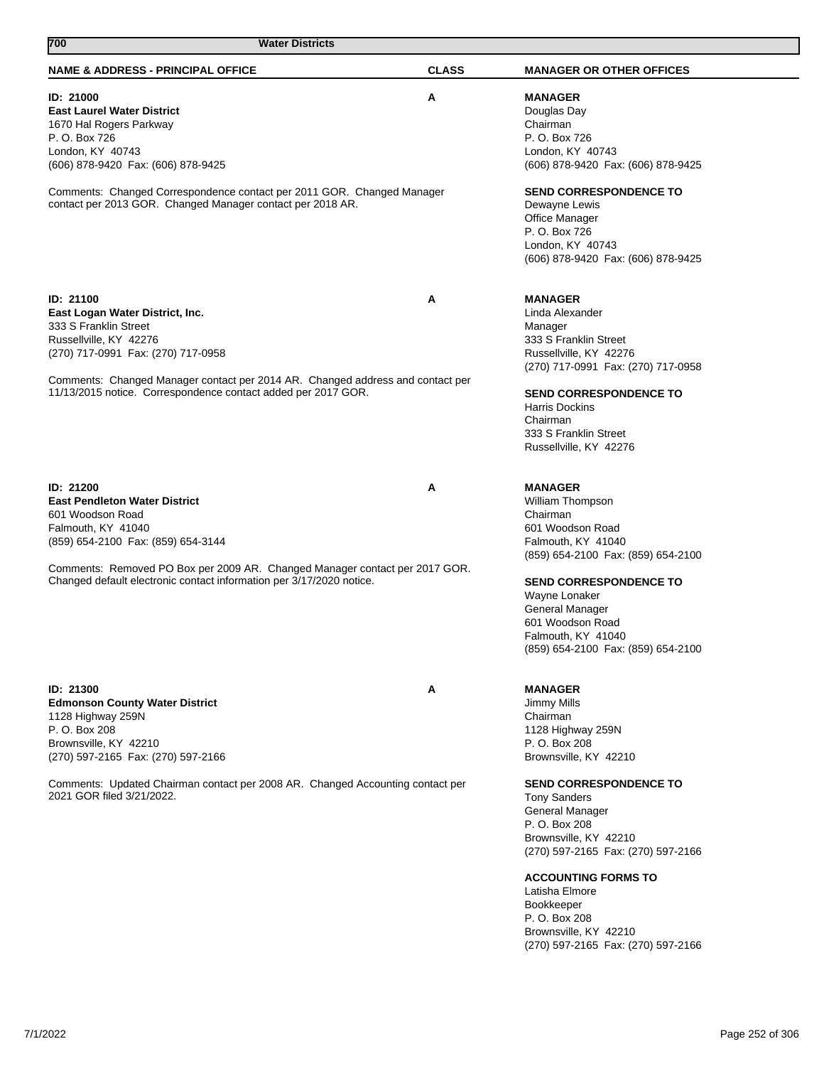## 700 Water Districts

| NAME & ADDRESS - PRINCIPAL OFFICE | CLASS | MANAGER OR OTHER OFFICES |
|---|---|---|

**ID: 21000** — Class: **A**

**East Laurel Water District**
1670 Hal Rogers Parkway
P. O. Box 726
London, KY 40743
(606) 878-9420 Fax: (606) 878-9425

Comments: Changed Correspondence contact per 2011 GOR. Changed Manager contact per 2013 GOR. Changed Manager contact per 2018 AR.

**MANAGER**
Douglas Day
Chairman
P. O. Box 726
London, KY 40743
(606) 878-9420 Fax: (606) 878-9425

**SEND CORRESPONDENCE TO**
Dewayne Lewis
Office Manager
P. O. Box 726
London, KY 40743
(606) 878-9420 Fax: (606) 878-9425

---

**ID: 21100** — Class: **A**

**East Logan Water District, Inc.**
333 S Franklin Street
Russellville, KY 42276
(270) 717-0991 Fax: (270) 717-0958

Comments: Changed Manager contact per 2014 AR. Changed address and contact per 11/13/2015 notice. Correspondence contact added per 2017 GOR.

**MANAGER**
Linda Alexander
Manager
333 S Franklin Street
Russellville, KY 42276
(270) 717-0991 Fax: (270) 717-0958

**SEND CORRESPONDENCE TO**
Harris Dockins
Chairman
333 S Franklin Street
Russellville, KY 42276

---

**ID: 21200** — Class: **A**

**East Pendleton Water District**
601 Woodson Road
Falmouth, KY 41040
(859) 654-2100 Fax: (859) 654-3144

Comments: Removed PO Box per 2009 AR. Changed Manager contact per 2017 GOR. Changed default electronic contact information per 3/17/2020 notice.

**MANAGER**
William Thompson
Chairman
601 Woodson Road
Falmouth, KY 41040
(859) 654-2100 Fax: (859) 654-2100

**SEND CORRESPONDENCE TO**
Wayne Lonaker
General Manager
601 Woodson Road
Falmouth, KY 41040
(859) 654-2100 Fax: (859) 654-2100

---

**ID: 21300** — Class: **A**

**Edmonson County Water District**
1128 Highway 259N
P. O. Box 208
Brownsville, KY 42210
(270) 597-2165 Fax: (270) 597-2166

Comments: Updated Chairman contact per 2008 AR. Changed Accounting contact per 2021 GOR filed 3/21/2022.

**MANAGER**
Jimmy Mills
Chairman
1128 Highway 259N
P. O. Box 208
Brownsville, KY 42210

**SEND CORRESPONDENCE TO**
Tony Sanders
General Manager
P. O. Box 208
Brownsville, KY 42210
(270) 597-2165 Fax: (270) 597-2166

**ACCOUNTING FORMS TO**
Latisha Elmore
Bookkeeper
P. O. Box 208
Brownsville, KY 42210
(270) 597-2165 Fax: (270) 597-2166

7/1/2022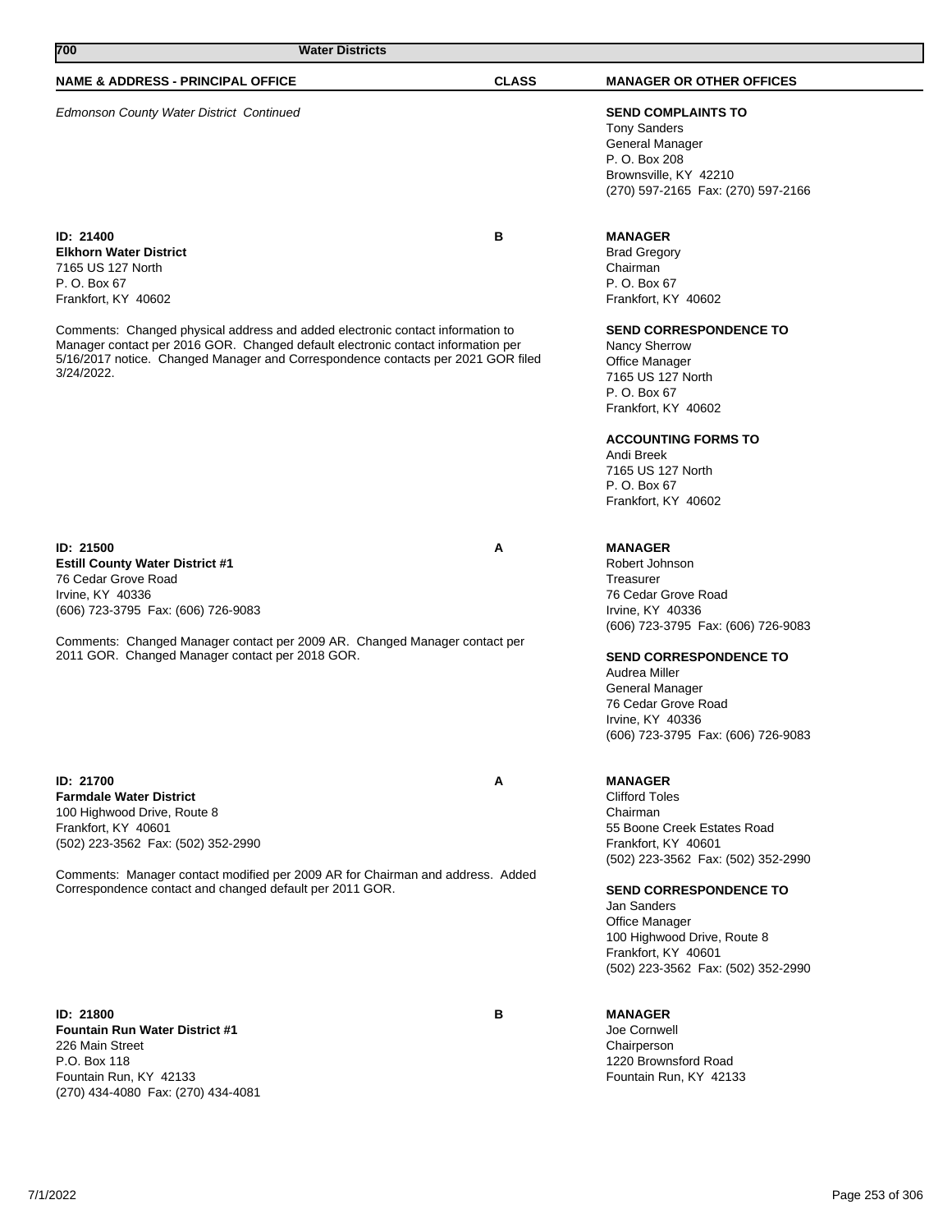**700 Water Districts**

| NAME & ADDRESS - PRINCIPAL OFFICE | CLASS | MANAGER OR OTHER OFFICES |
|---|---|---|

*Edmonson County Water District Continued*

**SEND COMPLAINTS TO**
Tony Sanders
General Manager
P. O. Box 208
Brownsville, KY 42210
(270) 597-2165 Fax: (270) 597-2166

---

**ID: 21400** — Class: **B**
**Elkhorn Water District**
7165 US 127 North
P. O. Box 67
Frankfort, KY 40602

Comments: Changed physical address and added electronic contact information to Manager contact per 2016 GOR. Changed default electronic contact information per 5/16/2017 notice. Changed Manager and Correspondence contacts per 2021 GOR filed 3/24/2022.

**MANAGER**
Brad Gregory
Chairman
P. O. Box 67
Frankfort, KY 40602

**SEND CORRESPONDENCE TO**
Nancy Sherrow
Office Manager
7165 US 127 North
P. O. Box 67
Frankfort, KY 40602

**ACCOUNTING FORMS TO**
Andi Breek
7165 US 127 North
P. O. Box 67
Frankfort, KY 40602

---

**ID: 21500** — Class: **A**
**Estill County Water District #1**
76 Cedar Grove Road
Irvine, KY 40336
(606) 723-3795 Fax: (606) 726-9083

Comments: Changed Manager contact per 2009 AR. Changed Manager contact per 2011 GOR. Changed Manager contact per 2018 GOR.

**MANAGER**
Robert Johnson
Treasurer
76 Cedar Grove Road
Irvine, KY 40336
(606) 723-3795 Fax: (606) 726-9083

**SEND CORRESPONDENCE TO**
Audrea Miller
General Manager
76 Cedar Grove Road
Irvine, KY 40336
(606) 723-3795 Fax: (606) 726-9083

---

**ID: 21700** — Class: **A**
**Farmdale Water District**
100 Highwood Drive, Route 8
Frankfort, KY 40601
(502) 223-3562 Fax: (502) 352-2990

Comments: Manager contact modified per 2009 AR for Chairman and address. Added Correspondence contact and changed default per 2011 GOR.

**MANAGER**
Clifford Toles
Chairman
55 Boone Creek Estates Road
Frankfort, KY 40601
(502) 223-3562 Fax: (502) 352-2990

**SEND CORRESPONDENCE TO**
Jan Sanders
Office Manager
100 Highwood Drive, Route 8
Frankfort, KY 40601
(502) 223-3562 Fax: (502) 352-2990

---

**ID: 21800** — Class: **B**
**Fountain Run Water District #1**
226 Main Street
P.O. Box 118
Fountain Run, KY 42133
(270) 434-4080 Fax: (270) 434-4081

**MANAGER**
Joe Cornwell
Chairperson
1220 Brownsford Road
Fountain Run, KY 42133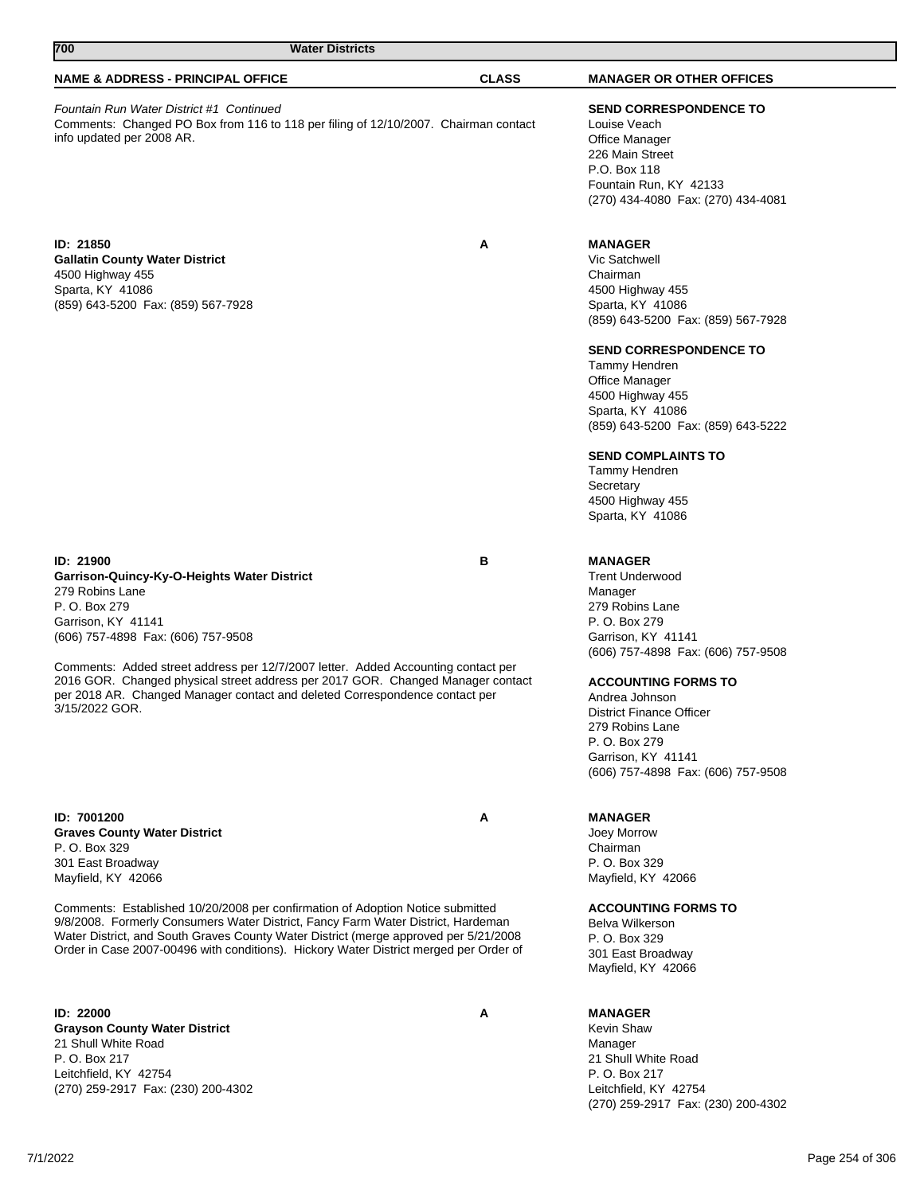## 700 Water Districts

| NAME & ADDRESS - PRINCIPAL OFFICE | CLASS | MANAGER OR OTHER OFFICES |
|---|---|---|

*Fountain Run Water District #1 Continued*

Comments: Changed PO Box from 116 to 118 per filing of 12/10/2007. Chairman contact info updated per 2008 AR.

**SEND CORRESPONDENCE TO**
Louise Veach
Office Manager
226 Main Street
P.O. Box 118
Fountain Run, KY 42133
(270) 434-4080 Fax: (270) 434-4081

---

**ID: 21850** — Class: **A**

**Gallatin County Water District**
4500 Highway 455
Sparta, KY 41086
(859) 643-5200 Fax: (859) 567-7928

**MANAGER**
Vic Satchwell
Chairman
4500 Highway 455
Sparta, KY 41086
(859) 643-5200 Fax: (859) 567-7928

**SEND CORRESPONDENCE TO**
Tammy Hendren
Office Manager
4500 Highway 455
Sparta, KY 41086
(859) 643-5200 Fax: (859) 643-5222

**SEND COMPLAINTS TO**
Tammy Hendren
Secretary
4500 Highway 455
Sparta, KY 41086

---

**ID: 21900** — Class: **B**

**Garrison-Quincy-Ky-O-Heights Water District**
279 Robins Lane
P. O. Box 279
Garrison, KY 41141
(606) 757-4898 Fax: (606) 757-9508

Comments: Added street address per 12/7/2007 letter. Added Accounting contact per 2016 GOR. Changed physical street address per 2017 GOR. Changed Manager contact per 2018 AR. Changed Manager contact and deleted Correspondence contact per 3/15/2022 GOR.

**MANAGER**
Trent Underwood
Manager
279 Robins Lane
P. O. Box 279
Garrison, KY 41141
(606) 757-4898 Fax: (606) 757-9508

**ACCOUNTING FORMS TO**
Andrea Johnson
District Finance Officer
279 Robins Lane
P. O. Box 279
Garrison, KY 41141
(606) 757-4898 Fax: (606) 757-9508

---

**ID: 7001200** — Class: **A**

**Graves County Water District**
P. O. Box 329
301 East Broadway
Mayfield, KY 42066

Comments: Established 10/20/2008 per confirmation of Adoption Notice submitted 9/8/2008. Formerly Consumers Water District, Fancy Farm Water District, Hardeman Water District, and South Graves County Water District (merge approved per 5/21/2008 Order in Case 2007-00496 with conditions). Hickory Water District merged per Order of

**MANAGER**
Joey Morrow
Chairman
P. O. Box 329
Mayfield, KY 42066

**ACCOUNTING FORMS TO**
Belva Wilkerson
P. O. Box 329
301 East Broadway
Mayfield, KY 42066

---

**ID: 22000** — Class: **A**

**Grayson County Water District**
21 Shull White Road
P. O. Box 217
Leitchfield, KY 42754
(270) 259-2917 Fax: (230) 200-4302

**MANAGER**
Kevin Shaw
Manager
21 Shull White Road
P. O. Box 217
Leitchfield, KY 42754
(270) 259-2917 Fax: (230) 200-4302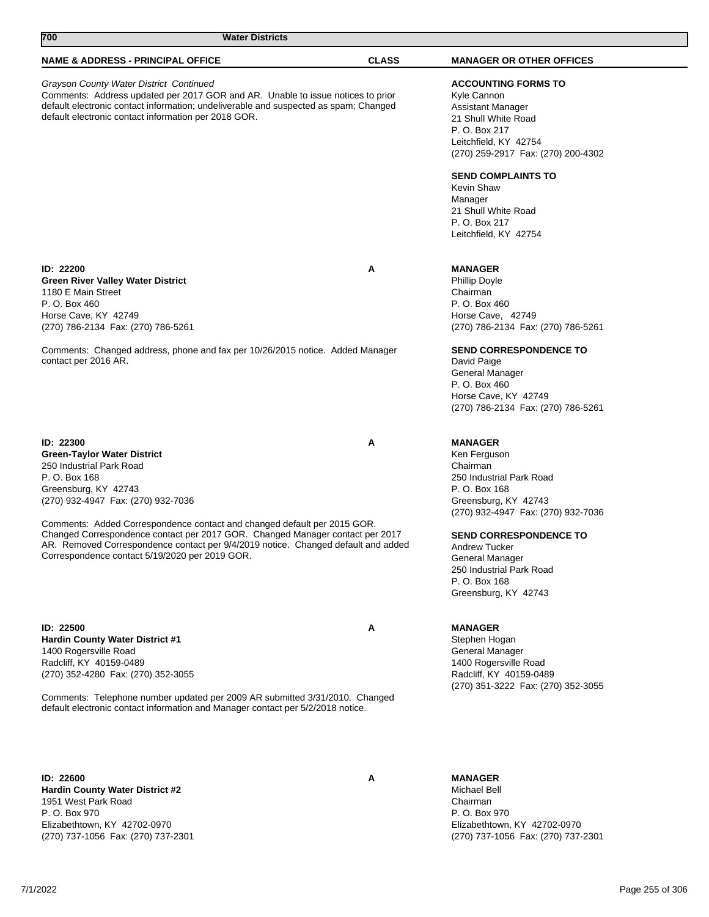| NAME & ADDRESS - PRINCIPAL OFFICE | CLASS | MANAGER OR OTHER OFFICES |
|---|---|---|
| *Grayson County Water District Continued*<br>Comments: Address updated per 2017 GOR and AR. Unable to issue notices to prior default electronic contact information; undeliverable and suspected as spam; Changed default electronic contact information per 2018 GOR. | | **ACCOUNTING FORMS TO**<br>Kyle Cannon<br>Assistant Manager<br>21 Shull White Road<br>P. O. Box 217<br>Leitchfield, KY 42754<br>(270) 259-2917 Fax: (270) 200-4302<br><br>**SEND COMPLAINTS TO**<br>Kevin Shaw<br>Manager<br>21 Shull White Road<br>P. O. Box 217<br>Leitchfield, KY 42754 |
| **ID: 22200**<br>**Green River Valley Water District**<br>1180 E Main Street<br>P. O. Box 460<br>Horse Cave, KY 42749<br>(270) 786-2134 Fax: (270) 786-5261<br><br>Comments: Changed address, phone and fax per 10/26/2015 notice. Added Manager contact per 2016 AR. | A | **MANAGER**<br>Phillip Doyle<br>Chairman<br>P. O. Box 460<br>Horse Cave, 42749<br>(270) 786-2134 Fax: (270) 786-5261<br><br>**SEND CORRESPONDENCE TO**<br>David Paige<br>General Manager<br>P. O. Box 460<br>Horse Cave, KY 42749<br>(270) 786-2134 Fax: (270) 786-5261 |
| **ID: 22300**<br>**Green-Taylor Water District**<br>250 Industrial Park Road<br>P. O. Box 168<br>Greensburg, KY 42743<br>(270) 932-4947 Fax: (270) 932-7036<br><br>Comments: Added Correspondence contact and changed default per 2015 GOR. Changed Correspondence contact per 2017 GOR. Changed Manager contact per 2017 AR. Removed Correspondence contact per 9/4/2019 notice. Changed default and added Correspondence contact 5/19/2020 per 2019 GOR. | A | **MANAGER**<br>Ken Ferguson<br>Chairman<br>250 Industrial Park Road<br>P. O. Box 168<br>Greensburg, KY 42743<br>(270) 932-4947 Fax: (270) 932-7036<br><br>**SEND CORRESPONDENCE TO**<br>Andrew Tucker<br>General Manager<br>250 Industrial Park Road<br>P. O. Box 168<br>Greensburg, KY 42743 |
| **ID: 22500**<br>**Hardin County Water District #1**<br>1400 Rogersville Road<br>Radcliff, KY 40159-0489<br>(270) 352-4280 Fax: (270) 352-3055<br><br>Comments: Telephone number updated per 2009 AR submitted 3/31/2010. Changed default electronic contact information and Manager contact per 5/2/2018 notice. | A | **MANAGER**<br>Stephen Hogan<br>General Manager<br>1400 Rogersville Road<br>Radcliff, KY 40159-0489<br>(270) 351-3222 Fax: (270) 352-3055 |
| **ID: 22600**<br>**Hardin County Water District #2**<br>1951 West Park Road<br>P. O. Box 970<br>Elizabethtown, KY 42702-0970<br>(270) 737-1056 Fax: (270) 737-2301 | A | **MANAGER**<br>Michael Bell<br>Chairman<br>P. O. Box 970<br>Elizabethtown, KY 42702-0970<br>(270) 737-1056 Fax: (270) 737-2301 |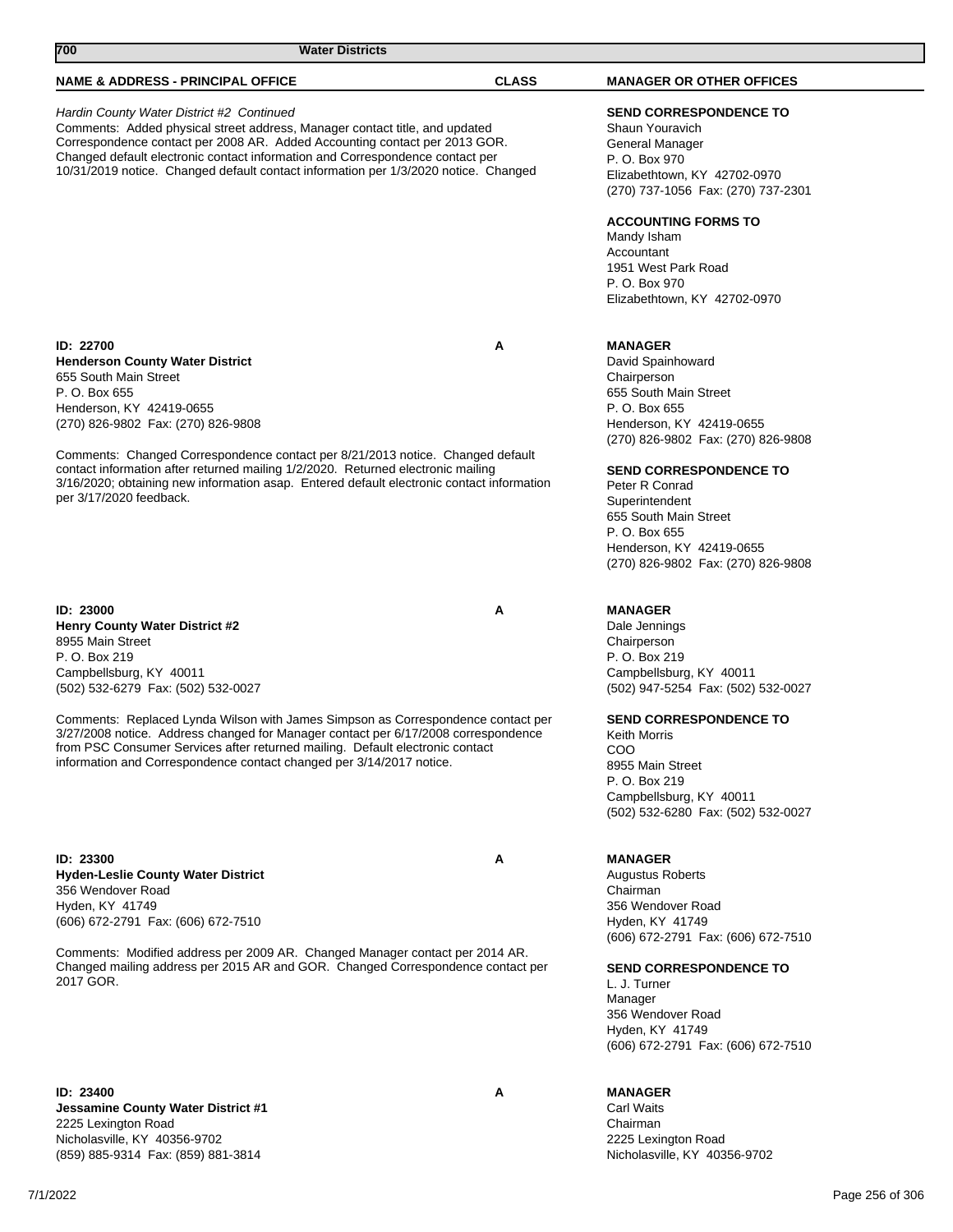| NAME & ADDRESS - PRINCIPAL OFFICE | CLASS | MANAGER OR OTHER OFFICES |
|---|---|---|

*Hardin County Water District #2 Continued*

Comments: Added physical street address, Manager contact title, and updated Correspondence contact per 2008 AR. Added Accounting contact per 2013 GOR. Changed default electronic contact information and Correspondence contact per 10/31/2019 notice. Changed default contact information per 1/3/2020 notice. Changed

**SEND CORRESPONDENCE TO**
Shaun Youravich
General Manager
P. O. Box 970
Elizabethtown, KY 42702-0970
(270) 737-1056 Fax: (270) 737-2301

**ACCOUNTING FORMS TO**
Mandy Isham
Accountant
1951 West Park Road
P. O. Box 970
Elizabethtown, KY 42702-0970

---

**ID: 22700** — Class **A**
**Henderson County Water District**
655 South Main Street
P. O. Box 655
Henderson, KY 42419-0655
(270) 826-9802 Fax: (270) 826-9808

Comments: Changed Correspondence contact per 8/21/2013 notice. Changed default contact information after returned mailing 1/2/2020. Returned electronic mailing 3/16/2020; obtaining new information asap. Entered default electronic contact information per 3/17/2020 feedback.

**MANAGER**
David Spainhoward
Chairperson
655 South Main Street
P. O. Box 655
Henderson, KY 42419-0655
(270) 826-9802 Fax: (270) 826-9808

**SEND CORRESPONDENCE TO**
Peter R Conrad
Superintendent
655 South Main Street
P. O. Box 655
Henderson, KY 42419-0655
(270) 826-9802 Fax: (270) 826-9808

---

**ID: 23000** — Class **A**
**Henry County Water District #2**
8955 Main Street
P. O. Box 219
Campbellsburg, KY 40011
(502) 532-6279 Fax: (502) 532-0027

Comments: Replaced Lynda Wilson with James Simpson as Correspondence contact per 3/27/2008 notice. Address changed for Manager contact per 6/17/2008 correspondence from PSC Consumer Services after returned mailing. Default electronic contact information and Correspondence contact changed per 3/14/2017 notice.

**MANAGER**
Dale Jennings
Chairperson
P. O. Box 219
Campbellsburg, KY 40011
(502) 947-5254 Fax: (502) 532-0027

**SEND CORRESPONDENCE TO**
Keith Morris
COO
8955 Main Street
P. O. Box 219
Campbellsburg, KY 40011
(502) 532-6280 Fax: (502) 532-0027

---

**ID: 23300** — Class **A**
**Hyden-Leslie County Water District**
356 Wendover Road
Hyden, KY 41749
(606) 672-2791 Fax: (606) 672-7510

Comments: Modified address per 2009 AR. Changed Manager contact per 2014 AR. Changed mailing address per 2015 AR and GOR. Changed Correspondence contact per 2017 GOR.

**MANAGER**
Augustus Roberts
Chairman
356 Wendover Road
Hyden, KY 41749
(606) 672-2791 Fax: (606) 672-7510

**SEND CORRESPONDENCE TO**
L. J. Turner
Manager
356 Wendover Road
Hyden, KY 41749
(606) 672-2791 Fax: (606) 672-7510

---

**ID: 23400** — Class **A**
**Jessamine County Water District #1**
2225 Lexington Road
Nicholasville, KY 40356-9702
(859) 885-9314 Fax: (859) 881-3814

**MANAGER**
Carl Waits
Chairman
2225 Lexington Road
Nicholasville, KY 40356-9702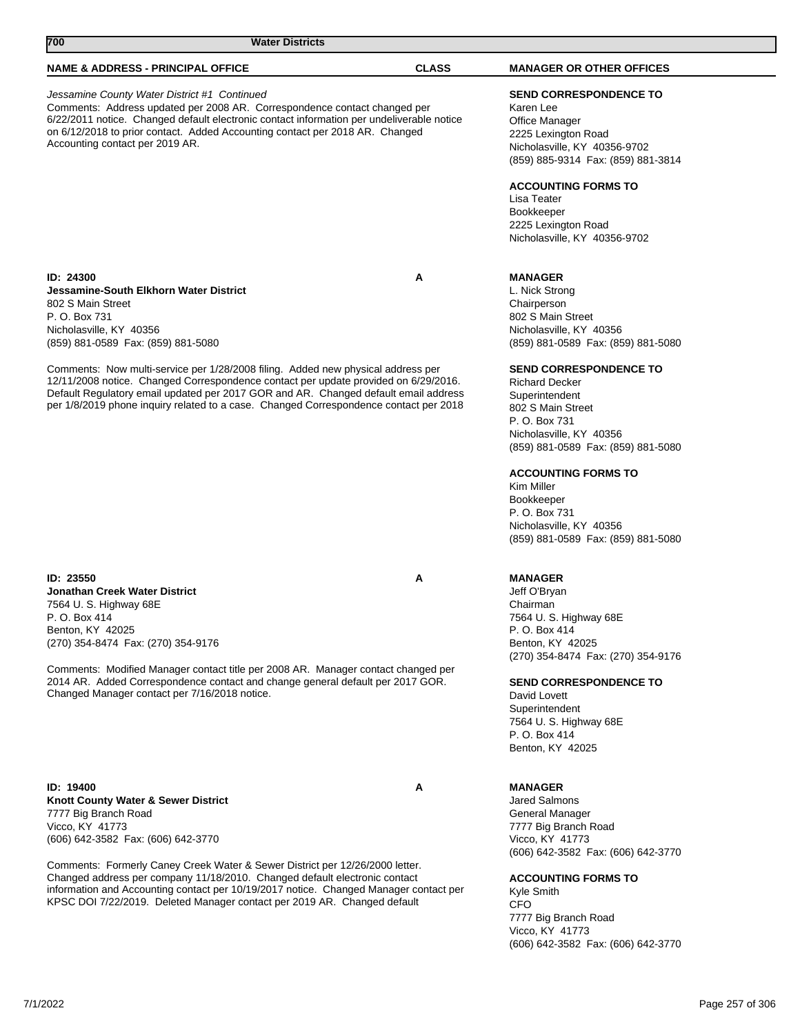## 700 Water Districts

| NAME & ADDRESS - PRINCIPAL OFFICE | CLASS | MANAGER OR OTHER OFFICES |
|---|---|---|

*Jessamine County Water District #1 Continued*

Comments: Address updated per 2008 AR. Correspondence contact changed per 6/22/2011 notice. Changed default electronic contact information per undeliverable notice on 6/12/2018 to prior contact. Added Accounting contact per 2018 AR. Changed Accounting contact per 2019 AR.

**SEND CORRESPONDENCE TO**
Karen Lee
Office Manager
2225 Lexington Road
Nicholasville, KY 40356-9702
(859) 885-9314 Fax: (859) 881-3814

**ACCOUNTING FORMS TO**
Lisa Teater
Bookkeeper
2225 Lexington Road
Nicholasville, KY 40356-9702

---

**ID: 24300** — CLASS: **A**
**Jessamine-South Elkhorn Water District**
802 S Main Street
P. O. Box 731
Nicholasville, KY 40356
(859) 881-0589 Fax: (859) 881-5080

Comments: Now multi-service per 1/28/2008 filing. Added new physical address per 12/11/2008 notice. Changed Correspondence contact per update provided on 6/29/2016. Default Regulatory email updated per 2017 GOR and AR. Changed default email address per 1/8/2019 phone inquiry related to a case. Changed Correspondence contact per 2018

**MANAGER**
L. Nick Strong
Chairperson
802 S Main Street
Nicholasville, KY 40356
(859) 881-0589 Fax: (859) 881-5080

**SEND CORRESPONDENCE TO**
Richard Decker
Superintendent
802 S Main Street
P. O. Box 731
Nicholasville, KY 40356
(859) 881-0589 Fax: (859) 881-5080

**ACCOUNTING FORMS TO**
Kim Miller
Bookkeeper
P. O. Box 731
Nicholasville, KY 40356
(859) 881-0589 Fax: (859) 881-5080

---

**ID: 23550** — CLASS: **A**
**Jonathan Creek Water District**
7564 U. S. Highway 68E
P. O. Box 414
Benton, KY 42025
(270) 354-8474 Fax: (270) 354-9176

Comments: Modified Manager contact title per 2008 AR. Manager contact changed per 2014 AR. Added Correspondence contact and change general default per 2017 GOR. Changed Manager contact per 7/16/2018 notice.

**MANAGER**
Jeff O'Bryan
Chairman
7564 U. S. Highway 68E
P. O. Box 414
Benton, KY 42025
(270) 354-8474 Fax: (270) 354-9176

**SEND CORRESPONDENCE TO**
David Lovett
Superintendent
7564 U. S. Highway 68E
P. O. Box 414
Benton, KY 42025

---

**ID: 19400** — CLASS: **A**
**Knott County Water & Sewer District**
7777 Big Branch Road
Vicco, KY 41773
(606) 642-3582 Fax: (606) 642-3770

Comments: Formerly Caney Creek Water & Sewer District per 12/26/2000 letter. Changed address per company 11/18/2010. Changed default electronic contact information and Accounting contact per 10/19/2017 notice. Changed Manager contact per KPSC DOI 7/22/2019. Deleted Manager contact per 2019 AR. Changed default

**MANAGER**
Jared Salmons
General Manager
7777 Big Branch Road
Vicco, KY 41773
(606) 642-3582 Fax: (606) 642-3770

**ACCOUNTING FORMS TO**
Kyle Smith
CFO
7777 Big Branch Road
Vicco, KY 41773
(606) 642-3582 Fax: (606) 642-3770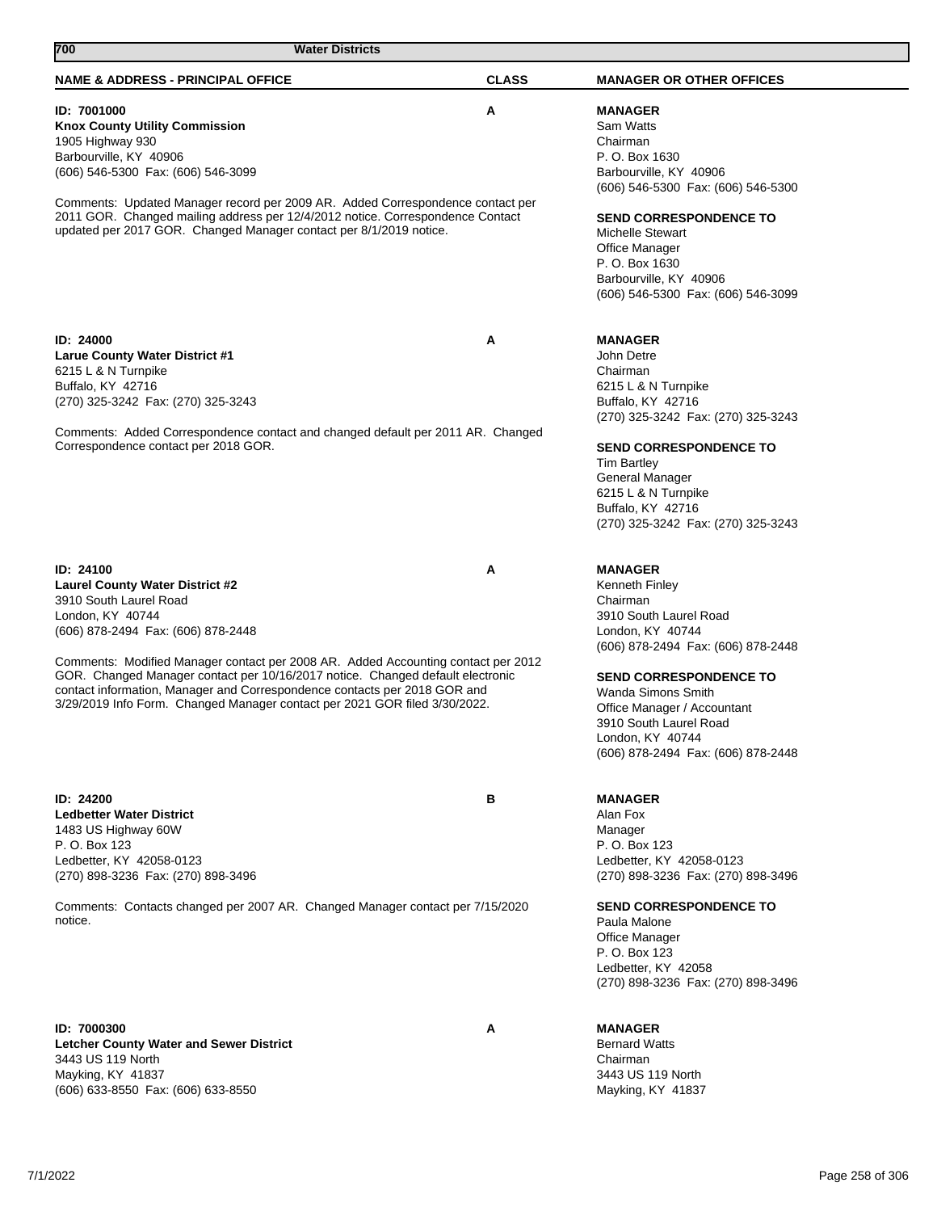## 700 Water Districts

| NAME & ADDRESS - PRINCIPAL OFFICE | CLASS | MANAGER OR OTHER OFFICES |
|---|---|---|
| **ID: 7001000**<br>**Knox County Utility Commission**<br>1905 Highway 930<br>Barbourville, KY 40906<br>(606) 546-5300 Fax: (606) 546-3099<br><br>Comments: Updated Manager record per 2009 AR. Added Correspondence contact per 2011 GOR. Changed mailing address per 12/4/2012 notice. Correspondence Contact updated per 2017 GOR. Changed Manager contact per 8/1/2019 notice. | A | **MANAGER**<br>Sam Watts<br>Chairman<br>P. O. Box 1630<br>Barbourville, KY 40906<br>(606) 546-5300 Fax: (606) 546-5300<br><br>**SEND CORRESPONDENCE TO**<br>Michelle Stewart<br>Office Manager<br>P. O. Box 1630<br>Barbourville, KY 40906<br>(606) 546-5300 Fax: (606) 546-3099 |
| **ID: 24000**<br>**Larue County Water District #1**<br>6215 L & N Turnpike<br>Buffalo, KY 42716<br>(270) 325-3242 Fax: (270) 325-3243<br><br>Comments: Added Correspondence contact and changed default per 2011 AR. Changed Correspondence contact per 2018 GOR. | A | **MANAGER**<br>John Detre<br>Chairman<br>6215 L & N Turnpike<br>Buffalo, KY 42716<br>(270) 325-3242 Fax: (270) 325-3243<br><br>**SEND CORRESPONDENCE TO**<br>Tim Bartley<br>General Manager<br>6215 L & N Turnpike<br>Buffalo, KY 42716<br>(270) 325-3242 Fax: (270) 325-3243 |
| **ID: 24100**<br>**Laurel County Water District #2**<br>3910 South Laurel Road<br>London, KY 40744<br>(606) 878-2494 Fax: (606) 878-2448<br><br>Comments: Modified Manager contact per 2008 AR. Added Accounting contact per 2012 GOR. Changed Manager contact per 10/16/2017 notice. Changed default electronic contact information, Manager and Correspondence contacts per 2018 GOR and 3/29/2019 Info Form. Changed Manager contact per 2021 GOR filed 3/30/2022. | A | **MANAGER**<br>Kenneth Finley<br>Chairman<br>3910 South Laurel Road<br>London, KY 40744<br>(606) 878-2494 Fax: (606) 878-2448<br><br>**SEND CORRESPONDENCE TO**<br>Wanda Simons Smith<br>Office Manager / Accountant<br>3910 South Laurel Road<br>London, KY 40744<br>(606) 878-2494 Fax: (606) 878-2448 |
| **ID: 24200**<br>**Ledbetter Water District**<br>1483 US Highway 60W<br>P. O. Box 123<br>Ledbetter, KY 42058-0123<br>(270) 898-3236 Fax: (270) 898-3496<br><br>Comments: Contacts changed per 2007 AR. Changed Manager contact per 7/15/2020 notice. | B | **MANAGER**<br>Alan Fox<br>Manager<br>P. O. Box 123<br>Ledbetter, KY 42058-0123<br>(270) 898-3236 Fax: (270) 898-3496<br><br>**SEND CORRESPONDENCE TO**<br>Paula Malone<br>Office Manager<br>P. O. Box 123<br>Ledbetter, KY 42058<br>(270) 898-3236 Fax: (270) 898-3496 |
| **ID: 7000300**<br>**Letcher County Water and Sewer District**<br>3443 US 119 North<br>Mayking, KY 41837<br>(606) 633-8550 Fax: (606) 633-8550 | A | **MANAGER**<br>Bernard Watts<br>Chairman<br>3443 US 119 North<br>Mayking, KY 41837 |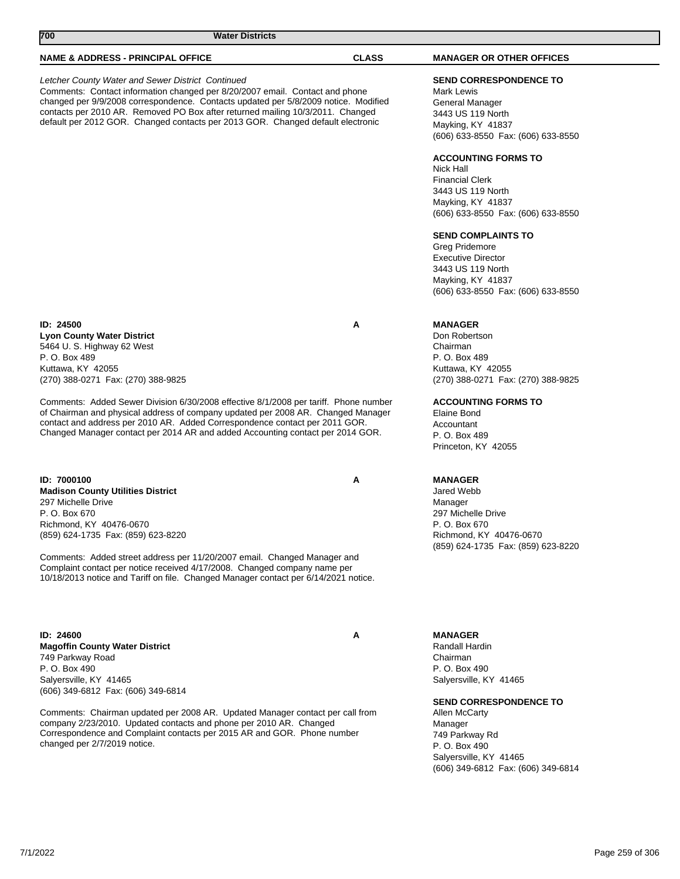## 700 Water Districts

| NAME & ADDRESS - PRINCIPAL OFFICE | CLASS | MANAGER OR OTHER OFFICES |
|---|---|---|

*Letcher County Water and Sewer District Continued*

Comments: Contact information changed per 8/20/2007 email. Contact and phone changed per 9/9/2008 correspondence. Contacts updated per 5/8/2009 notice. Modified contacts per 2010 AR. Removed PO Box after returned mailing 10/3/2011. Changed default per 2012 GOR. Changed contacts per 2013 GOR. Changed default electronic

**SEND CORRESPONDENCE TO**
Mark Lewis
General Manager
3443 US 119 North
Mayking, KY 41837
(606) 633-8550 Fax: (606) 633-8550

**ACCOUNTING FORMS TO**
Nick Hall
Financial Clerk
3443 US 119 North
Mayking, KY 41837
(606) 633-8550 Fax: (606) 633-8550

**SEND COMPLAINTS TO**
Greg Pridemore
Executive Director
3443 US 119 North
Mayking, KY 41837
(606) 633-8550 Fax: (606) 633-8550

---

**ID: 24500** — Class: **A**
**Lyon County Water District**
5464 U. S. Highway 62 West
P. O. Box 489
Kuttawa, KY 42055
(270) 388-0271 Fax: (270) 388-9825

Comments: Added Sewer Division 6/30/2008 effective 8/1/2008 per tariff. Phone number of Chairman and physical address of company updated per 2008 AR. Changed Manager contact and address per 2010 AR. Added Correspondence contact per 2011 GOR. Changed Manager contact per 2014 AR and added Accounting contact per 2014 GOR.

**MANAGER**
Don Robertson
Chairman
P. O. Box 489
Kuttawa, KY 42055
(270) 388-0271 Fax: (270) 388-9825

**ACCOUNTING FORMS TO**
Elaine Bond
Accountant
P. O. Box 489
Princeton, KY 42055

---

**ID: 7000100** — Class: **A**
**Madison County Utilities District**
297 Michelle Drive
P. O. Box 670
Richmond, KY 40476-0670
(859) 624-1735 Fax: (859) 623-8220

Comments: Added street address per 11/20/2007 email. Changed Manager and Complaint contact per notice received 4/17/2008. Changed company name per 10/18/2013 notice and Tariff on file. Changed Manager contact per 6/14/2021 notice.

**MANAGER**
Jared Webb
Manager
297 Michelle Drive
P. O. Box 670
Richmond, KY 40476-0670
(859) 624-1735 Fax: (859) 623-8220

---

**ID: 24600** — Class: **A**
**Magoffin County Water District**
749 Parkway Road
P. O. Box 490
Salyersville, KY 41465
(606) 349-6812 Fax: (606) 349-6814

Comments: Chairman updated per 2008 AR. Updated Manager contact per call from company 2/23/2010. Updated contacts and phone per 2010 AR. Changed Correspondence and Complaint contacts per 2015 AR and GOR. Phone number changed per 2/7/2019 notice.

**MANAGER**
Randall Hardin
Chairman
P. O. Box 490
Salyersville, KY 41465

**SEND CORRESPONDENCE TO**
Allen McCarty
Manager
749 Parkway Rd
P. O. Box 490
Salyersville, KY 41465
(606) 349-6812 Fax: (606) 349-6814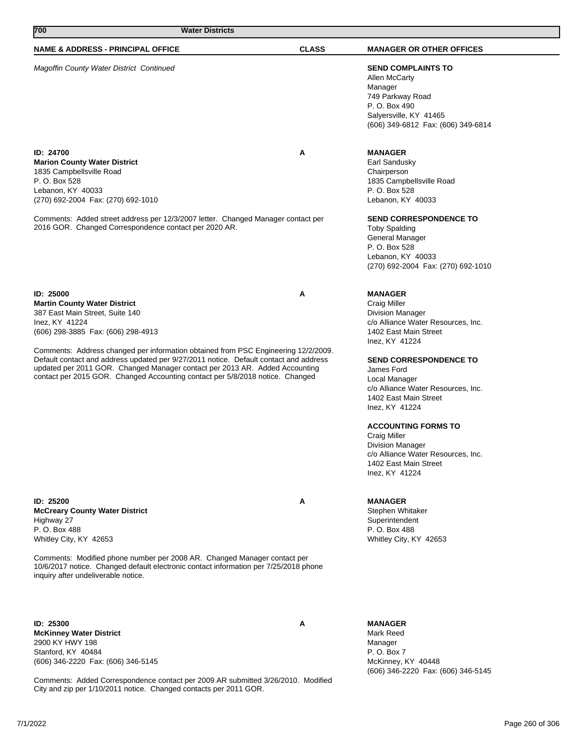**700 Water Districts**

| NAME & ADDRESS - PRINCIPAL OFFICE | CLASS | MANAGER OR OTHER OFFICES |
|---|---|---|

*Magoffin County Water District Continued*

**SEND COMPLAINTS TO**
Allen McCarty
Manager
749 Parkway Road
P. O. Box 490
Salyersville, KY 41465
(606) 349-6812 Fax: (606) 349-6814

---

**ID: 24700** — **Class: A**
**Marion County Water District**
1835 Campbellsville Road
P. O. Box 528
Lebanon, KY 40033
(270) 692-2004 Fax: (270) 692-1010

Comments: Added street address per 12/3/2007 letter. Changed Manager contact per 2016 GOR. Changed Correspondence contact per 2020 AR.

**MANAGER**
Earl Sandusky
Chairperson
1835 Campbellsville Road
P. O. Box 528
Lebanon, KY 40033

**SEND CORRESPONDENCE TO**
Toby Spalding
General Manager
P. O. Box 528
Lebanon, KY 40033
(270) 692-2004 Fax: (270) 692-1010

---

**ID: 25000** — **Class: A**
**Martin County Water District**
387 East Main Street, Suite 140
Inez, KY 41224
(606) 298-3885 Fax: (606) 298-4913

Comments: Address changed per information obtained from PSC Engineering 12/2/2009. Default contact and address updated per 9/27/2011 notice. Default contact and address updated per 2011 GOR. Changed Manager contact per 2013 AR. Added Accounting contact per 2015 GOR. Changed Accounting contact per 5/8/2018 notice. Changed

**MANAGER**
Craig Miller
Division Manager
c/o Alliance Water Resources, Inc.
1402 East Main Street
Inez, KY 41224

**SEND CORRESPONDENCE TO**
James Ford
Local Manager
c/o Alliance Water Resources, Inc.
1402 East Main Street
Inez, KY 41224

**ACCOUNTING FORMS TO**
Craig Miller
Division Manager
c/o Alliance Water Resources, Inc.
1402 East Main Street
Inez, KY 41224

---

**ID: 25200** — **Class: A**
**McCreary County Water District**
Highway 27
P. O. Box 488
Whitley City, KY 42653

Comments: Modified phone number per 2008 AR. Changed Manager contact per 10/6/2017 notice. Changed default electronic contact information per 7/25/2018 phone inquiry after undeliverable notice.

**MANAGER**
Stephen Whitaker
Superintendent
P. O. Box 488
Whitley City, KY 42653

---

**ID: 25300** — **Class: A**
**McKinney Water District**
2900 KY HWY 198
Stanford, KY 40484
(606) 346-2220 Fax: (606) 346-5145

Comments: Added Correspondence contact per 2009 AR submitted 3/26/2010. Modified City and zip per 1/10/2011 notice. Changed contacts per 2011 GOR.

**MANAGER**
Mark Reed
Manager
P. O. Box 7
McKinney, KY 40448
(606) 346-2220 Fax: (606) 346-5145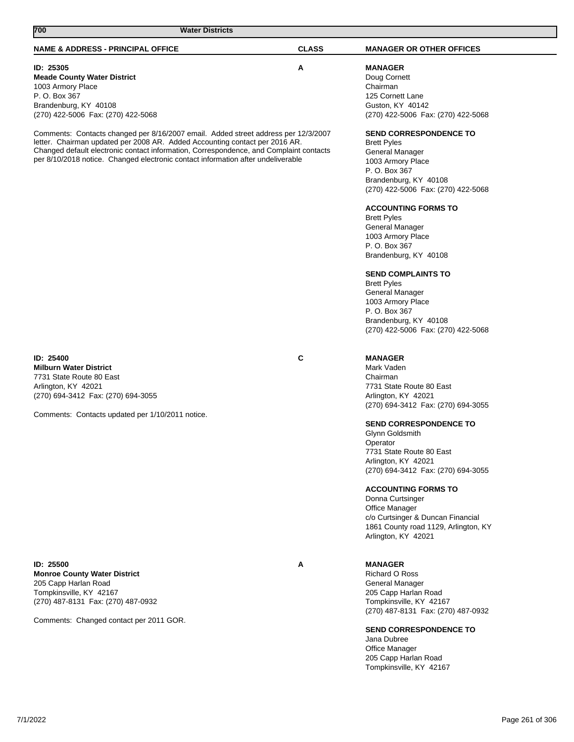## 700 Water Districts

| NAME & ADDRESS - PRINCIPAL OFFICE | CLASS | MANAGER OR OTHER OFFICES |
|---|---|---|

**ID: 25305** — Class: **A**

**Meade County Water District**
1003 Armory Place
P. O. Box 367
Brandenburg, KY 40108
(270) 422-5006 Fax: (270) 422-5068

Comments: Contacts changed per 8/16/2007 email. Added street address per 12/3/2007 letter. Chairman updated per 2008 AR. Added Accounting contact per 2016 AR. Changed default electronic contact information, Correspondence, and Complaint contacts per 8/10/2018 notice. Changed electronic contact information after undeliverable

**MANAGER**
Doug Cornett
Chairman
125 Cornett Lane
Guston, KY 40142
(270) 422-5006 Fax: (270) 422-5068

**SEND CORRESPONDENCE TO**
Brett Pyles
General Manager
1003 Armory Place
P. O. Box 367
Brandenburg, KY 40108
(270) 422-5006 Fax: (270) 422-5068

**ACCOUNTING FORMS TO**
Brett Pyles
General Manager
1003 Armory Place
P. O. Box 367
Brandenburg, KY 40108

**SEND COMPLAINTS TO**
Brett Pyles
General Manager
1003 Armory Place
P. O. Box 367
Brandenburg, KY 40108
(270) 422-5006 Fax: (270) 422-5068

---

**ID: 25400** — Class: **C**

**Milburn Water District**
7731 State Route 80 East
Arlington, KY 42021
(270) 694-3412 Fax: (270) 694-3055

Comments: Contacts updated per 1/10/2011 notice.

**MANAGER**
Mark Vaden
Chairman
7731 State Route 80 East
Arlington, KY 42021
(270) 694-3412 Fax: (270) 694-3055

**SEND CORRESPONDENCE TO**
Glynn Goldsmith
Operator
7731 State Route 80 East
Arlington, KY 42021
(270) 694-3412 Fax: (270) 694-3055

**ACCOUNTING FORMS TO**
Donna Curtsinger
Office Manager
c/o Curtsinger & Duncan Financial
1861 County road 1129, Arlington, KY
Arlington, KY 42021

---

**ID: 25500** — Class: **A**

**Monroe County Water District**
205 Capp Harlan Road
Tompkinsville, KY 42167
(270) 487-8131 Fax: (270) 487-0932

Comments: Changed contact per 2011 GOR.

**MANAGER**
Richard O Ross
General Manager
205 Capp Harlan Road
Tompkinsville, KY 42167
(270) 487-8131 Fax: (270) 487-0932

**SEND CORRESPONDENCE TO**
Jana Dubree
Office Manager
205 Capp Harlan Road
Tompkinsville, KY 42167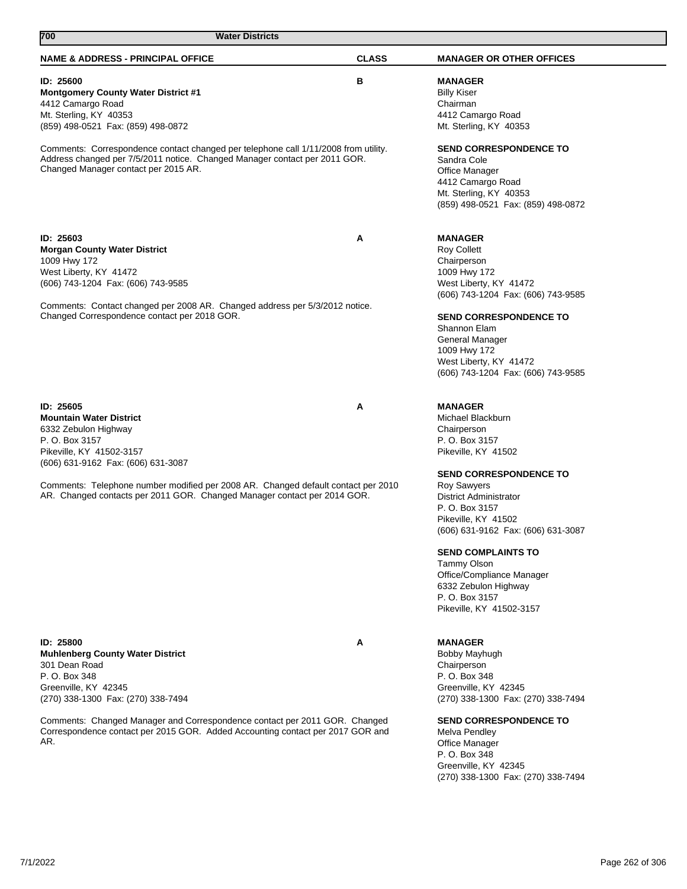## 700 Water Districts

| NAME & ADDRESS - PRINCIPAL OFFICE | CLASS | MANAGER OR OTHER OFFICES |
|---|---|---|

**ID: 25600** — Class: **B**

**Montgomery County Water District #1**
4412 Camargo Road
Mt. Sterling, KY 40353
(859) 498-0521 Fax: (859) 498-0872

Comments: Correspondence contact changed per telephone call 1/11/2008 from utility. Address changed per 7/5/2011 notice. Changed Manager contact per 2011 GOR. Changed Manager contact per 2015 AR.

**MANAGER**
Billy Kiser
Chairman
4412 Camargo Road
Mt. Sterling, KY 40353

**SEND CORRESPONDENCE TO**
Sandra Cole
Office Manager
4412 Camargo Road
Mt. Sterling, KY 40353
(859) 498-0521 Fax: (859) 498-0872

---

**ID: 25603** — Class: **A**

**Morgan County Water District**
1009 Hwy 172
West Liberty, KY 41472
(606) 743-1204 Fax: (606) 743-9585

Comments: Contact changed per 2008 AR. Changed address per 5/3/2012 notice. Changed Correspondence contact per 2018 GOR.

**MANAGER**
Roy Collett
Chairperson
1009 Hwy 172
West Liberty, KY 41472
(606) 743-1204 Fax: (606) 743-9585

**SEND CORRESPONDENCE TO**
Shannon Elam
General Manager
1009 Hwy 172
West Liberty, KY 41472
(606) 743-1204 Fax: (606) 743-9585

---

**ID: 25605** — Class: **A**

**Mountain Water District**
6332 Zebulon Highway
P. O. Box 3157
Pikeville, KY 41502-3157
(606) 631-9162 Fax: (606) 631-3087

Comments: Telephone number modified per 2008 AR. Changed default contact per 2010 AR. Changed contacts per 2011 GOR. Changed Manager contact per 2014 GOR.

**MANAGER**
Michael Blackburn
Chairperson
P. O. Box 3157
Pikeville, KY 41502

**SEND CORRESPONDENCE TO**
Roy Sawyers
District Administrator
P. O. Box 3157
Pikeville, KY 41502
(606) 631-9162 Fax: (606) 631-3087

**SEND COMPLAINTS TO**
Tammy Olson
Office/Compliance Manager
6332 Zebulon Highway
P. O. Box 3157
Pikeville, KY 41502-3157

---

**ID: 25800** — Class: **A**

**Muhlenberg County Water District**
301 Dean Road
P. O. Box 348
Greenville, KY 42345
(270) 338-1300 Fax: (270) 338-7494

Comments: Changed Manager and Correspondence contact per 2011 GOR. Changed Correspondence contact per 2015 GOR. Added Accounting contact per 2017 GOR and AR.

**MANAGER**
Bobby Mayhugh
Chairperson
P. O. Box 348
Greenville, KY 42345
(270) 338-1300 Fax: (270) 338-7494

**SEND CORRESPONDENCE TO**
Melva Pendley
Office Manager
P. O. Box 348
Greenville, KY 42345
(270) 338-1300 Fax: (270) 338-7494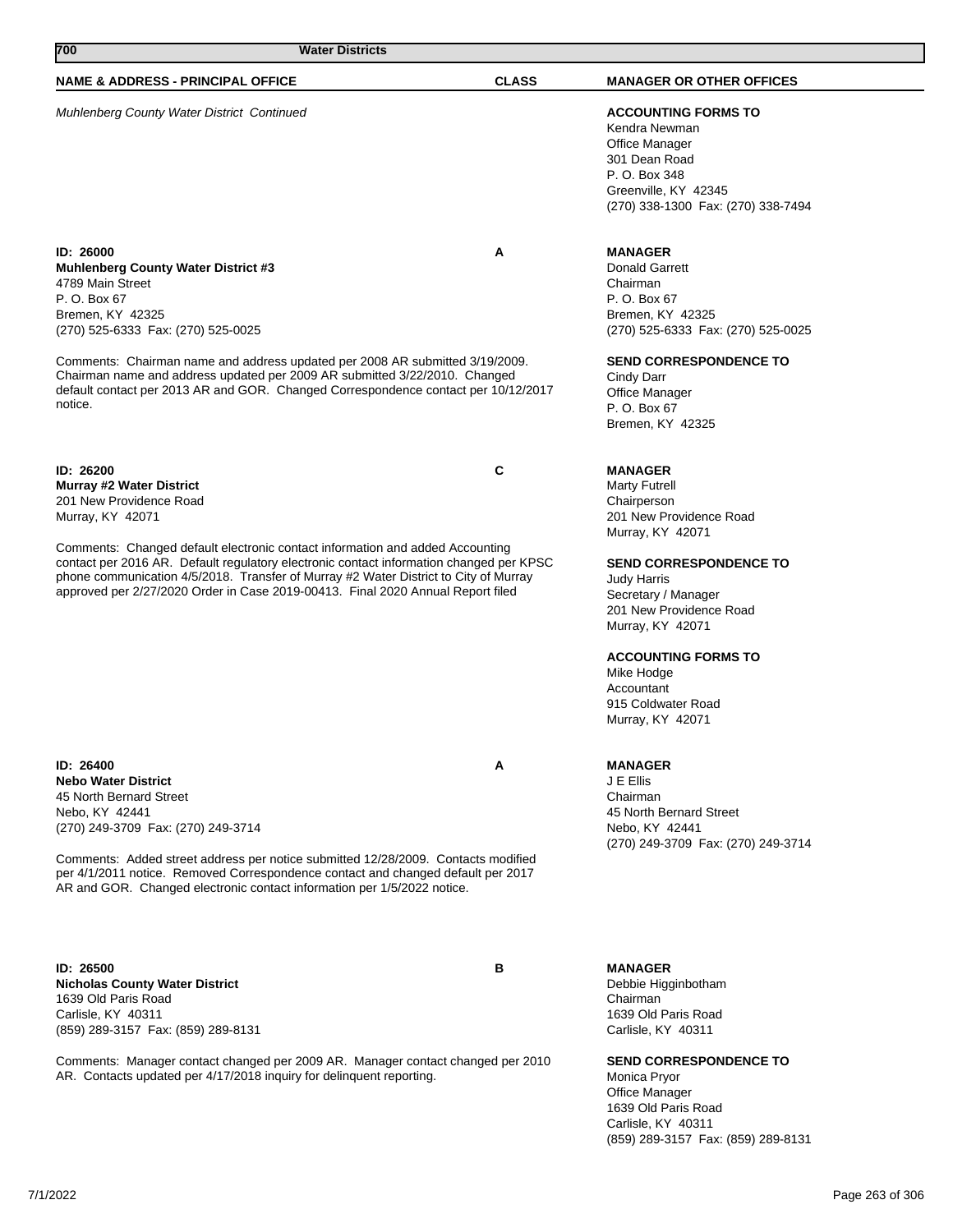## 700 Water Districts

**NAME & ADDRESS - PRINCIPAL OFFICE** | **CLASS** | **MANAGER OR OTHER OFFICES**

*Muhlenberg County Water District Continued*

**ACCOUNTING FORMS TO**
Kendra Newman
Office Manager
301 Dean Road
P. O. Box 348
Greenville, KY 42345
(270) 338-1300 Fax: (270) 338-7494

---

**ID: 26000** — Class: **A**
**Muhlenberg County Water District #3**
4789 Main Street
P. O. Box 67
Bremen, KY 42325
(270) 525-6333 Fax: (270) 525-0025

Comments: Chairman name and address updated per 2008 AR submitted 3/19/2009. Chairman name and address updated per 2009 AR submitted 3/22/2010. Changed default contact per 2013 AR and GOR. Changed Correspondence contact per 10/12/2017 notice.

**MANAGER**
Donald Garrett
Chairman
P. O. Box 67
Bremen, KY 42325
(270) 525-6333 Fax: (270) 525-0025

**SEND CORRESPONDENCE TO**
Cindy Darr
Office Manager
P. O. Box 67
Bremen, KY 42325

---

**ID: 26200** — Class: **C**
**Murray #2 Water District**
201 New Providence Road
Murray, KY 42071

Comments: Changed default electronic contact information and added Accounting contact per 2016 AR. Default regulatory electronic contact information changed per KPSC phone communication 4/5/2018. Transfer of Murray #2 Water District to City of Murray approved per 2/27/2020 Order in Case 2019-00413. Final 2020 Annual Report filed

**MANAGER**
Marty Futrell
Chairperson
201 New Providence Road
Murray, KY 42071

**SEND CORRESPONDENCE TO**
Judy Harris
Secretary / Manager
201 New Providence Road
Murray, KY 42071

**ACCOUNTING FORMS TO**
Mike Hodge
Accountant
915 Coldwater Road
Murray, KY 42071

---

**ID: 26400** — Class: **A**
**Nebo Water District**
45 North Bernard Street
Nebo, KY 42441
(270) 249-3709 Fax: (270) 249-3714

Comments: Added street address per notice submitted 12/28/2009. Contacts modified per 4/1/2011 notice. Removed Correspondence contact and changed default per 2017 AR and GOR. Changed electronic contact information per 1/5/2022 notice.

**MANAGER**
J E Ellis
Chairman
45 North Bernard Street
Nebo, KY 42441
(270) 249-3709 Fax: (270) 249-3714

---

**ID: 26500** — Class: **B**
**Nicholas County Water District**
1639 Old Paris Road
Carlisle, KY 40311
(859) 289-3157 Fax: (859) 289-8131

Comments: Manager contact changed per 2009 AR. Manager contact changed per 2010 AR. Contacts updated per 4/17/2018 inquiry for delinquent reporting.

**MANAGER**
Debbie Higginbotham
Chairman
1639 Old Paris Road
Carlisle, KY 40311

**SEND CORRESPONDENCE TO**
Monica Pryor
Office Manager
1639 Old Paris Road
Carlisle, KY 40311
(859) 289-3157 Fax: (859) 289-8131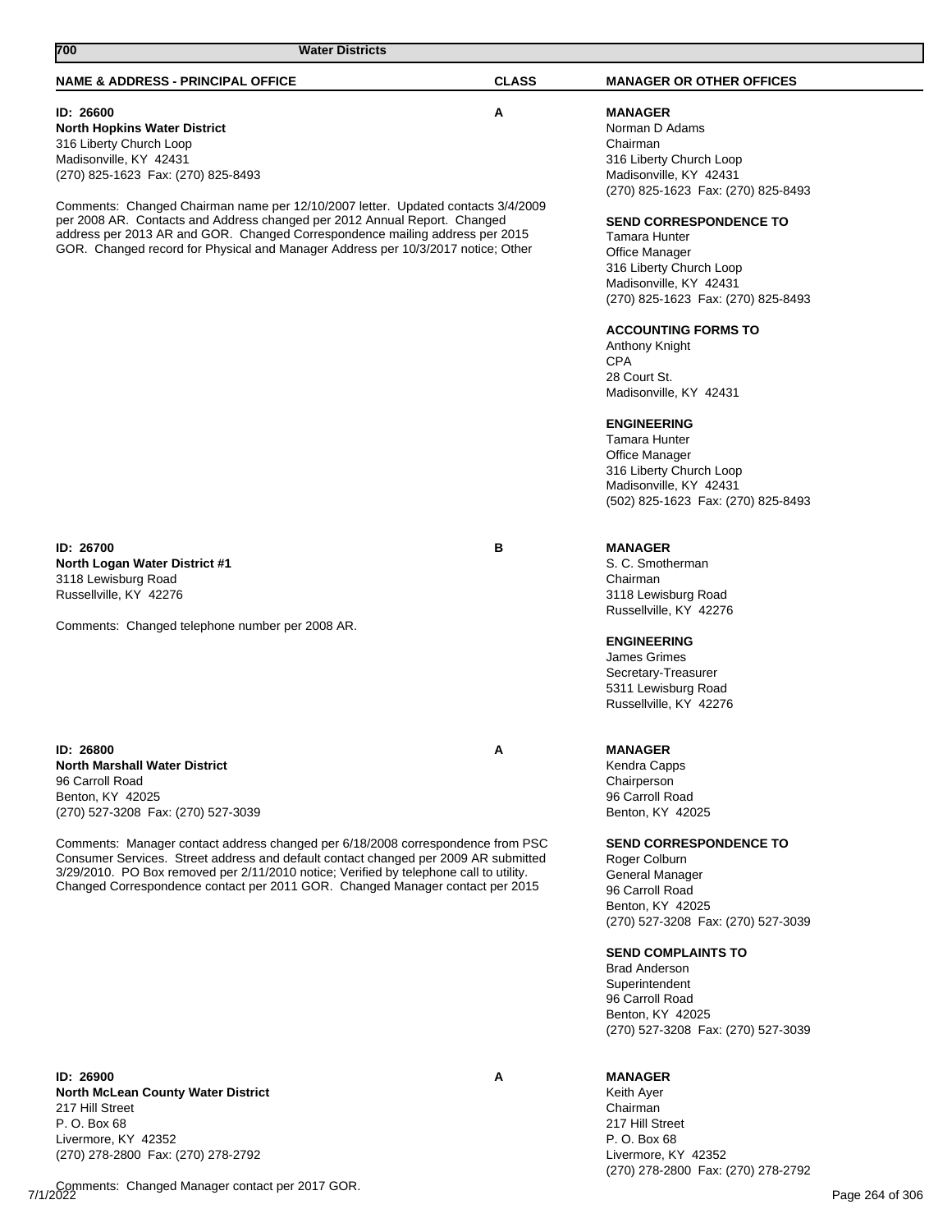## 700 Water Districts

| NAME & ADDRESS - PRINCIPAL OFFICE | CLASS | MANAGER OR OTHER OFFICES |
|---|---|---|

**ID: 26600** — Class: **A**

**North Hopkins Water District**
316 Liberty Church Loop
Madisonville, KY 42431
(270) 825-1623 Fax: (270) 825-8493

Comments: Changed Chairman name per 12/10/2007 letter. Updated contacts 3/4/2009 per 2008 AR. Contacts and Address changed per 2012 Annual Report. Changed address per 2013 AR and GOR. Changed Correspondence mailing address per 2015 GOR. Changed record for Physical and Manager Address per 10/3/2017 notice; Other

**MANAGER**
Norman D Adams
Chairman
316 Liberty Church Loop
Madisonville, KY 42431
(270) 825-1623 Fax: (270) 825-8493

**SEND CORRESPONDENCE TO**
Tamara Hunter
Office Manager
316 Liberty Church Loop
Madisonville, KY 42431
(270) 825-1623 Fax: (270) 825-8493

**ACCOUNTING FORMS TO**
Anthony Knight
CPA
28 Court St.
Madisonville, KY 42431

**ENGINEERING**
Tamara Hunter
Office Manager
316 Liberty Church Loop
Madisonville, KY 42431
(502) 825-1623 Fax: (270) 825-8493

---

**ID: 26700** — Class: **B**

**North Logan Water District #1**
3118 Lewisburg Road
Russellville, KY 42276

Comments: Changed telephone number per 2008 AR.

**MANAGER**
S. C. Smotherman
Chairman
3118 Lewisburg Road
Russellville, KY 42276

**ENGINEERING**
James Grimes
Secretary-Treasurer
5311 Lewisburg Road
Russellville, KY 42276

---

**ID: 26800** — Class: **A**

**North Marshall Water District**
96 Carroll Road
Benton, KY 42025
(270) 527-3208 Fax: (270) 527-3039

Comments: Manager contact address changed per 6/18/2008 correspondence from PSC Consumer Services. Street address and default contact changed per 2009 AR submitted 3/29/2010. PO Box removed per 2/11/2010 notice; Verified by telephone call to utility. Changed Correspondence contact per 2011 GOR. Changed Manager contact per 2015

**MANAGER**
Kendra Capps
Chairperson
96 Carroll Road
Benton, KY 42025

**SEND CORRESPONDENCE TO**
Roger Colburn
General Manager
96 Carroll Road
Benton, KY 42025
(270) 527-3208 Fax: (270) 527-3039

**SEND COMPLAINTS TO**
Brad Anderson
Superintendent
96 Carroll Road
Benton, KY 42025
(270) 527-3208 Fax: (270) 527-3039

---

**ID: 26900** — Class: **A**

**North McLean County Water District**
217 Hill Street
P. O. Box 68
Livermore, KY 42352
(270) 278-2800 Fax: (270) 278-2792

Comments: Changed Manager contact per 2017 GOR.

**MANAGER**
Keith Ayer
Chairman
217 Hill Street
P. O. Box 68
Livermore, KY 42352
(270) 278-2800 Fax: (270) 278-2792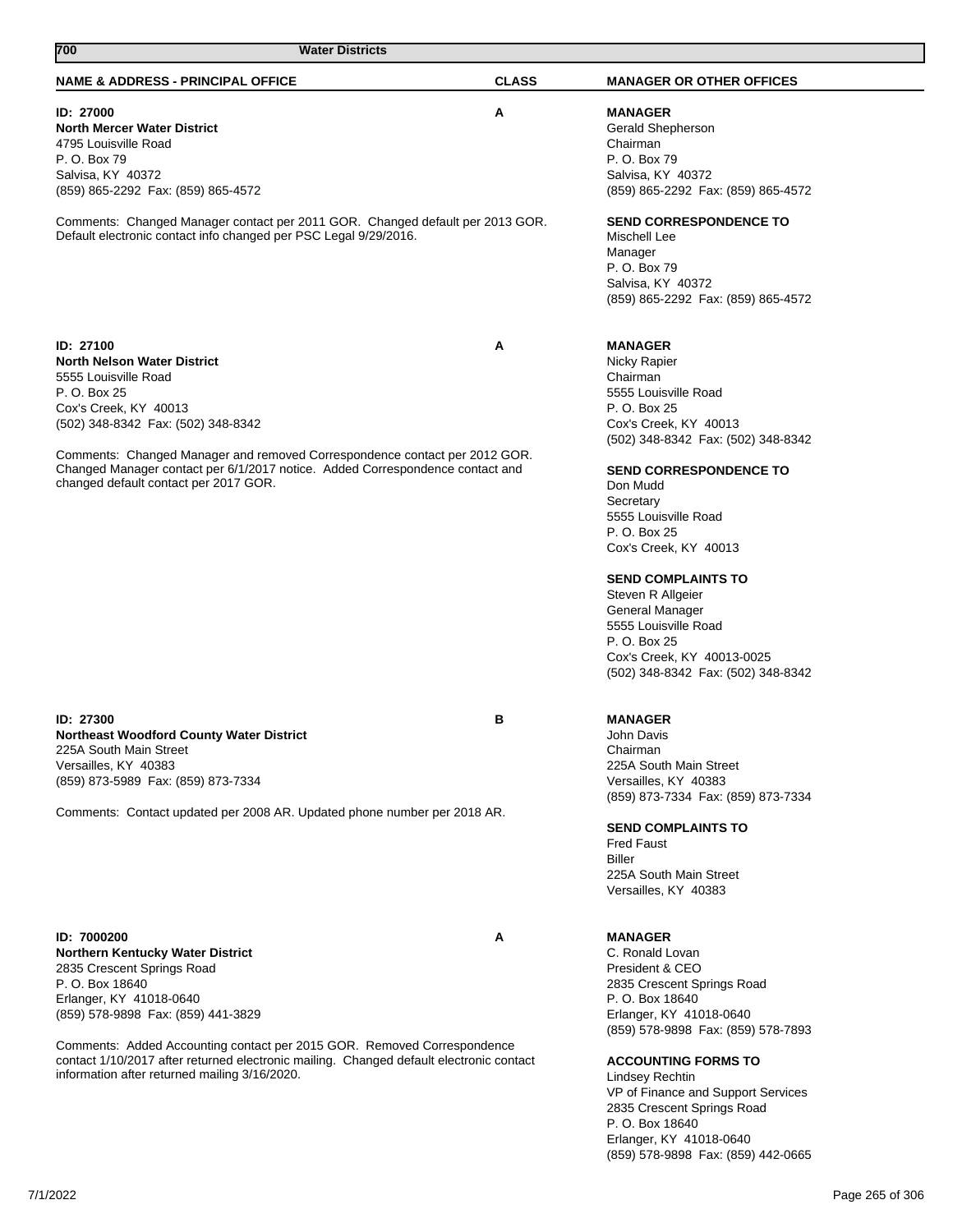## 700 Water Districts

| NAME & ADDRESS - PRINCIPAL OFFICE | CLASS | MANAGER OR OTHER OFFICES |
|---|---|---|

**ID: 27000** — Class: **A**

**North Mercer Water District**
4795 Louisville Road
P. O. Box 79
Salvisa, KY 40372
(859) 865-2292 Fax: (859) 865-4572

Comments: Changed Manager contact per 2011 GOR. Changed default per 2013 GOR. Default electronic contact info changed per PSC Legal 9/29/2016.

**MANAGER**
Gerald Shepherson
Chairman
P. O. Box 79
Salvisa, KY 40372
(859) 865-2292 Fax: (859) 865-4572

**SEND CORRESPONDENCE TO**
Mischell Lee
Manager
P. O. Box 79
Salvisa, KY 40372
(859) 865-2292 Fax: (859) 865-4572

---

**ID: 27100** — Class: **A**

**North Nelson Water District**
5555 Louisville Road
P. O. Box 25
Cox's Creek, KY 40013
(502) 348-8342 Fax: (502) 348-8342

Comments: Changed Manager and removed Correspondence contact per 2012 GOR. Changed Manager contact per 6/1/2017 notice. Added Correspondence contact and changed default contact per 2017 GOR.

**MANAGER**
Nicky Rapier
Chairman
5555 Louisville Road
P. O. Box 25
Cox's Creek, KY 40013
(502) 348-8342 Fax: (502) 348-8342

**SEND CORRESPONDENCE TO**
Don Mudd
Secretary
5555 Louisville Road
P. O. Box 25
Cox's Creek, KY 40013

**SEND COMPLAINTS TO**
Steven R Allgeier
General Manager
5555 Louisville Road
P. O. Box 25
Cox's Creek, KY 40013-0025
(502) 348-8342 Fax: (502) 348-8342

---

**ID: 27300** — Class: **B**

**Northeast Woodford County Water District**
225A South Main Street
Versailles, KY 40383
(859) 873-5989 Fax: (859) 873-7334

Comments: Contact updated per 2008 AR. Updated phone number per 2018 AR.

**MANAGER**
John Davis
Chairman
225A South Main Street
Versailles, KY 40383
(859) 873-7334 Fax: (859) 873-7334

**SEND COMPLAINTS TO**
Fred Faust
Biller
225A South Main Street
Versailles, KY 40383

---

**ID: 7000200** — Class: **A**

**Northern Kentucky Water District**
2835 Crescent Springs Road
P. O. Box 18640
Erlanger, KY 41018-0640
(859) 578-9898 Fax: (859) 441-3829

Comments: Added Accounting contact per 2015 GOR. Removed Correspondence contact 1/10/2017 after returned electronic mailing. Changed default electronic contact information after returned mailing 3/16/2020.

**MANAGER**
C. Ronald Lovan
President & CEO
2835 Crescent Springs Road
P. O. Box 18640
Erlanger, KY 41018-0640
(859) 578-9898 Fax: (859) 578-7893

**ACCOUNTING FORMS TO**
Lindsey Rechtin
VP of Finance and Support Services
2835 Crescent Springs Road
P. O. Box 18640
Erlanger, KY 41018-0640
(859) 578-9898 Fax: (859) 442-0665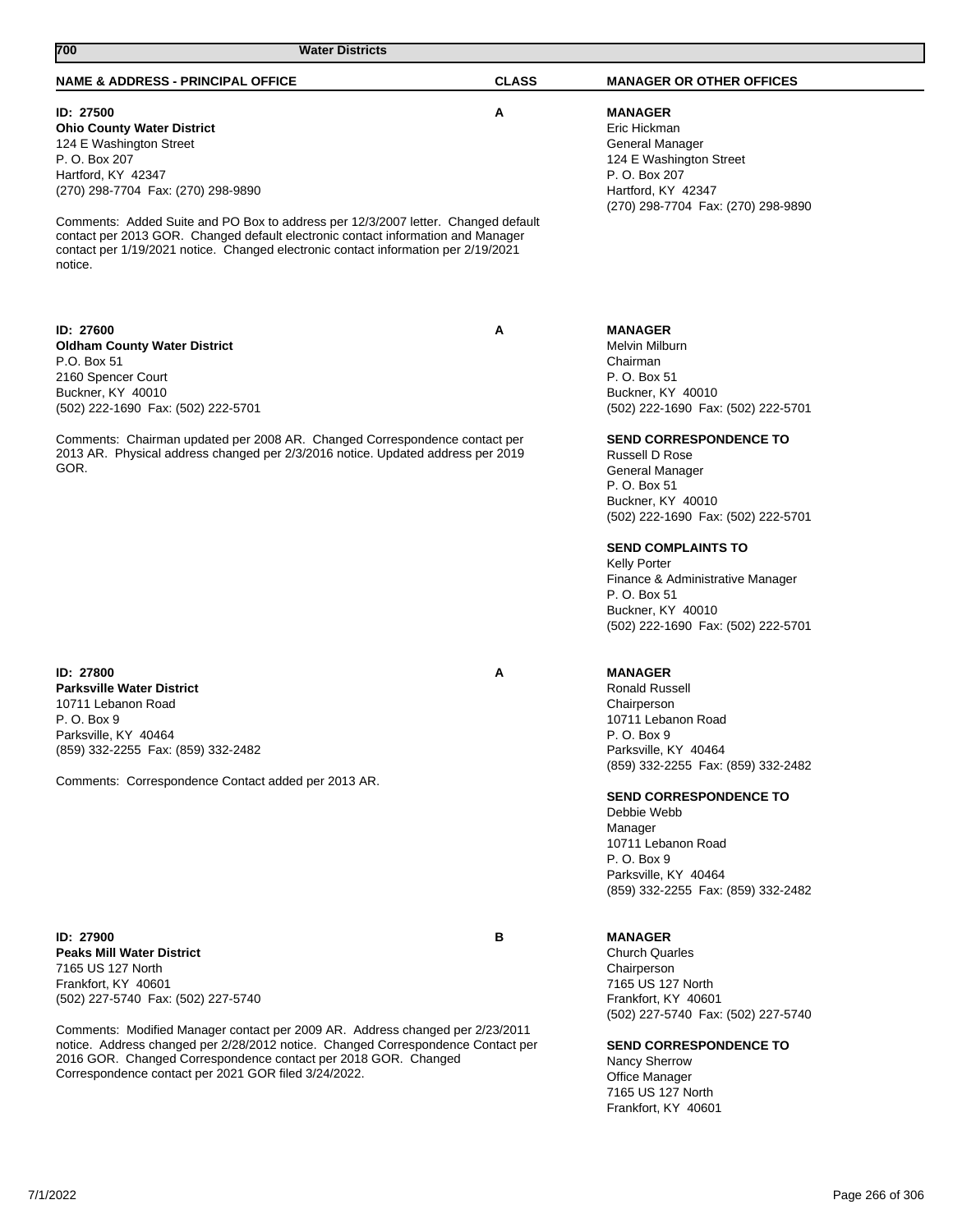## 700 Water Districts

| NAME & ADDRESS - PRINCIPAL OFFICE | CLASS | MANAGER OR OTHER OFFICES |
|---|---|---|
| **ID: 27500**<br>**Ohio County Water District**<br>124 E Washington Street<br>P. O. Box 207<br>Hartford, KY 42347<br>(270) 298-7704 Fax: (270) 298-9890<br><br>Comments: Added Suite and PO Box to address per 12/3/2007 letter. Changed default contact per 2013 GOR. Changed default electronic contact information and Manager contact per 1/19/2021 notice. Changed electronic contact information per 2/19/2021 notice. | A | **MANAGER**<br>Eric Hickman<br>General Manager<br>124 E Washington Street<br>P. O. Box 207<br>Hartford, KY 42347<br>(270) 298-7704 Fax: (270) 298-9890 |
| **ID: 27600**<br>**Oldham County Water District**<br>P.O. Box 51<br>2160 Spencer Court<br>Buckner, KY 40010<br>(502) 222-1690 Fax: (502) 222-5701<br><br>Comments: Chairman updated per 2008 AR. Changed Correspondence contact per 2013 AR. Physical address changed per 2/3/2016 notice. Updated address per 2019 GOR. | A | **MANAGER**<br>Melvin Milburn<br>Chairman<br>P. O. Box 51<br>Buckner, KY 40010<br>(502) 222-1690 Fax: (502) 222-5701<br><br>**SEND CORRESPONDENCE TO**<br>Russell D Rose<br>General Manager<br>P. O. Box 51<br>Buckner, KY 40010<br>(502) 222-1690 Fax: (502) 222-5701<br><br>**SEND COMPLAINTS TO**<br>Kelly Porter<br>Finance & Administrative Manager<br>P. O. Box 51<br>Buckner, KY 40010<br>(502) 222-1690 Fax: (502) 222-5701 |
| **ID: 27800**<br>**Parksville Water District**<br>10711 Lebanon Road<br>P. O. Box 9<br>Parksville, KY 40464<br>(859) 332-2255 Fax: (859) 332-2482<br><br>Comments: Correspondence Contact added per 2013 AR. | A | **MANAGER**<br>Ronald Russell<br>Chairperson<br>10711 Lebanon Road<br>P. O. Box 9<br>Parksville, KY 40464<br>(859) 332-2255 Fax: (859) 332-2482<br><br>**SEND CORRESPONDENCE TO**<br>Debbie Webb<br>Manager<br>10711 Lebanon Road<br>P. O. Box 9<br>Parksville, KY 40464<br>(859) 332-2255 Fax: (859) 332-2482 |
| **ID: 27900**<br>**Peaks Mill Water District**<br>7165 US 127 North<br>Frankfort, KY 40601<br>(502) 227-5740 Fax: (502) 227-5740<br><br>Comments: Modified Manager contact per 2009 AR. Address changed per 2/23/2011 notice. Address changed per 2/28/2012 notice. Changed Correspondence Contact per 2016 GOR. Changed Correspondence contact per 2018 GOR. Changed Correspondence contact per 2021 GOR filed 3/24/2022. | B | **MANAGER**<br>Church Quarles<br>Chairperson<br>7165 US 127 North<br>Frankfort, KY 40601<br>(502) 227-5740 Fax: (502) 227-5740<br><br>**SEND CORRESPONDENCE TO**<br>Nancy Sherrow<br>Office Manager<br>7165 US 127 North<br>Frankfort, KY 40601 |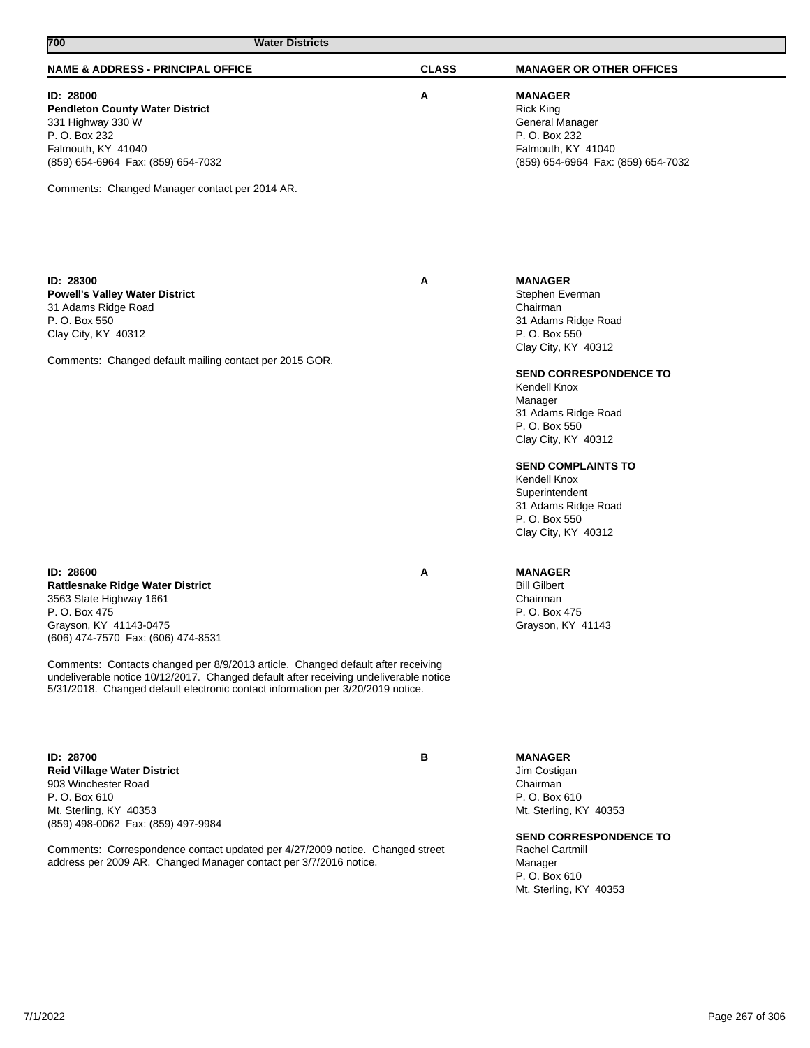**700 Water Districts**

| NAME & ADDRESS - PRINCIPAL OFFICE | CLASS | MANAGER OR OTHER OFFICES |
|---|---|---|
| **ID: 28000**<br>**Pendleton County Water District**<br>331 Highway 330 W<br>P. O. Box 232<br>Falmouth, KY 41040<br>(859) 654-6964 Fax: (859) 654-7032<br><br>Comments: Changed Manager contact per 2014 AR. | A | **MANAGER**<br>Rick King<br>General Manager<br>P. O. Box 232<br>Falmouth, KY 41040<br>(859) 654-6964 Fax: (859) 654-7032 |
| **ID: 28300**<br>**Powell's Valley Water District**<br>31 Adams Ridge Road<br>P. O. Box 550<br>Clay City, KY 40312<br><br>Comments: Changed default mailing contact per 2015 GOR. | A | **MANAGER**<br>Stephen Everman<br>Chairman<br>31 Adams Ridge Road<br>P. O. Box 550<br>Clay City, KY 40312<br><br>**SEND CORRESPONDENCE TO**<br>Kendell Knox<br>Manager<br>31 Adams Ridge Road<br>P. O. Box 550<br>Clay City, KY 40312<br><br>**SEND COMPLAINTS TO**<br>Kendell Knox<br>Superintendent<br>31 Adams Ridge Road<br>P. O. Box 550<br>Clay City, KY 40312 |
| **ID: 28600**<br>**Rattlesnake Ridge Water District**<br>3563 State Highway 1661<br>P. O. Box 475<br>Grayson, KY 41143-0475<br>(606) 474-7570 Fax: (606) 474-8531<br><br>Comments: Contacts changed per 8/9/2013 article. Changed default after receiving undeliverable notice 10/12/2017. Changed default after receiving undeliverable notice 5/31/2018. Changed default electronic contact information per 3/20/2019 notice. | A | **MANAGER**<br>Bill Gilbert<br>Chairman<br>P. O. Box 475<br>Grayson, KY 41143 |
| **ID: 28700**<br>**Reid Village Water District**<br>903 Winchester Road<br>P. O. Box 610<br>Mt. Sterling, KY 40353<br>(859) 498-0062 Fax: (859) 497-9984<br><br>Comments: Correspondence contact updated per 4/27/2009 notice. Changed street address per 2009 AR. Changed Manager contact per 3/7/2016 notice. | B | **MANAGER**<br>Jim Costigan<br>Chairman<br>P. O. Box 610<br>Mt. Sterling, KY 40353<br><br>**SEND CORRESPONDENCE TO**<br>Rachel Cartmill<br>Manager<br>P. O. Box 610<br>Mt. Sterling, KY 40353 |

7/1/2022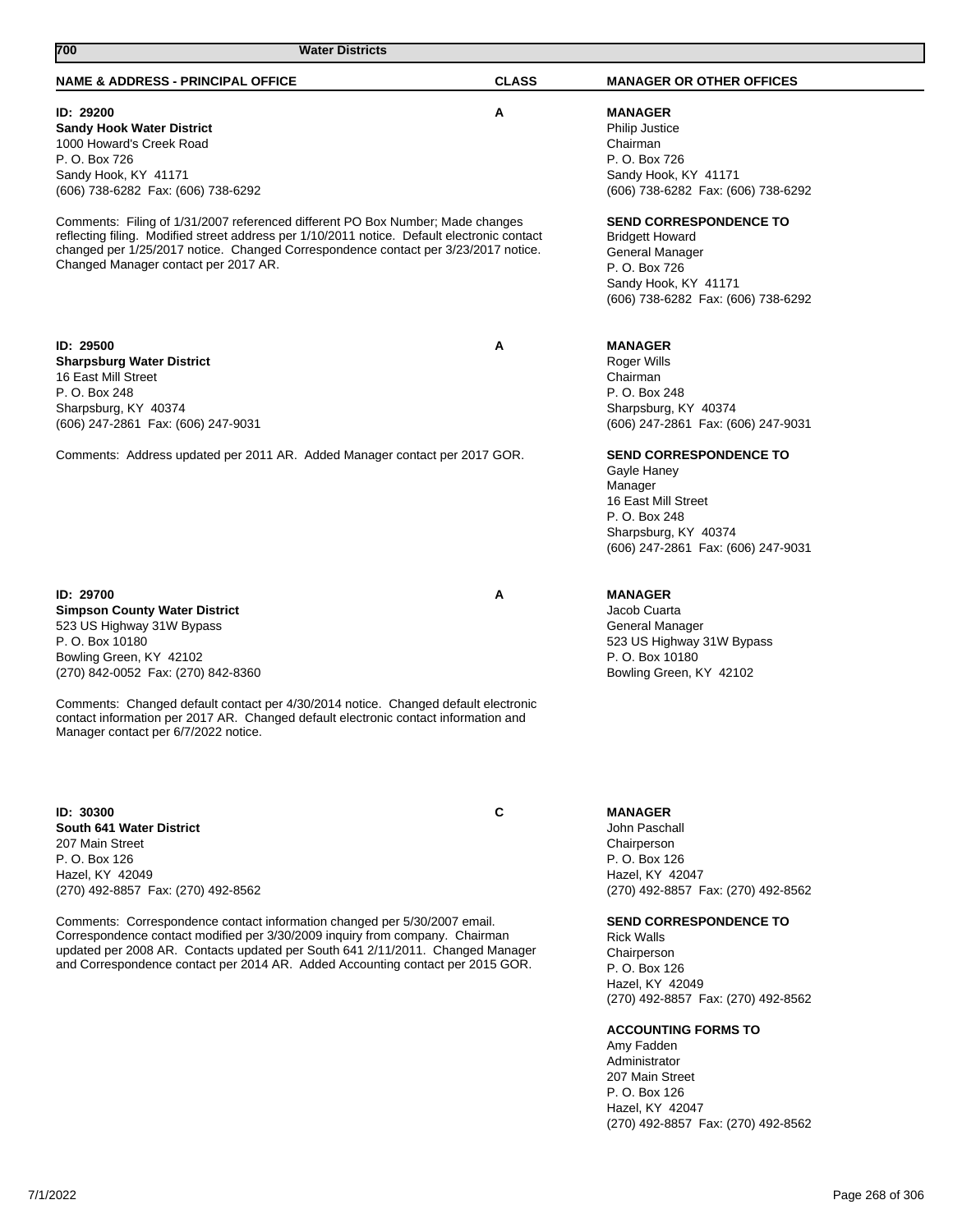## 700 Water Districts

| NAME & ADDRESS - PRINCIPAL OFFICE | CLASS | MANAGER OR OTHER OFFICES |
|---|---|---|

**ID: 29200** — Class: **A**

**Sandy Hook Water District**
1000 Howard's Creek Road
P. O. Box 726
Sandy Hook, KY 41171
(606) 738-6282 Fax: (606) 738-6292

Comments: Filing of 1/31/2007 referenced different PO Box Number; Made changes reflecting filing. Modified street address per 1/10/2011 notice. Default electronic contact changed per 1/25/2017 notice. Changed Correspondence contact per 3/23/2017 notice. Changed Manager contact per 2017 AR.

**MANAGER**
Philip Justice
Chairman
P. O. Box 726
Sandy Hook, KY 41171
(606) 738-6282 Fax: (606) 738-6292

**SEND CORRESPONDENCE TO**
Bridgett Howard
General Manager
P. O. Box 726
Sandy Hook, KY 41171
(606) 738-6282 Fax: (606) 738-6292

---

**ID: 29500** — Class: **A**

**Sharpsburg Water District**
16 East Mill Street
P. O. Box 248
Sharpsburg, KY 40374
(606) 247-2861 Fax: (606) 247-9031

Comments: Address updated per 2011 AR. Added Manager contact per 2017 GOR.

**MANAGER**
Roger Wills
Chairman
P. O. Box 248
Sharpsburg, KY 40374
(606) 247-2861 Fax: (606) 247-9031

**SEND CORRESPONDENCE TO**
Gayle Haney
Manager
16 East Mill Street
P. O. Box 248
Sharpsburg, KY 40374
(606) 247-2861 Fax: (606) 247-9031

---

**ID: 29700** — Class: **A**

**Simpson County Water District**
523 US Highway 31W Bypass
P. O. Box 10180
Bowling Green, KY 42102
(270) 842-0052 Fax: (270) 842-8360

Comments: Changed default contact per 4/30/2014 notice. Changed default electronic contact information per 2017 AR. Changed default electronic contact information and Manager contact per 6/7/2022 notice.

**MANAGER**
Jacob Cuarta
General Manager
523 US Highway 31W Bypass
P. O. Box 10180
Bowling Green, KY 42102

---

**ID: 30300** — Class: **C**

**South 641 Water District**
207 Main Street
P. O. Box 126
Hazel, KY 42049
(270) 492-8857 Fax: (270) 492-8562

Comments: Correspondence contact information changed per 5/30/2007 email. Correspondence contact modified per 3/30/2009 inquiry from company. Chairman updated per 2008 AR. Contacts updated per South 641 2/11/2011. Changed Manager and Correspondence contact per 2014 AR. Added Accounting contact per 2015 GOR.

**MANAGER**
John Paschall
Chairperson
P. O. Box 126
Hazel, KY 42047
(270) 492-8857 Fax: (270) 492-8562

**SEND CORRESPONDENCE TO**
Rick Walls
Chairperson
P. O. Box 126
Hazel, KY 42049
(270) 492-8857 Fax: (270) 492-8562

**ACCOUNTING FORMS TO**
Amy Fadden
Administrator
207 Main Street
P. O. Box 126
Hazel, KY 42047
(270) 492-8857 Fax: (270) 492-8562

7/1/2022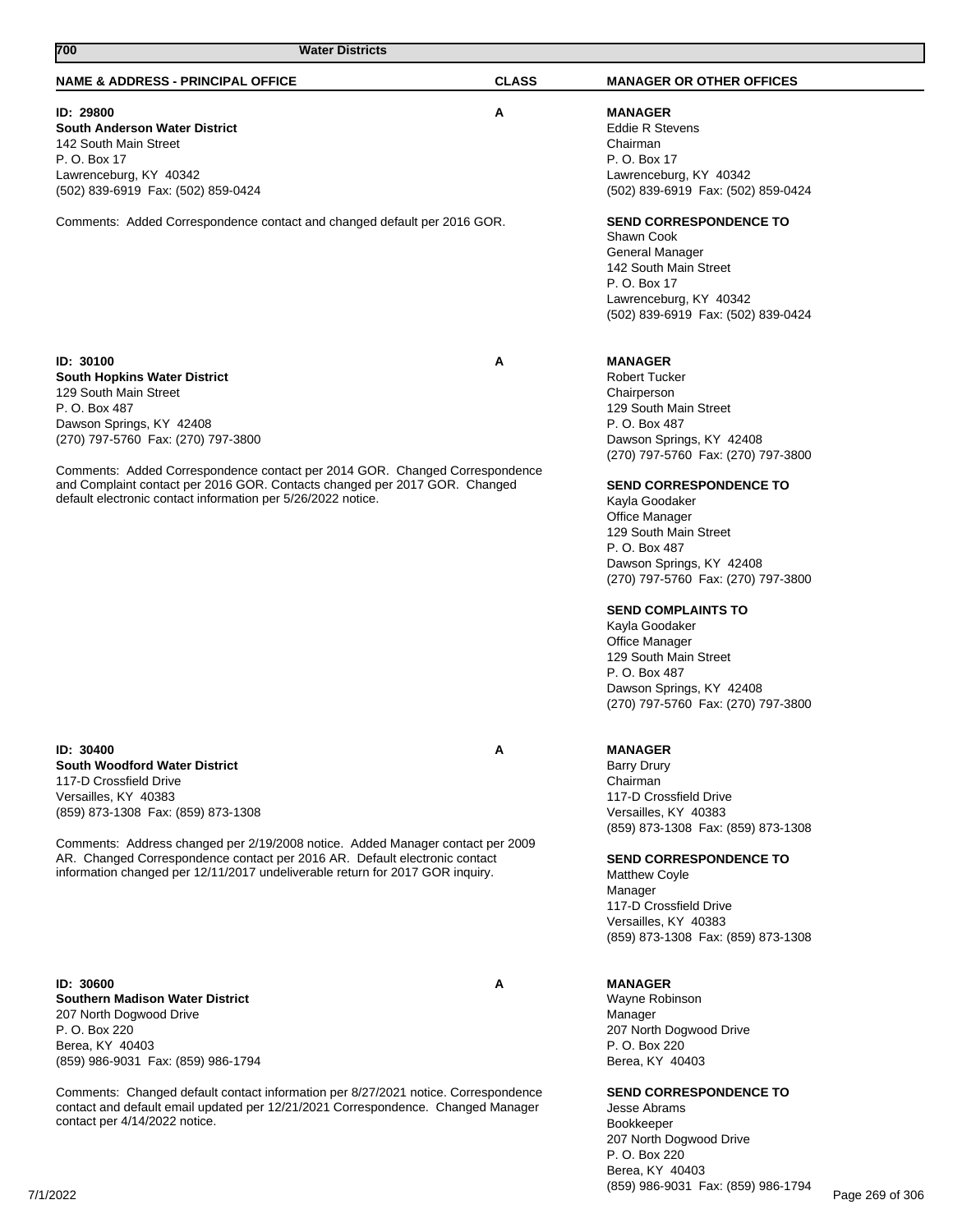## 700 Water Districts

| NAME & ADDRESS - PRINCIPAL OFFICE | CLASS | MANAGER OR OTHER OFFICES |
|---|---|---|

**ID: 29800** — Class: **A**

**South Anderson Water District**
142 South Main Street
P. O. Box 17
Lawrenceburg, KY 40342
(502) 839-6919 Fax: (502) 859-0424

Comments: Added Correspondence contact and changed default per 2016 GOR.

**MANAGER**
Eddie R Stevens
Chairman
P. O. Box 17
Lawrenceburg, KY 40342
(502) 839-6919 Fax: (502) 859-0424

**SEND CORRESPONDENCE TO**
Shawn Cook
General Manager
142 South Main Street
P. O. Box 17
Lawrenceburg, KY 40342
(502) 839-6919 Fax: (502) 839-0424

---

**ID: 30100** — Class: **A**

**South Hopkins Water District**
129 South Main Street
P. O. Box 487
Dawson Springs, KY 42408
(270) 797-5760 Fax: (270) 797-3800

Comments: Added Correspondence contact per 2014 GOR. Changed Correspondence and Complaint contact per 2016 GOR. Contacts changed per 2017 GOR. Changed default electronic contact information per 5/26/2022 notice.

**MANAGER**
Robert Tucker
Chairperson
129 South Main Street
P. O. Box 487
Dawson Springs, KY 42408
(270) 797-5760 Fax: (270) 797-3800

**SEND CORRESPONDENCE TO**
Kayla Goodaker
Office Manager
129 South Main Street
P. O. Box 487
Dawson Springs, KY 42408
(270) 797-5760 Fax: (270) 797-3800

**SEND COMPLAINTS TO**
Kayla Goodaker
Office Manager
129 South Main Street
P. O. Box 487
Dawson Springs, KY 42408
(270) 797-5760 Fax: (270) 797-3800

---

**ID: 30400** — Class: **A**

**South Woodford Water District**
117-D Crossfield Drive
Versailles, KY 40383
(859) 873-1308 Fax: (859) 873-1308

Comments: Address changed per 2/19/2008 notice. Added Manager contact per 2009 AR. Changed Correspondence contact per 2016 AR. Default electronic contact information changed per 12/11/2017 undeliverable return for 2017 GOR inquiry.

**MANAGER**
Barry Drury
Chairman
117-D Crossfield Drive
Versailles, KY 40383
(859) 873-1308 Fax: (859) 873-1308

**SEND CORRESPONDENCE TO**
Matthew Coyle
Manager
117-D Crossfield Drive
Versailles, KY 40383
(859) 873-1308 Fax: (859) 873-1308

---

**ID: 30600** — Class: **A**

**Southern Madison Water District**
207 North Dogwood Drive
P. O. Box 220
Berea, KY 40403
(859) 986-9031 Fax: (859) 986-1794

Comments: Changed default contact information per 8/27/2021 notice. Correspondence contact and default email updated per 12/21/2021 Correspondence. Changed Manager contact per 4/14/2022 notice.

**MANAGER**
Wayne Robinson
Manager
207 North Dogwood Drive
P. O. Box 220
Berea, KY 40403

**SEND CORRESPONDENCE TO**
Jesse Abrams
Bookkeeper
207 North Dogwood Drive
P. O. Box 220
Berea, KY 40403
(859) 986-9031 Fax: (859) 986-1794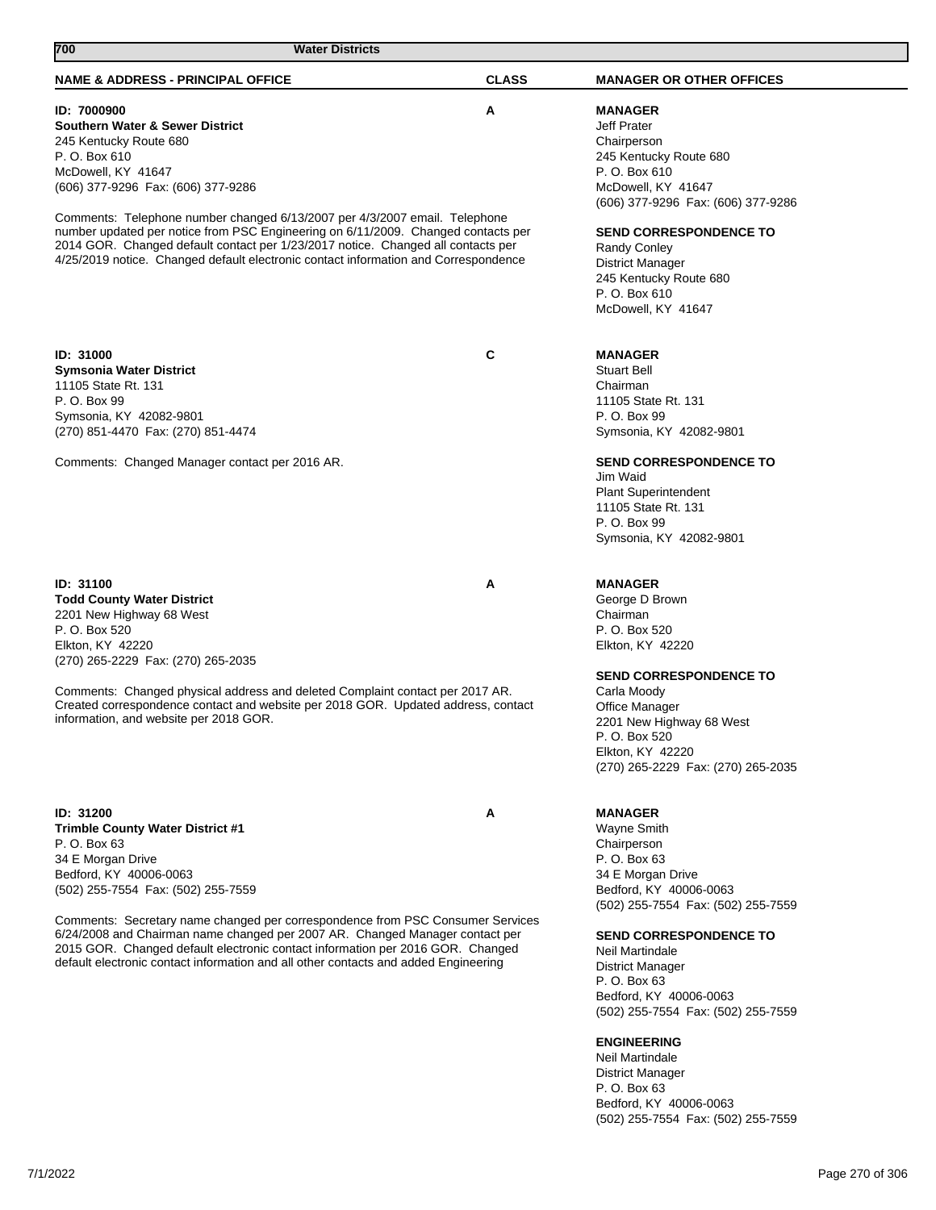## 700 Water Districts

| NAME & ADDRESS - PRINCIPAL OFFICE | CLASS | MANAGER OR OTHER OFFICES |
|---|---|---|

**ID: 7000900** — Class: **A**

**Southern Water & Sewer District**
245 Kentucky Route 680
P. O. Box 610
McDowell, KY 41647
(606) 377-9296 Fax: (606) 377-9286

Comments: Telephone number changed 6/13/2007 per 4/3/2007 email. Telephone number updated per notice from PSC Engineering on 6/11/2009. Changed contacts per 2014 GOR. Changed default contact per 1/23/2017 notice. Changed all contacts per 4/25/2019 notice. Changed default electronic contact information and Correspondence

**MANAGER**
Jeff Prater
Chairperson
245 Kentucky Route 680
P. O. Box 610
McDowell, KY 41647
(606) 377-9296 Fax: (606) 377-9286

**SEND CORRESPONDENCE TO**
Randy Conley
District Manager
245 Kentucky Route 680
P. O. Box 610
McDowell, KY 41647

---

**ID: 31000** — Class: **C**

**Symsonia Water District**
11105 State Rt. 131
P. O. Box 99
Symsonia, KY 42082-9801
(270) 851-4470 Fax: (270) 851-4474

Comments: Changed Manager contact per 2016 AR.

**MANAGER**
Stuart Bell
Chairman
11105 State Rt. 131
P. O. Box 99
Symsonia, KY 42082-9801

**SEND CORRESPONDENCE TO**
Jim Waid
Plant Superintendent
11105 State Rt. 131
P. O. Box 99
Symsonia, KY 42082-9801

---

**ID: 31100** — Class: **A**

**Todd County Water District**
2201 New Highway 68 West
P. O. Box 520
Elkton, KY 42220
(270) 265-2229 Fax: (270) 265-2035

Comments: Changed physical address and deleted Complaint contact per 2017 AR. Created correspondence contact and website per 2018 GOR. Updated address, contact information, and website per 2018 GOR.

**MANAGER**
George D Brown
Chairman
P. O. Box 520
Elkton, KY 42220

**SEND CORRESPONDENCE TO**
Carla Moody
Office Manager
2201 New Highway 68 West
P. O. Box 520
Elkton, KY 42220
(270) 265-2229 Fax: (270) 265-2035

---

**ID: 31200** — Class: **A**

**Trimble County Water District #1**
P. O. Box 63
34 E Morgan Drive
Bedford, KY 40006-0063
(502) 255-7554 Fax: (502) 255-7559

Comments: Secretary name changed per correspondence from PSC Consumer Services 6/24/2008 and Chairman name changed per 2007 AR. Changed Manager contact per 2015 GOR. Changed default electronic contact information per 2016 GOR. Changed default electronic contact information and all other contacts and added Engineering

**MANAGER**
Wayne Smith
Chairperson
P. O. Box 63
34 E Morgan Drive
Bedford, KY 40006-0063
(502) 255-7554 Fax: (502) 255-7559

**SEND CORRESPONDENCE TO**
Neil Martindale
District Manager
P. O. Box 63
Bedford, KY 40006-0063
(502) 255-7554 Fax: (502) 255-7559

**ENGINEERING**
Neil Martindale
District Manager
P. O. Box 63
Bedford, KY 40006-0063
(502) 255-7554 Fax: (502) 255-7559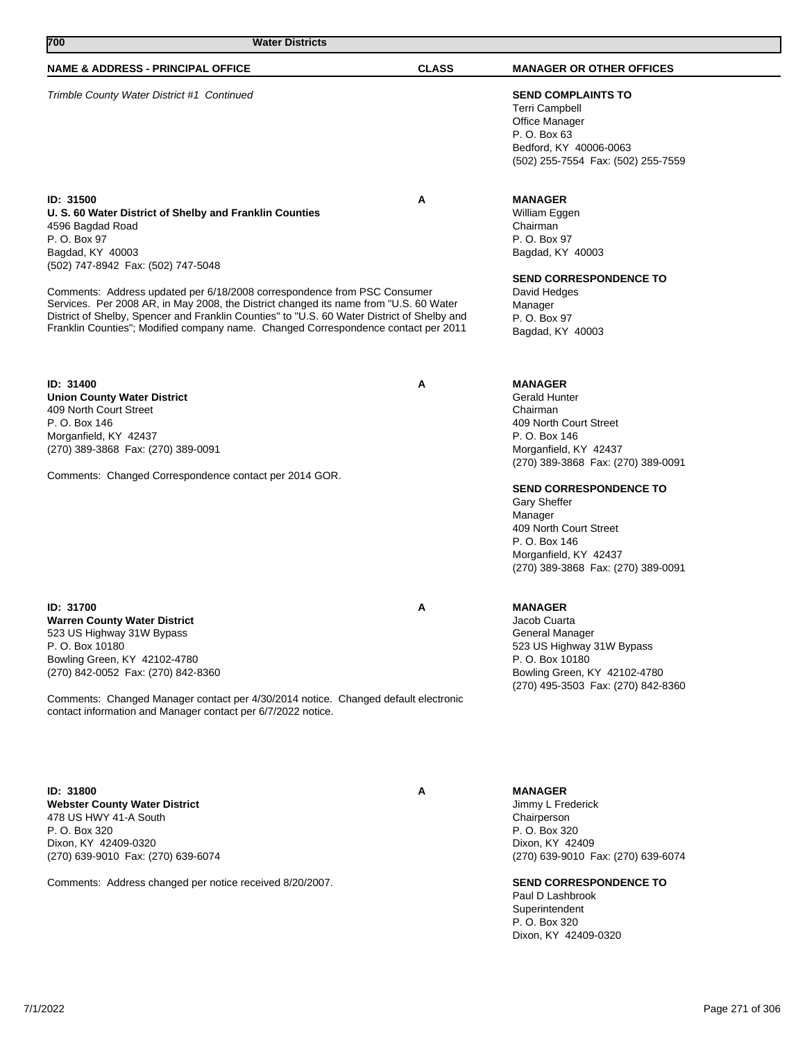| NAME & ADDRESS - PRINCIPAL OFFICE | CLASS | MANAGER OR OTHER OFFICES |
|---|---|---|
| *Trimble County Water District #1 Continued* | | **SEND COMPLAINTS TO**<br>Terri Campbell<br>Office Manager<br>P. O. Box 63<br>Bedford, KY 40006-0063<br>(502) 255-7554 Fax: (502) 255-7559 |
| **ID: 31500**<br>**U. S. 60 Water District of Shelby and Franklin Counties**<br>4596 Bagdad Road<br>P. O. Box 97<br>Bagdad, KY 40003<br>(502) 747-8942 Fax: (502) 747-5048<br><br>Comments: Address updated per 6/18/2008 correspondence from PSC Consumer Services. Per 2008 AR, in May 2008, the District changed its name from "U.S. 60 Water District of Shelby, Spencer and Franklin Counties" to "U.S. 60 Water District of Shelby and Franklin Counties"; Modified company name. Changed Correspondence contact per 2011 | A | **MANAGER**<br>William Eggen<br>Chairman<br>P. O. Box 97<br>Bagdad, KY 40003<br><br>**SEND CORRESPONDENCE TO**<br>David Hedges<br>Manager<br>P. O. Box 97<br>Bagdad, KY 40003 |
| **ID: 31400**<br>**Union County Water District**<br>409 North Court Street<br>P. O. Box 146<br>Morganfield, KY 42437<br>(270) 389-3868 Fax: (270) 389-0091<br><br>Comments: Changed Correspondence contact per 2014 GOR. | A | **MANAGER**<br>Gerald Hunter<br>Chairman<br>409 North Court Street<br>P. O. Box 146<br>Morganfield, KY 42437<br>(270) 389-3868 Fax: (270) 389-0091<br><br>**SEND CORRESPONDENCE TO**<br>Gary Sheffer<br>Manager<br>409 North Court Street<br>P. O. Box 146<br>Morganfield, KY 42437<br>(270) 389-3868 Fax: (270) 389-0091 |
| **ID: 31700**<br>**Warren County Water District**<br>523 US Highway 31W Bypass<br>P. O. Box 10180<br>Bowling Green, KY 42102-4780<br>(270) 842-0052 Fax: (270) 842-8360<br><br>Comments: Changed Manager contact per 4/30/2014 notice. Changed default electronic contact information and Manager contact per 6/7/2022 notice. | A | **MANAGER**<br>Jacob Cuarta<br>General Manager<br>523 US Highway 31W Bypass<br>P. O. Box 10180<br>Bowling Green, KY 42102-4780<br>(270) 495-3503 Fax: (270) 842-8360 |
| **ID: 31800**<br>**Webster County Water District**<br>478 US HWY 41-A South<br>P. O. Box 320<br>Dixon, KY 42409-0320<br>(270) 639-9010 Fax: (270) 639-6074<br><br>Comments: Address changed per notice received 8/20/2007. | A | **MANAGER**<br>Jimmy L Frederick<br>Chairperson<br>P. O. Box 320<br>Dixon, KY 42409<br>(270) 639-9010 Fax: (270) 639-6074<br><br>**SEND CORRESPONDENCE TO**<br>Paul D Lashbrook<br>Superintendent<br>P. O. Box 320<br>Dixon, KY 42409-0320 |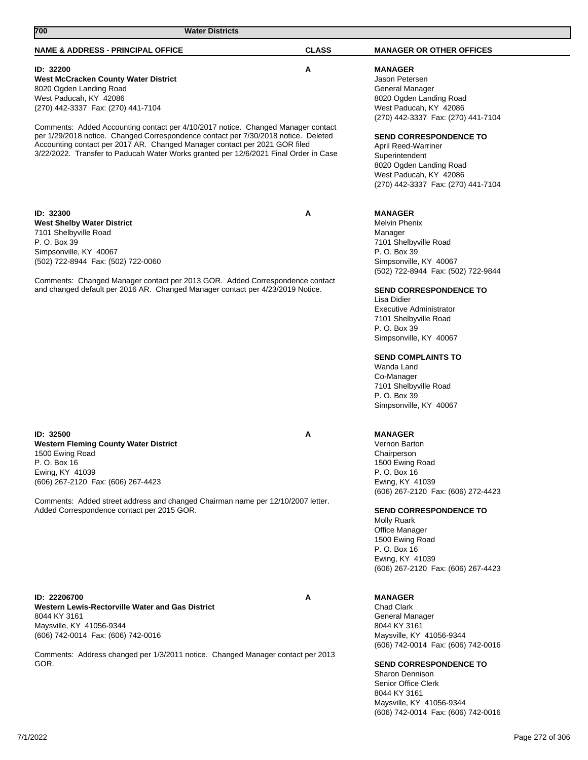## 700 Water Districts

| NAME & ADDRESS - PRINCIPAL OFFICE | CLASS | MANAGER OR OTHER OFFICES |
|---|---|---|

**ID: 32200** — Class: **A**

**West McCracken County Water District**
8020 Ogden Landing Road
West Paducah, KY 42086
(270) 442-3337 Fax: (270) 441-7104

Comments: Added Accounting contact per 4/10/2017 notice. Changed Manager contact per 1/29/2018 notice. Changed Correspondence contact per 7/30/2018 notice. Deleted Accounting contact per 2017 AR. Changed Manager contact per 2021 GOR filed 3/22/2022. Transfer to Paducah Water Works granted per 12/6/2021 Final Order in Case

**MANAGER**
Jason Petersen
General Manager
8020 Ogden Landing Road
West Paducah, KY 42086
(270) 442-3337 Fax: (270) 441-7104

**SEND CORRESPONDENCE TO**
April Reed-Warriner
Superintendent
8020 Ogden Landing Road
West Paducah, KY 42086
(270) 442-3337 Fax: (270) 441-7104

---

**ID: 32300** — Class: **A**

**West Shelby Water District**
7101 Shelbyville Road
P. O. Box 39
Simpsonville, KY 40067
(502) 722-8944 Fax: (502) 722-0060

Comments: Changed Manager contact per 2013 GOR. Added Correspondence contact and changed default per 2016 AR. Changed Manager contact per 4/23/2019 Notice.

**MANAGER**
Melvin Phenix
Manager
7101 Shelbyville Road
P. O. Box 39
Simpsonville, KY 40067
(502) 722-8944 Fax: (502) 722-9844

**SEND CORRESPONDENCE TO**
Lisa Didier
Executive Administrator
7101 Shelbyville Road
P. O. Box 39
Simpsonville, KY 40067

**SEND COMPLAINTS TO**
Wanda Land
Co-Manager
7101 Shelbyville Road
P. O. Box 39
Simpsonville, KY 40067

---

**ID: 32500** — Class: **A**

**Western Fleming County Water District**
1500 Ewing Road
P. O. Box 16
Ewing, KY 41039
(606) 267-2120 Fax: (606) 267-4423

Comments: Added street address and changed Chairman name per 12/10/2007 letter. Added Correspondence contact per 2015 GOR.

**MANAGER**
Vernon Barton
Chairperson
1500 Ewing Road
P. O. Box 16
Ewing, KY 41039
(606) 267-2120 Fax: (606) 272-4423

**SEND CORRESPONDENCE TO**
Molly Ruark
Office Manager
1500 Ewing Road
P. O. Box 16
Ewing, KY 41039
(606) 267-2120 Fax: (606) 267-4423

---

**ID: 22206700** — Class: **A**

**Western Lewis-Rectorville Water and Gas District**
8044 KY 3161
Maysville, KY 41056-9344
(606) 742-0014 Fax: (606) 742-0016

Comments: Address changed per 1/3/2011 notice. Changed Manager contact per 2013 GOR.

**MANAGER**
Chad Clark
General Manager
8044 KY 3161
Maysville, KY 41056-9344
(606) 742-0014 Fax: (606) 742-0016

**SEND CORRESPONDENCE TO**
Sharon Dennison
Senior Office Clerk
8044 KY 3161
Maysville, KY 41056-9344
(606) 742-0014 Fax: (606) 742-0016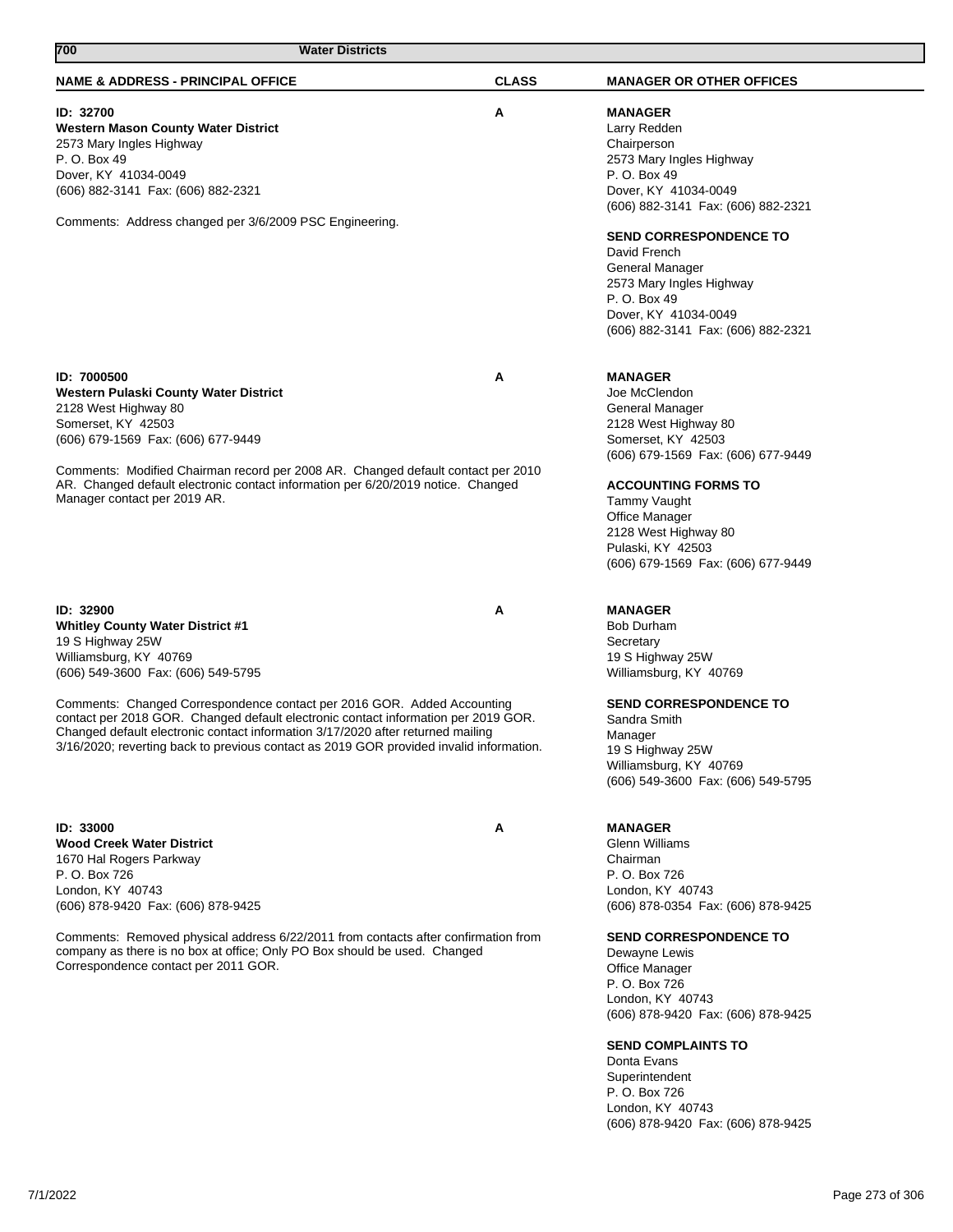## 700 Water Districts

| NAME & ADDRESS - PRINCIPAL OFFICE | CLASS | MANAGER OR OTHER OFFICES |
|---|---|---|

**ID: 32700** — Class: **A**

**Western Mason County Water District**
2573 Mary Ingles Highway
P. O. Box 49
Dover, KY 41034-0049
(606) 882-3141 Fax: (606) 882-2321

Comments: Address changed per 3/6/2009 PSC Engineering.

**MANAGER**
Larry Redden
Chairperson
2573 Mary Ingles Highway
P. O. Box 49
Dover, KY 41034-0049
(606) 882-3141 Fax: (606) 882-2321

**SEND CORRESPONDENCE TO**
David French
General Manager
2573 Mary Ingles Highway
P. O. Box 49
Dover, KY 41034-0049
(606) 882-3141 Fax: (606) 882-2321

---

**ID: 7000500** — Class: **A**

**Western Pulaski County Water District**
2128 West Highway 80
Somerset, KY 42503
(606) 679-1569 Fax: (606) 677-9449

Comments: Modified Chairman record per 2008 AR. Changed default contact per 2010 AR. Changed default electronic contact information per 6/20/2019 notice. Changed Manager contact per 2019 AR.

**MANAGER**
Joe McClendon
General Manager
2128 West Highway 80
Somerset, KY 42503
(606) 679-1569 Fax: (606) 677-9449

**ACCOUNTING FORMS TO**
Tammy Vaught
Office Manager
2128 West Highway 80
Pulaski, KY 42503
(606) 679-1569 Fax: (606) 677-9449

---

**ID: 32900** — Class: **A**

**Whitley County Water District #1**
19 S Highway 25W
Williamsburg, KY 40769
(606) 549-3600 Fax: (606) 549-5795

Comments: Changed Correspondence contact per 2016 GOR. Added Accounting contact per 2018 GOR. Changed default electronic contact information per 2019 GOR. Changed default electronic contact information 3/17/2020 after returned mailing 3/16/2020; reverting back to previous contact as 2019 GOR provided invalid information.

**MANAGER**
Bob Durham
Secretary
19 S Highway 25W
Williamsburg, KY 40769

**SEND CORRESPONDENCE TO**
Sandra Smith
Manager
19 S Highway 25W
Williamsburg, KY 40769
(606) 549-3600 Fax: (606) 549-5795

---

**ID: 33000** — Class: **A**

**Wood Creek Water District**
1670 Hal Rogers Parkway
P. O. Box 726
London, KY 40743
(606) 878-9420 Fax: (606) 878-9425

Comments: Removed physical address 6/22/2011 from contacts after confirmation from company as there is no box at office; Only PO Box should be used. Changed Correspondence contact per 2011 GOR.

**MANAGER**
Glenn Williams
Chairman
P. O. Box 726
London, KY 40743
(606) 878-0354 Fax: (606) 878-9425

**SEND CORRESPONDENCE TO**
Dewayne Lewis
Office Manager
P. O. Box 726
London, KY 40743
(606) 878-9420 Fax: (606) 878-9425

**SEND COMPLAINTS TO**
Donta Evans
Superintendent
P. O. Box 726
London, KY 40743
(606) 878-9420 Fax: (606) 878-9425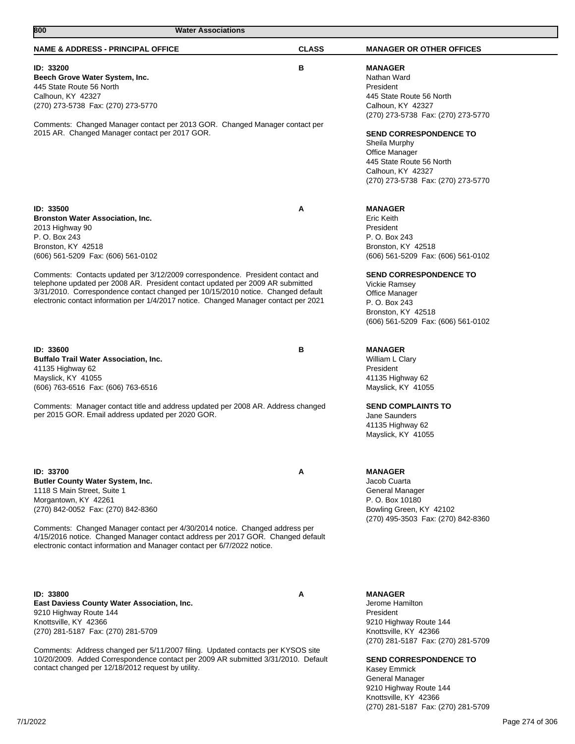## 800 Water Associations

| NAME & ADDRESS - PRINCIPAL OFFICE | CLASS | MANAGER OR OTHER OFFICES |
|---|---|---|
| **ID: 33200**<br>**Beech Grove Water System, Inc.**<br>445 State Route 56 North<br>Calhoun, KY 42327<br>(270) 273-5738 Fax: (270) 273-5770<br><br>Comments: Changed Manager contact per 2013 GOR. Changed Manager contact per 2015 AR. Changed Manager contact per 2017 GOR. | B | **MANAGER**<br>Nathan Ward<br>President<br>445 State Route 56 North<br>Calhoun, KY 42327<br>(270) 273-5738 Fax: (270) 273-5770<br><br>**SEND CORRESPONDENCE TO**<br>Sheila Murphy<br>Office Manager<br>445 State Route 56 North<br>Calhoun, KY 42327<br>(270) 273-5738 Fax: (270) 273-5770 |
| **ID: 33500**<br>**Bronston Water Association, Inc.**<br>2013 Highway 90<br>P. O. Box 243<br>Bronston, KY 42518<br>(606) 561-5209 Fax: (606) 561-0102<br><br>Comments: Contacts updated per 3/12/2009 correspondence. President contact and telephone updated per 2008 AR. President contact updated per 2009 AR submitted 3/31/2010. Correspondence contact changed per 10/15/2010 notice. Changed default electronic contact information per 1/4/2017 notice. Changed Manager contact per 2021 | A | **MANAGER**<br>Eric Keith<br>President<br>P. O. Box 243<br>Bronston, KY 42518<br>(606) 561-5209 Fax: (606) 561-0102<br><br>**SEND CORRESPONDENCE TO**<br>Vickie Ramsey<br>Office Manager<br>P. O. Box 243<br>Bronston, KY 42518<br>(606) 561-5209 Fax: (606) 561-0102 |
| **ID: 33600**<br>**Buffalo Trail Water Association, Inc.**<br>41135 Highway 62<br>Mayslick, KY 41055<br>(606) 763-6516 Fax: (606) 763-6516<br><br>Comments: Manager contact title and address updated per 2008 AR. Address changed per 2015 GOR. Email address updated per 2020 GOR. | B | **MANAGER**<br>William L Clary<br>President<br>41135 Highway 62<br>Mayslick, KY 41055<br><br>**SEND COMPLAINTS TO**<br>Jane Saunders<br>41135 Highway 62<br>Mayslick, KY 41055 |
| **ID: 33700**<br>**Butler County Water System, Inc.**<br>1118 S Main Street, Suite 1<br>Morgantown, KY 42261<br>(270) 842-0052 Fax: (270) 842-8360<br><br>Comments: Changed Manager contact per 4/30/2014 notice. Changed address per 4/15/2016 notice. Changed Manager contact address per 2017 GOR. Changed default electronic contact information and Manager contact per 6/7/2022 notice. | A | **MANAGER**<br>Jacob Cuarta<br>General Manager<br>P. O. Box 10180<br>Bowling Green, KY 42102<br>(270) 495-3503 Fax: (270) 842-8360 |
| **ID: 33800**<br>**East Daviess County Water Association, Inc.**<br>9210 Highway Route 144<br>Knottsville, KY 42366<br>(270) 281-5187 Fax: (270) 281-5709<br><br>Comments: Address changed per 5/11/2007 filing. Updated contacts per KYSOS site 10/20/2009. Added Correspondence contact per 2009 AR submitted 3/31/2010. Default contact changed per 12/18/2012 request by utility. | A | **MANAGER**<br>Jerome Hamilton<br>President<br>9210 Highway Route 144<br>Knottsville, KY 42366<br>(270) 281-5187 Fax: (270) 281-5709<br><br>**SEND CORRESPONDENCE TO**<br>Kasey Emmick<br>General Manager<br>9210 Highway Route 144<br>Knottsville, KY 42366<br>(270) 281-5187 Fax: (270) 281-5709 |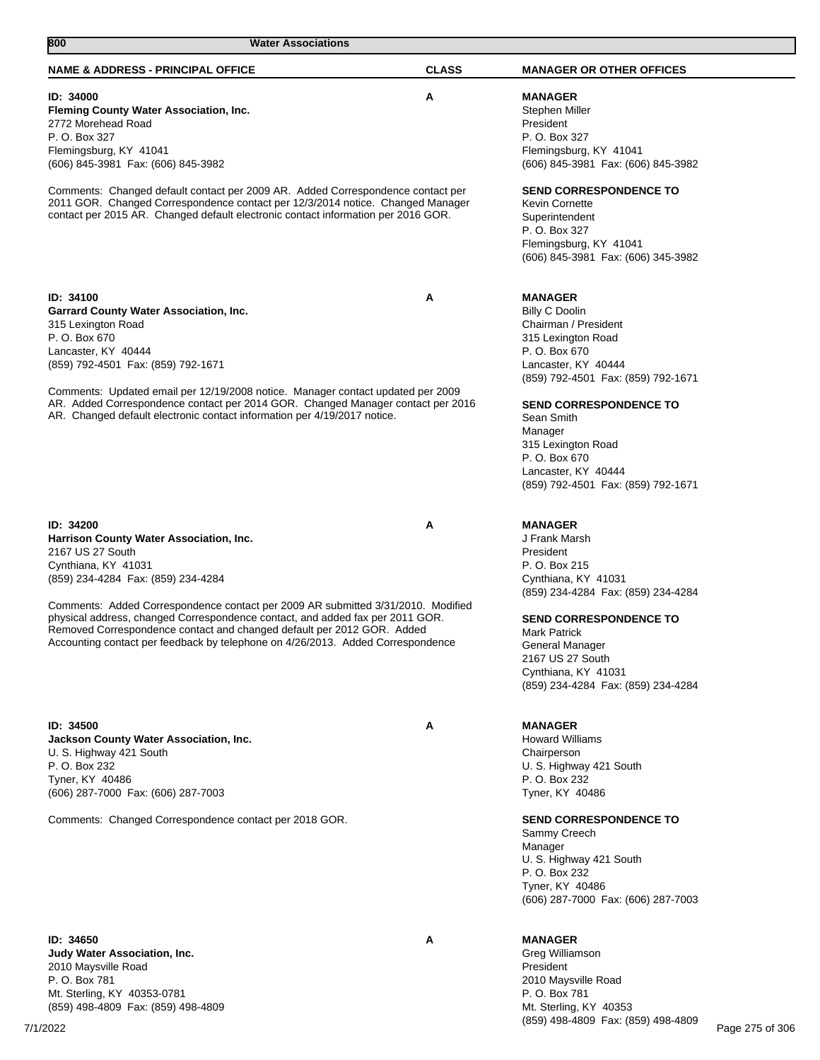## Water Associations

| NAME & ADDRESS - PRINCIPAL OFFICE | CLASS | MANAGER OR OTHER OFFICES |
|---|---|---|

**ID: 34000** — Class: **A**

**Fleming County Water Association, Inc.**
2772 Morehead Road
P. O. Box 327
Flemingsburg, KY 41041
(606) 845-3981 Fax: (606) 845-3982

Comments: Changed default contact per 2009 AR. Added Correspondence contact per 2011 GOR. Changed Correspondence contact per 12/3/2014 notice. Changed Manager contact per 2015 AR. Changed default electronic contact information per 2016 GOR.

**MANAGER**
Stephen Miller
President
P. O. Box 327
Flemingsburg, KY 41041
(606) 845-3981 Fax: (606) 845-3982

**SEND CORRESPONDENCE TO**
Kevin Cornette
Superintendent
P. O. Box 327
Flemingsburg, KY 41041
(606) 845-3981 Fax: (606) 345-3982

---

**ID: 34100** — Class: **A**

**Garrard County Water Association, Inc.**
315 Lexington Road
P. O. Box 670
Lancaster, KY 40444
(859) 792-4501 Fax: (859) 792-1671

Comments: Updated email per 12/19/2008 notice. Manager contact updated per 2009 AR. Added Correspondence contact per 2014 GOR. Changed Manager contact per 2016 AR. Changed default electronic contact information per 4/19/2017 notice.

**MANAGER**
Billy C Doolin
Chairman / President
315 Lexington Road
P. O. Box 670
Lancaster, KY 40444
(859) 792-4501 Fax: (859) 792-1671

**SEND CORRESPONDENCE TO**
Sean Smith
Manager
315 Lexington Road
P. O. Box 670
Lancaster, KY 40444
(859) 792-4501 Fax: (859) 792-1671

---

**ID: 34200** — Class: **A**

**Harrison County Water Association, Inc.**
2167 US 27 South
Cynthiana, KY 41031
(859) 234-4284 Fax: (859) 234-4284

Comments: Added Correspondence contact per 2009 AR submitted 3/31/2010. Modified physical address, changed Correspondence contact, and added fax per 2011 GOR. Removed Correspondence contact and changed default per 2012 GOR. Added Accounting contact per feedback by telephone on 4/26/2013. Added Correspondence

**MANAGER**
J Frank Marsh
President
P. O. Box 215
Cynthiana, KY 41031
(859) 234-4284 Fax: (859) 234-4284

**SEND CORRESPONDENCE TO**
Mark Patrick
General Manager
2167 US 27 South
Cynthiana, KY 41031
(859) 234-4284 Fax: (859) 234-4284

---

**ID: 34500** — Class: **A**

**Jackson County Water Association, Inc.**
U. S. Highway 421 South
P. O. Box 232
Tyner, KY 40486
(606) 287-7000 Fax: (606) 287-7003

Comments: Changed Correspondence contact per 2018 GOR.

**MANAGER**
Howard Williams
Chairperson
U. S. Highway 421 South
P. O. Box 232
Tyner, KY 40486

**SEND CORRESPONDENCE TO**
Sammy Creech
Manager
U. S. Highway 421 South
P. O. Box 232
Tyner, KY 40486
(606) 287-7000 Fax: (606) 287-7003

---

**ID: 34650** — Class: **A**

**Judy Water Association, Inc.**
2010 Maysville Road
P. O. Box 781
Mt. Sterling, KY 40353-0781
(859) 498-4809 Fax: (859) 498-4809

**MANAGER**
Greg Williamson
President
2010 Maysville Road
P. O. Box 781
Mt. Sterling, KY 40353
(859) 498-4809 Fax: (859) 498-4809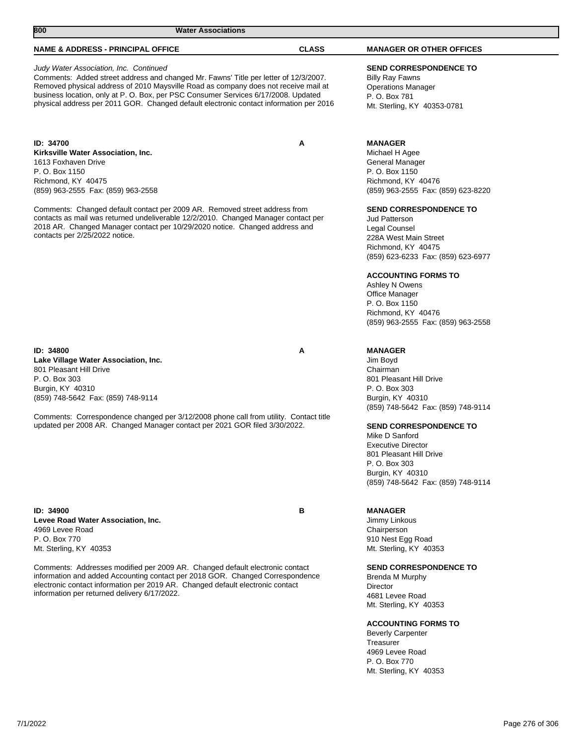## 800 Water Associations

| NAME & ADDRESS - PRINCIPAL OFFICE | CLASS | MANAGER OR OTHER OFFICES |
|---|---|---|

*Judy Water Association, Inc. Continued*

Comments: Added street address and changed Mr. Fawns' Title per letter of 12/3/2007. Removed physical address of 2010 Maysville Road as company does not receive mail at business location, only at P. O. Box, per PSC Consumer Services 6/17/2008. Updated physical address per 2011 GOR. Changed default electronic contact information per 2016

**SEND CORRESPONDENCE TO**
Billy Ray Fawns
Operations Manager
P. O. Box 781
Mt. Sterling, KY 40353-0781

---

**ID: 34700** — Class: **A**

**Kirksville Water Association, Inc.**
1613 Foxhaven Drive
P. O. Box 1150
Richmond, KY 40475
(859) 963-2555 Fax: (859) 963-2558

Comments: Changed default contact per 2009 AR. Removed street address from contacts as mail was returned undeliverable 12/2/2010. Changed Manager contact per 2018 AR. Changed Manager contact per 10/29/2020 notice. Changed address and contacts per 2/25/2022 notice.

**MANAGER**
Michael H Agee
General Manager
P. O. Box 1150
Richmond, KY 40476
(859) 963-2555 Fax: (859) 623-8220

**SEND CORRESPONDENCE TO**
Jud Patterson
Legal Counsel
228A West Main Street
Richmond, KY 40475
(859) 623-6233 Fax: (859) 623-6977

**ACCOUNTING FORMS TO**
Ashley N Owens
Office Manager
P. O. Box 1150
Richmond, KY 40476
(859) 963-2555 Fax: (859) 963-2558

---

**ID: 34800** — Class: **A**

**Lake Village Water Association, Inc.**
801 Pleasant Hill Drive
P. O. Box 303
Burgin, KY 40310
(859) 748-5642 Fax: (859) 748-9114

Comments: Correspondence changed per 3/12/2008 phone call from utility. Contact title updated per 2008 AR. Changed Manager contact per 2021 GOR filed 3/30/2022.

**MANAGER**
Jim Boyd
Chairman
801 Pleasant Hill Drive
P. O. Box 303
Burgin, KY 40310
(859) 748-5642 Fax: (859) 748-9114

**SEND CORRESPONDENCE TO**
Mike D Sanford
Executive Director
801 Pleasant Hill Drive
P. O. Box 303
Burgin, KY 40310
(859) 748-5642 Fax: (859) 748-9114

---

**ID: 34900** — Class: **B**

**Levee Road Water Association, Inc.**
4969 Levee Road
P. O. Box 770
Mt. Sterling, KY 40353

Comments: Addresses modified per 2009 AR. Changed default electronic contact information and added Accounting contact per 2018 GOR. Changed Correspondence electronic contact information per 2019 AR. Changed default electronic contact information per returned delivery 6/17/2022.

**MANAGER**
Jimmy Linkous
Chairperson
910 Nest Egg Road
Mt. Sterling, KY 40353

**SEND CORRESPONDENCE TO**
Brenda M Murphy
Director
4681 Levee Road
Mt. Sterling, KY 40353

**ACCOUNTING FORMS TO**
Beverly Carpenter
Treasurer
4969 Levee Road
P. O. Box 770
Mt. Sterling, KY 40353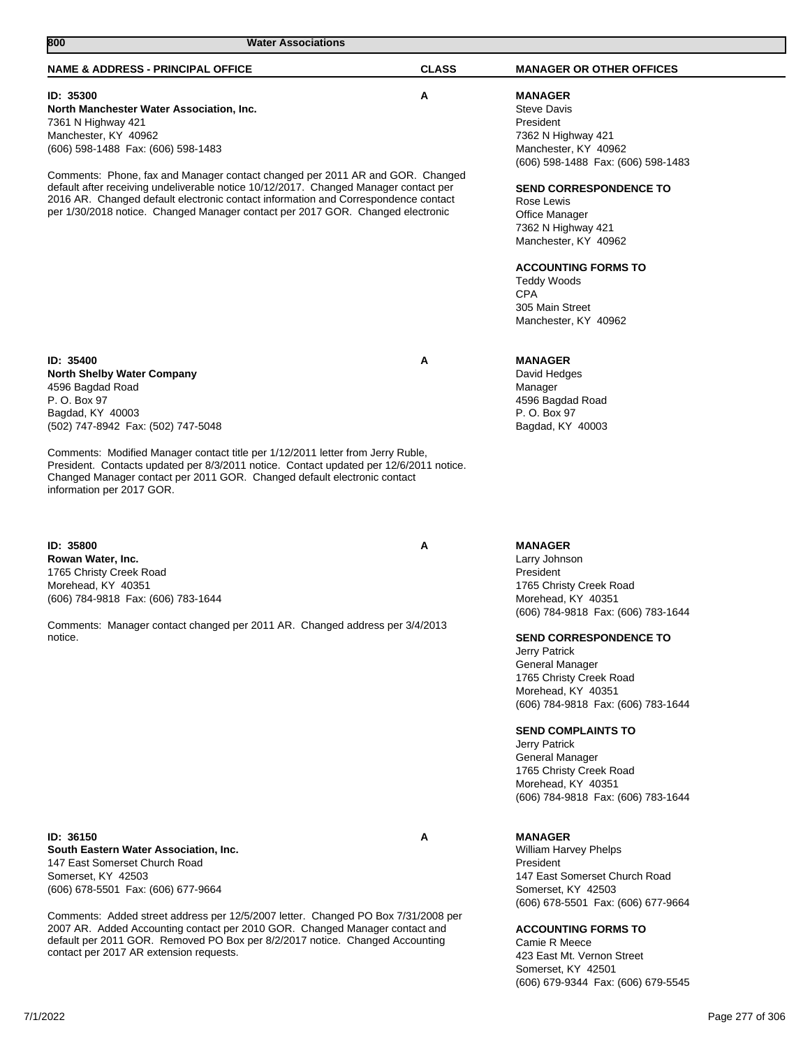## Water Associations

| NAME & ADDRESS - PRINCIPAL OFFICE | CLASS | MANAGER OR OTHER OFFICES |
|---|---|---|
| **ID: 35300**<br>**North Manchester Water Association, Inc.**<br>7361 N Highway 421<br>Manchester, KY 40962<br>(606) 598-1488 Fax: (606) 598-1483<br><br>Comments: Phone, fax and Manager contact changed per 2011 AR and GOR. Changed default after receiving undeliverable notice 10/12/2017. Changed Manager contact per 2016 AR. Changed default electronic contact information and Correspondence contact per 1/30/2018 notice. Changed Manager contact per 2017 GOR. Changed electronic | A | **MANAGER**<br>Steve Davis<br>President<br>7362 N Highway 421<br>Manchester, KY 40962<br>(606) 598-1488 Fax: (606) 598-1483<br><br>**SEND CORRESPONDENCE TO**<br>Rose Lewis<br>Office Manager<br>7362 N Highway 421<br>Manchester, KY 40962<br><br>**ACCOUNTING FORMS TO**<br>Teddy Woods<br>CPA<br>305 Main Street<br>Manchester, KY 40962 |
| **ID: 35400**<br>**North Shelby Water Company**<br>4596 Bagdad Road<br>P. O. Box 97<br>Bagdad, KY 40003<br>(502) 747-8942 Fax: (502) 747-5048<br><br>Comments: Modified Manager contact title per 1/12/2011 letter from Jerry Ruble, President. Contacts updated per 8/3/2011 notice. Contact updated per 12/6/2011 notice. Changed Manager contact per 2011 GOR. Changed default electronic contact information per 2017 GOR. | A | **MANAGER**<br>David Hedges<br>Manager<br>4596 Bagdad Road<br>P. O. Box 97<br>Bagdad, KY 40003 |
| **ID: 35800**<br>**Rowan Water, Inc.**<br>1765 Christy Creek Road<br>Morehead, KY 40351<br>(606) 784-9818 Fax: (606) 783-1644<br><br>Comments: Manager contact changed per 2011 AR. Changed address per 3/4/2013 notice. | A | **MANAGER**<br>Larry Johnson<br>President<br>1765 Christy Creek Road<br>Morehead, KY 40351<br>(606) 784-9818 Fax: (606) 783-1644<br><br>**SEND CORRESPONDENCE TO**<br>Jerry Patrick<br>General Manager<br>1765 Christy Creek Road<br>Morehead, KY 40351<br>(606) 784-9818 Fax: (606) 783-1644<br><br>**SEND COMPLAINTS TO**<br>Jerry Patrick<br>General Manager<br>1765 Christy Creek Road<br>Morehead, KY 40351<br>(606) 784-9818 Fax: (606) 783-1644 |
| **ID: 36150**<br>**South Eastern Water Association, Inc.**<br>147 East Somerset Church Road<br>Somerset, KY 42503<br>(606) 678-5501 Fax: (606) 677-9664<br><br>Comments: Added street address per 12/5/2007 letter. Changed PO Box 7/31/2008 per 2007 AR. Added Accounting contact per 2010 GOR. Changed Manager contact and default per 2011 GOR. Removed PO Box per 8/2/2017 notice. Changed Accounting contact per 2017 AR extension requests. | A | **MANAGER**<br>William Harvey Phelps<br>President<br>147 East Somerset Church Road<br>Somerset, KY 42503<br>(606) 678-5501 Fax: (606) 677-9664<br><br>**ACCOUNTING FORMS TO**<br>Camie R Meece<br>423 East Mt. Vernon Street<br>Somerset, KY 42501<br>(606) 679-9344 Fax: (606) 679-5545 |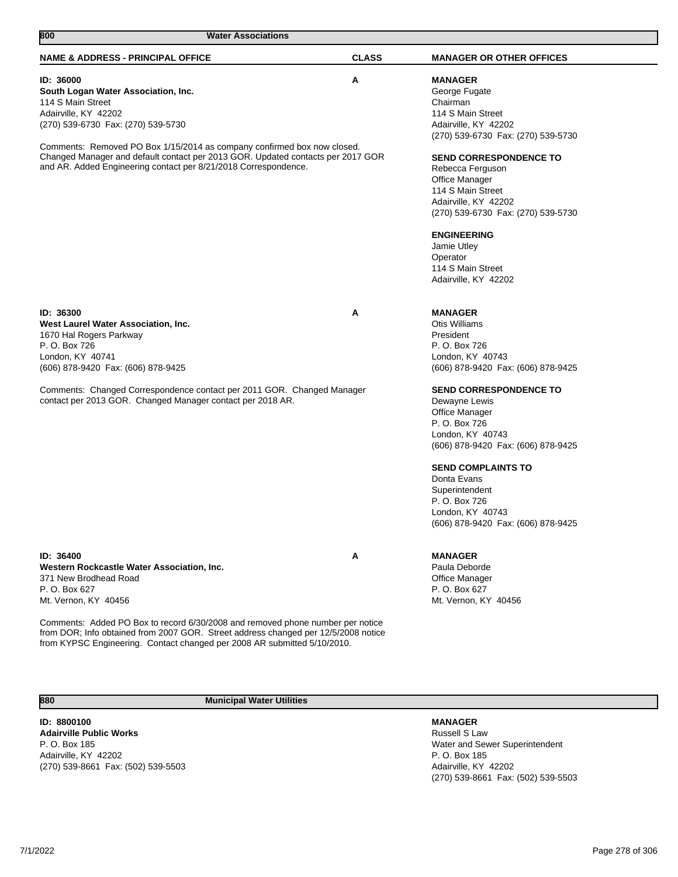## 800 Water Associations

| NAME & ADDRESS - PRINCIPAL OFFICE | CLASS | MANAGER OR OTHER OFFICES |
|---|---|---|

**ID: 36000** — Class: **A**

**South Logan Water Association, Inc.**
114 S Main Street
Adairville, KY 42202
(270) 539-6730 Fax: (270) 539-5730

Comments: Removed PO Box 1/15/2014 as company confirmed box now closed. Changed Manager and default contact per 2013 GOR. Updated contacts per 2017 GOR and AR. Added Engineering contact per 8/21/2018 Correspondence.

**MANAGER**
George Fugate
Chairman
114 S Main Street
Adairville, KY 42202
(270) 539-6730 Fax: (270) 539-5730

**SEND CORRESPONDENCE TO**
Rebecca Ferguson
Office Manager
114 S Main Street
Adairville, KY 42202
(270) 539-6730 Fax: (270) 539-5730

**ENGINEERING**
Jamie Utley
Operator
114 S Main Street
Adairville, KY 42202

---

**ID: 36300** — Class: **A**

**West Laurel Water Association, Inc.**
1670 Hal Rogers Parkway
P. O. Box 726
London, KY 40741
(606) 878-9420 Fax: (606) 878-9425

Comments: Changed Correspondence contact per 2011 GOR. Changed Manager contact per 2013 GOR. Changed Manager contact per 2018 AR.

**MANAGER**
Otis Williams
President
P. O. Box 726
London, KY 40743
(606) 878-9420 Fax: (606) 878-9425

**SEND CORRESPONDENCE TO**
Dewayne Lewis
Office Manager
P. O. Box 726
London, KY 40743
(606) 878-9420 Fax: (606) 878-9425

**SEND COMPLAINTS TO**
Donta Evans
Superintendent
P. O. Box 726
London, KY 40743
(606) 878-9420 Fax: (606) 878-9425

---

**ID: 36400** — Class: **A**

**Western Rockcastle Water Association, Inc.**
371 New Brodhead Road
P. O. Box 627
Mt. Vernon, KY 40456

Comments: Added PO Box to record 6/30/2008 and removed phone number per notice from DOR; Info obtained from 2007 GOR. Street address changed per 12/5/2008 notice from KYPSC Engineering. Contact changed per 2008 AR submitted 5/10/2010.

**MANAGER**
Paula Deborde
Office Manager
P. O. Box 627
Mt. Vernon, KY 40456

## 880 Municipal Water Utilities

**ID: 8800100**

**Adairville Public Works**
P. O. Box 185
Adairville, KY 42202
(270) 539-8661 Fax: (502) 539-5503

**MANAGER**
Russell S Law
Water and Sewer Superintendent
P. O. Box 185
Adairville, KY 42202
(270) 539-8661 Fax: (502) 539-5503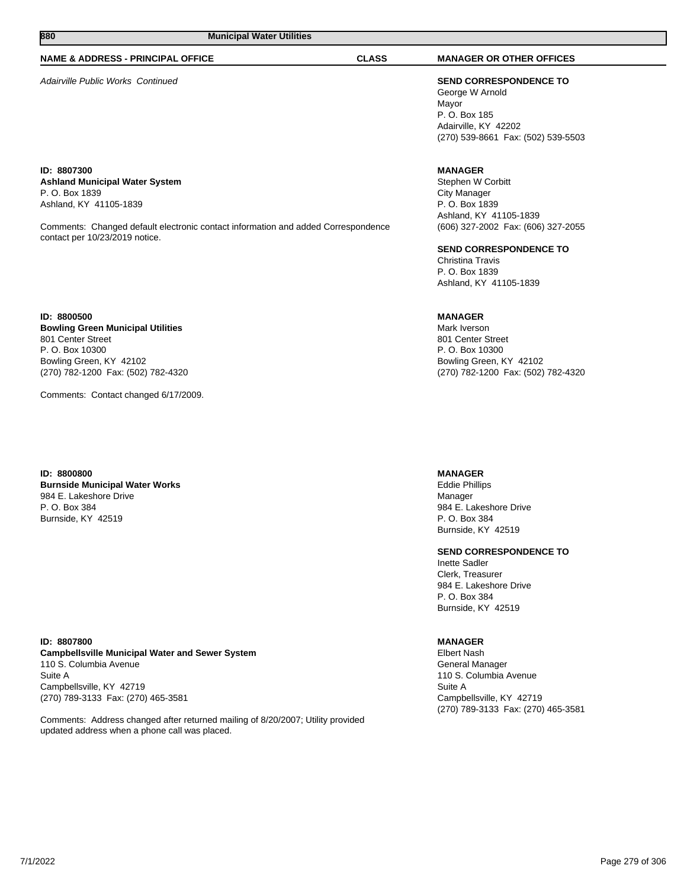## Municipal Water Utilities

| NAME & ADDRESS - PRINCIPAL OFFICE | CLASS | MANAGER OR OTHER OFFICES |
|---|---|---|
| *Adairville Public Works Continued* | | **SEND CORRESPONDENCE TO**<br>George W Arnold<br>Mayor<br>P. O. Box 185<br>Adairville, KY 42202<br>(270) 539-8661 Fax: (502) 539-5503 |
| **ID: 8807300**<br>**Ashland Municipal Water System**<br>P. O. Box 1839<br>Ashland, KY 41105-1839<br><br>Comments: Changed default electronic contact information and added Correspondence contact per 10/23/2019 notice. | | **MANAGER**<br>Stephen W Corbitt<br>City Manager<br>P. O. Box 1839<br>Ashland, KY 41105-1839<br>(606) 327-2002 Fax: (606) 327-2055<br><br>**SEND CORRESPONDENCE TO**<br>Christina Travis<br>P. O. Box 1839<br>Ashland, KY 41105-1839 |
| **ID: 8800500**<br>**Bowling Green Municipal Utilities**<br>801 Center Street<br>P. O. Box 10300<br>Bowling Green, KY 42102<br>(270) 782-1200 Fax: (502) 782-4320<br><br>Comments: Contact changed 6/17/2009. | | **MANAGER**<br>Mark Iverson<br>801 Center Street<br>P. O. Box 10300<br>Bowling Green, KY 42102<br>(270) 782-1200 Fax: (502) 782-4320 |
| **ID: 8800800**<br>**Burnside Municipal Water Works**<br>984 E. Lakeshore Drive<br>P. O. Box 384<br>Burnside, KY 42519 | | **MANAGER**<br>Eddie Phillips<br>Manager<br>984 E. Lakeshore Drive<br>P. O. Box 384<br>Burnside, KY 42519<br><br>**SEND CORRESPONDENCE TO**<br>Inette Sadler<br>Clerk, Treasurer<br>984 E. Lakeshore Drive<br>P. O. Box 384<br>Burnside, KY 42519 |
| **ID: 8807800**<br>**Campbellsville Municipal Water and Sewer System**<br>110 S. Columbia Avenue<br>Suite A<br>Campbellsville, KY 42719<br>(270) 789-3133 Fax: (270) 465-3581<br><br>Comments: Address changed after returned mailing of 8/20/2007; Utility provided updated address when a phone call was placed. | | **MANAGER**<br>Elbert Nash<br>General Manager<br>110 S. Columbia Avenue<br>Suite A<br>Campbellsville, KY 42719<br>(270) 789-3133 Fax: (270) 465-3581 |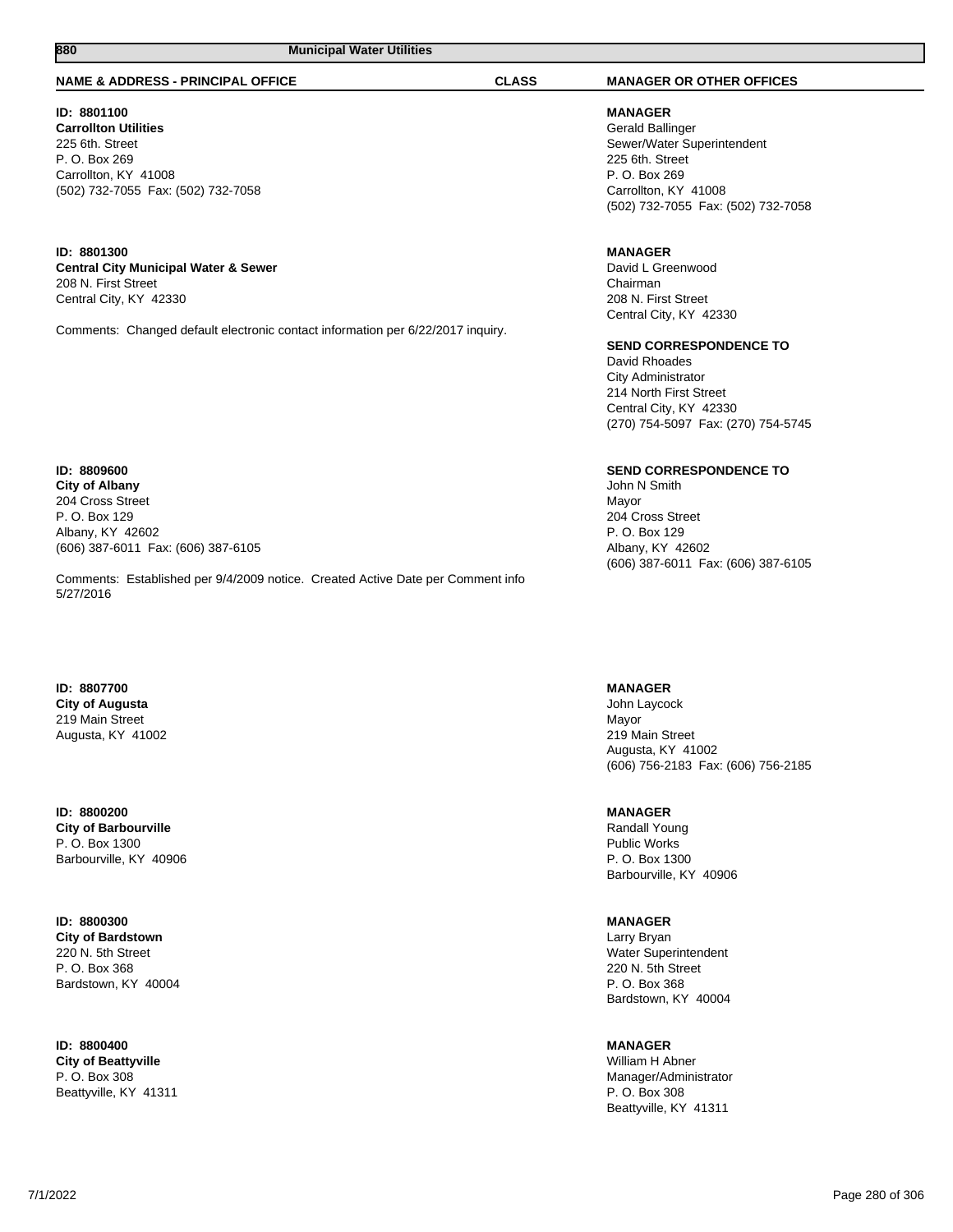**880 Municipal Water Utilities**

| NAME & ADDRESS - PRINCIPAL OFFICE | CLASS | MANAGER OR OTHER OFFICES |
|---|---|---|
| **ID: 8801100**<br>**Carrollton Utilities**<br>225 6th. Street<br>P. O. Box 269<br>Carrollton, KY 41008<br>(502) 732-7055 Fax: (502) 732-7058 | | **MANAGER**<br>Gerald Ballinger<br>Sewer/Water Superintendent<br>225 6th. Street<br>P. O. Box 269<br>Carrollton, KY 41008<br>(502) 732-7055 Fax: (502) 732-7058 |
| **ID: 8801300**<br>**Central City Municipal Water & Sewer**<br>208 N. First Street<br>Central City, KY 42330<br><br>Comments: Changed default electronic contact information per 6/22/2017 inquiry. | | **MANAGER**<br>David L Greenwood<br>Chairman<br>208 N. First Street<br>Central City, KY 42330<br><br>**SEND CORRESPONDENCE TO**<br>David Rhoades<br>City Administrator<br>214 North First Street<br>Central City, KY 42330<br>(270) 754-5097 Fax: (270) 754-5745 |
| **ID: 8809600**<br>**City of Albany**<br>204 Cross Street<br>P. O. Box 129<br>Albany, KY 42602<br>(606) 387-6011 Fax: (606) 387-6105<br><br>Comments: Established per 9/4/2009 notice. Created Active Date per Comment info 5/27/2016 | | **SEND CORRESPONDENCE TO**<br>John N Smith<br>Mayor<br>204 Cross Street<br>P. O. Box 129<br>Albany, KY 42602<br>(606) 387-6011 Fax: (606) 387-6105 |
| **ID: 8807700**<br>**City of Augusta**<br>219 Main Street<br>Augusta, KY 41002 | | **MANAGER**<br>John Laycock<br>Mayor<br>219 Main Street<br>Augusta, KY 41002<br>(606) 756-2183 Fax: (606) 756-2185 |
| **ID: 8800200**<br>**City of Barbourville**<br>P. O. Box 1300<br>Barbourville, KY 40906 | | **MANAGER**<br>Randall Young<br>Public Works<br>P. O. Box 1300<br>Barbourville, KY 40906 |
| **ID: 8800300**<br>**City of Bardstown**<br>220 N. 5th Street<br>P. O. Box 368<br>Bardstown, KY 40004 | | **MANAGER**<br>Larry Bryan<br>Water Superintendent<br>220 N. 5th Street<br>P. O. Box 368<br>Bardstown, KY 40004 |
| **ID: 8800400**<br>**City of Beattyville**<br>P. O. Box 308<br>Beattyville, KY 41311 | | **MANAGER**<br>William H Abner<br>Manager/Administrator<br>P. O. Box 308<br>Beattyville, KY 41311 |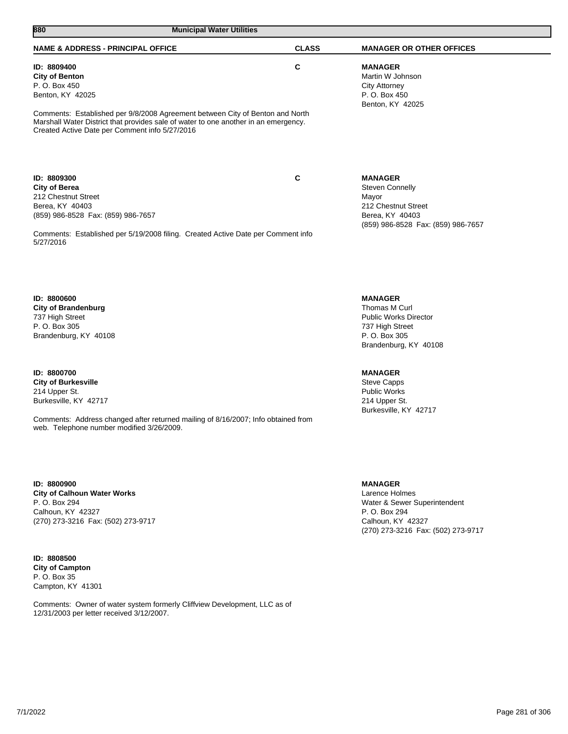## 880 Municipal Water Utilities

| NAME & ADDRESS - PRINCIPAL OFFICE | CLASS | MANAGER OR OTHER OFFICES |
|---|---|---|
| **ID: 8809400**<br>**City of Benton**<br>P. O. Box 450<br>Benton, KY 42025<br><br>Comments: Established per 9/8/2008 Agreement between City of Benton and North Marshall Water District that provides sale of water to one another in an emergency. Created Active Date per Comment info 5/27/2016 | C | **MANAGER**<br>Martin W Johnson<br>City Attorney<br>P. O. Box 450<br>Benton, KY 42025 |
| **ID: 8809300**<br>**City of Berea**<br>212 Chestnut Street<br>Berea, KY 40403<br>(859) 986-8528 Fax: (859) 986-7657<br><br>Comments: Established per 5/19/2008 filing. Created Active Date per Comment info 5/27/2016 | C | **MANAGER**<br>Steven Connelly<br>Mayor<br>212 Chestnut Street<br>Berea, KY 40403<br>(859) 986-8528 Fax: (859) 986-7657 |
| **ID: 8800600**<br>**City of Brandenburg**<br>737 High Street<br>P. O. Box 305<br>Brandenburg, KY 40108 | | **MANAGER**<br>Thomas M Curl<br>Public Works Director<br>737 High Street<br>P. O. Box 305<br>Brandenburg, KY 40108 |
| **ID: 8800700**<br>**City of Burkesville**<br>214 Upper St.<br>Burkesville, KY 42717<br><br>Comments: Address changed after returned mailing of 8/16/2007; Info obtained from web. Telephone number modified 3/26/2009. | | **MANAGER**<br>Steve Capps<br>Public Works<br>214 Upper St.<br>Burkesville, KY 42717 |
| **ID: 8800900**<br>**City of Calhoun Water Works**<br>P. O. Box 294<br>Calhoun, KY 42327<br>(270) 273-3216 Fax: (502) 273-9717 | | **MANAGER**<br>Larence Holmes<br>Water & Sewer Superintendent<br>P. O. Box 294<br>Calhoun, KY 42327<br>(270) 273-3216 Fax: (502) 273-9717 |
| **ID: 8808500**<br>**City of Campton**<br>P. O. Box 35<br>Campton, KY 41301<br><br>Comments: Owner of water system formerly Cliffview Development, LLC as of 12/31/2003 per letter received 3/12/2007. | | |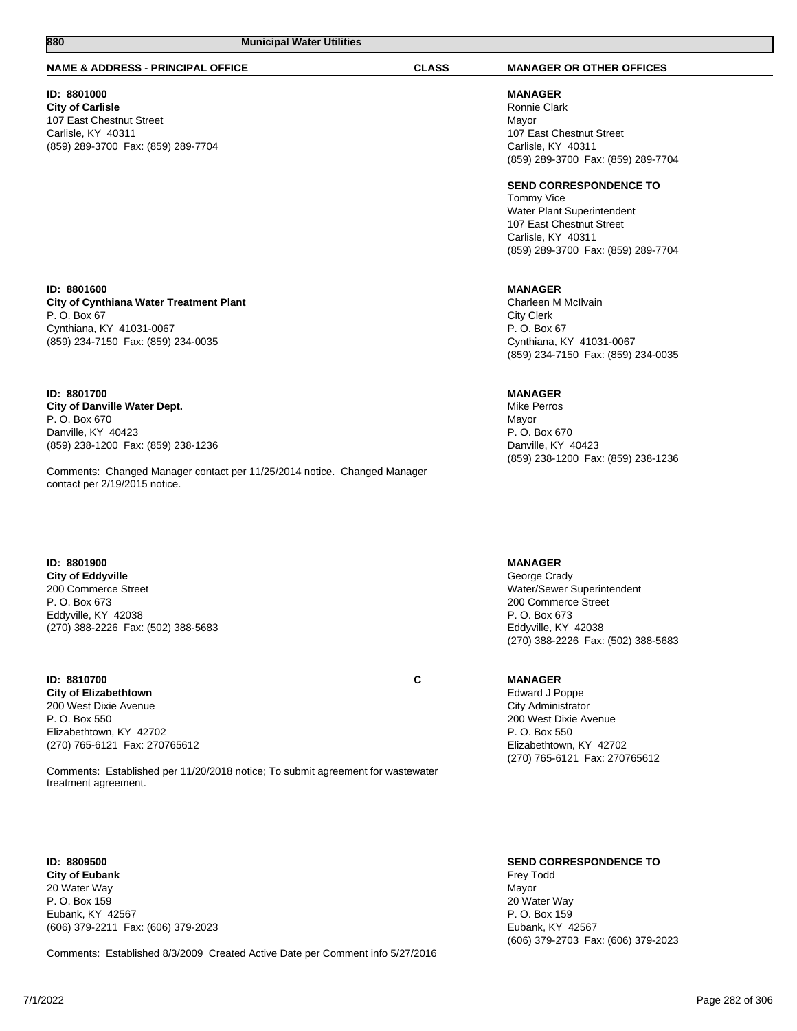## 880 Municipal Water Utilities

| NAME & ADDRESS - PRINCIPAL OFFICE | CLASS | MANAGER OR OTHER OFFICES |
|---|---|---|
| **ID: 8801000**<br>**City of Carlisle**<br>107 East Chestnut Street<br>Carlisle, KY 40311<br>(859) 289-3700 Fax: (859) 289-7704 | | **MANAGER**<br>Ronnie Clark<br>Mayor<br>107 East Chestnut Street<br>Carlisle, KY 40311<br>(859) 289-3700 Fax: (859) 289-7704<br><br>**SEND CORRESPONDENCE TO**<br>Tommy Vice<br>Water Plant Superintendent<br>107 East Chestnut Street<br>Carlisle, KY 40311<br>(859) 289-3700 Fax: (859) 289-7704 |
| **ID: 8801600**<br>**City of Cynthiana Water Treatment Plant**<br>P. O. Box 67<br>Cynthiana, KY 41031-0067<br>(859) 234-7150 Fax: (859) 234-0035 | | **MANAGER**<br>Charleen M McIlvain<br>City Clerk<br>P. O. Box 67<br>Cynthiana, KY 41031-0067<br>(859) 234-7150 Fax: (859) 234-0035 |
| **ID: 8801700**<br>**City of Danville Water Dept.**<br>P. O. Box 670<br>Danville, KY 40423<br>(859) 238-1200 Fax: (859) 238-1236<br><br>Comments: Changed Manager contact per 11/25/2014 notice. Changed Manager contact per 2/19/2015 notice. | | **MANAGER**<br>Mike Perros<br>Mayor<br>P. O. Box 670<br>Danville, KY 40423<br>(859) 238-1200 Fax: (859) 238-1236 |
| **ID: 8801900**<br>**City of Eddyville**<br>200 Commerce Street<br>P. O. Box 673<br>Eddyville, KY 42038<br>(270) 388-2226 Fax: (502) 388-5683 | | **MANAGER**<br>George Crady<br>Water/Sewer Superintendent<br>200 Commerce Street<br>P. O. Box 673<br>Eddyville, KY 42038<br>(270) 388-2226 Fax: (502) 388-5683 |
| **ID: 8810700**<br>**City of Elizabethtown**<br>200 West Dixie Avenue<br>P. O. Box 550<br>Elizabethtown, KY 42702<br>(270) 765-6121 Fax: 270765612<br><br>Comments: Established per 11/20/2018 notice; To submit agreement for wastewater treatment agreement. | C | **MANAGER**<br>Edward J Poppe<br>City Administrator<br>200 West Dixie Avenue<br>P. O. Box 550<br>Elizabethtown, KY 42702<br>(270) 765-6121 Fax: 270765612 |
| **ID: 8809500**<br>**City of Eubank**<br>20 Water Way<br>P. O. Box 159<br>Eubank, KY 42567<br>(606) 379-2211 Fax: (606) 379-2023<br><br>Comments: Established 8/3/2009 Created Active Date per Comment info 5/27/2016 | | **SEND CORRESPONDENCE TO**<br>Frey Todd<br>Mayor<br>20 Water Way<br>P. O. Box 159<br>Eubank, KY 42567<br>(606) 379-2703 Fax: (606) 379-2023 |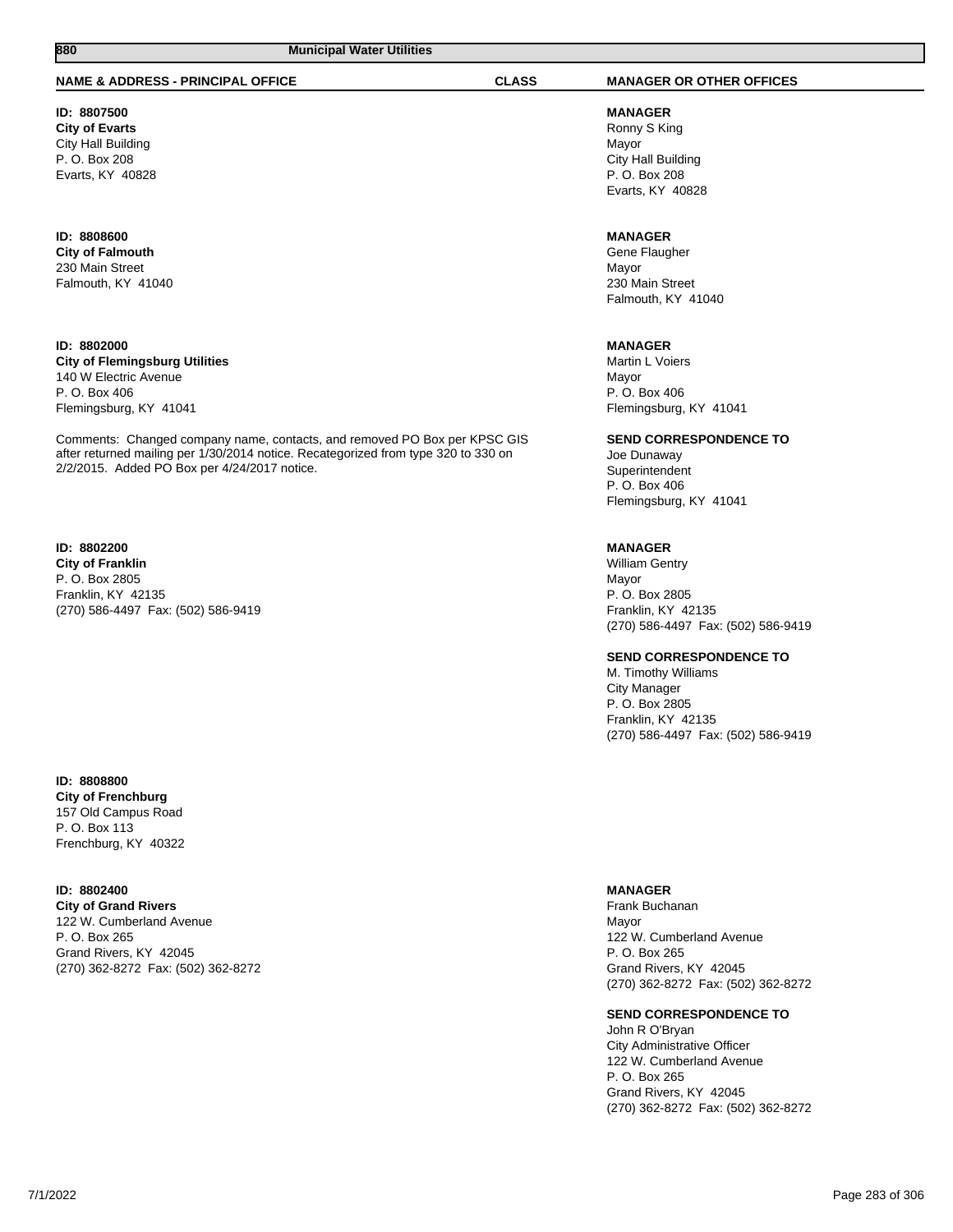**880 Municipal Water Utilities**

| NAME & ADDRESS - PRINCIPAL OFFICE | CLASS | MANAGER OR OTHER OFFICES |
|---|---|---|
| **ID: 8807500**<br>**City of Evarts**<br>City Hall Building<br>P. O. Box 208<br>Evarts, KY 40828 | | **MANAGER**<br>Ronny S King<br>Mayor<br>City Hall Building<br>P. O. Box 208<br>Evarts, KY 40828 |
| **ID: 8808600**<br>**City of Falmouth**<br>230 Main Street<br>Falmouth, KY 41040 | | **MANAGER**<br>Gene Flaugher<br>Mayor<br>230 Main Street<br>Falmouth, KY 41040 |
| **ID: 8802000**<br>**City of Flemingsburg Utilities**<br>140 W Electric Avenue<br>P. O. Box 406<br>Flemingsburg, KY 41041<br><br>Comments: Changed company name, contacts, and removed PO Box per KPSC GIS after returned mailing per 1/30/2014 notice. Recategorized from type 320 to 330 on 2/2/2015. Added PO Box per 4/24/2017 notice. | | **MANAGER**<br>Martin L Voiers<br>Mayor<br>P. O. Box 406<br>Flemingsburg, KY 41041<br><br>**SEND CORRESPONDENCE TO**<br>Joe Dunaway<br>Superintendent<br>P. O. Box 406<br>Flemingsburg, KY 41041 |
| **ID: 8802200**<br>**City of Franklin**<br>P. O. Box 2805<br>Franklin, KY 42135<br>(270) 586-4497 Fax: (502) 586-9419 | | **MANAGER**<br>William Gentry<br>Mayor<br>P. O. Box 2805<br>Franklin, KY 42135<br>(270) 586-4497 Fax: (502) 586-9419<br><br>**SEND CORRESPONDENCE TO**<br>M. Timothy Williams<br>City Manager<br>P. O. Box 2805<br>Franklin, KY 42135<br>(270) 586-4497 Fax: (502) 586-9419 |
| **ID: 8808800**<br>**City of Frenchburg**<br>157 Old Campus Road<br>P. O. Box 113<br>Frenchburg, KY 40322 | | |
| **ID: 8802400**<br>**City of Grand Rivers**<br>122 W. Cumberland Avenue<br>P. O. Box 265<br>Grand Rivers, KY 42045<br>(270) 362-8272 Fax: (502) 362-8272 | | **MANAGER**<br>Frank Buchanan<br>Mayor<br>122 W. Cumberland Avenue<br>P. O. Box 265<br>Grand Rivers, KY 42045<br>(270) 362-8272 Fax: (502) 362-8272<br><br>**SEND CORRESPONDENCE TO**<br>John R O'Bryan<br>City Administrative Officer<br>122 W. Cumberland Avenue<br>P. O. Box 265<br>Grand Rivers, KY 42045<br>(270) 362-8272 Fax: (502) 362-8272 |

7/1/2022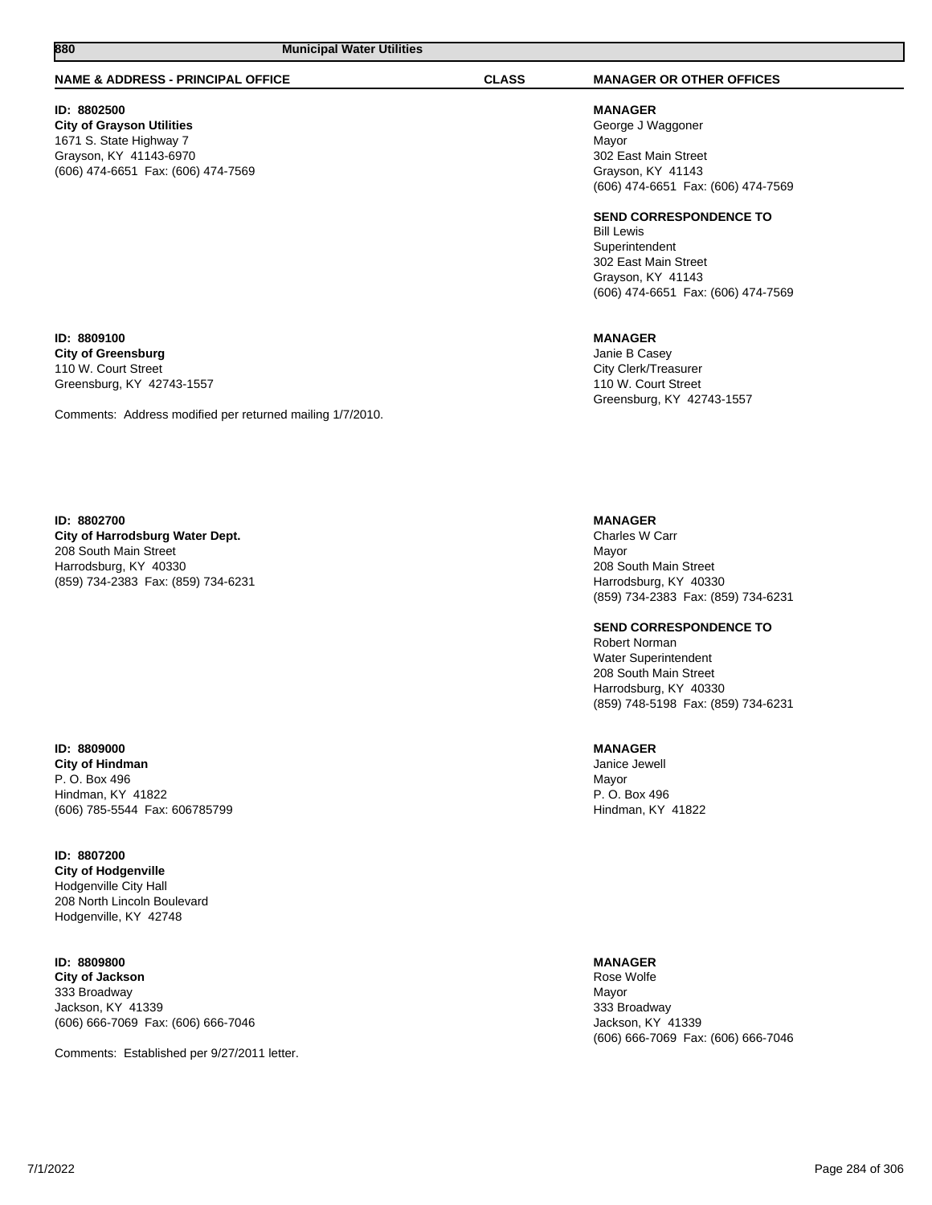**880 Municipal Water Utilities**

| NAME & ADDRESS - PRINCIPAL OFFICE | CLASS | MANAGER OR OTHER OFFICES |
|---|---|---|
| **ID: 8802500**<br>**City of Grayson Utilities**<br>1671 S. State Highway 7<br>Grayson, KY 41143-6970<br>(606) 474-6651 Fax: (606) 474-7569 | | **MANAGER**<br>George J Waggoner<br>Mayor<br>302 East Main Street<br>Grayson, KY 41143<br>(606) 474-6651 Fax: (606) 474-7569<br><br>**SEND CORRESPONDENCE TO**<br>Bill Lewis<br>Superintendent<br>302 East Main Street<br>Grayson, KY 41143<br>(606) 474-6651 Fax: (606) 474-7569 |
| **ID: 8809100**<br>**City of Greensburg**<br>110 W. Court Street<br>Greensburg, KY 42743-1557<br><br>Comments: Address modified per returned mailing 1/7/2010. | | **MANAGER**<br>Janie B Casey<br>City Clerk/Treasurer<br>110 W. Court Street<br>Greensburg, KY 42743-1557 |
| **ID: 8802700**<br>**City of Harrodsburg Water Dept.**<br>208 South Main Street<br>Harrodsburg, KY 40330<br>(859) 734-2383 Fax: (859) 734-6231 | | **MANAGER**<br>Charles W Carr<br>Mayor<br>208 South Main Street<br>Harrodsburg, KY 40330<br>(859) 734-2383 Fax: (859) 734-6231<br><br>**SEND CORRESPONDENCE TO**<br>Robert Norman<br>Water Superintendent<br>208 South Main Street<br>Harrodsburg, KY 40330<br>(859) 748-5198 Fax: (859) 734-6231 |
| **ID: 8809000**<br>**City of Hindman**<br>P. O. Box 496<br>Hindman, KY 41822<br>(606) 785-5544 Fax: 606785799 | | **MANAGER**<br>Janice Jewell<br>Mayor<br>P. O. Box 496<br>Hindman, KY 41822 |
| **ID: 8807200**<br>**City of Hodgenville**<br>Hodgenville City Hall<br>208 North Lincoln Boulevard<br>Hodgenville, KY 42748 | | |
| **ID: 8809800**<br>**City of Jackson**<br>333 Broadway<br>Jackson, KY 41339<br>(606) 666-7069 Fax: (606) 666-7046<br><br>Comments: Established per 9/27/2011 letter. | | **MANAGER**<br>Rose Wolfe<br>Mayor<br>333 Broadway<br>Jackson, KY 41339<br>(606) 666-7069 Fax: (606) 666-7046 |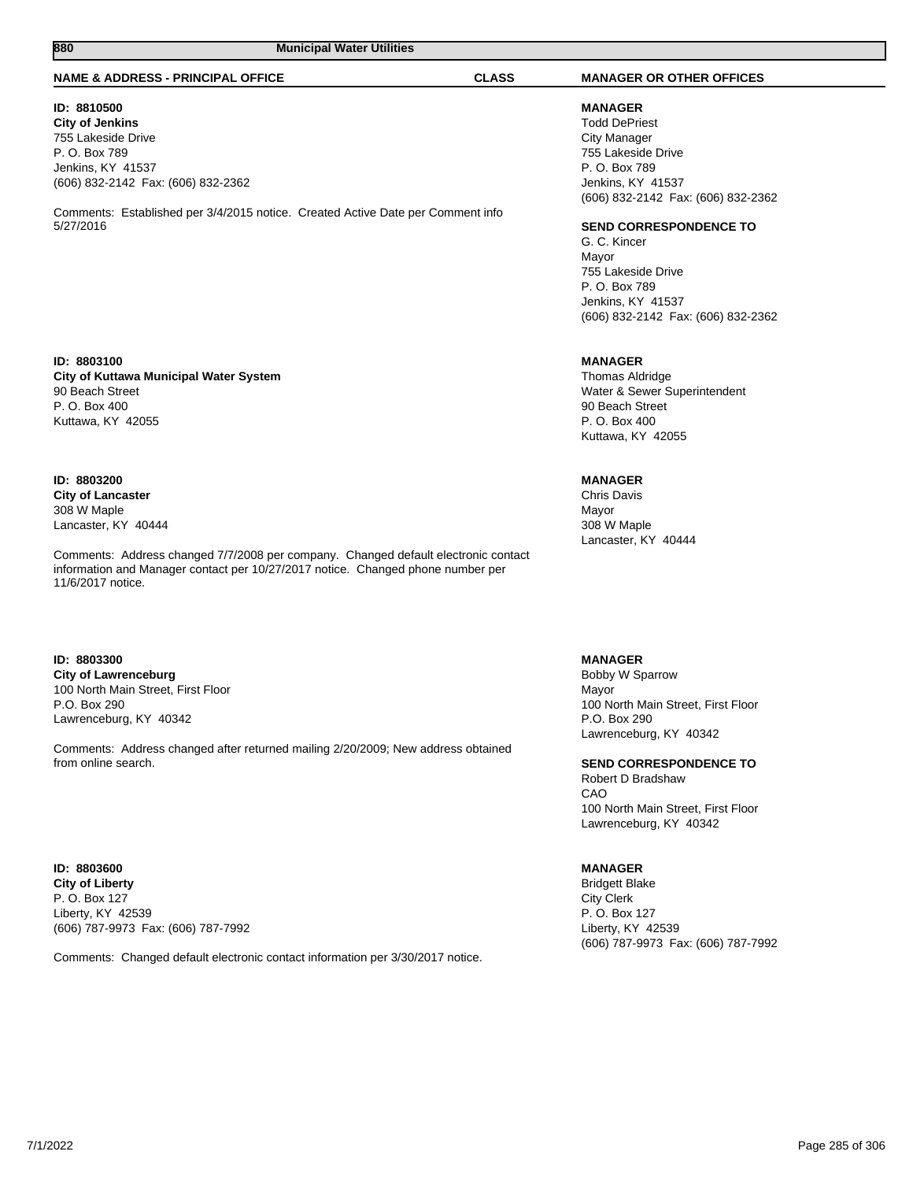**880 Municipal Water Utilities**

| NAME & ADDRESS - PRINCIPAL OFFICE | CLASS | MANAGER OR OTHER OFFICES |
|---|---|---|

**ID: 8810500**
**City of Jenkins**
755 Lakeside Drive
P. O. Box 789
Jenkins, KY 41537
(606) 832-2142 Fax: (606) 832-2362

Comments: Established per 3/4/2015 notice. Created Active Date per Comment info 5/27/2016

**MANAGER**
Todd DePriest
City Manager
755 Lakeside Drive
P. O. Box 789
Jenkins, KY 41537
(606) 832-2142 Fax: (606) 832-2362

**SEND CORRESPONDENCE TO**
G. C. Kincer
Mayor
755 Lakeside Drive
P. O. Box 789
Jenkins, KY 41537
(606) 832-2142 Fax: (606) 832-2362

---

**ID: 8803100**
**City of Kuttawa Municipal Water System**
90 Beach Street
P. O. Box 400
Kuttawa, KY 42055

**MANAGER**
Thomas Aldridge
Water & Sewer Superintendent
90 Beach Street
P. O. Box 400
Kuttawa, KY 42055

---

**ID: 8803200**
**City of Lancaster**
308 W Maple
Lancaster, KY 40444

Comments: Address changed 7/7/2008 per company. Changed default electronic contact information and Manager contact per 10/27/2017 notice. Changed phone number per 11/6/2017 notice.

**MANAGER**
Chris Davis
Mayor
308 W Maple
Lancaster, KY 40444

---

**ID: 8803300**
**City of Lawrenceburg**
100 North Main Street, First Floor
P.O. Box 290
Lawrenceburg, KY 40342

Comments: Address changed after returned mailing 2/20/2009; New address obtained from online search.

**MANAGER**
Bobby W Sparrow
Mayor
100 North Main Street, First Floor
P.O. Box 290
Lawrenceburg, KY 40342

**SEND CORRESPONDENCE TO**
Robert D Bradshaw
CAO
100 North Main Street, First Floor
Lawrenceburg, KY 40342

---

**ID: 8803600**
**City of Liberty**
P. O. Box 127
Liberty, KY 42539
(606) 787-9973 Fax: (606) 787-7992

Comments: Changed default electronic contact information per 3/30/2017 notice.

**MANAGER**
Bridgett Blake
City Clerk
P. O. Box 127
Liberty, KY 42539
(606) 787-9973 Fax: (606) 787-7992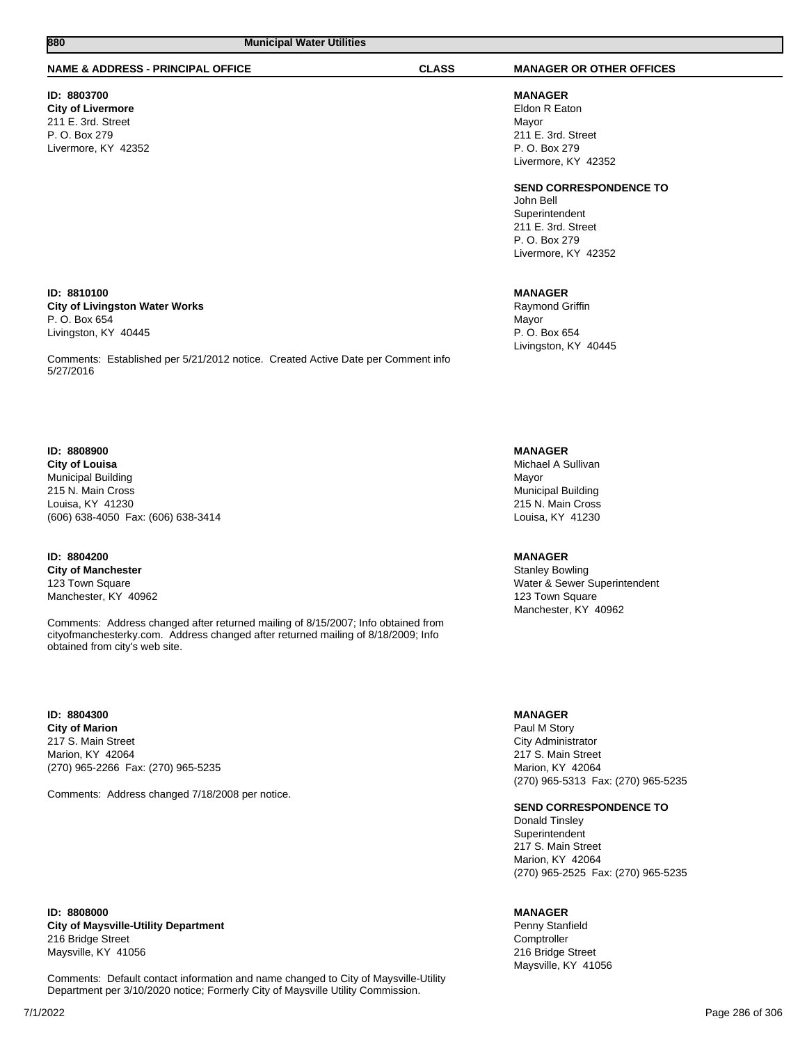**880 Municipal Water Utilities**

| NAME & ADDRESS - PRINCIPAL OFFICE | CLASS | MANAGER OR OTHER OFFICES |
|---|---|---|
| **ID: 8803700**<br>**City of Livermore**<br>211 E. 3rd. Street<br>P. O. Box 279<br>Livermore, KY 42352 | | **MANAGER**<br>Eldon R Eaton<br>Mayor<br>211 E. 3rd. Street<br>P. O. Box 279<br>Livermore, KY 42352<br><br>**SEND CORRESPONDENCE TO**<br>John Bell<br>Superintendent<br>211 E. 3rd. Street<br>P. O. Box 279<br>Livermore, KY 42352 |
| **ID: 8810100**<br>**City of Livingston Water Works**<br>P. O. Box 654<br>Livingston, KY 40445<br><br>Comments: Established per 5/21/2012 notice. Created Active Date per Comment info 5/27/2016 | | **MANAGER**<br>Raymond Griffin<br>Mayor<br>P. O. Box 654<br>Livingston, KY 40445 |
| **ID: 8808900**<br>**City of Louisa**<br>Municipal Building<br>215 N. Main Cross<br>Louisa, KY 41230<br>(606) 638-4050 Fax: (606) 638-3414 | | **MANAGER**<br>Michael A Sullivan<br>Mayor<br>Municipal Building<br>215 N. Main Cross<br>Louisa, KY 41230 |
| **ID: 8804200**<br>**City of Manchester**<br>123 Town Square<br>Manchester, KY 40962<br><br>Comments: Address changed after returned mailing of 8/15/2007; Info obtained from cityofmanchesterky.com. Address changed after returned mailing of 8/18/2009; Info obtained from city's web site. | | **MANAGER**<br>Stanley Bowling<br>Water & Sewer Superintendent<br>123 Town Square<br>Manchester, KY 40962 |
| **ID: 8804300**<br>**City of Marion**<br>217 S. Main Street<br>Marion, KY 42064<br>(270) 965-2266 Fax: (270) 965-5235<br><br>Comments: Address changed 7/18/2008 per notice. | | **MANAGER**<br>Paul M Story<br>City Administrator<br>217 S. Main Street<br>Marion, KY 42064<br>(270) 965-5313 Fax: (270) 965-5235<br><br>**SEND CORRESPONDENCE TO**<br>Donald Tinsley<br>Superintendent<br>217 S. Main Street<br>Marion, KY 42064<br>(270) 965-2525 Fax: (270) 965-5235 |
| **ID: 8808000**<br>**City of Maysville-Utility Department**<br>216 Bridge Street<br>Maysville, KY 41056<br><br>Comments: Default contact information and name changed to City of Maysville-Utility Department per 3/10/2020 notice; Formerly City of Maysville Utility Commission. | | **MANAGER**<br>Penny Stanfield<br>Comptroller<br>216 Bridge Street<br>Maysville, KY 41056 |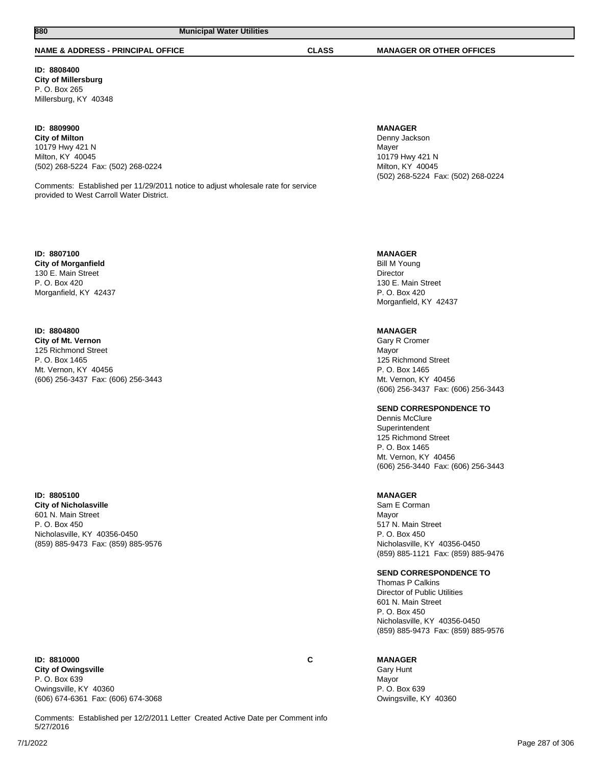**880 Municipal Water Utilities**

| NAME & ADDRESS - PRINCIPAL OFFICE | CLASS | MANAGER OR OTHER OFFICES |
|---|---|---|
| **ID: 8808400**<br>**City of Millersburg**<br>P. O. Box 265<br>Millersburg, KY 40348 | | |
| **ID: 8809900**<br>**City of Milton**<br>10179 Hwy 421 N<br>Milton, KY 40045<br>(502) 268-5224 Fax: (502) 268-0224<br><br>Comments: Established per 11/29/2011 notice to adjust wholesale rate for service provided to West Carroll Water District. | | **MANAGER**<br>Denny Jackson<br>Mayer<br>10179 Hwy 421 N<br>Milton, KY 40045<br>(502) 268-5224 Fax: (502) 268-0224 |
| **ID: 8807100**<br>**City of Morganfield**<br>130 E. Main Street<br>P. O. Box 420<br>Morganfield, KY 42437 | | **MANAGER**<br>Bill M Young<br>Director<br>130 E. Main Street<br>P. O. Box 420<br>Morganfield, KY 42437 |
| **ID: 8804800**<br>**City of Mt. Vernon**<br>125 Richmond Street<br>P. O. Box 1465<br>Mt. Vernon, KY 40456<br>(606) 256-3437 Fax: (606) 256-3443 | | **MANAGER**<br>Gary R Cromer<br>Mayor<br>125 Richmond Street<br>P. O. Box 1465<br>Mt. Vernon, KY 40456<br>(606) 256-3437 Fax: (606) 256-3443<br><br>**SEND CORRESPONDENCE TO**<br>Dennis McClure<br>Superintendent<br>125 Richmond Street<br>P. O. Box 1465<br>Mt. Vernon, KY 40456<br>(606) 256-3440 Fax: (606) 256-3443 |
| **ID: 8805100**<br>**City of Nicholasville**<br>601 N. Main Street<br>P. O. Box 450<br>Nicholasville, KY 40356-0450<br>(859) 885-9473 Fax: (859) 885-9576 | | **MANAGER**<br>Sam E Corman<br>Mayor<br>517 N. Main Street<br>P. O. Box 450<br>Nicholasville, KY 40356-0450<br>(859) 885-1121 Fax: (859) 885-9476<br><br>**SEND CORRESPONDENCE TO**<br>Thomas P Calkins<br>Director of Public Utilities<br>601 N. Main Street<br>P. O. Box 450<br>Nicholasville, KY 40356-0450<br>(859) 885-9473 Fax: (859) 885-9576 |
| **ID: 8810000**<br>**City of Owingsville**<br>P. O. Box 639<br>Owingsville, KY 40360<br>(606) 674-6361 Fax: (606) 674-3068<br><br>Comments: Established per 12/2/2011 Letter Created Active Date per Comment info 5/27/2016 | C | **MANAGER**<br>Gary Hunt<br>Mayor<br>P. O. Box 639<br>Owingsville, KY 40360 |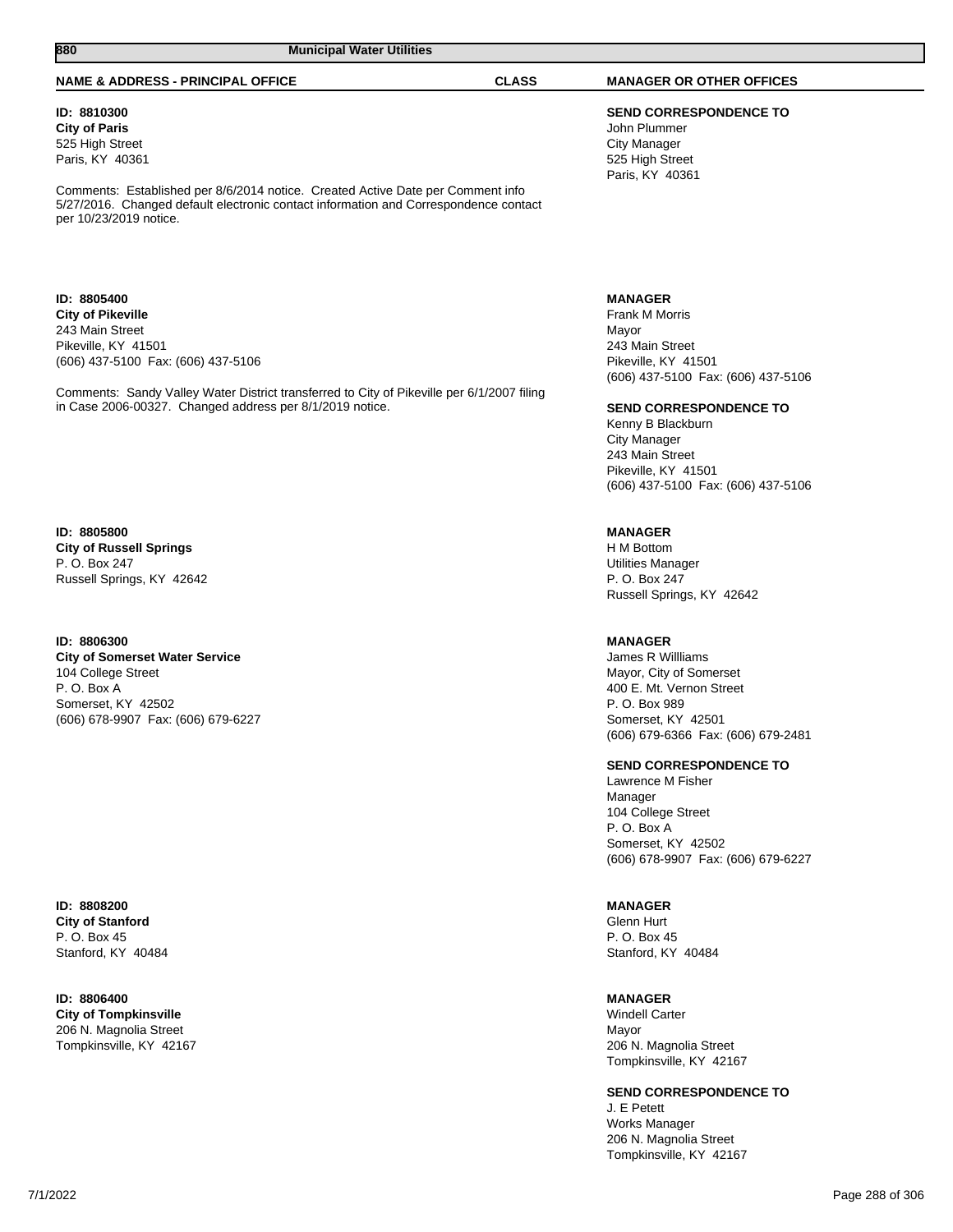**880 Municipal Water Utilities**

| NAME & ADDRESS - PRINCIPAL OFFICE | CLASS | MANAGER OR OTHER OFFICES |
|---|---|---|
| **ID: 8810300**<br>**City of Paris**<br>525 High Street<br>Paris, KY 40361<br><br>Comments: Established per 8/6/2014 notice. Created Active Date per Comment info 5/27/2016. Changed default electronic contact information and Correspondence contact per 10/23/2019 notice. | | **SEND CORRESPONDENCE TO**<br>John Plummer<br>City Manager<br>525 High Street<br>Paris, KY 40361 |
| **ID: 8805400**<br>**City of Pikeville**<br>243 Main Street<br>Pikeville, KY 41501<br>(606) 437-5100 Fax: (606) 437-5106<br><br>Comments: Sandy Valley Water District transferred to City of Pikeville per 6/1/2007 filing in Case 2006-00327. Changed address per 8/1/2019 notice. | | **MANAGER**<br>Frank M Morris<br>Mayor<br>243 Main Street<br>Pikeville, KY 41501<br>(606) 437-5100 Fax: (606) 437-5106<br><br>**SEND CORRESPONDENCE TO**<br>Kenny B Blackburn<br>City Manager<br>243 Main Street<br>Pikeville, KY 41501<br>(606) 437-5100 Fax: (606) 437-5106 |
| **ID: 8805800**<br>**City of Russell Springs**<br>P. O. Box 247<br>Russell Springs, KY 42642 | | **MANAGER**<br>H M Bottom<br>Utilities Manager<br>P. O. Box 247<br>Russell Springs, KY 42642 |
| **ID: 8806300**<br>**City of Somerset Water Service**<br>104 College Street<br>P. O. Box A<br>Somerset, KY 42502<br>(606) 678-9907 Fax: (606) 679-6227 | | **MANAGER**<br>James R Willliams<br>Mayor, City of Somerset<br>400 E. Mt. Vernon Street<br>P. O. Box 989<br>Somerset, KY 42501<br>(606) 679-6366 Fax: (606) 679-2481<br><br>**SEND CORRESPONDENCE TO**<br>Lawrence M Fisher<br>Manager<br>104 College Street<br>P. O. Box A<br>Somerset, KY 42502<br>(606) 678-9907 Fax: (606) 679-6227 |
| **ID: 8808200**<br>**City of Stanford**<br>P. O. Box 45<br>Stanford, KY 40484 | | **MANAGER**<br>Glenn Hurt<br>P. O. Box 45<br>Stanford, KY 40484 |
| **ID: 8806400**<br>**City of Tompkinsville**<br>206 N. Magnolia Street<br>Tompkinsville, KY 42167 | | **MANAGER**<br>Windell Carter<br>Mayor<br>206 N. Magnolia Street<br>Tompkinsville, KY 42167<br><br>**SEND CORRESPONDENCE TO**<br>J. E Petett<br>Works Manager<br>206 N. Magnolia Street<br>Tompkinsville, KY 42167 |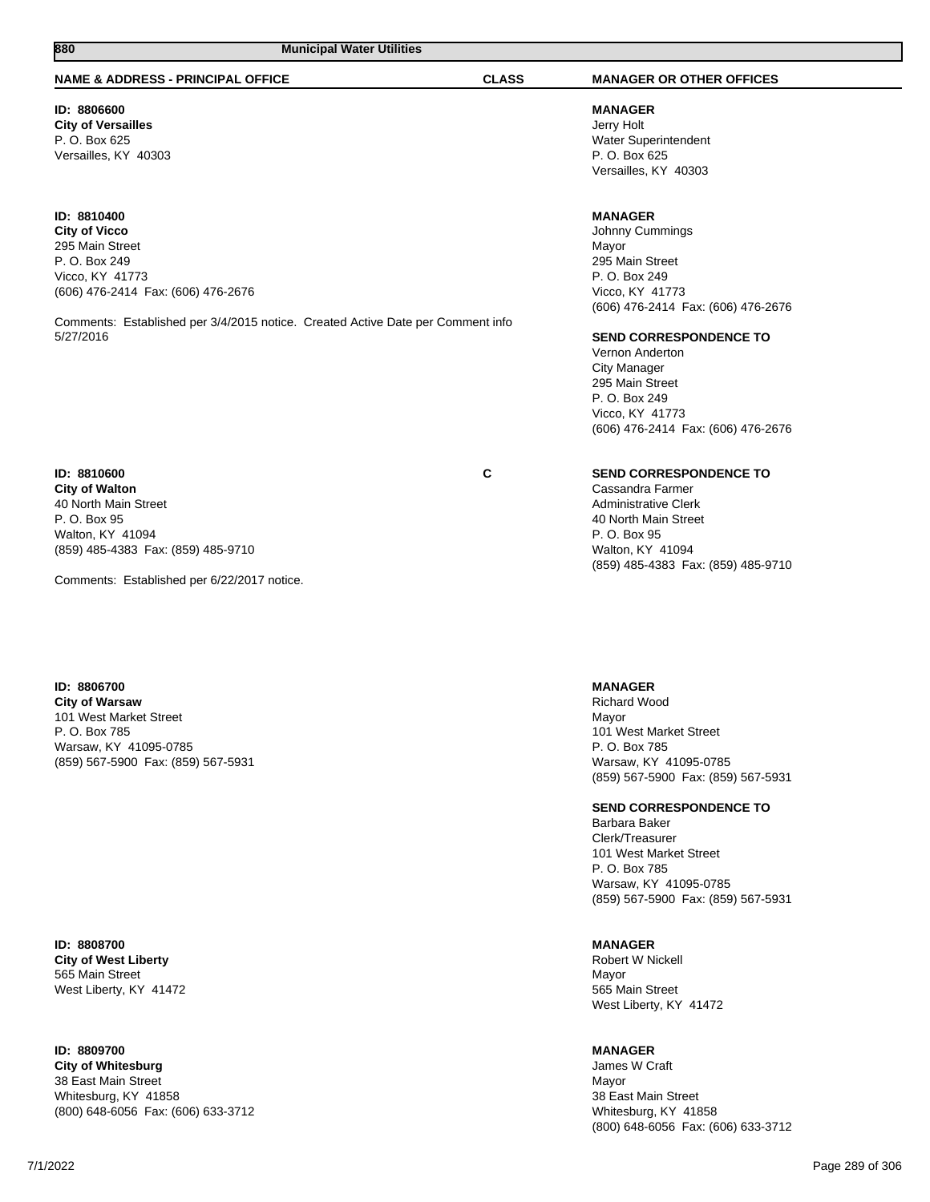## 880 Municipal Water Utilities

| NAME & ADDRESS - PRINCIPAL OFFICE | CLASS | MANAGER OR OTHER OFFICES |
|---|---|---|
| **ID: 8806600**<br>**City of Versailles**<br>P. O. Box 625<br>Versailles, KY 40303 | | **MANAGER**<br>Jerry Holt<br>Water Superintendent<br>P. O. Box 625<br>Versailles, KY 40303 |
| **ID: 8810400**<br>**City of Vicco**<br>295 Main Street<br>P. O. Box 249<br>Vicco, KY 41773<br>(606) 476-2414 Fax: (606) 476-2676<br><br>Comments: Established per 3/4/2015 notice. Created Active Date per Comment info 5/27/2016 | | **MANAGER**<br>Johnny Cummings<br>Mayor<br>295 Main Street<br>P. O. Box 249<br>Vicco, KY 41773<br>(606) 476-2414 Fax: (606) 476-2676<br><br>**SEND CORRESPONDENCE TO**<br>Vernon Anderton<br>City Manager<br>295 Main Street<br>P. O. Box 249<br>Vicco, KY 41773<br>(606) 476-2414 Fax: (606) 476-2676 |
| **ID: 8810600**<br>**City of Walton**<br>40 North Main Street<br>P. O. Box 95<br>Walton, KY 41094<br>(859) 485-4383 Fax: (859) 485-9710<br><br>Comments: Established per 6/22/2017 notice. | C | **SEND CORRESPONDENCE TO**<br>Cassandra Farmer<br>Administrative Clerk<br>40 North Main Street<br>P. O. Box 95<br>Walton, KY 41094<br>(859) 485-4383 Fax: (859) 485-9710 |
| **ID: 8806700**<br>**City of Warsaw**<br>101 West Market Street<br>P. O. Box 785<br>Warsaw, KY 41095-0785<br>(859) 567-5900 Fax: (859) 567-5931 | | **MANAGER**<br>Richard Wood<br>Mayor<br>101 West Market Street<br>P. O. Box 785<br>Warsaw, KY 41095-0785<br>(859) 567-5900 Fax: (859) 567-5931<br><br>**SEND CORRESPONDENCE TO**<br>Barbara Baker<br>Clerk/Treasurer<br>101 West Market Street<br>P. O. Box 785<br>Warsaw, KY 41095-0785<br>(859) 567-5900 Fax: (859) 567-5931 |
| **ID: 8808700**<br>**City of West Liberty**<br>565 Main Street<br>West Liberty, KY 41472 | | **MANAGER**<br>Robert W Nickell<br>Mayor<br>565 Main Street<br>West Liberty, KY 41472 |
| **ID: 8809700**<br>**City of Whitesburg**<br>38 East Main Street<br>Whitesburg, KY 41858<br>(800) 648-6056 Fax: (606) 633-3712 | | **MANAGER**<br>James W Craft<br>Mayor<br>38 East Main Street<br>Whitesburg, KY 41858<br>(800) 648-6056 Fax: (606) 633-3712 |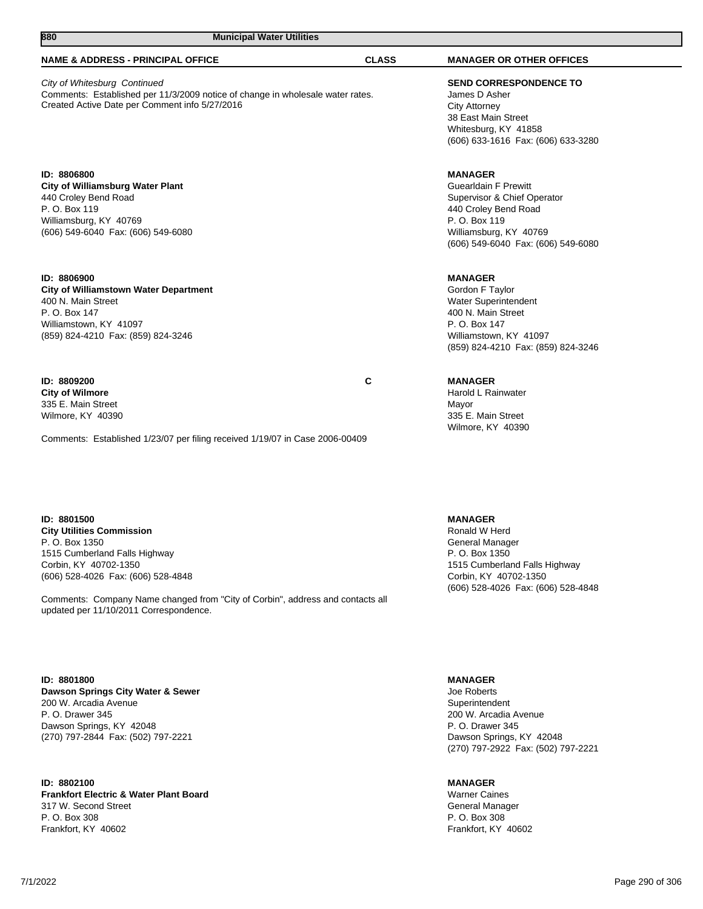## Municipal Water Utilities

| NAME & ADDRESS - PRINCIPAL OFFICE | CLASS | MANAGER OR OTHER OFFICES |
|---|---|---|
| *City of Whitesburg Continued*<br>Comments: Established per 11/3/2009 notice of change in wholesale water rates. Created Active Date per Comment info 5/27/2016 | | **SEND CORRESPONDENCE TO**<br>James D Asher<br>City Attorney<br>38 East Main Street<br>Whitesburg, KY 41858<br>(606) 633-1616 Fax: (606) 633-3280 |
| **ID: 8806800**<br>**City of Williamsburg Water Plant**<br>440 Croley Bend Road<br>P. O. Box 119<br>Williamsburg, KY 40769<br>(606) 549-6040 Fax: (606) 549-6080 | | **MANAGER**<br>Guearldain F Prewitt<br>Supervisor & Chief Operator<br>440 Croley Bend Road<br>P. O. Box 119<br>Williamsburg, KY 40769<br>(606) 549-6040 Fax: (606) 549-6080 |
| **ID: 8806900**<br>**City of Williamstown Water Department**<br>400 N. Main Street<br>P. O. Box 147<br>Williamstown, KY 41097<br>(859) 824-4210 Fax: (859) 824-3246 | | **MANAGER**<br>Gordon F Taylor<br>Water Superintendent<br>400 N. Main Street<br>P. O. Box 147<br>Williamstown, KY 41097<br>(859) 824-4210 Fax: (859) 824-3246 |
| **ID: 8809200**<br>**City of Wilmore**<br>335 E. Main Street<br>Wilmore, KY 40390<br><br>Comments: Established 1/23/07 per filing received 1/19/07 in Case 2006-00409 | C | **MANAGER**<br>Harold L Rainwater<br>Mayor<br>335 E. Main Street<br>Wilmore, KY 40390 |
| **ID: 8801500**<br>**City Utilities Commission**<br>P. O. Box 1350<br>1515 Cumberland Falls Highway<br>Corbin, KY 40702-1350<br>(606) 528-4026 Fax: (606) 528-4848<br><br>Comments: Company Name changed from "City of Corbin", address and contacts all updated per 11/10/2011 Correspondence. | | **MANAGER**<br>Ronald W Herd<br>General Manager<br>P. O. Box 1350<br>1515 Cumberland Falls Highway<br>Corbin, KY 40702-1350<br>(606) 528-4026 Fax: (606) 528-4848 |
| **ID: 8801800**<br>**Dawson Springs City Water & Sewer**<br>200 W. Arcadia Avenue<br>P. O. Drawer 345<br>Dawson Springs, KY 42048<br>(270) 797-2844 Fax: (502) 797-2221 | | **MANAGER**<br>Joe Roberts<br>Superintendent<br>200 W. Arcadia Avenue<br>P. O. Drawer 345<br>Dawson Springs, KY 42048<br>(270) 797-2922 Fax: (502) 797-2221 |
| **ID: 8802100**<br>**Frankfort Electric & Water Plant Board**<br>317 W. Second Street<br>P. O. Box 308<br>Frankfort, KY 40602 | | **MANAGER**<br>Warner Caines<br>General Manager<br>P. O. Box 308<br>Frankfort, KY 40602 |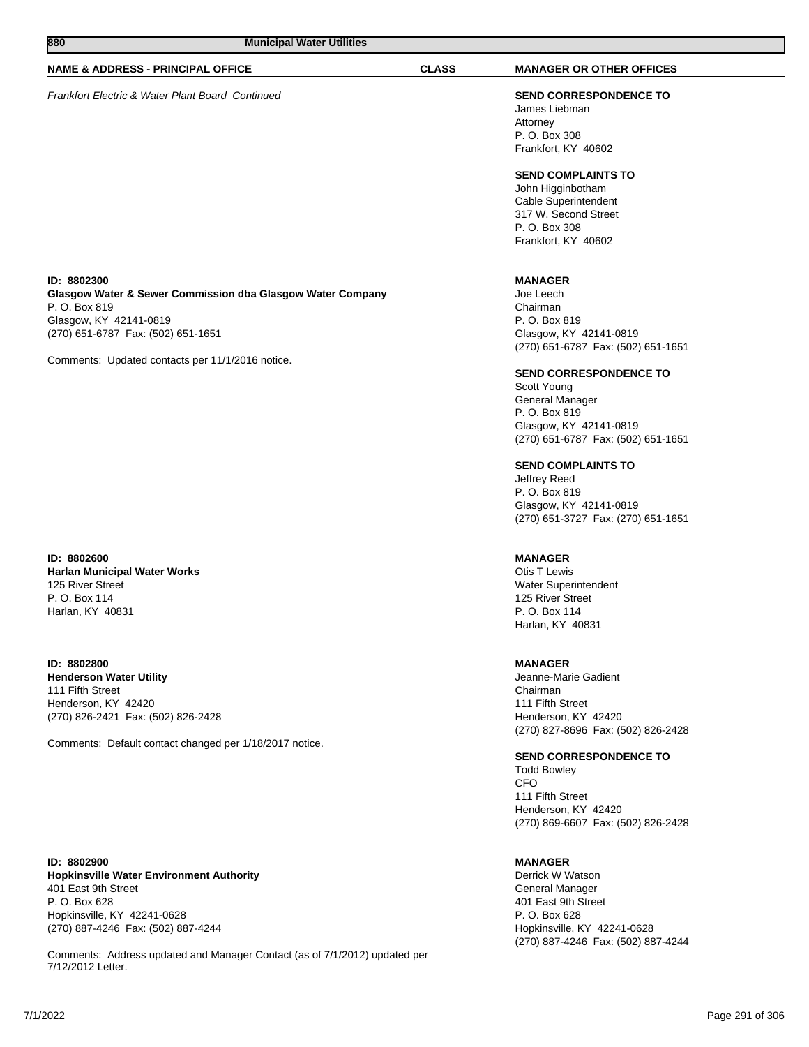| NAME & ADDRESS - PRINCIPAL OFFICE | CLASS | MANAGER OR OTHER OFFICES |
|---|---|---|
| *Frankfort Electric & Water Plant Board Continued* | | **SEND CORRESPONDENCE TO**<br>James Liebman<br>Attorney<br>P. O. Box 308<br>Frankfort, KY 40602<br><br>**SEND COMPLAINTS TO**<br>John Higginbotham<br>Cable Superintendent<br>317 W. Second Street<br>P. O. Box 308<br>Frankfort, KY 40602 |
| **ID: 8802300**<br>**Glasgow Water & Sewer Commission dba Glasgow Water Company**<br>P. O. Box 819<br>Glasgow, KY 42141-0819<br>(270) 651-6787 Fax: (502) 651-1651<br><br>Comments: Updated contacts per 11/1/2016 notice. | | **MANAGER**<br>Joe Leech<br>Chairman<br>P. O. Box 819<br>Glasgow, KY 42141-0819<br>(270) 651-6787 Fax: (502) 651-1651<br><br>**SEND CORRESPONDENCE TO**<br>Scott Young<br>General Manager<br>P. O. Box 819<br>Glasgow, KY 42141-0819<br>(270) 651-6787 Fax: (502) 651-1651<br><br>**SEND COMPLAINTS TO**<br>Jeffrey Reed<br>P. O. Box 819<br>Glasgow, KY 42141-0819<br>(270) 651-3727 Fax: (270) 651-1651 |
| **ID: 8802600**<br>**Harlan Municipal Water Works**<br>125 River Street<br>P. O. Box 114<br>Harlan, KY 40831 | | **MANAGER**<br>Otis T Lewis<br>Water Superintendent<br>125 River Street<br>P. O. Box 114<br>Harlan, KY 40831 |
| **ID: 8802800**<br>**Henderson Water Utility**<br>111 Fifth Street<br>Henderson, KY 42420<br>(270) 826-2421 Fax: (502) 826-2428<br><br>Comments: Default contact changed per 1/18/2017 notice. | | **MANAGER**<br>Jeanne-Marie Gadient<br>Chairman<br>111 Fifth Street<br>Henderson, KY 42420<br>(270) 827-8696 Fax: (502) 826-2428<br><br>**SEND CORRESPONDENCE TO**<br>Todd Bowley<br>CFO<br>111 Fifth Street<br>Henderson, KY 42420<br>(270) 869-6607 Fax: (502) 826-2428 |
| **ID: 8802900**<br>**Hopkinsville Water Environment Authority**<br>401 East 9th Street<br>P. O. Box 628<br>Hopkinsville, KY 42241-0628<br>(270) 887-4246 Fax: (502) 887-4244<br><br>Comments: Address updated and Manager Contact (as of 7/1/2012) updated per 7/12/2012 Letter. | | **MANAGER**<br>Derrick W Watson<br>General Manager<br>401 East 9th Street<br>P. O. Box 628<br>Hopkinsville, KY 42241-0628<br>(270) 887-4246 Fax: (502) 887-4244 |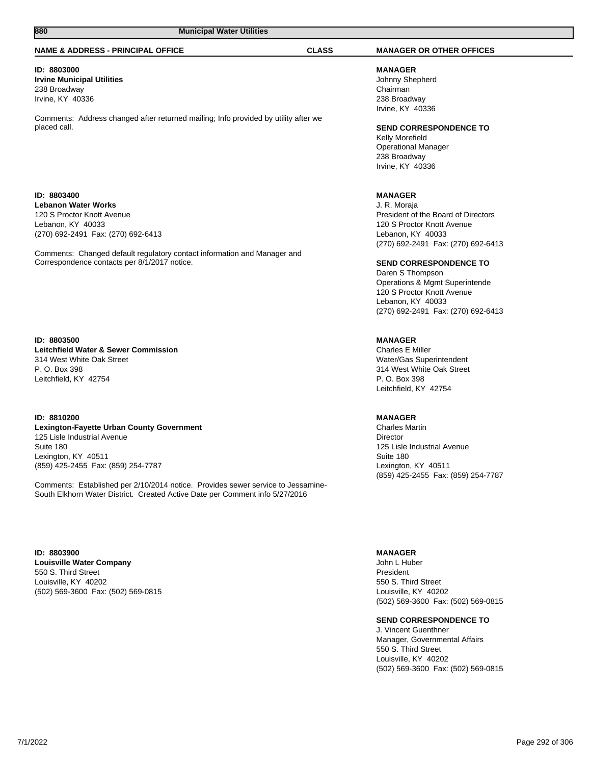**880 Municipal Water Utilities**

| NAME & ADDRESS - PRINCIPAL OFFICE | CLASS | MANAGER OR OTHER OFFICES |
|---|---|---|

**ID: 8803000**
**Irvine Municipal Utilities**
238 Broadway
Irvine, KY 40336

Comments: Address changed after returned mailing; Info provided by utility after we placed call.

**MANAGER**
Johnny Shepherd
Chairman
238 Broadway
Irvine, KY 40336

**SEND CORRESPONDENCE TO**
Kelly Morefield
Operational Manager
238 Broadway
Irvine, KY 40336

---

**ID: 8803400**
**Lebanon Water Works**
120 S Proctor Knott Avenue
Lebanon, KY 40033
(270) 692-2491 Fax: (270) 692-6413

Comments: Changed default regulatory contact information and Manager and Correspondence contacts per 8/1/2017 notice.

**MANAGER**
J. R. Moraja
President of the Board of Directors
120 S Proctor Knott Avenue
Lebanon, KY 40033
(270) 692-2491 Fax: (270) 692-6413

**SEND CORRESPONDENCE TO**
Daren S Thompson
Operations & Mgmt Superintende
120 S Proctor Knott Avenue
Lebanon, KY 40033
(270) 692-2491 Fax: (270) 692-6413

---

**ID: 8803500**
**Leitchfield Water & Sewer Commission**
314 West White Oak Street
P. O. Box 398
Leitchfield, KY 42754

**MANAGER**
Charles E Miller
Water/Gas Superintendent
314 West White Oak Street
P. O. Box 398
Leitchfield, KY 42754

---

**ID: 8810200**
**Lexington-Fayette Urban County Government**
125 Lisle Industrial Avenue
Suite 180
Lexington, KY 40511
(859) 425-2455 Fax: (859) 254-7787

Comments: Established per 2/10/2014 notice. Provides sewer service to Jessamine-South Elkhorn Water District. Created Active Date per Comment info 5/27/2016

**MANAGER**
Charles Martin
Director
125 Lisle Industrial Avenue
Suite 180
Lexington, KY 40511
(859) 425-2455 Fax: (859) 254-7787

---

**ID: 8803900**
**Louisville Water Company**
550 S. Third Street
Louisville, KY 40202
(502) 569-3600 Fax: (502) 569-0815

**MANAGER**
John L Huber
President
550 S. Third Street
Louisville, KY 40202
(502) 569-3600 Fax: (502) 569-0815

**SEND CORRESPONDENCE TO**
J. Vincent Guenthner
Manager, Governmental Affairs
550 S. Third Street
Louisville, KY 40202
(502) 569-3600 Fax: (502) 569-0815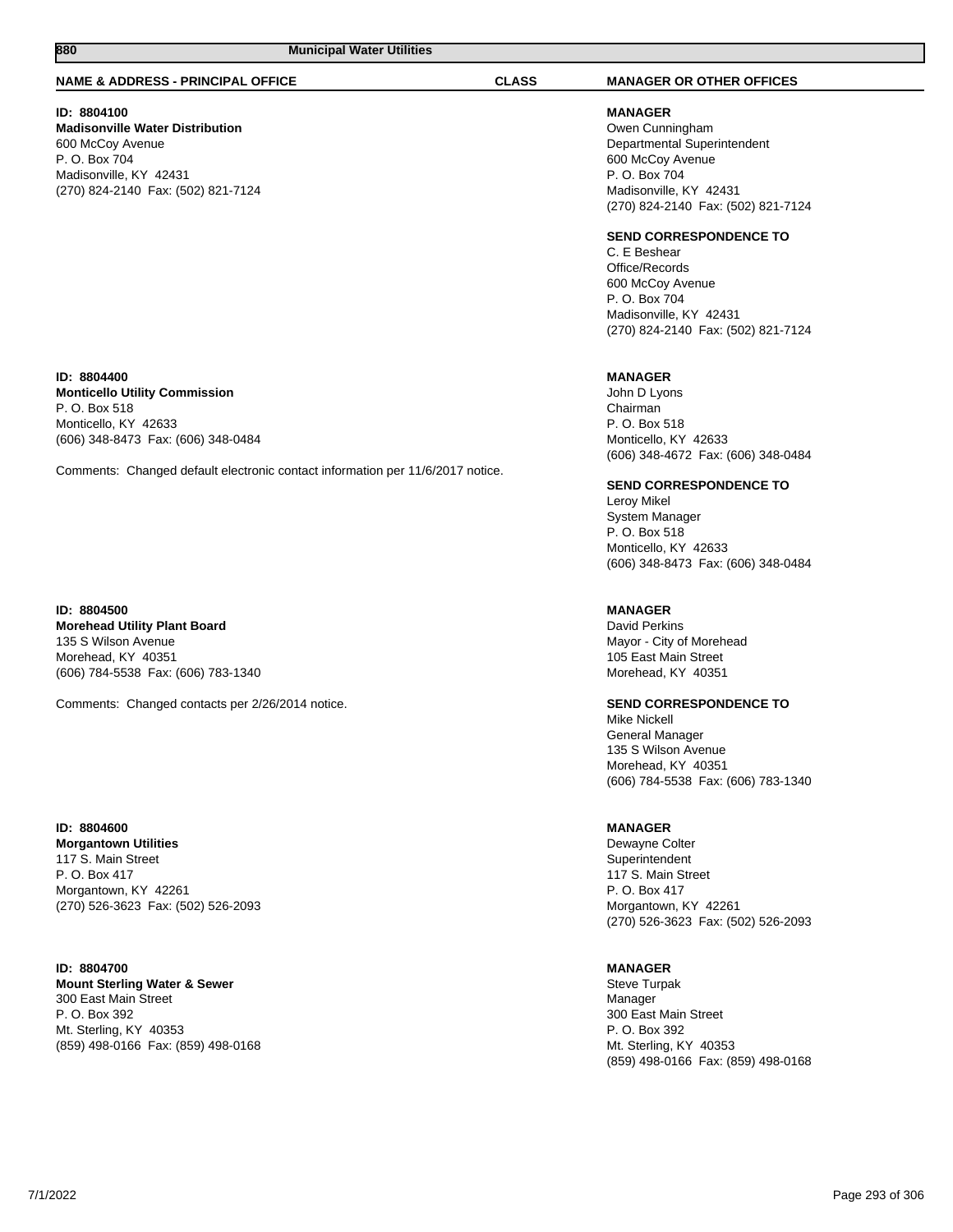**880 Municipal Water Utilities**

| NAME & ADDRESS - PRINCIPAL OFFICE | CLASS | MANAGER OR OTHER OFFICES |
|---|---|---|
| **ID: 8804100**<br>**Madisonville Water Distribution**<br>600 McCoy Avenue<br>P. O. Box 704<br>Madisonville, KY 42431<br>(270) 824-2140 Fax: (502) 821-7124 | | **MANAGER**<br>Owen Cunningham<br>Departmental Superintendent<br>600 McCoy Avenue<br>P. O. Box 704<br>Madisonville, KY 42431<br>(270) 824-2140 Fax: (502) 821-7124<br><br>**SEND CORRESPONDENCE TO**<br>C. E Beshear<br>Office/Records<br>600 McCoy Avenue<br>P. O. Box 704<br>Madisonville, KY 42431<br>(270) 824-2140 Fax: (502) 821-7124 |
| **ID: 8804400**<br>**Monticello Utility Commission**<br>P. O. Box 518<br>Monticello, KY 42633<br>(606) 348-8473 Fax: (606) 348-0484<br><br>Comments: Changed default electronic contact information per 11/6/2017 notice. | | **MANAGER**<br>John D Lyons<br>Chairman<br>P. O. Box 518<br>Monticello, KY 42633<br>(606) 348-4672 Fax: (606) 348-0484<br><br>**SEND CORRESPONDENCE TO**<br>Leroy Mikel<br>System Manager<br>P. O. Box 518<br>Monticello, KY 42633<br>(606) 348-8473 Fax: (606) 348-0484 |
| **ID: 8804500**<br>**Morehead Utility Plant Board**<br>135 S Wilson Avenue<br>Morehead, KY 40351<br>(606) 784-5538 Fax: (606) 783-1340<br><br>Comments: Changed contacts per 2/26/2014 notice. | | **MANAGER**<br>David Perkins<br>Mayor - City of Morehead<br>105 East Main Street<br>Morehead, KY 40351<br><br>**SEND CORRESPONDENCE TO**<br>Mike Nickell<br>General Manager<br>135 S Wilson Avenue<br>Morehead, KY 40351<br>(606) 784-5538 Fax: (606) 783-1340 |
| **ID: 8804600**<br>**Morgantown Utilities**<br>117 S. Main Street<br>P. O. Box 417<br>Morgantown, KY 42261<br>(270) 526-3623 Fax: (502) 526-2093 | | **MANAGER**<br>Dewayne Colter<br>Superintendent<br>117 S. Main Street<br>P. O. Box 417<br>Morgantown, KY 42261<br>(270) 526-3623 Fax: (502) 526-2093 |
| **ID: 8804700**<br>**Mount Sterling Water & Sewer**<br>300 East Main Street<br>P. O. Box 392<br>Mt. Sterling, KY 40353<br>(859) 498-0166 Fax: (859) 498-0168 | | **MANAGER**<br>Steve Turpak<br>Manager<br>300 East Main Street<br>P. O. Box 392<br>Mt. Sterling, KY 40353<br>(859) 498-0166 Fax: (859) 498-0168 |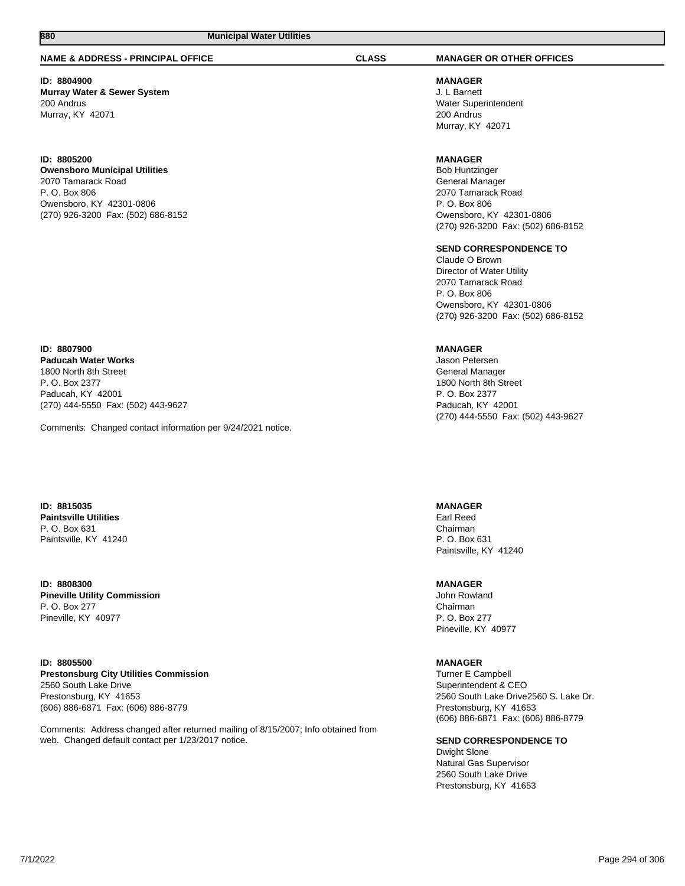## 880 Municipal Water Utilities

| NAME & ADDRESS - PRINCIPAL OFFICE | CLASS | MANAGER OR OTHER OFFICES |
|---|---|---|
| **ID: 8804900**<br>**Murray Water & Sewer System**<br>200 Andrus<br>Murray, KY 42071 | | **MANAGER**<br>J. L Barnett<br>Water Superintendent<br>200 Andrus<br>Murray, KY 42071 |
| **ID: 8805200**<br>**Owensboro Municipal Utilities**<br>2070 Tamarack Road<br>P. O. Box 806<br>Owensboro, KY 42301-0806<br>(270) 926-3200 Fax: (502) 686-8152 | | **MANAGER**<br>Bob Huntzinger<br>General Manager<br>2070 Tamarack Road<br>P. O. Box 806<br>Owensboro, KY 42301-0806<br>(270) 926-3200 Fax: (502) 686-8152<br><br>**SEND CORRESPONDENCE TO**<br>Claude O Brown<br>Director of Water Utility<br>2070 Tamarack Road<br>P. O. Box 806<br>Owensboro, KY 42301-0806<br>(270) 926-3200 Fax: (502) 686-8152 |
| **ID: 8807900**<br>**Paducah Water Works**<br>1800 North 8th Street<br>P. O. Box 2377<br>Paducah, KY 42001<br>(270) 444-5550 Fax: (502) 443-9627<br><br>Comments: Changed contact information per 9/24/2021 notice. | | **MANAGER**<br>Jason Petersen<br>General Manager<br>1800 North 8th Street<br>P. O. Box 2377<br>Paducah, KY 42001<br>(270) 444-5550 Fax: (502) 443-9627 |
| **ID: 8815035**<br>**Paintsville Utilities**<br>P. O. Box 631<br>Paintsville, KY 41240 | | **MANAGER**<br>Earl Reed<br>Chairman<br>P. O. Box 631<br>Paintsville, KY 41240 |
| **ID: 8808300**<br>**Pineville Utility Commission**<br>P. O. Box 277<br>Pineville, KY 40977 | | **MANAGER**<br>John Rowland<br>Chairman<br>P. O. Box 277<br>Pineville, KY 40977 |
| **ID: 8805500**<br>**Prestonsburg City Utilities Commission**<br>2560 South Lake Drive<br>Prestonsburg, KY 41653<br>(606) 886-6871 Fax: (606) 886-8779<br><br>Comments: Address changed after returned mailing of 8/15/2007; Info obtained from web. Changed default contact per 1/23/2017 notice. | | **MANAGER**<br>Turner E Campbell<br>Superintendent & CEO<br>2560 South Lake Drive2560 S. Lake Dr.<br>Prestonsburg, KY 41653<br>(606) 886-6871 Fax: (606) 886-8779<br><br>**SEND CORRESPONDENCE TO**<br>Dwight Slone<br>Natural Gas Supervisor<br>2560 South Lake Drive<br>Prestonsburg, KY 41653 |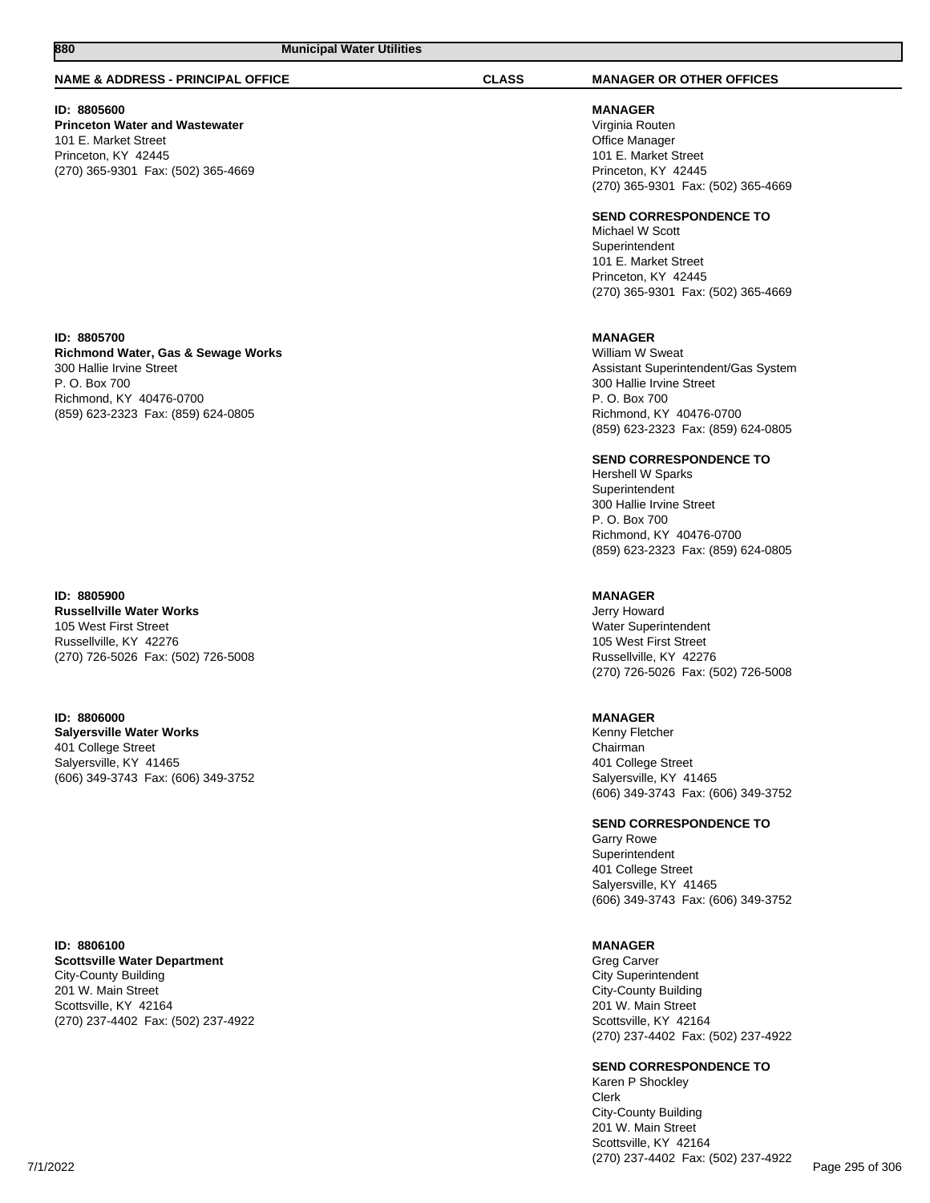**880 Municipal Water Utilities**

| NAME & ADDRESS - PRINCIPAL OFFICE | CLASS | MANAGER OR OTHER OFFICES |
|---|---|---|
| **ID: 8805600**<br>**Princeton Water and Wastewater**<br>101 E. Market Street<br>Princeton, KY 42445<br>(270) 365-9301 Fax: (502) 365-4669 | | **MANAGER**<br>Virginia Routen<br>Office Manager<br>101 E. Market Street<br>Princeton, KY 42445<br>(270) 365-9301 Fax: (502) 365-4669<br><br>**SEND CORRESPONDENCE TO**<br>Michael W Scott<br>Superintendent<br>101 E. Market Street<br>Princeton, KY 42445<br>(270) 365-9301 Fax: (502) 365-4669 |
| **ID: 8805700**<br>**Richmond Water, Gas & Sewage Works**<br>300 Hallie Irvine Street<br>P. O. Box 700<br>Richmond, KY 40476-0700<br>(859) 623-2323 Fax: (859) 624-0805 | | **MANAGER**<br>William W Sweat<br>Assistant Superintendent/Gas System<br>300 Hallie Irvine Street<br>P. O. Box 700<br>Richmond, KY 40476-0700<br>(859) 623-2323 Fax: (859) 624-0805<br><br>**SEND CORRESPONDENCE TO**<br>Hershell W Sparks<br>Superintendent<br>300 Hallie Irvine Street<br>P. O. Box 700<br>Richmond, KY 40476-0700<br>(859) 623-2323 Fax: (859) 624-0805 |
| **ID: 8805900**<br>**Russellville Water Works**<br>105 West First Street<br>Russellville, KY 42276<br>(270) 726-5026 Fax: (502) 726-5008 | | **MANAGER**<br>Jerry Howard<br>Water Superintendent<br>105 West First Street<br>Russellville, KY 42276<br>(270) 726-5026 Fax: (502) 726-5008 |
| **ID: 8806000**<br>**Salyersville Water Works**<br>401 College Street<br>Salyersville, KY 41465<br>(606) 349-3743 Fax: (606) 349-3752 | | **MANAGER**<br>Kenny Fletcher<br>Chairman<br>401 College Street<br>Salyersville, KY 41465<br>(606) 349-3743 Fax: (606) 349-3752<br><br>**SEND CORRESPONDENCE TO**<br>Garry Rowe<br>Superintendent<br>401 College Street<br>Salyersville, KY 41465<br>(606) 349-3743 Fax: (606) 349-3752 |
| **ID: 8806100**<br>**Scottsville Water Department**<br>City-County Building<br>201 W. Main Street<br>Scottsville, KY 42164<br>(270) 237-4402 Fax: (502) 237-4922 | | **MANAGER**<br>Greg Carver<br>City Superintendent<br>City-County Building<br>201 W. Main Street<br>Scottsville, KY 42164<br>(270) 237-4402 Fax: (502) 237-4922<br><br>**SEND CORRESPONDENCE TO**<br>Karen P Shockley<br>Clerk<br>City-County Building<br>201 W. Main Street<br>Scottsville, KY 42164<br>(270) 237-4402 Fax: (502) 237-4922 |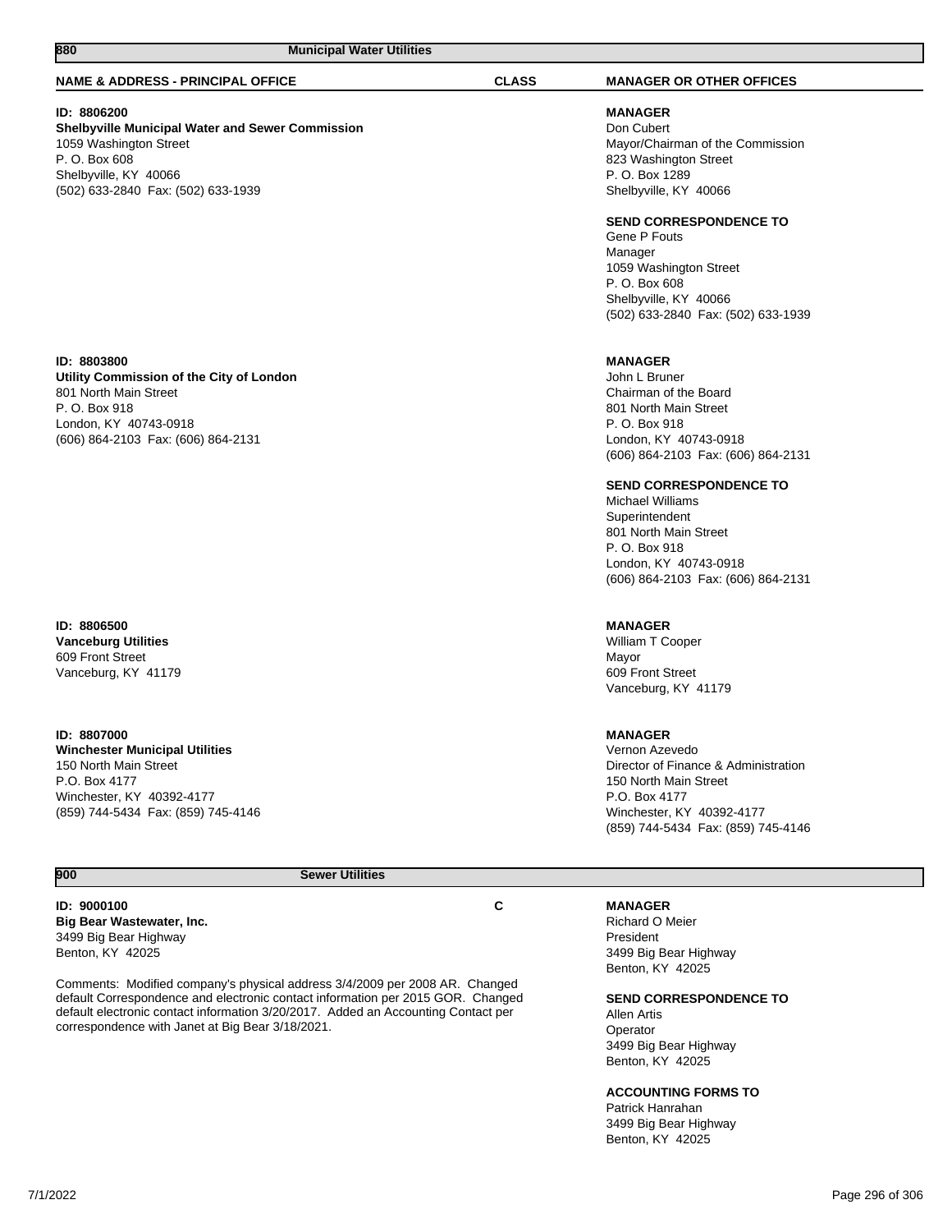## 880 Municipal Water Utilities

| NAME & ADDRESS - PRINCIPAL OFFICE | CLASS | MANAGER OR OTHER OFFICES |
|---|---|---|
| **ID: 8806200**<br>**Shelbyville Municipal Water and Sewer Commission**<br>1059 Washington Street<br>P. O. Box 608<br>Shelbyville, KY 40066<br>(502) 633-2840 Fax: (502) 633-1939 | | **MANAGER**<br>Don Cubert<br>Mayor/Chairman of the Commission<br>823 Washington Street<br>P. O. Box 1289<br>Shelbyville, KY 40066<br><br>**SEND CORRESPONDENCE TO**<br>Gene P Fouts<br>Manager<br>1059 Washington Street<br>P. O. Box 608<br>Shelbyville, KY 40066<br>(502) 633-2840 Fax: (502) 633-1939 |
| **ID: 8803800**<br>**Utility Commission of the City of London**<br>801 North Main Street<br>P. O. Box 918<br>London, KY 40743-0918<br>(606) 864-2103 Fax: (606) 864-2131 | | **MANAGER**<br>John L Bruner<br>Chairman of the Board<br>801 North Main Street<br>P. O. Box 918<br>London, KY 40743-0918<br>(606) 864-2103 Fax: (606) 864-2131<br><br>**SEND CORRESPONDENCE TO**<br>Michael Williams<br>Superintendent<br>801 North Main Street<br>P. O. Box 918<br>London, KY 40743-0918<br>(606) 864-2103 Fax: (606) 864-2131 |
| **ID: 8806500**<br>**Vanceburg Utilities**<br>609 Front Street<br>Vanceburg, KY 41179 | | **MANAGER**<br>William T Cooper<br>Mayor<br>609 Front Street<br>Vanceburg, KY 41179 |
| **ID: 8807000**<br>**Winchester Municipal Utilities**<br>150 North Main Street<br>P.O. Box 4177<br>Winchester, KY 40392-4177<br>(859) 744-5434 Fax: (859) 745-4146 | | **MANAGER**<br>Vernon Azevedo<br>Director of Finance & Administration<br>150 North Main Street<br>P.O. Box 4177<br>Winchester, KY 40392-4177<br>(859) 744-5434 Fax: (859) 745-4146 |

## 900 Sewer Utilities

| NAME & ADDRESS - PRINCIPAL OFFICE | CLASS | MANAGER OR OTHER OFFICES |
|---|---|---|
| **ID: 9000100**<br>**Big Bear Wastewater, Inc.**<br>3499 Big Bear Highway<br>Benton, KY 42025<br><br>Comments: Modified company's physical address 3/4/2009 per 2008 AR. Changed default Correspondence and electronic contact information per 2015 GOR. Changed default electronic contact information 3/20/2017. Added an Accounting Contact per correspondence with Janet at Big Bear 3/18/2021. | C | **MANAGER**<br>Richard O Meier<br>President<br>3499 Big Bear Highway<br>Benton, KY 42025<br><br>**SEND CORRESPONDENCE TO**<br>Allen Artis<br>Operator<br>3499 Big Bear Highway<br>Benton, KY 42025<br><br>**ACCOUNTING FORMS TO**<br>Patrick Hanrahan<br>3499 Big Bear Highway<br>Benton, KY 42025 |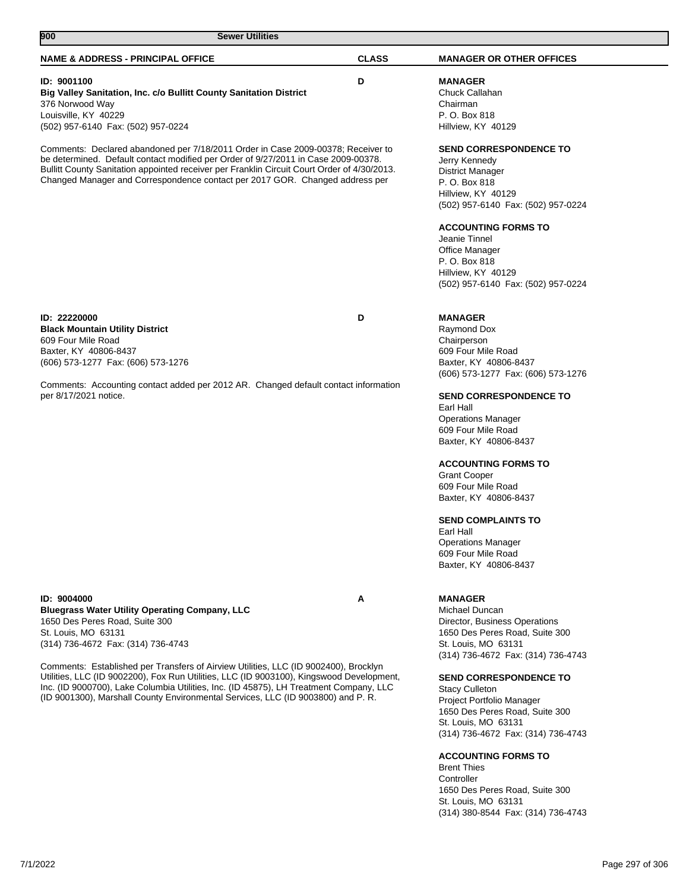## 900 Sewer Utilities

| NAME & ADDRESS - PRINCIPAL OFFICE | CLASS | MANAGER OR OTHER OFFICES |
|---|---|---|

**ID: 9001100** — Class: **D**

**Big Valley Sanitation, Inc. c/o Bullitt County Sanitation District**
376 Norwood Way
Louisville, KY 40229
(502) 957-6140 Fax: (502) 957-0224

Comments: Declared abandoned per 7/18/2011 Order in Case 2009-00378; Receiver to be determined. Default contact modified per Order of 9/27/2011 in Case 2009-00378. Bullitt County Sanitation appointed receiver per Franklin Circuit Court Order of 4/30/2013. Changed Manager and Correspondence contact per 2017 GOR. Changed address per

**MANAGER**
Chuck Callahan
Chairman
P. O. Box 818
Hillview, KY 40129

**SEND CORRESPONDENCE TO**
Jerry Kennedy
District Manager
P. O. Box 818
Hillview, KY 40129
(502) 957-6140 Fax: (502) 957-0224

**ACCOUNTING FORMS TO**
Jeanie Tinnel
Office Manager
P. O. Box 818
Hillview, KY 40129
(502) 957-6140 Fax: (502) 957-0224

---

**ID: 22220000** — Class: **D**

**Black Mountain Utility District**
609 Four Mile Road
Baxter, KY 40806-8437
(606) 573-1277 Fax: (606) 573-1276

Comments: Accounting contact added per 2012 AR. Changed default contact information per 8/17/2021 notice.

**MANAGER**
Raymond Dox
Chairperson
609 Four Mile Road
Baxter, KY 40806-8437
(606) 573-1277 Fax: (606) 573-1276

**SEND CORRESPONDENCE TO**
Earl Hall
Operations Manager
609 Four Mile Road
Baxter, KY 40806-8437

**ACCOUNTING FORMS TO**
Grant Cooper
609 Four Mile Road
Baxter, KY 40806-8437

**SEND COMPLAINTS TO**
Earl Hall
Operations Manager
609 Four Mile Road
Baxter, KY 40806-8437

---

**ID: 9004000** — Class: **A**

**Bluegrass Water Utility Operating Company, LLC**
1650 Des Peres Road, Suite 300
St. Louis, MO 63131
(314) 736-4672 Fax: (314) 736-4743

Comments: Established per Transfers of Airview Utilities, LLC (ID 9002400), Brocklyn Utilities, LLC (ID 9002200), Fox Run Utilities, LLC (ID 9003100), Kingswood Development, Inc. (ID 9000700), Lake Columbia Utilities, Inc. (ID 45875), LH Treatment Company, LLC (ID 9001300), Marshall County Environmental Services, LLC (ID 9003800) and P. R.

**MANAGER**
Michael Duncan
Director, Business Operations
1650 Des Peres Road, Suite 300
St. Louis, MO 63131
(314) 736-4672 Fax: (314) 736-4743

**SEND CORRESPONDENCE TO**
Stacy Culleton
Project Portfolio Manager
1650 Des Peres Road, Suite 300
St. Louis, MO 63131
(314) 736-4672 Fax: (314) 736-4743

**ACCOUNTING FORMS TO**
Brent Thies
Controller
1650 Des Peres Road, Suite 300
St. Louis, MO 63131
(314) 380-8544 Fax: (314) 736-4743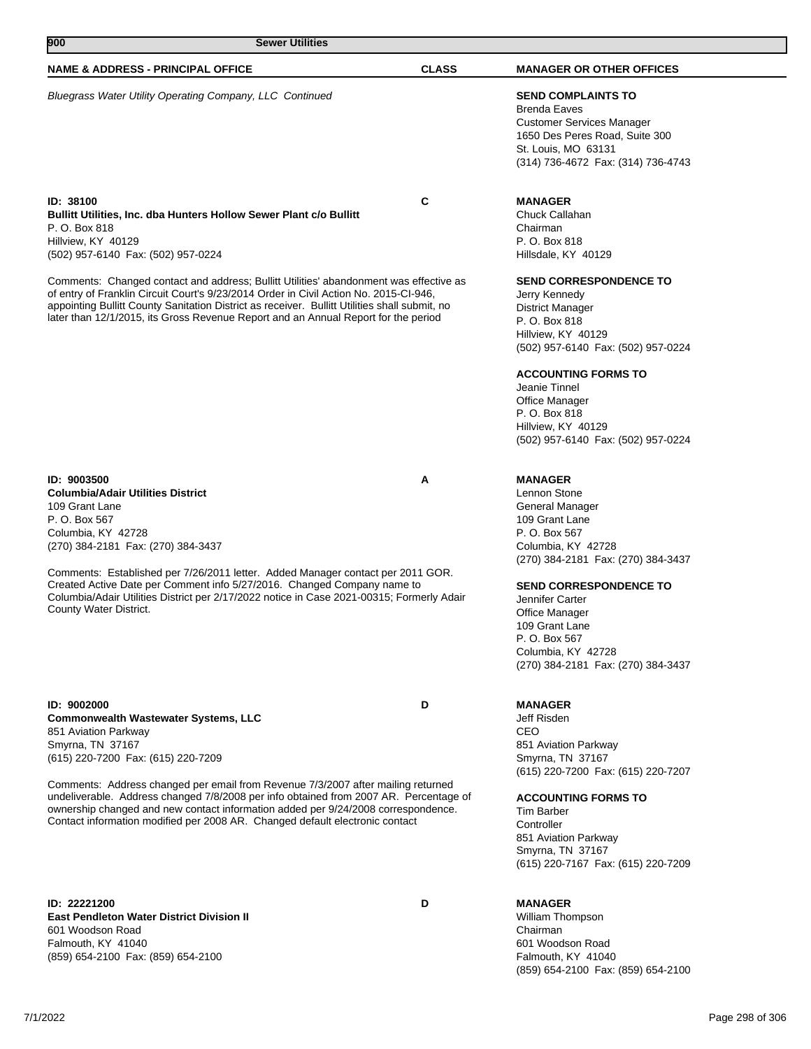**900 Sewer Utilities**

| NAME & ADDRESS - PRINCIPAL OFFICE | CLASS | MANAGER OR OTHER OFFICES |
|---|---|---|

*Bluegrass Water Utility Operating Company, LLC Continued*

**SEND COMPLAINTS TO**
Brenda Eaves
Customer Services Manager
1650 Des Peres Road, Suite 300
St. Louis, MO 63131
(314) 736-4672 Fax: (314) 736-4743

---

**ID: 38100** — **C**
**Bullitt Utilities, Inc. dba Hunters Hollow Sewer Plant c/o Bullitt**
P. O. Box 818
Hillview, KY 40129
(502) 957-6140 Fax: (502) 957-0224

Comments: Changed contact and address; Bullitt Utilities' abandonment was effective as of entry of Franklin Circuit Court's 9/23/2014 Order in Civil Action No. 2015-CI-946, appointing Bullitt County Sanitation District as receiver. Bullitt Utilities shall submit, no later than 12/1/2015, its Gross Revenue Report and an Annual Report for the period

**MANAGER**
Chuck Callahan
Chairman
P. O. Box 818
Hillsdale, KY 40129

**SEND CORRESPONDENCE TO**
Jerry Kennedy
District Manager
P. O. Box 818
Hillview, KY 40129
(502) 957-6140 Fax: (502) 957-0224

**ACCOUNTING FORMS TO**
Jeanie Tinnel
Office Manager
P. O. Box 818
Hillview, KY 40129
(502) 957-6140 Fax: (502) 957-0224

---

**ID: 9003500** — **A**
**Columbia/Adair Utilities District**
109 Grant Lane
P. O. Box 567
Columbia, KY 42728
(270) 384-2181 Fax: (270) 384-3437

Comments: Established per 7/26/2011 letter. Added Manager contact per 2011 GOR. Created Active Date per Comment info 5/27/2016. Changed Company name to Columbia/Adair Utilities District per 2/17/2022 notice in Case 2021-00315; Formerly Adair County Water District.

**MANAGER**
Lennon Stone
General Manager
109 Grant Lane
P. O. Box 567
Columbia, KY 42728
(270) 384-2181 Fax: (270) 384-3437

**SEND CORRESPONDENCE TO**
Jennifer Carter
Office Manager
109 Grant Lane
P. O. Box 567
Columbia, KY 42728
(270) 384-2181 Fax: (270) 384-3437

---

**ID: 9002000** — **D**
**Commonwealth Wastewater Systems, LLC**
851 Aviation Parkway
Smyrna, TN 37167
(615) 220-7200 Fax: (615) 220-7209

Comments: Address changed per email from Revenue 7/3/2007 after mailing returned undeliverable. Address changed 7/8/2008 per info obtained from 2007 AR. Percentage of ownership changed and new contact information added per 9/24/2008 correspondence. Contact information modified per 2008 AR. Changed default electronic contact

**MANAGER**
Jeff Risden
CEO
851 Aviation Parkway
Smyrna, TN 37167
(615) 220-7200 Fax: (615) 220-7207

**ACCOUNTING FORMS TO**
Tim Barber
Controller
851 Aviation Parkway
Smyrna, TN 37167
(615) 220-7167 Fax: (615) 220-7209

---

**ID: 22221200** — **D**
**East Pendleton Water District Division II**
601 Woodson Road
Falmouth, KY 41040
(859) 654-2100 Fax: (859) 654-2100

**MANAGER**
William Thompson
Chairman
601 Woodson Road
Falmouth, KY 41040
(859) 654-2100 Fax: (859) 654-2100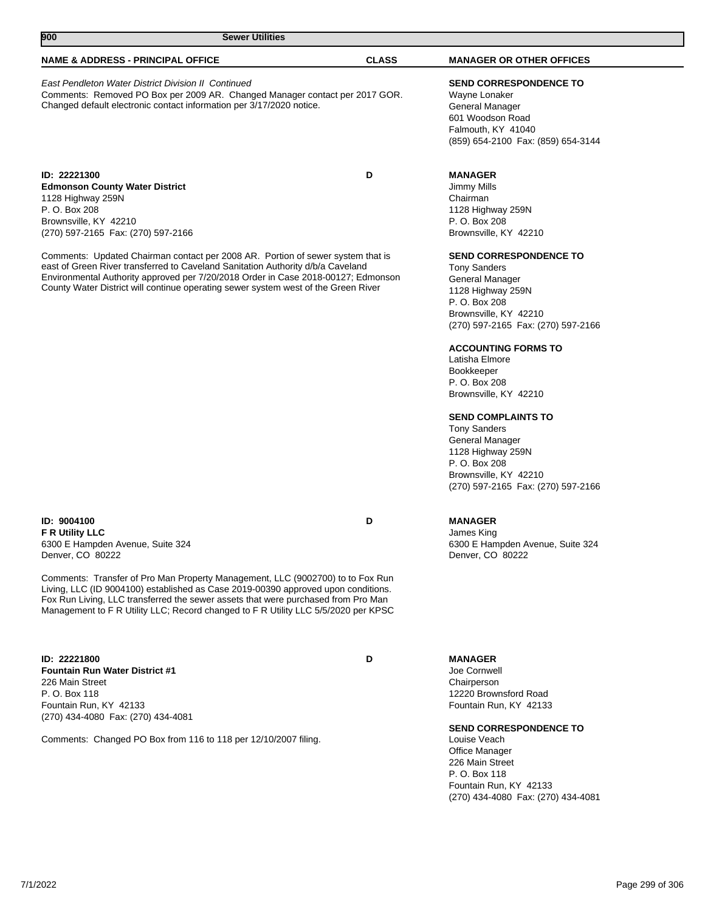## 900 Sewer Utilities

| NAME & ADDRESS - PRINCIPAL OFFICE | CLASS | MANAGER OR OTHER OFFICES |
|---|---|---|

*East Pendleton Water District Division II Continued*

Comments: Removed PO Box per 2009 AR. Changed Manager contact per 2017 GOR. Changed default electronic contact information per 3/17/2020 notice.

**SEND CORRESPONDENCE TO**
Wayne Lonaker
General Manager
601 Woodson Road
Falmouth, KY 41040
(859) 654-2100 Fax: (859) 654-3144

---

**ID: 22221300** — Class: **D**
**Edmonson County Water District**
1128 Highway 259N
P. O. Box 208
Brownsville, KY 42210
(270) 597-2165 Fax: (270) 597-2166

Comments: Updated Chairman contact per 2008 AR. Portion of sewer system that is east of Green River transferred to Caveland Sanitation Authority d/b/a Caveland Environmental Authority approved per 7/20/2018 Order in Case 2018-00127; Edmonson County Water District will continue operating sewer system west of the Green River

**MANAGER**
Jimmy Mills
Chairman
1128 Highway 259N
P. O. Box 208
Brownsville, KY 42210

**SEND CORRESPONDENCE TO**
Tony Sanders
General Manager
1128 Highway 259N
P. O. Box 208
Brownsville, KY 42210
(270) 597-2165 Fax: (270) 597-2166

**ACCOUNTING FORMS TO**
Latisha Elmore
Bookkeeper
P. O. Box 208
Brownsville, KY 42210

**SEND COMPLAINTS TO**
Tony Sanders
General Manager
1128 Highway 259N
P. O. Box 208
Brownsville, KY 42210
(270) 597-2165 Fax: (270) 597-2166

---

**ID: 9004100** — Class: **D**
**F R Utility LLC**
6300 E Hampden Avenue, Suite 324
Denver, CO 80222

Comments: Transfer of Pro Man Property Management, LLC (9002700) to to Fox Run Living, LLC (ID 9004100) established as Case 2019-00390 approved upon conditions. Fox Run Living, LLC transferred the sewer assets that were purchased from Pro Man Management to F R Utility LLC; Record changed to F R Utility LLC 5/5/2020 per KPSC

**MANAGER**
James King
6300 E Hampden Avenue, Suite 324
Denver, CO 80222

---

**ID: 22221800** — Class: **D**
**Fountain Run Water District #1**
226 Main Street
P. O. Box 118
Fountain Run, KY 42133
(270) 434-4080 Fax: (270) 434-4081

Comments: Changed PO Box from 116 to 118 per 12/10/2007 filing.

**MANAGER**
Joe Cornwell
Chairperson
12220 Brownsford Road
Fountain Run, KY 42133

**SEND CORRESPONDENCE TO**
Louise Veach
Office Manager
226 Main Street
P. O. Box 118
Fountain Run, KY 42133
(270) 434-4080 Fax: (270) 434-4081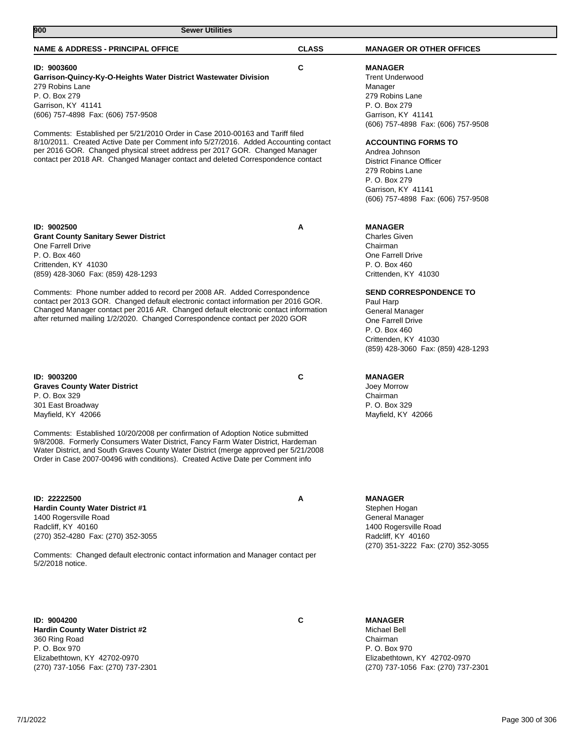## 900 Sewer Utilities

| NAME & ADDRESS - PRINCIPAL OFFICE | CLASS | MANAGER OR OTHER OFFICES |
|---|---|---|
| **ID: 9003600**<br>**Garrison-Quincy-Ky-O-Heights Water District Wastewater Division**<br>279 Robins Lane<br>P. O. Box 279<br>Garrison, KY 41141<br>(606) 757-4898 Fax: (606) 757-9508<br><br>Comments: Established per 5/21/2010 Order in Case 2010-00163 and Tariff filed 8/10/2011. Created Active Date per Comment info 5/27/2016. Added Accounting contact per 2016 GOR. Changed physical street address per 2017 GOR. Changed Manager contact per 2018 AR. Changed Manager contact and deleted Correspondence contact | C | **MANAGER**<br>Trent Underwood<br>Manager<br>279 Robins Lane<br>P. O. Box 279<br>Garrison, KY 41141<br>(606) 757-4898 Fax: (606) 757-9508<br><br>**ACCOUNTING FORMS TO**<br>Andrea Johnson<br>District Finance Officer<br>279 Robins Lane<br>P. O. Box 279<br>Garrison, KY 41141<br>(606) 757-4898 Fax: (606) 757-9508 |
| **ID: 9002500**<br>**Grant County Sanitary Sewer District**<br>One Farrell Drive<br>P. O. Box 460<br>Crittenden, KY 41030<br>(859) 428-3060 Fax: (859) 428-1293<br><br>Comments: Phone number added to record per 2008 AR. Added Correspondence contact per 2013 GOR. Changed default electronic contact information per 2016 GOR. Changed Manager contact per 2016 AR. Changed default electronic contact information after returned mailing 1/2/2020. Changed Correspondence contact per 2020 GOR | A | **MANAGER**<br>Charles Given<br>Chairman<br>One Farrell Drive<br>P. O. Box 460<br>Crittenden, KY 41030<br><br>**SEND CORRESPONDENCE TO**<br>Paul Harp<br>General Manager<br>One Farrell Drive<br>P. O. Box 460<br>Crittenden, KY 41030<br>(859) 428-3060 Fax: (859) 428-1293 |
| **ID: 9003200**<br>**Graves County Water District**<br>P. O. Box 329<br>301 East Broadway<br>Mayfield, KY 42066<br><br>Comments: Established 10/20/2008 per confirmation of Adoption Notice submitted 9/8/2008. Formerly Consumers Water District, Fancy Farm Water District, Hardeman Water District, and South Graves County Water District (merge approved per 5/21/2008 Order in Case 2007-00496 with conditions). Created Active Date per Comment info | C | **MANAGER**<br>Joey Morrow<br>Chairman<br>P. O. Box 329<br>Mayfield, KY 42066 |
| **ID: 22222500**<br>**Hardin County Water District #1**<br>1400 Rogersville Road<br>Radcliff, KY 40160<br>(270) 352-4280 Fax: (270) 352-3055<br><br>Comments: Changed default electronic contact information and Manager contact per 5/2/2018 notice. | A | **MANAGER**<br>Stephen Hogan<br>General Manager<br>1400 Rogersville Road<br>Radcliff, KY 40160<br>(270) 351-3222 Fax: (270) 352-3055 |
| **ID: 9004200**<br>**Hardin County Water District #2**<br>360 Ring Road<br>P. O. Box 970<br>Elizabethtown, KY 42702-0970<br>(270) 737-1056 Fax: (270) 737-2301 | C | **MANAGER**<br>Michael Bell<br>Chairman<br>P. O. Box 970<br>Elizabethtown, KY 42702-0970<br>(270) 737-1056 Fax: (270) 737-2301 |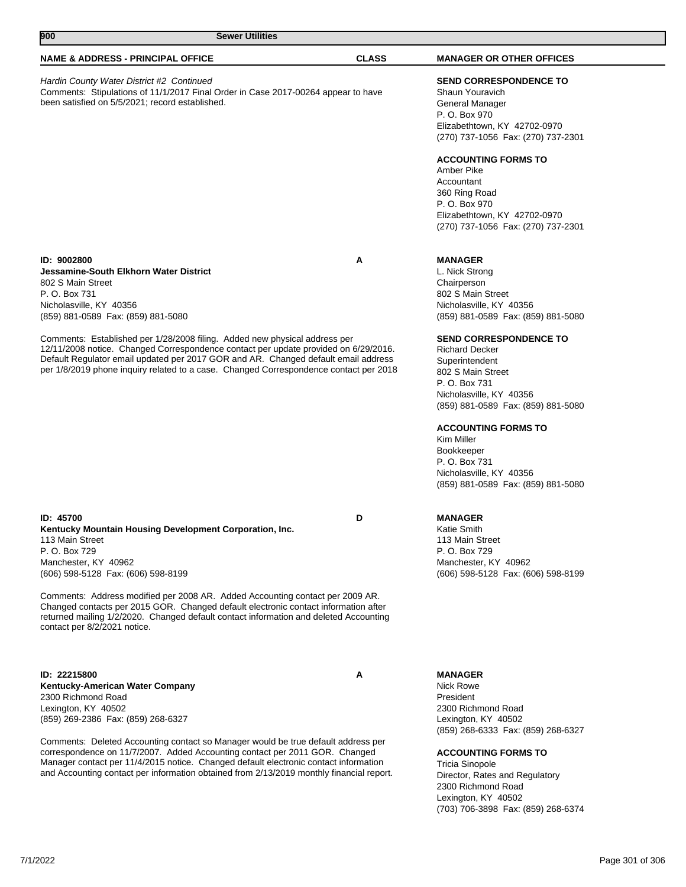**900 Sewer Utilities**

| NAME & ADDRESS - PRINCIPAL OFFICE | CLASS | MANAGER OR OTHER OFFICES |
|---|---|---|

*Hardin County Water District #2 Continued*

Comments: Stipulations of 11/1/2017 Final Order in Case 2017-00264 appear to have been satisfied on 5/5/2021; record established.

**SEND CORRESPONDENCE TO**
Shaun Youravich
General Manager
P. O. Box 970
Elizabethtown, KY 42702-0970
(270) 737-1056 Fax: (270) 737-2301

**ACCOUNTING FORMS TO**
Amber Pike
Accountant
360 Ring Road
P. O. Box 970
Elizabethtown, KY 42702-0970
(270) 737-1056 Fax: (270) 737-2301

---

**ID: 9002800** — Class: **A**
**Jessamine-South Elkhorn Water District**
802 S Main Street
P. O. Box 731
Nicholasville, KY 40356
(859) 881-0589 Fax: (859) 881-5080

Comments: Established per 1/28/2008 filing. Added new physical address per 12/11/2008 notice. Changed Correspondence contact per update provided on 6/29/2016. Default Regulator email updated per 2017 GOR and AR. Changed default email address per 1/8/2019 phone inquiry related to a case. Changed Correspondence contact per 2018

**MANAGER**
L. Nick Strong
Chairperson
802 S Main Street
Nicholasville, KY 40356
(859) 881-0589 Fax: (859) 881-5080

**SEND CORRESPONDENCE TO**
Richard Decker
Superintendent
802 S Main Street
P. O. Box 731
Nicholasville, KY 40356
(859) 881-0589 Fax: (859) 881-5080

**ACCOUNTING FORMS TO**
Kim Miller
Bookkeeper
P. O. Box 731
Nicholasville, KY 40356
(859) 881-0589 Fax: (859) 881-5080

---

**ID: 45700** — Class: **D**
**Kentucky Mountain Housing Development Corporation, Inc.**
113 Main Street
P. O. Box 729
Manchester, KY 40962
(606) 598-5128 Fax: (606) 598-8199

Comments: Address modified per 2008 AR. Added Accounting contact per 2009 AR. Changed contacts per 2015 GOR. Changed default electronic contact information after returned mailing 1/2/2020. Changed default contact information and deleted Accounting contact per 8/2/2021 notice.

**MANAGER**
Katie Smith
113 Main Street
P. O. Box 729
Manchester, KY 40962
(606) 598-5128 Fax: (606) 598-8199

---

**ID: 22215800** — Class: **A**
**Kentucky-American Water Company**
2300 Richmond Road
Lexington, KY 40502
(859) 269-2386 Fax: (859) 268-6327

Comments: Deleted Accounting contact so Manager would be true default address per correspondence on 11/7/2007. Added Accounting contact per 2011 GOR. Changed Manager contact per 11/4/2015 notice. Changed default electronic contact information and Accounting contact per information obtained from 2/13/2019 monthly financial report.

**MANAGER**
Nick Rowe
President
2300 Richmond Road
Lexington, KY 40502
(859) 268-6333 Fax: (859) 268-6327

**ACCOUNTING FORMS TO**
Tricia Sinopole
Director, Rates and Regulatory
2300 Richmond Road
Lexington, KY 40502
(703) 706-3898 Fax: (859) 268-6374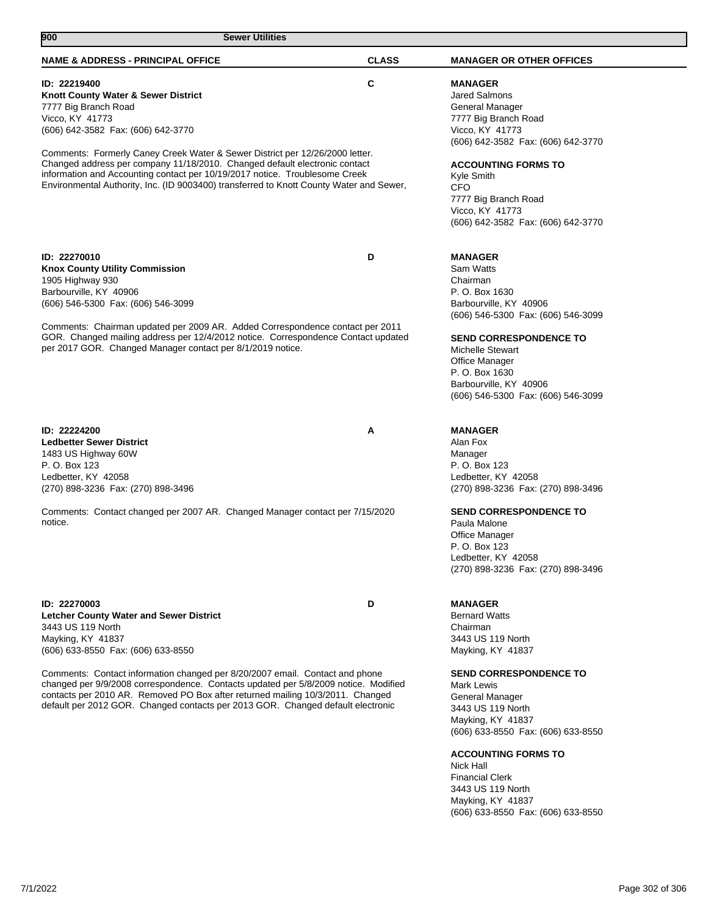**900 Sewer Utilities**

| NAME & ADDRESS - PRINCIPAL OFFICE | CLASS | MANAGER OR OTHER OFFICES |
|---|---|---|
| **ID: 22219400**<br>**Knott County Water & Sewer District**<br>7777 Big Branch Road<br>Vicco, KY 41773<br>(606) 642-3582 Fax: (606) 642-3770<br><br>Comments: Formerly Caney Creek Water & Sewer District per 12/26/2000 letter. Changed address per company 11/18/2010. Changed default electronic contact information and Accounting contact per 10/19/2017 notice. Troublesome Creek Environmental Authority, Inc. (ID 9003400) transferred to Knott County Water and Sewer, | C | **MANAGER**<br>Jared Salmons<br>General Manager<br>7777 Big Branch Road<br>Vicco, KY 41773<br>(606) 642-3582 Fax: (606) 642-3770<br><br>**ACCOUNTING FORMS TO**<br>Kyle Smith<br>CFO<br>7777 Big Branch Road<br>Vicco, KY 41773<br>(606) 642-3582 Fax: (606) 642-3770 |
| **ID: 22270010**<br>**Knox County Utility Commission**<br>1905 Highway 930<br>Barbourville, KY 40906<br>(606) 546-5300 Fax: (606) 546-3099<br><br>Comments: Chairman updated per 2009 AR. Added Correspondence contact per 2011 GOR. Changed mailing address per 12/4/2012 notice. Correspondence Contact updated per 2017 GOR. Changed Manager contact per 8/1/2019 notice. | D | **MANAGER**<br>Sam Watts<br>Chairman<br>P. O. Box 1630<br>Barbourville, KY 40906<br>(606) 546-5300 Fax: (606) 546-3099<br><br>**SEND CORRESPONDENCE TO**<br>Michelle Stewart<br>Office Manager<br>P. O. Box 1630<br>Barbourville, KY 40906<br>(606) 546-5300 Fax: (606) 546-3099 |
| **ID: 22224200**<br>**Ledbetter Sewer District**<br>1483 US Highway 60W<br>P. O. Box 123<br>Ledbetter, KY 42058<br>(270) 898-3236 Fax: (270) 898-3496<br><br>Comments: Contact changed per 2007 AR. Changed Manager contact per 7/15/2020 notice. | A | **MANAGER**<br>Alan Fox<br>Manager<br>P. O. Box 123<br>Ledbetter, KY 42058<br>(270) 898-3236 Fax: (270) 898-3496<br><br>**SEND CORRESPONDENCE TO**<br>Paula Malone<br>Office Manager<br>P. O. Box 123<br>Ledbetter, KY 42058<br>(270) 898-3236 Fax: (270) 898-3496 |
| **ID: 22270003**<br>**Letcher County Water and Sewer District**<br>3443 US 119 North<br>Mayking, KY 41837<br>(606) 633-8550 Fax: (606) 633-8550<br><br>Comments: Contact information changed per 8/20/2007 email. Contact and phone changed per 9/9/2008 correspondence. Contacts updated per 5/8/2009 notice. Modified contacts per 2010 AR. Removed PO Box after returned mailing 10/3/2011. Changed default per 2012 GOR. Changed contacts per 2013 GOR. Changed default electronic | D | **MANAGER**<br>Bernard Watts<br>Chairman<br>3443 US 119 North<br>Mayking, KY 41837<br><br>**SEND CORRESPONDENCE TO**<br>Mark Lewis<br>General Manager<br>3443 US 119 North<br>Mayking, KY 41837<br>(606) 633-8550 Fax: (606) 633-8550<br><br>**ACCOUNTING FORMS TO**<br>Nick Hall<br>Financial Clerk<br>3443 US 119 North<br>Mayking, KY 41837<br>(606) 633-8550 Fax: (606) 633-8550 |

7/1/2022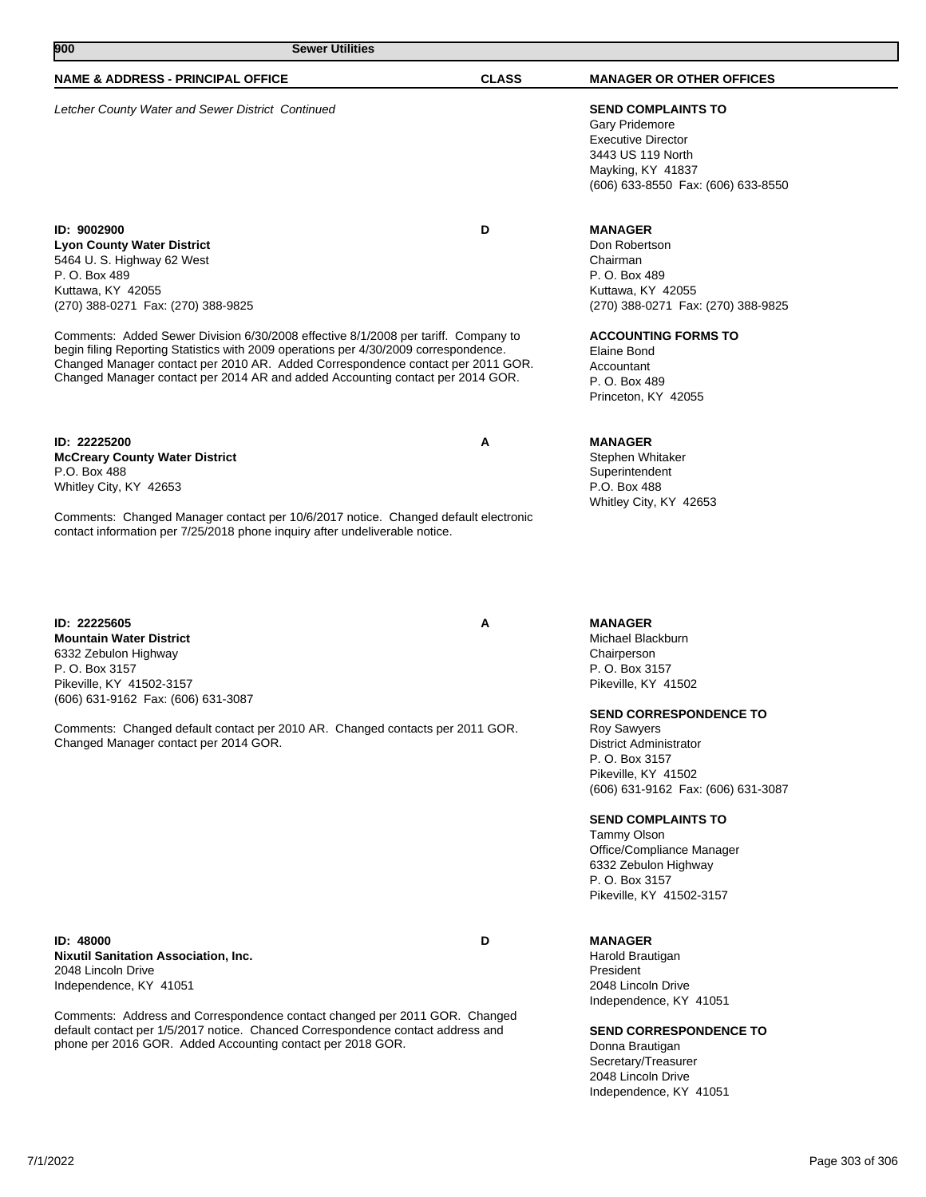**900 Sewer Utilities**

| NAME & ADDRESS - PRINCIPAL OFFICE | CLASS | MANAGER OR OTHER OFFICES |
|---|---|---|
| *Letcher County Water and Sewer District Continued* | | **SEND COMPLAINTS TO**<br>Gary Pridemore<br>Executive Director<br>3443 US 119 North<br>Mayking, KY 41837<br>(606) 633-8550 Fax: (606) 633-8550 |
| **ID: 9002900**<br>**Lyon County Water District**<br>5464 U. S. Highway 62 West<br>P. O. Box 489<br>Kuttawa, KY 42055<br>(270) 388-0271 Fax: (270) 388-9825<br><br>Comments: Added Sewer Division 6/30/2008 effective 8/1/2008 per tariff. Company to begin filing Reporting Statistics with 2009 operations per 4/30/2009 correspondence. Changed Manager contact per 2010 AR. Added Correspondence contact per 2011 GOR. Changed Manager contact per 2014 AR and added Accounting contact per 2014 GOR. | D | **MANAGER**<br>Don Robertson<br>Chairman<br>P. O. Box 489<br>Kuttawa, KY 42055<br>(270) 388-0271 Fax: (270) 388-9825<br><br>**ACCOUNTING FORMS TO**<br>Elaine Bond<br>Accountant<br>P. O. Box 489<br>Princeton, KY 42055 |
| **ID: 22225200**<br>**McCreary County Water District**<br>P.O. Box 488<br>Whitley City, KY 42653<br><br>Comments: Changed Manager contact per 10/6/2017 notice. Changed default electronic contact information per 7/25/2018 phone inquiry after undeliverable notice. | A | **MANAGER**<br>Stephen Whitaker<br>Superintendent<br>P.O. Box 488<br>Whitley City, KY 42653 |
| **ID: 22225605**<br>**Mountain Water District**<br>6332 Zebulon Highway<br>P. O. Box 3157<br>Pikeville, KY 41502-3157<br>(606) 631-9162 Fax: (606) 631-3087<br><br>Comments: Changed default contact per 2010 AR. Changed contacts per 2011 GOR. Changed Manager contact per 2014 GOR. | A | **MANAGER**<br>Michael Blackburn<br>Chairperson<br>P. O. Box 3157<br>Pikeville, KY 41502<br><br>**SEND CORRESPONDENCE TO**<br>Roy Sawyers<br>District Administrator<br>P. O. Box 3157<br>Pikeville, KY 41502<br>(606) 631-9162 Fax: (606) 631-3087<br><br>**SEND COMPLAINTS TO**<br>Tammy Olson<br>Office/Compliance Manager<br>6332 Zebulon Highway<br>P. O. Box 3157<br>Pikeville, KY 41502-3157 |
| **ID: 48000**<br>**Nixutil Sanitation Association, Inc.**<br>2048 Lincoln Drive<br>Independence, KY 41051<br><br>Comments: Address and Correspondence contact changed per 2011 GOR. Changed default contact per 1/5/2017 notice. Chanced Correspondence contact address and phone per 2016 GOR. Added Accounting contact per 2018 GOR. | D | **MANAGER**<br>Harold Brautigan<br>President<br>2048 Lincoln Drive<br>Independence, KY 41051<br><br>**SEND CORRESPONDENCE TO**<br>Donna Brautigan<br>Secretary/Treasurer<br>2048 Lincoln Drive<br>Independence, KY 41051 |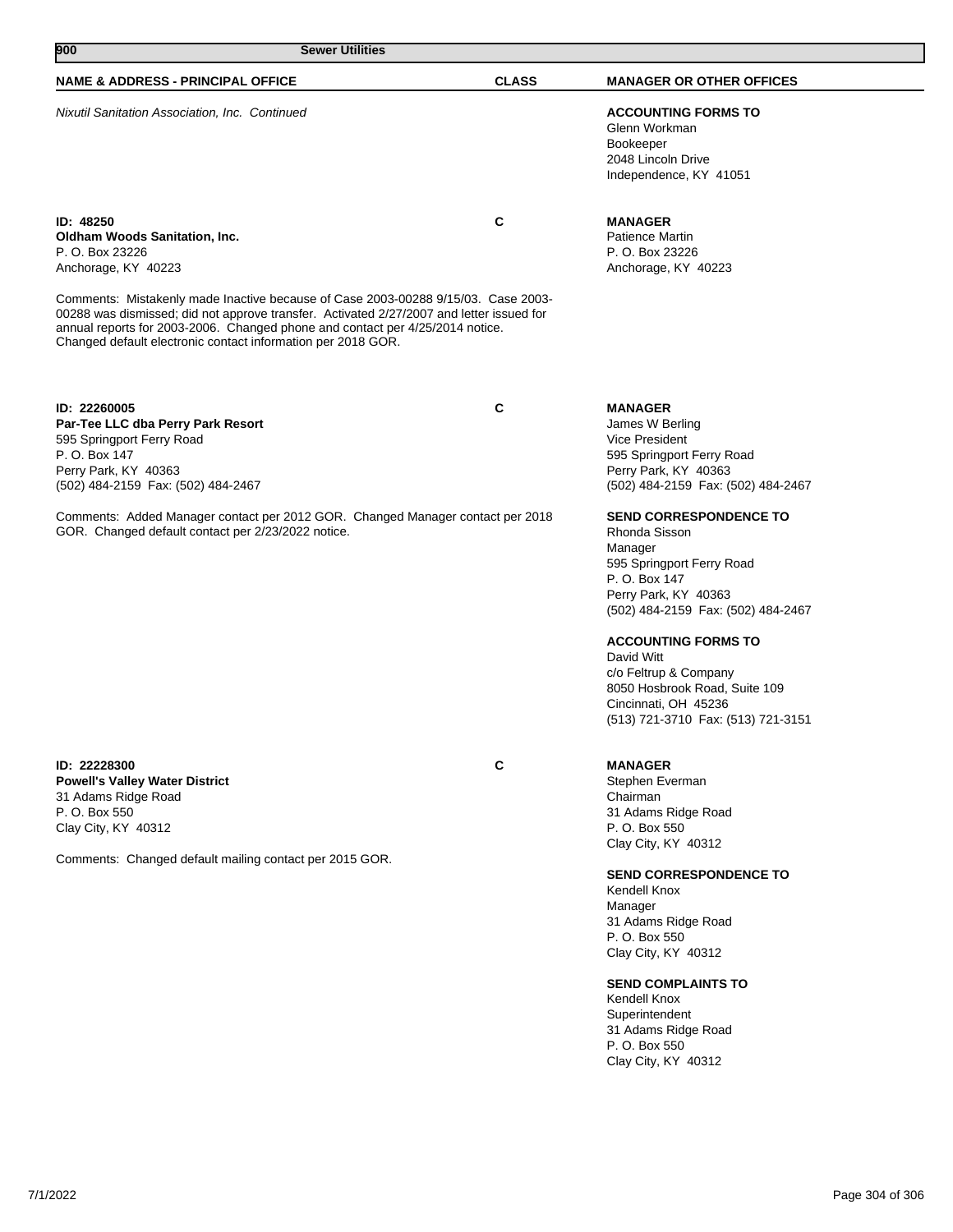**900 Sewer Utilities**

| NAME & ADDRESS - PRINCIPAL OFFICE | CLASS | MANAGER OR OTHER OFFICES |
|---|---|---|
| *Nixutil Sanitation Association, Inc. Continued* | | **ACCOUNTING FORMS TO**<br>Glenn Workman<br>Bookeeper<br>2048 Lincoln Drive<br>Independence, KY 41051 |
| **ID: 48250**<br>**Oldham Woods Sanitation, Inc.**<br>P. O. Box 23226<br>Anchorage, KY 40223<br><br>Comments: Mistakenly made Inactive because of Case 2003-00288 9/15/03. Case 2003-00288 was dismissed; did not approve transfer. Activated 2/27/2007 and letter issued for annual reports for 2003-2006. Changed phone and contact per 4/25/2014 notice. Changed default electronic contact information per 2018 GOR. | C | **MANAGER**<br>Patience Martin<br>P. O. Box 23226<br>Anchorage, KY 40223 |
| **ID: 22260005**<br>**Par-Tee LLC dba Perry Park Resort**<br>595 Springport Ferry Road<br>P. O. Box 147<br>Perry Park, KY 40363<br>(502) 484-2159 Fax: (502) 484-2467<br><br>Comments: Added Manager contact per 2012 GOR. Changed Manager contact per 2018 GOR. Changed default contact per 2/23/2022 notice. | C | **MANAGER**<br>James W Berling<br>Vice President<br>595 Springport Ferry Road<br>Perry Park, KY 40363<br>(502) 484-2159 Fax: (502) 484-2467<br><br>**SEND CORRESPONDENCE TO**<br>Rhonda Sisson<br>Manager<br>595 Springport Ferry Road<br>P. O. Box 147<br>Perry Park, KY 40363<br>(502) 484-2159 Fax: (502) 484-2467<br><br>**ACCOUNTING FORMS TO**<br>David Witt<br>c/o Feltrup & Company<br>8050 Hosbrook Road, Suite 109<br>Cincinnati, OH 45236<br>(513) 721-3710 Fax: (513) 721-3151 |
| **ID: 22228300**<br>**Powell's Valley Water District**<br>31 Adams Ridge Road<br>P. O. Box 550<br>Clay City, KY 40312<br><br>Comments: Changed default mailing contact per 2015 GOR. | C | **MANAGER**<br>Stephen Everman<br>Chairman<br>31 Adams Ridge Road<br>P. O. Box 550<br>Clay City, KY 40312<br><br>**SEND CORRESPONDENCE TO**<br>Kendell Knox<br>Manager<br>31 Adams Ridge Road<br>P. O. Box 550<br>Clay City, KY 40312<br><br>**SEND COMPLAINTS TO**<br>Kendell Knox<br>Superintendent<br>31 Adams Ridge Road<br>P. O. Box 550<br>Clay City, KY 40312 |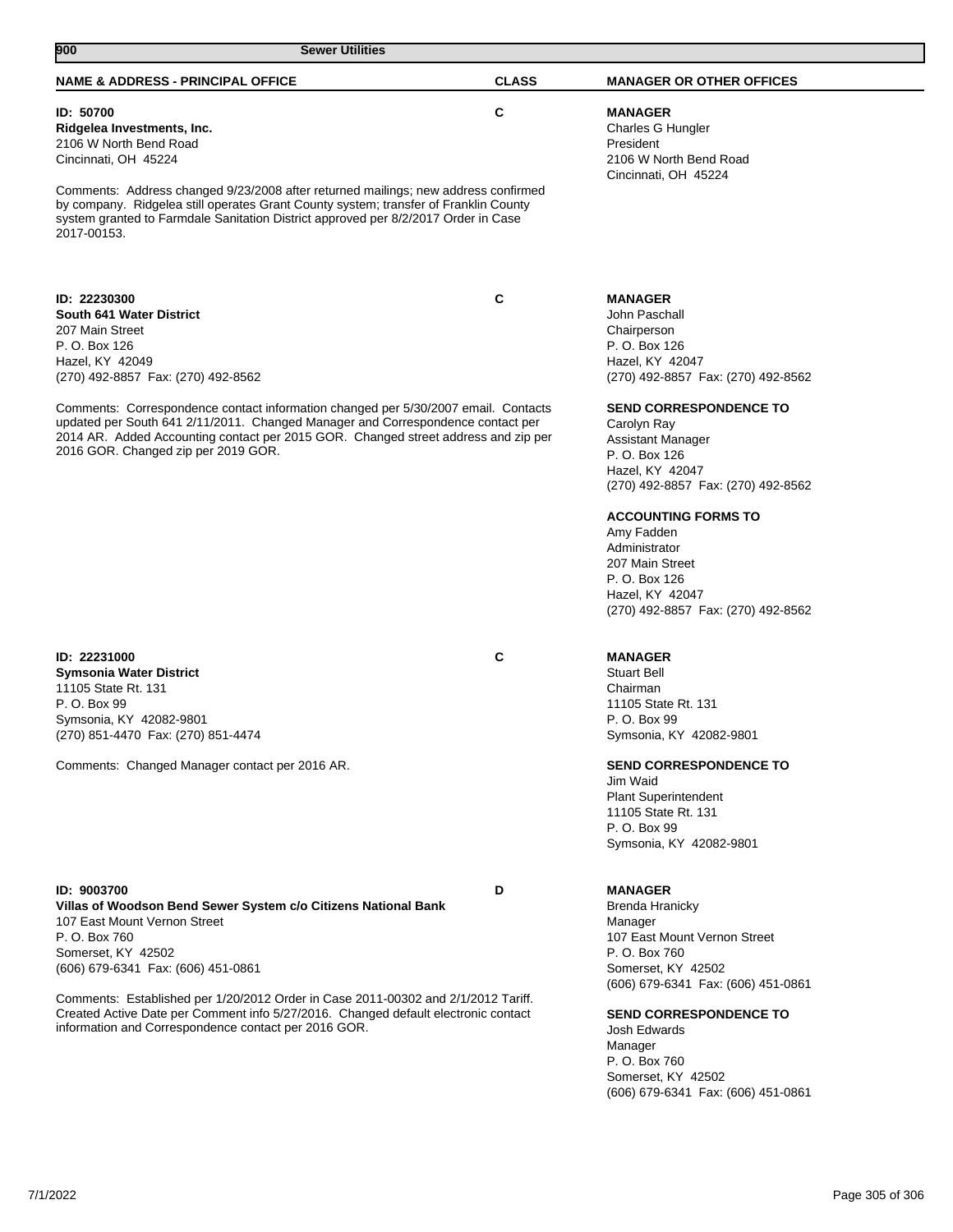## 900 Sewer Utilities

| NAME & ADDRESS - PRINCIPAL OFFICE | CLASS | MANAGER OR OTHER OFFICES |
|---|---|---|
| **ID: 50700**<br>**Ridgelea Investments, Inc.**<br>2106 W North Bend Road<br>Cincinnati, OH 45224<br><br>Comments: Address changed 9/23/2008 after returned mailings; new address confirmed by company. Ridgelea still operates Grant County system; transfer of Franklin County system granted to Farmdale Sanitation District approved per 8/2/2017 Order in Case 2017-00153. | C | **MANAGER**<br>Charles G Hungler<br>President<br>2106 W North Bend Road<br>Cincinnati, OH 45224 |
| **ID: 22230300**<br>**South 641 Water District**<br>207 Main Street<br>P. O. Box 126<br>Hazel, KY 42049<br>(270) 492-8857 Fax: (270) 492-8562<br><br>Comments: Correspondence contact information changed per 5/30/2007 email. Contacts updated per South 641 2/11/2011. Changed Manager and Correspondence contact per 2014 AR. Added Accounting contact per 2015 GOR. Changed street address and zip per 2016 GOR. Changed zip per 2019 GOR. | C | **MANAGER**<br>John Paschall<br>Chairperson<br>P. O. Box 126<br>Hazel, KY 42047<br>(270) 492-8857 Fax: (270) 492-8562<br><br>**SEND CORRESPONDENCE TO**<br>Carolyn Ray<br>Assistant Manager<br>P. O. Box 126<br>Hazel, KY 42047<br>(270) 492-8857 Fax: (270) 492-8562<br><br>**ACCOUNTING FORMS TO**<br>Amy Fadden<br>Administrator<br>207 Main Street<br>P. O. Box 126<br>Hazel, KY 42047<br>(270) 492-8857 Fax: (270) 492-8562 |
| **ID: 22231000**<br>**Symsonia Water District**<br>11105 State Rt. 131<br>P. O. Box 99<br>Symsonia, KY 42082-9801<br>(270) 851-4470 Fax: (270) 851-4474<br><br>Comments: Changed Manager contact per 2016 AR. | C | **MANAGER**<br>Stuart Bell<br>Chairman<br>11105 State Rt. 131<br>P. O. Box 99<br>Symsonia, KY 42082-9801<br><br>**SEND CORRESPONDENCE TO**<br>Jim Waid<br>Plant Superintendent<br>11105 State Rt. 131<br>P. O. Box 99<br>Symsonia, KY 42082-9801 |
| **ID: 9003700**<br>**Villas of Woodson Bend Sewer System c/o Citizens National Bank**<br>107 East Mount Vernon Street<br>P. O. Box 760<br>Somerset, KY 42502<br>(606) 679-6341 Fax: (606) 451-0861<br><br>Comments: Established per 1/20/2012 Order in Case 2011-00302 and 2/1/2012 Tariff. Created Active Date per Comment info 5/27/2016. Changed default electronic contact information and Correspondence contact per 2016 GOR. | D | **MANAGER**<br>Brenda Hranicky<br>Manager<br>107 East Mount Vernon Street<br>P. O. Box 760<br>Somerset, KY 42502<br>(606) 679-6341 Fax: (606) 451-0861<br><br>**SEND CORRESPONDENCE TO**<br>Josh Edwards<br>Manager<br>P. O. Box 760<br>Somerset, KY 42502<br>(606) 679-6341 Fax: (606) 451-0861 |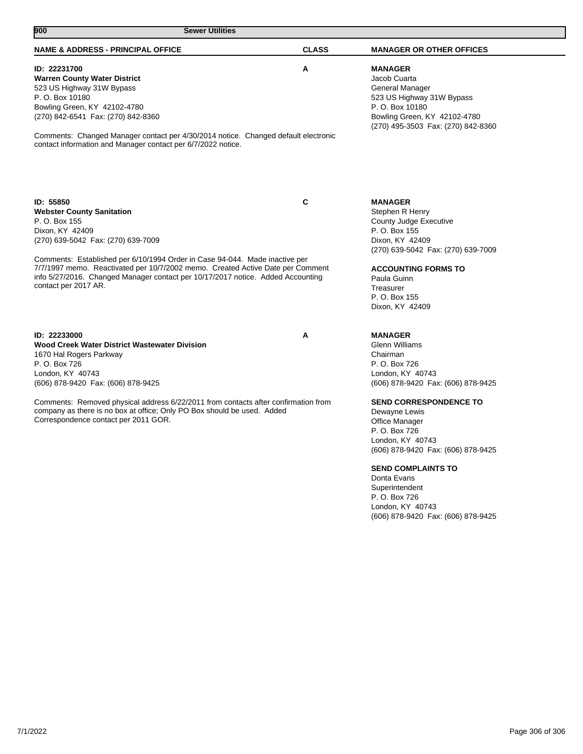## 900 Sewer Utilities

| NAME & ADDRESS - PRINCIPAL OFFICE | CLASS | MANAGER OR OTHER OFFICES |
|---|---|---|
| **ID: 22231700**<br>**Warren County Water District**<br>523 US Highway 31W Bypass<br>P. O. Box 10180<br>Bowling Green, KY 42102-4780<br>(270) 842-6541 Fax: (270) 842-8360<br><br>Comments: Changed Manager contact per 4/30/2014 notice. Changed default electronic contact information and Manager contact per 6/7/2022 notice. | A | **MANAGER**<br>Jacob Cuarta<br>General Manager<br>523 US Highway 31W Bypass<br>P. O. Box 10180<br>Bowling Green, KY 42102-4780<br>(270) 495-3503 Fax: (270) 842-8360 |
| **ID: 55850**<br>**Webster County Sanitation**<br>P. O. Box 155<br>Dixon, KY 42409<br>(270) 639-5042 Fax: (270) 639-7009<br><br>Comments: Established per 6/10/1994 Order in Case 94-044. Made inactive per 7/7/1997 memo. Reactivated per 10/7/2002 memo. Created Active Date per Comment info 5/27/2016. Changed Manager contact per 10/17/2017 notice. Added Accounting contact per 2017 AR. | C | **MANAGER**<br>Stephen R Henry<br>County Judge Executive<br>P. O. Box 155<br>Dixon, KY 42409<br>(270) 639-5042 Fax: (270) 639-7009<br><br>**ACCOUNTING FORMS TO**<br>Paula Guinn<br>Treasurer<br>P. O. Box 155<br>Dixon, KY 42409 |
| **ID: 22233000**<br>**Wood Creek Water District Wastewater Division**<br>1670 Hal Rogers Parkway<br>P. O. Box 726<br>London, KY 40743<br>(606) 878-9420 Fax: (606) 878-9425<br><br>Comments: Removed physical address 6/22/2011 from contacts after confirmation from company as there is no box at office; Only PO Box should be used. Added Correspondence contact per 2011 GOR. | A | **MANAGER**<br>Glenn Williams<br>Chairman<br>P. O. Box 726<br>London, KY 40743<br>(606) 878-9420 Fax: (606) 878-9425<br><br>**SEND CORRESPONDENCE TO**<br>Dewayne Lewis<br>Office Manager<br>P. O. Box 726<br>London, KY 40743<br>(606) 878-9420 Fax: (606) 878-9425<br><br>**SEND COMPLAINTS TO**<br>Donta Evans<br>Superintendent<br>P. O. Box 726<br>London, KY 40743<br>(606) 878-9420 Fax: (606) 878-9425 |